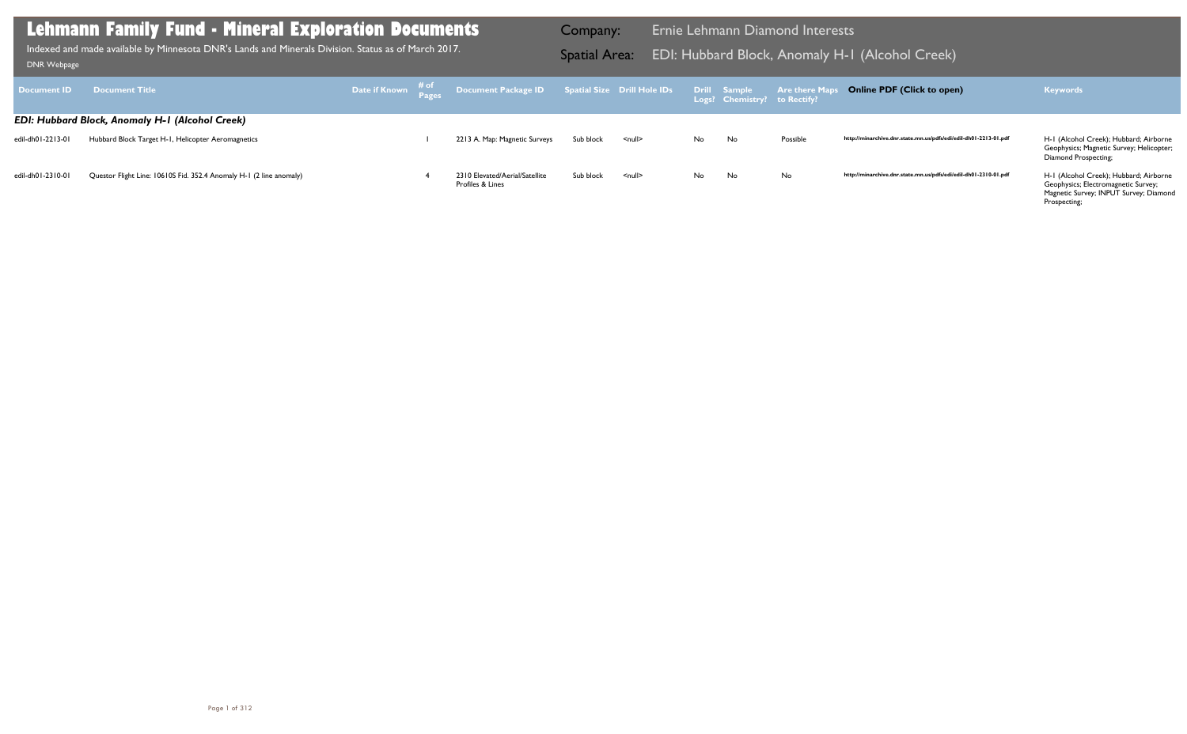# Lehmann Family Fund - Mineral Exploration Documents

Indexed and made available by Minnesota DNR's Lands and Minerals Division. Status as of March 2017.

DNR Webpage

**Company:** Ernie Lehmann Diamond Interests

**Spatial Area:** EDI: Hubbard Block, Anomaly H-1 (Alcohol Creek)

| Document ID | Document Title | Date if Known | # of Pages | Document Package ID | Spatial Size | Drill Hole IDs | Drill Logs? | Sample Chemistry? | Are there Maps to Rectify? | Online PDF (Click to open) | Keywords |
|---|---|---|---|---|---|---|---|---|---|---|---|
| ***EDI: Hubbard Block, Anomaly H-1 (Alcohol Creek)*** | | | | | | | | | | | |
| edil-dh01-2213-01 | Hubbard Block Target H-1, Helicopter Aeromagnetics | | 1 | 2213 A. Map: Magnetic Surveys | Sub block | <null> | No | No | Possible | http://minarchive.dnr.state.mn.us/pdfs/edi/edil-dh01-2213-01.pdf | H-1 (Alcohol Creek); Hubbard; Airborne Geophysics; Magnetic Survey; Helicopter; Diamond Prospecting; |
| edil-dh01-2310-01 | Questor Flight Line: 10610S Fid. 352.4 Anomaly H-1 (2 line anomaly) | | 4 | 2310 Elevated/Aerial/Satellite Profiles & Lines | Sub block | <null> | No | No | No | http://minarchive.dnr.state.mn.us/pdfs/edi/edil-dh01-2310-01.pdf | H-1 (Alcohol Creek); Hubbard; Airborne Geophysics; Electromagnetic Survey; Magnetic Survey; INPUT Survey; Diamond Prospecting; |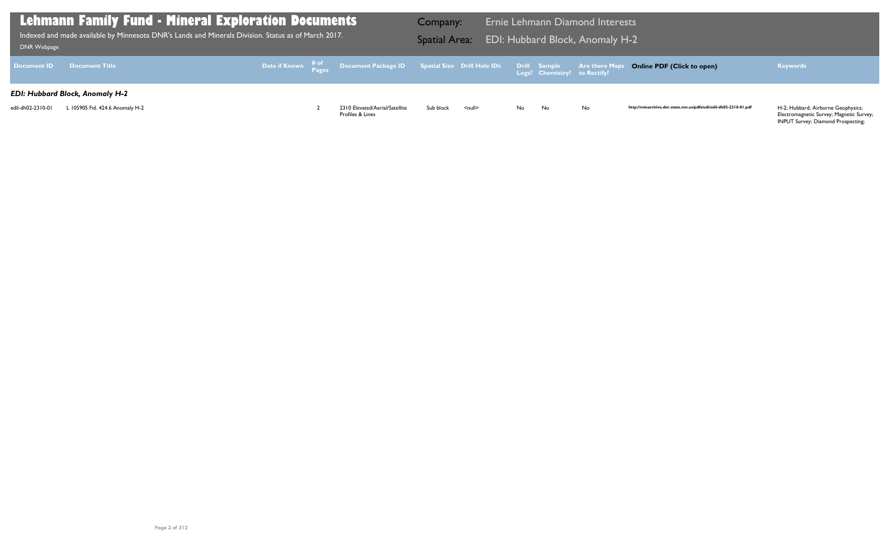# Lehmann Family Fund - Mineral Exploration Documents

Indexed and made available by Minnesota DNR's Lands and Minerals Division. Status as of March 2017.

DNR Webpage

Company: Ernie Lehmann Diamond Interests

Spatial Area: EDI: Hubbard Block, Anomaly H-2

| Document ID | Document Title | Date if Known | # of Pages | Document Package ID | Spatial Size | Drill Hole IDs | Drill Logs? | Sample Chemistry? | Are there Maps to Rectify? | Online PDF (Click to open) | Keywords |
|---|---|---|---|---|---|---|---|---|---|---|---|
| ***EDI: Hubbard Block, Anomaly H-2*** | | | | | | | | | | | |
| edil-dh02-2310-01 | L 10590S Fid. 424.6 Anomaly H-2 | | 2 | 2310 Elevated/Aerial/Satellite Profiles & Lines | Sub block | <null> | No | No | No | http://minarchive.dnr.state.mn.us/pdfs/edi/edil-dh02-2310-01.pdf | H-2; Hubbard; Airborne Geophysics; Electromagnetic Survey; Magnetic Survey; INPUT Survey; Diamond Prospecting; |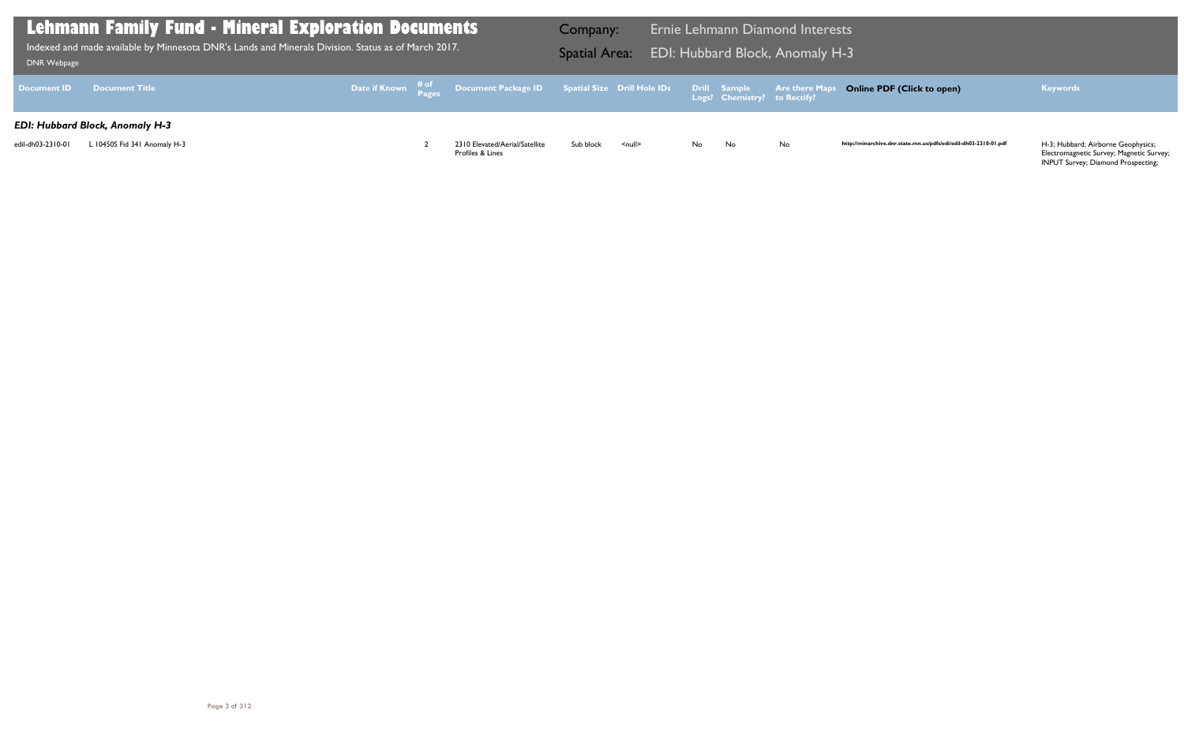# Lehmann Family Fund - Mineral Exploration Documents

Indexed and made available by Minnesota DNR's Lands and Minerals Division. Status as of March 2017.

DNR Webpage

Company: Ernie Lehmann Diamond Interests

Spatial Area: EDI: Hubbard Block, Anomaly H-3

| Document ID | Document Title | Date if Known | # of Pages | Document Package ID | Spatial Size | Drill Hole IDs | Drill Logs? | Sample Chemistry? | Are there Maps to Rectify? | Online PDF (Click to open) | Keywords |
|---|---|---|---|---|---|---|---|---|---|---|---|
| ***EDI: Hubbard Block, Anomaly H-3*** | | | | | | | | | | | |
| edil-dh03-2310-01 | L 10450S Fid 341 Anomaly H-3 | | 2 | 2310 Elevated/Aerial/Satellite Profiles & Lines | Sub block | <null> | No | No | No | http://minarchive.dnr.state.mn.us/pdfs/edi/edil-dh03-2310-01.pdf | H-3; Hubbard; Airborne Geophysics; Electromagnetic Survey; Magnetic Survey; INPUT Survey; Diamond Prospecting; |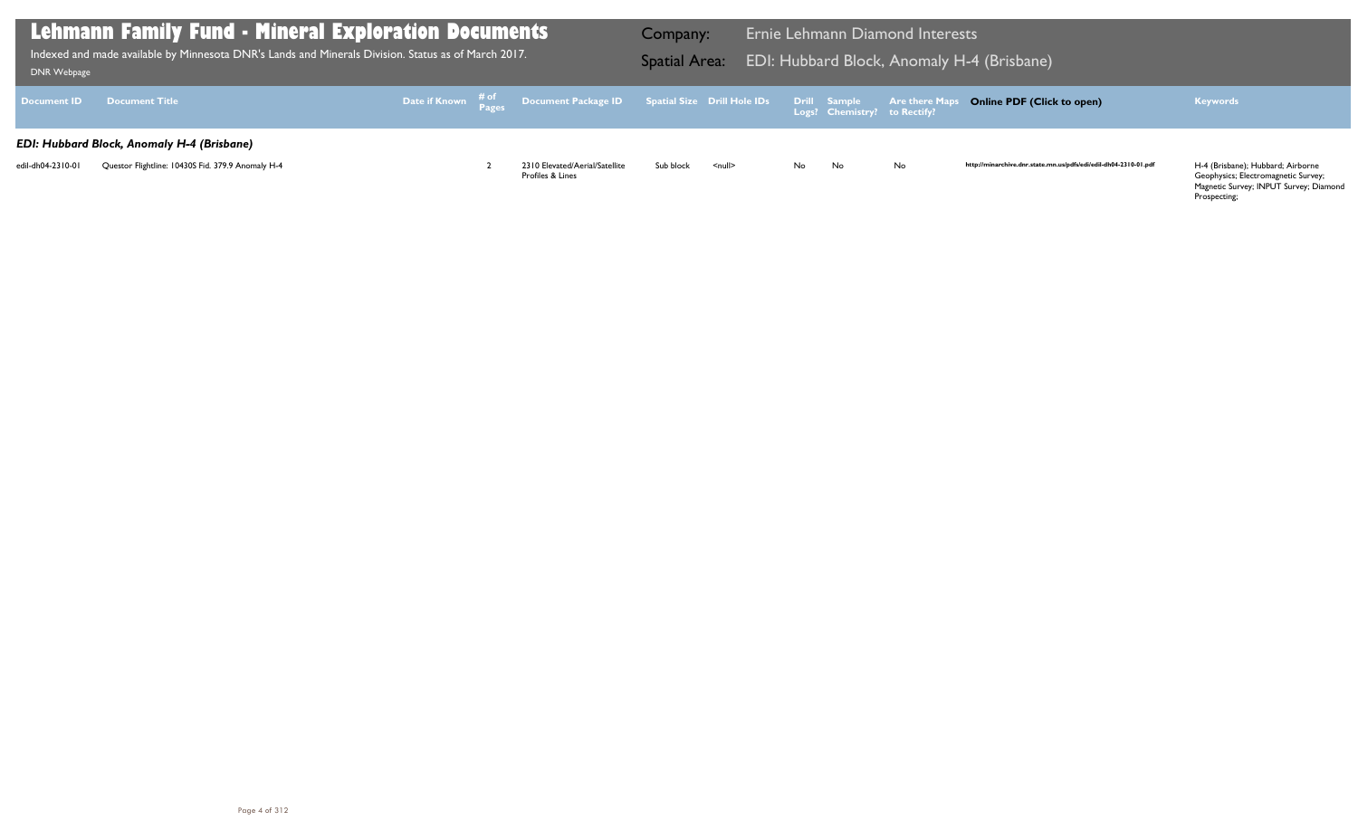# Lehmann Family Fund - Mineral Exploration Documents

Indexed and made available by Minnesota DNR's Lands and Minerals Division. Status as of March 2017.

DNR Webpage

**Company:** Ernie Lehmann Diamond Interests

**Spatial Area:** EDI: Hubbard Block, Anomaly H-4 (Brisbane)

| Document ID | Document Title | Date if Known | # of Pages | Document Package ID | Spatial Size | Drill Hole IDs | Drill Logs? | Sample Chemistry? | Are there Maps to Rectify? | Online PDF (Click to open) | Keywords |
|---|---|---|---|---|---|---|---|---|---|---|---|
| ***EDI: Hubbard Block, Anomaly H-4 (Brisbane)*** | | | | | | | | | | | |
| edil-dh04-2310-01 | Questor Flightline: 10430S Fid. 379.9 Anomaly H-4 | | 2 | 2310 Elevated/Aerial/Satellite Profiles & Lines | Sub block | <null> | No | No | No | http://minarchive.dnr.state.mn.us/pdfs/edi/edil-dh04-2310-01.pdf | H-4 (Brisbane); Hubbard; Airborne Geophysics; Electromagnetic Survey; Magnetic Survey; INPUT Survey; Diamond Prospecting; |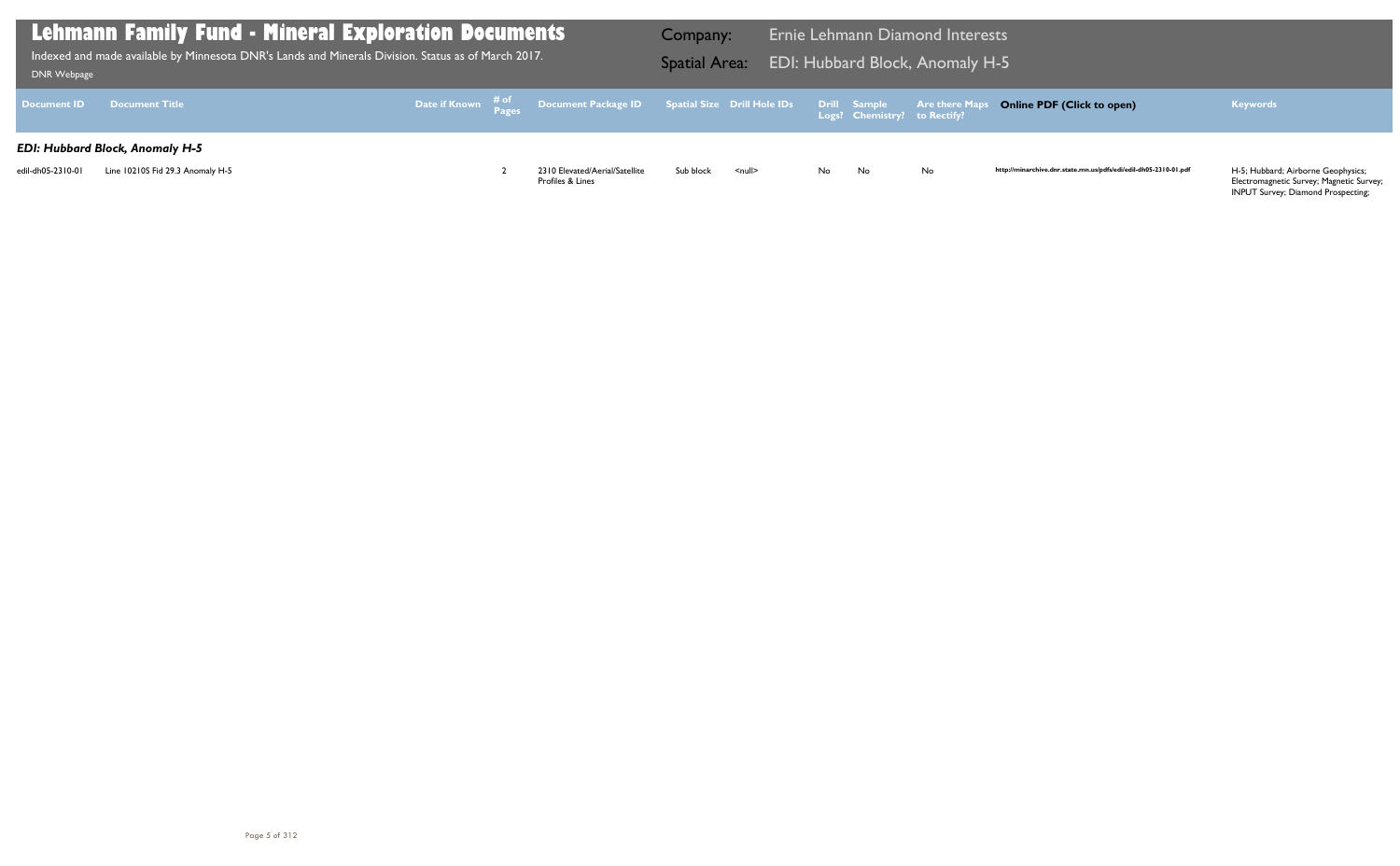# Lehmann Family Fund - Mineral Exploration Documents

Indexed and made available by Minnesota DNR's Lands and Minerals Division. Status as of March 2017.

DNR Webpage

**Company:** Ernie Lehmann Diamond Interests

**Spatial Area:** EDI: Hubbard Block, Anomaly H-5

| Document ID | Document Title | Date if Known | # of Pages | Document Package ID | Spatial Size | Drill Hole IDs | Drill Logs? | Sample Chemistry? | Are there Maps to Rectify? | Online PDF (Click to open) | Keywords |
|---|---|---|---|---|---|---|---|---|---|---|---|
| ***EDI: Hubbard Block, Anomaly H-5*** | | | | | | | | | | | |
| edil-dh05-2310-01 | Line 10210S Fid 29.3 Anomaly H-5 | | 2 | 2310 Elevated/Aerial/Satellite Profiles & Lines | Sub block | <null> | No | No | No | http://minarchive.dnr.state.mn.us/pdfs/edi/edil-dh05-2310-01.pdf | H-5; Hubbard; Airborne Geophysics; Electromagnetic Survey; Magnetic Survey; INPUT Survey; Diamond Prospecting; |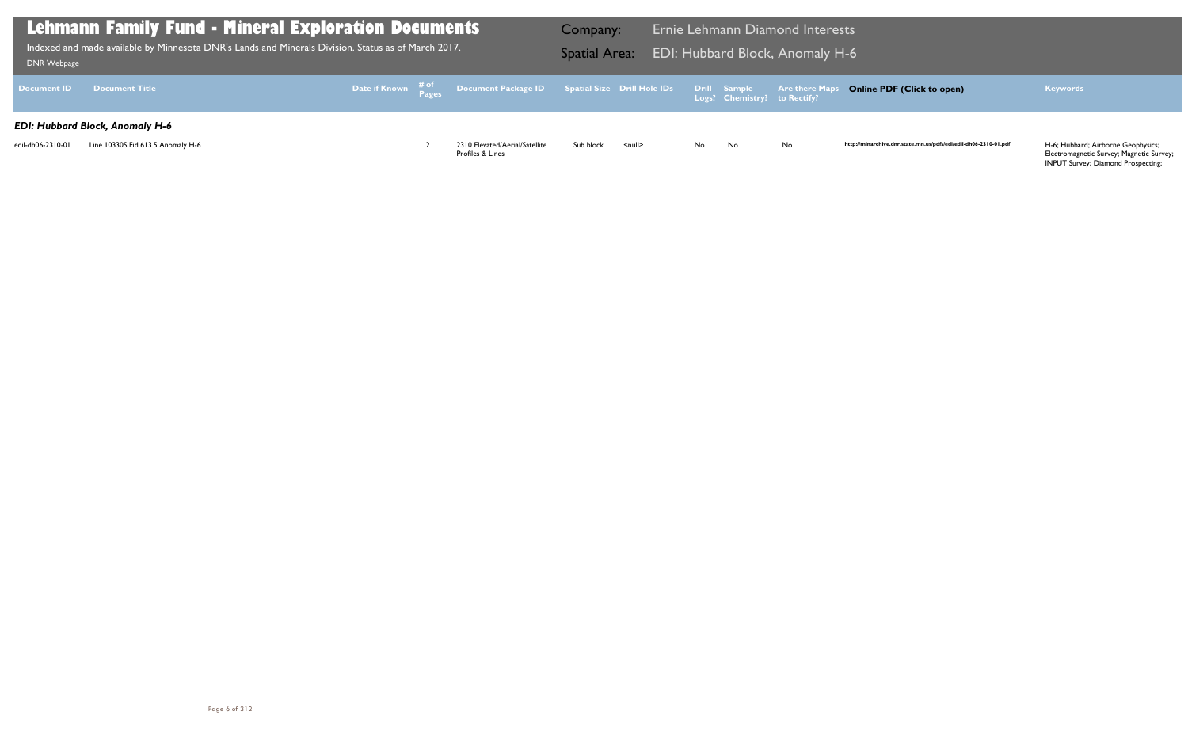# Lehmann Family Fund - Mineral Exploration Documents

Indexed and made available by Minnesota DNR's Lands and Minerals Division. Status as of March 2017.

DNR Webpage

**Company:** Ernie Lehmann Diamond Interests

**Spatial Area:** EDI: Hubbard Block, Anomaly H-6

| Document ID | Document Title | Date if Known | # of Pages | Document Package ID | Spatial Size | Drill Hole IDs | Drill Logs? | Sample Chemistry? | Are there Maps to Rectify? | Online PDF (Click to open) | Keywords |
|---|---|---|---|---|---|---|---|---|---|---|---|
| ***EDI: Hubbard Block, Anomaly H-6*** | | | | | | | | | | | |
| edil-dh06-2310-01 | Line 10330S Fid 613.5 Anomaly H-6 | | 2 | 2310 Elevated/Aerial/Satellite Profiles & Lines | Sub block | <null> | No | No | No | http://minarchive.dnr.state.mn.us/pdfs/edi/edil-dh06-2310-01.pdf | H-6; Hubbard; Airborne Geophysics; Electromagnetic Survey; Magnetic Survey; INPUT Survey; Diamond Prospecting; |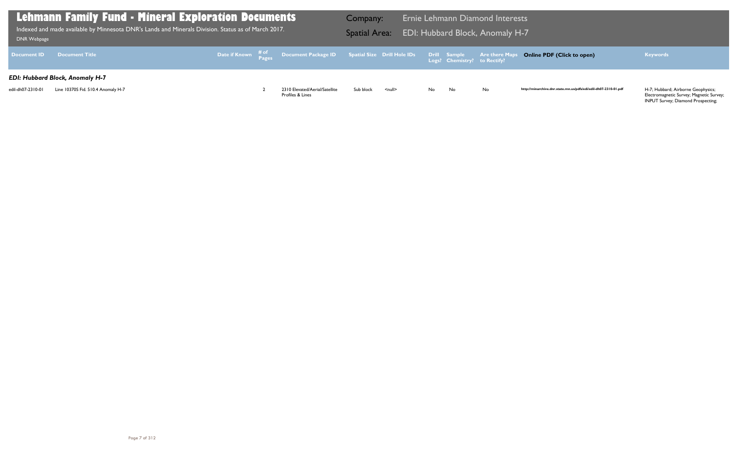# Lehmann Family Fund - Mineral Exploration Documents

Indexed and made available by Minnesota DNR's Lands and Minerals Division. Status as of March 2017.

DNR Webpage

**Company:** Ernie Lehmann Diamond Interests

**Spatial Area:** EDI: Hubbard Block, Anomaly H-7

| Document ID | Document Title | Date if Known | # of Pages | Document Package ID | Spatial Size | Drill Hole IDs | Drill Logs? | Sample Chemistry? | Are there Maps to Rectify? | Online PDF (Click to open) | Keywords |
|---|---|---|---|---|---|---|---|---|---|---|---|
| ***EDI: Hubbard Block, Anomaly H-7*** | | | | | | | | | | | |
| edil-dh07-2310-01 | Line 10370S Fid. 510.4 Anomaly H-7 | | 2 | 2310 Elevated/Aerial/Satellite Profiles & Lines | Sub block | <null> | No | No | No | http://minarchive.dnr.state.mn.us/pdfs/edi/edil-dh07-2310-01.pdf | H-7; Hubbard; Airborne Geophysics; Electromagnetic Survey; Magnetic Survey; INPUT Survey; Diamond Prospecting; |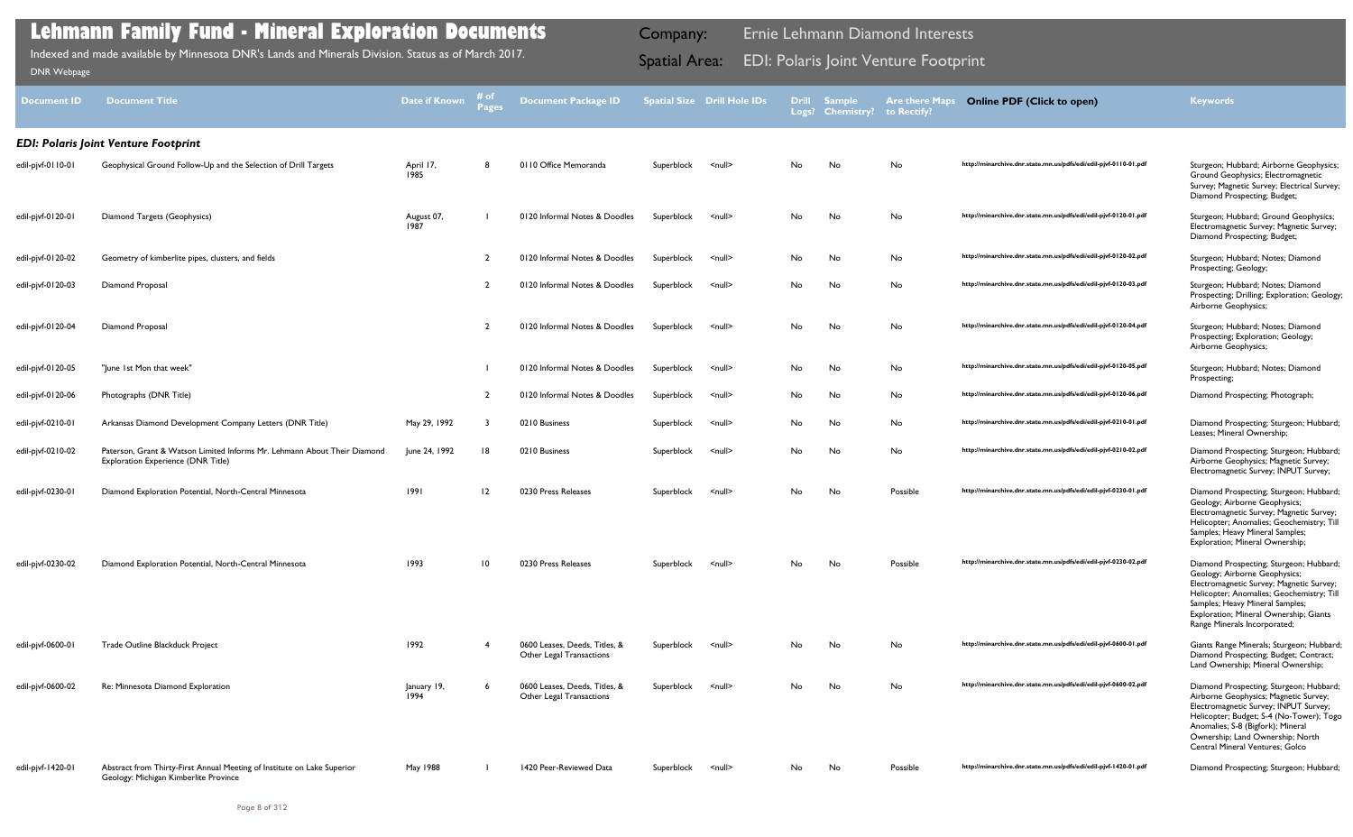# Lehmann Family Fund - Mineral Exploration Documents

Indexed and made available by Minnesota DNR's Lands and Minerals Division. Status as of March 2017.

DNR Webpage

Company: Ernie Lehmann Diamond Interests

Spatial Area: EDI: Polaris Joint Venture Footprint

| Document ID | Document Title | Date if Known | # of Pages | Document Package ID | Spatial Size | Drill Hole IDs | Drill Logs? | Sample Chemistry? | Are there Maps to Rectify? | Online PDF (Click to open) | Keywords |
|---|---|---|---|---|---|---|---|---|---|---|---|
| ***EDI: Polaris Joint Venture Footprint*** | | | | | | | | | | | |
| edil-pjvf-0110-01 | Geophysical Ground Follow-Up and the Selection of Drill Targets | April 17, 1985 | 8 | 0110 Office Memoranda | Superblock | <null> | No | No | No | http://minarchive.dnr.state.mn.us/pdfs/edil/edil-pjvf-0110-01.pdf | Sturgeon; Hubbard; Airborne Geophysics; Ground Geophysics; Electromagnetic Survey; Magnetic Survey; Electrical Survey; Diamond Prospecting; Budget; |
| edil-pjvf-0120-01 | Diamond Targets (Geophysics) | August 07, 1987 | 1 | 0120 Informal Notes & Doodles | Superblock | <null> | No | No | No | http://minarchive.dnr.state.mn.us/pdfs/edil/edil-pjvf-0120-01.pdf | Sturgeon; Hubbard; Ground Geophysics; Electromagnetic Survey; Magnetic Survey; Diamond Prospecting; Budget; |
| edil-pjvf-0120-02 | Geometry of kimberlite pipes, clusters, and fields | | 2 | 0120 Informal Notes & Doodles | Superblock | <null> | No | No | No | http://minarchive.dnr.state.mn.us/pdfs/edil/edil-pjvf-0120-02.pdf | Sturgeon; Hubbard; Notes; Diamond Prospecting; Geology; |
| edil-pjvf-0120-03 | Diamond Proposal | | 2 | 0120 Informal Notes & Doodles | Superblock | <null> | No | No | No | http://minarchive.dnr.state.mn.us/pdfs/edil/edil-pjvf-0120-03.pdf | Sturgeon; Hubbard; Notes; Diamond Prospecting; Drilling; Exploration; Geology; Airborne Geophysics; |
| edil-pjvf-0120-04 | Diamond Proposal | | 2 | 0120 Informal Notes & Doodles | Superblock | <null> | No | No | No | http://minarchive.dnr.state.mn.us/pdfs/edil/edil-pjvf-0120-04.pdf | Sturgeon; Hubbard; Notes; Diamond Prospecting; Exploration; Geology; Airborne Geophysics; |
| edil-pjvf-0120-05 | "June 1st Mon that week" | | 1 | 0120 Informal Notes & Doodles | Superblock | <null> | No | No | No | http://minarchive.dnr.state.mn.us/pdfs/edil/edil-pjvf-0120-05.pdf | Sturgeon; Hubbard; Notes; Diamond Prospecting; |
| edil-pjvf-0120-06 | Photographs (DNR Title) | | 2 | 0120 Informal Notes & Doodles | Superblock | <null> | No | No | No | http://minarchive.dnr.state.mn.us/pdfs/edil/edil-pjvf-0120-06.pdf | Diamond Prospecting; Photograph; |
| edil-pjvf-0210-01 | Arkansas Diamond Development Company Letters (DNR Title) | May 29, 1992 | 3 | 0210 Business | Superblock | <null> | No | No | No | http://minarchive.dnr.state.mn.us/pdfs/edil/edil-pjvf-0210-01.pdf | Diamond Prospecting; Sturgeon; Hubbard; Leases; Mineral Ownership; |
| edil-pjvf-0210-02 | Paterson, Grant & Watson Limited Informs Mr. Lehmann About Their Diamond Exploration Experience (DNR Title) | June 24, 1992 | 18 | 0210 Business | Superblock | <null> | No | No | No | http://minarchive.dnr.state.mn.us/pdfs/edil/edil-pjvf-0210-02.pdf | Diamond Prospecting; Sturgeon; Hubbard; Airborne Geophysics; Magnetic Survey; Electromagnetic Survey; INPUT Survey; |
| edil-pjvf-0230-01 | Diamond Exploration Potential, North-Central Minnesota | 1991 | 12 | 0230 Press Releases | Superblock | <null> | No | No | Possible | http://minarchive.dnr.state.mn.us/pdfs/edil/edil-pjvf-0230-01.pdf | Diamond Prospecting; Sturgeon; Hubbard; Geology; Airborne Geophysics; Electromagnetic Survey; Magnetic Survey; Helicopter; Anomalies; Geochemistry; Till Samples; Heavy Mineral Samples; Exploration; Mineral Ownership; |
| edil-pjvf-0230-02 | Diamond Exploration Potential, North-Central Minnesota | 1993 | 10 | 0230 Press Releases | Superblock | <null> | No | No | Possible | http://minarchive.dnr.state.mn.us/pdfs/edil/edil-pjvf-0230-02.pdf | Diamond Prospecting; Sturgeon; Hubbard; Geology; Airborne Geophysics; Electromagnetic Survey; Magnetic Survey; Helicopter; Anomalies; Geochemistry; Till Samples; Heavy Mineral Samples; Exploration; Mineral Ownership; Giants Range Minerals Incorporated; |
| edil-pjvf-0600-01 | Trade Outline Blackduck Project | 1992 | 4 | 0600 Leases, Deeds, Titles, & Other Legal Transactions | Superblock | <null> | No | No | No | http://minarchive.dnr.state.mn.us/pdfs/edil/edil-pjvf-0600-01.pdf | Giants Range Minerals; Sturgeon; Hubbard; Diamond Prospecting; Budget; Contract; Land Ownership; Mineral Ownership; |
| edil-pjvf-0600-02 | Re: Minnesota Diamond Exploration | January 19, 1994 | 6 | 0600 Leases, Deeds, Titles, & Other Legal Transactions | Superblock | <null> | No | No | No | http://minarchive.dnr.state.mn.us/pdfs/edil/edil-pjvf-0600-02.pdf | Diamond Prospecting; Sturgeon; Hubbard; Airborne Geophysics; Magnetic Survey; Electromagnetic Survey; INPUT Survey; Helicopter; Budget; S-4 (No-Tower); Togo Anomalies; S-8 (Bigfork); Mineral Ownership; Land Ownership; North Central Mineral Ventures; Golco |
| edil-pjvf-1420-01 | Abstract from Thirty-First Annual Meeting of Institute on Lake Superior Geology: Michigan Kimberlite Province | May 1988 | 1 | 1420 Peer-Reviewed Data | Superblock | <null> | No | No | Possible | http://minarchive.dnr.state.mn.us/pdfs/edil/edil-pjvf-1420-01.pdf | Diamond Prospecting; Sturgeon; Hubbard; |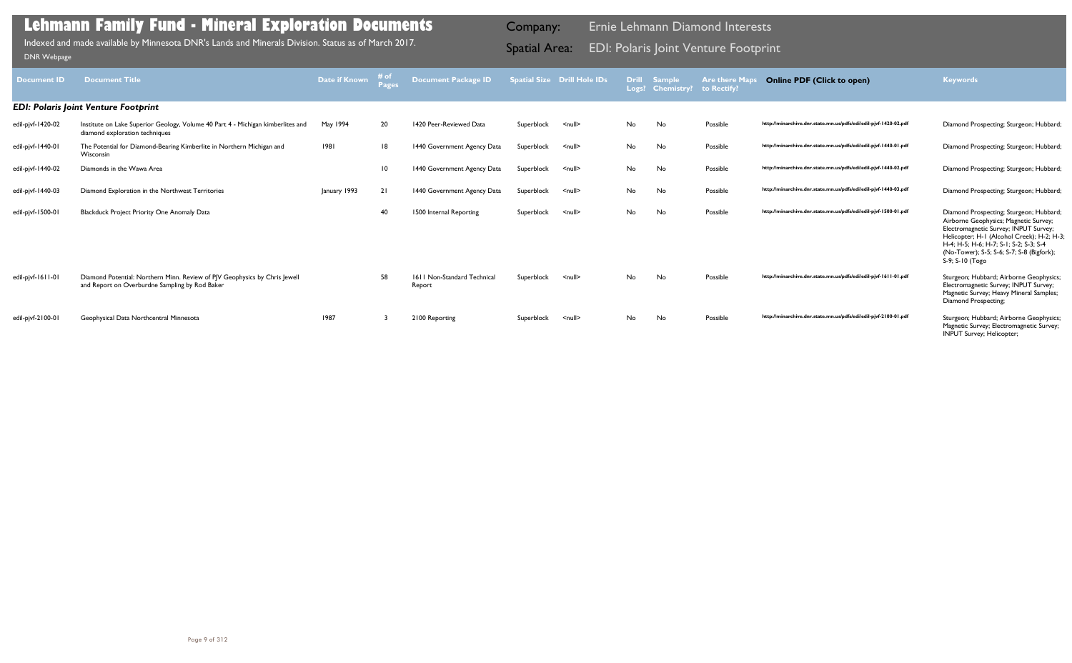# Lehmann Family Fund - Mineral Exploration Documents

Indexed and made available by Minnesota DNR's Lands and Minerals Division. Status as of March 2017.

DNR Webpage

Company: Ernie Lehmann Diamond Interests

Spatial Area: EDI: Polaris Joint Venture Footprint

| Document ID | Document Title | Date if Known | # of Pages | Document Package ID | Spatial Size | Drill Hole IDs | Drill Logs? | Sample Chemistry? | Are there Maps to Rectify? | Online PDF (Click to open) | Keywords |
|---|---|---|---|---|---|---|---|---|---|---|---|
| ***EDI: Polaris Joint Venture Footprint*** | | | | | | | | | | | |
| edil-pjvf-1420-02 | Institute on Lake Superior Geology, Volume 40 Part 4 - Michigan kimberlites and diamond exploration techniques | May 1994 | 20 | 1420 Peer-Reviewed Data | Superblock | <null> | No | No | Possible | http://minarchive.dnr.state.mn.us/pdfs/edi/edil-pjvf-1420-02.pdf | Diamond Prospecting; Sturgeon; Hubbard; |
| edil-pjvf-1440-01 | The Potential for Diamond-Bearing Kimberlite in Northern Michigan and Wisconsin | 1981 | 18 | 1440 Government Agency Data | Superblock | <null> | No | No | Possible | http://minarchive.dnr.state.mn.us/pdfs/edi/edil-pjvf-1440-01.pdf | Diamond Prospecting; Sturgeon; Hubbard; |
| edil-pjvf-1440-02 | Diamonds in the Wawa Area | | 10 | 1440 Government Agency Data | Superblock | <null> | No | No | Possible | http://minarchive.dnr.state.mn.us/pdfs/edi/edil-pjvf-1440-02.pdf | Diamond Prospecting; Sturgeon; Hubbard; |
| edil-pjvf-1440-03 | Diamond Exploration in the Northwest Territories | January 1993 | 21 | 1440 Government Agency Data | Superblock | <null> | No | No | Possible | http://minarchive.dnr.state.mn.us/pdfs/edi/edil-pjvf-1440-03.pdf | Diamond Prospecting; Sturgeon; Hubbard; |
| edil-pjvf-1500-01 | Blackduck Project Priority One Anomaly Data | | 40 | 1500 Internal Reporting | Superblock | <null> | No | No | Possible | http://minarchive.dnr.state.mn.us/pdfs/edi/edil-pjvf-1500-01.pdf | Diamond Prospecting; Sturgeon; Hubbard; Airborne Geophysics; Magnetic Survey; Electromagnetic Survey; INPUT Survey; Helicopter; H-1 (Alcohol Creek); H-2; H-3; H-4; H-5; H-6; H-7; S-1; S-2; S-3; S-4 (No-Tower); S-5; S-6; S-7; S-8 (Bigfork); S-9; S-10 (Togo |
| edil-pjvf-1611-01 | Diamond Potential: Northern Minn. Review of PJV Geophysics by Chris Jewell and Report on Overburdne Sampling by Rod Baker | | 58 | 1611 Non-Standard Technical Report | Superblock | <null> | No | No | Possible | http://minarchive.dnr.state.mn.us/pdfs/edi/edil-pjvf-1611-01.pdf | Sturgeon; Hubbard; Airborne Geophysics; Electromagnetic Survey; INPUT Survey; Magnetic Survey; Heavy Mineral Samples; Diamond Prospecting; |
| edil-pjvf-2100-01 | Geophysical Data Northcentral Minnesota | 1987 | 3 | 2100 Reporting | Superblock | <null> | No | No | Possible | http://minarchive.dnr.state.mn.us/pdfs/edi/edil-pjvf-2100-01.pdf | Sturgeon; Hubbard; Airborne Geophysics; Magnetic Survey; Electromagnetic Survey; INPUT Survey; Helicopter; |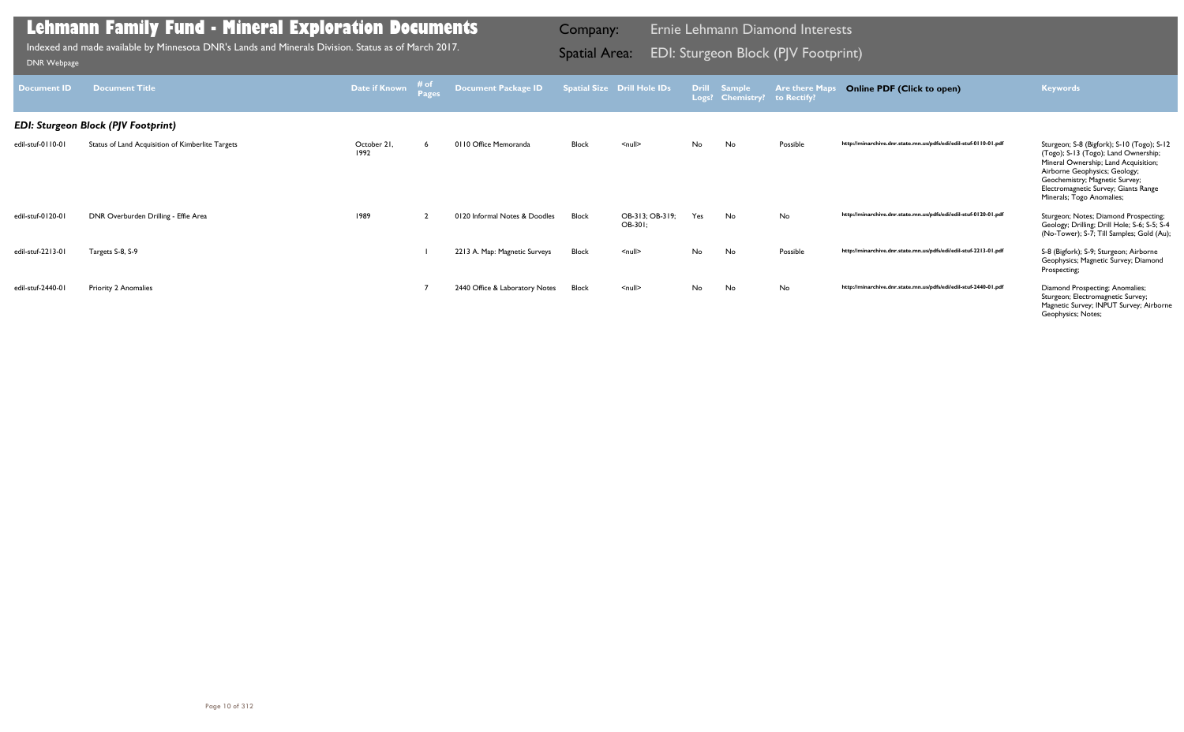# Lehmann Family Fund - Mineral Exploration Documents

Indexed and made available by Minnesota DNR's Lands and Minerals Division. Status as of March 2017.

DNR Webpage

**Company:** Ernie Lehmann Diamond Interests

**Spatial Area:** EDI: Sturgeon Block (PJV Footprint)

| Document ID | Document Title | Date if Known | # of Pages | Document Package ID | Spatial Size | Drill Hole IDs | Drill Logs? | Sample Chemistry? | Are there Maps to Rectify? | Online PDF (Click to open) | Keywords |
|---|---|---|---|---|---|---|---|---|---|---|---|
| ***EDI: Sturgeon Block (PJV Footprint)*** | | | | | | | | | | | |
| edil-stuf-0110-01 | Status of Land Acquisition of Kimberlite Targets | October 21, 1992 | 6 | 0110 Office Memoranda | Block | <null> | No | No | Possible | http://minarchive.dnr.state.mn.us/pdfs/edi/edil-stuf-0110-01.pdf | Sturgeon; S-8 (Bigfork); S-10 (Togo); S-12 (Togo); S-13 (Togo); Land Ownership; Mineral Ownership; Land Acquisition; Airborne Geophysics; Geology; Geochemistry; Magnetic Survey; Electromagnetic Survey; Giants Range Minerals; Togo Anomalies; |
| edil-stuf-0120-01 | DNR Overburden Drilling - Effie Area | 1989 | 2 | 0120 Informal Notes & Doodles | Block | OB-313; OB-319; OB-301; | Yes | No | No | http://minarchive.dnr.state.mn.us/pdfs/edi/edil-stuf-0120-01.pdf | Sturgeon; Notes; Diamond Prospecting; Geology; Drilling; Drill Hole; S-6; S-5; S-4 (No-Tower); S-7; Till Samples; Gold (Au); |
| edil-stuf-2213-01 | Targets S-8, S-9 | | 1 | 2213 A. Map: Magnetic Surveys | Block | <null> | No | No | Possible | http://minarchive.dnr.state.mn.us/pdfs/edi/edil-stuf-2213-01.pdf | S-8 (Bigfork); S-9; Sturgeon; Airborne Geophysics; Magnetic Survey; Diamond Prospecting; |
| edil-stuf-2440-01 | Priority 2 Anomalies | | 7 | 2440 Office & Laboratory Notes | Block | <null> | No | No | No | http://minarchive.dnr.state.mn.us/pdfs/edi/edil-stuf-2440-01.pdf | Diamond Prospecting; Anomalies; Sturgeon; Electromagnetic Survey; Magnetic Survey; INPUT Survey; Airborne Geophysics; Notes; |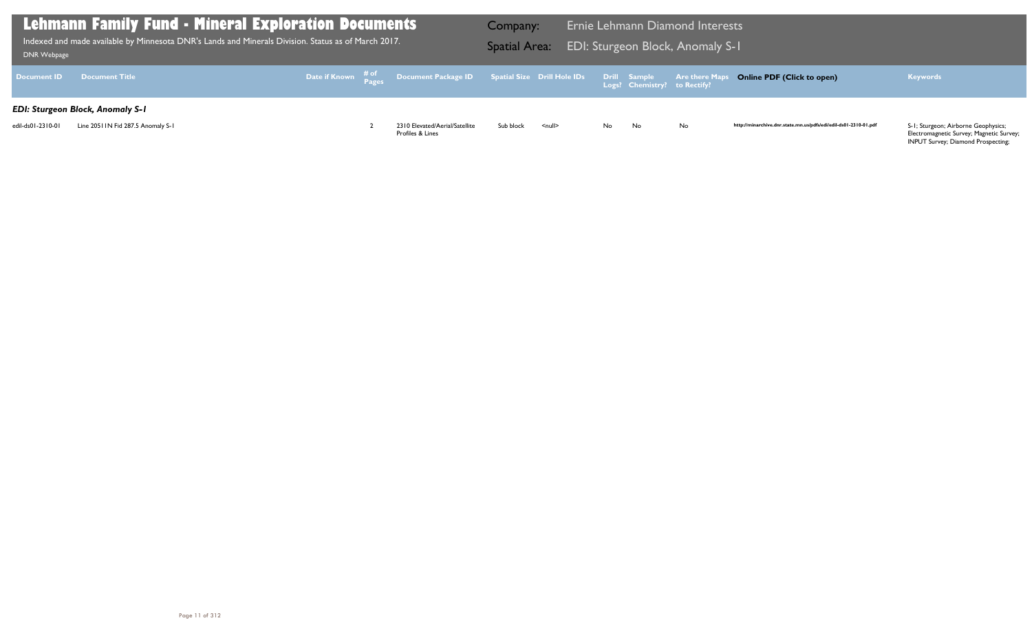# Lehmann Family Fund - Mineral Exploration Documents

Indexed and made available by Minnesota DNR's Lands and Minerals Division. Status as of March 2017.

DNR Webpage

**Company:** Ernie Lehmann Diamond Interests

**Spatial Area:** EDI: Sturgeon Block, Anomaly S-1

| Document ID | Document Title | Date if Known | # of Pages | Document Package ID | Spatial Size | Drill Hole IDs | Drill Logs? | Sample Chemistry? | Are there Maps to Rectify? | Online PDF (Click to open) | Keywords |
|---|---|---|---|---|---|---|---|---|---|---|---|
| ***EDI: Sturgeon Block, Anomaly S-1*** | | | | | | | | | | | |
| edil-ds01-2310-01 | Line 20511N Fid 287.5 Anomaly S-1 | | 2 | 2310 Elevated/Aerial/Satellite Profiles & Lines | Sub block | <null> | No | No | No | http://minarchive.dnr.state.mn.us/pdfs/edi/edil-ds01-2310-01.pdf | S-1; Sturgeon; Airborne Geophysics; Electromagnetic Survey; Magnetic Survey; INPUT Survey; Diamond Prospecting; |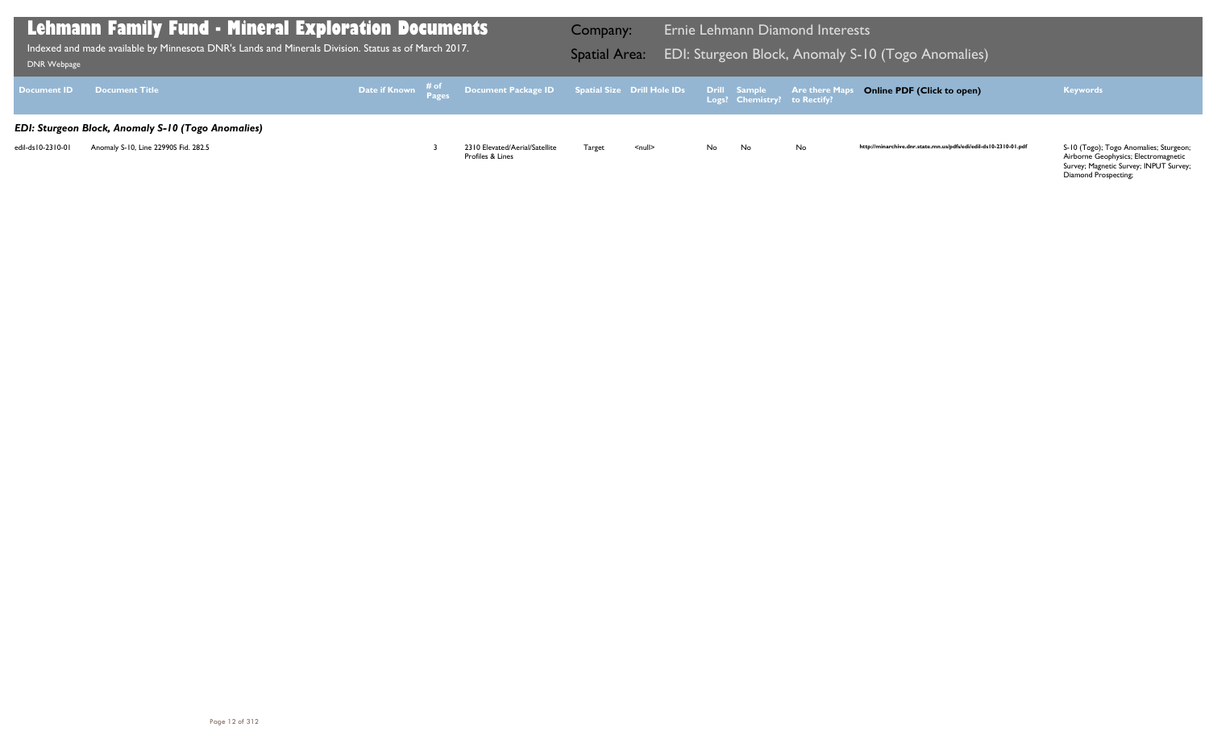# Lehmann Family Fund - Mineral Exploration Documents

Indexed and made available by Minnesota DNR's Lands and Minerals Division. Status as of March 2017.

DNR Webpage

**Company:** Ernie Lehmann Diamond Interests

**Spatial Area:** EDI: Sturgeon Block, Anomaly S-10 (Togo Anomalies)

| Document ID | Document Title | Date if Known | # of Pages | Document Package ID | Spatial Size | Drill Hole IDs | Drill Logs? | Sample Chemistry? | Are there Maps to Rectify? | Online PDF (Click to open) | Keywords |
|---|---|---|---|---|---|---|---|---|---|---|---|
| ***EDI: Sturgeon Block, Anomaly S-10 (Togo Anomalies)*** | | | | | | | | | | | |
| edil-ds10-2310-01 | Anomaly S-10, Line 22990S Fid. 282.5 | | 3 | 2310 Elevated/Aerial/Satellite Profiles & Lines | Target | <null> | No | No | No | http://minarchive.dnr.state.mn.us/pdfs/edi/edil-ds10-2310-01.pdf | S-10 (Togo); Togo Anomalies; Sturgeon; Airborne Geophysics; Electromagnetic Survey; Magnetic Survey; INPUT Survey; Diamond Prospecting; |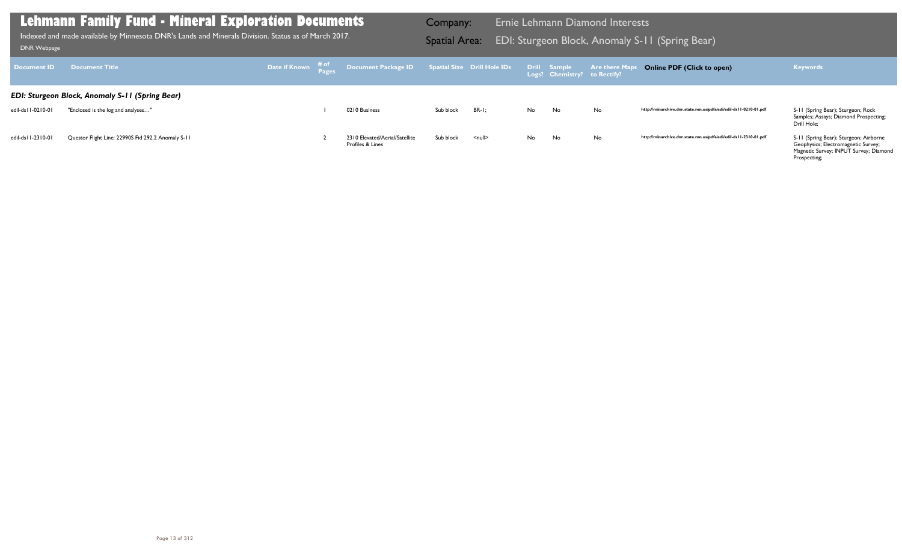# Lehmann Family Fund - Mineral Exploration Documents

Indexed and made available by Minnesota DNR's Lands and Minerals Division. Status as of March 2017.

DNR Webpage

Company: Ernie Lehmann Diamond Interests

Spatial Area: EDI: Sturgeon Block, Anomaly S-11 (Spring Bear)

| Document ID | Document Title | Date if Known | # of Pages | Document Package ID | Spatial Size | Drill Hole IDs | Drill Logs? | Sample Chemistry? | Are there Maps to Rectify? | Online PDF (Click to open) | Keywords |
|---|---|---|---|---|---|---|---|---|---|---|---|
| ***EDI: Sturgeon Block, Anomaly S-11 (Spring Bear)*** | | | | | | | | | | | |
| edil-ds11-0210-01 | "Enclosed is the log and analyses…" | | 1 | 0210 Business | Sub block | BR-1; | No | No | No | http://minarchive.dnr.state.mn.us/pdfs/edi/edil-ds11-0210-01.pdf | S-11 (Spring Bear); Sturgeon; Rock Samples; Assays; Diamond Prospecting; Drill Hole; |
| edil-ds11-2310-01 | Questor Flight Line: 22990S Fid 292.2 Anomaly S-11 | | 2 | 2310 Elevated/Aerial/Satellite Profiles & Lines | Sub block | <null> | No | No | No | http://minarchive.dnr.state.mn.us/pdfs/edi/edil-ds11-2310-01.pdf | S-11 (Spring Bear); Sturgeon; Airborne Geophysics; Electromagnetic Survey; Magnetic Survey; INPUT Survey; Diamond Prospecting; |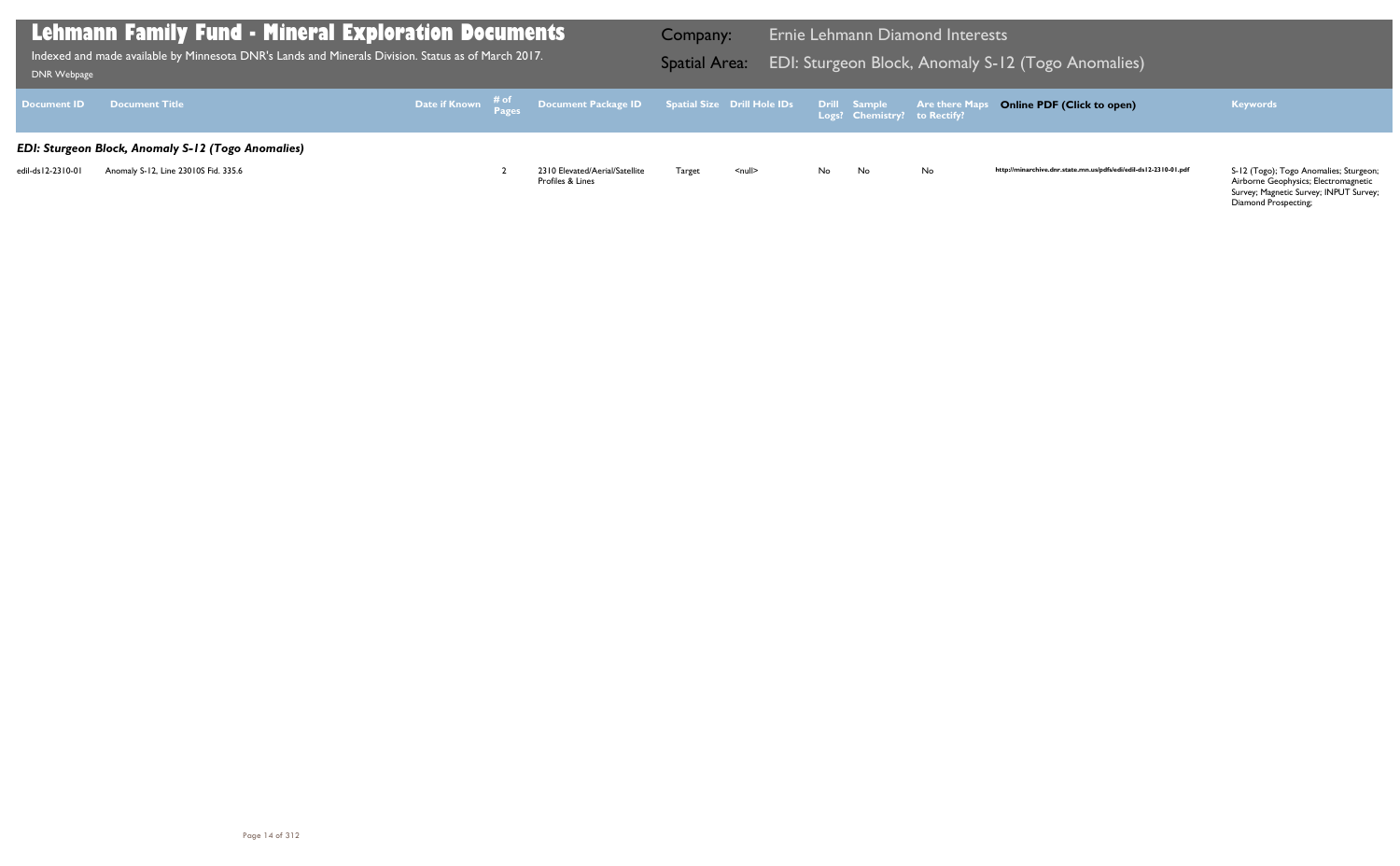# Lehmann Family Fund - Mineral Exploration Documents

Indexed and made available by Minnesota DNR's Lands and Minerals Division. Status as of March 2017.

DNR Webpage

Company: Ernie Lehmann Diamond Interests

Spatial Area: EDI: Sturgeon Block, Anomaly S-12 (Togo Anomalies)

| Document ID | Document Title | Date if Known | # of Pages | Document Package ID | Spatial Size | Drill Hole IDs | Drill Logs? | Sample Chemistry? | Are there Maps to Rectify? | Online PDF (Click to open) | Keywords |
|---|---|---|---|---|---|---|---|---|---|---|---|
| ***EDI: Sturgeon Block, Anomaly S-12 (Togo Anomalies)*** | | | | | | | | | | | |
| edil-ds12-2310-01 | Anomaly S-12, Line 23010S Fid. 335.6 | | 2 | 2310 Elevated/Aerial/Satellite Profiles & Lines | Target | <null> | No | No | No | http://minarchive.dnr.state.mn.us/pdfs/edi/edil-ds12-2310-01.pdf | S-12 (Togo); Togo Anomalies; Sturgeon; Airborne Geophysics; Electromagnetic Survey; Magnetic Survey; INPUT Survey; Diamond Prospecting; |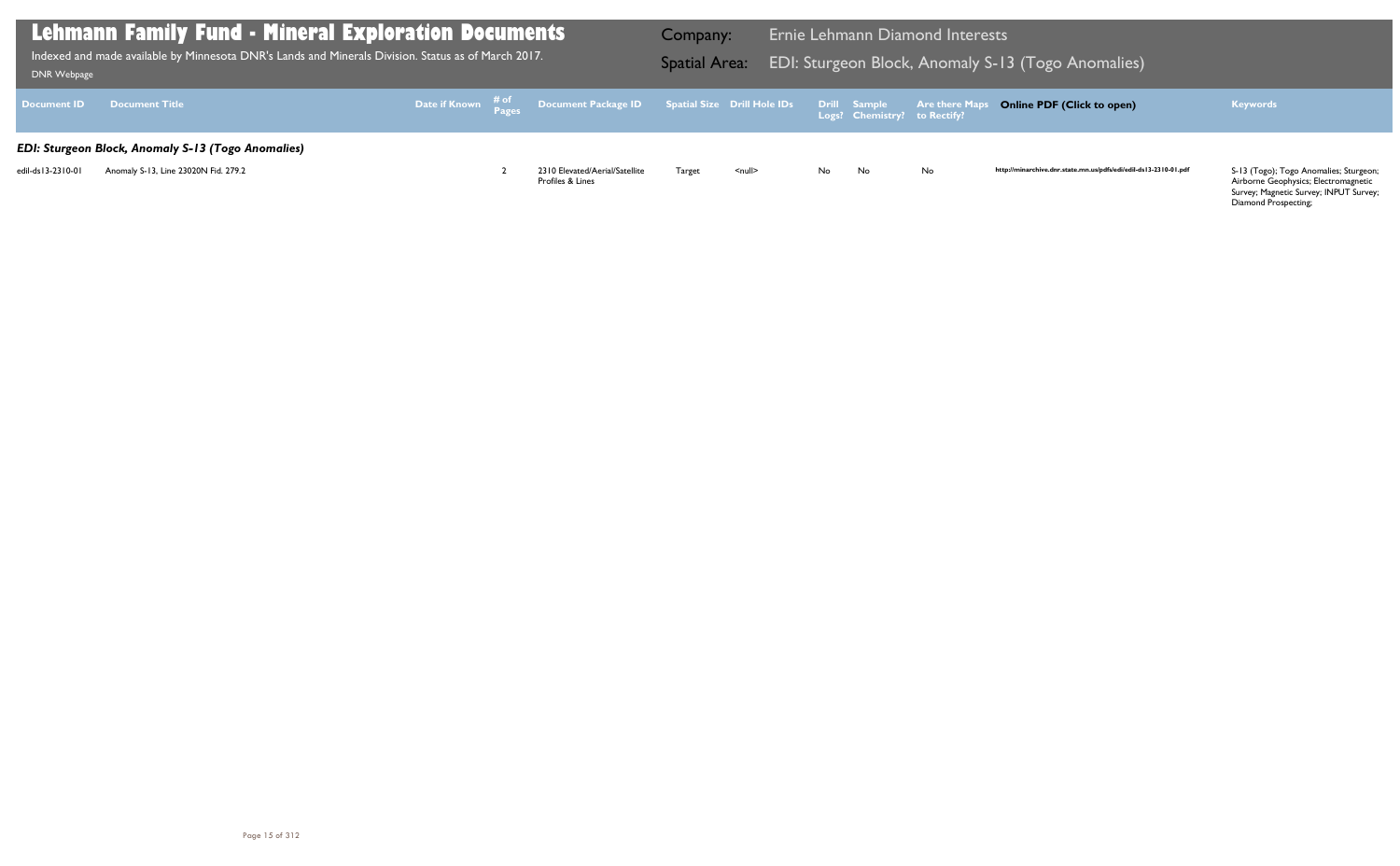# Lehmann Family Fund - Mineral Exploration Documents

Indexed and made available by Minnesota DNR's Lands and Minerals Division. Status as of March 2017.

DNR Webpage

**Company:** Ernie Lehmann Diamond Interests

**Spatial Area:** EDI: Sturgeon Block, Anomaly S-13 (Togo Anomalies)

| Document ID | Document Title | Date if Known | # of Pages | Document Package ID | Spatial Size | Drill Hole IDs | Drill Logs? | Sample Chemistry? | Are there Maps to Rectify? | Online PDF (Click to open) | Keywords |
|---|---|---|---|---|---|---|---|---|---|---|---|
| ***EDI: Sturgeon Block, Anomaly S-13 (Togo Anomalies)*** | | | | | | | | | | | |
| edil-ds13-2310-01 | Anomaly S-13, Line 23020N Fid. 279.2 | | 2 | 2310 Elevated/Aerial/Satellite Profiles & Lines | Target | <null> | No | No | No | http://minarchive.dnr.state.mn.us/pdfs/edi/edil-ds13-2310-01.pdf | S-13 (Togo); Togo Anomalies; Sturgeon; Airborne Geophysics; Electromagnetic Survey; Magnetic Survey; INPUT Survey; Diamond Prospecting; |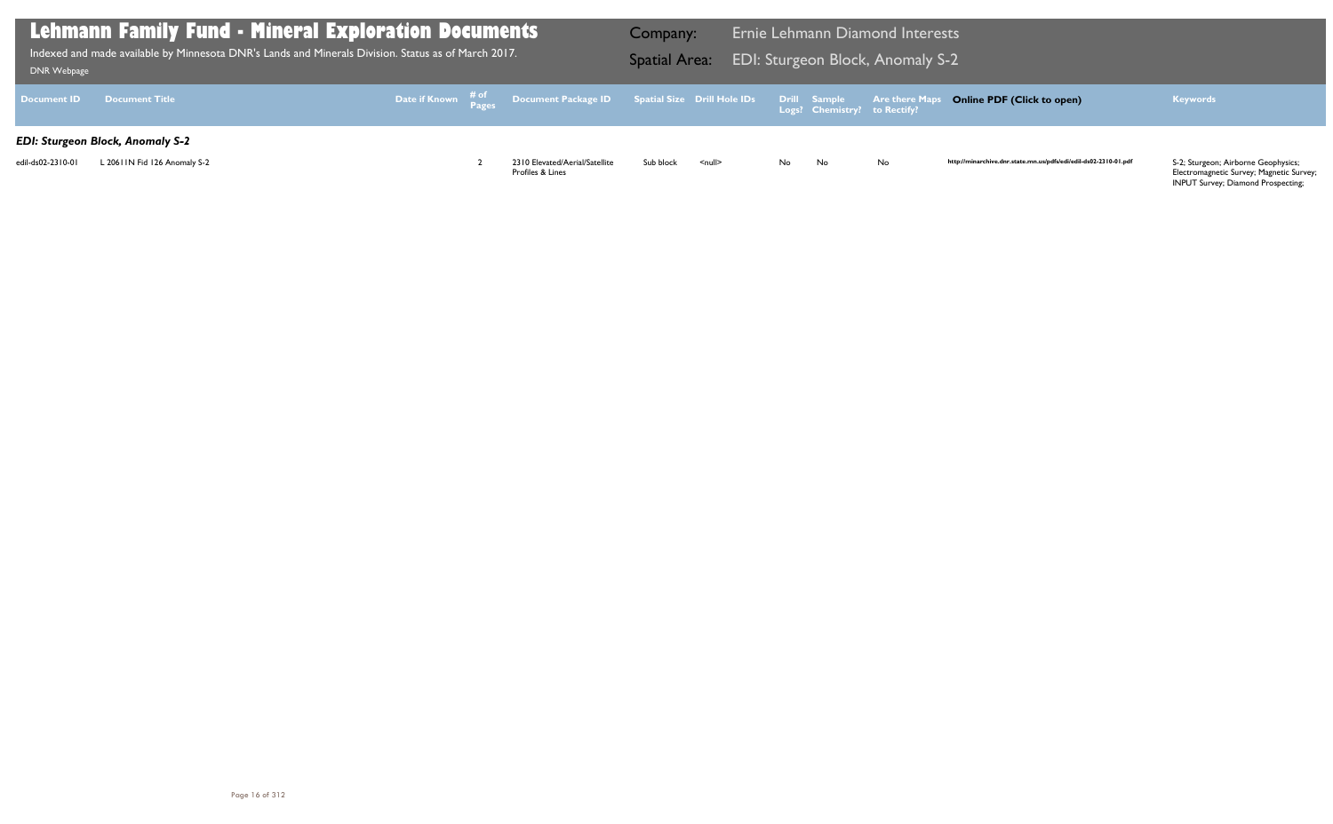# Lehmann Family Fund - Mineral Exploration Documents

Indexed and made available by Minnesota DNR's Lands and Minerals Division. Status as of March 2017.

DNR Webpage

**Company:** Ernie Lehmann Diamond Interests

**Spatial Area:** EDI: Sturgeon Block, Anomaly S-2

| Document ID | Document Title | Date if Known | # of Pages | Document Package ID | Spatial Size | Drill Hole IDs | Drill Logs? | Sample Chemistry? | Are there Maps to Rectify? | Online PDF (Click to open) | Keywords |
|---|---|---|---|---|---|---|---|---|---|---|---|
| ***EDI: Sturgeon Block, Anomaly S-2*** | | | | | | | | | | | |
| edil-ds02-2310-01 | L 20611N Fid 126 Anomaly S-2 | | 2 | 2310 Elevated/Aerial/Satellite Profiles & Lines | Sub block | <null> | No | No | No | http://minarchive.dnr.state.mn.us/pdfs/edi/edil-ds02-2310-01.pdf | S-2; Sturgeon; Airborne Geophysics; Electromagnetic Survey; Magnetic Survey; INPUT Survey; Diamond Prospecting; |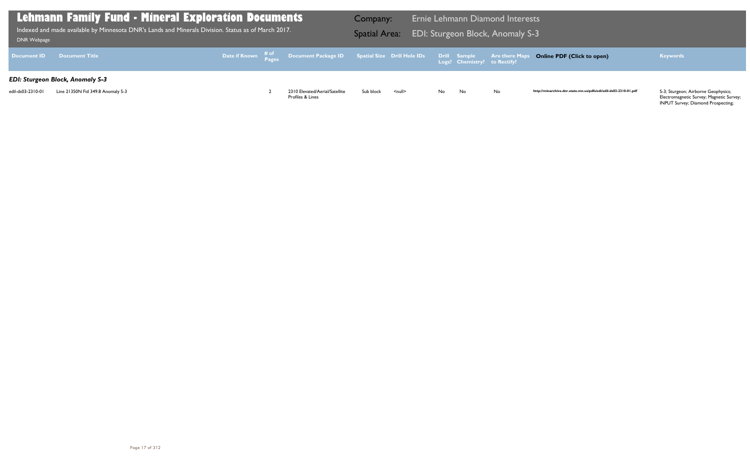# Lehmann Family Fund - Mineral Exploration Documents

Indexed and made available by Minnesota DNR's Lands and Minerals Division. Status as of March 2017.

DNR Webpage

**Company:** Ernie Lehmann Diamond Interests

**Spatial Area:** EDI: Sturgeon Block, Anomaly S-3

| Document ID | Document Title | Date if Known | # of Pages | Document Package ID | Spatial Size | Drill Hole IDs | Drill Logs? | Sample Chemistry? | Are there Maps to Rectify? | Online PDF (Click to open) | Keywords |
|---|---|---|---|---|---|---|---|---|---|---|---|
| ***EDI: Sturgeon Block, Anomaly S-3*** | | | | | | | | | | | |
| edil-ds03-2310-01 | Line 21350N Fid 349.8 Anomaly S-3 | | 2 | 2310 Elevated/Aerial/Satellite Profiles & Lines | Sub block | <null> | No | No | No | http://minarchive.dnr.state.mn.us/pdfs/edi/edil-ds03-2310-01.pdf | S-3; Sturgeon; Airborne Geophysics; Electromagnetic Survey; Magnetic Survey; INPUT Survey; Diamond Prospecting; |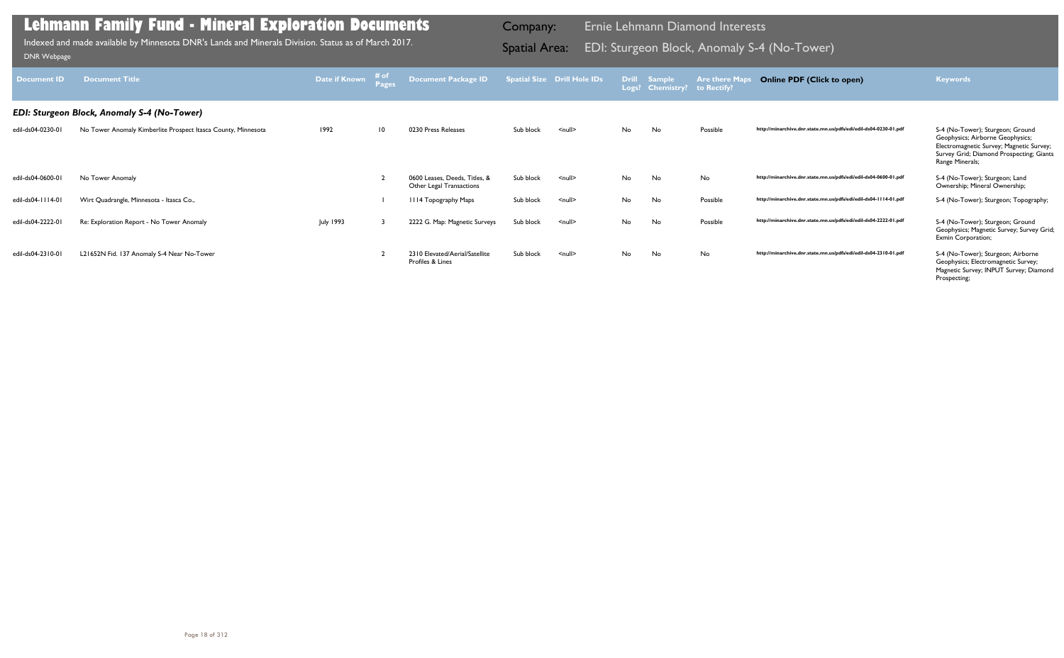# Lehmann Family Fund - Mineral Exploration Documents

Indexed and made available by Minnesota DNR's Lands and Minerals Division. Status as of March 2017.

DNR Webpage

Company: Ernie Lehmann Diamond Interests

Spatial Area: EDI: Sturgeon Block, Anomaly S-4 (No-Tower)

| Document ID | Document Title | Date if Known | # of Pages | Document Package ID | Spatial Size | Drill Hole IDs | Drill Logs? | Sample Chemistry? | Are there Maps to Rectify? | Online PDF (Click to open) | Keywords |
|---|---|---|---|---|---|---|---|---|---|---|---|
| ***EDI: Sturgeon Block, Anomaly S-4 (No-Tower)*** | | | | | | | | | | | |
| edil-ds04-0230-01 | No Tower Anomaly Kimberlite Prospect Itasca County, Minnesota | 1992 | 10 | 0230 Press Releases | Sub block | <null> | No | No | Possible | http://minarchive.dnr.state.mn.us/pdfs/edi/edil-ds04-0230-01.pdf | S-4 (No-Tower); Sturgeon; Ground Geophysics; Airborne Geophysics; Electromagnetic Survey; Magnetic Survey; Survey Grid; Diamond Prospecting; Giants Range Minerals; |
| edil-ds04-0600-01 | No Tower Anomaly | | 2 | 0600 Leases, Deeds, Titles, & Other Legal Transactions | Sub block | <null> | No | No | No | http://minarchive.dnr.state.mn.us/pdfs/edi/edil-ds04-0600-01.pdf | S-4 (No-Tower); Sturgeon; Land Ownership; Mineral Ownership; |
| edil-ds04-1114-01 | Wirt Quadrangle, Minnesota - Itasca Co., | | 1 | 1114 Topography Maps | Sub block | <null> | No | No | Possible | http://minarchive.dnr.state.mn.us/pdfs/edi/edil-ds04-1114-01.pdf | S-4 (No-Tower); Sturgeon; Topography; |
| edil-ds04-2222-01 | Re: Exploration Report - No Tower Anomaly | July 1993 | 3 | 2222 G. Map: Magnetic Surveys | Sub block | <null> | No | No | Possible | http://minarchive.dnr.state.mn.us/pdfs/edi/edil-ds04-2222-01.pdf | S-4 (No-Tower); Sturgeon; Ground Geophysics; Magnetic Survey; Survey Grid; Exmin Corporation; |
| edil-ds04-2310-01 | L21652N Fid. 137 Anomaly S-4 Near No-Tower | | 2 | 2310 Elevated/Aerial/Satellite Profiles & Lines | Sub block | <null> | No | No | No | http://minarchive.dnr.state.mn.us/pdfs/edi/edil-ds04-2310-01.pdf | S-4 (No-Tower); Sturgeon; Airborne Geophysics; Electromagnetic Survey; Magnetic Survey; INPUT Survey; Diamond Prospecting; |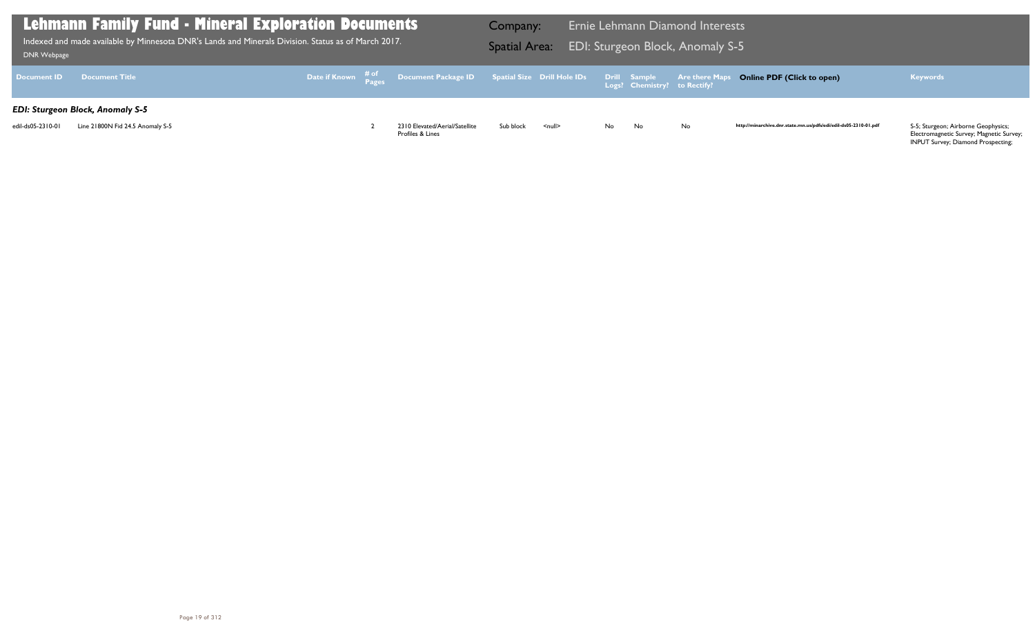# Lehmann Family Fund - Mineral Exploration Documents

Indexed and made available by Minnesota DNR's Lands and Minerals Division. Status as of March 2017.

DNR Webpage

Company: Ernie Lehmann Diamond Interests

Spatial Area: EDI: Sturgeon Block, Anomaly S-5

| Document ID | Document Title | Date if Known | # of Pages | Document Package ID | Spatial Size | Drill Hole IDs | Drill Logs? | Sample Chemistry? | Are there Maps to Rectify? | Online PDF (Click to open) | Keywords |
|---|---|---|---|---|---|---|---|---|---|---|---|
| ***EDI: Sturgeon Block, Anomaly S-5*** | | | | | | | | | | | |
| edil-ds05-2310-01 | Line 21800N Fid 24.5 Anomaly S-5 | | 2 | 2310 Elevated/Aerial/Satellite Profiles & Lines | Sub block | <null> | No | No | No | http://minarchive.dnr.state.mn.us/pdfs/edi/edil-ds05-2310-01.pdf | S-5; Sturgeon; Airborne Geophysics; Electromagnetic Survey; Magnetic Survey; INPUT Survey; Diamond Prospecting; |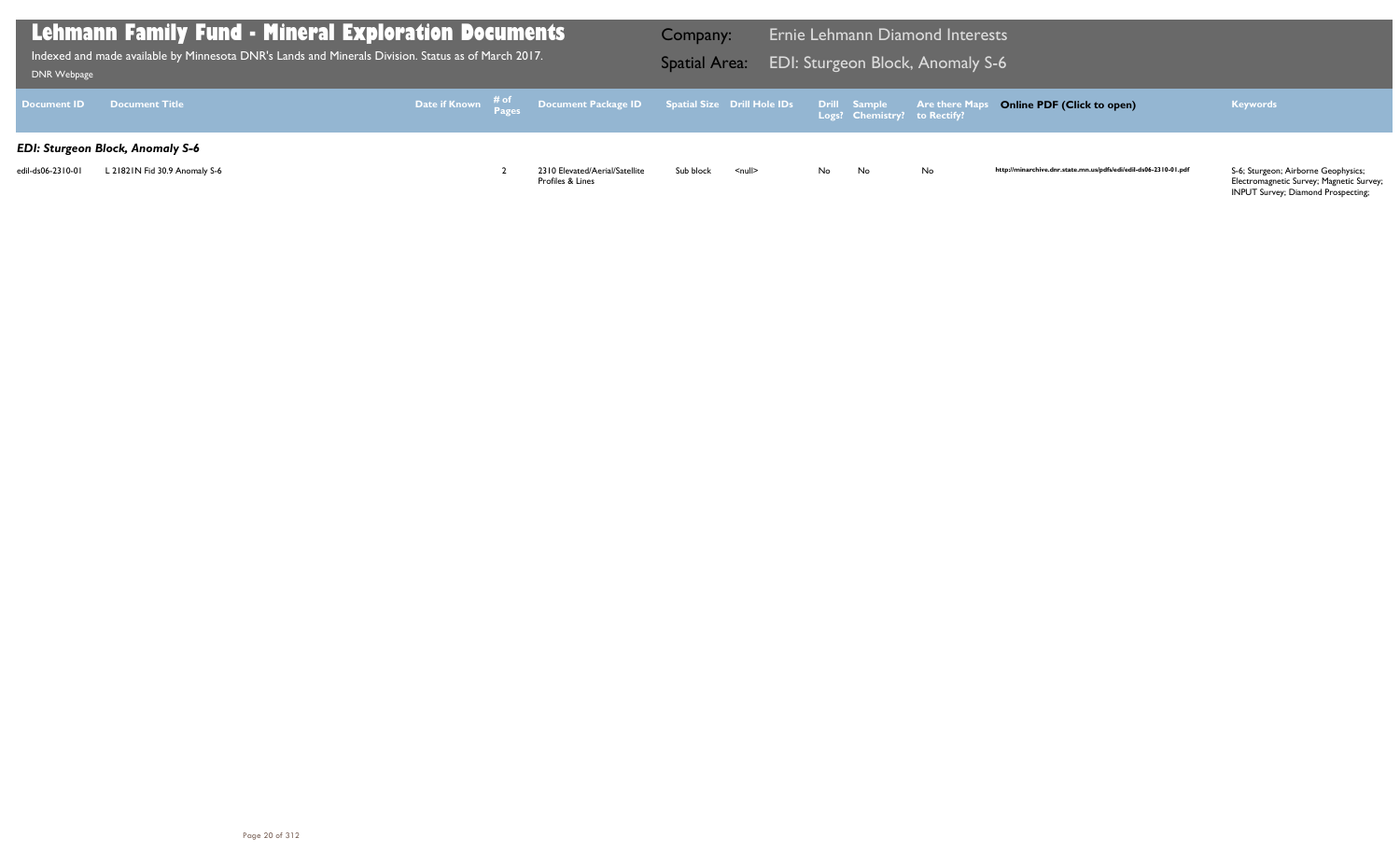# Lehmann Family Fund - Mineral Exploration Documents

Indexed and made available by Minnesota DNR's Lands and Minerals Division. Status as of March 2017.

DNR Webpage

Company: Ernie Lehmann Diamond Interests

Spatial Area: EDI: Sturgeon Block, Anomaly S-6

| Document ID | Document Title | Date if Known | # of Pages | Document Package ID | Spatial Size | Drill Hole IDs | Drill Logs? | Sample Chemistry? | Are there Maps to Rectify? | Online PDF (Click to open) | Keywords |
|---|---|---|---|---|---|---|---|---|---|---|---|
| ***EDI: Sturgeon Block, Anomaly S-6*** | | | | | | | | | | | |
| edil-ds06-2310-01 | L 21821N Fid 30.9 Anomaly S-6 | | 2 | 2310 Elevated/Aerial/Satellite Profiles & Lines | Sub block | <null> | No | No | No | http://minarchive.dnr.state.mn.us/pdfs/edi/edil-ds06-2310-01.pdf | S-6; Sturgeon; Airborne Geophysics; Electromagnetic Survey; Magnetic Survey; INPUT Survey; Diamond Prospecting; |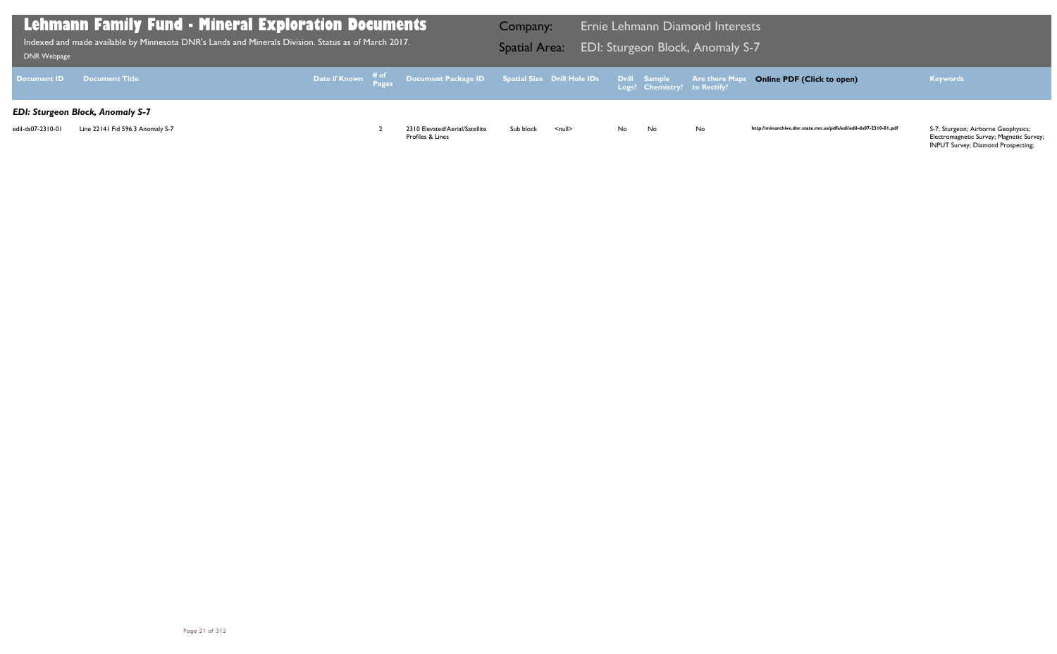# Lehmann Family Fund - Mineral Exploration Documents

Indexed and made available by Minnesota DNR's Lands and Minerals Division. Status as of March 2017.

DNR Webpage

**Company:** Ernie Lehmann Diamond Interests

**Spatial Area:** EDI: Sturgeon Block, Anomaly S-7

| Document ID | Document Title | Date if Known | # of Pages | Document Package ID | Spatial Size | Drill Hole IDs | Drill Logs? | Sample Chemistry? | Are there Maps to Rectify? | Online PDF (Click to open) | Keywords |
|---|---|---|---|---|---|---|---|---|---|---|---|
| ***EDI: Sturgeon Block, Anomaly S-7*** | | | | | | | | | | | |
| edil-ds07-2310-01 | Line 22141 Fid 596.3 Anomaly S-7 | | 2 | 2310 Elevated/Aerial/Satellite Profiles & Lines | Sub block | <null> | No | No | No | http://minarchive.dnr.state.mn.us/pdfs/edi/edil-ds07-2310-01.pdf | S-7; Sturgeon; Airborne Geophysics; Electromagnetic Survey; Magnetic Survey; INPUT Survey; Diamond Prospecting; |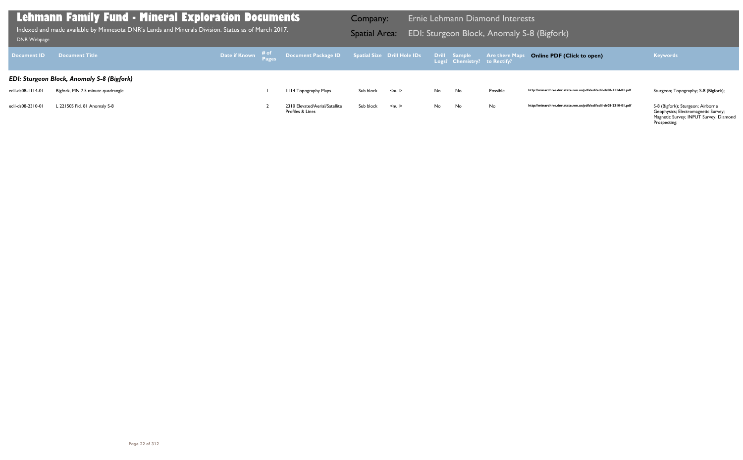# Lehmann Family Fund - Mineral Exploration Documents

Indexed and made available by Minnesota DNR's Lands and Minerals Division. Status as of March 2017.

DNR Webpage

**Company:** Ernie Lehmann Diamond Interests

**Spatial Area:** EDI: Sturgeon Block, Anomaly S-8 (Bigfork)

| Document ID | Document Title | Date if Known | # of Pages | Document Package ID | Spatial Size | Drill Hole IDs | Drill Logs? | Sample Chemistry? | Are there Maps to Rectify? | Online PDF (Click to open) | Keywords |
|---|---|---|---|---|---|---|---|---|---|---|---|
| ***EDI: Sturgeon Block, Anomaly S-8 (Bigfork)*** | | | | | | | | | | | |
| edil-ds08-1114-01 | Bigfork, MN 7.5 minute quadrangle | | 1 | 1114 Topography Maps | Sub block | <null> | No | No | Possible | http://minarchive.dnr.state.mn.us/pdfs/edi/edil-ds08-1114-01.pdf | Sturgeon; Topography; S-8 (Bigfork); |
| edil-ds08-2310-01 | L 22150S Fid. 81 Anomaly S-8 | | 2 | 2310 Elevated/Aerial/Satellite Profiles & Lines | Sub block | <null> | No | No | No | http://minarchive.dnr.state.mn.us/pdfs/edi/edil-ds08-2310-01.pdf | S-8 (Bigfork); Sturgeon; Airborne Geophysics; Electromagnetic Survey; Magnetic Survey; INPUT Survey; Diamond Prospecting; |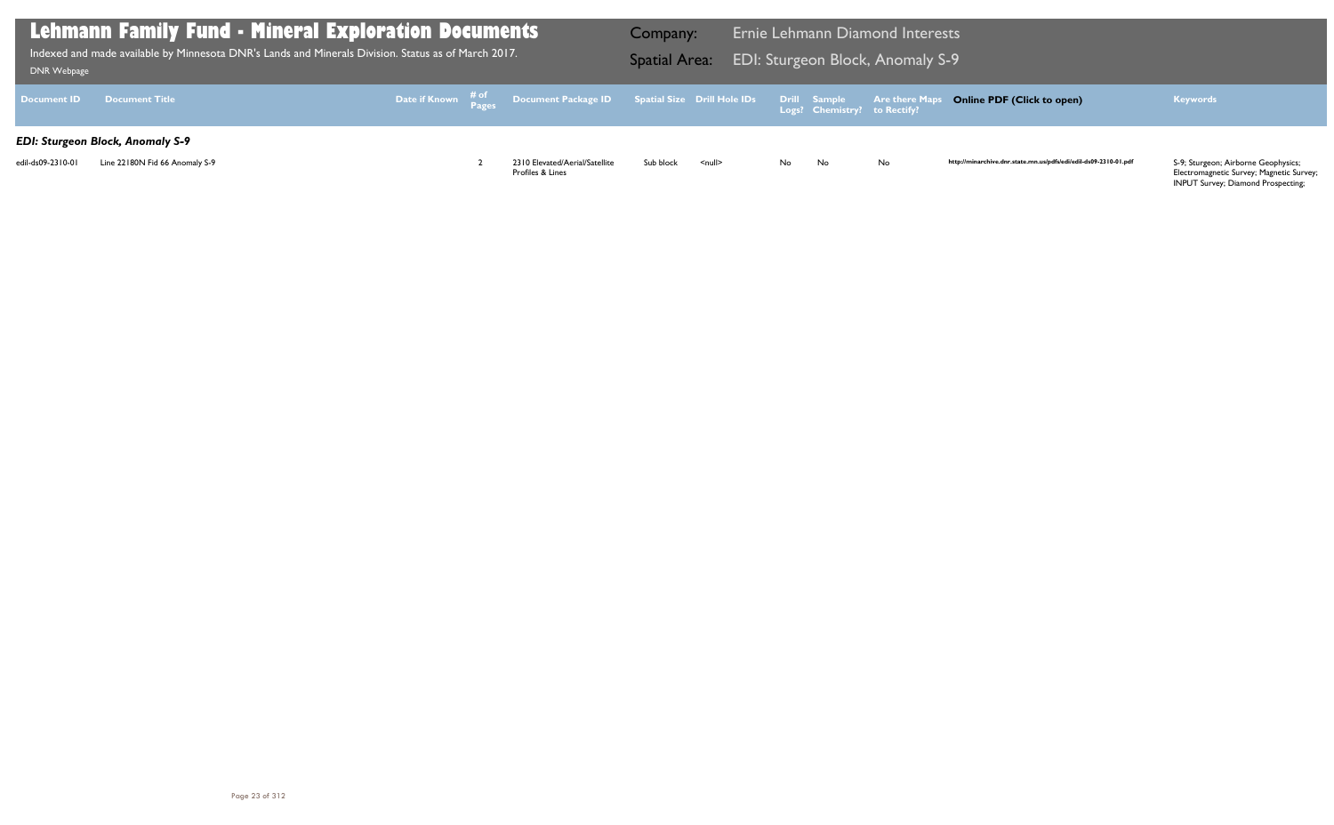# Lehmann Family Fund - Mineral Exploration Documents

Indexed and made available by Minnesota DNR's Lands and Minerals Division. Status as of March 2017.

DNR Webpage

Company: Ernie Lehmann Diamond Interests

Spatial Area: EDI: Sturgeon Block, Anomaly S-9

| Document ID | Document Title | Date if Known | # of Pages | Document Package ID | Spatial Size | Drill Hole IDs | Drill Logs? | Sample Chemistry? | Are there Maps to Rectify? | Online PDF (Click to open) | Keywords |
|---|---|---|---|---|---|---|---|---|---|---|---|
| ***EDI: Sturgeon Block, Anomaly S-9*** | | | | | | | | | | | |
| edil-ds09-2310-01 | Line 22180N Fid 66 Anomaly S-9 | | 2 | 2310 Elevated/Aerial/Satellite Profiles & Lines | Sub block | <null> | No | No | No | http://minarchive.dnr.state.mn.us/pdfs/edi/edil-ds09-2310-01.pdf | S-9; Sturgeon; Airborne Geophysics; Electromagnetic Survey; Magnetic Survey; INPUT Survey; Diamond Prospecting; |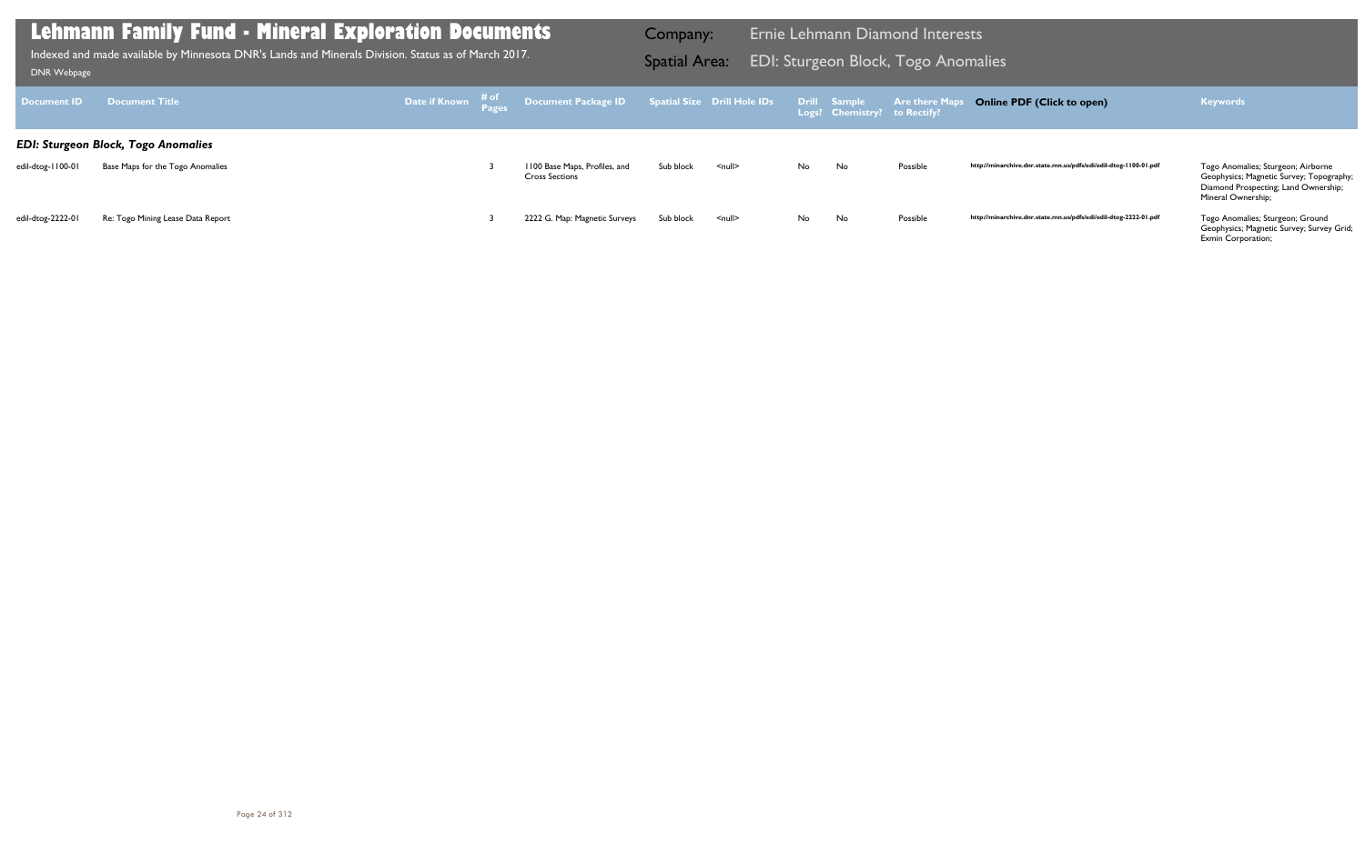# Lehmann Family Fund - Mineral Exploration Documents

Indexed and made available by Minnesota DNR's Lands and Minerals Division. Status as of March 2017.

DNR Webpage

**Company:** Ernie Lehmann Diamond Interests

**Spatial Area:** EDI: Sturgeon Block, Togo Anomalies

| Document ID | Document Title | Date if Known | # of Pages | Document Package ID | Spatial Size | Drill Hole IDs | Drill Logs? | Sample Chemistry? | Are there Maps to Rectify? | Online PDF (Click to open) | Keywords |
|---|---|---|---|---|---|---|---|---|---|---|---|
| ***EDI: Sturgeon Block, Togo Anomalies*** | | | | | | | | | | | |
| edil-dtog-1100-01 | Base Maps for the Togo Anomalies | | 3 | 1100 Base Maps, Profiles, and Cross Sections | Sub block | <null> | No | No | Possible | http://minarchive.dnr.state.mn.us/pdfs/edi/edil-dtog-1100-01.pdf | Togo Anomalies; Sturgeon; Airborne Geophysics; Magnetic Survey; Topography; Diamond Prospecting; Land Ownership; Mineral Ownership; |
| edil-dtog-2222-01 | Re: Togo Mining Lease Data Report | | 3 | 2222 G. Map: Magnetic Surveys | Sub block | <null> | No | No | Possible | http://minarchive.dnr.state.mn.us/pdfs/edi/edil-dtog-2222-01.pdf | Togo Anomalies; Sturgeon; Ground Geophysics; Magnetic Survey; Survey Grid; Exmin Corporation; |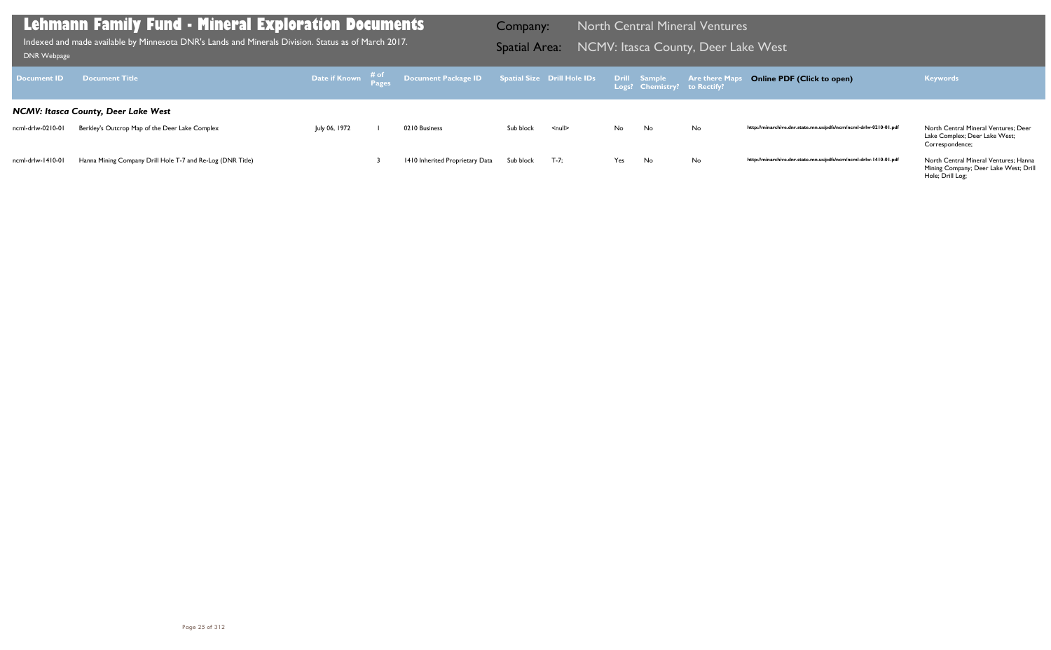# Lehmann Family Fund - Mineral Exploration Documents

Indexed and made available by Minnesota DNR's Lands and Minerals Division. Status as of March 2017.

DNR Webpage

**Company:** North Central Mineral Ventures

**Spatial Area:** NCMV: Itasca County, Deer Lake West

| Document ID | Document Title | Date if Known | # of Pages | Document Package ID | Spatial Size | Drill Hole IDs | Drill Logs? | Sample Chemistry? | Are there Maps to Rectify? | Online PDF (Click to open) | Keywords |
|---|---|---|---|---|---|---|---|---|---|---|---|
| ***NCMV: Itasca County, Deer Lake West*** | | | | | | | | | | | |
| ncml-drlw-0210-01 | Berkley's Outcrop Map of the Deer Lake Complex | July 06, 1972 | 1 | 0210 Business | Sub block | <null> | No | No | No | http://minarchive.dnr.state.mn.us/pdfs/ncm/ncml-drlw-0210-01.pdf | North Central Mineral Ventures; Deer Lake Complex; Deer Lake West; Correspondence; |
| ncml-drlw-1410-01 | Hanna Mining Company Drill Hole T-7 and Re-Log (DNR Title) | | 3 | 1410 Inherited Proprietary Data | Sub block | T-7; | Yes | No | No | http://minarchive.dnr.state.mn.us/pdfs/ncm/ncml-drlw-1410-01.pdf | North Central Mineral Ventures; Hanna Mining Company; Deer Lake West; Drill Hole; Drill Log; |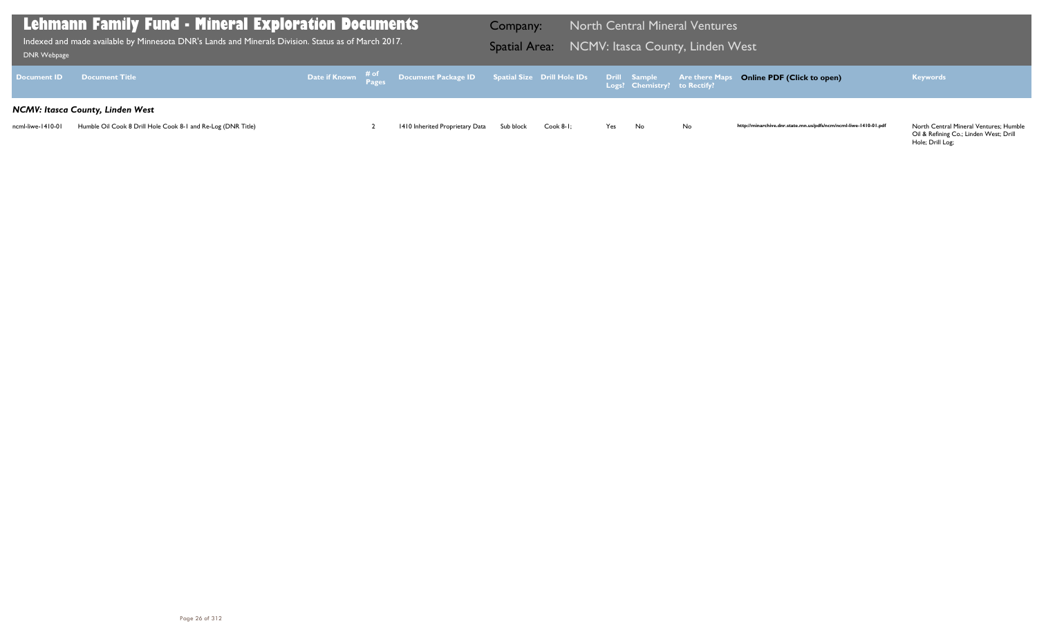# Lehmann Family Fund - Mineral Exploration Documents

Indexed and made available by Minnesota DNR's Lands and Minerals Division. Status as of March 2017.

DNR Webpage

Company: North Central Mineral Ventures

Spatial Area: NCMV: Itasca County, Linden West

| Document ID | Document Title | Date if Known | # of Pages | Document Package ID | Spatial Size | Drill Hole IDs | Drill Logs? | Sample Chemistry? | Are there Maps to Rectify? | Online PDF (Click to open) | Keywords |
|---|---|---|---|---|---|---|---|---|---|---|---|
| ***NCMV: Itasca County, Linden West*** | | | | | | | | | | | |
| ncml-liwe-1410-01 | Humble Oil Cook 8 Drill Hole Cook 8-1 and Re-Log (DNR Title) | | 2 | 1410 Inherited Proprietary Data | Sub block | Cook 8-1; | Yes | No | No | http://minarchive.dnr.state.mn.us/pdfs/ncm/ncml-liwe-1410-01.pdf | North Central Mineral Ventures; Humble Oil & Refining Co.; Linden West; Drill Hole; Drill Log; |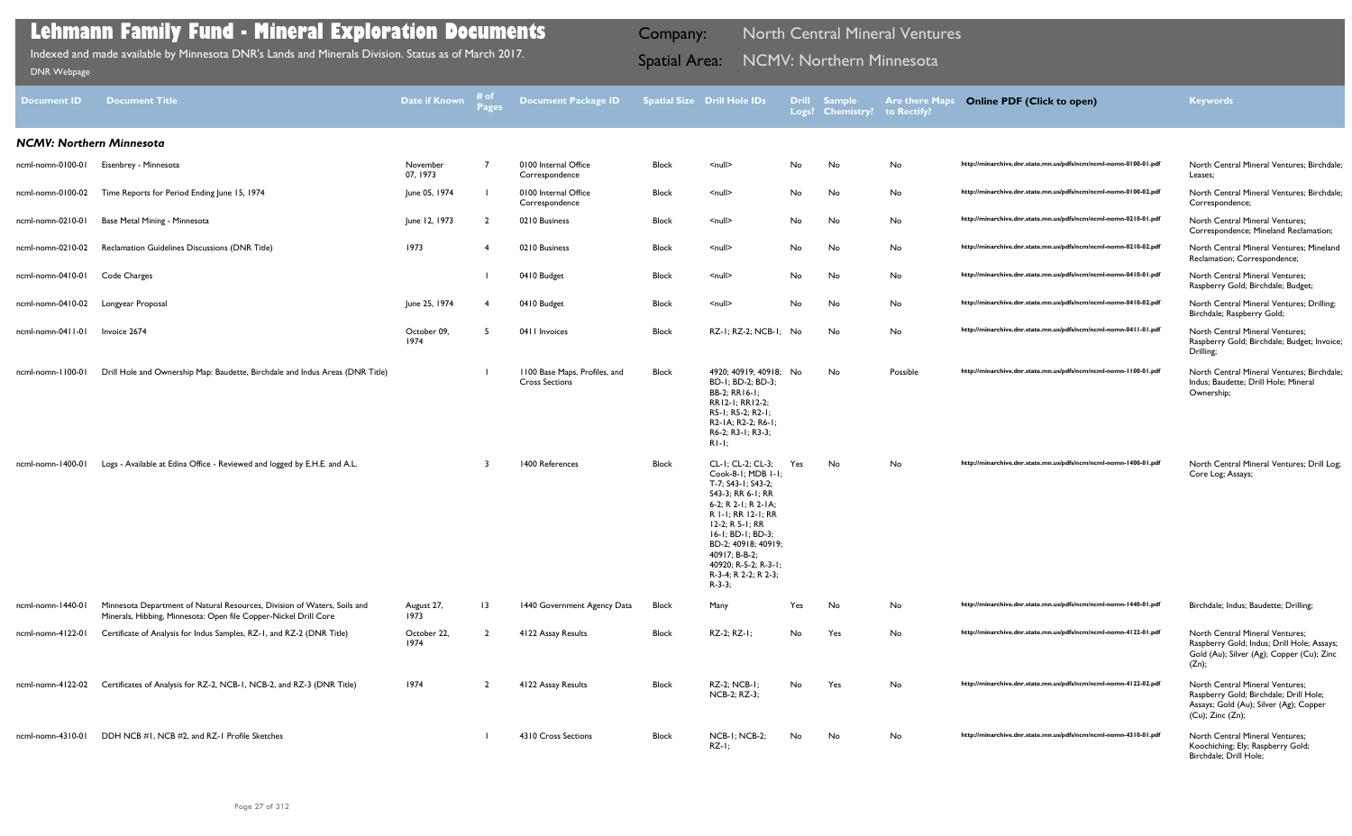# Lehmann Family Fund - Mineral Exploration Documents

Indexed and made available by Minnesota DNR's Lands and Minerals Division. Status as of March 2017.

DNR Webpage

Company: North Central Mineral Ventures

Spatial Area: NCMV: Northern Minnesota

| Document ID | Document Title | Date if Known | # of Pages | Document Package ID | Spatial Size | Drill Hole IDs | Drill Logs? | Sample Chemistry? | Are there Maps to Rectify? | Online PDF (Click to open) | Keywords |
|---|---|---|---|---|---|---|---|---|---|---|---|
| ***NCMV: Northern Minnesota*** | | | | | | | | | | | |
| ncml-nomn-0100-01 | Eisenbrey - Minnesota | November 07, 1973 | 7 | 0100 Internal Office Correspondence | Block | <null> | No | No | No | http://minarchive.dnr.state.mn.us/pdfs/ncm/ncml-nomn-0100-01.pdf | North Central Mineral Ventures; Birchdale; Leases; |
| ncml-nomn-0100-02 | Time Reports for Period Ending June 15, 1974 | June 05, 1974 | 1 | 0100 Internal Office Correspondence | Block | <null> | No | No | No | http://minarchive.dnr.state.mn.us/pdfs/ncm/ncml-nomn-0100-02.pdf | North Central Mineral Ventures; Birchdale; Correspondence; |
| ncml-nomn-0210-01 | Base Metal Mining - Minnesota | June 12, 1973 | 2 | 0210 Business | Block | <null> | No | No | No | http://minarchive.dnr.state.mn.us/pdfs/ncm/ncml-nomn-0210-01.pdf | North Central Mineral Ventures; Correspondence; Mineland Reclamation; |
| ncml-nomn-0210-02 | Reclamation Guidelines Discussions (DNR Title) | 1973 | 4 | 0210 Business | Block | <null> | No | No | No | http://minarchive.dnr.state.mn.us/pdfs/ncm/ncml-nomn-0210-02.pdf | North Central Mineral Ventures; Mineland Reclamation; Correspondence; |
| ncml-nomn-0410-01 | Code Charges | | 1 | 0410 Budget | Block | <null> | No | No | No | http://minarchive.dnr.state.mn.us/pdfs/ncm/ncml-nomn-0410-01.pdf | North Central Mineral Ventures; Raspberry Gold; Birchdale; Budget; |
| ncml-nomn-0410-02 | Longyear Proposal | June 25, 1974 | 4 | 0410 Budget | Block | <null> | No | No | No | http://minarchive.dnr.state.mn.us/pdfs/ncm/ncml-nomn-0410-02.pdf | North Central Mineral Ventures; Drilling; Birchdale; Raspberry Gold; |
| ncml-nomn-0411-01 | Invoice 2674 | October 09, 1974 | 5 | 0411 Invoices | Block | RZ-1; RZ-2; NCB-1; | No | No | No | http://minarchive.dnr.state.mn.us/pdfs/ncm/ncml-nomn-0411-01.pdf | North Central Mineral Ventures; Raspberry Gold; Birchdale; Budget; Invoice; Drilling; |
| ncml-nomn-1100-01 | Drill Hole and Ownership Map: Baudette, Birchdale and Indus Areas (DNR Title) | | 1 | 1100 Base Maps, Profiles, and Cross Sections | Block | 4920; 40919; 40918; BD-1; BD-2; BD-3; BB-2; RR16-1; RR12-1; RR12-2; R5-1; R5-2; R2-1; R2-1A; R2-2; R6-1; R6-2; R3-1; R3-3; R1-1; | No | No | Possible | http://minarchive.dnr.state.mn.us/pdfs/ncm/ncml-nomn-1100-01.pdf | North Central Mineral Ventures; Birchdale; Indus; Baudette; Drill Hole; Mineral Ownership; |
| ncml-nomn-1400-01 | Logs - Available at Edina Office - Reviewed and logged by E.H.E. and A.L. | | 3 | 1400 References | Block | CL-1; CL-2; CL-3; Cook-8-1; MDB 1-1; T-7; S43-1; S43-2; S43-3; RR 6-1; RR 6-2; R 2-1; R 2-1A; R 1-1; RR 12-1; RR 12-2; R 5-1; RR 16-1; BD-1; BD-3; BD-2; 40918; 40919; 40917; B-B-2; 40920; R-5-2; R-3-1; R-3-4; R 2-2; R 2-3; R-3-3; | Yes | No | No | http://minarchive.dnr.state.mn.us/pdfs/ncm/ncml-nomn-1400-01.pdf | North Central Mineral Ventures; Drill Log; Core Log; Assays; |
| ncml-nomn-1440-01 | Minnesota Department of Natural Resources, Division of Waters, Soils and Minerals, Hibbing, Minnesota: Open file Copper-Nickel Drill Core | August 27, 1973 | 13 | 1440 Government Agency Data | Block | Many | Yes | No | No | http://minarchive.dnr.state.mn.us/pdfs/ncm/ncml-nomn-1440-01.pdf | Birchdale; Indus; Baudette; Drilling; |
| ncml-nomn-4122-01 | Certificate of Analysis for Indus Samples, RZ-1, and RZ-2 (DNR Title) | October 22, 1974 | 2 | 4122 Assay Results | Block | RZ-2; RZ-1; | No | Yes | No | http://minarchive.dnr.state.mn.us/pdfs/ncm/ncml-nomn-4122-01.pdf | North Central Mineral Ventures; Raspberry Gold; Indus; Drill Hole; Assays; Gold (Au); Silver (Ag); Copper (Cu); Zinc (Zn); |
| ncml-nomn-4122-02 | Certificates of Analysis for RZ-2, NCB-1, NCB-2, and RZ-3 (DNR Title) | 1974 | 2 | 4122 Assay Results | Block | RZ-2; NCB-1; NCB-2; RZ-3; | No | Yes | No | http://minarchive.dnr.state.mn.us/pdfs/ncm/ncml-nomn-4122-02.pdf | North Central Mineral Ventures; Raspberry Gold; Birchdale; Drill Hole; Assays; Gold (Au); Silver (Ag); Copper (Cu); Zinc (Zn); |
| ncml-nomn-4310-01 | DDH NCB #1, NCB #2, and RZ-1 Profile Sketches | | 1 | 4310 Cross Sections | Block | NCB-1; NCB-2; RZ-1; | No | No | No | http://minarchive.dnr.state.mn.us/pdfs/ncm/ncml-nomn-4310-01.pdf | North Central Mineral Ventures; Koochiching; Ely; Raspberry Gold; Birchdale; Drill Hole; |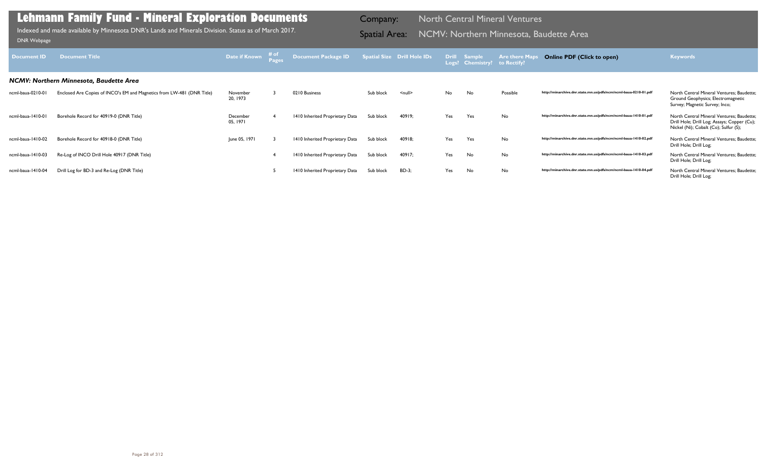# Lehmann Family Fund - Mineral Exploration Documents

Indexed and made available by Minnesota DNR's Lands and Minerals Division. Status as of March 2017.

DNR Webpage

Company: North Central Mineral Ventures

Spatial Area: NCMV: Northern Minnesota, Baudette Area

| Document ID | Document Title | Date if Known | # of Pages | Document Package ID | Spatial Size | Drill Hole IDs | Drill Logs? | Sample Chemistry? | Are there Maps to Rectify? | Online PDF (Click to open) | Keywords |
|---|---|---|---|---|---|---|---|---|---|---|---|
| ***NCMV: Northern Minnesota, Baudette Area*** | | | | | | | | | | | |
| ncml-baua-0210-01 | Enclosed Are Copies of INCO's EM and Magnetics from LW-481 (DNR Title) | November 20, 1973 | 3 | 0210 Business | Sub block | <null> | No | No | Possible | http://minarchive.dnr.state.mn.us/pdfs/ncm/ncml-baua-0210-01.pdf | North Central Mineral Ventures; Baudette; Ground Geophysics; Electromagnetic Survey; Magnetic Survey; Inco; |
| ncml-baua-1410-01 | Borehole Record for 40919-0 (DNR Title) | December 05, 1971 | 4 | 1410 Inherited Proprietary Data | Sub block | 40919; | Yes | Yes | No | http://minarchive.dnr.state.mn.us/pdfs/ncm/ncml-baua-1410-01.pdf | North Central Mineral Ventures; Baudette; Drill Hole; Drill Log; Assays; Copper (Cu); Nickel (Ni); Cobalt (Co); Sulfur (S); |
| ncml-baua-1410-02 | Borehole Record for 40918-0 (DNR Title) | June 05, 1971 | 3 | 1410 Inherited Proprietary Data | Sub block | 40918; | Yes | Yes | No | http://minarchive.dnr.state.mn.us/pdfs/ncm/ncml-baua-1410-02.pdf | North Central Mineral Ventures; Baudette; Drill Hole; Drill Log; |
| ncml-baua-1410-03 | Re-Log of INCO Drill Hole 40917 (DNR Title) | | 4 | 1410 Inherited Proprietary Data | Sub block | 40917; | Yes | No | No | http://minarchive.dnr.state.mn.us/pdfs/ncm/ncml-baua-1410-03.pdf | North Central Mineral Ventures; Baudette; Drill Hole; Drill Log; |
| ncml-baua-1410-04 | Drill Log for BD-3 and Re-Log (DNR Title) | | 5 | 1410 Inherited Proprietary Data | Sub block | BD-3; | Yes | No | No | http://minarchive.dnr.state.mn.us/pdfs/ncm/ncml-baua-1410-04.pdf | North Central Mineral Ventures; Baudette; Drill Hole; Drill Log; |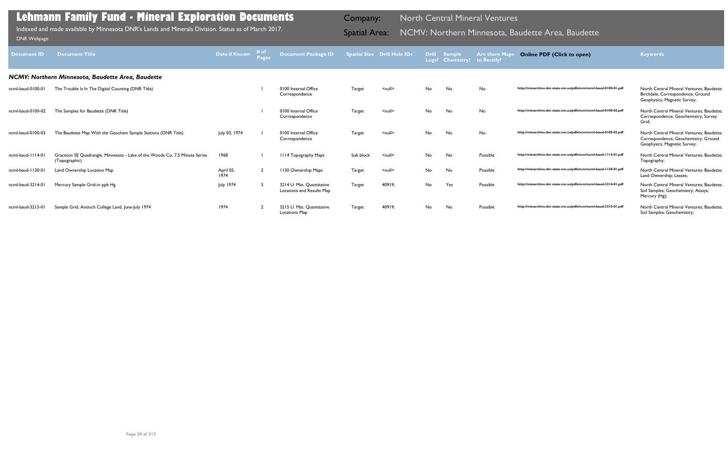# Lehmann Family Fund - Mineral Exploration Documents

Indexed and made available by Minnesota DNR's Lands and Minerals Division. Status as of March 2017.

DNR Webpage

Company: North Central Mineral Ventures

Spatial Area: NCMV: Northern Minnesota, Baudette Area, Baudette

| Document ID | Document Title | Date if Known | # of Pages | Document Package ID | Spatial Size | Drill Hole IDs | Drill Logs? | Sample Chemistry? | Are there Maps to Rectify? | Online PDF (Click to open) | Keywords |
|---|---|---|---|---|---|---|---|---|---|---|---|
| ***NCMV: Northern Minnesota, Baudette Area, Baudette*** | | | | | | | | | | | |
| ncml-baud-0100-01 | The Trouble Is In The Digital Counting (DNR Title) | | 1 | 0100 Internal Office Correspondence | Target | <null> | No | No | No | http://minarchive.dnr.state.mn.us/pdfs/ncm/ncml-baud-0100-01.pdf | North Central Mineral Ventures; Baudette; Birchdale; Correspondence; Ground Geophysics; Magnetic Survey; |
| ncml-baud-0100-02 | The Samples for Baudette (DNR Title) | | 1 | 0100 Internal Office Correspondence | Target | <null> | No | No | No | http://minarchive.dnr.state.mn.us/pdfs/ncm/ncml-baud-0100-02.pdf | North Central Mineral Ventures; Baudette; Correspondence; Geochemistry; Survey Grid; |
| ncml-baud-0100-03 | The Baudette Map With the Geochem Sample Stations (DNR Title) | July 03, 1974 | 1 | 0100 Internal Office Correspondence | Target | <null> | No | No | No | http://minarchive.dnr.state.mn.us/pdfs/ncm/ncml-baud-0100-03.pdf | North Central Mineral Ventures; Baudette; Correspondence; Geochemistry; Ground Geophysics; Magnetic Survey; |
| ncml-baud-1114-01 | Graceton SE Quadrangle, Minnesota - Lake of the Woods Co. 7.5 Minute Series (Topographic) | 1968 | 1 | 1114 Topography Maps | Sub block | <null> | No | No | Possible | http://minarchive.dnr.state.mn.us/pdfs/ncm/ncml-baud-1114-01.pdf | North Central Mineral Ventures; Baudette; Topography; |
| ncml-baud-1130-01 | Land Ownership Location Map | April 05, 1974 | 2 | 1130 Ownership Maps | Target | <null> | No | No | Possible | http://minarchive.dnr.state.mn.us/pdfs/ncm/ncml-baud-1130-01.pdf | North Central Mineral Ventures; Baudette; Land Ownership; Leases; |
| ncml-baud-3214-01 | Mercury Sample Grid-in ppb Hg | July 1974 | 3 | 3214 U. Mat. Quantitative Locations and Results Map | Target | 40919; | No | Yes | Possible | http://minarchive.dnr.state.mn.us/pdfs/ncm/ncml-baud-3214-01.pdf | North Central Mineral Ventures; Baudette; Soil Samples; Geochemistry; Assays; Mercury (Hg); |
| ncml-baud-3215-01 | Sample Grid, Antioch College Land, June-July 1974 | 1974 | 2 | 3215 U. Mat. Quantitative Locations Map | Target | 40919; | No | No | Possible | http://minarchive.dnr.state.mn.us/pdfs/ncm/ncml-baud-3215-01.pdf | North Central Mineral Ventures; Baudette; Soil Samples; Geochemistry; |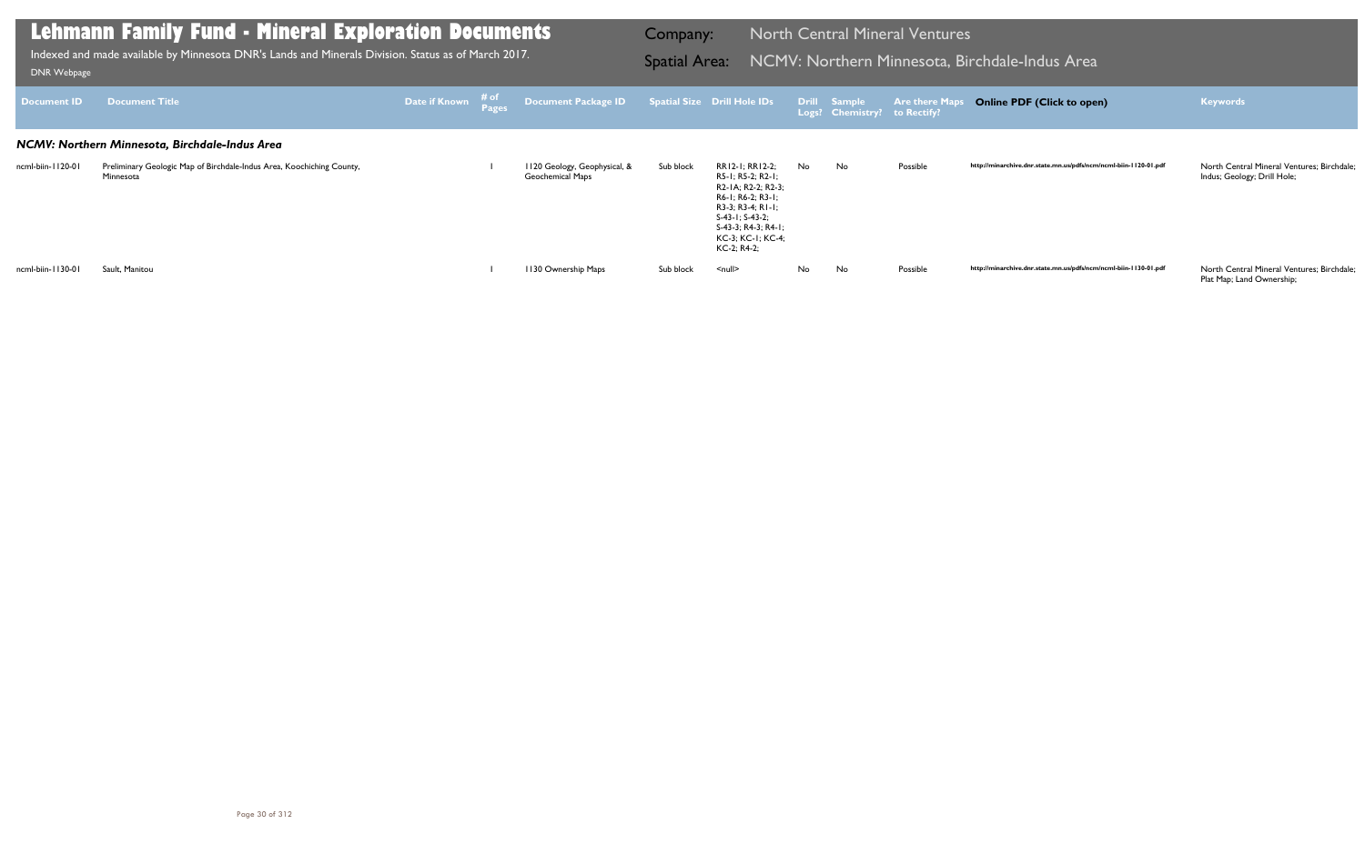# Lehmann Family Fund - Mineral Exploration Documents

Indexed and made available by Minnesota DNR's Lands and Minerals Division. Status as of March 2017.

DNR Webpage

Company: North Central Mineral Ventures

Spatial Area: NCMV: Northern Minnesota, Birchdale-Indus Area

| Document ID | Document Title | Date if Known | # of Pages | Document Package ID | Spatial Size | Drill Hole IDs | Drill Logs? | Sample Chemistry? | Are there Maps to Rectify? | Online PDF (Click to open) | Keywords |
|---|---|---|---|---|---|---|---|---|---|---|---|
| ***NCMV: Northern Minnesota, Birchdale-Indus Area*** | | | | | | | | | | | |
| ncml-biin-1120-01 | Preliminary Geologic Map of Birchdale-Indus Area, Koochiching County, Minnesota | | 1 | 1120 Geology, Geophysical, & Geochemical Maps | Sub block | RR12-1; RR12-2; R5-1; R5-2; R2-1; R2-1A; R2-2; R2-3; R6-1; R6-2; R3-1; R3-3; R3-4; R1-1; S-43-1; S-43-2; S-43-3; R4-3; R4-1; KC-3; KC-1; KC-4; KC-2; R4-2; | No | No | Possible | http://minarchive.dnr.state.mn.us/pdfs/ncm/ncml-biin-1120-01.pdf | North Central Mineral Ventures; Birchdale; Indus; Geology; Drill Hole; |
| ncml-biin-1130-01 | Sault, Manitou | | 1 | 1130 Ownership Maps | Sub block | <null> | No | No | Possible | http://minarchive.dnr.state.mn.us/pdfs/ncm/ncml-biin-1130-01.pdf | North Central Mineral Ventures; Birchdale; Plat Map; Land Ownership; |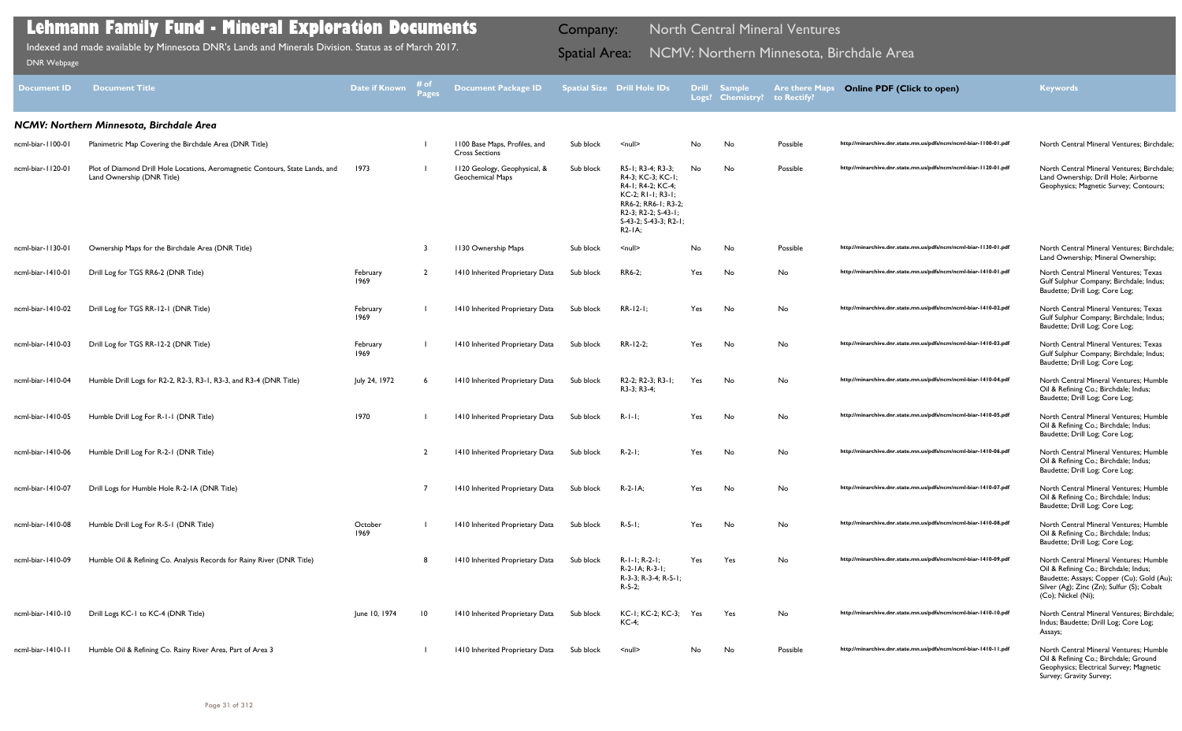# Lehmann Family Fund - Mineral Exploration Documents

Indexed and made available by Minnesota DNR's Lands and Minerals Division. Status as of March 2017.

DNR Webpage

Company: North Central Mineral Ventures

Spatial Area: NCMV: Northern Minnesota, Birchdale Area

| Document ID | Document Title | Date if Known | # of Pages | Document Package ID | Spatial Size | Drill Hole IDs | Drill Logs? | Sample Chemistry? | Are there Maps to Rectify? | Online PDF (Click to open) | Keywords |
|---|---|---|---|---|---|---|---|---|---|---|---|
| ***NCMV: Northern Minnesota, Birchdale Area*** | | | | | | | | | | | |
| ncml-biar-1100-01 | Planimetric Map Covering the Birchdale Area (DNR Title) | | 1 | 1100 Base Maps, Profiles, and Cross Sections | Sub block | <null> | No | No | Possible | http://minarchive.dnr.state.mn.us/pdfs/ncm/ncml-biar-1100-01.pdf | North Central Mineral Ventures; Birchdale; |
| ncml-biar-1120-01 | Plot of Diamond Drill Hole Locations, Aeromagnetic Contours, State Lands, and Land Ownership (DNR Title) | 1973 | 1 | 1120 Geology, Geophysical, & Geochemical Maps | Sub block | R5-1; R3-4; R3-3; R4-3; KC-3; KC-1; R4-1; R4-2; KC-4; KC-2; R1-1; R3-1; RR6-2; RR6-1; R3-2; R2-3; R2-2; S-43-1; S-43-2; S-43-3; R2-1; R2-1A; | No | No | Possible | http://minarchive.dnr.state.mn.us/pdfs/ncm/ncml-biar-1120-01.pdf | North Central Mineral Ventures; Birchdale; Land Ownership; Drill Hole; Airborne Geophysics; Magnetic Survey; Contours; |
| ncml-biar-1130-01 | Ownership Maps for the Birchdale Area (DNR Title) | | 3 | 1130 Ownership Maps | Sub block | <null> | No | No | Possible | http://minarchive.dnr.state.mn.us/pdfs/ncm/ncml-biar-1130-01.pdf | North Central Mineral Ventures; Birchdale; Land Ownership; Mineral Ownership; |
| ncml-biar-1410-01 | Drill Log for TGS RR6-2 (DNR Title) | February 1969 | 2 | 1410 Inherited Proprietary Data | Sub block | RR6-2; | Yes | No | No | http://minarchive.dnr.state.mn.us/pdfs/ncm/ncml-biar-1410-01.pdf | North Central Mineral Ventures; Texas Gulf Sulphur Company; Birchdale; Indus; Baudette; Drill Log; Core Log; |
| ncml-biar-1410-02 | Drill Log for TGS RR-12-1 (DNR Title) | February 1969 | 1 | 1410 Inherited Proprietary Data | Sub block | RR-12-1; | Yes | No | No | http://minarchive.dnr.state.mn.us/pdfs/ncm/ncml-biar-1410-02.pdf | North Central Mineral Ventures; Texas Gulf Sulphur Company; Birchdale; Indus; Baudette; Drill Log; Core Log; |
| ncml-biar-1410-03 | Drill Log for TGS RR-12-2 (DNR Title) | February 1969 | 1 | 1410 Inherited Proprietary Data | Sub block | RR-12-2; | Yes | No | No | http://minarchive.dnr.state.mn.us/pdfs/ncm/ncml-biar-1410-03.pdf | North Central Mineral Ventures; Texas Gulf Sulphur Company; Birchdale; Indus; Baudette; Drill Log; Core Log; |
| ncml-biar-1410-04 | Humble Drill Logs for R2-2, R2-3, R3-1, R3-3, and R3-4 (DNR Title) | July 24, 1972 | 6 | 1410 Inherited Proprietary Data | Sub block | R2-2; R2-3; R3-1; R3-3; R3-4; | Yes | No | No | http://minarchive.dnr.state.mn.us/pdfs/ncm/ncml-biar-1410-04.pdf | North Central Mineral Ventures; Humble Oil & Refining Co.; Birchdale; Indus; Baudette; Drill Log; Core Log; |
| ncml-biar-1410-05 | Humble Drill Log For R-1-1 (DNR Title) | 1970 | 1 | 1410 Inherited Proprietary Data | Sub block | R-1-1; | Yes | No | No | http://minarchive.dnr.state.mn.us/pdfs/ncm/ncml-biar-1410-05.pdf | North Central Mineral Ventures; Humble Oil & Refining Co.; Birchdale; Indus; Baudette; Drill Log; Core Log; |
| ncml-biar-1410-06 | Humble Drill Log For R-2-1 (DNR Title) | | 2 | 1410 Inherited Proprietary Data | Sub block | R-2-1; | Yes | No | No | http://minarchive.dnr.state.mn.us/pdfs/ncm/ncml-biar-1410-06.pdf | North Central Mineral Ventures; Humble Oil & Refining Co.; Birchdale; Indus; Baudette; Drill Log; Core Log; |
| ncml-biar-1410-07 | Drill Logs for Humble Hole R-2-1A (DNR Title) | | 7 | 1410 Inherited Proprietary Data | Sub block | R-2-1A; | Yes | No | No | http://minarchive.dnr.state.mn.us/pdfs/ncm/ncml-biar-1410-07.pdf | North Central Mineral Ventures; Humble Oil & Refining Co.; Birchdale; Indus; Baudette; Drill Log; Core Log; |
| ncml-biar-1410-08 | Humble Drill Log For R-5-1 (DNR Title) | October 1969 | 1 | 1410 Inherited Proprietary Data | Sub block | R-5-1; | Yes | No | No | http://minarchive.dnr.state.mn.us/pdfs/ncm/ncml-biar-1410-08.pdf | North Central Mineral Ventures; Humble Oil & Refining Co.; Birchdale; Indus; Baudette; Drill Log; Core Log; |
| ncml-biar-1410-09 | Humble Oil & Refining Co. Analysis Records for Rainy River (DNR Title) | | 8 | 1410 Inherited Proprietary Data | Sub block | R-1-1; R-2-1; R-2-1A; R-3-1; R-3-3; R-3-4; R-5-1; R-5-2; | Yes | Yes | No | http://minarchive.dnr.state.mn.us/pdfs/ncm/ncml-biar-1410-09.pdf | North Central Mineral Ventures; Humble Oil & Refining Co.; Birchdale; Indus; Baudette; Assays; Copper (Cu); Gold (Au); Silver (Ag); Zinc (Zn); Sulfur (S); Cobalt (Co); Nickel (Ni); |
| ncml-biar-1410-10 | Drill Logs KC-1 to KC-4 (DNR Title) | June 10, 1974 | 10 | 1410 Inherited Proprietary Data | Sub block | KC-1; KC-2; KC-3; KC-4; | Yes | Yes | No | http://minarchive.dnr.state.mn.us/pdfs/ncm/ncml-biar-1410-10.pdf | North Central Mineral Ventures; Birchdale; Indus; Baudette; Drill Log; Core Log; Assays; |
| ncml-biar-1410-11 | Humble Oil & Refining Co. Rainy River Area, Part of Area 3 | | 1 | 1410 Inherited Proprietary Data | Sub block | <null> | No | No | Possible | http://minarchive.dnr.state.mn.us/pdfs/ncm/ncml-biar-1410-11.pdf | North Central Mineral Ventures; Humble Oil & Refining Co.; Birchdale; Ground Geophysics; Electrical Survey; Magnetic Survey; Gravity Survey; |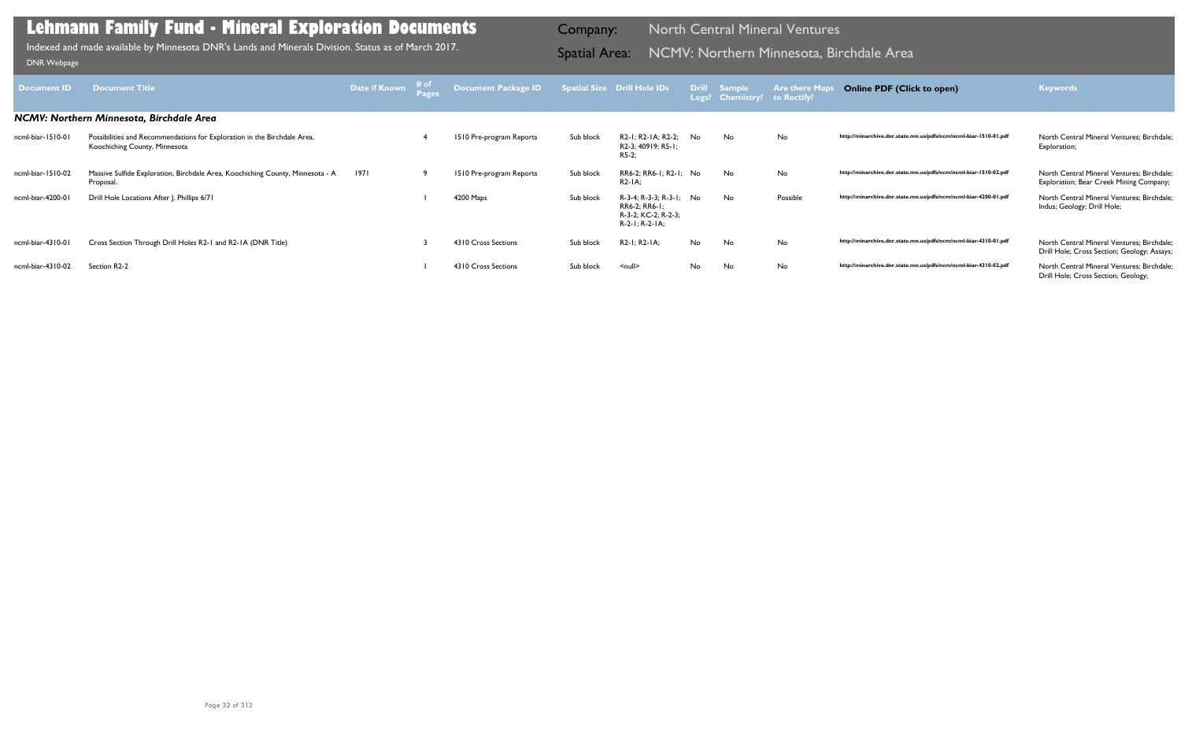# Lehmann Family Fund - Mineral Exploration Documents

Indexed and made available by Minnesota DNR's Lands and Minerals Division. Status as of March 2017.

DNR Webpage

**Company:** North Central Mineral Ventures

**Spatial Area:** NCMV: Northern Minnesota, Birchdale Area

| Document ID | Document Title | Date if Known | # of Pages | Document Package ID | Spatial Size | Drill Hole IDs | Drill Logs? | Sample Chemistry? | Are there Maps to Rectify? | Online PDF (Click to open) | Keywords |
|---|---|---|---|---|---|---|---|---|---|---|---|
| ***NCMV: Northern Minnesota, Birchdale Area*** | | | | | | | | | | | |
| ncml-biar-1510-01 | Possibilities and Recommendations for Exploration in the Birchdale Area, Koochiching County, Minnesota | | 4 | 1510 Pre-program Reports | Sub block | R2-1; R2-1A; R2-2; R2-3; 40919; R5-1; R5-2; | No | No | No | http://minarchive.dnr.state.mn.us/pdfs/ncm/ncml-biar-1510-01.pdf | North Central Mineral Ventures; Birchdale; Exploration; |
| ncml-biar-1510-02 | Massive Sulfide Exploration, Birchdale Area, Koochiching County, Minnesota - A Proposal. | 1971 | 9 | 1510 Pre-program Reports | Sub block | RR6-2; RR6-1; R2-1; R2-1A; | No | No | No | http://minarchive.dnr.state.mn.us/pdfs/ncm/ncml-biar-1510-02.pdf | North Central Mineral Ventures; Birchdale; Exploration; Bear Creek Mining Company; |
| ncml-biar-4200-01 | Drill Hole Locations After J. Phillips 6/71 | | 1 | 4200 Maps | Sub block | R-3-4; R-3-3; R-3-1; RR6-2; RR6-1; R-3-2; KC-2; R-2-3; R-2-1; R-2-1A; | No | No | Possible | http://minarchive.dnr.state.mn.us/pdfs/ncm/ncml-biar-4200-01.pdf | North Central Mineral Ventures; Birchdale; Indus; Geology; Drill Hole; |
| ncml-biar-4310-01 | Cross Section Through Drill Holes R2-1 and R2-1A (DNR Title) | | 3 | 4310 Cross Sections | Sub block | R2-1; R2-1A; | No | No | No | http://minarchive.dnr.state.mn.us/pdfs/ncm/ncml-biar-4310-01.pdf | North Central Mineral Ventures; Birchdale; Drill Hole; Cross Section; Geology; Assays; |
| ncml-biar-4310-02 | Section R2-2 | | 1 | 4310 Cross Sections | Sub block | <null> | No | No | No | http://minarchive.dnr.state.mn.us/pdfs/ncm/ncml-biar-4310-02.pdf | North Central Mineral Ventures; Birchdale; Drill Hole; Cross Section; Geology; |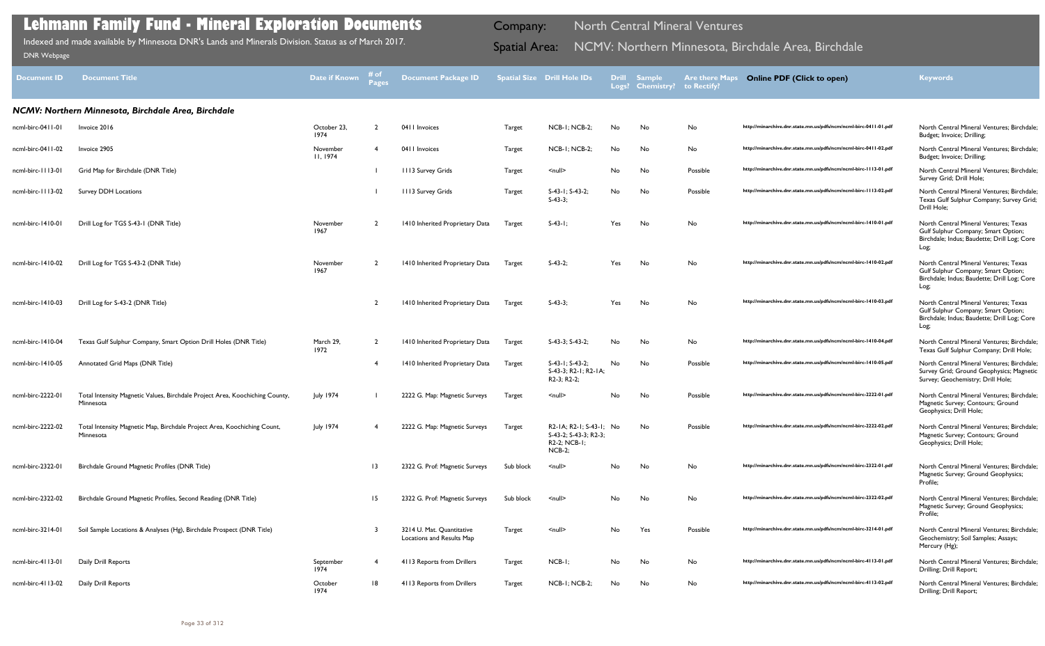# Lehmann Family Fund - Mineral Exploration Documents

Indexed and made available by Minnesota DNR's Lands and Minerals Division. Status as of March 2017.

DNR Webpage

Company: North Central Mineral Ventures

Spatial Area: NCMV: Northern Minnesota, Birchdale Area, Birchdale

| Document ID | Document Title | Date if Known | # of Pages | Document Package ID | Spatial Size | Drill Hole IDs | Drill Logs? | Sample Chemistry? | Are there Maps to Rectify? | Online PDF (Click to open) | Keywords |
|---|---|---|---|---|---|---|---|---|---|---|---|
| ***NCMV: Northern Minnesota, Birchdale Area, Birchdale*** | | | | | | | | | | | |
| ncml-birc-0411-01 | Invoice 2016 | October 23, 1974 | 2 | 0411 Invoices | Target | NCB-1; NCB-2; | No | No | No | http://minarchive.dnr.state.mn.us/pdfs/ncm/ncml-birc-0411-01.pdf | North Central Mineral Ventures; Birchdale; Budget; Invoice; Drilling; |
| ncml-birc-0411-02 | Invoice 2905 | November 11, 1974 | 4 | 0411 Invoices | Target | NCB-1; NCB-2; | No | No | No | http://minarchive.dnr.state.mn.us/pdfs/ncm/ncml-birc-0411-02.pdf | North Central Mineral Ventures; Birchdale; Budget; Invoice; Drilling; |
| ncml-birc-1113-01 | Grid Map for Birchdale (DNR Title) | | 1 | 1113 Survey Grids | Target | <null> | No | No | Possible | http://minarchive.dnr.state.mn.us/pdfs/ncm/ncml-birc-1113-01.pdf | North Central Mineral Ventures; Birchdale; Survey Grid; Drill Hole; |
| ncml-birc-1113-02 | Survey DDH Locations | | 1 | 1113 Survey Grids | Target | S-43-1; S-43-2; S-43-3; | No | No | Possible | http://minarchive.dnr.state.mn.us/pdfs/ncm/ncml-birc-1113-02.pdf | North Central Mineral Ventures; Birchdale; Texas Gulf Sulphur Company; Survey Grid; Drill Hole; |
| ncml-birc-1410-01 | Drill Log for TGS S-43-1 (DNR Title) | November 1967 | 2 | 1410 Inherited Proprietary Data | Target | S-43-1; | Yes | No | No | http://minarchive.dnr.state.mn.us/pdfs/ncm/ncml-birc-1410-01.pdf | North Central Mineral Ventures; Texas Gulf Sulphur Company; Smart Option; Birchdale; Indus; Baudette; Drill Log; Core Log; |
| ncml-birc-1410-02 | Drill Log for TGS S-43-2 (DNR Title) | November 1967 | 2 | 1410 Inherited Proprietary Data | Target | S-43-2; | Yes | No | No | http://minarchive.dnr.state.mn.us/pdfs/ncm/ncml-birc-1410-02.pdf | North Central Mineral Ventures; Texas Gulf Sulphur Company; Smart Option; Birchdale; Indus; Baudette; Drill Log; Core Log; |
| ncml-birc-1410-03 | Drill Log for S-43-2 (DNR Title) | | 2 | 1410 Inherited Proprietary Data | Target | S-43-3; | Yes | No | No | http://minarchive.dnr.state.mn.us/pdfs/ncm/ncml-birc-1410-03.pdf | North Central Mineral Ventures; Texas Gulf Sulphur Company; Smart Option; Birchdale; Indus; Baudette; Drill Log; Core Log; |
| ncml-birc-1410-04 | Texas Gulf Sulphur Company, Smart Option Drill Holes (DNR Title) | March 29, 1972 | 2 | 1410 Inherited Proprietary Data | Target | S-43-3; S-43-2; | No | No | No | http://minarchive.dnr.state.mn.us/pdfs/ncm/ncml-birc-1410-04.pdf | North Central Mineral Ventures; Birchdale; Texas Gulf Sulphur Company; Drill Hole; |
| ncml-birc-1410-05 | Annotated Grid Maps (DNR Title) | | 4 | 1410 Inherited Proprietary Data | Target | S-43-1; S-43-2; S-43-3; R2-1; R2-1A; R2-3; R2-2; | No | No | Possible | http://minarchive.dnr.state.mn.us/pdfs/ncm/ncml-birc-1410-05.pdf | North Central Mineral Ventures; Birchdale; Survey Grid; Ground Geophysics; Magnetic Survey; Geochemistry; Drill Hole; |
| ncml-birc-2222-01 | Total Intensity Magnetic Values, Birchdale Project Area, Koochiching County, Minnesota | July 1974 | 1 | 2222 G. Map: Magnetic Surveys | Target | <null> | No | No | Possible | http://minarchive.dnr.state.mn.us/pdfs/ncm/ncml-birc-2222-01.pdf | North Central Mineral Ventures; Birchdale; Magnetic Survey; Contours; Ground Geophysics; Drill Hole; |
| ncml-birc-2222-02 | Total Intensity Magnetic Map, Birchdale Project Area, Koochiching Count, Minnesota | July 1974 | 4 | 2222 G. Map: Magnetic Surveys | Target | R2-1A; R2-1; S-43-1; S-43-2; S-43-3; R2-3; R2-2; NCB-1; NCB-2; | No | No | Possible | http://minarchive.dnr.state.mn.us/pdfs/ncm/ncml-birc-2222-02.pdf | North Central Mineral Ventures; Birchdale; Magnetic Survey; Contours; Ground Geophysics; Drill Hole; |
| ncml-birc-2322-01 | Birchdale Ground Magnetic Profiles (DNR Title) | | 13 | 2322 G. Prof: Magnetic Surveys | Sub block | <null> | No | No | No | http://minarchive.dnr.state.mn.us/pdfs/ncm/ncml-birc-2322-01.pdf | North Central Mineral Ventures; Birchdale; Magnetic Survey; Ground Geophysics; Profile; |
| ncml-birc-2322-02 | Birchdale Ground Magnetic Profiles, Second Reading (DNR Title) | | 15 | 2322 G. Prof: Magnetic Surveys | Sub block | <null> | No | No | No | http://minarchive.dnr.state.mn.us/pdfs/ncm/ncml-birc-2322-02.pdf | North Central Mineral Ventures; Birchdale; Magnetic Survey; Ground Geophysics; Profile; |
| ncml-birc-3214-01 | Soil Sample Locations & Analyses (Hg), Birchdale Prospect (DNR Title) | | 3 | 3214 U. Mat. Quantitative Locations and Results Map | Target | <null> | No | Yes | Possible | http://minarchive.dnr.state.mn.us/pdfs/ncm/ncml-birc-3214-01.pdf | North Central Mineral Ventures; Birchdale; Geochemistry; Soil Samples; Assays; Mercury (Hg); |
| ncml-birc-4113-01 | Daily Drill Reports | September 1974 | 4 | 4113 Reports from Drillers | Target | NCB-1; | No | No | No | http://minarchive.dnr.state.mn.us/pdfs/ncm/ncml-birc-4113-01.pdf | North Central Mineral Ventures; Birchdale; Drilling; Drill Report; |
| ncml-birc-4113-02 | Daily Drill Reports | October 1974 | 18 | 4113 Reports from Drillers | Target | NCB-1; NCB-2; | No | No | No | http://minarchive.dnr.state.mn.us/pdfs/ncm/ncml-birc-4113-02.pdf | North Central Mineral Ventures; Birchdale; Drilling; Drill Report; |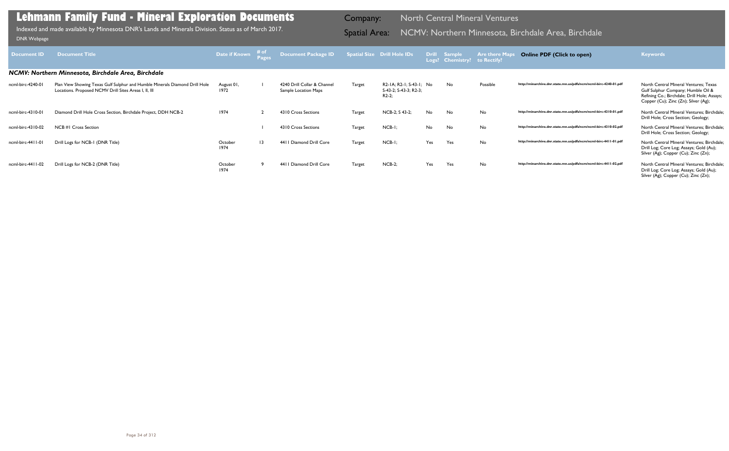# Lehmann Family Fund - Mineral Exploration Documents

Indexed and made available by Minnesota DNR's Lands and Minerals Division. Status as of March 2017.

DNR Webpage

Company: North Central Mineral Ventures

Spatial Area: NCMV: Northern Minnesota, Birchdale Area, Birchdale

| Document ID | Document Title | Date if Known | # of Pages | Document Package ID | Spatial Size | Drill Hole IDs | Drill Logs? | Sample Chemistry? | Are there Maps to Rectify? | Online PDF (Click to open) | Keywords |
|---|---|---|---|---|---|---|---|---|---|---|---|
| ***NCMV: Northern Minnesota, Birchdale Area, Birchdale*** | | | | | | | | | | | |
| ncml-birc-4240-01 | Plan View Showing Texas Gulf Sulphur and Humble Minerals Diamond Drill Hole Locations. Proposed NCMV Drill Sites Areas I, II, III | August 01, 1972 | 1 | 4240 Drill Collar & Channel Sample Location Maps | Target | R2-1A; R2-1; S-43-1; S-43-2; S-43-3; R2-3; R2-2; | No | No | Possible | http://minarchive.dnr.state.mn.us/pdfs/ncm/ncml-birc-4240-01.pdf | North Central Mineral Ventures; Texas Gulf Sulphur Company; Humble Oil & Refining Co.; Birchdale; Drill Hole; Assays; Copper (Cu); Zinc (Zn); Silver (Ag); |
| ncml-birc-4310-01 | Diamond Drill Hole Cross Section, Birchdale Project, DDH NCB-2 | 1974 | 2 | 4310 Cross Sections | Target | NCB-2; S 43-2; | No | No | No | http://minarchive.dnr.state.mn.us/pdfs/ncm/ncml-birc-4310-01.pdf | North Central Mineral Ventures; Birchdale; Drill Hole; Cross Section; Geology; |
| ncml-birc-4310-02 | NCB #1 Cross Section | | 1 | 4310 Cross Sections | Target | NCB-1; | No | No | No | http://minarchive.dnr.state.mn.us/pdfs/ncm/ncml-birc-4310-02.pdf | North Central Mineral Ventures; Birchdale; Drill Hole; Cross Section; Geology; |
| ncml-birc-4411-01 | Drill Logs for NCB-1 (DNR Title) | October 1974 | 13 | 4411 Diamond Drill Core | Target | NCB-1; | Yes | Yes | No | http://minarchive.dnr.state.mn.us/pdfs/ncm/ncml-birc-4411-01.pdf | North Central Mineral Ventures; Birchdale; Drill Log; Core Log; Assays; Gold (Au); Silver (Ag); Copper (Cu); Zinc (Zn); |
| ncml-birc-4411-02 | Drill Logs for NCB-2 (DNR Title) | October 1974 | 9 | 4411 Diamond Drill Core | Target | NCB-2; | Yes | Yes | No | http://minarchive.dnr.state.mn.us/pdfs/ncm/ncml-birc-4411-02.pdf | North Central Mineral Ventures; Birchdale; Drill Log; Core Log; Assays; Gold (Au); Silver (Ag); Copper (Cu); Zinc (Zn); |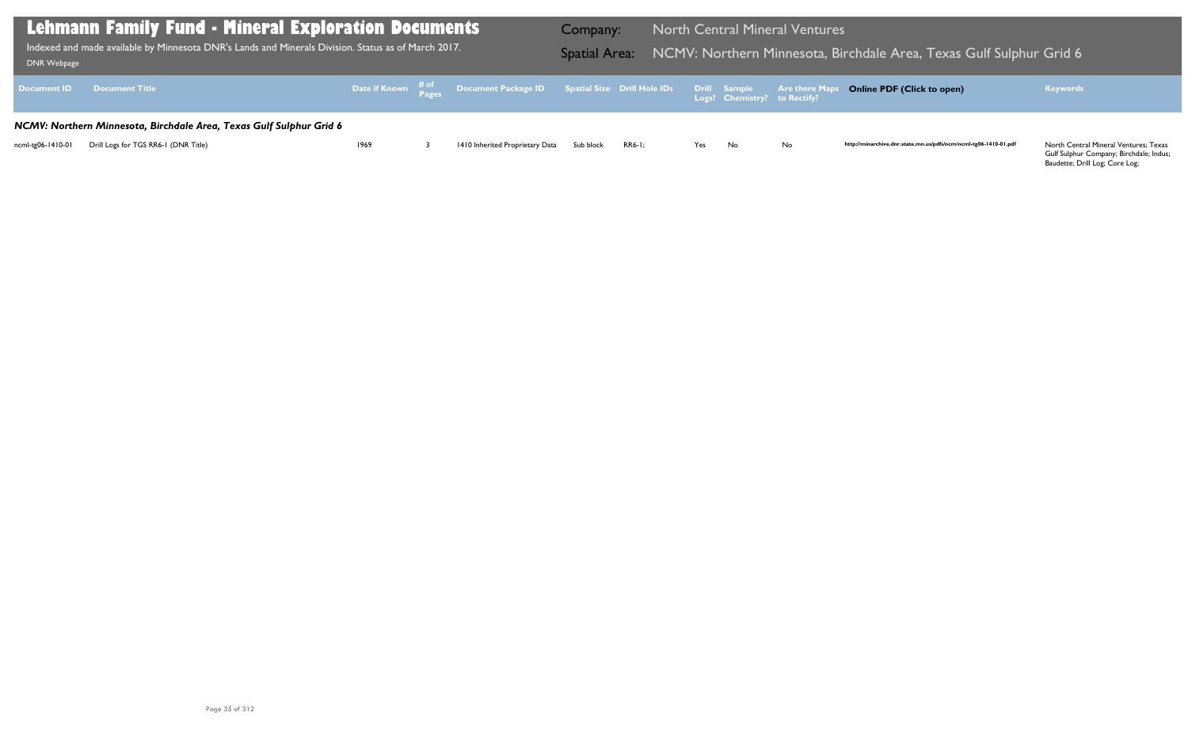# Lehmann Family Fund - Mineral Exploration Documents

Indexed and made available by Minnesota DNR's Lands and Minerals Division. Status as of March 2017.

DNR Webpage

**Company:** North Central Mineral Ventures

**Spatial Area:** NCMV: Northern Minnesota, Birchdale Area, Texas Gulf Sulphur Grid 6

| Document ID | Document Title | Date if Known | # of Pages | Document Package ID | Spatial Size | Drill Hole IDs | Drill Logs? | Sample Chemistry? | Are there Maps to Rectify? | Online PDF (Click to open) | Keywords |
|---|---|---|---|---|---|---|---|---|---|---|---|
| ***NCMV: Northern Minnesota, Birchdale Area, Texas Gulf Sulphur Grid 6*** | | | | | | | | | | | |
| ncml-tg06-1410-01 | Drill Logs for TGS RR6-1 (DNR Title) | 1969 | 3 | 1410 Inherited Proprietary Data | Sub block | RR6-1; | Yes | No | No | http://minarchive.dnr.state.mn.us/pdfs/ncm/ncml-tg06-1410-01.pdf | North Central Mineral Ventures; Texas Gulf Sulphur Company; Birchdale; Indus; Baudette; Drill Log; Core Log; |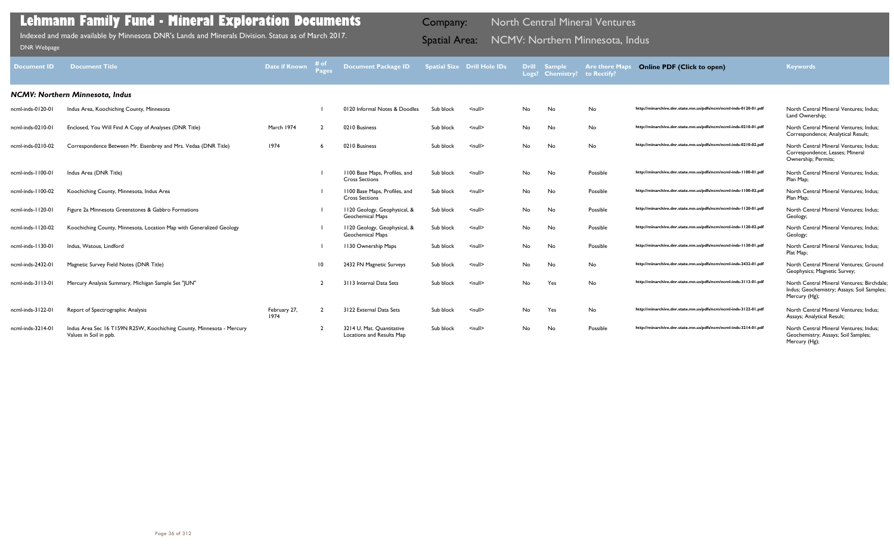# Lehmann Family Fund - Mineral Exploration Documents

Indexed and made available by Minnesota DNR's Lands and Minerals Division. Status as of March 2017.

DNR Webpage

Company: North Central Mineral Ventures

Spatial Area: NCMV: Northern Minnesota, Indus

| Document ID | Document Title | Date if Known | # of Pages | Document Package ID | Spatial Size | Drill Hole IDs | Drill Logs? | Sample Chemistry? | Are there Maps to Rectify? | Online PDF (Click to open) | Keywords |
|---|---|---|---|---|---|---|---|---|---|---|---|
| ***NCMV: Northern Minnesota, Indus*** | | | | | | | | | | | |
| ncml-inds-0120-01 | Indus Area, Koochiching County, Minnesota | | 1 | 0120 Informal Notes & Doodles | Sub block | <null> | No | No | No | http://minarchive.dnr.state.mn.us/pdfs/ncm/ncml-inds-0120-01.pdf | North Central Mineral Ventures; Indus; Land Ownership; |
| ncml-inds-0210-01 | Enclosed, You Will Find A Copy of Analyses (DNR Title) | March 1974 | 2 | 0210 Business | Sub block | <null> | No | No | No | http://minarchive.dnr.state.mn.us/pdfs/ncm/ncml-inds-0210-01.pdf | North Central Mineral Ventures; Indus; Correspondence; Analytical Result; |
| ncml-inds-0210-02 | Correspondence Between Mr. Eisenbrey and Mrs. Vedaa (DNR Title) | 1974 | 6 | 0210 Business | Sub block | <null> | No | No | No | http://minarchive.dnr.state.mn.us/pdfs/ncm/ncml-inds-0210-02.pdf | North Central Mineral Ventures; Indus; Correspondence; Leases; Mineral Ownership; Permits; |
| ncml-inds-1100-01 | Indus Area (DNR Title) | | 1 | 1100 Base Maps, Profiles, and Cross Sections | Sub block | <null> | No | No | Possible | http://minarchive.dnr.state.mn.us/pdfs/ncm/ncml-inds-1100-01.pdf | North Central Mineral Ventures; Indus; Plan Map; |
| ncml-inds-1100-02 | Koochiching County, Minnesota, Indus Area | | 1 | 1100 Base Maps, Profiles, and Cross Sections | Sub block | <null> | No | No | Possible | http://minarchive.dnr.state.mn.us/pdfs/ncm/ncml-inds-1100-02.pdf | North Central Mineral Ventures; Indus; Plan Map; |
| ncml-inds-1120-01 | Figure 2a Minnesota Greenstones & Gabbro Formations | | 1 | 1120 Geology, Geophysical, & Geochemical Maps | Sub block | <null> | No | No | Possible | http://minarchive.dnr.state.mn.us/pdfs/ncm/ncml-inds-1120-01.pdf | North Central Mineral Ventures; Indus; Geology; |
| ncml-inds-1120-02 | Koochiching County, Minnesota, Location Map with Generalized Geology | | 1 | 1120 Geology, Geophysical, & Geochemical Maps | Sub block | <null> | No | No | Possible | http://minarchive.dnr.state.mn.us/pdfs/ncm/ncml-inds-1120-02.pdf | North Central Mineral Ventures; Indus; Geology; |
| ncml-inds-1130-01 | Indus, Watous, Lindford | | 1 | 1130 Ownership Maps | Sub block | <null> | No | No | Possible | http://minarchive.dnr.state.mn.us/pdfs/ncm/ncml-inds-1130-01.pdf | North Central Mineral Ventures; Indus; Plat Map; |
| ncml-inds-2432-01 | Magnetic Survey Field Notes (DNR Title) | | 10 | 2432 FN Magnetic Surveys | Sub block | <null> | No | No | No | http://minarchive.dnr.state.mn.us/pdfs/ncm/ncml-inds-2432-01.pdf | North Central Mineral Ventures; Ground Geophysics; Magnetic Survey; |
| ncml-inds-3113-01 | Mercury Analysis Summary, Michigan Sample Set "JUN" | | 2 | 3113 Internal Data Sets | Sub block | <null> | No | Yes | No | http://minarchive.dnr.state.mn.us/pdfs/ncm/ncml-inds-3113-01.pdf | North Central Mineral Ventures; Birchdale; Indus; Geochemistry; Assays; Soil Samples; Mercury (Hg); |
| ncml-inds-3122-01 | Report of Spectrographic Analysis | February 27, 1974 | 2 | 3122 External Data Sets | Sub block | <null> | No | Yes | No | http://minarchive.dnr.state.mn.us/pdfs/ncm/ncml-inds-3122-01.pdf | North Central Mineral Ventures; Indus; Assays; Analytical Result; |
| ncml-inds-3214-01 | Indus Area Sec 16 T159N R25W, Koochiching County, Minnesota - Mercury Values in Soil in ppb. | | 2 | 3214 U. Mat. Quantitative Locations and Results Map | Sub block | <null> | No | No | Possible | http://minarchive.dnr.state.mn.us/pdfs/ncm/ncml-inds-3214-01.pdf | North Central Mineral Ventures; Indus; Geochemistry; Assays; Soil Samples; Mercury (Hg); |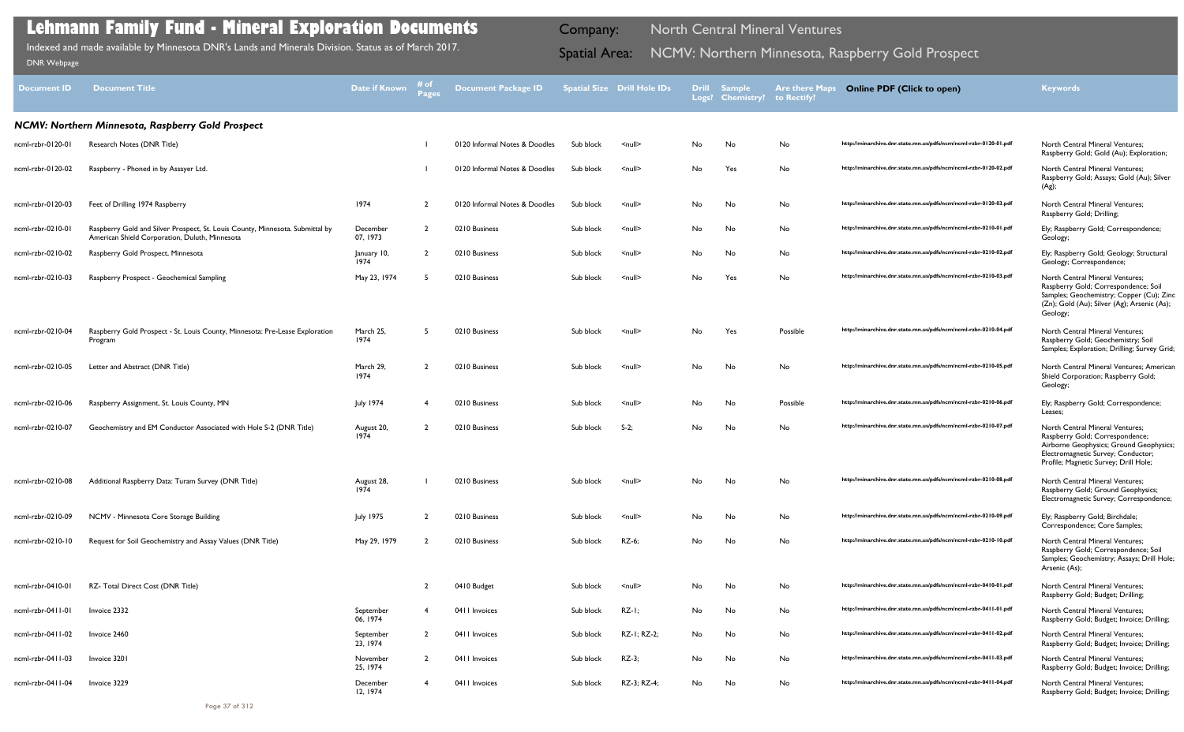# Lehmann Family Fund - Mineral Exploration Documents

Indexed and made available by Minnesota DNR's Lands and Minerals Division. Status as of March 2017.

DNR Webpage

Company: North Central Mineral Ventures

Spatial Area: NCMV: Northern Minnesota, Raspberry Gold Prospect

| Document ID | Document Title | Date if Known | # of Pages | Document Package ID | Spatial Size | Drill Hole IDs | Drill Logs? | Sample Chemistry? | Are there Maps to Rectify? | Online PDF (Click to open) | Keywords |
|---|---|---|---|---|---|---|---|---|---|---|---|
| ***NCMV: Northern Minnesota, Raspberry Gold Prospect*** | | | | | | | | | | | |
| ncml-rzbr-0120-01 | Research Notes (DNR Title) | | 1 | 0120 Informal Notes & Doodles | Sub block | <null> | No | No | No | http://minarchive.dnr.state.mn.us/pdfs/ncm/ncml-rzbr-0120-01.pdf | North Central Mineral Ventures; Raspberry Gold; Gold (Au); Exploration; |
| ncml-rzbr-0120-02 | Raspberry - Phoned in by Assayer Ltd. | | 1 | 0120 Informal Notes & Doodles | Sub block | <null> | No | Yes | No | http://minarchive.dnr.state.mn.us/pdfs/ncm/ncml-rzbr-0120-02.pdf | North Central Mineral Ventures; Raspberry Gold; Assays; Gold (Au); Silver (Ag); |
| ncml-rzbr-0120-03 | Feet of Drilling 1974 Raspberry | 1974 | 2 | 0120 Informal Notes & Doodles | Sub block | <null> | No | No | No | http://minarchive.dnr.state.mn.us/pdfs/ncm/ncml-rzbr-0120-03.pdf | North Central Mineral Ventures; Raspberry Gold; Drilling; |
| ncml-rzbr-0210-01 | Raspberry Gold and Silver Prospect, St. Louis County, Minnesota. Submittal by American Shield Corporation, Duluth, Minnesota | December 07, 1973 | 2 | 0210 Business | Sub block | <null> | No | No | No | http://minarchive.dnr.state.mn.us/pdfs/ncm/ncml-rzbr-0210-01.pdf | Ely; Raspberry Gold; Correspondence; Geology; |
| ncml-rzbr-0210-02 | Raspberry Gold Prospect, Minnesota | January 10, 1974 | 2 | 0210 Business | Sub block | <null> | No | No | No | http://minarchive.dnr.state.mn.us/pdfs/ncm/ncml-rzbr-0210-02.pdf | Ely; Raspberry Gold; Geology; Structural Geology; Correspondence; |
| ncml-rzbr-0210-03 | Raspberry Prospect - Geochemical Sampling | May 23, 1974 | 5 | 0210 Business | Sub block | <null> | No | Yes | No | http://minarchive.dnr.state.mn.us/pdfs/ncm/ncml-rzbr-0210-03.pdf | North Central Mineral Ventures; Raspberry Gold; Correspondence; Soil Samples; Geochemistry; Copper (Cu); Zinc (Zn); Gold (Au); Silver (Ag); Arsenic (As); Geology; |
| ncml-rzbr-0210-04 | Raspberry Gold Prospect - St. Louis County, Minnesota: Pre-Lease Exploration Program | March 25, 1974 | 5 | 0210 Business | Sub block | <null> | No | Yes | Possible | http://minarchive.dnr.state.mn.us/pdfs/ncm/ncml-rzbr-0210-04.pdf | North Central Mineral Ventures; Raspberry Gold; Geochemistry; Soil Samples; Exploration; Drilling; Survey Grid; |
| ncml-rzbr-0210-05 | Letter and Abstract (DNR Title) | March 29, 1974 | 2 | 0210 Business | Sub block | <null> | No | No | No | http://minarchive.dnr.state.mn.us/pdfs/ncm/ncml-rzbr-0210-05.pdf | North Central Mineral Ventures; American Shield Corporation; Raspberry Gold; Geology; |
| ncml-rzbr-0210-06 | Raspberry Assignment, St. Louis County, MN | July 1974 | 4 | 0210 Business | Sub block | <null> | No | No | Possible | http://minarchive.dnr.state.mn.us/pdfs/ncm/ncml-rzbr-0210-06.pdf | Ely; Raspberry Gold; Correspondence; Leases; |
| ncml-rzbr-0210-07 | Geochemistry and EM Conductor Associated with Hole S-2 (DNR Title) | August 20, 1974 | 2 | 0210 Business | Sub block | S-2; | No | No | No | http://minarchive.dnr.state.mn.us/pdfs/ncm/ncml-rzbr-0210-07.pdf | North Central Mineral Ventures; Raspberry Gold; Correspondence; Airborne Geophysics; Ground Geophysics; Electromagnetic Survey; Conductor; Profile; Magnetic Survey; Drill Hole; |
| ncml-rzbr-0210-08 | Additional Raspberry Data: Turam Survey (DNR Title) | August 28, 1974 | 1 | 0210 Business | Sub block | <null> | No | No | No | http://minarchive.dnr.state.mn.us/pdfs/ncm/ncml-rzbr-0210-08.pdf | North Central Mineral Ventures; Raspberry Gold; Ground Geophysics; Electromagnetic Survey; Correspondence; |
| ncml-rzbr-0210-09 | NCMV - Minnesota Core Storage Building | July 1975 | 2 | 0210 Business | Sub block | <null> | No | No | No | http://minarchive.dnr.state.mn.us/pdfs/ncm/ncml-rzbr-0210-09.pdf | Ely; Raspberry Gold; Birchdale; Correspondence; Core Samples; |
| ncml-rzbr-0210-10 | Request for Soil Geochemistry and Assay Values (DNR Title) | May 29, 1979 | 2 | 0210 Business | Sub block | RZ-6; | No | No | No | http://minarchive.dnr.state.mn.us/pdfs/ncm/ncml-rzbr-0210-10.pdf | North Central Mineral Ventures; Raspberry Gold; Correspondence; Soil Samples; Geochemistry; Assays; Drill Hole; Arsenic (As); |
| ncml-rzbr-0410-01 | RZ- Total Direct Cost (DNR Title) | | 2 | 0410 Budget | Sub block | <null> | No | No | No | http://minarchive.dnr.state.mn.us/pdfs/ncm/ncml-rzbr-0410-01.pdf | North Central Mineral Ventures; Raspberry Gold; Budget; Drilling; |
| ncml-rzbr-0411-01 | Invoice 2332 | September 06, 1974 | 4 | 0411 Invoices | Sub block | RZ-1; | No | No | No | http://minarchive.dnr.state.mn.us/pdfs/ncm/ncml-rzbr-0411-01.pdf | North Central Mineral Ventures; Raspberry Gold; Budget; Invoice; Drilling; |
| ncml-rzbr-0411-02 | Invoice 2460 | September 23, 1974 | 2 | 0411 Invoices | Sub block | RZ-1; RZ-2; | No | No | No | http://minarchive.dnr.state.mn.us/pdfs/ncm/ncml-rzbr-0411-02.pdf | North Central Mineral Ventures; Raspberry Gold; Budget; Invoice; Drilling; |
| ncml-rzbr-0411-03 | Invoice 3201 | November 25, 1974 | 2 | 0411 Invoices | Sub block | RZ-3; | No | No | No | http://minarchive.dnr.state.mn.us/pdfs/ncm/ncml-rzbr-0411-03.pdf | North Central Mineral Ventures; Raspberry Gold; Budget; Invoice; Drilling; |
| ncml-rzbr-0411-04 | Invoice 3229 | December 12, 1974 | 4 | 0411 Invoices | Sub block | RZ-3; RZ-4; | No | No | No | http://minarchive.dnr.state.mn.us/pdfs/ncm/ncml-rzbr-0411-04.pdf | North Central Mineral Ventures; Raspberry Gold; Budget; Invoice; Drilling; |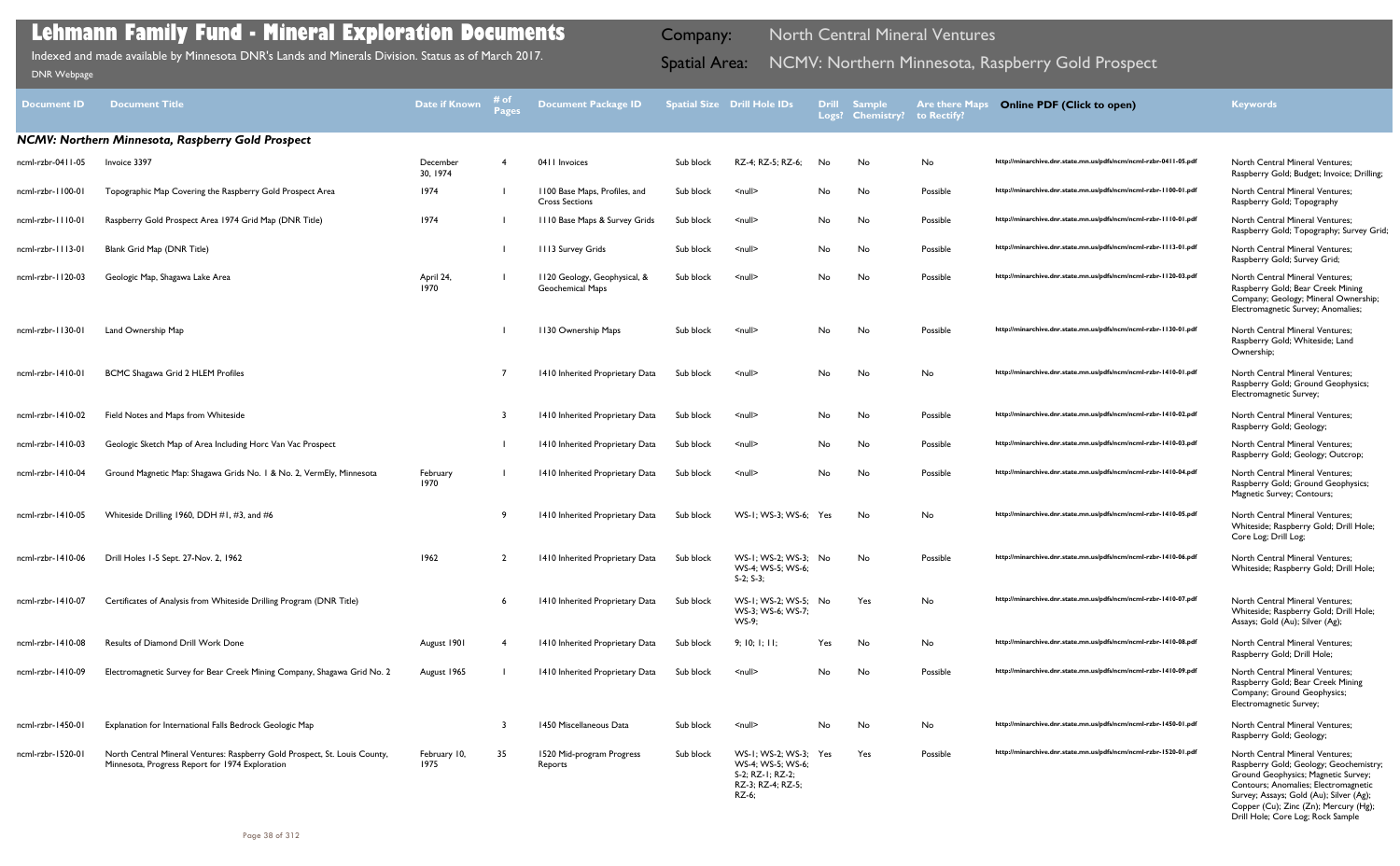# Lehmann Family Fund - Mineral Exploration Documents

Indexed and made available by Minnesota DNR's Lands and Minerals Division. Status as of March 2017.

DNR Webpage

Company: North Central Mineral Ventures

Spatial Area: NCMV: Northern Minnesota, Raspberry Gold Prospect

| Document ID | Document Title | Date if Known | # of Pages | Document Package ID | Spatial Size | Drill Hole IDs | Drill Logs? | Sample Chemistry? | Are there Maps to Rectify? | Online PDF (Click to open) | Keywords |
|---|---|---|---|---|---|---|---|---|---|---|---|
| ***NCMV: Northern Minnesota, Raspberry Gold Prospect*** | | | | | | | | | | | |
| ncml-rzbr-0411-05 | Invoice 3397 | December 30, 1974 | 4 | 0411 Invoices | Sub block | RZ-4; RZ-5; RZ-6; | No | No | No | http://minarchive.dnr.state.mn.us/pdfs/ncm/ncml-rzbr-0411-05.pdf | North Central Mineral Ventures; Raspberry Gold; Budget; Invoice; Drilling; |
| ncml-rzbr-1100-01 | Topographic Map Covering the Raspberry Gold Prospect Area | 1974 | 1 | 1100 Base Maps, Profiles, and Cross Sections | Sub block | <null> | No | No | Possible | http://minarchive.dnr.state.mn.us/pdfs/ncm/ncml-rzbr-1100-01.pdf | North Central Mineral Ventures; Raspberry Gold; Topography |
| ncml-rzbr-1110-01 | Raspberry Gold Prospect Area 1974 Grid Map (DNR Title) | 1974 | 1 | 1110 Base Maps & Survey Grids | Sub block | <null> | No | No | Possible | http://minarchive.dnr.state.mn.us/pdfs/ncm/ncml-rzbr-1110-01.pdf | North Central Mineral Ventures; Raspberry Gold; Topography; Survey Grid; |
| ncml-rzbr-1113-01 | Blank Grid Map (DNR Title) | | 1 | 1113 Survey Grids | Sub block | <null> | No | No | Possible | http://minarchive.dnr.state.mn.us/pdfs/ncm/ncml-rzbr-1113-01.pdf | North Central Mineral Ventures; Raspberry Gold; Survey Grid; |
| ncml-rzbr-1120-03 | Geologic Map, Shagawa Lake Area | April 24, 1970 | 1 | 1120 Geology, Geophysical, & Geochemical Maps | Sub block | <null> | No | No | Possible | http://minarchive.dnr.state.mn.us/pdfs/ncm/ncml-rzbr-1120-03.pdf | North Central Mineral Ventures; Raspberry Gold; Bear Creek Mining Company; Geology; Mineral Ownership; Electromagnetic Survey; Anomalies; |
| ncml-rzbr-1130-01 | Land Ownership Map | | 1 | 1130 Ownership Maps | Sub block | <null> | No | No | Possible | http://minarchive.dnr.state.mn.us/pdfs/ncm/ncml-rzbr-1130-01.pdf | North Central Mineral Ventures; Raspberry Gold; Whiteside; Land Ownership; |
| ncml-rzbr-1410-01 | BCMC Shagawa Grid 2 HLEM Profiles | | 7 | 1410 Inherited Proprietary Data | Sub block | <null> | No | No | No | http://minarchive.dnr.state.mn.us/pdfs/ncm/ncml-rzbr-1410-01.pdf | North Central Mineral Ventures; Raspberry Gold; Ground Geophysics; Electromagnetic Survey; |
| ncml-rzbr-1410-02 | Field Notes and Maps from Whiteside | | 3 | 1410 Inherited Proprietary Data | Sub block | <null> | No | No | Possible | http://minarchive.dnr.state.mn.us/pdfs/ncm/ncml-rzbr-1410-02.pdf | North Central Mineral Ventures; Raspberry Gold; Geology; |
| ncml-rzbr-1410-03 | Geologic Sketch Map of Area Including Horc Van Vac Prospect | | 1 | 1410 Inherited Proprietary Data | Sub block | <null> | No | No | Possible | http://minarchive.dnr.state.mn.us/pdfs/ncm/ncml-rzbr-1410-03.pdf | North Central Mineral Ventures; Raspberry Gold; Geology; Outcrop; |
| ncml-rzbr-1410-04 | Ground Magnetic Map: Shagawa Grids No. 1 & No. 2, VermEly, Minnesota | February 1970 | 1 | 1410 Inherited Proprietary Data | Sub block | <null> | No | No | Possible | http://minarchive.dnr.state.mn.us/pdfs/ncm/ncml-rzbr-1410-04.pdf | North Central Mineral Ventures; Raspberry Gold; Ground Geophysics; Magnetic Survey; Contours; |
| ncml-rzbr-1410-05 | Whiteside Drilling 1960, DDH #1, #3, and #6 | | 9 | 1410 Inherited Proprietary Data | Sub block | WS-1; WS-3; WS-6; | Yes | No | No | http://minarchive.dnr.state.mn.us/pdfs/ncm/ncml-rzbr-1410-05.pdf | North Central Mineral Ventures; Whiteside; Raspberry Gold; Drill Hole; Core Log; Drill Log; |
| ncml-rzbr-1410-06 | Drill Holes 1-5 Sept. 27-Nov. 2, 1962 | 1962 | 2 | 1410 Inherited Proprietary Data | Sub block | WS-1; WS-2; WS-3; WS-4; WS-5; WS-6; S-2; S-3; | No | No | Possible | http://minarchive.dnr.state.mn.us/pdfs/ncm/ncml-rzbr-1410-06.pdf | North Central Mineral Ventures; Whiteside; Raspberry Gold; Drill Hole; |
| ncml-rzbr-1410-07 | Certificates of Analysis from Whiteside Drilling Program (DNR Title) | | 6 | 1410 Inherited Proprietary Data | Sub block | WS-1; WS-2; WS-5; WS-3; WS-6; WS-7; WS-9; | No | Yes | No | http://minarchive.dnr.state.mn.us/pdfs/ncm/ncml-rzbr-1410-07.pdf | North Central Mineral Ventures; Whiteside; Raspberry Gold; Drill Hole; Assays; Gold (Au); Silver (Ag); |
| ncml-rzbr-1410-08 | Results of Diamond Drill Work Done | August 1901 | 4 | 1410 Inherited Proprietary Data | Sub block | 9; 10; 1; 11; | Yes | No | No | http://minarchive.dnr.state.mn.us/pdfs/ncm/ncml-rzbr-1410-08.pdf | North Central Mineral Ventures; Raspberry Gold; Drill Hole; |
| ncml-rzbr-1410-09 | Electromagnetic Survey for Bear Creek Mining Company, Shagawa Grid No. 2 | August 1965 | 1 | 1410 Inherited Proprietary Data | Sub block | <null> | No | No | Possible | http://minarchive.dnr.state.mn.us/pdfs/ncm/ncml-rzbr-1410-09.pdf | North Central Mineral Ventures; Raspberry Gold; Bear Creek Mining Company; Ground Geophysics; Electromagnetic Survey; |
| ncml-rzbr-1450-01 | Explanation for International Falls Bedrock Geologic Map | | 3 | 1450 Miscellaneous Data | Sub block | <null> | No | No | No | http://minarchive.dnr.state.mn.us/pdfs/ncm/ncml-rzbr-1450-01.pdf | North Central Mineral Ventures; Raspberry Gold; Geology; |
| ncml-rzbr-1520-01 | North Central Mineral Ventures: Raspberry Gold Prospect, St. Louis County, Minnesota, Progress Report for 1974 Exploration | February 10, 1975 | 35 | 1520 Mid-program Progress Reports | Sub block | WS-1; WS-2; WS-3; WS-4; WS-5; WS-6; S-2; RZ-1; RZ-2; RZ-3; RZ-4; RZ-5; RZ-6; | Yes | Yes | Possible | http://minarchive.dnr.state.mn.us/pdfs/ncm/ncml-rzbr-1520-01.pdf | North Central Mineral Ventures; Raspberry Gold; Geology; Geochemistry; Ground Geophysics; Magnetic Survey; Contours; Anomalies; Electromagnetic Survey; Assays; Gold (Au); Silver (Ag); Copper (Cu); Zinc (Zn); Mercury (Hg); Drill Hole; Core Log; Rock Sample |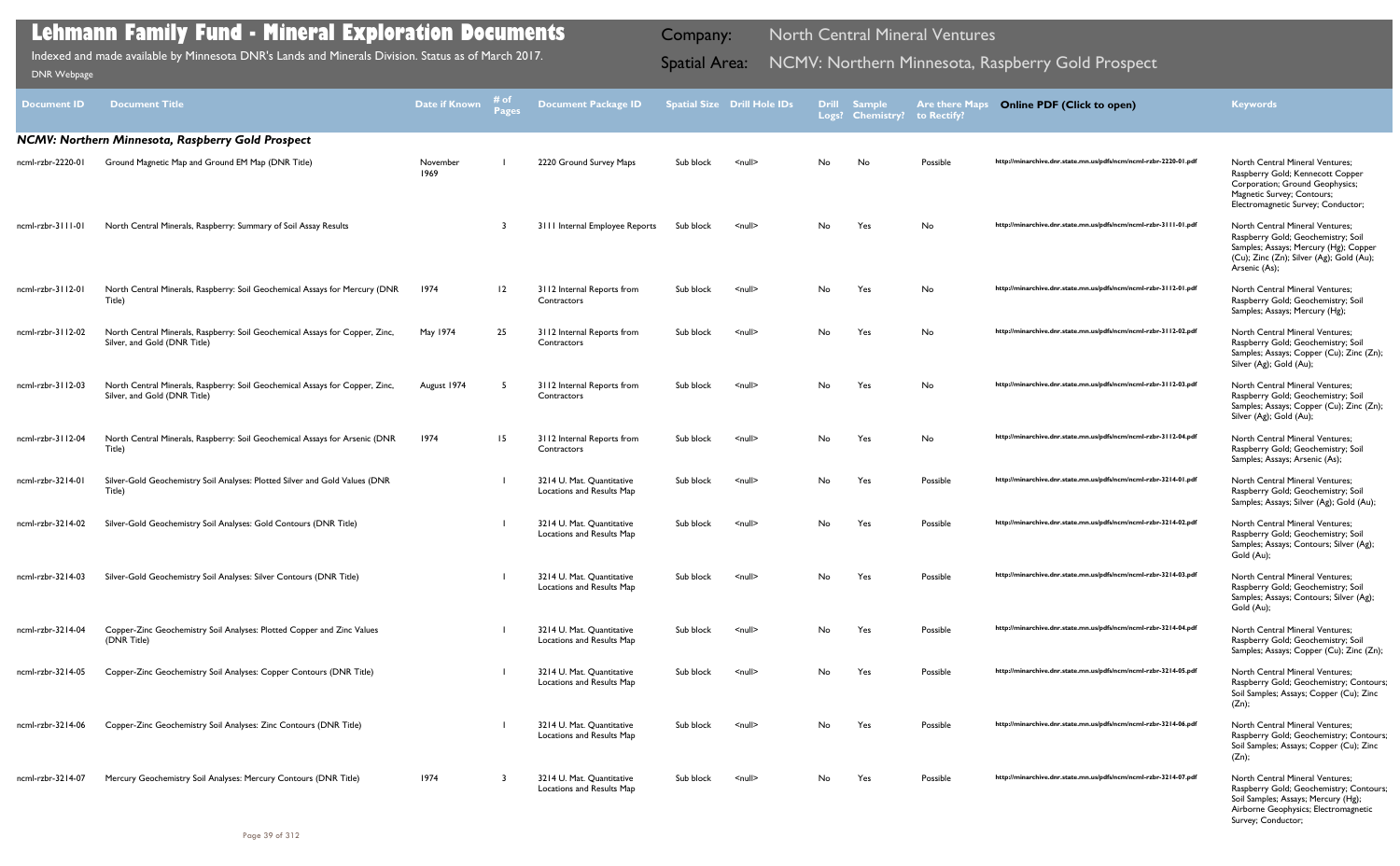# Lehmann Family Fund - Mineral Exploration Documents

Indexed and made available by Minnesota DNR's Lands and Minerals Division. Status as of March 2017.

DNR Webpage

Company: North Central Mineral Ventures

Spatial Area: NCMV: Northern Minnesota, Raspberry Gold Prospect

| Document ID | Document Title | Date if Known | # of Pages | Document Package ID | Spatial Size | Drill Hole IDs | Drill Logs? | Sample Chemistry? | Are there Maps to Rectify? | Online PDF (Click to open) | Keywords |
|---|---|---|---|---|---|---|---|---|---|---|---|
| ***NCMV: Northern Minnesota, Raspberry Gold Prospect*** | | | | | | | | | | | |
| ncml-rzbr-2220-01 | Ground Magnetic Map and Ground EM Map (DNR Title) | November 1969 | 1 | 2220 Ground Survey Maps | Sub block | <null> | No | No | Possible | http://minarchive.dnr.state.mn.us/pdfs/ncm/ncml-rzbr-2220-01.pdf | North Central Mineral Ventures; Raspberry Gold; Kennecott Copper Corporation; Ground Geophysics; Magnetic Survey; Contours; Electromagnetic Survey; Conductor; |
| ncml-rzbr-3111-01 | North Central Minerals, Raspberry: Summary of Soil Assay Results | | 3 | 3111 Internal Employee Reports | Sub block | <null> | No | Yes | No | http://minarchive.dnr.state.mn.us/pdfs/ncm/ncml-rzbr-3111-01.pdf | North Central Mineral Ventures; Raspberry Gold; Geochemistry; Soil Samples; Assays; Mercury (Hg); Copper (Cu); Zinc (Zn); Silver (Ag); Gold (Au); Arsenic (As); |
| ncml-rzbr-3112-01 | North Central Minerals, Raspberry: Soil Geochemical Assays for Mercury (DNR Title) | 1974 | 12 | 3112 Internal Reports from Contractors | Sub block | <null> | No | Yes | No | http://minarchive.dnr.state.mn.us/pdfs/ncm/ncml-rzbr-3112-01.pdf | North Central Mineral Ventures; Raspberry Gold; Geochemistry; Soil Samples; Assays; Mercury (Hg); |
| ncml-rzbr-3112-02 | North Central Minerals, Raspberry: Soil Geochemical Assays for Copper, Zinc, Silver, and Gold (DNR Title) | May 1974 | 25 | 3112 Internal Reports from Contractors | Sub block | <null> | No | Yes | No | http://minarchive.dnr.state.mn.us/pdfs/ncm/ncml-rzbr-3112-02.pdf | North Central Mineral Ventures; Raspberry Gold; Geochemistry; Soil Samples; Assays; Copper (Cu); Zinc (Zn); Silver (Ag); Gold (Au); |
| ncml-rzbr-3112-03 | North Central Minerals, Raspberry: Soil Geochemical Assays for Copper, Zinc, Silver, and Gold (DNR Title) | August 1974 | 5 | 3112 Internal Reports from Contractors | Sub block | <null> | No | Yes | No | http://minarchive.dnr.state.mn.us/pdfs/ncm/ncml-rzbr-3112-03.pdf | North Central Mineral Ventures; Raspberry Gold; Geochemistry; Soil Samples; Assays; Copper (Cu); Zinc (Zn); Silver (Ag); Gold (Au); |
| ncml-rzbr-3112-04 | North Central Minerals, Raspberry: Soil Geochemical Assays for Arsenic (DNR Title) | 1974 | 15 | 3112 Internal Reports from Contractors | Sub block | <null> | No | Yes | No | http://minarchive.dnr.state.mn.us/pdfs/ncm/ncml-rzbr-3112-04.pdf | North Central Mineral Ventures; Raspberry Gold; Geochemistry; Soil Samples; Assays; Arsenic (As); |
| ncml-rzbr-3214-01 | Silver-Gold Geochemistry Soil Analyses: Plotted Silver and Gold Values (DNR Title) | | 1 | 3214 U. Mat. Quantitative Locations and Results Map | Sub block | <null> | No | Yes | Possible | http://minarchive.dnr.state.mn.us/pdfs/ncm/ncml-rzbr-3214-01.pdf | North Central Mineral Ventures; Raspberry Gold; Geochemistry; Soil Samples; Assays; Silver (Ag); Gold (Au); |
| ncml-rzbr-3214-02 | Silver-Gold Geochemistry Soil Analyses: Gold Contours (DNR Title) | | 1 | 3214 U. Mat. Quantitative Locations and Results Map | Sub block | <null> | No | Yes | Possible | http://minarchive.dnr.state.mn.us/pdfs/ncm/ncml-rzbr-3214-02.pdf | North Central Mineral Ventures; Raspberry Gold; Geochemistry; Soil Samples; Assays; Contours; Silver (Ag); Gold (Au); |
| ncml-rzbr-3214-03 | Silver-Gold Geochemistry Soil Analyses: Silver Contours (DNR Title) | | 1 | 3214 U. Mat. Quantitative Locations and Results Map | Sub block | <null> | No | Yes | Possible | http://minarchive.dnr.state.mn.us/pdfs/ncm/ncml-rzbr-3214-03.pdf | North Central Mineral Ventures; Raspberry Gold; Geochemistry; Soil Samples; Assays; Contours; Silver (Ag); Gold (Au); |
| ncml-rzbr-3214-04 | Copper-Zinc Geochemistry Soil Analyses: Plotted Copper and Zinc Values (DNR Title) | | 1 | 3214 U. Mat. Quantitative Locations and Results Map | Sub block | <null> | No | Yes | Possible | http://minarchive.dnr.state.mn.us/pdfs/ncm/ncml-rzbr-3214-04.pdf | North Central Mineral Ventures; Raspberry Gold; Geochemistry; Soil Samples; Assays; Copper (Cu); Zinc (Zn); |
| ncml-rzbr-3214-05 | Copper-Zinc Geochemistry Soil Analyses: Copper Contours (DNR Title) | | 1 | 3214 U. Mat. Quantitative Locations and Results Map | Sub block | <null> | No | Yes | Possible | http://minarchive.dnr.state.mn.us/pdfs/ncm/ncml-rzbr-3214-05.pdf | North Central Mineral Ventures; Raspberry Gold; Geochemistry; Contours; Soil Samples; Assays; Copper (Cu); Zinc (Zn); |
| ncml-rzbr-3214-06 | Copper-Zinc Geochemistry Soil Analyses: Zinc Contours (DNR Title) | | 1 | 3214 U. Mat. Quantitative Locations and Results Map | Sub block | <null> | No | Yes | Possible | http://minarchive.dnr.state.mn.us/pdfs/ncm/ncml-rzbr-3214-06.pdf | North Central Mineral Ventures; Raspberry Gold; Geochemistry; Contours; Soil Samples; Assays; Copper (Cu); Zinc (Zn); |
| ncml-rzbr-3214-07 | Mercury Geochemistry Soil Analyses: Mercury Contours (DNR Title) | 1974 | 3 | 3214 U. Mat. Quantitative Locations and Results Map | Sub block | <null> | No | Yes | Possible | http://minarchive.dnr.state.mn.us/pdfs/ncm/ncml-rzbr-3214-07.pdf | North Central Mineral Ventures; Raspberry Gold; Geochemistry; Contours; Soil Samples; Assays; Mercury (Hg); Airborne Geophysics; Electromagnetic Survey; Conductor; |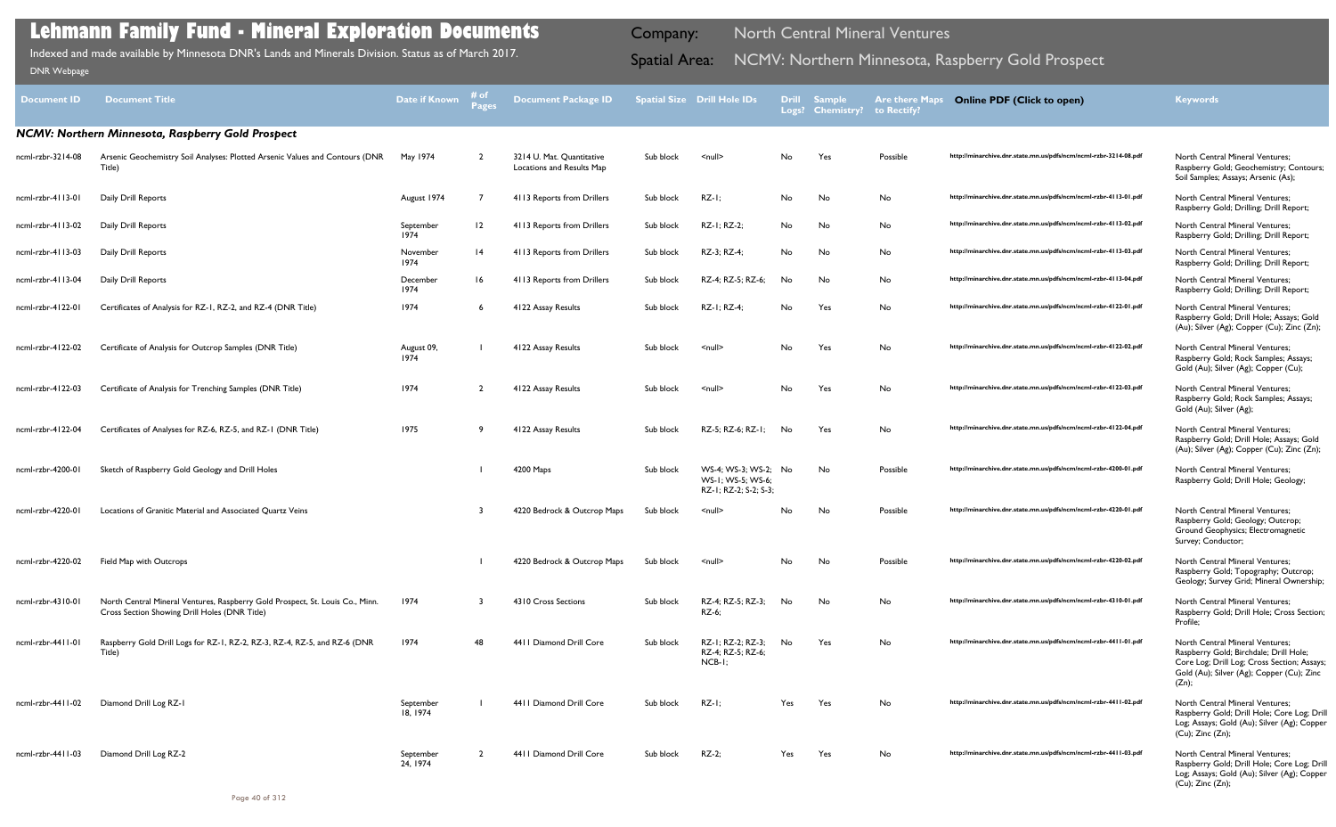# Lehmann Family Fund - Mineral Exploration Documents

Indexed and made available by Minnesota DNR's Lands and Minerals Division. Status as of March 2017.

DNR Webpage

Company: North Central Mineral Ventures

Spatial Area: NCMV: Northern Minnesota, Raspberry Gold Prospect

| Document ID | Document Title | Date if Known | # of Pages | Document Package ID | Spatial Size | Drill Hole IDs | Drill Logs? | Sample Chemistry? | Are there Maps to Rectify? | Online PDF (Click to open) | Keywords |
|---|---|---|---|---|---|---|---|---|---|---|---|
| ***NCMV: Northern Minnesota, Raspberry Gold Prospect*** | | | | | | | | | | | |
| ncml-rzbr-3214-08 | Arsenic Geochemistry Soil Analyses: Plotted Arsenic Values and Contours (DNR Title) | May 1974 | 2 | 3214 U. Mat. Quantitative Locations and Results Map | Sub block | <null> | No | Yes | Possible | http://minarchive.dnr.state.mn.us/pdfs/ncm/ncml-rzbr-3214-08.pdf | North Central Mineral Ventures; Raspberry Gold; Geochemistry; Contours; Soil Samples; Assays; Arsenic (As); |
| ncml-rzbr-4113-01 | Daily Drill Reports | August 1974 | 7 | 4113 Reports from Drillers | Sub block | RZ-1; | No | No | No | http://minarchive.dnr.state.mn.us/pdfs/ncm/ncml-rzbr-4113-01.pdf | North Central Mineral Ventures; Raspberry Gold; Drilling; Drill Report; |
| ncml-rzbr-4113-02 | Daily Drill Reports | September 1974 | 12 | 4113 Reports from Drillers | Sub block | RZ-1; RZ-2; | No | No | No | http://minarchive.dnr.state.mn.us/pdfs/ncm/ncml-rzbr-4113-02.pdf | North Central Mineral Ventures; Raspberry Gold; Drilling; Drill Report; |
| ncml-rzbr-4113-03 | Daily Drill Reports | November 1974 | 14 | 4113 Reports from Drillers | Sub block | RZ-3; RZ-4; | No | No | No | http://minarchive.dnr.state.mn.us/pdfs/ncm/ncml-rzbr-4113-03.pdf | North Central Mineral Ventures; Raspberry Gold; Drilling; Drill Report; |
| ncml-rzbr-4113-04 | Daily Drill Reports | December 1974 | 16 | 4113 Reports from Drillers | Sub block | RZ-4; RZ-5; RZ-6; | No | No | No | http://minarchive.dnr.state.mn.us/pdfs/ncm/ncml-rzbr-4113-04.pdf | North Central Mineral Ventures; Raspberry Gold; Drilling; Drill Report; |
| ncml-rzbr-4122-01 | Certificates of Analysis for RZ-1, RZ-2, and RZ-4 (DNR Title) | 1974 | 6 | 4122 Assay Results | Sub block | RZ-1; RZ-4; | No | Yes | No | http://minarchive.dnr.state.mn.us/pdfs/ncm/ncml-rzbr-4122-01.pdf | North Central Mineral Ventures; Raspberry Gold; Drill Hole; Assays; Gold (Au); Silver (Ag); Copper (Cu); Zinc (Zn); |
| ncml-rzbr-4122-02 | Certificate of Analysis for Outcrop Samples (DNR Title) | August 09, 1974 | 1 | 4122 Assay Results | Sub block | <null> | No | Yes | No | http://minarchive.dnr.state.mn.us/pdfs/ncm/ncml-rzbr-4122-02.pdf | North Central Mineral Ventures; Raspberry Gold; Rock Samples; Assays; Gold (Au); Silver (Ag); Copper (Cu); |
| ncml-rzbr-4122-03 | Certificate of Analysis for Trenching Samples (DNR Title) | 1974 | 2 | 4122 Assay Results | Sub block | <null> | No | Yes | No | http://minarchive.dnr.state.mn.us/pdfs/ncm/ncml-rzbr-4122-03.pdf | North Central Mineral Ventures; Raspberry Gold; Rock Samples; Assays; Gold (Au); Silver (Ag); |
| ncml-rzbr-4122-04 | Certificates of Analyses for RZ-6, RZ-5, and RZ-1 (DNR Title) | 1975 | 9 | 4122 Assay Results | Sub block | RZ-5; RZ-6; RZ-1; | No | Yes | No | http://minarchive.dnr.state.mn.us/pdfs/ncm/ncml-rzbr-4122-04.pdf | North Central Mineral Ventures; Raspberry Gold; Drill Hole; Assays; Gold (Au); Silver (Ag); Copper (Cu); Zinc (Zn); |
| ncml-rzbr-4200-01 | Sketch of Raspberry Gold Geology and Drill Holes | | 1 | 4200 Maps | Sub block | WS-4; WS-3; WS-2; WS-1; WS-5; WS-6; RZ-1; RZ-2; S-2; S-3; | No | No | Possible | http://minarchive.dnr.state.mn.us/pdfs/ncm/ncml-rzbr-4200-01.pdf | North Central Mineral Ventures; Raspberry Gold; Drill Hole; Geology; |
| ncml-rzbr-4220-01 | Locations of Granitic Material and Associated Quartz Veins | | 3 | 4220 Bedrock & Outcrop Maps | Sub block | <null> | No | No | Possible | http://minarchive.dnr.state.mn.us/pdfs/ncm/ncml-rzbr-4220-01.pdf | North Central Mineral Ventures; Raspberry Gold; Geology; Outcrop; Ground Geophysics; Electromagnetic Survey; Conductor; |
| ncml-rzbr-4220-02 | Field Map with Outcrops | | 1 | 4220 Bedrock & Outcrop Maps | Sub block | <null> | No | No | Possible | http://minarchive.dnr.state.mn.us/pdfs/ncm/ncml-rzbr-4220-02.pdf | North Central Mineral Ventures; Raspberry Gold; Topography; Outcrop; Geology; Survey Grid; Mineral Ownership; |
| ncml-rzbr-4310-01 | North Central Mineral Ventures, Raspberry Gold Prospect, St. Louis Co., Minn. Cross Section Showing Drill Holes (DNR Title) | 1974 | 3 | 4310 Cross Sections | Sub block | RZ-4; RZ-5; RZ-3; RZ-6; | No | No | No | http://minarchive.dnr.state.mn.us/pdfs/ncm/ncml-rzbr-4310-01.pdf | North Central Mineral Ventures; Raspberry Gold; Drill Hole; Cross Section; Profile; |
| ncml-rzbr-4411-01 | Raspberry Gold Drill Logs for RZ-1, RZ-2, RZ-3, RZ-4, RZ-5, and RZ-6 (DNR Title) | 1974 | 48 | 4411 Diamond Drill Core | Sub block | RZ-1; RZ-2; RZ-3; RZ-4; RZ-5; RZ-6; NCB-1; | No | Yes | No | http://minarchive.dnr.state.mn.us/pdfs/ncm/ncml-rzbr-4411-01.pdf | North Central Mineral Ventures; Raspberry Gold; Birchdale; Drill Hole; Core Log; Drill Log; Cross Section; Assays; Gold (Au); Silver (Ag); Copper (Cu); Zinc (Zn); |
| ncml-rzbr-4411-02 | Diamond Drill Log RZ-1 | September 18, 1974 | 1 | 4411 Diamond Drill Core | Sub block | RZ-1; | Yes | Yes | No | http://minarchive.dnr.state.mn.us/pdfs/ncm/ncml-rzbr-4411-02.pdf | North Central Mineral Ventures; Raspberry Gold; Drill Hole; Core Log; Drill Log; Assays; Gold (Au); Silver (Ag); Copper (Cu); Zinc (Zn); |
| ncml-rzbr-4411-03 | Diamond Drill Log RZ-2 | September 24, 1974 | 2 | 4411 Diamond Drill Core | Sub block | RZ-2; | Yes | Yes | No | http://minarchive.dnr.state.mn.us/pdfs/ncm/ncml-rzbr-4411-03.pdf | North Central Mineral Ventures; Raspberry Gold; Drill Hole; Core Log; Drill Log; Assays; Gold (Au); Silver (Ag); Copper (Cu); Zinc (Zn); |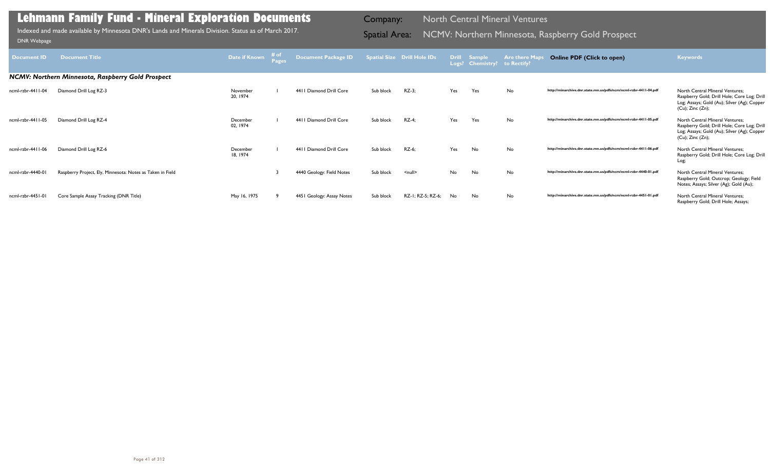# Lehmann Family Fund - Mineral Exploration Documents

Indexed and made available by Minnesota DNR's Lands and Minerals Division. Status as of March 2017.

DNR Webpage

**Company:** North Central Mineral Ventures

**Spatial Area:** NCMV: Northern Minnesota, Raspberry Gold Prospect

| Document ID | Document Title | Date if Known | # of Pages | Document Package ID | Spatial Size | Drill Hole IDs | Drill Logs? | Sample Chemistry? | Are there Maps to Rectify? | Online PDF (Click to open) | Keywords |
|---|---|---|---|---|---|---|---|---|---|---|---|
| ***NCMV: Northern Minnesota, Raspberry Gold Prospect*** | | | | | | | | | | | |
| ncml-rzbr-4411-04 | Diamond Drill Log RZ-3 | November 20, 1974 | 1 | 4411 Diamond Drill Core | Sub block | RZ-3; | Yes | Yes | No | http://minarchive.dnr.state.mn.us/pdfs/ncm/ncml-rzbr-4411-04.pdf | North Central Mineral Ventures; Raspberry Gold; Drill Hole; Core Log; Drill Log; Assays; Gold (Au); Silver (Ag); Copper (Cu); Zinc (Zn); |
| ncml-rzbr-4411-05 | Diamond Drill Log RZ-4 | December 02, 1974 | 1 | 4411 Diamond Drill Core | Sub block | RZ-4; | Yes | Yes | No | http://minarchive.dnr.state.mn.us/pdfs/ncm/ncml-rzbr-4411-05.pdf | North Central Mineral Ventures; Raspberry Gold; Drill Hole; Core Log; Drill Log; Assays; Gold (Au); Silver (Ag); Copper (Cu); Zinc (Zn); |
| ncml-rzbr-4411-06 | Diamond Drill Log RZ-6 | December 18, 1974 | 1 | 4411 Diamond Drill Core | Sub block | RZ-6; | Yes | No | No | http://minarchive.dnr.state.mn.us/pdfs/ncm/ncml-rzbr-4411-06.pdf | North Central Mineral Ventures; Raspberry Gold; Drill Hole; Core Log; Drill Log; |
| ncml-rzbr-4440-01 | Raspberry Project, Ely, Minnesota: Notes as Taken in Field | | 3 | 4440 Geology: Field Notes | Sub block | <null> | No | No | No | http://minarchive.dnr.state.mn.us/pdfs/ncm/ncml-rzbr-4440-01.pdf | North Central Mineral Ventures; Raspberry Gold; Outcrop; Geology; Field Notes; Assays; Silver (Ag); Gold (Au); |
| ncml-rzbr-4451-01 | Core Sample Assay Tracking (DNR Title) | May 16, 1975 | 9 | 4451 Geology: Assay Notes | Sub block | RZ-1; RZ-5; RZ-6; | No | No | No | http://minarchive.dnr.state.mn.us/pdfs/ncm/ncml-rzbr-4451-01.pdf | North Central Mineral Ventures; Raspberry Gold; Drill Hole; Assays; |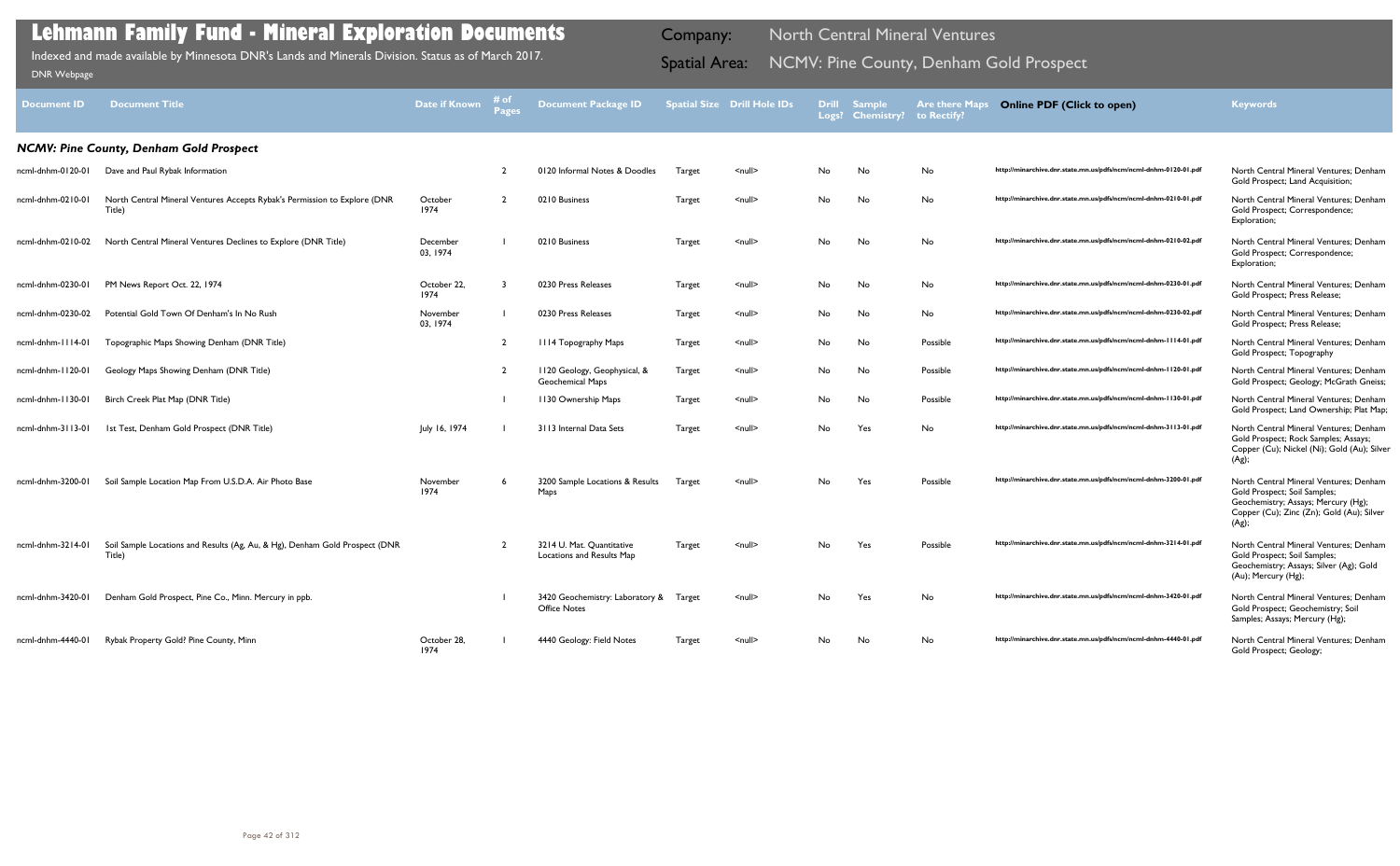# Lehmann Family Fund - Mineral Exploration Documents

Indexed and made available by Minnesota DNR's Lands and Minerals Division. Status as of March 2017.

DNR Webpage

Company: North Central Mineral Ventures

Spatial Area: NCMV: Pine County, Denham Gold Prospect

| Document ID | Document Title | Date if Known | # of Pages | Document Package ID | Spatial Size | Drill Hole IDs | Drill Logs? | Sample Chemistry? | Are there Maps to Rectify? | Online PDF (Click to open) | Keywords |
|---|---|---|---|---|---|---|---|---|---|---|---|
| ***NCMV: Pine County, Denham Gold Prospect*** | | | | | | | | | | | |
| ncml-dnhm-0120-01 | Dave and Paul Rybak Information | | 2 | 0120 Informal Notes & Doodles | Target | <null> | No | No | No | http://minarchive.dnr.state.mn.us/pdfs/ncm/ncml-dnhm-0120-01.pdf | North Central Mineral Ventures; Denham Gold Prospect; Land Acquisition; |
| ncml-dnhm-0210-01 | North Central Mineral Ventures Accepts Rybak's Permission to Explore (DNR Title) | October 1974 | 2 | 0210 Business | Target | <null> | No | No | No | http://minarchive.dnr.state.mn.us/pdfs/ncm/ncml-dnhm-0210-01.pdf | North Central Mineral Ventures; Denham Gold Prospect; Correspondence; Exploration; |
| ncml-dnhm-0210-02 | North Central Mineral Ventures Declines to Explore (DNR Title) | December 03, 1974 | 1 | 0210 Business | Target | <null> | No | No | No | http://minarchive.dnr.state.mn.us/pdfs/ncm/ncml-dnhm-0210-02.pdf | North Central Mineral Ventures; Denham Gold Prospect; Correspondence; Exploration; |
| ncml-dnhm-0230-01 | PM News Report Oct. 22, 1974 | October 22, 1974 | 3 | 0230 Press Releases | Target | <null> | No | No | No | http://minarchive.dnr.state.mn.us/pdfs/ncm/ncml-dnhm-0230-01.pdf | North Central Mineral Ventures; Denham Gold Prospect; Press Release; |
| ncml-dnhm-0230-02 | Potential Gold Town Of Denham's In No Rush | November 03, 1974 | 1 | 0230 Press Releases | Target | <null> | No | No | No | http://minarchive.dnr.state.mn.us/pdfs/ncm/ncml-dnhm-0230-02.pdf | North Central Mineral Ventures; Denham Gold Prospect; Press Release; |
| ncml-dnhm-1114-01 | Topographic Maps Showing Denham (DNR Title) | | 2 | 1114 Topography Maps | Target | <null> | No | No | Possible | http://minarchive.dnr.state.mn.us/pdfs/ncm/ncml-dnhm-1114-01.pdf | North Central Mineral Ventures; Denham Gold Prospect; Topography |
| ncml-dnhm-1120-01 | Geology Maps Showing Denham (DNR Title) | | 2 | 1120 Geology, Geophysical, & Geochemical Maps | Target | <null> | No | No | Possible | http://minarchive.dnr.state.mn.us/pdfs/ncm/ncml-dnhm-1120-01.pdf | North Central Mineral Ventures; Denham Gold Prospect; Geology; McGrath Gneiss; |
| ncml-dnhm-1130-01 | Birch Creek Plat Map (DNR Title) | | 1 | 1130 Ownership Maps | Target | <null> | No | No | Possible | http://minarchive.dnr.state.mn.us/pdfs/ncm/ncml-dnhm-1130-01.pdf | North Central Mineral Ventures; Denham Gold Prospect; Land Ownership; Plat Map; |
| ncml-dnhm-3113-01 | 1st Test, Denham Gold Prospect (DNR Title) | July 16, 1974 | 1 | 3113 Internal Data Sets | Target | <null> | No | Yes | No | http://minarchive.dnr.state.mn.us/pdfs/ncm/ncml-dnhm-3113-01.pdf | North Central Mineral Ventures; Denham Gold Prospect; Rock Samples; Assays; Copper (Cu); Nickel (Ni); Gold (Au); Silver (Ag); |
| ncml-dnhm-3200-01 | Soil Sample Location Map From U.S.D.A. Air Photo Base | November 1974 | 6 | 3200 Sample Locations & Results Maps | Target | <null> | No | Yes | Possible | http://minarchive.dnr.state.mn.us/pdfs/ncm/ncml-dnhm-3200-01.pdf | North Central Mineral Ventures; Denham Gold Prospect; Soil Samples; Geochemistry; Assays; Mercury (Hg); Copper (Cu); Zinc (Zn); Gold (Au); Silver (Ag); |
| ncml-dnhm-3214-01 | Soil Sample Locations and Results (Ag, Au, & Hg), Denham Gold Prospect (DNR Title) | | 2 | 3214 U. Mat. Quantitative Locations and Results Map | Target | <null> | No | Yes | Possible | http://minarchive.dnr.state.mn.us/pdfs/ncm/ncml-dnhm-3214-01.pdf | North Central Mineral Ventures; Denham Gold Prospect; Soil Samples; Geochemistry; Assays; Silver (Ag); Gold (Au); Mercury (Hg); |
| ncml-dnhm-3420-01 | Denham Gold Prospect, Pine Co., Minn. Mercury in ppb. | | 1 | 3420 Geochemistry: Laboratory & Office Notes | Target | <null> | No | Yes | No | http://minarchive.dnr.state.mn.us/pdfs/ncm/ncml-dnhm-3420-01.pdf | North Central Mineral Ventures; Denham Gold Prospect; Geochemistry; Soil Samples; Assays; Mercury (Hg); |
| ncml-dnhm-4440-01 | Rybak Property Gold? Pine County, Minn | October 28, 1974 | 1 | 4440 Geology: Field Notes | Target | <null> | No | No | No | http://minarchive.dnr.state.mn.us/pdfs/ncm/ncml-dnhm-4440-01.pdf | North Central Mineral Ventures; Denham Gold Prospect; Geology; |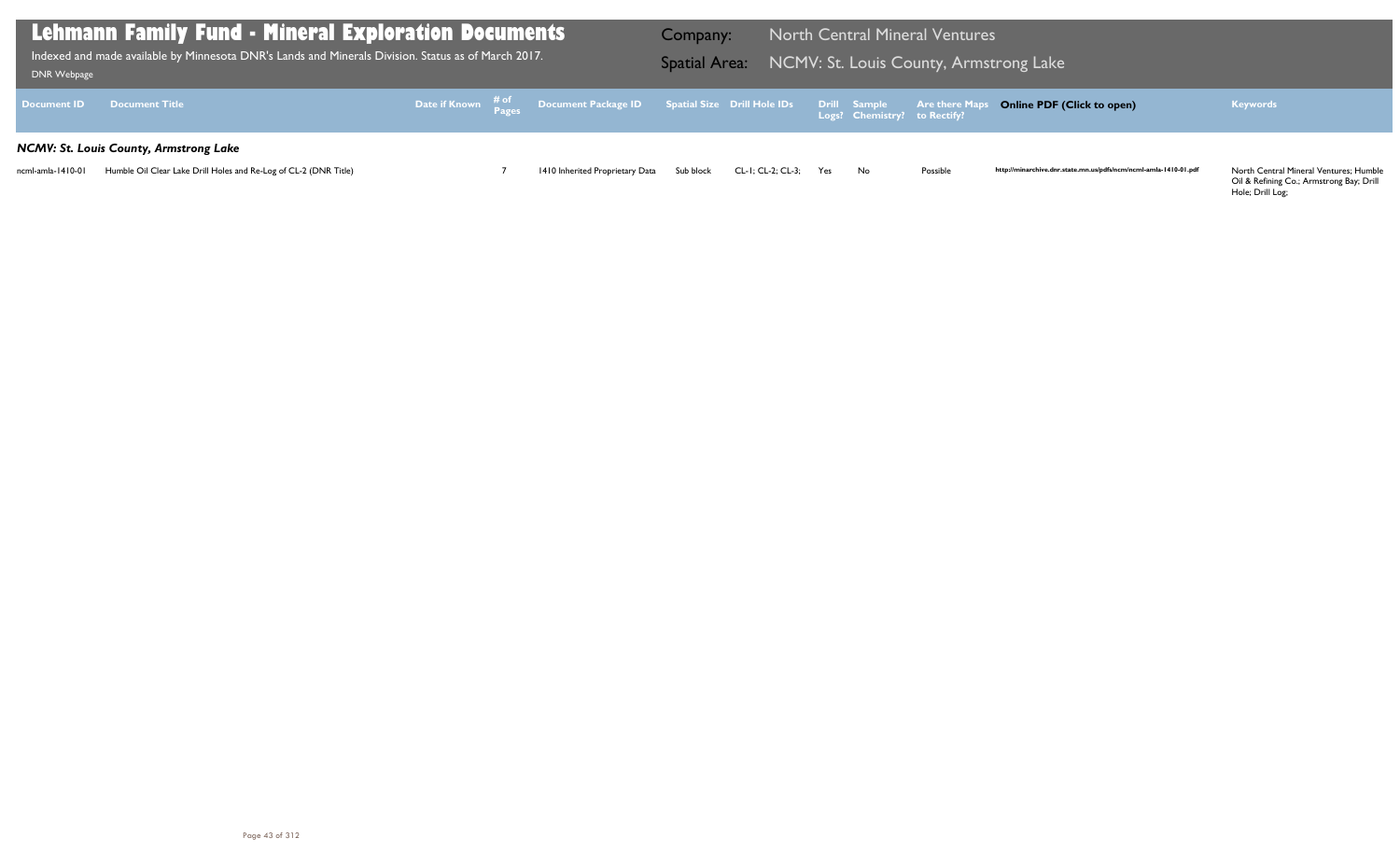# Lehmann Family Fund - Mineral Exploration Documents

Indexed and made available by Minnesota DNR's Lands and Minerals Division. Status as of March 2017.

DNR Webpage

Company: North Central Mineral Ventures

Spatial Area: NCMV: St. Louis County, Armstrong Lake

| Document ID | Document Title | Date if Known | # of Pages | Document Package ID | Spatial Size | Drill Hole IDs | Drill Logs? | Sample Chemistry? | Are there Maps to Rectify? | Online PDF (Click to open) | Keywords |
|---|---|---|---|---|---|---|---|---|---|---|---|
| ***NCMV: St. Louis County, Armstrong Lake*** | | | | | | | | | | | |
| ncml-amla-1410-01 | Humble Oil Clear Lake Drill Holes and Re-Log of CL-2 (DNR Title) | | 7 | 1410 Inherited Proprietary Data | Sub block | CL-1; CL-2; CL-3; | Yes | No | Possible | http://minarchive.dnr.state.mn.us/pdfs/ncm/ncml-amla-1410-01.pdf | North Central Mineral Ventures; Humble Oil & Refining Co.; Armstrong Bay; Drill Hole; Drill Log; |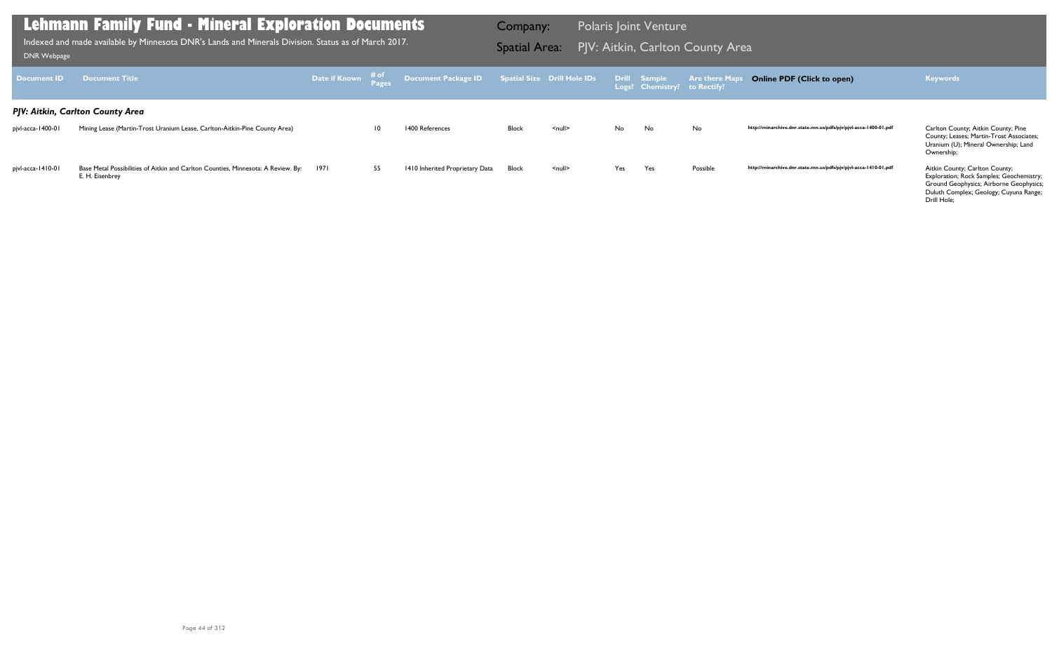# Lehmann Family Fund - Mineral Exploration Documents

Indexed and made available by Minnesota DNR's Lands and Minerals Division. Status as of March 2017.

DNR Webpage

**Company:** Polaris Joint Venture

**Spatial Area:** PJV: Aitkin, Carlton County Area

| Document ID | Document Title | Date if Known | # of Pages | Document Package ID | Spatial Size | Drill Hole IDs | Drill Logs? | Sample Chemistry? | Are there Maps to Rectify? | Online PDF (Click to open) | Keywords |
|---|---|---|---|---|---|---|---|---|---|---|---|
| ***PJV: Aitkin, Carlton County Area*** | | | | | | | | | | | |
| pjvl-acca-1400-01 | Mining Lease (Martin-Trost Uranium Lease, Carlton-Aitkin-Pine County Area) | | 10 | 1400 References | Block | <null> | No | No | No | http://minarchive.dnr.state.mn.us/pdfs/pjv/pjvl-acca-1400-01.pdf | Carlton County; Aitkin County; Pine County; Leases; Martin-Trost Associates; Uranium (U); Mineral Ownership; Land Ownership; |
| pjvl-acca-1410-01 | Base Metal Possibilities of Aitkin and Carlton Counties, Minnesota: A Review. By: E. H. Eisenbrey | 1971 | 55 | 1410 Inherited Proprietary Data | Block | <null> | Yes | Yes | Possible | http://minarchive.dnr.state.mn.us/pdfs/pjv/pjvl-acca-1410-01.pdf | Aitkin County; Carlton County; Exploration; Rock Samples; Geochemistry; Ground Geophysics; Airborne Geophysics; Duluth Complex; Geology; Cuyuna Range; Drill Hole; |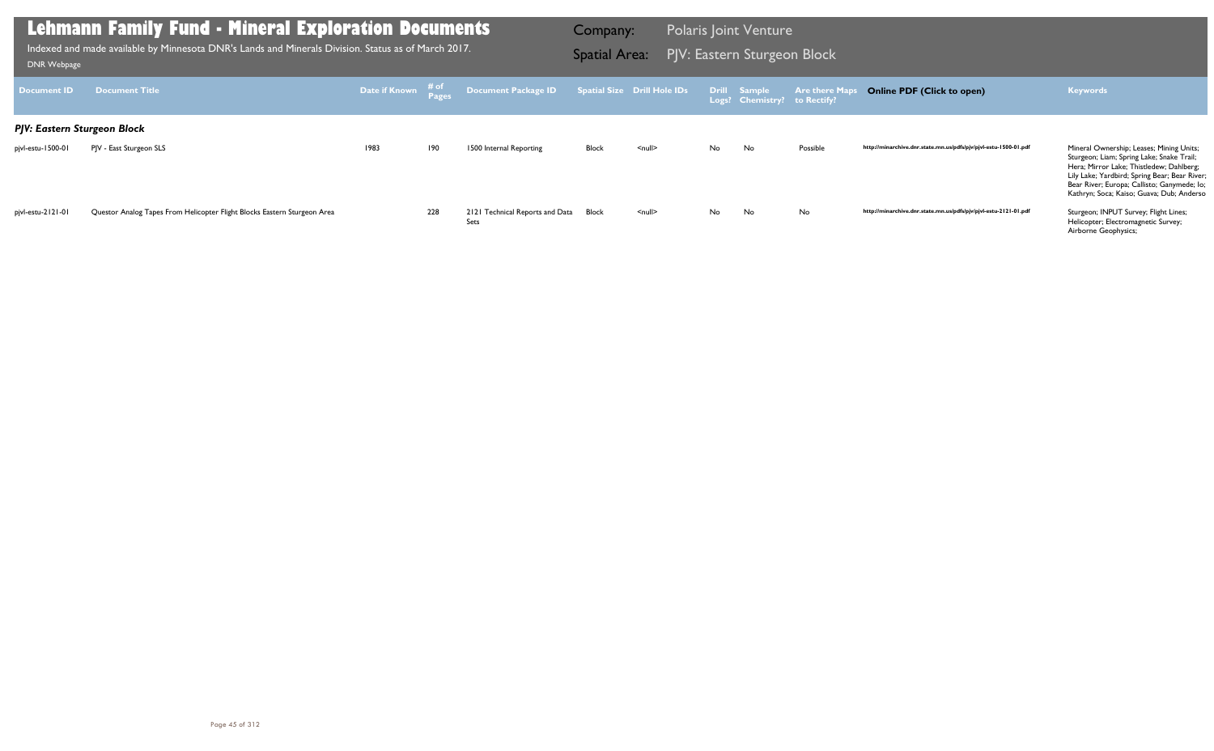# Lehmann Family Fund - Mineral Exploration Documents

Indexed and made available by Minnesota DNR's Lands and Minerals Division. Status as of March 2017.

DNR Webpage

**Company:** Polaris Joint Venture

**Spatial Area:** PJV: Eastern Sturgeon Block

| Document ID | Document Title | Date if Known | # of Pages | Document Package ID | Spatial Size | Drill Hole IDs | Drill Logs? | Sample Chemistry? | Are there Maps to Rectify? | Online PDF (Click to open) | Keywords |
|---|---|---|---|---|---|---|---|---|---|---|---|
| ***PJV: Eastern Sturgeon Block*** | | | | | | | | | | | |
| pjvl-estu-1500-01 | PJV - East Sturgeon SLS | 1983 | 190 | 1500 Internal Reporting | Block | <null> | No | No | Possible | http://minarchive.dnr.state.mn.us/pdfs/pjv/pjvl-estu-1500-01.pdf | Mineral Ownership; Leases; Mining Units; Sturgeon; Liam; Spring Lake; Snake Trail; Hera; Mirror Lake; Thistledew; Dahlberg; Lily Lake; Yardbird; Spring Bear; Bear River; Bear River; Europa; Callisto; Ganymede; Io; Kathryn; Soca; Kaiso; Guava; Dub; Anderso |
| pjvl-estu-2121-01 | Questor Analog Tapes From Helicopter Flight Blocks Eastern Sturgeon Area | | 228 | 2121 Technical Reports and Data Sets | Block | <null> | No | No | No | http://minarchive.dnr.state.mn.us/pdfs/pjv/pjvl-estu-2121-01.pdf | Sturgeon; INPUT Survey; Flight Lines; Helicopter; Electromagnetic Survey; Airborne Geophysics; |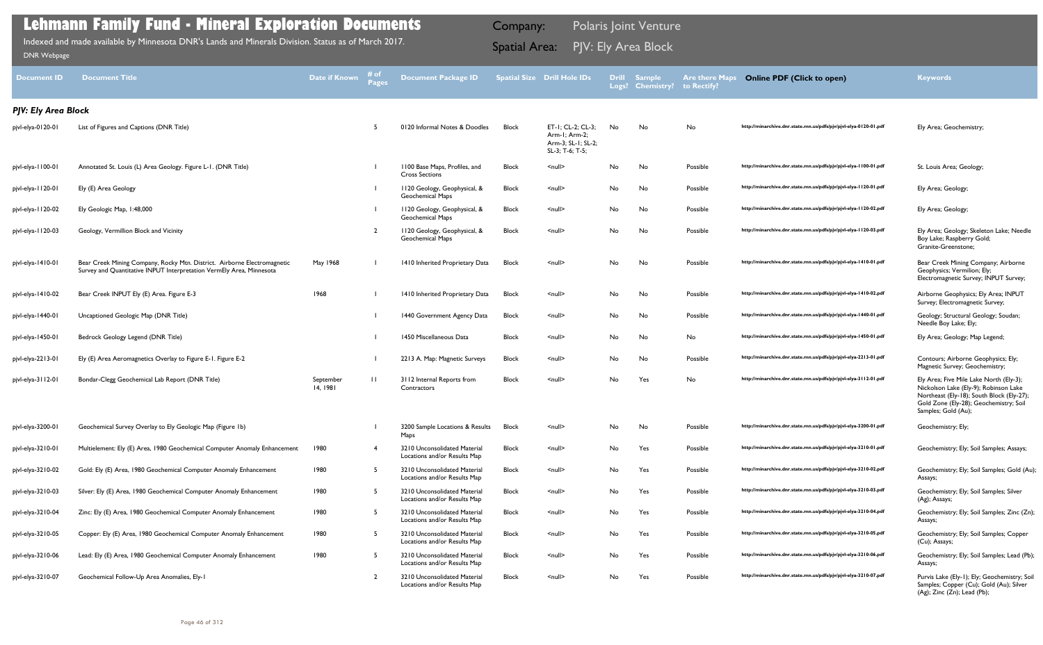# Lehmann Family Fund - Mineral Exploration Documents

Indexed and made available by Minnesota DNR's Lands and Minerals Division. Status as of March 2017.

DNR Webpage

Company: Polaris Joint Venture

Spatial Area: PJV: Ely Area Block

| Document ID | Document Title | Date if Known | # of Pages | Document Package ID | Spatial Size | Drill Hole IDs | Drill Logs? | Sample Chemistry? | Are there Maps to Rectify? | Online PDF (Click to open) | Keywords |
|---|---|---|---|---|---|---|---|---|---|---|---|
| ***PJV: Ely Area Block*** | | | | | | | | | | | |
| pjvl-elya-0120-01 | List of Figures and Captions (DNR Title) | | 5 | 0120 Informal Notes & Doodles | Block | ET-1; CL-2; CL-3; Arm-1; Arm-2; Arm-3; SL-1; SL-2; SL-3; T-6; T-5; | No | No | No | http://minarchive.dnr.state.mn.us/pdfs/pjv/pjvl-elya-0120-01.pdf | Ely Area; Geochemistry; |
| pjvl-elya-1100-01 | Annotated St. Louis (L) Area Geology. Figure L-1. (DNR Title) | | 1 | 1100 Base Maps, Profiles, and Cross Sections | Block | <null> | No | No | Possible | http://minarchive.dnr.state.mn.us/pdfs/pjv/pjvl-elya-1100-01.pdf | St. Louis Area; Geology; |
| pjvl-elya-1120-01 | Ely (E) Area Geology | | 1 | 1120 Geology, Geophysical, & Geochemical Maps | Block | <null> | No | No | Possible | http://minarchive.dnr.state.mn.us/pdfs/pjv/pjvl-elya-1120-01.pdf | Ely Area; Geology; |
| pjvl-elya-1120-02 | Ely Geologic Map, 1:48,000 | | 1 | 1120 Geology, Geophysical, & Geochemical Maps | Block | <null> | No | No | Possible | http://minarchive.dnr.state.mn.us/pdfs/pjv/pjvl-elya-1120-02.pdf | Ely Area; Geology; |
| pjvl-elya-1120-03 | Geology, Vermillion Block and Vicinity | | 2 | 1120 Geology, Geophysical, & Geochemical Maps | Block | <null> | No | No | Possible | http://minarchive.dnr.state.mn.us/pdfs/pjv/pjvl-elya-1120-03.pdf | Ely Area; Geology; Skeleton Lake; Needle Boy Lake; Raspberry Gold; Granite-Greenstone; |
| pjvl-elya-1410-01 | Bear Creek Mining Company, Rocky Mtn. District. Airborne Electromagnetic Survey and Quantitative INPUT Interpretation VermEly Area, Minnesota | May 1968 | 1 | 1410 Inherited Proprietary Data | Block | <null> | No | No | Possible | http://minarchive.dnr.state.mn.us/pdfs/pjv/pjvl-elya-1410-01.pdf | Bear Creek Mining Company; Airborne Geophysics; Vermilion; Ely; Electromagnetic Survey; INPUT Survey; |
| pjvl-elya-1410-02 | Bear Creek INPUT Ely (E) Area. Figure E-3 | 1968 | 1 | 1410 Inherited Proprietary Data | Block | <null> | No | No | Possible | http://minarchive.dnr.state.mn.us/pdfs/pjv/pjvl-elya-1410-02.pdf | Airborne Geophysics; Ely Area; INPUT Survey; Electromagnetic Survey; |
| pjvl-elya-1440-01 | Uncaptioned Geologic Map (DNR Title) | | 1 | 1440 Government Agency Data | Block | <null> | No | No | Possible | http://minarchive.dnr.state.mn.us/pdfs/pjv/pjvl-elya-1440-01.pdf | Geology; Structural Geology; Soudan; Needle Boy Lake; Ely; |
| pjvl-elya-1450-01 | Bedrock Geology Legend (DNR Title) | | 1 | 1450 Miscellaneous Data | Block | <null> | No | No | No | http://minarchive.dnr.state.mn.us/pdfs/pjv/pjvl-elya-1450-01.pdf | Ely Area; Geology; Map Legend; |
| pjvl-elya-2213-01 | Ely (E) Area Aeromagnetics Overlay to Figure E-1. Figure E-2 | | 1 | 2213 A. Map: Magnetic Surveys | Block | <null> | No | No | Possible | http://minarchive.dnr.state.mn.us/pdfs/pjv/pjvl-elya-2213-01.pdf | Contours; Airborne Geophysics; Ely; Magnetic Survey; Geochemistry; |
| pjvl-elya-3112-01 | Bondar-Clegg Geochemical Lab Report (DNR Title) | September 14, 1981 | 11 | 3112 Internal Reports from Contractors | Block | <null> | No | Yes | No | http://minarchive.dnr.state.mn.us/pdfs/pjv/pjvl-elya-3112-01.pdf | Ely Area; Five Mile Lake North (Ely-3); Nickolson Lake (Ely-9); Robinson Lake Northeast (Ely-18); South Block (Ely-27); Gold Zone (Ely-28); Geochemistry; Soil Samples; Gold (Au); |
| pjvl-elya-3200-01 | Geochemical Survey Overlay to Ely Geologic Map (Figure 1b) | | 1 | 3200 Sample Locations & Results Maps | Block | <null> | No | No | Possible | http://minarchive.dnr.state.mn.us/pdfs/pjv/pjvl-elya-3200-01.pdf | Geochemistry; Ely; |
| pjvl-elya-3210-01 | Multielement: Ely (E) Area, 1980 Geochemical Computer Anomaly Enhancement | 1980 | 4 | 3210 Unconsolidated Material Locations and/or Results Map | Block | <null> | No | Yes | Possible | http://minarchive.dnr.state.mn.us/pdfs/pjv/pjvl-elya-3210-01.pdf | Geochemistry; Ely; Soil Samples; Assays; |
| pjvl-elya-3210-02 | Gold: Ely (E) Area, 1980 Geochemical Computer Anomaly Enhancement | 1980 | 5 | 3210 Unconsolidated Material Locations and/or Results Map | Block | <null> | No | Yes | Possible | http://minarchive.dnr.state.mn.us/pdfs/pjv/pjvl-elya-3210-02.pdf | Geochemistry; Ely; Soil Samples; Gold (Au); Assays; |
| pjvl-elya-3210-03 | Silver: Ely (E) Area, 1980 Geochemical Computer Anomaly Enhancement | 1980 | 5 | 3210 Unconsolidated Material Locations and/or Results Map | Block | <null> | No | Yes | Possible | http://minarchive.dnr.state.mn.us/pdfs/pjv/pjvl-elya-3210-03.pdf | Geochemistry; Ely; Soil Samples; Silver (Ag); Assays; |
| pjvl-elya-3210-04 | Zinc: Ely (E) Area, 1980 Geochemical Computer Anomaly Enhancement | 1980 | 5 | 3210 Unconsolidated Material Locations and/or Results Map | Block | <null> | No | Yes | Possible | http://minarchive.dnr.state.mn.us/pdfs/pjv/pjvl-elya-3210-04.pdf | Geochemistry; Ely; Soil Samples; Zinc (Zn); Assays; |
| pjvl-elya-3210-05 | Copper: Ely (E) Area, 1980 Geochemical Computer Anomaly Enhancement | 1980 | 5 | 3210 Unconsolidated Material Locations and/or Results Map | Block | <null> | No | Yes | Possible | http://minarchive.dnr.state.mn.us/pdfs/pjv/pjvl-elya-3210-05.pdf | Geochemistry; Ely; Soil Samples; Copper (Cu); Assays; |
| pjvl-elya-3210-06 | Lead: Ely (E) Area, 1980 Geochemical Computer Anomaly Enhancement | 1980 | 5 | 3210 Unconsolidated Material Locations and/or Results Map | Block | <null> | No | Yes | Possible | http://minarchive.dnr.state.mn.us/pdfs/pjv/pjvl-elya-3210-06.pdf | Geochemistry; Ely; Soil Samples; Lead (Pb); Assays; |
| pjvl-elya-3210-07 | Geochemical Follow-Up Area Anomalies, Ely-1 | | 2 | 3210 Unconsolidated Material Locations and/or Results Map | Block | <null> | No | Yes | Possible | http://minarchive.dnr.state.mn.us/pdfs/pjv/pjvl-elya-3210-07.pdf | Purvis Lake (Ely-1); Ely; Geochemistry; Soil Samples; Copper (Cu); Gold (Au); Silver (Ag); Zinc (Zn); Lead (Pb); |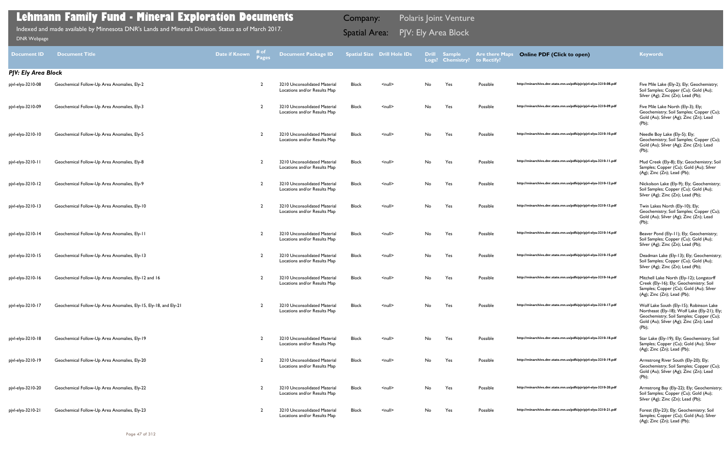# Lehmann Family Fund - Mineral Exploration Documents

Indexed and made available by Minnesota DNR's Lands and Minerals Division. Status as of March 2017.

DNR Webpage

Company: Polaris Joint Venture

Spatial Area: PJV: Ely Area Block

| Document ID | Document Title | Date if Known | # of Pages | Document Package ID | Spatial Size | Drill Hole IDs | Drill Logs? | Sample Chemistry? | Are there Maps to Rectify? | Online PDF (Click to open) | Keywords |
|---|---|---|---|---|---|---|---|---|---|---|---|
| ***PJV: Ely Area Block*** | | | | | | | | | | | |
| pjvl-elya-3210-08 | Geochemical Follow-Up Area Anomalies, Ely-2 | | 2 | 3210 Unconsolidated Material Locations and/or Results Map | Block | <null> | No | Yes | Possible | http://minarchive.dnr.state.mn.us/pdfs/pjv/pjvl-elya-3210-08.pdf | Five Mile Lake (Ely-2); Ely; Geochemistry; Soil Samples; Copper (Cu); Gold (Au); Silver (Ag); Zinc (Zn); Lead (Pb); |
| pjvl-elya-3210-09 | Geochemical Follow-Up Area Anomalies, Ely-3 | | 2 | 3210 Unconsolidated Material Locations and/or Results Map | Block | <null> | No | Yes | Possible | http://minarchive.dnr.state.mn.us/pdfs/pjv/pjvl-elya-3210-09.pdf | Five Mile Lake North (Ely-3); Ely; Geochemistry; Soil Samples; Copper (Cu); Gold (Au); Silver (Ag); Zinc (Zn); Lead (Pb); |
| pjvl-elya-3210-10 | Geochemical Follow-Up Area Anomalies, Ely-5 | | 2 | 3210 Unconsolidated Material Locations and/or Results Map | Block | <null> | No | Yes | Possible | http://minarchive.dnr.state.mn.us/pdfs/pjv/pjvl-elya-3210-10.pdf | Needle Boy Lake (Ely-5); Ely; Geochemistry; Soil Samples; Copper (Cu); Gold (Au); Silver (Ag); Zinc (Zn); Lead (Pb); |
| pjvl-elya-3210-11 | Geochemical Follow-Up Area Anomalies, Ely-8 | | 2 | 3210 Unconsolidated Material Locations and/or Results Map | Block | <null> | No | Yes | Possible | http://minarchive.dnr.state.mn.us/pdfs/pjv/pjvl-elya-3210-11.pdf | Mud Creek (Ely-8); Ely; Geochemistry; Soil Samples; Copper (Cu); Gold (Au); Silver (Ag); Zinc (Zn); Lead (Pb); |
| pjvl-elya-3210-12 | Geochemical Follow-Up Area Anomalies, Ely-9 | | 2 | 3210 Unconsolidated Material Locations and/or Results Map | Block | <null> | No | Yes | Possible | http://minarchive.dnr.state.mn.us/pdfs/pjv/pjvl-elya-3210-12.pdf | Nickolson Lake (Ely-9); Ely; Geochemistry; Soil Samples; Copper (Cu); Gold (Au); Silver (Ag); Zinc (Zn); Lead (Pb); |
| pjvl-elya-3210-13 | Geochemical Follow-Up Area Anomalies, Ely-10 | | 2 | 3210 Unconsolidated Material Locations and/or Results Map | Block | <null> | No | Yes | Possible | http://minarchive.dnr.state.mn.us/pdfs/pjv/pjvl-elya-3210-13.pdf | Twin Lakes North (Ely-10); Ely; Geochemistry; Soil Samples; Copper (Cu); Gold (Au); Silver (Ag); Zinc (Zn); Lead (Pb); |
| pjvl-elya-3210-14 | Geochemical Follow-Up Area Anomalies, Ely-11 | | 2 | 3210 Unconsolidated Material Locations and/or Results Map | Block | <null> | No | Yes | Possible | http://minarchive.dnr.state.mn.us/pdfs/pjv/pjvl-elya-3210-14.pdf | Beaver Pond (Ely-11); Ely; Geochemistry; Soil Samples; Copper (Cu); Gold (Au); Silver (Ag); Zinc (Zn); Lead (Pb); |
| pjvl-elya-3210-15 | Geochemical Follow-Up Area Anomalies, Ely-13 | | 2 | 3210 Unconsolidated Material Locations and/or Results Map | Block | <null> | No | Yes | Possible | http://minarchive.dnr.state.mn.us/pdfs/pjv/pjvl-elya-3210-15.pdf | Deadman Lake (Ely-13); Ely; Geochemistry; Soil Samples; Copper (Cu); Gold (Au); Silver (Ag); Zinc (Zn); Lead (Pb); |
| pjvl-elya-3210-16 | Geochemical Follow-Up Area Anomalies, Ely-12 and 16 | | 2 | 3210 Unconsolidated Material Locations and/or Results Map | Block | <null> | No | Yes | Possible | http://minarchive.dnr.state.mn.us/pdfs/pjv/pjvl-elya-3210-16.pdf | Mitchell Lake North (Ely-12); Longstorff Creek (Ely-16); Ely; Geochemistry; Soil Samples; Copper (Cu); Gold (Au); Silver (Ag); Zinc (Zn); Lead (Pb); |
| pjvl-elya-3210-17 | Geochemical Follow-Up Area Anomalies, Ely-15, Ely-18, and Ely-21 | | 2 | 3210 Unconsolidated Material Locations and/or Results Map | Block | <null> | No | Yes | Possible | http://minarchive.dnr.state.mn.us/pdfs/pjv/pjvl-elya-3210-17.pdf | Wolf Lake South (Ely-15); Robinson Lake Northeast (Ely-18); Wolf Lake (Ely-21); Ely; Geochemistry; Soil Samples; Copper (Cu); Gold (Au); Silver (Ag); Zinc (Zn); Lead (Pb); |
| pjvl-elya-3210-18 | Geochemical Follow-Up Area Anomalies, Ely-19 | | 2 | 3210 Unconsolidated Material Locations and/or Results Map | Block | <null> | No | Yes | Possible | http://minarchive.dnr.state.mn.us/pdfs/pjv/pjvl-elya-3210-18.pdf | Star Lake (Ely-19); Ely; Geochemistry; Soil Samples; Copper (Cu); Gold (Au); Silver (Ag); Zinc (Zn); Lead (Pb); |
| pjvl-elya-3210-19 | Geochemical Follow-Up Area Anomalies, Ely-20 | | 2 | 3210 Unconsolidated Material Locations and/or Results Map | Block | <null> | No | Yes | Possible | http://minarchive.dnr.state.mn.us/pdfs/pjv/pjvl-elya-3210-19.pdf | Armstrong River South (Ely-20); Ely; Geochemistry; Soil Samples; Copper (Cu); Gold (Au); Silver (Ag); Zinc (Zn); Lead (Pb); |
| pjvl-elya-3210-20 | Geochemical Follow-Up Area Anomalies, Ely-22 | | 2 | 3210 Unconsolidated Material Locations and/or Results Map | Block | <null> | No | Yes | Possible | http://minarchive.dnr.state.mn.us/pdfs/pjv/pjvl-elya-3210-20.pdf | Armstrong Bay (Ely-22); Ely; Geochemistry; Soil Samples; Copper (Cu); Gold (Au); Silver (Ag); Zinc (Zn); Lead (Pb); |
| pjvl-elya-3210-21 | Geochemical Follow-Up Area Anomalies, Ely-23 | | 2 | 3210 Unconsolidated Material Locations and/or Results Map | Block | <null> | No | Yes | Possible | http://minarchive.dnr.state.mn.us/pdfs/pjv/pjvl-elya-3210-21.pdf | Forest (Ely-23); Ely; Geochemistry; Soil Samples; Copper (Cu); Gold (Au); Silver (Ag); Zinc (Zn); Lead (Pb); |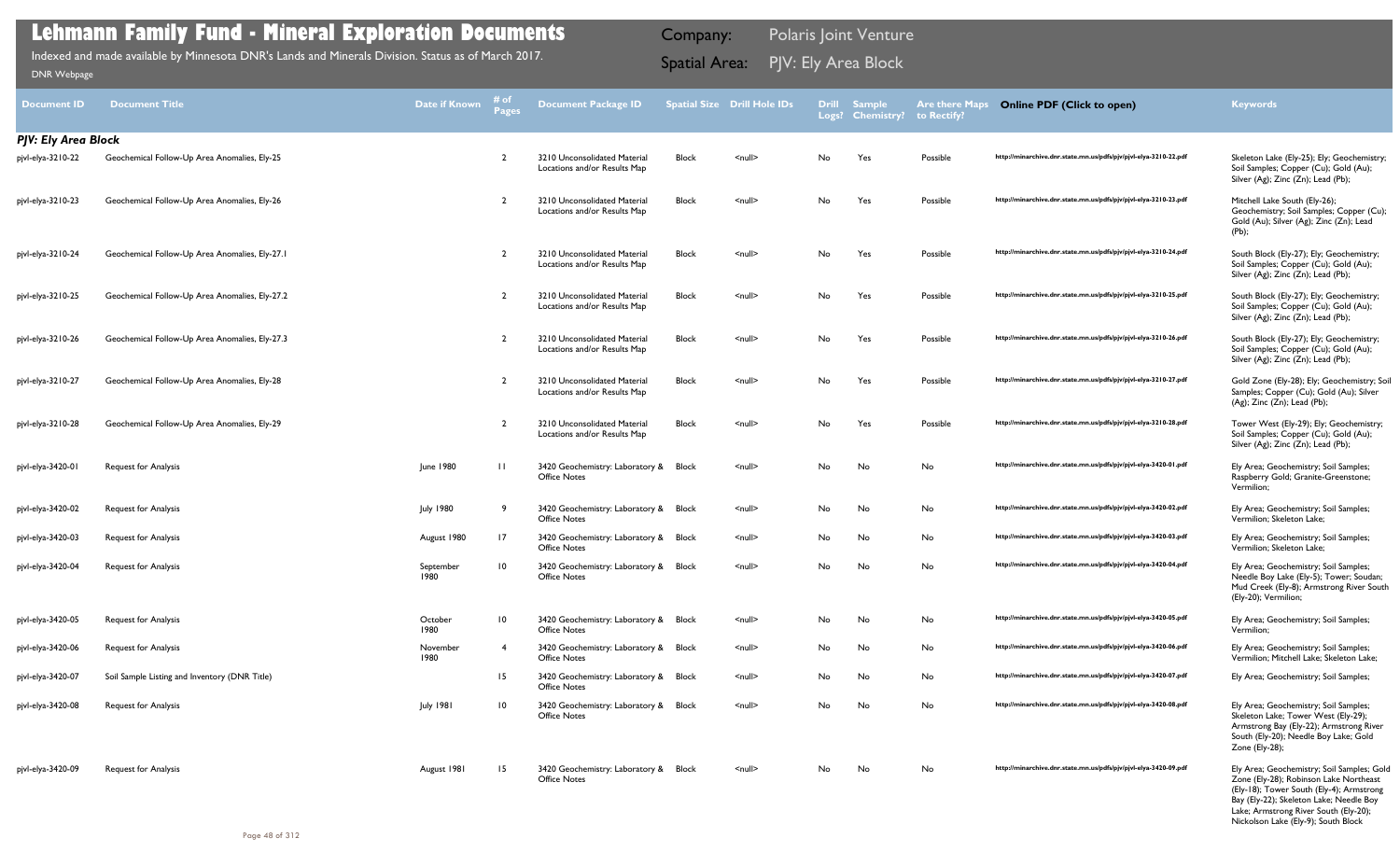# Lehmann Family Fund - Mineral Exploration Documents

Indexed and made available by Minnesota DNR's Lands and Minerals Division. Status as of March 2017.

DNR Webpage

Company: Polaris Joint Venture

Spatial Area: PJV: Ely Area Block

| Document ID | Document Title | Date if Known | # of Pages | Document Package ID | Spatial Size | Drill Hole IDs | Drill Logs? | Sample Chemistry? | Are there Maps to Rectify? | Online PDF (Click to open) | Keywords |
|---|---|---|---|---|---|---|---|---|---|---|---|
| ***PJV: Ely Area Block*** | | | | | | | | | | | |
| pjvl-elya-3210-22 | Geochemical Follow-Up Area Anomalies, Ely-25 | | 2 | 3210 Unconsolidated Material Locations and/or Results Map | Block | <null> | No | Yes | Possible | http://minarchive.dnr.state.mn.us/pdfs/pjv/pjvl-elya-3210-22.pdf | Skeleton Lake (Ely-25); Ely; Geochemistry; Soil Samples; Copper (Cu); Gold (Au); Silver (Ag); Zinc (Zn); Lead (Pb); |
| pjvl-elya-3210-23 | Geochemical Follow-Up Area Anomalies, Ely-26 | | 2 | 3210 Unconsolidated Material Locations and/or Results Map | Block | <null> | No | Yes | Possible | http://minarchive.dnr.state.mn.us/pdfs/pjv/pjvl-elya-3210-23.pdf | Mitchell Lake South (Ely-26); Geochemistry; Soil Samples; Copper (Cu); Gold (Au); Silver (Ag); Zinc (Zn); Lead (Pb); |
| pjvl-elya-3210-24 | Geochemical Follow-Up Area Anomalies, Ely-27.1 | | 2 | 3210 Unconsolidated Material Locations and/or Results Map | Block | <null> | No | Yes | Possible | http://minarchive.dnr.state.mn.us/pdfs/pjv/pjvl-elya-3210-24.pdf | South Block (Ely-27); Ely; Geochemistry; Soil Samples; Copper (Cu); Gold (Au); Silver (Ag); Zinc (Zn); Lead (Pb); |
| pjvl-elya-3210-25 | Geochemical Follow-Up Area Anomalies, Ely-27.2 | | 2 | 3210 Unconsolidated Material Locations and/or Results Map | Block | <null> | No | Yes | Possible | http://minarchive.dnr.state.mn.us/pdfs/pjv/pjvl-elya-3210-25.pdf | South Block (Ely-27); Ely; Geochemistry; Soil Samples; Copper (Cu); Gold (Au); Silver (Ag); Zinc (Zn); Lead (Pb); |
| pjvl-elya-3210-26 | Geochemical Follow-Up Area Anomalies, Ely-27.3 | | 2 | 3210 Unconsolidated Material Locations and/or Results Map | Block | <null> | No | Yes | Possible | http://minarchive.dnr.state.mn.us/pdfs/pjv/pjvl-elya-3210-26.pdf | South Block (Ely-27); Ely; Geochemistry; Soil Samples; Copper (Cu); Gold (Au); Silver (Ag); Zinc (Zn); Lead (Pb); |
| pjvl-elya-3210-27 | Geochemical Follow-Up Area Anomalies, Ely-28 | | 2 | 3210 Unconsolidated Material Locations and/or Results Map | Block | <null> | No | Yes | Possible | http://minarchive.dnr.state.mn.us/pdfs/pjv/pjvl-elya-3210-27.pdf | Gold Zone (Ely-28); Ely; Geochemistry; Soil Samples; Copper (Cu); Gold (Au); Silver (Ag); Zinc (Zn); Lead (Pb); |
| pjvl-elya-3210-28 | Geochemical Follow-Up Area Anomalies, Ely-29 | | 2 | 3210 Unconsolidated Material Locations and/or Results Map | Block | <null> | No | Yes | Possible | http://minarchive.dnr.state.mn.us/pdfs/pjv/pjvl-elya-3210-28.pdf | Tower West (Ely-29); Ely; Geochemistry; Soil Samples; Copper (Cu); Gold (Au); Silver (Ag); Zinc (Zn); Lead (Pb); |
| pjvl-elya-3420-01 | Request for Analysis | June 1980 | 11 | 3420 Geochemistry: Laboratory & Office Notes | Block | <null> | No | No | No | http://minarchive.dnr.state.mn.us/pdfs/pjv/pjvl-elya-3420-01.pdf | Ely Area; Geochemistry; Soil Samples; Raspberry Gold; Granite-Greenstone; Vermilion; |
| pjvl-elya-3420-02 | Request for Analysis | July 1980 | 9 | 3420 Geochemistry: Laboratory & Office Notes | Block | <null> | No | No | No | http://minarchive.dnr.state.mn.us/pdfs/pjv/pjvl-elya-3420-02.pdf | Ely Area; Geochemistry; Soil Samples; Vermilion; Skeleton Lake; |
| pjvl-elya-3420-03 | Request for Analysis | August 1980 | 17 | 3420 Geochemistry: Laboratory & Office Notes | Block | <null> | No | No | No | http://minarchive.dnr.state.mn.us/pdfs/pjv/pjvl-elya-3420-03.pdf | Ely Area; Geochemistry; Soil Samples; Vermilion; Skeleton Lake; |
| pjvl-elya-3420-04 | Request for Analysis | September 1980 | 10 | 3420 Geochemistry: Laboratory & Office Notes | Block | <null> | No | No | No | http://minarchive.dnr.state.mn.us/pdfs/pjv/pjvl-elya-3420-04.pdf | Ely Area; Geochemistry; Soil Samples; Needle Boy Lake (Ely-5); Tower; Soudan; Mud Creek (Ely-8); Armstrong River South (Ely-20); Vermilion; |
| pjvl-elya-3420-05 | Request for Analysis | October 1980 | 10 | 3420 Geochemistry: Laboratory & Office Notes | Block | <null> | No | No | No | http://minarchive.dnr.state.mn.us/pdfs/pjv/pjvl-elya-3420-05.pdf | Ely Area; Geochemistry; Soil Samples; Vermilion; |
| pjvl-elya-3420-06 | Request for Analysis | November 1980 | 4 | 3420 Geochemistry: Laboratory & Office Notes | Block | <null> | No | No | No | http://minarchive.dnr.state.mn.us/pdfs/pjv/pjvl-elya-3420-06.pdf | Ely Area; Geochemistry; Soil Samples; Vermilion; Mitchell Lake; Skeleton Lake; |
| pjvl-elya-3420-07 | Soil Sample Listing and Inventory (DNR Title) | | 15 | 3420 Geochemistry: Laboratory & Office Notes | Block | <null> | No | No | No | http://minarchive.dnr.state.mn.us/pdfs/pjv/pjvl-elya-3420-07.pdf | Ely Area; Geochemistry; Soil Samples; |
| pjvl-elya-3420-08 | Request for Analysis | July 1981 | 10 | 3420 Geochemistry: Laboratory & Office Notes | Block | <null> | No | No | No | http://minarchive.dnr.state.mn.us/pdfs/pjv/pjvl-elya-3420-08.pdf | Ely Area; Geochemistry; Soil Samples; Skeleton Lake; Tower West (Ely-29); Armstrong Bay (Ely-22); Armstrong River South (Ely-20); Needle Boy Lake; Gold Zone (Ely-28); |
| pjvl-elya-3420-09 | Request for Analysis | August 1981 | 15 | 3420 Geochemistry: Laboratory & Office Notes | Block | <null> | No | No | No | http://minarchive.dnr.state.mn.us/pdfs/pjv/pjvl-elya-3420-09.pdf | Ely Area; Geochemistry; Soil Samples; Gold Zone (Ely-28); Robinson Lake Northeast (Ely-18); Tower South (Ely-4); Armstrong Bay (Ely-22); Skeleton Lake; Needle Boy Lake; Armstrong River South (Ely-20); Nickolson Lake (Ely-9); South Block |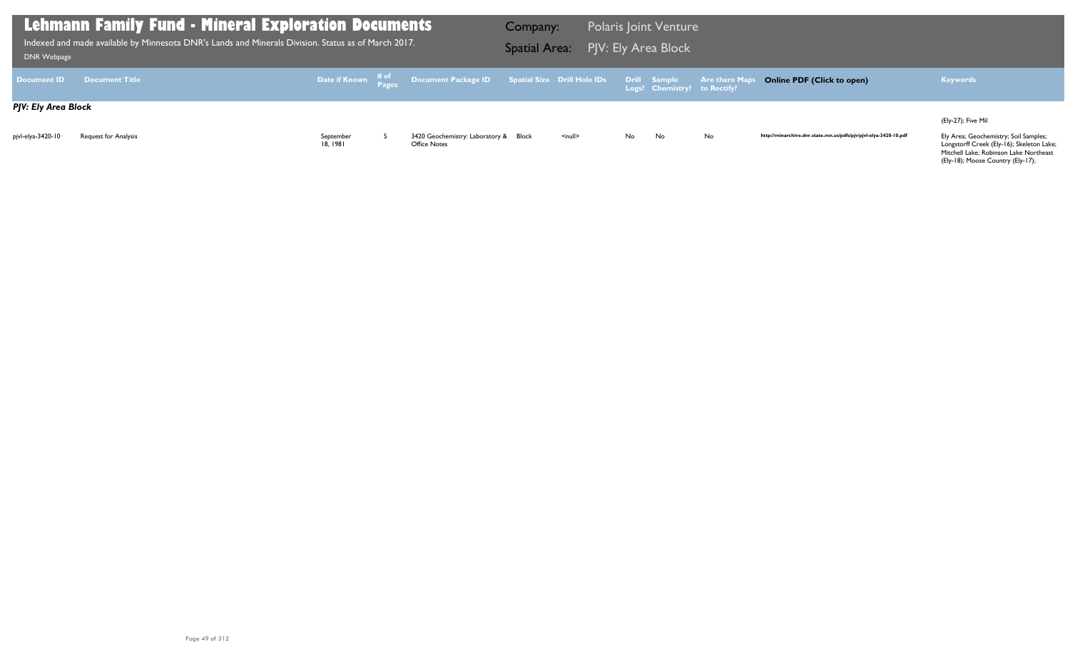# Lehmann Family Fund - Mineral Exploration Documents

Indexed and made available by Minnesota DNR's Lands and Minerals Division. Status as of March 2017.

DNR Webpage

**Company:** Polaris Joint Venture

**Spatial Area:** PJV: Ely Area Block

| Document ID | Document Title | Date if Known | # of Pages | Document Package ID | Spatial Size | Drill Hole IDs | Drill Logs? | Sample Chemistry? | Are there Maps to Rectify? | Online PDF (Click to open) | Keywords |
|---|---|---|---|---|---|---|---|---|---|---|---|
| ***PJV: Ely Area Block*** | | | | | | | | | | | (Ely-27); Five Mil |
| pjvl-elya-3420-10 | Request for Analysis | September 18, 1981 | 5 | 3420 Geochemistry: Laboratory & Office Notes | Block | <null> | No | No | No | http://minarchive.dnr.state.mn.us/pdfs/pjv/pjvl-elya-3420-10.pdf | Ely Area; Geochemistry; Soil Samples; Longstorff Creek (Ely-16); Skeleton Lake; Mitchell Lake; Robinson Lake Northeast (Ely-18); Moose Country (Ely-17); |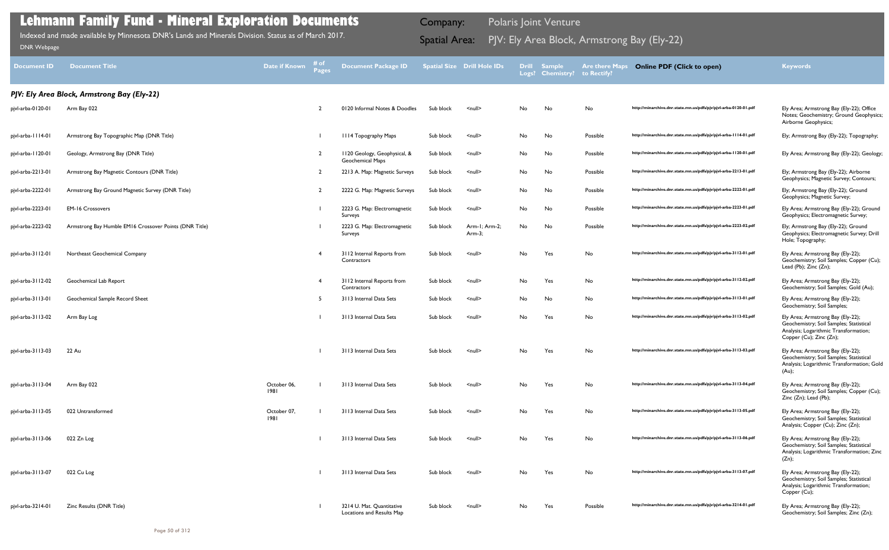# Lehmann Family Fund - Mineral Exploration Documents

Indexed and made available by Minnesota DNR's Lands and Minerals Division. Status as of March 2017.

DNR Webpage

Company: Polaris Joint Venture

Spatial Area: PJV: Ely Area Block, Armstrong Bay (Ely-22)

| Document ID | Document Title | Date if Known | # of Pages | Document Package ID | Spatial Size | Drill Hole IDs | Drill Logs? | Sample Chemistry? | Are there Maps to Rectify? | Online PDF (Click to open) | Keywords |
|---|---|---|---|---|---|---|---|---|---|---|---|
| ***PJV: Ely Area Block, Armstrong Bay (Ely-22)*** | | | | | | | | | | | |
| pjvl-arba-0120-01 | Arm Bay 022 | | 2 | 0120 Informal Notes & Doodles | Sub block | <null> | No | No | No | http://minarchive.dnr.state.mn.us/pdfs/pjv/pjvl-arba-0120-01.pdf | Ely Area; Armstrong Bay (Ely-22); Office Notes; Geochemistry; Ground Geophysics; Airborne Geophysics; |
| pjvl-arba-1114-01 | Armstrong Bay Topographic Map (DNR Title) | | 1 | 1114 Topography Maps | Sub block | <null> | No | No | Possible | http://minarchive.dnr.state.mn.us/pdfs/pjv/pjvl-arba-1114-01.pdf | Ely; Armstrong Bay (Ely-22); Topography; |
| pjvl-arba-1120-01 | Geology, Armstrong Bay (DNR Title) | | 2 | 1120 Geology, Geophysical, & Geochemical Maps | Sub block | <null> | No | No | Possible | http://minarchive.dnr.state.mn.us/pdfs/pjv/pjvl-arba-1120-01.pdf | Ely Area; Armstrong Bay (Ely-22); Geology; |
| pjvl-arba-2213-01 | Armstrong Bay Magnetic Contours (DNR Title) | | 2 | 2213 A. Map: Magnetic Surveys | Sub block | <null> | No | No | Possible | http://minarchive.dnr.state.mn.us/pdfs/pjv/pjvl-arba-2213-01.pdf | Ely; Armstrong Bay (Ely-22); Airborne Geophysics; Magnetic Survey; Contours; |
| pjvl-arba-2222-01 | Armstrong Bay Ground Magnetic Survey (DNR Title) | | 2 | 2222 G. Map: Magnetic Surveys | Sub block | <null> | No | No | Possible | http://minarchive.dnr.state.mn.us/pdfs/pjv/pjvl-arba-2222-01.pdf | Ely; Armstrong Bay (Ely-22); Ground Geophysics; Magnetic Survey; |
| pjvl-arba-2223-01 | EM-16 Crossovers | | 1 | 2223 G. Map: Electromagnetic Surveys | Sub block | <null> | No | No | Possible | http://minarchive.dnr.state.mn.us/pdfs/pjv/pjvl-arba-2223-01.pdf | Ely Area; Armstrong Bay (Ely-22); Ground Geophysics; Electromagnetic Survey; |
| pjvl-arba-2223-02 | Armstrong Bay Humble EM16 Crossover Points (DNR Title) | | 1 | 2223 G. Map: Electromagnetic Surveys | Sub block | Arm-1; Arm-2; Arm-3; | No | No | Possible | http://minarchive.dnr.state.mn.us/pdfs/pjv/pjvl-arba-2223-02.pdf | Ely; Armstrong Bay (Ely-22); Ground Geophysics; Electromagnetic Survey; Drill Hole; Topography; |
| pjvl-arba-3112-01 | Northeast Geochemical Company | | 4 | 3112 Internal Reports from Contractors | Sub block | <null> | No | Yes | No | http://minarchive.dnr.state.mn.us/pdfs/pjv/pjvl-arba-3112-01.pdf | Ely Area; Armstrong Bay (Ely-22); Geochemistry; Soil Samples; Copper (Cu); Lead (Pb); Zinc (Zn); |
| pjvl-arba-3112-02 | Geochemical Lab Report | | 4 | 3112 Internal Reports from Contractors | Sub block | <null> | No | Yes | No | http://minarchive.dnr.state.mn.us/pdfs/pjv/pjvl-arba-3112-02.pdf | Ely Area; Armstrong Bay (Ely-22); Geochemistry; Soil Samples; Gold (Au); |
| pjvl-arba-3113-01 | Geochemical Sample Record Sheet | | 5 | 3113 Internal Data Sets | Sub block | <null> | No | No | No | http://minarchive.dnr.state.mn.us/pdfs/pjv/pjvl-arba-3113-01.pdf | Ely Area; Armstrong Bay (Ely-22); Geochemistry; Soil Samples; |
| pjvl-arba-3113-02 | Arm Bay Log | | 1 | 3113 Internal Data Sets | Sub block | <null> | No | Yes | No | http://minarchive.dnr.state.mn.us/pdfs/pjv/pjvl-arba-3113-02.pdf | Ely Area; Armstrong Bay (Ely-22); Geochemistry; Soil Samples; Statistical Analysis; Logarithmic Transformation; Copper (Cu); Zinc (Zn); |
| pjvl-arba-3113-03 | 22 Au | | 1 | 3113 Internal Data Sets | Sub block | <null> | No | Yes | No | http://minarchive.dnr.state.mn.us/pdfs/pjv/pjvl-arba-3113-03.pdf | Ely Area; Armstrong Bay (Ely-22); Geochemistry; Soil Samples; Statistical Analysis; Logarithmic Transformation; Gold (Au); |
| pjvl-arba-3113-04 | Arm Bay 022 | October 06, 1981 | 1 | 3113 Internal Data Sets | Sub block | <null> | No | Yes | No | http://minarchive.dnr.state.mn.us/pdfs/pjv/pjvl-arba-3113-04.pdf | Ely Area; Armstrong Bay (Ely-22); Geochemistry; Soil Samples; Copper (Cu); Zinc (Zn); Lead (Pb); |
| pjvl-arba-3113-05 | 022 Untransformed | October 07, 1981 | 1 | 3113 Internal Data Sets | Sub block | <null> | No | Yes | No | http://minarchive.dnr.state.mn.us/pdfs/pjv/pjvl-arba-3113-05.pdf | Ely Area; Armstrong Bay (Ely-22); Geochemistry; Soil Samples; Statistical Analysis; Copper (Cu); Zinc (Zn); |
| pjvl-arba-3113-06 | 022 Zn Log | | 1 | 3113 Internal Data Sets | Sub block | <null> | No | Yes | No | http://minarchive.dnr.state.mn.us/pdfs/pjv/pjvl-arba-3113-06.pdf | Ely Area; Armstrong Bay (Ely-22); Geochemistry; Soil Samples; Statistical Analysis; Logarithmic Transformation; Zinc (Zn); |
| pjvl-arba-3113-07 | 022 Cu Log | | 1 | 3113 Internal Data Sets | Sub block | <null> | No | Yes | No | http://minarchive.dnr.state.mn.us/pdfs/pjv/pjvl-arba-3113-07.pdf | Ely Area; Armstrong Bay (Ely-22); Geochemistry; Soil Samples; Statistical Analysis; Logarithmic Transformation; Copper (Cu); |
| pjvl-arba-3214-01 | Zinc Results (DNR Title) | | 1 | 3214 U. Mat. Quantitative Locations and Results Map | Sub block | <null> | No | Yes | Possible | http://minarchive.dnr.state.mn.us/pdfs/pjv/pjvl-arba-3214-01.pdf | Ely Area; Armstrong Bay (Ely-22); Geochemistry; Soil Samples; Zinc (Zn); |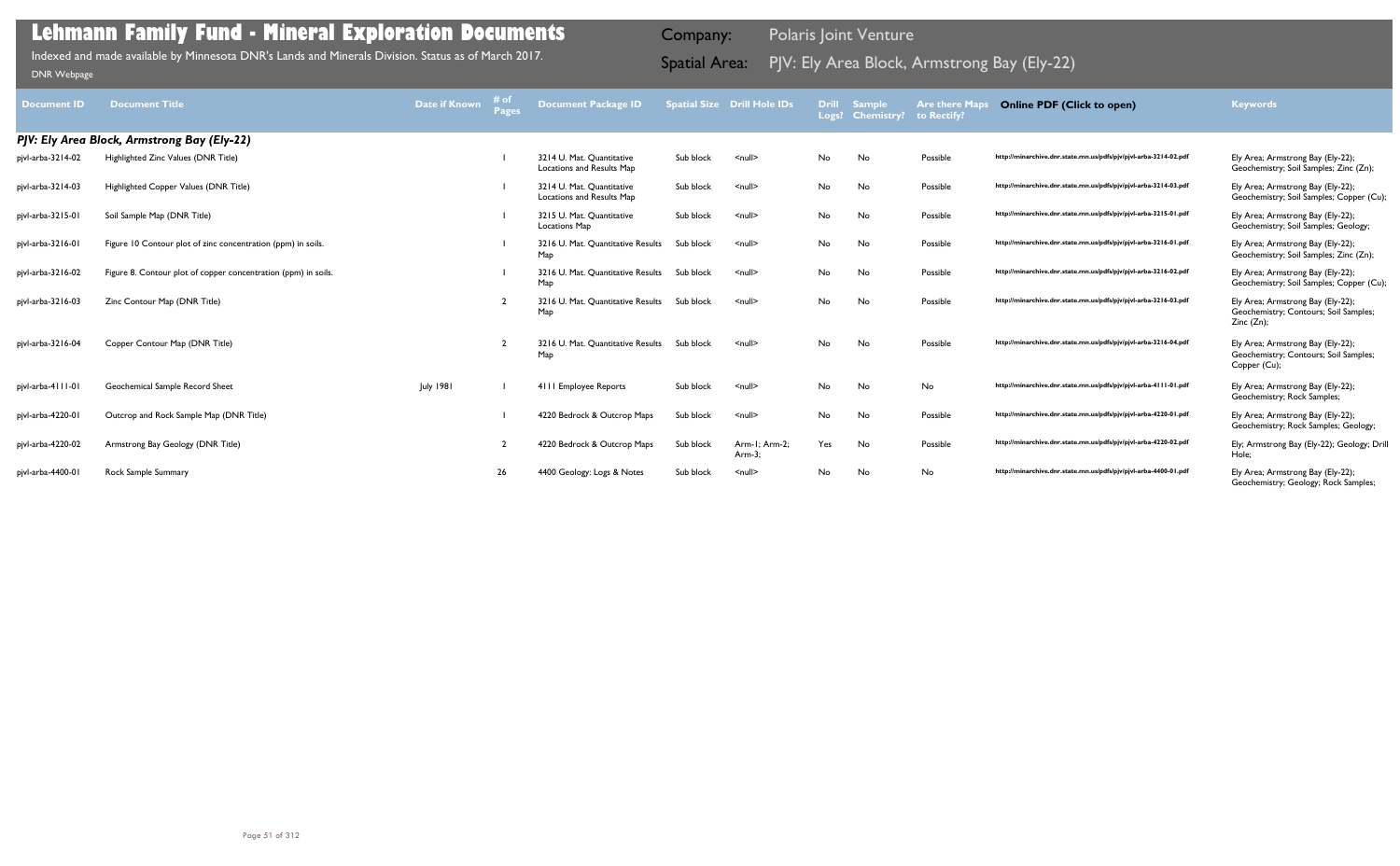# Lehmann Family Fund - Mineral Exploration Documents

Indexed and made available by Minnesota DNR's Lands and Minerals Division. Status as of March 2017.

DNR Webpage

Company: Polaris Joint Venture

Spatial Area: PJV: Ely Area Block, Armstrong Bay (Ely-22)

| Document ID | Document Title | Date if Known | # of Pages | Document Package ID | Spatial Size | Drill Hole IDs | Drill Logs? | Sample Chemistry? | Are there Maps to Rectify? | Online PDF (Click to open) | Keywords |
|---|---|---|---|---|---|---|---|---|---|---|---|
| ***PJV: Ely Area Block, Armstrong Bay (Ely-22)*** | | | | | | | | | | | |
| pjvl-arba-3214-02 | Highlighted Zinc Values (DNR Title) | | 1 | 3214 U. Mat. Quantitative Locations and Results Map | Sub block | <null> | No | No | Possible | http://minarchive.dnr.state.mn.us/pdfs/pjv/pjvl-arba-3214-02.pdf | Ely Area; Armstrong Bay (Ely-22); Geochemistry; Soil Samples; Zinc (Zn); |
| pjvl-arba-3214-03 | Highlighted Copper Values (DNR Title) | | 1 | 3214 U. Mat. Quantitative Locations and Results Map | Sub block | <null> | No | No | Possible | http://minarchive.dnr.state.mn.us/pdfs/pjv/pjvl-arba-3214-03.pdf | Ely Area; Armstrong Bay (Ely-22); Geochemistry; Soil Samples; Copper (Cu); |
| pjvl-arba-3215-01 | Soil Sample Map (DNR Title) | | 1 | 3215 U. Mat. Quantitative Locations Map | Sub block | <null> | No | No | Possible | http://minarchive.dnr.state.mn.us/pdfs/pjv/pjvl-arba-3215-01.pdf | Ely Area; Armstrong Bay (Ely-22); Geochemistry; Soil Samples; Geology; |
| pjvl-arba-3216-01 | Figure 10 Contour plot of zinc concentration (ppm) in soils. | | 1 | 3216 U. Mat. Quantitative Results Map | Sub block | <null> | No | No | Possible | http://minarchive.dnr.state.mn.us/pdfs/pjv/pjvl-arba-3216-01.pdf | Ely Area; Armstrong Bay (Ely-22); Geochemistry; Soil Samples; Zinc (Zn); |
| pjvl-arba-3216-02 | Figure 8. Contour plot of copper concentration (ppm) in soils. | | 1 | 3216 U. Mat. Quantitative Results Map | Sub block | <null> | No | No | Possible | http://minarchive.dnr.state.mn.us/pdfs/pjv/pjvl-arba-3216-02.pdf | Ely Area; Armstrong Bay (Ely-22); Geochemistry; Soil Samples; Copper (Cu); |
| pjvl-arba-3216-03 | Zinc Contour Map (DNR Title) | | 2 | 3216 U. Mat. Quantitative Results Map | Sub block | <null> | No | No | Possible | http://minarchive.dnr.state.mn.us/pdfs/pjv/pjvl-arba-3216-03.pdf | Ely Area; Armstrong Bay (Ely-22); Geochemistry; Contours; Soil Samples; Zinc (Zn); |
| pjvl-arba-3216-04 | Copper Contour Map (DNR Title) | | 2 | 3216 U. Mat. Quantitative Results Map | Sub block | <null> | No | No | Possible | http://minarchive.dnr.state.mn.us/pdfs/pjv/pjvl-arba-3216-04.pdf | Ely Area; Armstrong Bay (Ely-22); Geochemistry; Contours; Soil Samples; Copper (Cu); |
| pjvl-arba-4111-01 | Geochemical Sample Record Sheet | July 1981 | 1 | 4111 Employee Reports | Sub block | <null> | No | No | No | http://minarchive.dnr.state.mn.us/pdfs/pjv/pjvl-arba-4111-01.pdf | Ely Area; Armstrong Bay (Ely-22); Geochemistry; Rock Samples; |
| pjvl-arba-4220-01 | Outcrop and Rock Sample Map (DNR Title) | | 1 | 4220 Bedrock & Outcrop Maps | Sub block | <null> | No | No | Possible | http://minarchive.dnr.state.mn.us/pdfs/pjv/pjvl-arba-4220-01.pdf | Ely Area; Armstrong Bay (Ely-22); Geochemistry; Rock Samples; Geology; |
| pjvl-arba-4220-02 | Armstrong Bay Geology (DNR Title) | | 2 | 4220 Bedrock & Outcrop Maps | Sub block | Arm-1; Arm-2; Arm-3; | Yes | No | Possible | http://minarchive.dnr.state.mn.us/pdfs/pjv/pjvl-arba-4220-02.pdf | Ely; Armstrong Bay (Ely-22); Geology; Drill Hole; |
| pjvl-arba-4400-01 | Rock Sample Summary | | 26 | 4400 Geology: Logs & Notes | Sub block | <null> | No | No | No | http://minarchive.dnr.state.mn.us/pdfs/pjv/pjvl-arba-4400-01.pdf | Ely Area; Armstrong Bay (Ely-22); Geochemistry; Geology; Rock Samples; |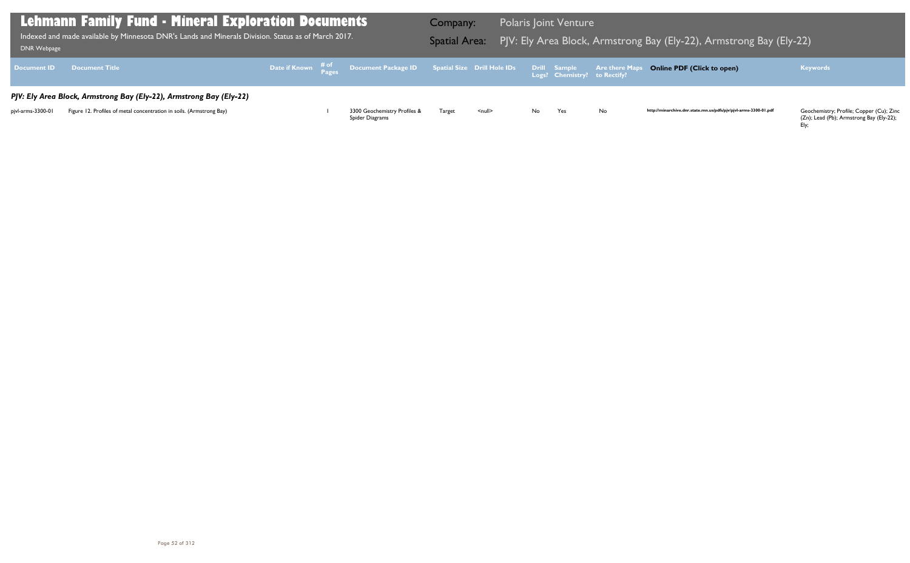# Lehmann Family Fund - Mineral Exploration Documents

Indexed and made available by Minnesota DNR's Lands and Minerals Division. Status as of March 2017.

DNR Webpage

Company: Polaris Joint Venture

Spatial Area: PJV: Ely Area Block, Armstrong Bay (Ely-22), Armstrong Bay (Ely-22)

| Document ID | Document Title | Date if Known | # of Pages | Document Package ID | Spatial Size | Drill Hole IDs | Drill Logs? | Sample Chemistry? | Are there Maps to Rectify? | Online PDF (Click to open) | Keywords |
|---|---|---|---|---|---|---|---|---|---|---|---|
| ***PJV: Ely Area Block, Armstrong Bay (Ely-22), Armstrong Bay (Ely-22)*** | | | | | | | | | | | |
| pjvl-arms-3300-01 | Figure 12. Profiles of metal concentration in soils. (Armstrong Bay) | | 1 | 3300 Geochemistry Profiles & Spider Diagrams | Target | <null> | No | Yes | No | http://minarchive.dnr.state.mn.us/pdfs/pjv/pjvl-arms-3300-01.pdf | Geochemistry; Profile; Copper (Cu); Zinc (Zn); Lead (Pb); Armstrong Bay (Ely-22); Ely; |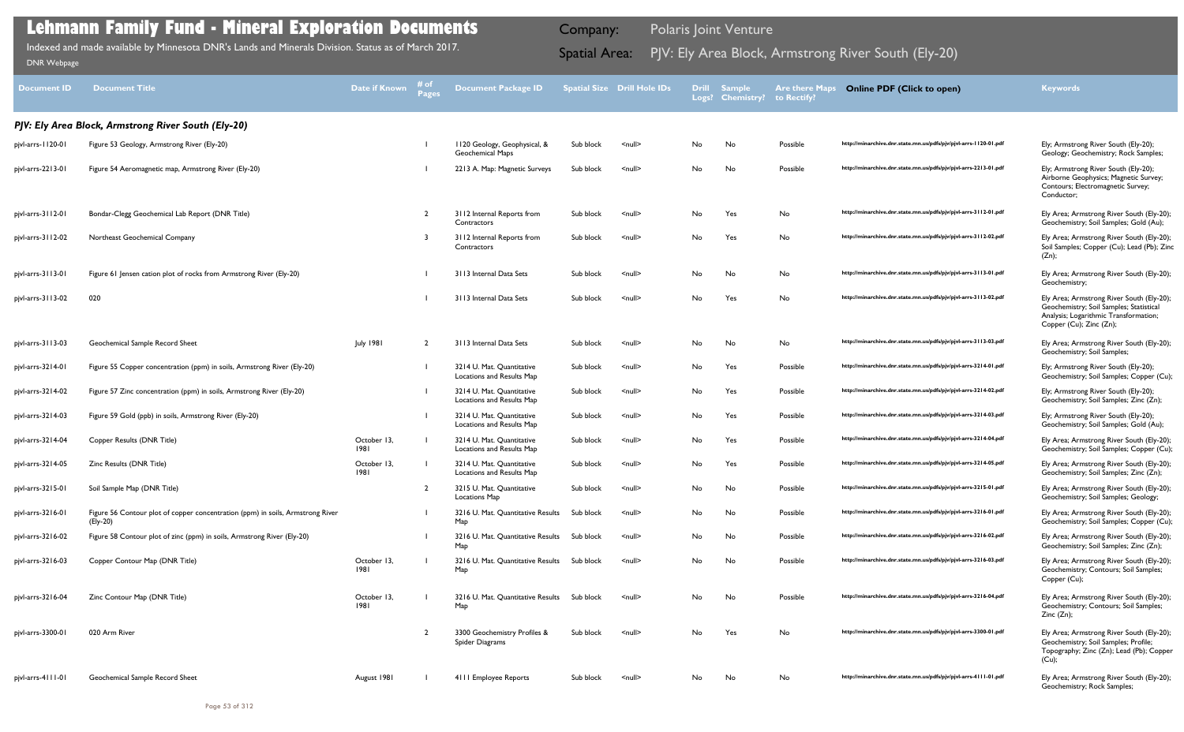# Lehmann Family Fund - Mineral Exploration Documents

Indexed and made available by Minnesota DNR's Lands and Minerals Division. Status as of March 2017.

DNR Webpage

Company: Polaris Joint Venture

Spatial Area: PJV: Ely Area Block, Armstrong River South (Ely-20)

| Document ID | Document Title | Date if Known | # of Pages | Document Package ID | Spatial Size | Drill Hole IDs | Drill Logs? | Sample Chemistry? | Are there Maps to Rectify? | Online PDF (Click to open) | Keywords |
|---|---|---|---|---|---|---|---|---|---|---|---|
| ***PJV: Ely Area Block, Armstrong River South (Ely-20)*** | | | | | | | | | | | |
| pjvl-arrs-1120-01 | Figure 53 Geology, Armstrong River (Ely-20) | | 1 | 1120 Geology, Geophysical, & Geochemical Maps | Sub block | <null> | No | No | Possible | http://minarchive.dnr.state.mn.us/pdfs/pjv/pjvl-arrs-1120-01.pdf | Ely; Armstrong River South (Ely-20); Geology; Geochemistry; Rock Samples; |
| pjvl-arrs-2213-01 | Figure 54 Aeromagnetic map, Armstrong River (Ely-20) | | 1 | 2213 A. Map: Magnetic Surveys | Sub block | <null> | No | No | Possible | http://minarchive.dnr.state.mn.us/pdfs/pjv/pjvl-arrs-2213-01.pdf | Ely; Armstrong River South (Ely-20); Airborne Geophysics; Magnetic Survey; Contours; Electromagnetic Survey; Conductor; |
| pjvl-arrs-3112-01 | Bondar-Clegg Geochemical Lab Report (DNR Title) | | 2 | 3112 Internal Reports from Contractors | Sub block | <null> | No | Yes | No | http://minarchive.dnr.state.mn.us/pdfs/pjv/pjvl-arrs-3112-01.pdf | Ely Area; Armstrong River South (Ely-20); Geochemistry; Soil Samples; Gold (Au); |
| pjvl-arrs-3112-02 | Northeast Geochemical Company | | 3 | 3112 Internal Reports from Contractors | Sub block | <null> | No | Yes | No | http://minarchive.dnr.state.mn.us/pdfs/pjv/pjvl-arrs-3112-02.pdf | Ely Area; Armstrong River South (Ely-20); Soil Samples; Copper (Cu); Lead (Pb); Zinc (Zn); |
| pjvl-arrs-3113-01 | Figure 61 Jensen cation plot of rocks from Armstrong River (Ely-20) | | 1 | 3113 Internal Data Sets | Sub block | <null> | No | No | No | http://minarchive.dnr.state.mn.us/pdfs/pjv/pjvl-arrs-3113-01.pdf | Ely Area; Armstrong River South (Ely-20); Geochemistry; |
| pjvl-arrs-3113-02 | 020 | | 1 | 3113 Internal Data Sets | Sub block | <null> | No | Yes | No | http://minarchive.dnr.state.mn.us/pdfs/pjv/pjvl-arrs-3113-02.pdf | Ely Area; Armstrong River South (Ely-20); Geochemistry; Soil Samples; Statistical Analysis; Logarithmic Transformation; Copper (Cu); Zinc (Zn); |
| pjvl-arrs-3113-03 | Geochemical Sample Record Sheet | July 1981 | 2 | 3113 Internal Data Sets | Sub block | <null> | No | No | No | http://minarchive.dnr.state.mn.us/pdfs/pjv/pjvl-arrs-3113-03.pdf | Ely Area; Armstrong River South (Ely-20); Geochemistry; Soil Samples; |
| pjvl-arrs-3214-01 | Figure 55 Copper concentration (ppm) in soils, Armstrong River (Ely-20) | | 1 | 3214 U. Mat. Quantitative Locations and Results Map | Sub block | <null> | No | Yes | Possible | http://minarchive.dnr.state.mn.us/pdfs/pjv/pjvl-arrs-3214-01.pdf | Ely; Armstrong River South (Ely-20); Geochemistry; Soil Samples; Copper (Cu); |
| pjvl-arrs-3214-02 | Figure 57 Zinc concentration (ppm) in soils, Armstrong River (Ely-20) | | 1 | 3214 U. Mat. Quantitative Locations and Results Map | Sub block | <null> | No | Yes | Possible | http://minarchive.dnr.state.mn.us/pdfs/pjv/pjvl-arrs-3214-02.pdf | Ely; Armstrong River South (Ely-20); Geochemistry; Soil Samples; Zinc (Zn); |
| pjvl-arrs-3214-03 | Figure 59 Gold (ppb) in soils, Armstrong River (Ely-20) | | 1 | 3214 U. Mat. Quantitative Locations and Results Map | Sub block | <null> | No | Yes | Possible | http://minarchive.dnr.state.mn.us/pdfs/pjv/pjvl-arrs-3214-03.pdf | Ely; Armstrong River South (Ely-20); Geochemistry; Soil Samples; Gold (Au); |
| pjvl-arrs-3214-04 | Copper Results (DNR Title) | October 13, 1981 | 1 | 3214 U. Mat. Quantitative Locations and Results Map | Sub block | <null> | No | Yes | Possible | http://minarchive.dnr.state.mn.us/pdfs/pjv/pjvl-arrs-3214-04.pdf | Ely Area; Armstrong River South (Ely-20); Geochemistry; Soil Samples; Copper (Cu); |
| pjvl-arrs-3214-05 | Zinc Results (DNR Title) | October 13, 1981 | 1 | 3214 U. Mat. Quantitative Locations and Results Map | Sub block | <null> | No | Yes | Possible | http://minarchive.dnr.state.mn.us/pdfs/pjv/pjvl-arrs-3214-05.pdf | Ely Area; Armstrong River South (Ely-20); Geochemistry; Soil Samples; Zinc (Zn); |
| pjvl-arrs-3215-01 | Soil Sample Map (DNR Title) | | 2 | 3215 U. Mat. Quantitative Locations Map | Sub block | <null> | No | No | Possible | http://minarchive.dnr.state.mn.us/pdfs/pjv/pjvl-arrs-3215-01.pdf | Ely Area; Armstrong River South (Ely-20); Geochemistry; Soil Samples; Geology; |
| pjvl-arrs-3216-01 | Figure 56 Contour plot of copper concentration (ppm) in soils, Armstrong River (Ely-20) | | 1 | 3216 U. Mat. Quantitative Results Map | Sub block | <null> | No | No | Possible | http://minarchive.dnr.state.mn.us/pdfs/pjv/pjvl-arrs-3216-01.pdf | Ely Area; Armstrong River South (Ely-20); Geochemistry; Soil Samples; Copper (Cu); |
| pjvl-arrs-3216-02 | Figure 58 Contour plot of zinc (ppm) in soils, Armstrong River (Ely-20) | | 1 | 3216 U. Mat. Quantitative Results Map | Sub block | <null> | No | No | Possible | http://minarchive.dnr.state.mn.us/pdfs/pjv/pjvl-arrs-3216-02.pdf | Ely Area; Armstrong River South (Ely-20); Geochemistry; Soil Samples; Zinc (Zn); |
| pjvl-arrs-3216-03 | Copper Contour Map (DNR Title) | October 13, 1981 | 1 | 3216 U. Mat. Quantitative Results Map | Sub block | <null> | No | No | Possible | http://minarchive.dnr.state.mn.us/pdfs/pjv/pjvl-arrs-3216-03.pdf | Ely Area; Armstrong River South (Ely-20); Geochemistry; Contours; Soil Samples; Copper (Cu); |
| pjvl-arrs-3216-04 | Zinc Contour Map (DNR Title) | October 13, 1981 | 1 | 3216 U. Mat. Quantitative Results Map | Sub block | <null> | No | No | Possible | http://minarchive.dnr.state.mn.us/pdfs/pjv/pjvl-arrs-3216-04.pdf | Ely Area; Armstrong River South (Ely-20); Geochemistry; Contours; Soil Samples; Zinc (Zn); |
| pjvl-arrs-3300-01 | 020 Arm River | | 2 | 3300 Geochemistry Profiles & Spider Diagrams | Sub block | <null> | No | Yes | No | http://minarchive.dnr.state.mn.us/pdfs/pjv/pjvl-arrs-3300-01.pdf | Ely Area; Armstrong River South (Ely-20); Geochemistry; Soil Samples; Profile; Topography; Zinc (Zn); Lead (Pb); Copper (Cu); |
| pjvl-arrs-4111-01 | Geochemical Sample Record Sheet | August 1981 | 1 | 4111 Employee Reports | Sub block | <null> | No | No | No | http://minarchive.dnr.state.mn.us/pdfs/pjv/pjvl-arrs-4111-01.pdf | Ely Area; Armstrong River South (Ely-20); Geochemistry; Rock Samples; |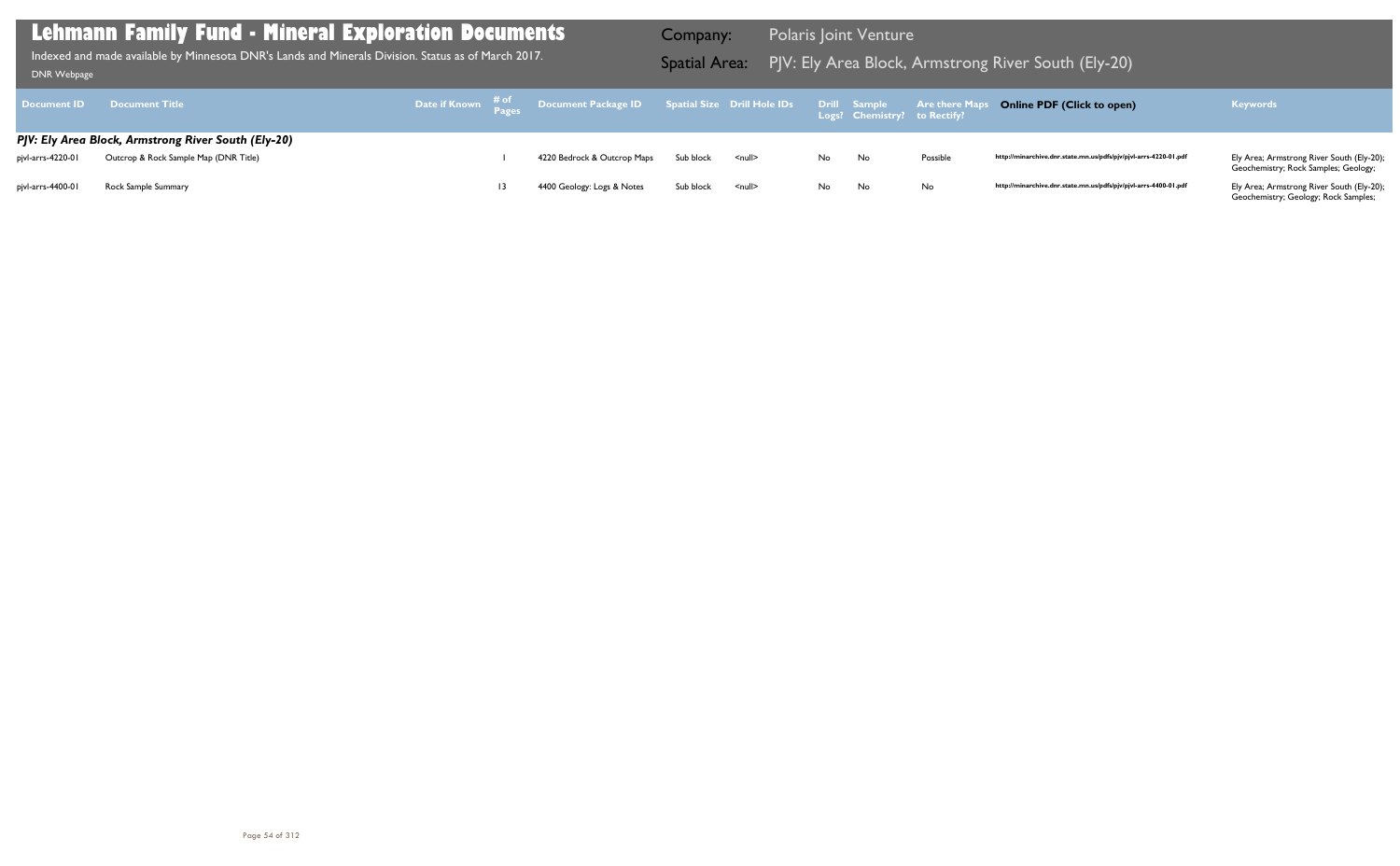# Lehmann Family Fund - Mineral Exploration Documents

Indexed and made available by Minnesota DNR's Lands and Minerals Division. Status as of March 2017.

DNR Webpage

**Company:** Polaris Joint Venture

**Spatial Area:** PJV: Ely Area Block, Armstrong River South (Ely-20)

| Document ID | Document Title | Date if Known | # of Pages | Document Package ID | Spatial Size | Drill Hole IDs | Drill Logs? | Sample Chemistry? | Are there Maps to Rectify? | Online PDF (Click to open) | Keywords |
|---|---|---|---|---|---|---|---|---|---|---|---|
| ***PJV: Ely Area Block, Armstrong River South (Ely-20)*** | | | | | | | | | | | |
| pjvl-arrs-4220-01 | Outcrop & Rock Sample Map (DNR Title) | | 1 | 4220 Bedrock & Outcrop Maps | Sub block | <null> | No | No | Possible | http://minarchive.dnr.state.mn.us/pdfs/pjv/pjvl-arrs-4220-01.pdf | Ely Area; Armstrong River South (Ely-20); Geochemistry; Rock Samples; Geology; |
| pjvl-arrs-4400-01 | Rock Sample Summary | | 13 | 4400 Geology: Logs & Notes | Sub block | <null> | No | No | No | http://minarchive.dnr.state.mn.us/pdfs/pjv/pjvl-arrs-4400-01.pdf | Ely Area; Armstrong River South (Ely-20); Geochemistry; Geology; Rock Samples; |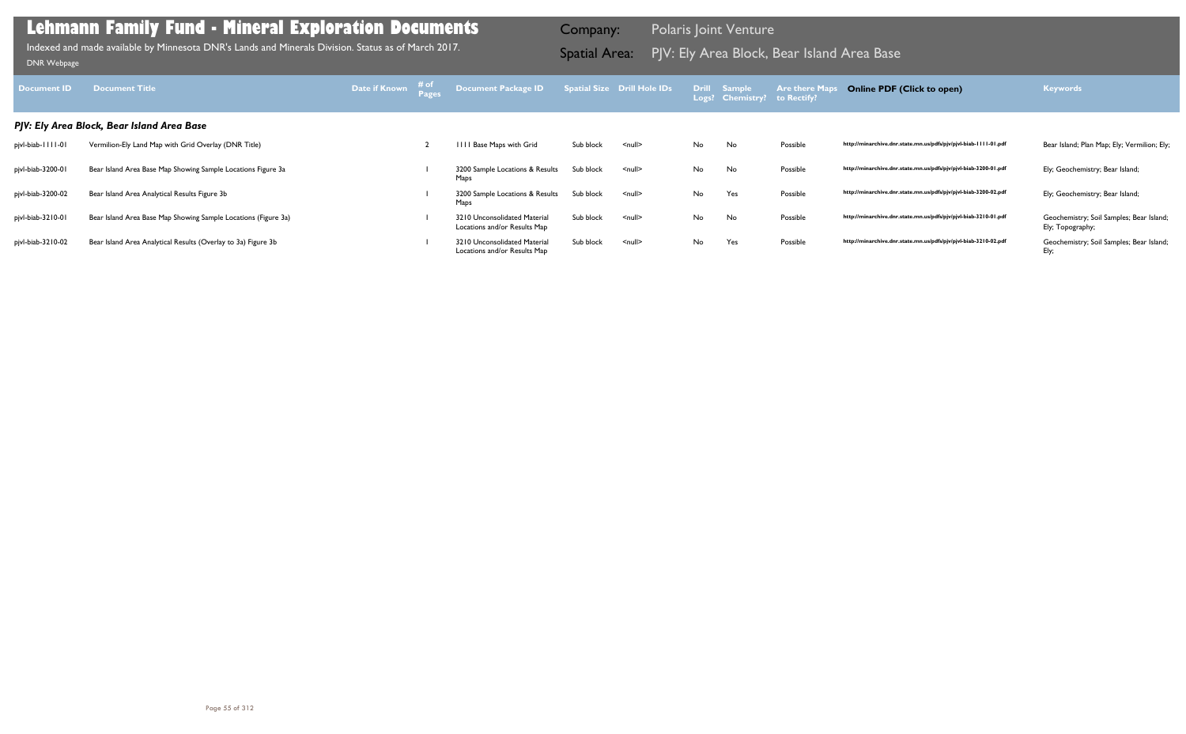# Lehmann Family Fund - Mineral Exploration Documents

Indexed and made available by Minnesota DNR's Lands and Minerals Division. Status as of March 2017.

DNR Webpage

Company: Polaris Joint Venture

Spatial Area: PJV: Ely Area Block, Bear Island Area Base

| Document ID | Document Title | Date if Known | # of Pages | Document Package ID | Spatial Size | Drill Hole IDs | Drill Logs? | Sample Chemistry? | Are there Maps to Rectify? | Online PDF (Click to open) | Keywords |
|---|---|---|---|---|---|---|---|---|---|---|---|
| ***PJV: Ely Area Block, Bear Island Area Base*** | | | | | | | | | | | |
| pjvl-biab-1111-01 | Vermilion-Ely Land Map with Grid Overlay (DNR Title) | | 2 | 1111 Base Maps with Grid | Sub block | <null> | No | No | Possible | http://minarchive.dnr.state.mn.us/pdfs/pjv/pjvl-biab-1111-01.pdf | Bear Island; Plan Map; Ely; Vermilion; Ely; |
| pjvl-biab-3200-01 | Bear Island Area Base Map Showing Sample Locations Figure 3a | | 1 | 3200 Sample Locations & Results Maps | Sub block | <null> | No | No | Possible | http://minarchive.dnr.state.mn.us/pdfs/pjv/pjvl-biab-3200-01.pdf | Ely; Geochemistry; Bear Island; |
| pjvl-biab-3200-02 | Bear Island Area Analytical Results Figure 3b | | 1 | 3200 Sample Locations & Results Maps | Sub block | <null> | No | Yes | Possible | http://minarchive.dnr.state.mn.us/pdfs/pjv/pjvl-biab-3200-02.pdf | Ely; Geochemistry; Bear Island; |
| pjvl-biab-3210-01 | Bear Island Area Base Map Showing Sample Locations (Figure 3a) | | 1 | 3210 Unconsolidated Material Locations and/or Results Map | Sub block | <null> | No | No | Possible | http://minarchive.dnr.state.mn.us/pdfs/pjv/pjvl-biab-3210-01.pdf | Geochemistry; Soil Samples; Bear Island; Ely; Topography; |
| pjvl-biab-3210-02 | Bear Island Area Analytical Results (Overlay to 3a) Figure 3b | | 1 | 3210 Unconsolidated Material Locations and/or Results Map | Sub block | <null> | No | Yes | Possible | http://minarchive.dnr.state.mn.us/pdfs/pjv/pjvl-biab-3210-02.pdf | Geochemistry; Soil Samples; Bear Island; Ely; |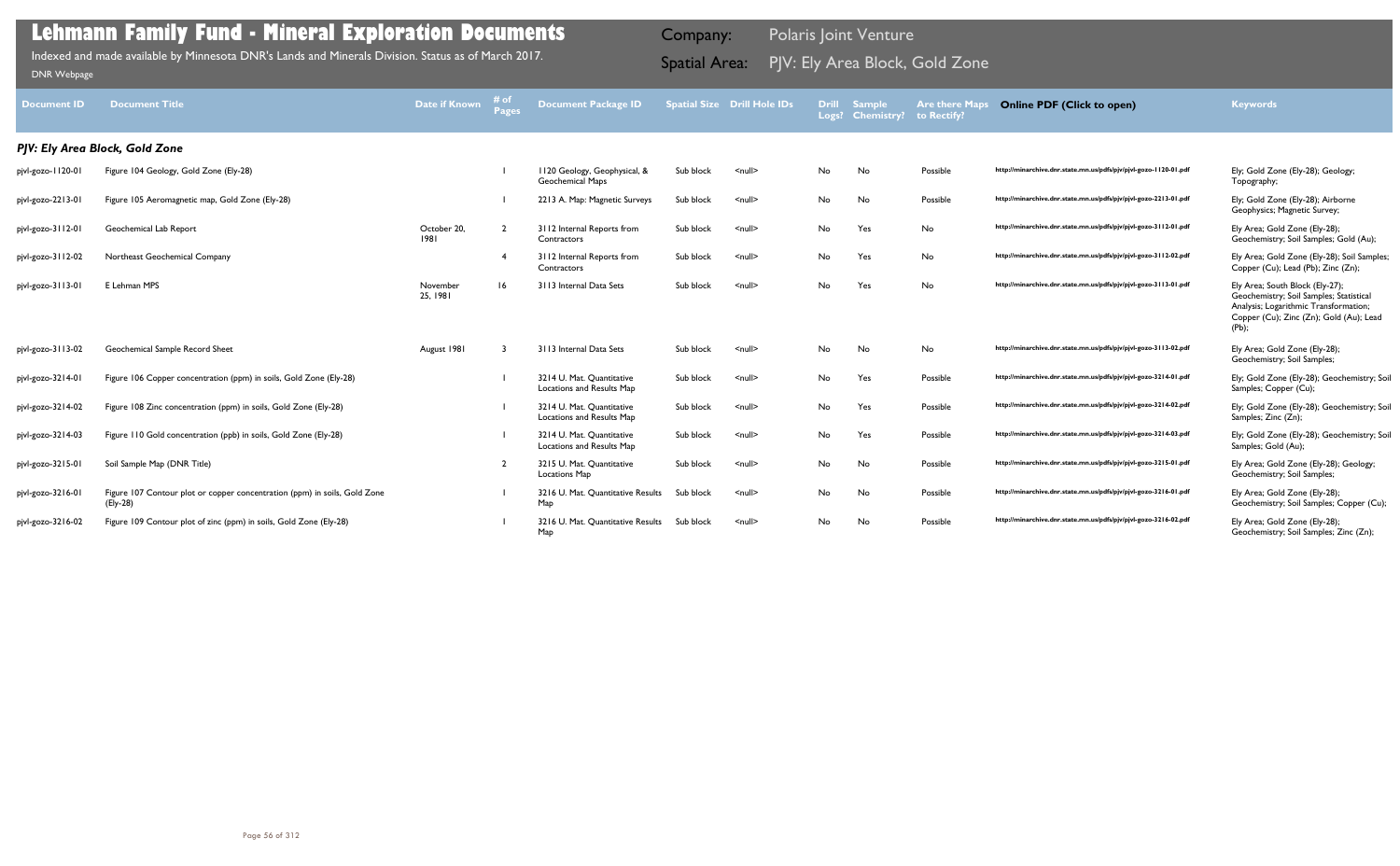# Lehmann Family Fund - Mineral Exploration Documents

Indexed and made available by Minnesota DNR's Lands and Minerals Division. Status as of March 2017.

DNR Webpage

**Company:** Polaris Joint Venture

**Spatial Area:** PJV: Ely Area Block, Gold Zone

| Document ID | Document Title | Date if Known | # of Pages | Document Package ID | Spatial Size | Drill Hole IDs | Drill Logs? | Sample Chemistry? | Are there Maps to Rectify? | Online PDF (Click to open) | Keywords |
|---|---|---|---|---|---|---|---|---|---|---|---|
| ***PJV: Ely Area Block, Gold Zone*** | | | | | | | | | | | |
| pjvl-gozo-1120-01 | Figure 104 Geology, Gold Zone (Ely-28) | | 1 | 1120 Geology, Geophysical, & Geochemical Maps | Sub block | <null> | No | No | Possible | http://minarchive.dnr.state.mn.us/pdfs/pjv/pjvl-gozo-1120-01.pdf | Ely; Gold Zone (Ely-28); Geology; Topography; |
| pjvl-gozo-2213-01 | Figure 105 Aeromagnetic map, Gold Zone (Ely-28) | | 1 | 2213 A. Map: Magnetic Surveys | Sub block | <null> | No | No | Possible | http://minarchive.dnr.state.mn.us/pdfs/pjv/pjvl-gozo-2213-01.pdf | Ely; Gold Zone (Ely-28); Airborne Geophysics; Magnetic Survey; |
| pjvl-gozo-3112-01 | Geochemical Lab Report | October 20, 1981 | 2 | 3112 Internal Reports from Contractors | Sub block | <null> | No | Yes | No | http://minarchive.dnr.state.mn.us/pdfs/pjv/pjvl-gozo-3112-01.pdf | Ely Area; Gold Zone (Ely-28); Geochemistry; Soil Samples; Gold (Au); |
| pjvl-gozo-3112-02 | Northeast Geochemical Company | | 4 | 3112 Internal Reports from Contractors | Sub block | <null> | No | Yes | No | http://minarchive.dnr.state.mn.us/pdfs/pjv/pjvl-gozo-3112-02.pdf | Ely Area; Gold Zone (Ely-28); Soil Samples; Copper (Cu); Lead (Pb); Zinc (Zn); |
| pjvl-gozo-3113-01 | E Lehman MPS | November 25, 1981 | 16 | 3113 Internal Data Sets | Sub block | <null> | No | Yes | No | http://minarchive.dnr.state.mn.us/pdfs/pjv/pjvl-gozo-3113-01.pdf | Ely Area; South Block (Ely-27); Geochemistry; Soil Samples; Statistical Analysis; Logarithmic Transformation; Copper (Cu); Zinc (Zn); Gold (Au); Lead (Pb); |
| pjvl-gozo-3113-02 | Geochemical Sample Record Sheet | August 1981 | 3 | 3113 Internal Data Sets | Sub block | <null> | No | No | No | http://minarchive.dnr.state.mn.us/pdfs/pjv/pjvl-gozo-3113-02.pdf | Ely Area; Gold Zone (Ely-28); Geochemistry; Soil Samples; |
| pjvl-gozo-3214-01 | Figure 106 Copper concentration (ppm) in soils, Gold Zone (Ely-28) | | 1 | 3214 U. Mat. Quantitative Locations and Results Map | Sub block | <null> | No | Yes | Possible | http://minarchive.dnr.state.mn.us/pdfs/pjv/pjvl-gozo-3214-01.pdf | Ely; Gold Zone (Ely-28); Geochemistry; Soil Samples; Copper (Cu); |
| pjvl-gozo-3214-02 | Figure 108 Zinc concentration (ppm) in soils, Gold Zone (Ely-28) | | 1 | 3214 U. Mat. Quantitative Locations and Results Map | Sub block | <null> | No | Yes | Possible | http://minarchive.dnr.state.mn.us/pdfs/pjv/pjvl-gozo-3214-02.pdf | Ely; Gold Zone (Ely-28); Geochemistry; Soil Samples; Zinc (Zn); |
| pjvl-gozo-3214-03 | Figure 110 Gold concentration (ppb) in soils, Gold Zone (Ely-28) | | 1 | 3214 U. Mat. Quantitative Locations and Results Map | Sub block | <null> | No | Yes | Possible | http://minarchive.dnr.state.mn.us/pdfs/pjv/pjvl-gozo-3214-03.pdf | Ely; Gold Zone (Ely-28); Geochemistry; Soil Samples; Gold (Au); |
| pjvl-gozo-3215-01 | Soil Sample Map (DNR Title) | | 2 | 3215 U. Mat. Quantitative Locations Map | Sub block | <null> | No | No | Possible | http://minarchive.dnr.state.mn.us/pdfs/pjv/pjvl-gozo-3215-01.pdf | Ely Area; Gold Zone (Ely-28); Geology; Geochemistry; Soil Samples; |
| pjvl-gozo-3216-01 | Figure 107 Contour plot or copper concentration (ppm) in soils, Gold Zone (Ely-28) | | 1 | 3216 U. Mat. Quantitative Results Map | Sub block | <null> | No | No | Possible | http://minarchive.dnr.state.mn.us/pdfs/pjv/pjvl-gozo-3216-01.pdf | Ely Area; Gold Zone (Ely-28); Geochemistry; Soil Samples; Copper (Cu); |
| pjvl-gozo-3216-02 | Figure 109 Contour plot of zinc (ppm) in soils, Gold Zone (Ely-28) | | 1 | 3216 U. Mat. Quantitative Results Map | Sub block | <null> | No | No | Possible | http://minarchive.dnr.state.mn.us/pdfs/pjv/pjvl-gozo-3216-02.pdf | Ely Area; Gold Zone (Ely-28); Geochemistry; Soil Samples; Zinc (Zn); |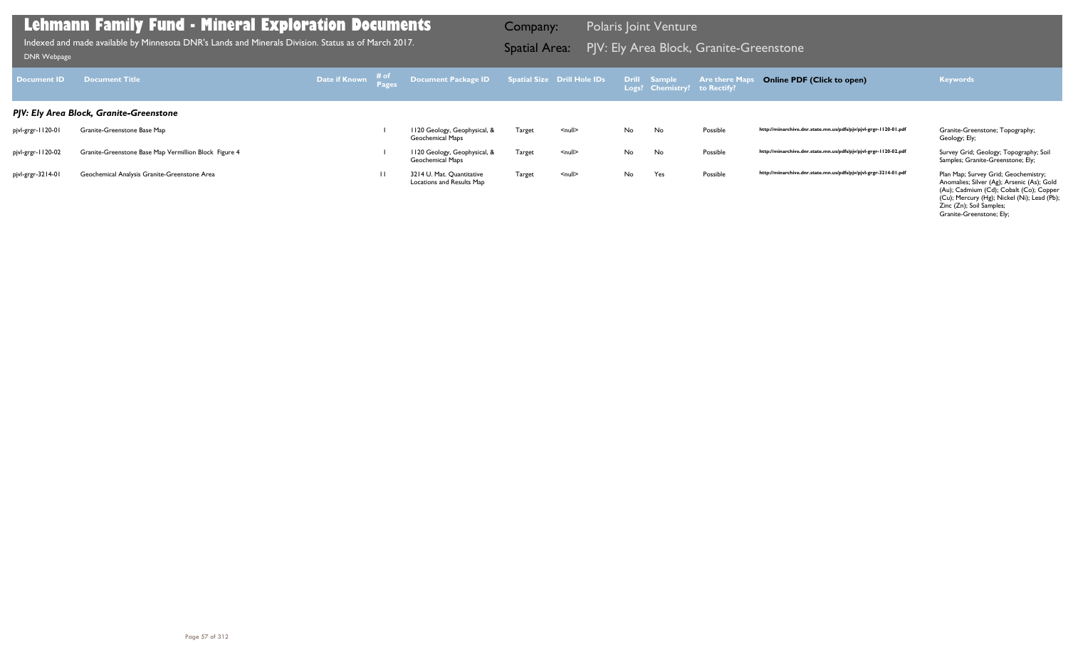# Lehmann Family Fund - Mineral Exploration Documents

Indexed and made available by Minnesota DNR's Lands and Minerals Division. Status as of March 2017.

DNR Webpage

**Company:** Polaris Joint Venture

**Spatial Area:** PJV: Ely Area Block, Granite-Greenstone

| Document ID | Document Title | Date if Known | # of Pages | Document Package ID | Spatial Size | Drill Hole IDs | Drill Logs? | Sample Chemistry? | Are there Maps to Rectify? | Online PDF (Click to open) | Keywords |
|---|---|---|---|---|---|---|---|---|---|---|---|
| ***PJV: Ely Area Block, Granite-Greenstone*** | | | | | | | | | | | |
| pjvl-grgr-1120-01 | Granite-Greenstone Base Map | | 1 | 1120 Geology, Geophysical, & Geochemical Maps | Target | <null> | No | No | Possible | http://minarchive.dnr.state.mn.us/pdfs/pjv/pjvl-grgr-1120-01.pdf | Granite-Greenstone; Topography; Geology; Ely; |
| pjvl-grgr-1120-02 | Granite-Greenstone Base Map Vermillion Block Figure 4 | | 1 | 1120 Geology, Geophysical, & Geochemical Maps | Target | <null> | No | No | Possible | http://minarchive.dnr.state.mn.us/pdfs/pjv/pjvl-grgr-1120-02.pdf | Survey Grid; Geology; Topography; Soil Samples; Granite-Greenstone; Ely; |
| pjvl-grgr-3214-01 | Geochemical Analysis Granite-Greenstone Area | | 11 | 3214 U. Mat. Quantitative Locations and Results Map | Target | <null> | No | Yes | Possible | http://minarchive.dnr.state.mn.us/pdfs/pjv/pjvl-grgr-3214-01.pdf | Plan Map; Survey Grid; Geochemistry; Anomalies; Silver (Ag); Arsenic (As); Gold (Au); Cadmium (Cd); Cobalt (Co); Copper (Cu); Mercury (Hg); Nickel (Ni); Lead (Pb); Zinc (Zn); Soil Samples; Granite-Greenstone; Ely; |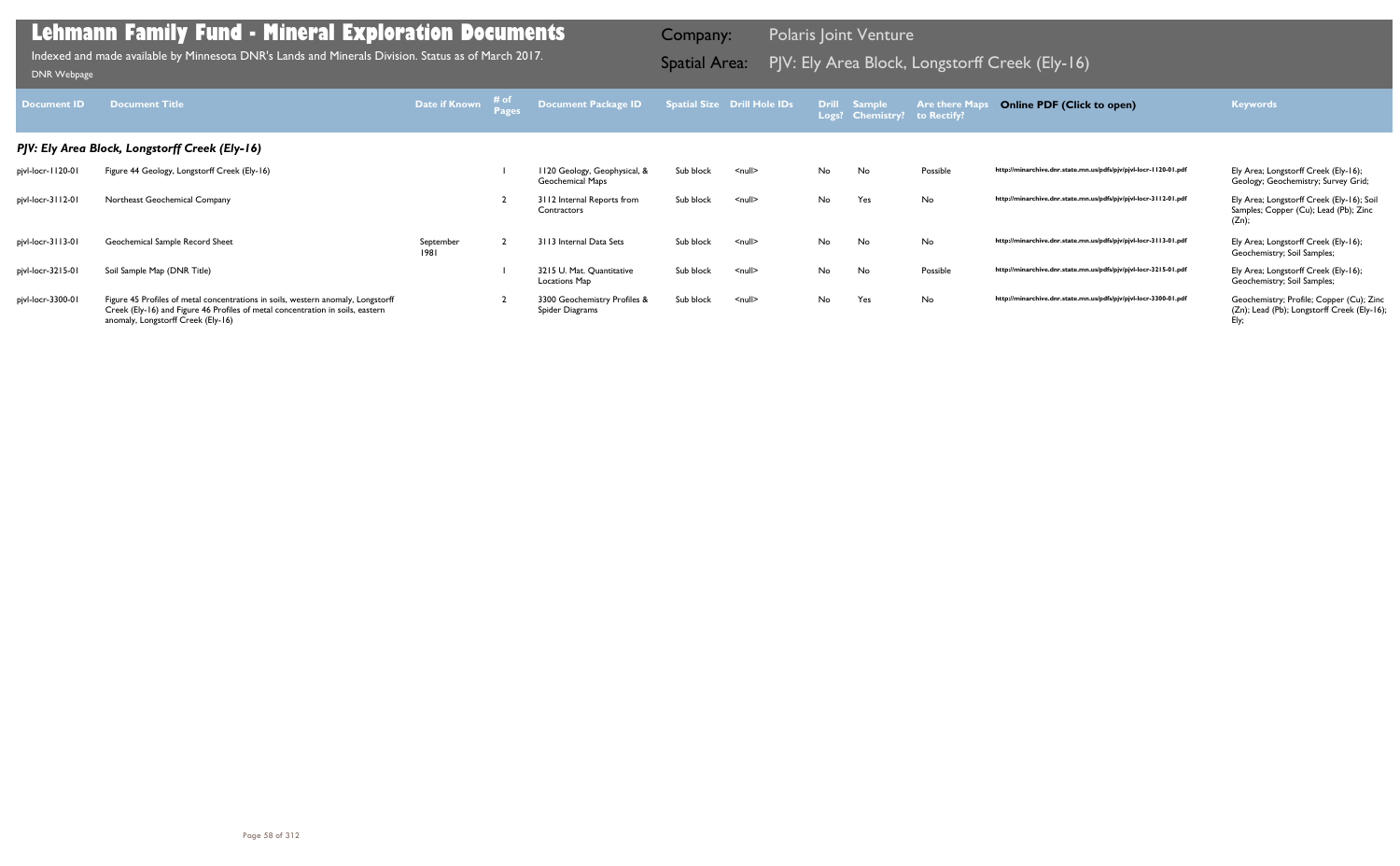# Lehmann Family Fund - Mineral Exploration Documents

Indexed and made available by Minnesota DNR's Lands and Minerals Division. Status as of March 2017.

DNR Webpage

Company: Polaris Joint Venture

Spatial Area: PJV: Ely Area Block, Longstorff Creek (Ely-16)

| Document ID | Document Title | Date if Known | # of Pages | Document Package ID | Spatial Size | Drill Hole IDs | Drill Logs? | Sample Chemistry? | Are there Maps to Rectify? | Online PDF (Click to open) | Keywords |
|---|---|---|---|---|---|---|---|---|---|---|---|
| ***PJV: Ely Area Block, Longstorff Creek (Ely-16)*** | | | | | | | | | | | |
| pjvl-locr-1120-01 | Figure 44 Geology, Longstorff Creek (Ely-16) | | 1 | 1120 Geology, Geophysical, & Geochemical Maps | Sub block | <null> | No | No | Possible | http://minarchive.dnr.state.mn.us/pdfs/pjv/pjvl-locr-1120-01.pdf | Ely Area; Longstorff Creek (Ely-16); Geology; Geochemistry; Survey Grid; |
| pjvl-locr-3112-01 | Northeast Geochemical Company | | 2 | 3112 Internal Reports from Contractors | Sub block | <null> | No | Yes | No | http://minarchive.dnr.state.mn.us/pdfs/pjv/pjvl-locr-3112-01.pdf | Ely Area; Longstorff Creek (Ely-16); Soil Samples; Copper (Cu); Lead (Pb); Zinc (Zn); |
| pjvl-locr-3113-01 | Geochemical Sample Record Sheet | September 1981 | 2 | 3113 Internal Data Sets | Sub block | <null> | No | No | No | http://minarchive.dnr.state.mn.us/pdfs/pjv/pjvl-locr-3113-01.pdf | Ely Area; Longstorff Creek (Ely-16); Geochemistry; Soil Samples; |
| pjvl-locr-3215-01 | Soil Sample Map (DNR Title) | | 1 | 3215 U. Mat. Quantitative Locations Map | Sub block | <null> | No | No | Possible | http://minarchive.dnr.state.mn.us/pdfs/pjv/pjvl-locr-3215-01.pdf | Ely Area; Longstorff Creek (Ely-16); Geochemistry; Soil Samples; |
| pjvl-locr-3300-01 | Figure 45 Profiles of metal concentrations in soils, western anomaly, Longstorff Creek (Ely-16) and Figure 46 Profiles of metal concentration in soils, eastern anomaly, Longstorff Creek (Ely-16) | | 2 | 3300 Geochemistry Profiles & Spider Diagrams | Sub block | <null> | No | Yes | No | http://minarchive.dnr.state.mn.us/pdfs/pjv/pjvl-locr-3300-01.pdf | Geochemistry; Profile; Copper (Cu); Zinc (Zn); Lead (Pb); Longstorff Creek (Ely-16); Ely; |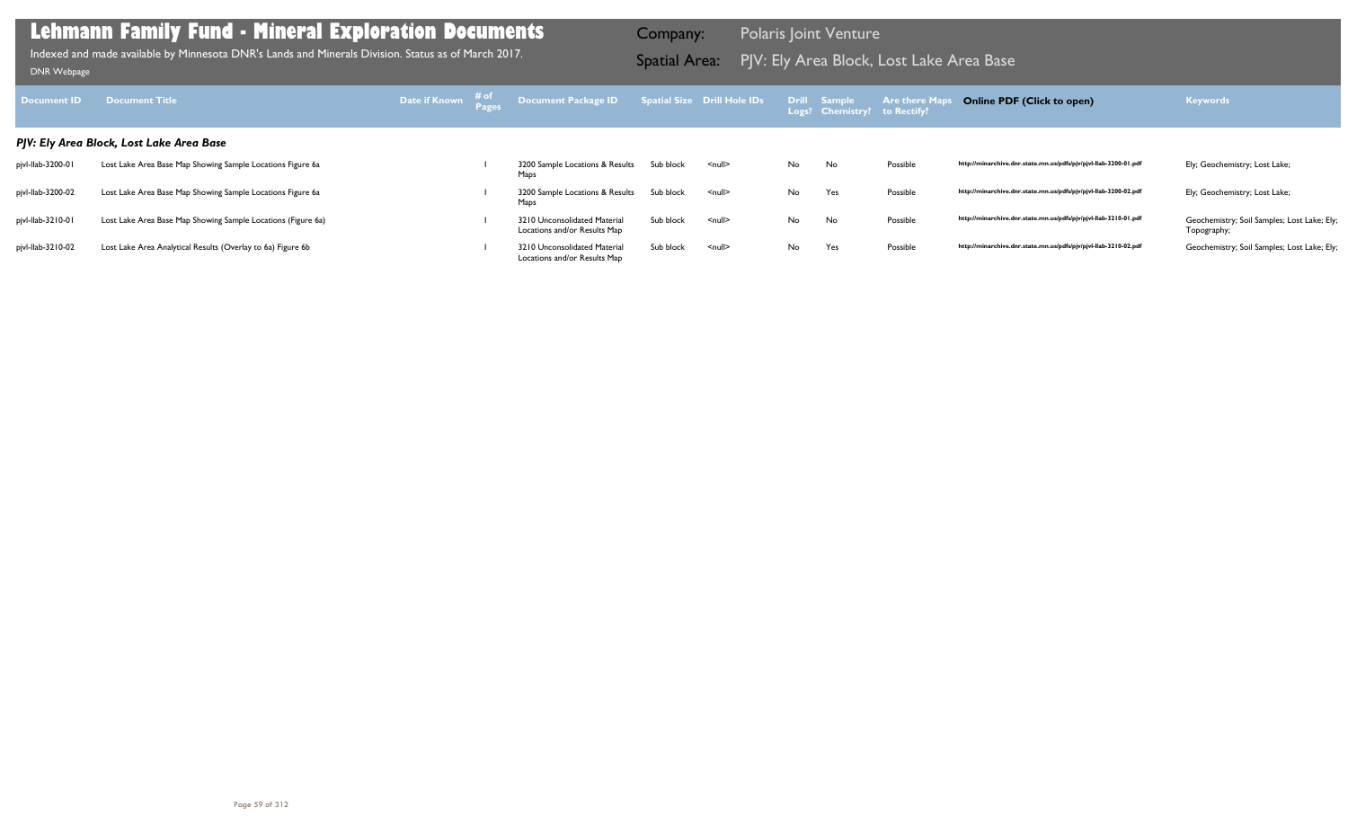# Lehmann Family Fund - Mineral Exploration Documents

Indexed and made available by Minnesota DNR's Lands and Minerals Division. Status as of March 2017.

DNR Webpage

Company: Polaris Joint Venture

Spatial Area: PJV: Ely Area Block, Lost Lake Area Base

| Document ID | Document Title | Date if Known | # of Pages | Document Package ID | Spatial Size | Drill Hole IDs | Drill Logs? | Sample Chemistry? | Are there Maps to Rectify? | Online PDF (Click to open) | Keywords |
|---|---|---|---|---|---|---|---|---|---|---|---|
| ***PJV: Ely Area Block, Lost Lake Area Base*** | | | | | | | | | | | |
| pjvl-llab-3200-01 | Lost Lake Area Base Map Showing Sample Locations Figure 6a | | 1 | 3200 Sample Locations & Results Maps | Sub block | <null> | No | No | Possible | http://minarchive.dnr.state.mn.us/pdfs/pjv/pjvl-llab-3200-01.pdf | Ely; Geochemistry; Lost Lake; |
| pjvl-llab-3200-02 | Lost Lake Area Base Map Showing Sample Locations Figure 6a | | 1 | 3200 Sample Locations & Results Maps | Sub block | <null> | No | Yes | Possible | http://minarchive.dnr.state.mn.us/pdfs/pjv/pjvl-llab-3200-02.pdf | Ely; Geochemistry; Lost Lake; |
| pjvl-llab-3210-01 | Lost Lake Area Base Map Showing Sample Locations (Figure 6a) | | 1 | 3210 Unconsolidated Material Locations and/or Results Map | Sub block | <null> | No | No | Possible | http://minarchive.dnr.state.mn.us/pdfs/pjv/pjvl-llab-3210-01.pdf | Geochemistry; Soil Samples; Lost Lake; Ely; Topography; |
| pjvl-llab-3210-02 | Lost Lake Area Analytical Results (Overlay to 6a) Figure 6b | | 1 | 3210 Unconsolidated Material Locations and/or Results Map | Sub block | <null> | No | Yes | Possible | http://minarchive.dnr.state.mn.us/pdfs/pjv/pjvl-llab-3210-02.pdf | Geochemistry; Soil Samples; Lost Lake; Ely; |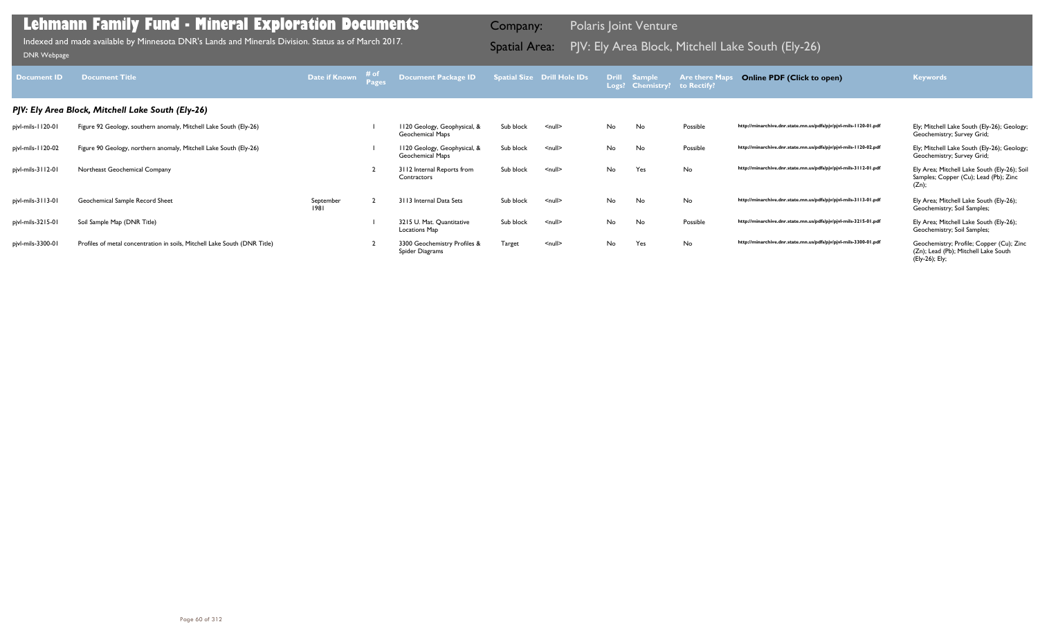# Lehmann Family Fund - Mineral Exploration Documents

Indexed and made available by Minnesota DNR's Lands and Minerals Division. Status as of March 2017.

DNR Webpage

Company: Polaris Joint Venture

Spatial Area: PJV: Ely Area Block, Mitchell Lake South (Ely-26)

| Document ID | Document Title | Date if Known | # of Pages | Document Package ID | Spatial Size | Drill Hole IDs | Drill Logs? | Sample Chemistry? | Are there Maps to Rectify? | Online PDF (Click to open) | Keywords |
|---|---|---|---|---|---|---|---|---|---|---|---|
| ***PJV: Ely Area Block, Mitchell Lake South (Ely-26)*** | | | | | | | | | | | |
| pjvl-mils-1120-01 | Figure 92 Geology, southern anomaly, Mitchell Lake South (Ely-26) | | 1 | 1120 Geology, Geophysical, & Geochemical Maps | Sub block | <null> | No | No | Possible | http://minarchive.dnr.state.mn.us/pdfs/pjv/pjvl-mils-1120-01.pdf | Ely; Mitchell Lake South (Ely-26); Geology; Geochemistry; Survey Grid; |
| pjvl-mils-1120-02 | Figure 90 Geology, northern anomaly, Mitchell Lake South (Ely-26) | | 1 | 1120 Geology, Geophysical, & Geochemical Maps | Sub block | <null> | No | No | Possible | http://minarchive.dnr.state.mn.us/pdfs/pjv/pjvl-mils-1120-02.pdf | Ely; Mitchell Lake South (Ely-26); Geology; Geochemistry; Survey Grid; |
| pjvl-mils-3112-01 | Northeast Geochemical Company | | 2 | 3112 Internal Reports from Contractors | Sub block | <null> | No | Yes | No | http://minarchive.dnr.state.mn.us/pdfs/pjv/pjvl-mils-3112-01.pdf | Ely Area; Mitchell Lake South (Ely-26); Soil Samples; Copper (Cu); Lead (Pb); Zinc (Zn); |
| pjvl-mils-3113-01 | Geochemical Sample Record Sheet | September 1981 | 2 | 3113 Internal Data Sets | Sub block | <null> | No | No | No | http://minarchive.dnr.state.mn.us/pdfs/pjv/pjvl-mils-3113-01.pdf | Ely Area; Mitchell Lake South (Ely-26); Geochemistry; Soil Samples; |
| pjvl-mils-3215-01 | Soil Sample Map (DNR Title) | | 1 | 3215 U. Mat. Quantitative Locations Map | Sub block | <null> | No | No | Possible | http://minarchive.dnr.state.mn.us/pdfs/pjv/pjvl-mils-3215-01.pdf | Ely Area; Mitchell Lake South (Ely-26); Geochemistry; Soil Samples; |
| pjvl-mils-3300-01 | Profiles of metal concentration in soils, Mitchell Lake South (DNR Title) | | 2 | 3300 Geochemistry Profiles & Spider Diagrams | Target | <null> | No | Yes | No | http://minarchive.dnr.state.mn.us/pdfs/pjv/pjvl-mils-3300-01.pdf | Geochemistry; Profile; Copper (Cu); Zinc (Zn); Lead (Pb); Mitchell Lake South (Ely-26); Ely; |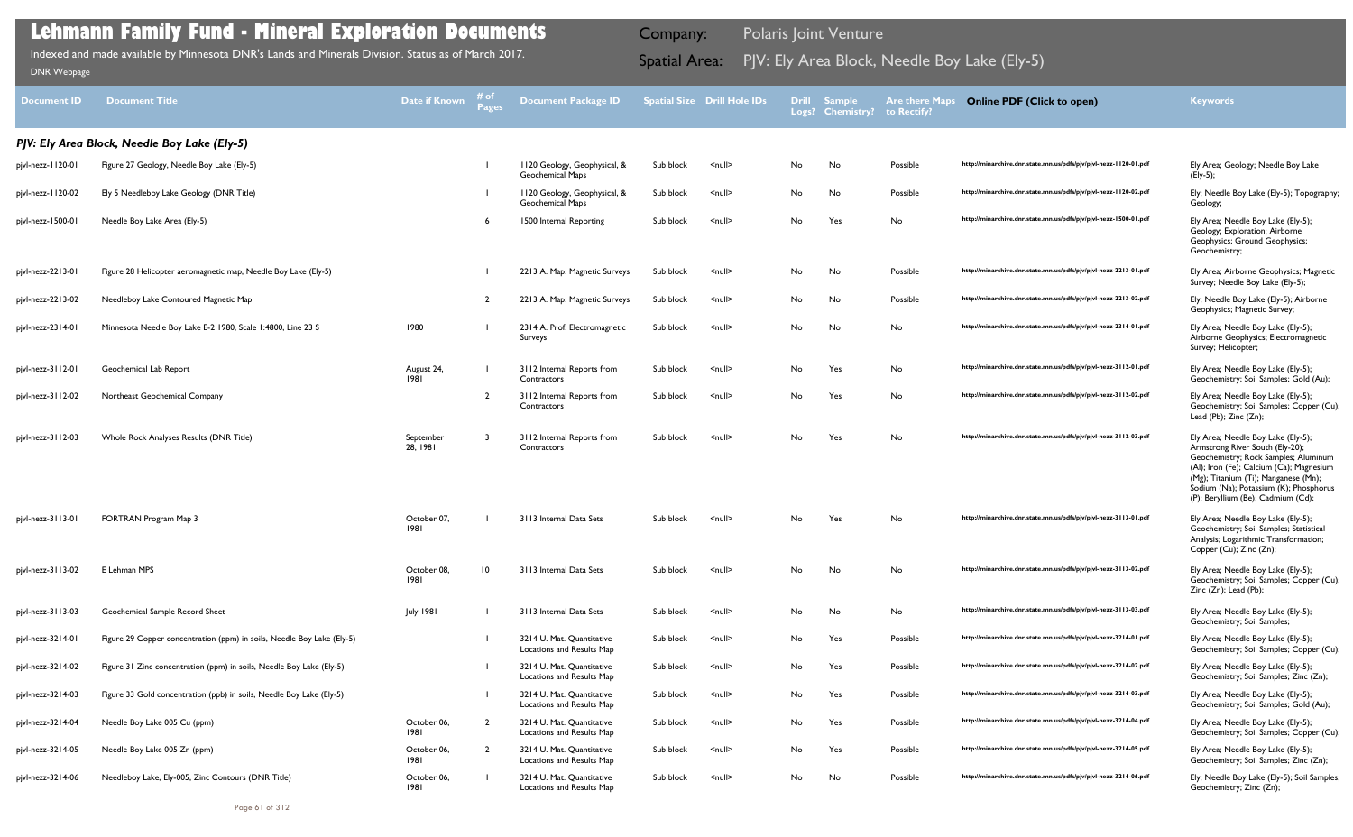# Lehmann Family Fund - Mineral Exploration Documents

Indexed and made available by Minnesota DNR's Lands and Minerals Division. Status as of March 2017.

DNR Webpage

Company: Polaris Joint Venture

Spatial Area: PJV: Ely Area Block, Needle Boy Lake (Ely-5)

| Document ID | Document Title | Date if Known | # of Pages | Document Package ID | Spatial Size | Drill Hole IDs | Drill Logs? | Sample Chemistry? | Are there Maps to Rectify? | Online PDF (Click to open) | Keywords |
|---|---|---|---|---|---|---|---|---|---|---|---|
| ***PJV: Ely Area Block, Needle Boy Lake (Ely-5)*** | | | | | | | | | | | |
| pjvl-nezz-1120-01 | Figure 27 Geology, Needle Boy Lake (Ely-5) | | 1 | 1120 Geology, Geophysical, & Geochemical Maps | Sub block | <null> | No | No | Possible | http://minarchive.dnr.state.mn.us/pdfs/pjv/pjvl-nezz-1120-01.pdf | Ely Area; Geology; Needle Boy Lake (Ely-5); |
| pjvl-nezz-1120-02 | Ely 5 Needleboy Lake Geology (DNR Title) | | 1 | 1120 Geology, Geophysical, & Geochemical Maps | Sub block | <null> | No | No | Possible | http://minarchive.dnr.state.mn.us/pdfs/pjv/pjvl-nezz-1120-02.pdf | Ely; Needle Boy Lake (Ely-5); Topography; Geology; |
| pjvl-nezz-1500-01 | Needle Boy Lake Area (Ely-5) | | 6 | 1500 Internal Reporting | Sub block | <null> | No | Yes | No | http://minarchive.dnr.state.mn.us/pdfs/pjv/pjvl-nezz-1500-01.pdf | Ely Area; Needle Boy Lake (Ely-5); Geology; Exploration; Airborne Geophysics; Ground Geophysics; Geochemistry; |
| pjvl-nezz-2213-01 | Figure 28 Helicopter aeromagnetic map, Needle Boy Lake (Ely-5) | | 1 | 2213 A. Map: Magnetic Surveys | Sub block | <null> | No | No | Possible | http://minarchive.dnr.state.mn.us/pdfs/pjv/pjvl-nezz-2213-01.pdf | Ely Area; Airborne Geophysics; Magnetic Survey; Needle Boy Lake (Ely-5); |
| pjvl-nezz-2213-02 | Needleboy Lake Contoured Magnetic Map | | 2 | 2213 A. Map: Magnetic Surveys | Sub block | <null> | No | No | Possible | http://minarchive.dnr.state.mn.us/pdfs/pjv/pjvl-nezz-2213-02.pdf | Ely; Needle Boy Lake (Ely-5); Airborne Geophysics; Magnetic Survey; |
| pjvl-nezz-2314-01 | Minnesota Needle Boy Lake E-2 1980, Scale 1:4800, Line 23 S | 1980 | 1 | 2314 A. Prof: Electromagnetic Surveys | Sub block | <null> | No | No | No | http://minarchive.dnr.state.mn.us/pdfs/pjv/pjvl-nezz-2314-01.pdf | Ely Area; Needle Boy Lake (Ely-5); Airborne Geophysics; Electromagnetic Survey; Helicopter; |
| pjvl-nezz-3112-01 | Geochemical Lab Report | August 24, 1981 | 1 | 3112 Internal Reports from Contractors | Sub block | <null> | No | Yes | No | http://minarchive.dnr.state.mn.us/pdfs/pjv/pjvl-nezz-3112-01.pdf | Ely Area; Needle Boy Lake (Ely-5); Geochemistry; Soil Samples; Gold (Au); |
| pjvl-nezz-3112-02 | Northeast Geochemical Company | | 2 | 3112 Internal Reports from Contractors | Sub block | <null> | No | Yes | No | http://minarchive.dnr.state.mn.us/pdfs/pjv/pjvl-nezz-3112-02.pdf | Ely Area; Needle Boy Lake (Ely-5); Geochemistry; Soil Samples; Copper (Cu); Lead (Pb); Zinc (Zn); |
| pjvl-nezz-3112-03 | Whole Rock Analyses Results (DNR Title) | September 28, 1981 | 3 | 3112 Internal Reports from Contractors | Sub block | <null> | No | Yes | No | http://minarchive.dnr.state.mn.us/pdfs/pjv/pjvl-nezz-3112-03.pdf | Ely Area; Needle Boy Lake (Ely-5); Armstrong River South (Ely-20); Geochemistry; Rock Samples; Aluminum (Al); Iron (Fe); Calcium (Ca); Magnesium (Mg); Titanium (Ti); Manganese (Mn); Sodium (Na); Potassium (K); Phosphorus (P); Beryllium (Be); Cadmium (Cd); |
| pjvl-nezz-3113-01 | FORTRAN Program Map 3 | October 07, 1981 | 1 | 3113 Internal Data Sets | Sub block | <null> | No | Yes | No | http://minarchive.dnr.state.mn.us/pdfs/pjv/pjvl-nezz-3113-01.pdf | Ely Area; Needle Boy Lake (Ely-5); Geochemistry; Soil Samples; Statistical Analysis; Logarithmic Transformation; Copper (Cu); Zinc (Zn); |
| pjvl-nezz-3113-02 | E Lehman MPS | October 08, 1981 | 10 | 3113 Internal Data Sets | Sub block | <null> | No | No | No | http://minarchive.dnr.state.mn.us/pdfs/pjv/pjvl-nezz-3113-02.pdf | Ely Area; Needle Boy Lake (Ely-5); Geochemistry; Soil Samples; Copper (Cu); Zinc (Zn); Lead (Pb); |
| pjvl-nezz-3113-03 | Geochemical Sample Record Sheet | July 1981 | 1 | 3113 Internal Data Sets | Sub block | <null> | No | No | No | http://minarchive.dnr.state.mn.us/pdfs/pjv/pjvl-nezz-3113-03.pdf | Ely Area; Needle Boy Lake (Ely-5); Geochemistry; Soil Samples; |
| pjvl-nezz-3214-01 | Figure 29 Copper concentration (ppm) in soils, Needle Boy Lake (Ely-5) | | 1 | 3214 U. Mat. Quantitative Locations and Results Map | Sub block | <null> | No | Yes | Possible | http://minarchive.dnr.state.mn.us/pdfs/pjv/pjvl-nezz-3214-01.pdf | Ely Area; Needle Boy Lake (Ely-5); Geochemistry; Soil Samples; Copper (Cu); |
| pjvl-nezz-3214-02 | Figure 31 Zinc concentration (ppm) in soils, Needle Boy Lake (Ely-5) | | 1 | 3214 U. Mat. Quantitative Locations and Results Map | Sub block | <null> | No | Yes | Possible | http://minarchive.dnr.state.mn.us/pdfs/pjv/pjvl-nezz-3214-02.pdf | Ely Area; Needle Boy Lake (Ely-5); Geochemistry; Soil Samples; Zinc (Zn); |
| pjvl-nezz-3214-03 | Figure 33 Gold concentration (ppb) in soils, Needle Boy Lake (Ely-5) | | 1 | 3214 U. Mat. Quantitative Locations and Results Map | Sub block | <null> | No | Yes | Possible | http://minarchive.dnr.state.mn.us/pdfs/pjv/pjvl-nezz-3214-03.pdf | Ely Area; Needle Boy Lake (Ely-5); Geochemistry; Soil Samples; Gold (Au); |
| pjvl-nezz-3214-04 | Needle Boy Lake 005 Cu (ppm) | October 06, 1981 | 2 | 3214 U. Mat. Quantitative Locations and Results Map | Sub block | <null> | No | Yes | Possible | http://minarchive.dnr.state.mn.us/pdfs/pjv/pjvl-nezz-3214-04.pdf | Ely Area; Needle Boy Lake (Ely-5); Geochemistry; Soil Samples; Copper (Cu); |
| pjvl-nezz-3214-05 | Needle Boy Lake 005 Zn (ppm) | October 06, 1981 | 2 | 3214 U. Mat. Quantitative Locations and Results Map | Sub block | <null> | No | Yes | Possible | http://minarchive.dnr.state.mn.us/pdfs/pjv/pjvl-nezz-3214-05.pdf | Ely Area; Needle Boy Lake (Ely-5); Geochemistry; Soil Samples; Zinc (Zn); |
| pjvl-nezz-3214-06 | Needleboy Lake, Ely-005, Zinc Contours (DNR Title) | October 06, 1981 | 1 | 3214 U. Mat. Quantitative Locations and Results Map | Sub block | <null> | No | No | Possible | http://minarchive.dnr.state.mn.us/pdfs/pjv/pjvl-nezz-3214-06.pdf | Ely; Needle Boy Lake (Ely-5); Soil Samples; Geochemistry; Zinc (Zn); |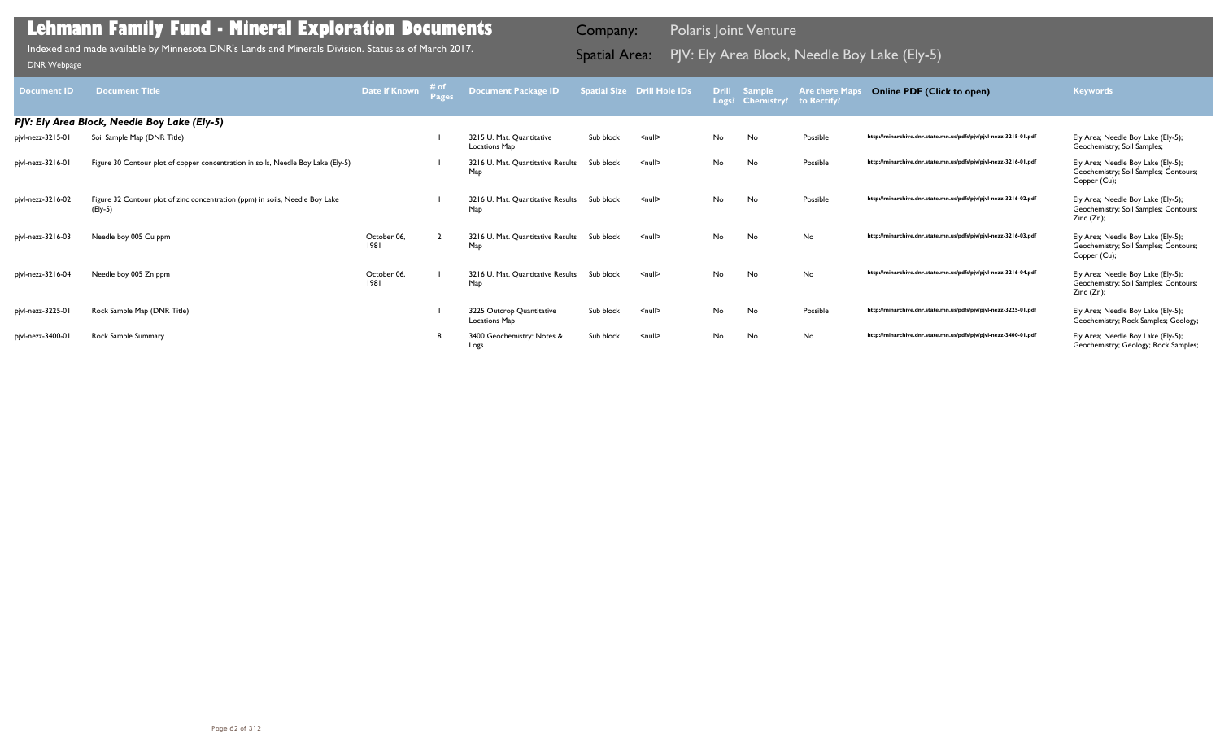# Lehmann Family Fund - Mineral Exploration Documents

Indexed and made available by Minnesota DNR's Lands and Minerals Division. Status as of March 2017.

DNR Webpage

Company: Polaris Joint Venture

Spatial Area: PJV: Ely Area Block, Needle Boy Lake (Ely-5)

| Document ID | Document Title | Date if Known | # of Pages | Document Package ID | Spatial Size | Drill Hole IDs | Drill Logs? | Sample Chemistry? | Are there Maps to Rectify? | Online PDF (Click to open) | Keywords |
|---|---|---|---|---|---|---|---|---|---|---|---|
| ***PJV: Ely Area Block, Needle Boy Lake (Ely-5)*** | | | | | | | | | | | |
| pjvl-nezz-3215-01 | Soil Sample Map (DNR Title) | | 1 | 3215 U. Mat. Quantitative Locations Map | Sub block | <null> | No | No | Possible | http://minarchive.dnr.state.mn.us/pdfs/pjv/pjvl-nezz-3215-01.pdf | Ely Area; Needle Boy Lake (Ely-5); Geochemistry; Soil Samples; |
| pjvl-nezz-3216-01 | Figure 30 Contour plot of copper concentration in soils, Needle Boy Lake (Ely-5) | | 1 | 3216 U. Mat. Quantitative Results Map | Sub block | <null> | No | No | Possible | http://minarchive.dnr.state.mn.us/pdfs/pjv/pjvl-nezz-3216-01.pdf | Ely Area; Needle Boy Lake (Ely-5); Geochemistry; Soil Samples; Contours; Copper (Cu); |
| pjvl-nezz-3216-02 | Figure 32 Contour plot of zinc concentration (ppm) in soils, Needle Boy Lake (Ely-5) | | 1 | 3216 U. Mat. Quantitative Results Map | Sub block | <null> | No | No | Possible | http://minarchive.dnr.state.mn.us/pdfs/pjv/pjvl-nezz-3216-02.pdf | Ely Area; Needle Boy Lake (Ely-5); Geochemistry; Soil Samples; Contours; Zinc (Zn); |
| pjvl-nezz-3216-03 | Needle boy 005 Cu ppm | October 06, 1981 | 2 | 3216 U. Mat. Quantitative Results Map | Sub block | <null> | No | No | No | http://minarchive.dnr.state.mn.us/pdfs/pjv/pjvl-nezz-3216-03.pdf | Ely Area; Needle Boy Lake (Ely-5); Geochemistry; Soil Samples; Contours; Copper (Cu); |
| pjvl-nezz-3216-04 | Needle boy 005 Zn ppm | October 06, 1981 | 1 | 3216 U. Mat. Quantitative Results Map | Sub block | <null> | No | No | No | http://minarchive.dnr.state.mn.us/pdfs/pjv/pjvl-nezz-3216-04.pdf | Ely Area; Needle Boy Lake (Ely-5); Geochemistry; Soil Samples; Contours; Zinc (Zn); |
| pjvl-nezz-3225-01 | Rock Sample Map (DNR Title) | | 1 | 3225 Outcrop Quantitative Locations Map | Sub block | <null> | No | No | Possible | http://minarchive.dnr.state.mn.us/pdfs/pjv/pjvl-nezz-3225-01.pdf | Ely Area; Needle Boy Lake (Ely-5); Geochemistry; Rock Samples; Geology; |
| pjvl-nezz-3400-01 | Rock Sample Summary | | 8 | 3400 Geochemistry: Notes & Logs | Sub block | <null> | No | No | No | http://minarchive.dnr.state.mn.us/pdfs/pjv/pjvl-nezz-3400-01.pdf | Ely Area; Needle Boy Lake (Ely-5); Geochemistry; Geology; Rock Samples; |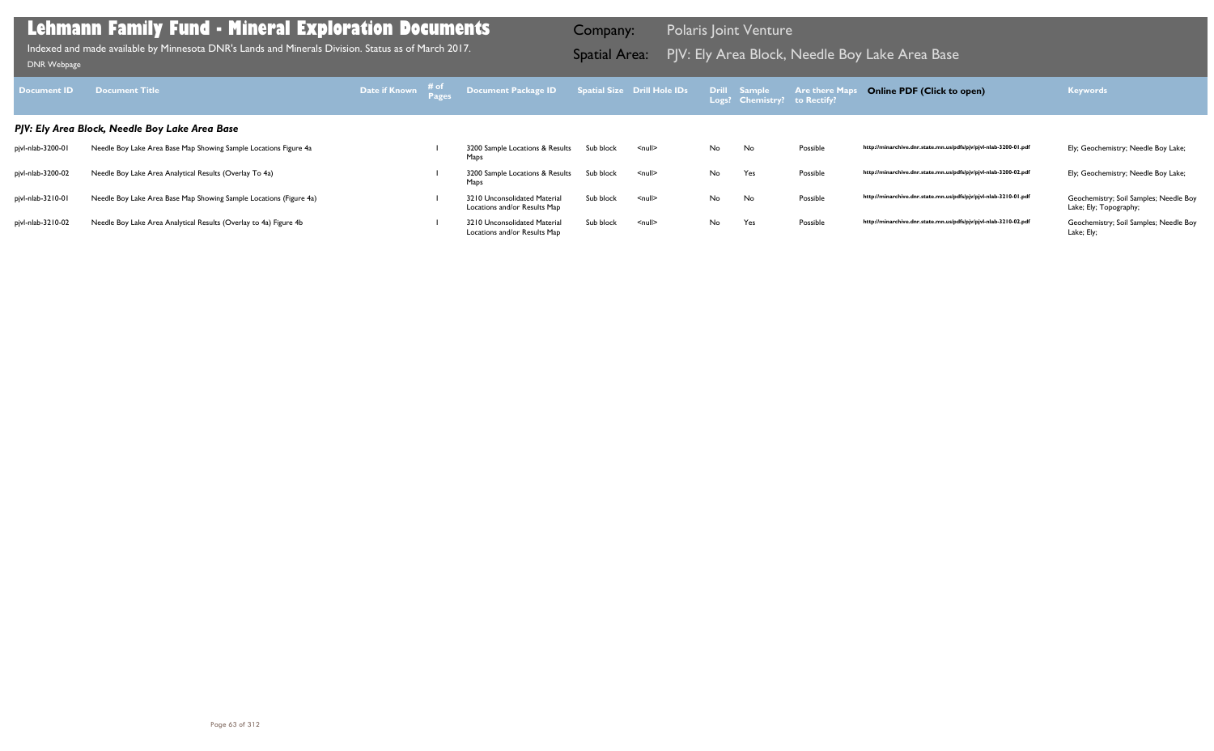# Lehmann Family Fund - Mineral Exploration Documents

Indexed and made available by Minnesota DNR's Lands and Minerals Division. Status as of March 2017.

DNR Webpage

Company: Polaris Joint Venture

Spatial Area: PJV: Ely Area Block, Needle Boy Lake Area Base

| Document ID | Document Title | Date if Known | # of Pages | Document Package ID | Spatial Size | Drill Hole IDs | Drill Logs? | Sample Chemistry? | Are there Maps to Rectify? | Online PDF (Click to open) | Keywords |
|---|---|---|---|---|---|---|---|---|---|---|---|
| ***PJV: Ely Area Block, Needle Boy Lake Area Base*** | | | | | | | | | | | |
| pjvl-nlab-3200-01 | Needle Boy Lake Area Base Map Showing Sample Locations Figure 4a | | 1 | 3200 Sample Locations & Results Maps | Sub block | <null> | No | No | Possible | http://minarchive.dnr.state.mn.us/pdfs/pjv/pjvl-nlab-3200-01.pdf | Ely; Geochemistry; Needle Boy Lake; |
| pjvl-nlab-3200-02 | Needle Boy Lake Area Analytical Results (Overlay To 4a) | | 1 | 3200 Sample Locations & Results Maps | Sub block | <null> | No | Yes | Possible | http://minarchive.dnr.state.mn.us/pdfs/pjv/pjvl-nlab-3200-02.pdf | Ely; Geochemistry; Needle Boy Lake; |
| pjvl-nlab-3210-01 | Needle Boy Lake Area Base Map Showing Sample Locations (Figure 4a) | | 1 | 3210 Unconsolidated Material Locations and/or Results Map | Sub block | <null> | No | No | Possible | http://minarchive.dnr.state.mn.us/pdfs/pjv/pjvl-nlab-3210-01.pdf | Geochemistry; Soil Samples; Needle Boy Lake; Ely; Topography; |
| pjvl-nlab-3210-02 | Needle Boy Lake Area Analytical Results (Overlay to 4a) Figure 4b | | 1 | 3210 Unconsolidated Material Locations and/or Results Map | Sub block | <null> | No | Yes | Possible | http://minarchive.dnr.state.mn.us/pdfs/pjv/pjvl-nlab-3210-02.pdf | Geochemistry; Soil Samples; Needle Boy Lake; Ely; |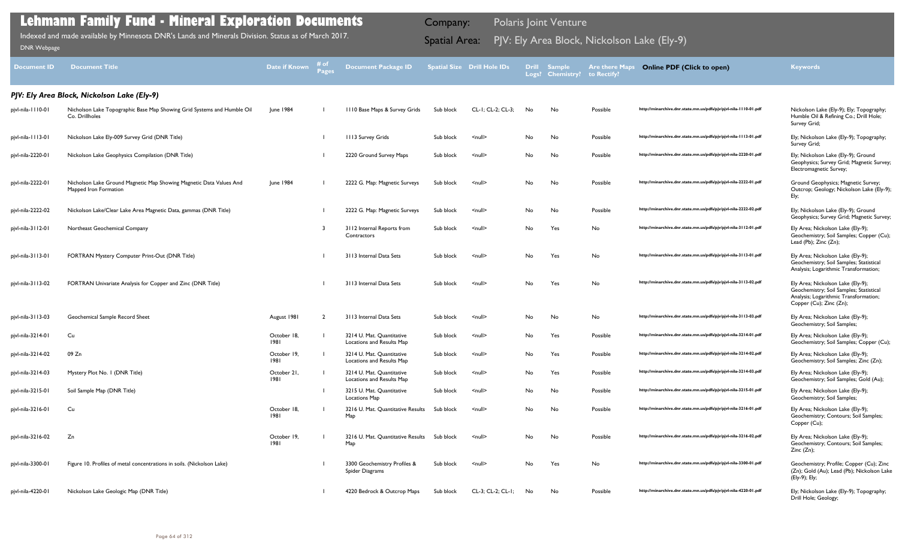# Lehmann Family Fund - Mineral Exploration Documents

Indexed and made available by Minnesota DNR's Lands and Minerals Division. Status as of March 2017.

DNR Webpage

Company: Polaris Joint Venture

Spatial Area: PJV: Ely Area Block, Nickolson Lake (Ely-9)

| Document ID | Document Title | Date if Known | # of Pages | Document Package ID | Spatial Size | Drill Hole IDs | Drill Logs? | Sample Chemistry? | Are there Maps to Rectify? | Online PDF (Click to open) | Keywords |
|---|---|---|---|---|---|---|---|---|---|---|---|
| ***PJV: Ely Area Block, Nickolson Lake (Ely-9)*** | | | | | | | | | | | |
| pjvl-nila-1110-01 | Nicholson Lake Topographic Base Map Showing Grid Systems and Humble Oil Co. Drillholes | June 1984 | 1 | 1110 Base Maps & Survey Grids | Sub block | CL-1; CL-2; CL-3; | No | No | Possible | http://minarchive.dnr.state.mn.us/pdfs/pjv/pjvl-nila-1110-01.pdf | Nickolson Lake (Ely-9); Ely; Topography; Humble Oil & Refining Co.; Drill Hole; Survey Grid; |
| pjvl-nila-1113-01 | Nickolson Lake Ely-009 Survey Grid (DNR Title) | | 1 | 1113 Survey Grids | Sub block | <null> | No | No | Possible | http://minarchive.dnr.state.mn.us/pdfs/pjv/pjvl-nila-1113-01.pdf | Ely; Nickolson Lake (Ely-9); Topography; Survey Grid; |
| pjvl-nila-2220-01 | Nickolson Lake Geophysics Compilation (DNR Title) | | 1 | 2220 Ground Survey Maps | Sub block | <null> | No | No | Possible | http://minarchive.dnr.state.mn.us/pdfs/pjv/pjvl-nila-2220-01.pdf | Ely; Nickolson Lake (Ely-9); Ground Geophysics; Survey Grid; Magnetic Survey; Electromagnetic Survey; |
| pjvl-nila-2222-01 | Nickolson Lake Ground Magnetic Map Showing Magnetic Data Values And Mapped Iron Formation | June 1984 | 1 | 2222 G. Map: Magnetic Surveys | Sub block | <null> | No | No | Possible | http://minarchive.dnr.state.mn.us/pdfs/pjv/pjvl-nila-2222-01.pdf | Ground Geophysics; Magnetic Survey; Outcrop; Geology; Nickolson Lake (Ely-9); Ely; |
| pjvl-nila-2222-02 | Nickolson Lake/Clear Lake Area Magnetic Data, gammas (DNR Title) | | 1 | 2222 G. Map: Magnetic Surveys | Sub block | <null> | No | No | Possible | http://minarchive.dnr.state.mn.us/pdfs/pjv/pjvl-nila-2222-02.pdf | Ely; Nickolson Lake (Ely-9); Ground Geophysics; Survey Grid; Magnetic Survey; |
| pjvl-nila-3112-01 | Northeast Geochemical Company | | 3 | 3112 Internal Reports from Contractors | Sub block | <null> | No | Yes | No | http://minarchive.dnr.state.mn.us/pdfs/pjv/pjvl-nila-3112-01.pdf | Ely Area; Nickolson Lake (Ely-9); Geochemistry; Soil Samples; Copper (Cu); Lead (Pb); Zinc (Zn); |
| pjvl-nila-3113-01 | FORTRAN Mystery Computer Print-Out (DNR Title) | | 1 | 3113 Internal Data Sets | Sub block | <null> | No | Yes | No | http://minarchive.dnr.state.mn.us/pdfs/pjv/pjvl-nila-3113-01.pdf | Ely Area; Nickolson Lake (Ely-9); Geochemistry; Soil Samples; Statistical Analysis; Logarithmic Transformation; |
| pjvl-nila-3113-02 | FORTRAN Univariate Analysis for Copper and Zinc (DNR Title) | | 1 | 3113 Internal Data Sets | Sub block | <null> | No | Yes | No | http://minarchive.dnr.state.mn.us/pdfs/pjv/pjvl-nila-3113-02.pdf | Ely Area; Nickolson Lake (Ely-9); Geochemistry; Soil Samples; Statistical Analysis; Logarithmic Transformation; Copper (Cu); Zinc (Zn); |
| pjvl-nila-3113-03 | Geochemical Sample Record Sheet | August 1981 | 2 | 3113 Internal Data Sets | Sub block | <null> | No | No | No | http://minarchive.dnr.state.mn.us/pdfs/pjv/pjvl-nila-3113-03.pdf | Ely Area; Nickolson Lake (Ely-9); Geochemistry; Soil Samples; |
| pjvl-nila-3214-01 | Cu | October 18, 1981 | 1 | 3214 U. Mat. Quantitative Locations and Results Map | Sub block | <null> | No | Yes | Possible | http://minarchive.dnr.state.mn.us/pdfs/pjv/pjvl-nila-3214-01.pdf | Ely Area; Nickolson Lake (Ely-9); Geochemistry; Soil Samples; Copper (Cu); |
| pjvl-nila-3214-02 | 09 Zn | October 19, 1981 | 1 | 3214 U. Mat. Quantitative Locations and Results Map | Sub block | <null> | No | Yes | Possible | http://minarchive.dnr.state.mn.us/pdfs/pjv/pjvl-nila-3214-02.pdf | Ely Area; Nickolson Lake (Ely-9); Geochemistry; Soil Samples; Zinc (Zn); |
| pjvl-nila-3214-03 | Mystery Plot No. 1 (DNR Title) | October 21, 1981 | 1 | 3214 U. Mat. Quantitative Locations and Results Map | Sub block | <null> | No | Yes | Possible | http://minarchive.dnr.state.mn.us/pdfs/pjv/pjvl-nila-3214-03.pdf | Ely Area; Nickolson Lake (Ely-9); Geochemistry; Soil Samples; Gold (Au); |
| pjvl-nila-3215-01 | Soil Sample Map (DNR Title) | | 1 | 3215 U. Mat. Quantitative Locations Map | Sub block | <null> | No | No | Possible | http://minarchive.dnr.state.mn.us/pdfs/pjv/pjvl-nila-3215-01.pdf | Ely Area; Nickolson Lake (Ely-9); Geochemistry; Soil Samples; |
| pjvl-nila-3216-01 | Cu | October 18, 1981 | 1 | 3216 U. Mat. Quantitative Results Map | Sub block | <null> | No | No | Possible | http://minarchive.dnr.state.mn.us/pdfs/pjv/pjvl-nila-3216-01.pdf | Ely Area; Nickolson Lake (Ely-9); Geochemistry; Contours; Soil Samples; Copper (Cu); |
| pjvl-nila-3216-02 | Zn | October 19, 1981 | 1 | 3216 U. Mat. Quantitative Results Map | Sub block | <null> | No | No | Possible | http://minarchive.dnr.state.mn.us/pdfs/pjv/pjvl-nila-3216-02.pdf | Ely Area; Nickolson Lake (Ely-9); Geochemistry; Contours; Soil Samples; Zinc (Zn); |
| pjvl-nila-3300-01 | Figure 10. Profiles of metal concentrations in soils. (Nickolson Lake) | | 1 | 3300 Geochemistry Profiles & Spider Diagrams | Sub block | <null> | No | Yes | No | http://minarchive.dnr.state.mn.us/pdfs/pjv/pjvl-nila-3300-01.pdf | Geochemistry; Profile; Copper (Cu); Zinc (Zn); Gold (Au); Lead (Pb); Nickolson Lake (Ely-9); Ely; |
| pjvl-nila-4220-01 | Nickolson Lake Geologic Map (DNR Title) | | 1 | 4220 Bedrock & Outcrop Maps | Sub block | CL-3; CL-2; CL-1; | No | No | Possible | http://minarchive.dnr.state.mn.us/pdfs/pjv/pjvl-nila-4220-01.pdf | Ely; Nickolson Lake (Ely-9); Topography; Drill Hole; Geology; |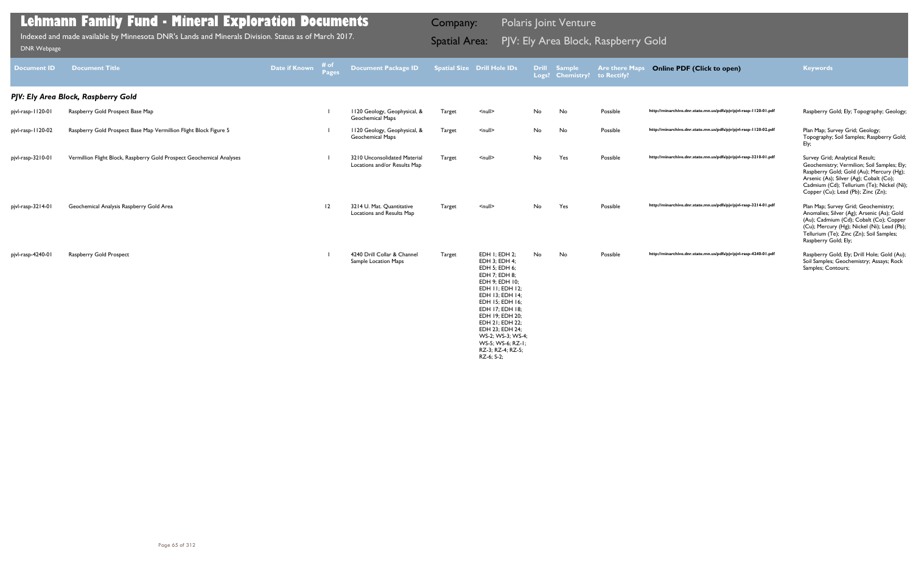# Lehmann Family Fund - Mineral Exploration Documents

Indexed and made available by Minnesota DNR's Lands and Minerals Division. Status as of March 2017.

DNR Webpage

Company: Polaris Joint Venture

Spatial Area: PJV: Ely Area Block, Raspberry Gold

| Document ID | Document Title | Date if Known | # of Pages | Document Package ID | Spatial Size | Drill Hole IDs | Drill Logs? | Sample Chemistry? | Are there Maps to Rectify? | Online PDF (Click to open) | Keywords |
|---|---|---|---|---|---|---|---|---|---|---|---|
| ***PJV: Ely Area Block, Raspberry Gold*** | | | | | | | | | | | |
| pjvl-rasp-1120-01 | Raspberry Gold Prospect Base Map | | 1 | 1120 Geology, Geophysical, & Geochemical Maps | Target | <null> | No | No | Possible | http://minarchive.dnr.state.mn.us/pdfs/pjv/pjvl-rasp-1120-01.pdf | Raspberry Gold; Ely; Topography; Geology; |
| pjvl-rasp-1120-02 | Raspberry Gold Prospect Base Map Vermillion Flight Block Figure 5 | | 1 | 1120 Geology, Geophysical, & Geochemical Maps | Target | <null> | No | No | Possible | http://minarchive.dnr.state.mn.us/pdfs/pjv/pjvl-rasp-1120-02.pdf | Plan Map; Survey Grid; Geology; Topography; Soil Samples; Raspberry Gold; Ely; |
| pjvl-rasp-3210-01 | Vermillion Flight Block, Raspberry Gold Prospect Geochemical Analyses | | 1 | 3210 Unconsolidated Material Locations and/or Results Map | Target | <null> | No | Yes | Possible | http://minarchive.dnr.state.mn.us/pdfs/pjv/pjvl-rasp-3210-01.pdf | Survey Grid; Analytical Result; Geochemistry; Vermilion; Soil Samples; Ely; Raspberry Gold; Gold (Au); Mercury (Hg); Arsenic (As); Silver (Ag); Cobalt (Co); Cadmium (Cd); Tellurium (Te); Nickel (Ni); Copper (Cu); Lead (Pb); Zinc (Zn); |
| pjvl-rasp-3214-01 | Geochemical Analysis Raspberry Gold Area | | 12 | 3214 U. Mat. Quantitative Locations and Results Map | Target | <null> | No | Yes | Possible | http://minarchive.dnr.state.mn.us/pdfs/pjv/pjvl-rasp-3214-01.pdf | Plan Map; Survey Grid; Geochemistry; Anomalies; Silver (Ag); Arsenic (As); Gold (Au); Cadmium (Cd); Cobalt (Co); Copper (Cu); Mercury (Hg); Nickel (Ni); Lead (Pb); Tellurium (Te); Zinc (Zn); Soil Samples; Raspberry Gold; Ely; |
| pjvl-rasp-4240-01 | Raspberry Gold Prospect | | 1 | 4240 Drill Collar & Channel Sample Location Maps | Target | EDH 1; EDH 2; EDH 3; EDH 4; EDH 5; EDH 6; EDH 7; EDH 8; EDH 9; EDH 10; EDH 11; EDH 12; EDH 13; EDH 14; EDH 15; EDH 16; EDH 17; EDH 18; EDH 19; EDH 20; EDH 21; EDH 22; EDH 23; EDH 24; WS-2; WS-3; WS-4; WS-5; WS-6; RZ-1; RZ-3; RZ-4; RZ-5; RZ-6; S-2; | No | No | Possible | http://minarchive.dnr.state.mn.us/pdfs/pjv/pjvl-rasp-4240-01.pdf | Raspberry Gold; Ely; Drill Hole; Gold (Au); Soil Samples; Geochemistry; Assays; Rock Samples; Contours; |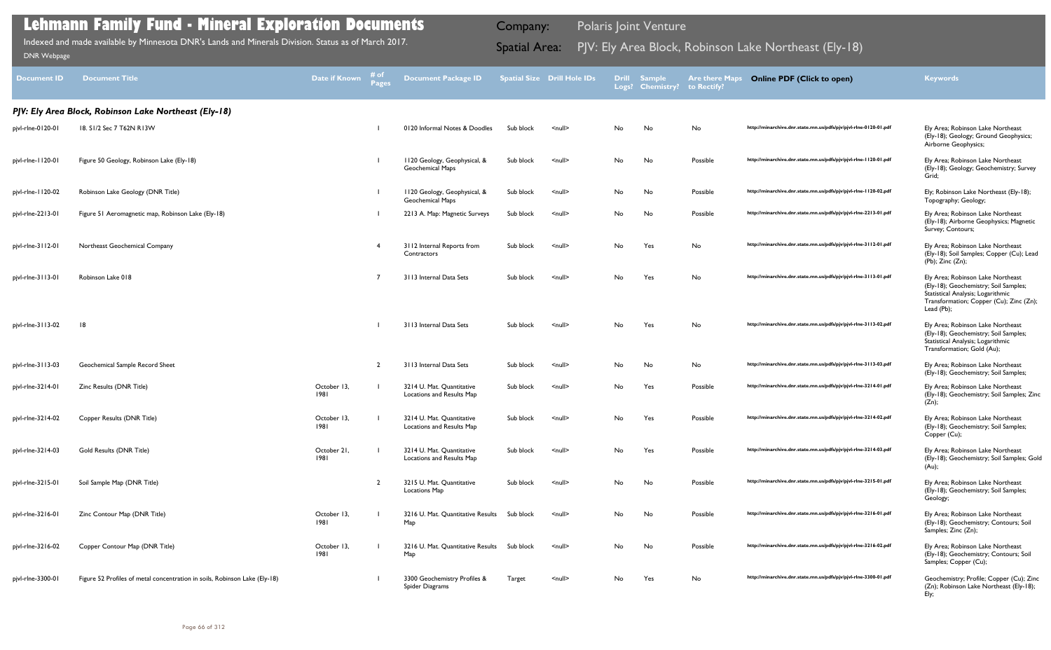# Lehmann Family Fund - Mineral Exploration Documents

Indexed and made available by Minnesota DNR's Lands and Minerals Division. Status as of March 2017.

DNR Webpage

Company: Polaris Joint Venture

Spatial Area: PJV: Ely Area Block, Robinson Lake Northeast (Ely-18)

| Document ID | Document Title | Date if Known | # of Pages | Document Package ID | Spatial Size | Drill Hole IDs | Drill Logs? | Sample Chemistry? | Are there Maps to Rectify? | Online PDF (Click to open) | Keywords |
|---|---|---|---|---|---|---|---|---|---|---|---|
| ***PJV: Ely Area Block, Robinson Lake Northeast (Ely-18)*** | | | | | | | | | | | |
| pjvl-rlne-0120-01 | 18. S1/2 Sec 7 T62N R13W | | 1 | 0120 Informal Notes & Doodles | Sub block | <null> | No | No | No | http://minarchive.dnr.state.mn.us/pdfs/pjv/pjvl-rlne-0120-01.pdf | Ely Area; Robinson Lake Northeast (Ely-18); Geology; Ground Geophysics; Airborne Geophysics; |
| pjvl-rlne-1120-01 | Figure 50 Geology, Robinson Lake (Ely-18) | | 1 | 1120 Geology, Geophysical, & Geochemical Maps | Sub block | <null> | No | No | Possible | http://minarchive.dnr.state.mn.us/pdfs/pjv/pjvl-rlne-1120-01.pdf | Ely Area; Robinson Lake Northeast (Ely-18); Geology; Geochemistry; Survey Grid; |
| pjvl-rlne-1120-02 | Robinson Lake Geology (DNR Title) | | 1 | 1120 Geology, Geophysical, & Geochemical Maps | Sub block | <null> | No | No | Possible | http://minarchive.dnr.state.mn.us/pdfs/pjv/pjvl-rlne-1120-02.pdf | Ely; Robinson Lake Northeast (Ely-18); Topography; Geology; |
| pjvl-rlne-2213-01 | Figure 51 Aeromagnetic map, Robinson Lake (Ely-18) | | 1 | 2213 A. Map: Magnetic Surveys | Sub block | <null> | No | No | Possible | http://minarchive.dnr.state.mn.us/pdfs/pjv/pjvl-rlne-2213-01.pdf | Ely Area; Robinson Lake Northeast (Ely-18); Airborne Geophysics; Magnetic Survey; Contours; |
| pjvl-rlne-3112-01 | Northeast Geochemical Company | | 4 | 3112 Internal Reports from Contractors | Sub block | <null> | No | Yes | No | http://minarchive.dnr.state.mn.us/pdfs/pjv/pjvl-rlne-3112-01.pdf | Ely Area; Robinson Lake Northeast (Ely-18); Soil Samples; Copper (Cu); Lead (Pb); Zinc (Zn); |
| pjvl-rlne-3113-01 | Robinson Lake 018 | | 7 | 3113 Internal Data Sets | Sub block | <null> | No | Yes | No | http://minarchive.dnr.state.mn.us/pdfs/pjv/pjvl-rlne-3113-01.pdf | Ely Area; Robinson Lake Northeast (Ely-18); Geochemistry; Soil Samples; Statistical Analysis; Logarithmic Transformation; Copper (Cu); Zinc (Zn); Lead (Pb); |
| pjvl-rlne-3113-02 | 18 | | 1 | 3113 Internal Data Sets | Sub block | <null> | No | Yes | No | http://minarchive.dnr.state.mn.us/pdfs/pjv/pjvl-rlne-3113-02.pdf | Ely Area; Robinson Lake Northeast (Ely-18); Geochemistry; Soil Samples; Statistical Analysis; Logarithmic Transformation; Gold (Au); |
| pjvl-rlne-3113-03 | Geochemical Sample Record Sheet | | 2 | 3113 Internal Data Sets | Sub block | <null> | No | No | No | http://minarchive.dnr.state.mn.us/pdfs/pjv/pjvl-rlne-3113-03.pdf | Ely Area; Robinson Lake Northeast (Ely-18); Geochemistry; Soil Samples; |
| pjvl-rlne-3214-01 | Zinc Results (DNR Title) | October 13, 1981 | 1 | 3214 U. Mat. Quantitative Locations and Results Map | Sub block | <null> | No | Yes | Possible | http://minarchive.dnr.state.mn.us/pdfs/pjv/pjvl-rlne-3214-01.pdf | Ely Area; Robinson Lake Northeast (Ely-18); Geochemistry; Soil Samples; Zinc (Zn); |
| pjvl-rlne-3214-02 | Copper Results (DNR Title) | October 13, 1981 | 1 | 3214 U. Mat. Quantitative Locations and Results Map | Sub block | <null> | No | Yes | Possible | http://minarchive.dnr.state.mn.us/pdfs/pjv/pjvl-rlne-3214-02.pdf | Ely Area; Robinson Lake Northeast (Ely-18); Geochemistry; Soil Samples; Copper (Cu); |
| pjvl-rlne-3214-03 | Gold Results (DNR Title) | October 21, 1981 | 1 | 3214 U. Mat. Quantitative Locations and Results Map | Sub block | <null> | No | Yes | Possible | http://minarchive.dnr.state.mn.us/pdfs/pjv/pjvl-rlne-3214-03.pdf | Ely Area; Robinson Lake Northeast (Ely-18); Geochemistry; Soil Samples; Gold (Au); |
| pjvl-rlne-3215-01 | Soil Sample Map (DNR Title) | | 2 | 3215 U. Mat. Quantitative Locations Map | Sub block | <null> | No | No | Possible | http://minarchive.dnr.state.mn.us/pdfs/pjv/pjvl-rlne-3215-01.pdf | Ely Area; Robinson Lake Northeast (Ely-18); Geochemistry; Soil Samples; Geology; |
| pjvl-rlne-3216-01 | Zinc Contour Map (DNR Title) | October 13, 1981 | 1 | 3216 U. Mat. Quantitative Results Map | Sub block | <null> | No | No | Possible | http://minarchive.dnr.state.mn.us/pdfs/pjv/pjvl-rlne-3216-01.pdf | Ely Area; Robinson Lake Northeast (Ely-18); Geochemistry; Contours; Soil Samples; Zinc (Zn); |
| pjvl-rlne-3216-02 | Copper Contour Map (DNR Title) | October 13, 1981 | 1 | 3216 U. Mat. Quantitative Results Map | Sub block | <null> | No | No | Possible | http://minarchive.dnr.state.mn.us/pdfs/pjv/pjvl-rlne-3216-02.pdf | Ely Area; Robinson Lake Northeast (Ely-18); Geochemistry; Contours; Soil Samples; Copper (Cu); |
| pjvl-rlne-3300-01 | Figure 52 Profiles of metal concentration in soils, Robinson Lake (Ely-18) | | 1 | 3300 Geochemistry Profiles & Spider Diagrams | Target | <null> | No | Yes | No | http://minarchive.dnr.state.mn.us/pdfs/pjv/pjvl-rlne-3300-01.pdf | Geochemistry; Profile; Copper (Cu); Zinc (Zn); Robinson Lake Northeast (Ely-18); Ely; |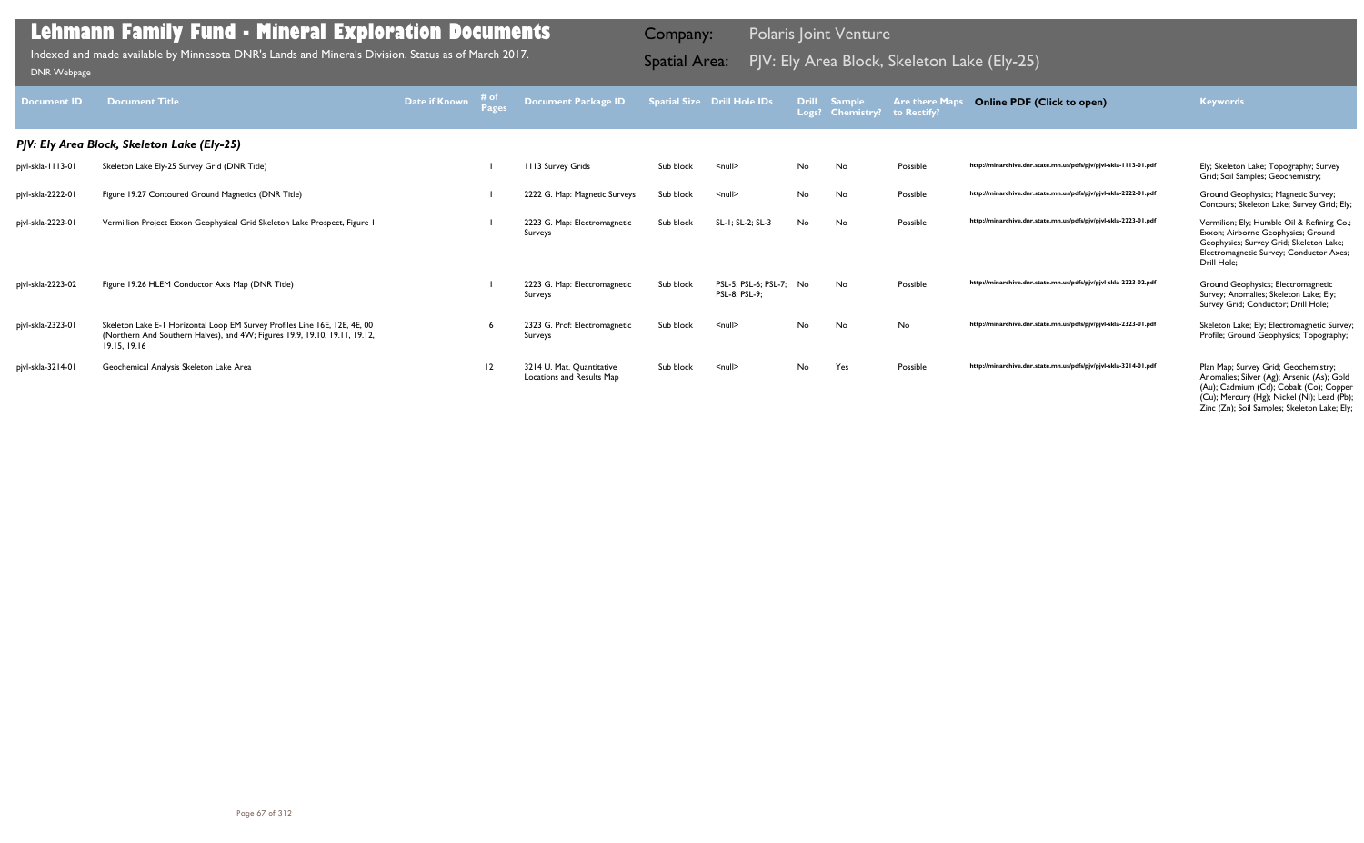# Lehmann Family Fund - Mineral Exploration Documents

Indexed and made available by Minnesota DNR's Lands and Minerals Division. Status as of March 2017.

DNR Webpage

Company: Polaris Joint Venture

Spatial Area: PJV: Ely Area Block, Skeleton Lake (Ely-25)

| Document ID | Document Title | Date if Known | # of Pages | Document Package ID | Spatial Size | Drill Hole IDs | Drill Logs? | Sample Chemistry? | Are there Maps to Rectify? | Online PDF (Click to open) | Keywords |
|---|---|---|---|---|---|---|---|---|---|---|---|
| ***PJV: Ely Area Block, Skeleton Lake (Ely-25)*** | | | | | | | | | | | |
| pjvl-skla-1113-01 | Skeleton Lake Ely-25 Survey Grid (DNR Title) | | 1 | 1113 Survey Grids | Sub block | <null> | No | No | Possible | http://minarchive.dnr.state.mn.us/pdfs/pjv/pjvl-skla-1113-01.pdf | Ely; Skeleton Lake; Topography; Survey Grid; Soil Samples; Geochemistry; |
| pjvl-skla-2222-01 | Figure 19.27 Contoured Ground Magnetics (DNR Title) | | 1 | 2222 G. Map: Magnetic Surveys | Sub block | <null> | No | No | Possible | http://minarchive.dnr.state.mn.us/pdfs/pjv/pjvl-skla-2222-01.pdf | Ground Geophysics; Magnetic Survey; Contours; Skeleton Lake; Survey Grid; Ely; |
| pjvl-skla-2223-01 | Vermillion Project Exxon Geophysical Grid Skeleton Lake Prospect, Figure 1 | | 1 | 2223 G. Map: Electromagnetic Surveys | Sub block | SL-1; SL-2; SL-3 | No | No | Possible | http://minarchive.dnr.state.mn.us/pdfs/pjv/pjvl-skla-2223-01.pdf | Vermilion; Ely; Humble Oil & Refining Co.; Exxon; Airborne Geophysics; Ground Geophysics; Survey Grid; Skeleton Lake; Electromagnetic Survey; Conductor Axes; Drill Hole; |
| pjvl-skla-2223-02 | Figure 19.26 HLEM Conductor Axis Map (DNR Title) | | 1 | 2223 G. Map: Electromagnetic Surveys | Sub block | PSL-5; PSL-6; PSL-7; PSL-8; PSL-9; | No | No | Possible | http://minarchive.dnr.state.mn.us/pdfs/pjv/pjvl-skla-2223-02.pdf | Ground Geophysics; Electromagnetic Survey; Anomalies; Skeleton Lake; Ely; Survey Grid; Conductor; Drill Hole; |
| pjvl-skla-2323-01 | Skeleton Lake E-1 Horizontal Loop EM Survey Profiles Line 16E, 12E, 4E, 00 (Northern And Southern Halves), and 4W; Figures 19.9, 19.10, 19.11, 19.12, 19.15, 19.16 | | 6 | 2323 G. Prof: Electromagnetic Surveys | Sub block | <null> | No | No | No | http://minarchive.dnr.state.mn.us/pdfs/pjv/pjvl-skla-2323-01.pdf | Skeleton Lake; Ely; Electromagnetic Survey; Profile; Ground Geophysics; Topography; |
| pjvl-skla-3214-01 | Geochemical Analysis Skeleton Lake Area | | 12 | 3214 U. Mat. Quantitative Locations and Results Map | Sub block | <null> | No | Yes | Possible | http://minarchive.dnr.state.mn.us/pdfs/pjv/pjvl-skla-3214-01.pdf | Plan Map; Survey Grid; Geochemistry; Anomalies; Silver (Ag); Arsenic (As); Gold (Au); Cadmium (Cd); Cobalt (Co); Copper (Cu); Mercury (Hg); Nickel (Ni); Lead (Pb); Zinc (Zn); Soil Samples; Skeleton Lake; Ely; |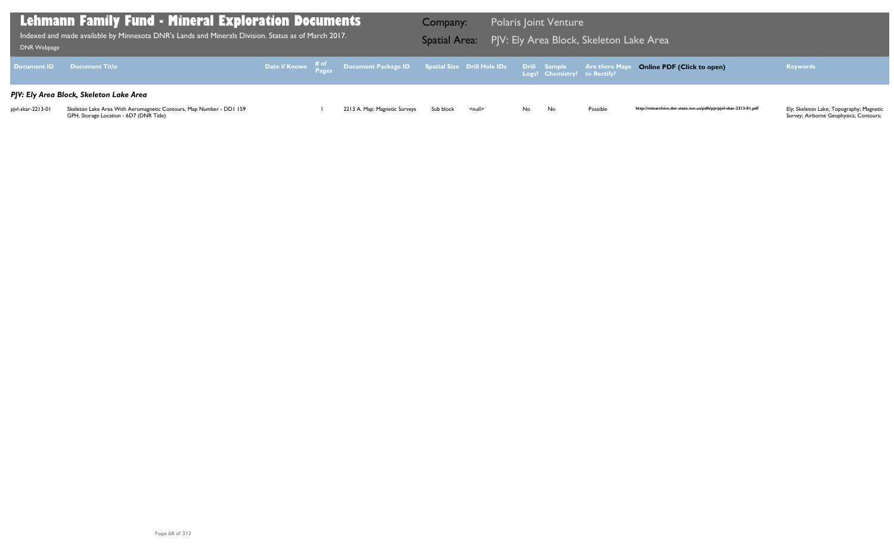# Lehmann Family Fund - Mineral Exploration Documents

Indexed and made available by Minnesota DNR's Lands and Minerals Division. Status as of March 2017.

DNR Webpage

**Company:** Polaris Joint Venture

**Spatial Area:** PJV: Ely Area Block, Skeleton Lake Area

| Document ID | Document Title | Date if Known | # of Pages | Document Package ID | Spatial Size | Drill Hole IDs | Drill Logs? | Sample Chemistry? | Are there Maps to Rectify? | Online PDF (Click to open) | Keywords |
|---|---|---|---|---|---|---|---|---|---|---|---|
| ***PJV: Ely Area Block, Skeleton Lake Area*** | | | | | | | | | | | |
| pjvl-skar-2213-01 | Skeleton Lake Area With Aeromagnetic Contours, Map Number - DD1 159 GPH, Storage Location - 6D7 (DNR Title) | | 1 | 2213 A. Map: Magnetic Surveys | Sub block | <null> | No | No | Possible | http://minarchive.dnr.state.mn.us/pdfs/pjv/pjvl-skar-2213-01.pdf | Ely; Skeleton Lake; Topography; Magnetic Survey; Airborne Geophysics; Contours; |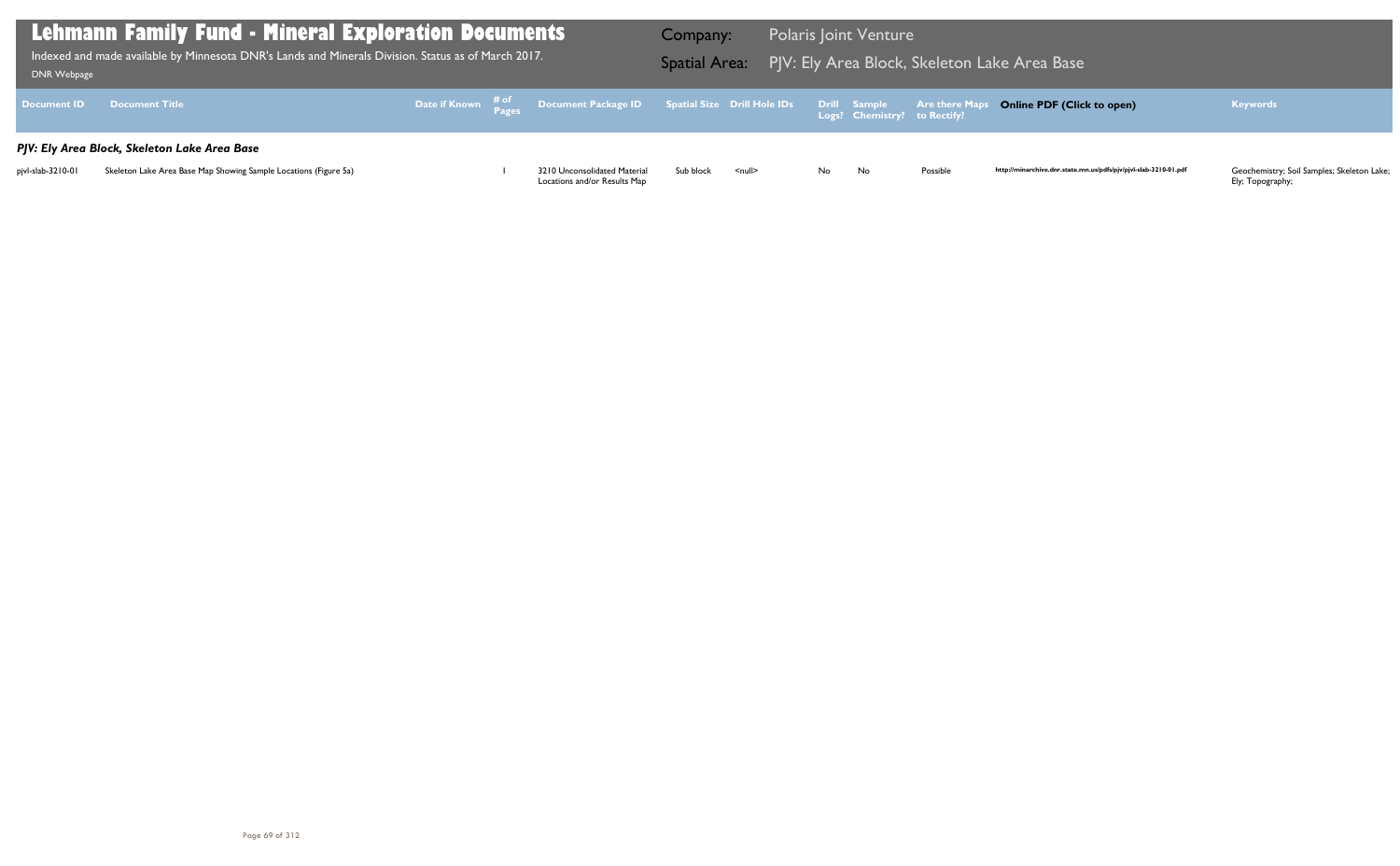# Lehmann Family Fund - Mineral Exploration Documents

Indexed and made available by Minnesota DNR's Lands and Minerals Division. Status as of March 2017.

DNR Webpage

Company: Polaris Joint Venture

Spatial Area: PJV: Ely Area Block, Skeleton Lake Area Base

| Document ID | Document Title | Date if Known | # of Pages | Document Package ID | Spatial Size | Drill Hole IDs | Drill Logs? | Sample Chemistry? | Are there Maps to Rectify? | Online PDF (Click to open) | Keywords |
|---|---|---|---|---|---|---|---|---|---|---|---|
| ***PJV: Ely Area Block, Skeleton Lake Area Base*** | | | | | | | | | | | |
| pjvl-slab-3210-01 | Skeleton Lake Area Base Map Showing Sample Locations (Figure 5a) | | 1 | 3210 Unconsolidated Material Locations and/or Results Map | Sub block | <null> | No | No | Possible | http://minarchive.dnr.state.mn.us/pdfs/pjv/pjvl-slab-3210-01.pdf | Geochemistry; Soil Samples; Skeleton Lake; Ely; Topography; |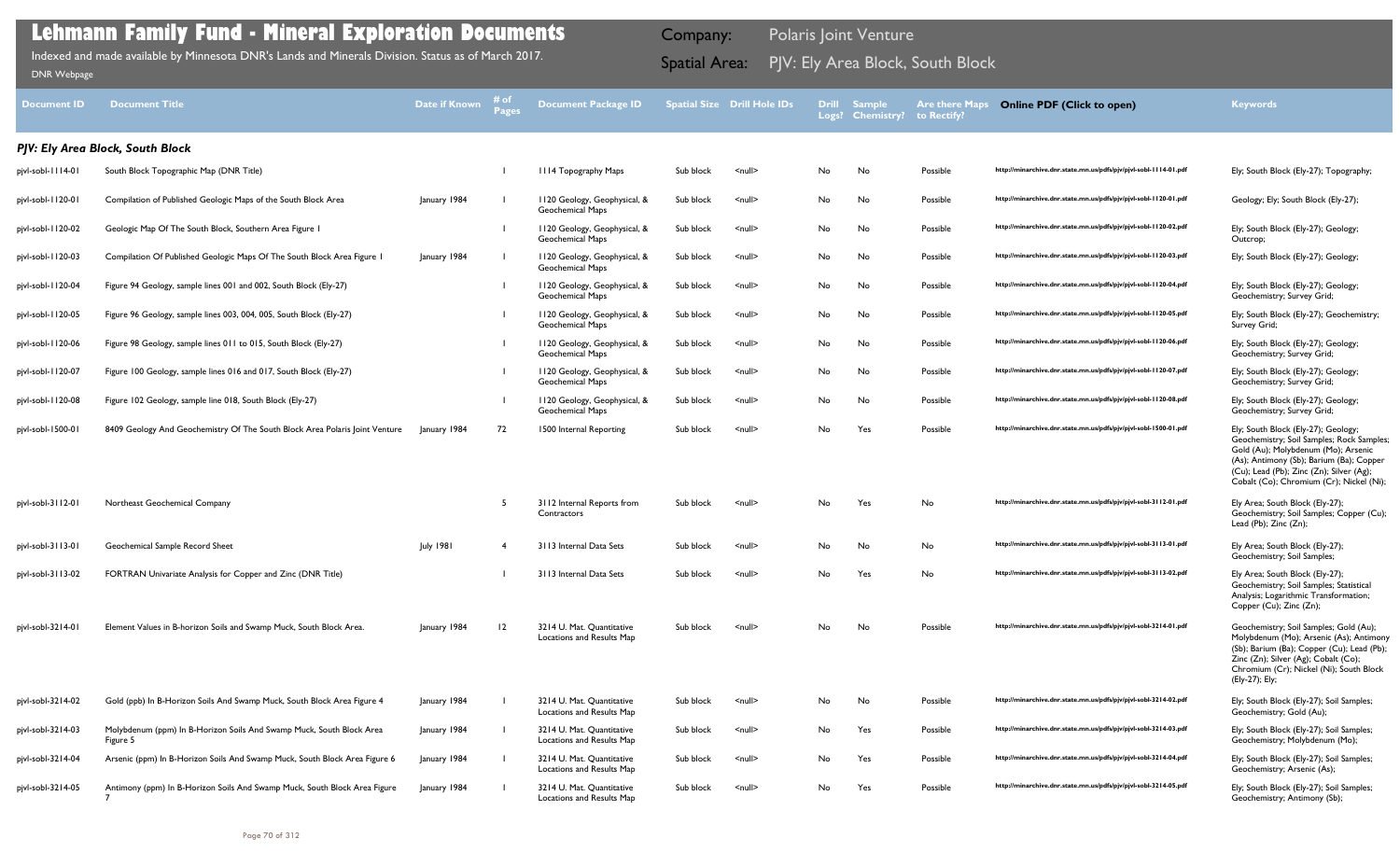# Lehmann Family Fund - Mineral Exploration Documents

Indexed and made available by Minnesota DNR's Lands and Minerals Division. Status as of March 2017.

DNR Webpage

Company: Polaris Joint Venture

Spatial Area: PJV: Ely Area Block, South Block

| Document ID | Document Title | Date if Known | # of Pages | Document Package ID | Spatial Size | Drill Hole IDs | Drill Logs? | Sample Chemistry? | Are there Maps to Rectify? | Online PDF (Click to open) | Keywords |
|---|---|---|---|---|---|---|---|---|---|---|---|
| ***PJV: Ely Area Block, South Block*** | | | | | | | | | | | |
| pjvl-sobl-1114-01 | South Block Topographic Map (DNR Title) | | 1 | 1114 Topography Maps | Sub block | <null> | No | No | Possible | http://minarchive.dnr.state.mn.us/pdfs/pjv/pjvl-sobl-1114-01.pdf | Ely; South Block (Ely-27); Topography; |
| pjvl-sobl-1120-01 | Compilation of Published Geologic Maps of the South Block Area | January 1984 | 1 | 1120 Geology, Geophysical, & Geochemical Maps | Sub block | <null> | No | No | Possible | http://minarchive.dnr.state.mn.us/pdfs/pjv/pjvl-sobl-1120-01.pdf | Geology; Ely; South Block (Ely-27); |
| pjvl-sobl-1120-02 | Geologic Map Of The South Block, Southern Area Figure 1 | | 1 | 1120 Geology, Geophysical, & Geochemical Maps | Sub block | <null> | No | No | Possible | http://minarchive.dnr.state.mn.us/pdfs/pjv/pjvl-sobl-1120-02.pdf | Ely; South Block (Ely-27); Geology; Outcrop; |
| pjvl-sobl-1120-03 | Compilation Of Published Geologic Maps Of The South Block Area Figure 1 | January 1984 | 1 | 1120 Geology, Geophysical, & Geochemical Maps | Sub block | <null> | No | No | Possible | http://minarchive.dnr.state.mn.us/pdfs/pjv/pjvl-sobl-1120-03.pdf | Ely; South Block (Ely-27); Geology; |
| pjvl-sobl-1120-04 | Figure 94 Geology, sample lines 001 and 002, South Block (Ely-27) | | 1 | 1120 Geology, Geophysical, & Geochemical Maps | Sub block | <null> | No | No | Possible | http://minarchive.dnr.state.mn.us/pdfs/pjv/pjvl-sobl-1120-04.pdf | Ely; South Block (Ely-27); Geology; Geochemistry; Survey Grid; |
| pjvl-sobl-1120-05 | Figure 96 Geology, sample lines 003, 004, 005, South Block (Ely-27) | | 1 | 1120 Geology, Geophysical, & Geochemical Maps | Sub block | <null> | No | No | Possible | http://minarchive.dnr.state.mn.us/pdfs/pjv/pjvl-sobl-1120-05.pdf | Ely; South Block (Ely-27); Geochemistry; Survey Grid; |
| pjvl-sobl-1120-06 | Figure 98 Geology, sample lines 011 to 015, South Block (Ely-27) | | 1 | 1120 Geology, Geophysical, & Geochemical Maps | Sub block | <null> | No | No | Possible | http://minarchive.dnr.state.mn.us/pdfs/pjv/pjvl-sobl-1120-06.pdf | Ely; South Block (Ely-27); Geology; Geochemistry; Survey Grid; |
| pjvl-sobl-1120-07 | Figure 100 Geology, sample lines 016 and 017, South Block (Ely-27) | | 1 | 1120 Geology, Geophysical, & Geochemical Maps | Sub block | <null> | No | No | Possible | http://minarchive.dnr.state.mn.us/pdfs/pjv/pjvl-sobl-1120-07.pdf | Ely; South Block (Ely-27); Geology; Geochemistry; Survey Grid; |
| pjvl-sobl-1120-08 | Figure 102 Geology, sample line 018, South Block (Ely-27) | | 1 | 1120 Geology, Geophysical, & Geochemical Maps | Sub block | <null> | No | No | Possible | http://minarchive.dnr.state.mn.us/pdfs/pjv/pjvl-sobl-1120-08.pdf | Ely; South Block (Ely-27); Geology; Geochemistry; Survey Grid; |
| pjvl-sobl-1500-01 | 8409 Geology And Geochemistry Of The South Block Area Polaris Joint Venture | January 1984 | 72 | 1500 Internal Reporting | Sub block | <null> | No | Yes | Possible | http://minarchive.dnr.state.mn.us/pdfs/pjv/pjvl-sobl-1500-01.pdf | Ely; South Block (Ely-27); Geology; Geochemistry; Soil Samples; Rock Samples; Gold (Au); Molybdenum (Mo); Arsenic (As); Antimony (Sb); Barium (Ba); Copper (Cu); Lead (Pb); Zinc (Zn); Silver (Ag); Cobalt (Co); Chromium (Cr); Nickel (Ni); |
| pjvl-sobl-3112-01 | Northeast Geochemical Company | | 5 | 3112 Internal Reports from Contractors | Sub block | <null> | No | Yes | No | http://minarchive.dnr.state.mn.us/pdfs/pjv/pjvl-sobl-3112-01.pdf | Ely Area; South Block (Ely-27); Geochemistry; Soil Samples; Copper (Cu); Lead (Pb); Zinc (Zn); |
| pjvl-sobl-3113-01 | Geochemical Sample Record Sheet | July 1981 | 4 | 3113 Internal Data Sets | Sub block | <null> | No | No | No | http://minarchive.dnr.state.mn.us/pdfs/pjv/pjvl-sobl-3113-01.pdf | Ely Area; South Block (Ely-27); Geochemistry; Soil Samples; |
| pjvl-sobl-3113-02 | FORTRAN Univariate Analysis for Copper and Zinc (DNR Title) | | 1 | 3113 Internal Data Sets | Sub block | <null> | No | Yes | No | http://minarchive.dnr.state.mn.us/pdfs/pjv/pjvl-sobl-3113-02.pdf | Ely Area; South Block (Ely-27); Geochemistry; Soil Samples; Statistical Analysis; Logarithmic Transformation; Copper (Cu); Zinc (Zn); |
| pjvl-sobl-3214-01 | Element Values in B-horizon Soils and Swamp Muck, South Block Area. | January 1984 | 12 | 3214 U. Mat. Quantitative Locations and Results Map | Sub block | <null> | No | No | Possible | http://minarchive.dnr.state.mn.us/pdfs/pjv/pjvl-sobl-3214-01.pdf | Geochemistry; Soil Samples; Gold (Au); Molybdenum (Mo); Arsenic (As); Antimony (Sb); Barium (Ba); Copper (Cu); Lead (Pb); Zinc (Zn); Silver (Ag); Cobalt (Co); Chromium (Cr); Nickel (Ni); South Block (Ely-27); Ely; |
| pjvl-sobl-3214-02 | Gold (ppb) In B-Horizon Soils And Swamp Muck, South Block Area Figure 4 | January 1984 | 1 | 3214 U. Mat. Quantitative Locations and Results Map | Sub block | <null> | No | No | Possible | http://minarchive.dnr.state.mn.us/pdfs/pjv/pjvl-sobl-3214-02.pdf | Ely; South Block (Ely-27); Soil Samples; Geochemistry; Gold (Au); |
| pjvl-sobl-3214-03 | Molybdenum (ppm) In B-Horizon Soils And Swamp Muck, South Block Area Figure 5 | January 1984 | 1 | 3214 U. Mat. Quantitative Locations and Results Map | Sub block | <null> | No | Yes | Possible | http://minarchive.dnr.state.mn.us/pdfs/pjv/pjvl-sobl-3214-03.pdf | Ely; South Block (Ely-27); Soil Samples; Geochemistry; Molybdenum (Mo); |
| pjvl-sobl-3214-04 | Arsenic (ppm) In B-Horizon Soils And Swamp Muck, South Block Area Figure 6 | January 1984 | 1 | 3214 U. Mat. Quantitative Locations and Results Map | Sub block | <null> | No | Yes | Possible | http://minarchive.dnr.state.mn.us/pdfs/pjv/pjvl-sobl-3214-04.pdf | Ely; South Block (Ely-27); Soil Samples; Geochemistry; Arsenic (As); |
| pjvl-sobl-3214-05 | Antimony (ppm) In B-Horizon Soils And Swamp Muck, South Block Area Figure 7 | January 1984 | 1 | 3214 U. Mat. Quantitative Locations and Results Map | Sub block | <null> | No | Yes | Possible | http://minarchive.dnr.state.mn.us/pdfs/pjv/pjvl-sobl-3214-05.pdf | Ely; South Block (Ely-27); Soil Samples; Geochemistry; Antimony (Sb); |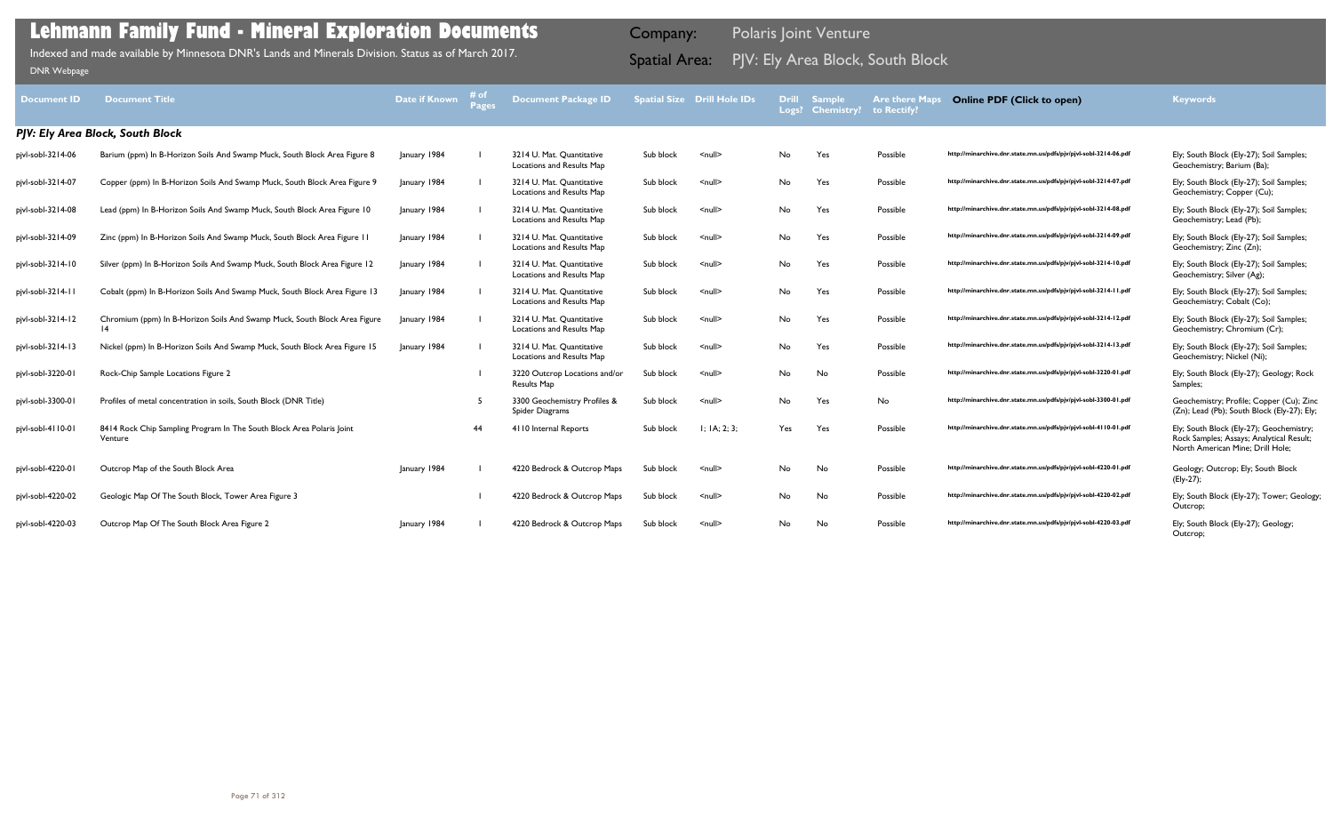# Lehmann Family Fund - Mineral Exploration Documents

Indexed and made available by Minnesota DNR's Lands and Minerals Division. Status as of March 2017.

DNR Webpage

Company: Polaris Joint Venture

Spatial Area: PJV: Ely Area Block, South Block

| Document ID | Document Title | Date if Known | # of Pages | Document Package ID | Spatial Size | Drill Hole IDs | Drill Logs? | Sample Chemistry? | Are there Maps to Rectify? | Online PDF (Click to open) | Keywords |
|---|---|---|---|---|---|---|---|---|---|---|---|
| ***PJV: Ely Area Block, South Block*** | | | | | | | | | | | |
| pjvl-sobl-3214-06 | Barium (ppm) In B-Horizon Soils And Swamp Muck, South Block Area Figure 8 | January 1984 | 1 | 3214 U. Mat. Quantitative Locations and Results Map | Sub block | <null> | No | Yes | Possible | http://minarchive.dnr.state.mn.us/pdfs/pjv/pjvl-sobl-3214-06.pdf | Ely; South Block (Ely-27); Soil Samples; Geochemistry; Barium (Ba); |
| pjvl-sobl-3214-07 | Copper (ppm) In B-Horizon Soils And Swamp Muck, South Block Area Figure 9 | January 1984 | 1 | 3214 U. Mat. Quantitative Locations and Results Map | Sub block | <null> | No | Yes | Possible | http://minarchive.dnr.state.mn.us/pdfs/pjv/pjvl-sobl-3214-07.pdf | Ely; South Block (Ely-27); Soil Samples; Geochemistry; Copper (Cu); |
| pjvl-sobl-3214-08 | Lead (ppm) In B-Horizon Soils And Swamp Muck, South Block Area Figure 10 | January 1984 | 1 | 3214 U. Mat. Quantitative Locations and Results Map | Sub block | <null> | No | Yes | Possible | http://minarchive.dnr.state.mn.us/pdfs/pjv/pjvl-sobl-3214-08.pdf | Ely; South Block (Ely-27); Soil Samples; Geochemistry; Lead (Pb); |
| pjvl-sobl-3214-09 | Zinc (ppm) In B-Horizon Soils And Swamp Muck, South Block Area Figure 11 | January 1984 | 1 | 3214 U. Mat. Quantitative Locations and Results Map | Sub block | <null> | No | Yes | Possible | http://minarchive.dnr.state.mn.us/pdfs/pjv/pjvl-sobl-3214-09.pdf | Ely; South Block (Ely-27); Soil Samples; Geochemistry; Zinc (Zn); |
| pjvl-sobl-3214-10 | Silver (ppm) In B-Horizon Soils And Swamp Muck, South Block Area Figure 12 | January 1984 | 1 | 3214 U. Mat. Quantitative Locations and Results Map | Sub block | <null> | No | Yes | Possible | http://minarchive.dnr.state.mn.us/pdfs/pjv/pjvl-sobl-3214-10.pdf | Ely; South Block (Ely-27); Soil Samples; Geochemistry; Silver (Ag); |
| pjvl-sobl-3214-11 | Cobalt (ppm) In B-Horizon Soils And Swamp Muck, South Block Area Figure 13 | January 1984 | 1 | 3214 U. Mat. Quantitative Locations and Results Map | Sub block | <null> | No | Yes | Possible | http://minarchive.dnr.state.mn.us/pdfs/pjv/pjvl-sobl-3214-11.pdf | Ely; South Block (Ely-27); Soil Samples; Geochemistry; Cobalt (Co); |
| pjvl-sobl-3214-12 | Chromium (ppm) In B-Horizon Soils And Swamp Muck, South Block Area Figure 14 | January 1984 | 1 | 3214 U. Mat. Quantitative Locations and Results Map | Sub block | <null> | No | Yes | Possible | http://minarchive.dnr.state.mn.us/pdfs/pjv/pjvl-sobl-3214-12.pdf | Ely; South Block (Ely-27); Soil Samples; Geochemistry; Chromium (Cr); |
| pjvl-sobl-3214-13 | Nickel (ppm) In B-Horizon Soils And Swamp Muck, South Block Area Figure 15 | January 1984 | 1 | 3214 U. Mat. Quantitative Locations and Results Map | Sub block | <null> | No | Yes | Possible | http://minarchive.dnr.state.mn.us/pdfs/pjv/pjvl-sobl-3214-13.pdf | Ely; South Block (Ely-27); Soil Samples; Geochemistry; Nickel (Ni); |
| pjvl-sobl-3220-01 | Rock-Chip Sample Locations Figure 2 | | 1 | 3220 Outcrop Locations and/or Results Map | Sub block | <null> | No | No | Possible | http://minarchive.dnr.state.mn.us/pdfs/pjv/pjvl-sobl-3220-01.pdf | Ely; South Block (Ely-27); Geology; Rock Samples; |
| pjvl-sobl-3300-01 | Profiles of metal concentration in soils, South Block (DNR Title) | | 5 | 3300 Geochemistry Profiles & Spider Diagrams | Sub block | <null> | No | Yes | No | http://minarchive.dnr.state.mn.us/pdfs/pjv/pjvl-sobl-3300-01.pdf | Geochemistry; Profile; Copper (Cu); Zinc (Zn); Lead (Pb); South Block (Ely-27); Ely; |
| pjvl-sobl-4110-01 | 8414 Rock Chip Sampling Program In The South Block Area Polaris Joint Venture | | 44 | 4110 Internal Reports | Sub block | 1; 1A; 2; 3; | Yes | Yes | Possible | http://minarchive.dnr.state.mn.us/pdfs/pjv/pjvl-sobl-4110-01.pdf | Ely; South Block (Ely-27); Geochemistry; Rock Samples; Assays; Analytical Result; North American Mine; Drill Hole; |
| pjvl-sobl-4220-01 | Outcrop Map of the South Block Area | January 1984 | 1 | 4220 Bedrock & Outcrop Maps | Sub block | <null> | No | No | Possible | http://minarchive.dnr.state.mn.us/pdfs/pjv/pjvl-sobl-4220-01.pdf | Geology; Outcrop; Ely; South Block (Ely-27); |
| pjvl-sobl-4220-02 | Geologic Map Of The South Block, Tower Area Figure 3 | | 1 | 4220 Bedrock & Outcrop Maps | Sub block | <null> | No | No | Possible | http://minarchive.dnr.state.mn.us/pdfs/pjv/pjvl-sobl-4220-02.pdf | Ely; South Block (Ely-27); Tower; Geology; Outcrop; |
| pjvl-sobl-4220-03 | Outcrop Map Of The South Block Area Figure 2 | January 1984 | 1 | 4220 Bedrock & Outcrop Maps | Sub block | <null> | No | No | Possible | http://minarchive.dnr.state.mn.us/pdfs/pjv/pjvl-sobl-4220-03.pdf | Ely; South Block (Ely-27); Geology; Outcrop; |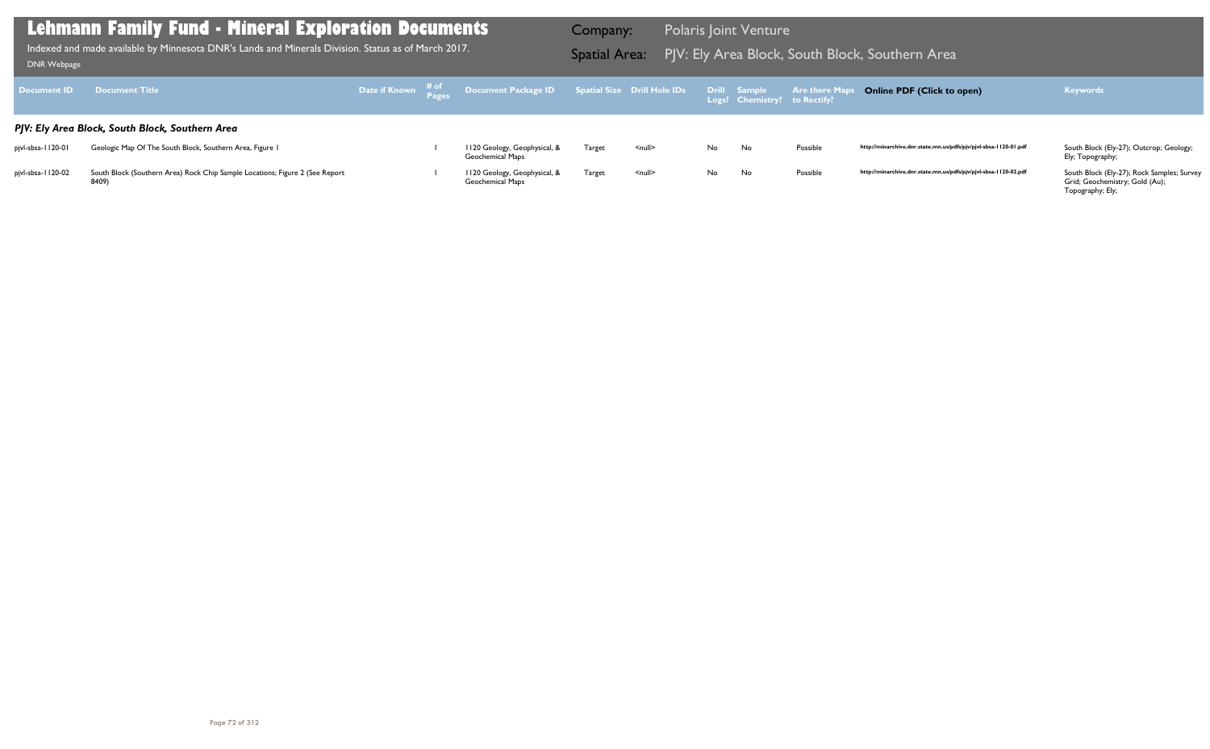# Lehmann Family Fund - Mineral Exploration Documents

Indexed and made available by Minnesota DNR's Lands and Minerals Division. Status as of March 2017.

DNR Webpage

Company: Polaris Joint Venture

Spatial Area: PJV: Ely Area Block, South Block, Southern Area

| Document ID | Document Title | Date if Known | # of Pages | Document Package ID | Spatial Size | Drill Hole IDs | Drill Logs? | Sample Chemistry? | Are there Maps to Rectify? | Online PDF (Click to open) | Keywords |
|---|---|---|---|---|---|---|---|---|---|---|---|
| ***PJV: Ely Area Block, South Block, Southern Area*** | | | | | | | | | | | |
| pjvl-sbsa-1120-01 | Geologic Map Of The South Block, Southern Area, Figure 1 | | 1 | 1120 Geology, Geophysical, & Geochemical Maps | Target | <null> | No | No | Possible | http://minarchive.dnr.state.mn.us/pdfs/pjv/pjvl-sbsa-1120-01.pdf | South Block (Ely-27); Outcrop; Geology; Ely; Topography; |
| pjvl-sbsa-1120-02 | South Block (Southern Area) Rock Chip Sample Locations; Figure 2 (See Report 8409) | | 1 | 1120 Geology, Geophysical, & Geochemical Maps | Target | <null> | No | No | Possible | http://minarchive.dnr.state.mn.us/pdfs/pjv/pjvl-sbsa-1120-02.pdf | South Block (Ely-27); Rock Samples; Survey Grid; Geochemistry; Gold (Au); Topography; Ely; |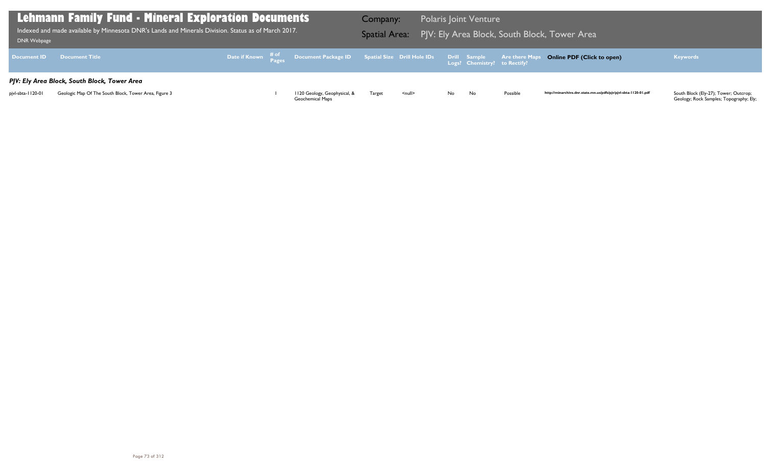# Lehmann Family Fund - Mineral Exploration Documents

Indexed and made available by Minnesota DNR's Lands and Minerals Division. Status as of March 2017.

DNR Webpage

Company: Polaris Joint Venture

Spatial Area: PJV: Ely Area Block, South Block, Tower Area

| Document ID | Document Title | Date if Known | # of Pages | Document Package ID | Spatial Size | Drill Hole IDs | Drill Logs? | Sample Chemistry? | Are there Maps to Rectify? | Online PDF (Click to open) | Keywords |
|---|---|---|---|---|---|---|---|---|---|---|---|
| ***PJV: Ely Area Block, South Block, Tower Area*** | | | | | | | | | | | |
| pjvl-sbta-1120-01 | Geologic Map Of The South Block, Tower Area, Figure 3 | | 1 | 1120 Geology, Geophysical, & Geochemical Maps | Target | <null> | No | No | Possible | http://minarchive.dnr.state.mn.us/pdfs/pjv/pjvl-sbta-1120-01.pdf | South Block (Ely-27); Tower; Outcrop; Geology; Rock Samples; Topography; Ely; |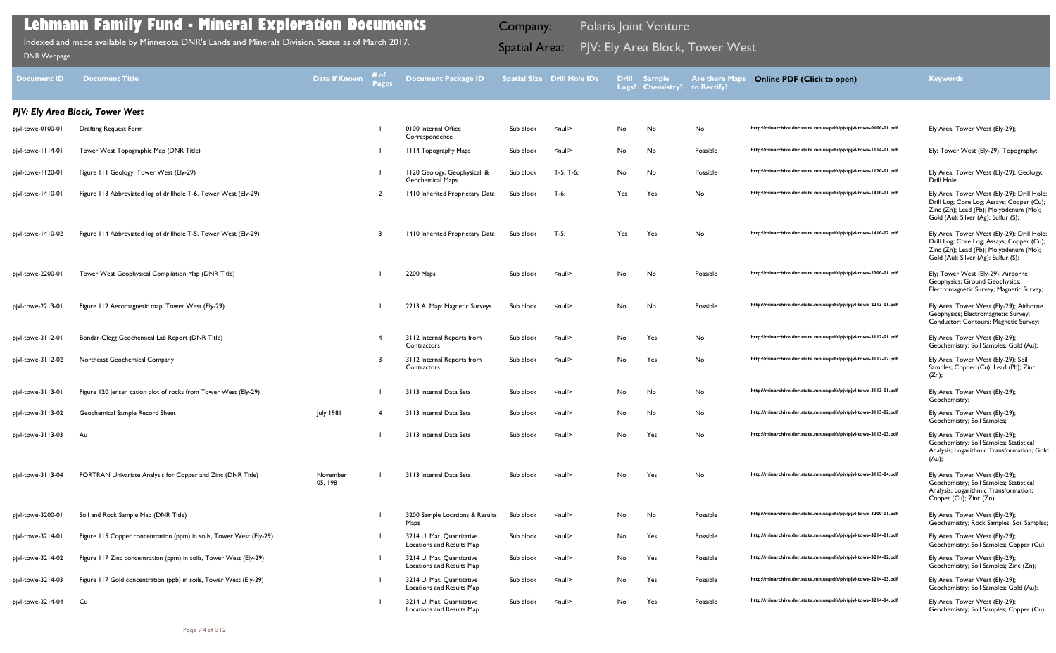# Lehmann Family Fund - Mineral Exploration Documents

Indexed and made available by Minnesota DNR's Lands and Minerals Division. Status as of March 2017.

DNR Webpage

Company: Polaris Joint Venture

Spatial Area: PJV: Ely Area Block, Tower West

| Document ID | Document Title | Date if Known | # of Pages | Document Package ID | Spatial Size | Drill Hole IDs | Drill Logs? | Sample Chemistry? | Are there Maps to Rectify? | Online PDF (Click to open) | Keywords |
|---|---|---|---|---|---|---|---|---|---|---|---|
| ***PJV: Ely Area Block, Tower West*** | | | | | | | | | | | |
| pjvl-towe-0100-01 | Drafting Request Form | | 1 | 0100 Internal Office Correspondence | Sub block | <null> | No | No | No | http://minarchive.dnr.state.mn.us/pdfs/pjv/pjvl-towe-0100-01.pdf | Ely Area; Tower West (Ely-29); |
| pjvl-towe-1114-01 | Tower West Topographic Map (DNR Title) | | 1 | 1114 Topography Maps | Sub block | <null> | No | No | Possible | http://minarchive.dnr.state.mn.us/pdfs/pjv/pjvl-towe-1114-01.pdf | Ely; Tower West (Ely-29); Topography; |
| pjvl-towe-1120-01 | Figure 111 Geology, Tower West (Ely-29) | | 1 | 1120 Geology, Geophysical, & Geochemical Maps | Sub block | T-5; T-6; | No | No | Possible | http://minarchive.dnr.state.mn.us/pdfs/pjv/pjvl-towe-1120-01.pdf | Ely Area; Tower West (Ely-29); Geology; Drill Hole; |
| pjvl-towe-1410-01 | Figure 113 Abbreviated log of drillhole T-6, Tower West (Ely-29) | | 2 | 1410 Inherited Proprietary Data | Sub block | T-6; | Yes | Yes | No | http://minarchive.dnr.state.mn.us/pdfs/pjv/pjvl-towe-1410-01.pdf | Ely Area; Tower West (Ely-29); Drill Hole; Drill Log; Core Log; Assays; Copper (Cu); Zinc (Zn); Lead (Pb); Molybdenum (Mo); Gold (Au); Silver (Ag); Sulfur (S); |
| pjvl-towe-1410-02 | Figure 114 Abbreviated log of drillhole T-5, Tower West (Ely-29) | | 3 | 1410 Inherited Proprietary Data | Sub block | T-5; | Yes | Yes | No | http://minarchive.dnr.state.mn.us/pdfs/pjv/pjvl-towe-1410-02.pdf | Ely Area; Tower West (Ely-29); Drill Hole; Drill Log; Core Log; Assays; Copper (Cu); Zinc (Zn); Lead (Pb); Molybdenum (Mo); Gold (Au); Silver (Ag); Sulfur (S); |
| pjvl-towe-2200-01 | Tower West Geophysical Compilation Map (DNR Title) | | 1 | 2200 Maps | Sub block | <null> | No | No | Possible | http://minarchive.dnr.state.mn.us/pdfs/pjv/pjvl-towe-2200-01.pdf | Ely; Tower West (Ely-29); Airborne Geophysics; Ground Geophysics; Electromagnetic Survey; Magnetic Survey; |
| pjvl-towe-2213-01 | Figure 112 Aeromagnetic map, Tower West (Ely-29) | | 1 | 2213 A. Map: Magnetic Surveys | Sub block | <null> | No | No | Possible | http://minarchive.dnr.state.mn.us/pdfs/pjv/pjvl-towe-2213-01.pdf | Ely Area; Tower West (Ely-29); Airborne Geophysics; Electromagnetic Survey; Conductor; Contours; Magnetic Survey; |
| pjvl-towe-3112-01 | Bondar-Clegg Geochemical Lab Report (DNR Title) | | 4 | 3112 Internal Reports from Contractors | Sub block | <null> | No | Yes | No | http://minarchive.dnr.state.mn.us/pdfs/pjv/pjvl-towe-3112-01.pdf | Ely Area; Tower West (Ely-29); Geochemistry; Soil Samples; Gold (Au); |
| pjvl-towe-3112-02 | Northeast Geochemical Company | | 3 | 3112 Internal Reports from Contractors | Sub block | <null> | No | Yes | No | http://minarchive.dnr.state.mn.us/pdfs/pjv/pjvl-towe-3112-02.pdf | Ely Area; Tower West (Ely-29); Soil Samples; Copper (Cu); Lead (Pb); Zinc (Zn); |
| pjvl-towe-3113-01 | Figure 120 Jensen cation plot of rocks from Tower West (Ely-29) | | 1 | 3113 Internal Data Sets | Sub block | <null> | No | No | No | http://minarchive.dnr.state.mn.us/pdfs/pjv/pjvl-towe-3113-01.pdf | Ely Area; Tower West (Ely-29); Geochemistry; |
| pjvl-towe-3113-02 | Geochemical Sample Record Sheet | July 1981 | 4 | 3113 Internal Data Sets | Sub block | <null> | No | No | No | http://minarchive.dnr.state.mn.us/pdfs/pjv/pjvl-towe-3113-02.pdf | Ely Area; Tower West (Ely-29); Geochemistry; Soil Samples; |
| pjvl-towe-3113-03 | Au | | 1 | 3113 Internal Data Sets | Sub block | <null> | No | Yes | No | http://minarchive.dnr.state.mn.us/pdfs/pjv/pjvl-towe-3113-03.pdf | Ely Area; Tower West (Ely-29); Geochemistry; Soil Samples; Statistical Analysis; Logarithmic Transformation; Gold (Au); |
| pjvl-towe-3113-04 | FORTRAN Univariate Analysis for Copper and Zinc (DNR Title) | November 05, 1981 | 1 | 3113 Internal Data Sets | Sub block | <null> | No | Yes | No | http://minarchive.dnr.state.mn.us/pdfs/pjv/pjvl-towe-3113-04.pdf | Ely Area; Tower West (Ely-29); Geochemistry; Soil Samples; Statistical Analysis; Logarithmic Transformation; Copper (Cu); Zinc (Zn); |
| pjvl-towe-3200-01 | Soil and Rock Sample Map (DNR Title) | | 1 | 3200 Sample Locations & Results Maps | Sub block | <null> | No | No | Possible | http://minarchive.dnr.state.mn.us/pdfs/pjv/pjvl-towe-3200-01.pdf | Ely Area; Tower West (Ely-29); Geochemistry; Rock Samples; Soil Samples; |
| pjvl-towe-3214-01 | Figure 115 Copper concentration (ppm) in soils, Tower West (Ely-29) | | 1 | 3214 U. Mat. Quantitative Locations and Results Map | Sub block | <null> | No | Yes | Possible | http://minarchive.dnr.state.mn.us/pdfs/pjv/pjvl-towe-3214-01.pdf | Ely Area; Tower West (Ely-29); Geochemistry; Soil Samples; Copper (Cu); |
| pjvl-towe-3214-02 | Figure 117 Zinc concentration (ppm) in soils, Tower West (Ely-29) | | 1 | 3214 U. Mat. Quantitative Locations and Results Map | Sub block | <null> | No | Yes | Possible | http://minarchive.dnr.state.mn.us/pdfs/pjv/pjvl-towe-3214-02.pdf | Ely Area; Tower West (Ely-29); Geochemistry; Soil Samples; Zinc (Zn); |
| pjvl-towe-3214-03 | Figure 117 Gold concentration (ppb) in soils, Tower West (Ely-29) | | 1 | 3214 U. Mat. Quantitative Locations and Results Map | Sub block | <null> | No | Yes | Possible | http://minarchive.dnr.state.mn.us/pdfs/pjv/pjvl-towe-3214-03.pdf | Ely Area; Tower West (Ely-29); Geochemistry; Soil Samples; Gold (Au); |
| pjvl-towe-3214-04 | Cu | | 1 | 3214 U. Mat. Quantitative Locations and Results Map | Sub block | <null> | No | Yes | Possible | http://minarchive.dnr.state.mn.us/pdfs/pjv/pjvl-towe-3214-04.pdf | Ely Area; Tower West (Ely-29); Geochemistry; Soil Samples; Copper (Cu); |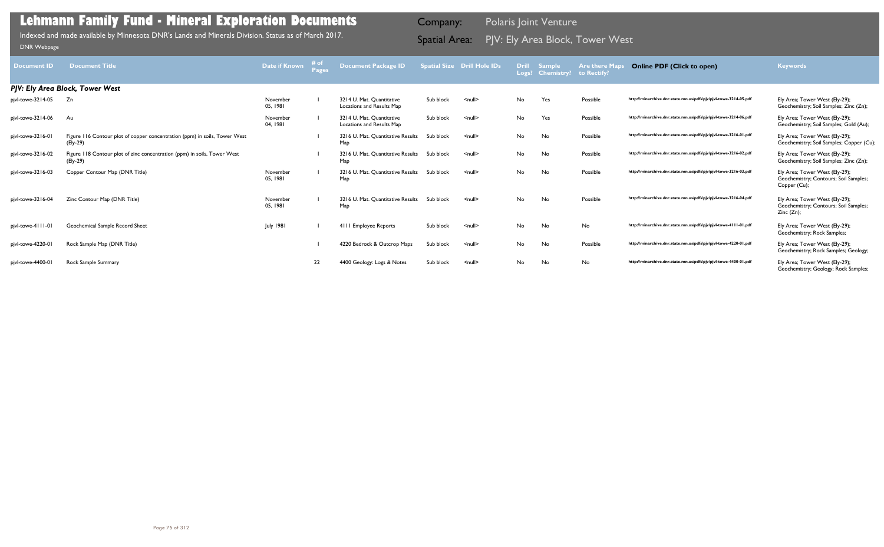# Lehmann Family Fund - Mineral Exploration Documents

Indexed and made available by Minnesota DNR's Lands and Minerals Division. Status as of March 2017.

DNR Webpage

Company: Polaris Joint Venture

Spatial Area: PJV: Ely Area Block, Tower West

| Document ID | Document Title | Date if Known | # of Pages | Document Package ID | Spatial Size | Drill Hole IDs | Drill Logs? | Sample Chemistry? | Are there Maps to Rectify? | Online PDF (Click to open) | Keywords |
|---|---|---|---|---|---|---|---|---|---|---|---|
| ***PJV: Ely Area Block, Tower West*** | | | | | | | | | | | |
| pjvl-towe-3214-05 | Zn | November 05, 1981 | 1 | 3214 U. Mat. Quantitative Locations and Results Map | Sub block | <null> | No | Yes | Possible | http://minarchive.dnr.state.mn.us/pdfs/pjv/pjvl-towe-3214-05.pdf | Ely Area; Tower West (Ely-29); Geochemistry; Soil Samples; Zinc (Zn); |
| pjvl-towe-3214-06 | Au | November 04, 1981 | 1 | 3214 U. Mat. Quantitative Locations and Results Map | Sub block | <null> | No | Yes | Possible | http://minarchive.dnr.state.mn.us/pdfs/pjv/pjvl-towe-3214-06.pdf | Ely Area; Tower West (Ely-29); Geochemistry; Soil Samples; Gold (Au); |
| pjvl-towe-3216-01 | Figure 116 Contour plot of copper concentration (ppm) in soils, Tower West (Ely-29) | | 1 | 3216 U. Mat. Quantitative Results Map | Sub block | <null> | No | No | Possible | http://minarchive.dnr.state.mn.us/pdfs/pjv/pjvl-towe-3216-01.pdf | Ely Area; Tower West (Ely-29); Geochemistry; Soil Samples; Copper (Cu); |
| pjvl-towe-3216-02 | Figure 118 Contour plot of zinc concentration (ppm) in soils, Tower West (Ely-29) | | 1 | 3216 U. Mat. Quantitative Results Map | Sub block | <null> | No | No | Possible | http://minarchive.dnr.state.mn.us/pdfs/pjv/pjvl-towe-3216-02.pdf | Ely Area; Tower West (Ely-29); Geochemistry; Soil Samples; Zinc (Zn); |
| pjvl-towe-3216-03 | Copper Contour Map (DNR Title) | November 05, 1981 | 1 | 3216 U. Mat. Quantitative Results Map | Sub block | <null> | No | No | Possible | http://minarchive.dnr.state.mn.us/pdfs/pjv/pjvl-towe-3216-03.pdf | Ely Area; Tower West (Ely-29); Geochemistry; Contours; Soil Samples; Copper (Cu); |
| pjvl-towe-3216-04 | Zinc Contour Map (DNR Title) | November 05, 1981 | 1 | 3216 U. Mat. Quantitative Results Map | Sub block | <null> | No | No | Possible | http://minarchive.dnr.state.mn.us/pdfs/pjv/pjvl-towe-3216-04.pdf | Ely Area; Tower West (Ely-29); Geochemistry; Contours; Soil Samples; Zinc (Zn); |
| pjvl-towe-4111-01 | Geochemical Sample Record Sheet | July 1981 | 1 | 4111 Employee Reports | Sub block | <null> | No | No | No | http://minarchive.dnr.state.mn.us/pdfs/pjv/pjvl-towe-4111-01.pdf | Ely Area; Tower West (Ely-29); Geochemistry; Rock Samples; |
| pjvl-towe-4220-01 | Rock Sample Map (DNR Title) | | 1 | 4220 Bedrock & Outcrop Maps | Sub block | <null> | No | No | Possible | http://minarchive.dnr.state.mn.us/pdfs/pjv/pjvl-towe-4220-01.pdf | Ely Area; Tower West (Ely-29); Geochemistry; Rock Samples; Geology; |
| pjvl-towe-4400-01 | Rock Sample Summary | | 22 | 4400 Geology: Logs & Notes | Sub block | <null> | No | No | No | http://minarchive.dnr.state.mn.us/pdfs/pjv/pjvl-towe-4400-01.pdf | Ely Area; Tower West (Ely-29); Geochemistry; Geology; Rock Samples; |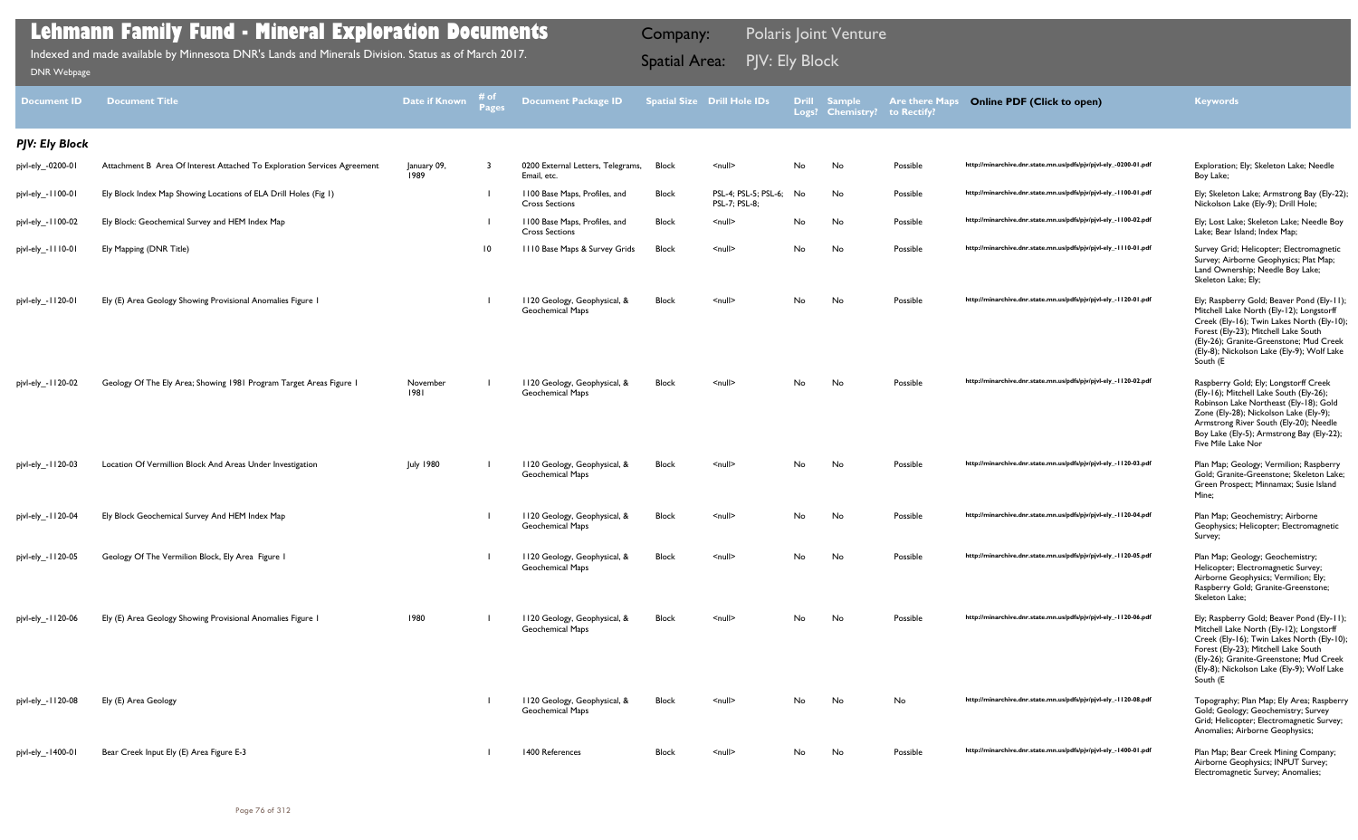# Lehmann Family Fund - Mineral Exploration Documents

Indexed and made available by Minnesota DNR's Lands and Minerals Division. Status as of March 2017.

DNR Webpage

Company: Polaris Joint Venture

Spatial Area: PJV: Ely Block

| Document ID | Document Title | Date if Known | # of Pages | Document Package ID | Spatial Size | Drill Hole IDs | Drill Logs? | Sample Chemistry? | Are there Maps to Rectify? | Online PDF (Click to open) | Keywords |
|---|---|---|---|---|---|---|---|---|---|---|---|
| ***PJV: Ely Block*** | | | | | | | | | | | |
| pjvl-ely_-0200-01 | Attachment B Area Of Interest Attached To Exploration Services Agreement | January 09, 1989 | 3 | 0200 External Letters, Telegrams, Email, etc. | Block | <null> | No | No | Possible | http://minarchive.dnr.state.mn.us/pdfs/pjv/pjvl-ely_-0200-01.pdf | Exploration; Ely; Skeleton Lake; Needle Boy Lake; |
| pjvl-ely_-1100-01 | Ely Block Index Map Showing Locations of ELA Drill Holes (Fig 1) | | 1 | 1100 Base Maps, Profiles, and Cross Sections | Block | PSL-4; PSL-5; PSL-6; PSL-7; PSL-8; | No | No | Possible | http://minarchive.dnr.state.mn.us/pdfs/pjv/pjvl-ely_-1100-01.pdf | Ely; Skeleton Lake; Armstrong Bay (Ely-22); Nickolson Lake (Ely-9); Drill Hole; |
| pjvl-ely_-1100-02 | Ely Block: Geochemical Survey and HEM Index Map | | 1 | 1100 Base Maps, Profiles, and Cross Sections | Block | <null> | No | No | Possible | http://minarchive.dnr.state.mn.us/pdfs/pjv/pjvl-ely_-1100-02.pdf | Ely; Lost Lake; Skeleton Lake; Needle Boy Lake; Bear Island; Index Map; |
| pjvl-ely_-1110-01 | Ely Mapping (DNR Title) | | 10 | 1110 Base Maps & Survey Grids | Block | <null> | No | No | Possible | http://minarchive.dnr.state.mn.us/pdfs/pjv/pjvl-ely_-1110-01.pdf | Survey Grid; Helicopter; Electromagnetic Survey; Airborne Geophysics; Plat Map; Land Ownership; Needle Boy Lake; Skeleton Lake; Ely; |
| pjvl-ely_-1120-01 | Ely (E) Area Geology Showing Provisional Anomalies Figure 1 | | 1 | 1120 Geology, Geophysical, & Geochemical Maps | Block | <null> | No | No | Possible | http://minarchive.dnr.state.mn.us/pdfs/pjv/pjvl-ely_-1120-01.pdf | Ely; Raspberry Gold; Beaver Pond (Ely-11); Mitchell Lake North (Ely-12); Longstorff Creek (Ely-16); Twin Lakes North (Ely-10); Forest (Ely-23); Mitchell Lake South (Ely-26); Granite-Greenstone; Mud Creek (Ely-8); Nickolson Lake (Ely-9); Wolf Lake South (E |
| pjvl-ely_-1120-02 | Geology Of The Ely Area; Showing 1981 Program Target Areas Figure 1 | November 1981 | 1 | 1120 Geology, Geophysical, & Geochemical Maps | Block | <null> | No | No | Possible | http://minarchive.dnr.state.mn.us/pdfs/pjv/pjvl-ely_-1120-02.pdf | Raspberry Gold; Ely; Longstorff Creek (Ely-16); Mitchell Lake South (Ely-26); Robinson Lake Northeast (Ely-18); Gold Zone (Ely-28); Nickolson Lake (Ely-9); Armstrong River South (Ely-20); Needle Boy Lake (Ely-5); Armstrong Bay (Ely-22); Five Mile Lake Nor |
| pjvl-ely_-1120-03 | Location Of Vermillion Block And Areas Under Investigation | July 1980 | 1 | 1120 Geology, Geophysical, & Geochemical Maps | Block | <null> | No | No | Possible | http://minarchive.dnr.state.mn.us/pdfs/pjv/pjvl-ely_-1120-03.pdf | Plan Map; Geology; Vermilion; Raspberry Gold; Granite-Greenstone; Skeleton Lake; Green Prospect; Minnamax; Susie Island Mine; |
| pjvl-ely_-1120-04 | Ely Block Geochemical Survey And HEM Index Map | | 1 | 1120 Geology, Geophysical, & Geochemical Maps | Block | <null> | No | No | Possible | http://minarchive.dnr.state.mn.us/pdfs/pjv/pjvl-ely_-1120-04.pdf | Plan Map; Geochemistry; Airborne Geophysics; Helicopter; Electromagnetic Survey; |
| pjvl-ely_-1120-05 | Geology Of The Vermilion Block, Ely Area Figure 1 | | 1 | 1120 Geology, Geophysical, & Geochemical Maps | Block | <null> | No | No | Possible | http://minarchive.dnr.state.mn.us/pdfs/pjv/pjvl-ely_-1120-05.pdf | Plan Map; Geology; Geochemistry; Helicopter; Electromagnetic Survey; Airborne Geophysics; Vermilion; Ely; Raspberry Gold; Granite-Greenstone; Skeleton Lake; |
| pjvl-ely_-1120-06 | Ely (E) Area Geology Showing Provisional Anomalies Figure 1 | 1980 | 1 | 1120 Geology, Geophysical, & Geochemical Maps | Block | <null> | No | No | Possible | http://minarchive.dnr.state.mn.us/pdfs/pjv/pjvl-ely_-1120-06.pdf | Ely; Raspberry Gold; Beaver Pond (Ely-11); Mitchell Lake North (Ely-12); Longstorff Creek (Ely-16); Twin Lakes North (Ely-10); Forest (Ely-23); Mitchell Lake South (Ely-26); Granite-Greenstone; Mud Creek (Ely-8); Nickolson Lake (Ely-9); Wolf Lake South (E |
| pjvl-ely_-1120-08 | Ely (E) Area Geology | | 1 | 1120 Geology, Geophysical, & Geochemical Maps | Block | <null> | No | No | No | http://minarchive.dnr.state.mn.us/pdfs/pjv/pjvl-ely_-1120-08.pdf | Topography; Plan Map; Ely Area; Raspberry Gold; Geology; Geochemistry; Survey Grid; Helicopter; Electromagnetic Survey; Anomalies; Airborne Geophysics; |
| pjvl-ely_-1400-01 | Bear Creek Input Ely (E) Area Figure E-3 | | 1 | 1400 References | Block | <null> | No | No | Possible | http://minarchive.dnr.state.mn.us/pdfs/pjv/pjvl-ely_-1400-01.pdf | Plan Map; Bear Creek Mining Company; Airborne Geophysics; INPUT Survey; Electromagnetic Survey; Anomalies; |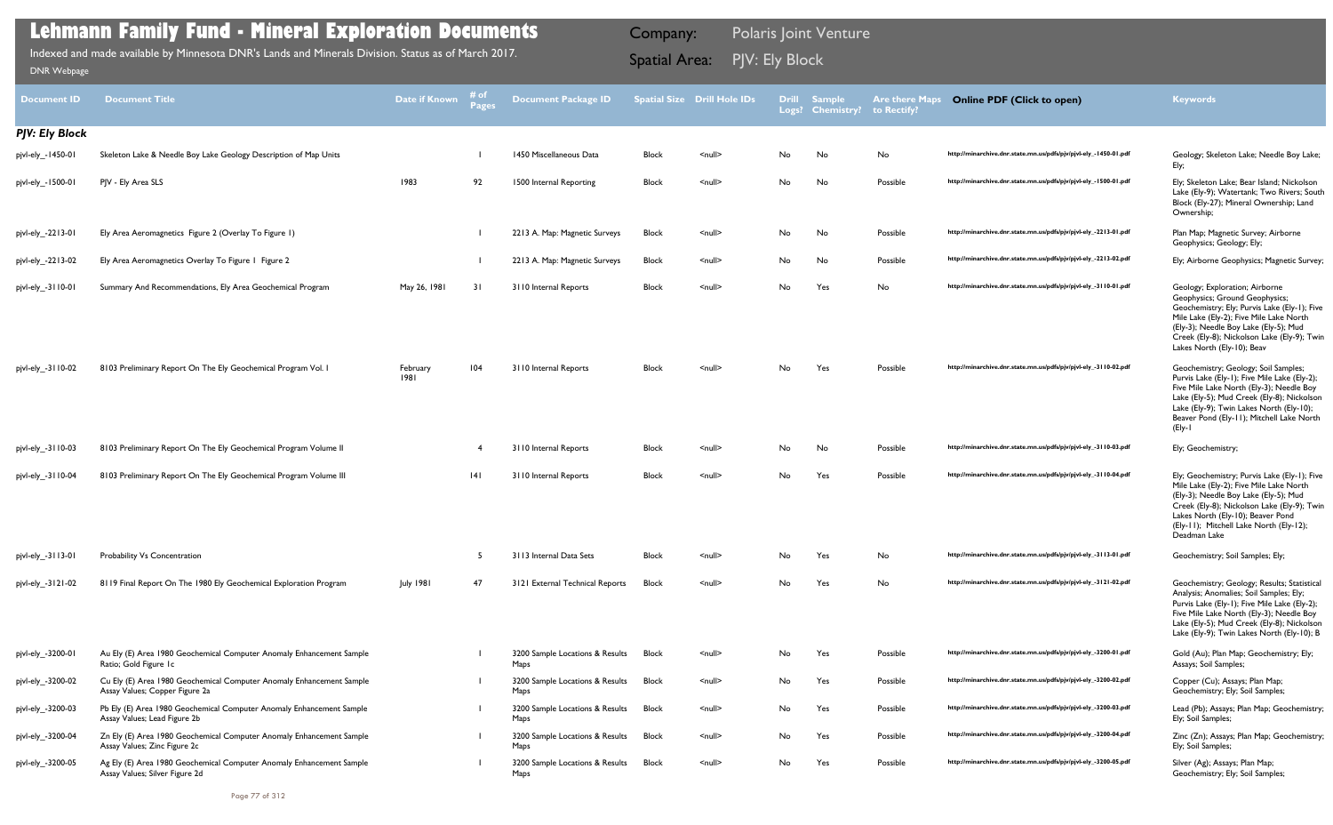# Lehmann Family Fund - Mineral Exploration Documents

Indexed and made available by Minnesota DNR's Lands and Minerals Division. Status as of March 2017.

DNR Webpage

Company: Polaris Joint Venture

Spatial Area: PJV: Ely Block

| Document ID | Document Title | Date if Known | # of Pages | Document Package ID | Spatial Size | Drill Hole IDs | Drill Logs? | Sample Chemistry? | Are there Maps to Rectify? | Online PDF (Click to open) | Keywords |
|---|---|---|---|---|---|---|---|---|---|---|---|
| ***PJV: Ely Block*** | | | | | | | | | | | |
| pjvl-ely_-1450-01 | Skeleton Lake & Needle Boy Lake Geology Description of Map Units | | 1 | 1450 Miscellaneous Data | Block | <null> | No | No | No | http://minarchive.dnr.state.mn.us/pdfs/pjv/pjvl-ely_-1450-01.pdf | Geology; Skeleton Lake; Needle Boy Lake; Ely; |
| pjvl-ely_-1500-01 | PJV - Ely Area SLS | 1983 | 92 | 1500 Internal Reporting | Block | <null> | No | No | Possible | http://minarchive.dnr.state.mn.us/pdfs/pjv/pjvl-ely_-1500-01.pdf | Ely; Skeleton Lake; Bear Island; Nickolson Lake (Ely-9); Watertank; Two Rivers; South Block (Ely-27); Mineral Ownership; Land Ownership; |
| pjvl-ely_-2213-01 | Ely Area Aeromagnetics Figure 2 (Overlay To Figure 1) | | 1 | 2213 A. Map: Magnetic Surveys | Block | <null> | No | No | Possible | http://minarchive.dnr.state.mn.us/pdfs/pjv/pjvl-ely_-2213-01.pdf | Plan Map; Magnetic Survey; Airborne Geophysics; Geology; Ely; |
| pjvl-ely_-2213-02 | Ely Area Aeromagnetics Overlay To Figure 1 Figure 2 | | 1 | 2213 A. Map: Magnetic Surveys | Block | <null> | No | No | Possible | http://minarchive.dnr.state.mn.us/pdfs/pjv/pjvl-ely_-2213-02.pdf | Ely; Airborne Geophysics; Magnetic Survey; |
| pjvl-ely_-3110-01 | Summary And Recommendations, Ely Area Geochemical Program | May 26, 1981 | 31 | 3110 Internal Reports | Block | <null> | No | Yes | No | http://minarchive.dnr.state.mn.us/pdfs/pjv/pjvl-ely_-3110-01.pdf | Geology; Exploration; Airborne Geophysics; Ground Geophysics; Geochemistry; Ely; Purvis Lake (Ely-1); Five Mile Lake (Ely-2); Five Mile Lake North (Ely-3); Needle Boy Lake (Ely-5); Mud Creek (Ely-8); Nickolson Lake (Ely-9); Twin Lakes North (Ely-10); Beav |
| pjvl-ely_-3110-02 | 8103 Preliminary Report On The Ely Geochemical Program Vol. I | February 1981 | 104 | 3110 Internal Reports | Block | <null> | No | Yes | Possible | http://minarchive.dnr.state.mn.us/pdfs/pjv/pjvl-ely_-3110-02.pdf | Geochemistry; Geology; Soil Samples; Purvis Lake (Ely-1); Five Mile Lake (Ely-2); Five Mile Lake North (Ely-3); Needle Boy Lake (Ely-5); Mud Creek (Ely-8); Nickolson Lake (Ely-9); Twin Lakes North (Ely-10); Beaver Pond (Ely-11); Mitchell Lake North (Ely-1 |
| pjvl-ely_-3110-03 | 8103 Preliminary Report On The Ely Geochemical Program Volume II | | 4 | 3110 Internal Reports | Block | <null> | No | No | Possible | http://minarchive.dnr.state.mn.us/pdfs/pjv/pjvl-ely_-3110-03.pdf | Ely; Geochemistry; |
| pjvl-ely_-3110-04 | 8103 Preliminary Report On The Ely Geochemical Program Volume III | | 141 | 3110 Internal Reports | Block | <null> | No | Yes | Possible | http://minarchive.dnr.state.mn.us/pdfs/pjv/pjvl-ely_-3110-04.pdf | Ely; Geochemistry; Purvis Lake (Ely-1); Five Mile Lake (Ely-2); Five Mile Lake North (Ely-3); Needle Boy Lake (Ely-5); Mud Creek (Ely-8); Nickolson Lake (Ely-9); Twin Lakes North (Ely-10); Beaver Pond (Ely-11); Mitchell Lake North (Ely-12); Deadman Lake |
| pjvl-ely_-3113-01 | Probability Vs Concentration | | 5 | 3113 Internal Data Sets | Block | <null> | No | Yes | No | http://minarchive.dnr.state.mn.us/pdfs/pjv/pjvl-ely_-3113-01.pdf | Geochemistry; Soil Samples; Ely; |
| pjvl-ely_-3121-02 | 8119 Final Report On The 1980 Ely Geochemical Exploration Program | July 1981 | 47 | 3121 External Technical Reports | Block | <null> | No | Yes | No | http://minarchive.dnr.state.mn.us/pdfs/pjv/pjvl-ely_-3121-02.pdf | Geochemistry; Geology; Results; Statistical Analysis; Anomalies; Soil Samples; Ely; Purvis Lake (Ely-1); Five Mile Lake (Ely-2); Five Mile Lake North (Ely-3); Needle Boy Lake (Ely-5); Mud Creek (Ely-8); Nickolson Lake (Ely-9); Twin Lakes North (Ely-10); B |
| pjvl-ely_-3200-01 | Au Ely (E) Area 1980 Geochemical Computer Anomaly Enhancement Sample Ratio; Gold Figure 1c | | 1 | 3200 Sample Locations & Results Maps | Block | <null> | No | Yes | Possible | http://minarchive.dnr.state.mn.us/pdfs/pjv/pjvl-ely_-3200-01.pdf | Gold (Au); Plan Map; Geochemistry; Ely; Assays; Soil Samples; |
| pjvl-ely_-3200-02 | Cu Ely (E) Area 1980 Geochemical Computer Anomaly Enhancement Sample Assay Values; Copper Figure 2a | | 1 | 3200 Sample Locations & Results Maps | Block | <null> | No | Yes | Possible | http://minarchive.dnr.state.mn.us/pdfs/pjv/pjvl-ely_-3200-02.pdf | Copper (Cu); Assays; Plan Map; Geochemistry; Ely; Soil Samples; |
| pjvl-ely_-3200-03 | Pb Ely (E) Area 1980 Geochemical Computer Anomaly Enhancement Sample Assay Values; Lead Figure 2b | | 1 | 3200 Sample Locations & Results Maps | Block | <null> | No | Yes | Possible | http://minarchive.dnr.state.mn.us/pdfs/pjv/pjvl-ely_-3200-03.pdf | Lead (Pb); Assays; Plan Map; Geochemistry; Ely; Soil Samples; |
| pjvl-ely_-3200-04 | Zn Ely (E) Area 1980 Geochemical Computer Anomaly Enhancement Sample Assay Values; Zinc Figure 2c | | 1 | 3200 Sample Locations & Results Maps | Block | <null> | No | Yes | Possible | http://minarchive.dnr.state.mn.us/pdfs/pjv/pjvl-ely_-3200-04.pdf | Zinc (Zn); Assays; Plan Map; Geochemistry; Ely; Soil Samples; |
| pjvl-ely_-3200-05 | Ag Ely (E) Area 1980 Geochemical Computer Anomaly Enhancement Sample Assay Values; Silver Figure 2d | | 1 | 3200 Sample Locations & Results Maps | Block | <null> | No | Yes | Possible | http://minarchive.dnr.state.mn.us/pdfs/pjv/pjvl-ely_-3200-05.pdf | Silver (Ag); Assays; Plan Map; Geochemistry; Ely; Soil Samples; |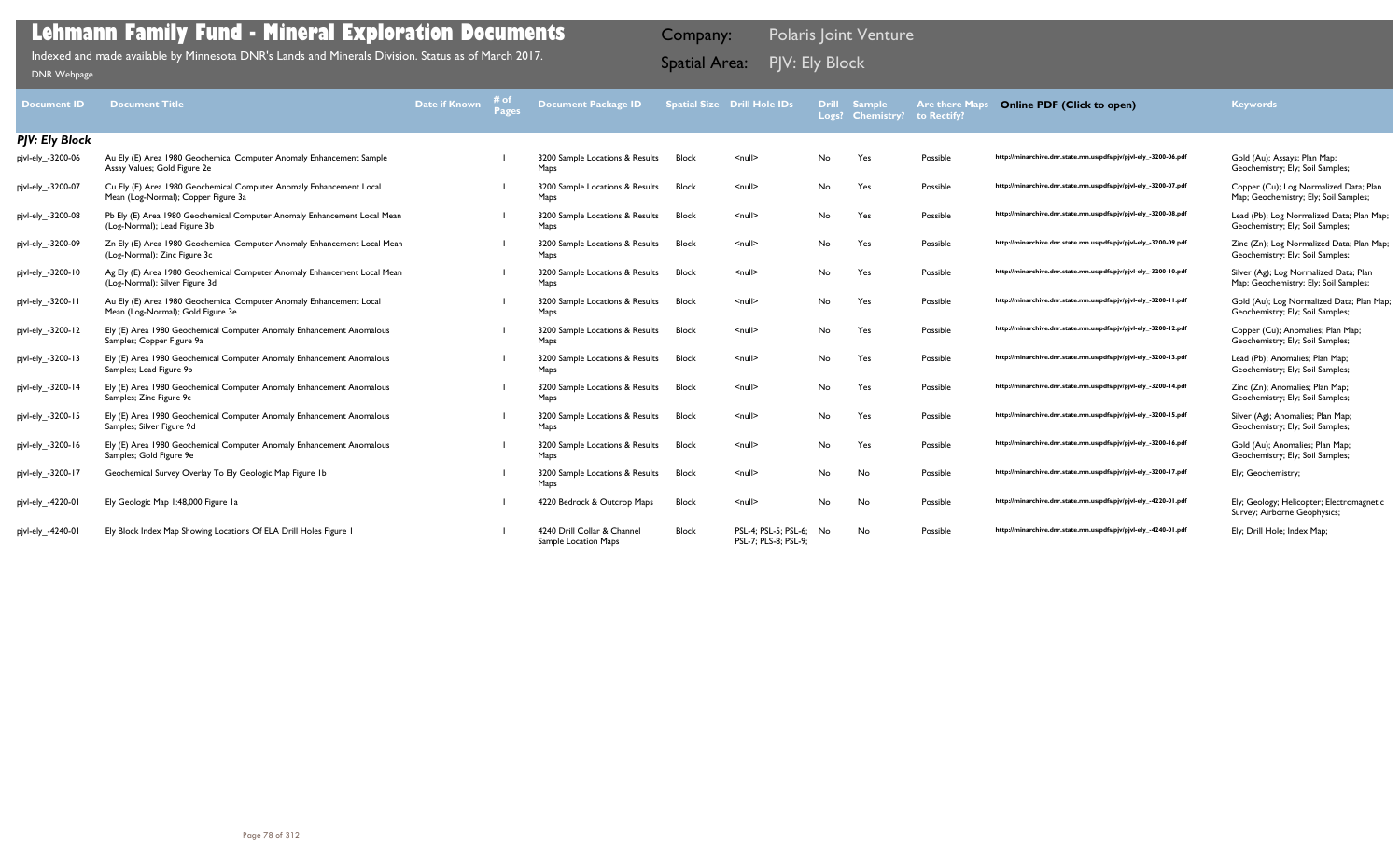# Lehmann Family Fund - Mineral Exploration Documents

Indexed and made available by Minnesota DNR's Lands and Minerals Division. Status as of March 2017.

DNR Webpage

Company: Polaris Joint Venture

Spatial Area: PJV: Ely Block

| Document ID | Document Title | Date if Known | # of Pages | Document Package ID | Spatial Size | Drill Hole IDs | Drill Logs? | Sample Chemistry? | Are there Maps to Rectify? | Online PDF (Click to open) | Keywords |
|---|---|---|---|---|---|---|---|---|---|---|---|
| ***PJV: Ely Block*** | | | | | | | | | | | |
| pjvl-ely_-3200-06 | Au Ely (E) Area 1980 Geochemical Computer Anomaly Enhancement Sample Assay Values; Gold Figure 2e | | 1 | 3200 Sample Locations & Results Maps | Block | <null> | No | Yes | Possible | http://minarchive.dnr.state.mn.us/pdfs/pjv/pjvl-ely_-3200-06.pdf | Gold (Au); Assays; Plan Map; Geochemistry; Ely; Soil Samples; |
| pjvl-ely_-3200-07 | Cu Ely (E) Area 1980 Geochemical Computer Anomaly Enhancement Local Mean (Log-Normal); Copper Figure 3a | | 1 | 3200 Sample Locations & Results Maps | Block | <null> | No | Yes | Possible | http://minarchive.dnr.state.mn.us/pdfs/pjv/pjvl-ely_-3200-07.pdf | Copper (Cu); Log Normalized Data; Plan Map; Geochemistry; Ely; Soil Samples; |
| pjvl-ely_-3200-08 | Pb Ely (E) Area 1980 Geochemical Computer Anomaly Enhancement Local Mean (Log-Normal); Lead Figure 3b | | 1 | 3200 Sample Locations & Results Maps | Block | <null> | No | Yes | Possible | http://minarchive.dnr.state.mn.us/pdfs/pjv/pjvl-ely_-3200-08.pdf | Lead (Pb); Log Normalized Data; Plan Map; Geochemistry; Ely; Soil Samples; |
| pjvl-ely_-3200-09 | Zn Ely (E) Area 1980 Geochemical Computer Anomaly Enhancement Local Mean (Log-Normal); Zinc Figure 3c | | 1 | 3200 Sample Locations & Results Maps | Block | <null> | No | Yes | Possible | http://minarchive.dnr.state.mn.us/pdfs/pjv/pjvl-ely_-3200-09.pdf | Zinc (Zn); Log Normalized Data; Plan Map; Geochemistry; Ely; Soil Samples; |
| pjvl-ely_-3200-10 | Ag Ely (E) Area 1980 Geochemical Computer Anomaly Enhancement Local Mean (Log-Normal); Silver Figure 3d | | 1 | 3200 Sample Locations & Results Maps | Block | <null> | No | Yes | Possible | http://minarchive.dnr.state.mn.us/pdfs/pjv/pjvl-ely_-3200-10.pdf | Silver (Ag); Log Normalized Data; Plan Map; Geochemistry; Ely; Soil Samples; |
| pjvl-ely_-3200-11 | Au Ely (E) Area 1980 Geochemical Computer Anomaly Enhancement Local Mean (Log-Normal); Gold Figure 3e | | 1 | 3200 Sample Locations & Results Maps | Block | <null> | No | Yes | Possible | http://minarchive.dnr.state.mn.us/pdfs/pjv/pjvl-ely_-3200-11.pdf | Gold (Au); Log Normalized Data; Plan Map; Geochemistry; Ely; Soil Samples; |
| pjvl-ely_-3200-12 | Ely (E) Area 1980 Geochemical Computer Anomaly Enhancement Anomalous Samples; Copper Figure 9a | | 1 | 3200 Sample Locations & Results Maps | Block | <null> | No | Yes | Possible | http://minarchive.dnr.state.mn.us/pdfs/pjv/pjvl-ely_-3200-12.pdf | Copper (Cu); Anomalies; Plan Map; Geochemistry; Ely; Soil Samples; |
| pjvl-ely_-3200-13 | Ely (E) Area 1980 Geochemical Computer Anomaly Enhancement Anomalous Samples; Lead Figure 9b | | 1 | 3200 Sample Locations & Results Maps | Block | <null> | No | Yes | Possible | http://minarchive.dnr.state.mn.us/pdfs/pjv/pjvl-ely_-3200-13.pdf | Lead (Pb); Anomalies; Plan Map; Geochemistry; Ely; Soil Samples; |
| pjvl-ely_-3200-14 | Ely (E) Area 1980 Geochemical Computer Anomaly Enhancement Anomalous Samples; Zinc Figure 9c | | 1 | 3200 Sample Locations & Results Maps | Block | <null> | No | Yes | Possible | http://minarchive.dnr.state.mn.us/pdfs/pjv/pjvl-ely_-3200-14.pdf | Zinc (Zn); Anomalies; Plan Map; Geochemistry; Ely; Soil Samples; |
| pjvl-ely_-3200-15 | Ely (E) Area 1980 Geochemical Computer Anomaly Enhancement Anomalous Samples; Silver Figure 9d | | 1 | 3200 Sample Locations & Results Maps | Block | <null> | No | Yes | Possible | http://minarchive.dnr.state.mn.us/pdfs/pjv/pjvl-ely_-3200-15.pdf | Silver (Ag); Anomalies; Plan Map; Geochemistry; Ely; Soil Samples; |
| pjvl-ely_-3200-16 | Ely (E) Area 1980 Geochemical Computer Anomaly Enhancement Anomalous Samples; Gold Figure 9e | | 1 | 3200 Sample Locations & Results Maps | Block | <null> | No | Yes | Possible | http://minarchive.dnr.state.mn.us/pdfs/pjv/pjvl-ely_-3200-16.pdf | Gold (Au); Anomalies; Plan Map; Geochemistry; Ely; Soil Samples; |
| pjvl-ely_-3200-17 | Geochemical Survey Overlay To Ely Geologic Map Figure 1b | | 1 | 3200 Sample Locations & Results Maps | Block | <null> | No | No | Possible | http://minarchive.dnr.state.mn.us/pdfs/pjv/pjvl-ely_-3200-17.pdf | Ely; Geochemistry; |
| pjvl-ely_-4220-01 | Ely Geologic Map 1:48,000 Figure 1a | | 1 | 4220 Bedrock & Outcrop Maps | Block | <null> | No | No | Possible | http://minarchive.dnr.state.mn.us/pdfs/pjv/pjvl-ely_-4220-01.pdf | Ely; Geology; Helicopter; Electromagnetic Survey; Airborne Geophysics; |
| pjvl-ely_-4240-01 | Ely Block Index Map Showing Locations Of ELA Drill Holes Figure 1 | | 1 | 4240 Drill Collar & Channel Sample Location Maps | Block | PSL-4; PSL-5; PSL-6; PSL-7; PLS-8; PSL-9; | No | No | Possible | http://minarchive.dnr.state.mn.us/pdfs/pjv/pjvl-ely_-4240-01.pdf | Ely; Drill Hole; Index Map; |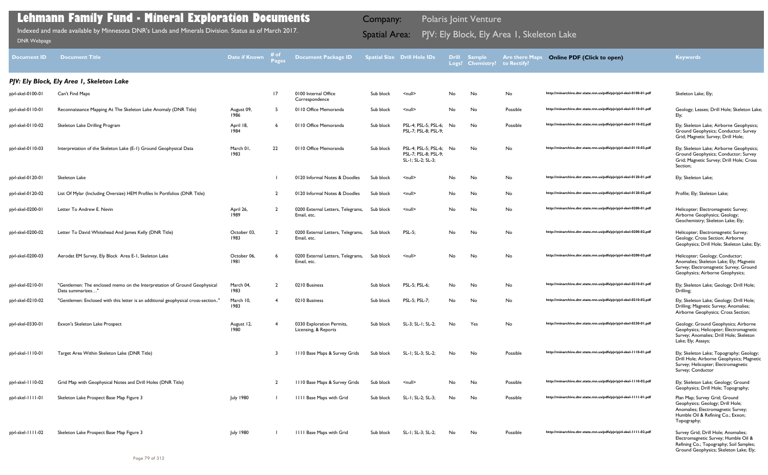# Lehmann Family Fund - Mineral Exploration Documents

Indexed and made available by Minnesota DNR's Lands and Minerals Division. Status as of March 2017.

DNR Webpage

Company: Polaris Joint Venture

Spatial Area: PJV: Ely Block, Ely Area 1, Skeleton Lake

| Document ID | Document Title | Date if Known | # of Pages | Document Package ID | Spatial Size | Drill Hole IDs | Drill Logs? | Sample Chemistry? | Are there Maps to Rectify? | Online PDF (Click to open) | Keywords |
|---|---|---|---|---|---|---|---|---|---|---|---|
| ***PJV: Ely Block, Ely Area 1, Skeleton Lake*** | | | | | | | | | | | |
| pjvl-skel-0100-01 | Can't Find Maps | | 17 | 0100 Internal Office Correspondence | Sub block | <null> | No | No | No | http://minarchive.dnr.state.mn.us/pdfs/pjv/pjvl-skel-0100-01.pdf | Skeleton Lake; Ely; |
| pjvl-skel-0110-01 | Reconnaissance Mapping At The Skeleton Lake Anomaly (DNR Title) | August 09, 1986 | 5 | 0110 Office Memoranda | Sub block | <null> | No | No | Possible | http://minarchive.dnr.state.mn.us/pdfs/pjv/pjvl-skel-0110-01.pdf | Geology; Leases; Drill Hole; Skeleton Lake; Ely; |
| pjvl-skel-0110-02 | Skeleton Lake Drilling Program | April 18, 1984 | 6 | 0110 Office Memoranda | Sub block | PSL-4; PSL-5; PSL-6; PSL-7; PSL-8; PSL-9; | No | No | Possible | http://minarchive.dnr.state.mn.us/pdfs/pjv/pjvl-skel-0110-02.pdf | Ely; Skeleton Lake; Airborne Geophysics; Ground Geophysics; Conductor; Survey Grid; Magnetic Survey; Drill Hole; |
| pjvl-skel-0110-03 | Interpretation of the Skeleton Lake (E-1) Ground Geophysical Data | March 01, 1983 | 22 | 0110 Office Memoranda | Sub block | PSL-4; PSL-5; PSL-6; PSL-7; PSL-8; PSL-9; SL-1; SL-2; SL-3; | No | No | No | http://minarchive.dnr.state.mn.us/pdfs/pjv/pjvl-skel-0110-03.pdf | Ely; Skeleton Lake; Airborne Geophysics; Ground Geophysics; Conductor; Survey Grid; Magnetic Survey; Drill Hole; Cross Section; |
| pjvl-skel-0120-01 | Skeleton Lake | | 1 | 0120 Informal Notes & Doodles | Sub block | <null> | No | No | No | http://minarchive.dnr.state.mn.us/pdfs/pjv/pjvl-skel-0120-01.pdf | Ely; Skeleton Lake; |
| pjvl-skel-0120-02 | List Of Mylar (Including Oversize) HEM Profiles In Portfolios (DNR Title) | | 2 | 0120 Informal Notes & Doodles | Sub block | <null> | No | No | No | http://minarchive.dnr.state.mn.us/pdfs/pjv/pjvl-skel-0120-02.pdf | Profile; Ely; Skeleton Lake; |
| pjvl-skel-0200-01 | Letter To Andrew E. Nevin | April 26, 1989 | 2 | 0200 External Letters, Telegrams, Email, etc. | Sub block | <null> | No | No | No | http://minarchive.dnr.state.mn.us/pdfs/pjv/pjvl-skel-0200-01.pdf | Helicopter; Electromagnetic Survey; Airborne Geophysics; Geology; Geochemistry; Skeleton Lake; Ely; |
| pjvl-skel-0200-02 | Letter To David Whitehead And James Kelly (DNR Title) | October 03, 1983 | 2 | 0200 External Letters, Telegrams, Email, etc. | Sub block | PSL-5; | No | No | No | http://minarchive.dnr.state.mn.us/pdfs/pjv/pjvl-skel-0200-02.pdf | Helicopter; Electromagnetic Survey; Geology; Cross Section; Airborne Geophysics; Drill Hole; Skeleton Lake; Ely; |
| pjvl-skel-0200-03 | Aerodat EM Survey, Ely Block Area E-1, Skeleton Lake | October 06, 1981 | 6 | 0200 External Letters, Telegrams, Email, etc. | Sub block | <null> | No | No | No | http://minarchive.dnr.state.mn.us/pdfs/pjv/pjvl-skel-0200-03.pdf | Helicopter; Geology; Conductor; Anomalies; Skeleton Lake; Ely; Magnetic Survey; Electromagnetic Survey; Ground Geophysics; Airborne Geophysics; |
| pjvl-skel-0210-01 | "Gentlemen: The enclosed memo on the Interpretation of Ground Geophysical Data summarizes…" | March 04, 1983 | 2 | 0210 Business | Sub block | PSL-5; PSL-6; | No | No | No | http://minarchive.dnr.state.mn.us/pdfs/pjv/pjvl-skel-0210-01.pdf | Ely; Skeleton Lake; Geology; Drill Hole; Drilling; |
| pjvl-skel-0210-02 | "Gentlemen: Enclosed with this letter is an additional geophysical cross-section.." | March 10, 1983 | 4 | 0210 Business | Sub block | PSL-5; PSL-7; | No | No | No | http://minarchive.dnr.state.mn.us/pdfs/pjv/pjvl-skel-0210-02.pdf | Ely; Skeleton Lake; Geology; Drill Hole; Drilling; Magnetic Survey; Anomalies; Airborne Geophysics; Cross Section; |
| pjvl-skel-0330-01 | Exxon's Skeleton Lake Prospect | August 12, 1980 | 4 | 0330 Exploration Permits, Licensing, & Reports | Sub block | SL-3; SL-1; SL-2; | No | Yes | No | http://minarchive.dnr.state.mn.us/pdfs/pjv/pjvl-skel-0330-01.pdf | Geology; Ground Geophysics; Airborne Geophysics; Helicopter; Electromagnetic Survey; Anomalies; Drill Hole; Skeleton Lake; Ely; Assays; |
| pjvl-skel-1110-01 | Target Area Within Skeleton Lake (DNR Title) | | 3 | 1110 Base Maps & Survey Grids | Sub block | SL-1; SL-3; SL-2; | No | No | Possible | http://minarchive.dnr.state.mn.us/pdfs/pjv/pjvl-skel-1110-01.pdf | Ely; Skeleton Lake; Topography; Geology; Drill Hole; Airborne Geophysics; Magnetic Survey; Helicopter; Electromagnetic Survey; Conductor |
| pjvl-skel-1110-02 | Grid Map with Geophysical Notes and Drill Holes (DNR Title) | | 2 | 1110 Base Maps & Survey Grids | Sub block | <null> | No | No | Possible | http://minarchive.dnr.state.mn.us/pdfs/pjv/pjvl-skel-1110-02.pdf | Ely; Skeleton Lake; Geology; Ground Geophysics; Drill Hole; Topography; |
| pjvl-skel-1111-01 | Skeleton Lake Prospect Base Map Figure 3 | July 1980 | 1 | 1111 Base Maps with Grid | Sub block | SL-1; SL-2; SL-3; | No | No | Possible | http://minarchive.dnr.state.mn.us/pdfs/pjv/pjvl-skel-1111-01.pdf | Plan Map; Survey Grid; Ground Geophysics; Geology; Drill Hole; Anomalies; Electromagnetic Survey; Humble Oil & Refining Co.; Exxon; Topography; |
| pjvl-skel-1111-02 | Skeleton Lake Prospect Base Map Figure 3 | July 1980 | 1 | 1111 Base Maps with Grid | Sub block | SL-1; SL-3; SL-2; | No | No | Possible | http://minarchive.dnr.state.mn.us/pdfs/pjv/pjvl-skel-1111-02.pdf | Survey Grid; Drill Hole; Anomalies; Electromagnetic Survey; Humble Oil & Refining Co.; Topography; Soil Samples; Ground Geophysics; Skeleton Lake; Ely; |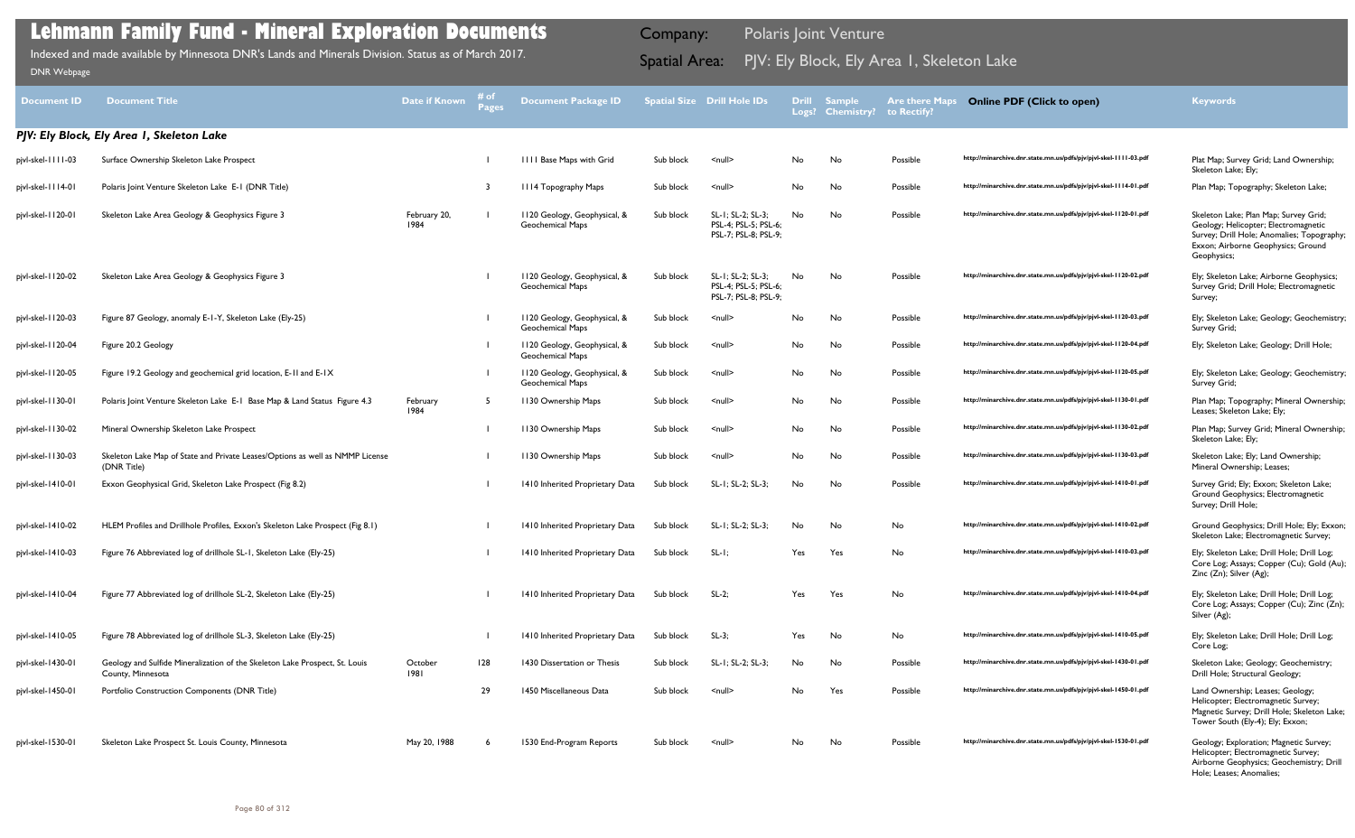# Lehmann Family Fund - Mineral Exploration Documents

Indexed and made available by Minnesota DNR's Lands and Minerals Division. Status as of March 2017.

DNR Webpage

Company: Polaris Joint Venture

Spatial Area: PJV: Ely Block, Ely Area 1, Skeleton Lake

| Document ID | Document Title | Date if Known | # of Pages | Document Package ID | Spatial Size | Drill Hole IDs | Drill Logs? | Sample Chemistry? | Are there Maps to Rectify? | Online PDF (Click to open) | Keywords |
|---|---|---|---|---|---|---|---|---|---|---|---|
| ***PJV: Ely Block, Ely Area 1, Skeleton Lake*** | | | | | | | | | | | |
| pjvl-skel-1111-03 | Surface Ownership Skeleton Lake Prospect | | 1 | 1111 Base Maps with Grid | Sub block | <null> | No | No | Possible | http://minarchive.dnr.state.mn.us/pdfs/pjv/pjvl-skel-1111-03.pdf | Plat Map; Survey Grid; Land Ownership; Skeleton Lake; Ely; |
| pjvl-skel-1114-01 | Polaris Joint Venture Skeleton Lake E-1 (DNR Title) | | 3 | 1114 Topography Maps | Sub block | <null> | No | No | Possible | http://minarchive.dnr.state.mn.us/pdfs/pjv/pjvl-skel-1114-01.pdf | Plan Map; Topography; Skeleton Lake; |
| pjvl-skel-1120-01 | Skeleton Lake Area Geology & Geophysics Figure 3 | February 20, 1984 | 1 | 1120 Geology, Geophysical, & Geochemical Maps | Sub block | SL-1; SL-2; SL-3; PSL-4; PSL-5; PSL-6; PSL-7; PSL-8; PSL-9; | No | No | Possible | http://minarchive.dnr.state.mn.us/pdfs/pjv/pjvl-skel-1120-01.pdf | Skeleton Lake; Plan Map; Survey Grid; Geology; Helicopter; Electromagnetic Survey; Drill Hole; Anomalies; Topography; Exxon; Airborne Geophysics; Ground Geophysics; |
| pjvl-skel-1120-02 | Skeleton Lake Area Geology & Geophysics Figure 3 | | 1 | 1120 Geology, Geophysical, & Geochemical Maps | Sub block | SL-1; SL-2; SL-3; PSL-4; PSL-5; PSL-6; PSL-7; PSL-8; PSL-9; | No | No | Possible | http://minarchive.dnr.state.mn.us/pdfs/pjv/pjvl-skel-1120-02.pdf | Ely; Skeleton Lake; Airborne Geophysics; Survey Grid; Drill Hole; Electromagnetic Survey; |
| pjvl-skel-1120-03 | Figure 87 Geology, anomaly E-1-Y, Skeleton Lake (Ely-25) | | 1 | 1120 Geology, Geophysical, & Geochemical Maps | Sub block | <null> | No | No | Possible | http://minarchive.dnr.state.mn.us/pdfs/pjv/pjvl-skel-1120-03.pdf | Ely; Skeleton Lake; Geology; Geochemistry; Survey Grid; |
| pjvl-skel-1120-04 | Figure 20.2 Geology | | 1 | 1120 Geology, Geophysical, & Geochemical Maps | Sub block | <null> | No | No | Possible | http://minarchive.dnr.state.mn.us/pdfs/pjv/pjvl-skel-1120-04.pdf | Ely; Skeleton Lake; Geology; Drill Hole; |
| pjvl-skel-1120-05 | Figure 19.2 Geology and geochemical grid location, E-1I and E-1X | | 1 | 1120 Geology, Geophysical, & Geochemical Maps | Sub block | <null> | No | No | Possible | http://minarchive.dnr.state.mn.us/pdfs/pjv/pjvl-skel-1120-05.pdf | Ely; Skeleton Lake; Geology; Geochemistry; Survey Grid; |
| pjvl-skel-1130-01 | Polaris Joint Venture Skeleton Lake E-1 Base Map & Land Status Figure 4.3 | February 1984 | 5 | 1130 Ownership Maps | Sub block | <null> | No | No | Possible | http://minarchive.dnr.state.mn.us/pdfs/pjv/pjvl-skel-1130-01.pdf | Plan Map; Topography; Mineral Ownership; Leases; Skeleton Lake; Ely; |
| pjvl-skel-1130-02 | Mineral Ownership Skeleton Lake Prospect | | 1 | 1130 Ownership Maps | Sub block | <null> | No | No | Possible | http://minarchive.dnr.state.mn.us/pdfs/pjv/pjvl-skel-1130-02.pdf | Plan Map; Survey Grid; Mineral Ownership; Skeleton Lake; Ely; |
| pjvl-skel-1130-03 | Skeleton Lake Map of State and Private Leases/Options as well as NMMP License (DNR Title) | | 1 | 1130 Ownership Maps | Sub block | <null> | No | No | Possible | http://minarchive.dnr.state.mn.us/pdfs/pjv/pjvl-skel-1130-03.pdf | Skeleton Lake; Ely; Land Ownership; Mineral Ownership; Leases; |
| pjvl-skel-1410-01 | Exxon Geophysical Grid, Skeleton Lake Prospect (Fig 8.2) | | 1 | 1410 Inherited Proprietary Data | Sub block | SL-1; SL-2; SL-3; | No | No | Possible | http://minarchive.dnr.state.mn.us/pdfs/pjv/pjvl-skel-1410-01.pdf | Survey Grid; Ely; Exxon; Skeleton Lake; Ground Geophysics; Electromagnetic Survey; Drill Hole; |
| pjvl-skel-1410-02 | HLEM Profiles and Drillhole Profiles, Exxon's Skeleton Lake Prospect (Fig 8.1) | | 1 | 1410 Inherited Proprietary Data | Sub block | SL-1; SL-2; SL-3; | No | No | No | http://minarchive.dnr.state.mn.us/pdfs/pjv/pjvl-skel-1410-02.pdf | Ground Geophysics; Drill Hole; Ely; Exxon; Skeleton Lake; Electromagnetic Survey; |
| pjvl-skel-1410-03 | Figure 76 Abbreviated log of drillhole SL-1, Skeleton Lake (Ely-25) | | 1 | 1410 Inherited Proprietary Data | Sub block | SL-1; | Yes | Yes | No | http://minarchive.dnr.state.mn.us/pdfs/pjv/pjvl-skel-1410-03.pdf | Ely; Skeleton Lake; Drill Hole; Drill Log; Core Log; Assays; Copper (Cu); Gold (Au); Zinc (Zn); Silver (Ag); |
| pjvl-skel-1410-04 | Figure 77 Abbreviated log of drillhole SL-2, Skeleton Lake (Ely-25) | | 1 | 1410 Inherited Proprietary Data | Sub block | SL-2; | Yes | Yes | No | http://minarchive.dnr.state.mn.us/pdfs/pjv/pjvl-skel-1410-04.pdf | Ely; Skeleton Lake; Drill Hole; Drill Log; Core Log; Assays; Copper (Cu); Zinc (Zn); Silver (Ag); |
| pjvl-skel-1410-05 | Figure 78 Abbreviated log of drillhole SL-3, Skeleton Lake (Ely-25) | | 1 | 1410 Inherited Proprietary Data | Sub block | SL-3; | Yes | No | No | http://minarchive.dnr.state.mn.us/pdfs/pjv/pjvl-skel-1410-05.pdf | Ely; Skeleton Lake; Drill Hole; Drill Log; Core Log; |
| pjvl-skel-1430-01 | Geology and Sulfide Mineralization of the Skeleton Lake Prospect, St. Louis County, Minnesota | October 1981 | 128 | 1430 Dissertation or Thesis | Sub block | SL-1; SL-2; SL-3; | No | No | Possible | http://minarchive.dnr.state.mn.us/pdfs/pjv/pjvl-skel-1430-01.pdf | Skeleton Lake; Geology; Geochemistry; Drill Hole; Structural Geology; |
| pjvl-skel-1450-01 | Portfolio Construction Components (DNR Title) | | 29 | 1450 Miscellaneous Data | Sub block | <null> | No | Yes | Possible | http://minarchive.dnr.state.mn.us/pdfs/pjv/pjvl-skel-1450-01.pdf | Land Ownership; Leases; Geology; Helicopter; Electromagnetic Survey; Magnetic Survey; Drill Hole; Skeleton Lake; Tower South (Ely-4); Ely; Exxon; |
| pjvl-skel-1530-01 | Skeleton Lake Prospect St. Louis County, Minnesota | May 20, 1988 | 6 | 1530 End-Program Reports | Sub block | <null> | No | No | Possible | http://minarchive.dnr.state.mn.us/pdfs/pjv/pjvl-skel-1530-01.pdf | Geology; Exploration; Magnetic Survey; Helicopter; Electromagnetic Survey; Airborne Geophysics; Geochemistry; Drill Hole; Leases; Anomalies; |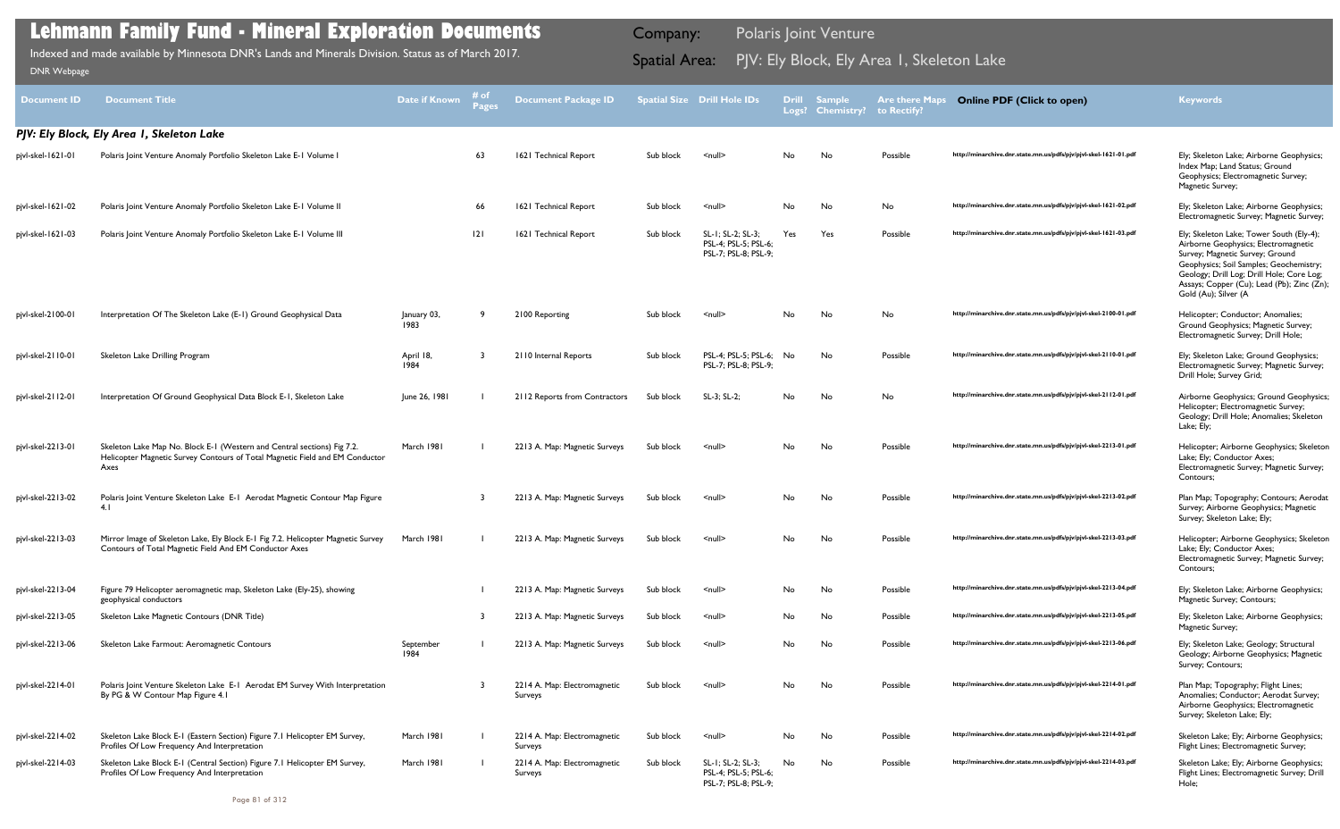# Lehmann Family Fund - Mineral Exploration Documents

Indexed and made available by Minnesota DNR's Lands and Minerals Division. Status as of March 2017.

DNR Webpage

Company: Polaris Joint Venture

Spatial Area: PJV: Ely Block, Ely Area 1, Skeleton Lake

| Document ID | Document Title | Date if Known | # of Pages | Document Package ID | Spatial Size | Drill Hole IDs | Drill Logs? | Sample Chemistry? | Are there Maps to Rectify? | Online PDF (Click to open) | Keywords |
|---|---|---|---|---|---|---|---|---|---|---|---|
| ***PJV: Ely Block, Ely Area 1, Skeleton Lake*** | | | | | | | | | | | |
| pjvl-skel-1621-01 | Polaris Joint Venture Anomaly Portfolio Skeleton Lake E-1 Volume I | | 63 | 1621 Technical Report | Sub block | <null> | No | No | Possible | http://minarchive.dnr.state.mn.us/pdfs/pjv/pjvl-skel-1621-01.pdf | Ely; Skeleton Lake; Airborne Geophysics; Index Map; Land Status; Ground Geophysics; Electromagnetic Survey; Magnetic Survey; |
| pjvl-skel-1621-02 | Polaris Joint Venture Anomaly Portfolio Skeleton Lake E-1 Volume II | | 66 | 1621 Technical Report | Sub block | <null> | No | No | No | http://minarchive.dnr.state.mn.us/pdfs/pjv/pjvl-skel-1621-02.pdf | Ely; Skeleton Lake; Airborne Geophysics; Electromagnetic Survey; Magnetic Survey; |
| pjvl-skel-1621-03 | Polaris Joint Venture Anomaly Portfolio Skeleton Lake E-1 Volume III | | 121 | 1621 Technical Report | Sub block | SL-1; SL-2; SL-3; PSL-4; PSL-5; PSL-6; PSL-7; PSL-8; PSL-9; | Yes | Yes | Possible | http://minarchive.dnr.state.mn.us/pdfs/pjv/pjvl-skel-1621-03.pdf | Ely; Skeleton Lake; Tower South (Ely-4); Airborne Geophysics; Electromagnetic Survey; Magnetic Survey; Ground Geophysics; Soil Samples; Geochemistry; Geology; Drill Log; Drill Hole; Core Log; Assays; Copper (Cu); Lead (Pb); Zinc (Zn); Gold (Au); Silver (A |
| pjvl-skel-2100-01 | Interpretation Of The Skeleton Lake (E-1) Ground Geophysical Data | January 03, 1983 | 9 | 2100 Reporting | Sub block | <null> | No | No | No | http://minarchive.dnr.state.mn.us/pdfs/pjv/pjvl-skel-2100-01.pdf | Helicopter; Conductor; Anomalies; Ground Geophysics; Magnetic Survey; Electromagnetic Survey; Drill Hole; |
| pjvl-skel-2110-01 | Skeleton Lake Drilling Program | April 18, 1984 | 3 | 2110 Internal Reports | Sub block | PSL-4; PSL-5; PSL-6; PSL-7; PSL-8; PSL-9; | No | No | Possible | http://minarchive.dnr.state.mn.us/pdfs/pjv/pjvl-skel-2110-01.pdf | Ely; Skeleton Lake; Ground Geophysics; Electromagnetic Survey; Magnetic Survey; Drill Hole; Survey Grid; |
| pjvl-skel-2112-01 | Interpretation Of Ground Geophysical Data Block E-1, Skeleton Lake | June 26, 1981 | 1 | 2112 Reports from Contractors | Sub block | SL-3; SL-2; | No | No | No | http://minarchive.dnr.state.mn.us/pdfs/pjv/pjvl-skel-2112-01.pdf | Airborne Geophysics; Ground Geophysics; Helicopter; Electromagnetic Survey; Geology; Drill Hole; Anomalies; Skeleton Lake; Ely; |
| pjvl-skel-2213-01 | Skeleton Lake Map No. Block E-1 (Western and Central sections) Fig 7.2. Helicopter Magnetic Survey Contours of Total Magnetic Field and EM Conductor Axes | March 1981 | 1 | 2213 A. Map: Magnetic Surveys | Sub block | <null> | No | No | Possible | http://minarchive.dnr.state.mn.us/pdfs/pjv/pjvl-skel-2213-01.pdf | Helicopter; Airborne Geophysics; Skeleton Lake; Ely; Conductor Axes; Electromagnetic Survey; Magnetic Survey; Contours; |
| pjvl-skel-2213-02 | Polaris Joint Venture Skeleton Lake E-1 Aerodat Magnetic Contour Map Figure 4.1 | | 3 | 2213 A. Map: Magnetic Surveys | Sub block | <null> | No | No | Possible | http://minarchive.dnr.state.mn.us/pdfs/pjv/pjvl-skel-2213-02.pdf | Plan Map; Topography; Contours; Aerodat Survey; Airborne Geophysics; Magnetic Survey; Skeleton Lake; Ely; |
| pjvl-skel-2213-03 | Mirror Image of Skeleton Lake, Ely Block E-1 Fig 7.2. Helicopter Magnetic Survey Contours of Total Magnetic Field And EM Conductor Axes | March 1981 | 1 | 2213 A. Map: Magnetic Surveys | Sub block | <null> | No | No | Possible | http://minarchive.dnr.state.mn.us/pdfs/pjv/pjvl-skel-2213-03.pdf | Helicopter; Airborne Geophysics; Skeleton Lake; Ely; Conductor Axes; Electromagnetic Survey; Magnetic Survey; Contours; |
| pjvl-skel-2213-04 | Figure 79 Helicopter aeromagnetic map, Skeleton Lake (Ely-25), showing geophysical conductors | | 1 | 2213 A. Map: Magnetic Surveys | Sub block | <null> | No | No | Possible | http://minarchive.dnr.state.mn.us/pdfs/pjv/pjvl-skel-2213-04.pdf | Ely; Skeleton Lake; Airborne Geophysics; Magnetic Survey; Contours; |
| pjvl-skel-2213-05 | Skeleton Lake Magnetic Contours (DNR Title) | | 3 | 2213 A. Map: Magnetic Surveys | Sub block | <null> | No | No | Possible | http://minarchive.dnr.state.mn.us/pdfs/pjv/pjvl-skel-2213-05.pdf | Ely; Skeleton Lake; Airborne Geophysics; Magnetic Survey; |
| pjvl-skel-2213-06 | Skeleton Lake Farmout: Aeromagnetic Contours | September 1984 | 1 | 2213 A. Map: Magnetic Surveys | Sub block | <null> | No | No | Possible | http://minarchive.dnr.state.mn.us/pdfs/pjv/pjvl-skel-2213-06.pdf | Ely; Skeleton Lake; Geology; Structural Geology; Airborne Geophysics; Magnetic Survey; Contours; |
| pjvl-skel-2214-01 | Polaris Joint Venture Skeleton Lake E-1 Aerodat EM Survey With Interpretation By PG & W Contour Map Figure 4.1 | | 3 | 2214 A. Map: Electromagnetic Surveys | Sub block | <null> | No | No | Possible | http://minarchive.dnr.state.mn.us/pdfs/pjv/pjvl-skel-2214-01.pdf | Plan Map; Topography; Flight Lines; Anomalies; Conductor; Aerodat Survey; Airborne Geophysics; Electromagnetic Survey; Skeleton Lake; Ely; |
| pjvl-skel-2214-02 | Skeleton Lake Block E-1 (Eastern Section) Figure 7.1 Helicopter EM Survey, Profiles Of Low Frequency And Interpretation | March 1981 | 1 | 2214 A. Map: Electromagnetic Surveys | Sub block | <null> | No | No | Possible | http://minarchive.dnr.state.mn.us/pdfs/pjv/pjvl-skel-2214-02.pdf | Skeleton Lake; Ely; Airborne Geophysics; Flight Lines; Electromagnetic Survey; |
| pjvl-skel-2214-03 | Skeleton Lake Block E-1 (Central Section) Figure 7.1 Helicopter EM Survey, Profiles Of Low Frequency And Interpretation | March 1981 | 1 | 2214 A. Map: Electromagnetic Surveys | Sub block | SL-1; SL-2; SL-3; PSL-4; PSL-5; PSL-6; PSL-7; PSL-8; PSL-9; | No | No | Possible | http://minarchive.dnr.state.mn.us/pdfs/pjv/pjvl-skel-2214-03.pdf | Skeleton Lake; Ely; Airborne Geophysics; Flight Lines; Electromagnetic Survey; Drill Hole; |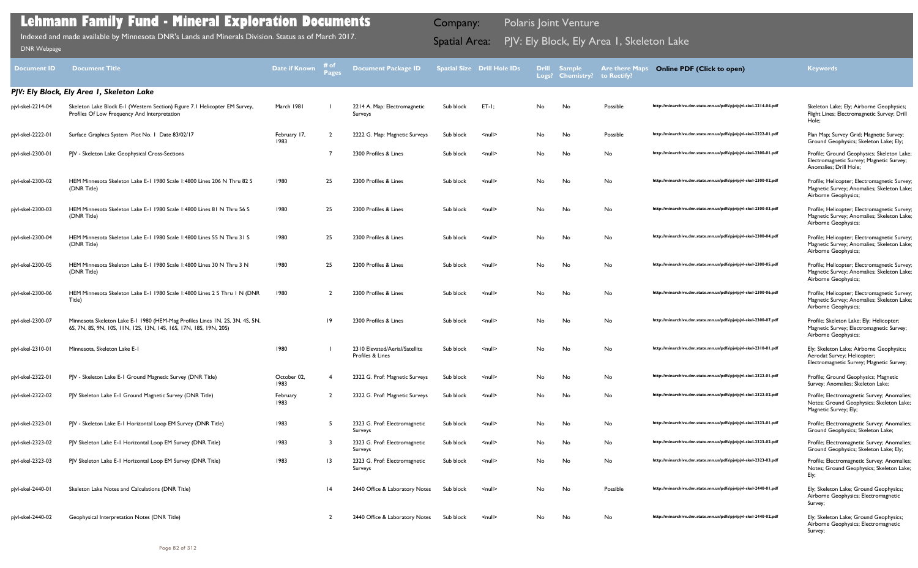# Lehmann Family Fund - Mineral Exploration Documents

Indexed and made available by Minnesota DNR's Lands and Minerals Division. Status as of March 2017.

DNR Webpage

Company: Polaris Joint Venture

Spatial Area: PJV: Ely Block, Ely Area 1, Skeleton Lake

| Document ID | Document Title | Date if Known | # of Pages | Document Package ID | Spatial Size | Drill Hole IDs | Drill Logs? | Sample Chemistry? | Are there Maps to Rectify? | Online PDF (Click to open) | Keywords |
|---|---|---|---|---|---|---|---|---|---|---|---|
| ***PJV: Ely Block, Ely Area 1, Skeleton Lake*** | | | | | | | | | | | |
| pjvl-skel-2214-04 | Skeleton Lake Block E-1 (Western Section) Figure 7.1 Helicopter EM Survey, Profiles Of Low Frequency And Interpretation | March 1981 | 1 | 2214 A. Map: Electromagnetic Surveys | Sub block | ET-1; | No | No | Possible | http://minarchive.dnr.state.mn.us/pdfs/pjv/pjvl-skel-2214-04.pdf | Skeleton Lake; Ely; Airborne Geophysics; Flight Lines; Electromagnetic Survey; Drill Hole; |
| pjvl-skel-2222-01 | Surface Graphics System Plot No. 1 Date 83/02/17 | February 17, 1983 | 2 | 2222 G. Map: Magnetic Surveys | Sub block | <null> | No | No | Possible | http://minarchive.dnr.state.mn.us/pdfs/pjv/pjvl-skel-2222-01.pdf | Plan Map; Survey Grid; Magnetic Survey; Ground Geophysics; Skeleton Lake; Ely; |
| pjvl-skel-2300-01 | PJV - Skeleton Lake Geophysical Cross-Sections | | 7 | 2300 Profiles & Lines | Sub block | <null> | No | No | No | http://minarchive.dnr.state.mn.us/pdfs/pjv/pjvl-skel-2300-01.pdf | Profile; Ground Geophysics; Skeleton Lake; Electromagnetic Survey; Magnetic Survey; Anomalies; Drill Hole; |
| pjvl-skel-2300-02 | HEM Minnesota Skeleton Lake E-1 1980 Scale 1:4800 Lines 206 N Thru 82 S (DNR Title) | 1980 | 25 | 2300 Profiles & Lines | Sub block | <null> | No | No | No | http://minarchive.dnr.state.mn.us/pdfs/pjv/pjvl-skel-2300-02.pdf | Profile; Helicopter; Electromagnetic Survey; Magnetic Survey; Anomalies; Skeleton Lake; Airborne Geophysics; |
| pjvl-skel-2300-03 | HEM Minnesota Skeleton Lake E-1 1980 Scale 1:4800 Lines 81 N Thru 56 S (DNR Title) | 1980 | 25 | 2300 Profiles & Lines | Sub block | <null> | No | No | No | http://minarchive.dnr.state.mn.us/pdfs/pjv/pjvl-skel-2300-03.pdf | Profile; Helicopter; Electromagnetic Survey; Magnetic Survey; Anomalies; Skeleton Lake; Airborne Geophysics; |
| pjvl-skel-2300-04 | HEM Minnesota Skeleton Lake E-1 1980 Scale 1:4800 Lines 55 N Thru 31 S (DNR Title) | 1980 | 25 | 2300 Profiles & Lines | Sub block | <null> | No | No | No | http://minarchive.dnr.state.mn.us/pdfs/pjv/pjvl-skel-2300-04.pdf | Profile; Helicopter; Electromagnetic Survey; Magnetic Survey; Anomalies; Skeleton Lake; Airborne Geophysics; |
| pjvl-skel-2300-05 | HEM Minnesota Skeleton Lake E-1 1980 Scale 1:4800 Lines 30 N Thru 3 N (DNR Title) | 1980 | 25 | 2300 Profiles & Lines | Sub block | <null> | No | No | No | http://minarchive.dnr.state.mn.us/pdfs/pjv/pjvl-skel-2300-05.pdf | Profile; Helicopter; Electromagnetic Survey; Magnetic Survey; Anomalies; Skeleton Lake; Airborne Geophysics; |
| pjvl-skel-2300-06 | HEM Minnesota Skeleton Lake E-1 1980 Scale 1:4800 Lines 2 S Thru 1 N (DNR Title) | 1980 | 2 | 2300 Profiles & Lines | Sub block | <null> | No | No | No | http://minarchive.dnr.state.mn.us/pdfs/pjv/pjvl-skel-2300-06.pdf | Profile; Helicopter; Electromagnetic Survey; Magnetic Survey; Anomalies; Skeleton Lake; Airborne Geophysics; |
| pjvl-skel-2300-07 | Minnesota Skeleton Lake E-1 1980 (HEM-Mag Profiles Lines 1N, 2S, 3N, 4S, 5N, 6S, 7N, 8S, 9N, 10S, 11N, 12S, 13N, 14S, 16S, 17N, 18S, 19N, 20S) | | 19 | 2300 Profiles & Lines | Sub block | <null> | No | No | No | http://minarchive.dnr.state.mn.us/pdfs/pjv/pjvl-skel-2300-07.pdf | Profile; Skeleton Lake; Ely; Helicopter; Magnetic Survey; Electromagnetic Survey; Airborne Geophysics; |
| pjvl-skel-2310-01 | Minnesota, Skeleton Lake E-1 | 1980 | 1 | 2310 Elevated/Aerial/Satellite Profiles & Lines | Sub block | <null> | No | No | No | http://minarchive.dnr.state.mn.us/pdfs/pjv/pjvl-skel-2310-01.pdf | Ely; Skeleton Lake; Airborne Geophysics; Aerodat Survey; Helicopter; Electromagnetic Survey; Magnetic Survey; |
| pjvl-skel-2322-01 | PJV - Skeleton Lake E-1 Ground Magnetic Survey (DNR Title) | October 02, 1983 | 4 | 2322 G. Prof: Magnetic Surveys | Sub block | <null> | No | No | No | http://minarchive.dnr.state.mn.us/pdfs/pjv/pjvl-skel-2322-01.pdf | Profile; Ground Geophysics; Magnetic Survey; Anomalies; Skeleton Lake; |
| pjvl-skel-2322-02 | PJV Skeleton Lake E-1 Ground Magnetic Survey (DNR Title) | February 1983 | 2 | 2322 G. Prof: Magnetic Surveys | Sub block | <null> | No | No | No | http://minarchive.dnr.state.mn.us/pdfs/pjv/pjvl-skel-2322-02.pdf | Profile; Electromagnetic Survey; Anomalies; Notes; Ground Geophysics; Skeleton Lake; Magnetic Survey; Ely; |
| pjvl-skel-2323-01 | PJV - Skeleton Lake E-1 Horizontal Loop EM Survey (DNR Title) | 1983 | 5 | 2323 G. Prof: Electromagnetic Surveys | Sub block | <null> | No | No | No | http://minarchive.dnr.state.mn.us/pdfs/pjv/pjvl-skel-2323-01.pdf | Profile; Electromagnetic Survey; Anomalies; Ground Geophysics; Skeleton Lake; |
| pjvl-skel-2323-02 | PJV Skeleton Lake E-1 Horizontal Loop EM Survey (DNR Title) | 1983 | 3 | 2323 G. Prof: Electromagnetic Surveys | Sub block | <null> | No | No | No | http://minarchive.dnr.state.mn.us/pdfs/pjv/pjvl-skel-2323-02.pdf | Profile; Electromagnetic Survey; Anomalies; Ground Geophysics; Skeleton Lake; Ely; |
| pjvl-skel-2323-03 | PJV Skeleton Lake E-1 Horizontal Loop EM Survey (DNR Title) | 1983 | 13 | 2323 G. Prof: Electromagnetic Surveys | Sub block | <null> | No | No | No | http://minarchive.dnr.state.mn.us/pdfs/pjv/pjvl-skel-2323-03.pdf | Profile; Electromagnetic Survey; Anomalies; Notes; Ground Geophysics; Skeleton Lake; Ely; |
| pjvl-skel-2440-01 | Skeleton Lake Notes and Calculations (DNR Title) | | 14 | 2440 Office & Laboratory Notes | Sub block | <null> | No | No | Possible | http://minarchive.dnr.state.mn.us/pdfs/pjv/pjvl-skel-2440-01.pdf | Ely; Skeleton Lake; Ground Geophysics; Airborne Geophysics; Electromagnetic Survey; |
| pjvl-skel-2440-02 | Geophysical Interpretation Notes (DNR Title) | | 2 | 2440 Office & Laboratory Notes | Sub block | <null> | No | No | No | http://minarchive.dnr.state.mn.us/pdfs/pjv/pjvl-skel-2440-02.pdf | Ely; Skeleton Lake; Ground Geophysics; Airborne Geophysics; Electromagnetic Survey; |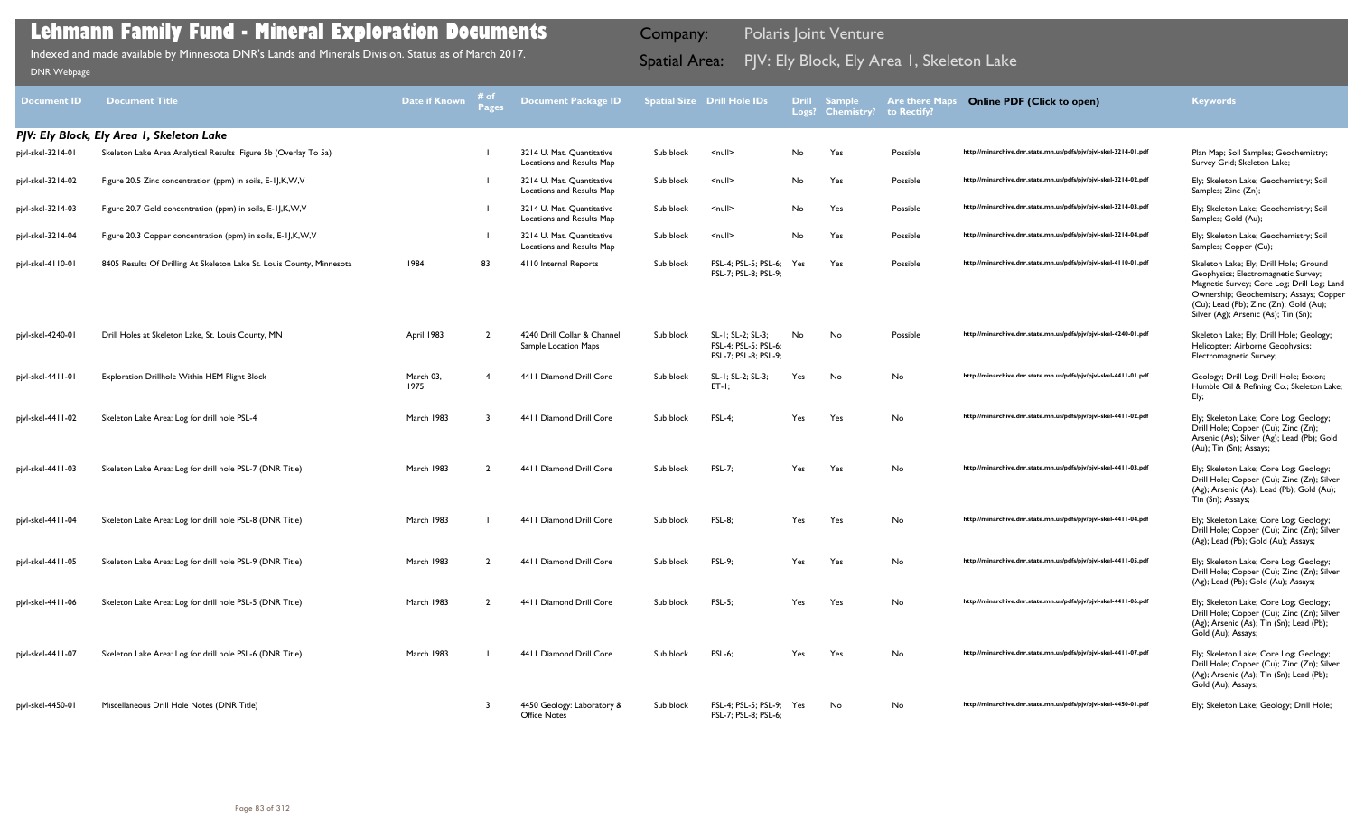# Lehmann Family Fund - Mineral Exploration Documents

Indexed and made available by Minnesota DNR's Lands and Minerals Division. Status as of March 2017.

DNR Webpage

Company: Polaris Joint Venture

Spatial Area: PJV: Ely Block, Ely Area 1, Skeleton Lake

| Document ID | Document Title | Date if Known | # of Pages | Document Package ID | Spatial Size | Drill Hole IDs | Drill Logs? | Sample Chemistry? | Are there Maps to Rectify? | Online PDF (Click to open) | Keywords |
|---|---|---|---|---|---|---|---|---|---|---|---|
| ***PJV: Ely Block, Ely Area 1, Skeleton Lake*** | | | | | | | | | | | |
| pjvl-skel-3214-01 | Skeleton Lake Area Analytical Results Figure 5b (Overlay To 5a) | | 1 | 3214 U. Mat. Quantitative Locations and Results Map | Sub block | <null> | No | Yes | Possible | http://minarchive.dnr.state.mn.us/pdfs/pjv/pjvl-skel-3214-01.pdf | Plan Map; Soil Samples; Geochemistry; Survey Grid; Skeleton Lake; |
| pjvl-skel-3214-02 | Figure 20.5 Zinc concentration (ppm) in soils, E-IJ,K,W,V | | 1 | 3214 U. Mat. Quantitative Locations and Results Map | Sub block | <null> | No | Yes | Possible | http://minarchive.dnr.state.mn.us/pdfs/pjv/pjvl-skel-3214-02.pdf | Ely; Skeleton Lake; Geochemistry; Soil Samples; Zinc (Zn); |
| pjvl-skel-3214-03 | Figure 20.7 Gold concentration (ppm) in soils, E-IJ,K,W,V | | 1 | 3214 U. Mat. Quantitative Locations and Results Map | Sub block | <null> | No | Yes | Possible | http://minarchive.dnr.state.mn.us/pdfs/pjv/pjvl-skel-3214-03.pdf | Ely; Skeleton Lake; Geochemistry; Soil Samples; Gold (Au); |
| pjvl-skel-3214-04 | Figure 20.3 Copper concentration (ppm) in soils, E-IJ,K,W,V | | 1 | 3214 U. Mat. Quantitative Locations and Results Map | Sub block | <null> | No | Yes | Possible | http://minarchive.dnr.state.mn.us/pdfs/pjv/pjvl-skel-3214-04.pdf | Ely; Skeleton Lake; Geochemistry; Soil Samples; Copper (Cu); |
| pjvl-skel-4110-01 | 8405 Results Of Drilling At Skeleton Lake St. Louis County, Minnesota | 1984 | 83 | 4110 Internal Reports | Sub block | PSL-4; PSL-5; PSL-6; PSL-7; PSL-8; PSL-9; | Yes | Yes | Possible | http://minarchive.dnr.state.mn.us/pdfs/pjv/pjvl-skel-4110-01.pdf | Skeleton Lake; Ely; Drill Hole; Ground Geophysics; Electromagnetic Survey; Magnetic Survey; Core Log; Drill Log; Land Ownership; Geochemistry; Assays; Copper (Cu); Lead (Pb); Zinc (Zn); Gold (Au); Silver (Ag); Arsenic (As); Tin (Sn); |
| pjvl-skel-4240-01 | Drill Holes at Skeleton Lake, St. Louis County, MN | April 1983 | 2 | 4240 Drill Collar & Channel Sample Location Maps | Sub block | SL-1; SL-2; SL-3; PSL-4; PSL-5; PSL-6; PSL-7; PSL-8; PSL-9; | No | No | Possible | http://minarchive.dnr.state.mn.us/pdfs/pjv/pjvl-skel-4240-01.pdf | Skeleton Lake; Ely; Drill Hole; Geology; Helicopter; Airborne Geophysics; Electromagnetic Survey; |
| pjvl-skel-4411-01 | Exploration Drillhole Within HEM Flight Block | March 03, 1975 | 4 | 4411 Diamond Drill Core | Sub block | SL-1; SL-2; SL-3; ET-1; | Yes | No | No | http://minarchive.dnr.state.mn.us/pdfs/pjv/pjvl-skel-4411-01.pdf | Geology; Drill Log; Drill Hole; Exxon; Humble Oil & Refining Co.; Skeleton Lake; Ely; |
| pjvl-skel-4411-02 | Skeleton Lake Area: Log for drill hole PSL-4 | March 1983 | 3 | 4411 Diamond Drill Core | Sub block | PSL-4; | Yes | Yes | No | http://minarchive.dnr.state.mn.us/pdfs/pjv/pjvl-skel-4411-02.pdf | Ely; Skeleton Lake; Core Log; Geology; Drill Hole; Copper (Cu); Zinc (Zn); Arsenic (As); Silver (Ag); Lead (Pb); Gold (Au); Tin (Sn); Assays; |
| pjvl-skel-4411-03 | Skeleton Lake Area: Log for drill hole PSL-7 (DNR Title) | March 1983 | 2 | 4411 Diamond Drill Core | Sub block | PSL-7; | Yes | Yes | No | http://minarchive.dnr.state.mn.us/pdfs/pjv/pjvl-skel-4411-03.pdf | Ely; Skeleton Lake; Core Log; Geology; Drill Hole; Copper (Cu); Zinc (Zn); Silver (Ag); Arsenic (As); Lead (Pb); Gold (Au); Tin (Sn); Assays; |
| pjvl-skel-4411-04 | Skeleton Lake Area: Log for drill hole PSL-8 (DNR Title) | March 1983 | 1 | 4411 Diamond Drill Core | Sub block | PSL-8; | Yes | Yes | No | http://minarchive.dnr.state.mn.us/pdfs/pjv/pjvl-skel-4411-04.pdf | Ely; Skeleton Lake; Core Log; Geology; Drill Hole; Copper (Cu); Zinc (Zn); Silver (Ag); Lead (Pb); Gold (Au); Assays; |
| pjvl-skel-4411-05 | Skeleton Lake Area: Log for drill hole PSL-9 (DNR Title) | March 1983 | 2 | 4411 Diamond Drill Core | Sub block | PSL-9; | Yes | Yes | No | http://minarchive.dnr.state.mn.us/pdfs/pjv/pjvl-skel-4411-05.pdf | Ely; Skeleton Lake; Core Log; Geology; Drill Hole; Copper (Cu); Zinc (Zn); Silver (Ag); Lead (Pb); Gold (Au); Assays; |
| pjvl-skel-4411-06 | Skeleton Lake Area: Log for drill hole PSL-5 (DNR Title) | March 1983 | 2 | 4411 Diamond Drill Core | Sub block | PSL-5; | Yes | Yes | No | http://minarchive.dnr.state.mn.us/pdfs/pjv/pjvl-skel-4411-06.pdf | Ely; Skeleton Lake; Core Log; Geology; Drill Hole; Copper (Cu); Zinc (Zn); Silver (Ag); Arsenic (As); Tin (Sn); Lead (Pb); Gold (Au); Assays; |
| pjvl-skel-4411-07 | Skeleton Lake Area: Log for drill hole PSL-6 (DNR Title) | March 1983 | 1 | 4411 Diamond Drill Core | Sub block | PSL-6; | Yes | Yes | No | http://minarchive.dnr.state.mn.us/pdfs/pjv/pjvl-skel-4411-07.pdf | Ely; Skeleton Lake; Core Log; Geology; Drill Hole; Copper (Cu); Zinc (Zn); Silver (Ag); Arsenic (As); Tin (Sn); Lead (Pb); Gold (Au); Assays; |
| pjvl-skel-4450-01 | Miscellaneous Drill Hole Notes (DNR Title) | | 3 | 4450 Geology: Laboratory & Office Notes | Sub block | PSL-4; PSL-5; PSL-9; PSL-7; PSL-8; PSL-6; | Yes | No | No | http://minarchive.dnr.state.mn.us/pdfs/pjv/pjvl-skel-4450-01.pdf | Ely; Skeleton Lake; Geology; Drill Hole; |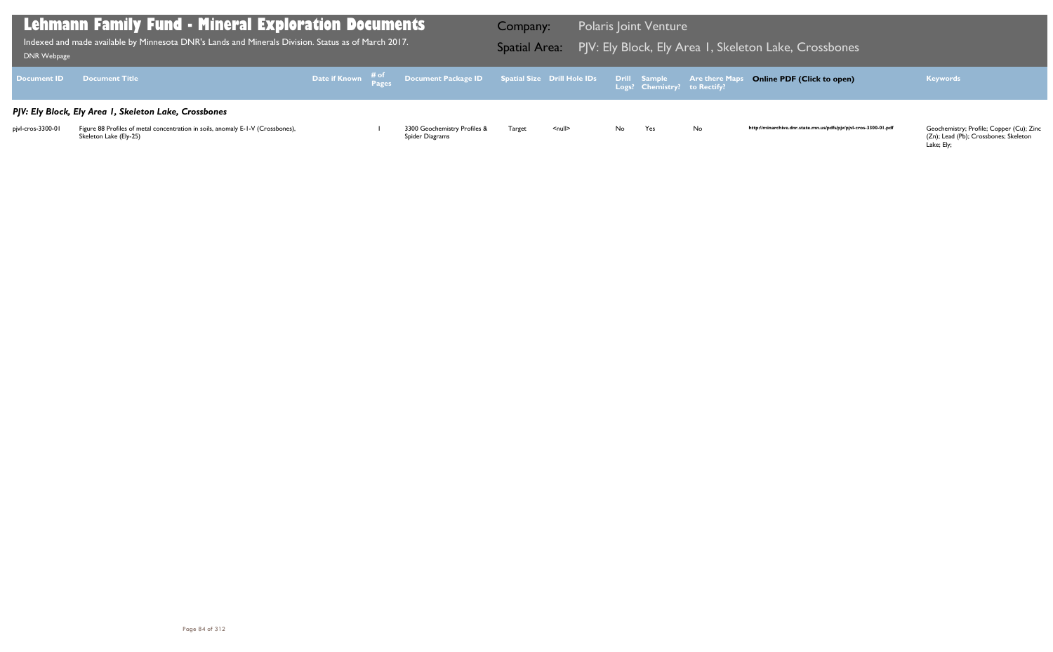# Lehmann Family Fund - Mineral Exploration Documents

Indexed and made available by Minnesota DNR's Lands and Minerals Division. Status as of March 2017.

DNR Webpage

**Company:** Polaris Joint Venture

**Spatial Area:** PJV: Ely Block, Ely Area 1, Skeleton Lake, Crossbones

| Document ID | Document Title | Date if Known | # of Pages | Document Package ID | Spatial Size | Drill Hole IDs | Drill Logs? | Sample Chemistry? | Are there Maps to Rectify? | Online PDF (Click to open) | Keywords |
|---|---|---|---|---|---|---|---|---|---|---|---|
| ***PJV: Ely Block, Ely Area 1, Skeleton Lake, Crossbones*** | | | | | | | | | | | |
| pjvl-cros-3300-01 | Figure 88 Profiles of metal concentration in soils, anomaly E-1-V (Crossbones), Skeleton Lake (Ely-25) | | 1 | 3300 Geochemistry Profiles & Spider Diagrams | Target | <null> | No | Yes | No | http://minarchive.dnr.state.mn.us/pdfs/pjv/pjvl-cros-3300-01.pdf | Geochemistry; Profile; Copper (Cu); Zinc (Zn); Lead (Pb); Crossbones; Skeleton Lake; Ely; |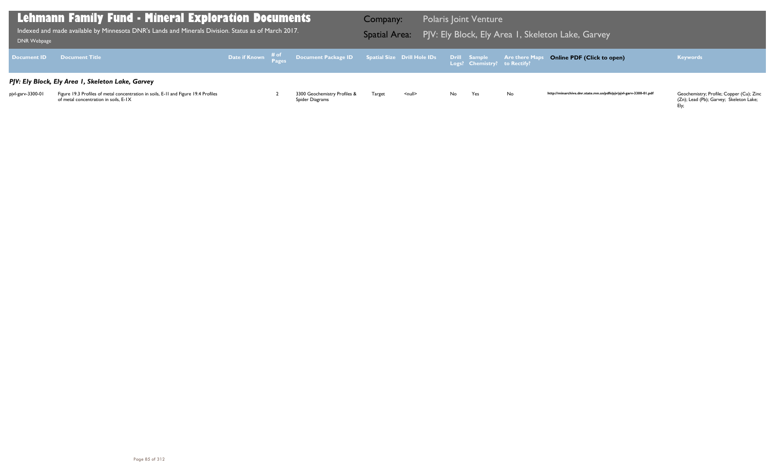# Lehmann Family Fund - Mineral Exploration Documents

Indexed and made available by Minnesota DNR's Lands and Minerals Division. Status as of March 2017.

DNR Webpage

**Company:** Polaris Joint Venture

**Spatial Area:** PJV: Ely Block, Ely Area 1, Skeleton Lake, Garvey

### *PJV: Ely Block, Ely Area 1, Skeleton Lake, Garvey*

| Document ID | Document Title | Date if Known | # of Pages | Document Package ID | Spatial Size | Drill Hole IDs | Drill Logs? | Sample Chemistry? | Are there Maps to Rectify? | Online PDF (Click to open) | Keywords |
|---|---|---|---|---|---|---|---|---|---|---|---|
| pjvl-garv-3300-01 | Figure 19.3 Profiles of metal concentration in soils, E-11 and Figure 19.4 Profiles of metal concentration in soils, E-1X | | 2 | 3300 Geochemistry Profiles & Spider Diagrams | Target | <null> | No | Yes | No | http://minarchive.dnr.state.mn.us/pdfs/pjv/pjvl-garv-3300-01.pdf | Geochemistry; Profile; Copper (Cu); Zinc (Zn); Lead (Pb); Garvey; Skeleton Lake; Ely; |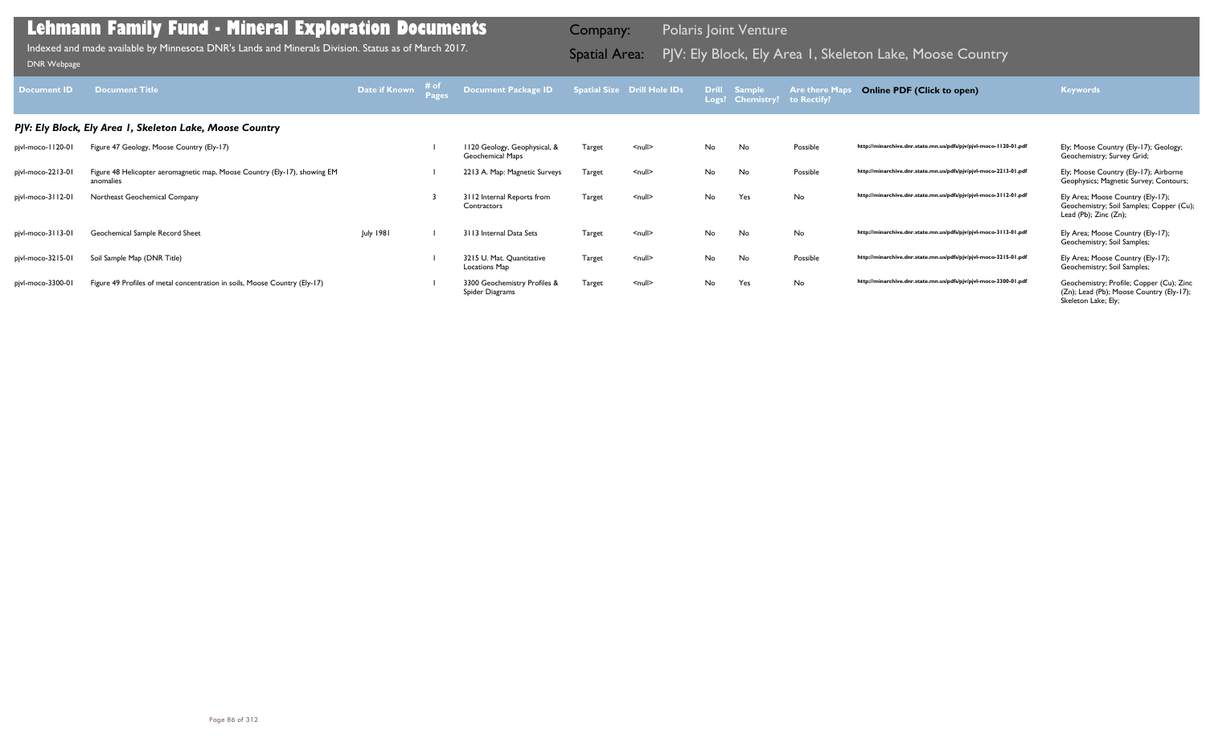# Lehmann Family Fund - Mineral Exploration Documents

Indexed and made available by Minnesota DNR's Lands and Minerals Division. Status as of March 2017.

DNR Webpage

**Company:** Polaris Joint Venture

**Spatial Area:** PJV: Ely Block, Ely Area 1, Skeleton Lake, Moose Country

| Document ID | Document Title | Date if Known | # of Pages | Document Package ID | Spatial Size | Drill Hole IDs | Drill Logs? | Sample Chemistry? | Are there Maps to Rectify? | Online PDF (Click to open) | Keywords |
|---|---|---|---|---|---|---|---|---|---|---|---|
| ***PJV: Ely Block, Ely Area 1, Skeleton Lake, Moose Country*** | | | | | | | | | | | |
| pjvl-moco-1120-01 | Figure 47 Geology, Moose Country (Ely-17) | | 1 | 1120 Geology, Geophysical, & Geochemical Maps | Target | <null> | No | No | Possible | http://minarchive.dnr.state.mn.us/pdfs/pjv/pjvl-moco-1120-01.pdf | Ely; Moose Country (Ely-17); Geology; Geochemistry; Survey Grid; |
| pjvl-moco-2213-01 | Figure 48 Helicopter aeromagnetic map, Moose Country (Ely-17), showing EM anomalies | | 1 | 2213 A. Map: Magnetic Surveys | Target | <null> | No | No | Possible | http://minarchive.dnr.state.mn.us/pdfs/pjv/pjvl-moco-2213-01.pdf | Ely; Moose Country (Ely-17); Airborne Geophysics; Magnetic Survey; Contours; |
| pjvl-moco-3112-01 | Northeast Geochemical Company | | 3 | 3112 Internal Reports from Contractors | Target | <null> | No | Yes | No | http://minarchive.dnr.state.mn.us/pdfs/pjv/pjvl-moco-3112-01.pdf | Ely Area; Moose Country (Ely-17); Geochemistry; Soil Samples; Copper (Cu); Lead (Pb); Zinc (Zn); |
| pjvl-moco-3113-01 | Geochemical Sample Record Sheet | July 1981 | 1 | 3113 Internal Data Sets | Target | <null> | No | No | No | http://minarchive.dnr.state.mn.us/pdfs/pjv/pjvl-moco-3113-01.pdf | Ely Area; Moose Country (Ely-17); Geochemistry; Soil Samples; |
| pjvl-moco-3215-01 | Soil Sample Map (DNR Title) | | 1 | 3215 U. Mat. Quantitative Locations Map | Target | <null> | No | No | Possible | http://minarchive.dnr.state.mn.us/pdfs/pjv/pjvl-moco-3215-01.pdf | Ely Area; Moose Country (Ely-17); Geochemistry; Soil Samples; |
| pjvl-moco-3300-01 | Figure 49 Profiles of metal concentration in soils, Moose Country (Ely-17) | | 1 | 3300 Geochemistry Profiles & Spider Diagrams | Target | <null> | No | Yes | No | http://minarchive.dnr.state.mn.us/pdfs/pjv/pjvl-moco-3300-01.pdf | Geochemistry; Profile; Copper (Cu); Zinc (Zn); Lead (Pb); Moose Country (Ely-17); Skeleton Lake; Ely; |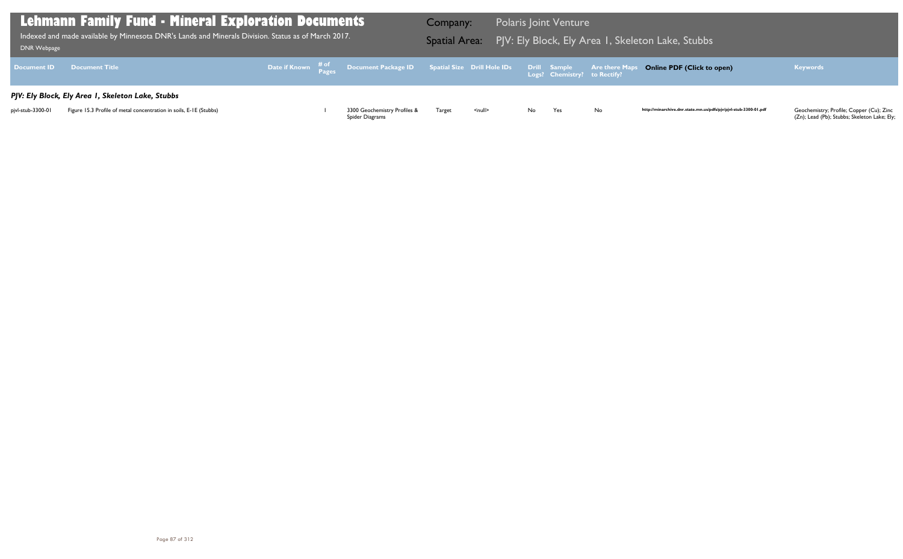# Lehmann Family Fund - Mineral Exploration Documents

Indexed and made available by Minnesota DNR's Lands and Minerals Division. Status as of March 2017.

DNR Webpage

**Company:** Polaris Joint Venture

**Spatial Area:** PJV: Ely Block, Ely Area 1, Skeleton Lake, Stubbs

| Document ID | Document Title | Date if Known | # of Pages | Document Package ID | Spatial Size | Drill Hole IDs | Drill Logs? | Sample Chemistry? | Are there Maps to Rectify? | Online PDF (Click to open) | Keywords |
|---|---|---|---|---|---|---|---|---|---|---|---|
| ***PJV: Ely Block, Ely Area 1, Skeleton Lake, Stubbs*** | | | | | | | | | | | |
| pjvl-stub-3300-01 | Figure 15.3 Profile of metal concentration in soils, E-1E (Stubbs) | | 1 | 3300 Geochemistry Profiles & Spider Diagrams | Target | <null> | No | Yes | No | http://minarchive.dnr.state.mn.us/pdfs/pjv/pjvl-stub-3300-01.pdf | Geochemistry; Profile; Copper (Cu); Zinc (Zn); Lead (Pb); Stubbs; Skeleton Lake; Ely; |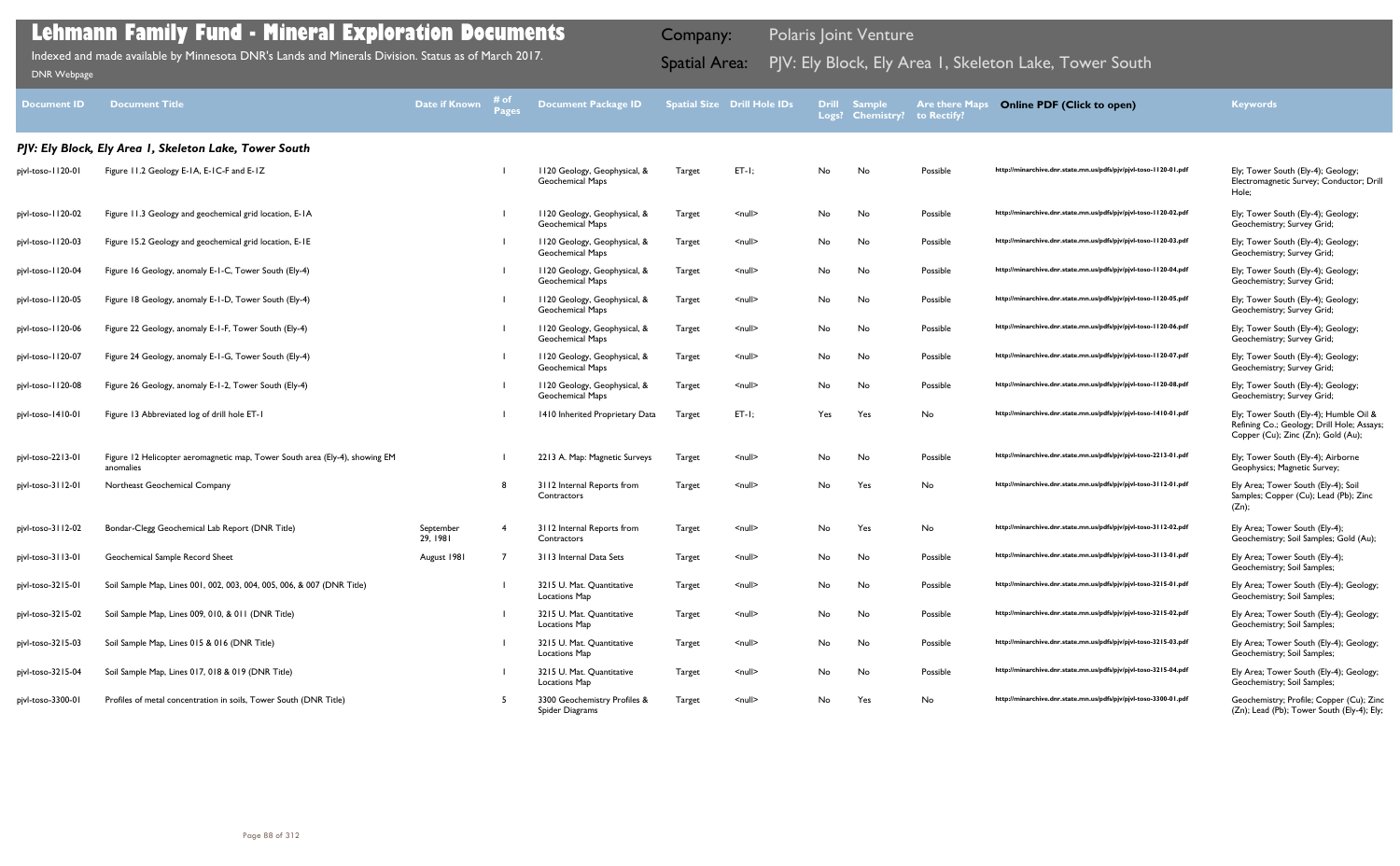# Lehmann Family Fund - Mineral Exploration Documents

Indexed and made available by Minnesota DNR's Lands and Minerals Division. Status as of March 2017.

DNR Webpage

Company: Polaris Joint Venture

Spatial Area: PJV: Ely Block, Ely Area 1, Skeleton Lake, Tower South

| Document ID | Document Title | Date if Known | # of Pages | Document Package ID | Spatial Size | Drill Hole IDs | Drill Logs? | Sample Chemistry? | Are there Maps to Rectify? | Online PDF (Click to open) | Keywords |
|---|---|---|---|---|---|---|---|---|---|---|---|
| ***PJV: Ely Block, Ely Area 1, Skeleton Lake, Tower South*** | | | | | | | | | | | |
| pjvl-toso-1120-01 | Figure 11.2 Geology E-1A, E-1C-F and E-1Z | | 1 | 1120 Geology, Geophysical, & Geochemical Maps | Target | ET-1; | No | No | Possible | http://minarchive.dnr.state.mn.us/pdfs/pjv/pjvl-toso-1120-01.pdf | Ely; Tower South (Ely-4); Geology; Electromagnetic Survey; Conductor; Drill Hole; |
| pjvl-toso-1120-02 | Figure 11.3 Geology and geochemical grid location, E-1A | | 1 | 1120 Geology, Geophysical, & Geochemical Maps | Target | <null> | No | No | Possible | http://minarchive.dnr.state.mn.us/pdfs/pjv/pjvl-toso-1120-02.pdf | Ely; Tower South (Ely-4); Geology; Geochemistry; Survey Grid; |
| pjvl-toso-1120-03 | Figure 15.2 Geology and geochemical grid location, E-1E | | 1 | 1120 Geology, Geophysical, & Geochemical Maps | Target | <null> | No | No | Possible | http://minarchive.dnr.state.mn.us/pdfs/pjv/pjvl-toso-1120-03.pdf | Ely; Tower South (Ely-4); Geology; Geochemistry; Survey Grid; |
| pjvl-toso-1120-04 | Figure 16 Geology, anomaly E-1-C, Tower South (Ely-4) | | 1 | 1120 Geology, Geophysical, & Geochemical Maps | Target | <null> | No | No | Possible | http://minarchive.dnr.state.mn.us/pdfs/pjv/pjvl-toso-1120-04.pdf | Ely; Tower South (Ely-4); Geology; Geochemistry; Survey Grid; |
| pjvl-toso-1120-05 | Figure 18 Geology, anomaly E-1-D, Tower South (Ely-4) | | 1 | 1120 Geology, Geophysical, & Geochemical Maps | Target | <null> | No | No | Possible | http://minarchive.dnr.state.mn.us/pdfs/pjv/pjvl-toso-1120-05.pdf | Ely; Tower South (Ely-4); Geology; Geochemistry; Survey Grid; |
| pjvl-toso-1120-06 | Figure 22 Geology, anomaly E-1-F, Tower South (Ely-4) | | 1 | 1120 Geology, Geophysical, & Geochemical Maps | Target | <null> | No | No | Possible | http://minarchive.dnr.state.mn.us/pdfs/pjv/pjvl-toso-1120-06.pdf | Ely; Tower South (Ely-4); Geology; Geochemistry; Survey Grid; |
| pjvl-toso-1120-07 | Figure 24 Geology, anomaly E-1-G, Tower South (Ely-4) | | 1 | 1120 Geology, Geophysical, & Geochemical Maps | Target | <null> | No | No | Possible | http://minarchive.dnr.state.mn.us/pdfs/pjv/pjvl-toso-1120-07.pdf | Ely; Tower South (Ely-4); Geology; Geochemistry; Survey Grid; |
| pjvl-toso-1120-08 | Figure 26 Geology, anomaly E-1-2, Tower South (Ely-4) | | 1 | 1120 Geology, Geophysical, & Geochemical Maps | Target | <null> | No | No | Possible | http://minarchive.dnr.state.mn.us/pdfs/pjv/pjvl-toso-1120-08.pdf | Ely; Tower South (Ely-4); Geology; Geochemistry; Survey Grid; |
| pjvl-toso-1410-01 | Figure 13 Abbreviated log of drill hole ET-1 | | 1 | 1410 Inherited Proprietary Data | Target | ET-1; | Yes | Yes | No | http://minarchive.dnr.state.mn.us/pdfs/pjv/pjvl-toso-1410-01.pdf | Ely; Tower South (Ely-4); Humble Oil & Refining Co.; Geology; Drill Hole; Assays; Copper (Cu); Zinc (Zn); Gold (Au); |
| pjvl-toso-2213-01 | Figure 12 Helicopter aeromagnetic map, Tower South area (Ely-4), showing EM anomalies | | 1 | 2213 A. Map: Magnetic Surveys | Target | <null> | No | No | Possible | http://minarchive.dnr.state.mn.us/pdfs/pjv/pjvl-toso-2213-01.pdf | Ely; Tower South (Ely-4); Airborne Geophysics; Magnetic Survey; |
| pjvl-toso-3112-01 | Northeast Geochemical Company | | 8 | 3112 Internal Reports from Contractors | Target | <null> | No | Yes | No | http://minarchive.dnr.state.mn.us/pdfs/pjv/pjvl-toso-3112-01.pdf | Ely Area; Tower South (Ely-4); Soil Samples; Copper (Cu); Lead (Pb); Zinc (Zn); |
| pjvl-toso-3112-02 | Bondar-Clegg Geochemical Lab Report (DNR Title) | September 29, 1981 | 4 | 3112 Internal Reports from Contractors | Target | <null> | No | Yes | No | http://minarchive.dnr.state.mn.us/pdfs/pjv/pjvl-toso-3112-02.pdf | Ely Area; Tower South (Ely-4); Geochemistry; Soil Samples; Gold (Au); |
| pjvl-toso-3113-01 | Geochemical Sample Record Sheet | August 1981 | 7 | 3113 Internal Data Sets | Target | <null> | No | No | Possible | http://minarchive.dnr.state.mn.us/pdfs/pjv/pjvl-toso-3113-01.pdf | Ely Area; Tower South (Ely-4); Geochemistry; Soil Samples; |
| pjvl-toso-3215-01 | Soil Sample Map, Lines 001, 002, 003, 004, 005, 006, & 007 (DNR Title) | | 1 | 3215 U. Mat. Quantitative Locations Map | Target | <null> | No | No | Possible | http://minarchive.dnr.state.mn.us/pdfs/pjv/pjvl-toso-3215-01.pdf | Ely Area; Tower South (Ely-4); Geology; Geochemistry; Soil Samples; |
| pjvl-toso-3215-02 | Soil Sample Map, Lines 009, 010, & 011 (DNR Title) | | 1 | 3215 U. Mat. Quantitative Locations Map | Target | <null> | No | No | Possible | http://minarchive.dnr.state.mn.us/pdfs/pjv/pjvl-toso-3215-02.pdf | Ely Area; Tower South (Ely-4); Geology; Geochemistry; Soil Samples; |
| pjvl-toso-3215-03 | Soil Sample Map, Lines 015 & 016 (DNR Title) | | 1 | 3215 U. Mat. Quantitative Locations Map | Target | <null> | No | No | Possible | http://minarchive.dnr.state.mn.us/pdfs/pjv/pjvl-toso-3215-03.pdf | Ely Area; Tower South (Ely-4); Geology; Geochemistry; Soil Samples; |
| pjvl-toso-3215-04 | Soil Sample Map, Lines 017, 018 & 019 (DNR Title) | | 1 | 3215 U. Mat. Quantitative Locations Map | Target | <null> | No | No | Possible | http://minarchive.dnr.state.mn.us/pdfs/pjv/pjvl-toso-3215-04.pdf | Ely Area; Tower South (Ely-4); Geology; Geochemistry; Soil Samples; |
| pjvl-toso-3300-01 | Profiles of metal concentration in soils, Tower South (DNR Title) | | 5 | 3300 Geochemistry Profiles & Spider Diagrams | Target | <null> | No | Yes | No | http://minarchive.dnr.state.mn.us/pdfs/pjv/pjvl-toso-3300-01.pdf | Geochemistry; Profile; Copper (Cu); Zinc (Zn); Lead (Pb); Tower South (Ely-4); Ely; |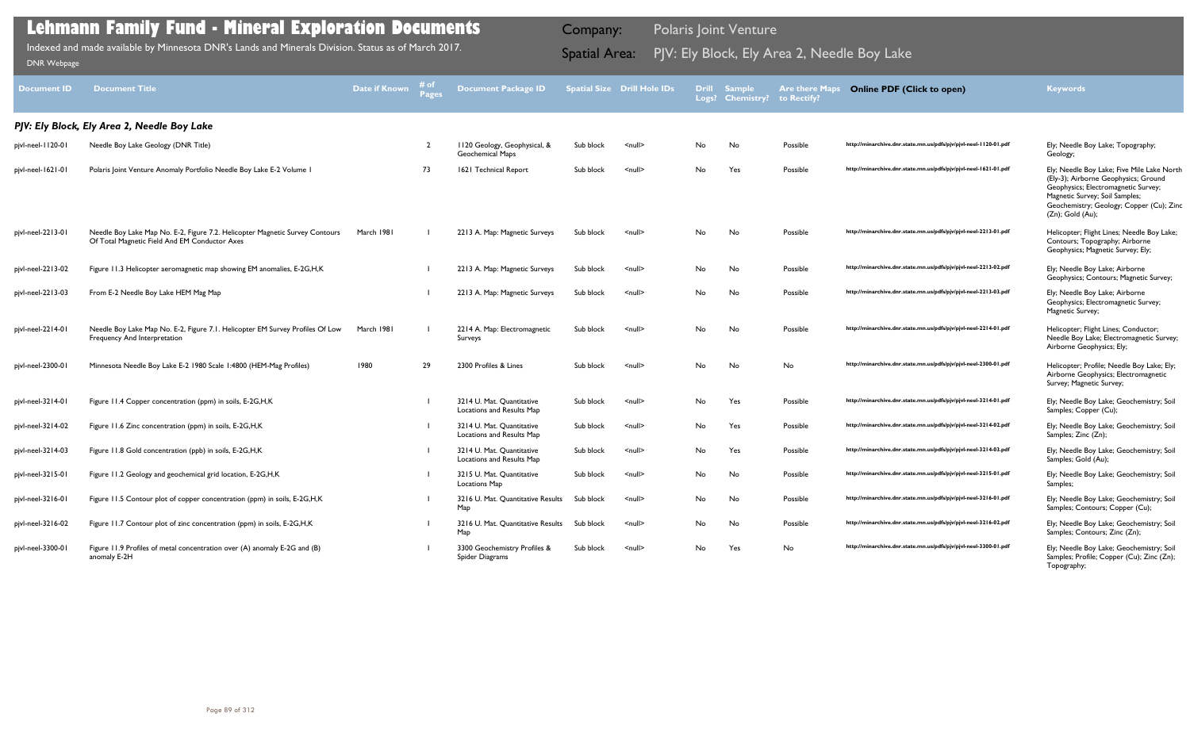# Lehmann Family Fund - Mineral Exploration Documents

Indexed and made available by Minnesota DNR's Lands and Minerals Division. Status as of March 2017.

DNR Webpage

Company: Polaris Joint Venture

Spatial Area: PJV: Ely Block, Ely Area 2, Needle Boy Lake

| Document ID | Document Title | Date if Known | # of Pages | Document Package ID | Spatial Size | Drill Hole IDs | Drill Logs? | Sample Chemistry? | Are there Maps to Rectify? | Online PDF (Click to open) | Keywords |
|---|---|---|---|---|---|---|---|---|---|---|---|
| ***PJV: Ely Block, Ely Area 2, Needle Boy Lake*** | | | | | | | | | | | |
| pjvl-neel-1120-01 | Needle Boy Lake Geology (DNR Title) | | 2 | 1120 Geology, Geophysical, & Geochemical Maps | Sub block | <null> | No | No | Possible | http://minarchive.dnr.state.mn.us/pdfs/pjv/pjvl-neel-1120-01.pdf | Ely; Needle Boy Lake; Topography; Geology; |
| pjvl-neel-1621-01 | Polaris Joint Venture Anomaly Portfolio Needle Boy Lake E-2 Volume 1 | | 73 | 1621 Technical Report | Sub block | <null> | No | Yes | Possible | http://minarchive.dnr.state.mn.us/pdfs/pjv/pjvl-neel-1621-01.pdf | Ely; Needle Boy Lake; Five Mile Lake North (Ely-3); Airborne Geophysics; Ground Geophysics; Electromagnetic Survey; Magnetic Survey; Soil Samples; Geochemistry; Geology; Copper (Cu); Zinc (Zn); Gold (Au); |
| pjvl-neel-2213-01 | Needle Boy Lake Map No. E-2, Figure 7.2. Helicopter Magnetic Survey Contours Of Total Magnetic Field And EM Conductor Axes | March 1981 | 1 | 2213 A. Map: Magnetic Surveys | Sub block | <null> | No | No | Possible | http://minarchive.dnr.state.mn.us/pdfs/pjv/pjvl-neel-2213-01.pdf | Helicopter; Flight Lines; Needle Boy Lake; Contours; Topography; Airborne Geophysics; Magnetic Survey; Ely; |
| pjvl-neel-2213-02 | Figure 11.3 Helicopter aeromagnetic map showing EM anomalies, E-2G,H,K | | 1 | 2213 A. Map: Magnetic Surveys | Sub block | <null> | No | No | Possible | http://minarchive.dnr.state.mn.us/pdfs/pjv/pjvl-neel-2213-02.pdf | Ely; Needle Boy Lake; Airborne Geophysics; Contours; Magnetic Survey; |
| pjvl-neel-2213-03 | From E-2 Needle Boy Lake HEM Mag Map | | 1 | 2213 A. Map: Magnetic Surveys | Sub block | <null> | No | No | Possible | http://minarchive.dnr.state.mn.us/pdfs/pjv/pjvl-neel-2213-03.pdf | Ely; Needle Boy Lake; Airborne Geophysics; Electromagnetic Survey; Magnetic Survey; |
| pjvl-neel-2214-01 | Needle Boy Lake Map No. E-2, Figure 7.1. Helicopter EM Survey Profiles Of Low Frequency And Interpretation | March 1981 | 1 | 2214 A. Map: Electromagnetic Surveys | Sub block | <null> | No | No | Possible | http://minarchive.dnr.state.mn.us/pdfs/pjv/pjvl-neel-2214-01.pdf | Helicopter; Flight Lines; Conductor; Needle Boy Lake; Electromagnetic Survey; Airborne Geophysics; Ely; |
| pjvl-neel-2300-01 | Minnesota Needle Boy Lake E-2 1980 Scale 1:4800 (HEM-Mag Profiles) | 1980 | 29 | 2300 Profiles & Lines | Sub block | <null> | No | No | No | http://minarchive.dnr.state.mn.us/pdfs/pjv/pjvl-neel-2300-01.pdf | Helicopter; Profile; Needle Boy Lake; Ely; Airborne Geophysics; Electromagnetic Survey; Magnetic Survey; |
| pjvl-neel-3214-01 | Figure 11.4 Copper concentration (ppm) in soils, E-2G,H,K | | 1 | 3214 U. Mat. Quantitative Locations and Results Map | Sub block | <null> | No | Yes | Possible | http://minarchive.dnr.state.mn.us/pdfs/pjv/pjvl-neel-3214-01.pdf | Ely; Needle Boy Lake; Geochemistry; Soil Samples; Copper (Cu); |
| pjvl-neel-3214-02 | Figure 11.6 Zinc concentration (ppm) in soils, E-2G,H,K | | 1 | 3214 U. Mat. Quantitative Locations and Results Map | Sub block | <null> | No | Yes | Possible | http://minarchive.dnr.state.mn.us/pdfs/pjv/pjvl-neel-3214-02.pdf | Ely; Needle Boy Lake; Geochemistry; Soil Samples; Zinc (Zn); |
| pjvl-neel-3214-03 | Figure 11.8 Gold concentration (ppb) in soils, E-2G,H,K | | 1 | 3214 U. Mat. Quantitative Locations and Results Map | Sub block | <null> | No | Yes | Possible | http://minarchive.dnr.state.mn.us/pdfs/pjv/pjvl-neel-3214-03.pdf | Ely; Needle Boy Lake; Geochemistry; Soil Samples; Gold (Au); |
| pjvl-neel-3215-01 | Figure 11.2 Geology and geochemical grid location, E-2G,H,K | | 1 | 3215 U. Mat. Quantitative Locations Map | Sub block | <null> | No | No | Possible | http://minarchive.dnr.state.mn.us/pdfs/pjv/pjvl-neel-3215-01.pdf | Ely; Needle Boy Lake; Geochemistry; Soil Samples; |
| pjvl-neel-3216-01 | Figure 11.5 Contour plot of copper concentration (ppm) in soils, E-2G,H,K | | 1 | 3216 U. Mat. Quantitative Results Map | Sub block | <null> | No | No | Possible | http://minarchive.dnr.state.mn.us/pdfs/pjv/pjvl-neel-3216-01.pdf | Ely; Needle Boy Lake; Geochemistry; Soil Samples; Contours; Copper (Cu); |
| pjvl-neel-3216-02 | Figure 11.7 Contour plot of zinc concentration (ppm) in soils, E-2G,H,K | | 1 | 3216 U. Mat. Quantitative Results Map | Sub block | <null> | No | No | Possible | http://minarchive.dnr.state.mn.us/pdfs/pjv/pjvl-neel-3216-02.pdf | Ely; Needle Boy Lake; Geochemistry; Soil Samples; Contours; Zinc (Zn); |
| pjvl-neel-3300-01 | Figure 11.9 Profiles of metal concentration over (A) anomaly E-2G and (B) anomaly E-2H | | 1 | 3300 Geochemistry Profiles & Spider Diagrams | Sub block | <null> | No | Yes | No | http://minarchive.dnr.state.mn.us/pdfs/pjv/pjvl-neel-3300-01.pdf | Ely; Needle Boy Lake; Geochemistry; Soil Samples; Profile; Copper (Cu); Zinc (Zn); Topography; |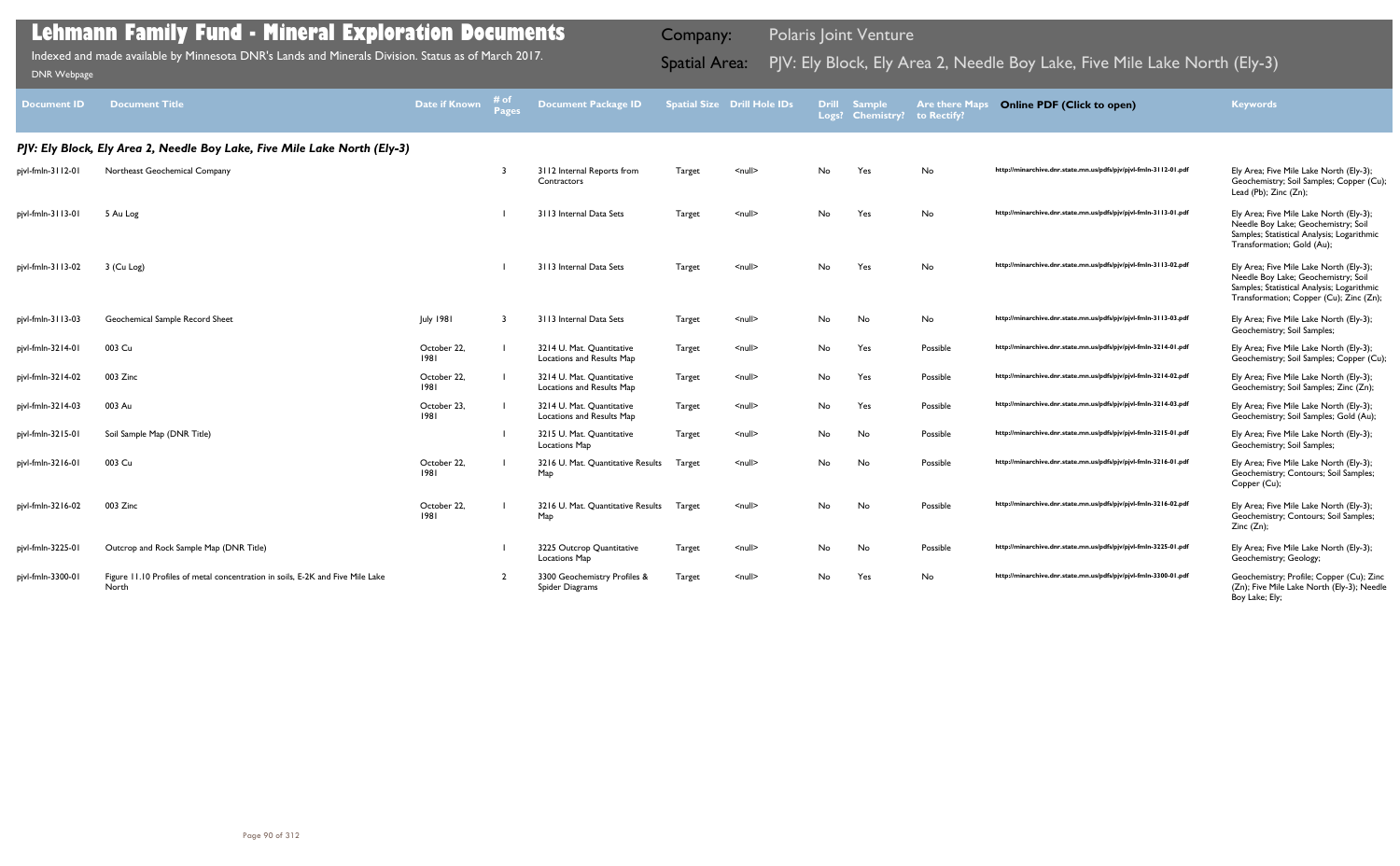# Lehmann Family Fund - Mineral Exploration Documents

Indexed and made available by Minnesota DNR's Lands and Minerals Division. Status as of March 2017.

DNR Webpage

Company: Polaris Joint Venture

Spatial Area: PJV: Ely Block, Ely Area 2, Needle Boy Lake, Five Mile Lake North (Ely-3)

| Document ID | Document Title | Date if Known | # of Pages | Document Package ID | Spatial Size | Drill Hole IDs | Drill Logs? | Sample Chemistry? | Are there Maps to Rectify? | Online PDF (Click to open) | Keywords |
|---|---|---|---|---|---|---|---|---|---|---|---|

### PJV: Ely Block, Ely Area 2, Needle Boy Lake, Five Mile Lake North (Ely-3)

| Document ID | Document Title | Date if Known | # of Pages | Document Package ID | Spatial Size | Drill Hole IDs | Drill Logs? | Sample Chemistry? | Are there Maps to Rectify? | Online PDF (Click to open) | Keywords |
|---|---|---|---|---|---|---|---|---|---|---|---|
| pjvl-fmln-3112-01 | Northeast Geochemical Company | | 3 | 3112 Internal Reports from Contractors | Target | <null> | No | Yes | No | http://minarchive.dnr.state.mn.us/pdfs/pjv/pjvl-fmln-3112-01.pdf | Ely Area; Five Mile Lake North (Ely-3); Geochemistry; Soil Samples; Copper (Cu); Lead (Pb); Zinc (Zn); |
| pjvl-fmln-3113-01 | 5 Au Log | | 1 | 3113 Internal Data Sets | Target | <null> | No | Yes | No | http://minarchive.dnr.state.mn.us/pdfs/pjv/pjvl-fmln-3113-01.pdf | Ely Area; Five Mile Lake North (Ely-3); Needle Boy Lake; Geochemistry; Soil Samples; Statistical Analysis; Logarithmic Transformation; Gold (Au); |
| pjvl-fmln-3113-02 | 3 (Cu Log) | | 1 | 3113 Internal Data Sets | Target | <null> | No | Yes | No | http://minarchive.dnr.state.mn.us/pdfs/pjv/pjvl-fmln-3113-02.pdf | Ely Area; Five Mile Lake North (Ely-3); Needle Boy Lake; Geochemistry; Soil Samples; Statistical Analysis; Logarithmic Transformation; Copper (Cu); Zinc (Zn); |
| pjvl-fmln-3113-03 | Geochemical Sample Record Sheet | July 1981 | 3 | 3113 Internal Data Sets | Target | <null> | No | No | No | http://minarchive.dnr.state.mn.us/pdfs/pjv/pjvl-fmln-3113-03.pdf | Ely Area; Five Mile Lake North (Ely-3); Geochemistry; Soil Samples; |
| pjvl-fmln-3214-01 | 003 Cu | October 22, 1981 | 1 | 3214 U. Mat. Quantitative Locations and Results Map | Target | <null> | No | Yes | Possible | http://minarchive.dnr.state.mn.us/pdfs/pjv/pjvl-fmln-3214-01.pdf | Ely Area; Five Mile Lake North (Ely-3); Geochemistry; Soil Samples; Copper (Cu); |
| pjvl-fmln-3214-02 | 003 Zinc | October 22, 1981 | 1 | 3214 U. Mat. Quantitative Locations and Results Map | Target | <null> | No | Yes | Possible | http://minarchive.dnr.state.mn.us/pdfs/pjv/pjvl-fmln-3214-02.pdf | Ely Area; Five Mile Lake North (Ely-3); Geochemistry; Soil Samples; Zinc (Zn); |
| pjvl-fmln-3214-03 | 003 Au | October 23, 1981 | 1 | 3214 U. Mat. Quantitative Locations and Results Map | Target | <null> | No | Yes | Possible | http://minarchive.dnr.state.mn.us/pdfs/pjv/pjvl-fmln-3214-03.pdf | Ely Area; Five Mile Lake North (Ely-3); Geochemistry; Soil Samples; Gold (Au); |
| pjvl-fmln-3215-01 | Soil Sample Map (DNR Title) | | 1 | 3215 U. Mat. Quantitative Locations Map | Target | <null> | No | No | Possible | http://minarchive.dnr.state.mn.us/pdfs/pjv/pjvl-fmln-3215-01.pdf | Ely Area; Five Mile Lake North (Ely-3); Geochemistry; Soil Samples; |
| pjvl-fmln-3216-01 | 003 Cu | October 22, 1981 | 1 | 3216 U. Mat. Quantitative Results Map | Target | <null> | No | No | Possible | http://minarchive.dnr.state.mn.us/pdfs/pjv/pjvl-fmln-3216-01.pdf | Ely Area; Five Mile Lake North (Ely-3); Geochemistry; Contours; Soil Samples; Copper (Cu); |
| pjvl-fmln-3216-02 | 003 Zinc | October 22, 1981 | 1 | 3216 U. Mat. Quantitative Results Map | Target | <null> | No | No | Possible | http://minarchive.dnr.state.mn.us/pdfs/pjv/pjvl-fmln-3216-02.pdf | Ely Area; Five Mile Lake North (Ely-3); Geochemistry; Contours; Soil Samples; Zinc (Zn); |
| pjvl-fmln-3225-01 | Outcrop and Rock Sample Map (DNR Title) | | 1 | 3225 Outcrop Quantitative Locations Map | Target | <null> | No | No | Possible | http://minarchive.dnr.state.mn.us/pdfs/pjv/pjvl-fmln-3225-01.pdf | Ely Area; Five Mile Lake North (Ely-3); Geochemistry; Geology; |
| pjvl-fmln-3300-01 | Figure 11.10 Profiles of metal concentration in soils, E-2K and Five Mile Lake North | | 2 | 3300 Geochemistry Profiles & Spider Diagrams | Target | <null> | No | Yes | No | http://minarchive.dnr.state.mn.us/pdfs/pjv/pjvl-fmln-3300-01.pdf | Geochemistry; Profile; Copper (Cu); Zinc (Zn); Five Mile Lake North (Ely-3); Needle Boy Lake; Ely; |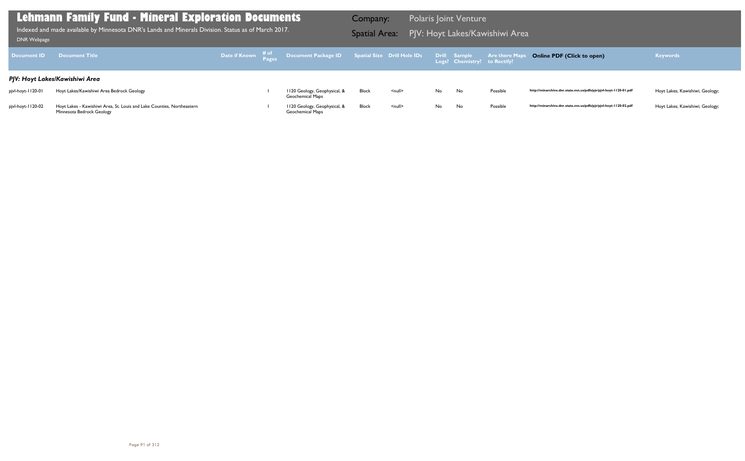# Lehmann Family Fund - Mineral Exploration Documents

Indexed and made available by Minnesota DNR's Lands and Minerals Division. Status as of March 2017.

DNR Webpage

Company: Polaris Joint Venture

Spatial Area: PJV: Hoyt Lakes/Kawishiwi Area

| Document ID | Document Title | Date if Known | # of Pages | Document Package ID | Spatial Size | Drill Hole IDs | Drill Logs? | Sample Chemistry? | Are there Maps to Rectify? | Online PDF (Click to open) | Keywords |
|---|---|---|---|---|---|---|---|---|---|---|---|
| ***PJV: Hoyt Lakes/Kawishiwi Area*** | | | | | | | | | | | |
| pjvl-hoyt-1120-01 | Hoyt Lakes/Kawishiwi Area Bedrock Geology | | 1 | 1120 Geology, Geophysical, & Geochemical Maps | Block | <null> | No | No | Possible | http://minarchive.dnr.state.mn.us/pdfs/pjv/pjvl-hoyt-1120-01.pdf | Hoyt Lakes; Kawishiwi; Geology; |
| pjvl-hoyt-1120-02 | Hoyt Lakes - Kawishiwi Area, St. Louis and Lake Counties, Northeastern Minnesota Bedrock Geology | | 1 | 1120 Geology, Geophysical, & Geochemical Maps | Block | <null> | No | No | Possible | http://minarchive.dnr.state.mn.us/pdfs/pjv/pjvl-hoyt-1120-02.pdf | Hoyt Lakes; Kawishiwi; Geology; |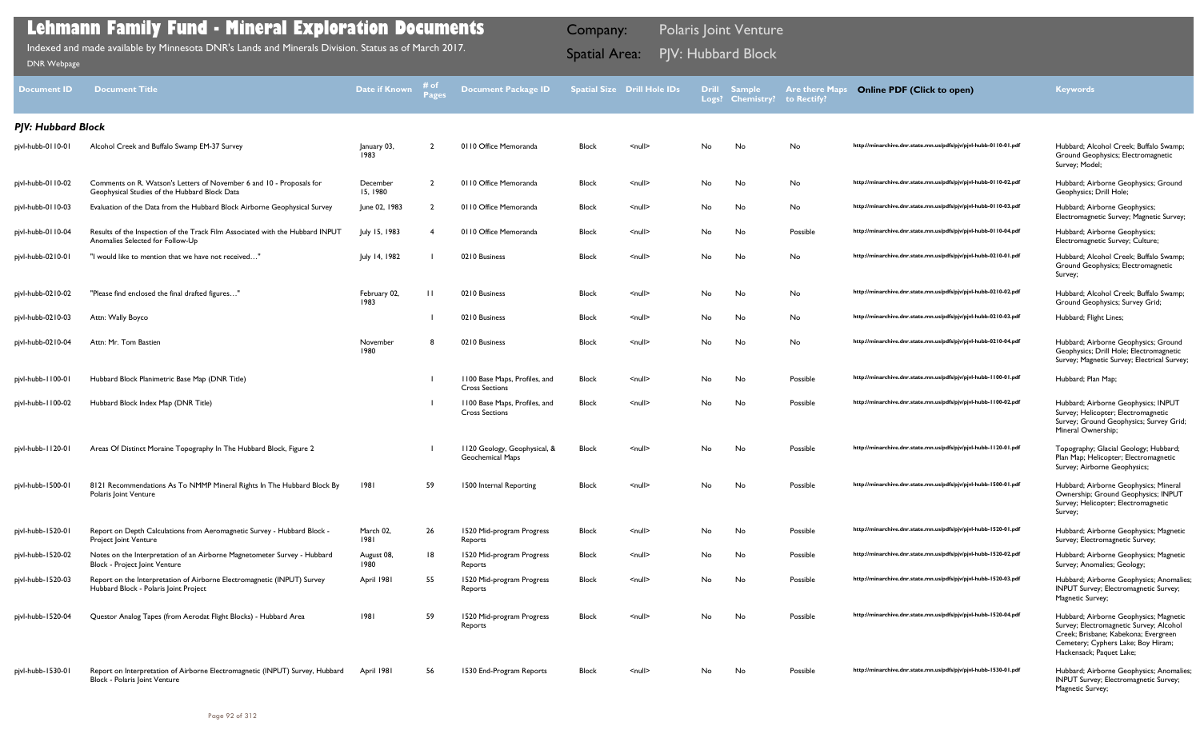# Lehmann Family Fund - Mineral Exploration Documents

Indexed and made available by Minnesota DNR's Lands and Minerals Division. Status as of March 2017.

DNR Webpage

Company: Polaris Joint Venture

Spatial Area: PJV: Hubbard Block

| Document ID | Document Title | Date if Known | # of Pages | Document Package ID | Spatial Size | Drill Hole IDs | Drill Logs? | Sample Chemistry? | Are there Maps to Rectify? | Online PDF (Click to open) | Keywords |
|---|---|---|---|---|---|---|---|---|---|---|---|
| ***PJV: Hubbard Block*** | | | | | | | | | | | |
| pjvl-hubb-0110-01 | Alcohol Creek and Buffalo Swamp EM-37 Survey | January 03, 1983 | 2 | 0110 Office Memoranda | Block | <null> | No | No | No | http://minarchive.dnr.state.mn.us/pdfs/pjv/pjvl-hubb-0110-01.pdf | Hubbard; Alcohol Creek; Buffalo Swamp; Ground Geophysics; Electromagnetic Survey; Model; |
| pjvl-hubb-0110-02 | Comments on R. Watson's Letters of November 6 and 10 - Proposals for Geophysical Studies of the Hubbard Block Data | December 15, 1980 | 2 | 0110 Office Memoranda | Block | <null> | No | No | No | http://minarchive.dnr.state.mn.us/pdfs/pjv/pjvl-hubb-0110-02.pdf | Hubbard; Airborne Geophysics; Ground Geophysics; Drill Hole; |
| pjvl-hubb-0110-03 | Evaluation of the Data from the Hubbard Block Airborne Geophysical Survey | June 02, 1983 | 2 | 0110 Office Memoranda | Block | <null> | No | No | No | http://minarchive.dnr.state.mn.us/pdfs/pjv/pjvl-hubb-0110-03.pdf | Hubbard; Airborne Geophysics; Electromagnetic Survey; Magnetic Survey; |
| pjvl-hubb-0110-04 | Results of the Inspection of the Track Film Associated with the Hubbard INPUT Anomalies Selected for Follow-Up | July 15, 1983 | 4 | 0110 Office Memoranda | Block | <null> | No | No | Possible | http://minarchive.dnr.state.mn.us/pdfs/pjv/pjvl-hubb-0110-04.pdf | Hubbard; Airborne Geophysics; Electromagnetic Survey; Culture; |
| pjvl-hubb-0210-01 | "I would like to mention that we have not received…" | July 14, 1982 | 1 | 0210 Business | Block | <null> | No | No | No | http://minarchive.dnr.state.mn.us/pdfs/pjv/pjvl-hubb-0210-01.pdf | Hubbard; Alcohol Creek; Buffalo Swamp; Ground Geophysics; Electromagnetic Survey; |
| pjvl-hubb-0210-02 | "Please find enclosed the final drafted figures…" | February 02, 1983 | 11 | 0210 Business | Block | <null> | No | No | No | http://minarchive.dnr.state.mn.us/pdfs/pjv/pjvl-hubb-0210-02.pdf | Hubbard; Alcohol Creek; Buffalo Swamp; Ground Geophysics; Survey Grid; |
| pjvl-hubb-0210-03 | Attn: Wally Boyco | | 1 | 0210 Business | Block | <null> | No | No | No | http://minarchive.dnr.state.mn.us/pdfs/pjv/pjvl-hubb-0210-03.pdf | Hubbard; Flight Lines; |
| pjvl-hubb-0210-04 | Attn: Mr. Tom Bastien | November 1980 | 8 | 0210 Business | Block | <null> | No | No | No | http://minarchive.dnr.state.mn.us/pdfs/pjv/pjvl-hubb-0210-04.pdf | Hubbard; Airborne Geophysics; Ground Geophysics; Drill Hole; Electromagnetic Survey; Magnetic Survey; Electrical Survey; |
| pjvl-hubb-1100-01 | Hubbard Block Planimetric Base Map (DNR Title) | | 1 | 1100 Base Maps, Profiles, and Cross Sections | Block | <null> | No | No | Possible | http://minarchive.dnr.state.mn.us/pdfs/pjv/pjvl-hubb-1100-01.pdf | Hubbard; Plan Map; |
| pjvl-hubb-1100-02 | Hubbard Block Index Map (DNR Title) | | 1 | 1100 Base Maps, Profiles, and Cross Sections | Block | <null> | No | No | Possible | http://minarchive.dnr.state.mn.us/pdfs/pjv/pjvl-hubb-1100-02.pdf | Hubbard; Airborne Geophysics; INPUT Survey; Helicopter; Electromagnetic Survey; Ground Geophysics; Survey Grid; Mineral Ownership; |
| pjvl-hubb-1120-01 | Areas Of Distinct Moraine Topography In The Hubbard Block, Figure 2 | | 1 | 1120 Geology, Geophysical, & Geochemical Maps | Block | <null> | No | No | Possible | http://minarchive.dnr.state.mn.us/pdfs/pjv/pjvl-hubb-1120-01.pdf | Topography; Glacial Geology; Hubbard; Plan Map; Helicopter; Electromagnetic Survey; Airborne Geophysics; |
| pjvl-hubb-1500-01 | 8121 Recommendations As To NMMP Mineral Rights In The Hubbard Block By Polaris Joint Venture | 1981 | 59 | 1500 Internal Reporting | Block | <null> | No | No | Possible | http://minarchive.dnr.state.mn.us/pdfs/pjv/pjvl-hubb-1500-01.pdf | Hubbard; Airborne Geophysics; Mineral Ownership; Ground Geophysics; INPUT Survey; Helicopter; Electromagnetic Survey; |
| pjvl-hubb-1520-01 | Report on Depth Calculations from Aeromagnetic Survey - Hubbard Block - Project Joint Venture | March 02, 1981 | 26 | 1520 Mid-program Progress Reports | Block | <null> | No | No | Possible | http://minarchive.dnr.state.mn.us/pdfs/pjv/pjvl-hubb-1520-01.pdf | Hubbard; Airborne Geophysics; Magnetic Survey; Electromagnetic Survey; |
| pjvl-hubb-1520-02 | Notes on the Interpretation of an Airborne Magnetometer Survey - Hubbard Block - Project Joint Venture | August 08, 1980 | 18 | 1520 Mid-program Progress Reports | Block | <null> | No | No | Possible | http://minarchive.dnr.state.mn.us/pdfs/pjv/pjvl-hubb-1520-02.pdf | Hubbard; Airborne Geophysics; Magnetic Survey; Anomalies; Geology; |
| pjvl-hubb-1520-03 | Report on the Interpretation of Airborne Electromagnetic (INPUT) Survey Hubbard Block - Polaris Joint Project | April 1981 | 55 | 1520 Mid-program Progress Reports | Block | <null> | No | No | Possible | http://minarchive.dnr.state.mn.us/pdfs/pjv/pjvl-hubb-1520-03.pdf | Hubbard; Airborne Geophysics; Anomalies; INPUT Survey; Electromagnetic Survey; Magnetic Survey; |
| pjvl-hubb-1520-04 | Questor Analog Tapes (from Aerodat Flight Blocks) - Hubbard Area | 1981 | 59 | 1520 Mid-program Progress Reports | Block | <null> | No | No | Possible | http://minarchive.dnr.state.mn.us/pdfs/pjv/pjvl-hubb-1520-04.pdf | Hubbard; Airborne Geophysics; Magnetic Survey; Electromagnetic Survey; Alcohol Creek; Brisbane; Kabekona; Evergreen Cemetery; Cyphers Lake; Boy Hiram; Hackensack; Paquet Lake; |
| pjvl-hubb-1530-01 | Report on Interpretation of Airborne Electromagnetic (INPUT) Survey, Hubbard Block - Polaris Joint Venture | April 1981 | 56 | 1530 End-Program Reports | Block | <null> | No | No | Possible | http://minarchive.dnr.state.mn.us/pdfs/pjv/pjvl-hubb-1530-01.pdf | Hubbard; Airborne Geophysics; Anomalies; INPUT Survey; Electromagnetic Survey; Magnetic Survey; |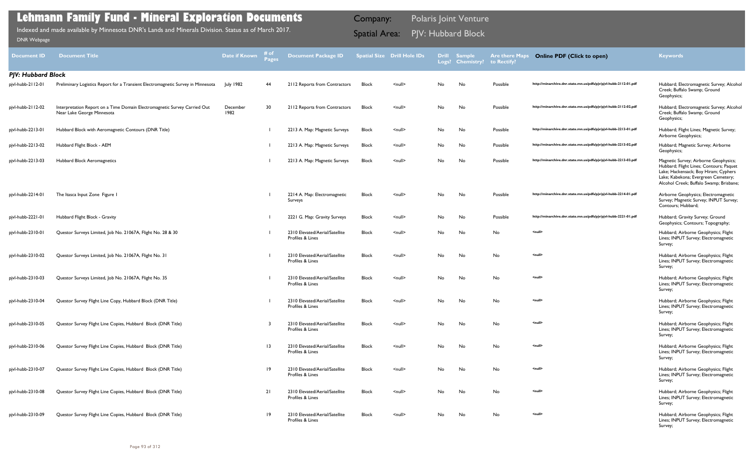# Lehmann Family Fund - Mineral Exploration Documents

Indexed and made available by Minnesota DNR's Lands and Minerals Division. Status as of March 2017.

DNR Webpage

Company: Polaris Joint Venture

Spatial Area: PJV: Hubbard Block

| Document ID | Document Title | Date if Known | # of Pages | Document Package ID | Spatial Size | Drill Hole IDs | Drill Logs? | Sample Chemistry? | Are there Maps to Rectify? | Online PDF (Click to open) | Keywords |
|---|---|---|---|---|---|---|---|---|---|---|---|
| ***PJV: Hubbard Block*** | | | | | | | | | | | |
| pjvl-hubb-2112-01 | Preliminary Logistics Report for a Transient Electromagnetic Survey in Minnesota | July 1982 | 44 | 2112 Reports from Contractors | Block | <null> | No | No | Possible | http://minarchive.dnr.state.mn.us/pdfs/pjv/pjvl-hubb-2112-01.pdf | Hubbard; Electromagnetic Survey; Alcohol Creek; Buffalo Swamp; Ground Geophysics; |
| pjvl-hubb-2112-02 | Interpretation Report on a Time Domain Electromagnetic Survey Carried Out Near Lake George Minnesota | December 1982 | 30 | 2112 Reports from Contractors | Block | <null> | No | No | Possible | http://minarchive.dnr.state.mn.us/pdfs/pjv/pjvl-hubb-2112-02.pdf | Hubbard; Electromagnetic Survey; Alcohol Creek; Buffalo Swamp; Ground Geophysics; |
| pjvl-hubb-2213-01 | Hubbard Block with Aeromagnetic Contours (DNR Title) | | 1 | 2213 A. Map: Magnetic Surveys | Block | <null> | No | No | Possible | http://minarchive.dnr.state.mn.us/pdfs/pjv/pjvl-hubb-2213-01.pdf | Hubbard; Flight Lines; Magnetic Survey; Airborne Geophysics; |
| pjvl-hubb-2213-02 | Hubbard Flight Block - AEM | | 1 | 2213 A. Map: Magnetic Surveys | Block | <null> | No | No | Possible | http://minarchive.dnr.state.mn.us/pdfs/pjv/pjvl-hubb-2213-02.pdf | Hubbard; Magnetic Survey; Airborne Geophysics; |
| pjvl-hubb-2213-03 | Hubbard Block Aeromagnetics | | 1 | 2213 A. Map: Magnetic Surveys | Block | <null> | No | No | Possible | http://minarchive.dnr.state.mn.us/pdfs/pjv/pjvl-hubb-2213-03.pdf | Magnetic Survey; Airborne Geophysics; Hubbard; Flight Lines; Contours; Paquet Lake; Hackensack; Boy Hiram; Cyphers Lake; Kabekona; Evergreen Cemetery; Alcohol Creek; Buffalo Swamp; Brisbane; |
| pjvl-hubb-2214-01 | The Itasca Input Zone Figure 1 | | 1 | 2214 A. Map: Electromagnetic Surveys | Block | <null> | No | No | Possible | http://minarchive.dnr.state.mn.us/pdfs/pjv/pjvl-hubb-2214-01.pdf | Airborne Geophysics; Electromagnetic Survey; Magnetic Survey; INPUT Survey; Contours; Hubbard; |
| pjvl-hubb-2221-01 | Hubbard Flight Block - Gravity | | 1 | 2221 G. Map: Gravity Surveys | Block | <null> | No | No | Possible | http://minarchive.dnr.state.mn.us/pdfs/pjv/pjvl-hubb-2221-01.pdf | Hubbard; Gravity Survey; Ground Geophysics; Contours; Topography; |
| pjvl-hubb-2310-01 | Questor Surveys Limited, Job No. 21067A, Flight No. 28 & 30 | | 1 | 2310 Elevated/Aerial/Satellite Profiles & Lines | Block | <null> | No | No | No | <null> | Hubbard; Airborne Geophysics; Flight Lines; INPUT Survey; Electromagnetic Survey; |
| pjvl-hubb-2310-02 | Questor Surveys Limited, Job No. 21067A, Flight No. 31 | | 1 | 2310 Elevated/Aerial/Satellite Profiles & Lines | Block | <null> | No | No | No | <null> | Hubbard; Airborne Geophysics; Flight Lines; INPUT Survey; Electromagnetic Survey; |
| pjvl-hubb-2310-03 | Questor Surveys Limited, Job No. 21067A, Flight No. 35 | | 1 | 2310 Elevated/Aerial/Satellite Profiles & Lines | Block | <null> | No | No | No | <null> | Hubbard; Airborne Geophysics; Flight Lines; INPUT Survey; Electromagnetic Survey; |
| pjvl-hubb-2310-04 | Questor Survey Flight Line Copy, Hubbard Block (DNR Title) | | 1 | 2310 Elevated/Aerial/Satellite Profiles & Lines | Block | <null> | No | No | No | <null> | Hubbard; Airborne Geophysics; Flight Lines; INPUT Survey; Electromagnetic Survey; |
| pjvl-hubb-2310-05 | Questor Survey Flight Line Copies, Hubbard Block (DNR Title) | | 3 | 2310 Elevated/Aerial/Satellite Profiles & Lines | Block | <null> | No | No | No | <null> | Hubbard; Airborne Geophysics; Flight Lines; INPUT Survey; Electromagnetic Survey; |
| pjvl-hubb-2310-06 | Questor Survey Flight Line Copies, Hubbard Block (DNR Title) | | 13 | 2310 Elevated/Aerial/Satellite Profiles & Lines | Block | <null> | No | No | No | <null> | Hubbard; Airborne Geophysics; Flight Lines; INPUT Survey; Electromagnetic Survey; |
| pjvl-hubb-2310-07 | Questor Survey Flight Line Copies, Hubbard Block (DNR Title) | | 19 | 2310 Elevated/Aerial/Satellite Profiles & Lines | Block | <null> | No | No | No | <null> | Hubbard; Airborne Geophysics; Flight Lines; INPUT Survey; Electromagnetic Survey; |
| pjvl-hubb-2310-08 | Questor Survey Flight Line Copies, Hubbard Block (DNR Title) | | 21 | 2310 Elevated/Aerial/Satellite Profiles & Lines | Block | <null> | No | No | No | <null> | Hubbard; Airborne Geophysics; Flight Lines; INPUT Survey; Electromagnetic Survey; |
| pjvl-hubb-2310-09 | Questor Survey Flight Line Copies, Hubbard Block (DNR Title) | | 19 | 2310 Elevated/Aerial/Satellite Profiles & Lines | Block | <null> | No | No | No | <null> | Hubbard; Airborne Geophysics; Flight Lines; INPUT Survey; Electromagnetic Survey; |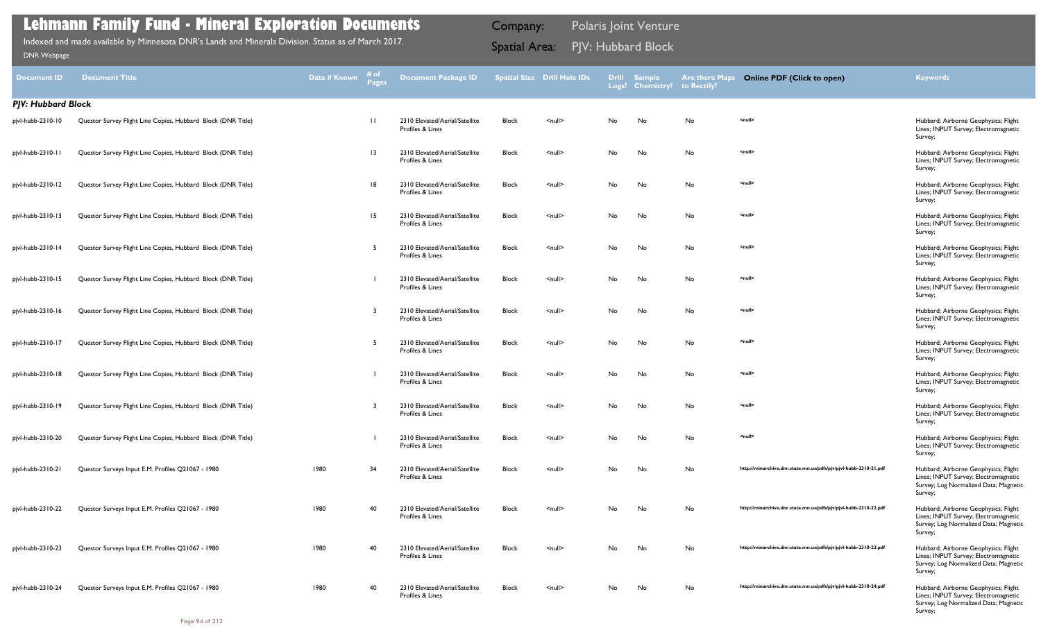# Lehmann Family Fund - Mineral Exploration Documents

Indexed and made available by Minnesota DNR's Lands and Minerals Division. Status as of March 2017.

DNR Webpage

Company: Polaris Joint Venture

Spatial Area: PJV: Hubbard Block

| Document ID | Document Title | Date if Known | # of Pages | Document Package ID | Spatial Size | Drill Hole IDs | Drill Logs? | Sample Chemistry? | Are there Maps to Rectify? | Online PDF (Click to open) | Keywords |
|---|---|---|---|---|---|---|---|---|---|---|---|
| ***PJV: Hubbard Block*** | | | | | | | | | | | |
| pjvl-hubb-2310-10 | Questor Survey Flight Line Copies, Hubbard Block (DNR Title) | | 11 | 2310 Elevated/Aerial/Satellite Profiles & Lines | Block | <null> | No | No | No | <null> | Hubbard; Airborne Geophysics; Flight Lines; INPUT Survey; Electromagnetic Survey; |
| pjvl-hubb-2310-11 | Questor Survey Flight Line Copies, Hubbard Block (DNR Title) | | 13 | 2310 Elevated/Aerial/Satellite Profiles & Lines | Block | <null> | No | No | No | <null> | Hubbard; Airborne Geophysics; Flight Lines; INPUT Survey; Electromagnetic Survey; |
| pjvl-hubb-2310-12 | Questor Survey Flight Line Copies, Hubbard Block (DNR Title) | | 18 | 2310 Elevated/Aerial/Satellite Profiles & Lines | Block | <null> | No | No | No | <null> | Hubbard; Airborne Geophysics; Flight Lines; INPUT Survey; Electromagnetic Survey; |
| pjvl-hubb-2310-13 | Questor Survey Flight Line Copies, Hubbard Block (DNR Title) | | 15 | 2310 Elevated/Aerial/Satellite Profiles & Lines | Block | <null> | No | No | No | <null> | Hubbard; Airborne Geophysics; Flight Lines; INPUT Survey; Electromagnetic Survey; |
| pjvl-hubb-2310-14 | Questor Survey Flight Line Copies, Hubbard Block (DNR Title) | | 5 | 2310 Elevated/Aerial/Satellite Profiles & Lines | Block | <null> | No | No | No | <null> | Hubbard; Airborne Geophysics; Flight Lines; INPUT Survey; Electromagnetic Survey; |
| pjvl-hubb-2310-15 | Questor Survey Flight Line Copies, Hubbard Block (DNR Title) | | 1 | 2310 Elevated/Aerial/Satellite Profiles & Lines | Block | <null> | No | No | No | <null> | Hubbard; Airborne Geophysics; Flight Lines; INPUT Survey; Electromagnetic Survey; |
| pjvl-hubb-2310-16 | Questor Survey Flight Line Copies, Hubbard Block (DNR Title) | | 3 | 2310 Elevated/Aerial/Satellite Profiles & Lines | Block | <null> | No | No | No | <null> | Hubbard; Airborne Geophysics; Flight Lines; INPUT Survey; Electromagnetic Survey; |
| pjvl-hubb-2310-17 | Questor Survey Flight Line Copies, Hubbard Block (DNR Title) | | 5 | 2310 Elevated/Aerial/Satellite Profiles & Lines | Block | <null> | No | No | No | <null> | Hubbard; Airborne Geophysics; Flight Lines; INPUT Survey; Electromagnetic Survey; |
| pjvl-hubb-2310-18 | Questor Survey Flight Line Copies, Hubbard Block (DNR Title) | | 1 | 2310 Elevated/Aerial/Satellite Profiles & Lines | Block | <null> | No | No | No | <null> | Hubbard; Airborne Geophysics; Flight Lines; INPUT Survey; Electromagnetic Survey; |
| pjvl-hubb-2310-19 | Questor Survey Flight Line Copies, Hubbard Block (DNR Title) | | 3 | 2310 Elevated/Aerial/Satellite Profiles & Lines | Block | <null> | No | No | No | <null> | Hubbard; Airborne Geophysics; Flight Lines; INPUT Survey; Electromagnetic Survey; |
| pjvl-hubb-2310-20 | Questor Survey Flight Line Copies, Hubbard Block (DNR Title) | | 1 | 2310 Elevated/Aerial/Satellite Profiles & Lines | Block | <null> | No | No | No | <null> | Hubbard; Airborne Geophysics; Flight Lines; INPUT Survey; Electromagnetic Survey; |
| pjvl-hubb-2310-21 | Questor Surveys Input E.M. Profiles Q21067 - 1980 | 1980 | 34 | 2310 Elevated/Aerial/Satellite Profiles & Lines | Block | <null> | No | No | No | http://minarchive.dnr.state.mn.us/pdfs/pjv/pjvl-hubb-2310-21.pdf | Hubbard; Airborne Geophysics; Flight Lines; INPUT Survey; Electromagnetic Survey; Log Normalized Data; Magnetic Survey; |
| pjvl-hubb-2310-22 | Questor Surveys Input E.M. Profiles Q21067 - 1980 | 1980 | 40 | 2310 Elevated/Aerial/Satellite Profiles & Lines | Block | <null> | No | No | No | http://minarchive.dnr.state.mn.us/pdfs/pjv/pjvl-hubb-2310-22.pdf | Hubbard; Airborne Geophysics; Flight Lines; INPUT Survey; Electromagnetic Survey; Log Normalized Data; Magnetic Survey; |
| pjvl-hubb-2310-23 | Questor Surveys Input E.M. Profiles Q21067 - 1980 | 1980 | 40 | 2310 Elevated/Aerial/Satellite Profiles & Lines | Block | <null> | No | No | No | http://minarchive.dnr.state.mn.us/pdfs/pjv/pjvl-hubb-2310-23.pdf | Hubbard; Airborne Geophysics; Flight Lines; INPUT Survey; Electromagnetic Survey; Log Normalized Data; Magnetic Survey; |
| pjvl-hubb-2310-24 | Questor Surveys Input E.M. Profiles Q21067 - 1980 | 1980 | 40 | 2310 Elevated/Aerial/Satellite Profiles & Lines | Block | <null> | No | No | No | http://minarchive.dnr.state.mn.us/pdfs/pjv/pjvl-hubb-2310-24.pdf | Hubbard; Airborne Geophysics; Flight Lines; INPUT Survey; Electromagnetic Survey; Log Normalized Data; Magnetic Survey; |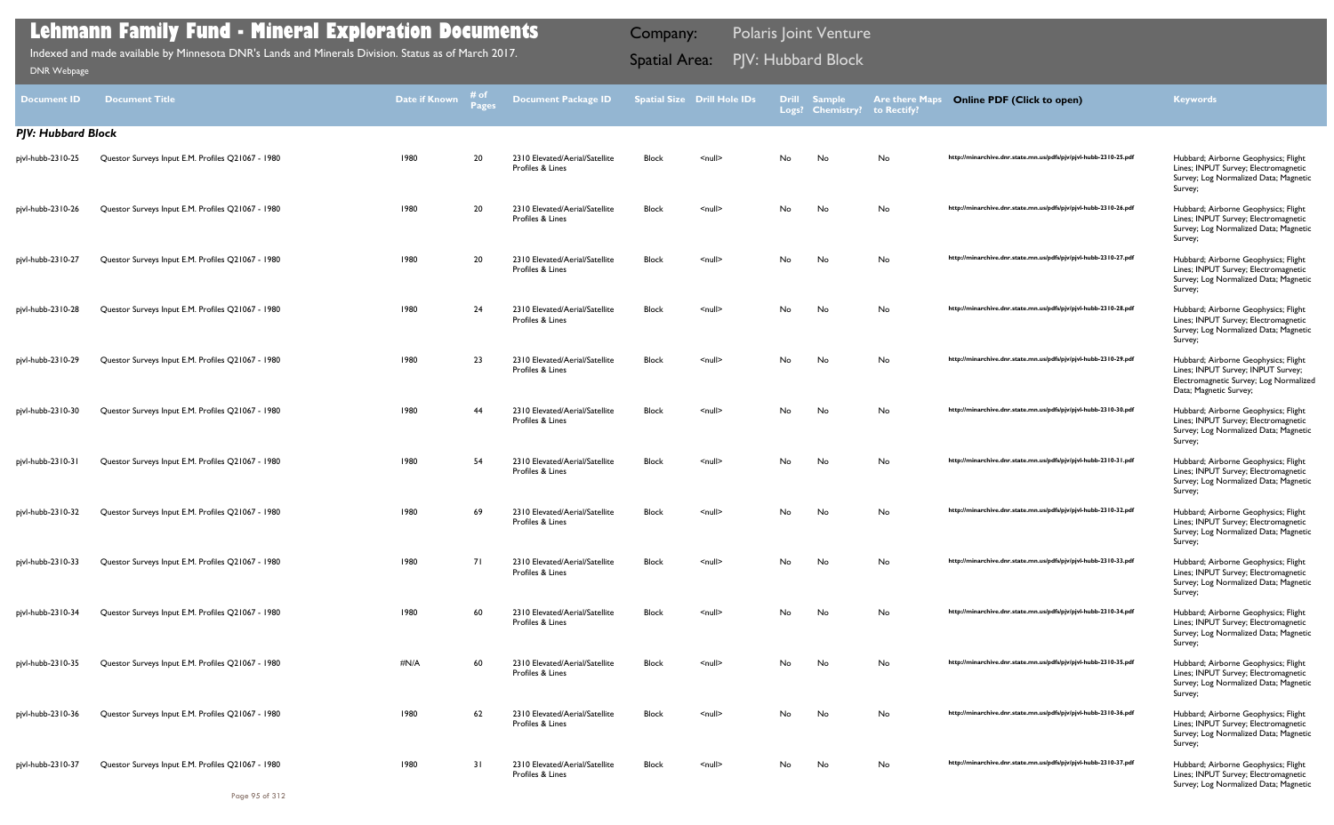# Lehmann Family Fund - Mineral Exploration Documents

Indexed and made available by Minnesota DNR's Lands and Minerals Division. Status as of March 2017.

DNR Webpage

Company: Polaris Joint Venture

Spatial Area: PJV: Hubbard Block

| Document ID | Document Title | Date if Known | # of Pages | Document Package ID | Spatial Size | Drill Hole IDs | Drill Logs? | Sample Chemistry? | Are there Maps to Rectify? | Online PDF (Click to open) | Keywords |
|---|---|---|---|---|---|---|---|---|---|---|---|
| ***PJV: Hubbard Block*** | | | | | | | | | | | |
| pjvl-hubb-2310-25 | Questor Surveys Input E.M. Profiles Q21067 - 1980 | 1980 | 20 | 2310 Elevated/Aerial/Satellite Profiles & Lines | Block | <null> | No | No | No | http://minarchive.dnr.state.mn.us/pdfs/pjv/pjvl-hubb-2310-25.pdf | Hubbard; Airborne Geophysics; Flight Lines; INPUT Survey; Electromagnetic Survey; Log Normalized Data; Magnetic Survey; |
| pjvl-hubb-2310-26 | Questor Surveys Input E.M. Profiles Q21067 - 1980 | 1980 | 20 | 2310 Elevated/Aerial/Satellite Profiles & Lines | Block | <null> | No | No | No | http://minarchive.dnr.state.mn.us/pdfs/pjv/pjvl-hubb-2310-26.pdf | Hubbard; Airborne Geophysics; Flight Lines; INPUT Survey; Electromagnetic Survey; Log Normalized Data; Magnetic Survey; |
| pjvl-hubb-2310-27 | Questor Surveys Input E.M. Profiles Q21067 - 1980 | 1980 | 20 | 2310 Elevated/Aerial/Satellite Profiles & Lines | Block | <null> | No | No | No | http://minarchive.dnr.state.mn.us/pdfs/pjv/pjvl-hubb-2310-27.pdf | Hubbard; Airborne Geophysics; Flight Lines; INPUT Survey; Electromagnetic Survey; Log Normalized Data; Magnetic Survey; |
| pjvl-hubb-2310-28 | Questor Surveys Input E.M. Profiles Q21067 - 1980 | 1980 | 24 | 2310 Elevated/Aerial/Satellite Profiles & Lines | Block | <null> | No | No | No | http://minarchive.dnr.state.mn.us/pdfs/pjv/pjvl-hubb-2310-28.pdf | Hubbard; Airborne Geophysics; Flight Lines; INPUT Survey; Electromagnetic Survey; Log Normalized Data; Magnetic Survey; |
| pjvl-hubb-2310-29 | Questor Surveys Input E.M. Profiles Q21067 - 1980 | 1980 | 23 | 2310 Elevated/Aerial/Satellite Profiles & Lines | Block | <null> | No | No | No | http://minarchive.dnr.state.mn.us/pdfs/pjv/pjvl-hubb-2310-29.pdf | Hubbard; Airborne Geophysics; Flight Lines; INPUT Survey; INPUT Survey; Electromagnetic Survey; Log Normalized Data; Magnetic Survey; |
| pjvl-hubb-2310-30 | Questor Surveys Input E.M. Profiles Q21067 - 1980 | 1980 | 44 | 2310 Elevated/Aerial/Satellite Profiles & Lines | Block | <null> | No | No | No | http://minarchive.dnr.state.mn.us/pdfs/pjv/pjvl-hubb-2310-30.pdf | Hubbard; Airborne Geophysics; Flight Lines; INPUT Survey; Electromagnetic Survey; Log Normalized Data; Magnetic Survey; |
| pjvl-hubb-2310-31 | Questor Surveys Input E.M. Profiles Q21067 - 1980 | 1980 | 54 | 2310 Elevated/Aerial/Satellite Profiles & Lines | Block | <null> | No | No | No | http://minarchive.dnr.state.mn.us/pdfs/pjv/pjvl-hubb-2310-31.pdf | Hubbard; Airborne Geophysics; Flight Lines; INPUT Survey; Electromagnetic Survey; Log Normalized Data; Magnetic Survey; |
| pjvl-hubb-2310-32 | Questor Surveys Input E.M. Profiles Q21067 - 1980 | 1980 | 69 | 2310 Elevated/Aerial/Satellite Profiles & Lines | Block | <null> | No | No | No | http://minarchive.dnr.state.mn.us/pdfs/pjv/pjvl-hubb-2310-32.pdf | Hubbard; Airborne Geophysics; Flight Lines; INPUT Survey; Electromagnetic Survey; Log Normalized Data; Magnetic Survey; |
| pjvl-hubb-2310-33 | Questor Surveys Input E.M. Profiles Q21067 - 1980 | 1980 | 71 | 2310 Elevated/Aerial/Satellite Profiles & Lines | Block | <null> | No | No | No | http://minarchive.dnr.state.mn.us/pdfs/pjv/pjvl-hubb-2310-33.pdf | Hubbard; Airborne Geophysics; Flight Lines; INPUT Survey; Electromagnetic Survey; Log Normalized Data; Magnetic Survey; |
| pjvl-hubb-2310-34 | Questor Surveys Input E.M. Profiles Q21067 - 1980 | 1980 | 60 | 2310 Elevated/Aerial/Satellite Profiles & Lines | Block | <null> | No | No | No | http://minarchive.dnr.state.mn.us/pdfs/pjv/pjvl-hubb-2310-34.pdf | Hubbard; Airborne Geophysics; Flight Lines; INPUT Survey; Electromagnetic Survey; Log Normalized Data; Magnetic Survey; |
| pjvl-hubb-2310-35 | Questor Surveys Input E.M. Profiles Q21067 - 1980 | #N/A | 60 | 2310 Elevated/Aerial/Satellite Profiles & Lines | Block | <null> | No | No | No | http://minarchive.dnr.state.mn.us/pdfs/pjv/pjvl-hubb-2310-35.pdf | Hubbard; Airborne Geophysics; Flight Lines; INPUT Survey; Electromagnetic Survey; Log Normalized Data; Magnetic Survey; |
| pjvl-hubb-2310-36 | Questor Surveys Input E.M. Profiles Q21067 - 1980 | 1980 | 62 | 2310 Elevated/Aerial/Satellite Profiles & Lines | Block | <null> | No | No | No | http://minarchive.dnr.state.mn.us/pdfs/pjv/pjvl-hubb-2310-36.pdf | Hubbard; Airborne Geophysics; Flight Lines; INPUT Survey; Electromagnetic Survey; Log Normalized Data; Magnetic Survey; |
| pjvl-hubb-2310-37 | Questor Surveys Input E.M. Profiles Q21067 - 1980 | 1980 | 31 | 2310 Elevated/Aerial/Satellite Profiles & Lines | Block | <null> | No | No | No | http://minarchive.dnr.state.mn.us/pdfs/pjv/pjvl-hubb-2310-37.pdf | Hubbard; Airborne Geophysics; Flight Lines; INPUT Survey; Electromagnetic Survey; Log Normalized Data; Magnetic |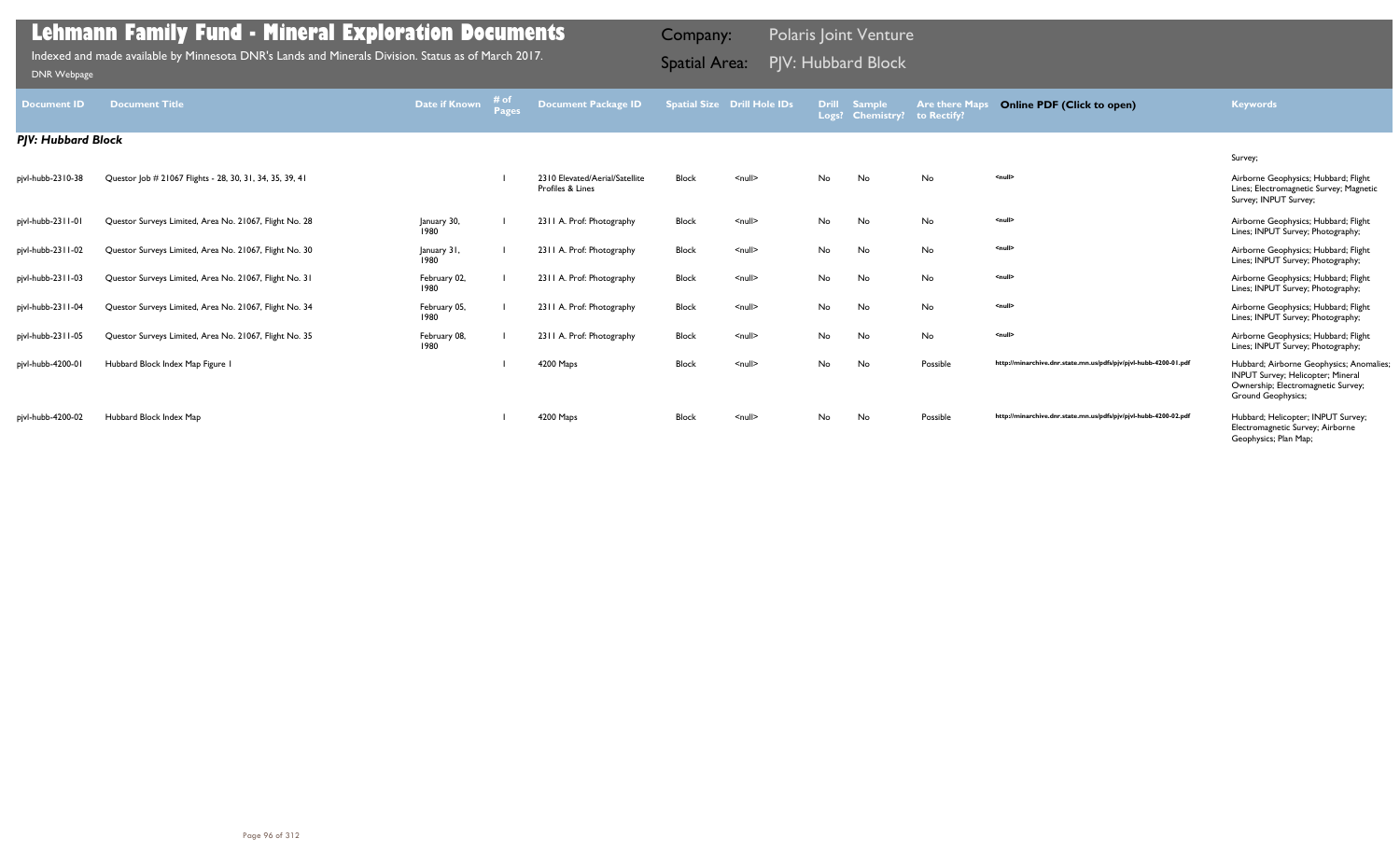# Lehmann Family Fund - Mineral Exploration Documents

Indexed and made available by Minnesota DNR's Lands and Minerals Division. Status as of March 2017.

DNR Webpage

Company: Polaris Joint Venture

Spatial Area: PJV: Hubbard Block

| Document ID | Document Title | Date if Known | # of Pages | Document Package ID | Spatial Size | Drill Hole IDs | Drill Logs? | Sample Chemistry? | Are there Maps to Rectify? | Online PDF (Click to open) | Keywords |
|---|---|---|---|---|---|---|---|---|---|---|---|
| ***PJV: Hubbard Block*** | | | | | | | | | | | |
| | | | | | | | | | | | Survey; |
| pjvl-hubb-2310-38 | Questor Job # 21067 Flights - 28, 30, 31, 34, 35, 39, 41 | | 1 | 2310 Elevated/Aerial/Satellite Profiles & Lines | Block | <null> | No | No | No | <null> | Airborne Geophysics; Hubbard; Flight Lines; Electromagnetic Survey; Magnetic Survey; INPUT Survey; |
| pjvl-hubb-2311-01 | Questor Surveys Limited, Area No. 21067, Flight No. 28 | January 30, 1980 | 1 | 2311 A. Prof: Photography | Block | <null> | No | No | No | <null> | Airborne Geophysics; Hubbard; Flight Lines; INPUT Survey; Photography; |
| pjvl-hubb-2311-02 | Questor Surveys Limited, Area No. 21067, Flight No. 30 | January 31, 1980 | 1 | 2311 A. Prof: Photography | Block | <null> | No | No | No | <null> | Airborne Geophysics; Hubbard; Flight Lines; INPUT Survey; Photography; |
| pjvl-hubb-2311-03 | Questor Surveys Limited, Area No. 21067, Flight No. 31 | February 02, 1980 | 1 | 2311 A. Prof: Photography | Block | <null> | No | No | No | <null> | Airborne Geophysics; Hubbard; Flight Lines; INPUT Survey; Photography; |
| pjvl-hubb-2311-04 | Questor Surveys Limited, Area No. 21067, Flight No. 34 | February 05, 1980 | 1 | 2311 A. Prof: Photography | Block | <null> | No | No | No | <null> | Airborne Geophysics; Hubbard; Flight Lines; INPUT Survey; Photography; |
| pjvl-hubb-2311-05 | Questor Surveys Limited, Area No. 21067, Flight No. 35 | February 08, 1980 | 1 | 2311 A. Prof: Photography | Block | <null> | No | No | No | <null> | Airborne Geophysics; Hubbard; Flight Lines; INPUT Survey; Photography; |
| pjvl-hubb-4200-01 | Hubbard Block Index Map Figure 1 | | 1 | 4200 Maps | Block | <null> | No | No | Possible | http://minarchive.dnr.state.mn.us/pdfs/pjv/pjvl-hubb-4200-01.pdf | Hubbard; Airborne Geophysics; Anomalies; INPUT Survey; Helicopter; Mineral Ownership; Electromagnetic Survey; Ground Geophysics; |
| pjvl-hubb-4200-02 | Hubbard Block Index Map | | 1 | 4200 Maps | Block | <null> | No | No | Possible | http://minarchive.dnr.state.mn.us/pdfs/pjv/pjvl-hubb-4200-02.pdf | Hubbard; Helicopter; INPUT Survey; Electromagnetic Survey; Airborne Geophysics; Plan Map; |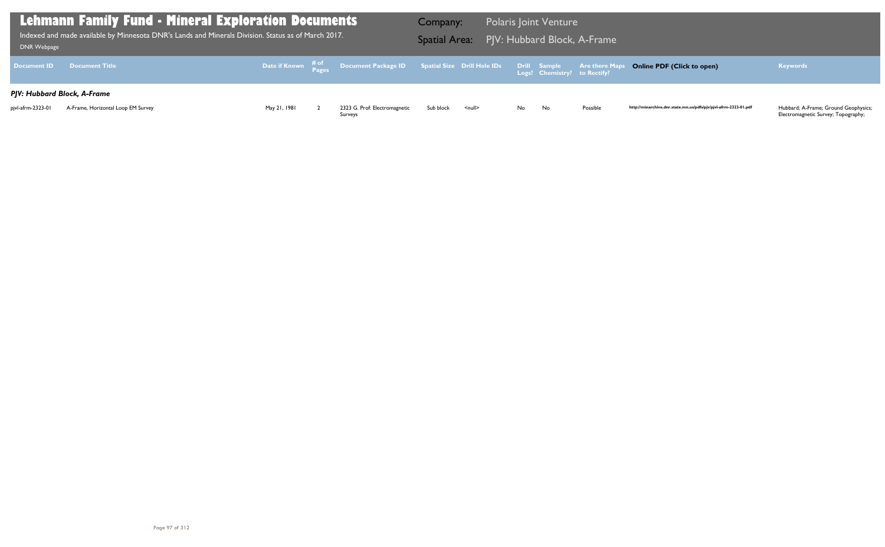# Lehmann Family Fund - Mineral Exploration Documents

Indexed and made available by Minnesota DNR's Lands and Minerals Division. Status as of March 2017.

DNR Webpage

**Company:** Polaris Joint Venture

**Spatial Area:** PJV: Hubbard Block, A-Frame

| Document ID | Document Title | Date if Known | # of Pages | Document Package ID | Spatial Size | Drill Hole IDs | Drill Logs? | Sample Chemistry? | Are there Maps to Rectify? | Online PDF (Click to open) | Keywords |
|---|---|---|---|---|---|---|---|---|---|---|---|
| ***PJV: Hubbard Block, A-Frame*** | | | | | | | | | | | |
| pjvl-afrm-2323-01 | A-Frame, Horizontal Loop EM Survey | May 21, 1981 | 2 | 2323 G. Prof: Electromagnetic Surveys | Sub block | <null> | No | No | Possible | http://minarchive.dnr.state.mn.us/pdfs/pjv/pjvl-afrm-2323-01.pdf | Hubbard; A-Frame; Ground Geophysics; Electromagnetic Survey; Topography; |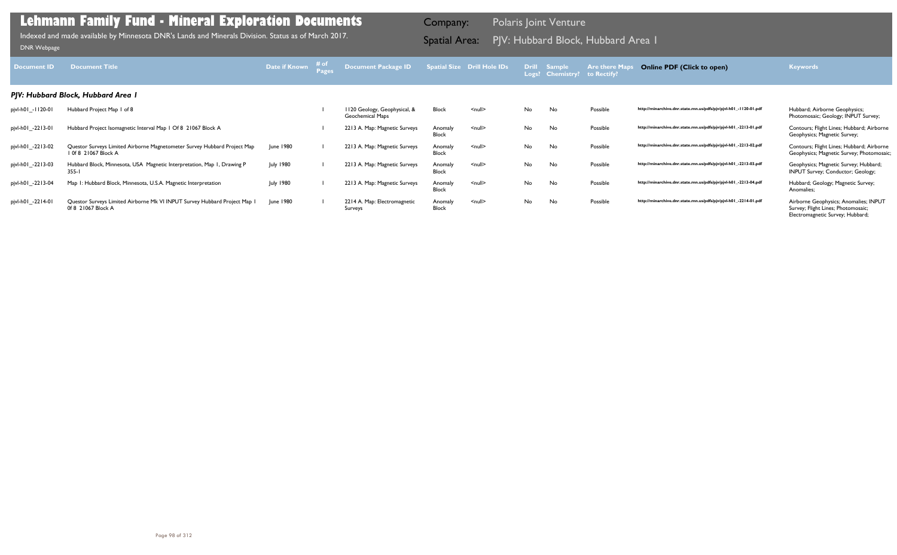# Lehmann Family Fund - Mineral Exploration Documents

Indexed and made available by Minnesota DNR's Lands and Minerals Division. Status as of March 2017.

DNR Webpage

Company: Polaris Joint Venture

Spatial Area: PJV: Hubbard Block, Hubbard Area 1

| Document ID | Document Title | Date if Known | # of Pages | Document Package ID | Spatial Size | Drill Hole IDs | Drill Logs? | Sample Chemistry? | Are there Maps to Rectify? | Online PDF (Click to open) | Keywords |
|---|---|---|---|---|---|---|---|---|---|---|---|
| ***PJV: Hubbard Block, Hubbard Area 1*** | | | | | | | | | | | |
| pjvl-h01_-1120-01 | Hubbard Project Map 1 of 8 | | 1 | 1120 Geology, Geophysical, & Geochemical Maps | Block | <null> | No | No | Possible | http://minarchive.dnr.state.mn.us/pdfs/pjv/pjvl-h01_-1120-01.pdf | Hubbard; Airborne Geophysics; Photomosaic; Geology; INPUT Survey; |
| pjvl-h01_-2213-01 | Hubbard Project Isomagnetic Interval Map 1 Of 8 21067 Block A | | 1 | 2213 A. Map: Magnetic Surveys | Anomaly Block | <null> | No | No | Possible | http://minarchive.dnr.state.mn.us/pdfs/pjv/pjvl-h01_-2213-01.pdf | Contours; Flight Lines; Hubbard; Airborne Geophysics; Magnetic Survey; |
| pjvl-h01_-2213-02 | Questor Surveys Limited Airborne Magnetometer Survey Hubbard Project Map 1 0f 8 21067 Block A | June 1980 | 1 | 2213 A. Map: Magnetic Surveys | Anomaly Block | <null> | No | No | Possible | http://minarchive.dnr.state.mn.us/pdfs/pjv/pjvl-h01_-2213-02.pdf | Contours; Flight Lines; Hubbard; Airborne Geophysics; Magnetic Survey; Photomosaic; |
| pjvl-h01_-2213-03 | Hubbard Block, Minnesota, USA Magnetic Interpretation, Map 1, Drawing P 355-1 | July 1980 | 1 | 2213 A. Map: Magnetic Surveys | Anomaly Block | <null> | No | No | Possible | http://minarchive.dnr.state.mn.us/pdfs/pjv/pjvl-h01_-2213-03.pdf | Geophysics; Magnetic Survey; Hubbard; INPUT Survey; Conductor; Geology; |
| pjvl-h01_-2213-04 | Map 1: Hubbard Block, Minnesota, U.S.A. Magnetic Interpretation | July 1980 | 1 | 2213 A. Map: Magnetic Surveys | Anomaly Block | <null> | No | No | Possible | http://minarchive.dnr.state.mn.us/pdfs/pjv/pjvl-h01_-2213-04.pdf | Hubbard; Geology; Magnetic Survey; Anomalies; |
| pjvl-h01_-2214-01 | Questor Surveys Limited Airborne Mk VI INPUT Survey Hubbard Project Map 1 0f 8 21067 Block A | June 1980 | 1 | 2214 A. Map: Electromagnetic Surveys | Anomaly Block | <null> | No | No | Possible | http://minarchive.dnr.state.mn.us/pdfs/pjv/pjvl-h01_-2214-01.pdf | Airborne Geophysics; Anomalies; INPUT Survey; Flight Lines; Photomosaic; Electromagnetic Survey; Hubbard; |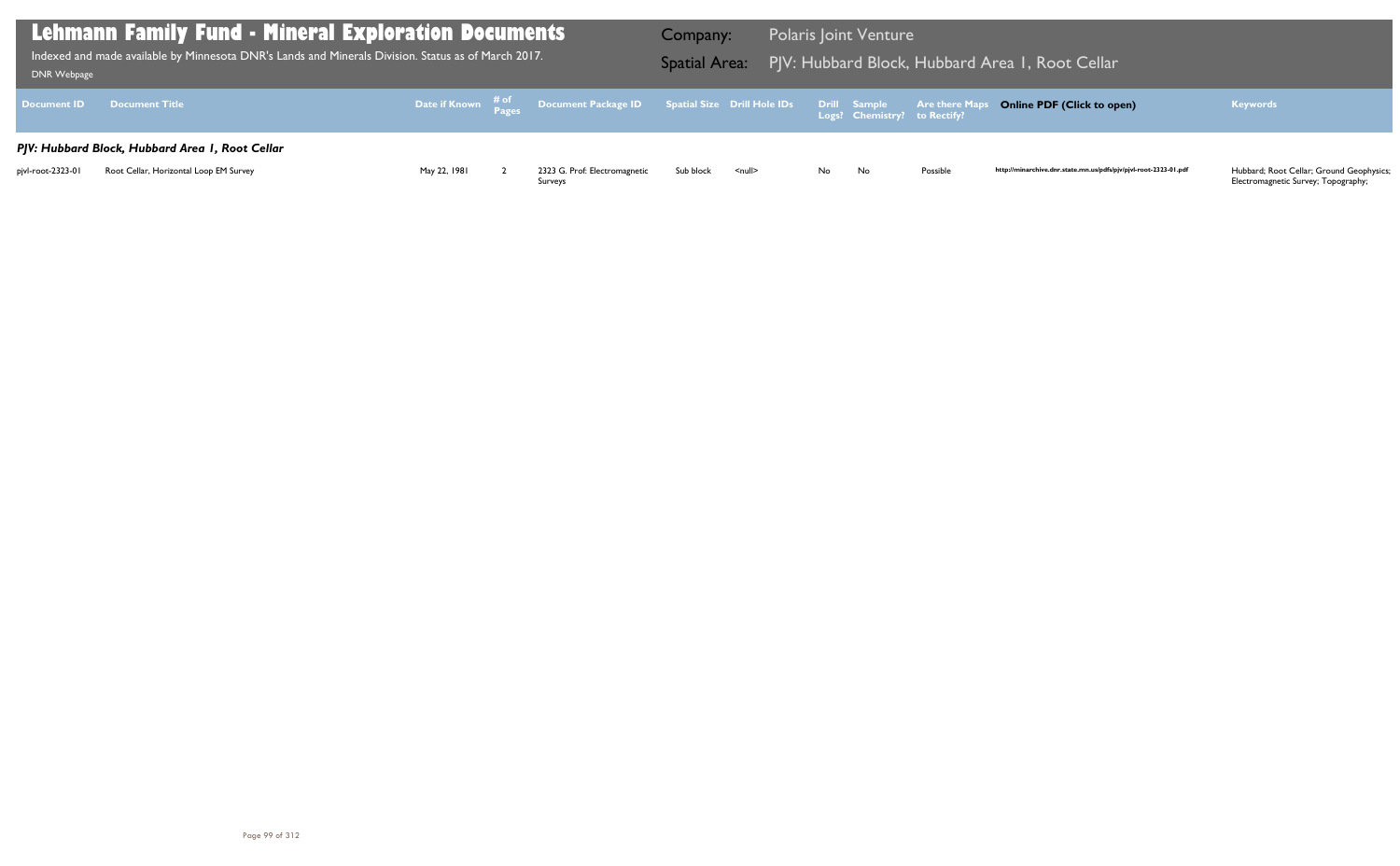# Lehmann Family Fund - Mineral Exploration Documents

Indexed and made available by Minnesota DNR's Lands and Minerals Division. Status as of March 2017.

DNR Webpage

**Company:** Polaris Joint Venture

**Spatial Area:** PJV: Hubbard Block, Hubbard Area 1, Root Cellar

| Document ID | Document Title | Date if Known | # of Pages | Document Package ID | Spatial Size | Drill Hole IDs | Drill Logs? | Sample Chemistry? | Are there Maps to Rectify? | Online PDF (Click to open) | Keywords |
|---|---|---|---|---|---|---|---|---|---|---|---|
| ***PJV: Hubbard Block, Hubbard Area 1, Root Cellar*** | | | | | | | | | | | |
| pjvl-root-2323-01 | Root Cellar, Horizontal Loop EM Survey | May 22, 1981 | 2 | 2323 G. Prof: Electromagnetic Surveys | Sub block | <null> | No | No | Possible | http://minarchive.dnr.state.mn.us/pdfs/pjv/pjvl-root-2323-01.pdf | Hubbard; Root Cellar; Ground Geophysics; Electromagnetic Survey; Topography; |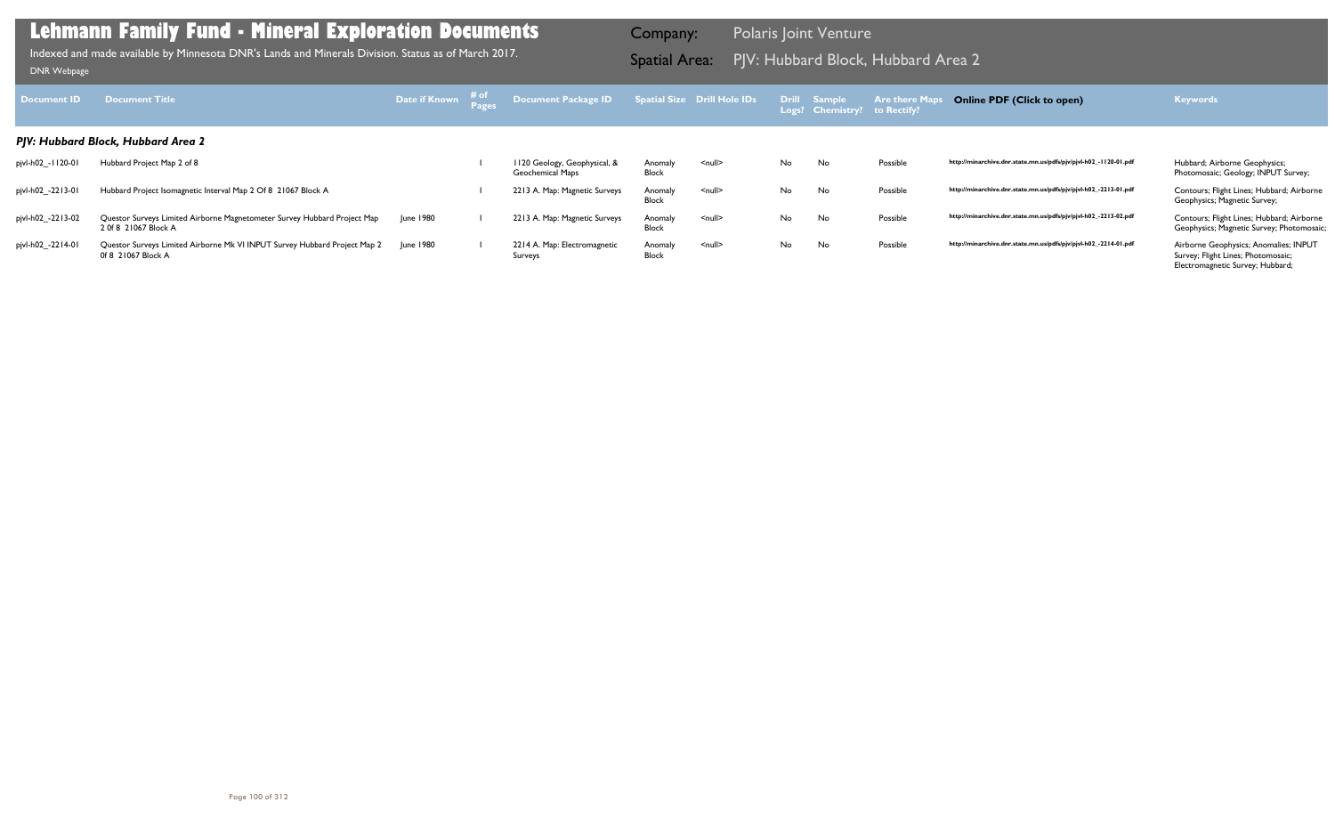# Lehmann Family Fund - Mineral Exploration Documents

Indexed and made available by Minnesota DNR's Lands and Minerals Division. Status as of March 2017.

DNR Webpage

Company: Polaris Joint Venture

Spatial Area: PJV: Hubbard Block, Hubbard Area 2

| Document ID | Document Title | Date if Known | # of Pages | Document Package ID | Spatial Size | Drill Hole IDs | Drill Logs? | Sample Chemistry? | Are there Maps to Rectify? | Online PDF (Click to open) | Keywords |
|---|---|---|---|---|---|---|---|---|---|---|---|
| ***PJV: Hubbard Block, Hubbard Area 2*** | | | | | | | | | | | |
| pjvl-h02_-1120-01 | Hubbard Project Map 2 of 8 | | 1 | 1120 Geology, Geophysical, & Geochemical Maps | Anomaly Block | <null> | No | No | Possible | http://minarchive.dnr.state.mn.us/pdfs/pjv/pjvl-h02_-1120-01.pdf | Hubbard; Airborne Geophysics; Photomosaic; Geology; INPUT Survey; |
| pjvl-h02_-2213-01 | Hubbard Project Isomagnetic Interval Map 2 Of 8 21067 Block A | | 1 | 2213 A. Map: Magnetic Surveys | Anomaly Block | <null> | No | No | Possible | http://minarchive.dnr.state.mn.us/pdfs/pjv/pjvl-h02_-2213-01.pdf | Contours; Flight Lines; Hubbard; Airborne Geophysics; Magnetic Survey; |
| pjvl-h02_-2213-02 | Questor Surveys Limited Airborne Magnetometer Survey Hubbard Project Map 2 0f 8 21067 Block A | June 1980 | 1 | 2213 A. Map: Magnetic Surveys | Anomaly Block | <null> | No | No | Possible | http://minarchive.dnr.state.mn.us/pdfs/pjv/pjvl-h02_-2213-02.pdf | Contours; Flight Lines; Hubbard; Airborne Geophysics; Magnetic Survey; Photomosaic; |
| pjvl-h02_-2214-01 | Questor Surveys Limited Airborne Mk VI INPUT Survey Hubbard Project Map 2 0f 8 21067 Block A | June 1980 | 1 | 2214 A. Map: Electromagnetic Surveys | Anomaly Block | <null> | No | No | Possible | http://minarchive.dnr.state.mn.us/pdfs/pjv/pjvl-h02_-2214-01.pdf | Airborne Geophysics; Anomalies; INPUT Survey; Flight Lines; Photomosaic; Electromagnetic Survey; Hubbard; |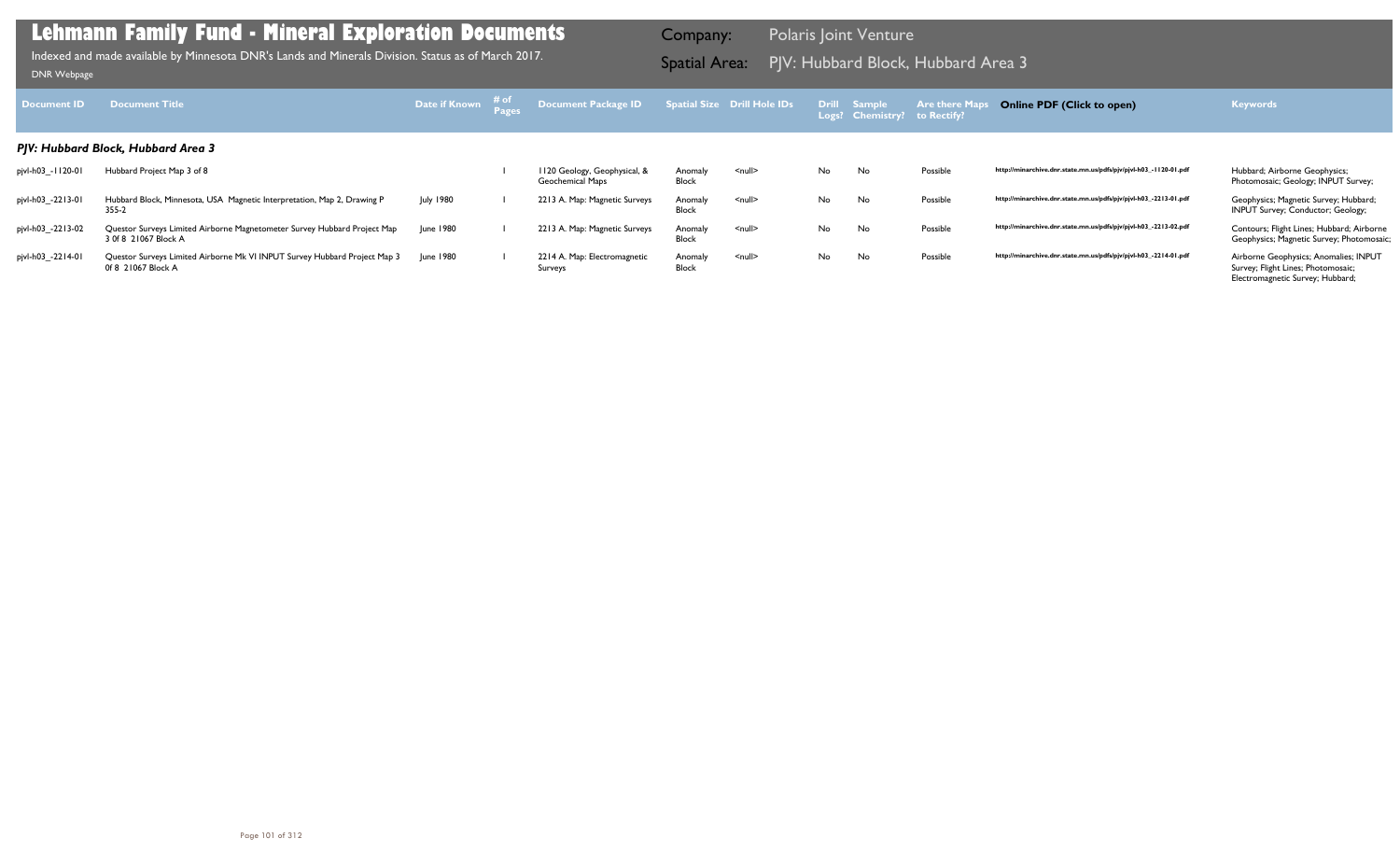# Lehmann Family Fund - Mineral Exploration Documents

Indexed and made available by Minnesota DNR's Lands and Minerals Division. Status as of March 2017.

DNR Webpage

Company: Polaris Joint Venture

Spatial Area: PJV: Hubbard Block, Hubbard Area 3

| Document ID | Document Title | Date if Known | # of Pages | Document Package ID | Spatial Size | Drill Hole IDs | Drill Logs? | Sample Chemistry? | Are there Maps to Rectify? | Online PDF (Click to open) | Keywords |
|---|---|---|---|---|---|---|---|---|---|---|---|
| ***PJV: Hubbard Block, Hubbard Area 3*** | | | | | | | | | | | |
| pjvl-h03_-1120-01 | Hubbard Project Map 3 of 8 | | 1 | 1120 Geology, Geophysical, & Geochemical Maps | Anomaly Block | <null> | No | No | Possible | http://minarchive.dnr.state.mn.us/pdfs/pjv/pjvl-h03_-1120-01.pdf | Hubbard; Airborne Geophysics; Photomosaic; Geology; INPUT Survey; |
| pjvl-h03_-2213-01 | Hubbard Block, Minnesota, USA Magnetic Interpretation, Map 2, Drawing P 355-2 | July 1980 | 1 | 2213 A. Map: Magnetic Surveys | Anomaly Block | <null> | No | No | Possible | http://minarchive.dnr.state.mn.us/pdfs/pjv/pjvl-h03_-2213-01.pdf | Geophysics; Magnetic Survey; Hubbard; INPUT Survey; Conductor; Geology; |
| pjvl-h03_-2213-02 | Questor Surveys Limited Airborne Magnetometer Survey Hubbard Project Map 3 0f 8 21067 Block A | June 1980 | 1 | 2213 A. Map: Magnetic Surveys | Anomaly Block | <null> | No | No | Possible | http://minarchive.dnr.state.mn.us/pdfs/pjv/pjvl-h03_-2213-02.pdf | Contours; Flight Lines; Hubbard; Airborne Geophysics; Magnetic Survey; Photomosaic; |
| pjvl-h03_-2214-01 | Questor Surveys Limited Airborne Mk VI INPUT Survey Hubbard Project Map 3 0f 8 21067 Block A | June 1980 | 1 | 2214 A. Map: Electromagnetic Surveys | Anomaly Block | <null> | No | No | Possible | http://minarchive.dnr.state.mn.us/pdfs/pjv/pjvl-h03_-2214-01.pdf | Airborne Geophysics; Anomalies; INPUT Survey; Flight Lines; Photomosaic; Electromagnetic Survey; Hubbard; |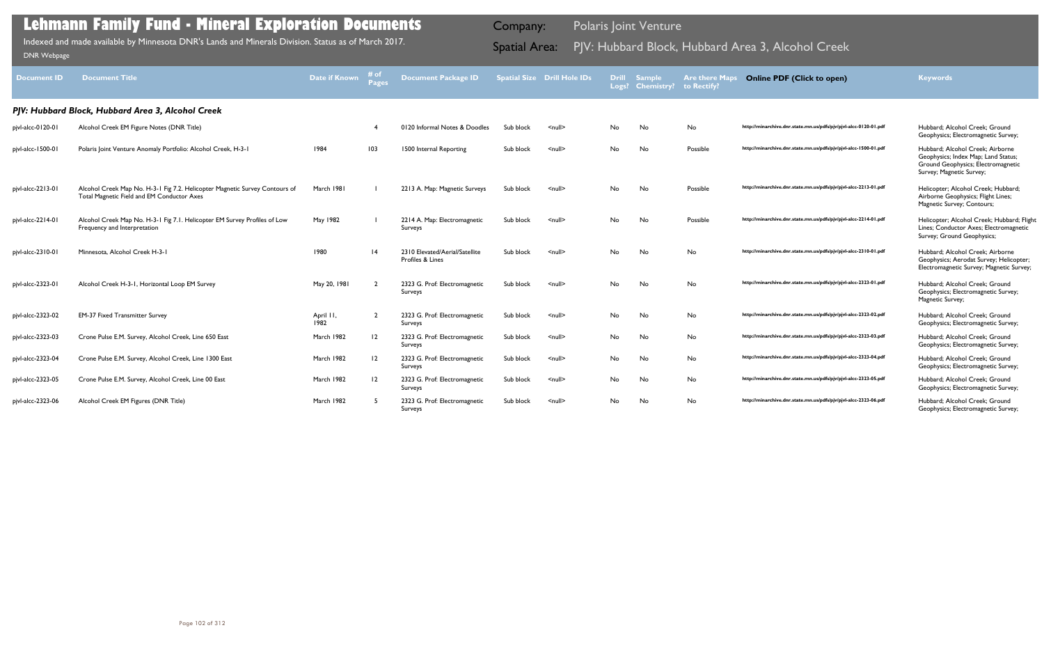# Lehmann Family Fund - Mineral Exploration Documents

Indexed and made available by Minnesota DNR's Lands and Minerals Division. Status as of March 2017.

DNR Webpage

Company: Polaris Joint Venture

Spatial Area: PJV: Hubbard Block, Hubbard Area 3, Alcohol Creek

| Document ID | Document Title | Date if Known | # of Pages | Document Package ID | Spatial Size | Drill Hole IDs | Drill Logs? | Sample Chemistry? | Are there Maps to Rectify? | Online PDF (Click to open) | Keywords |
|---|---|---|---|---|---|---|---|---|---|---|---|
| ***PJV: Hubbard Block, Hubbard Area 3, Alcohol Creek*** | | | | | | | | | | | |
| pjvl-alcc-0120-01 | Alcohol Creek EM Figure Notes (DNR Title) | | 4 | 0120 Informal Notes & Doodles | Sub block | <null> | No | No | No | http://minarchive.dnr.state.mn.us/pdfs/pjv/pjvl-alcc-0120-01.pdf | Hubbard; Alcohol Creek; Ground Geophysics; Electromagnetic Survey; |
| pjvl-alcc-1500-01 | Polaris Joint Venture Anomaly Portfolio: Alcohol Creek, H-3-1 | 1984 | 103 | 1500 Internal Reporting | Sub block | <null> | No | No | Possible | http://minarchive.dnr.state.mn.us/pdfs/pjv/pjvl-alcc-1500-01.pdf | Hubbard; Alcohol Creek; Airborne Geophysics; Index Map; Land Status; Ground Geophysics; Electromagnetic Survey; Magnetic Survey; |
| pjvl-alcc-2213-01 | Alcohol Creek Map No. H-3-1 Fig 7.2. Helicopter Magnetic Survey Contours of Total Magnetic Field and EM Conductor Axes | March 1981 | 1 | 2213 A. Map: Magnetic Surveys | Sub block | <null> | No | No | Possible | http://minarchive.dnr.state.mn.us/pdfs/pjv/pjvl-alcc-2213-01.pdf | Helicopter; Alcohol Creek; Hubbard; Airborne Geophysics; Flight Lines; Magnetic Survey; Contours; |
| pjvl-alcc-2214-01 | Alcohol Creek Map No. H-3-1 Fig 7.1. Helicopter EM Survey Profiles of Low Frequency and Interpretation | May 1982 | 1 | 2214 A. Map: Electromagnetic Surveys | Sub block | <null> | No | No | Possible | http://minarchive.dnr.state.mn.us/pdfs/pjv/pjvl-alcc-2214-01.pdf | Helicopter; Alcohol Creek; Hubbard; Flight Lines; Conductor Axes; Electromagnetic Survey; Ground Geophysics; |
| pjvl-alcc-2310-01 | Minnesota, Alcohol Creek H-3-1 | 1980 | 14 | 2310 Elevated/Aerial/Satellite Profiles & Lines | Sub block | <null> | No | No | No | http://minarchive.dnr.state.mn.us/pdfs/pjv/pjvl-alcc-2310-01.pdf | Hubbard; Alcohol Creek; Airborne Geophysics; Aerodat Survey; Helicopter; Electromagnetic Survey; Magnetic Survey; |
| pjvl-alcc-2323-01 | Alcohol Creek H-3-1, Horizontal Loop EM Survey | May 20, 1981 | 2 | 2323 G. Prof: Electromagnetic Surveys | Sub block | <null> | No | No | No | http://minarchive.dnr.state.mn.us/pdfs/pjv/pjvl-alcc-2323-01.pdf | Hubbard; Alcohol Creek; Ground Geophysics; Electromagnetic Survey; Magnetic Survey; |
| pjvl-alcc-2323-02 | EM-37 Fixed Transmitter Survey | April 11, 1982 | 2 | 2323 G. Prof: Electromagnetic Surveys | Sub block | <null> | No | No | No | http://minarchive.dnr.state.mn.us/pdfs/pjv/pjvl-alcc-2323-02.pdf | Hubbard; Alcohol Creek; Ground Geophysics; Electromagnetic Survey; |
| pjvl-alcc-2323-03 | Crone Pulse E.M. Survey, Alcohol Creek, Line 650 East | March 1982 | 12 | 2323 G. Prof: Electromagnetic Surveys | Sub block | <null> | No | No | No | http://minarchive.dnr.state.mn.us/pdfs/pjv/pjvl-alcc-2323-03.pdf | Hubbard; Alcohol Creek; Ground Geophysics; Electromagnetic Survey; |
| pjvl-alcc-2323-04 | Crone Pulse E.M. Survey, Alcohol Creek, Line 1300 East | March 1982 | 12 | 2323 G. Prof: Electromagnetic Surveys | Sub block | <null> | No | No | No | http://minarchive.dnr.state.mn.us/pdfs/pjv/pjvl-alcc-2323-04.pdf | Hubbard; Alcohol Creek; Ground Geophysics; Electromagnetic Survey; |
| pjvl-alcc-2323-05 | Crone Pulse E.M. Survey, Alcohol Creek, Line 00 East | March 1982 | 12 | 2323 G. Prof: Electromagnetic Surveys | Sub block | <null> | No | No | No | http://minarchive.dnr.state.mn.us/pdfs/pjv/pjvl-alcc-2323-05.pdf | Hubbard; Alcohol Creek; Ground Geophysics; Electromagnetic Survey; |
| pjvl-alcc-2323-06 | Alcohol Creek EM Figures (DNR Title) | March 1982 | 5 | 2323 G. Prof: Electromagnetic Surveys | Sub block | <null> | No | No | No | http://minarchive.dnr.state.mn.us/pdfs/pjv/pjvl-alcc-2323-06.pdf | Hubbard; Alcohol Creek; Ground Geophysics; Electromagnetic Survey; |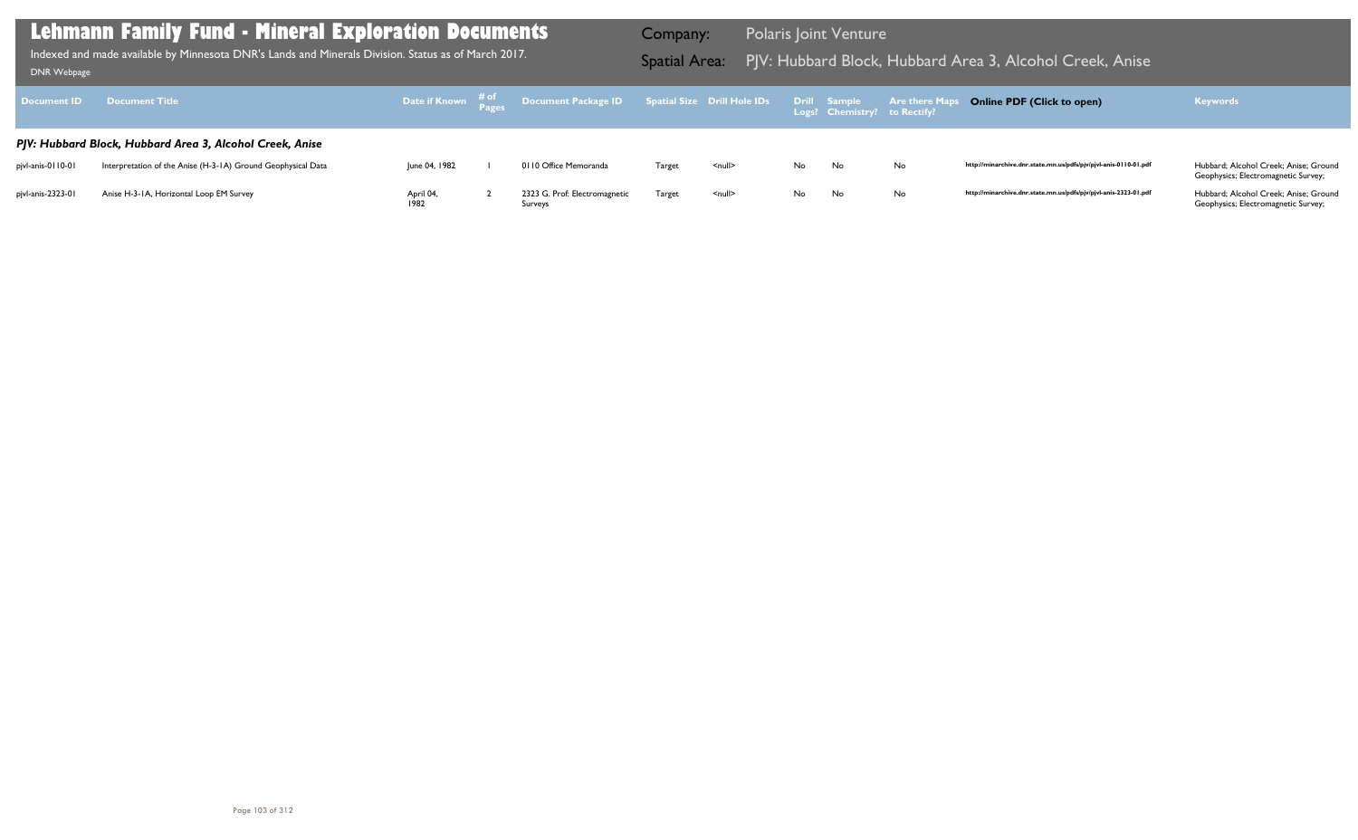# Lehmann Family Fund - Mineral Exploration Documents

Indexed and made available by Minnesota DNR's Lands and Minerals Division. Status as of March 2017.

DNR Webpage

Company: Polaris Joint Venture

Spatial Area: PJV: Hubbard Block, Hubbard Area 3, Alcohol Creek, Anise

| Document ID | Document Title | Date if Known | # of Pages | Document Package ID | Spatial Size | Drill Hole IDs | Drill Logs? | Sample Chemistry? | Are there Maps to Rectify? | Online PDF (Click to open) | Keywords |
|---|---|---|---|---|---|---|---|---|---|---|---|
| ***PJV: Hubbard Block, Hubbard Area 3, Alcohol Creek, Anise*** | | | | | | | | | | | |
| pjvl-anis-0110-01 | Interpretation of the Anise (H-3-1A) Ground Geophysical Data | June 04, 1982 | 1 | 0110 Office Memoranda | Target | <null> | No | No | No | http://minarchive.dnr.state.mn.us/pdfs/pjv/pjvl-anis-0110-01.pdf | Hubbard; Alcohol Creek; Anise; Ground Geophysics; Electromagnetic Survey; |
| pjvl-anis-2323-01 | Anise H-3-1A, Horizontal Loop EM Survey | April 04, 1982 | 2 | 2323 G. Prof: Electromagnetic Surveys | Target | <null> | No | No | No | http://minarchive.dnr.state.mn.us/pdfs/pjv/pjvl-anis-2323-01.pdf | Hubbard; Alcohol Creek; Anise; Ground Geophysics; Electromagnetic Survey; |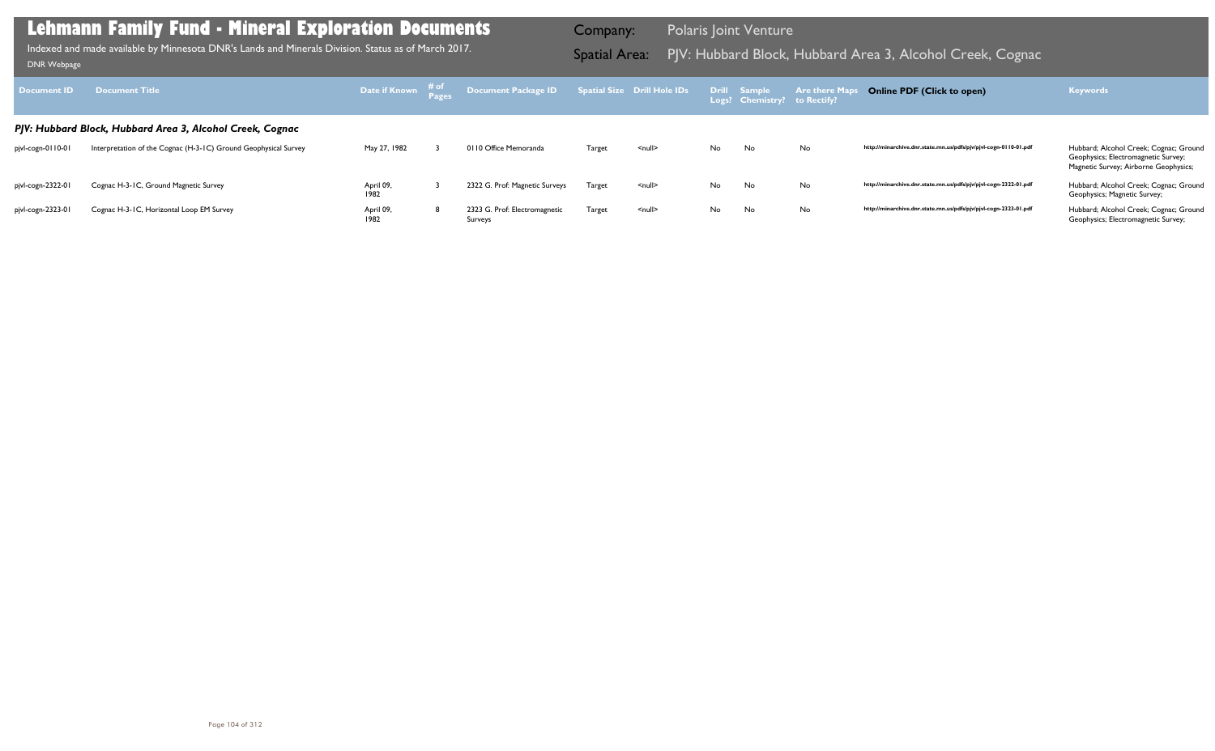# Lehmann Family Fund - Mineral Exploration Documents

Indexed and made available by Minnesota DNR's Lands and Minerals Division. Status as of March 2017.

DNR Webpage

Company: Polaris Joint Venture

Spatial Area: PJV: Hubbard Block, Hubbard Area 3, Alcohol Creek, Cognac

| Document ID | Document Title | Date if Known | # of Pages | Document Package ID | Spatial Size | Drill Hole IDs | Drill Logs? | Sample Chemistry? | Are there Maps to Rectify? | Online PDF (Click to open) | Keywords |
|---|---|---|---|---|---|---|---|---|---|---|---|
| ***PJV: Hubbard Block, Hubbard Area 3, Alcohol Creek, Cognac*** | | | | | | | | | | | |
| pjvl-cogn-0110-01 | Interpretation of the Cognac (H-3-1C) Ground Geophysical Survey | May 27, 1982 | 3 | 0110 Office Memoranda | Target | <null> | No | No | No | http://minarchive.dnr.state.mn.us/pdfs/pjv/pjvl-cogn-0110-01.pdf | Hubbard; Alcohol Creek; Cognac; Ground Geophysics; Electromagnetic Survey; Magnetic Survey; Airborne Geophysics; |
| pjvl-cogn-2322-01 | Cognac H-3-1C, Ground Magnetic Survey | April 09, 1982 | 3 | 2322 G. Prof: Magnetic Surveys | Target | <null> | No | No | No | http://minarchive.dnr.state.mn.us/pdfs/pjv/pjvl-cogn-2322-01.pdf | Hubbard; Alcohol Creek; Cognac; Ground Geophysics; Magnetic Survey; |
| pjvl-cogn-2323-01 | Cognac H-3-1C, Horizontal Loop EM Survey | April 09, 1982 | 8 | 2323 G. Prof: Electromagnetic Surveys | Target | <null> | No | No | No | http://minarchive.dnr.state.mn.us/pdfs/pjv/pjvl-cogn-2323-01.pdf | Hubbard; Alcohol Creek; Cognac; Ground Geophysics; Electromagnetic Survey; |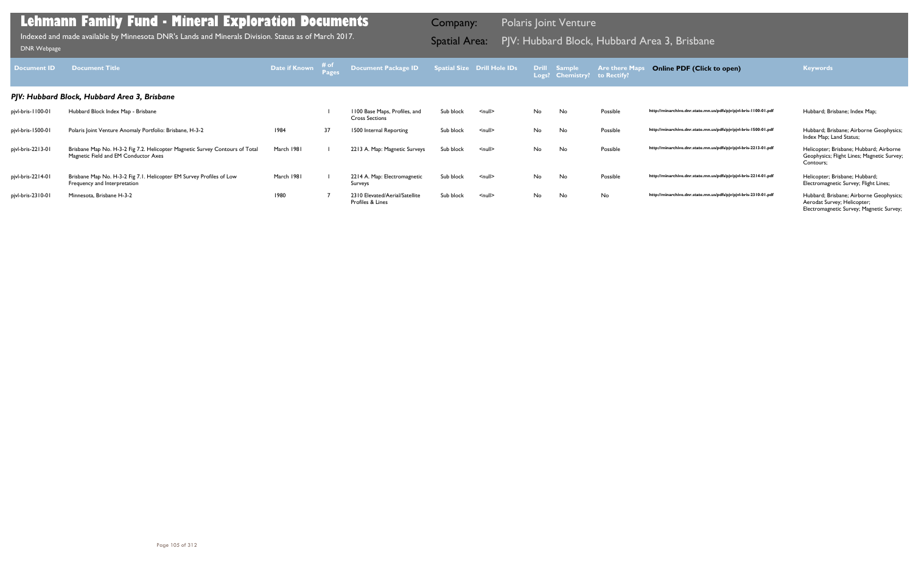# Lehmann Family Fund - Mineral Exploration Documents

Indexed and made available by Minnesota DNR's Lands and Minerals Division. Status as of March 2017.

DNR Webpage

Company: Polaris Joint Venture

Spatial Area: PJV: Hubbard Block, Hubbard Area 3, Brisbane

| Document ID | Document Title | Date if Known | # of Pages | Document Package ID | Spatial Size | Drill Hole IDs | Drill Logs? | Sample Chemistry? | Are there Maps to Rectify? | Online PDF (Click to open) | Keywords |
|---|---|---|---|---|---|---|---|---|---|---|---|
| ***PJV: Hubbard Block, Hubbard Area 3, Brisbane*** | | | | | | | | | | | |
| pjvl-bris-1100-01 | Hubbard Block Index Map - Brisbane | | 1 | 1100 Base Maps, Profiles, and Cross Sections | Sub block | <null> | No | No | Possible | http://minarchive.dnr.state.mn.us/pdfs/pjv/pjvl-bris-1100-01.pdf | Hubbard; Brisbane; Index Map; |
| pjvl-bris-1500-01 | Polaris Joint Venture Anomaly Portfolio: Brisbane, H-3-2 | 1984 | 37 | 1500 Internal Reporting | Sub block | <null> | No | No | Possible | http://minarchive.dnr.state.mn.us/pdfs/pjv/pjvl-bris-1500-01.pdf | Hubbard; Brisbane; Airborne Geophysics; Index Map; Land Status; |
| pjvl-bris-2213-01 | Brisbane Map No. H-3-2 Fig 7.2. Helicopter Magnetic Survey Contours of Total Magnetic Field and EM Conductor Axes | March 1981 | 1 | 2213 A. Map: Magnetic Surveys | Sub block | <null> | No | No | Possible | http://minarchive.dnr.state.mn.us/pdfs/pjv/pjvl-bris-2213-01.pdf | Helicopter; Brisbane; Hubbard; Airborne Geophysics; Flight Lines; Magnetic Survey; Contours; |
| pjvl-bris-2214-01 | Brisbane Map No. H-3-2 Fig 7.1. Helicopter EM Survey Profiles of Low Frequency and Interpretation | March 1981 | 1 | 2214 A. Map: Electromagnetic Surveys | Sub block | <null> | No | No | Possible | http://minarchive.dnr.state.mn.us/pdfs/pjv/pjvl-bris-2214-01.pdf | Helicopter; Brisbane; Hubbard; Electromagnetic Survey; Flight Lines; |
| pjvl-bris-2310-01 | Minnesota, Brisbane H-3-2 | 1980 | 7 | 2310 Elevated/Aerial/Satellite Profiles & Lines | Sub block | <null> | No | No | No | http://minarchive.dnr.state.mn.us/pdfs/pjv/pjvl-bris-2310-01.pdf | Hubbard; Brisbane; Airborne Geophysics; Aerodat Survey; Helicopter; Electromagnetic Survey; Magnetic Survey; |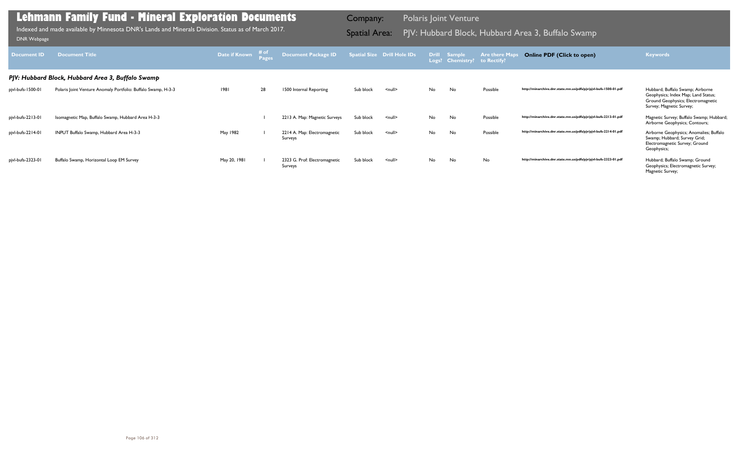# Lehmann Family Fund - Mineral Exploration Documents

Indexed and made available by Minnesota DNR's Lands and Minerals Division. Status as of March 2017.

DNR Webpage

Company: Polaris Joint Venture

Spatial Area: PJV: Hubbard Block, Hubbard Area 3, Buffalo Swamp

| Document ID | Document Title | Date if Known | # of Pages | Document Package ID | Spatial Size | Drill Hole IDs | Drill Logs? | Sample Chemistry? | Are there Maps to Rectify? | Online PDF (Click to open) | Keywords |
|---|---|---|---|---|---|---|---|---|---|---|---|
| ***PJV: Hubbard Block, Hubbard Area 3, Buffalo Swamp*** | | | | | | | | | | | |
| pjvl-bufs-1500-01 | Polaris Joint Venture Anomaly Portfolio: Buffalo Swamp, H-3-3 | 1981 | 28 | 1500 Internal Reporting | Sub block | <null> | No | No | Possible | http://minarchive.dnr.state.mn.us/pdfs/pjv/pjvl-bufs-1500-01.pdf | Hubbard; Buffalo Swamp; Airborne Geophysics; Index Map; Land Status; Ground Geophysics; Electromagnetic Survey; Magnetic Survey; |
| pjvl-bufs-2213-01 | Isomagnetic Map, Buffalo Swamp, Hubbard Area H-3-3 | | 1 | 2213 A. Map: Magnetic Surveys | Sub block | <null> | No | No | Possible | http://minarchive.dnr.state.mn.us/pdfs/pjv/pjvl-bufs-2213-01.pdf | Magnetic Survey; Buffalo Swamp; Hubbard; Airborne Geophysics; Contours; |
| pjvl-bufs-2214-01 | INPUT Buffalo Swamp, Hubbard Area H-3-3 | May 1982 | 1 | 2214 A. Map: Electromagnetic Surveys | Sub block | <null> | No | No | Possible | http://minarchive.dnr.state.mn.us/pdfs/pjv/pjvl-bufs-2214-01.pdf | Airborne Geophysics; Anomalies; Buffalo Swamp; Hubbard; Survey Grid; Electromagnetic Survey; Ground Geophysics; |
| pjvl-bufs-2323-01 | Buffalo Swamp, Horizontal Loop EM Survey | May 20, 1981 | 1 | 2323 G. Prof: Electromagnetic Surveys | Sub block | <null> | No | No | No | http://minarchive.dnr.state.mn.us/pdfs/pjv/pjvl-bufs-2323-01.pdf | Hubbard; Buffalo Swamp; Ground Geophysics; Electromagnetic Survey; Magnetic Survey; |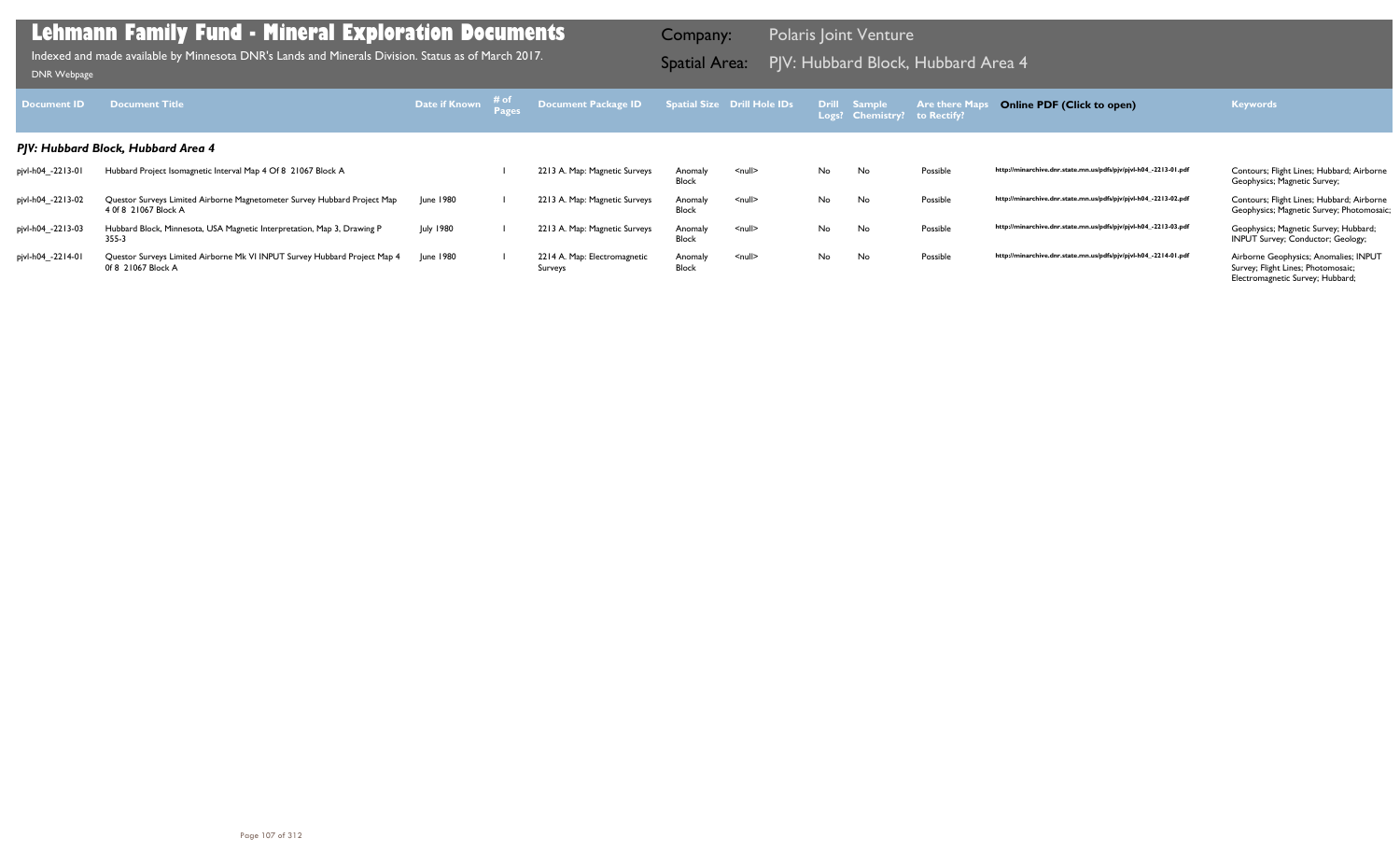# Lehmann Family Fund - Mineral Exploration Documents

Indexed and made available by Minnesota DNR's Lands and Minerals Division. Status as of March 2017.

DNR Webpage

Company: Polaris Joint Venture

Spatial Area: PJV: Hubbard Block, Hubbard Area 4

| Document ID | Document Title | Date if Known | # of Pages | Document Package ID | Spatial Size | Drill Hole IDs | Drill Logs? | Sample Chemistry? | Are there Maps to Rectify? | Online PDF (Click to open) | Keywords |
|---|---|---|---|---|---|---|---|---|---|---|---|

### *PJV: Hubbard Block, Hubbard Area 4*

| Document ID | Document Title | Date if Known | # of Pages | Document Package ID | Spatial Size | Drill Hole IDs | Drill Logs? | Sample Chemistry? | Are there Maps to Rectify? | Online PDF (Click to open) | Keywords |
|---|---|---|---|---|---|---|---|---|---|---|---|
| pjvl-h04_-2213-01 | Hubbard Project Isomagnetic Interval Map 4 Of 8 21067 Block A | | 1 | 2213 A. Map: Magnetic Surveys | Anomaly Block | <null> | No | No | Possible | http://minarchive.dnr.state.mn.us/pdfs/pjv/pjvl-h04_-2213-01.pdf | Contours; Flight Lines; Hubbard; Airborne Geophysics; Magnetic Survey; |
| pjvl-h04_-2213-02 | Questor Surveys Limited Airborne Magnetometer Survey Hubbard Project Map 4 0f 8 21067 Block A | June 1980 | 1 | 2213 A. Map: Magnetic Surveys | Anomaly Block | <null> | No | No | Possible | http://minarchive.dnr.state.mn.us/pdfs/pjv/pjvl-h04_-2213-02.pdf | Contours; Flight Lines; Hubbard; Airborne Geophysics; Magnetic Survey; Photomosaic; |
| pjvl-h04_-2213-03 | Hubbard Block, Minnesota, USA Magnetic Interpretation, Map 3, Drawing P 355-3 | July 1980 | 1 | 2213 A. Map: Magnetic Surveys | Anomaly Block | <null> | No | No | Possible | http://minarchive.dnr.state.mn.us/pdfs/pjv/pjvl-h04_-2213-03.pdf | Geophysics; Magnetic Survey; Hubbard; INPUT Survey; Conductor; Geology; |
| pjvl-h04_-2214-01 | Questor Surveys Limited Airborne Mk VI INPUT Survey Hubbard Project Map 4 0f 8 21067 Block A | June 1980 | 1 | 2214 A. Map: Electromagnetic Surveys | Anomaly Block | <null> | No | No | Possible | http://minarchive.dnr.state.mn.us/pdfs/pjv/pjvl-h04_-2214-01.pdf | Airborne Geophysics; Anomalies; INPUT Survey; Flight Lines; Photomosaic; Electromagnetic Survey; Hubbard; |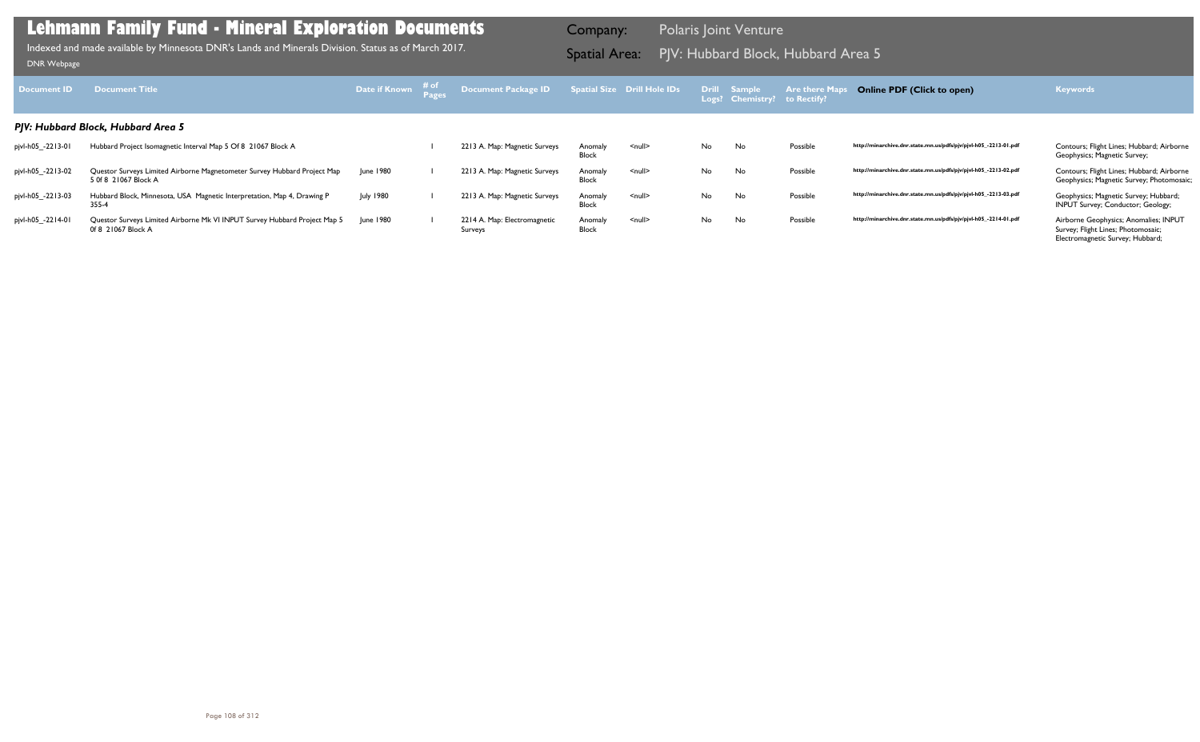# Lehmann Family Fund - Mineral Exploration Documents

Indexed and made available by Minnesota DNR's Lands and Minerals Division. Status as of March 2017.

DNR Webpage

Company: Polaris Joint Venture

Spatial Area: PJV: Hubbard Block, Hubbard Area 5

| Document ID | Document Title | Date if Known | # of Pages | Document Package ID | Spatial Size | Drill Hole IDs | Drill Logs? | Sample Chemistry? | Are there Maps to Rectify? | Online PDF (Click to open) | Keywords |
|---|---|---|---|---|---|---|---|---|---|---|---|
| ***PJV: Hubbard Block, Hubbard Area 5*** | | | | | | | | | | | |
| pjvl-h05_-2213-01 | Hubbard Project Isomagnetic Interval Map 5 Of 8 21067 Block A | | 1 | 2213 A. Map: Magnetic Surveys | Anomaly Block | <null> | No | No | Possible | http://minarchive.dnr.state.mn.us/pdfs/pjv/pjvl-h05_-2213-01.pdf | Contours; Flight Lines; Hubbard; Airborne Geophysics; Magnetic Survey; |
| pjvl-h05_-2213-02 | Questor Surveys Limited Airborne Magnetometer Survey Hubbard Project Map 5 0f 8 21067 Block A | June 1980 | 1 | 2213 A. Map: Magnetic Surveys | Anomaly Block | <null> | No | No | Possible | http://minarchive.dnr.state.mn.us/pdfs/pjv/pjvl-h05_-2213-02.pdf | Contours; Flight Lines; Hubbard; Airborne Geophysics; Magnetic Survey; Photomosaic; |
| pjvl-h05_-2213-03 | Hubbard Block, Minnesota, USA Magnetic Interpretation, Map 4, Drawing P 355-4 | July 1980 | 1 | 2213 A. Map: Magnetic Surveys | Anomaly Block | <null> | No | No | Possible | http://minarchive.dnr.state.mn.us/pdfs/pjv/pjvl-h05_-2213-03.pdf | Geophysics; Magnetic Survey; Hubbard; INPUT Survey; Conductor; Geology; |
| pjvl-h05_-2214-01 | Questor Surveys Limited Airborne Mk VI INPUT Survey Hubbard Project Map 5 0f 8 21067 Block A | June 1980 | 1 | 2214 A. Map: Electromagnetic Surveys | Anomaly Block | <null> | No | No | Possible | http://minarchive.dnr.state.mn.us/pdfs/pjv/pjvl-h05_-2214-01.pdf | Airborne Geophysics; Anomalies; INPUT Survey; Flight Lines; Photomosaic; Electromagnetic Survey; Hubbard; |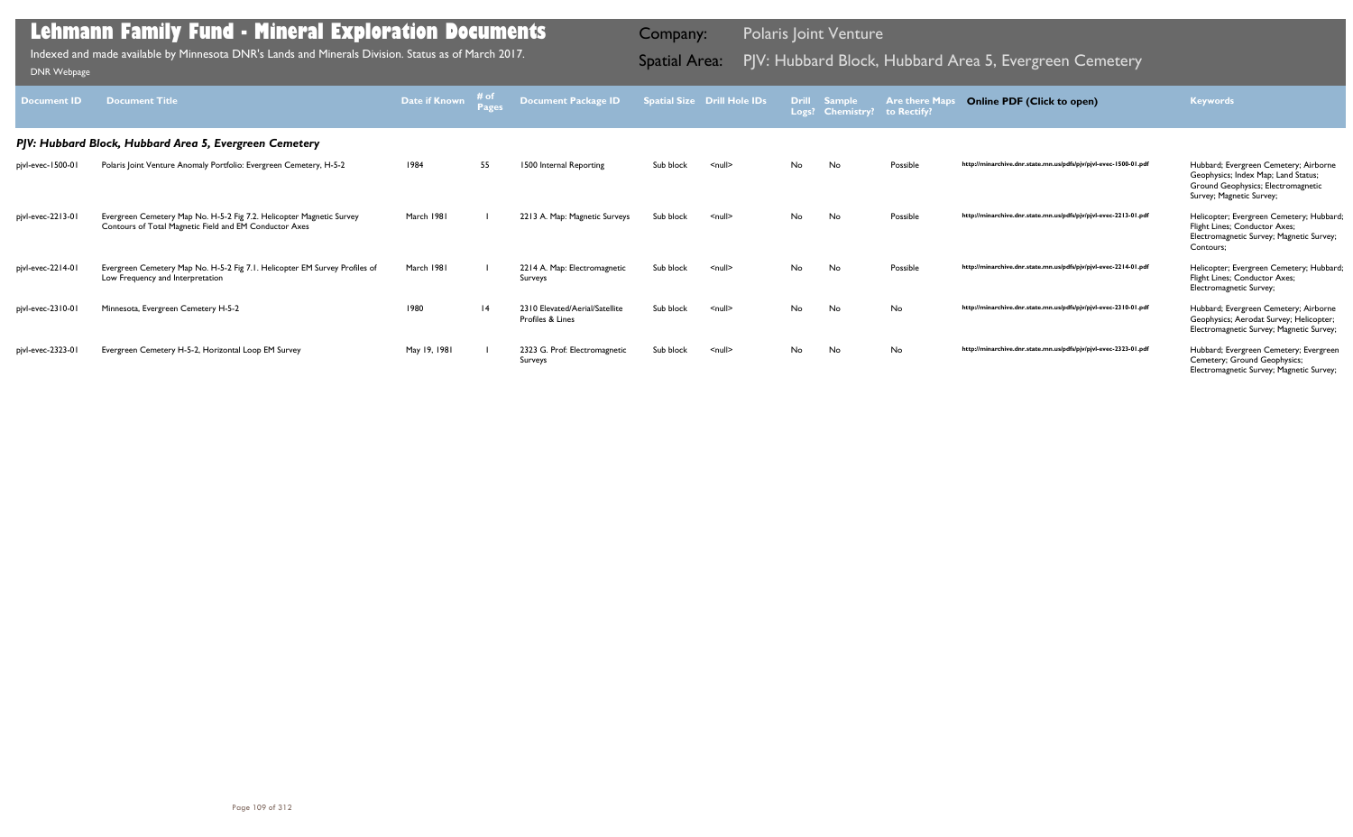# Lehmann Family Fund - Mineral Exploration Documents

Indexed and made available by Minnesota DNR's Lands and Minerals Division. Status as of March 2017.

DNR Webpage

Company: Polaris Joint Venture

Spatial Area: PJV: Hubbard Block, Hubbard Area 5, Evergreen Cemetery

| Document ID | Document Title | Date if Known | # of Pages | Document Package ID | Spatial Size | Drill Hole IDs | Drill Logs? | Sample Chemistry? | Are there Maps to Rectify? | Online PDF (Click to open) | Keywords |
|---|---|---|---|---|---|---|---|---|---|---|---|
| ***PJV: Hubbard Block, Hubbard Area 5, Evergreen Cemetery*** | | | | | | | | | | | |
| pjvl-evec-1500-01 | Polaris Joint Venture Anomaly Portfolio: Evergreen Cemetery, H-5-2 | 1984 | 55 | 1500 Internal Reporting | Sub block | <null> | No | No | Possible | http://minarchive.dnr.state.mn.us/pdfs/pjv/pjvl-evec-1500-01.pdf | Hubbard; Evergreen Cemetery; Airborne Geophysics; Index Map; Land Status; Ground Geophysics; Electromagnetic Survey; Magnetic Survey; |
| pjvl-evec-2213-01 | Evergreen Cemetery Map No. H-5-2 Fig 7.2. Helicopter Magnetic Survey Contours of Total Magnetic Field and EM Conductor Axes | March 1981 | 1 | 2213 A. Map: Magnetic Surveys | Sub block | <null> | No | No | Possible | http://minarchive.dnr.state.mn.us/pdfs/pjv/pjvl-evec-2213-01.pdf | Helicopter; Evergreen Cemetery; Hubbard; Flight Lines; Conductor Axes; Electromagnetic Survey; Magnetic Survey; Contours; |
| pjvl-evec-2214-01 | Evergreen Cemetery Map No. H-5-2 Fig 7.1. Helicopter EM Survey Profiles of Low Frequency and Interpretation | March 1981 | 1 | 2214 A. Map: Electromagnetic Surveys | Sub block | <null> | No | No | Possible | http://minarchive.dnr.state.mn.us/pdfs/pjv/pjvl-evec-2214-01.pdf | Helicopter; Evergreen Cemetery; Hubbard; Flight Lines; Conductor Axes; Electromagnetic Survey; |
| pjvl-evec-2310-01 | Minnesota, Evergreen Cemetery H-5-2 | 1980 | 14 | 2310 Elevated/Aerial/Satellite Profiles & Lines | Sub block | <null> | No | No | No | http://minarchive.dnr.state.mn.us/pdfs/pjv/pjvl-evec-2310-01.pdf | Hubbard; Evergreen Cemetery; Airborne Geophysics; Aerodat Survey; Helicopter; Electromagnetic Survey; Magnetic Survey; |
| pjvl-evec-2323-01 | Evergreen Cemetery H-5-2, Horizontal Loop EM Survey | May 19, 1981 | 1 | 2323 G. Prof: Electromagnetic Surveys | Sub block | <null> | No | No | No | http://minarchive.dnr.state.mn.us/pdfs/pjv/pjvl-evec-2323-01.pdf | Hubbard; Evergreen Cemetery; Evergreen Cemetery; Ground Geophysics; Electromagnetic Survey; Magnetic Survey; |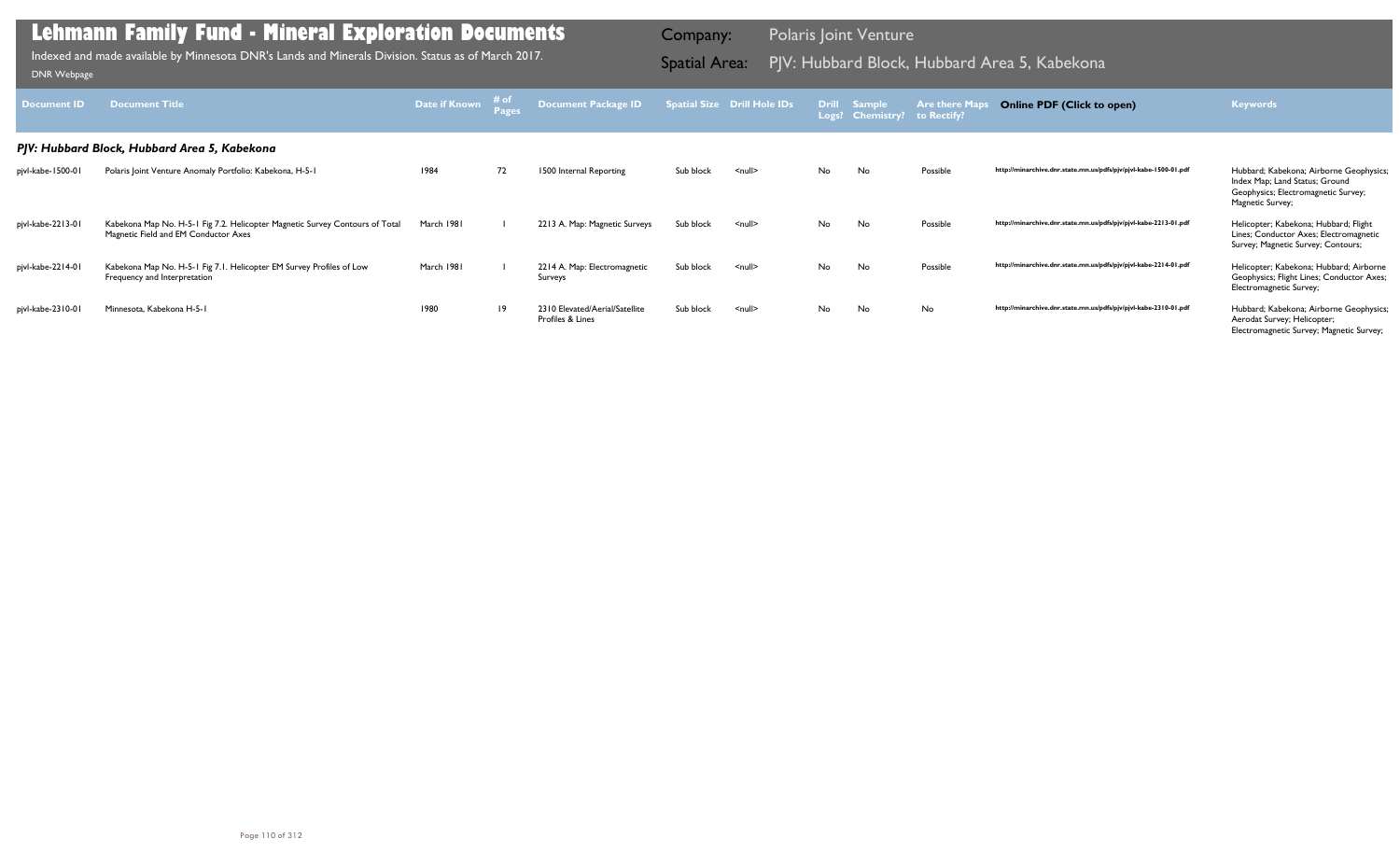# Lehmann Family Fund - Mineral Exploration Documents

Indexed and made available by Minnesota DNR's Lands and Minerals Division. Status as of March 2017.

DNR Webpage

Company: Polaris Joint Venture

Spatial Area: PJV: Hubbard Block, Hubbard Area 5, Kabekona

| Document ID | Document Title | Date if Known | # of Pages | Document Package ID | Spatial Size | Drill Hole IDs | Drill Logs? | Sample Chemistry? | Are there Maps to Rectify? | Online PDF (Click to open) | Keywords |
|---|---|---|---|---|---|---|---|---|---|---|---|
| ***PJV: Hubbard Block, Hubbard Area 5, Kabekona*** | | | | | | | | | | | |
| pjvl-kabe-1500-01 | Polaris Joint Venture Anomaly Portfolio: Kabekona, H-5-1 | 1984 | 72 | 1500 Internal Reporting | Sub block | <null> | No | No | Possible | http://minarchive.dnr.state.mn.us/pdfs/pjv/pjvl-kabe-1500-01.pdf | Hubbard; Kabekona; Airborne Geophysics; Index Map; Land Status; Ground Geophysics; Electromagnetic Survey; Magnetic Survey; |
| pjvl-kabe-2213-01 | Kabekona Map No. H-5-1 Fig 7.2. Helicopter Magnetic Survey Contours of Total Magnetic Field and EM Conductor Axes | March 1981 | 1 | 2213 A. Map: Magnetic Surveys | Sub block | <null> | No | No | Possible | http://minarchive.dnr.state.mn.us/pdfs/pjv/pjvl-kabe-2213-01.pdf | Helicopter; Kabekona; Hubbard; Flight Lines; Conductor Axes; Electromagnetic Survey; Magnetic Survey; Contours; |
| pjvl-kabe-2214-01 | Kabekona Map No. H-5-1 Fig 7.1. Helicopter EM Survey Profiles of Low Frequency and Interpretation | March 1981 | 1 | 2214 A. Map: Electromagnetic Surveys | Sub block | <null> | No | No | Possible | http://minarchive.dnr.state.mn.us/pdfs/pjv/pjvl-kabe-2214-01.pdf | Helicopter; Kabekona; Hubbard; Airborne Geophysics; Flight Lines; Conductor Axes; Electromagnetic Survey; |
| pjvl-kabe-2310-01 | Minnesota, Kabekona H-5-1 | 1980 | 19 | 2310 Elevated/Aerial/Satellite Profiles & Lines | Sub block | <null> | No | No | No | http://minarchive.dnr.state.mn.us/pdfs/pjv/pjvl-kabe-2310-01.pdf | Hubbard; Kabekona; Airborne Geophysics; Aerodat Survey; Helicopter; Electromagnetic Survey; Magnetic Survey; |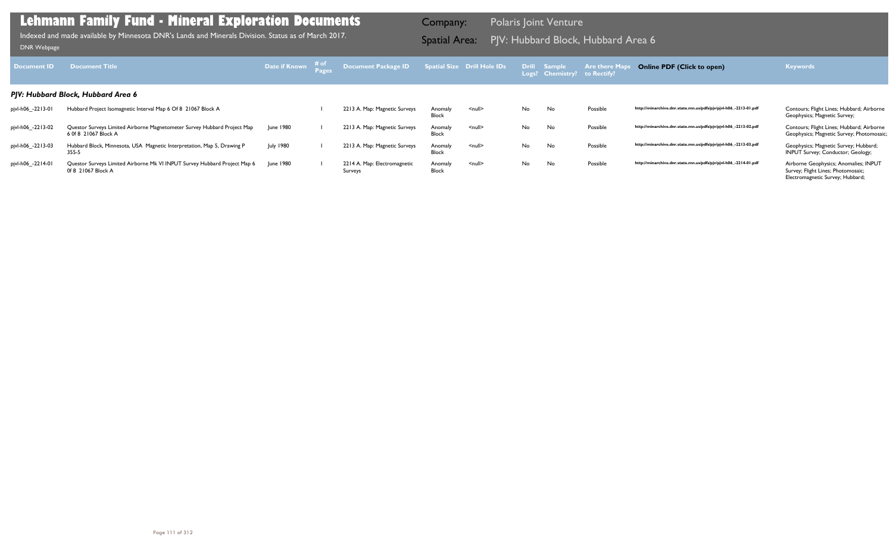# Lehmann Family Fund - Mineral Exploration Documents

Indexed and made available by Minnesota DNR's Lands and Minerals Division. Status as of March 2017.

DNR Webpage

Company: Polaris Joint Venture

Spatial Area: PJV: Hubbard Block, Hubbard Area 6

| Document ID | Document Title | Date if Known | # of Pages | Document Package ID | Spatial Size | Drill Hole IDs | Drill Logs? | Sample Chemistry? | Are there Maps to Rectify? | Online PDF (Click to open) | Keywords |
|---|---|---|---|---|---|---|---|---|---|---|---|

### PJV: Hubbard Block, Hubbard Area 6

| Document ID | Document Title | Date if Known | # of Pages | Document Package ID | Spatial Size | Drill Hole IDs | Drill Logs? | Sample Chemistry? | Are there Maps to Rectify? | Online PDF (Click to open) | Keywords |
|---|---|---|---|---|---|---|---|---|---|---|---|
| pjvl-h06_-2213-01 | Hubbard Project Isomagnetic Interval Map 6 Of 8 21067 Block A | | 1 | 2213 A. Map: Magnetic Surveys | Anomaly Block | <null> | No | No | Possible | http://minarchive.dnr.state.mn.us/pdfs/pjv/pjvl-h06_-2213-01.pdf | Contours; Flight Lines; Hubbard; Airborne Geophysics; Magnetic Survey; |
| pjvl-h06_-2213-02 | Questor Surveys Limited Airborne Magnetometer Survey Hubbard Project Map 6 0f 8 21067 Block A | June 1980 | 1 | 2213 A. Map: Magnetic Surveys | Anomaly Block | <null> | No | No | Possible | http://minarchive.dnr.state.mn.us/pdfs/pjv/pjvl-h06_-2213-02.pdf | Contours; Flight Lines; Hubbard; Airborne Geophysics; Magnetic Survey; Photomosaic; |
| pjvl-h06_-2213-03 | Hubbard Block, Minnesota, USA Magnetic Interpretation, Map 5, Drawing P 355-5 | July 1980 | 1 | 2213 A. Map: Magnetic Surveys | Anomaly Block | <null> | No | No | Possible | http://minarchive.dnr.state.mn.us/pdfs/pjv/pjvl-h06_-2213-03.pdf | Geophysics; Magnetic Survey; Hubbard; INPUT Survey; Conductor; Geology; |
| pjvl-h06_-2214-01 | Questor Surveys Limited Airborne Mk VI INPUT Survey Hubbard Project Map 6 0f 8 21067 Block A | June 1980 | 1 | 2214 A. Map: Electromagnetic Surveys | Anomaly Block | <null> | No | No | Possible | http://minarchive.dnr.state.mn.us/pdfs/pjv/pjvl-h06_-2214-01.pdf | Airborne Geophysics; Anomalies; INPUT Survey; Flight Lines; Photomosaic; Electromagnetic Survey; Hubbard; |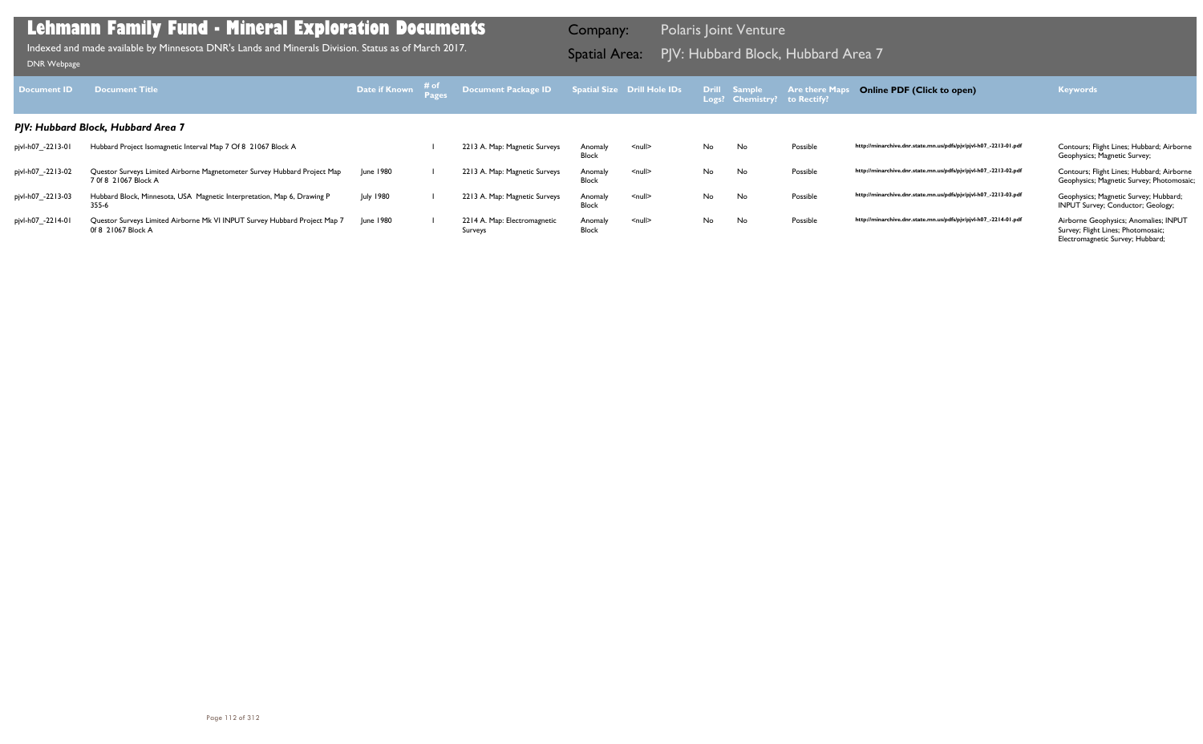# Lehmann Family Fund - Mineral Exploration Documents

Indexed and made available by Minnesota DNR's Lands and Minerals Division. Status as of March 2017.

DNR Webpage

Company: Polaris Joint Venture

Spatial Area: PJV: Hubbard Block, Hubbard Area 7

| Document ID | Document Title | Date if Known | # of Pages | Document Package ID | Spatial Size | Drill Hole IDs | Drill Logs? | Sample Chemistry? | Are there Maps to Rectify? | Online PDF (Click to open) | Keywords |
|---|---|---|---|---|---|---|---|---|---|---|---|

### PJV: Hubbard Block, Hubbard Area 7

| Document ID | Document Title | Date if Known | # of Pages | Document Package ID | Spatial Size | Drill Hole IDs | Drill Logs? | Sample Chemistry? | Are there Maps to Rectify? | Online PDF (Click to open) | Keywords |
|---|---|---|---|---|---|---|---|---|---|---|---|
| pjvl-h07_-2213-01 | Hubbard Project Isomagnetic Interval Map 7 Of 8 21067 Block A | | 1 | 2213 A. Map: Magnetic Surveys | Anomaly Block | <null> | No | No | Possible | http://minarchive.dnr.state.mn.us/pdfs/pjv/pjvl-h07_-2213-01.pdf | Contours; Flight Lines; Hubbard; Airborne Geophysics; Magnetic Survey; |
| pjvl-h07_-2213-02 | Questor Surveys Limited Airborne Magnetometer Survey Hubbard Project Map 7 0f 8 21067 Block A | June 1980 | 1 | 2213 A. Map: Magnetic Surveys | Anomaly Block | <null> | No | No | Possible | http://minarchive.dnr.state.mn.us/pdfs/pjv/pjvl-h07_-2213-02.pdf | Contours; Flight Lines; Hubbard; Airborne Geophysics; Magnetic Survey; Photomosaic; |
| pjvl-h07_-2213-03 | Hubbard Block, Minnesota, USA Magnetic Interpretation, Map 6, Drawing P 355-6 | July 1980 | 1 | 2213 A. Map: Magnetic Surveys | Anomaly Block | <null> | No | No | Possible | http://minarchive.dnr.state.mn.us/pdfs/pjv/pjvl-h07_-2213-03.pdf | Geophysics; Magnetic Survey; Hubbard; INPUT Survey; Conductor; Geology; |
| pjvl-h07_-2214-01 | Questor Surveys Limited Airborne Mk VI INPUT Survey Hubbard Project Map 7 0f 8 21067 Block A | June 1980 | 1 | 2214 A. Map: Electromagnetic Surveys | Anomaly Block | <null> | No | No | Possible | http://minarchive.dnr.state.mn.us/pdfs/pjv/pjvl-h07_-2214-01.pdf | Airborne Geophysics; Anomalies; INPUT Survey; Flight Lines; Photomosaic; Electromagnetic Survey; Hubbard; |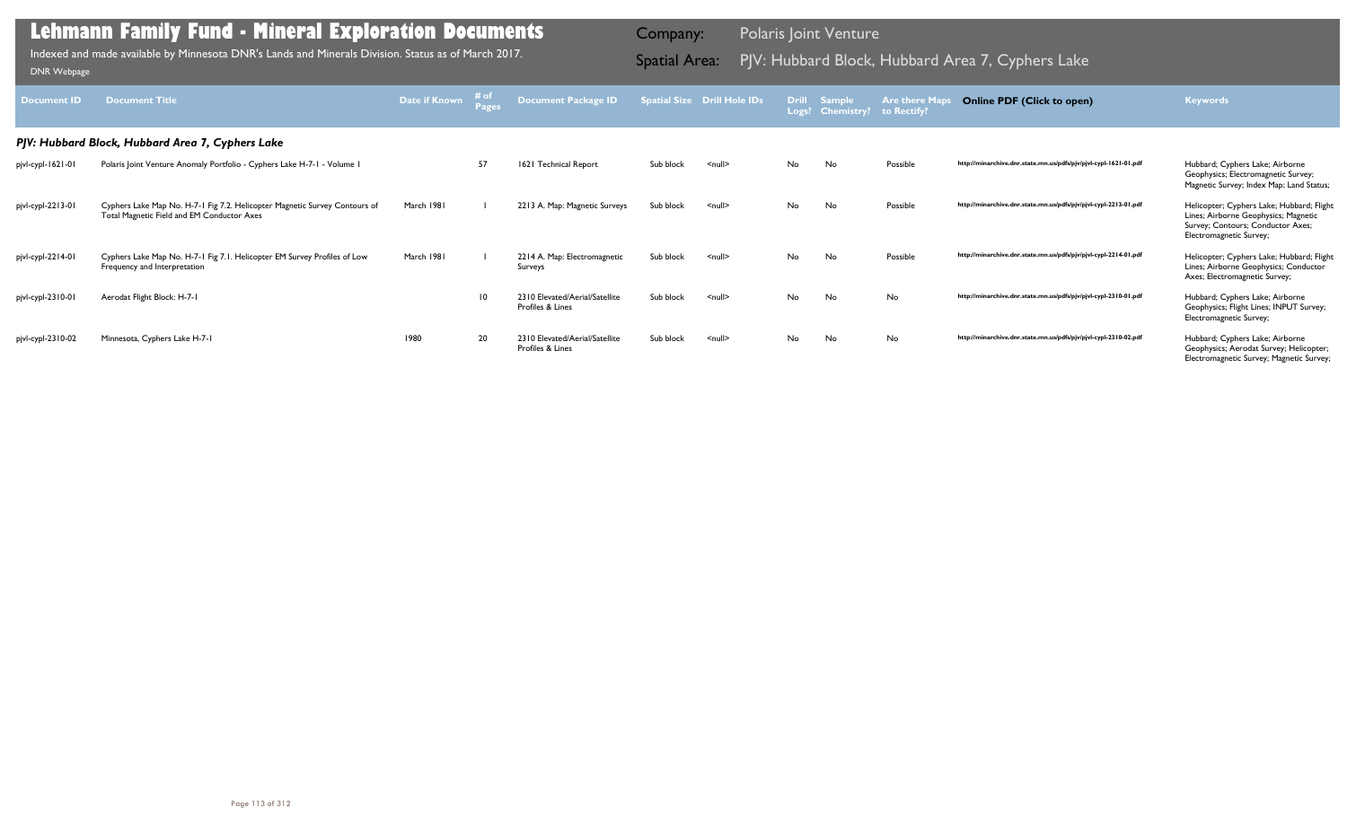# Lehmann Family Fund - Mineral Exploration Documents

Indexed and made available by Minnesota DNR's Lands and Minerals Division. Status as of March 2017.

DNR Webpage

Company: Polaris Joint Venture

Spatial Area: PJV: Hubbard Block, Hubbard Area 7, Cyphers Lake

| Document ID | Document Title | Date if Known | # of Pages | Document Package ID | Spatial Size | Drill Hole IDs | Drill Logs? | Sample Chemistry? | Are there Maps to Rectify? | Online PDF (Click to open) | Keywords |
|---|---|---|---|---|---|---|---|---|---|---|---|
| ***PJV: Hubbard Block, Hubbard Area 7, Cyphers Lake*** | | | | | | | | | | | |
| pjvl-cypl-1621-01 | Polaris Joint Venture Anomaly Portfolio - Cyphers Lake H-7-1 - Volume 1 | | 57 | 1621 Technical Report | Sub block | <null> | No | No | Possible | http://minarchive.dnr.state.mn.us/pdfs/pjv/pjvl-cypl-1621-01.pdf | Hubbard; Cyphers Lake; Airborne Geophysics; Electromagnetic Survey; Magnetic Survey; Index Map; Land Status; |
| pjvl-cypl-2213-01 | Cyphers Lake Map No. H-7-1 Fig 7.2. Helicopter Magnetic Survey Contours of Total Magnetic Field and EM Conductor Axes | March 1981 | 1 | 2213 A. Map: Magnetic Surveys | Sub block | <null> | No | No | Possible | http://minarchive.dnr.state.mn.us/pdfs/pjv/pjvl-cypl-2213-01.pdf | Helicopter; Cyphers Lake; Hubbard; Flight Lines; Airborne Geophysics; Magnetic Survey; Contours; Conductor Axes; Electromagnetic Survey; |
| pjvl-cypl-2214-01 | Cyphers Lake Map No. H-7-1 Fig 7.1. Helicopter EM Survey Profiles of Low Frequency and Interpretation | March 1981 | 1 | 2214 A. Map: Electromagnetic Surveys | Sub block | <null> | No | No | Possible | http://minarchive.dnr.state.mn.us/pdfs/pjv/pjvl-cypl-2214-01.pdf | Helicopter; Cyphers Lake; Hubbard; Flight Lines; Airborne Geophysics; Conductor Axes; Electromagnetic Survey; |
| pjvl-cypl-2310-01 | Aerodat Flight Block: H-7-1 | | 10 | 2310 Elevated/Aerial/Satellite Profiles & Lines | Sub block | <null> | No | No | No | http://minarchive.dnr.state.mn.us/pdfs/pjv/pjvl-cypl-2310-01.pdf | Hubbard; Cyphers Lake; Airborne Geophysics; Flight Lines; INPUT Survey; Electromagnetic Survey; |
| pjvl-cypl-2310-02 | Minnesota, Cyphers Lake H-7-1 | 1980 | 20 | 2310 Elevated/Aerial/Satellite Profiles & Lines | Sub block | <null> | No | No | No | http://minarchive.dnr.state.mn.us/pdfs/pjv/pjvl-cypl-2310-02.pdf | Hubbard; Cyphers Lake; Airborne Geophysics; Aerodat Survey; Helicopter; Electromagnetic Survey; Magnetic Survey; |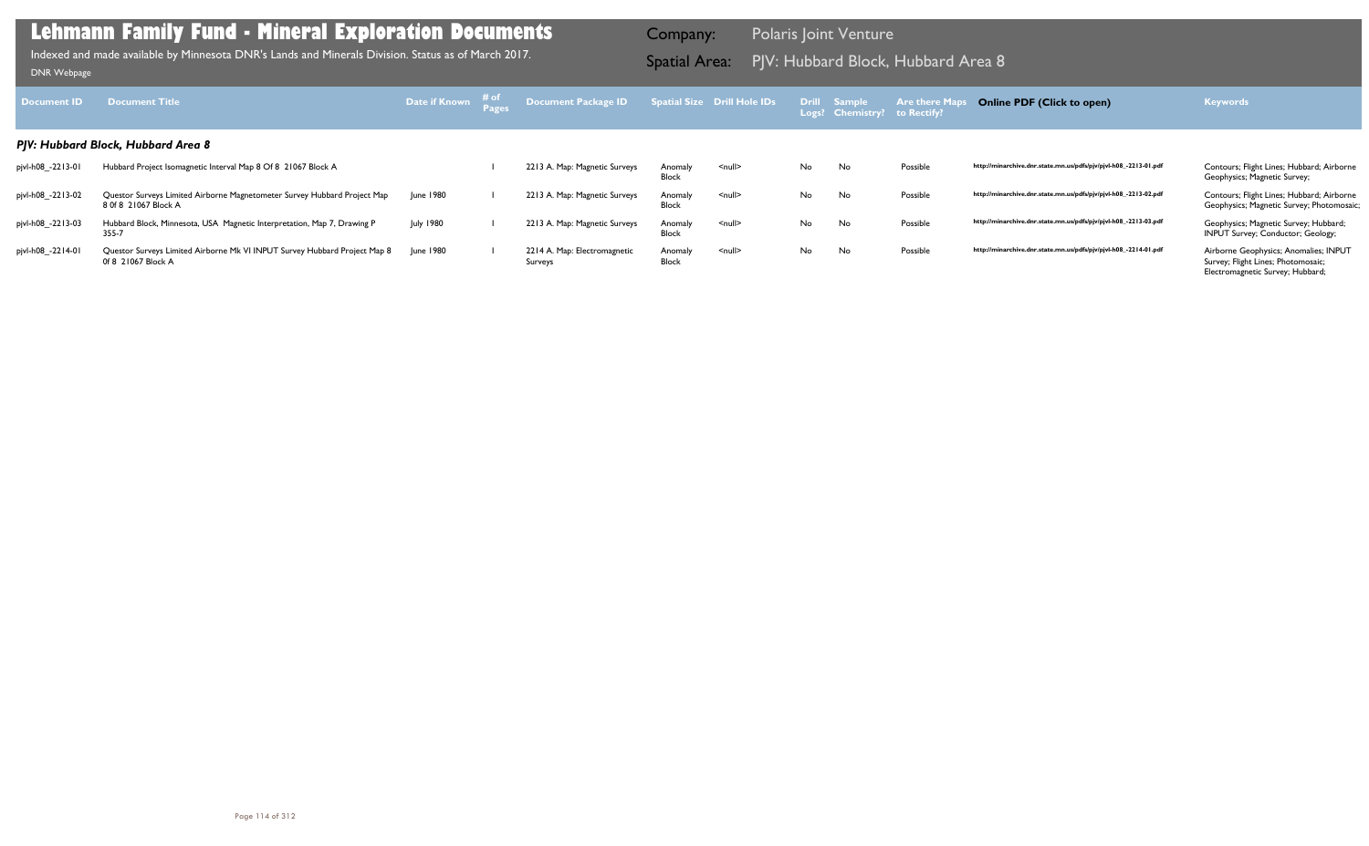# Lehmann Family Fund - Mineral Exploration Documents

Indexed and made available by Minnesota DNR's Lands and Minerals Division. Status as of March 2017.

DNR Webpage

Company: Polaris Joint Venture

Spatial Area: PJV: Hubbard Block, Hubbard Area 8

| Document ID | Document Title | Date if Known | # of Pages | Document Package ID | Spatial Size | Drill Hole IDs | Drill Logs? | Sample Chemistry? | Are there Maps to Rectify? | Online PDF (Click to open) | Keywords |
|---|---|---|---|---|---|---|---|---|---|---|---|

### PJV: Hubbard Block, Hubbard Area 8

| Document ID | Document Title | Date if Known | # of Pages | Document Package ID | Spatial Size | Drill Hole IDs | Drill Logs? | Sample Chemistry? | Are there Maps to Rectify? | Online PDF (Click to open) | Keywords |
|---|---|---|---|---|---|---|---|---|---|---|---|
| pjvl-h08_-2213-01 | Hubbard Project Isomagnetic Interval Map 8 Of 8 21067 Block A | | 1 | 2213 A. Map: Magnetic Surveys | Anomaly Block | <null> | No | No | Possible | http://minarchive.dnr.state.mn.us/pdfs/pjv/pjvl-h08_-2213-01.pdf | Contours; Flight Lines; Hubbard; Airborne Geophysics; Magnetic Survey; |
| pjvl-h08_-2213-02 | Questor Surveys Limited Airborne Magnetometer Survey Hubbard Project Map 8 0f 8 21067 Block A | June 1980 | 1 | 2213 A. Map: Magnetic Surveys | Anomaly Block | <null> | No | No | Possible | http://minarchive.dnr.state.mn.us/pdfs/pjv/pjvl-h08_-2213-02.pdf | Contours; Flight Lines; Hubbard; Airborne Geophysics; Magnetic Survey; Photomosaic; |
| pjvl-h08_-2213-03 | Hubbard Block, Minnesota, USA Magnetic Interpretation, Map 7, Drawing P 355-7 | July 1980 | 1 | 2213 A. Map: Magnetic Surveys | Anomaly Block | <null> | No | No | Possible | http://minarchive.dnr.state.mn.us/pdfs/pjv/pjvl-h08_-2213-03.pdf | Geophysics; Magnetic Survey; Hubbard; INPUT Survey; Conductor; Geology; |
| pjvl-h08_-2214-01 | Questor Surveys Limited Airborne Mk VI INPUT Survey Hubbard Project Map 8 0f 8 21067 Block A | June 1980 | 1 | 2214 A. Map: Electromagnetic Surveys | Anomaly Block | <null> | No | No | Possible | http://minarchive.dnr.state.mn.us/pdfs/pjv/pjvl-h08_-2214-01.pdf | Airborne Geophysics; Anomalies; INPUT Survey; Flight Lines; Photomosaic; Electromagnetic Survey; Hubbard; |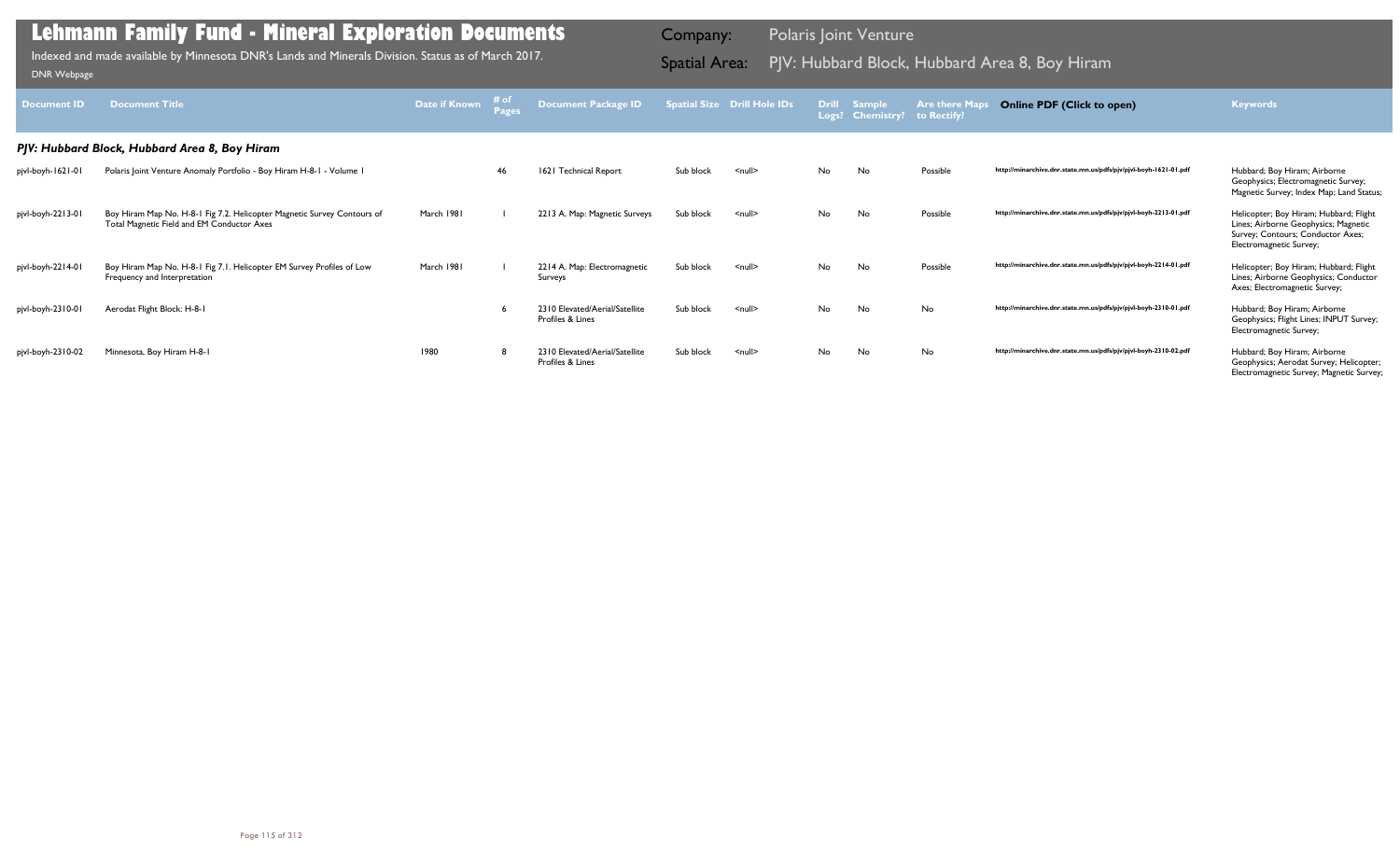# Lehmann Family Fund - Mineral Exploration Documents

Indexed and made available by Minnesota DNR's Lands and Minerals Division. Status as of March 2017.

DNR Webpage

Company: Polaris Joint Venture

Spatial Area: PJV: Hubbard Block, Hubbard Area 8, Boy Hiram

| Document ID | Document Title | Date if Known | # of Pages | Document Package ID | Spatial Size | Drill Hole IDs | Drill Logs? | Sample Chemistry? | Are there Maps to Rectify? | Online PDF (Click to open) | Keywords |
|---|---|---|---|---|---|---|---|---|---|---|---|
| ***PJV: Hubbard Block, Hubbard Area 8, Boy Hiram*** | | | | | | | | | | | |
| pjvl-boyh-1621-01 | Polaris Joint Venture Anomaly Portfolio - Boy Hiram H-8-1 - Volume 1 | | 46 | 1621 Technical Report | Sub block | <null> | No | No | Possible | http://minarchive.dnr.state.mn.us/pdfs/pjv/pjvl-boyh-1621-01.pdf | Hubbard; Boy Hiram; Airborne Geophysics; Electromagnetic Survey; Magnetic Survey; Index Map; Land Status; |
| pjvl-boyh-2213-01 | Boy Hiram Map No. H-8-1 Fig 7.2. Helicopter Magnetic Survey Contours of Total Magnetic Field and EM Conductor Axes | March 1981 | 1 | 2213 A. Map: Magnetic Surveys | Sub block | <null> | No | No | Possible | http://minarchive.dnr.state.mn.us/pdfs/pjv/pjvl-boyh-2213-01.pdf | Helicopter; Boy Hiram; Hubbard; Flight Lines; Airborne Geophysics; Magnetic Survey; Contours; Conductor Axes; Electromagnetic Survey; |
| pjvl-boyh-2214-01 | Boy Hiram Map No. H-8-1 Fig 7.1. Helicopter EM Survey Profiles of Low Frequency and Interpretation | March 1981 | 1 | 2214 A. Map: Electromagnetic Surveys | Sub block | <null> | No | No | Possible | http://minarchive.dnr.state.mn.us/pdfs/pjv/pjvl-boyh-2214-01.pdf | Helicopter; Boy Hiram; Hubbard; Flight Lines; Airborne Geophysics; Conductor Axes; Electromagnetic Survey; |
| pjvl-boyh-2310-01 | Aerodat Flight Block: H-8-1 | | 6 | 2310 Elevated/Aerial/Satellite Profiles & Lines | Sub block | <null> | No | No | No | http://minarchive.dnr.state.mn.us/pdfs/pjv/pjvl-boyh-2310-01.pdf | Hubbard; Boy Hiram; Airborne Geophysics; Flight Lines; INPUT Survey; Electromagnetic Survey; |
| pjvl-boyh-2310-02 | Minnesota, Boy Hiram H-8-1 | 1980 | 8 | 2310 Elevated/Aerial/Satellite Profiles & Lines | Sub block | <null> | No | No | No | http://minarchive.dnr.state.mn.us/pdfs/pjv/pjvl-boyh-2310-02.pdf | Hubbard; Boy Hiram; Airborne Geophysics; Aerodat Survey; Helicopter; Electromagnetic Survey; Magnetic Survey; |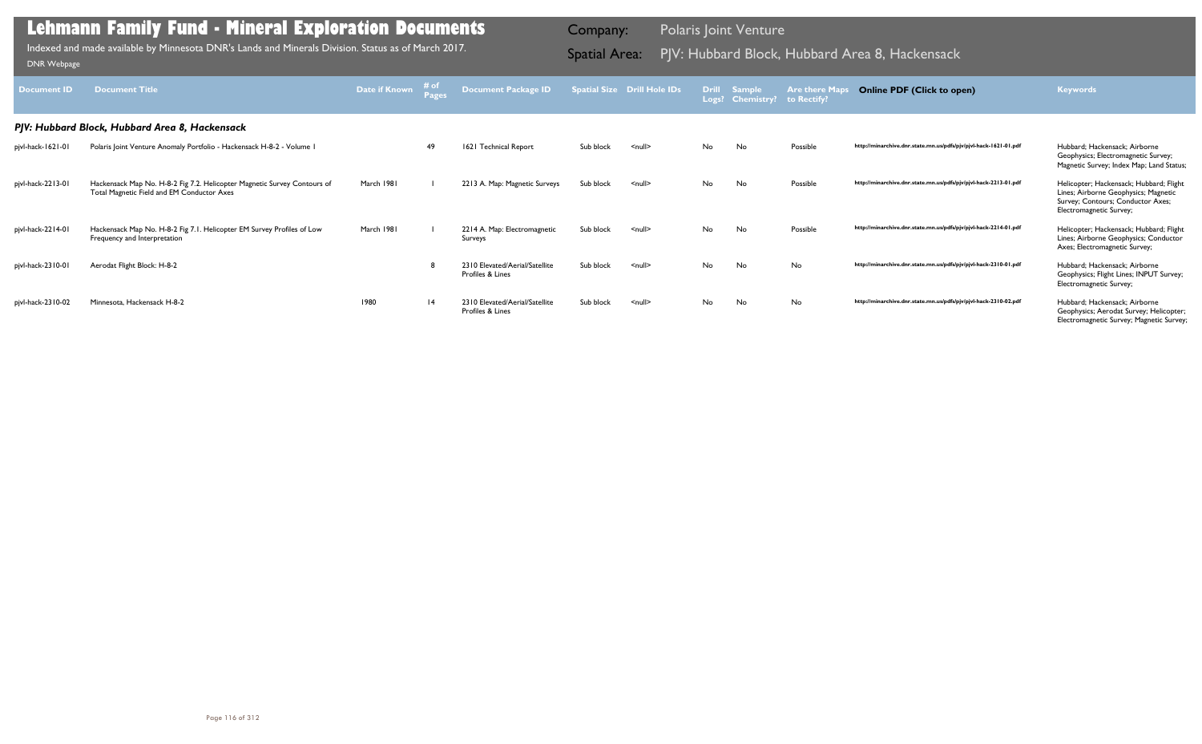# Lehmann Family Fund - Mineral Exploration Documents

Indexed and made available by Minnesota DNR's Lands and Minerals Division. Status as of March 2017.

DNR Webpage

Company: Polaris Joint Venture

Spatial Area: PJV: Hubbard Block, Hubbard Area 8, Hackensack

| Document ID | Document Title | Date if Known | # of Pages | Document Package ID | Spatial Size | Drill Hole IDs | Drill Logs? | Sample Chemistry? | Are there Maps to Rectify? | Online PDF (Click to open) | Keywords |
|---|---|---|---|---|---|---|---|---|---|---|---|
| ***PJV: Hubbard Block, Hubbard Area 8, Hackensack*** | | | | | | | | | | | |
| pjvl-hack-1621-01 | Polaris Joint Venture Anomaly Portfolio - Hackensack H-8-2 - Volume 1 | | 49 | 1621 Technical Report | Sub block | <null> | No | No | Possible | http://minarchive.dnr.state.mn.us/pdfs/pjv/pjvl-hack-1621-01.pdf | Hubbard; Hackensack; Airborne Geophysics; Electromagnetic Survey; Magnetic Survey; Index Map; Land Status; |
| pjvl-hack-2213-01 | Hackensack Map No. H-8-2 Fig 7.2. Helicopter Magnetic Survey Contours of Total Magnetic Field and EM Conductor Axes | March 1981 | 1 | 2213 A. Map: Magnetic Surveys | Sub block | <null> | No | No | Possible | http://minarchive.dnr.state.mn.us/pdfs/pjv/pjvl-hack-2213-01.pdf | Helicopter; Hackensack; Hubbard; Flight Lines; Airborne Geophysics; Magnetic Survey; Contours; Conductor Axes; Electromagnetic Survey; |
| pjvl-hack-2214-01 | Hackensack Map No. H-8-2 Fig 7.1. Helicopter EM Survey Profiles of Low Frequency and Interpretation | March 1981 | 1 | 2214 A. Map: Electromagnetic Surveys | Sub block | <null> | No | No | Possible | http://minarchive.dnr.state.mn.us/pdfs/pjv/pjvl-hack-2214-01.pdf | Helicopter; Hackensack; Hubbard; Flight Lines; Airborne Geophysics; Conductor Axes; Electromagnetic Survey; |
| pjvl-hack-2310-01 | Aerodat Flight Block: H-8-2 | | 8 | 2310 Elevated/Aerial/Satellite Profiles & Lines | Sub block | <null> | No | No | No | http://minarchive.dnr.state.mn.us/pdfs/pjv/pjvl-hack-2310-01.pdf | Hubbard; Hackensack; Airborne Geophysics; Flight Lines; INPUT Survey; Electromagnetic Survey; |
| pjvl-hack-2310-02 | Minnesota, Hackensack H-8-2 | 1980 | 14 | 2310 Elevated/Aerial/Satellite Profiles & Lines | Sub block | <null> | No | No | No | http://minarchive.dnr.state.mn.us/pdfs/pjv/pjvl-hack-2310-02.pdf | Hubbard; Hackensack; Airborne Geophysics; Aerodat Survey; Helicopter; Electromagnetic Survey; Magnetic Survey; |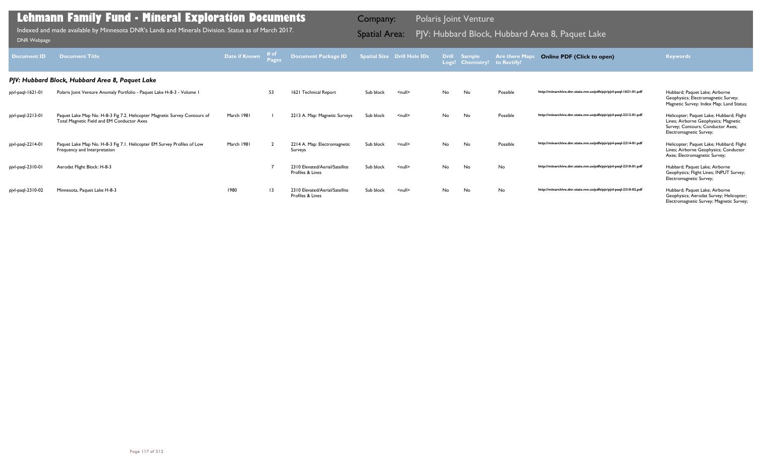# Lehmann Family Fund - Mineral Exploration Documents

Indexed and made available by Minnesota DNR's Lands and Minerals Division. Status as of March 2017.

DNR Webpage

Company: Polaris Joint Venture

Spatial Area: PJV: Hubbard Block, Hubbard Area 8, Paquet Lake

| Document ID | Document Title | Date if Known | # of Pages | Document Package ID | Spatial Size | Drill Hole IDs | Drill Logs? | Sample Chemistry? | Are there Maps to Rectify? | Online PDF (Click to open) | Keywords |
|---|---|---|---|---|---|---|---|---|---|---|---|
| ***PJV: Hubbard Block, Hubbard Area 8, Paquet Lake*** | | | | | | | | | | | |
| pjvl-paql-1621-01 | Polaris Joint Venture Anomaly Portfolio - Paquet Lake H-8-3 - Volume 1 | | 53 | 1621 Technical Report | Sub block | <null> | No | No | Possible | http://minarchive.dnr.state.mn.us/pdfs/pjv/pjvl-paql-1621-01.pdf | Hubbard; Paquet Lake; Airborne Geophysics; Electromagnetic Survey; Magnetic Survey; Index Map; Land Status; |
| pjvl-paql-2213-01 | Paquet Lake Map No. H-8-3 Fig 7.2. Helicopter Magnetic Survey Contours of Total Magnetic Field and EM Conductor Axes | March 1981 | 1 | 2213 A. Map: Magnetic Surveys | Sub block | <null> | No | No | Possible | http://minarchive.dnr.state.mn.us/pdfs/pjv/pjvl-paql-2213-01.pdf | Helicopter; Paquet Lake; Hubbard; Flight Lines; Airborne Geophysics; Magnetic Survey; Contours; Conductor Axes; Electromagnetic Survey; |
| pjvl-paql-2214-01 | Paquet Lake Map No. H-8-3 Fig 7.1. Helicopter EM Survey Profiles of Low Frequency and Interpretation | March 1981 | 2 | 2214 A. Map: Electromagnetic Surveys | Sub block | <null> | No | No | Possible | http://minarchive.dnr.state.mn.us/pdfs/pjv/pjvl-paql-2214-01.pdf | Helicopter; Paquet Lake; Hubbard; Flight Lines; Airborne Geophysics; Conductor Axes; Electromagnetic Survey; |
| pjvl-paql-2310-01 | Aerodat Flight Block: H-8-3 | | 7 | 2310 Elevated/Aerial/Satellite Profiles & Lines | Sub block | <null> | No | No | No | http://minarchive.dnr.state.mn.us/pdfs/pjv/pjvl-paql-2310-01.pdf | Hubbard; Paquet Lake; Airborne Geophysics; Flight Lines; INPUT Survey; Electromagnetic Survey; |
| pjvl-paql-2310-02 | Minnesota, Paquet Lake H-8-3 | 1980 | 13 | 2310 Elevated/Aerial/Satellite Profiles & Lines | Sub block | <null> | No | No | No | http://minarchive.dnr.state.mn.us/pdfs/pjv/pjvl-paql-2310-02.pdf | Hubbard; Paquet Lake; Airborne Geophysics; Aerodat Survey; Helicopter; Electromagnetic Survey; Magnetic Survey; |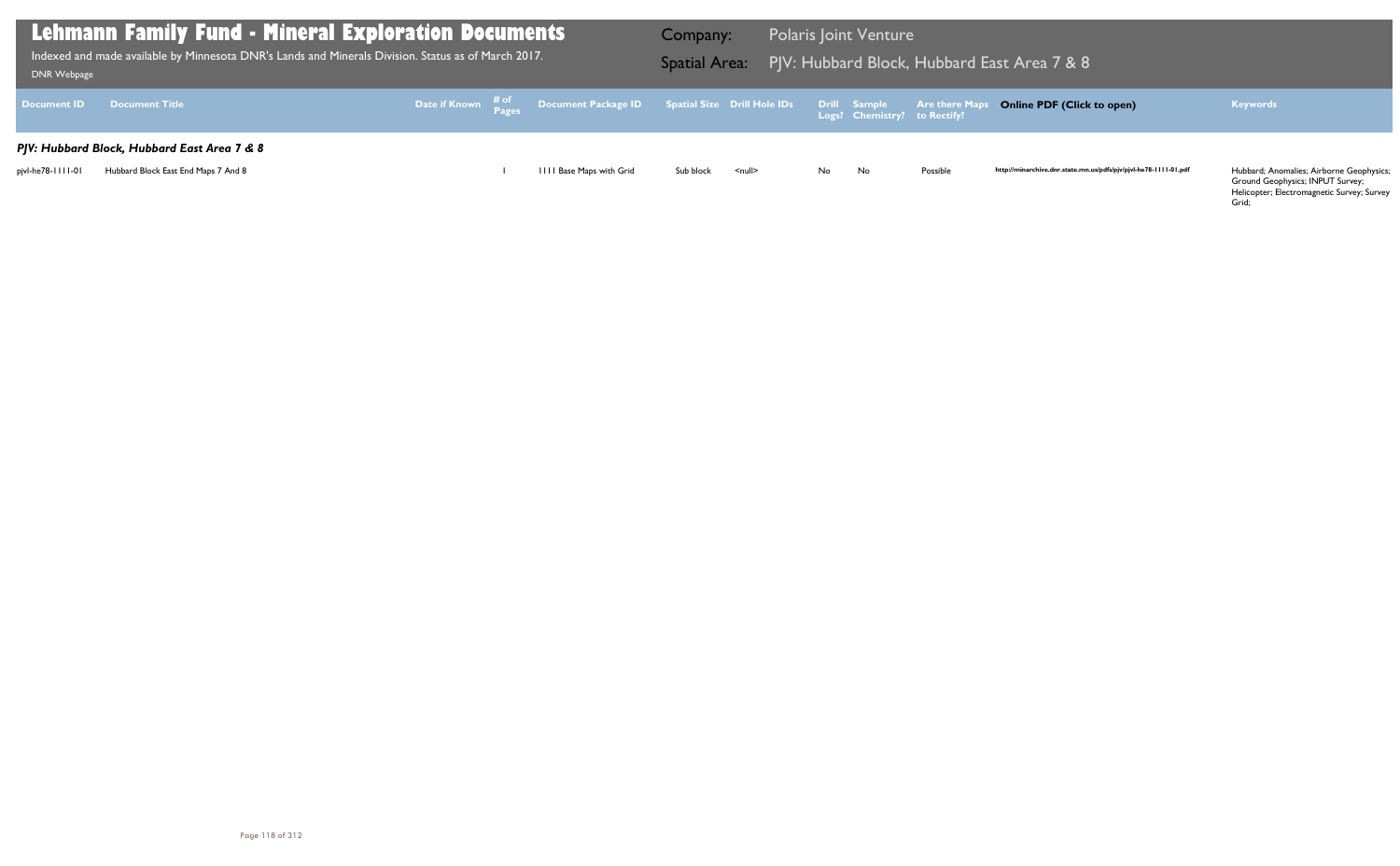# Lehmann Family Fund - Mineral Exploration Documents

Indexed and made available by Minnesota DNR's Lands and Minerals Division. Status as of March 2017.

DNR Webpage

**Company:** Polaris Joint Venture

**Spatial Area:** PJV: Hubbard Block, Hubbard East Area 7 & 8

| Document ID | Document Title | Date if Known | # of Pages | Document Package ID | Spatial Size | Drill Hole IDs | Drill Logs? | Sample Chemistry? | Are there Maps to Rectify? | Online PDF (Click to open) | Keywords |
|---|---|---|---|---|---|---|---|---|---|---|---|
| ***PJV: Hubbard Block, Hubbard East Area 7 & 8*** | | | | | | | | | | | |
| pjvl-he78-1111-01 | Hubbard Block East End Maps 7 And 8 | | 1 | 1111 Base Maps with Grid | Sub block | <null> | No | No | Possible | http://minarchive.dnr.state.mn.us/pdfs/pjv/pjvl-he78-1111-01.pdf | Hubbard; Anomalies; Airborne Geophysics; Ground Geophysics; INPUT Survey; Helicopter; Electromagnetic Survey; Survey Grid; |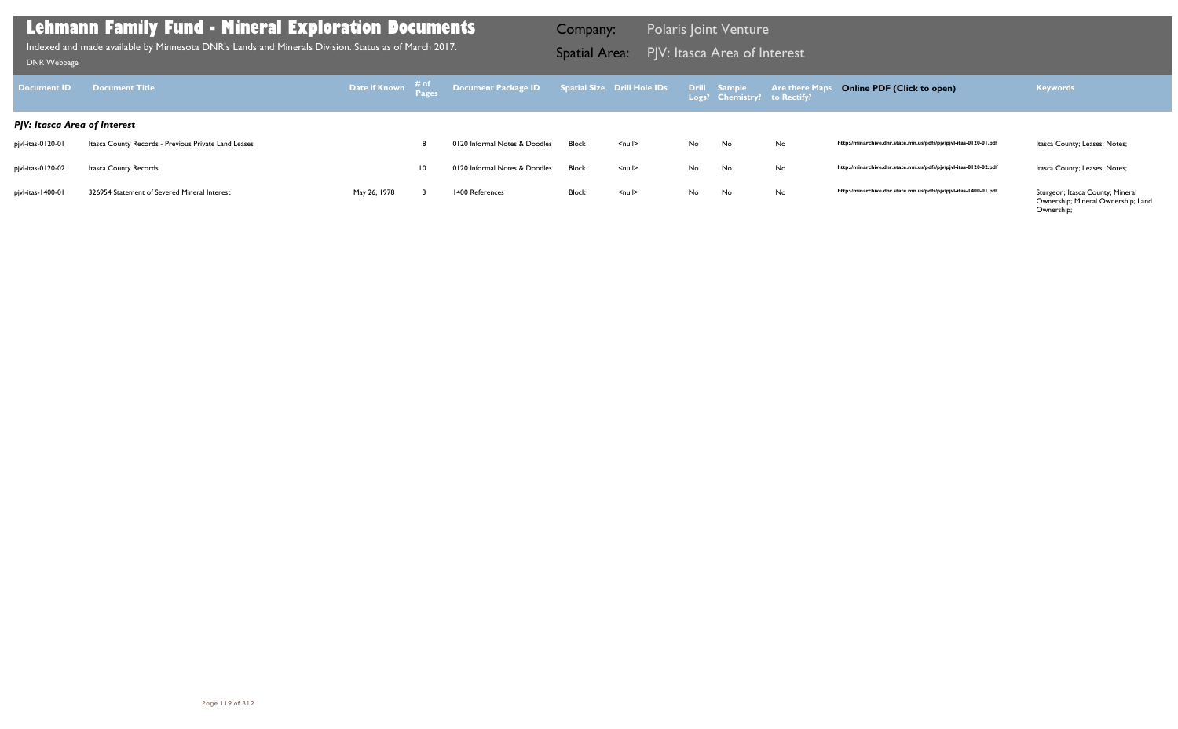# Lehmann Family Fund - Mineral Exploration Documents

Indexed and made available by Minnesota DNR's Lands and Minerals Division. Status as of March 2017.

DNR Webpage

Company: Polaris Joint Venture

Spatial Area: PJV: Itasca Area of Interest

| Document ID | Document Title | Date if Known | # of Pages | Document Package ID | Spatial Size | Drill Hole IDs | Drill Logs? | Sample Chemistry? | Are there Maps to Rectify? | Online PDF (Click to open) | Keywords |
|---|---|---|---|---|---|---|---|---|---|---|---|
| ***PJV: Itasca Area of Interest*** | | | | | | | | | | | |
| pjvl-itas-0120-01 | Itasca County Records - Previous Private Land Leases | | 8 | 0120 Informal Notes & Doodles | Block | <null> | No | No | No | http://minarchive.dnr.state.mn.us/pdfs/pjv/pjvl-itas-0120-01.pdf | Itasca County; Leases; Notes; |
| pjvl-itas-0120-02 | Itasca County Records | | 10 | 0120 Informal Notes & Doodles | Block | <null> | No | No | No | http://minarchive.dnr.state.mn.us/pdfs/pjv/pjvl-itas-0120-02.pdf | Itasca County; Leases; Notes; |
| pjvl-itas-1400-01 | 326954 Statement of Severed Mineral Interest | May 26, 1978 | 3 | 1400 References | Block | <null> | No | No | No | http://minarchive.dnr.state.mn.us/pdfs/pjv/pjvl-itas-1400-01.pdf | Sturgeon; Itasca County; Mineral Ownership; Mineral Ownership; Land Ownership; |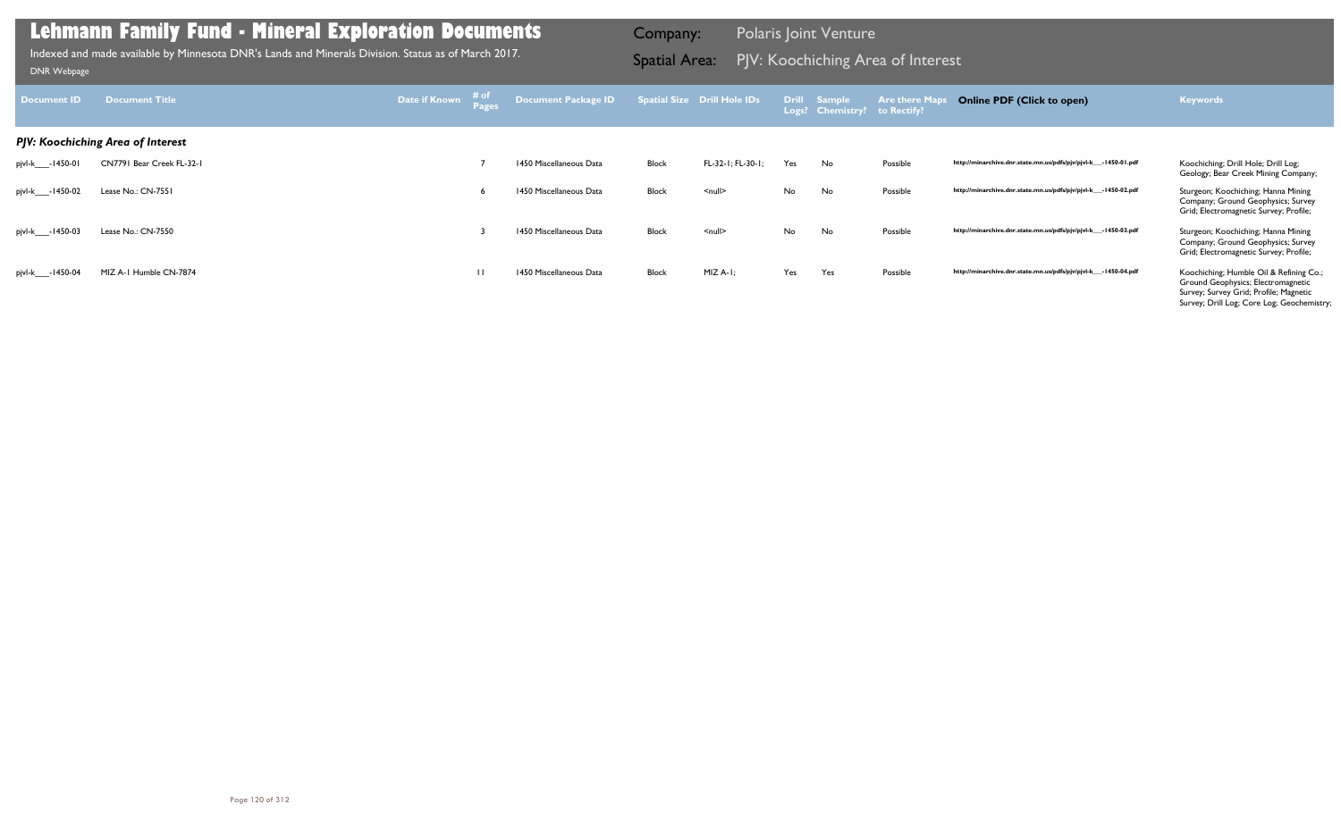# Lehmann Family Fund - Mineral Exploration Documents

Indexed and made available by Minnesota DNR's Lands and Minerals Division. Status as of March 2017.

DNR Webpage

Company: Polaris Joint Venture

Spatial Area: PJV: Koochiching Area of Interest

| Document ID | Document Title | Date if Known | # of Pages | Document Package ID | Spatial Size | Drill Hole IDs | Drill Logs? | Sample Chemistry? | Are there Maps to Rectify? | Online PDF (Click to open) | Keywords |
|---|---|---|---|---|---|---|---|---|---|---|---|
| ***PJV: Koochiching Area of Interest*** | | | | | | | | | | | |
| pjvl-k___-1450-01 | CN7791 Bear Creek FL-32-1 | | 7 | 1450 Miscellaneous Data | Block | FL-32-1; FL-30-1; | Yes | No | Possible | http://minarchive.dnr.state.mn.us/pdfs/pjv/pjvl-k___-1450-01.pdf | Koochiching; Drill Hole; Drill Log; Geology; Bear Creek Mining Company; |
| pjvl-k___-1450-02 | Lease No.: CN-7551 | | 6 | 1450 Miscellaneous Data | Block | <null> | No | No | Possible | http://minarchive.dnr.state.mn.us/pdfs/pjv/pjvl-k___-1450-02.pdf | Sturgeon; Koochiching; Hanna Mining Company; Ground Geophysics; Survey Grid; Electromagnetic Survey; Profile; |
| pjvl-k___-1450-03 | Lease No.: CN-7550 | | 3 | 1450 Miscellaneous Data | Block | <null> | No | No | Possible | http://minarchive.dnr.state.mn.us/pdfs/pjv/pjvl-k___-1450-03.pdf | Sturgeon; Koochiching; Hanna Mining Company; Ground Geophysics; Survey Grid; Electromagnetic Survey; Profile; |
| pjvl-k___-1450-04 | MIZ A-1 Humble CN-7874 | | 11 | 1450 Miscellaneous Data | Block | MIZ A-1; | Yes | Yes | Possible | http://minarchive.dnr.state.mn.us/pdfs/pjv/pjvl-k___-1450-04.pdf | Koochiching; Humble Oil & Refining Co.; Ground Geophysics; Electromagnetic Survey; Survey Grid; Profile; Magnetic Survey; Drill Log; Core Log; Geochemistry; |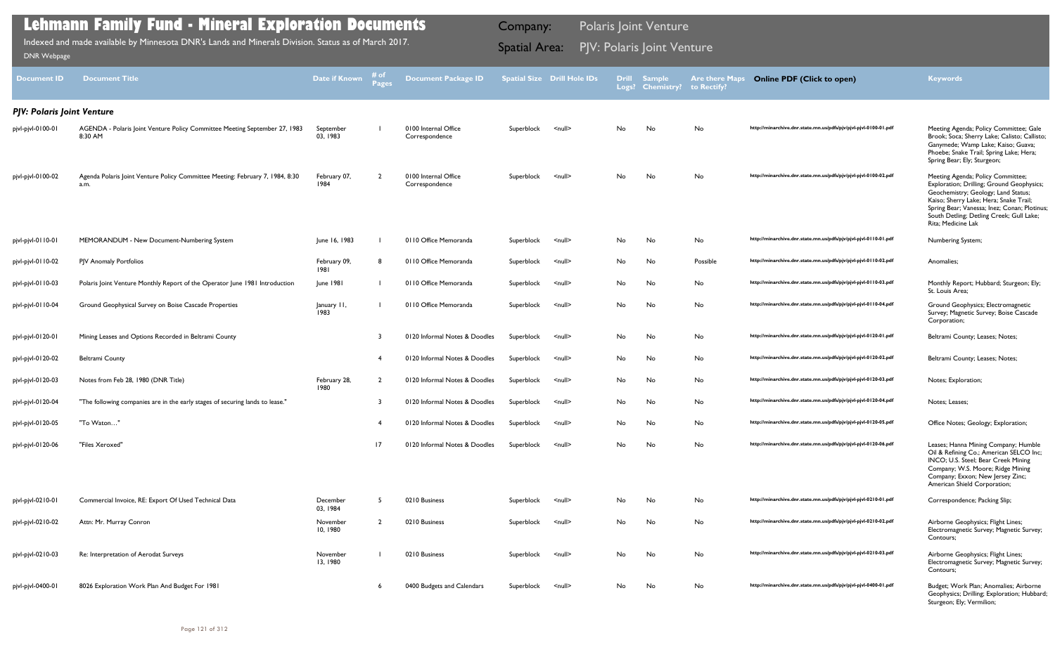# Lehmann Family Fund - Mineral Exploration Documents

Indexed and made available by Minnesota DNR's Lands and Minerals Division. Status as of March 2017.

DNR Webpage

Company: Polaris Joint Venture

Spatial Area: PJV: Polaris Joint Venture

| Document ID | Document Title | Date if Known | # of Pages | Document Package ID | Spatial Size | Drill Hole IDs | Drill Logs? | Sample Chemistry? | Are there Maps to Rectify? | Online PDF (Click to open) | Keywords |
|---|---|---|---|---|---|---|---|---|---|---|---|
| ***PJV: Polaris Joint Venture*** | | | | | | | | | | | |
| pjvl-pjvl-0100-01 | AGENDA - Polaris Joint Venture Policy Committee Meeting September 27, 1983 8:30 AM | September 03, 1983 | 1 | 0100 Internal Office Correspondence | Superblock | <null> | No | No | No | http://minarchive.dnr.state.mn.us/pdfs/pjv/pjvl-pjvl-0100-01.pdf | Meeting Agenda; Policy Committee; Gale Brook; Soca; Sherry Lake; Calisto; Callisto; Ganymede; Wamp Lake; Kaiso; Guava; Phoebe; Snake Trail; Spring Lake; Hera; Spring Bear; Ely; Sturgeon; |
| pjvl-pjvl-0100-02 | Agenda Polaris Joint Venture Policy Committee Meeting: February 7, 1984, 8:30 a.m. | February 07, 1984 | 2 | 0100 Internal Office Correspondence | Superblock | <null> | No | No | No | http://minarchive.dnr.state.mn.us/pdfs/pjv/pjvl-pjvl-0100-02.pdf | Meeting Agenda; Policy Committee; Exploration; Drilling; Ground Geophysics; Geochemistry; Geology; Land Status; Kaiso; Sherry Lake; Hera; Snake Trail; Spring Bear; Vanessa; Inez; Conan; Plotinus; South Detling; Detling Creek; Gull Lake; Rita; Medicine Lak |
| pjvl-pjvl-0110-01 | MEMORANDUM - New Document-Numbering System | June 16, 1983 | 1 | 0110 Office Memoranda | Superblock | <null> | No | No | No | http://minarchive.dnr.state.mn.us/pdfs/pjv/pjvl-pjvl-0110-01.pdf | Numbering System; |
| pjvl-pjvl-0110-02 | PJV Anomaly Portfolios | February 09, 1981 | 8 | 0110 Office Memoranda | Superblock | <null> | No | No | Possible | http://minarchive.dnr.state.mn.us/pdfs/pjv/pjvl-pjvl-0110-02.pdf | Anomalies; |
| pjvl-pjvl-0110-03 | Polaris Joint Venture Monthly Report of the Operator June 1981 Introduction | June 1981 | 1 | 0110 Office Memoranda | Superblock | <null> | No | No | No | http://minarchive.dnr.state.mn.us/pdfs/pjv/pjvl-pjvl-0110-03.pdf | Monthly Report; Hubbard; Sturgeon; Ely; St. Louis Area; |
| pjvl-pjvl-0110-04 | Ground Geophysical Survey on Boise Cascade Properties | January 11, 1983 | 1 | 0110 Office Memoranda | Superblock | <null> | No | No | No | http://minarchive.dnr.state.mn.us/pdfs/pjv/pjvl-pjvl-0110-04.pdf | Ground Geophysics; Electromagnetic Survey; Magnetic Survey; Boise Cascade Corporation; |
| pjvl-pjvl-0120-01 | Mining Leases and Options Recorded in Beltrami County | | 3 | 0120 Informal Notes & Doodles | Superblock | <null> | No | No | No | http://minarchive.dnr.state.mn.us/pdfs/pjv/pjvl-pjvl-0120-01.pdf | Beltrami County; Leases; Notes; |
| pjvl-pjvl-0120-02 | Beltrami County | | 4 | 0120 Informal Notes & Doodles | Superblock | <null> | No | No | No | http://minarchive.dnr.state.mn.us/pdfs/pjv/pjvl-pjvl-0120-02.pdf | Beltrami County; Leases; Notes; |
| pjvl-pjvl-0120-03 | Notes from Feb 28, 1980 (DNR Title) | February 28, 1980 | 2 | 0120 Informal Notes & Doodles | Superblock | <null> | No | No | No | http://minarchive.dnr.state.mn.us/pdfs/pjv/pjvl-pjvl-0120-03.pdf | Notes; Exploration; |
| pjvl-pjvl-0120-04 | "The following companies are in the early stages of securing lands to lease." | | 3 | 0120 Informal Notes & Doodles | Superblock | <null> | No | No | No | http://minarchive.dnr.state.mn.us/pdfs/pjv/pjvl-pjvl-0120-04.pdf | Notes; Leases; |
| pjvl-pjvl-0120-05 | "To Waton…" | | 4 | 0120 Informal Notes & Doodles | Superblock | <null> | No | No | No | http://minarchive.dnr.state.mn.us/pdfs/pjv/pjvl-pjvl-0120-05.pdf | Office Notes; Geology; Exploration; |
| pjvl-pjvl-0120-06 | "Files Xeroxed" | | 17 | 0120 Informal Notes & Doodles | Superblock | <null> | No | No | No | http://minarchive.dnr.state.mn.us/pdfs/pjv/pjvl-pjvl-0120-06.pdf | Leases; Hanna Mining Company; Humble Oil & Refining Co.; American SELCO Inc; INCO; U.S. Steel; Bear Creek Mining Company; W.S. Moore; Ridge Mining Company; Exxon; New Jersey Zinc; American Shield Corporation; |
| pjvl-pjvl-0210-01 | Commercial Invoice, RE: Export Of Used Technical Data | December 03, 1984 | 5 | 0210 Business | Superblock | <null> | No | No | No | http://minarchive.dnr.state.mn.us/pdfs/pjv/pjvl-pjvl-0210-01.pdf | Correspondence; Packing Slip; |
| pjvl-pjvl-0210-02 | Attn: Mr. Murray Conron | November 10, 1980 | 2 | 0210 Business | Superblock | <null> | No | No | No | http://minarchive.dnr.state.mn.us/pdfs/pjv/pjvl-pjvl-0210-02.pdf | Airborne Geophysics; Flight Lines; Electromagnetic Survey; Magnetic Survey; Contours; |
| pjvl-pjvl-0210-03 | Re: Interpretation of Aerodat Surveys | November 13, 1980 | 1 | 0210 Business | Superblock | <null> | No | No | No | http://minarchive.dnr.state.mn.us/pdfs/pjv/pjvl-pjvl-0210-03.pdf | Airborne Geophysics; Flight Lines; Electromagnetic Survey; Magnetic Survey; Contours; |
| pjvl-pjvl-0400-01 | 8026 Exploration Work Plan And Budget For 1981 | | 6 | 0400 Budgets and Calendars | Superblock | <null> | No | No | No | http://minarchive.dnr.state.mn.us/pdfs/pjv/pjvl-pjvl-0400-01.pdf | Budget; Work Plan; Anomalies; Airborne Geophysics; Drilling; Exploration; Hubbard; Sturgeon; Ely; Vermilion; |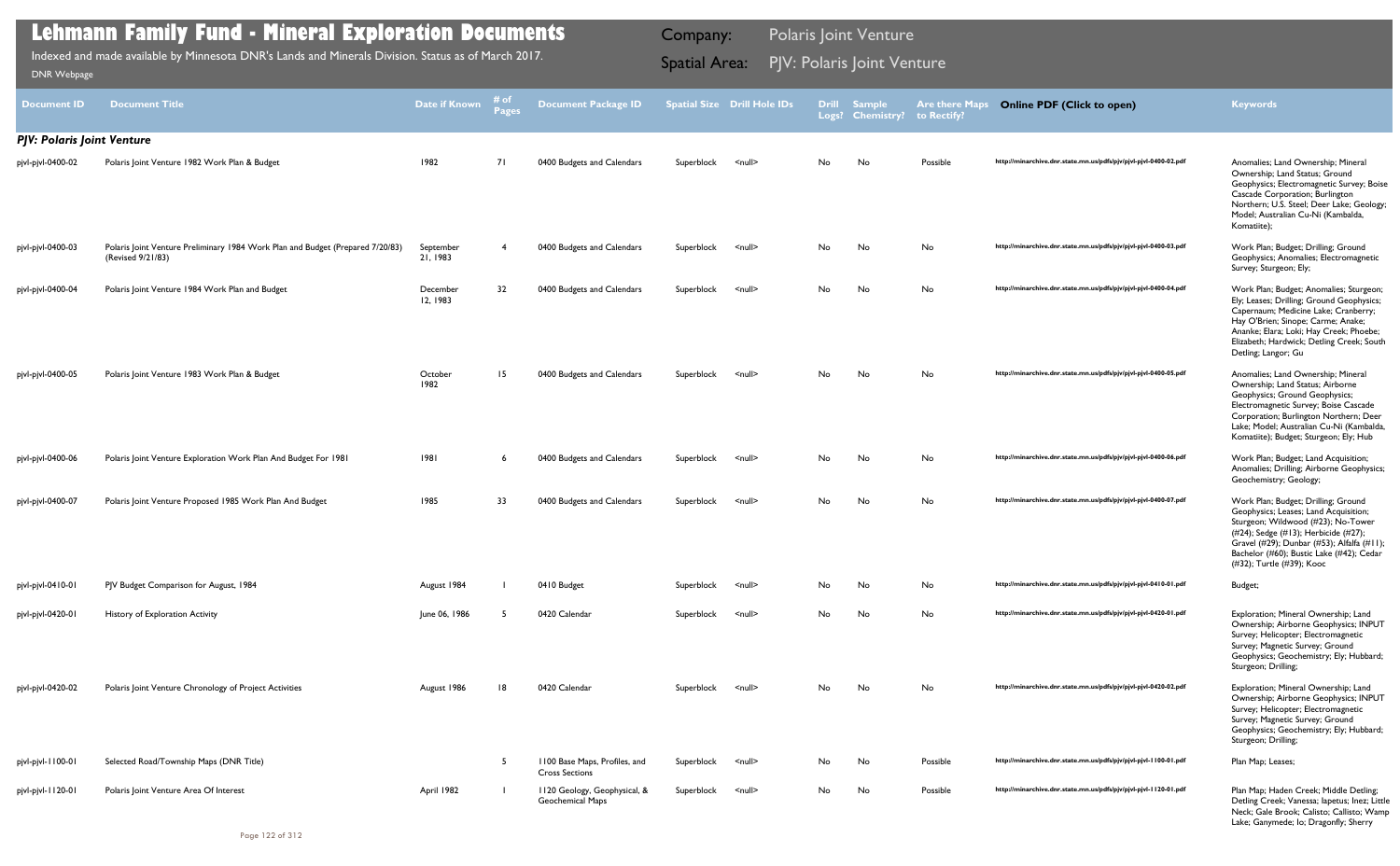# Lehmann Family Fund - Mineral Exploration Documents

Indexed and made available by Minnesota DNR's Lands and Minerals Division. Status as of March 2017.

DNR Webpage

Company: Polaris Joint Venture

Spatial Area: PJV: Polaris Joint Venture

| Document ID | Document Title | Date if Known | # of Pages | Document Package ID | Spatial Size | Drill Hole IDs | Drill Logs? | Sample Chemistry? | Are there Maps to Rectify? | Online PDF (Click to open) | Keywords |
|---|---|---|---|---|---|---|---|---|---|---|---|
| ***PJV: Polaris Joint Venture*** | | | | | | | | | | | |
| pjvl-pjvl-0400-02 | Polaris Joint Venture 1982 Work Plan & Budget | 1982 | 71 | 0400 Budgets and Calendars | Superblock | <null> | No | No | Possible | http://minarchive.dnr.state.mn.us/pdfs/pjv/pjvl-pjvl-0400-02.pdf | Anomalies; Land Ownership; Mineral Ownership; Land Status; Ground Geophysics; Electromagnetic Survey; Boise Cascade Corporation; Burlington Northern; U.S. Steel; Deer Lake; Geology; Model; Australian Cu-Ni (Kambalda, Komatite); |
| pjvl-pjvl-0400-03 | Polaris Joint Venture Preliminary 1984 Work Plan and Budget (Prepared 7/20/83) (Revised 9/21/83) | September 21, 1983 | 4 | 0400 Budgets and Calendars | Superblock | <null> | No | No | No | http://minarchive.dnr.state.mn.us/pdfs/pjv/pjvl-pjvl-0400-03.pdf | Work Plan; Budget; Drilling; Ground Geophysics; Anomalies; Electromagnetic Survey; Sturgeon; Ely; |
| pjvl-pjvl-0400-04 | Polaris Joint Venture 1984 Work Plan and Budget | December 12, 1983 | 32 | 0400 Budgets and Calendars | Superblock | <null> | No | No | No | http://minarchive.dnr.state.mn.us/pdfs/pjv/pjvl-pjvl-0400-04.pdf | Work Plan; Budget; Anomalies; Sturgeon; Ely; Leases; Drilling; Ground Geophysics; Capernaum; Medicine Lake; Cranberry; Hay O'Brien; Sinope; Carme; Anake; Ananke; Elara; Loki; Hay Creek; Phoebe; Elizabeth; Hardwick; Detling Creek; South Detling; Langor; Gu |
| pjvl-pjvl-0400-05 | Polaris Joint Venture 1983 Work Plan & Budget | October 1982 | 15 | 0400 Budgets and Calendars | Superblock | <null> | No | No | No | http://minarchive.dnr.state.mn.us/pdfs/pjv/pjvl-pjvl-0400-05.pdf | Anomalies; Land Ownership; Mineral Ownership; Land Status; Airborne Geophysics; Ground Geophysics; Electromagnetic Survey; Boise Cascade Corporation; Burlington Northern; Deer Lake; Model; Australian Cu-Ni (Kambalda, Komatite); Budget; Sturgeon; Ely; Hub |
| pjvl-pjvl-0400-06 | Polaris Joint Venture Exploration Work Plan And Budget For 1981 | 1981 | 6 | 0400 Budgets and Calendars | Superblock | <null> | No | No | No | http://minarchive.dnr.state.mn.us/pdfs/pjv/pjvl-pjvl-0400-06.pdf | Work Plan; Budget; Land Acquisition; Anomalies; Drilling; Airborne Geophysics; Geochemistry; Geology; |
| pjvl-pjvl-0400-07 | Polaris Joint Venture Proposed 1985 Work Plan And Budget | 1985 | 33 | 0400 Budgets and Calendars | Superblock | <null> | No | No | No | http://minarchive.dnr.state.mn.us/pdfs/pjv/pjvl-pjvl-0400-07.pdf | Work Plan; Budget; Drilling; Ground Geophysics; Leases; Land Acquisition; Sturgeon; Wildwood (#23); No-Tower (#24); Sedge (#13); Herbicide (#27); Gravel (#29); Dunbar (#53); Alfalfa (#11); Bachelor (#60); Bustic Lake (#42); Cedar (#32); Turtle (#39); Kooc |
| pjvl-pjvl-0410-01 | PJV Budget Comparison for August, 1984 | August 1984 | 1 | 0410 Budget | Superblock | <null> | No | No | No | http://minarchive.dnr.state.mn.us/pdfs/pjv/pjvl-pjvl-0410-01.pdf | Budget; |
| pjvl-pjvl-0420-01 | History of Exploration Activity | June 06, 1986 | 5 | 0420 Calendar | Superblock | <null> | No | No | No | http://minarchive.dnr.state.mn.us/pdfs/pjv/pjvl-pjvl-0420-01.pdf | Exploration; Mineral Ownership; Land Ownership; Airborne Geophysics; INPUT Survey; Helicopter; Electromagnetic Survey; Magnetic Survey; Ground Geophysics; Geochemistry; Ely; Hubbard; Sturgeon; Drilling; |
| pjvl-pjvl-0420-02 | Polaris Joint Venture Chronology of Project Activities | August 1986 | 18 | 0420 Calendar | Superblock | <null> | No | No | No | http://minarchive.dnr.state.mn.us/pdfs/pjv/pjvl-pjvl-0420-02.pdf | Exploration; Mineral Ownership; Land Ownership; Airborne Geophysics; INPUT Survey; Helicopter; Electromagnetic Survey; Magnetic Survey; Ground Geophysics; Geochemistry; Ely; Hubbard; Sturgeon; Drilling; |
| pjvl-pjvl-1100-01 | Selected Road/Township Maps (DNR Title) | | 5 | 1100 Base Maps, Profiles, and Cross Sections | Superblock | <null> | No | No | Possible | http://minarchive.dnr.state.mn.us/pdfs/pjv/pjvl-pjvl-1100-01.pdf | Plan Map; Leases; |
| pjvl-pjvl-1120-01 | Polaris Joint Venture Area Of Interest | April 1982 | 1 | 1120 Geology, Geophysical, & Geochemical Maps | Superblock | <null> | No | No | Possible | http://minarchive.dnr.state.mn.us/pdfs/pjv/pjvl-pjvl-1120-01.pdf | Plan Map; Haden Creek; Middle Detling; Detling Creek; Vanessa; Iapetus; Inez; Little Neck; Gale Brook; Calisto; Callisto; Wamp Lake; Ganymede; Io; Dragonfly; Sherry |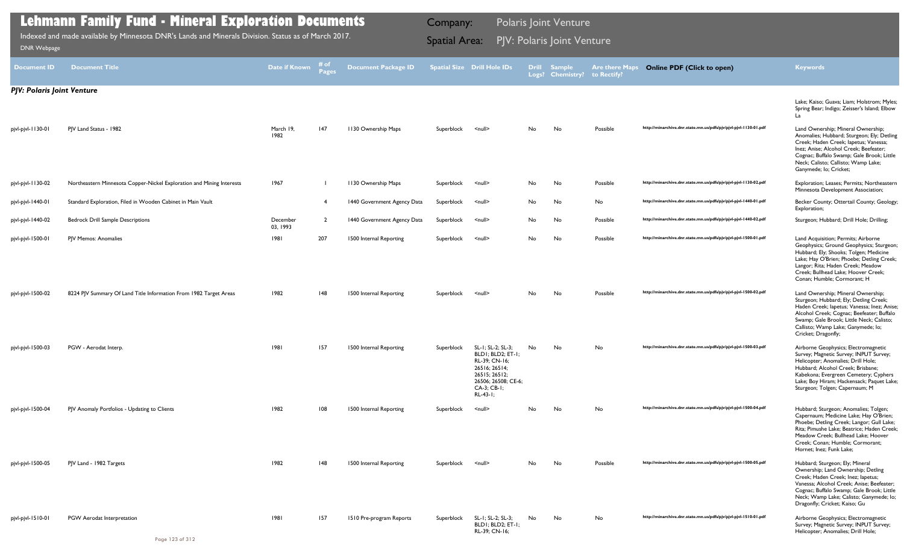# Lehmann Family Fund - Mineral Exploration Documents

Indexed and made available by Minnesota DNR's Lands and Minerals Division. Status as of March 2017.

DNR Webpage

Company: Polaris Joint Venture

Spatial Area: PJV: Polaris Joint Venture

| Document ID | Document Title | Date if Known | # of Pages | Document Package ID | Spatial Size | Drill Hole IDs | Drill Logs? | Sample Chemistry? | Are there Maps to Rectify? | Online PDF (Click to open) | Keywords |
|---|---|---|---|---|---|---|---|---|---|---|---|
| ***PJV: Polaris Joint Venture*** | | | | | | | | | | | |
| | | | | | | | | | | | Lake; Kaiso; Guava; Liam; Holstrom; Myles; Spring Bear; Indigo; Zeisser's Island; Elbow La |
| pjvl-pjvl-1130-01 | PJV Land Status - 1982 | March 19, 1982 | 147 | 1130 Ownership Maps | Superblock | <null> | No | No | Possible | http://minarchive.dnr.state.mn.us/pdfs/pjv/pjvl-pjvl-1130-01.pdf | Land Ownership; Mineral Ownership; Anomalies; Hubbard; Sturgeon; Ely; Detling Creek; Haden Creek; Iapetus; Vanessa; Inez; Anise; Alcohol Creek; Beefeater; Cognac; Buffalo Swamp; Gale Brook; Little Neck; Calisto; Callisto; Wamp Lake; Ganymede; Io; Cricket; |
| pjvl-pjvl-1130-02 | Northeastern Minnesota Copper-Nickel Exploration and Mining Interests | 1967 | 1 | 1130 Ownership Maps | Superblock | <null> | No | No | Possible | http://minarchive.dnr.state.mn.us/pdfs/pjv/pjvl-pjvl-1130-02.pdf | Exploration; Leases; Permits; Northeastern Minnesota Development Association; |
| pjvl-pjvl-1440-01 | Standard Exploration, Filed in Wooden Cabinet in Main Vault | | 4 | 1440 Government Agency Data | Superblock | <null> | No | No | No | http://minarchive.dnr.state.mn.us/pdfs/pjv/pjvl-pjvl-1440-01.pdf | Becker County; Ottertail County; Geology; Exploration; |
| pjvl-pjvl-1440-02 | Bedrock Drill Sample Descriptions | December 03, 1993 | 2 | 1440 Government Agency Data | Superblock | <null> | No | No | Possible | http://minarchive.dnr.state.mn.us/pdfs/pjv/pjvl-pjvl-1440-02.pdf | Sturgeon; Hubbard; Drill Hole; Drilling; |
| pjvl-pjvl-1500-01 | PJV Memos: Anomalies | 1981 | 207 | 1500 Internal Reporting | Superblock | <null> | No | No | Possible | http://minarchive.dnr.state.mn.us/pdfs/pjv/pjvl-pjvl-1500-01.pdf | Land Acquisition; Permits; Airborne Geophysics; Ground Geophysics; Sturgeon; Hubbard; Ely; Shooks; Tolgen; Medicine Lake; Hay O'Brien; Phoebe; Detling Creek; Langor; Rita; Haden Creek; Meadow Creek; Bullhead Lake; Hoover Creek; Conan; Humble; Cormorant; H |
| pjvl-pjvl-1500-02 | 8224 PJV Summary Of Land Title Information From 1982 Target Areas | 1982 | 148 | 1500 Internal Reporting | Superblock | <null> | No | No | Possible | http://minarchive.dnr.state.mn.us/pdfs/pjv/pjvl-pjvl-1500-02.pdf | Land Ownership; Mineral Ownership; Sturgeon; Hubbard; Ely; Detling Creek; Haden Creek; Iapetus; Vanessa; Inez; Anise; Alcohol Creek; Cognac; Beefeater; Buffalo Swamp; Gale Brook; Little Neck; Calisto; Callisto; Wamp Lake; Ganymede; Io; Cricket; Dragonfly; |
| pjvl-pjvl-1500-03 | PGW - Aerodat Interp. | 1981 | 157 | 1500 Internal Reporting | Superblock | SL-1; SL-2; SL-3; BLD1; BLD2; ET-1; RL-39; CN-16; 26516; 26514; 26515; 26512; 26506; 26508; CE-6; CA-3; CB-1; RL-43-1; | No | No | No | http://minarchive.dnr.state.mn.us/pdfs/pjv/pjvl-pjvl-1500-03.pdf | Airborne Geophysics; Electromagnetic Survey; Magnetic Survey; INPUT Survey; Helicopter; Anomalies; Drill Hole; Hubbard; Alcohol Creek; Brisbane; Kabekona; Evergreen Cemetery; Cyphers Lake; Boy Hiram; Hackensack; Paquet Lake; Sturgeon; Tolgen; Capernaum; M |
| pjvl-pjvl-1500-04 | PJV Anomaly Portfolios - Updating to Clients | 1982 | 108 | 1500 Internal Reporting | Superblock | <null> | No | No | No | http://minarchive.dnr.state.mn.us/pdfs/pjv/pjvl-pjvl-1500-04.pdf | Hubbard; Sturgeon; Anomalies; Tolgen; Capernaum; Medicine Lake; Hay O'Brien; Phoebe; Detling Creek; Langor; Gull Lake; Rita; Pimushe Lake; Beatrice; Haden Creek; Meadow Creek; Bullhead Lake; Hoover Creek; Conan; Humble; Cormorant; Hornet; Inez; Funk Lake; |
| pjvl-pjvl-1500-05 | PJV Land - 1982 Targets | 1982 | 148 | 1500 Internal Reporting | Superblock | <null> | No | No | Possible | http://minarchive.dnr.state.mn.us/pdfs/pjv/pjvl-pjvl-1500-05.pdf | Hubbard; Sturgeon; Ely; Mineral Ownership; Land Ownership; Detling Creek; Haden Creek; Inez; Iapetus; Vanessa; Alcohol Creek; Anise; Beefeater; Cognac; Buffalo Swamp; Gale Brook; Little Neck; Wamp Lake; Calisto; Ganymede; Io; Dragonfly; Cricket; Kaiso; Gu |
| pjvl-pjvl-1510-01 | PGW Aerodat Interpretation | 1981 | 157 | 1510 Pre-program Reports | Superblock | SL-1; SL-2; SL-3; BLD1; BLD2; ET-1; RL-39; CN-16; | No | No | No | http://minarchive.dnr.state.mn.us/pdfs/pjv/pjvl-pjvl-1510-01.pdf | Airborne Geophysics; Electromagnetic Survey; Magnetic Survey; INPUT Survey; Helicopter; Anomalies; Drill Hole; |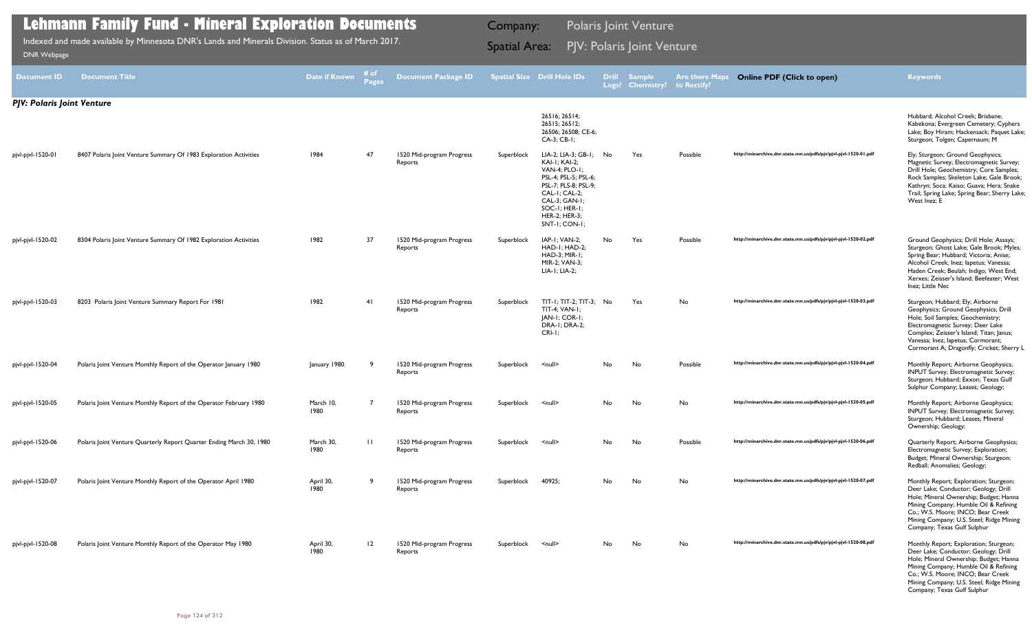# Lehmann Family Fund - Mineral Exploration Documents

Indexed and made available by Minnesota DNR's Lands and Minerals Division. Status as of March 2017.

DNR Webpage

Company: Polaris Joint Venture

Spatial Area: PJV: Polaris Joint Venture

| Document ID | Document Title | Date if Known | # of Pages | Document Package ID | Spatial Size | Drill Hole IDs | Drill Logs? | Sample Chemistry? | Are there Maps to Rectify? | Online PDF (Click to open) | Keywords |
|---|---|---|---|---|---|---|---|---|---|---|---|
| ***PJV: Polaris Joint Venture*** | | | | | | | | | | | |
| | | | | | | 26516; 26514; 26515; 26512; 26506; 26508; CE-6; CA-3; CB-1; | | | | | Hubbard; Alcohol Creek; Brisbane; Kabekona; Evergreen Cemetery; Cyphers Lake; Boy Hiram; Hackensack; Paquet Lake; Sturgeon; Tolgen; Capernaum; M |
| pjvl-pjvl-1520-01 | 8407 Polaris Joint Venture Summary Of 1983 Exploration Activities | 1984 | 47 | 1520 Mid-program Progress Reports | Superblock | LIA-2; LIA-3; GB-1; KAI-1; KAI-2; VAN-4; PLO-1; PSL-4; PSL-5; PSL-6; PSL-7; PLS-8; PSL-9; CAL-1; CAL-2; CAL-3; GAN-1; SOC-1; HER-1; HER-2; HER-3; SNT-1; CON-1; | No | Yes | Possible | http://minarchive.dnr.state.mn.us/pdfs/pjv/pjvl-pjvl-1520-01.pdf | Ely; Sturgeon; Ground Geophysics; Magnetic Survey; Electromagnetic Survey; Drill Hole; Geochemistry; Core Samples; Rock Samples; Skeleton Lake; Gale Brook; Kathryn; Soca; Kaiso; Guava; Hera; Snake Trail; Spring Lake; Spring Bear; Sherry Lake; West Inez; E |
| pjvl-pjvl-1520-02 | 8304 Polaris Joint Venture Summary Of 1982 Exploration Activities | 1982 | 37 | 1520 Mid-program Progress Reports | Superblock | IAP-1; VAN-2; HAD-1; HAD-2; HAD-3; MIR-1; MIR-2; VAN-3; LIA-1; LIA-2; | No | Yes | Possible | http://minarchive.dnr.state.mn.us/pdfs/pjv/pjvl-pjvl-1520-02.pdf | Ground Geophysics; Drill Hole; Assays; Sturgeon; Ghost Lake; Gale Brook; Myles; Spring Bear; Hubbard; Victoria; Anise; Alcohol Creek; Inez; Iapetus; Vanessa; Haden Creek; Beulah; Indigo; West End; Xerxes; Zeisser's Island; Beefeater; West Inez; Little Nec |
| pjvl-pjvl-1520-03 | 8203 Polaris Joint Venture Summary Report For 1981 | 1982 | 41 | 1520 Mid-program Progress Reports | Superblock | TIT-1; TIT-2; TIT-3; TIT-4; VAN-1; JAN-1; COR-1; DRA-1; DRA-2; CRI-1; | No | Yes | No | http://minarchive.dnr.state.mn.us/pdfs/pjv/pjvl-pjvl-1520-03.pdf | Sturgeon; Hubbard; Ely; Airborne Geophysics; Ground Geophysics; Drill Hole; Soil Samples; Geochemistry; Electromagnetic Survey; Deer Lake Complex; Zeisser's Island; Titan; Janus; Vanessa; Inez; Iapetus; Cormorant; Cormorant A; Dragonfly; Cricket; Sherry L |
| pjvl-pjvl-1520-04 | Polaris Joint Venture Monthly Report of the Operator January 1980 | January 1980 | 9 | 1520 Mid-program Progress Reports | Superblock | <null> | No | No | Possible | http://minarchive.dnr.state.mn.us/pdfs/pjv/pjvl-pjvl-1520-04.pdf | Monthly Report; Airborne Geophysics; INPUT Survey; Electromagnetic Survey; Sturgeon; Hubbard; Exxon; Texas Gulf Sulphur Company; Leases; Geology; |
| pjvl-pjvl-1520-05 | Polaris Joint Venture Monthly Report of the Operator February 1980 | March 10, 1980 | 7 | 1520 Mid-program Progress Reports | Superblock | <null> | No | No | No | http://minarchive.dnr.state.mn.us/pdfs/pjv/pjvl-pjvl-1520-05.pdf | Monthly Report; Airborne Geophysics; INPUT Survey; Electromagnetic Survey; Sturgeon; Hubbard; Leases; Mineral Ownership; Geology; |
| pjvl-pjvl-1520-06 | Polaris Joint Venture Quarterly Report Quarter Ending March 30, 1980 | March 30, 1980 | 11 | 1520 Mid-program Progress Reports | Superblock | <null> | No | No | Possible | http://minarchive.dnr.state.mn.us/pdfs/pjv/pjvl-pjvl-1520-06.pdf | Quarterly Report; Airborne Geophysics; Electromagnetic Survey; Exploration; Budget; Mineral Ownership; Sturgeon; Redball; Anomalies; Geology; |
| pjvl-pjvl-1520-07 | Polaris Joint Venture Monthly Report of the Operator April 1980 | April 30, 1980 | 9 | 1520 Mid-program Progress Reports | Superblock | 40925; | No | No | No | http://minarchive.dnr.state.mn.us/pdfs/pjv/pjvl-pjvl-1520-07.pdf | Monthly Report; Exploration; Sturgeon; Deer Lake; Conductor; Geology; Drill Hole; Mineral Ownership; Budget; Hanna Mining Company; Humble Oil & Refining Co.; W.S. Moore; INCO; Bear Creek Mining Company; U.S. Steel; Ridge Mining Company; Texas Gulf Sulphur |
| pjvl-pjvl-1520-08 | Polaris Joint Venture Monthly Report of the Operator May 1980 | April 30, 1980 | 12 | 1520 Mid-program Progress Reports | Superblock | <null> | No | No | No | http://minarchive.dnr.state.mn.us/pdfs/pjv/pjvl-pjvl-1520-08.pdf | Monthly Report; Exploration; Sturgeon; Deer Lake; Conductor; Geology; Drill Hole; Mineral Ownership; Budget; Hanna Mining Company; Humble Oil & Refining Co.; W.S. Moore; INCO; Bear Creek Mining Company; U.S. Steel; Ridge Mining Company; Texas Gulf Sulphur |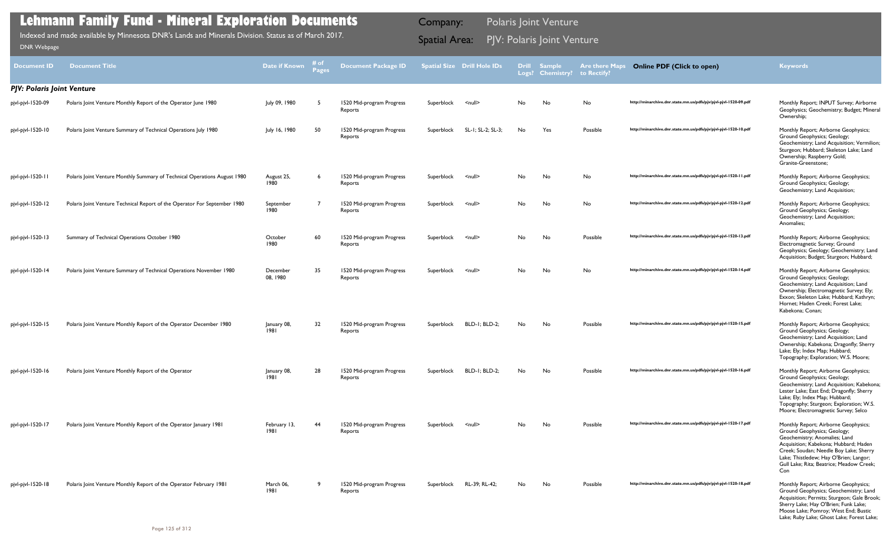# Lehmann Family Fund - Mineral Exploration Documents

Indexed and made available by Minnesota DNR's Lands and Minerals Division. Status as of March 2017.

DNR Webpage

Company: Polaris Joint Venture

Spatial Area: PJV: Polaris Joint Venture

| Document ID | Document Title | Date if Known | # of Pages | Document Package ID | Spatial Size | Drill Hole IDs | Drill Logs? | Sample Chemistry? | Are there Maps to Rectify? | Online PDF (Click to open) | Keywords |
|---|---|---|---|---|---|---|---|---|---|---|---|
| ***PJV: Polaris Joint Venture*** | | | | | | | | | | | |
| pjvl-pjvl-1520-09 | Polaris Joint Venture Monthly Report of the Operator June 1980 | July 09, 1980 | 5 | 1520 Mid-program Progress Reports | Superblock | <null> | No | No | No | http://minarchive.dnr.state.mn.us/pdfs/pjv/pjvl-pjvl-1520-09.pdf | Monthly Report; INPUT Survey; Airborne Geophysics; Geochemistry; Budget; Mineral Ownership; |
| pjvl-pjvl-1520-10 | Polaris Joint Venture Summary of Technical Operations July 1980 | July 16, 1980 | 50 | 1520 Mid-program Progress Reports | Superblock | SL-1; SL-2; SL-3; | No | Yes | Possible | http://minarchive.dnr.state.mn.us/pdfs/pjv/pjvl-pjvl-1520-10.pdf | Monthly Report; Airborne Geophysics; Ground Geophysics; Geology; Geochemistry; Land Acquisition; Vermilion; Sturgeon; Hubbard; Skeleton Lake; Land Ownership; Raspberry Gold; Granite-Greenstone; |
| pjvl-pjvl-1520-11 | Polaris Joint Venture Monthly Summary of Technical Operations August 1980 | August 25, 1980 | 6 | 1520 Mid-program Progress Reports | Superblock | <null> | No | No | No | http://minarchive.dnr.state.mn.us/pdfs/pjv/pjvl-pjvl-1520-11.pdf | Monthly Report; Airborne Geophysics; Ground Geophysics; Geology; Geochemistry; Land Acquisition; |
| pjvl-pjvl-1520-12 | Polaris Joint Venture Technical Report of the Operator For September 1980 | September 1980 | 7 | 1520 Mid-program Progress Reports | Superblock | <null> | No | No | No | http://minarchive.dnr.state.mn.us/pdfs/pjv/pjvl-pjvl-1520-12.pdf | Monthly Report; Airborne Geophysics; Ground Geophysics; Geology; Geochemistry; Land Acquisition; Anomalies; |
| pjvl-pjvl-1520-13 | Summary of Technical Operations October 1980 | October 1980 | 60 | 1520 Mid-program Progress Reports | Superblock | <null> | No | No | Possible | http://minarchive.dnr.state.mn.us/pdfs/pjv/pjvl-pjvl-1520-13.pdf | Monthly Report; Airborne Geophysics; Electromagnetic Survey; Ground Geophysics; Geology; Geochemistry; Land Acquisition; Budget; Sturgeon; Hubbard; |
| pjvl-pjvl-1520-14 | Polaris Joint Venture Summary of Technical Operations November 1980 | December 08, 1980 | 35 | 1520 Mid-program Progress Reports | Superblock | <null> | No | No | No | http://minarchive.dnr.state.mn.us/pdfs/pjv/pjvl-pjvl-1520-14.pdf | Monthly Report; Airborne Geophysics; Ground Geophysics; Geology; Geochemistry; Land Acquisition; Land Ownership; Electromagnetic Survey; Ely; Exxon; Skeleton Lake; Hubbard; Kathryn; Hornet; Haden Creek; Forest Lake; Kabekona; Conan; |
| pjvl-pjvl-1520-15 | Polaris Joint Venture Monthly Report of the Operator December 1980 | January 08, 1981 | 32 | 1520 Mid-program Progress Reports | Superblock | BLD-1; BLD-2; | No | No | Possible | http://minarchive.dnr.state.mn.us/pdfs/pjv/pjvl-pjvl-1520-15.pdf | Monthly Report; Airborne Geophysics; Ground Geophysics; Geology; Geochemistry; Land Acquisition; Land Ownership; Kabekona; Dragonfly; Sherry Lake; Ely; Index Map; Hubbard; Topography; Exploration; W.S. Moore; |
| pjvl-pjvl-1520-16 | Polaris Joint Venture Monthly Report of the Operator | January 08, 1981 | 28 | 1520 Mid-program Progress Reports | Superblock | BLD-1; BLD-2; | No | No | Possible | http://minarchive.dnr.state.mn.us/pdfs/pjv/pjvl-pjvl-1520-16.pdf | Monthly Report; Airborne Geophysics; Ground Geophysics; Geology; Geochemistry; Land Acquisition; Kabekona; Lester Lake; East End; Dragonfly; Sherry Lake; Ely; Index Map; Hubbard; Topography; Sturgeon; Exploration; W.S. Moore; Electromagnetic Survey; Selco |
| pjvl-pjvl-1520-17 | Polaris Joint Venture Monthly Report of the Operator January 1981 | February 13, 1981 | 44 | 1520 Mid-program Progress Reports | Superblock | <null> | No | No | Possible | http://minarchive.dnr.state.mn.us/pdfs/pjv/pjvl-pjvl-1520-17.pdf | Monthly Report; Airborne Geophysics; Ground Geophysics; Geology; Geochemistry; Anomalies; Land Acquisition; Kabekona; Hubbard; Haden Creek; Soudan; Needle Boy Lake; Sherry Lake; Thistledew; Hay O'Brien; Langor; Gull Lake; Rita; Beatrice; Meadow Creek; Con |
| pjvl-pjvl-1520-18 | Polaris Joint Venture Monthly Report of the Operator February 1981 | March 06, 1981 | 9 | 1520 Mid-program Progress Reports | Superblock | RL-39; RL-42; | No | No | Possible | http://minarchive.dnr.state.mn.us/pdfs/pjv/pjvl-pjvl-1520-18.pdf | Monthly Report; Airborne Geophysics; Ground Geophysics; Geochemistry; Land Acquisition; Permits; Sturgeon; Gale Brook; Sherry Lake; Hay O'Brien; Funk Lake; Moose Lake; Pomroy; West End; Bustic Lake; Ruby Lake; Ghost Lake; Forest Lake; |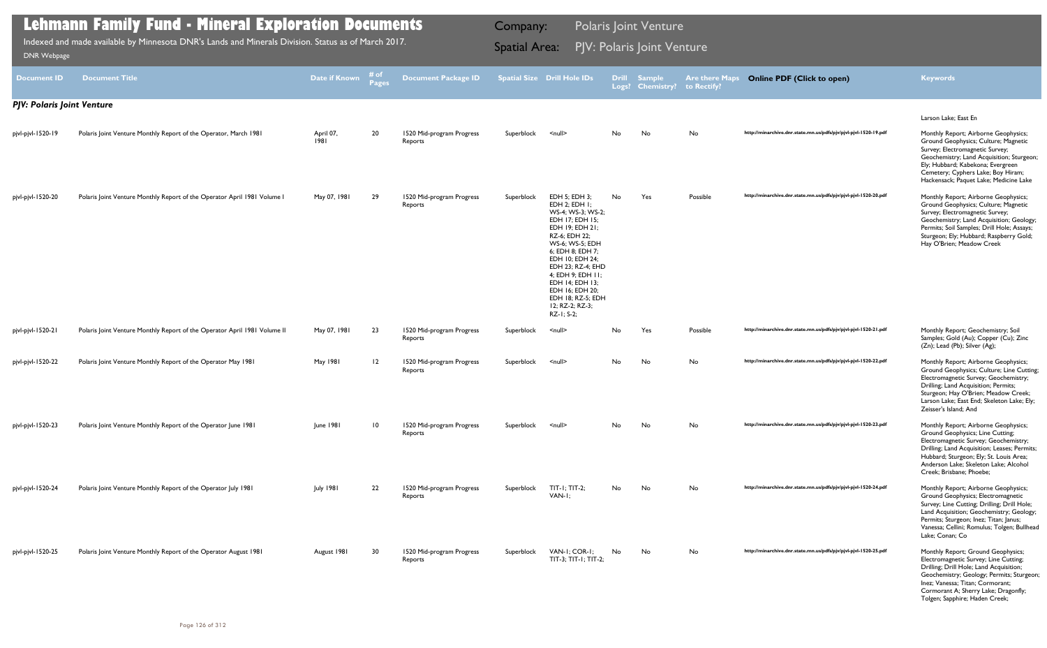# Lehmann Family Fund - Mineral Exploration Documents

Indexed and made available by Minnesota DNR's Lands and Minerals Division. Status as of March 2017.

DNR Webpage

Company: Polaris Joint Venture

Spatial Area: PJV: Polaris Joint Venture

| Document ID | Document Title | Date if Known | # of Pages | Document Package ID | Spatial Size | Drill Hole IDs | Drill Logs? | Sample Chemistry? | Are there Maps to Rectify? | Online PDF (Click to open) | Keywords |
|---|---|---|---|---|---|---|---|---|---|---|---|
| ***PJV: Polaris Joint Venture*** | | | | | | | | | | | Larson Lake; East En |
| pjvl-pjvl-1520-19 | Polaris Joint Venture Monthly Report of the Operator, March 1981 | April 07, 1981 | 20 | 1520 Mid-program Progress Reports | Superblock | <null> | No | No | No | http://minarchive.dnr.state.mn.us/pdfs/pjv/pjvl-pjvl-1520-19.pdf | Monthly Report; Airborne Geophysics; Ground Geophysics; Culture; Magnetic Survey; Electromagnetic Survey; Geochemistry; Land Acquisition; Sturgeon; Ely; Hubbard; Kabekona; Evergreen Cemetery; Cyphers Lake; Boy Hiram; Hackensack; Paquet Lake; Medicine Lake |
| pjvl-pjvl-1520-20 | Polaris Joint Venture Monthly Report of the Operator April 1981 Volume I | May 07, 1981 | 29 | 1520 Mid-program Progress Reports | Superblock | EDH 5; EDH 3; EDH 2; EDH 1; WS-4; WS-3; WS-2; EDH 17; EDH 15; EDH 19; EDH 21; RZ-6; EDH 22; WS-6; WS-5; EDH 6; EDH 8; EDH 7; EDH 10; EDH 24; EDH 23; RZ-4; EHD 4; EDH 9; EDH 11; EDH 14; EDH 13; EDH 16; EDH 20; EDH 18; RZ-5; EDH 12; RZ-2; RZ-3; RZ-1; S-2; | No | Yes | Possible | http://minarchive.dnr.state.mn.us/pdfs/pjv/pjvl-pjvl-1520-20.pdf | Monthly Report; Airborne Geophysics; Ground Geophysics; Culture; Magnetic Survey; Electromagnetic Survey; Geochemistry; Land Acquisition; Geology; Permits; Soil Samples; Drill Hole; Assays; Sturgeon; Ely; Hubbard; Raspberry Gold; Hay O'Brien; Meadow Creek |
| pjvl-pjvl-1520-21 | Polaris Joint Venture Monthly Report of the Operator April 1981 Volume II | May 07, 1981 | 23 | 1520 Mid-program Progress Reports | Superblock | <null> | No | Yes | Possible | http://minarchive.dnr.state.mn.us/pdfs/pjv/pjvl-pjvl-1520-21.pdf | Monthly Report; Geochemistry; Soil Samples; Gold (Au); Copper (Cu); Zinc (Zn); Lead (Pb); Silver (Ag); |
| pjvl-pjvl-1520-22 | Polaris Joint Venture Monthly Report of the Operator May 1981 | May 1981 | 12 | 1520 Mid-program Progress Reports | Superblock | <null> | No | No | No | http://minarchive.dnr.state.mn.us/pdfs/pjv/pjvl-pjvl-1520-22.pdf | Monthly Report; Airborne Geophysics; Ground Geophysics; Culture; Line Cutting; Electromagnetic Survey; Geochemistry; Drilling; Land Acquisition; Permits; Sturgeon; Hay O'Brien; Meadow Creek; Larson Lake; East End; Skeleton Lake; Ely; Zeisser's Island; And |
| pjvl-pjvl-1520-23 | Polaris Joint Venture Monthly Report of the Operator June 1981 | June 1981 | 10 | 1520 Mid-program Progress Reports | Superblock | <null> | No | No | No | http://minarchive.dnr.state.mn.us/pdfs/pjv/pjvl-pjvl-1520-23.pdf | Monthly Report; Airborne Geophysics; Ground Geophysics; Line Cutting; Electromagnetic Survey; Geochemistry; Drilling; Land Acquisition; Leases; Permits; Hubbard; Sturgeon; Ely; St. Louis Area; Anderson Lake; Skeleton Lake; Alcohol Creek; Brisbane; Phoebe; |
| pjvl-pjvl-1520-24 | Polaris Joint Venture Monthly Report of the Operator July 1981 | July 1981 | 22 | 1520 Mid-program Progress Reports | Superblock | TIT-1; TIT-2; VAN-1; | No | No | No | http://minarchive.dnr.state.mn.us/pdfs/pjv/pjvl-pjvl-1520-24.pdf | Monthly Report; Airborne Geophysics; Ground Geophysics; Electromagnetic Survey; Line Cutting; Drilling; Drill Hole; Land Acquisition; Geochemistry; Geology; Permits; Sturgeon; Inez; Titan; Janus; Vanessa; Cellini; Romulus; Tolgen; Bullhead Lake; Conan; Co |
| pjvl-pjvl-1520-25 | Polaris Joint Venture Monthly Report of the Operator August 1981 | August 1981 | 30 | 1520 Mid-program Progress Reports | Superblock | VAN-1; COR-1; TIT-3; TIT-1; TIT-2; | No | No | No | http://minarchive.dnr.state.mn.us/pdfs/pjv/pjvl-pjvl-1520-25.pdf | Monthly Report; Ground Geophysics; Electromagnetic Survey; Line Cutting; Drilling; Drill Hole; Land Acquisition; Geochemistry; Geology; Permits; Sturgeon; Inez; Vanessa; Titan; Cormorant; Cormorant A; Sherry Lake; Dragonfly; Tolgen; Sapphire; Haden Creek; |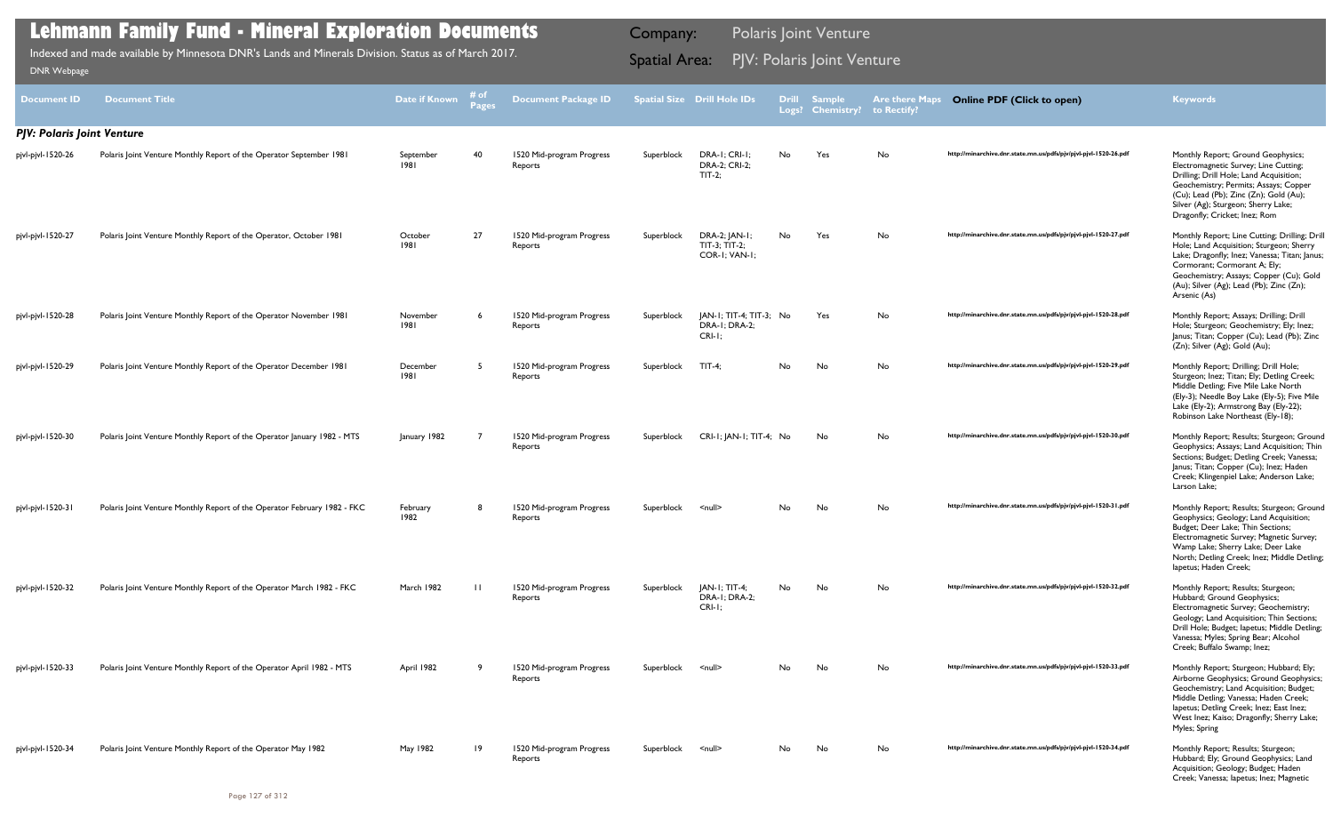# Lehmann Family Fund - Mineral Exploration Documents

Indexed and made available by Minnesota DNR's Lands and Minerals Division. Status as of March 2017.

DNR Webpage

Company: Polaris Joint Venture

Spatial Area: PJV: Polaris Joint Venture

| Document ID | Document Title | Date if Known | # of Pages | Document Package ID | Spatial Size | Drill Hole IDs | Drill Logs? | Sample Chemistry? | Are there Maps to Rectify? | Online PDF (Click to open) | Keywords |
|---|---|---|---|---|---|---|---|---|---|---|---|
| ***PJV: Polaris Joint Venture*** | | | | | | | | | | | |
| pjvl-pjvl-1520-26 | Polaris Joint Venture Monthly Report of the Operator September 1981 | September 1981 | 40 | 1520 Mid-program Progress Reports | Superblock | DRA-1; CRI-1; DRA-2; CRI-2; TIT-2; | No | Yes | No | http://minarchive.dnr.state.mn.us/pdfs/pjv/pjvl-pjvl-1520-26.pdf | Monthly Report; Ground Geophysics; Electromagnetic Survey; Line Cutting; Drilling; Drill Hole; Land Acquisition; Geochemistry; Permits; Assays; Copper (Cu); Lead (Pb); Zinc (Zn); Gold (Au); Silver (Ag); Sturgeon; Sherry Lake; Dragonfly; Cricket; Inez; Rom |
| pjvl-pjvl-1520-27 | Polaris Joint Venture Monthly Report of the Operator, October 1981 | October 1981 | 27 | 1520 Mid-program Progress Reports | Superblock | DRA-2; JAN-1; TIT-3; TIT-2; COR-1; VAN-1; | No | Yes | No | http://minarchive.dnr.state.mn.us/pdfs/pjv/pjvl-pjvl-1520-27.pdf | Monthly Report; Line Cutting; Drilling; Drill Hole; Land Acquisition; Sturgeon; Sherry Lake; Dragonfly; Inez; Vanessa; Titan; Janus; Cormorant; Cormorant A; Ely; Geochemistry; Assays; Copper (Cu); Gold (Au); Silver (Ag); Lead (Pb); Zinc (Zn); Arsenic (As) |
| pjvl-pjvl-1520-28 | Polaris Joint Venture Monthly Report of the Operator November 1981 | November 1981 | 6 | 1520 Mid-program Progress Reports | Superblock | JAN-1; TIT-4; TIT-3; DRA-1; DRA-2; CRI-1; | No | Yes | No | http://minarchive.dnr.state.mn.us/pdfs/pjv/pjvl-pjvl-1520-28.pdf | Monthly Report; Assays; Drilling; Drill Hole; Sturgeon; Geochemistry; Ely; Inez; Janus; Titan; Copper (Cu); Lead (Pb); Zinc (Zn); Silver (Ag); Gold (Au); |
| pjvl-pjvl-1520-29 | Polaris Joint Venture Monthly Report of the Operator December 1981 | December 1981 | 5 | 1520 Mid-program Progress Reports | Superblock | TIT-4; | No | No | No | http://minarchive.dnr.state.mn.us/pdfs/pjv/pjvl-pjvl-1520-29.pdf | Monthly Report; Drilling; Drill Hole; Sturgeon; Inez; Titan; Ely; Detling Creek; Middle Detling; Five Mile Lake North (Ely-3); Needle Boy Lake (Ely-5); Five Mile Lake (Ely-2); Armstrong Bay (Ely-22); Robinson Lake Northeast (Ely-18); |
| pjvl-pjvl-1520-30 | Polaris Joint Venture Monthly Report of the Operator January 1982 - MTS | January 1982 | 7 | 1520 Mid-program Progress Reports | Superblock | CRI-1; JAN-1; TIT-4; | No | No | No | http://minarchive.dnr.state.mn.us/pdfs/pjv/pjvl-pjvl-1520-30.pdf | Monthly Report; Results; Sturgeon; Ground Geophysics; Assays; Land Acquisition; Thin Sections; Budget; Detling Creek; Vanessa; Janus; Titan; Copper (Cu); Inez; Haden Creek; Klingenpiel Lake; Anderson Lake; Larson Lake; |
| pjvl-pjvl-1520-31 | Polaris Joint Venture Monthly Report of the Operator February 1982 - FKC | February 1982 | 8 | 1520 Mid-program Progress Reports | Superblock | <null> | No | No | No | http://minarchive.dnr.state.mn.us/pdfs/pjv/pjvl-pjvl-1520-31.pdf | Monthly Report; Results; Sturgeon; Ground Geophysics; Geology; Land Acquisition; Budget; Deer Lake; Thin Sections; Electromagnetic Survey; Magnetic Survey; Wamp Lake; Sherry Lake; Deer Lake North; Detling Creek; Inez; Middle Detling; Iapetus; Haden Creek; |
| pjvl-pjvl-1520-32 | Polaris Joint Venture Monthly Report of the Operator March 1982 - FKC | March 1982 | 11 | 1520 Mid-program Progress Reports | Superblock | JAN-1; TIT-4; DRA-1; DRA-2; CRI-1; | No | No | No | http://minarchive.dnr.state.mn.us/pdfs/pjv/pjvl-pjvl-1520-32.pdf | Monthly Report; Results; Sturgeon; Hubbard; Ground Geophysics; Electromagnetic Survey; Geochemistry; Geology; Land Acquisition; Thin Sections; Drill Hole; Budget; Iapetus; Middle Detling; Vanessa; Myles; Spring Bear; Alcohol Creek; Buffalo Swamp; Inez; |
| pjvl-pjvl-1520-33 | Polaris Joint Venture Monthly Report of the Operator April 1982 - MTS | April 1982 | 9 | 1520 Mid-program Progress Reports | Superblock | <null> | No | No | No | http://minarchive.dnr.state.mn.us/pdfs/pjv/pjvl-pjvl-1520-33.pdf | Monthly Report; Sturgeon; Hubbard; Ely; Airborne Geophysics; Ground Geophysics; Geochemistry; Land Acquisition; Budget; Middle Detling; Vanessa; Haden Creek; Iapetus; Detling Creek; Inez; East Inez; West Inez; Kaiso; Dragonfly; Sherry Lake; Myles; Spring |
| pjvl-pjvl-1520-34 | Polaris Joint Venture Monthly Report of the Operator May 1982 | May 1982 | 19 | 1520 Mid-program Progress Reports | Superblock | <null> | No | No | No | http://minarchive.dnr.state.mn.us/pdfs/pjv/pjvl-pjvl-1520-34.pdf | Monthly Report; Results; Sturgeon; Hubbard; Ely; Ground Geophysics; Land Acquisition; Geology; Budget; Haden Creek; Vanessa; Iapetus; Inez; Magnetic |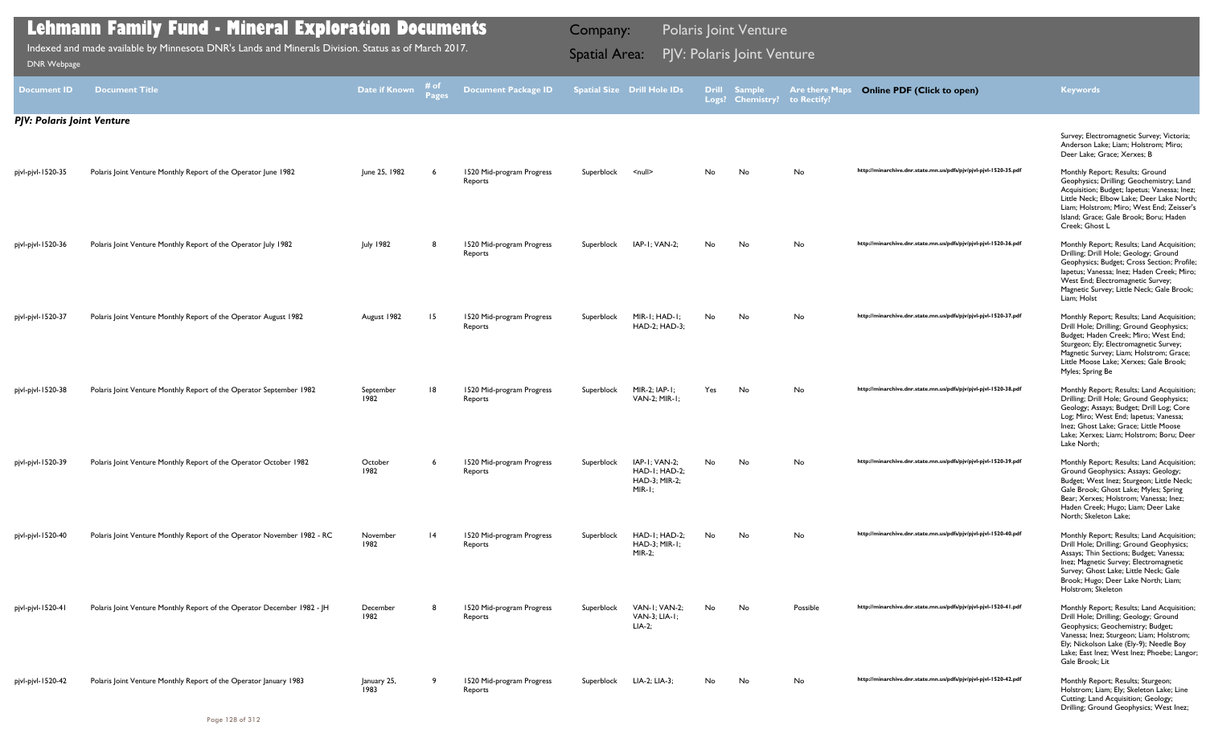# Lehmann Family Fund - Mineral Exploration Documents

Indexed and made available by Minnesota DNR's Lands and Minerals Division. Status as of March 2017.

DNR Webpage

Company: Polaris Joint Venture

Spatial Area: PJV: Polaris Joint Venture

| Document ID | Document Title | Date if Known | # of Pages | Document Package ID | Spatial Size | Drill Hole IDs | Drill Logs? | Sample Chemistry? | Are there Maps to Rectify? | Online PDF (Click to open) | Keywords |
|---|---|---|---|---|---|---|---|---|---|---|---|
| ***PJV: Polaris Joint Venture*** | | | | | | | | | | | Survey; Electromagnetic Survey; Victoria; Anderson Lake; Liam; Holstrom; Miro; Deer Lake; Grace; Xerxes; B |
| pjvl-pjvl-1520-35 | Polaris Joint Venture Monthly Report of the Operator June 1982 | June 25, 1982 | 6 | 1520 Mid-program Progress Reports | Superblock | <null> | No | No | No | http://minarchive.dnr.state.mn.us/pdfs/pjv/pjvl-pjvl-1520-35.pdf | Monthly Report; Results; Ground Geophysics; Drilling; Geochemistry; Land Acquisition; Budget; Iapetus; Vanessa; Inez; Little Neck; Elbow Lake; Deer Lake North; Liam; Holstrom; Miro; West End; Zeisser's Island; Grace; Gale Brook; Boru; Haden Creek; Ghost L |
| pjvl-pjvl-1520-36 | Polaris Joint Venture Monthly Report of the Operator July 1982 | July 1982 | 8 | 1520 Mid-program Progress Reports | Superblock | IAP-1; VAN-2; | No | No | No | http://minarchive.dnr.state.mn.us/pdfs/pjv/pjvl-pjvl-1520-36.pdf | Monthly Report; Results; Land Acquisition; Drilling; Drill Hole; Geology; Ground Geophysics; Budget; Cross Section; Profile; Iapetus; Vanessa; Inez; Haden Creek; Miro; West End; Electromagnetic Survey; Magnetic Survey; Little Neck; Gale Brook; Liam; Holst |
| pjvl-pjvl-1520-37 | Polaris Joint Venture Monthly Report of the Operator August 1982 | August 1982 | 15 | 1520 Mid-program Progress Reports | Superblock | MIR-1; HAD-1; HAD-2; HAD-3; | No | No | No | http://minarchive.dnr.state.mn.us/pdfs/pjv/pjvl-pjvl-1520-37.pdf | Monthly Report; Results; Land Acquisition; Drill Hole; Drilling; Ground Geophysics; Budget; Haden Creek; Miro; West End; Sturgeon; Ely; Electromagnetic Survey; Magnetic Survey; Liam; Holstrom; Grace; Little Moose Lake; Xerxes; Gale Brook; Myles; Spring Be |
| pjvl-pjvl-1520-38 | Polaris Joint Venture Monthly Report of the Operator September 1982 | September 1982 | 18 | 1520 Mid-program Progress Reports | Superblock | MIR-2; IAP-1; VAN-2; MIR-1; | Yes | No | No | http://minarchive.dnr.state.mn.us/pdfs/pjv/pjvl-pjvl-1520-38.pdf | Monthly Report; Results; Land Acquisition; Drilling; Drill Hole; Ground Geophysics; Geology; Assays; Budget; Drill Log; Core Log; Miro; West End; Iapetus; Vanessa; Inez; Ghost Lake; Grace; Little Moose Lake; Xerxes; Liam; Holstrom; Boru; Deer Lake North; |
| pjvl-pjvl-1520-39 | Polaris Joint Venture Monthly Report of the Operator October 1982 | October 1982 | 6 | 1520 Mid-program Progress Reports | Superblock | IAP-1; VAN-2; HAD-1; HAD-2; HAD-3; MIR-2; MIR-1; | No | No | No | http://minarchive.dnr.state.mn.us/pdfs/pjv/pjvl-pjvl-1520-39.pdf | Monthly Report; Results; Land Acquisition; Ground Geophysics; Assays; Geology; Budget; West Inez; Sturgeon; Little Neck; Gale Brook; Ghost Lake; Myles; Spring Bear; Xerxes; Holstrom; Vanessa; Inez; Haden Creek; Hugo; Liam; Deer Lake North; Skeleton Lake; |
| pjvl-pjvl-1520-40 | Polaris Joint Venture Monthly Report of the Operator November 1982 - RC | November 1982 | 14 | 1520 Mid-program Progress Reports | Superblock | HAD-1; HAD-2; HAD-3; MIR-1; MIR-2; | No | No | No | http://minarchive.dnr.state.mn.us/pdfs/pjv/pjvl-pjvl-1520-40.pdf | Monthly Report; Results; Land Acquisition; Drill Hole; Drilling; Ground Geophysics; Assays; Thin Sections; Budget; Vanessa; Inez; Magnetic Survey; Electromagnetic Survey; Ghost Lake; Little Neck; Gale Brook; Hugo; Deer Lake North; Liam; Holstrom; Skeleton |
| pjvl-pjvl-1520-41 | Polaris Joint Venture Monthly Report of the Operator December 1982 - JH | December 1982 | 8 | 1520 Mid-program Progress Reports | Superblock | VAN-1; VAN-2; VAN-3; LIA-1; LIA-2; | No | No | Possible | http://minarchive.dnr.state.mn.us/pdfs/pjv/pjvl-pjvl-1520-41.pdf | Monthly Report; Results; Land Acquisition; Drill Hole; Drilling; Geology; Ground Geophysics; Geochemistry; Budget; Vanessa; Inez; Sturgeon; Liam; Holstrom; Ely; Nickolson Lake (Ely-9); Needle Boy Lake; East Inez; West Inez; Phoebe; Langor; Gale Brook; Lit |
| pjvl-pjvl-1520-42 | Polaris Joint Venture Monthly Report of the Operator January 1983 | January 25, 1983 | 9 | 1520 Mid-program Progress Reports | Superblock | LIA-2; LIA-3; | No | No | No | http://minarchive.dnr.state.mn.us/pdfs/pjv/pjvl-pjvl-1520-42.pdf | Monthly Report; Results; Sturgeon; Holstrom; Liam; Ely; Skeleton Lake; Line Cutting; Land Acquisition; Geology; Drilling; Ground Geophysics; West Inez; |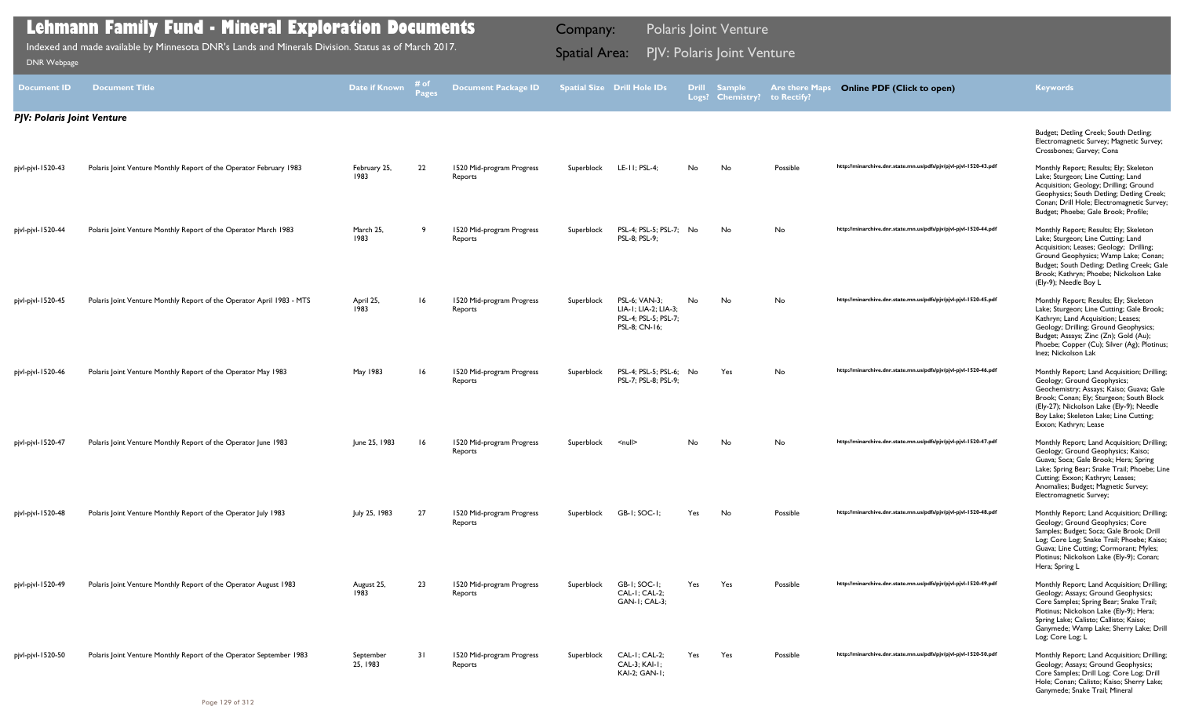# Lehmann Family Fund - Mineral Exploration Documents

Indexed and made available by Minnesota DNR's Lands and Minerals Division. Status as of March 2017.

DNR Webpage

Company: Polaris Joint Venture

Spatial Area: PJV: Polaris Joint Venture

| Document ID | Document Title | Date if Known | # of Pages | Document Package ID | Spatial Size | Drill Hole IDs | Drill Logs? | Sample Chemistry? | Are there Maps to Rectify? | Online PDF (Click to open) | Keywords |
|---|---|---|---|---|---|---|---|---|---|---|---|
| ***PJV: Polaris Joint Venture*** | | | | | | | | | | | |
| | | | | | | | | | | | Budget; Detling Creek; South Detling; Electromagnetic Survey; Magnetic Survey; Crossbones; Garvey; Cona |
| pjvl-pjvl-1520-43 | Polaris Joint Venture Monthly Report of the Operator February 1983 | February 25, 1983 | 22 | 1520 Mid-program Progress Reports | Superblock | LE-11; PSL-4; | No | No | Possible | http://minarchive.dnr.state.mn.us/pdfs/pjv/pjvl-pjvl-1520-43.pdf | Monthly Report; Results; Ely; Skeleton Lake; Sturgeon; Line Cutting; Land Acquisition; Geology; Drilling; Ground Geophysics; South Detling; Detling Creek; Conan; Drill Hole; Electromagnetic Survey; Budget; Phoebe; Gale Brook; Profile; |
| pjvl-pjvl-1520-44 | Polaris Joint Venture Monthly Report of the Operator March 1983 | March 25, 1983 | 9 | 1520 Mid-program Progress Reports | Superblock | PSL-4; PSL-5; PSL-7; PSL-8; PSL-9; | No | No | No | http://minarchive.dnr.state.mn.us/pdfs/pjv/pjvl-pjvl-1520-44.pdf | Monthly Report; Results; Ely; Skeleton Lake; Sturgeon; Line Cutting; Land Acquisition; Leases; Geology; Drilling; Ground Geophysics; Wamp Lake; Conan; Budget; South Detling; Detling Creek; Gale Brook; Kathryn; Phoebe; Nickolson Lake (Ely-9); Needle Boy L |
| pjvl-pjvl-1520-45 | Polaris Joint Venture Monthly Report of the Operator April 1983 - MTS | April 25, 1983 | 16 | 1520 Mid-program Progress Reports | Superblock | PSL-6; VAN-3; LIA-1; LIA-2; LIA-3; PSL-4; PSL-5; PSL-7; PSL-8; CN-16; | No | No | No | http://minarchive.dnr.state.mn.us/pdfs/pjv/pjvl-pjvl-1520-45.pdf | Monthly Report; Results; Ely; Skeleton Lake; Sturgeon; Line Cutting; Gale Brook; Kathryn; Land Acquisition; Leases; Geology; Drilling; Ground Geophysics; Budget; Assays; Zinc (Zn); Gold (Au); Phoebe; Copper (Cu); Silver (Ag); Plotinus; Inez; Nickolson Lak |
| pjvl-pjvl-1520-46 | Polaris Joint Venture Monthly Report of the Operator May 1983 | May 1983 | 16 | 1520 Mid-program Progress Reports | Superblock | PSL-4; PSL-5; PSL-6; PSL-7; PSL-8; PSL-9; | No | Yes | No | http://minarchive.dnr.state.mn.us/pdfs/pjv/pjvl-pjvl-1520-46.pdf | Monthly Report; Land Acquisition; Drilling; Geology; Ground Geophysics; Geochemistry; Assays; Kaiso; Guava; Gale Brook; Conan; Ely; Sturgeon; South Block (Ely-27); Nickolson Lake (Ely-9); Needle Boy Lake; Skeleton Lake; Line Cutting; Exxon; Kathryn; Lease |
| pjvl-pjvl-1520-47 | Polaris Joint Venture Monthly Report of the Operator June 1983 | June 25, 1983 | 16 | 1520 Mid-program Progress Reports | Superblock | <null> | No | No | No | http://minarchive.dnr.state.mn.us/pdfs/pjv/pjvl-pjvl-1520-47.pdf | Monthly Report; Land Acquisition; Drilling; Geology; Ground Geophysics; Kaiso; Guava; Soca; Gale Brook; Hera; Spring Lake; Spring Bear; Snake Trail; Phoebe; Line Cutting; Exxon; Kathryn; Leases; Anomalies; Budget; Magnetic Survey; Electromagnetic Survey; |
| pjvl-pjvl-1520-48 | Polaris Joint Venture Monthly Report of the Operator July 1983 | July 25, 1983 | 27 | 1520 Mid-program Progress Reports | Superblock | GB-1; SOC-1; | Yes | No | Possible | http://minarchive.dnr.state.mn.us/pdfs/pjv/pjvl-pjvl-1520-48.pdf | Monthly Report; Land Acquisition; Drilling; Geology; Ground Geophysics; Core Samples; Budget; Soca; Gale Brook; Drill Log; Core Log; Snake Trail; Phoebe; Kaiso; Guava; Line Cutting; Cormorant; Myles; Plotinus; Nickolson Lake (Ely-9); Conan; Hera; Spring L |
| pjvl-pjvl-1520-49 | Polaris Joint Venture Monthly Report of the Operator August 1983 | August 25, 1983 | 23 | 1520 Mid-program Progress Reports | Superblock | GB-1; SOC-1; CAL-1; CAL-2; GAN-1; CAL-3; | Yes | Yes | Possible | http://minarchive.dnr.state.mn.us/pdfs/pjv/pjvl-pjvl-1520-49.pdf | Monthly Report; Land Acquisition; Drilling; Geology; Assays; Ground Geophysics; Core Samples; Spring Bear; Snake Trail; Plotinus; Nickolson Lake (Ely-9); Hera; Spring Lake; Calisto; Callisto; Kaiso; Ganymede; Wamp Lake; Sherry Lake; Drill Log; Core Log; L |
| pjvl-pjvl-1520-50 | Polaris Joint Venture Monthly Report of the Operator September 1983 | September 25, 1983 | 31 | 1520 Mid-program Progress Reports | Superblock | CAL-1; CAL-2; CAL-3; KAI-1; KAI-2; GAN-1; | Yes | Yes | Possible | http://minarchive.dnr.state.mn.us/pdfs/pjv/pjvl-pjvl-1520-50.pdf | Monthly Report; Land Acquisition; Drilling; Geology; Assays; Ground Geophysics; Core Samples; Drill Log; Core Log; Drill Hole; Conan; Calisto; Kaiso; Sherry Lake; Ganymede; Snake Trail; Mineral |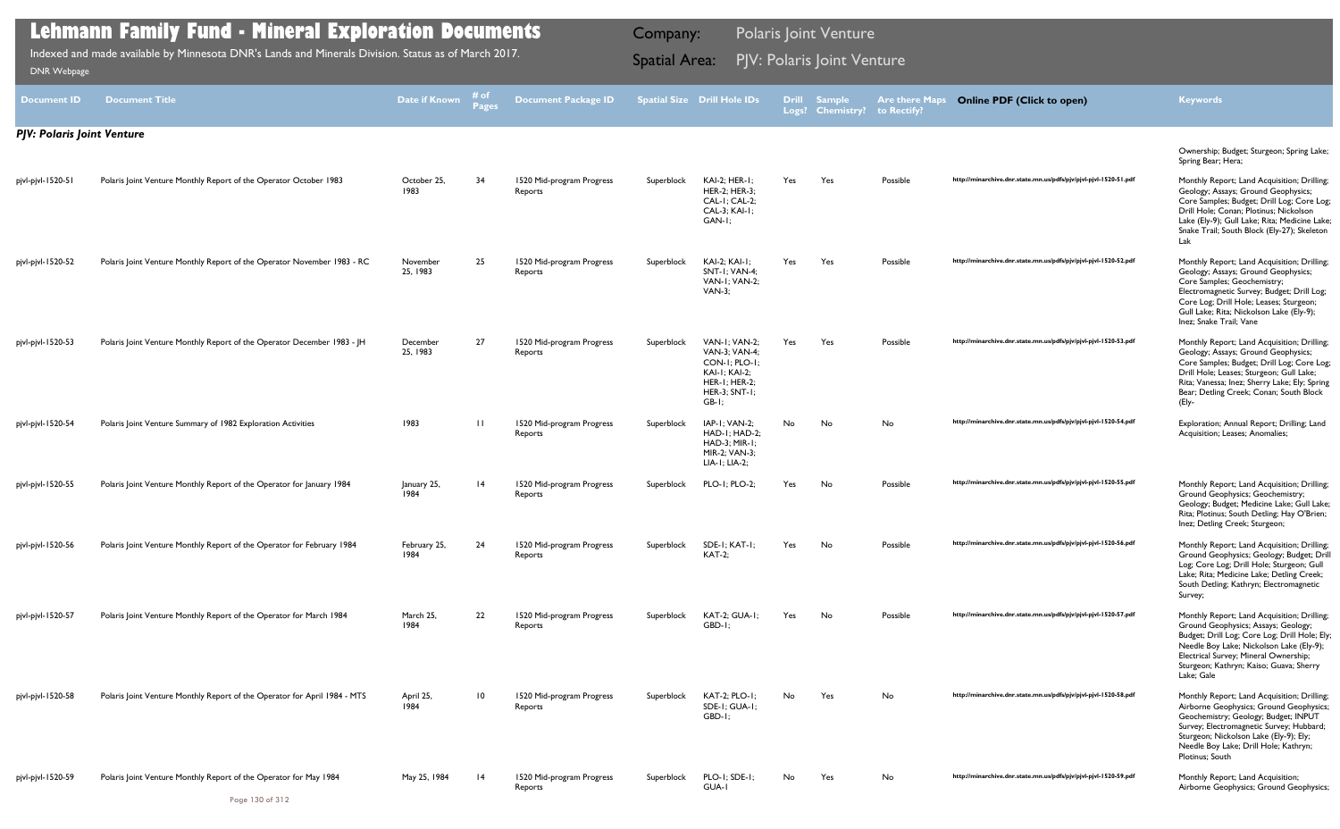# Lehmann Family Fund - Mineral Exploration Documents

Indexed and made available by Minnesota DNR's Lands and Minerals Division. Status as of March 2017.

DNR Webpage

Company: Polaris Joint Venture

Spatial Area: PJV: Polaris Joint Venture

| Document ID | Document Title | Date if Known | # of Pages | Document Package ID | Spatial Size | Drill Hole IDs | Drill Logs? | Sample Chemistry? | Are there Maps to Rectify? | Online PDF (Click to open) | Keywords |
|---|---|---|---|---|---|---|---|---|---|---|---|
| ***PJV: Polaris Joint Venture*** | | | | | | | | | | | Ownership; Budget; Sturgeon; Spring Lake; Spring Bear; Hera; |
| pjvl-pjvl-1520-51 | Polaris Joint Venture Monthly Report of the Operator October 1983 | October 25, 1983 | 34 | 1520 Mid-program Progress Reports | Superblock | KAI-2; HER-1; HER-2; HER-3; CAL-1; CAL-2; CAL-3; KAI-1; GAN-1; | Yes | Yes | Possible | http://minarchive.dnr.state.mn.us/pdfs/pjv/pjvl-pjvl-1520-51.pdf | Monthly Report; Land Acquisition; Drilling; Geology; Assays; Ground Geophysics; Core Samples; Budget; Drill Log; Core Log; Drill Hole; Conan; Plotinus; Nickolson Lake (Ely-9); Gull Lake; Rita; Medicine Lake; Snake Trail; South Block (Ely-27); Skeleton Lak |
| pjvl-pjvl-1520-52 | Polaris Joint Venture Monthly Report of the Operator November 1983 - RC | November 25, 1983 | 25 | 1520 Mid-program Progress Reports | Superblock | KAI-2; KAI-1; SNT-1; VAN-4; VAN-1; VAN-2; VAN-3; | Yes | Yes | Possible | http://minarchive.dnr.state.mn.us/pdfs/pjv/pjvl-pjvl-1520-52.pdf | Monthly Report; Land Acquisition; Drilling; Geology; Assays; Ground Geophysics; Core Samples; Geochemistry; Electromagnetic Survey; Budget; Drill Log; Core Log; Drill Hole; Leases; Sturgeon; Gull Lake; Rita; Nickolson Lake (Ely-9); Inez; Snake Trail; Vane |
| pjvl-pjvl-1520-53 | Polaris Joint Venture Monthly Report of the Operator December 1983 - JH | December 25, 1983 | 27 | 1520 Mid-program Progress Reports | Superblock | VAN-1; VAN-2; VAN-3; VAN-4; CON-1; PLO-1; KAI-1; KAI-2; HER-1; HER-2; HER-3; SNT-1; GB-1; | Yes | Yes | Possible | http://minarchive.dnr.state.mn.us/pdfs/pjv/pjvl-pjvl-1520-53.pdf | Monthly Report; Land Acquisition; Drilling; Geology; Assays; Ground Geophysics; Core Samples; Budget; Drill Log; Core Log; Drill Hole; Leases; Sturgeon; Gull Lake; Rita; Vanessa; Inez; Sherry Lake; Ely; Spring Bear; Detling Creek; Conan; South Block (Ely- |
| pjvl-pjvl-1520-54 | Polaris Joint Venture Summary of 1982 Exploration Activities | 1983 | 11 | 1520 Mid-program Progress Reports | Superblock | IAP-1; VAN-2; HAD-1; HAD-2; HAD-3; MIR-1; MIR-2; VAN-3; LIA-1; LIA-2; | No | No | No | http://minarchive.dnr.state.mn.us/pdfs/pjv/pjvl-pjvl-1520-54.pdf | Exploration; Annual Report; Drilling; Land Acquisition; Leases; Anomalies; |
| pjvl-pjvl-1520-55 | Polaris Joint Venture Monthly Report of the Operator for January 1984 | January 25, 1984 | 14 | 1520 Mid-program Progress Reports | Superblock | PLO-1; PLO-2; | Yes | No | Possible | http://minarchive.dnr.state.mn.us/pdfs/pjv/pjvl-pjvl-1520-55.pdf | Monthly Report; Land Acquisition; Drilling; Ground Geophysics; Geochemistry; Geology; Budget; Medicine Lake; Gull Lake; Rita; Plotinus; South Detling; Hay O'Brien; Inez; Detling Creek; Sturgeon; |
| pjvl-pjvl-1520-56 | Polaris Joint Venture Monthly Report of the Operator for February 1984 | February 25, 1984 | 24 | 1520 Mid-program Progress Reports | Superblock | SDE-1; KAT-1; KAT-2; | Yes | No | Possible | http://minarchive.dnr.state.mn.us/pdfs/pjv/pjvl-pjvl-1520-56.pdf | Monthly Report; Land Acquisition; Drilling; Ground Geophysics; Geology; Budget; Drill Log; Core Log; Drill Hole; Sturgeon; Gull Lake; Rita; Medicine Lake; Detling Creek; South Detling; Kathryn; Electromagnetic Survey; |
| pjvl-pjvl-1520-57 | Polaris Joint Venture Monthly Report of the Operator for March 1984 | March 25, 1984 | 22 | 1520 Mid-program Progress Reports | Superblock | KAT-2; GUA-1; GBD-1; | Yes | No | Possible | http://minarchive.dnr.state.mn.us/pdfs/pjv/pjvl-pjvl-1520-57.pdf | Monthly Report; Land Acquisition; Drilling; Ground Geophysics; Assays; Geology; Budget; Drill Log; Core Log; Drill Hole; Ely; Needle Boy Lake; Nickolson Lake (Ely-9); Electrical Survey; Mineral Ownership; Sturgeon; Kathryn; Kaiso; Guava; Sherry Lake; Gale |
| pjvl-pjvl-1520-58 | Polaris Joint Venture Monthly Report of the Operator for April 1984 - MTS | April 25, 1984 | 10 | 1520 Mid-program Progress Reports | Superblock | KAT-2; PLO-1; SDE-1; GUA-1; GBD-1; | No | Yes | No | http://minarchive.dnr.state.mn.us/pdfs/pjv/pjvl-pjvl-1520-58.pdf | Monthly Report; Land Acquisition; Drilling; Airborne Geophysics; Ground Geophysics; Geochemistry; Geology; Budget; INPUT Survey; Electromagnetic Survey; Hubbard; Sturgeon; Nickolson Lake (Ely-9); Ely; Needle Boy Lake; Drill Hole; Kathryn; Plotinus; South |
| pjvl-pjvl-1520-59 | Polaris Joint Venture Monthly Report of the Operator for May 1984 | May 25, 1984 | 14 | 1520 Mid-program Progress Reports | Superblock | PLO-1; SDE-1; GUA-1 | No | Yes | No | http://minarchive.dnr.state.mn.us/pdfs/pjv/pjvl-pjvl-1520-59.pdf | Monthly Report; Land Acquisition; Airborne Geophysics; Ground Geophysics; |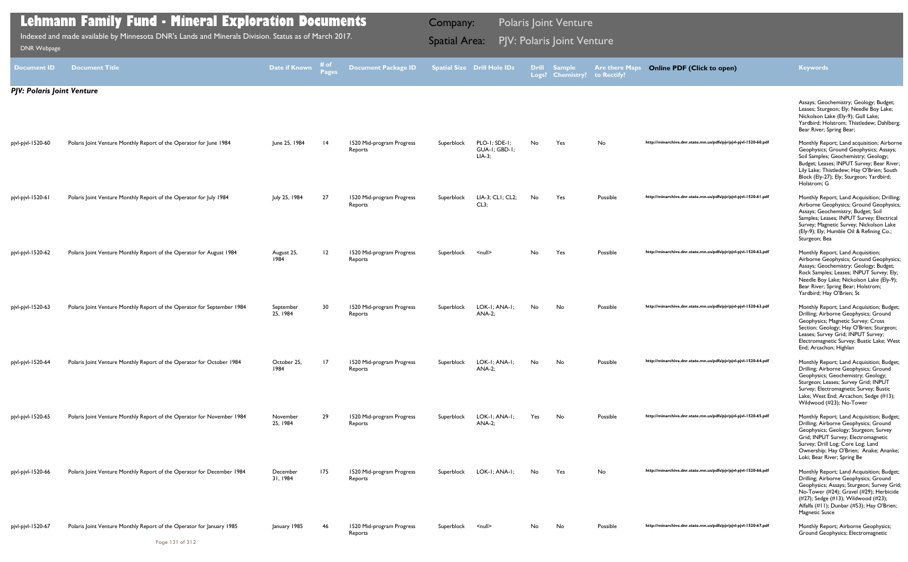# Lehmann Family Fund - Mineral Exploration Documents

Indexed and made available by Minnesota DNR's Lands and Minerals Division. Status as of March 2017.

DNR Webpage

Company: Polaris Joint Venture

Spatial Area: PJV: Polaris Joint Venture

| Document ID | Document Title | Date if Known | # of Pages | Document Package ID | Spatial Size | Drill Hole IDs | Drill Logs? | Sample Chemistry? | Are there Maps to Rectify? | Online PDF (Click to open) | Keywords |
|---|---|---|---|---|---|---|---|---|---|---|---|
| ***PJV: Polaris Joint Venture*** | | | | | | | | | | | |
| | | | | | | | | | | | Assays; Geochemistry; Geology; Budget; Leases; Sturgeon; Ely; Needle Boy Lake; Nickolson Lake (Ely-9); Gull Lake; Yardbird; Holstrom; Thistledew; Dahlberg; Bear River; Spring Bear; |
| pjvl-pjvl-1520-60 | Polaris Joint Venture Monthly Report of the Operator for June 1984 | June 25, 1984 | 14 | 1520 Mid-program Progress Reports | Superblock | PLO-1; SDE-1; GUA-1; GBD-1; LIA-3; | No | Yes | No | http://minarchive.dnr.state.mn.us/pdfs/pjv/pjvl-pjvl-1520-60.pdf | Monthly Report; Land acquisition; Airborne Geophysics; Ground Geophysics; Assays; Soil Samples; Geochemistry; Geology; Budget; Leases; INPUT Survey; Bear River; Lily Lake; Thistledew; Hay O'Brien; South Block (Ely-27); Ely; Sturgeon; Yardbird; Holstrom; G |
| pjvl-pjvl-1520-61 | Polaris Joint Venture Monthly Report of the Operator for July 1984 | July 25, 1984 | 27 | 1520 Mid-program Progress Reports | Superblock | LIA-3; CL1; CL2; CL3; | No | Yes | Possible | http://minarchive.dnr.state.mn.us/pdfs/pjv/pjvl-pjvl-1520-61.pdf | Monthly Report; Land Acquisition; Drilling; Airborne Geophysics; Ground Geophysics; Assays; Geochemistry; Budget; Soil Samples; Leases; INPUT Survey; Electrical Survey; Magnetic Survey; Nickolson Lake (Ely-9); Ely; Humble Oil & Refining Co.; Sturgeon; Bea |
| pjvl-pjvl-1520-62 | Polaris Joint Venture Monthly Report of the Operator for August 1984 | August 25, 1984 | 12 | 1520 Mid-program Progress Reports | Superblock | <null> | No | Yes | Possible | http://minarchive.dnr.state.mn.us/pdfs/pjv/pjvl-pjvl-1520-62.pdf | Monthly Report; Land Acquisition; Airborne Geophysics; Ground Geophysics; Assays; Geochemistry; Geology; Budget; Rock Samples; Leases; INPUT Survey; Ely; Needle Boy Lake; Nickolson Lake (Ely-9); Bear River; Spring Bear; Holstrom; Yardbird; Hay O'Brien; St |
| pjvl-pjvl-1520-63 | Polaris Joint Venture Monthly Report of the Operator for September 1984 | September 25, 1984 | 30 | 1520 Mid-program Progress Reports | Superblock | LOK-1; ANA-1; ANA-2; | No | No | Possible | http://minarchive.dnr.state.mn.us/pdfs/pjv/pjvl-pjvl-1520-63.pdf | Monthly Report; Land Acquisition; Budget; Drilling; Airborne Geophysics; Ground Geophysics; Magnetic Survey; Cross Section; Geology; Hay O'Brien; Sturgeon; Leases; Survey Grid; INPUT Survey; Electromagnetic Survey; Bustic Lake; West End; Arcachon; Highlan |
| pjvl-pjvl-1520-64 | Polaris Joint Venture Monthly Report of the Operator for October 1984 | October 25, 1984 | 17 | 1520 Mid-program Progress Reports | Superblock | LOK-1; ANA-1; ANA-2; | No | No | Possible | http://minarchive.dnr.state.mn.us/pdfs/pjv/pjvl-pjvl-1520-64.pdf | Monthly Report; Land Acquisition; Budget; Drilling; Airborne Geophysics; Ground Geophysics; Geochemistry; Geology; Sturgeon; Leases; Survey Grid; INPUT Survey; Electromagnetic Survey; Bustic Lake; West End; Arcachon; Sedge (#13); Wildwood (#23); No-Tower |
| pjvl-pjvl-1520-65 | Polaris Joint Venture Monthly Report of the Operator for November 1984 | November 25, 1984 | 29 | 1520 Mid-program Progress Reports | Superblock | LOK-1; ANA-1; ANA-2; | Yes | No | Possible | http://minarchive.dnr.state.mn.us/pdfs/pjv/pjvl-pjvl-1520-65.pdf | Monthly Report; Land Acquisition; Budget; Drilling; Airborne Geophysics; Ground Geophysics; Geology; Sturgeon; Survey Grid; INPUT Survey; Electromagnetic Survey; Drill Log; Core Log; Land Ownership; Hay O'Brien; Anake; Ananke; Loki; Bear River; Spring Be |
| pjvl-pjvl-1520-66 | Polaris Joint Venture Monthly Report of the Operator for December 1984 | December 31, 1984 | 175 | 1520 Mid-program Progress Reports | Superblock | LOK-1; ANA-1; | No | Yes | No | http://minarchive.dnr.state.mn.us/pdfs/pjv/pjvl-pjvl-1520-66.pdf | Monthly Report; Land Acquisition; Budget; Drilling; Airborne Geophysics; Ground Geophysics; Assays; Sturgeon; Survey Grid; No-Tower (#24); Gravel (#29); Herbicide (#27); Sedge (#13); Wildwood (#23); Alfalfa (#11); Dunbar (#53); Hay O'Brien; Magnetic Susce |
| pjvl-pjvl-1520-67 | Polaris Joint Venture Monthly Report of the Operator for January 1985 | January 1985 | 46 | 1520 Mid-program Progress Reports | Superblock | <null> | No | No | Possible | http://minarchive.dnr.state.mn.us/pdfs/pjv/pjvl-pjvl-1520-67.pdf | Monthly Report; Airborne Geophysics; Ground Geophysics; Electromagnetic |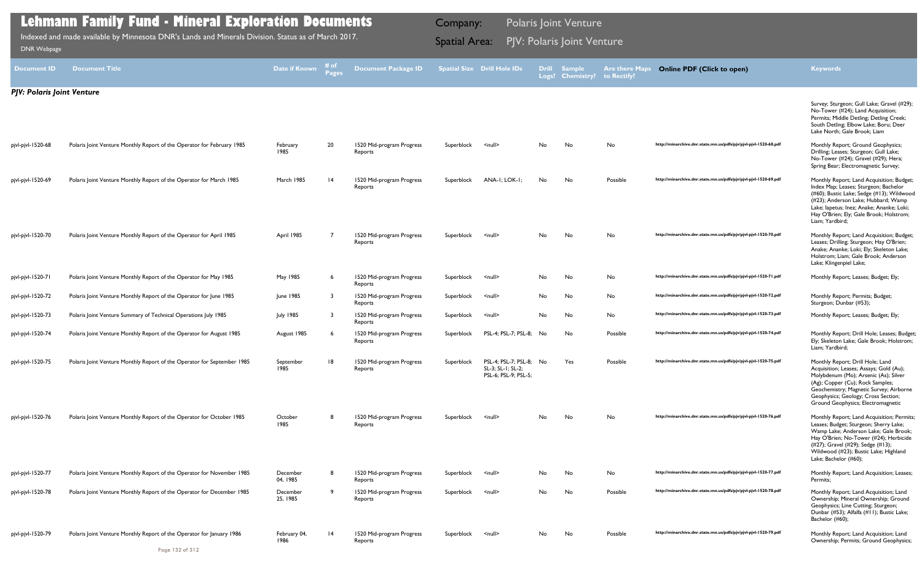# Lehmann Family Fund - Mineral Exploration Documents

Indexed and made available by Minnesota DNR's Lands and Minerals Division. Status as of March 2017.

DNR Webpage

Company: Polaris Joint Venture

Spatial Area: PJV: Polaris Joint Venture

| Document ID | Document Title | Date if Known | # of Pages | Document Package ID | Spatial Size | Drill Hole IDs | Drill Logs? | Sample Chemistry? | Are there Maps to Rectify? | Online PDF (Click to open) | Keywords |
|---|---|---|---|---|---|---|---|---|---|---|---|
| ***PJV: Polaris Joint Venture*** | | | | | | | | | | | |
| | | | | | | | | | | | Survey; Sturgeon; Gull Lake; Gravel (#29); No-Tower (#24); Land Acquisition; Permits; Middle Detling; Detling Creek; South Detling; Elbow Lake; Boru; Deer Lake North; Gale Brook; Liam |
| pjvl-pjvl-1520-68 | Polaris Joint Venture Monthly Report of the Operator for February 1985 | February 1985 | 20 | 1520 Mid-program Progress Reports | Superblock | <null> | No | No | No | http://minarchive.dnr.state.mn.us/pdfs/pjv/pjvl-pjvl-1520-68.pdf | Monthly Report; Ground Geophysics; Drilling; Leases; Sturgeon; Gull Lake; No-Tower (#24); Gravel (#29); Hera; Spring Bear; Electromagnetic Survey; |
| pjvl-pjvl-1520-69 | Polaris Joint Venture Monthly Report of the Operator for March 1985 | March 1985 | 14 | 1520 Mid-program Progress Reports | Superblock | ANA-1; LOK-1; | No | No | Possible | http://minarchive.dnr.state.mn.us/pdfs/pjv/pjvl-pjvl-1520-69.pdf | Monthly Report; Land Acquisition; Budget; Index Map; Leases; Sturgeon; Bachelor (#60); Bustic Lake; Sedge (#13); Wildwood (#23); Anderson Lake; Hubbard; Wamp Lake; Iapetus; Inez; Anake; Ananke; Loki; Hay O'Brien; Ely; Gale Brook; Holstrom; Liam; Yardbird; |
| pjvl-pjvl-1520-70 | Polaris Joint Venture Monthly Report of the Operator for April 1985 | April 1985 | 7 | 1520 Mid-program Progress Reports | Superblock | <null> | No | No | No | http://minarchive.dnr.state.mn.us/pdfs/pjv/pjvl-pjvl-1520-70.pdf | Monthly Report; Land Acquisition; Budget; Leases; Drilling; Sturgeon; Hay O'Brien; Anake; Ananke; Loki; Ely; Skeleton Lake; Holstrom; Liam; Gale Brook; Anderson Lake; Klingenpiel Lake; |
| pjvl-pjvl-1520-71 | Polaris Joint Venture Monthly Report of the Operator for May 1985 | May 1985 | 6 | 1520 Mid-program Progress Reports | Superblock | <null> | No | No | No | http://minarchive.dnr.state.mn.us/pdfs/pjv/pjvl-pjvl-1520-71.pdf | Monthly Report; Leases; Budget; Ely; |
| pjvl-pjvl-1520-72 | Polaris Joint Venture Monthly Report of the Operator for June 1985 | June 1985 | 3 | 1520 Mid-program Progress Reports | Superblock | <null> | No | No | No | http://minarchive.dnr.state.mn.us/pdfs/pjv/pjvl-pjvl-1520-72.pdf | Monthly Report; Permits; Budget; Sturgeon; Dunbar (#53); |
| pjvl-pjvl-1520-73 | Polaris Joint Venture Summary of Technical Operations July 1985 | July 1985 | 3 | 1520 Mid-program Progress Reports | Superblock | <null> | No | No | No | http://minarchive.dnr.state.mn.us/pdfs/pjv/pjvl-pjvl-1520-73.pdf | Monthly Report; Leases; Budget; Ely; |
| pjvl-pjvl-1520-74 | Polaris Joint Venture Monthly Report of the Operator for August 1985 | August 1985 | 6 | 1520 Mid-program Progress Reports | Superblock | PSL-4; PSL-7; PSL-8; | No | No | Possible | http://minarchive.dnr.state.mn.us/pdfs/pjv/pjvl-pjvl-1520-74.pdf | Monthly Report; Drill Hole; Leases; Budget; Ely; Skeleton Lake; Gale Brook; Holstrom; Liam; Yardbird; |
| pjvl-pjvl-1520-75 | Polaris Joint Venture Monthly Report of the Operator for September 1985 | September 1985 | 18 | 1520 Mid-program Progress Reports | Superblock | PSL-4; PSL-7; PSL-8; SL-3; SL-1; SL-2; PSL-6; PSL-9; PSL-5; | No | Yes | Possible | http://minarchive.dnr.state.mn.us/pdfs/pjv/pjvl-pjvl-1520-75.pdf | Monthly Report; Drill Hole; Land Acquisition; Leases; Assays; Gold (Au); Molybdenum (Mo); Arsenic (As); Silver (Ag); Copper (Cu); Rock Samples; Geochemistry; Magnetic Survey; Airborne Geophysics; Geology; Cross Section; Ground Geophysics; Electromagnetic |
| pjvl-pjvl-1520-76 | Polaris Joint Venture Monthly Report of the Operator for October 1985 | October 1985 | 8 | 1520 Mid-program Progress Reports | Superblock | <null> | No | No | No | http://minarchive.dnr.state.mn.us/pdfs/pjv/pjvl-pjvl-1520-76.pdf | Monthly Report; Land Acquisition; Permits; Leases; Budget; Sturgeon; Sherry Lake; Wamp Lake; Anderson Lake; Gale Brook; Hay O'Brien; No-Tower (#24); Herbicide (#27); Gravel (#29); Sedge (#13); Wildwood (#23); Bustic Lake; Highland Lake; Bachelor (#60); |
| pjvl-pjvl-1520-77 | Polaris Joint Venture Monthly Report of the Operator for November 1985 | December 04, 1985 | 8 | 1520 Mid-program Progress Reports | Superblock | <null> | No | No | No | http://minarchive.dnr.state.mn.us/pdfs/pjv/pjvl-pjvl-1520-77.pdf | Monthly Report; Land Acquisition; Leases; Permits; |
| pjvl-pjvl-1520-78 | Polaris Joint Venture Monthly Report of the Operator for December 1985 | December 25, 1985 | 9 | 1520 Mid-program Progress Reports | Superblock | <null> | No | No | Possible | http://minarchive.dnr.state.mn.us/pdfs/pjv/pjvl-pjvl-1520-78.pdf | Monthly Report; Land Acquisition; Land Ownership; Mineral Ownership; Ground Geophysics; Line Cutting; Sturgeon; Dunbar (#53); Alfalfa (#11); Bustic Lake; Bachelor (#60); |
| pjvl-pjvl-1520-79 | Polaris Joint Venture Monthly Report of the Operator for January 1986 | February 04, 1986 | 14 | 1520 Mid-program Progress Reports | Superblock | <null> | No | No | Possible | http://minarchive.dnr.state.mn.us/pdfs/pjv/pjvl-pjvl-1520-79.pdf | Monthly Report; Land Acquisition; Land Ownership; Permits; Ground Geophysics; |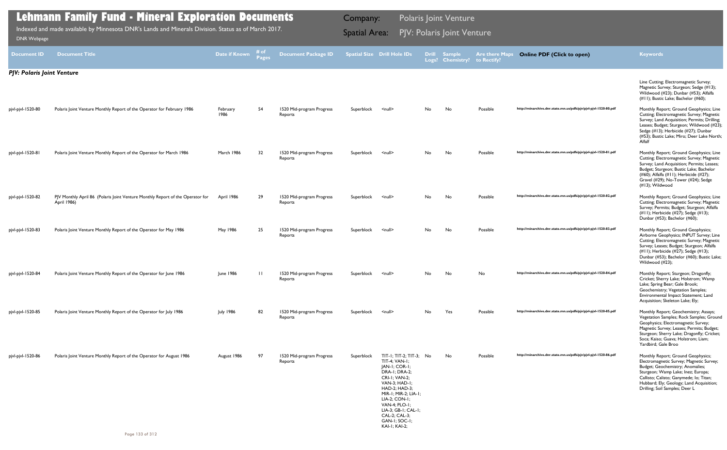# Lehmann Family Fund - Mineral Exploration Documents

Indexed and made available by Minnesota DNR's Lands and Minerals Division. Status as of March 2017.

DNR Webpage

Company: Polaris Joint Venture

Spatial Area: PJV: Polaris Joint Venture

| Document ID | Document Title | Date if Known | # of Pages | Document Package ID | Spatial Size | Drill Hole IDs | Drill Logs? | Sample Chemistry? | Are there Maps to Rectify? | Online PDF (Click to open) | Keywords |
|---|---|---|---|---|---|---|---|---|---|---|---|
| ***PJV: Polaris Joint Venture*** | | | | | | | | | | | |
| | | | | | | | | | | | Line Cutting; Electromagnetic Survey; Magnetic Survey; Sturgeon; Sedge (#13); Wildwood (#23); Dunbar (#53); Alfalfa (#11); Bustic Lake; Bachelor (#60); |
| pjvl-pjvl-1520-80 | Polaris Joint Venture Monthly Report of the Operator for February 1986 | February 1986 | 54 | 1520 Mid-program Progress Reports | Superblock | <null> | No | No | Possible | http://minarchive.dnr.state.mn.us/pdfs/pjv/pjvl-pjvl-1520-80.pdf | Monthly Report; Ground Geophysics; Line Cutting; Electromagnetic Survey; Magnetic Survey; Land Acquisition; Permits; Drilling; Leases; Budget; Sturgeon; Wildwood (#23); Sedge (#13); Herbicide (#27); Dunbar (#53); Bustic Lake; Miro; Deer Lake North; Alfalf |
| pjvl-pjvl-1520-81 | Polaris Joint Venture Monthly Report of the Operator for March 1986 | March 1986 | 32 | 1520 Mid-program Progress Reports | Superblock | <null> | No | No | Possible | http://minarchive.dnr.state.mn.us/pdfs/pjv/pjvl-pjvl-1520-81.pdf | Monthly Report; Ground Geophysics; Line Cutting; Electromagnetic Survey; Magnetic Survey; Land Acquisition; Permits; Leases; Budget; Sturgeon; Bustic Lake; Bachelor (#60); Alfalfa (#11); Herbicide (#27); Gravel (#29); No-Tower (#24); Sedge (#13); Wildwood |
| pjvl-pjvl-1520-82 | PJV Monthly April 86 (Polaris Joint Venture Monthly Report of the Operator for April 1986) | April 1986 | 29 | 1520 Mid-program Progress Reports | Superblock | <null> | No | No | Possible | http://minarchive.dnr.state.mn.us/pdfs/pjv/pjvl-pjvl-1520-82.pdf | Monthly Report; Ground Geophysics; Line Cutting; Electromagnetic Survey; Magnetic Survey; Permits; Budget; Sturgeon; Alfalfa (#11); Herbicide (#27); Sedge (#13); Dunbar (#53); Bachelor (#60); |
| pjvl-pjvl-1520-83 | Polaris Joint Venture Monthly Report of the Operator for May 1986 | May 1986 | 25 | 1520 Mid-program Progress Reports | Superblock | <null> | No | No | Possible | http://minarchive.dnr.state.mn.us/pdfs/pjv/pjvl-pjvl-1520-83.pdf | Monthly Report; Ground Geophysics; Airborne Geophysics; INPUT Survey; Line Cutting; Electromagnetic Survey; Magnetic Survey; Leases; Budget; Sturgeon; Alfalfa (#11); Herbicide (#27); Sedge (#13); Dunbar (#53); Bachelor (#60); Bustic Lake; Wildwood (#23); |
| pjvl-pjvl-1520-84 | Polaris Joint Venture Monthly Report of the Operator for June 1986 | June 1986 | 11 | 1520 Mid-program Progress Reports | Superblock | <null> | No | No | No | http://minarchive.dnr.state.mn.us/pdfs/pjv/pjvl-pjvl-1520-84.pdf | Monthly Report; Sturgeon; Dragonfly; Cricket; Sherry Lake; Holstrom; Wamp Lake; Spring Bear; Gale Brook; Geochemistry; Vegetation Samples; Environmental Impact Statement; Land Acquisition; Skeleton Lake; Ely; |
| pjvl-pjvl-1520-85 | Polaris Joint Venture Monthly Report of the Operator for July 1986 | July 1986 | 82 | 1520 Mid-program Progress Reports | Superblock | <null> | No | Yes | Possible | http://minarchive.dnr.state.mn.us/pdfs/pjv/pjvl-pjvl-1520-85.pdf | Monthly Report; Geochemistry; Assays; Vegetation Samples; Rock Samples; Ground Geophysics; Electromagnetic Survey; Magnetic Survey; Leases; Permits; Budget; Sturgeon; Sherry Lake; Dragonfly; Cricket; Soca; Kaiso; Guava; Holstrom; Liam; Yardbird; Gale Broo |
| pjvl-pjvl-1520-86 | Polaris Joint Venture Monthly Report of the Operator for August 1986 | August 1986 | 97 | 1520 Mid-program Progress Reports | Superblock | TIT-1; TIT-2; TIT-3; TIT-4; VAN-1; JAN-1; COR-1; DRA-1; DRA-2; CRI-1; VAN-2; VAN-3; HAD-1; HAD-2; HAD-3; MIR-1; MIR-2; LIA-1; LIA-2; CON-1; VAN-4; PLO-1; LIA-3; GB-1; CAL-1; CAL-2; CAL-3; GAN-1; SOC-1; KAI-1; KAI-2; | No | No | Possible | http://minarchive.dnr.state.mn.us/pdfs/pjv/pjvl-pjvl-1520-86.pdf | Monthly Report; Ground Geophysics; Electromagnetic Survey; Magnetic Survey; Budget; Geochemistry; Anomalies; Sturgeon; Wamp Lake; Inez; Europa; Callisto; Calisto; Ganymede; Io; Titan; Hubbard; Ely; Geology; Land Acquisition; Drilling; Soil Samples; Deer L |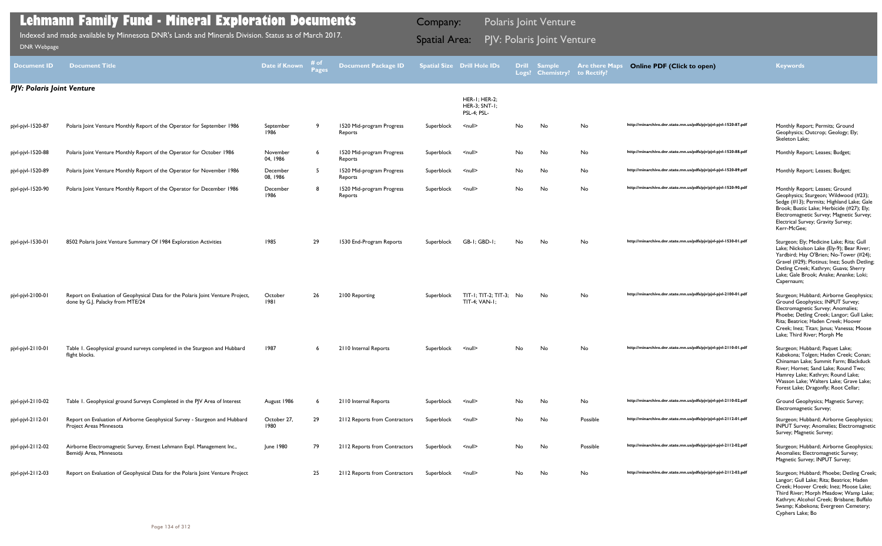# Lehmann Family Fund - Mineral Exploration Documents

Indexed and made available by Minnesota DNR's Lands and Minerals Division. Status as of March 2017.

DNR Webpage

Company: Polaris Joint Venture

Spatial Area: PJV: Polaris Joint Venture

| Document ID | Document Title | Date if Known | # of Pages | Document Package ID | Spatial Size | Drill Hole IDs | Drill Logs? | Sample Chemistry? | Are there Maps to Rectify? | Online PDF (Click to open) | Keywords |
|---|---|---|---|---|---|---|---|---|---|---|---|
| ***PJV: Polaris Joint Venture*** | | | | | | | | | | | |
| | | | | | | HER-1; HER-2; HER-3; SNT-1; PSL-4; PSL- | | | | | |
| pjvl-pjvl-1520-87 | Polaris Joint Venture Monthly Report of the Operator for September 1986 | September 1986 | 9 | 1520 Mid-program Progress Reports | Superblock | <null> | No | No | No | http://minarchive.dnr.state.mn.us/pdfs/pjv/pjvl-pjvl-1520-87.pdf | Monthly Report; Permits; Ground Geophysics; Outcrop; Geology; Ely; Skeleton Lake; |
| pjvl-pjvl-1520-88 | Polaris Joint Venture Monthly Report of the Operator for October 1986 | November 04, 1986 | 6 | 1520 Mid-program Progress Reports | Superblock | <null> | No | No | No | http://minarchive.dnr.state.mn.us/pdfs/pjv/pjvl-pjvl-1520-88.pdf | Monthly Report; Leases; Budget; |
| pjvl-pjvl-1520-89 | Polaris Joint Venture Monthly Report of the Operator for November 1986 | December 08, 1986 | 5 | 1520 Mid-program Progress Reports | Superblock | <null> | No | No | No | http://minarchive.dnr.state.mn.us/pdfs/pjv/pjvl-pjvl-1520-89.pdf | Monthly Report; Leases; Budget; |
| pjvl-pjvl-1520-90 | Polaris Joint Venture Monthly Report of the Operator for December 1986 | December 1986 | 8 | 1520 Mid-program Progress Reports | Superblock | <null> | No | No | No | http://minarchive.dnr.state.mn.us/pdfs/pjv/pjvl-pjvl-1520-90.pdf | Monthly Report; Leases; Ground Geophysics; Sturgeon; Wildwood (#23); Sedge (#13); Permits; Highland Lake; Gale Brook; Bustic Lake; Herbicide (#27); Ely; Electromagnetic Survey; Magnetic Survey; Electrical Survey; Gravity Survey; Kerr-McGee; |
| pjvl-pjvl-1530-01 | 8502 Polaris Joint Venture Summary Of 1984 Exploration Activities | 1985 | 29 | 1530 End-Program Reports | Superblock | GB-1; GBD-1; | No | No | No | http://minarchive.dnr.state.mn.us/pdfs/pjv/pjvl-pjvl-1530-01.pdf | Sturgeon; Ely; Medicine Lake; Rita; Gull Lake; Nickolson Lake (Ely-9); Bear River; Yardbird; Hay O'Brien; No-Tower (#24); Gravel (#29); Plotinus; Inez; South Detling; Detling Creek; Kathryn; Guava; Sherry Lake; Gale Brook; Anake; Ananke; Loki; Capernaum; |
| pjvl-pjvl-2100-01 | Report on Evaluation of Geophysical Data for the Polaris Joint Venture Project, done by G.J. Palacky from MTE/24 | October 1981 | 26 | 2100 Reporting | Superblock | TIT-1; TIT-2; TIT-3; TIT-4; VAN-1; | No | No | No | http://minarchive.dnr.state.mn.us/pdfs/pjv/pjvl-pjvl-2100-01.pdf | Sturgeon; Hubbard; Airborne Geophysics; Ground Geophysics; INPUT Survey; Electromagnetic Survey; Anomalies; Phoebe; Detling Creek; Langor; Gull Lake; Rita; Beatrice; Haden Creek; Hoover Creek; Inez; Titan; Janus; Vanessa; Moose Lake; Third River; Morph Me |
| pjvl-pjvl-2110-01 | Table 1. Geophysical ground surveys completed in the Sturgeon and Hubbard flight blocks. | 1987 | 6 | 2110 Internal Reports | Superblock | <null> | No | No | No | http://minarchive.dnr.state.mn.us/pdfs/pjv/pjvl-pjvl-2110-01.pdf | Sturgeon; Hubbard; Paquet Lake; Kabekona; Tolgen; Haden Creek; Conan; Chinaman Lake; Summit Farm; Blackduck River; Hornet; Sand Lake; Round Two; Hamrey Lake; Kathryn; Round Lake; Wasson Lake; Walters Lake; Grave Lake; Forest Lake; Dragonfly; Root Cellar; |
| pjvl-pjvl-2110-02 | Table 1. Geophysical ground Surveys Completed in the PJV Area of Interest | August 1986 | 6 | 2110 Internal Reports | Superblock | <null> | No | No | No | http://minarchive.dnr.state.mn.us/pdfs/pjv/pjvl-pjvl-2110-02.pdf | Ground Geophysics; Magnetic Survey; Electromagnetic Survey; |
| pjvl-pjvl-2112-01 | Report on Evaluation of Airborne Geophysical Survey - Sturgeon and Hubbard Project Areas Minnesota | October 27, 1980 | 29 | 2112 Reports from Contractors | Superblock | <null> | No | No | Possible | http://minarchive.dnr.state.mn.us/pdfs/pjv/pjvl-pjvl-2112-01.pdf | Sturgeon; Hubbard; Airborne Geophysics; INPUT Survey; Anomalies; Electromagnetic Survey; Magnetic Survey; |
| pjvl-pjvl-2112-02 | Airborne Electromagnetic Survey, Ernest Lehmann Expl. Management Inc., Bemidji Area, Minnesota | June 1980 | 79 | 2112 Reports from Contractors | Superblock | <null> | No | No | Possible | http://minarchive.dnr.state.mn.us/pdfs/pjv/pjvl-pjvl-2112-02.pdf | Sturgeon; Hubbard; Airborne Geophysics; Anomalies; Electromagnetic Survey; Magnetic Survey; INPUT Survey; |
| pjvl-pjvl-2112-03 | Report on Evaluation of Geophysical Data for the Polaris Joint Venture Project | | 25 | 2112 Reports from Contractors | Superblock | <null> | No | No | No | http://minarchive.dnr.state.mn.us/pdfs/pjv/pjvl-pjvl-2112-03.pdf | Sturgeon; Hubbard; Phoebe; Detling Creek; Langor; Gull Lake; Rita; Beatrice; Haden Creek; Hoover Creek; Inez; Moose Lake; Third River; Morph Meadow; Wamp Lake; Kathryn; Alcohol Creek; Brisbane; Buffalo Swamp; Kabekona; Evergreen Cemetery; Cyphers Lake; Bo |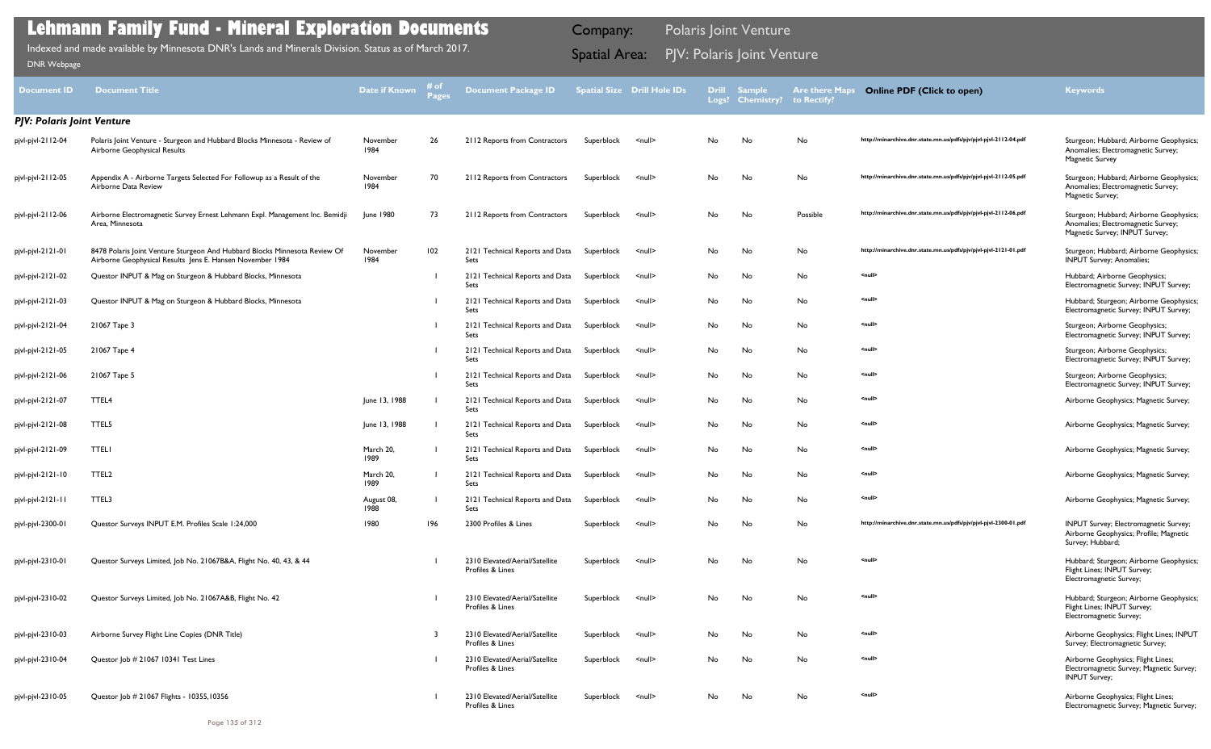# Lehmann Family Fund - Mineral Exploration Documents

Indexed and made available by Minnesota DNR's Lands and Minerals Division. Status as of March 2017.

DNR Webpage

Company: Polaris Joint Venture

Spatial Area: PJV: Polaris Joint Venture

| Document ID | Document Title | Date if Known | # of Pages | Document Package ID | Spatial Size | Drill Hole IDs | Drill Logs? | Sample Chemistry? | Are there Maps to Rectify? | Online PDF (Click to open) | Keywords |
|---|---|---|---|---|---|---|---|---|---|---|---|
| ***PJV: Polaris Joint Venture*** | | | | | | | | | | | |
| pjvl-pjvl-2112-04 | Polaris Joint Venture - Sturgeon and Hubbard Blocks Minnesota - Review of Airborne Geophysical Results | November 1984 | 26 | 2112 Reports from Contractors | Superblock | <null> | No | No | No | http://minarchive.dnr.state.mn.us/pdfs/pjv/pjvl-pjvl-2112-04.pdf | Sturgeon; Hubbard; Airborne Geophysics; Anomalies; Electromagnetic Survey; Magnetic Survey |
| pjvl-pjvl-2112-05 | Appendix A - Airborne Targets Selected For Followup as a Result of the Airborne Data Review | November 1984 | 70 | 2112 Reports from Contractors | Superblock | <null> | No | No | No | http://minarchive.dnr.state.mn.us/pdfs/pjv/pjvl-pjvl-2112-05.pdf | Sturgeon; Hubbard; Airborne Geophysics; Anomalies; Electromagnetic Survey; Magnetic Survey; |
| pjvl-pjvl-2112-06 | Airborne Electromagnetic Survey Ernest Lehmann Expl. Management Inc. Bemidji Area, Minnesota | June 1980 | 73 | 2112 Reports from Contractors | Superblock | <null> | No | No | Possible | http://minarchive.dnr.state.mn.us/pdfs/pjv/pjvl-pjvl-2112-06.pdf | Sturgeon; Hubbard; Airborne Geophysics; Anomalies; Electromagnetic Survey; Magnetic Survey; INPUT Survey; |
| pjvl-pjvl-2121-01 | 8478 Polaris Joint Venture Sturgeon And Hubbard Blocks Minnesota Review Of Airborne Geophysical Results Jens E. Hansen November 1984 | November 1984 | 102 | 2121 Technical Reports and Data Sets | Superblock | <null> | No | No | No | http://minarchive.dnr.state.mn.us/pdfs/pjv/pjvl-pjvl-2121-01.pdf | Sturgeon; Hubbard; Airborne Geophysics; INPUT Survey; Anomalies; |
| pjvl-pjvl-2121-02 | Questor INPUT & Mag on Sturgeon & Hubbard Blocks, Minnesota | | 1 | 2121 Technical Reports and Data Sets | Superblock | <null> | No | No | No | <null> | Hubbard; Airborne Geophysics; Electromagnetic Survey; INPUT Survey; |
| pjvl-pjvl-2121-03 | Questor INPUT & Mag on Sturgeon & Hubbard Blocks, Minnesota | | 1 | 2121 Technical Reports and Data Sets | Superblock | <null> | No | No | No | <null> | Hubbard; Sturgeon; Airborne Geophysics; Electromagnetic Survey; INPUT Survey; |
| pjvl-pjvl-2121-04 | 21067 Tape 3 | | 1 | 2121 Technical Reports and Data Sets | Superblock | <null> | No | No | No | <null> | Sturgeon; Airborne Geophysics; Electromagnetic Survey; INPUT Survey; |
| pjvl-pjvl-2121-05 | 21067 Tape 4 | | 1 | 2121 Technical Reports and Data Sets | Superblock | <null> | No | No | No | <null> | Sturgeon; Airborne Geophysics; Electromagnetic Survey; INPUT Survey; |
| pjvl-pjvl-2121-06 | 21067 Tape 5 | | 1 | 2121 Technical Reports and Data Sets | Superblock | <null> | No | No | No | <null> | Sturgeon; Airborne Geophysics; Electromagnetic Survey; INPUT Survey; |
| pjvl-pjvl-2121-07 | TTEL4 | June 13, 1988 | 1 | 2121 Technical Reports and Data Sets | Superblock | <null> | No | No | No | <null> | Airborne Geophysics; Magnetic Survey; |
| pjvl-pjvl-2121-08 | TTEL5 | June 13, 1988 | 1 | 2121 Technical Reports and Data Sets | Superblock | <null> | No | No | No | <null> | Airborne Geophysics; Magnetic Survey; |
| pjvl-pjvl-2121-09 | TTEL1 | March 20, 1989 | 1 | 2121 Technical Reports and Data Sets | Superblock | <null> | No | No | No | <null> | Airborne Geophysics; Magnetic Survey; |
| pjvl-pjvl-2121-10 | TTEL2 | March 20, 1989 | 1 | 2121 Technical Reports and Data Sets | Superblock | <null> | No | No | No | <null> | Airborne Geophysics; Magnetic Survey; |
| pjvl-pjvl-2121-11 | TTEL3 | August 08, 1988 | 1 | 2121 Technical Reports and Data Sets | Superblock | <null> | No | No | No | <null> | Airborne Geophysics; Magnetic Survey; |
| pjvl-pjvl-2300-01 | Questor Surveys INPUT E.M. Profiles Scale 1:24,000 | 1980 | 196 | 2300 Profiles & Lines | Superblock | <null> | No | No | No | http://minarchive.dnr.state.mn.us/pdfs/pjv/pjvl-pjvl-2300-01.pdf | INPUT Survey; Electromagnetic Survey; Airborne Geophysics; Profile; Magnetic Survey; Hubbard; |
| pjvl-pjvl-2310-01 | Questor Surveys Limited, Job No. 21067B&A, Flight No. 40, 43, & 44 | | 1 | 2310 Elevated/Aerial/Satellite Profiles & Lines | Superblock | <null> | No | No | No | <null> | Hubbard; Sturgeon; Airborne Geophysics; Flight Lines; INPUT Survey; Electromagnetic Survey; |
| pjvl-pjvl-2310-02 | Questor Surveys Limited, Job No. 21067A&B, Flight No. 42 | | 1 | 2310 Elevated/Aerial/Satellite Profiles & Lines | Superblock | <null> | No | No | No | <null> | Hubbard; Sturgeon; Airborne Geophysics; Flight Lines; INPUT Survey; Electromagnetic Survey; |
| pjvl-pjvl-2310-03 | Airborne Survey Flight Line Copies (DNR Title) | | 3 | 2310 Elevated/Aerial/Satellite Profiles & Lines | Superblock | <null> | No | No | No | <null> | Airborne Geophysics; Flight Lines; INPUT Survey; Electromagnetic Survey; |
| pjvl-pjvl-2310-04 | Questor Job # 21067 10341 Test Lines | | 1 | 2310 Elevated/Aerial/Satellite Profiles & Lines | Superblock | <null> | No | No | No | <null> | Airborne Geophysics; Flight Lines; Electromagnetic Survey; Magnetic Survey; INPUT Survey; |
| pjvl-pjvl-2310-05 | Questor Job # 21067 Flights - 10355,10356 | | 1 | 2310 Elevated/Aerial/Satellite Profiles & Lines | Superblock | <null> | No | No | No | <null> | Airborne Geophysics; Flight Lines; Electromagnetic Survey; Magnetic Survey; |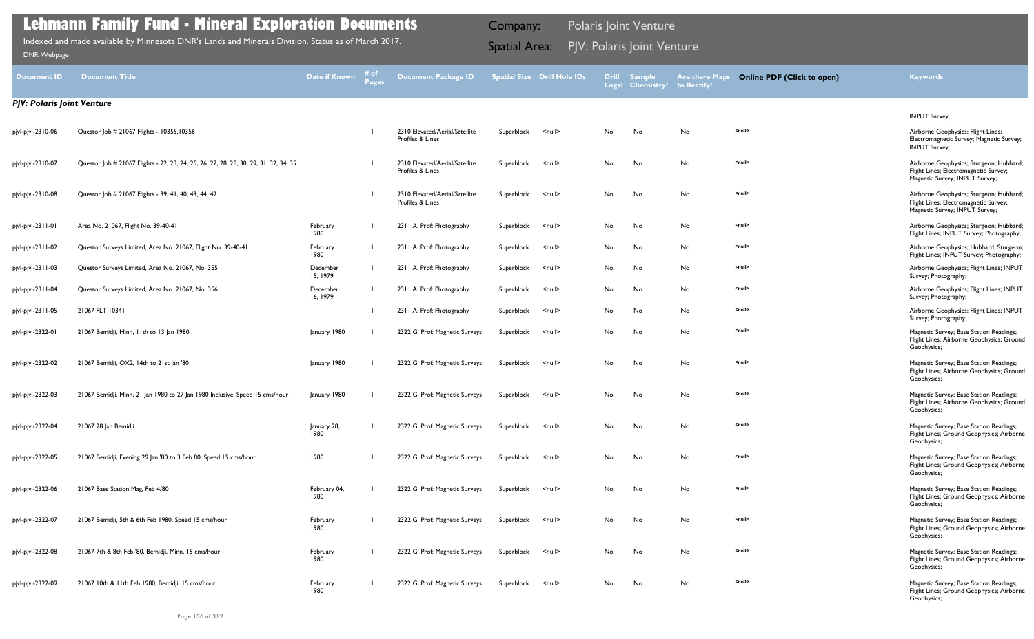# Lehmann Family Fund - Mineral Exploration Documents

Indexed and made available by Minnesota DNR's Lands and Minerals Division. Status as of March 2017.

DNR Webpage

Company: Polaris Joint Venture

Spatial Area: PJV: Polaris Joint Venture

| Document ID | Document Title | Date if Known | # of Pages | Document Package ID | Spatial Size | Drill Hole IDs | Drill Logs? | Sample Chemistry? | Are there Maps to Rectify? | Online PDF (Click to open) | Keywords |
|---|---|---|---|---|---|---|---|---|---|---|---|
| ***PJV: Polaris Joint Venture*** | | | | | | | | | | | INPUT Survey; |
| pjvl-pjvl-2310-06 | Questor Job # 21067 Flights - 10355,10356 | | 1 | 2310 Elevated/Aerial/Satellite Profiles & Lines | Superblock | <null> | No | No | No | <null> | Airborne Geophysics; Flight Lines; Electromagnetic Survey; Magnetic Survey; INPUT Survey; |
| pjvl-pjvl-2310-07 | Questor Job # 21067 Flights - 22, 23, 24, 25, 26, 27, 28, 28, 30, 29, 31, 32, 34, 35 | | 1 | 2310 Elevated/Aerial/Satellite Profiles & Lines | Superblock | <null> | No | No | No | <null> | Airborne Geophysics; Sturgeon; Hubbard; Flight Lines; Electromagnetic Survey; Magnetic Survey; INPUT Survey; |
| pjvl-pjvl-2310-08 | Questor Job # 21067 Flights - 39, 41, 40, 43, 44, 42 | | 1 | 2310 Elevated/Aerial/Satellite Profiles & Lines | Superblock | <null> | No | No | No | <null> | Airborne Geophysics; Sturgeon; Hubbard; Flight Lines; Electromagnetic Survey; Magnetic Survey; INPUT Survey; |
| pjvl-pjvl-2311-01 | Area No. 21067, Flight No. 39-40-41 | February 1980 | 1 | 2311 A. Prof: Photography | Superblock | <null> | No | No | No | <null> | Airborne Geophysics; Sturgeon; Hubbard; Flight Lines; INPUT Survey; Photography; |
| pjvl-pjvl-2311-02 | Questor Surveys Limited, Area No. 21067, Flight No. 39-40-41 | February 1980 | 1 | 2311 A. Prof: Photography | Superblock | <null> | No | No | No | <null> | Airborne Geophysics; Hubbard; Sturgeon; Flight Lines; INPUT Survey; Photography; |
| pjvl-pjvl-2311-03 | Questor Surveys Limited, Area No. 21067, No. 355 | December 15, 1979 | 1 | 2311 A. Prof: Photography | Superblock | <null> | No | No | No | <null> | Airborne Geophysics; Flight Lines; INPUT Survey; Photography; |
| pjvl-pjvl-2311-04 | Questor Surveys Limited, Area No. 21067, No. 356 | December 16, 1979 | 1 | 2311 A. Prof: Photography | Superblock | <null> | No | No | No | <null> | Airborne Geophysics; Flight Lines; INPUT Survey; Photography; |
| pjvl-pjvl-2311-05 | 21067 FLT 10341 | | 1 | 2311 A. Prof: Photography | Superblock | <null> | No | No | No | <null> | Airborne Geophysics; Flight Lines; INPUT Survey; Photography; |
| pjvl-pjvl-2322-01 | 21067 Bemidji, Minn, 11th to 13 Jan 1980 | January 1980 | 1 | 2322 G. Prof: Magnetic Surveys | Superblock | <null> | No | No | No | <null> | Magnetic Survey; Base Station Readings; Flight Lines; Airborne Geophysics; Ground Geophysics; |
| pjvl-pjvl-2322-02 | 21067 Bemidji, OX2, 14th to 21st Jan '80 | January 1980 | 1 | 2322 G. Prof: Magnetic Surveys | Superblock | <null> | No | No | No | <null> | Magnetic Survey; Base Station Readings; Flight Lines; Airborne Geophysics; Ground Geophysics; |
| pjvl-pjvl-2322-03 | 21067 Bemidji, Minn, 21 Jan 1980 to 27 Jan 1980 Inclusive. Speed 15 cms/hour | January 1980 | 1 | 2322 G. Prof: Magnetic Surveys | Superblock | <null> | No | No | No | <null> | Magnetic Survey; Base Station Readings; Flight Lines; Airborne Geophysics; Ground Geophysics; |
| pjvl-pjvl-2322-04 | 21067 28 Jan Bemidji | January 28, 1980 | 1 | 2322 G. Prof: Magnetic Surveys | Superblock | <null> | No | No | No | <null> | Magnetic Survey; Base Station Readings; Flight Lines; Ground Geophysics; Airborne Geophysics; |
| pjvl-pjvl-2322-05 | 21067 Bemidji, Evening 29 Jan '80 to 3 Feb 80. Speed 15 cms/hour | 1980 | 1 | 2322 G. Prof: Magnetic Surveys | Superblock | <null> | No | No | No | <null> | Magnetic Survey; Base Station Readings; Flight Lines; Ground Geophysics; Airborne Geophysics; |
| pjvl-pjvl-2322-06 | 21067 Base Station Mag, Feb 4/80 | February 04, 1980 | 1 | 2322 G. Prof: Magnetic Surveys | Superblock | <null> | No | No | No | <null> | Magnetic Survey; Base Station Readings; Flight Lines; Ground Geophysics; Airborne Geophysics; |
| pjvl-pjvl-2322-07 | 21067 Bemidji, 5th & 6th Feb 1980. Speed 15 cms/hour | February 1980 | 1 | 2322 G. Prof: Magnetic Surveys | Superblock | <null> | No | No | No | <null> | Magnetic Survey; Base Station Readings; Flight Lines; Ground Geophysics; Airborne Geophysics; |
| pjvl-pjvl-2322-08 | 21067 7th & 8th Feb '80, Bemidji, Minn. 15 cms/hour | February 1980 | 1 | 2322 G. Prof: Magnetic Surveys | Superblock | <null> | No | No | No | <null> | Magnetic Survey; Base Station Readings; Flight Lines; Ground Geophysics; Airborne Geophysics; |
| pjvl-pjvl-2322-09 | 21067 10th & 11th Feb 1980, Bemidji. 15 cms/hour | February 1980 | 1 | 2322 G. Prof: Magnetic Surveys | Superblock | <null> | No | No | No | <null> | Magnetic Survey; Base Station Readings; Flight Lines; Ground Geophysics; Airborne Geophysics; |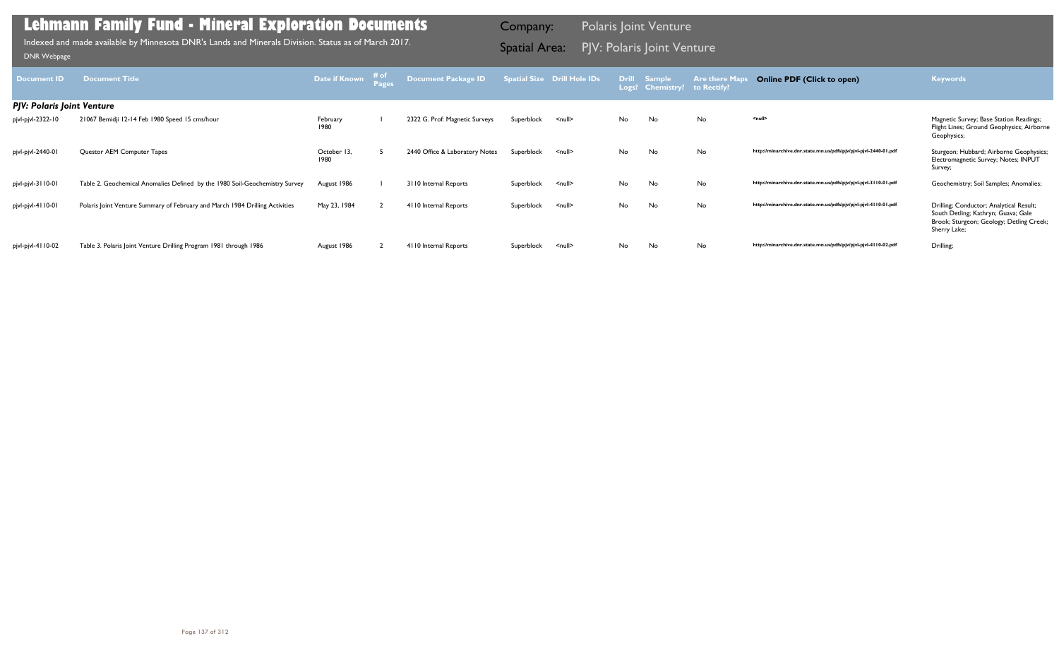# Lehmann Family Fund - Mineral Exploration Documents

Indexed and made available by Minnesota DNR's Lands and Minerals Division. Status as of March 2017.

DNR Webpage

Company: Polaris Joint Venture

Spatial Area: PJV: Polaris Joint Venture

| Document ID | Document Title | Date if Known | # of Pages | Document Package ID | Spatial Size | Drill Hole IDs | Drill Logs? | Sample Chemistry? | Are there Maps to Rectify? | Online PDF (Click to open) | Keywords |
|---|---|---|---|---|---|---|---|---|---|---|---|
| ***PJV: Polaris Joint Venture*** | | | | | | | | | | | |
| pjvl-pjvl-2322-10 | 21067 Bemidji 12-14 Feb 1980 Speed 15 cms/hour | February 1980 | 1 | 2322 G. Prof: Magnetic Surveys | Superblock | <null> | No | No | No | <null> | Magnetic Survey; Base Station Readings; Flight Lines; Ground Geophysics; Airborne Geophysics; |
| pjvl-pjvl-2440-01 | Questor AEM Computer Tapes | October 13, 1980 | 5 | 2440 Office & Laboratory Notes | Superblock | <null> | No | No | No | http://minarchive.dnr.state.mn.us/pdfs/pjv/pjvl-pjvl-2440-01.pdf | Sturgeon; Hubbard; Airborne Geophysics; Electromagnetic Survey; Notes; INPUT Survey; |
| pjvl-pjvl-3110-01 | Table 2. Geochemical Anomalies Defined by the 1980 Soil-Geochemistry Survey | August 1986 | 1 | 3110 Internal Reports | Superblock | <null> | No | No | No | http://minarchive.dnr.state.mn.us/pdfs/pjv/pjvl-pjvl-3110-01.pdf | Geochemistry; Soil Samples; Anomalies; |
| pjvl-pjvl-4110-01 | Polaris Joint Venture Summary of February and March 1984 Drilling Activities | May 23, 1984 | 2 | 4110 Internal Reports | Superblock | <null> | No | No | No | http://minarchive.dnr.state.mn.us/pdfs/pjv/pjvl-pjvl-4110-01.pdf | Drilling; Conductor; Analytical Result; South Detling; Kathryn; Guava; Gale Brook; Sturgeon; Geology; Detling Creek; Sherry Lake; |
| pjvl-pjvl-4110-02 | Table 3. Polaris Joint Venture Drilling Program 1981 through 1986 | August 1986 | 2 | 4110 Internal Reports | Superblock | <null> | No | No | No | http://minarchive.dnr.state.mn.us/pdfs/pjv/pjvl-pjvl-4110-02.pdf | Drilling; |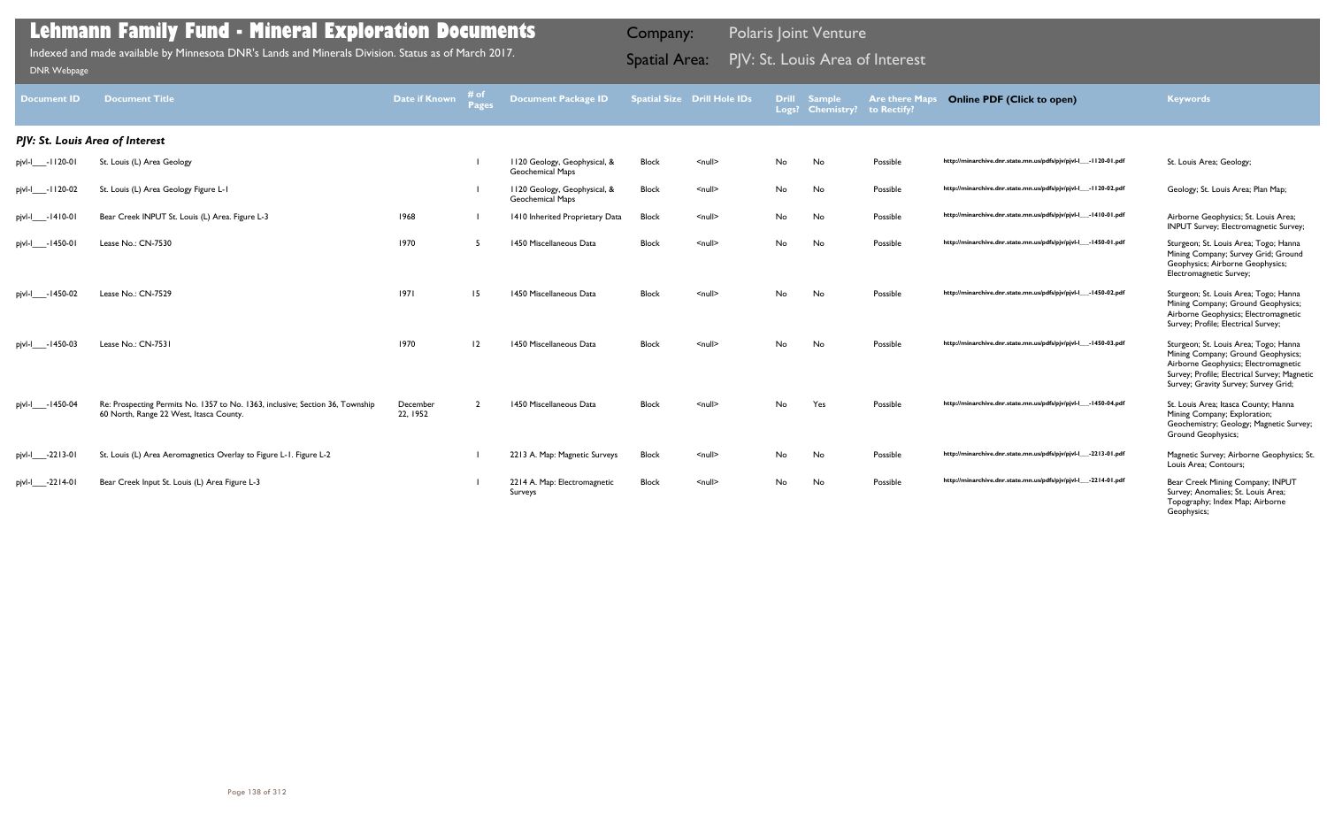# Lehmann Family Fund - Mineral Exploration Documents

Indexed and made available by Minnesota DNR's Lands and Minerals Division. Status as of March 2017.

DNR Webpage

Company: Polaris Joint Venture

Spatial Area: PJV: St. Louis Area of Interest

| Document ID | Document Title | Date if Known | # of Pages | Document Package ID | Spatial Size | Drill Hole IDs | Drill Logs? | Sample Chemistry? | Are there Maps to Rectify? | Online PDF (Click to open) | Keywords |
|---|---|---|---|---|---|---|---|---|---|---|---|
| ***PJV: St. Louis Area of Interest*** | | | | | | | | | | | |
| pjvl-l___-1120-01 | St. Louis (L) Area Geology | | 1 | 1120 Geology, Geophysical, & Geochemical Maps | Block | <null> | No | No | Possible | http://minarchive.dnr.state.mn.us/pdfs/pjv/pjvl-l___-1120-01.pdf | St. Louis Area; Geology; |
| pjvl-l___-1120-02 | St. Louis (L) Area Geology Figure L-1 | | 1 | 1120 Geology, Geophysical, & Geochemical Maps | Block | <null> | No | No | Possible | http://minarchive.dnr.state.mn.us/pdfs/pjv/pjvl-l___-1120-02.pdf | Geology; St. Louis Area; Plan Map; |
| pjvl-l___-1410-01 | Bear Creek INPUT St. Louis (L) Area. Figure L-3 | 1968 | 1 | 1410 Inherited Proprietary Data | Block | <null> | No | No | Possible | http://minarchive.dnr.state.mn.us/pdfs/pjv/pjvl-l___-1410-01.pdf | Airborne Geophysics; St. Louis Area; INPUT Survey; Electromagnetic Survey; |
| pjvl-l___-1450-01 | Lease No.: CN-7530 | 1970 | 5 | 1450 Miscellaneous Data | Block | <null> | No | No | Possible | http://minarchive.dnr.state.mn.us/pdfs/pjv/pjvl-l___-1450-01.pdf | Sturgeon; St. Louis Area; Togo; Hanna Mining Company; Survey Grid; Ground Geophysics; Airborne Geophysics; Electromagnetic Survey; |
| pjvl-l___-1450-02 | Lease No.: CN-7529 | 1971 | 15 | 1450 Miscellaneous Data | Block | <null> | No | No | Possible | http://minarchive.dnr.state.mn.us/pdfs/pjv/pjvl-l___-1450-02.pdf | Sturgeon; St. Louis Area; Togo; Hanna Mining Company; Ground Geophysics; Airborne Geophysics; Electromagnetic Survey; Profile; Electrical Survey; |
| pjvl-l___-1450-03 | Lease No.: CN-7531 | 1970 | 12 | 1450 Miscellaneous Data | Block | <null> | No | No | Possible | http://minarchive.dnr.state.mn.us/pdfs/pjv/pjvl-l___-1450-03.pdf | Sturgeon; St. Louis Area; Togo; Hanna Mining Company; Ground Geophysics; Airborne Geophysics; Electromagnetic Survey; Profile; Electrical Survey; Magnetic Survey; Gravity Survey; Survey Grid; |
| pjvl-l___-1450-04 | Re: Prospecting Permits No. 1357 to No. 1363, inclusive; Section 36, Township 60 North, Range 22 West, Itasca County. | December 22, 1952 | 2 | 1450 Miscellaneous Data | Block | <null> | No | Yes | Possible | http://minarchive.dnr.state.mn.us/pdfs/pjv/pjvl-l___-1450-04.pdf | St. Louis Area; Itasca County; Hanna Mining Company; Exploration; Geochemistry; Geology; Magnetic Survey; Ground Geophysics; |
| pjvl-l___-2213-01 | St. Louis (L) Area Aeromagnetics Overlay to Figure L-1. Figure L-2 | | 1 | 2213 A. Map: Magnetic Surveys | Block | <null> | No | No | Possible | http://minarchive.dnr.state.mn.us/pdfs/pjv/pjvl-l___-2213-01.pdf | Magnetic Survey; Airborne Geophysics; St. Louis Area; Contours; |
| pjvl-l___-2214-01 | Bear Creek Input St. Louis (L) Area Figure L-3 | | 1 | 2214 A. Map: Electromagnetic Surveys | Block | <null> | No | No | Possible | http://minarchive.dnr.state.mn.us/pdfs/pjv/pjvl-l___-2214-01.pdf | Bear Creek Mining Company; INPUT Survey; Anomalies; St. Louis Area; Topography; Index Map; Airborne Geophysics; |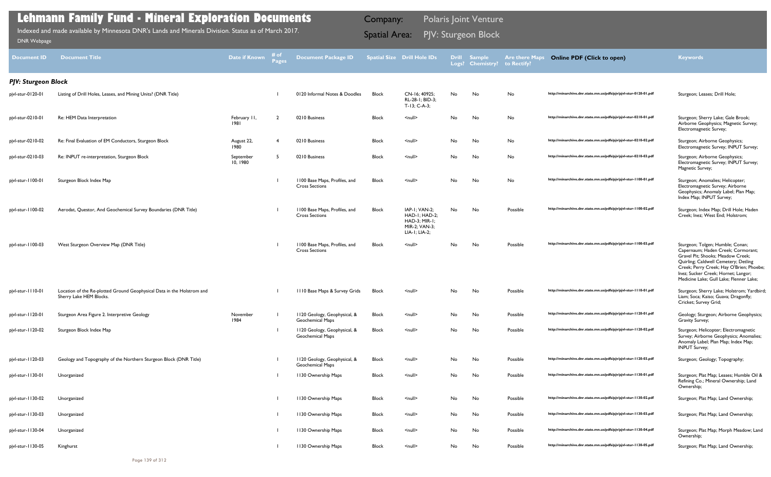# Lehmann Family Fund - Mineral Exploration Documents

Indexed and made available by Minnesota DNR's Lands and Minerals Division. Status as of March 2017.

DNR Webpage

Company: Polaris Joint Venture

Spatial Area: PJV: Sturgeon Block

| Document ID | Document Title | Date if Known | # of Pages | Document Package ID | Spatial Size | Drill Hole IDs | Drill Logs? | Sample Chemistry? | Are there Maps to Rectify? | Online PDF (Click to open) | Keywords |
|---|---|---|---|---|---|---|---|---|---|---|---|
| ***PJV: Sturgeon Block*** | | | | | | | | | | | |
| pjvl-stur-0120-01 | Listing of Drill Holes, Leases, and Mining Units? (DNR Title) | | 1 | 0120 Informal Notes & Doodles | Block | CN-16; 40925; RL-28-1; BD-3; T-13; C-A-3; | No | No | No | http://minarchive.dnr.state.mn.us/pdfs/pjv/pjvl-stur-0120-01.pdf | Sturgeon; Leases; Drill Hole; |
| pjvl-stur-0210-01 | Re: HEM Data Interpretation | February 11, 1981 | 2 | 0210 Business | Block | <null> | No | No | No | http://minarchive.dnr.state.mn.us/pdfs/pjv/pjvl-stur-0210-01.pdf | Sturgeon; Sherry Lake; Gale Brook; Airborne Geophysics; Magnetic Survey; Electromagnetic Survey; |
| pjvl-stur-0210-02 | Re: Final Evaluation of EM Conductors, Sturgeon Block | August 22, 1980 | 4 | 0210 Business | Block | <null> | No | No | No | http://minarchive.dnr.state.mn.us/pdfs/pjv/pjvl-stur-0210-02.pdf | Sturgeon; Airborne Geophysics; Electromagnetic Survey; INPUT Survey; |
| pjvl-stur-0210-03 | Re: INPUT re-interpretation, Sturgeon Block | September 10, 1980 | 5 | 0210 Business | Block | <null> | No | No | No | http://minarchive.dnr.state.mn.us/pdfs/pjv/pjvl-stur-0210-03.pdf | Sturgeon; Airborne Geophysics; Electromagnetic Survey; INPUT Survey; Magnetic Survey; |
| pjvl-stur-1100-01 | Sturgeon Block Index Map | | 1 | 1100 Base Maps, Profiles, and Cross Sections | Block | <null> | No | No | No | http://minarchive.dnr.state.mn.us/pdfs/pjv/pjvl-stur-1100-01.pdf | Sturgeon; Anomalies; Helicopter; Electromagnetic Survey; Airborne Geophysics; Anomaly Label; Plan Map; Index Map; INPUT Survey; |
| pjvl-stur-1100-02 | Aerodat, Questor, And Geochemical Survey Boundaries (DNR Title) | | 1 | 1100 Base Maps, Profiles, and Cross Sections | Block | IAP-1; VAN-2; HAD-1; HAD-2; HAD-3; MIR-1; MIR-2; VAN-3; LIA-1; LIA-2; | No | No | Possible | http://minarchive.dnr.state.mn.us/pdfs/pjv/pjvl-stur-1100-02.pdf | Sturgeon; Index Map; Drill Hole; Haden Creek; Inez; West End; Holstrom; |
| pjvl-stur-1100-03 | West Sturgeon Overview Map (DNR Title) | | 1 | 1100 Base Maps, Profiles, and Cross Sections | Block | <null> | No | No | Possible | http://minarchive.dnr.state.mn.us/pdfs/pjv/pjvl-stur-1100-03.pdf | Sturgeon; Tolgen; Humble; Conan; Capernaum; Haden Creek; Cormorant; Gravel Pit; Shooks; Meadow Creek; Quirling; Caldwell Cemetery; Detling Creek; Perry Creek; Hay O'Brien; Phoebe; Inez; Sucker Creek; Hornet; Langor; Medicine Lake; Gull Lake; Flenner Lake; |
| pjvl-stur-1110-01 | Location of the Re-plotted Ground Geophysical Data in the Holstrom and Sherry Lake HEM Blocks. | | 1 | 1110 Base Maps & Survey Grids | Block | <null> | No | No | Possible | http://minarchive.dnr.state.mn.us/pdfs/pjv/pjvl-stur-1110-01.pdf | Sturgeon; Sherry Lake; Holstrom; Yardbird; Liam; Soca; Kaiso; Guava; Dragonfly; Cricket; Survey Grid; |
| pjvl-stur-1120-01 | Sturgeon Area Figure 2. Interpretive Geology | November 1984 | 1 | 1120 Geology, Geophysical, & Geochemical Maps | Block | <null> | No | No | Possible | http://minarchive.dnr.state.mn.us/pdfs/pjv/pjvl-stur-1120-01.pdf | Geology; Sturgeon; Airborne Geophysics; Gravity Survey; |
| pjvl-stur-1120-02 | Sturgeon Block Index Map | | 1 | 1120 Geology, Geophysical, & Geochemical Maps | Block | <null> | No | No | Possible | http://minarchive.dnr.state.mn.us/pdfs/pjv/pjvl-stur-1120-02.pdf | Sturgeon; Helicopter; Electromagnetic Survey; Airborne Geophysics; Anomalies; Anomaly Label; Plan Map; Index Map; INPUT Survey; |
| pjvl-stur-1120-03 | Geology and Topography of the Northern Sturgeon Block (DNR Title) | | 1 | 1120 Geology, Geophysical, & Geochemical Maps | Block | <null> | No | No | Possible | http://minarchive.dnr.state.mn.us/pdfs/pjv/pjvl-stur-1120-03.pdf | Sturgeon; Geology; Topography; |
| pjvl-stur-1130-01 | Unorganized | | 1 | 1130 Ownership Maps | Block | <null> | No | No | Possible | http://minarchive.dnr.state.mn.us/pdfs/pjv/pjvl-stur-1130-01.pdf | Sturgeon; Plat Map; Leases; Humble Oil & Refining Co.; Mineral Ownership; Land Ownership; |
| pjvl-stur-1130-02 | Unorganized | | 1 | 1130 Ownership Maps | Block | <null> | No | No | Possible | http://minarchive.dnr.state.mn.us/pdfs/pjv/pjvl-stur-1130-02.pdf | Sturgeon; Plat Map; Land Ownership; |
| pjvl-stur-1130-03 | Unorganized | | 1 | 1130 Ownership Maps | Block | <null> | No | No | Possible | http://minarchive.dnr.state.mn.us/pdfs/pjv/pjvl-stur-1130-03.pdf | Sturgeon; Plat Map; Land Ownership; |
| pjvl-stur-1130-04 | Unorganized | | 1 | 1130 Ownership Maps | Block | <null> | No | No | Possible | http://minarchive.dnr.state.mn.us/pdfs/pjv/pjvl-stur-1130-04.pdf | Sturgeon; Plat Map; Morph Meadow; Land Ownership; |
| pjvl-stur-1130-05 | Kinghurst | | 1 | 1130 Ownership Maps | Block | <null> | No | No | Possible | http://minarchive.dnr.state.mn.us/pdfs/pjv/pjvl-stur-1130-05.pdf | Sturgeon; Plat Map; Land Ownership; |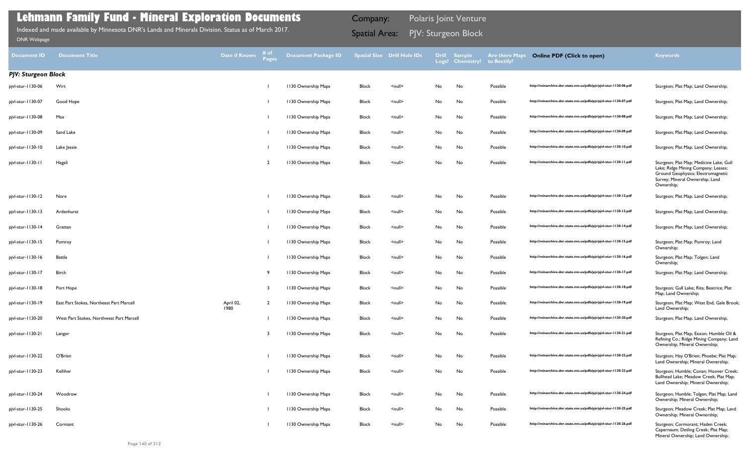# Lehmann Family Fund - Mineral Exploration Documents

Indexed and made available by Minnesota DNR's Lands and Minerals Division. Status as of March 2017.

DNR Webpage

Company: Polaris Joint Venture

Spatial Area: PJV: Sturgeon Block

| Document ID | Document Title | Date if Known | # of Pages | Document Package ID | Spatial Size | Drill Hole IDs | Drill Logs? | Sample Chemistry? | Are there Maps to Rectify? | Online PDF (Click to open) | Keywords |
|---|---|---|---|---|---|---|---|---|---|---|---|
| ***PJV: Sturgeon Block*** | | | | | | | | | | | |
| pjvl-stur-1130-06 | Wirt | | 1 | 1130 Ownership Maps | Block | <null> | No | No | Possible | http://minarchive.dnr.state.mn.us/pdfs/pjv/pjvl-stur-1130-06.pdf | Sturgeon; Plat Map; Land Ownership; |
| pjvl-stur-1130-07 | Good Hope | | 1 | 1130 Ownership Maps | Block | <null> | No | No | Possible | http://minarchive.dnr.state.mn.us/pdfs/pjv/pjvl-stur-1130-07.pdf | Sturgeon; Plat Map; Land Ownership; |
| pjvl-stur-1130-08 | Max | | 1 | 1130 Ownership Maps | Block | <null> | No | No | Possible | http://minarchive.dnr.state.mn.us/pdfs/pjv/pjvl-stur-1130-08.pdf | Sturgeon; Plat Map; Land Ownership; |
| pjvl-stur-1130-09 | Sand Lake | | 1 | 1130 Ownership Maps | Block | <null> | No | No | Possible | http://minarchive.dnr.state.mn.us/pdfs/pjv/pjvl-stur-1130-09.pdf | Sturgeon; Plat Map; Land Ownership; |
| pjvl-stur-1130-10 | Lake Jessie | | 1 | 1130 Ownership Maps | Block | <null> | No | No | Possible | http://minarchive.dnr.state.mn.us/pdfs/pjv/pjvl-stur-1130-10.pdf | Sturgeon; Plat Map; Land Ownership; |
| pjvl-stur-1130-11 | Hagali | | 2 | 1130 Ownership Maps | Block | <null> | No | No | Possible | http://minarchive.dnr.state.mn.us/pdfs/pjv/pjvl-stur-1130-11.pdf | Sturgeon; Plat Map; Medicine Lake; Gull Lake; Ridge Mining Company; Leases; Ground Geophysics; Electromagnetic Survey; Mineral Ownership; Land Ownership; |
| pjvl-stur-1130-12 | Nore | | 1 | 1130 Ownership Maps | Block | <null> | No | No | Possible | http://minarchive.dnr.state.mn.us/pdfs/pjv/pjvl-stur-1130-12.pdf | Sturgeon; Plat Map; Land Ownership; |
| pjvl-stur-1130-13 | Ardenhurst | | 1 | 1130 Ownership Maps | Block | <null> | No | No | Possible | http://minarchive.dnr.state.mn.us/pdfs/pjv/pjvl-stur-1130-13.pdf | Sturgeon; Plat Map; Land Ownership; |
| pjvl-stur-1130-14 | Grattan | | 1 | 1130 Ownership Maps | Block | <null> | No | No | Possible | http://minarchive.dnr.state.mn.us/pdfs/pjv/pjvl-stur-1130-14.pdf | Sturgeon; Plat Map; Land Ownership; |
| pjvl-stur-1130-15 | Pomroy | | 1 | 1130 Ownership Maps | Block | <null> | No | No | Possible | http://minarchive.dnr.state.mn.us/pdfs/pjv/pjvl-stur-1130-15.pdf | Sturgeon; Plat Map; Pomroy; Land Ownership; |
| pjvl-stur-1130-16 | Battle | | 1 | 1130 Ownership Maps | Block | <null> | No | No | Possible | http://minarchive.dnr.state.mn.us/pdfs/pjv/pjvl-stur-1130-16.pdf | Sturgeon; Plat Map; Tolgen; Land Ownership; |
| pjvl-stur-1130-17 | Birch | | 9 | 1130 Ownership Maps | Block | <null> | No | No | Possible | http://minarchive.dnr.state.mn.us/pdfs/pjv/pjvl-stur-1130-17.pdf | Sturgeon; Plat Map; Land Ownership; |
| pjvl-stur-1130-18 | Port Hope | | 3 | 1130 Ownership Maps | Block | <null> | No | No | Possible | http://minarchive.dnr.state.mn.us/pdfs/pjv/pjvl-stur-1130-18.pdf | Sturgeon; Gull Lake; Rita; Beatrice; Plat Map; Land Ownership; |
| pjvl-stur-1130-19 | East Part Stokes, Northeast Part Marcell | April 02, 1980 | 2 | 1130 Ownership Maps | Block | <null> | No | No | Possible | http://minarchive.dnr.state.mn.us/pdfs/pjv/pjvl-stur-1130-19.pdf | Sturgeon; Plat Map; West End; Gale Brook; Land Ownership; |
| pjvl-stur-1130-20 | West Part Stokes, Northwest Part Marcell | | 1 | 1130 Ownership Maps | Block | <null> | No | No | Possible | http://minarchive.dnr.state.mn.us/pdfs/pjv/pjvl-stur-1130-20.pdf | Sturgeon; Plat Map; Land Ownership; |
| pjvl-stur-1130-21 | Langor | | 3 | 1130 Ownership Maps | Block | <null> | No | No | Possible | http://minarchive.dnr.state.mn.us/pdfs/pjv/pjvl-stur-1130-21.pdf | Sturgeon; Plat Map; Exxon; Humble Oil & Refining Co.; Ridge Mining Company; Land Ownership; Mineral Ownership; |
| pjvl-stur-1130-22 | O'Brien | | 1 | 1130 Ownership Maps | Block | <null> | No | No | Possible | http://minarchive.dnr.state.mn.us/pdfs/pjv/pjvl-stur-1130-22.pdf | Sturgeon; Hay O'Brien; Phoebe; Plat Map; Land Ownership; Mineral Ownership; |
| pjvl-stur-1130-23 | Kelliher | | 1 | 1130 Ownership Maps | Block | <null> | No | No | Possible | http://minarchive.dnr.state.mn.us/pdfs/pjv/pjvl-stur-1130-23.pdf | Sturgeon; Humble; Conan; Hoover Creek; Bullhead Lake; Meadow Creek; Plat Map; Land Ownership; Mineral Ownership; |
| pjvl-stur-1130-24 | Woodrow | | 1 | 1130 Ownership Maps | Block | <null> | No | No | Possible | http://minarchive.dnr.state.mn.us/pdfs/pjv/pjvl-stur-1130-24.pdf | Sturgeon; Humble; Tolgen; Plat Map; Land Ownership; Mineral Ownership; |
| pjvl-stur-1130-25 | Shooks | | 1 | 1130 Ownership Maps | Block | <null> | No | No | Possible | http://minarchive.dnr.state.mn.us/pdfs/pjv/pjvl-stur-1130-25.pdf | Sturgeon; Meadow Creek; Plat Map; Land Ownership; Mineral Ownership; |
| pjvl-stur-1130-26 | Cormant | | 1 | 1130 Ownership Maps | Block | <null> | No | No | Possible | http://minarchive.dnr.state.mn.us/pdfs/pjv/pjvl-stur-1130-26.pdf | Sturgeon; Cormorant; Haden Creek; Capernaum; Deding Creek; Plat Map; Mineral Ownership; Land Ownership; |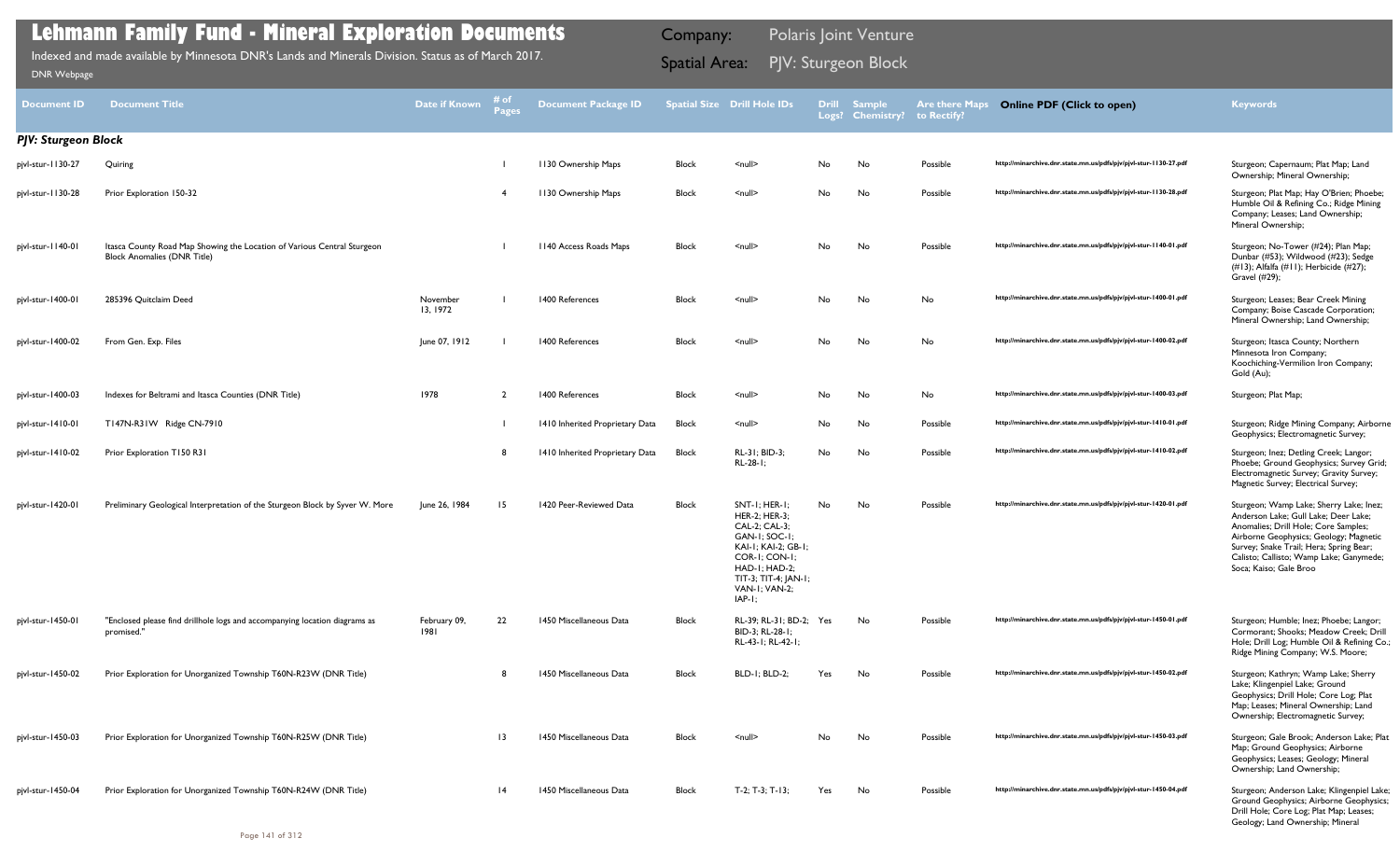# Lehmann Family Fund - Mineral Exploration Documents

Indexed and made available by Minnesota DNR's Lands and Minerals Division. Status as of March 2017.

DNR Webpage

Company: Polaris Joint Venture

Spatial Area: PJV: Sturgeon Block

| Document ID | Document Title | Date if Known | # of Pages | Document Package ID | Spatial Size | Drill Hole IDs | Drill Logs? | Sample Chemistry? | Are there Maps to Rectify? | Online PDF (Click to open) | Keywords |
|---|---|---|---|---|---|---|---|---|---|---|---|
| ***PJV: Sturgeon Block*** | | | | | | | | | | | |
| pjvl-stur-1130-27 | Quiring | | 1 | 1130 Ownership Maps | Block | <null> | No | No | Possible | http://minarchive.dnr.state.mn.us/pdfs/pjv/pjvl-stur-1130-27.pdf | Sturgeon; Capernaum; Plat Map; Land Ownership; Mineral Ownership; |
| pjvl-stur-1130-28 | Prior Exploration 150-32 | | 4 | 1130 Ownership Maps | Block | <null> | No | No | Possible | http://minarchive.dnr.state.mn.us/pdfs/pjv/pjvl-stur-1130-28.pdf | Sturgeon; Plat Map; Hay O'Brien; Phoebe; Humble Oil & Refining Co.; Ridge Mining Company; Leases; Land Ownership; Mineral Ownership; |
| pjvl-stur-1140-01 | Itasca County Road Map Showing the Location of Various Central Sturgeon Block Anomalies (DNR Title) | | 1 | 1140 Access Roads Maps | Block | <null> | No | No | Possible | http://minarchive.dnr.state.mn.us/pdfs/pjv/pjvl-stur-1140-01.pdf | Sturgeon; No-Tower (#24); Plan Map; Dunbar (#53); Wildwood (#23); Sedge (#13); Alfalfa (#11); Herbicide (#27); Gravel (#29); |
| pjvl-stur-1400-01 | 285396 Quitclaim Deed | November 13, 1972 | 1 | 1400 References | Block | <null> | No | No | No | http://minarchive.dnr.state.mn.us/pdfs/pjv/pjvl-stur-1400-01.pdf | Sturgeon; Leases; Bear Creek Mining Company; Boise Cascade Corporation; Mineral Ownership; Land Ownership; |
| pjvl-stur-1400-02 | From Gen. Exp. Files | June 07, 1912 | 1 | 1400 References | Block | <null> | No | No | No | http://minarchive.dnr.state.mn.us/pdfs/pjv/pjvl-stur-1400-02.pdf | Sturgeon; Itasca County; Northern Minnesota Iron Company; Koochiching-Vermilion Iron Company; Gold (Au); |
| pjvl-stur-1400-03 | Indexes for Beltrami and Itasca Counties (DNR Title) | 1978 | 2 | 1400 References | Block | <null> | No | No | No | http://minarchive.dnr.state.mn.us/pdfs/pjv/pjvl-stur-1400-03.pdf | Sturgeon; Plat Map; |
| pjvl-stur-1410-01 | T147N-R31W Ridge CN-7910 | | 1 | 1410 Inherited Proprietary Data | Block | <null> | No | No | Possible | http://minarchive.dnr.state.mn.us/pdfs/pjv/pjvl-stur-1410-01.pdf | Sturgeon; Ridge Mining Company; Airborne Geophysics; Electromagnetic Survey; |
| pjvl-stur-1410-02 | Prior Exploration T150 R31 | | 8 | 1410 Inherited Proprietary Data | Block | RL-31; BID-3; RL-28-1; | No | No | Possible | http://minarchive.dnr.state.mn.us/pdfs/pjv/pjvl-stur-1410-02.pdf | Sturgeon; Inez; Detling Creek; Langor; Phoebe; Ground Geophysics; Survey Grid; Electromagnetic Survey; Gravity Survey; Magnetic Survey; Electrical Survey; |
| pjvl-stur-1420-01 | Preliminary Geological Interpretation of the Sturgeon Block by Syver W. More | June 26, 1984 | 15 | 1420 Peer-Reviewed Data | Block | SNT-1; HER-1; HER-2; HER-3; CAL-2; CAL-3; GAN-1; SOC-1; KAI-1; KAI-2; GB-1; COR-1; CON-1; HAD-1; HAD-2; TIT-3; TIT-4; JAN-1; VAN-1; VAN-2; IAP-1; | No | No | Possible | http://minarchive.dnr.state.mn.us/pdfs/pjv/pjvl-stur-1420-01.pdf | Sturgeon; Wamp Lake; Sherry Lake; Inez; Anderson Lake; Gull Lake; Deer Lake; Anomalies; Drill Hole; Core Samples; Airborne Geophysics; Geology; Magnetic Survey; Snake Trail; Hera; Spring Bear; Calisto; Callisto; Wamp Lake; Ganymede; Soca; Kaiso; Gale Broo |
| pjvl-stur-1450-01 | "Enclosed please find drillhole logs and accompanying location diagrams as promised." | February 09, 1981 | 22 | 1450 Miscellaneous Data | Block | RL-39; RL-31; BD-2; BID-3; RL-28-1; RL-43-1; RL-42-1; | Yes | No | Possible | http://minarchive.dnr.state.mn.us/pdfs/pjv/pjvl-stur-1450-01.pdf | Sturgeon; Humble; Inez; Phoebe; Langor; Cormorant; Shooks; Meadow Creek; Drill Hole; Drill Log; Humble Oil & Refining Co.; Ridge Mining Company; W.S. Moore; |
| pjvl-stur-1450-02 | Prior Exploration for Unorganized Township T60N-R23W (DNR Title) | | 8 | 1450 Miscellaneous Data | Block | BLD-1; BLD-2; | Yes | No | Possible | http://minarchive.dnr.state.mn.us/pdfs/pjv/pjvl-stur-1450-02.pdf | Sturgeon; Kathryn; Wamp Lake; Sherry Lake; Klingenpiel Lake; Ground Geophysics; Drill Hole; Core Log; Plat Map; Leases; Mineral Ownership; Land Ownership; Electromagnetic Survey; |
| pjvl-stur-1450-03 | Prior Exploration for Unorganized Township T60N-R25W (DNR Title) | | 13 | 1450 Miscellaneous Data | Block | <null> | No | No | Possible | http://minarchive.dnr.state.mn.us/pdfs/pjv/pjvl-stur-1450-03.pdf | Sturgeon; Gale Brook; Anderson Lake; Plat Map; Ground Geophysics; Airborne Geophysics; Leases; Geology; Mineral Ownership; Land Ownership; |
| pjvl-stur-1450-04 | Prior Exploration for Unorganized Township T60N-R24W (DNR Title) | | 14 | 1450 Miscellaneous Data | Block | T-2; T-3; T-13; | Yes | No | Possible | http://minarchive.dnr.state.mn.us/pdfs/pjv/pjvl-stur-1450-04.pdf | Sturgeon; Anderson Lake; Klingenpiel Lake; Ground Geophysics; Airborne Geophysics; Drill Hole; Core Log; Plat Map; Leases; Geology; Land Ownership; Mineral |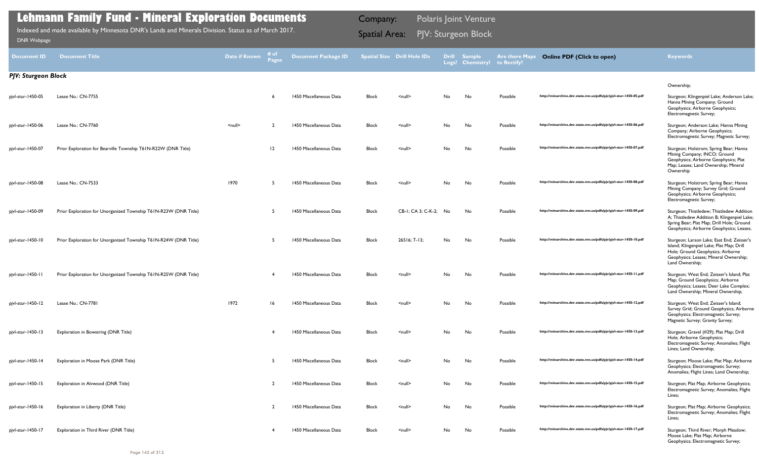# Lehmann Family Fund - Mineral Exploration Documents

Indexed and made available by Minnesota DNR's Lands and Minerals Division. Status as of March 2017.

DNR Webpage

Company: Polaris Joint Venture

Spatial Area: PJV: Sturgeon Block

| Document ID | Document Title | Date if Known | # of Pages | Document Package ID | Spatial Size | Drill Hole IDs | Drill Logs? | Sample Chemistry? | Are there Maps to Rectify? | Online PDF (Click to open) | Keywords |
|---|---|---|---|---|---|---|---|---|---|---|---|
| ***PJV: Sturgeon Block*** | | | | | | | | | | | |
| pjvl-stur-1450-05 | Lease No.: CN-7755 | | 6 | 1450 Miscellaneous Data | Block | <null> | No | No | Possible | http://minarchive.dnr.state.mn.us/pdfs/pjv/pjvl-stur-1450-05.pdf | Ownership; Sturgeon; Klingenpiel Lake; Anderson Lake; Hanna Mining Company; Ground Geophysics; Airborne Geophysics; Electromagnetic Survey; |
| pjvl-stur-1450-06 | Lease No.: CN-7760 | <null> | 2 | 1450 Miscellaneous Data | Block | <null> | No | No | Possible | http://minarchive.dnr.state.mn.us/pdfs/pjv/pjvl-stur-1450-06.pdf | Sturgeon; Anderson Lake; Hanna Mining Company; Airborne Geophysics; Electromagnetic Survey; Magnetic Survey; |
| pjvl-stur-1450-07 | Prior Exploration for Bearville Township T61N-R22W (DNR Title) | | 12 | 1450 Miscellaneous Data | Block | <null> | No | No | Possible | http://minarchive.dnr.state.mn.us/pdfs/pjv/pjvl-stur-1450-07.pdf | Sturgeon; Holstrom; Spring Bear; Hanna Mining Company; INCO; Ground Geophysics; Airborne Geophysics; Plat Map; Leases; Land Ownership; Mineral Ownership |
| pjvl-stur-1450-08 | Lease No.: CN-7533 | 1970 | 5 | 1450 Miscellaneous Data | Block | <null> | No | No | Possible | http://minarchive.dnr.state.mn.us/pdfs/pjv/pjvl-stur-1450-08.pdf | Sturgeon; Holstrom; Spring Bear; Hanna Mining Company; Survey Grid; Ground Geophysics; Airborne Geophysics; Electromagnetic Survey; |
| pjvl-stur-1450-09 | Prior Exploration for Unorganized Township T61N-R23W (DNR Title) | | 5 | 1450 Miscellaneous Data | Block | CB-1; CA 3; C-K-2; | No | No | Possible | http://minarchive.dnr.state.mn.us/pdfs/pjv/pjvl-stur-1450-09.pdf | Sturgeon; Thistledew; Thistledew Addition A; Thistledew Addition B; Klingenpiel Lake; Spring Bear; Plat Map; Drill Hole; Ground Geophysics; Airborne Geophysics; Leases; |
| pjvl-stur-1450-10 | Prior Exploration for Unorganized Township T61N-R24W (DNR Title) | | 5 | 1450 Miscellaneous Data | Block | 26516; T-13; | No | No | Possible | http://minarchive.dnr.state.mn.us/pdfs/pjv/pjvl-stur-1450-10.pdf | Sturgeon; Larson Lake; East End; Zeisser's Island; Klingenpiel Lake; Plat Map; Drill Hole; Ground Geophysics; Airborne Geophysics; Leases; Mineral Ownership; Land Ownership; |
| pjvl-stur-1450-11 | Prior Exploration for Unorganized Township T61N-R25W (DNR Title) | | 4 | 1450 Miscellaneous Data | Block | <null> | No | No | Possible | http://minarchive.dnr.state.mn.us/pdfs/pjv/pjvl-stur-1450-11.pdf | Sturgeon; West End; Zeisser's Island; Plat Map; Ground Geophysics; Airborne Geophysics; Leases; Deer Lake Complex; Land Ownership; Mineral Ownership; |
| pjvl-stur-1450-12 | Lease No.: CN-7781 | 1972 | 16 | 1450 Miscellaneous Data | Block | <null> | No | No | Possible | http://minarchive.dnr.state.mn.us/pdfs/pjv/pjvl-stur-1450-12.pdf | Sturgeon; West End; Zeisser's Island; Survey Grid; Ground Geophysics; Airborne Geophysics; Electromagnetic Survey; Magnetic Survey; Gravity Survey; |
| pjvl-stur-1450-13 | Exploration in Bowstring (DNR Title) | | 4 | 1450 Miscellaneous Data | Block | <null> | No | No | Possible | http://minarchive.dnr.state.mn.us/pdfs/pjv/pjvl-stur-1450-13.pdf | Sturgeon; Gravel (#29); Plat Map; Drill Hole; Airborne Geophysics; Electromagnetic Survey; Anomalies; Flight Lines; Land Ownership; |
| pjvl-stur-1450-14 | Exploration in Moose Park (DNR Title) | | 5 | 1450 Miscellaneous Data | Block | <null> | No | No | Possible | http://minarchive.dnr.state.mn.us/pdfs/pjv/pjvl-stur-1450-14.pdf | Sturgeon; Moose Lake; Plat Map; Airborne Geophysics; Electromagnetic Survey; Anomalies; Flight Lines; Land Ownership; |
| pjvl-stur-1450-15 | Exploration in Alvwood (DNR Title) | | 2 | 1450 Miscellaneous Data | Block | <null> | No | No | Possible | http://minarchive.dnr.state.mn.us/pdfs/pjv/pjvl-stur-1450-15.pdf | Sturgeon; Plat Map; Airborne Geophysics; Electromagnetic Survey; Anomalies; Flight Lines; |
| pjvl-stur-1450-16 | Exploration in Liberty (DNR Title) | | 2 | 1450 Miscellaneous Data | Block | <null> | No | No | Possible | http://minarchive.dnr.state.mn.us/pdfs/pjv/pjvl-stur-1450-16.pdf | Sturgeon; Plat Map; Airborne Geophysics; Electromagnetic Survey; Anomalies; Flight Lines; |
| pjvl-stur-1450-17 | Exploration in Third River (DNR Title) | | 4 | 1450 Miscellaneous Data | Block | <null> | No | No | Possible | http://minarchive.dnr.state.mn.us/pdfs/pjv/pjvl-stur-1450-17.pdf | Sturgeon; Third River; Morph Meadow; Moose Lake; Plat Map; Airborne Geophysics; Electromagnetic Survey; |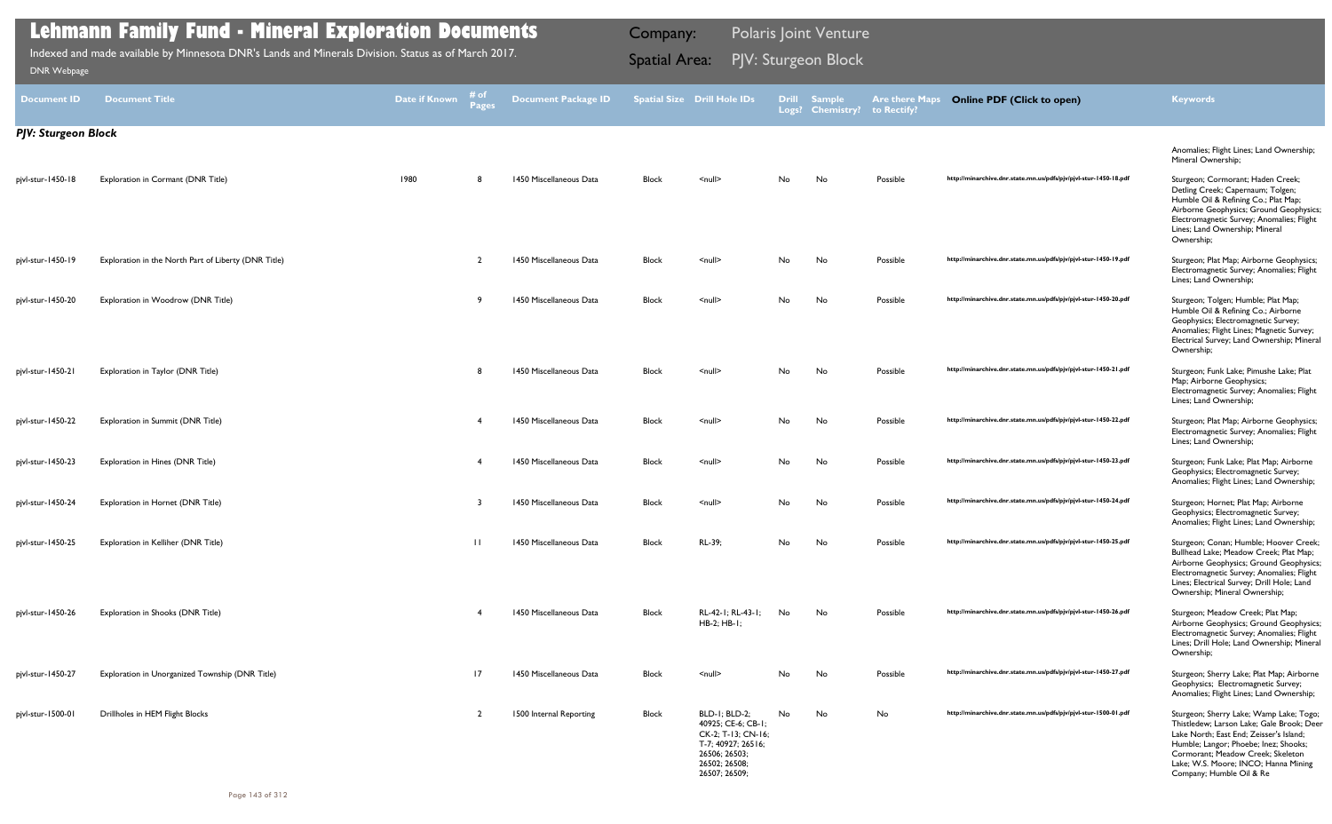# Lehmann Family Fund - Mineral Exploration Documents

Indexed and made available by Minnesota DNR's Lands and Minerals Division. Status as of March 2017.

DNR Webpage

Company: Polaris Joint Venture

Spatial Area: PJV: Sturgeon Block

| Document ID | Document Title | Date if Known | # of Pages | Document Package ID | Spatial Size | Drill Hole IDs | Drill Logs? | Sample Chemistry? | Are there Maps to Rectify? | Online PDF (Click to open) | Keywords |
|---|---|---|---|---|---|---|---|---|---|---|---|
| ***PJV: Sturgeon Block*** | | | | | | | | | | | Anomalies; Flight Lines; Land Ownership; Mineral Ownership; |
| pjvl-stur-1450-18 | Exploration in Cormant (DNR Title) | 1980 | 8 | 1450 Miscellaneous Data | Block | <null> | No | No | Possible | http://minarchive.dnr.state.mn.us/pdfs/pjv/pjvl-stur-1450-18.pdf | Sturgeon; Cormorant; Haden Creek; Detling Creek; Capernaum; Tolgen; Humble Oil & Refining Co.; Plat Map; Airborne Geophysics; Ground Geophysics; Electromagnetic Survey; Anomalies; Flight Lines; Land Ownership; Mineral Ownership; |
| pjvl-stur-1450-19 | Exploration in the North Part of Liberty (DNR Title) | | 2 | 1450 Miscellaneous Data | Block | <null> | No | No | Possible | http://minarchive.dnr.state.mn.us/pdfs/pjv/pjvl-stur-1450-19.pdf | Sturgeon; Plat Map; Airborne Geophysics; Electromagnetic Survey; Anomalies; Flight Lines; Land Ownership; |
| pjvl-stur-1450-20 | Exploration in Woodrow (DNR Title) | | 9 | 1450 Miscellaneous Data | Block | <null> | No | No | Possible | http://minarchive.dnr.state.mn.us/pdfs/pjv/pjvl-stur-1450-20.pdf | Sturgeon; Tolgen; Humble; Plat Map; Humble Oil & Refining Co.; Airborne Geophysics; Electromagnetic Survey; Anomalies; Flight Lines; Magnetic Survey; Electrical Survey; Land Ownership; Mineral Ownership; |
| pjvl-stur-1450-21 | Exploration in Taylor (DNR Title) | | 8 | 1450 Miscellaneous Data | Block | <null> | No | No | Possible | http://minarchive.dnr.state.mn.us/pdfs/pjv/pjvl-stur-1450-21.pdf | Sturgeon; Funk Lake; Pimushe Lake; Plat Map; Airborne Geophysics; Electromagnetic Survey; Anomalies; Flight Lines; Land Ownership; |
| pjvl-stur-1450-22 | Exploration in Summit (DNR Title) | | 4 | 1450 Miscellaneous Data | Block | <null> | No | No | Possible | http://minarchive.dnr.state.mn.us/pdfs/pjv/pjvl-stur-1450-22.pdf | Sturgeon; Plat Map; Airborne Geophysics; Electromagnetic Survey; Anomalies; Flight Lines; Land Ownership; |
| pjvl-stur-1450-23 | Exploration in Hines (DNR Title) | | 4 | 1450 Miscellaneous Data | Block | <null> | No | No | Possible | http://minarchive.dnr.state.mn.us/pdfs/pjv/pjvl-stur-1450-23.pdf | Sturgeon; Funk Lake; Plat Map; Airborne Geophysics; Electromagnetic Survey; Anomalies; Flight Lines; Land Ownership; |
| pjvl-stur-1450-24 | Exploration in Hornet (DNR Title) | | 3 | 1450 Miscellaneous Data | Block | <null> | No | No | Possible | http://minarchive.dnr.state.mn.us/pdfs/pjv/pjvl-stur-1450-24.pdf | Sturgeon; Hornet; Plat Map; Airborne Geophysics; Electromagnetic Survey; Anomalies; Flight Lines; Land Ownership; |
| pjvl-stur-1450-25 | Exploration in Kelliher (DNR Title) | | 11 | 1450 Miscellaneous Data | Block | RL-39; | No | No | Possible | http://minarchive.dnr.state.mn.us/pdfs/pjv/pjvl-stur-1450-25.pdf | Sturgeon; Conan; Humble; Hoover Creek; Bullhead Lake; Meadow Creek; Plat Map; Airborne Geophysics; Ground Geophysics; Electromagnetic Survey; Anomalies; Flight Lines; Electrical Survey; Drill Hole; Land Ownership; Mineral Ownership; |
| pjvl-stur-1450-26 | Exploration in Shooks (DNR Title) | | 4 | 1450 Miscellaneous Data | Block | RL-42-1; RL-43-1; HB-2; HB-1; | No | No | Possible | http://minarchive.dnr.state.mn.us/pdfs/pjv/pjvl-stur-1450-26.pdf | Sturgeon; Meadow Creek; Plat Map; Airborne Geophysics; Ground Geophysics; Electromagnetic Survey; Anomalies; Flight Lines; Drill Hole; Land Ownership; Mineral Ownership; |
| pjvl-stur-1450-27 | Exploration in Unorganized Township (DNR Title) | | 17 | 1450 Miscellaneous Data | Block | <null> | No | No | Possible | http://minarchive.dnr.state.mn.us/pdfs/pjv/pjvl-stur-1450-27.pdf | Sturgeon; Sherry Lake; Plat Map; Airborne Geophysics; Electromagnetic Survey; Anomalies; Flight Lines; Land Ownership; |
| pjvl-stur-1500-01 | Drillholes in HEM Flight Blocks | | 2 | 1500 Internal Reporting | Block | BLD-1; BLD-2; 40925; CE-6; CB-1; CK-2; T-13; CN-16; T-7; 40927; 26516; 26506; 26503; 26502; 26508; 26507; 26509; | No | No | No | http://minarchive.dnr.state.mn.us/pdfs/pjv/pjvl-stur-1500-01.pdf | Sturgeon; Sherry Lake; Wamp Lake; Togo; Thistledew; Larson Lake; Gale Brook; Deer Lake North; East End; Zeisser's Island; Humble; Langor; Phoebe; Inez; Shooks; Cormorant; Meadow Creek; Skeleton Lake; W.S. Moore; INCO; Hanna Mining Company; Humble Oil & Re |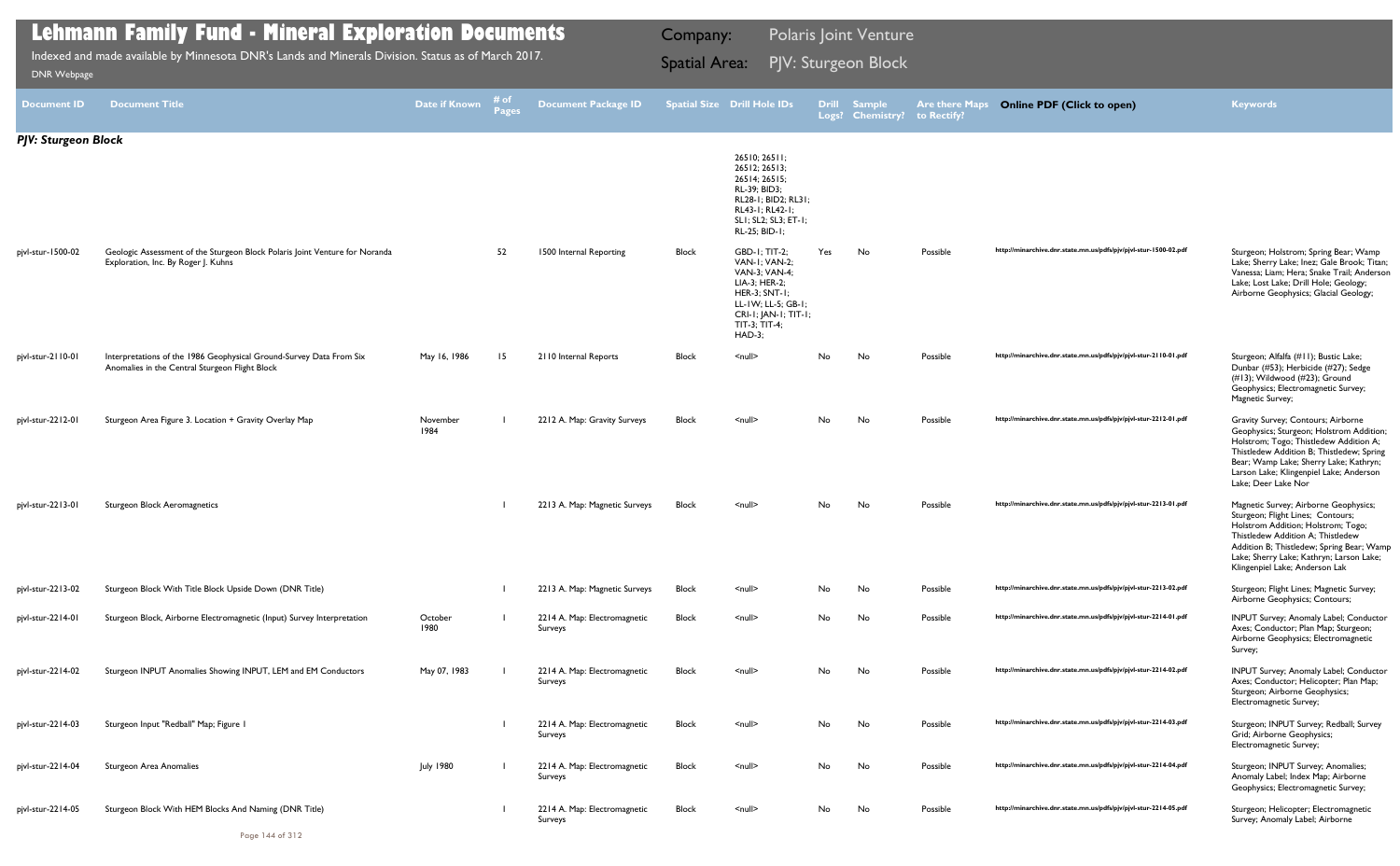# Lehmann Family Fund - Mineral Exploration Documents

Indexed and made available by Minnesota DNR's Lands and Minerals Division. Status as of March 2017.

DNR Webpage

Company: Polaris Joint Venture

Spatial Area: PJV: Sturgeon Block

| Document ID | Document Title | Date if Known | # of Pages | Document Package ID | Spatial Size | Drill Hole IDs | Drill Logs? | Sample Chemistry? | Are there Maps to Rectify? | Online PDF (Click to open) | Keywords |
|---|---|---|---|---|---|---|---|---|---|---|---|
| ***PJV: Sturgeon Block*** | | | | | | | | | | | |
| pjvl-stur-1500-02 | Geologic Assessment of the Sturgeon Block Polaris Joint Venture for Noranda Exploration, Inc. By Roger J. Kuhns | | 52 | 1500 Internal Reporting | Block | 26510; 26511; 26512; 26513; 26514; 26515; RL-39; BID3; RL28-1; BID2; RL31; RL43-1; RL42-1; SL1; SL2; SL3; ET-1; RL-25; BID-1; GBD-1; TIT-2; VAN-1; VAN-2; VAN-3; VAN-4; LIA-3; HER-2; HER-3; SNT-1; LL-1W; LL-5; GB-1; CRI-1; JAN-1; TIT-1; TIT-3; TIT-4; HAD-3; | Yes | No | Possible | http://minarchive.dnr.state.mn.us/pdfs/pjv/pjvl-stur-1500-02.pdf | Sturgeon; Holstrom; Spring Bear; Wamp Lake; Sherry Lake; Inez; Gale Brook; Titan; Vanessa; Liam; Hera; Snake Trail; Anderson Lake; Lost Lake; Drill Hole; Geology; Airborne Geophysics; Glacial Geology; |
| pjvl-stur-2110-01 | Interpretations of the 1986 Geophysical Ground-Survey Data From Six Anomalies in the Central Sturgeon Flight Block | May 16, 1986 | 15 | 2110 Internal Reports | Block | <null> | No | No | Possible | http://minarchive.dnr.state.mn.us/pdfs/pjv/pjvl-stur-2110-01.pdf | Sturgeon; Alfalfa (#11); Bustic Lake; Dunbar (#53); Herbicide (#27); Sedge (#13); Wildwood (#23); Ground Geophysics; Electromagnetic Survey; Magnetic Survey; |
| pjvl-stur-2212-01 | Sturgeon Area Figure 3. Location + Gravity Overlay Map | November 1984 | 1 | 2212 A. Map: Gravity Surveys | Block | <null> | No | No | Possible | http://minarchive.dnr.state.mn.us/pdfs/pjv/pjvl-stur-2212-01.pdf | Gravity Survey; Contours; Airborne Geophysics; Sturgeon; Holstrom Addition; Holstrom; Togo; Thistledew Addition A; Thistledew Addition B; Thistledew; Spring Bear; Wamp Lake; Sherry Lake; Kathryn; Larson Lake; Klingenpiel Lake; Anderson Lake; Deer Lake Nor |
| pjvl-stur-2213-01 | Sturgeon Block Aeromagnetics | | 1 | 2213 A. Map: Magnetic Surveys | Block | <null> | No | No | Possible | http://minarchive.dnr.state.mn.us/pdfs/pjv/pjvl-stur-2213-01.pdf | Magnetic Survey; Airborne Geophysics; Sturgeon; Flight Lines; Contours; Holstrom Addition; Holstrom; Togo; Thistledew Addition A; Thistledew Addition B; Thistledew; Spring Bear; Wamp Lake; Sherry Lake; Kathryn; Larson Lake; Klingenpiel Lake; Anderson Lak |
| pjvl-stur-2213-02 | Sturgeon Block With Title Block Upside Down (DNR Title) | | 1 | 2213 A. Map: Magnetic Surveys | Block | <null> | No | No | Possible | http://minarchive.dnr.state.mn.us/pdfs/pjv/pjvl-stur-2213-02.pdf | Sturgeon; Flight Lines; Magnetic Survey; Airborne Geophysics; Contours; |
| pjvl-stur-2214-01 | Sturgeon Block, Airborne Electromagnetic (Input) Survey Interpretation | October 1980 | 1 | 2214 A. Map: Electromagnetic Surveys | Block | <null> | No | No | Possible | http://minarchive.dnr.state.mn.us/pdfs/pjv/pjvl-stur-2214-01.pdf | INPUT Survey; Anomaly Label; Conductor Axes; Conductor; Plan Map; Sturgeon; Airborne Geophysics; Electromagnetic Survey; |
| pjvl-stur-2214-02 | Sturgeon INPUT Anomalies Showing INPUT, LEM and EM Conductors | May 07, 1983 | 1 | 2214 A. Map: Electromagnetic Surveys | Block | <null> | No | No | Possible | http://minarchive.dnr.state.mn.us/pdfs/pjv/pjvl-stur-2214-02.pdf | INPUT Survey; Anomaly Label; Conductor Axes; Conductor; Helicopter; Plan Map; Sturgeon; Airborne Geophysics; Electromagnetic Survey; |
| pjvl-stur-2214-03 | Sturgeon Input "Redball" Map; Figure 1 | | 1 | 2214 A. Map: Electromagnetic Surveys | Block | <null> | No | No | Possible | http://minarchive.dnr.state.mn.us/pdfs/pjv/pjvl-stur-2214-03.pdf | Sturgeon; INPUT Survey; Redball; Survey Grid; Airborne Geophysics; Electromagnetic Survey; |
| pjvl-stur-2214-04 | Sturgeon Area Anomalies | July 1980 | 1 | 2214 A. Map: Electromagnetic Surveys | Block | <null> | No | No | Possible | http://minarchive.dnr.state.mn.us/pdfs/pjv/pjvl-stur-2214-04.pdf | Sturgeon; INPUT Survey; Anomalies; Anomaly Label; Index Map; Airborne Geophysics; Electromagnetic Survey; |
| pjvl-stur-2214-05 | Sturgeon Block With HEM Blocks And Naming (DNR Title) | | 1 | 2214 A. Map: Electromagnetic Surveys | Block | <null> | No | No | Possible | http://minarchive.dnr.state.mn.us/pdfs/pjv/pjvl-stur-2214-05.pdf | Sturgeon; Helicopter; Electromagnetic Survey; Anomaly Label; Airborne |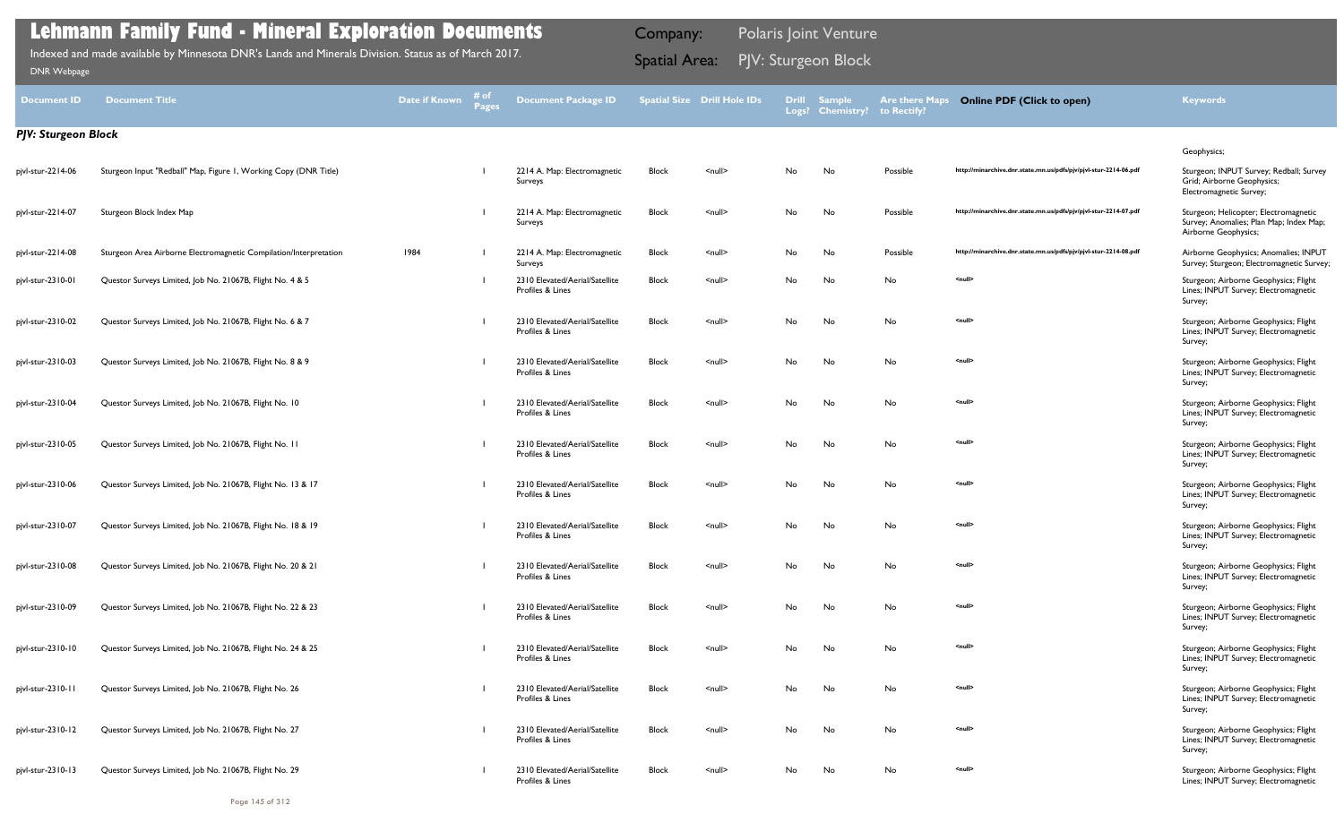# Lehmann Family Fund - Mineral Exploration Documents

Indexed and made available by Minnesota DNR's Lands and Minerals Division. Status as of March 2017.

DNR Webpage

Company: Polaris Joint Venture

Spatial Area: PJV: Sturgeon Block

| Document ID | Document Title | Date if Known | # of Pages | Document Package ID | Spatial Size | Drill Hole IDs | Drill Logs? | Sample Chemistry? | Are there Maps to Rectify? | Online PDF (Click to open) | Keywords |
|---|---|---|---|---|---|---|---|---|---|---|---|
| ***PJV: Sturgeon Block*** | | | | | | | | | | | |
| | | | | | | | | | | | Geophysics; |
| pjvl-stur-2214-06 | Sturgeon Input "Redball" Map, Figure 1, Working Copy (DNR Title) | | 1 | 2214 A. Map: Electromagnetic Surveys | Block | <null> | No | No | Possible | http://minarchive.dnr.state.mn.us/pdfs/pjv/pjvl-stur-2214-06.pdf | Sturgeon; INPUT Survey; Redball; Survey Grid; Airborne Geophysics; Electromagnetic Survey; |
| pjvl-stur-2214-07 | Sturgeon Block Index Map | | 1 | 2214 A. Map: Electromagnetic Surveys | Block | <null> | No | No | Possible | http://minarchive.dnr.state.mn.us/pdfs/pjv/pjvl-stur-2214-07.pdf | Sturgeon; Helicopter; Electromagnetic Survey; Anomalies; Plan Map; Index Map; Airborne Geophysics; |
| pjvl-stur-2214-08 | Sturgeon Area Airborne Electromagnetic Compilation/Interpretation | 1984 | 1 | 2214 A. Map: Electromagnetic Surveys | Block | <null> | No | No | Possible | http://minarchive.dnr.state.mn.us/pdfs/pjv/pjvl-stur-2214-08.pdf | Airborne Geophysics; Anomalies; INPUT Survey; Sturgeon; Electromagnetic Survey; |
| pjvl-stur-2310-01 | Questor Surveys Limited, Job No. 21067B, Flight No. 4 & 5 | | 1 | 2310 Elevated/Aerial/Satellite Profiles & Lines | Block | <null> | No | No | No | <null> | Sturgeon; Airborne Geophysics; Flight Lines; INPUT Survey; Electromagnetic Survey; |
| pjvl-stur-2310-02 | Questor Surveys Limited, Job No. 21067B, Flight No. 6 & 7 | | 1 | 2310 Elevated/Aerial/Satellite Profiles & Lines | Block | <null> | No | No | No | <null> | Sturgeon; Airborne Geophysics; Flight Lines; INPUT Survey; Electromagnetic Survey; |
| pjvl-stur-2310-03 | Questor Surveys Limited, Job No. 21067B, Flight No. 8 & 9 | | 1 | 2310 Elevated/Aerial/Satellite Profiles & Lines | Block | <null> | No | No | No | <null> | Sturgeon; Airborne Geophysics; Flight Lines; INPUT Survey; Electromagnetic Survey; |
| pjvl-stur-2310-04 | Questor Surveys Limited, Job No. 21067B, Flight No. 10 | | 1 | 2310 Elevated/Aerial/Satellite Profiles & Lines | Block | <null> | No | No | No | <null> | Sturgeon; Airborne Geophysics; Flight Lines; INPUT Survey; Electromagnetic Survey; |
| pjvl-stur-2310-05 | Questor Surveys Limited, Job No. 21067B, Flight No. 11 | | 1 | 2310 Elevated/Aerial/Satellite Profiles & Lines | Block | <null> | No | No | No | <null> | Sturgeon; Airborne Geophysics; Flight Lines; INPUT Survey; Electromagnetic Survey; |
| pjvl-stur-2310-06 | Questor Surveys Limited, Job No. 21067B, Flight No. 13 & 17 | | 1 | 2310 Elevated/Aerial/Satellite Profiles & Lines | Block | <null> | No | No | No | <null> | Sturgeon; Airborne Geophysics; Flight Lines; INPUT Survey; Electromagnetic Survey; |
| pjvl-stur-2310-07 | Questor Surveys Limited, Job No. 21067B, Flight No. 18 & 19 | | 1 | 2310 Elevated/Aerial/Satellite Profiles & Lines | Block | <null> | No | No | No | <null> | Sturgeon; Airborne Geophysics; Flight Lines; INPUT Survey; Electromagnetic Survey; |
| pjvl-stur-2310-08 | Questor Surveys Limited, Job No. 21067B, Flight No. 20 & 21 | | 1 | 2310 Elevated/Aerial/Satellite Profiles & Lines | Block | <null> | No | No | No | <null> | Sturgeon; Airborne Geophysics; Flight Lines; INPUT Survey; Electromagnetic Survey; |
| pjvl-stur-2310-09 | Questor Surveys Limited, Job No. 21067B, Flight No. 22 & 23 | | 1 | 2310 Elevated/Aerial/Satellite Profiles & Lines | Block | <null> | No | No | No | <null> | Sturgeon; Airborne Geophysics; Flight Lines; INPUT Survey; Electromagnetic Survey; |
| pjvl-stur-2310-10 | Questor Surveys Limited, Job No. 21067B, Flight No. 24 & 25 | | 1 | 2310 Elevated/Aerial/Satellite Profiles & Lines | Block | <null> | No | No | No | <null> | Sturgeon; Airborne Geophysics; Flight Lines; INPUT Survey; Electromagnetic Survey; |
| pjvl-stur-2310-11 | Questor Surveys Limited, Job No. 21067B, Flight No. 26 | | 1 | 2310 Elevated/Aerial/Satellite Profiles & Lines | Block | <null> | No | No | No | <null> | Sturgeon; Airborne Geophysics; Flight Lines; INPUT Survey; Electromagnetic Survey; |
| pjvl-stur-2310-12 | Questor Surveys Limited, Job No. 21067B, Flight No. 27 | | 1 | 2310 Elevated/Aerial/Satellite Profiles & Lines | Block | <null> | No | No | No | <null> | Sturgeon; Airborne Geophysics; Flight Lines; INPUT Survey; Electromagnetic Survey; |
| pjvl-stur-2310-13 | Questor Surveys Limited, Job No. 21067B, Flight No. 29 | | 1 | 2310 Elevated/Aerial/Satellite Profiles & Lines | Block | <null> | No | No | No | <null> | Sturgeon; Airborne Geophysics; Flight Lines; INPUT Survey; Electromagnetic |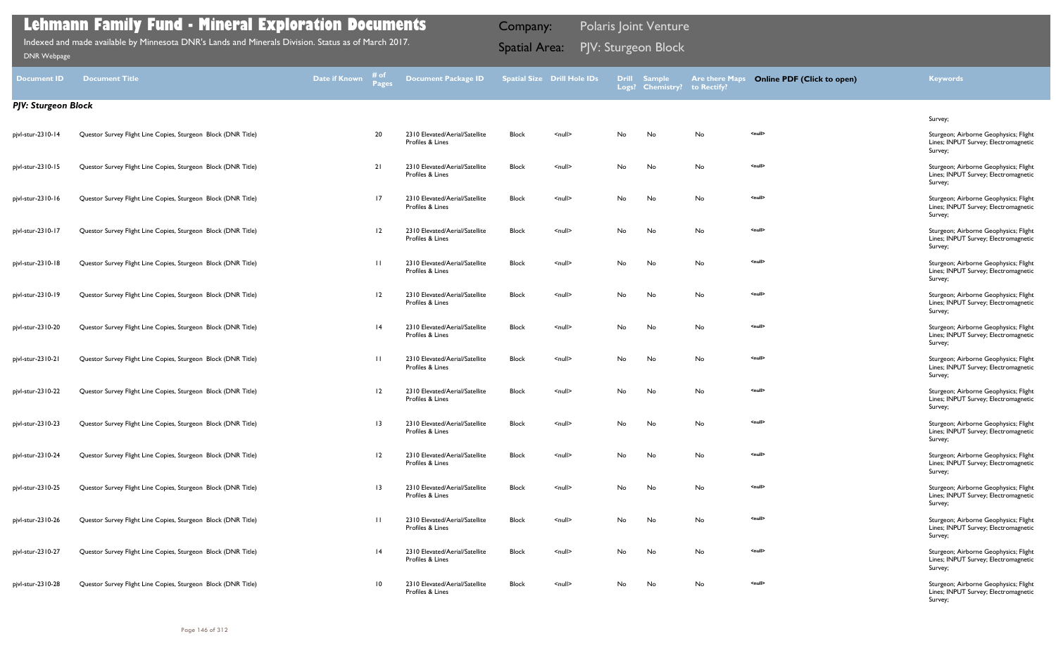# Lehmann Family Fund - Mineral Exploration Documents

Indexed and made available by Minnesota DNR's Lands and Minerals Division. Status as of March 2017.

DNR Webpage

Company: Polaris Joint Venture

Spatial Area: PJV: Sturgeon Block

| Document ID | Document Title | Date if Known | # of Pages | Document Package ID | Spatial Size | Drill Hole IDs | Drill Logs? | Sample Chemistry? | Are there Maps to Rectify? | Online PDF (Click to open) | Keywords |
|---|---|---|---|---|---|---|---|---|---|---|---|
| ***PJV: Sturgeon Block*** | | | | | | | | | | | Survey; |
| pjvl-stur-2310-14 | Questor Survey Flight Line Copies, Sturgeon Block (DNR Title) | | 20 | 2310 Elevated/Aerial/Satellite Profiles & Lines | Block | <null> | No | No | No | <null> | Sturgeon; Airborne Geophysics; Flight Lines; INPUT Survey; Electromagnetic Survey; |
| pjvl-stur-2310-15 | Questor Survey Flight Line Copies, Sturgeon Block (DNR Title) | | 21 | 2310 Elevated/Aerial/Satellite Profiles & Lines | Block | <null> | No | No | No | <null> | Sturgeon; Airborne Geophysics; Flight Lines; INPUT Survey; Electromagnetic Survey; |
| pjvl-stur-2310-16 | Questor Survey Flight Line Copies, Sturgeon Block (DNR Title) | | 17 | 2310 Elevated/Aerial/Satellite Profiles & Lines | Block | <null> | No | No | No | <null> | Sturgeon; Airborne Geophysics; Flight Lines; INPUT Survey; Electromagnetic Survey; |
| pjvl-stur-2310-17 | Questor Survey Flight Line Copies, Sturgeon Block (DNR Title) | | 12 | 2310 Elevated/Aerial/Satellite Profiles & Lines | Block | <null> | No | No | No | <null> | Sturgeon; Airborne Geophysics; Flight Lines; INPUT Survey; Electromagnetic Survey; |
| pjvl-stur-2310-18 | Questor Survey Flight Line Copies, Sturgeon Block (DNR Title) | | 11 | 2310 Elevated/Aerial/Satellite Profiles & Lines | Block | <null> | No | No | No | <null> | Sturgeon; Airborne Geophysics; Flight Lines; INPUT Survey; Electromagnetic Survey; |
| pjvl-stur-2310-19 | Questor Survey Flight Line Copies, Sturgeon Block (DNR Title) | | 12 | 2310 Elevated/Aerial/Satellite Profiles & Lines | Block | <null> | No | No | No | <null> | Sturgeon; Airborne Geophysics; Flight Lines; INPUT Survey; Electromagnetic Survey; |
| pjvl-stur-2310-20 | Questor Survey Flight Line Copies, Sturgeon Block (DNR Title) | | 14 | 2310 Elevated/Aerial/Satellite Profiles & Lines | Block | <null> | No | No | No | <null> | Sturgeon; Airborne Geophysics; Flight Lines; INPUT Survey; Electromagnetic Survey; |
| pjvl-stur-2310-21 | Questor Survey Flight Line Copies, Sturgeon Block (DNR Title) | | 11 | 2310 Elevated/Aerial/Satellite Profiles & Lines | Block | <null> | No | No | No | <null> | Sturgeon; Airborne Geophysics; Flight Lines; INPUT Survey; Electromagnetic Survey; |
| pjvl-stur-2310-22 | Questor Survey Flight Line Copies, Sturgeon Block (DNR Title) | | 12 | 2310 Elevated/Aerial/Satellite Profiles & Lines | Block | <null> | No | No | No | <null> | Sturgeon; Airborne Geophysics; Flight Lines; INPUT Survey; Electromagnetic Survey; |
| pjvl-stur-2310-23 | Questor Survey Flight Line Copies, Sturgeon Block (DNR Title) | | 13 | 2310 Elevated/Aerial/Satellite Profiles & Lines | Block | <null> | No | No | No | <null> | Sturgeon; Airborne Geophysics; Flight Lines; INPUT Survey; Electromagnetic Survey; |
| pjvl-stur-2310-24 | Questor Survey Flight Line Copies, Sturgeon Block (DNR Title) | | 12 | 2310 Elevated/Aerial/Satellite Profiles & Lines | Block | <null> | No | No | No | <null> | Sturgeon; Airborne Geophysics; Flight Lines; INPUT Survey; Electromagnetic Survey; |
| pjvl-stur-2310-25 | Questor Survey Flight Line Copies, Sturgeon Block (DNR Title) | | 13 | 2310 Elevated/Aerial/Satellite Profiles & Lines | Block | <null> | No | No | No | <null> | Sturgeon; Airborne Geophysics; Flight Lines; INPUT Survey; Electromagnetic Survey; |
| pjvl-stur-2310-26 | Questor Survey Flight Line Copies, Sturgeon Block (DNR Title) | | 11 | 2310 Elevated/Aerial/Satellite Profiles & Lines | Block | <null> | No | No | No | <null> | Sturgeon; Airborne Geophysics; Flight Lines; INPUT Survey; Electromagnetic Survey; |
| pjvl-stur-2310-27 | Questor Survey Flight Line Copies, Sturgeon Block (DNR Title) | | 14 | 2310 Elevated/Aerial/Satellite Profiles & Lines | Block | <null> | No | No | No | <null> | Sturgeon; Airborne Geophysics; Flight Lines; INPUT Survey; Electromagnetic Survey; |
| pjvl-stur-2310-28 | Questor Survey Flight Line Copies, Sturgeon Block (DNR Title) | | 10 | 2310 Elevated/Aerial/Satellite Profiles & Lines | Block | <null> | No | No | No | <null> | Sturgeon; Airborne Geophysics; Flight Lines; INPUT Survey; Electromagnetic Survey; |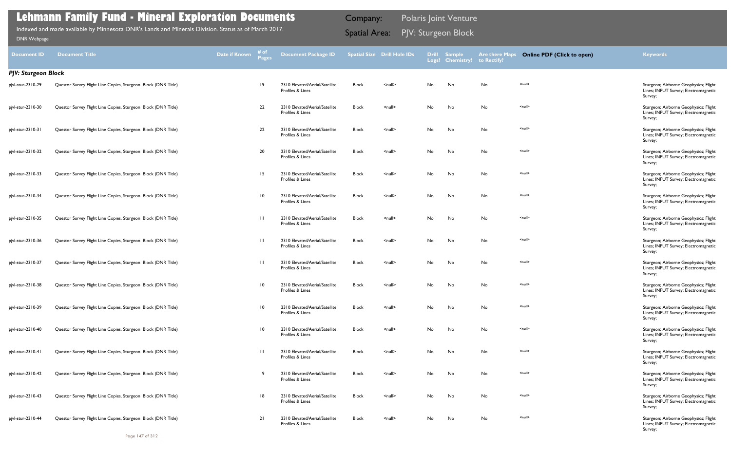# Lehmann Family Fund - Mineral Exploration Documents

Indexed and made available by Minnesota DNR's Lands and Minerals Division. Status as of March 2017.

DNR Webpage

Company: Polaris Joint Venture

Spatial Area: PJV: Sturgeon Block

| Document ID | Document Title | Date if Known | # of Pages | Document Package ID | Spatial Size | Drill Hole IDs | Drill Logs? | Sample Chemistry? | Are there Maps to Rectify? | Online PDF (Click to open) | Keywords |
|---|---|---|---|---|---|---|---|---|---|---|---|
| ***PJV: Sturgeon Block*** | | | | | | | | | | | |
| pjvl-stur-2310-29 | Questor Survey Flight Line Copies, Sturgeon Block (DNR Title) | | 19 | 2310 Elevated/Aerial/Satellite Profiles & Lines | Block | <null> | No | No | No | <null> | Sturgeon; Airborne Geophysics; Flight Lines; INPUT Survey; Electromagnetic Survey; |
| pjvl-stur-2310-30 | Questor Survey Flight Line Copies, Sturgeon Block (DNR Title) | | 22 | 2310 Elevated/Aerial/Satellite Profiles & Lines | Block | <null> | No | No | No | <null> | Sturgeon; Airborne Geophysics; Flight Lines; INPUT Survey; Electromagnetic Survey; |
| pjvl-stur-2310-31 | Questor Survey Flight Line Copies, Sturgeon Block (DNR Title) | | 22 | 2310 Elevated/Aerial/Satellite Profiles & Lines | Block | <null> | No | No | No | <null> | Sturgeon; Airborne Geophysics; Flight Lines; INPUT Survey; Electromagnetic Survey; |
| pjvl-stur-2310-32 | Questor Survey Flight Line Copies, Sturgeon Block (DNR Title) | | 20 | 2310 Elevated/Aerial/Satellite Profiles & Lines | Block | <null> | No | No | No | <null> | Sturgeon; Airborne Geophysics; Flight Lines; INPUT Survey; Electromagnetic Survey; |
| pjvl-stur-2310-33 | Questor Survey Flight Line Copies, Sturgeon Block (DNR Title) | | 15 | 2310 Elevated/Aerial/Satellite Profiles & Lines | Block | <null> | No | No | No | <null> | Sturgeon; Airborne Geophysics; Flight Lines; INPUT Survey; Electromagnetic Survey; |
| pjvl-stur-2310-34 | Questor Survey Flight Line Copies, Sturgeon Block (DNR Title) | | 10 | 2310 Elevated/Aerial/Satellite Profiles & Lines | Block | <null> | No | No | No | <null> | Sturgeon; Airborne Geophysics; Flight Lines; INPUT Survey; Electromagnetic Survey; |
| pjvl-stur-2310-35 | Questor Survey Flight Line Copies, Sturgeon Block (DNR Title) | | 11 | 2310 Elevated/Aerial/Satellite Profiles & Lines | Block | <null> | No | No | No | <null> | Sturgeon; Airborne Geophysics; Flight Lines; INPUT Survey; Electromagnetic Survey; |
| pjvl-stur-2310-36 | Questor Survey Flight Line Copies, Sturgeon Block (DNR Title) | | 11 | 2310 Elevated/Aerial/Satellite Profiles & Lines | Block | <null> | No | No | No | <null> | Sturgeon; Airborne Geophysics; Flight Lines; INPUT Survey; Electromagnetic Survey; |
| pjvl-stur-2310-37 | Questor Survey Flight Line Copies, Sturgeon Block (DNR Title) | | 11 | 2310 Elevated/Aerial/Satellite Profiles & Lines | Block | <null> | No | No | No | <null> | Sturgeon; Airborne Geophysics; Flight Lines; INPUT Survey; Electromagnetic Survey; |
| pjvl-stur-2310-38 | Questor Survey Flight Line Copies, Sturgeon Block (DNR Title) | | 10 | 2310 Elevated/Aerial/Satellite Profiles & Lines | Block | <null> | No | No | No | <null> | Sturgeon; Airborne Geophysics; Flight Lines; INPUT Survey; Electromagnetic Survey; |
| pjvl-stur-2310-39 | Questor Survey Flight Line Copies, Sturgeon Block (DNR Title) | | 10 | 2310 Elevated/Aerial/Satellite Profiles & Lines | Block | <null> | No | No | No | <null> | Sturgeon; Airborne Geophysics; Flight Lines; INPUT Survey; Electromagnetic Survey; |
| pjvl-stur-2310-40 | Questor Survey Flight Line Copies, Sturgeon Block (DNR Title) | | 10 | 2310 Elevated/Aerial/Satellite Profiles & Lines | Block | <null> | No | No | No | <null> | Sturgeon; Airborne Geophysics; Flight Lines; INPUT Survey; Electromagnetic Survey; |
| pjvl-stur-2310-41 | Questor Survey Flight Line Copies, Sturgeon Block (DNR Title) | | 11 | 2310 Elevated/Aerial/Satellite Profiles & Lines | Block | <null> | No | No | No | <null> | Sturgeon; Airborne Geophysics; Flight Lines; INPUT Survey; Electromagnetic Survey; |
| pjvl-stur-2310-42 | Questor Survey Flight Line Copies, Sturgeon Block (DNR Title) | | 9 | 2310 Elevated/Aerial/Satellite Profiles & Lines | Block | <null> | No | No | No | <null> | Sturgeon; Airborne Geophysics; Flight Lines; INPUT Survey; Electromagnetic Survey; |
| pjvl-stur-2310-43 | Questor Survey Flight Line Copies, Sturgeon Block (DNR Title) | | 18 | 2310 Elevated/Aerial/Satellite Profiles & Lines | Block | <null> | No | No | No | <null> | Sturgeon; Airborne Geophysics; Flight Lines; INPUT Survey; Electromagnetic Survey; |
| pjvl-stur-2310-44 | Questor Survey Flight Line Copies, Sturgeon Block (DNR Title) | | 21 | 2310 Elevated/Aerial/Satellite Profiles & Lines | Block | <null> | No | No | No | <null> | Sturgeon; Airborne Geophysics; Flight Lines; INPUT Survey; Electromagnetic Survey; |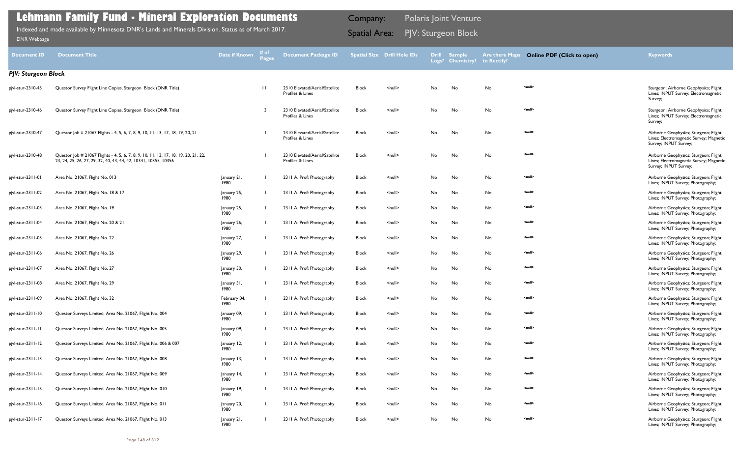# Lehmann Family Fund - Mineral Exploration Documents

Indexed and made available by Minnesota DNR's Lands and Minerals Division. Status as of March 2017.

DNR Webpage

Company: Polaris Joint Venture

Spatial Area: PJV: Sturgeon Block

| Document ID | Document Title | Date if Known | # of Pages | Document Package ID | Spatial Size | Drill Hole IDs | Drill Logs? | Sample Chemistry? | Are there Maps to Rectify? | Online PDF (Click to open) | Keywords |
|---|---|---|---|---|---|---|---|---|---|---|---|
| ***PJV: Sturgeon Block*** | | | | | | | | | | | |
| pjvl-stur-2310-45 | Questor Survey Flight Line Copies, Sturgeon Block (DNR Title) | | 11 | 2310 Elevated/Aerial/Satellite Profiles & Lines | Block | <null> | No | No | No | <null> | Sturgeon; Airborne Geophysics; Flight Lines; INPUT Survey; Electromagnetic Survey; |
| pjvl-stur-2310-46 | Questor Survey Flight Line Copies, Sturgeon Block (DNR Title) | | 3 | 2310 Elevated/Aerial/Satellite Profiles & Lines | Block | <null> | No | No | No | <null> | Sturgeon; Airborne Geophysics; Flight Lines; INPUT Survey; Electromagnetic Survey; |
| pjvl-stur-2310-47 | Questor Job # 21067 Flights - 4, 5, 6, 7, 8, 9, 10, 11, 13, 17, 18, 19, 20, 21 | | 1 | 2310 Elevated/Aerial/Satellite Profiles & Lines | Block | <null> | No | No | No | <null> | Airborne Geophysics; Sturgeon; Flight Lines; Electromagnetic Survey; Magnetic Survey; INPUT Survey; |
| pjvl-stur-2310-48 | Questor Job # 21067 Flights - 4, 5, 6, 7, 8, 9, 10, 11, 13, 17, 18, 19, 20, 21, 22, 23, 24, 25, 26, 27, 29, 32, 40, 43, 44, 42, 10341, 10355, 10356 | | 1 | 2310 Elevated/Aerial/Satellite Profiles & Lines | Block | <null> | No | No | No | <null> | Airborne Geophysics; Sturgeon; Flight Lines; Electromagnetic Survey; Magnetic Survey; INPUT Survey; |
| pjvl-stur-2311-01 | Area No. 21067, Flight No. 013 | January 21, 1980 | 1 | 2311 A. Prof: Photography | Block | <null> | No | No | No | <null> | Airborne Geophysics; Sturgeon; Flight Lines; INPUT Survey; Photography; |
| pjvl-stur-2311-02 | Area No. 21067, Flight No. 18 & 17 | January 25, 1980 | 1 | 2311 A. Prof: Photography | Block | <null> | No | No | No | <null> | Airborne Geophysics; Sturgeon; Flight Lines; INPUT Survey; Photography; |
| pjvl-stur-2311-03 | Area No. 21067, Flight No. 19 | January 25, 1980 | 1 | 2311 A. Prof: Photography | Block | <null> | No | No | No | <null> | Airborne Geophysics; Sturgeon; Flight Lines; INPUT Survey; Photography; |
| pjvl-stur-2311-04 | Area No. 21067, Flight No. 20 & 21 | January 26, 1980 | 1 | 2311 A. Prof: Photography | Block | <null> | No | No | No | <null> | Airborne Geophysics; Sturgeon; Flight Lines; INPUT Survey; Photography; |
| pjvl-stur-2311-05 | Area No. 21067, Flight No. 22 | January 27, 1980 | 1 | 2311 A. Prof: Photography | Block | <null> | No | No | No | <null> | Airborne Geophysics; Sturgeon; Flight Lines; INPUT Survey; Photography; |
| pjvl-stur-2311-06 | Area No. 21067, Flight No. 26 | January 29, 1980 | 1 | 2311 A. Prof: Photography | Block | <null> | No | No | No | <null> | Airborne Geophysics; Sturgeon; Flight Lines; INPUT Survey; Photography; |
| pjvl-stur-2311-07 | Area No. 21067, Flight No. 27 | January 30, 1980 | 1 | 2311 A. Prof: Photography | Block | <null> | No | No | No | <null> | Airborne Geophysics; Sturgeon; Flight Lines; INPUT Survey; Photography; |
| pjvl-stur-2311-08 | Area No. 21067, Flight No. 29 | January 31, 1980 | 1 | 2311 A. Prof: Photography | Block | <null> | No | No | No | <null> | Airborne Geophysics; Sturgeon; Flight Lines; INPUT Survey; Photography; |
| pjvl-stur-2311-09 | Area No. 21067, Flight No. 32 | February 04, 1980 | 1 | 2311 A. Prof: Photography | Block | <null> | No | No | No | <null> | Airborne Geophysics; Sturgeon; Flight Lines; INPUT Survey; Photography; |
| pjvl-stur-2311-10 | Questor Surveys Limited, Area No. 21067, Flight No. 004 | January 09, 1980 | 1 | 2311 A. Prof: Photography | Block | <null> | No | No | No | <null> | Airborne Geophysics; Sturgeon; Flight Lines; INPUT Survey; Photography; |
| pjvl-stur-2311-11 | Questor Surveys Limited, Area No. 21067, Flight No. 005 | January 09, 1980 | 1 | 2311 A. Prof: Photography | Block | <null> | No | No | No | <null> | Airborne Geophysics; Sturgeon; Flight Lines; INPUT Survey; Photography; |
| pjvl-stur-2311-12 | Questor Surveys Limited, Area No. 21067, Flight No. 006 & 007 | January 12, 1980 | 1 | 2311 A. Prof: Photography | Block | <null> | No | No | No | <null> | Airborne Geophysics; Sturgeon; Flight Lines; INPUT Survey; Photography; |
| pjvl-stur-2311-13 | Questor Surveys Limited, Area No. 21067, Flight No. 008 | January 13, 1980 | 1 | 2311 A. Prof: Photography | Block | <null> | No | No | No | <null> | Airborne Geophysics; Sturgeon; Flight Lines; INPUT Survey; Photography; |
| pjvl-stur-2311-14 | Questor Surveys Limited, Area No. 21067, Flight No. 009 | January 14, 1980 | 1 | 2311 A. Prof: Photography | Block | <null> | No | No | No | <null> | Airborne Geophysics; Sturgeon; Flight Lines; INPUT Survey; Photography; |
| pjvl-stur-2311-15 | Questor Surveys Limited, Area No. 21067, Flight No. 010 | January 19, 1980 | 1 | 2311 A. Prof: Photography | Block | <null> | No | No | No | <null> | Airborne Geophysics; Sturgeon; Flight Lines; INPUT Survey; Photography; |
| pjvl-stur-2311-16 | Questor Surveys Limited, Area No. 21067, Flight No. 011 | January 20, 1980 | 1 | 2311 A. Prof: Photography | Block | <null> | No | No | No | <null> | Airborne Geophysics; Sturgeon; Flight Lines; INPUT Survey; Photography; |
| pjvl-stur-2311-17 | Questor Surveys Limited, Area No. 21067, Flight No. 013 | January 21, 1980 | 1 | 2311 A. Prof: Photography | Block | <null> | No | No | No | <null> | Airborne Geophysics; Sturgeon; Flight Lines; INPUT Survey; Photography; |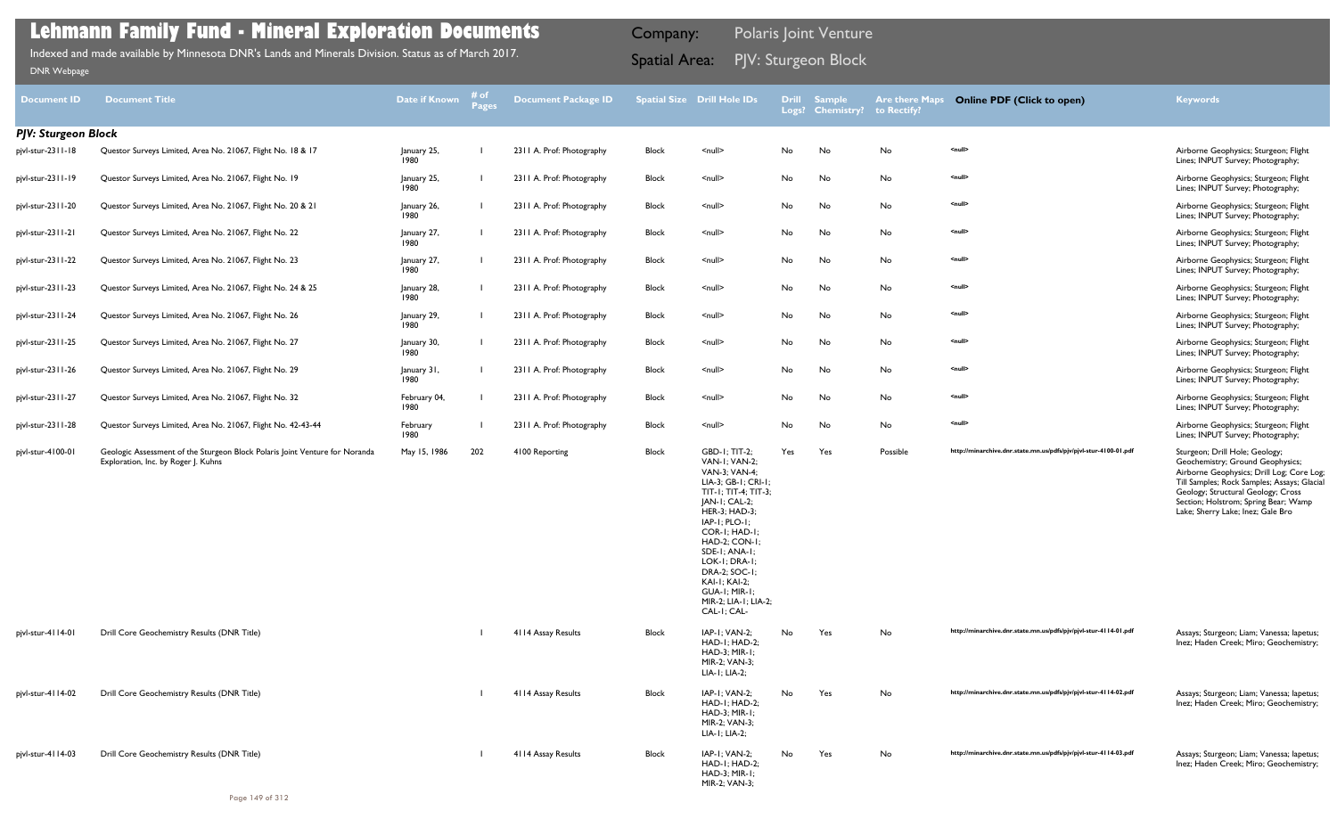# Lehmann Family Fund - Mineral Exploration Documents

Indexed and made available by Minnesota DNR's Lands and Minerals Division. Status as of March 2017.

DNR Webpage

Company: Polaris Joint Venture

Spatial Area: PJV: Sturgeon Block

| Document ID | Document Title | Date if Known | # of Pages | Document Package ID | Spatial Size | Drill Hole IDs | Drill Logs? | Sample Chemistry? | Are there Maps to Rectify? | Online PDF (Click to open) | Keywords |
|---|---|---|---|---|---|---|---|---|---|---|---|
| ***PJV: Sturgeon Block*** | | | | | | | | | | | |
| pjvl-stur-2311-18 | Questor Surveys Limited, Area No. 21067, Flight No. 18 & 17 | January 25, 1980 | 1 | 2311 A. Prof. Photography | Block | <null> | No | No | No | <null> | Airborne Geophysics; Sturgeon; Flight Lines; INPUT Survey; Photography; |
| pjvl-stur-2311-19 | Questor Surveys Limited, Area No. 21067, Flight No. 19 | January 25, 1980 | 1 | 2311 A. Prof. Photography | Block | <null> | No | No | No | <null> | Airborne Geophysics; Sturgeon; Flight Lines; INPUT Survey; Photography; |
| pjvl-stur-2311-20 | Questor Surveys Limited, Area No. 21067, Flight No. 20 & 21 | January 26, 1980 | 1 | 2311 A. Prof. Photography | Block | <null> | No | No | No | <null> | Airborne Geophysics; Sturgeon; Flight Lines; INPUT Survey; Photography; |
| pjvl-stur-2311-21 | Questor Surveys Limited, Area No. 21067, Flight No. 22 | January 27, 1980 | 1 | 2311 A. Prof. Photography | Block | <null> | No | No | No | <null> | Airborne Geophysics; Sturgeon; Flight Lines; INPUT Survey; Photography; |
| pjvl-stur-2311-22 | Questor Surveys Limited, Area No. 21067, Flight No. 23 | January 27, 1980 | 1 | 2311 A. Prof. Photography | Block | <null> | No | No | No | <null> | Airborne Geophysics; Sturgeon; Flight Lines; INPUT Survey; Photography; |
| pjvl-stur-2311-23 | Questor Surveys Limited, Area No. 21067, Flight No. 24 & 25 | January 28, 1980 | 1 | 2311 A. Prof. Photography | Block | <null> | No | No | No | <null> | Airborne Geophysics; Sturgeon; Flight Lines; INPUT Survey; Photography; |
| pjvl-stur-2311-24 | Questor Surveys Limited, Area No. 21067, Flight No. 26 | January 29, 1980 | 1 | 2311 A. Prof. Photography | Block | <null> | No | No | No | <null> | Airborne Geophysics; Sturgeon; Flight Lines; INPUT Survey; Photography; |
| pjvl-stur-2311-25 | Questor Surveys Limited, Area No. 21067, Flight No. 27 | January 30, 1980 | 1 | 2311 A. Prof. Photography | Block | <null> | No | No | No | <null> | Airborne Geophysics; Sturgeon; Flight Lines; INPUT Survey; Photography; |
| pjvl-stur-2311-26 | Questor Surveys Limited, Area No. 21067, Flight No. 29 | January 31, 1980 | 1 | 2311 A. Prof. Photography | Block | <null> | No | No | No | <null> | Airborne Geophysics; Sturgeon; Flight Lines; INPUT Survey; Photography; |
| pjvl-stur-2311-27 | Questor Surveys Limited, Area No. 21067, Flight No. 32 | February 04, 1980 | 1 | 2311 A. Prof. Photography | Block | <null> | No | No | No | <null> | Airborne Geophysics; Sturgeon; Flight Lines; INPUT Survey; Photography; |
| pjvl-stur-2311-28 | Questor Surveys Limited, Area No. 21067, Flight No. 42-43-44 | February 1980 | 1 | 2311 A. Prof. Photography | Block | <null> | No | No | No | <null> | Airborne Geophysics; Sturgeon; Flight Lines; INPUT Survey; Photography; |
| pjvl-stur-4100-01 | Geologic Assessment of the Sturgeon Block Polaris Joint Venture for Noranda Exploration, Inc. by Roger J. Kuhns | May 15, 1986 | 202 | 4100 Reporting | Block | GBD-1; TIT-2; VAN-1; VAN-2; VAN-3; VAN-4; LIA-3; GB-1; CRI-1; TIT-1; TIT-4; TIT-3; JAN-1; CAL-2; HER-3; HAD-3; IAP-1; PLO-1; COR-1; HAD-1; HAD-2; CON-1; SDE-1; ANA-1; LOK-1; DRA-1; DRA-2; SOC-1; KAI-1; KAI-2; GUA-1; MIR-1; MIR-2; LIA-1; LIA-2; CAL-1; CAL- | Yes | Yes | Possible | http://minarchive.dnr.state.mn.us/pdfs/pjv/pjvl-stur-4100-01.pdf | Sturgeon; Drill Hole; Geology; Geochemistry; Ground Geophysics; Airborne Geophysics; Drill Log; Core Log; Till Samples; Rock Samples; Assays; Glacial Geology; Structural Geology; Cross Section; Holstrom; Spring Bear; Wamp Lake; Sherry Lake; Inez; Gale Bro |
| pjvl-stur-4114-01 | Drill Core Geochemistry Results (DNR Title) | | 1 | 4114 Assay Results | Block | IAP-1; VAN-2; HAD-1; HAD-2; HAD-3; MIR-1; MIR-2; VAN-3; LIA-1; LIA-2; | No | Yes | No | http://minarchive.dnr.state.mn.us/pdfs/pjv/pjvl-stur-4114-01.pdf | Assays; Sturgeon; Liam; Vanessa; Iapetus; Inez; Haden Creek; Miro; Geochemistry; |
| pjvl-stur-4114-02 | Drill Core Geochemistry Results (DNR Title) | | 1 | 4114 Assay Results | Block | IAP-1; VAN-2; HAD-1; HAD-2; HAD-3; MIR-1; MIR-2; VAN-3; LIA-1; LIA-2; | No | Yes | No | http://minarchive.dnr.state.mn.us/pdfs/pjv/pjvl-stur-4114-02.pdf | Assays; Sturgeon; Liam; Vanessa; Iapetus; Inez; Haden Creek; Miro; Geochemistry; |
| pjvl-stur-4114-03 | Drill Core Geochemistry Results (DNR Title) | | 1 | 4114 Assay Results | Block | IAP-1; VAN-2; HAD-1; HAD-2; HAD-3; MIR-1; MIR-2; VAN-3; | No | Yes | No | http://minarchive.dnr.state.mn.us/pdfs/pjv/pjvl-stur-4114-03.pdf | Assays; Sturgeon; Liam; Vanessa; Iapetus; Inez; Haden Creek; Miro; Geochemistry; |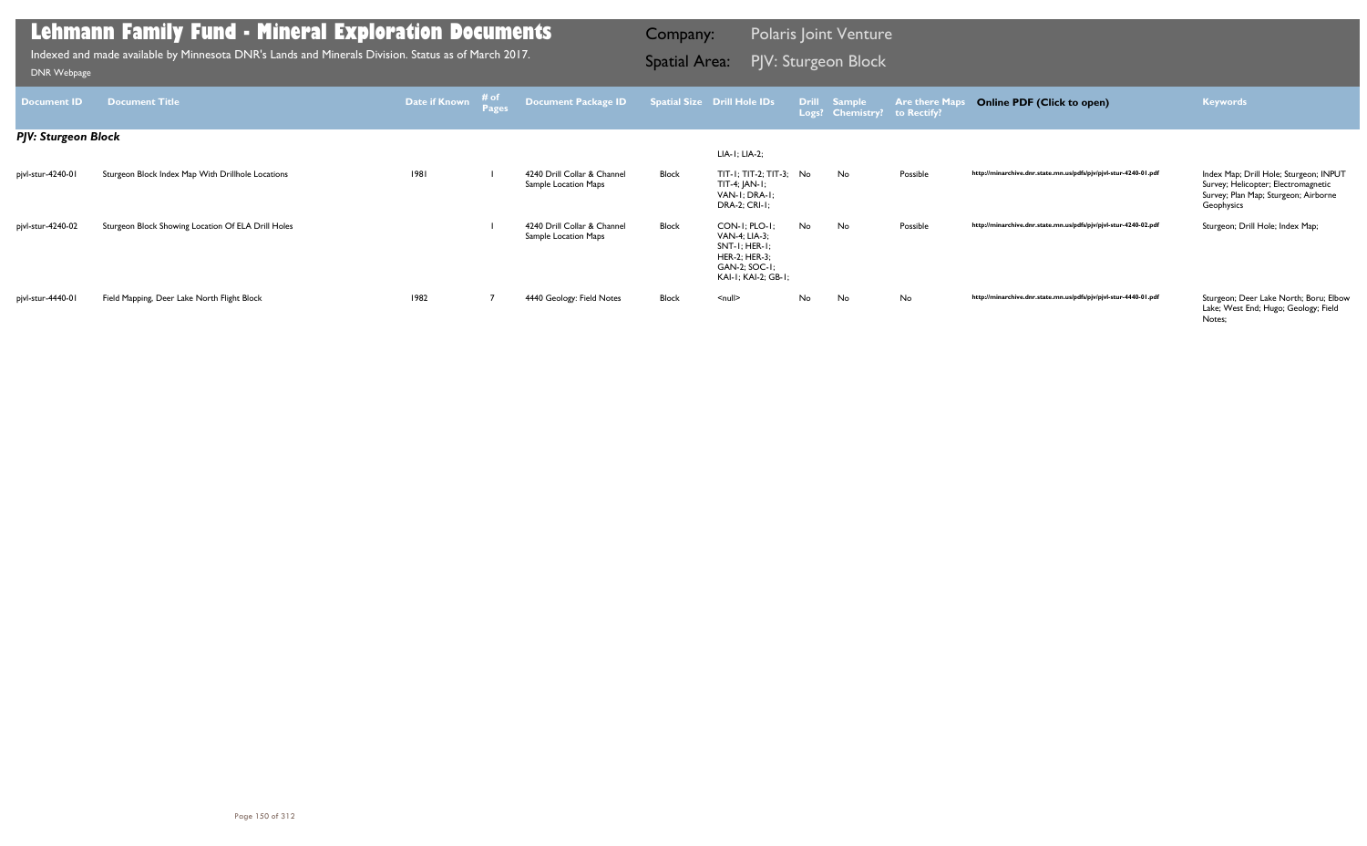# Lehmann Family Fund - Mineral Exploration Documents

Indexed and made available by Minnesota DNR's Lands and Minerals Division. Status as of March 2017.

DNR Webpage

Company: Polaris Joint Venture

Spatial Area: PJV: Sturgeon Block

| Document ID | Document Title | Date if Known | # of Pages | Document Package ID | Spatial Size | Drill Hole IDs | Drill Logs? | Sample Chemistry? | Are there Maps to Rectify? | Online PDF (Click to open) | Keywords |
|---|---|---|---|---|---|---|---|---|---|---|---|
| ***PJV: Sturgeon Block*** | | | | | | | | | | | |
| | | | | | | LIA-1; LIA-2; | | | | | |
| pjvl-stur-4240-01 | Sturgeon Block Index Map With Drillhole Locations | 1981 | 1 | 4240 Drill Collar & Channel Sample Location Maps | Block | TIT-1; TIT-2; TIT-3; TIT-4; JAN-1; VAN-1; DRA-1; DRA-2; CRI-1; | No | No | Possible | http://minarchive.dnr.state.mn.us/pdfs/pjv/pjvl-stur-4240-01.pdf | Index Map; Drill Hole; Sturgeon; INPUT Survey; Helicopter; Electromagnetic Survey; Plan Map; Sturgeon; Airborne Geophysics |
| pjvl-stur-4240-02 | Sturgeon Block Showing Location Of ELA Drill Holes | | 1 | 4240 Drill Collar & Channel Sample Location Maps | Block | CON-1; PLO-1; VAN-4; LIA-3; SNT-1; HER-1; HER-2; HER-3; GAN-2; SOC-1; KAI-1; KAI-2; GB-1; | No | No | Possible | http://minarchive.dnr.state.mn.us/pdfs/pjv/pjvl-stur-4240-02.pdf | Sturgeon; Drill Hole; Index Map; |
| pjvl-stur-4440-01 | Field Mapping, Deer Lake North Flight Block | 1982 | 7 | 4440 Geology: Field Notes | Block | <null> | No | No | No | http://minarchive.dnr.state.mn.us/pdfs/pjv/pjvl-stur-4440-01.pdf | Sturgeon; Deer Lake North; Boru; Elbow Lake; West End; Hugo; Geology; Field Notes; |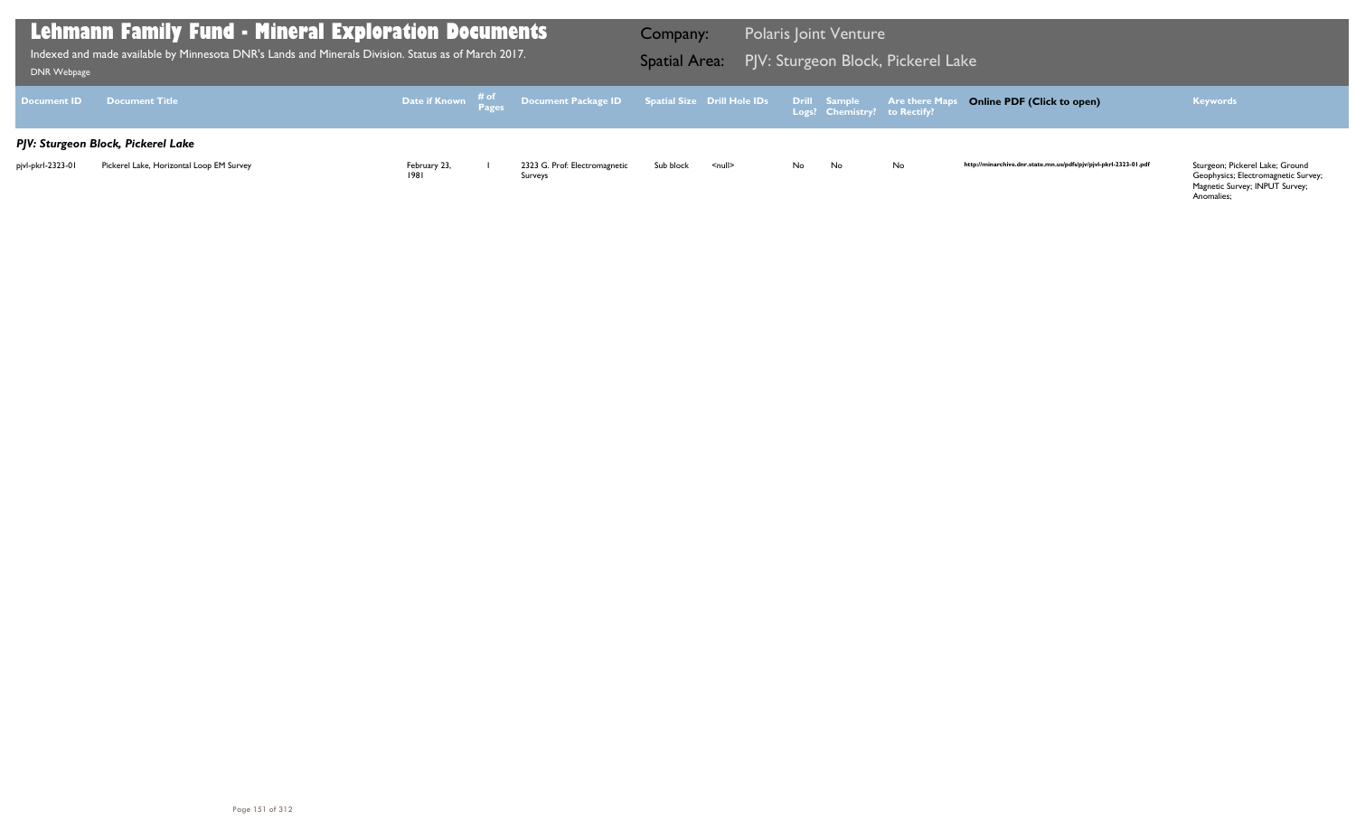# Lehmann Family Fund - Mineral Exploration Documents

Indexed and made available by Minnesota DNR's Lands and Minerals Division. Status as of March 2017.

DNR Webpage

**Company:** Polaris Joint Venture

**Spatial Area:** PJV: Sturgeon Block, Pickerel Lake

| Document ID | Document Title | Date if Known | # of Pages | Document Package ID | Spatial Size | Drill Hole IDs | Drill Logs? | Sample Chemistry? | Are there Maps to Rectify? | Online PDF (Click to open) | Keywords |
|---|---|---|---|---|---|---|---|---|---|---|---|
| ***PJV: Sturgeon Block, Pickerel Lake*** | | | | | | | | | | | |
| pjvl-pkrl-2323-01 | Pickerel Lake, Horizontal Loop EM Survey | February 23, 1981 | 1 | 2323 G. Prof: Electromagnetic Surveys | Sub block | <null> | No | No | No | http://minarchive.dnr.state.mn.us/pdfs/pjv/pjvl-pkrl-2323-01.pdf | Sturgeon; Pickerel Lake; Ground Geophysics; Electromagnetic Survey; Magnetic Survey; INPUT Survey; Anomalies; |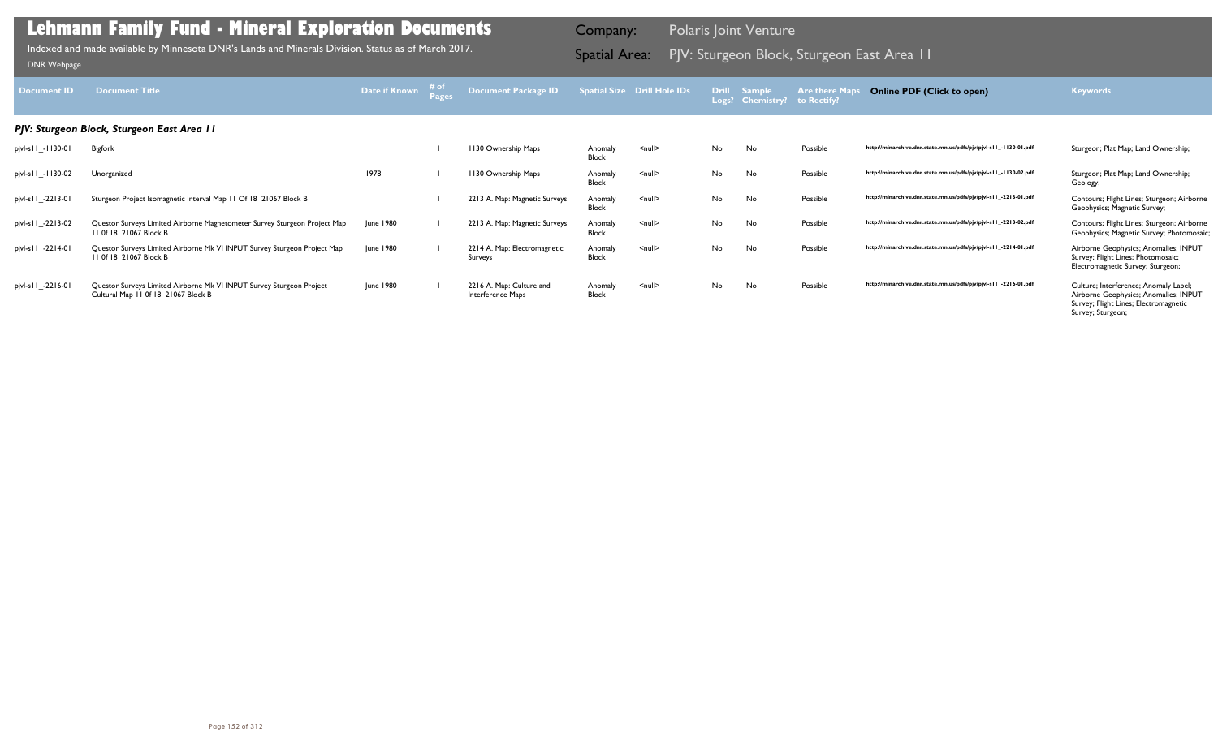# Lehmann Family Fund - Mineral Exploration Documents

Indexed and made available by Minnesota DNR's Lands and Minerals Division. Status as of March 2017.

DNR Webpage

Company: Polaris Joint Venture

Spatial Area: PJV: Sturgeon Block, Sturgeon East Area 11

| Document ID | Document Title | Date if Known | # of Pages | Document Package ID | Spatial Size | Drill Hole IDs | Drill Logs? | Sample Chemistry? | Are there Maps to Rectify? | Online PDF (Click to open) | Keywords |
|---|---|---|---|---|---|---|---|---|---|---|---|
| ***PJV: Sturgeon Block, Sturgeon East Area 11*** | | | | | | | | | | | |
| pjvl-s11_-1130-01 | Bigfork | | 1 | 1130 Ownership Maps | Anomaly Block | <null> | No | No | Possible | http://minarchive.dnr.state.mn.us/pdfs/pjv/pjvl-s11_-1130-01.pdf | Sturgeon; Plat Map; Land Ownership; |
| pjvl-s11_-1130-02 | Unorganized | 1978 | 1 | 1130 Ownership Maps | Anomaly Block | <null> | No | No | Possible | http://minarchive.dnr.state.mn.us/pdfs/pjv/pjvl-s11_-1130-02.pdf | Sturgeon; Plat Map; Land Ownership; Geology; |
| pjvl-s11_-2213-01 | Sturgeon Project Isomagnetic Interval Map 11 Of 18 21067 Block B | | 1 | 2213 A. Map: Magnetic Surveys | Anomaly Block | <null> | No | No | Possible | http://minarchive.dnr.state.mn.us/pdfs/pjv/pjvl-s11_-2213-01.pdf | Contours; Flight Lines; Sturgeon; Airborne Geophysics; Magnetic Survey; |
| pjvl-s11_-2213-02 | Questor Surveys Limited Airborne Magnetometer Survey Sturgeon Project Map 11 0f 18 21067 Block B | June 1980 | 1 | 2213 A. Map: Magnetic Surveys | Anomaly Block | <null> | No | No | Possible | http://minarchive.dnr.state.mn.us/pdfs/pjv/pjvl-s11_-2213-02.pdf | Contours; Flight Lines; Sturgeon; Airborne Geophysics; Magnetic Survey; Photomosaic; |
| pjvl-s11_-2214-01 | Questor Surveys Limited Airborne Mk VI INPUT Survey Sturgeon Project Map 11 0f 18 21067 Block B | June 1980 | 1 | 2214 A. Map: Electromagnetic Surveys | Anomaly Block | <null> | No | No | Possible | http://minarchive.dnr.state.mn.us/pdfs/pjv/pjvl-s11_-2214-01.pdf | Airborne Geophysics; Anomalies; INPUT Survey; Flight Lines; Photomosaic; Electromagnetic Survey; Sturgeon; |
| pjvl-s11_-2216-01 | Questor Surveys Limited Airborne Mk VI INPUT Survey Sturgeon Project Cultural Map 11 0f 18 21067 Block B | June 1980 | 1 | 2216 A. Map: Culture and Interference Maps | Anomaly Block | <null> | No | No | Possible | http://minarchive.dnr.state.mn.us/pdfs/pjv/pjvl-s11_-2216-01.pdf | Culture; Interference; Anomaly Label; Airborne Geophysics; Anomalies; INPUT Survey; Flight Lines; Electromagnetic Survey; Sturgeon; |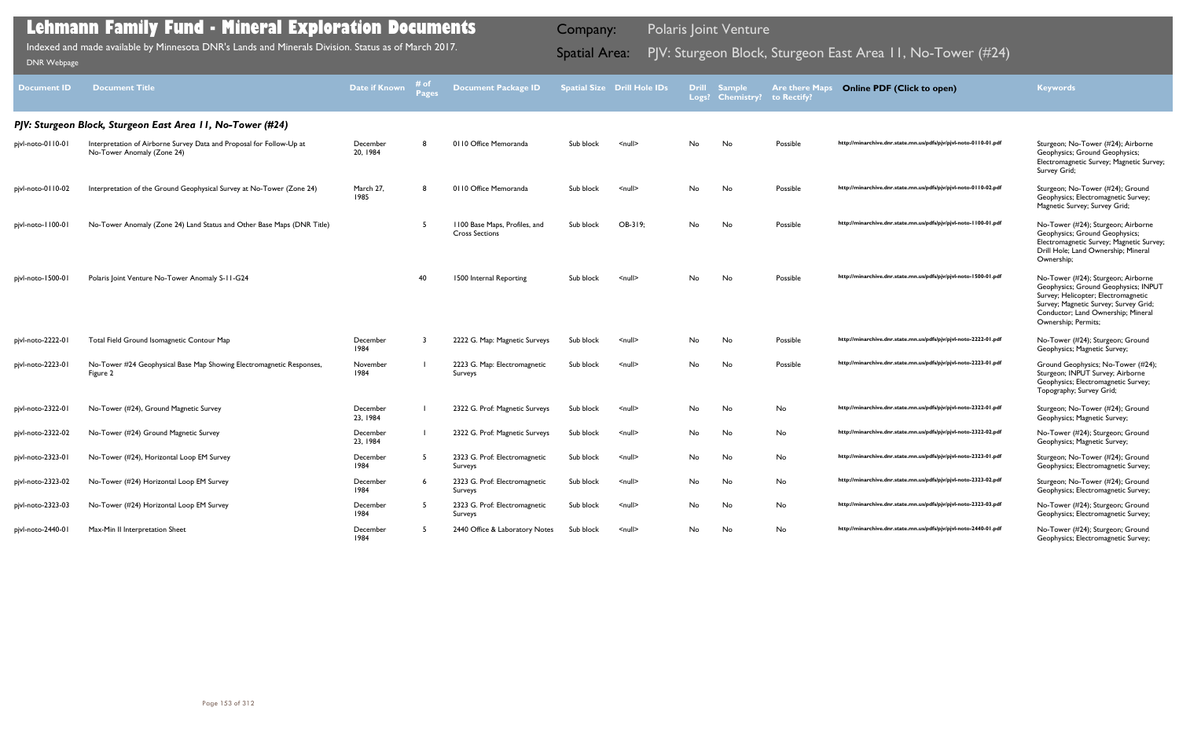# Lehmann Family Fund - Mineral Exploration Documents

Indexed and made available by Minnesota DNR's Lands and Minerals Division. Status as of March 2017.

DNR Webpage

Company: Polaris Joint Venture

Spatial Area: PJV: Sturgeon Block, Sturgeon East Area 11, No-Tower (#24)

| Document ID | Document Title | Date if Known | # of Pages | Document Package ID | Spatial Size | Drill Hole IDs | Drill Logs? | Sample Chemistry? | Are there Maps to Rectify? | Online PDF (Click to open) | Keywords |
|---|---|---|---|---|---|---|---|---|---|---|---|
| ***PJV: Sturgeon Block, Sturgeon East Area 11, No-Tower (#24)*** | | | | | | | | | | | |
| pjvl-noto-0110-01 | Interpretation of Airborne Survey Data and Proposal for Follow-Up at No-Tower Anomaly (Zone 24) | December 20, 1984 | 8 | 0110 Office Memoranda | Sub block | <null> | No | No | Possible | http://minarchive.dnr.state.mn.us/pdfs/pjv/pjvl-noto-0110-01.pdf | Sturgeon; No-Tower (#24); Airborne Geophysics; Ground Geophysics; Electromagnetic Survey; Magnetic Survey; Survey Grid; |
| pjvl-noto-0110-02 | Interpretation of the Ground Geophysical Survey at No-Tower (Zone 24) | March 27, 1985 | 8 | 0110 Office Memoranda | Sub block | <null> | No | No | Possible | http://minarchive.dnr.state.mn.us/pdfs/pjv/pjvl-noto-0110-02.pdf | Sturgeon; No-Tower (#24); Ground Geophysics; Electromagnetic Survey; Magnetic Survey; Survey Grid; |
| pjvl-noto-1100-01 | No-Tower Anomaly (Zone 24) Land Status and Other Base Maps (DNR Title) | | 5 | 1100 Base Maps, Profiles, and Cross Sections | Sub block | OB-319; | No | No | Possible | http://minarchive.dnr.state.mn.us/pdfs/pjv/pjvl-noto-1100-01.pdf | No-Tower (#24); Sturgeon; Airborne Geophysics; Ground Geophysics; Electromagnetic Survey; Magnetic Survey; Drill Hole; Land Ownership; Mineral Ownership; |
| pjvl-noto-1500-01 | Polaris Joint Venture No-Tower Anomaly S-11-G24 | | 40 | 1500 Internal Reporting | Sub block | <null> | No | No | Possible | http://minarchive.dnr.state.mn.us/pdfs/pjv/pjvl-noto-1500-01.pdf | No-Tower (#24); Sturgeon; Airborne Geophysics; Ground Geophysics; INPUT Survey; Helicopter; Electromagnetic Survey; Magnetic Survey; Survey Grid; Conductor; Land Ownership; Mineral Ownership; Permits; |
| pjvl-noto-2222-01 | Total Field Ground Isomagnetic Contour Map | December 1984 | 3 | 2222 G. Map: Magnetic Surveys | Sub block | <null> | No | No | Possible | http://minarchive.dnr.state.mn.us/pdfs/pjv/pjvl-noto-2222-01.pdf | No-Tower (#24); Sturgeon; Ground Geophysics; Magnetic Survey; |
| pjvl-noto-2223-01 | No-Tower #24 Geophysical Base Map Showing Electromagnetic Responses, Figure 2 | November 1984 | 1 | 2223 G. Map: Electromagnetic Surveys | Sub block | <null> | No | No | Possible | http://minarchive.dnr.state.mn.us/pdfs/pjv/pjvl-noto-2223-01.pdf | Ground Geophysics; No-Tower (#24); Sturgeon; INPUT Survey; Airborne Geophysics; Electromagnetic Survey; Topography; Survey Grid; |
| pjvl-noto-2322-01 | No-Tower (#24), Ground Magnetic Survey | December 23, 1984 | 1 | 2322 G. Prof: Magnetic Surveys | Sub block | <null> | No | No | No | http://minarchive.dnr.state.mn.us/pdfs/pjv/pjvl-noto-2322-01.pdf | Sturgeon; No-Tower (#24); Ground Geophysics; Magnetic Survey; |
| pjvl-noto-2322-02 | No-Tower (#24) Ground Magnetic Survey | December 23, 1984 | 1 | 2322 G. Prof: Magnetic Surveys | Sub block | <null> | No | No | No | http://minarchive.dnr.state.mn.us/pdfs/pjv/pjvl-noto-2322-02.pdf | No-Tower (#24); Sturgeon; Ground Geophysics; Magnetic Survey; |
| pjvl-noto-2323-01 | No-Tower (#24), Horizontal Loop EM Survey | December 1984 | 5 | 2323 G. Prof: Electromagnetic Surveys | Sub block | <null> | No | No | No | http://minarchive.dnr.state.mn.us/pdfs/pjv/pjvl-noto-2323-01.pdf | Sturgeon; No-Tower (#24); Ground Geophysics; Electromagnetic Survey; |
| pjvl-noto-2323-02 | No-Tower (#24) Horizontal Loop EM Survey | December 1984 | 6 | 2323 G. Prof: Electromagnetic Surveys | Sub block | <null> | No | No | No | http://minarchive.dnr.state.mn.us/pdfs/pjv/pjvl-noto-2323-02.pdf | Sturgeon; No-Tower (#24); Ground Geophysics; Electromagnetic Survey; |
| pjvl-noto-2323-03 | No-Tower (#24) Horizontal Loop EM Survey | December 1984 | 5 | 2323 G. Prof: Electromagnetic Surveys | Sub block | <null> | No | No | No | http://minarchive.dnr.state.mn.us/pdfs/pjv/pjvl-noto-2323-03.pdf | No-Tower (#24); Sturgeon; Ground Geophysics; Electromagnetic Survey; |
| pjvl-noto-2440-01 | Max-Min II Interpretation Sheet | December 1984 | 5 | 2440 Office & Laboratory Notes | Sub block | <null> | No | No | No | http://minarchive.dnr.state.mn.us/pdfs/pjv/pjvl-noto-2440-01.pdf | No-Tower (#24); Sturgeon; Ground Geophysics; Electromagnetic Survey; |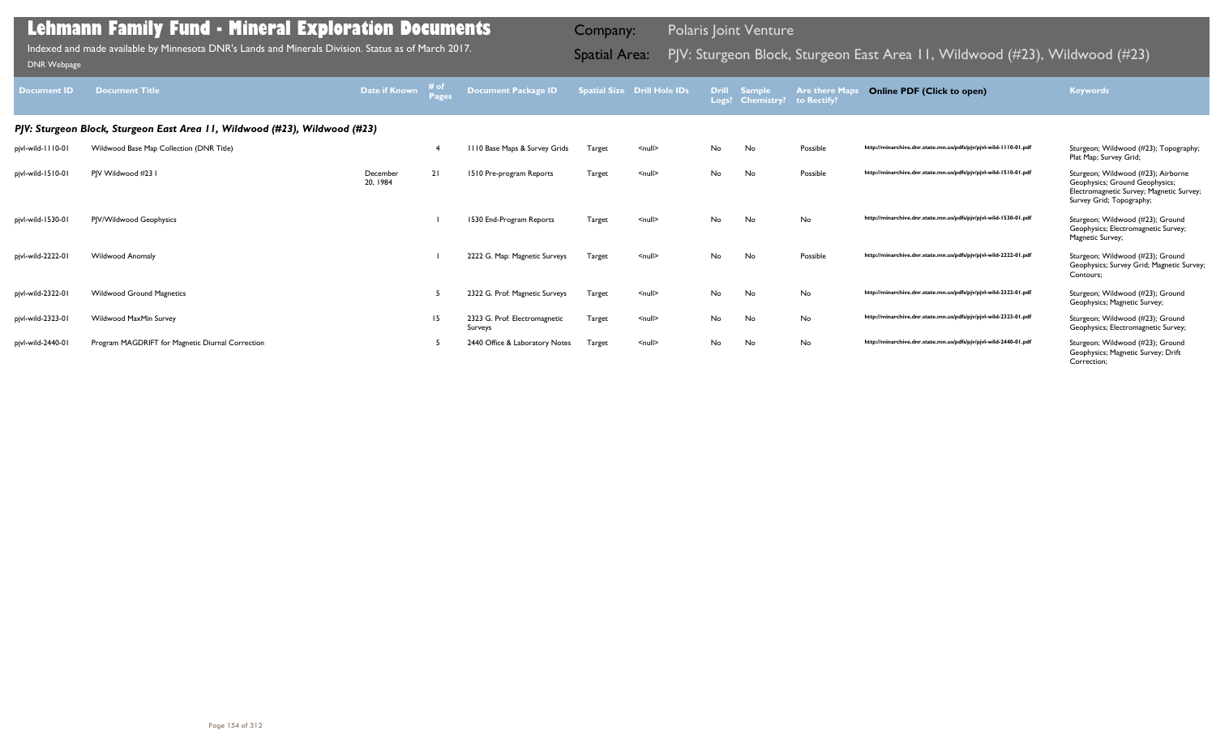# Lehmann Family Fund - Mineral Exploration Documents

Indexed and made available by Minnesota DNR's Lands and Minerals Division. Status as of March 2017.

DNR Webpage

Company: Polaris Joint Venture

Spatial Area: PJV: Sturgeon Block, Sturgeon East Area 11, Wildwood (#23), Wildwood (#23)

| Document ID | Document Title | Date if Known | # of Pages | Document Package ID | Spatial Size | Drill Hole IDs | Drill Logs? | Sample Chemistry? | Are there Maps to Rectify? | Online PDF (Click to open) | Keywords |
|---|---|---|---|---|---|---|---|---|---|---|---|
| ***PJV: Sturgeon Block, Sturgeon East Area 11, Wildwood (#23), Wildwood (#23)*** | | | | | | | | | | | |
| pjvl-wild-1110-01 | Wildwood Base Map Collection (DNR Title) | | 4 | 1110 Base Maps & Survey Grids | Target | <null> | No | No | Possible | http://minarchive.dnr.state.mn.us/pdfs/pjv/pjvl-wild-1110-01.pdf | Sturgeon; Wildwood (#23); Topography; Plat Map; Survey Grid; |
| pjvl-wild-1510-01 | PJV Wildwood #23 I | December 20, 1984 | 21 | 1510 Pre-program Reports | Target | <null> | No | No | Possible | http://minarchive.dnr.state.mn.us/pdfs/pjv/pjvl-wild-1510-01.pdf | Sturgeon; Wildwood (#23); Airborne Geophysics; Ground Geophysics; Electromagnetic Survey; Magnetic Survey; Survey Grid; Topography; |
| pjvl-wild-1530-01 | PJV/Wildwood Geophysics | | 1 | 1530 End-Program Reports | Target | <null> | No | No | No | http://minarchive.dnr.state.mn.us/pdfs/pjv/pjvl-wild-1530-01.pdf | Sturgeon; Wildwood (#23); Ground Geophysics; Electromagnetic Survey; Magnetic Survey; |
| pjvl-wild-2222-01 | Wildwood Anomaly | | 1 | 2222 G. Map: Magnetic Surveys | Target | <null> | No | No | Possible | http://minarchive.dnr.state.mn.us/pdfs/pjv/pjvl-wild-2222-01.pdf | Sturgeon; Wildwood (#23); Ground Geophysics; Survey Grid; Magnetic Survey; Contours; |
| pjvl-wild-2322-01 | Wildwood Ground Magnetics | | 5 | 2322 G. Prof: Magnetic Surveys | Target | <null> | No | No | No | http://minarchive.dnr.state.mn.us/pdfs/pjv/pjvl-wild-2322-01.pdf | Sturgeon; Wildwood (#23); Ground Geophysics; Magnetic Survey; |
| pjvl-wild-2323-01 | Wildwood MaxMin Survey | | 15 | 2323 G. Prof: Electromagnetic Surveys | Target | <null> | No | No | No | http://minarchive.dnr.state.mn.us/pdfs/pjv/pjvl-wild-2323-01.pdf | Sturgeon; Wildwood (#23); Ground Geophysics; Electromagnetic Survey; |
| pjvl-wild-2440-01 | Program MAGDRIFT for Magnetic Diurnal Correction | | 5 | 2440 Office & Laboratory Notes | Target | <null> | No | No | No | http://minarchive.dnr.state.mn.us/pdfs/pjv/pjvl-wild-2440-01.pdf | Sturgeon; Wildwood (#23); Ground Geophysics; Magnetic Survey; Drift Correction; |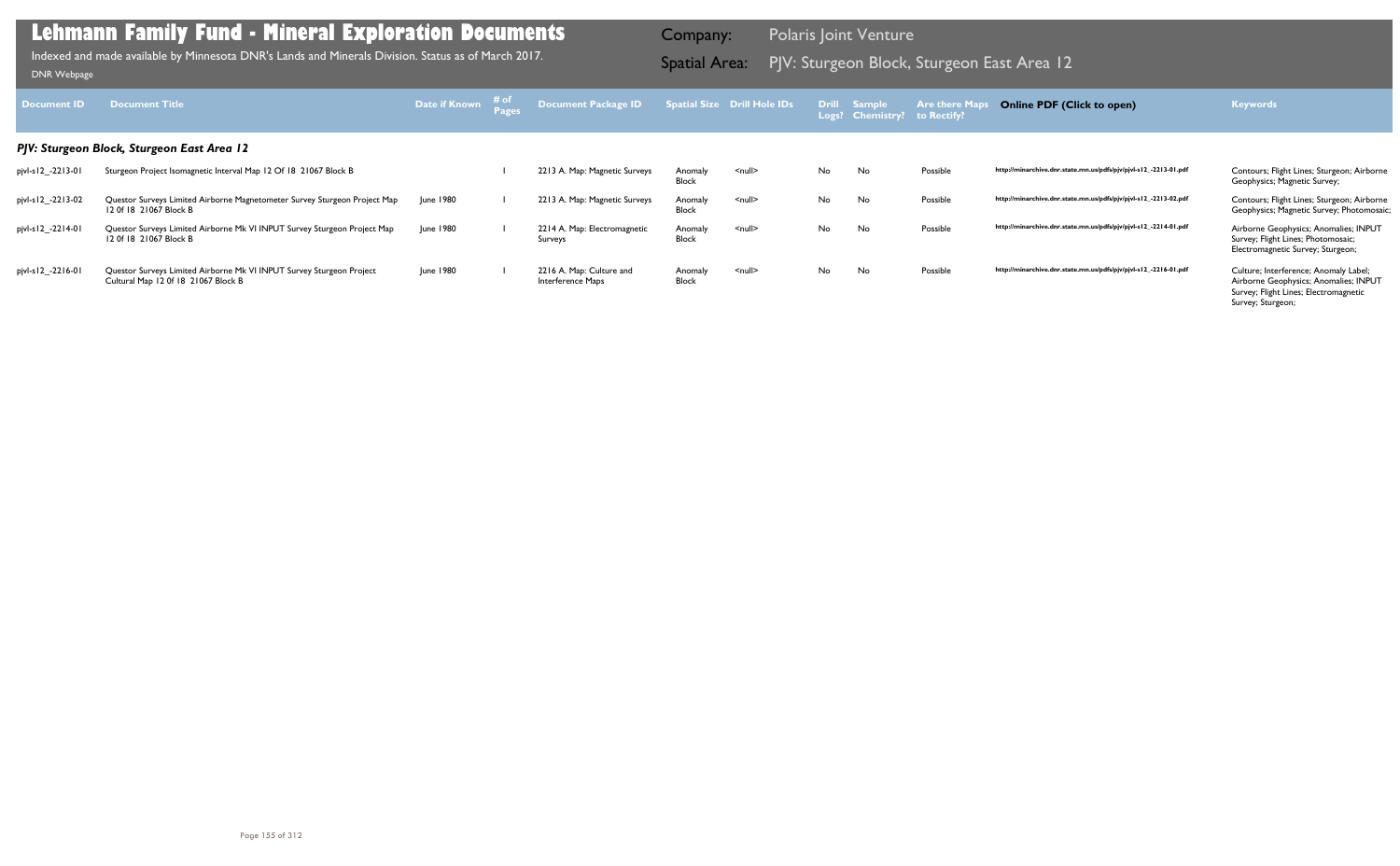# Lehmann Family Fund - Mineral Exploration Documents

Indexed and made available by Minnesota DNR's Lands and Minerals Division. Status as of March 2017.

DNR Webpage

Company: Polaris Joint Venture

Spatial Area: PJV: Sturgeon Block, Sturgeon East Area 12

| Document ID | Document Title | Date if Known | # of Pages | Document Package ID | Spatial Size | Drill Hole IDs | Drill Logs? | Sample Chemistry? | Are there Maps to Rectify? | Online PDF (Click to open) | Keywords |
|---|---|---|---|---|---|---|---|---|---|---|---|
| ***PJV: Sturgeon Block, Sturgeon East Area 12*** | | | | | | | | | | | |
| pjvl-s12_-2213-01 | Sturgeon Project Isomagnetic Interval Map 12 Of 18 21067 Block B | | 1 | 2213 A. Map: Magnetic Surveys | Anomaly Block | <null> | No | No | Possible | http://minarchive.dnr.state.mn.us/pdfs/pjv/pjvl-s12_-2213-01.pdf | Contours; Flight Lines; Sturgeon; Airborne Geophysics; Magnetic Survey; |
| pjvl-s12_-2213-02 | Questor Surveys Limited Airborne Magnetometer Survey Sturgeon Project Map 12 0f 18 21067 Block B | June 1980 | 1 | 2213 A. Map: Magnetic Surveys | Anomaly Block | <null> | No | No | Possible | http://minarchive.dnr.state.mn.us/pdfs/pjv/pjvl-s12_-2213-02.pdf | Contours; Flight Lines; Sturgeon; Airborne Geophysics; Magnetic Survey; Photomosaic; |
| pjvl-s12_-2214-01 | Questor Surveys Limited Airborne Mk VI INPUT Survey Sturgeon Project Map 12 0f 18 21067 Block B | June 1980 | 1 | 2214 A. Map: Electromagnetic Surveys | Anomaly Block | <null> | No | No | Possible | http://minarchive.dnr.state.mn.us/pdfs/pjv/pjvl-s12_-2214-01.pdf | Airborne Geophysics; Anomalies; INPUT Survey; Flight Lines; Photomosaic; Electromagnetic Survey; Sturgeon; |
| pjvl-s12_-2216-01 | Questor Surveys Limited Airborne Mk VI INPUT Survey Sturgeon Project Cultural Map 12 0f 18 21067 Block B | June 1980 | 1 | 2216 A. Map: Culture and Interference Maps | Anomaly Block | <null> | No | No | Possible | http://minarchive.dnr.state.mn.us/pdfs/pjv/pjvl-s12_-2216-01.pdf | Culture; Interference; Anomaly Label; Airborne Geophysics; Anomalies; INPUT Survey; Flight Lines; Electromagnetic Survey; Sturgeon; |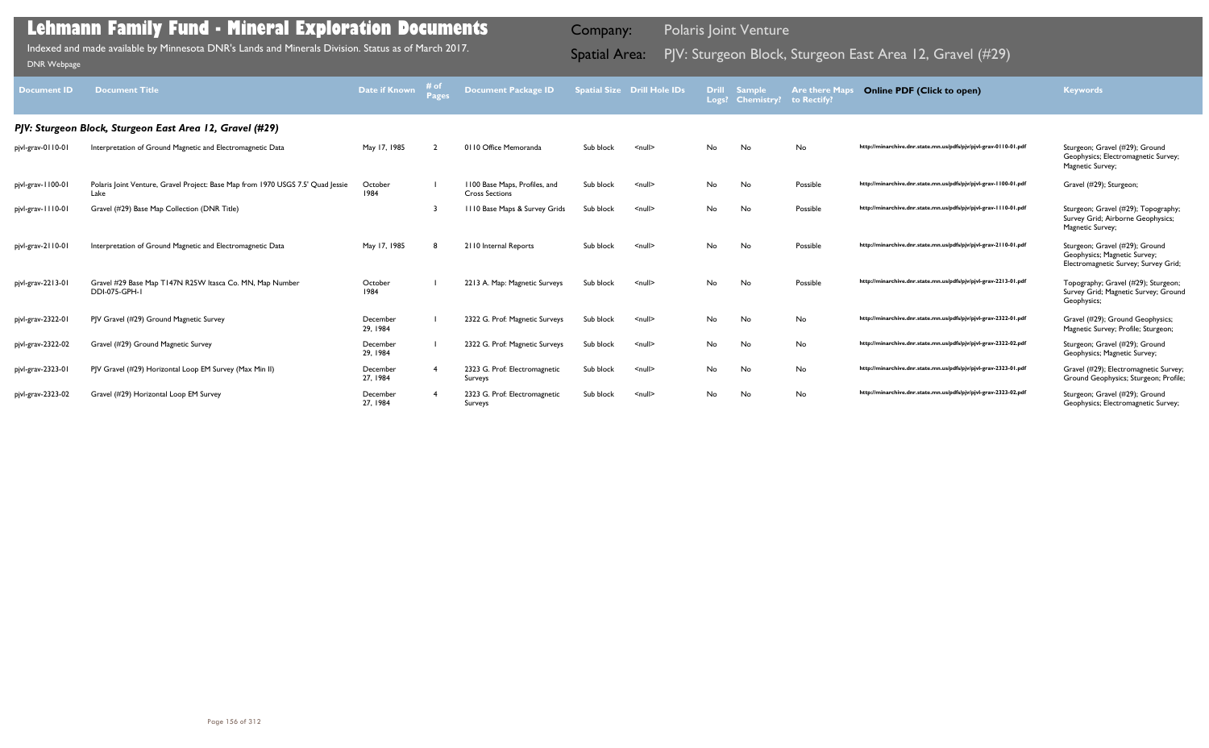# Lehmann Family Fund - Mineral Exploration Documents

Indexed and made available by Minnesota DNR's Lands and Minerals Division. Status as of March 2017.

DNR Webpage

Company: Polaris Joint Venture

Spatial Area: PJV: Sturgeon Block, Sturgeon East Area 12, Gravel (#29)

| Document ID | Document Title | Date if Known | # of Pages | Document Package ID | Spatial Size | Drill Hole IDs | Drill Logs? | Sample Chemistry? | Are there Maps to Rectify? | Online PDF (Click to open) | Keywords |
|---|---|---|---|---|---|---|---|---|---|---|---|
| ***PJV: Sturgeon Block, Sturgeon East Area 12, Gravel (#29)*** | | | | | | | | | | | |
| pjvl-grav-0110-01 | Interpretation of Ground Magnetic and Electromagnetic Data | May 17, 1985 | 2 | 0110 Office Memoranda | Sub block | <null> | No | No | No | http://minarchive.dnr.state.mn.us/pdfs/pjv/pjvl-grav-0110-01.pdf | Sturgeon; Gravel (#29); Ground Geophysics; Electromagnetic Survey; Magnetic Survey; |
| pjvl-grav-1100-01 | Polaris Joint Venture, Gravel Project: Base Map from 1970 USGS 7.5' Quad Jessie Lake | October 1984 | 1 | 1100 Base Maps, Profiles, and Cross Sections | Sub block | <null> | No | No | Possible | http://minarchive.dnr.state.mn.us/pdfs/pjv/pjvl-grav-1100-01.pdf | Gravel (#29); Sturgeon; |
| pjvl-grav-1110-01 | Gravel (#29) Base Map Collection (DNR Title) | | 3 | 1110 Base Maps & Survey Grids | Sub block | <null> | No | No | Possible | http://minarchive.dnr.state.mn.us/pdfs/pjv/pjvl-grav-1110-01.pdf | Sturgeon; Gravel (#29); Topography; Survey Grid; Airborne Geophysics; Magnetic Survey; |
| pjvl-grav-2110-01 | Interpretation of Ground Magnetic and Electromagnetic Data | May 17, 1985 | 8 | 2110 Internal Reports | Sub block | <null> | No | No | Possible | http://minarchive.dnr.state.mn.us/pdfs/pjv/pjvl-grav-2110-01.pdf | Sturgeon; Gravel (#29); Ground Geophysics; Magnetic Survey; Electromagnetic Survey; Survey Grid; |
| pjvl-grav-2213-01 | Gravel #29 Base Map T147N R25W Itasca Co. MN, Map Number DDI-075-GPH-1 | October 1984 | 1 | 2213 A. Map: Magnetic Surveys | Sub block | <null> | No | No | Possible | http://minarchive.dnr.state.mn.us/pdfs/pjv/pjvl-grav-2213-01.pdf | Topography; Gravel (#29); Sturgeon; Survey Grid; Magnetic Survey; Ground Geophysics; |
| pjvl-grav-2322-01 | PJV Gravel (#29) Ground Magnetic Survey | December 29, 1984 | 1 | 2322 G. Prof: Magnetic Surveys | Sub block | <null> | No | No | No | http://minarchive.dnr.state.mn.us/pdfs/pjv/pjvl-grav-2322-01.pdf | Gravel (#29); Ground Geophysics; Magnetic Survey; Profile; Sturgeon; |
| pjvl-grav-2322-02 | Gravel (#29) Ground Magnetic Survey | December 29, 1984 | 1 | 2322 G. Prof: Magnetic Surveys | Sub block | <null> | No | No | No | http://minarchive.dnr.state.mn.us/pdfs/pjv/pjvl-grav-2322-02.pdf | Sturgeon; Gravel (#29); Ground Geophysics; Magnetic Survey; |
| pjvl-grav-2323-01 | PJV Gravel (#29) Horizontal Loop EM Survey (Max Min II) | December 27, 1984 | 4 | 2323 G. Prof: Electromagnetic Surveys | Sub block | <null> | No | No | No | http://minarchive.dnr.state.mn.us/pdfs/pjv/pjvl-grav-2323-01.pdf | Gravel (#29); Electromagnetic Survey; Ground Geophysics; Sturgeon; Profile; |
| pjvl-grav-2323-02 | Gravel (#29) Horizontal Loop EM Survey | December 27, 1984 | 4 | 2323 G. Prof: Electromagnetic Surveys | Sub block | <null> | No | No | No | http://minarchive.dnr.state.mn.us/pdfs/pjv/pjvl-grav-2323-02.pdf | Sturgeon; Gravel (#29); Ground Geophysics; Electromagnetic Survey; |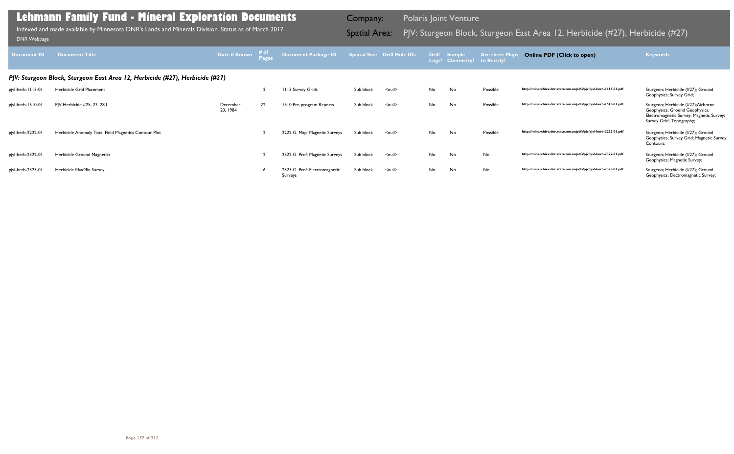# Lehmann Family Fund - Mineral Exploration Documents

Indexed and made available by Minnesota DNR's Lands and Minerals Division. Status as of March 2017.

DNR Webpage

Company: Polaris Joint Venture

Spatial Area: PJV: Sturgeon Block, Sturgeon East Area 12, Herbicide (#27), Herbicide (#27)

| Document ID | Document Title | Date if Known | # of Pages | Document Package ID | Spatial Size | Drill Hole IDs | Drill Logs? | Sample Chemistry? | Are there Maps to Rectify? | Online PDF (Click to open) | Keywords |
|---|---|---|---|---|---|---|---|---|---|---|---|
| ***PJV: Sturgeon Block, Sturgeon East Area 12, Herbicide (#27), Herbicide (#27)*** | | | | | | | | | | | |
| pjvl-herb-1113-01 | Herbicide Grid Placement | | 2 | 1113 Survey Grids | Sub block | <null> | No | No | Possible | http://minarchive.dnr.state.mn.us/pdfs/pjv/pjvl-herb-1113-01.pdf | Sturgeon; Herbicide (#27); Ground Geophysics; Survey Grid; |
| pjvl-herb-1510-01 | PJV Herbicide #25, 27, 28 I | December 20, 1984 | 22 | 1510 Pre-program Reports | Sub block | <null> | No | No | Possible | http://minarchive.dnr.state.mn.us/pdfs/pjv/pjvl-herb-1510-01.pdf | Sturgeon; Herbicide (#27);Airborne Geophysics; Ground Geophysics; Electromagnetic Survey; Magnetic Survey; Survey Grid; Topography; |
| pjvl-herb-2222-01 | Herbicide Anomaly Total Field Magnetics Contour Plot | | 2 | 2222 G. Map: Magnetic Surveys | Sub block | <null> | No | No | Possible | http://minarchive.dnr.state.mn.us/pdfs/pjv/pjvl-herb-2222-01.pdf | Sturgeon; Herbicide (#27); Ground Geophysics; Survey Grid; Magnetic Survey; Contours; |
| pjvl-herb-2322-01 | Herbicide Ground Magnetics | | 2 | 2322 G. Prof: Magnetic Surveys | Sub block | <null> | No | No | No | http://minarchive.dnr.state.mn.us/pdfs/pjv/pjvl-herb-2322-01.pdf | Sturgeon; Herbicide (#27); Ground Geophysics; Magnetic Survey; |
| pjvl-herb-2323-01 | Herbicide MaxMin Survey | | 6 | 2323 G. Prof: Electromagnetic Surveys | Sub block | <null> | No | No | No | http://minarchive.dnr.state.mn.us/pdfs/pjv/pjvl-herb-2323-01.pdf | Sturgeon; Herbicide (#27); Ground Geophysics; Electromagnetic Survey; |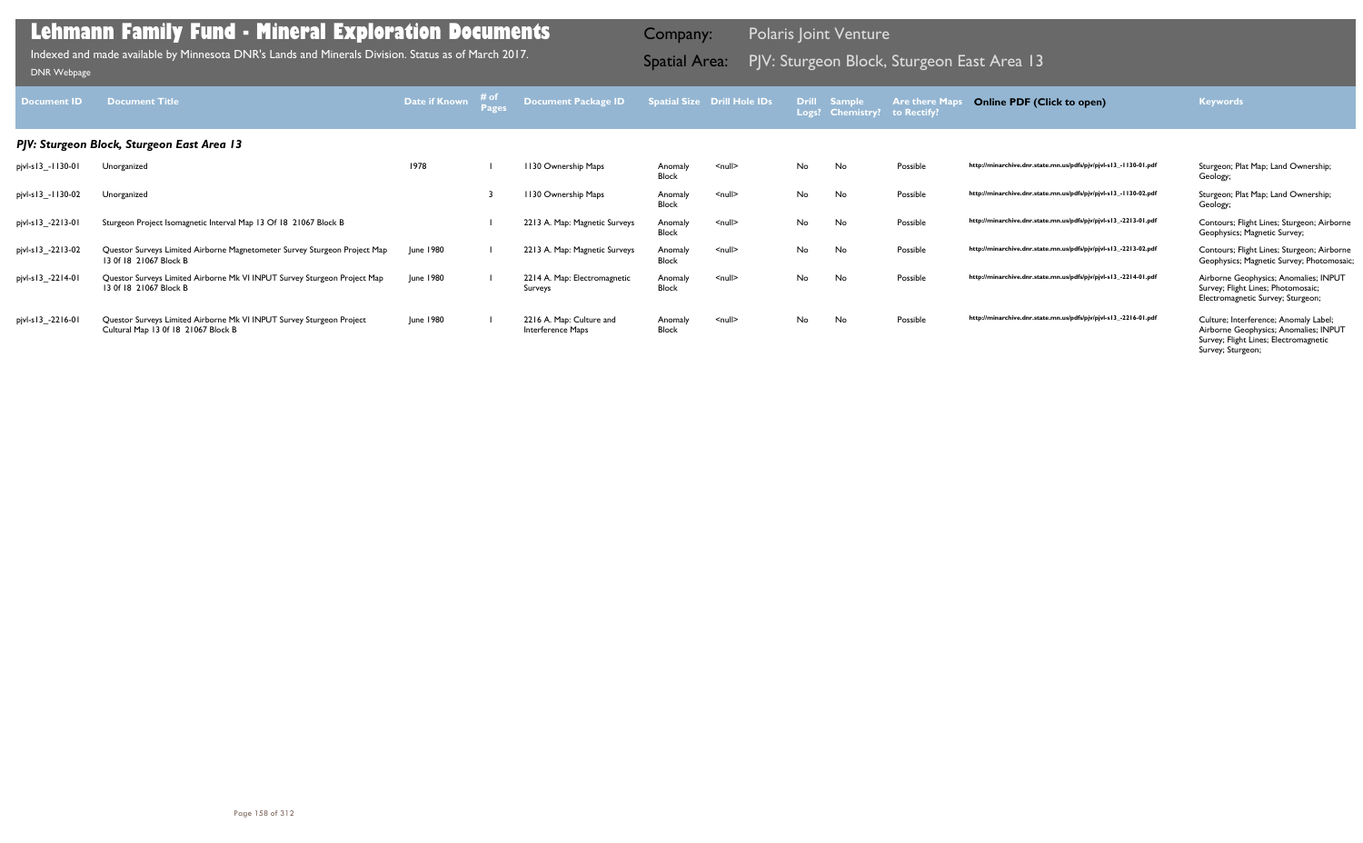# Lehmann Family Fund - Mineral Exploration Documents

Indexed and made available by Minnesota DNR's Lands and Minerals Division. Status as of March 2017.

DNR Webpage

Company: Polaris Joint Venture

Spatial Area: PJV: Sturgeon Block, Sturgeon East Area 13

| Document ID | Document Title | Date if Known | # of Pages | Document Package ID | Spatial Size | Drill Hole IDs | Drill Logs? | Sample Chemistry? | Are there Maps to Rectify? | Online PDF (Click to open) | Keywords |
|---|---|---|---|---|---|---|---|---|---|---|---|
| ***PJV: Sturgeon Block, Sturgeon East Area 13*** | | | | | | | | | | | |
| pjvl-s13_-1130-01 | Unorganized | 1978 | 1 | 1130 Ownership Maps | Anomaly Block | <null> | No | No | Possible | http://minarchive.dnr.state.mn.us/pdfs/pjv/pjvl-s13_-1130-01.pdf | Sturgeon; Plat Map; Land Ownership; Geology; |
| pjvl-s13_-1130-02 | Unorganized | | 3 | 1130 Ownership Maps | Anomaly Block | <null> | No | No | Possible | http://minarchive.dnr.state.mn.us/pdfs/pjv/pjvl-s13_-1130-02.pdf | Sturgeon; Plat Map; Land Ownership; Geology; |
| pjvl-s13_-2213-01 | Sturgeon Project Isomagnetic Interval Map 13 Of 18 21067 Block B | | 1 | 2213 A. Map: Magnetic Surveys | Anomaly Block | <null> | No | No | Possible | http://minarchive.dnr.state.mn.us/pdfs/pjv/pjvl-s13_-2213-01.pdf | Contours; Flight Lines; Sturgeon; Airborne Geophysics; Magnetic Survey; |
| pjvl-s13_-2213-02 | Questor Surveys Limited Airborne Magnetometer Survey Sturgeon Project Map 13 0f 18 21067 Block B | June 1980 | 1 | 2213 A. Map: Magnetic Surveys | Anomaly Block | <null> | No | No | Possible | http://minarchive.dnr.state.mn.us/pdfs/pjv/pjvl-s13_-2213-02.pdf | Contours; Flight Lines; Sturgeon; Airborne Geophysics; Magnetic Survey; Photomosaic; |
| pjvl-s13_-2214-01 | Questor Surveys Limited Airborne Mk VI INPUT Survey Sturgeon Project Map 13 0f 18 21067 Block B | June 1980 | 1 | 2214 A. Map: Electromagnetic Surveys | Anomaly Block | <null> | No | No | Possible | http://minarchive.dnr.state.mn.us/pdfs/pjv/pjvl-s13_-2214-01.pdf | Airborne Geophysics; Anomalies; INPUT Survey; Flight Lines; Photomosaic; Electromagnetic Survey; Sturgeon; |
| pjvl-s13_-2216-01 | Questor Surveys Limited Airborne Mk VI INPUT Survey Sturgeon Project Cultural Map 13 0f 18 21067 Block B | June 1980 | 1 | 2216 A. Map: Culture and Interference Maps | Anomaly Block | <null> | No | No | Possible | http://minarchive.dnr.state.mn.us/pdfs/pjv/pjvl-s13_-2216-01.pdf | Culture; Interference; Anomaly Label; Airborne Geophysics; Anomalies; INPUT Survey; Flight Lines; Electromagnetic Survey; Sturgeon; |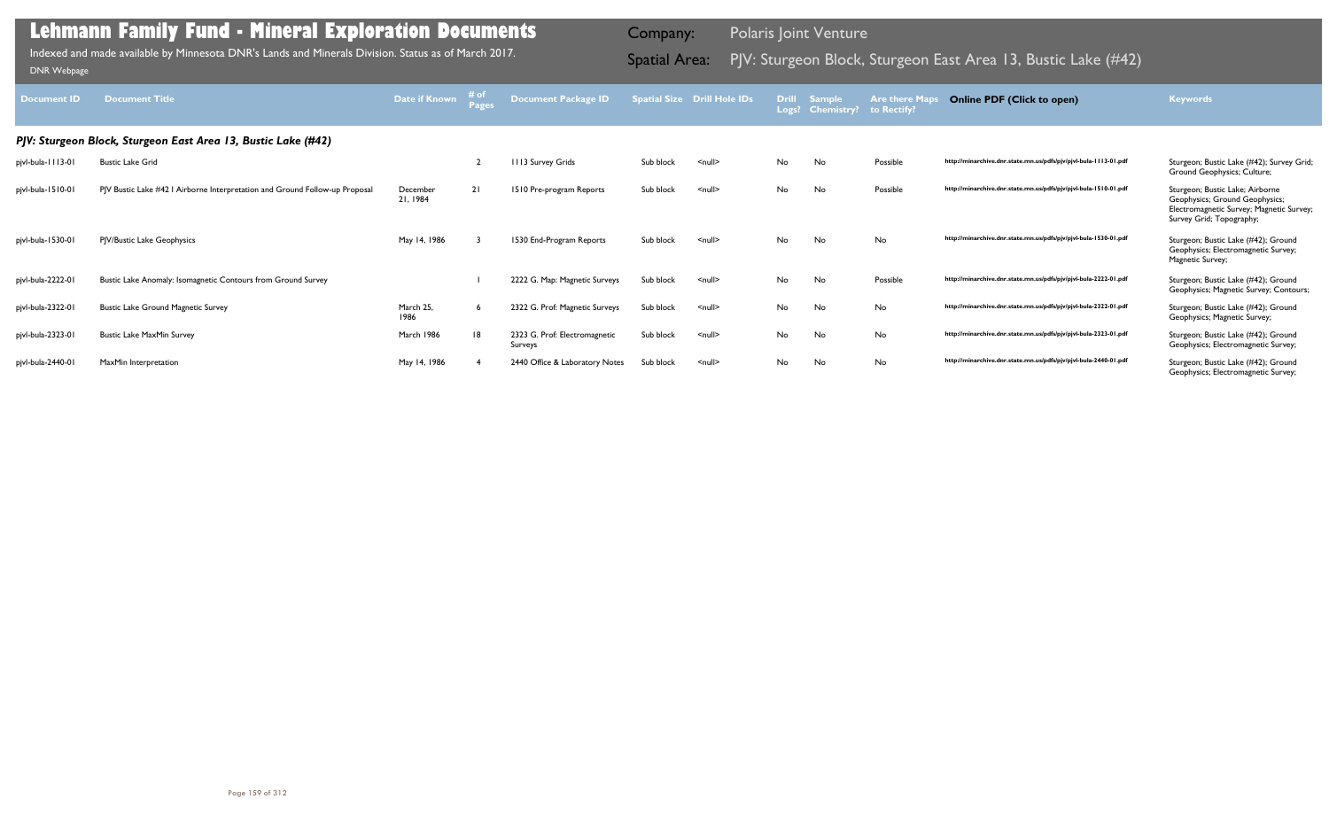# Lehmann Family Fund - Mineral Exploration Documents

Indexed and made available by Minnesota DNR's Lands and Minerals Division. Status as of March 2017.

DNR Webpage

**Company:** Polaris Joint Venture

**Spatial Area:** PJV: Sturgeon Block, Sturgeon East Area 13, Bustic Lake (#42)

| Document ID | Document Title | Date if Known | # of Pages | Document Package ID | Spatial Size | Drill Hole IDs | Drill Logs? | Sample Chemistry? | Are there Maps to Rectify? | Online PDF (Click to open) | Keywords |
|---|---|---|---|---|---|---|---|---|---|---|---|
| ***PJV: Sturgeon Block, Sturgeon East Area 13, Bustic Lake (#42)*** | | | | | | | | | | | |
| pjvl-bula-1113-01 | Bustic Lake Grid | | 2 | 1113 Survey Grids | Sub block | <null> | No | No | Possible | http://minarchive.dnr.state.mn.us/pdfs/pjv/pjvl-bula-1113-01.pdf | Sturgeon; Bustic Lake (#42); Survey Grid; Ground Geophysics; Culture; |
| pjvl-bula-1510-01 | PJV Bustic Lake #42 I Airborne Interpretation and Ground Follow-up Proposal | December 21, 1984 | 21 | 1510 Pre-program Reports | Sub block | <null> | No | No | Possible | http://minarchive.dnr.state.mn.us/pdfs/pjv/pjvl-bula-1510-01.pdf | Sturgeon; Bustic Lake; Airborne Geophysics; Ground Geophysics; Electromagnetic Survey; Magnetic Survey; Survey Grid; Topography; |
| pjvl-bula-1530-01 | PJV/Bustic Lake Geophysics | May 14, 1986 | 3 | 1530 End-Program Reports | Sub block | <null> | No | No | No | http://minarchive.dnr.state.mn.us/pdfs/pjv/pjvl-bula-1530-01.pdf | Sturgeon; Bustic Lake (#42); Ground Geophysics; Electromagnetic Survey; Magnetic Survey; |
| pjvl-bula-2222-01 | Bustic Lake Anomaly: Isomagnetic Contours from Ground Survey | | 1 | 2222 G. Map: Magnetic Surveys | Sub block | <null> | No | No | Possible | http://minarchive.dnr.state.mn.us/pdfs/pjv/pjvl-bula-2222-01.pdf | Sturgeon; Bustic Lake (#42); Ground Geophysics; Magnetic Survey; Contours; |
| pjvl-bula-2322-01 | Bustic Lake Ground Magnetic Survey | March 25, 1986 | 6 | 2322 G. Prof: Magnetic Surveys | Sub block | <null> | No | No | No | http://minarchive.dnr.state.mn.us/pdfs/pjv/pjvl-bula-2322-01.pdf | Sturgeon; Bustic Lake (#42); Ground Geophysics; Magnetic Survey; |
| pjvl-bula-2323-01 | Bustic Lake MaxMin Survey | March 1986 | 18 | 2323 G. Prof: Electromagnetic Surveys | Sub block | <null> | No | No | No | http://minarchive.dnr.state.mn.us/pdfs/pjv/pjvl-bula-2323-01.pdf | Sturgeon; Bustic Lake (#42); Ground Geophysics; Electromagnetic Survey; |
| pjvl-bula-2440-01 | MaxMin Interpretation | May 14, 1986 | 4 | 2440 Office & Laboratory Notes | Sub block | <null> | No | No | No | http://minarchive.dnr.state.mn.us/pdfs/pjv/pjvl-bula-2440-01.pdf | Sturgeon; Bustic Lake (#42); Ground Geophysics; Electromagnetic Survey; |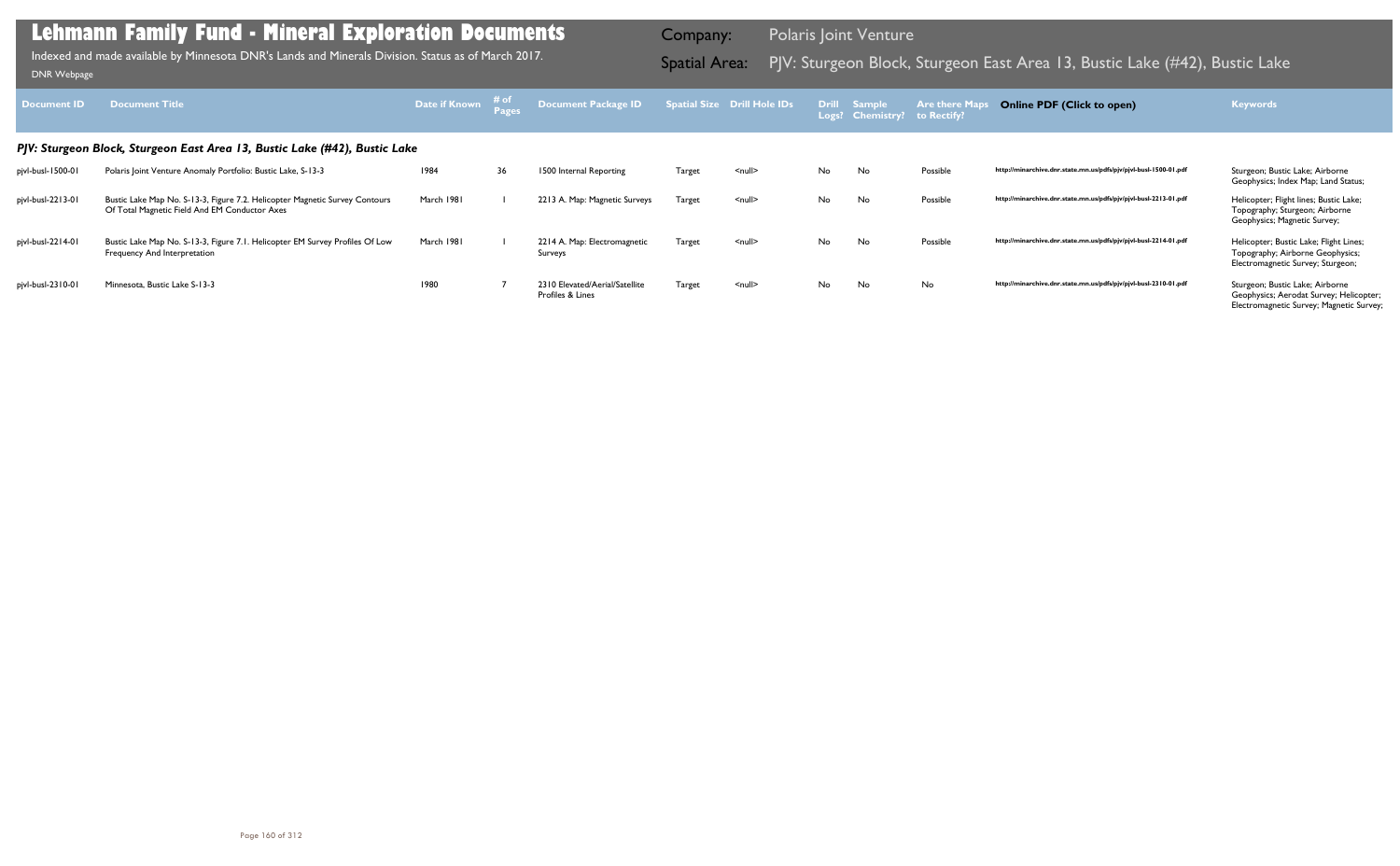# Lehmann Family Fund - Mineral Exploration Documents

Indexed and made available by Minnesota DNR's Lands and Minerals Division. Status as of March 2017.

DNR Webpage

**Company:** Polaris Joint Venture

**Spatial Area:** PJV: Sturgeon Block, Sturgeon East Area 13, Bustic Lake (#42), Bustic Lake

| Document ID | Document Title | Date if Known | # of Pages | Document Package ID | Spatial Size | Drill Hole IDs | Drill Logs? | Sample Chemistry? | Are there Maps to Rectify? | Online PDF (Click to open) | Keywords |
|---|---|---|---|---|---|---|---|---|---|---|---|
| ***PJV: Sturgeon Block, Sturgeon East Area 13, Bustic Lake (#42), Bustic Lake*** | | | | | | | | | | | |
| pjvl-busl-1500-01 | Polaris Joint Venture Anomaly Portfolio: Bustic Lake, S-13-3 | 1984 | 36 | 1500 Internal Reporting | Target | <null> | No | No | Possible | http://minarchive.dnr.state.mn.us/pdfs/pjv/pjvl-busl-1500-01.pdf | Sturgeon; Bustic Lake; Airborne Geophysics; Index Map; Land Status; |
| pjvl-busl-2213-01 | Bustic Lake Map No. S-13-3, Figure 7.2. Helicopter Magnetic Survey Contours Of Total Magnetic Field And EM Conductor Axes | March 1981 | 1 | 2213 A. Map: Magnetic Surveys | Target | <null> | No | No | Possible | http://minarchive.dnr.state.mn.us/pdfs/pjv/pjvl-busl-2213-01.pdf | Helicopter; Flight lines; Bustic Lake; Topography; Sturgeon; Airborne Geophysics; Magnetic Survey; |
| pjvl-busl-2214-01 | Bustic Lake Map No. S-13-3, Figure 7.1. Helicopter EM Survey Profiles Of Low Frequency And Interpretation | March 1981 | 1 | 2214 A. Map: Electromagnetic Surveys | Target | <null> | No | No | Possible | http://minarchive.dnr.state.mn.us/pdfs/pjv/pjvl-busl-2214-01.pdf | Helicopter; Bustic Lake; Flight Lines; Topography; Airborne Geophysics; Electromagnetic Survey; Sturgeon; |
| pjvl-busl-2310-01 | Minnesota, Bustic Lake S-13-3 | 1980 | 7 | 2310 Elevated/Aerial/Satellite Profiles & Lines | Target | <null> | No | No | No | http://minarchive.dnr.state.mn.us/pdfs/pjv/pjvl-busl-2310-01.pdf | Sturgeon; Bustic Lake; Airborne Geophysics; Aerodat Survey; Helicopter; Electromagnetic Survey; Magnetic Survey; |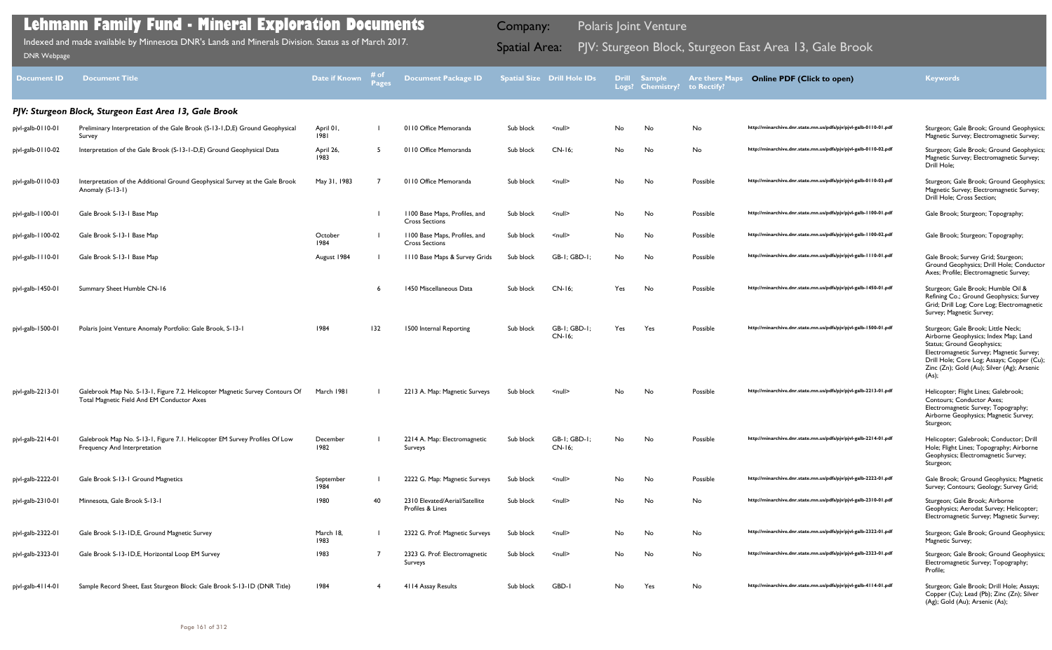# Lehmann Family Fund - Mineral Exploration Documents

Indexed and made available by Minnesota DNR's Lands and Minerals Division. Status as of March 2017.

DNR Webpage

Company: Polaris Joint Venture

Spatial Area: PJV: Sturgeon Block, Sturgeon East Area 13, Gale Brook

| Document ID | Document Title | Date if Known | # of Pages | Document Package ID | Spatial Size | Drill Hole IDs | Drill Logs? | Sample Chemistry? | Are there Maps to Rectify? | Online PDF (Click to open) | Keywords |
|---|---|---|---|---|---|---|---|---|---|---|---|
| **PJV: Sturgeon Block, Sturgeon East Area 13, Gale Brook** | | | | | | | | | | | |
| pjvl-galb-0110-01 | Preliminary Interpretation of the Gale Brook (S-13-1,D,E) Ground Geophysical Survey | April 01, 1981 | 1 | 0110 Office Memoranda | Sub block | <null> | No | No | No | http://minarchive.dnr.state.mn.us/pdfs/pjv/pjvl-galb-0110-01.pdf | Sturgeon; Gale Brook; Ground Geophysics; Magnetic Survey; Electromagnetic Survey; |
| pjvl-galb-0110-02 | Interpretation of the Gale Brook (S-13-1-D,E) Ground Geophysical Data | April 26, 1983 | 5 | 0110 Office Memoranda | Sub block | CN-16; | No | No | No | http://minarchive.dnr.state.mn.us/pdfs/pjv/pjvl-galb-0110-02.pdf | Sturgeon; Gale Brook; Ground Geophysics; Magnetic Survey; Electromagnetic Survey; Drill Hole; |
| pjvl-galb-0110-03 | Interpretation of the Additional Ground Geophysical Survey at the Gale Brook Anomaly (S-13-1) | May 31, 1983 | 7 | 0110 Office Memoranda | Sub block | <null> | No | No | Possible | http://minarchive.dnr.state.mn.us/pdfs/pjv/pjvl-galb-0110-03.pdf | Sturgeon; Gale Brook; Ground Geophysics; Magnetic Survey; Electromagnetic Survey; Drill Hole; Cross Section; |
| pjvl-galb-1100-01 | Gale Brook S-13-1 Base Map | | 1 | 1100 Base Maps, Profiles, and Cross Sections | Sub block | <null> | No | No | Possible | http://minarchive.dnr.state.mn.us/pdfs/pjv/pjvl-galb-1100-01.pdf | Gale Brook; Sturgeon; Topography; |
| pjvl-galb-1100-02 | Gale Brook S-13-1 Base Map | October 1984 | 1 | 1100 Base Maps, Profiles, and Cross Sections | Sub block | <null> | No | No | Possible | http://minarchive.dnr.state.mn.us/pdfs/pjv/pjvl-galb-1100-02.pdf | Gale Brook; Sturgeon; Topography; |
| pjvl-galb-1110-01 | Gale Brook S-13-1 Base Map | August 1984 | 1 | 1110 Base Maps & Survey Grids | Sub block | GB-1; GBD-1; | No | No | Possible | http://minarchive.dnr.state.mn.us/pdfs/pjv/pjvl-galb-1110-01.pdf | Gale Brook; Survey Grid; Sturgeon; Ground Geophysics; Drill Hole; Conductor Axes; Profile; Electromagnetic Survey; |
| pjvl-galb-1450-01 | Summary Sheet Humble CN-16 | | 6 | 1450 Miscellaneous Data | Sub block | CN-16; | Yes | No | Possible | http://minarchive.dnr.state.mn.us/pdfs/pjv/pjvl-galb-1450-01.pdf | Sturgeon; Gale Brook; Humble Oil & Refining Co.; Ground Geophysics; Survey Grid; Drill Log; Core Log; Electromagnetic Survey; Magnetic Survey; |
| pjvl-galb-1500-01 | Polaris Joint Venture Anomaly Portfolio: Gale Brook, S-13-1 | 1984 | 132 | 1500 Internal Reporting | Sub block | GB-1; GBD-1; CN-16; | Yes | Yes | Possible | http://minarchive.dnr.state.mn.us/pdfs/pjv/pjvl-galb-1500-01.pdf | Sturgeon; Gale Brook; Little Neck; Airborne Geophysics; Index Map; Land Status; Ground Geophysics; Electromagnetic Survey; Magnetic Survey; Drill Hole; Core Log; Assays; Copper (Cu); Zinc (Zn); Gold (Au); Silver (Ag); Arsenic (As); |
| pjvl-galb-2213-01 | Galebrook Map No. S-13-1, Figure 7.2. Helicopter Magnetic Survey Contours Of Total Magnetic Field And EM Conductor Axes | March 1981 | 1 | 2213 A. Map: Magnetic Surveys | Sub block | <null> | No | No | Possible | http://minarchive.dnr.state.mn.us/pdfs/pjv/pjvl-galb-2213-01.pdf | Helicopter; Flight Lines; Galebrook; Contours; Conductor Axes; Electromagnetic Survey; Topography; Airborne Geophysics; Magnetic Survey; Sturgeon; |
| pjvl-galb-2214-01 | Galebrook Map No. S-13-1, Figure 7.1. Helicopter EM Survey Profiles Of Low Frequency And Interpretation | December 1982 | 1 | 2214 A. Map: Electromagnetic Surveys | Sub block | GB-1; GBD-1; CN-16; | No | No | Possible | http://minarchive.dnr.state.mn.us/pdfs/pjv/pjvl-galb-2214-01.pdf | Helicopter; Galebrook; Conductor; Drill Hole; Flight Lines; Topography; Airborne Geophysics; Electromagnetic Survey; Sturgeon; |
| pjvl-galb-2222-01 | Gale Brook S-13-1 Ground Magnetics | September 1984 | 1 | 2222 G. Map: Magnetic Surveys | Sub block | <null> | No | No | Possible | http://minarchive.dnr.state.mn.us/pdfs/pjv/pjvl-galb-2222-01.pdf | Gale Brook; Ground Geophysics; Magnetic Survey; Contours; Geology; Survey Grid; |
| pjvl-galb-2310-01 | Minnesota, Gale Brook S-13-1 | 1980 | 40 | 2310 Elevated/Aerial/Satellite Profiles & Lines | Sub block | <null> | No | No | No | http://minarchive.dnr.state.mn.us/pdfs/pjv/pjvl-galb-2310-01.pdf | Sturgeon; Gale Brook; Airborne Geophysics; Aerodat Survey; Helicopter; Electromagnetic Survey; Magnetic Survey; |
| pjvl-galb-2322-01 | Gale Brook S-13-1D,E, Ground Magnetic Survey | March 18, 1983 | 1 | 2322 G. Prof: Magnetic Surveys | Sub block | <null> | No | No | No | http://minarchive.dnr.state.mn.us/pdfs/pjv/pjvl-galb-2322-01.pdf | Sturgeon; Gale Brook; Ground Geophysics; Magnetic Survey; |
| pjvl-galb-2323-01 | Gale Brook S-13-1D,E, Horizontal Loop EM Survey | 1983 | 7 | 2323 G. Prof: Electromagnetic Surveys | Sub block | <null> | No | No | No | http://minarchive.dnr.state.mn.us/pdfs/pjv/pjvl-galb-2323-01.pdf | Sturgeon; Gale Brook; Ground Geophysics; Electromagnetic Survey; Topography; Profile; |
| pjvl-galb-4114-01 | Sample Record Sheet, East Sturgeon Block: Gale Brook S-13-1D (DNR Title) | 1984 | 4 | 4114 Assay Results | Sub block | GBD-1 | No | Yes | No | http://minarchive.dnr.state.mn.us/pdfs/pjv/pjvl-galb-4114-01.pdf | Sturgeon; Gale Brook; Drill Hole; Assays; Copper (Cu); Lead (Pb); Zinc (Zn); Silver (Ag); Gold (Au); Arsenic (As); |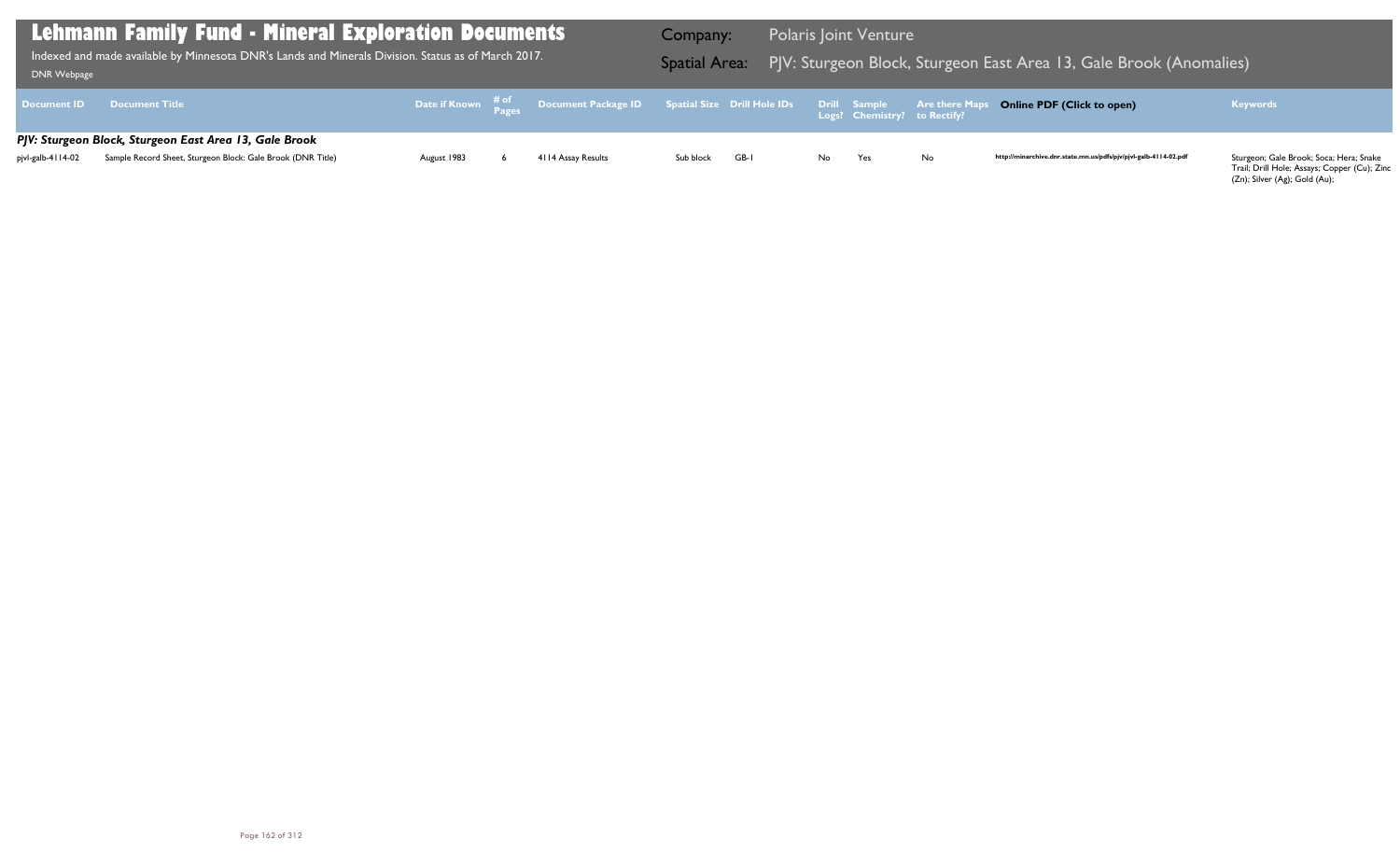# Lehmann Family Fund - Mineral Exploration Documents

Indexed and made available by Minnesota DNR's Lands and Minerals Division. Status as of March 2017.

DNR Webpage

Company: Polaris Joint Venture

Spatial Area: PJV: Sturgeon Block, Sturgeon East Area 13, Gale Brook (Anomalies)

| Document ID | Document Title | Date if Known | # of Pages | Document Package ID | Spatial Size | Drill Hole IDs | Drill Logs? | Sample Chemistry? | Are there Maps to Rectify? | Online PDF (Click to open) | Keywords |
|---|---|---|---|---|---|---|---|---|---|---|---|
| ***PJV: Sturgeon Block, Sturgeon East Area 13, Gale Brook*** | | | | | | | | | | | |
| pjvl-galb-4114-02 | Sample Record Sheet, Sturgeon Block: Gale Brook (DNR Title) | August 1983 | 6 | 4114 Assay Results | Sub block | GB-1 | No | Yes | No | http://minarchive.dnr.state.mn.us/pdfs/pjv/pjvl-galb-4114-02.pdf | Sturgeon; Gale Brook; Soca; Hera; Snake Trail; Drill Hole; Assays; Copper (Cu); Zinc (Zn); Silver (Ag); Gold (Au); |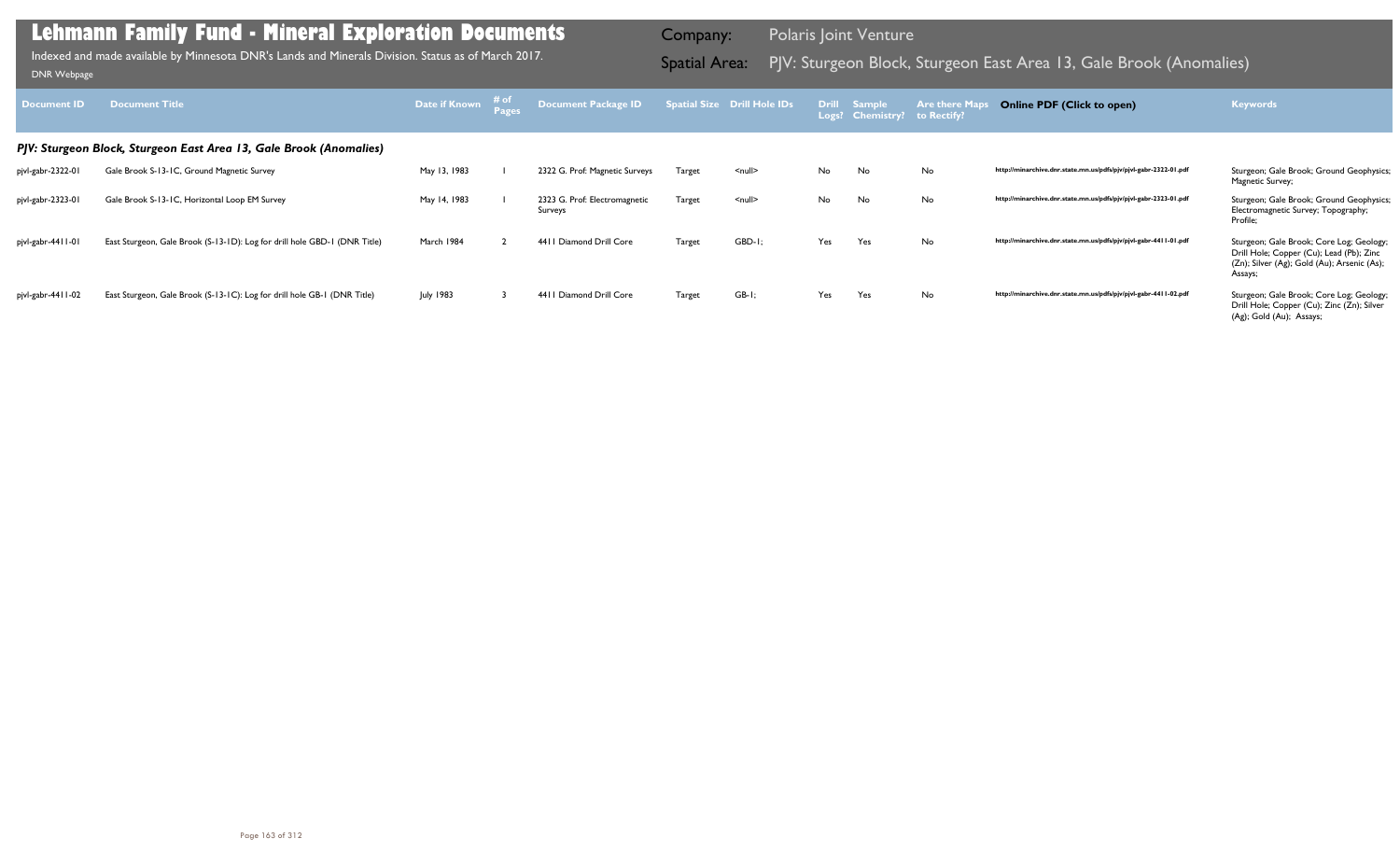# Lehmann Family Fund - Mineral Exploration Documents

Indexed and made available by Minnesota DNR's Lands and Minerals Division. Status as of March 2017.

DNR Webpage

Company: Polaris Joint Venture

Spatial Area: PJV: Sturgeon Block, Sturgeon East Area 13, Gale Brook (Anomalies)

| Document ID | Document Title | Date if Known | # of Pages | Document Package ID | Spatial Size | Drill Hole IDs | Drill Logs? | Sample Chemistry? | Are there Maps to Rectify? | Online PDF (Click to open) | Keywords |
|---|---|---|---|---|---|---|---|---|---|---|---|
| ***PJV: Sturgeon Block, Sturgeon East Area 13, Gale Brook (Anomalies)*** | | | | | | | | | | | |
| pjvl-gabr-2322-01 | Gale Brook S-13-1C, Ground Magnetic Survey | May 13, 1983 | 1 | 2322 G. Prof: Magnetic Surveys | Target | <null> | No | No | No | http://minarchive.dnr.state.mn.us/pdfs/pjv/pjvl-gabr-2322-01.pdf | Sturgeon; Gale Brook; Ground Geophysics; Magnetic Survey; |
| pjvl-gabr-2323-01 | Gale Brook S-13-1C, Horizontal Loop EM Survey | May 14, 1983 | 1 | 2323 G. Prof: Electromagnetic Surveys | Target | <null> | No | No | No | http://minarchive.dnr.state.mn.us/pdfs/pjv/pjvl-gabr-2323-01.pdf | Sturgeon; Gale Brook; Ground Geophysics; Electromagnetic Survey; Topography; Profile; |
| pjvl-gabr-4411-01 | East Sturgeon, Gale Brook (S-13-1D): Log for drill hole GBD-1 (DNR Title) | March 1984 | 2 | 4411 Diamond Drill Core | Target | GBD-1; | Yes | Yes | No | http://minarchive.dnr.state.mn.us/pdfs/pjv/pjvl-gabr-4411-01.pdf | Sturgeon; Gale Brook; Core Log; Geology; Drill Hole; Copper (Cu); Lead (Pb); Zinc (Zn); Silver (Ag); Gold (Au); Arsenic (As); Assays; |
| pjvl-gabr-4411-02 | East Sturgeon, Gale Brook (S-13-1C): Log for drill hole GB-1 (DNR Title) | July 1983 | 3 | 4411 Diamond Drill Core | Target | GB-1; | Yes | Yes | No | http://minarchive.dnr.state.mn.us/pdfs/pjv/pjvl-gabr-4411-02.pdf | Sturgeon; Gale Brook; Core Log; Geology; Drill Hole; Copper (Cu); Zinc (Zn); Silver (Ag); Gold (Au); Assays; |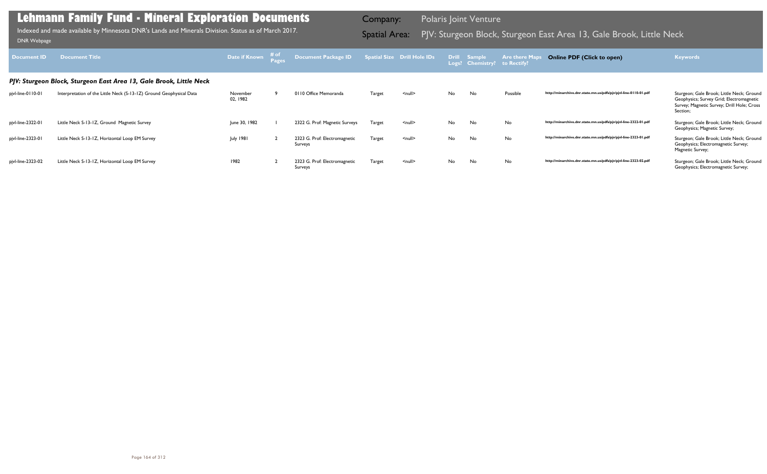# Lehmann Family Fund - Mineral Exploration Documents

Indexed and made available by Minnesota DNR's Lands and Minerals Division. Status as of March 2017.

DNR Webpage

Company: Polaris Joint Venture

Spatial Area: PJV: Sturgeon Block, Sturgeon East Area 13, Gale Brook, Little Neck

| Document ID | Document Title | Date if Known | # of Pages | Document Package ID | Spatial Size | Drill Hole IDs | Drill Logs? | Sample Chemistry? | Are there Maps to Rectify? | Online PDF (Click to open) | Keywords |
|---|---|---|---|---|---|---|---|---|---|---|---|
| ***PJV: Sturgeon Block, Sturgeon East Area 13, Gale Brook, Little Neck*** | | | | | | | | | | | |
| pjvl-line-0110-01 | Interpretation of the Little Neck (S-13-1Z) Ground Geophysical Data | November 02, 1982 | 9 | 0110 Office Memoranda | Target | <null> | No | No | Possible | http://minarchive.dnr.state.mn.us/pdfs/pjv/pjvl-line-0110-01.pdf | Sturgeon; Gale Brook; Little Neck; Ground Geophysics; Survey Grid; Electromagnetic Survey; Magnetic Survey; Drill Hole; Cross Section; |
| pjvl-line-2322-01 | Little Neck S-13-1Z, Ground Magnetic Survey | June 30, 1982 | 1 | 2322 G. Prof: Magnetic Surveys | Target | <null> | No | No | No | http://minarchive.dnr.state.mn.us/pdfs/pjv/pjvl-line-2322-01.pdf | Sturgeon; Gale Brook; Little Neck; Ground Geophysics; Magnetic Survey; |
| pjvl-line-2323-01 | Little Neck S-13-1Z, Horizontal Loop EM Survey | July 1981 | 2 | 2323 G. Prof: Electromagnetic Surveys | Target | <null> | No | No | No | http://minarchive.dnr.state.mn.us/pdfs/pjv/pjvl-line-2323-01.pdf | Sturgeon; Gale Brook; Little Neck; Ground Geophysics; Electromagnetic Survey; Magnetic Survey; |
| pjvl-line-2323-02 | Little Neck S-13-1Z, Horizontal Loop EM Survey | 1982 | 2 | 2323 G. Prof: Electromagnetic Surveys | Target | <null> | No | No | No | http://minarchive.dnr.state.mn.us/pdfs/pjv/pjvl-line-2323-02.pdf | Sturgeon; Gale Brook; Little Neck; Ground Geophysics; Electromagnetic Survey; |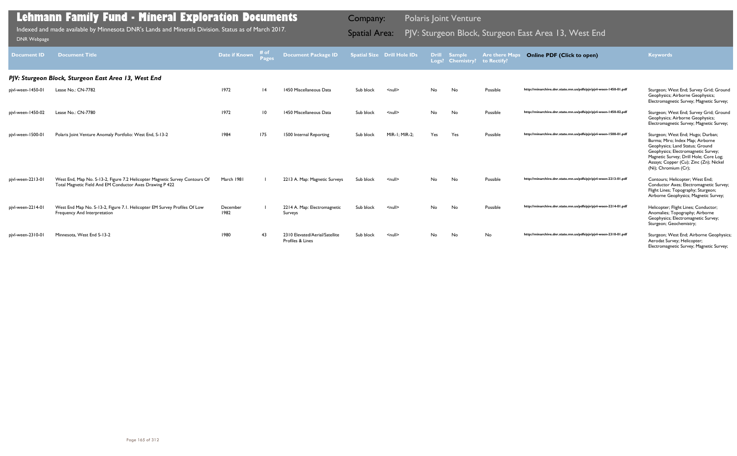# Lehmann Family Fund - Mineral Exploration Documents

Indexed and made available by Minnesota DNR's Lands and Minerals Division. Status as of March 2017.

DNR Webpage

Company: Polaris Joint Venture

Spatial Area: PJV: Sturgeon Block, Sturgeon East Area 13, West End

| Document ID | Document Title | Date if Known | # of Pages | Document Package ID | Spatial Size | Drill Hole IDs | Drill Logs? | Sample Chemistry? | Are there Maps to Rectify? | Online PDF (Click to open) | Keywords |
|---|---|---|---|---|---|---|---|---|---|---|---|
| ***PJV: Sturgeon Block, Sturgeon East Area 13, West End*** | | | | | | | | | | | |
| pjvl-ween-1450-01 | Lease No.: CN-7782 | 1972 | 14 | 1450 Miscellaneous Data | Sub block | <null> | No | No | Possible | http://minarchive.dnr.state.mn.us/pdfs/pjv/pjvl-ween-1450-01.pdf | Sturgeon; West End; Survey Grid; Ground Geophysics; Airborne Geophysics; Electromagnetic Survey; Magnetic Survey; |
| pjvl-ween-1450-02 | Lease No.: CN-7780 | 1972 | 10 | 1450 Miscellaneous Data | Sub block | <null> | No | No | Possible | http://minarchive.dnr.state.mn.us/pdfs/pjv/pjvl-ween-1450-02.pdf | Sturgeon; West End; Survey Grid; Ground Geophysics; Airborne Geophysics; Electromagnetic Survey; Magnetic Survey; |
| pjvl-ween-1500-01 | Polaris Joint Venture Anomaly Portfolio: West End, S-13-2 | 1984 | 175 | 1500 Internal Reporting | Sub block | MIR-1; MIR-2; | Yes | Yes | Possible | http://minarchive.dnr.state.mn.us/pdfs/pjv/pjvl-ween-1500-01.pdf | Sturgeon; West End; Hugo; Durban; Burma; Miro; Index Map; Airborne Geophysics; Land Status; Ground Geophysics; Electromagnetic Survey; Magnetic Survey; Drill Hole; Core Log; Assays; Copper (Cu); Zinc (Zn); Nickel (Ni); Chromium (Cr); |
| pjvl-ween-2213-01 | West End, Map No. S-13-2, Figure 7.2 Helicopter Magnetic Survey Contours Of Total Magnetic Field And EM Conductor Axes Drawing P 422 | March 1981 | 1 | 2213 A. Map: Magnetic Surveys | Sub block | <null> | No | No | Possible | http://minarchive.dnr.state.mn.us/pdfs/pjv/pjvl-ween-2213-01.pdf | Contours; Helicopter; West End; Conductor Axes; Electromagnetic Survey; Flight Lines; Topography; Sturgeon; Airborne Geophysics; Magnetic Survey; |
| pjvl-ween-2214-01 | West End Map No. S-13-2, Figure 7.1. Helicopter EM Survey Profiles Of Low Frequency And Interpretation | December 1982 | 1 | 2214 A. Map: Electromagnetic Surveys | Sub block | <null> | No | No | Possible | http://minarchive.dnr.state.mn.us/pdfs/pjv/pjvl-ween-2214-01.pdf | Helicopter; Flight Lines; Conductor; Anomalies; Topography; Airborne Geophysics; Electromagnetic Survey; Sturgeon; Geochemistry; |
| pjvl-ween-2310-01 | Minnesota, West End S-13-2 | 1980 | 43 | 2310 Elevated/Aerial/Satellite Profiles & Lines | Sub block | <null> | No | No | No | http://minarchive.dnr.state.mn.us/pdfs/pjv/pjvl-ween-2310-01.pdf | Sturgeon; West End; Airborne Geophysics; Aerodat Survey; Helicopter; Electromagnetic Survey; Magnetic Survey; |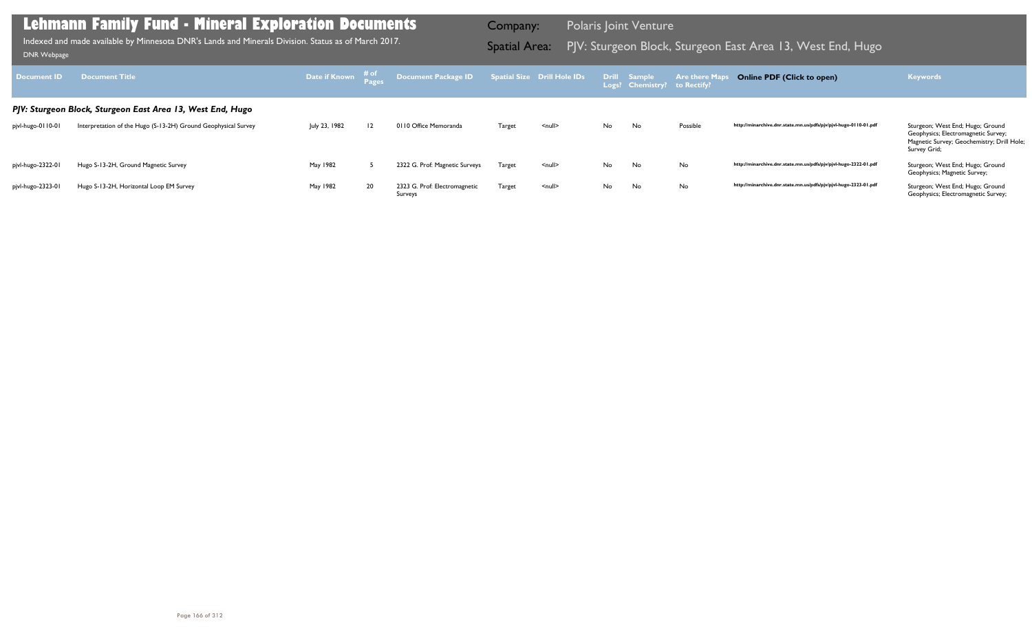# Lehmann Family Fund - Mineral Exploration Documents

Indexed and made available by Minnesota DNR's Lands and Minerals Division. Status as of March 2017.

DNR Webpage

**Company:** Polaris Joint Venture

**Spatial Area:** PJV: Sturgeon Block, Sturgeon East Area 13, West End, Hugo

| Document ID | Document Title | Date if Known | # of Pages | Document Package ID | Spatial Size | Drill Hole IDs | Drill Logs? | Sample Chemistry? | Are there Maps to Rectify? | Online PDF (Click to open) | Keywords |
|---|---|---|---|---|---|---|---|---|---|---|---|
| ***PJV: Sturgeon Block, Sturgeon East Area 13, West End, Hugo*** | | | | | | | | | | | |
| pjvl-hugo-0110-01 | Interpretation of the Hugo (S-13-2H) Ground Geophysical Survey | July 23, 1982 | 12 | 0110 Office Memoranda | Target | <null> | No | No | Possible | http://minarchive.dnr.state.mn.us/pdfs/pjv/pjvl-hugo-0110-01.pdf | Sturgeon; West End; Hugo; Ground Geophysics; Electromagnetic Survey; Magnetic Survey; Geochemistry; Drill Hole; Survey Grid; |
| pjvl-hugo-2322-01 | Hugo S-13-2H, Ground Magnetic Survey | May 1982 | 5 | 2322 G. Prof: Magnetic Surveys | Target | <null> | No | No | No | http://minarchive.dnr.state.mn.us/pdfs/pjv/pjvl-hugo-2322-01.pdf | Sturgeon; West End; Hugo; Ground Geophysics; Magnetic Survey; |
| pjvl-hugo-2323-01 | Hugo S-13-2H, Horizontal Loop EM Survey | May 1982 | 20 | 2323 G. Prof: Electromagnetic Surveys | Target | <null> | No | No | No | http://minarchive.dnr.state.mn.us/pdfs/pjv/pjvl-hugo-2323-01.pdf | Sturgeon; West End; Hugo; Ground Geophysics; Electromagnetic Survey; |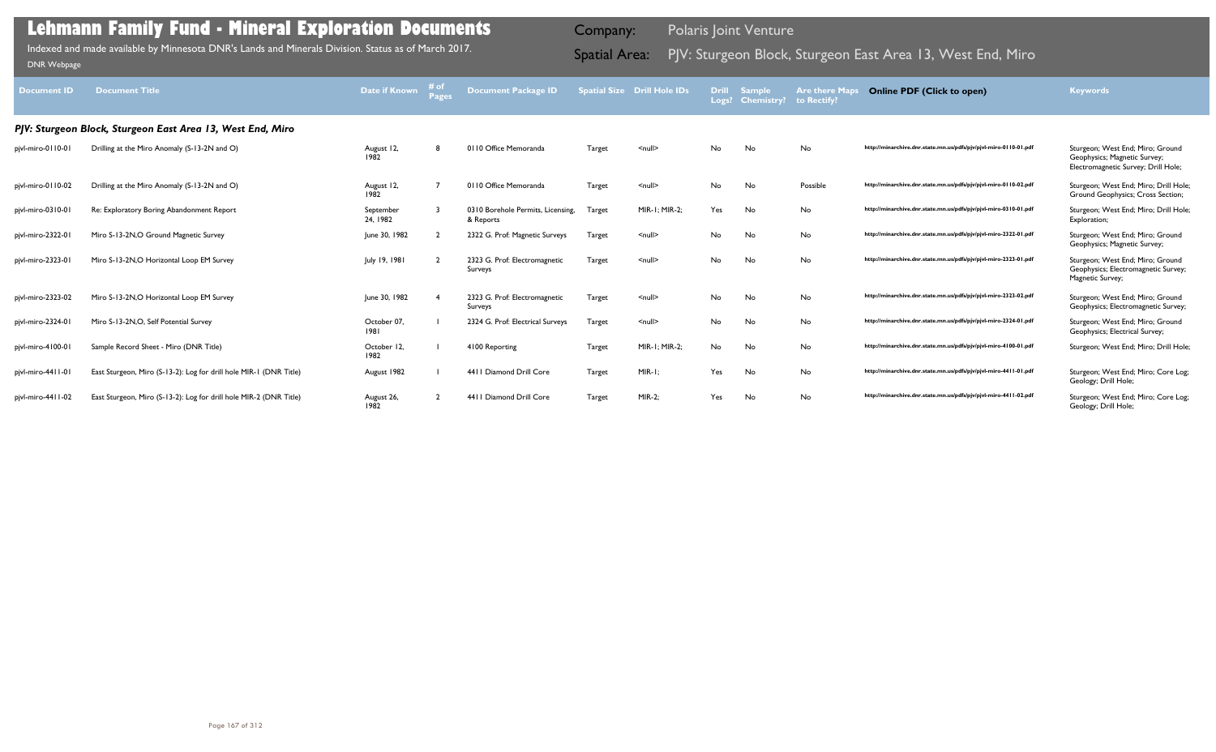# Lehmann Family Fund - Mineral Exploration Documents

Indexed and made available by Minnesota DNR's Lands and Minerals Division. Status as of March 2017.

DNR Webpage

**Company:** Polaris Joint Venture

**Spatial Area:** PJV: Sturgeon Block, Sturgeon East Area 13, West End, Miro

| Document ID | Document Title | Date if Known | # of Pages | Document Package ID | Spatial Size | Drill Hole IDs | Drill Logs? | Sample Chemistry? | Are there Maps to Rectify? | Online PDF (Click to open) | Keywords |
|---|---|---|---|---|---|---|---|---|---|---|---|
| ***PJV: Sturgeon Block, Sturgeon East Area 13, West End, Miro*** | | | | | | | | | | | |
| pjvl-miro-0110-01 | Drilling at the Miro Anomaly (S-13-2N and O) | August 12, 1982 | 8 | 0110 Office Memoranda | Target | <null> | No | No | No | http://minarchive.dnr.state.mn.us/pdfs/pjv/pjvl-miro-0110-01.pdf | Sturgeon; West End; Miro; Ground Geophysics; Magnetic Survey; Electromagnetic Survey; Drill Hole; |
| pjvl-miro-0110-02 | Drilling at the Miro Anomaly (S-13-2N and O) | August 12, 1982 | 7 | 0110 Office Memoranda | Target | <null> | No | No | Possible | http://minarchive.dnr.state.mn.us/pdfs/pjv/pjvl-miro-0110-02.pdf | Sturgeon; West End; Miro; Drill Hole; Ground Geophysics; Cross Section; |
| pjvl-miro-0310-01 | Re: Exploratory Boring Abandonment Report | September 24, 1982 | 3 | 0310 Borehole Permits, Licensing, & Reports | Target | MIR-1; MIR-2; | Yes | No | No | http://minarchive.dnr.state.mn.us/pdfs/pjv/pjvl-miro-0310-01.pdf | Sturgeon; West End; Miro; Drill Hole; Exploration; |
| pjvl-miro-2322-01 | Miro S-13-2N,O Ground Magnetic Survey | June 30, 1982 | 2 | 2322 G. Prof: Magnetic Surveys | Target | <null> | No | No | No | http://minarchive.dnr.state.mn.us/pdfs/pjv/pjvl-miro-2322-01.pdf | Sturgeon; West End; Miro; Ground Geophysics; Magnetic Survey; |
| pjvl-miro-2323-01 | Miro S-13-2N,O Horizontal Loop EM Survey | July 19, 1981 | 2 | 2323 G. Prof: Electromagnetic Surveys | Target | <null> | No | No | No | http://minarchive.dnr.state.mn.us/pdfs/pjv/pjvl-miro-2323-01.pdf | Sturgeon; West End; Miro; Ground Geophysics; Electromagnetic Survey; Magnetic Survey; |
| pjvl-miro-2323-02 | Miro S-13-2N,O Horizontal Loop EM Survey | June 30, 1982 | 4 | 2323 G. Prof: Electromagnetic Surveys | Target | <null> | No | No | No | http://minarchive.dnr.state.mn.us/pdfs/pjv/pjvl-miro-2323-02.pdf | Sturgeon; West End; Miro; Ground Geophysics; Electromagnetic Survey; |
| pjvl-miro-2324-01 | Miro S-13-2N,O, Self Potential Survey | October 07, 1981 | 1 | 2324 G. Prof: Electrical Surveys | Target | <null> | No | No | No | http://minarchive.dnr.state.mn.us/pdfs/pjv/pjvl-miro-2324-01.pdf | Sturgeon; West End; Miro; Ground Geophysics; Electrical Survey; |
| pjvl-miro-4100-01 | Sample Record Sheet - Miro (DNR Title) | October 12, 1982 | 1 | 4100 Reporting | Target | MIR-1; MIR-2; | No | No | No | http://minarchive.dnr.state.mn.us/pdfs/pjv/pjvl-miro-4100-01.pdf | Sturgeon; West End; Miro; Drill Hole; |
| pjvl-miro-4411-01 | East Sturgeon, Miro (S-13-2): Log for drill hole MIR-1 (DNR Title) | August 1982 | 1 | 4411 Diamond Drill Core | Target | MIR-1; | Yes | No | No | http://minarchive.dnr.state.mn.us/pdfs/pjv/pjvl-miro-4411-01.pdf | Sturgeon; West End; Miro; Core Log; Geology; Drill Hole; |
| pjvl-miro-4411-02 | East Sturgeon, Miro (S-13-2): Log for drill hole MIR-2 (DNR Title) | August 26, 1982 | 2 | 4411 Diamond Drill Core | Target | MIR-2; | Yes | No | No | http://minarchive.dnr.state.mn.us/pdfs/pjv/pjvl-miro-4411-02.pdf | Sturgeon; West End; Miro; Core Log; Geology; Drill Hole; |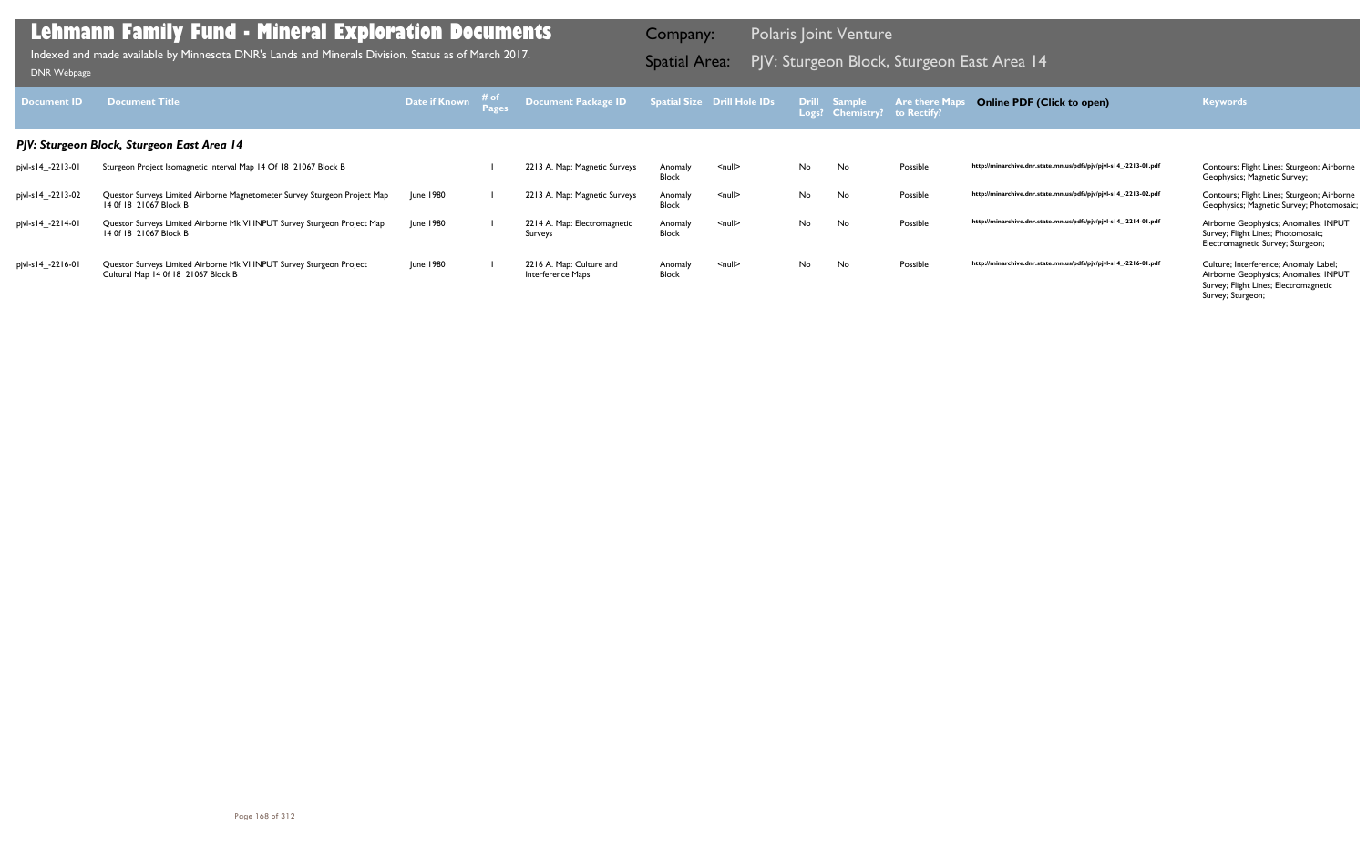# Lehmann Family Fund - Mineral Exploration Documents

Indexed and made available by Minnesota DNR's Lands and Minerals Division. Status as of March 2017.

DNR Webpage

**Company:** Polaris Joint Venture

**Spatial Area:** PJV: Sturgeon Block, Sturgeon East Area 14

| Document ID | Document Title | Date if Known | # of Pages | Document Package ID | Spatial Size | Drill Hole IDs | Drill Logs? | Sample Chemistry? | Are there Maps to Rectify? | Online PDF (Click to open) | Keywords |
|---|---|---|---|---|---|---|---|---|---|---|---|
| ***PJV: Sturgeon Block, Sturgeon East Area 14*** | | | | | | | | | | | |
| pjvl-s14_-2213-01 | Sturgeon Project Isomagnetic Interval Map 14 Of 18 21067 Block B | | 1 | 2213 A. Map: Magnetic Surveys | Anomaly Block | <null> | No | No | Possible | http://minarchive.dnr.state.mn.us/pdfs/pjv/pjvl-s14_-2213-01.pdf | Contours; Flight Lines; Sturgeon; Airborne Geophysics; Magnetic Survey; |
| pjvl-s14_-2213-02 | Questor Surveys Limited Airborne Magnetometer Survey Sturgeon Project Map 14 0f 18 21067 Block B | June 1980 | 1 | 2213 A. Map: Magnetic Surveys | Anomaly Block | <null> | No | No | Possible | http://minarchive.dnr.state.mn.us/pdfs/pjv/pjvl-s14_-2213-02.pdf | Contours; Flight Lines; Sturgeon; Airborne Geophysics; Magnetic Survey; Photomosaic; |
| pjvl-s14_-2214-01 | Questor Surveys Limited Airborne Mk VI INPUT Survey Sturgeon Project Map 14 0f 18 21067 Block B | June 1980 | 1 | 2214 A. Map: Electromagnetic Surveys | Anomaly Block | <null> | No | No | Possible | http://minarchive.dnr.state.mn.us/pdfs/pjv/pjvl-s14_-2214-01.pdf | Airborne Geophysics; Anomalies; INPUT Survey; Flight Lines; Photomosaic; Electromagnetic Survey; Sturgeon; |
| pjvl-s14_-2216-01 | Questor Surveys Limited Airborne Mk VI INPUT Survey Sturgeon Project Cultural Map 14 0f 18 21067 Block B | June 1980 | 1 | 2216 A. Map: Culture and Interference Maps | Anomaly Block | <null> | No | No | Possible | http://minarchive.dnr.state.mn.us/pdfs/pjv/pjvl-s14_-2216-01.pdf | Culture; Interference; Anomaly Label; Airborne Geophysics; Anomalies; INPUT Survey; Flight Lines; Electromagnetic Survey; Sturgeon; |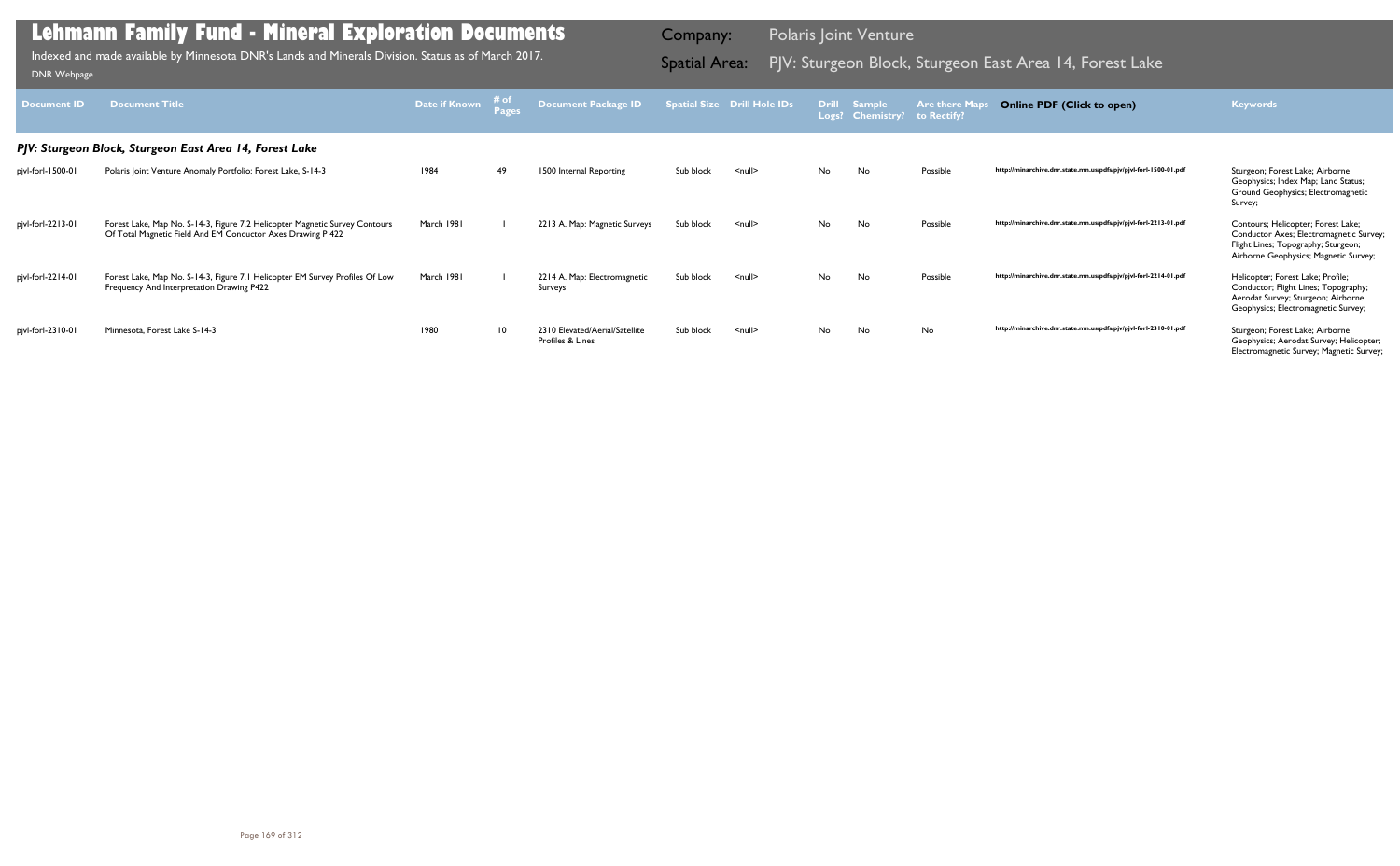# Lehmann Family Fund - Mineral Exploration Documents

Indexed and made available by Minnesota DNR's Lands and Minerals Division. Status as of March 2017.

DNR Webpage

Company: Polaris Joint Venture

Spatial Area: PJV: Sturgeon Block, Sturgeon East Area 14, Forest Lake

| Document ID | Document Title | Date if Known | # of Pages | Document Package ID | Spatial Size | Drill Hole IDs | Drill Logs? | Sample Chemistry? | Are there Maps to Rectify? | Online PDF (Click to open) | Keywords |
|---|---|---|---|---|---|---|---|---|---|---|---|

### PJV: Sturgeon Block, Sturgeon East Area 14, Forest Lake

| Document ID | Document Title | Date if Known | # of Pages | Document Package ID | Spatial Size | Drill Hole IDs | Drill Logs? | Sample Chemistry? | Are there Maps to Rectify? | Online PDF (Click to open) | Keywords |
|---|---|---|---|---|---|---|---|---|---|---|---|
| pjvl-forl-1500-01 | Polaris Joint Venture Anomaly Portfolio: Forest Lake, S-14-3 | 1984 | 49 | 1500 Internal Reporting | Sub block | <null> | No | No | Possible | http://minarchive.dnr.state.mn.us/pdfs/pjv/pjvl-forl-1500-01.pdf | Sturgeon; Forest Lake; Airborne Geophysics; Index Map; Land Status; Ground Geophysics; Electromagnetic Survey; |
| pjvl-forl-2213-01 | Forest Lake, Map No. S-14-3, Figure 7.2 Helicopter Magnetic Survey Contours Of Total Magnetic Field And EM Conductor Axes Drawing P 422 | March 1981 | 1 | 2213 A. Map: Magnetic Surveys | Sub block | <null> | No | No | Possible | http://minarchive.dnr.state.mn.us/pdfs/pjv/pjvl-forl-2213-01.pdf | Contours; Helicopter; Forest Lake; Conductor Axes; Electromagnetic Survey; Flight Lines; Topography; Sturgeon; Airborne Geophysics; Magnetic Survey; |
| pjvl-forl-2214-01 | Forest Lake, Map No. S-14-3, Figure 7.1 Helicopter EM Survey Profiles Of Low Frequency And Interpretation Drawing P422 | March 1981 | 1 | 2214 A. Map: Electromagnetic Surveys | Sub block | <null> | No | No | Possible | http://minarchive.dnr.state.mn.us/pdfs/pjv/pjvl-forl-2214-01.pdf | Helicopter; Forest Lake; Profile; Conductor; Flight Lines; Topography; Aerodat Survey; Sturgeon; Airborne Geophysics; Electromagnetic Survey; |
| pjvl-forl-2310-01 | Minnesota, Forest Lake S-14-3 | 1980 | 10 | 2310 Elevated/Aerial/Satellite Profiles & Lines | Sub block | <null> | No | No | No | http://minarchive.dnr.state.mn.us/pdfs/pjv/pjvl-forl-2310-01.pdf | Sturgeon; Forest Lake; Airborne Geophysics; Aerodat Survey; Helicopter; Electromagnetic Survey; Magnetic Survey; |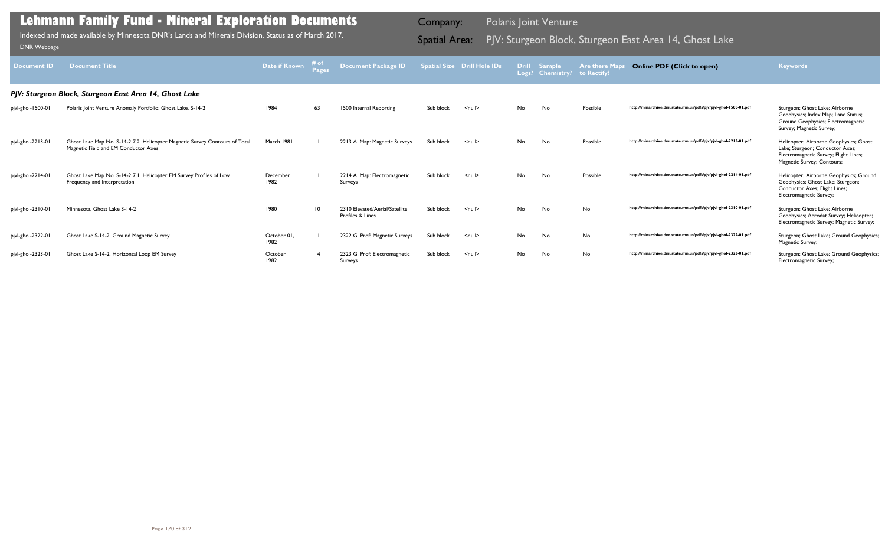# Lehmann Family Fund - Mineral Exploration Documents

Indexed and made available by Minnesota DNR's Lands and Minerals Division. Status as of March 2017.

DNR Webpage

Company: Polaris Joint Venture

Spatial Area: PJV: Sturgeon Block, Sturgeon East Area 14, Ghost Lake

| Document ID | Document Title | Date if Known | # of Pages | Document Package ID | Spatial Size | Drill Hole IDs | Drill Logs? | Sample Chemistry? | Are there Maps to Rectify? | Online PDF (Click to open) | Keywords |
|---|---|---|---|---|---|---|---|---|---|---|---|
| ***PJV: Sturgeon Block, Sturgeon East Area 14, Ghost Lake*** | | | | | | | | | | | |
| pjvl-ghol-1500-01 | Polaris Joint Venture Anomaly Portfolio: Ghost Lake, S-14-2 | 1984 | 63 | 1500 Internal Reporting | Sub block | <null> | No | No | Possible | http://minarchive.dnr.state.mn.us/pdfs/pjv/pjvl-ghol-1500-01.pdf | Sturgeon; Ghost Lake; Airborne Geophysics; Index Map; Land Status; Ground Geophysics; Electromagnetic Survey; Magnetic Survey; |
| pjvl-ghol-2213-01 | Ghost Lake Map No. S-14-2 7.2. Helicopter Magnetic Survey Contours of Total Magnetic Field and EM Conductor Axes | March 1981 | 1 | 2213 A. Map: Magnetic Surveys | Sub block | <null> | No | No | Possible | http://minarchive.dnr.state.mn.us/pdfs/pjv/pjvl-ghol-2213-01.pdf | Helicopter; Airborne Geophysics; Ghost Lake; Sturgeon; Conductor Axes; Electromagnetic Survey; Flight Lines; Magnetic Survey; Contours; |
| pjvl-ghol-2214-01 | Ghost Lake Map No. S-14-2 7.1. Helicopter EM Survey Profiles of Low Frequency and Interpretation | December 1982 | 1 | 2214 A. Map: Electromagnetic Surveys | Sub block | <null> | No | No | Possible | http://minarchive.dnr.state.mn.us/pdfs/pjv/pjvl-ghol-2214-01.pdf | Helicopter; Airborne Geophysics; Ground Geophysics; Ghost Lake; Sturgeon; Conductor Axes; Flight Lines; Electromagnetic Survey; |
| pjvl-ghol-2310-01 | Minnesota, Ghost Lake S-14-2 | 1980 | 10 | 2310 Elevated/Aerial/Satellite Profiles & Lines | Sub block | <null> | No | No | No | http://minarchive.dnr.state.mn.us/pdfs/pjv/pjvl-ghol-2310-01.pdf | Sturgeon; Ghost Lake; Airborne Geophysics; Aerodat Survey; Helicopter; Electromagnetic Survey; Magnetic Survey; |
| pjvl-ghol-2322-01 | Ghost Lake S-14-2, Ground Magnetic Survey | October 01, 1982 | 1 | 2322 G. Prof: Magnetic Surveys | Sub block | <null> | No | No | No | http://minarchive.dnr.state.mn.us/pdfs/pjv/pjvl-ghol-2322-01.pdf | Sturgeon; Ghost Lake; Ground Geophysics; Magnetic Survey; |
| pjvl-ghol-2323-01 | Ghost Lake S-14-2, Horizontal Loop EM Survey | October 1982 | 4 | 2323 G. Prof: Electromagnetic Surveys | Sub block | <null> | No | No | No | http://minarchive.dnr.state.mn.us/pdfs/pjv/pjvl-ghol-2323-01.pdf | Sturgeon; Ghost Lake; Ground Geophysics; Electromagnetic Survey; |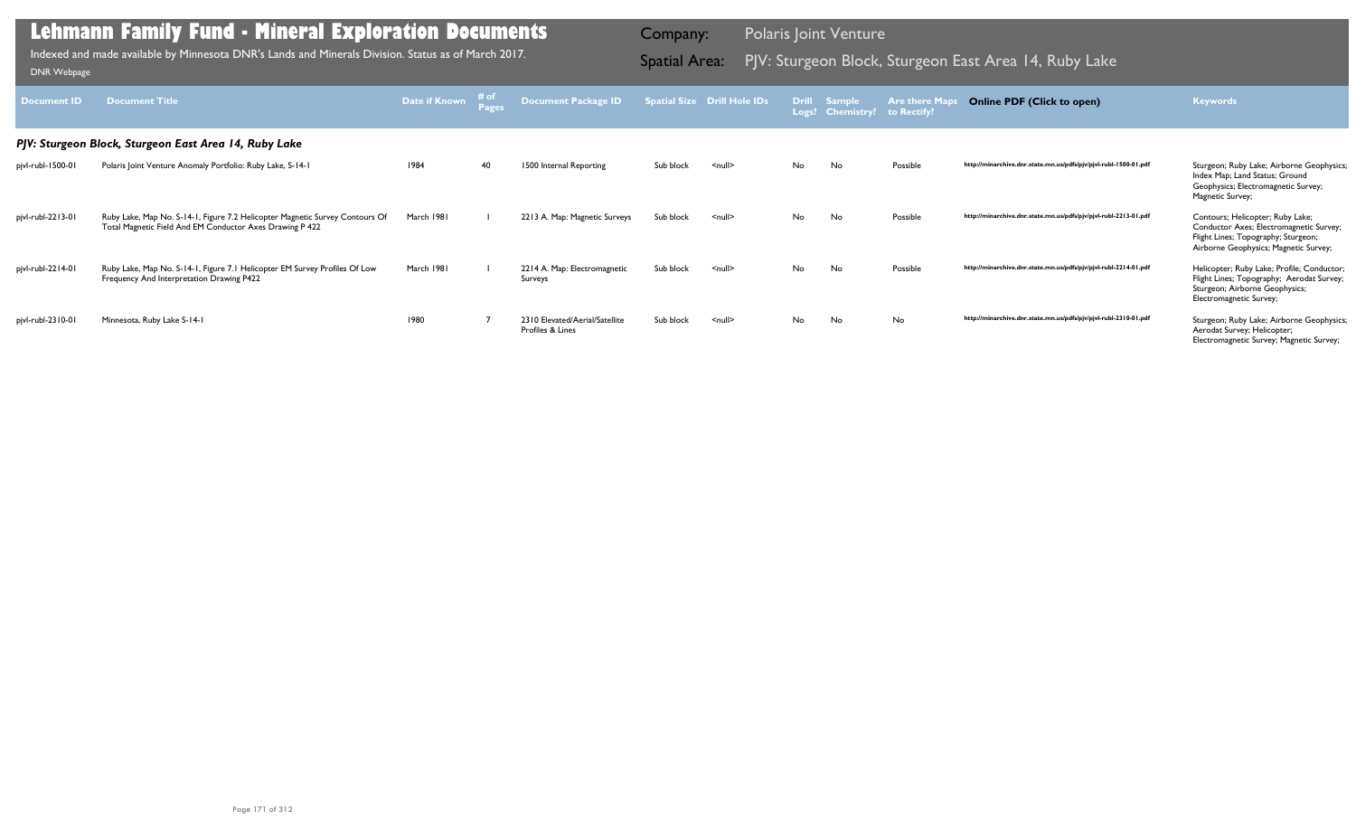# Lehmann Family Fund - Mineral Exploration Documents

Indexed and made available by Minnesota DNR's Lands and Minerals Division. Status as of March 2017.

DNR Webpage

Company: Polaris Joint Venture

Spatial Area: PJV: Sturgeon Block, Sturgeon East Area 14, Ruby Lake

| Document ID | Document Title | Date if Known | # of Pages | Document Package ID | Spatial Size | Drill Hole IDs | Drill Logs? | Sample Chemistry? | Are there Maps to Rectify? | Online PDF (Click to open) | Keywords |
|---|---|---|---|---|---|---|---|---|---|---|---|
| ***PJV: Sturgeon Block, Sturgeon East Area 14, Ruby Lake*** | | | | | | | | | | | |
| pjvl-rubl-1500-01 | Polaris Joint Venture Anomaly Portfolio: Ruby Lake, S-14-1 | 1984 | 40 | 1500 Internal Reporting | Sub block | <null> | No | No | Possible | http://minarchive.dnr.state.mn.us/pdfs/pjv/pjvl-rubl-1500-01.pdf | Sturgeon; Ruby Lake; Airborne Geophysics; Index Map; Land Status; Ground Geophysics; Electromagnetic Survey; Magnetic Survey; |
| pjvl-rubl-2213-01 | Ruby Lake, Map No. S-14-1, Figure 7.2 Helicopter Magnetic Survey Contours Of Total Magnetic Field And EM Conductor Axes Drawing P 422 | March 1981 | 1 | 2213 A. Map: Magnetic Surveys | Sub block | <null> | No | No | Possible | http://minarchive.dnr.state.mn.us/pdfs/pjv/pjvl-rubl-2213-01.pdf | Contours; Helicopter; Ruby Lake; Conductor Axes; Electromagnetic Survey; Flight Lines; Topography; Sturgeon; Airborne Geophysics; Magnetic Survey; |
| pjvl-rubl-2214-01 | Ruby Lake, Map No. S-14-1, Figure 7.1 Helicopter EM Survey Profiles Of Low Frequency And Interpretation Drawing P422 | March 1981 | 1 | 2214 A. Map: Electromagnetic Surveys | Sub block | <null> | No | No | Possible | http://minarchive.dnr.state.mn.us/pdfs/pjv/pjvl-rubl-2214-01.pdf | Helicopter; Ruby Lake; Profile; Conductor; Flight Lines; Topography; Aerodat Survey; Sturgeon; Airborne Geophysics; Electromagnetic Survey; |
| pjvl-rubl-2310-01 | Minnesota, Ruby Lake S-14-1 | 1980 | 7 | 2310 Elevated/Aerial/Satellite Profiles & Lines | Sub block | <null> | No | No | No | http://minarchive.dnr.state.mn.us/pdfs/pjv/pjvl-rubl-2310-01.pdf | Sturgeon; Ruby Lake; Airborne Geophysics; Aerodat Survey; Helicopter; Electromagnetic Survey; Magnetic Survey; |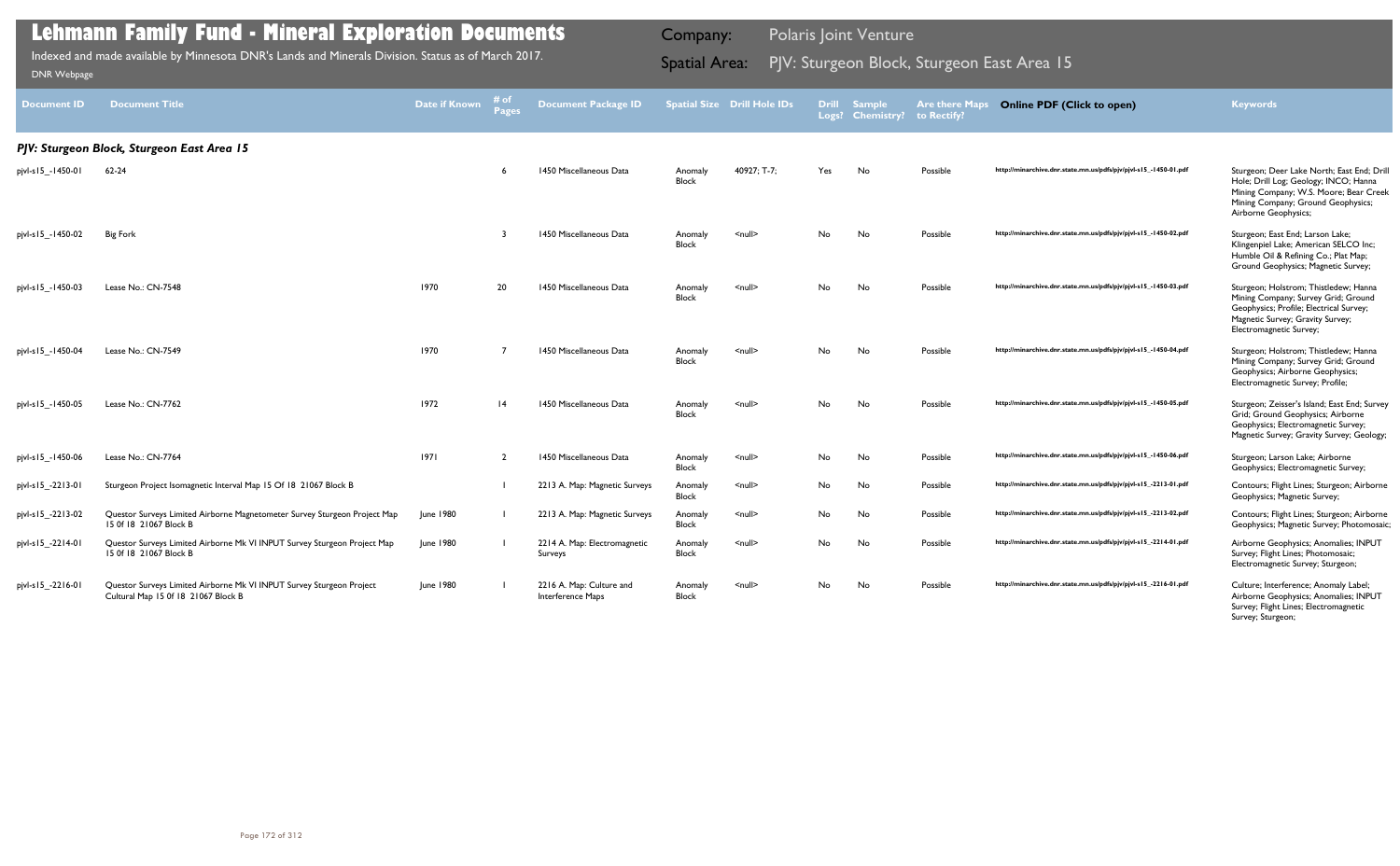# Lehmann Family Fund - Mineral Exploration Documents

Indexed and made available by Minnesota DNR's Lands and Minerals Division. Status as of March 2017.

DNR Webpage

Company: Polaris Joint Venture

Spatial Area: PJV: Sturgeon Block, Sturgeon East Area 15

| Document ID | Document Title | Date if Known | # of Pages | Document Package ID | Spatial Size | Drill Hole IDs | Drill Logs? | Sample Chemistry? | Are there Maps to Rectify? | Online PDF (Click to open) | Keywords |
|---|---|---|---|---|---|---|---|---|---|---|---|
| ***PJV: Sturgeon Block, Sturgeon East Area 15*** | | | | | | | | | | | |
| pjvl-s15_-1450-01 | 62-24 | | 6 | 1450 Miscellaneous Data | Anomaly Block | 40927; T-7; | Yes | No | Possible | http://minarchive.dnr.state.mn.us/pdfs/pjv/pjvl-s15_-1450-01.pdf | Sturgeon; Deer Lake North; East End; Drill Hole; Drill Log; Geology; INCO; Hanna Mining Company; W.S. Moore; Bear Creek Mining Company; Ground Geophysics; Airborne Geophysics; |
| pjvl-s15_-1450-02 | Big Fork | | 3 | 1450 Miscellaneous Data | Anomaly Block | <null> | No | No | Possible | http://minarchive.dnr.state.mn.us/pdfs/pjv/pjvl-s15_-1450-02.pdf | Sturgeon; East End; Larson Lake; Klingenpiel Lake; American SELCO Inc; Humble Oil & Refining Co.; Plat Map; Ground Geophysics; Magnetic Survey; |
| pjvl-s15_-1450-03 | Lease No.: CN-7548 | 1970 | 20 | 1450 Miscellaneous Data | Anomaly Block | <null> | No | No | Possible | http://minarchive.dnr.state.mn.us/pdfs/pjv/pjvl-s15_-1450-03.pdf | Sturgeon; Holstrom; Thistledew; Hanna Mining Company; Survey Grid; Ground Geophysics; Profile; Electrical Survey; Magnetic Survey; Gravity Survey; Electromagnetic Survey; |
| pjvl-s15_-1450-04 | Lease No.: CN-7549 | 1970 | 7 | 1450 Miscellaneous Data | Anomaly Block | <null> | No | No | Possible | http://minarchive.dnr.state.mn.us/pdfs/pjv/pjvl-s15_-1450-04.pdf | Sturgeon; Holstrom; Thistledew; Hanna Mining Company; Survey Grid; Ground Geophysics; Airborne Geophysics; Electromagnetic Survey; Profile; |
| pjvl-s15_-1450-05 | Lease No.: CN-7762 | 1972 | 14 | 1450 Miscellaneous Data | Anomaly Block | <null> | No | No | Possible | http://minarchive.dnr.state.mn.us/pdfs/pjv/pjvl-s15_-1450-05.pdf | Sturgeon; Zeisser's Island; East End; Survey Grid; Ground Geophysics; Airborne Geophysics; Electromagnetic Survey; Magnetic Survey; Gravity Survey; Geology; |
| pjvl-s15_-1450-06 | Lease No.: CN-7764 | 1971 | 2 | 1450 Miscellaneous Data | Anomaly Block | <null> | No | No | Possible | http://minarchive.dnr.state.mn.us/pdfs/pjv/pjvl-s15_-1450-06.pdf | Sturgeon; Larson Lake; Airborne Geophysics; Electromagnetic Survey; |
| pjvl-s15_-2213-01 | Sturgeon Project Isomagnetic Interval Map 15 Of 18 21067 Block B | | 1 | 2213 A. Map: Magnetic Surveys | Anomaly Block | <null> | No | No | Possible | http://minarchive.dnr.state.mn.us/pdfs/pjv/pjvl-s15_-2213-01.pdf | Contours; Flight Lines; Sturgeon; Airborne Geophysics; Magnetic Survey; |
| pjvl-s15_-2213-02 | Questor Surveys Limited Airborne Magnetometer Survey Sturgeon Project Map 15 0f 18 21067 Block B | June 1980 | 1 | 2213 A. Map: Magnetic Surveys | Anomaly Block | <null> | No | No | Possible | http://minarchive.dnr.state.mn.us/pdfs/pjv/pjvl-s15_-2213-02.pdf | Contours; Flight Lines; Sturgeon; Airborne Geophysics; Magnetic Survey; Photomosaic; |
| pjvl-s15_-2214-01 | Questor Surveys Limited Airborne Mk VI INPUT Survey Sturgeon Project Map 15 0f 18 21067 Block B | June 1980 | 1 | 2214 A. Map: Electromagnetic Surveys | Anomaly Block | <null> | No | No | Possible | http://minarchive.dnr.state.mn.us/pdfs/pjv/pjvl-s15_-2214-01.pdf | Airborne Geophysics; Anomalies; INPUT Survey; Flight Lines; Photomosaic; Electromagnetic Survey; Sturgeon; |
| pjvl-s15_-2216-01 | Questor Surveys Limited Airborne Mk VI INPUT Survey Sturgeon Project Cultural Map 15 0f 18 21067 Block B | June 1980 | 1 | 2216 A. Map: Culture and Interference Maps | Anomaly Block | <null> | No | No | Possible | http://minarchive.dnr.state.mn.us/pdfs/pjv/pjvl-s15_-2216-01.pdf | Culture; Interference; Anomaly Label; Airborne Geophysics; Anomalies; INPUT Survey; Flight Lines; Electromagnetic Survey; Sturgeon; |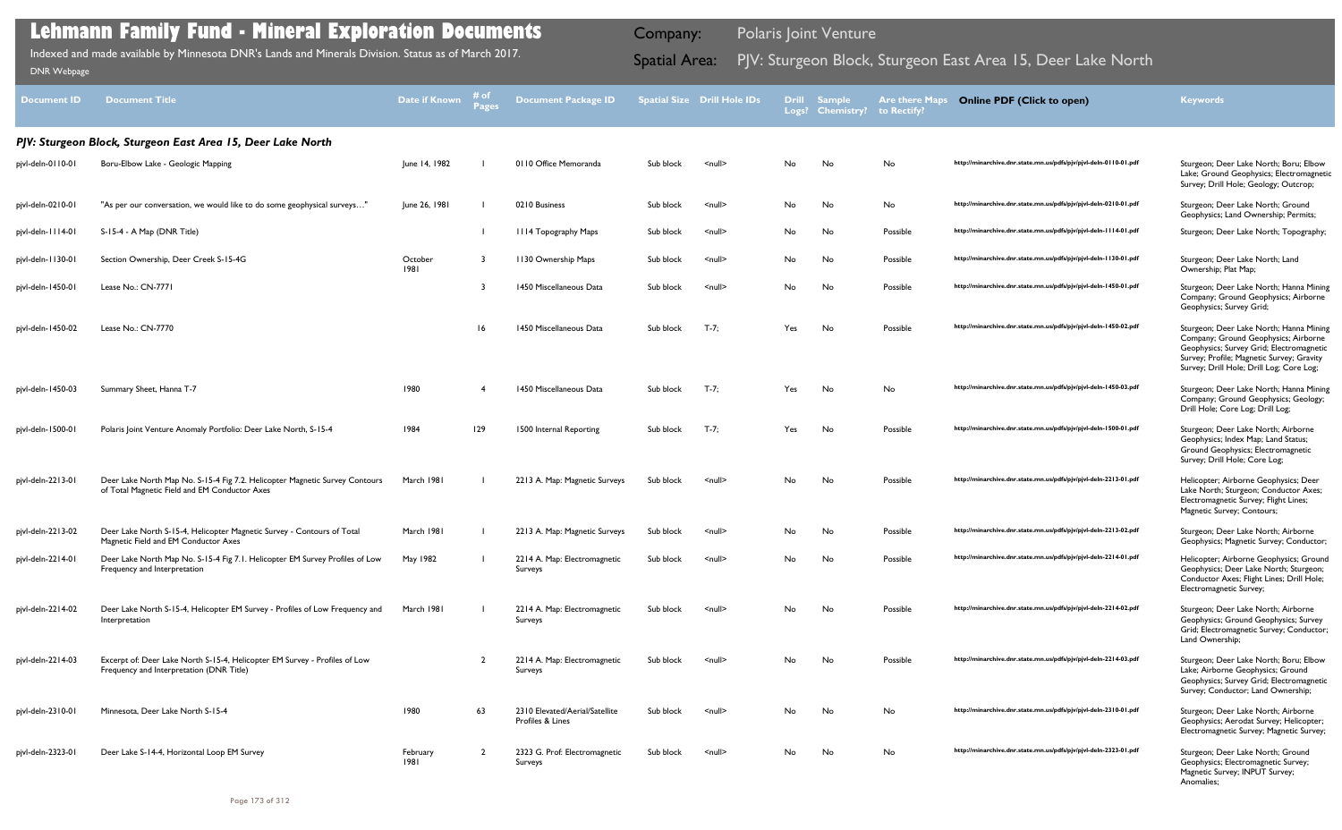# Lehmann Family Fund - Mineral Exploration Documents

Indexed and made available by Minnesota DNR's Lands and Minerals Division. Status as of March 2017.

DNR Webpage

**Company:** Polaris Joint Venture

**Spatial Area:** PJV: Sturgeon Block, Sturgeon East Area 15, Deer Lake North

| Document ID | Document Title | Date if Known | # of Pages | Document Package ID | Spatial Size | Drill Hole IDs | Drill Logs? | Sample Chemistry? | Are there Maps to Rectify? | Online PDF (Click to open) | Keywords |
|---|---|---|---|---|---|---|---|---|---|---|---|
| ***PJV: Sturgeon Block, Sturgeon East Area 15, Deer Lake North*** | | | | | | | | | | | |
| pjvl-deln-0110-01 | Boru-Elbow Lake - Geologic Mapping | June 14, 1982 | 1 | 0110 Office Memoranda | Sub block | <null> | No | No | No | http://minarchive.dnr.state.mn.us/pdfs/pjv/pjvl-deln-0110-01.pdf | Sturgeon; Deer Lake North; Boru; Elbow Lake; Ground Geophysics; Electromagnetic Survey; Drill Hole; Geology; Outcrop; |
| pjvl-deln-0210-01 | "As per our conversation, we would like to do some geophysical surveys…" | June 26, 1981 | 1 | 0210 Business | Sub block | <null> | No | No | No | http://minarchive.dnr.state.mn.us/pdfs/pjv/pjvl-deln-0210-01.pdf | Sturgeon; Deer Lake North; Ground Geophysics; Land Ownership; Permits; |
| pjvl-deln-1114-01 | S-15-4 - A Map (DNR Title) | | 1 | 1114 Topography Maps | Sub block | <null> | No | No | Possible | http://minarchive.dnr.state.mn.us/pdfs/pjv/pjvl-deln-1114-01.pdf | Sturgeon; Deer Lake North; Topography; |
| pjvl-deln-1130-01 | Section Ownership, Deer Creek S-15-4G | October 1981 | 3 | 1130 Ownership Maps | Sub block | <null> | No | No | Possible | http://minarchive.dnr.state.mn.us/pdfs/pjv/pjvl-deln-1130-01.pdf | Sturgeon; Deer Lake North; Land Ownership; Plat Map; |
| pjvl-deln-1450-01 | Lease No.: CN-7771 | | 3 | 1450 Miscellaneous Data | Sub block | <null> | No | No | Possible | http://minarchive.dnr.state.mn.us/pdfs/pjv/pjvl-deln-1450-01.pdf | Sturgeon; Deer Lake North; Hanna Mining Company; Ground Geophysics; Airborne Geophysics; Survey Grid; |
| pjvl-deln-1450-02 | Lease No.: CN-7770 | | 16 | 1450 Miscellaneous Data | Sub block | T-7; | Yes | No | Possible | http://minarchive.dnr.state.mn.us/pdfs/pjv/pjvl-deln-1450-02.pdf | Sturgeon; Deer Lake North; Hanna Mining Company; Ground Geophysics; Airborne Geophysics; Survey Grid; Electromagnetic Survey; Profile; Magnetic Survey; Gravity Survey; Drill Hole; Drill Log; Core Log; |
| pjvl-deln-1450-03 | Summary Sheet, Hanna T-7 | 1980 | 4 | 1450 Miscellaneous Data | Sub block | T-7; | Yes | No | No | http://minarchive.dnr.state.mn.us/pdfs/pjv/pjvl-deln-1450-03.pdf | Sturgeon; Deer Lake North; Hanna Mining Company; Ground Geophysics; Geology; Drill Hole; Core Log; Drill Log; |
| pjvl-deln-1500-01 | Polaris Joint Venture Anomaly Portfolio: Deer Lake North, S-15-4 | 1984 | 129 | 1500 Internal Reporting | Sub block | T-7; | Yes | No | Possible | http://minarchive.dnr.state.mn.us/pdfs/pjv/pjvl-deln-1500-01.pdf | Sturgeon; Deer Lake North; Airborne Geophysics; Index Map; Land Status; Ground Geophysics; Electromagnetic Survey; Drill Hole; Core Log; |
| pjvl-deln-2213-01 | Deer Lake North Map No. S-15-4 Fig 7.2. Helicopter Magnetic Survey Contours of Total Magnetic Field and EM Conductor Axes | March 1981 | 1 | 2213 A. Map: Magnetic Surveys | Sub block | <null> | No | No | Possible | http://minarchive.dnr.state.mn.us/pdfs/pjv/pjvl-deln-2213-01.pdf | Helicopter; Airborne Geophysics; Deer Lake North; Sturgeon; Conductor Axes; Electromagnetic Survey; Flight Lines; Magnetic Survey; Contours; |
| pjvl-deln-2213-02 | Deer Lake North S-15-4, Helicopter Magnetic Survey - Contours of Total Magnetic Field and EM Conductor Axes | March 1981 | 1 | 2213 A. Map: Magnetic Surveys | Sub block | <null> | No | No | Possible | http://minarchive.dnr.state.mn.us/pdfs/pjv/pjvl-deln-2213-02.pdf | Sturgeon; Deer Lake North; Airborne Geophysics; Magnetic Survey; Conductor; |
| pjvl-deln-2214-01 | Deer Lake North Map No. S-15-4 Fig 7.1. Helicopter EM Survey Profiles of Low Frequency and Interpretation | May 1982 | 1 | 2214 A. Map: Electromagnetic Surveys | Sub block | <null> | No | No | Possible | http://minarchive.dnr.state.mn.us/pdfs/pjv/pjvl-deln-2214-01.pdf | Helicopter; Airborne Geophysics; Ground Geophysics; Deer Lake North; Sturgeon; Conductor Axes; Flight Lines; Drill Hole; Electromagnetic Survey; |
| pjvl-deln-2214-02 | Deer Lake North S-15-4, Helicopter EM Survey - Profiles of Low Frequency and Interpretation | March 1981 | 1 | 2214 A. Map: Electromagnetic Surveys | Sub block | <null> | No | No | Possible | http://minarchive.dnr.state.mn.us/pdfs/pjv/pjvl-deln-2214-02.pdf | Sturgeon; Deer Lake North; Airborne Geophysics; Ground Geophysics; Survey Grid; Electromagnetic Survey; Conductor; Land Ownership; |
| pjvl-deln-2214-03 | Excerpt of: Deer Lake North S-15-4, Helicopter EM Survey - Profiles of Low Frequency and Interpretation (DNR Title) | | 2 | 2214 A. Map: Electromagnetic Surveys | Sub block | <null> | No | No | Possible | http://minarchive.dnr.state.mn.us/pdfs/pjv/pjvl-deln-2214-03.pdf | Sturgeon; Deer Lake North; Boru; Elbow Lake; Airborne Geophysics; Ground Geophysics; Survey Grid; Electromagnetic Survey; Conductor; Land Ownership; |
| pjvl-deln-2310-01 | Minnesota, Deer Lake North S-15-4 | 1980 | 63 | 2310 Elevated/Aerial/Satellite Profiles & Lines | Sub block | <null> | No | No | No | http://minarchive.dnr.state.mn.us/pdfs/pjv/pjvl-deln-2310-01.pdf | Sturgeon; Deer Lake North; Airborne Geophysics; Aerodat Survey; Helicopter; Electromagnetic Survey; Magnetic Survey; |
| pjvl-deln-2323-01 | Deer Lake S-14-4, Horizontal Loop EM Survey | February 1981 | 2 | 2323 G. Prof: Electromagnetic Surveys | Sub block | <null> | No | No | No | http://minarchive.dnr.state.mn.us/pdfs/pjv/pjvl-deln-2323-01.pdf | Sturgeon; Deer Lake North; Ground Geophysics; Electromagnetic Survey; Magnetic Survey; INPUT Survey; Anomalies; |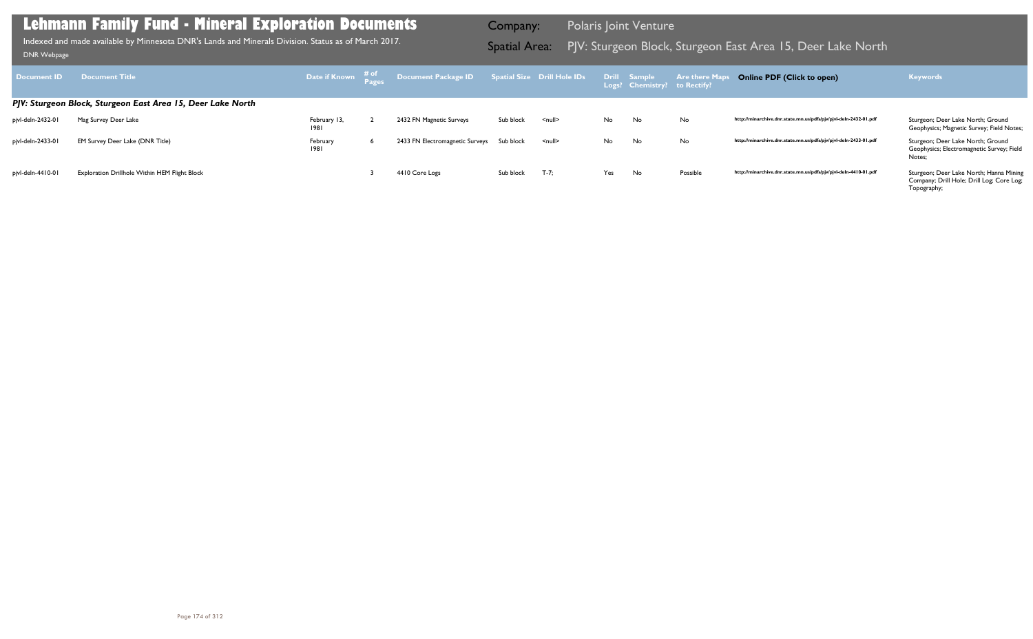# Lehmann Family Fund - Mineral Exploration Documents

Indexed and made available by Minnesota DNR's Lands and Minerals Division. Status as of March 2017.

DNR Webpage

**Company:** Polaris Joint Venture

**Spatial Area:** PJV: Sturgeon Block, Sturgeon East Area 15, Deer Lake North

| Document ID | Document Title | Date if Known | # of Pages | Document Package ID | Spatial Size | Drill Hole IDs | Drill Logs? | Sample Chemistry? | Are there Maps to Rectify? | Online PDF (Click to open) | Keywords |
|---|---|---|---|---|---|---|---|---|---|---|---|
| ***PJV: Sturgeon Block, Sturgeon East Area 15, Deer Lake North*** | | | | | | | | | | | |
| pjvl-deln-2432-01 | Mag Survey Deer Lake | February 13, 1981 | 2 | 2432 FN Magnetic Surveys | Sub block | <null> | No | No | No | http://minarchive.dnr.state.mn.us/pdfs/pjv/pjvl-deln-2432-01.pdf | Sturgeon; Deer Lake North; Ground Geophysics; Magnetic Survey; Field Notes; |
| pjvl-deln-2433-01 | EM Survey Deer Lake (DNR Title) | February 1981 | 6 | 2433 FN Electromagnetic Surveys | Sub block | <null> | No | No | No | http://minarchive.dnr.state.mn.us/pdfs/pjv/pjvl-deln-2433-01.pdf | Sturgeon; Deer Lake North; Ground Geophysics; Electromagnetic Survey; Field Notes; |
| pjvl-deln-4410-01 | Exploration Drillhole Within HEM Flight Block | | 3 | 4410 Core Logs | Sub block | T-7; | Yes | No | Possible | http://minarchive.dnr.state.mn.us/pdfs/pjv/pjvl-deln-4410-01.pdf | Sturgeon; Deer Lake North; Hanna Mining Company; Drill Hole; Drill Log; Core Log; Topography; |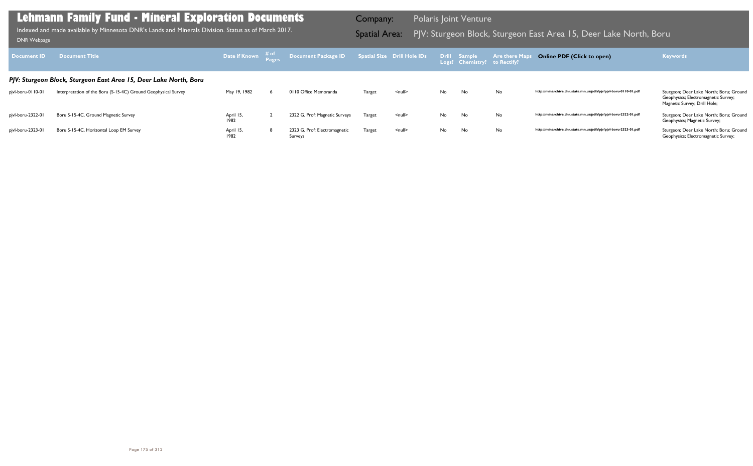# Lehmann Family Fund - Mineral Exploration Documents

Indexed and made available by Minnesota DNR's Lands and Minerals Division. Status as of March 2017.

DNR Webpage

Company: Polaris Joint Venture

Spatial Area: PJV: Sturgeon Block, Sturgeon East Area 15, Deer Lake North, Boru

| Document ID | Document Title | Date if Known | # of Pages | Document Package ID | Spatial Size | Drill Hole IDs | Drill Logs? | Sample Chemistry? | Are there Maps to Rectify? | Online PDF (Click to open) | Keywords |
|---|---|---|---|---|---|---|---|---|---|---|---|
| ***PJV: Sturgeon Block, Sturgeon East Area 15, Deer Lake North, Boru*** | | | | | | | | | | | |
| pjvl-boru-0110-01 | Interpretation of the Boru (S-15-4C) Ground Geophysical Survey | May 19, 1982 | 6 | 0110 Office Memoranda | Target | <null> | No | No | No | http://minarchive.dnr.state.mn.us/pdfs/pjv/pjvl-boru-0110-01.pdf | Sturgeon; Deer Lake North; Boru; Ground Geophysics; Electromagnetic Survey; Magnetic Survey; Drill Hole; |
| pjvl-boru-2322-01 | Boru S-15-4C, Ground Magnetic Survey | April 15, 1982 | 2 | 2322 G. Prof: Magnetic Surveys | Target | <null> | No | No | No | http://minarchive.dnr.state.mn.us/pdfs/pjv/pjvl-boru-2322-01.pdf | Sturgeon; Deer Lake North; Boru; Ground Geophysics; Magnetic Survey; |
| pjvl-boru-2323-01 | Boru S-15-4C, Horizontal Loop EM Survey | April 15, 1982 | 8 | 2323 G. Prof: Electromagnetic Surveys | Target | <null> | No | No | No | http://minarchive.dnr.state.mn.us/pdfs/pjv/pjvl-boru-2323-01.pdf | Sturgeon; Deer Lake North; Boru; Ground Geophysics; Electromagnetic Survey; |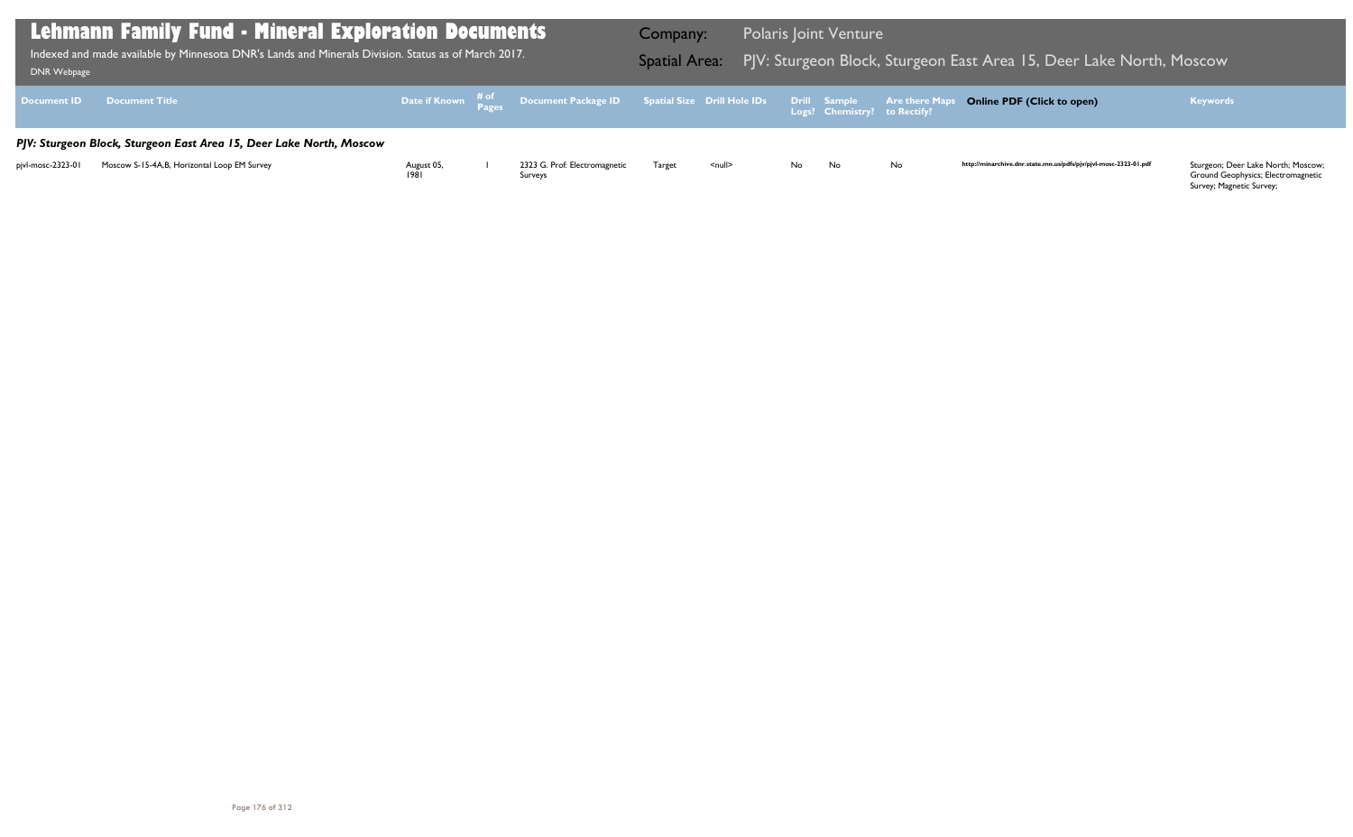# Lehmann Family Fund - Mineral Exploration Documents

Indexed and made available by Minnesota DNR's Lands and Minerals Division. Status as of March 2017.

DNR Webpage

**Company:** Polaris Joint Venture

**Spatial Area:** PJV: Sturgeon Block, Sturgeon East Area 15, Deer Lake North, Moscow

| Document ID | Document Title | Date if Known | # of Pages | Document Package ID | Spatial Size | Drill Hole IDs | Drill Logs? | Sample Chemistry? | Are there Maps to Rectify? | Online PDF (Click to open) | Keywords |
|---|---|---|---|---|---|---|---|---|---|---|---|
| ***PJV: Sturgeon Block, Sturgeon East Area 15, Deer Lake North, Moscow*** | | | | | | | | | | | |
| pjvl-mosc-2323-01 | Moscow S-15-4A,B, Horizontal Loop EM Survey | August 05, 1981 | 1 | 2323 G. Prof: Electromagnetic Surveys | Target | <null> | No | No | No | http://minarchive.dnr.state.mn.us/pdfs/pjv/pjvl-mosc-2323-01.pdf | Sturgeon; Deer Lake North; Moscow; Ground Geophysics; Electromagnetic Survey; Magnetic Survey; |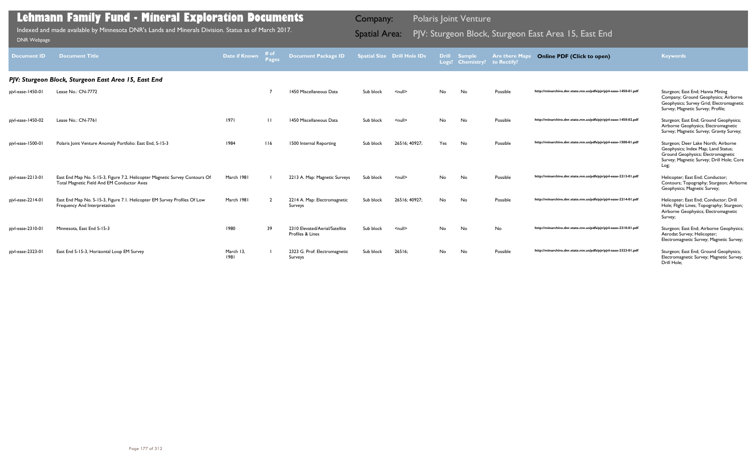# Lehmann Family Fund - Mineral Exploration Documents

Indexed and made available by Minnesota DNR's Lands and Minerals Division. Status as of March 2017.

DNR Webpage

Company: Polaris Joint Venture

Spatial Area: PJV: Sturgeon Block, Sturgeon East Area 15, East End

| Document ID | Document Title | Date if Known | # of Pages | Document Package ID | Spatial Size | Drill Hole IDs | Drill Logs? | Sample Chemistry? | Are there Maps to Rectify? | Online PDF (Click to open) | Keywords |
|---|---|---|---|---|---|---|---|---|---|---|---|
| ***PJV: Sturgeon Block, Sturgeon East Area 15, East End*** | | | | | | | | | | | |
| pjvl-ease-1450-01 | Lease No.: CN-7772 | | 7 | 1450 Miscellaneous Data | Sub block | <null> | No | No | Possible | http://minarchive.dnr.state.mn.us/pdfs/pjv/pjvl-ease-1450-01.pdf | Sturgeon; East End; Hanna Mining Company; Ground Geophysics; Airborne Geophysics; Survey Grid; Electromagnetic Survey; Magnetic Survey; Profile; |
| pjvl-ease-1450-02 | Lease No.: CN-7761 | 1971 | 11 | 1450 Miscellaneous Data | Sub block | <null> | No | No | Possible | http://minarchive.dnr.state.mn.us/pdfs/pjv/pjvl-ease-1450-02.pdf | Sturgeon; East End; Ground Geophysics; Airborne Geophysics; Electromagnetic Survey; Magnetic Survey; Gravity Survey; |
| pjvl-ease-1500-01 | Polaris Joint Venture Anomaly Portfolio: East End, S-15-3 | 1984 | 116 | 1500 Internal Reporting | Sub block | 26516; 40927; | Yes | No | Possible | http://minarchive.dnr.state.mn.us/pdfs/pjv/pjvl-ease-1500-01.pdf | Sturgeon; Deer Lake North; Airborne Geophysics; Index Map; Land Status; Ground Geophysics; Electromagnetic Survey; Magnetic Survey; Drill Hole; Core Log; |
| pjvl-ease-2213-01 | East End Map No. S-15-3, Figure 7.2. Helicopter Magnetic Survey Contours Of Total Magnetic Field And EM Conductor Axes | March 1981 | 1 | 2213 A. Map: Magnetic Surveys | Sub block | <null> | No | No | Possible | http://minarchive.dnr.state.mn.us/pdfs/pjv/pjvl-ease-2213-01.pdf | Helicopter; East End; Conductor; Contours; Topography; Sturgeon; Airborne Geophysics; Magnetic Survey; |
| pjvl-ease-2214-01 | East End Map No. S-15-3, Figure 7.1. Helicopter EM Survey Profiles Of Low Frequency And Interpretation | March 1981 | 2 | 2214 A. Map: Electromagnetic Surveys | Sub block | 26516; 40927; | No | No | Possible | http://minarchive.dnr.state.mn.us/pdfs/pjv/pjvl-ease-2214-01.pdf | Helicopter; East End; Conductor; Drill Hole; Flight Lines; Topography; Sturgeon; Airborne Geophysics; Electromagnetic Survey; |
| pjvl-ease-2310-01 | Minnesota, East End S-15-3 | 1980 | 39 | 2310 Elevated/Aerial/Satellite Profiles & Lines | Sub block | <null> | No | No | No | http://minarchive.dnr.state.mn.us/pdfs/pjv/pjvl-ease-2310-01.pdf | Sturgeon; East End; Airborne Geophysics; Aerodat Survey; Helicopter; Electromagnetic Survey; Magnetic Survey; |
| pjvl-ease-2323-01 | East End S-15-3, Horizontal Loop EM Survey | March 13, 1981 | 1 | 2323 G. Prof: Electromagnetic Surveys | Sub block | 26516; | No | No | Possible | http://minarchive.dnr.state.mn.us/pdfs/pjv/pjvl-ease-2323-01.pdf | Sturgeon; East End; Ground Geophysics; Electromagnetic Survey; Magnetic Survey; Drill Hole; |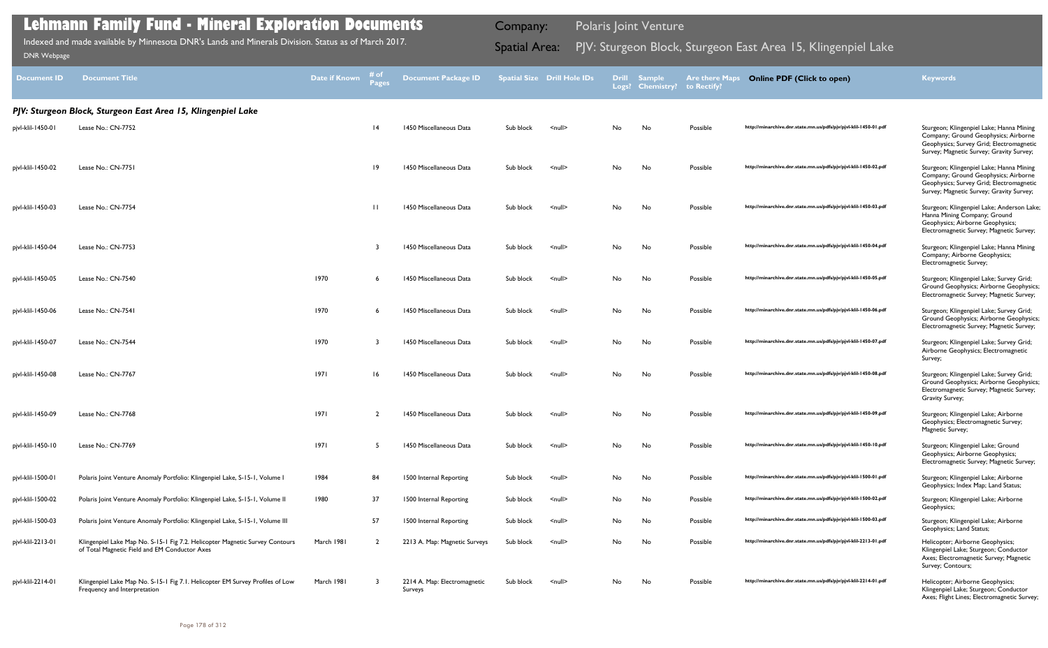# Lehmann Family Fund - Mineral Exploration Documents

Indexed and made available by Minnesota DNR's Lands and Minerals Division. Status as of March 2017.

DNR Webpage

**Company:** Polaris Joint Venture

**Spatial Area:** PJV: Sturgeon Block, Sturgeon East Area 15, Klingenpiel Lake

| Document ID | Document Title | Date if Known | # of Pages | Document Package ID | Spatial Size | Drill Hole IDs | Drill Logs? | Sample Chemistry? | Are there Maps to Rectify? | Online PDF (Click to open) | Keywords |
|---|---|---|---|---|---|---|---|---|---|---|---|
| ***PJV: Sturgeon Block, Sturgeon East Area 15, Klingenpiel Lake*** | | | | | | | | | | | |
| pjvl-klil-1450-01 | Lease No.: CN-7752 | | 14 | 1450 Miscellaneous Data | Sub block | <null> | No | No | Possible | http://minarchive.dnr.state.mn.us/pdfs/pjv/pjvl-klil-1450-01.pdf | Sturgeon; Klingenpiel Lake; Hanna Mining Company; Ground Geophysics; Airborne Geophysics; Survey Grid; Electromagnetic Survey; Magnetic Survey; Gravity Survey; |
| pjvl-klil-1450-02 | Lease No.: CN-7751 | | 19 | 1450 Miscellaneous Data | Sub block | <null> | No | No | Possible | http://minarchive.dnr.state.mn.us/pdfs/pjv/pjvl-klil-1450-02.pdf | Sturgeon; Klingenpiel Lake; Hanna Mining Company; Ground Geophysics; Airborne Geophysics; Survey Grid; Electromagnetic Survey; Magnetic Survey; Gravity Survey; |
| pjvl-klil-1450-03 | Lease No.: CN-7754 | | 11 | 1450 Miscellaneous Data | Sub block | <null> | No | No | Possible | http://minarchive.dnr.state.mn.us/pdfs/pjv/pjvl-klil-1450-03.pdf | Sturgeon; Klingenpiel Lake; Anderson Lake; Hanna Mining Company; Ground Geophysics; Airborne Geophysics; Electromagnetic Survey; Magnetic Survey; |
| pjvl-klil-1450-04 | Lease No.: CN-7753 | | 3 | 1450 Miscellaneous Data | Sub block | <null> | No | No | Possible | http://minarchive.dnr.state.mn.us/pdfs/pjv/pjvl-klil-1450-04.pdf | Sturgeon; Klingenpiel Lake; Hanna Mining Company; Airborne Geophysics; Electromagnetic Survey; |
| pjvl-klil-1450-05 | Lease No.: CN-7540 | 1970 | 6 | 1450 Miscellaneous Data | Sub block | <null> | No | No | Possible | http://minarchive.dnr.state.mn.us/pdfs/pjv/pjvl-klil-1450-05.pdf | Sturgeon; Klingenpiel Lake; Survey Grid; Ground Geophysics; Airborne Geophysics; Electromagnetic Survey; Magnetic Survey; |
| pjvl-klil-1450-06 | Lease No.: CN-7541 | 1970 | 6 | 1450 Miscellaneous Data | Sub block | <null> | No | No | Possible | http://minarchive.dnr.state.mn.us/pdfs/pjv/pjvl-klil-1450-06.pdf | Sturgeon; Klingenpiel Lake; Survey Grid; Ground Geophysics; Airborne Geophysics; Electromagnetic Survey; Magnetic Survey; |
| pjvl-klil-1450-07 | Lease No.: CN-7544 | 1970 | 3 | 1450 Miscellaneous Data | Sub block | <null> | No | No | Possible | http://minarchive.dnr.state.mn.us/pdfs/pjv/pjvl-klil-1450-07.pdf | Sturgeon; Klingenpiel Lake; Survey Grid; Airborne Geophysics; Electromagnetic Survey; |
| pjvl-klil-1450-08 | Lease No.: CN-7767 | 1971 | 16 | 1450 Miscellaneous Data | Sub block | <null> | No | No | Possible | http://minarchive.dnr.state.mn.us/pdfs/pjv/pjvl-klil-1450-08.pdf | Sturgeon; Klingenpiel Lake; Survey Grid; Ground Geophysics; Airborne Geophysics; Electromagnetic Survey; Magnetic Survey; Gravity Survey; |
| pjvl-klil-1450-09 | Lease No.: CN-7768 | 1971 | 2 | 1450 Miscellaneous Data | Sub block | <null> | No | No | Possible | http://minarchive.dnr.state.mn.us/pdfs/pjv/pjvl-klil-1450-09.pdf | Sturgeon; Klingenpiel Lake; Airborne Geophysics; Electromagnetic Survey; Magnetic Survey; |
| pjvl-klil-1450-10 | Lease No.: CN-7769 | 1971 | 5 | 1450 Miscellaneous Data | Sub block | <null> | No | No | Possible | http://minarchive.dnr.state.mn.us/pdfs/pjv/pjvl-klil-1450-10.pdf | Sturgeon; Klingenpiel Lake; Ground Geophysics; Airborne Geophysics; Electromagnetic Survey; Magnetic Survey; |
| pjvl-klil-1500-01 | Polaris Joint Venture Anomaly Portfolio: Klingenpiel Lake, S-15-1, Volume I | 1984 | 84 | 1500 Internal Reporting | Sub block | <null> | No | No | Possible | http://minarchive.dnr.state.mn.us/pdfs/pjv/pjvl-klil-1500-01.pdf | Sturgeon; Klingenpiel Lake; Airborne Geophysics; Index Map; Land Status; |
| pjvl-klil-1500-02 | Polaris Joint Venture Anomaly Portfolio: Klingenpiel Lake, S-15-1, Volume II | 1980 | 37 | 1500 Internal Reporting | Sub block | <null> | No | No | Possible | http://minarchive.dnr.state.mn.us/pdfs/pjv/pjvl-klil-1500-02.pdf | Sturgeon; Klingenpiel Lake; Airborne Geophysics; |
| pjvl-klil-1500-03 | Polaris Joint Venture Anomaly Portfolio: Klingenpiel Lake, S-15-1, Volume III | | 57 | 1500 Internal Reporting | Sub block | <null> | No | No | Possible | http://minarchive.dnr.state.mn.us/pdfs/pjv/pjvl-klil-1500-03.pdf | Sturgeon; Klingenpiel Lake; Airborne Geophysics; Land Status; |
| pjvl-klil-2213-01 | Klingenpiel Lake Map No. S-15-1 Fig 7.2. Helicopter Magnetic Survey Contours of Total Magnetic Field and EM Conductor Axes | March 1981 | 2 | 2213 A. Map: Magnetic Surveys | Sub block | <null> | No | No | Possible | http://minarchive.dnr.state.mn.us/pdfs/pjv/pjvl-klil-2213-01.pdf | Helicopter; Airborne Geophysics; Klingenpiel Lake; Sturgeon; Conductor Axes; Electromagnetic Survey; Magnetic Survey; Contours; |
| pjvl-klil-2214-01 | Klingenpiel Lake Map No. S-15-1 Fig 7.1. Helicopter EM Survey Profiles of Low Frequency and Interpretation | March 1981 | 3 | 2214 A. Map: Electromagnetic Surveys | Sub block | <null> | No | No | Possible | http://minarchive.dnr.state.mn.us/pdfs/pjv/pjvl-klil-2214-01.pdf | Helicopter; Airborne Geophysics; Klingenpiel Lake; Sturgeon; Conductor Axes; Flight Lines; Electromagnetic Survey; |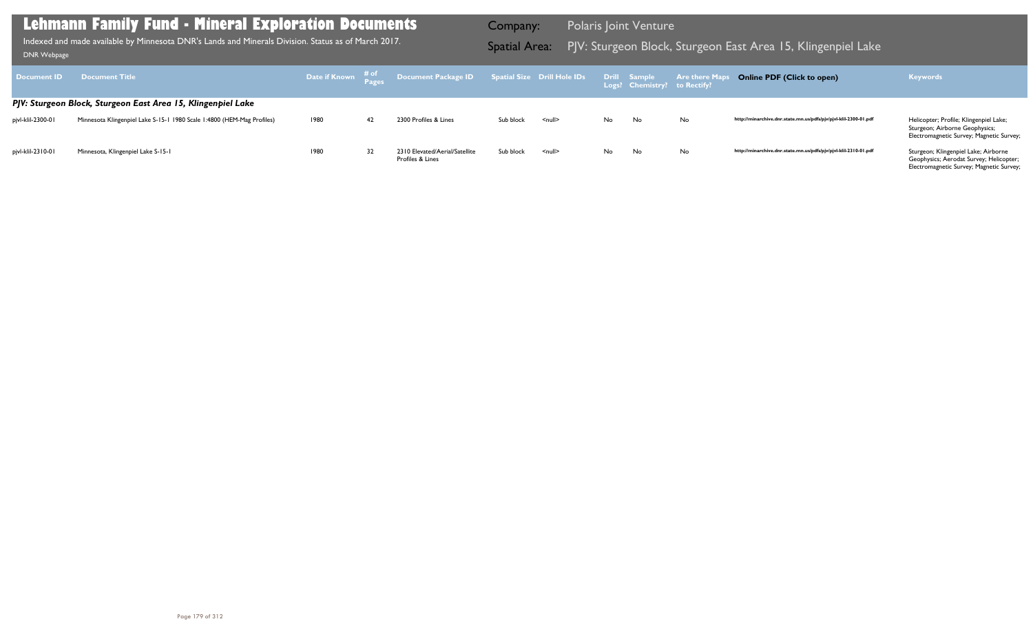# Lehmann Family Fund - Mineral Exploration Documents

Indexed and made available by Minnesota DNR's Lands and Minerals Division. Status as of March 2017.

DNR Webpage

Company: Polaris Joint Venture

Spatial Area: PJV: Sturgeon Block, Sturgeon East Area 15, Klingenpiel Lake

| Document ID | Document Title | Date if Known | # of Pages | Document Package ID | Spatial Size | Drill Hole IDs | Drill Logs? | Sample Chemistry? | Are there Maps to Rectify? | Online PDF (Click to open) | Keywords |
|---|---|---|---|---|---|---|---|---|---|---|---|
| ***PJV: Sturgeon Block, Sturgeon East Area 15, Klingenpiel Lake*** | | | | | | | | | | | |
| pjvl-klil-2300-01 | Minnesota Klingenpiel Lake S-15-1 1980 Scale 1:4800 (HEM-Mag Profiles) | 1980 | 42 | 2300 Profiles & Lines | Sub block | <null> | No | No | No | http://minarchive.dnr.state.mn.us/pdfs/pjv/pjvl-klil-2300-01.pdf | Helicopter; Profile; Klingenpiel Lake; Sturgeon; Airborne Geophysics; Electromagnetic Survey; Magnetic Survey; |
| pjvl-klil-2310-01 | Minnesota, Klingenpiel Lake S-15-1 | 1980 | 32 | 2310 Elevated/Aerial/Satellite Profiles & Lines | Sub block | <null> | No | No | No | http://minarchive.dnr.state.mn.us/pdfs/pjv/pjvl-klil-2310-01.pdf | Sturgeon; Klingenpiel Lake; Airborne Geophysics; Aerodat Survey; Helicopter; Electromagnetic Survey; Magnetic Survey; |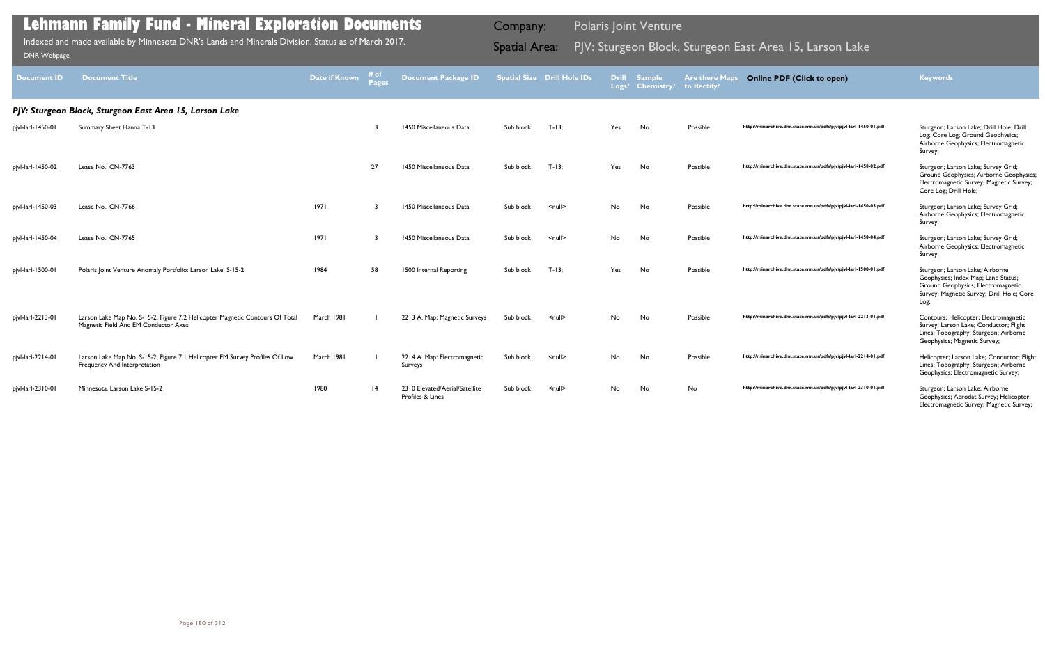# Lehmann Family Fund - Mineral Exploration Documents

Indexed and made available by Minnesota DNR's Lands and Minerals Division. Status as of March 2017.

DNR Webpage

Company: Polaris Joint Venture

Spatial Area: PJV: Sturgeon Block, Sturgeon East Area 15, Larson Lake

| Document ID | Document Title | Date if Known | # of Pages | Document Package ID | Spatial Size | Drill Hole IDs | Drill Logs? | Sample Chemistry? | Are there Maps to Rectify? | Online PDF (Click to open) | Keywords |
|---|---|---|---|---|---|---|---|---|---|---|---|
| ***PJV: Sturgeon Block, Sturgeon East Area 15, Larson Lake*** | | | | | | | | | | | |
| pjvl-larl-1450-01 | Summary Sheet Hanna T-13 | | 3 | 1450 Miscellaneous Data | Sub block | T-13; | Yes | No | Possible | http://minarchive.dnr.state.mn.us/pdfs/pjv/pjvl-larl-1450-01.pdf | Sturgeon; Larson Lake; Drill Hole; Drill Log; Core Log; Ground Geophysics; Airborne Geophysics; Electromagnetic Survey; |
| pjvl-larl-1450-02 | Lease No.: CN-7763 | | 27 | 1450 Miscellaneous Data | Sub block | T-13; | Yes | No | Possible | http://minarchive.dnr.state.mn.us/pdfs/pjv/pjvl-larl-1450-02.pdf | Sturgeon; Larson Lake; Survey Grid; Ground Geophysics; Airborne Geophysics; Electromagnetic Survey; Magnetic Survey; Core Log; Drill Hole; |
| pjvl-larl-1450-03 | Lease No.: CN-7766 | 1971 | 3 | 1450 Miscellaneous Data | Sub block | <null> | No | No | Possible | http://minarchive.dnr.state.mn.us/pdfs/pjv/pjvl-larl-1450-03.pdf | Sturgeon; Larson Lake; Survey Grid; Airborne Geophysics; Electromagnetic Survey; |
| pjvl-larl-1450-04 | Lease No.: CN-7765 | 1971 | 3 | 1450 Miscellaneous Data | Sub block | <null> | No | No | Possible | http://minarchive.dnr.state.mn.us/pdfs/pjv/pjvl-larl-1450-04.pdf | Sturgeon; Larson Lake; Survey Grid; Airborne Geophysics; Electromagnetic Survey; |
| pjvl-larl-1500-01 | Polaris Joint Venture Anomaly Portfolio: Larson Lake, S-15-2 | 1984 | 58 | 1500 Internal Reporting | Sub block | T-13; | Yes | No | Possible | http://minarchive.dnr.state.mn.us/pdfs/pjv/pjvl-larl-1500-01.pdf | Sturgeon; Larson Lake; Airborne Geophysics; Index Map; Land Status; Ground Geophysics; Electromagnetic Survey; Magnetic Survey; Drill Hole; Core Log; |
| pjvl-larl-2213-01 | Larson Lake Map No. S-15-2, Figure 7.2 Helicopter Magnetic Contours Of Total Magnetic Field And EM Conductor Axes | March 1981 | 1 | 2213 A. Map: Magnetic Surveys | Sub block | <null> | No | No | Possible | http://minarchive.dnr.state.mn.us/pdfs/pjv/pjvl-larl-2213-01.pdf | Contours; Helicopter; Electromagnetic Survey; Larson Lake; Conductor; Flight Lines; Topography; Sturgeon; Airborne Geophysics; Magnetic Survey; |
| pjvl-larl-2214-01 | Larson Lake Map No. S-15-2, Figure 7.1 Helicopter EM Survey Profiles Of Low Frequency And Interpretation | March 1981 | 1 | 2214 A. Map: Electromagnetic Surveys | Sub block | <null> | No | No | Possible | http://minarchive.dnr.state.mn.us/pdfs/pjv/pjvl-larl-2214-01.pdf | Helicopter; Larson Lake; Conductor; Flight Lines; Topography; Sturgeon; Airborne Geophysics; Electromagnetic Survey; |
| pjvl-larl-2310-01 | Minnesota, Larson Lake S-15-2 | 1980 | 14 | 2310 Elevated/Aerial/Satellite Profiles & Lines | Sub block | <null> | No | No | No | http://minarchive.dnr.state.mn.us/pdfs/pjv/pjvl-larl-2310-01.pdf | Sturgeon; Larson Lake; Airborne Geophysics; Aerodat Survey; Helicopter; Electromagnetic Survey; Magnetic Survey; |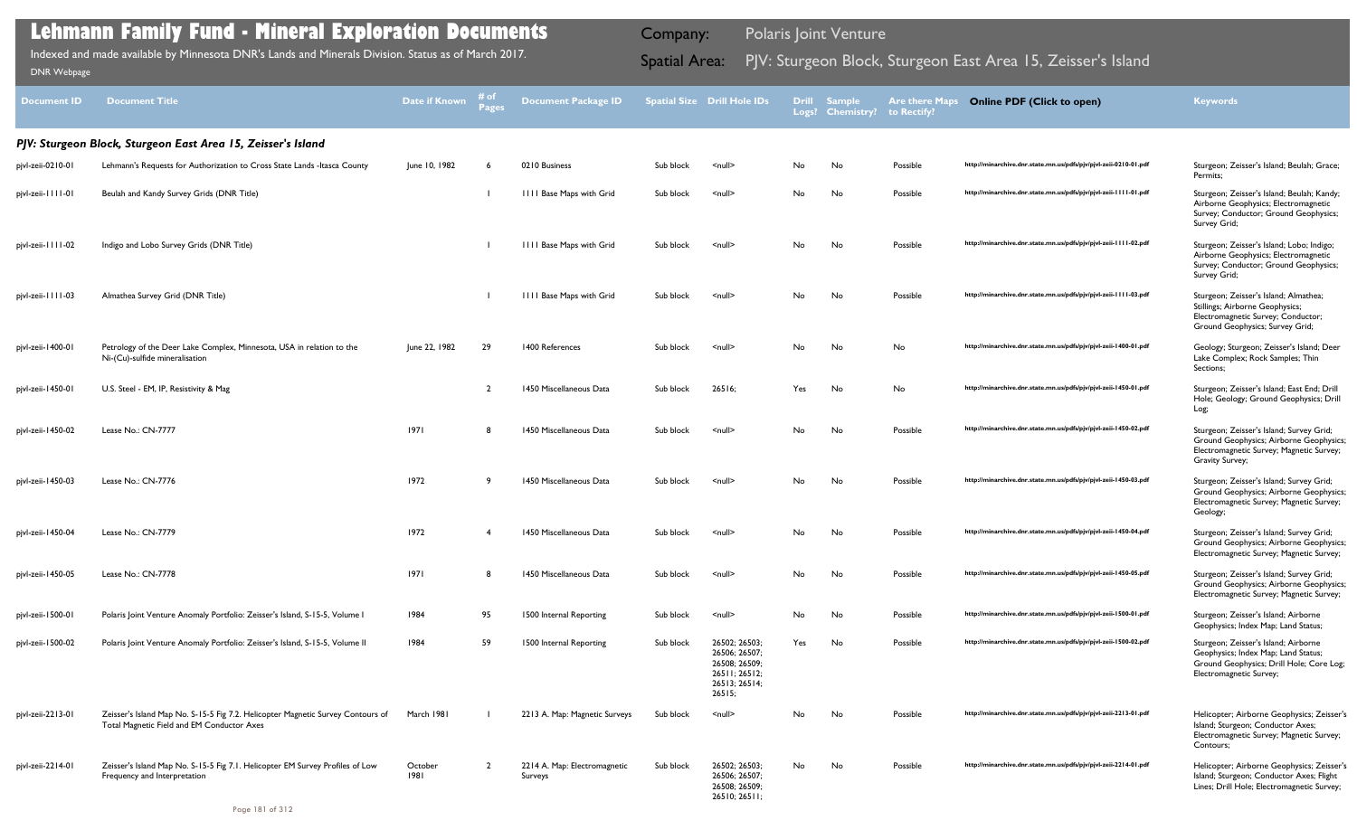# Lehmann Family Fund - Mineral Exploration Documents

Indexed and made available by Minnesota DNR's Lands and Minerals Division. Status as of March 2017.

DNR Webpage

Company: Polaris Joint Venture

Spatial Area: PJV: Sturgeon Block, Sturgeon East Area 15, Zeisser's Island

| Document ID | Document Title | Date if Known | # of Pages | Document Package ID | Spatial Size | Drill Hole IDs | Drill Logs? | Sample Chemistry? | Are there Maps to Rectify? | Online PDF (Click to open) | Keywords |
|---|---|---|---|---|---|---|---|---|---|---|---|
| **PJV: Sturgeon Block, Sturgeon East Area 15, Zeisser's Island** | | | | | | | | | | | |
| pjvl-zeii-0210-01 | Lehmann's Requests for Authorization to Cross State Lands -Itasca County | June 10, 1982 | 6 | 0210 Business | Sub block | <null> | No | No | Possible | http://minarchive.dnr.state.mn.us/pdfs/pjv/pjvl-zeii-0210-01.pdf | Sturgeon; Zeisser's Island; Beulah; Grace; Permits; |
| pjvl-zeii-1111-01 | Beulah and Kandy Survey Grids (DNR Title) | | 1 | 1111 Base Maps with Grid | Sub block | <null> | No | No | Possible | http://minarchive.dnr.state.mn.us/pdfs/pjv/pjvl-zeii-1111-01.pdf | Sturgeon; Zeisser's Island; Beulah; Kandy; Airborne Geophysics; Electromagnetic Survey; Conductor; Ground Geophysics; Survey Grid; |
| pjvl-zeii-1111-02 | Indigo and Lobo Survey Grids (DNR Title) | | 1 | 1111 Base Maps with Grid | Sub block | <null> | No | No | Possible | http://minarchive.dnr.state.mn.us/pdfs/pjv/pjvl-zeii-1111-02.pdf | Sturgeon; Zeisser's Island; Lobo; Indigo; Airborne Geophysics; Electromagnetic Survey; Conductor; Ground Geophysics; Survey Grid; |
| pjvl-zeii-1111-03 | Almathea Survey Grid (DNR Title) | | 1 | 1111 Base Maps with Grid | Sub block | <null> | No | No | Possible | http://minarchive.dnr.state.mn.us/pdfs/pjv/pjvl-zeii-1111-03.pdf | Sturgeon; Zeisser's Island; Almathea; Stillings; Airborne Geophysics; Electromagnetic Survey; Conductor; Ground Geophysics; Survey Grid; |
| pjvl-zeii-1400-01 | Petrology of the Deer Lake Complex, Minnesota, USA in relation to the Ni-(Cu)-sulfide mineralisation | June 22, 1982 | 29 | 1400 References | Sub block | <null> | No | No | No | http://minarchive.dnr.state.mn.us/pdfs/pjv/pjvl-zeii-1400-01.pdf | Geology; Sturgeon; Zeisser's Island; Deer Lake Complex; Rock Samples; Thin Sections; |
| pjvl-zeii-1450-01 | U.S. Steel - EM, IP, Resistivity & Mag | | 2 | 1450 Miscellaneous Data | Sub block | 26516; | Yes | No | No | http://minarchive.dnr.state.mn.us/pdfs/pjv/pjvl-zeii-1450-01.pdf | Sturgeon; Zeisser's Island; East End; Drill Hole; Geology; Ground Geophysics; Drill Log; |
| pjvl-zeii-1450-02 | Lease No.: CN-7777 | 1971 | 8 | 1450 Miscellaneous Data | Sub block | <null> | No | No | Possible | http://minarchive.dnr.state.mn.us/pdfs/pjv/pjvl-zeii-1450-02.pdf | Sturgeon; Zeisser's Island; Survey Grid; Ground Geophysics; Airborne Geophysics; Electromagnetic Survey; Magnetic Survey; Gravity Survey; |
| pjvl-zeii-1450-03 | Lease No.: CN-7776 | 1972 | 9 | 1450 Miscellaneous Data | Sub block | <null> | No | No | Possible | http://minarchive.dnr.state.mn.us/pdfs/pjv/pjvl-zeii-1450-03.pdf | Sturgeon; Zeisser's Island; Survey Grid; Ground Geophysics; Airborne Geophysics; Electromagnetic Survey; Magnetic Survey; Geology; |
| pjvl-zeii-1450-04 | Lease No.: CN-7779 | 1972 | 4 | 1450 Miscellaneous Data | Sub block | <null> | No | No | Possible | http://minarchive.dnr.state.mn.us/pdfs/pjv/pjvl-zeii-1450-04.pdf | Sturgeon; Zeisser's Island; Survey Grid; Ground Geophysics; Airborne Geophysics; Electromagnetic Survey; Magnetic Survey; |
| pjvl-zeii-1450-05 | Lease No.: CN-7778 | 1971 | 8 | 1450 Miscellaneous Data | Sub block | <null> | No | No | Possible | http://minarchive.dnr.state.mn.us/pdfs/pjv/pjvl-zeii-1450-05.pdf | Sturgeon; Zeisser's Island; Survey Grid; Ground Geophysics; Airborne Geophysics; Electromagnetic Survey; Magnetic Survey; |
| pjvl-zeii-1500-01 | Polaris Joint Venture Anomaly Portfolio: Zeisser's Island, S-15-5, Volume I | 1984 | 95 | 1500 Internal Reporting | Sub block | <null> | No | No | Possible | http://minarchive.dnr.state.mn.us/pdfs/pjv/pjvl-zeii-1500-01.pdf | Sturgeon; Zeisser's Island; Airborne Geophysics; Index Map; Land Status; |
| pjvl-zeii-1500-02 | Polaris Joint Venture Anomaly Portfolio: Zeisser's Island, S-15-5, Volume II | 1984 | 59 | 1500 Internal Reporting | Sub block | 26502; 26503; 26506; 26507; 26508; 26509; 26511; 26512; 26513; 26514; 26515; | Yes | No | Possible | http://minarchive.dnr.state.mn.us/pdfs/pjv/pjvl-zeii-1500-02.pdf | Sturgeon; Zeisser's Island; Airborne Geophysics; Index Map; Land Status; Ground Geophysics; Drill Hole; Core Log; Electromagnetic Survey; |
| pjvl-zeii-2213-01 | Zeisser's Island Map No. S-15-5 Fig 7.2. Helicopter Magnetic Survey Contours of Total Magnetic Field and EM Conductor Axes | March 1981 | 1 | 2213 A. Map: Magnetic Surveys | Sub block | <null> | No | No | Possible | http://minarchive.dnr.state.mn.us/pdfs/pjv/pjvl-zeii-2213-01.pdf | Helicopter; Airborne Geophysics; Zeisser's Island; Sturgeon; Conductor Axes; Electromagnetic Survey; Magnetic Survey; Contours; |
| pjvl-zeii-2214-01 | Zeisser's Island Map No. S-15-5 Fig 7.1. Helicopter EM Survey Profiles of Low Frequency and Interpretation | October 1981 | 2 | 2214 A. Map: Electromagnetic Surveys | Sub block | 26502; 26503; 26506; 26507; 26508; 26509; 26510; 26511; | No | No | Possible | http://minarchive.dnr.state.mn.us/pdfs/pjv/pjvl-zeii-2214-01.pdf | Helicopter; Airborne Geophysics; Zeisser's Island; Sturgeon; Conductor Axes; Flight Lines; Drill Hole; Electromagnetic Survey; |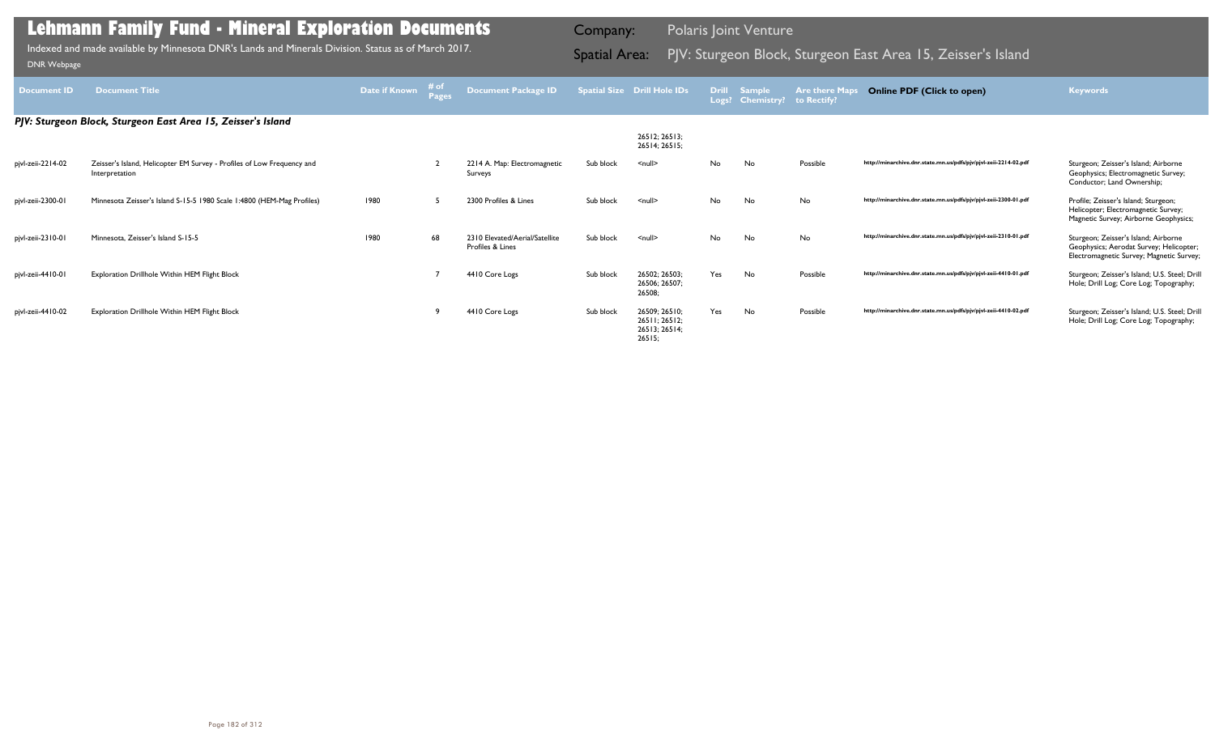# Lehmann Family Fund - Mineral Exploration Documents

Indexed and made available by Minnesota DNR's Lands and Minerals Division. Status as of March 2017.

DNR Webpage

Company: Polaris Joint Venture

Spatial Area: PJV: Sturgeon Block, Sturgeon East Area 15, Zeisser's Island

| Document ID | Document Title | Date if Known | # of Pages | Document Package ID | Spatial Size | Drill Hole IDs | Drill Logs? | Sample Chemistry? | Are there Maps to Rectify? | Online PDF (Click to open) | Keywords |
|---|---|---|---|---|---|---|---|---|---|---|---|
| ***PJV: Sturgeon Block, Sturgeon East Area 15, Zeisser's Island*** | | | | | | | | | | | |
| | | | | | | 26512; 26513; 26514; 26515; | | | | | |
| pjvl-zeii-2214-02 | Zeisser's Island, Helicopter EM Survey - Profiles of Low Frequency and Interpretation | | 2 | 2214 A. Map: Electromagnetic Surveys | Sub block | <null> | No | No | Possible | http://minarchive.dnr.state.mn.us/pdfs/pjv/pjvl-zeii-2214-02.pdf | Sturgeon; Zeisser's Island; Airborne Geophysics; Electromagnetic Survey; Conductor; Land Ownership; |
| pjvl-zeii-2300-01 | Minnesota Zeisser's Island S-15-5 1980 Scale 1:4800 (HEM-Mag Profiles) | 1980 | 5 | 2300 Profiles & Lines | Sub block | <null> | No | No | No | http://minarchive.dnr.state.mn.us/pdfs/pjv/pjvl-zeii-2300-01.pdf | Profile; Zeisser's Island; Sturgeon; Helicopter; Electromagnetic Survey; Magnetic Survey; Airborne Geophysics; |
| pjvl-zeii-2310-01 | Minnesota, Zeisser's Island S-15-5 | 1980 | 68 | 2310 Elevated/Aerial/Satellite Profiles & Lines | Sub block | <null> | No | No | No | http://minarchive.dnr.state.mn.us/pdfs/pjv/pjvl-zeii-2310-01.pdf | Sturgeon; Zeisser's Island; Airborne Geophysics; Aerodat Survey; Helicopter; Electromagnetic Survey; Magnetic Survey; |
| pjvl-zeii-4410-01 | Exploration Drillhole Within HEM Flight Block | | 7 | 4410 Core Logs | Sub block | 26502; 26503; 26506; 26507; 26508; | Yes | No | Possible | http://minarchive.dnr.state.mn.us/pdfs/pjv/pjvl-zeii-4410-01.pdf | Sturgeon; Zeisser's Island; U.S. Steel; Drill Hole; Drill Log; Core Log; Topography; |
| pjvl-zeii-4410-02 | Exploration Drillhole Within HEM Flight Block | | 9 | 4410 Core Logs | Sub block | 26509; 26510; 26511; 26512; 26513; 26514; 26515; | Yes | No | Possible | http://minarchive.dnr.state.mn.us/pdfs/pjv/pjvl-zeii-4410-02.pdf | Sturgeon; Zeisser's Island; U.S. Steel; Drill Hole; Drill Log; Core Log; Topography; |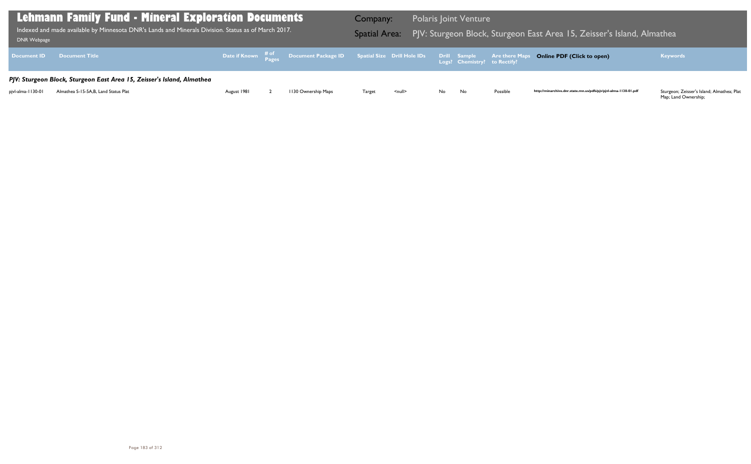# Lehmann Family Fund - Mineral Exploration Documents

Indexed and made available by Minnesota DNR's Lands and Minerals Division. Status as of March 2017.

DNR Webpage

**Company:** Polaris Joint Venture

**Spatial Area:** PJV: Sturgeon Block, Sturgeon East Area 15, Zeisser's Island, Almathea

| Document ID | Document Title | Date if Known | # of Pages | Document Package ID | Spatial Size | Drill Hole IDs | Drill Logs? | Sample Chemistry? | Are there Maps to Rectify? | Online PDF (Click to open) | Keywords |
|---|---|---|---|---|---|---|---|---|---|---|---|
| ***PJV: Sturgeon Block, Sturgeon East Area 15, Zeisser's Island, Almathea*** | | | | | | | | | | | |
| pjvl-alma-1130-01 | Almathea S-15-5A,B, Land Status Plat | August 1981 | 2 | 1130 Ownership Maps | Target | <null> | No | No | Possible | http://minarchive.dnr.state.mn.us/pdfs/pjv/pjvl-alma-1130-01.pdf | Sturgeon; Zeisser's Island; Almathea; Plat Map; Land Ownership; |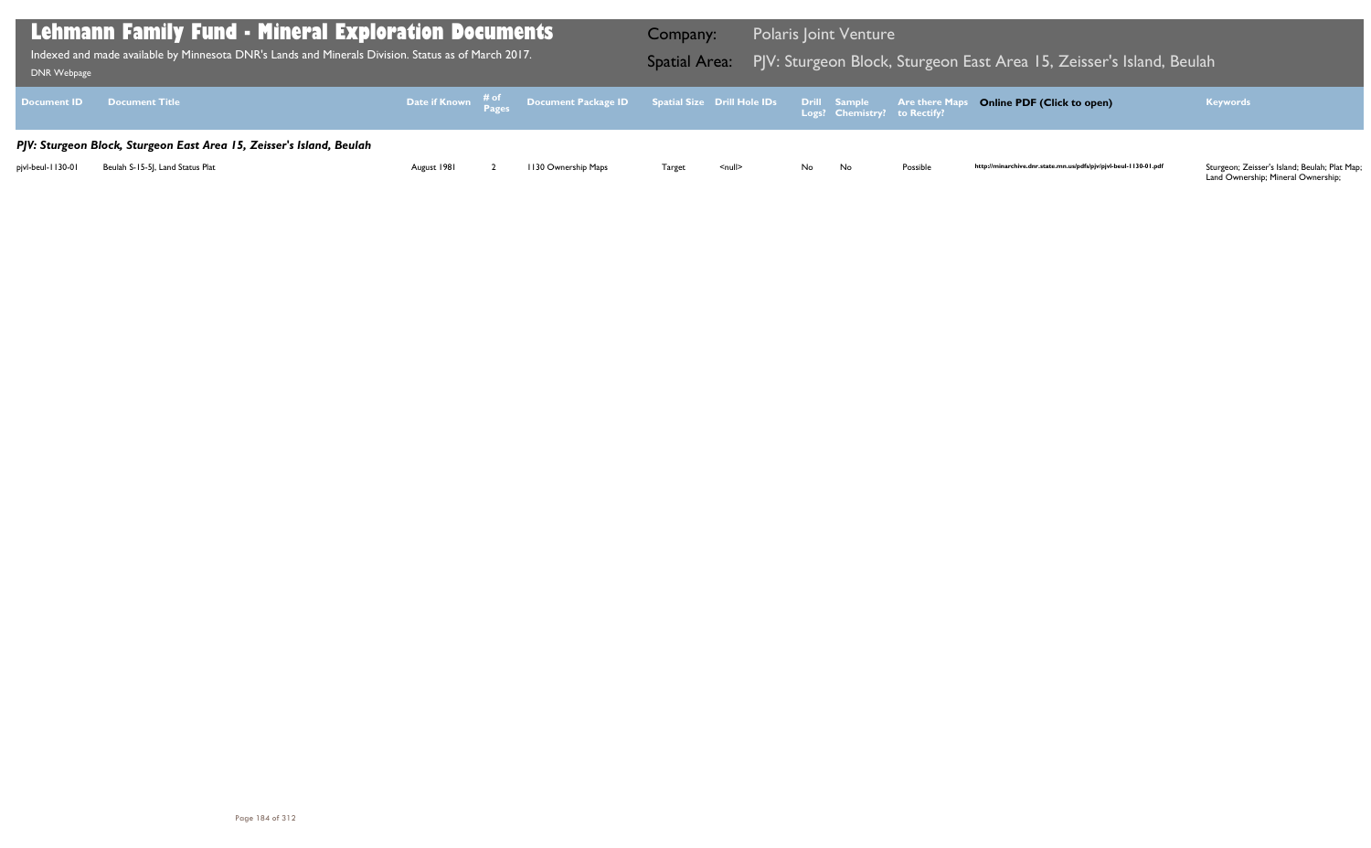# Lehmann Family Fund - Mineral Exploration Documents

Indexed and made available by Minnesota DNR's Lands and Minerals Division. Status as of March 2017.

DNR Webpage

**Company:** Polaris Joint Venture

**Spatial Area:** PJV: Sturgeon Block, Sturgeon East Area 15, Zeisser's Island, Beulah

| Document ID | Document Title | Date if Known | # of Pages | Document Package ID | Spatial Size | Drill Hole IDs | Drill Logs? | Sample Chemistry? | Are there Maps to Rectify? | Online PDF (Click to open) | Keywords |
|---|---|---|---|---|---|---|---|---|---|---|---|
| ***PJV: Sturgeon Block, Sturgeon East Area 15, Zeisser's Island, Beulah*** | | | | | | | | | | | |
| pjvl-beul-1130-01 | Beulah S-15-5J, Land Status Plat | August 1981 | 2 | 1130 Ownership Maps | Target | <null> | No | No | Possible | http://minarchive.dnr.state.mn.us/pdfs/pjv/pjvl-beul-1130-01.pdf | Sturgeon; Zeisser's Island; Beulah; Plat Map; Land Ownership; Mineral Ownership; |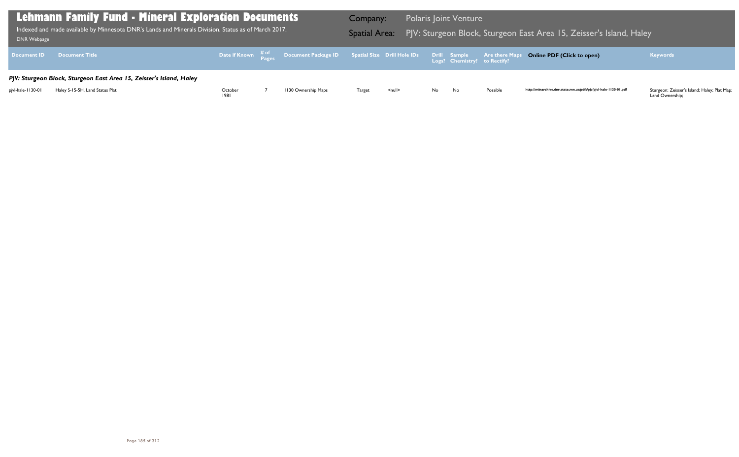# Lehmann Family Fund - Mineral Exploration Documents

Indexed and made available by Minnesota DNR's Lands and Minerals Division. Status as of March 2017.

DNR Webpage

**Company:** Polaris Joint Venture

**Spatial Area:** PJV: Sturgeon Block, Sturgeon East Area 15, Zeisser's Island, Haley

| Document ID | Document Title | Date if Known | # of Pages | Document Package ID | Spatial Size | Drill Hole IDs | Drill Logs? | Sample Chemistry? | Are there Maps to Rectify? | Online PDF (Click to open) | Keywords |
|---|---|---|---|---|---|---|---|---|---|---|---|
| ***PJV: Sturgeon Block, Sturgeon East Area 15, Zeisser's Island, Haley*** | | | | | | | | | | | |
| pjvl-hale-1130-01 | Haley S-15-5H, Land Status Plat | October 1981 | 7 | 1130 Ownership Maps | Target | <null> | No | No | Possible | http://minarchive.dnr.state.mn.us/pdfs/pjv/pjvl-hale-1130-01.pdf | Sturgeon; Zeisser's Island; Haley; Plat Map; Land Ownership; |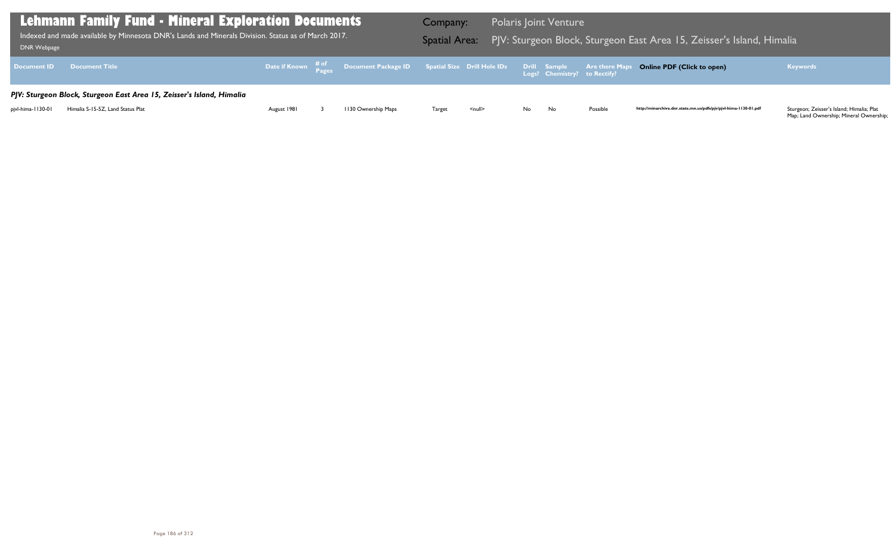# Lehmann Family Fund - Mineral Exploration Documents

Indexed and made available by Minnesota DNR's Lands and Minerals Division. Status as of March 2017.

DNR Webpage

**Company:** Polaris Joint Venture

**Spatial Area:** PJV: Sturgeon Block, Sturgeon East Area 15, Zeisser's Island, Himalia

| Document ID | Document Title | Date if Known | # of Pages | Document Package ID | Spatial Size | Drill Hole IDs | Drill Logs? | Sample Chemistry? | Are there Maps to Rectify? | Online PDF (Click to open) | Keywords |
|---|---|---|---|---|---|---|---|---|---|---|---|
| ***PJV: Sturgeon Block, Sturgeon East Area 15, Zeisser's Island, Himalia*** | | | | | | | | | | | |
| pjvl-hima-1130-01 | Himalia S-15-5Z, Land Status Plat | August 1981 | 3 | 1130 Ownership Maps | Target | <null> | No | No | Possible | http://minarchive.dnr.state.mn.us/pdfs/pjv/pjvl-hima-1130-01.pdf | Sturgeon; Zeisser's Island; Himalia; Plat Map; Land Ownership; Mineral Ownership; |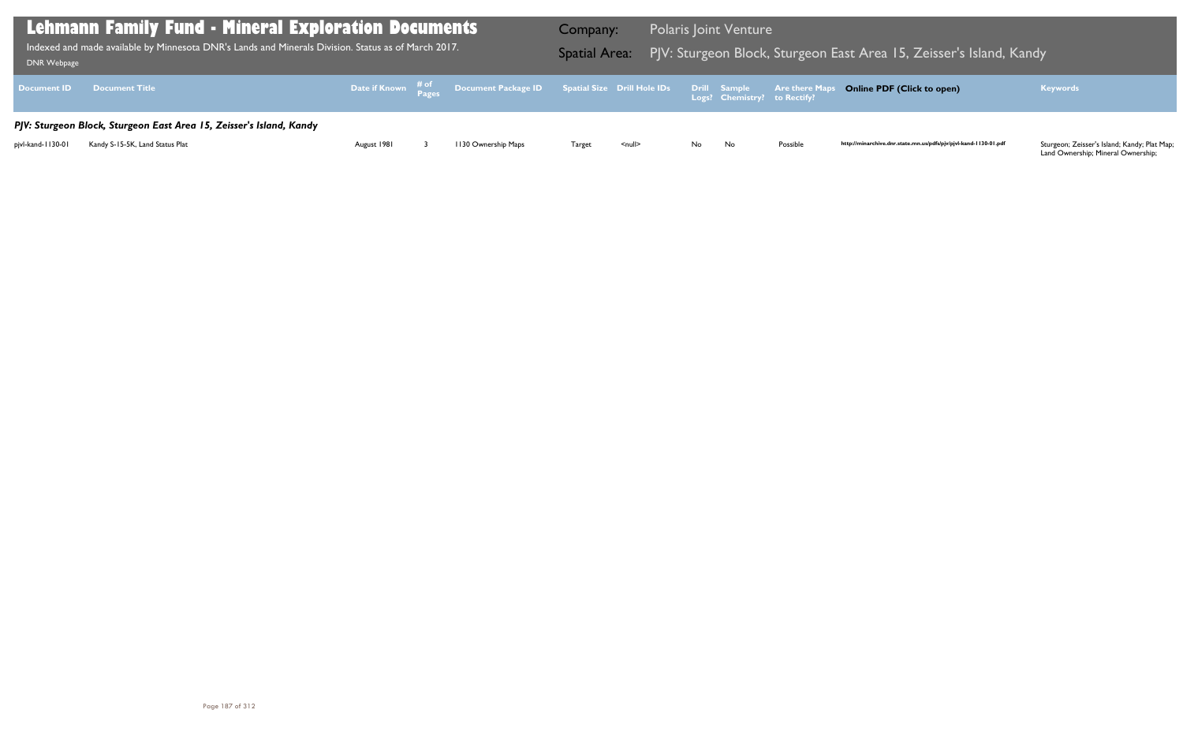# Lehmann Family Fund - Mineral Exploration Documents

Indexed and made available by Minnesota DNR's Lands and Minerals Division. Status as of March 2017.

DNR Webpage

**Company:** Polaris Joint Venture

**Spatial Area:** PJV: Sturgeon Block, Sturgeon East Area 15, Zeisser's Island, Kandy

| Document ID | Document Title | Date if Known | # of Pages | Document Package ID | Spatial Size | Drill Hole IDs | Drill Logs? | Sample Chemistry? | Are there Maps to Rectify? | Online PDF (Click to open) | Keywords |
|---|---|---|---|---|---|---|---|---|---|---|---|
| ***PJV: Sturgeon Block, Sturgeon East Area 15, Zeisser's Island, Kandy*** | | | | | | | | | | | |
| pjvl-kand-1130-01 | Kandy S-15-5K, Land Status Plat | August 1981 | 3 | 1130 Ownership Maps | Target | <null> | No | No | Possible | http://minarchive.dnr.state.mn.us/pdfs/pjv/pjvl-kand-1130-01.pdf | Sturgeon; Zeisser's Island; Kandy; Plat Map; Land Ownership; Mineral Ownership; |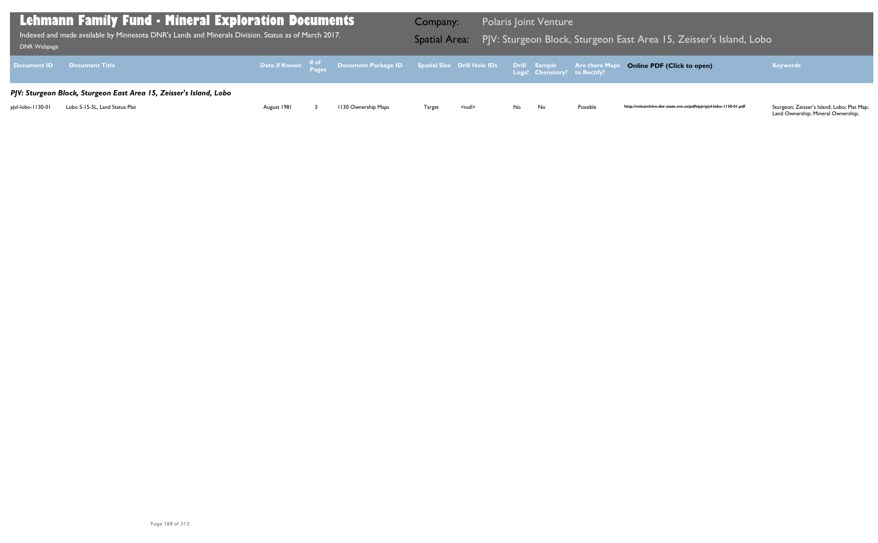# Lehmann Family Fund - Mineral Exploration Documents

Indexed and made available by Minnesota DNR's Lands and Minerals Division. Status as of March 2017.

DNR Webpage

**Company:** Polaris Joint Venture

**Spatial Area:** PJV: Sturgeon Block, Sturgeon East Area 15, Zeisser's Island, Lobo

| Document ID | Document Title | Date if Known | # of Pages | Document Package ID | Spatial Size | Drill Hole IDs | Drill Logs? | Sample Chemistry? | Are there Maps to Rectify? | Online PDF (Click to open) | Keywords |
|---|---|---|---|---|---|---|---|---|---|---|---|
| ***PJV: Sturgeon Block, Sturgeon East Area 15, Zeisser's Island, Lobo*** | | | | | | | | | | | |
| pjvl-lobo-1130-01 | Lobo S-15-5L, Land Status Plat | August 1981 | 3 | 1130 Ownership Maps | Target | <null> | No | No | Possible | http://minarchive.dnr.state.mn.us/pdfs/pjv/pjvl-lobo-1130-01.pdf | Sturgeon; Zeisser's Island; Lobo; Plat Map; Land Ownership; Mineral Ownership; |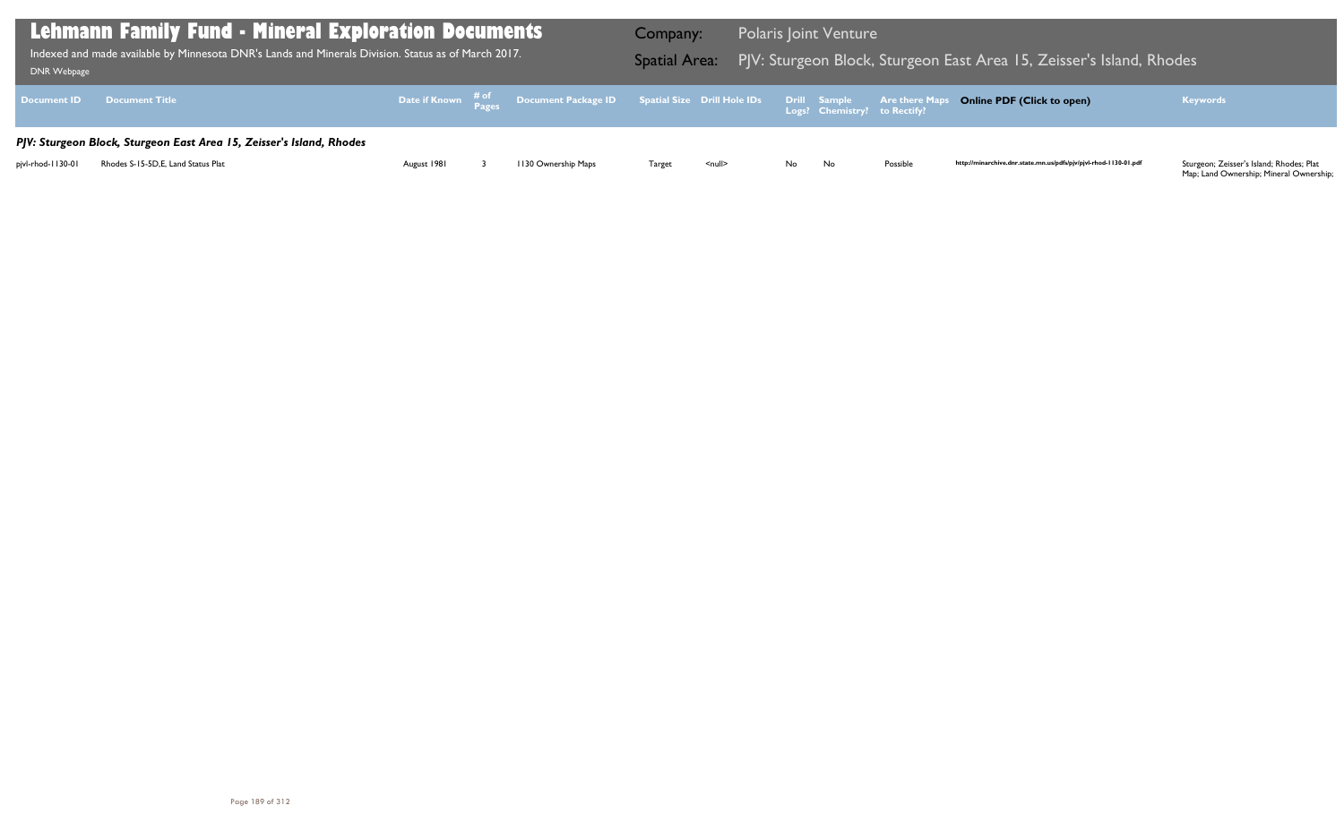# Lehmann Family Fund - Mineral Exploration Documents

Indexed and made available by Minnesota DNR's Lands and Minerals Division. Status as of March 2017.

DNR Webpage

**Company:** Polaris Joint Venture

**Spatial Area:** PJV: Sturgeon Block, Sturgeon East Area 15, Zeisser's Island, Rhodes

| Document ID | Document Title | Date if Known | # of Pages | Document Package ID | Spatial Size | Drill Hole IDs | Drill Logs? | Sample Chemistry? | Are there Maps to Rectify? | Online PDF (Click to open) | Keywords |
|---|---|---|---|---|---|---|---|---|---|---|---|
| ***PJV: Sturgeon Block, Sturgeon East Area 15, Zeisser's Island, Rhodes*** | | | | | | | | | | | |
| pjvl-rhod-1130-01 | Rhodes S-15-5D,E, Land Status Plat | August 1981 | 3 | 1130 Ownership Maps | Target | <null> | No | No | Possible | http://minarchive.dnr.state.mn.us/pdfs/pjv/pjvl-rhod-1130-01.pdf | Sturgeon; Zeisser's Island; Rhodes; Plat Map; Land Ownership; Mineral Ownership; |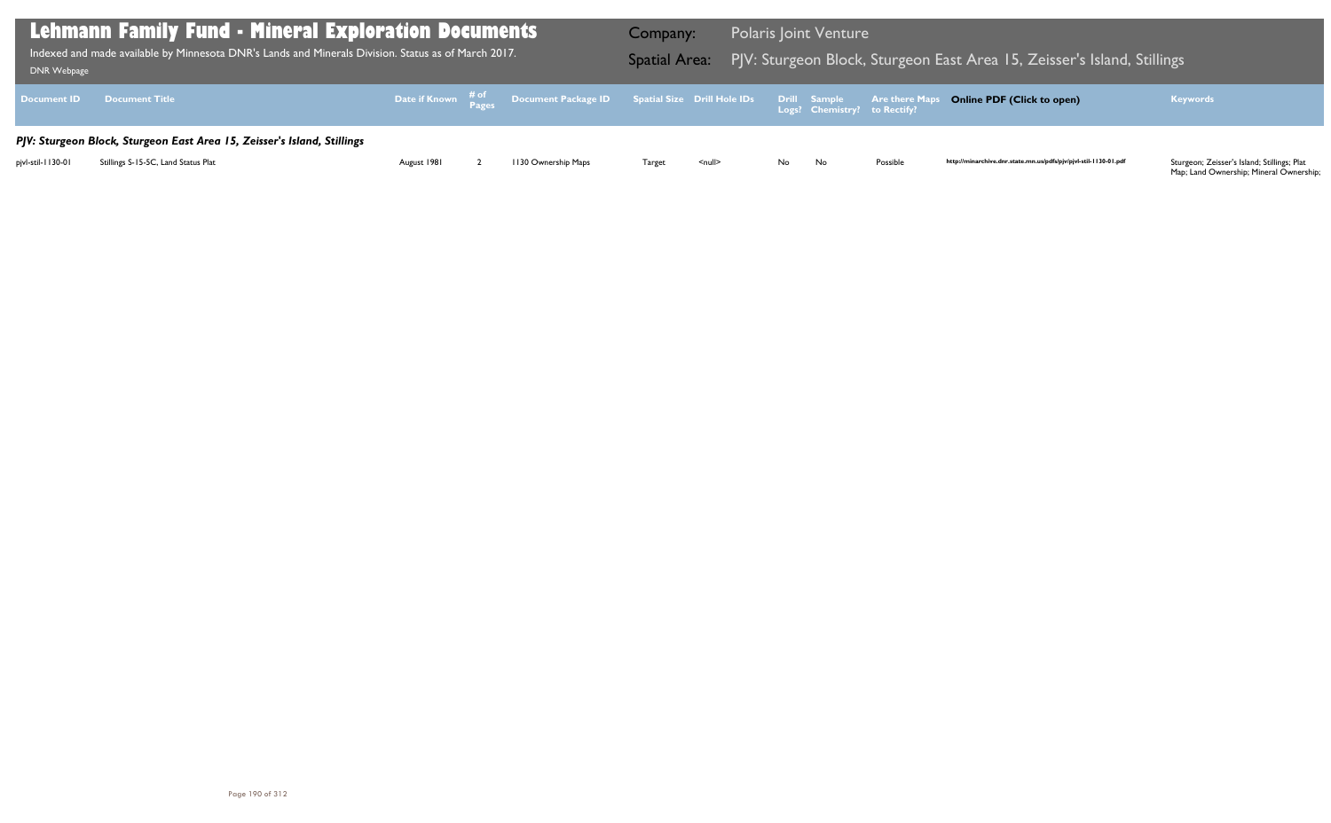# Lehmann Family Fund - Mineral Exploration Documents

Indexed and made available by Minnesota DNR's Lands and Minerals Division. Status as of March 2017.

DNR Webpage

**Company:** Polaris Joint Venture

**Spatial Area:** PJV: Sturgeon Block, Sturgeon East Area 15, Zeisser's Island, Stillings

| Document ID | Document Title | Date if Known | # of Pages | Document Package ID | Spatial Size | Drill Hole IDs | Drill Logs? | Sample Chemistry? | Are there Maps to Rectify? | Online PDF (Click to open) | Keywords |
|---|---|---|---|---|---|---|---|---|---|---|---|
| ***PJV: Sturgeon Block, Sturgeon East Area 15, Zeisser's Island, Stillings*** | | | | | | | | | | | |
| pjvl-stil-1130-01 | Stillings S-15-5C, Land Status Plat | August 1981 | 2 | 1130 Ownership Maps | Target | <null> | No | No | Possible | http://minarchive.dnr.state.mn.us/pdfs/pjv/pjvl-stil-1130-01.pdf | Sturgeon; Zeisser's Island; Stillings; Plat Map; Land Ownership; Mineral Ownership; |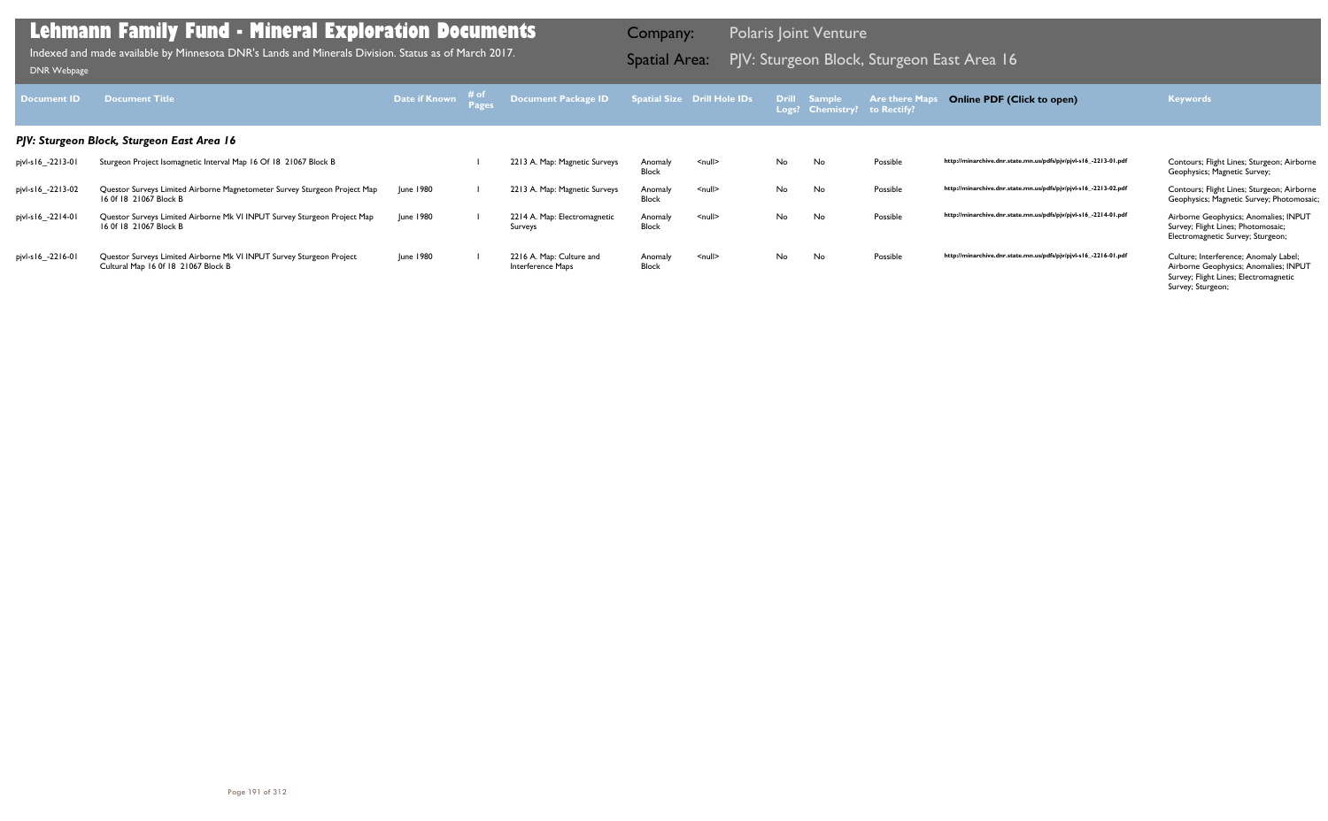# Lehmann Family Fund - Mineral Exploration Documents

Indexed and made available by Minnesota DNR's Lands and Minerals Division. Status as of March 2017.

DNR Webpage

Company: Polaris Joint Venture

Spatial Area: PJV: Sturgeon Block, Sturgeon East Area 16

| Document ID | Document Title | Date if Known | # of Pages | Document Package ID | Spatial Size | Drill Hole IDs | Drill Logs? | Sample Chemistry? | Are there Maps to Rectify? | Online PDF (Click to open) | Keywords |
|---|---|---|---|---|---|---|---|---|---|---|---|
| ***PJV: Sturgeon Block, Sturgeon East Area 16*** | | | | | | | | | | | |
| pjvl-s16_-2213-01 | Sturgeon Project Isomagnetic Interval Map 16 Of 18 21067 Block B | | 1 | 2213 A. Map: Magnetic Surveys | Anomaly Block | <null> | No | No | Possible | http://minarchive.dnr.state.mn.us/pdfs/pjv/pjvl-s16_-2213-01.pdf | Contours; Flight Lines; Sturgeon; Airborne Geophysics; Magnetic Survey; |
| pjvl-s16_-2213-02 | Questor Surveys Limited Airborne Magnetometer Survey Sturgeon Project Map 16 0f 18 21067 Block B | June 1980 | 1 | 2213 A. Map: Magnetic Surveys | Anomaly Block | <null> | No | No | Possible | http://minarchive.dnr.state.mn.us/pdfs/pjv/pjvl-s16_-2213-02.pdf | Contours; Flight Lines; Sturgeon; Airborne Geophysics; Magnetic Survey; Photomosaic; |
| pjvl-s16_-2214-01 | Questor Surveys Limited Airborne Mk VI INPUT Survey Sturgeon Project Map 16 0f 18 21067 Block B | June 1980 | 1 | 2214 A. Map: Electromagnetic Surveys | Anomaly Block | <null> | No | No | Possible | http://minarchive.dnr.state.mn.us/pdfs/pjv/pjvl-s16_-2214-01.pdf | Airborne Geophysics; Anomalies; INPUT Survey; Flight Lines; Photomosaic; Electromagnetic Survey; Sturgeon; |
| pjvl-s16_-2216-01 | Questor Surveys Limited Airborne Mk VI INPUT Survey Sturgeon Project Cultural Map 16 0f 18 21067 Block B | June 1980 | 1 | 2216 A. Map: Culture and Interference Maps | Anomaly Block | <null> | No | No | Possible | http://minarchive.dnr.state.mn.us/pdfs/pjv/pjvl-s16_-2216-01.pdf | Culture; Interference; Anomaly Label; Airborne Geophysics; Anomalies; INPUT Survey; Flight Lines; Electromagnetic Survey; Sturgeon; |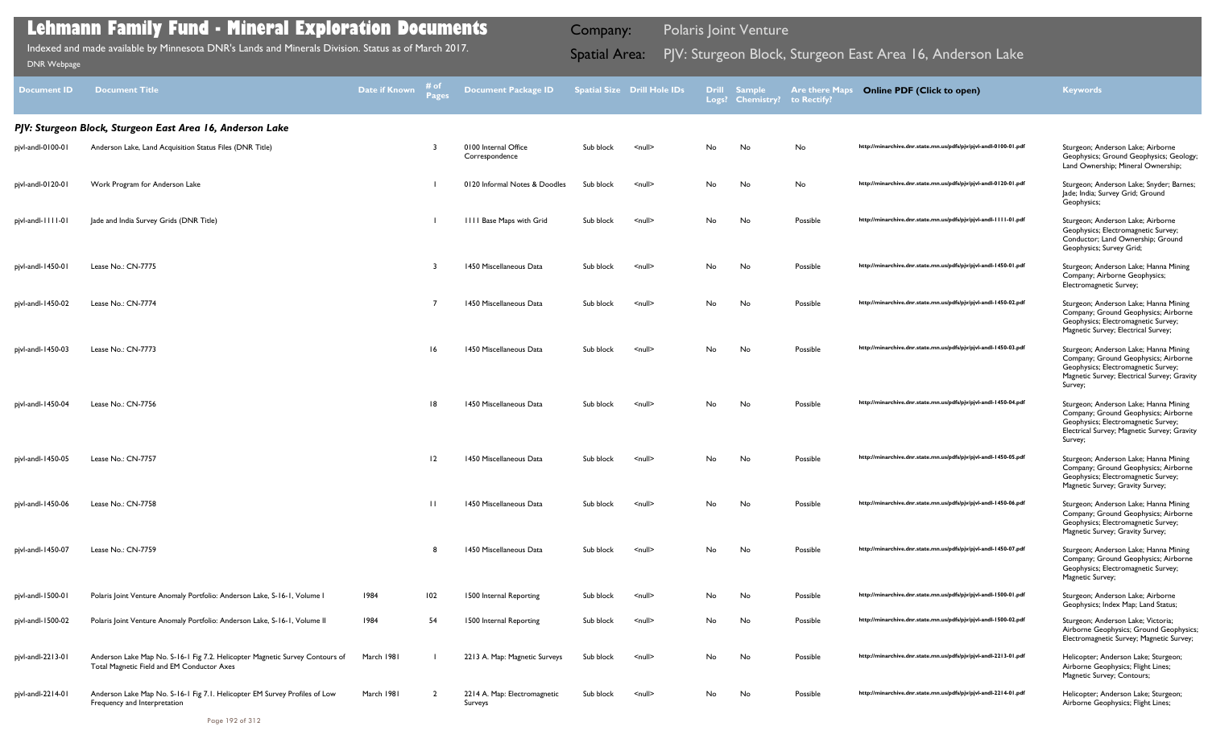# Lehmann Family Fund - Mineral Exploration Documents

Indexed and made available by Minnesota DNR's Lands and Minerals Division. Status as of March 2017.

DNR Webpage

**Company:** Polaris Joint Venture

**Spatial Area:** PJV: Sturgeon Block, Sturgeon East Area 16, Anderson Lake

| Document ID | Document Title | Date if Known | # of Pages | Document Package ID | Spatial Size | Drill Hole IDs | Drill Logs? | Sample Chemistry? | Are there Maps to Rectify? | Online PDF (Click to open) | Keywords |
|---|---|---|---|---|---|---|---|---|---|---|---|
| ***PJV: Sturgeon Block, Sturgeon East Area 16, Anderson Lake*** | | | | | | | | | | | |
| pjvl-andl-0100-01 | Anderson Lake, Land Acquisition Status Files (DNR Title) | | 3 | 0100 Internal Office Correspondence | Sub block | <null> | No | No | No | http://minarchive.dnr.state.mn.us/pdfs/pjv/pjvl-andl-0100-01.pdf | Sturgeon; Anderson Lake; Airborne Geophysics; Ground Geophysics; Geology; Land Ownership; Mineral Ownership; |
| pjvl-andl-0120-01 | Work Program for Anderson Lake | | 1 | 0120 Informal Notes & Doodles | Sub block | <null> | No | No | No | http://minarchive.dnr.state.mn.us/pdfs/pjv/pjvl-andl-0120-01.pdf | Sturgeon; Anderson Lake; Snyder; Barnes; Jade; India; Survey Grid; Ground Geophysics; |
| pjvl-andl-1111-01 | Jade and India Survey Grids (DNR Title) | | 1 | 1111 Base Maps with Grid | Sub block | <null> | No | No | Possible | http://minarchive.dnr.state.mn.us/pdfs/pjv/pjvl-andl-1111-01.pdf | Sturgeon; Anderson Lake; Airborne Geophysics; Electromagnetic Survey; Conductor; Land Ownership; Ground Geophysics; Survey Grid; |
| pjvl-andl-1450-01 | Lease No.: CN-7775 | | 3 | 1450 Miscellaneous Data | Sub block | <null> | No | No | Possible | http://minarchive.dnr.state.mn.us/pdfs/pjv/pjvl-andl-1450-01.pdf | Sturgeon; Anderson Lake; Hanna Mining Company; Airborne Geophysics; Electromagnetic Survey; |
| pjvl-andl-1450-02 | Lease No.: CN-7774 | | 7 | 1450 Miscellaneous Data | Sub block | <null> | No | No | Possible | http://minarchive.dnr.state.mn.us/pdfs/pjv/pjvl-andl-1450-02.pdf | Sturgeon; Anderson Lake; Hanna Mining Company; Ground Geophysics; Airborne Geophysics; Electromagnetic Survey; Magnetic Survey; Electrical Survey; |
| pjvl-andl-1450-03 | Lease No.: CN-7773 | | 16 | 1450 Miscellaneous Data | Sub block | <null> | No | No | Possible | http://minarchive.dnr.state.mn.us/pdfs/pjv/pjvl-andl-1450-03.pdf | Sturgeon; Anderson Lake; Hanna Mining Company; Ground Geophysics; Airborne Geophysics; Electromagnetic Survey; Magnetic Survey; Electrical Survey; Gravity Survey; |
| pjvl-andl-1450-04 | Lease No.: CN-7756 | | 18 | 1450 Miscellaneous Data | Sub block | <null> | No | No | Possible | http://minarchive.dnr.state.mn.us/pdfs/pjv/pjvl-andl-1450-04.pdf | Sturgeon; Anderson Lake; Hanna Mining Company; Ground Geophysics; Airborne Geophysics; Electromagnetic Survey; Electrical Survey; Magnetic Survey; Gravity Survey; |
| pjvl-andl-1450-05 | Lease No.: CN-7757 | | 12 | 1450 Miscellaneous Data | Sub block | <null> | No | No | Possible | http://minarchive.dnr.state.mn.us/pdfs/pjv/pjvl-andl-1450-05.pdf | Sturgeon; Anderson Lake; Hanna Mining Company; Ground Geophysics; Airborne Geophysics; Electromagnetic Survey; Magnetic Survey; Gravity Survey; |
| pjvl-andl-1450-06 | Lease No.: CN-7758 | | 11 | 1450 Miscellaneous Data | Sub block | <null> | No | No | Possible | http://minarchive.dnr.state.mn.us/pdfs/pjv/pjvl-andl-1450-06.pdf | Sturgeon; Anderson Lake; Hanna Mining Company; Ground Geophysics; Airborne Geophysics; Electromagnetic Survey; Magnetic Survey; Gravity Survey; |
| pjvl-andl-1450-07 | Lease No.: CN-7759 | | 8 | 1450 Miscellaneous Data | Sub block | <null> | No | No | Possible | http://minarchive.dnr.state.mn.us/pdfs/pjv/pjvl-andl-1450-07.pdf | Sturgeon; Anderson Lake; Hanna Mining Company; Ground Geophysics; Airborne Geophysics; Electromagnetic Survey; Magnetic Survey; |
| pjvl-andl-1500-01 | Polaris Joint Venture Anomaly Portfolio: Anderson Lake, S-16-1, Volume I | 1984 | 102 | 1500 Internal Reporting | Sub block | <null> | No | No | Possible | http://minarchive.dnr.state.mn.us/pdfs/pjv/pjvl-andl-1500-01.pdf | Sturgeon; Anderson Lake; Airborne Geophysics; Index Map; Land Status; |
| pjvl-andl-1500-02 | Polaris Joint Venture Anomaly Portfolio: Anderson Lake, S-16-1, Volume II | 1984 | 54 | 1500 Internal Reporting | Sub block | <null> | No | No | Possible | http://minarchive.dnr.state.mn.us/pdfs/pjv/pjvl-andl-1500-02.pdf | Sturgeon; Anderson Lake; Victoria; Airborne Geophysics; Ground Geophysics; Electromagnetic Survey; Magnetic Survey; |
| pjvl-andl-2213-01 | Anderson Lake Map No. S-16-1 Fig 7.2. Helicopter Magnetic Survey Contours of Total Magnetic Field and EM Conductor Axes | March 1981 | 1 | 2213 A. Map: Magnetic Surveys | Sub block | <null> | No | No | Possible | http://minarchive.dnr.state.mn.us/pdfs/pjv/pjvl-andl-2213-01.pdf | Helicopter; Anderson Lake; Sturgeon; Airborne Geophysics; Flight Lines; Magnetic Survey; Contours; |
| pjvl-andl-2214-01 | Anderson Lake Map No. S-16-1 Fig 7.1. Helicopter EM Survey Profiles of Low Frequency and Interpretation | March 1981 | 2 | 2214 A. Map: Electromagnetic Surveys | Sub block | <null> | No | No | Possible | http://minarchive.dnr.state.mn.us/pdfs/pjv/pjvl-andl-2214-01.pdf | Helicopter; Anderson Lake; Sturgeon; Airborne Geophysics; Flight Lines; |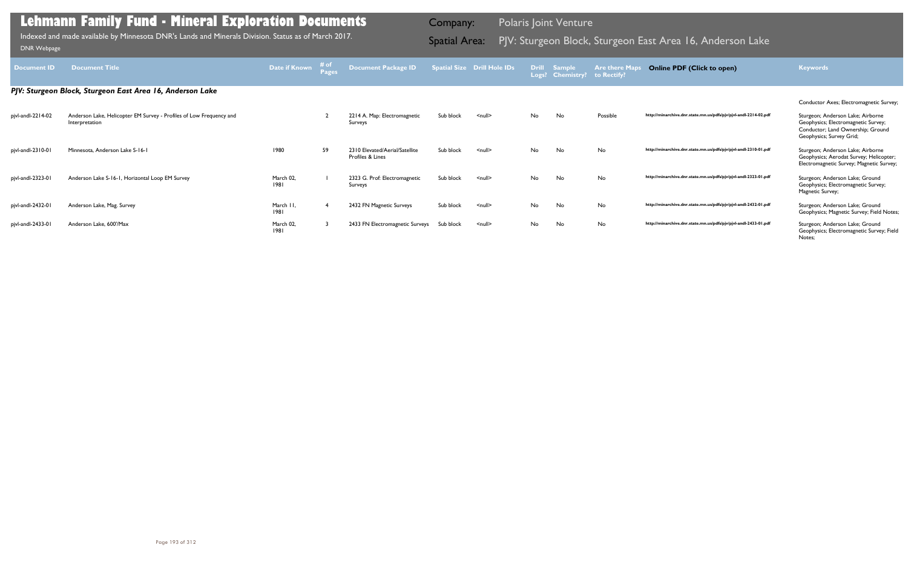# Lehmann Family Fund - Mineral Exploration Documents

Indexed and made available by Minnesota DNR's Lands and Minerals Division. Status as of March 2017.

DNR Webpage

Company: Polaris Joint Venture

Spatial Area: PJV: Sturgeon Block, Sturgeon East Area 16, Anderson Lake

| Document ID | Document Title | Date if Known | # of Pages | Document Package ID | Spatial Size | Drill Hole IDs | Drill Logs? | Sample Chemistry? | Are there Maps to Rectify? | Online PDF (Click to open) | Keywords |
|---|---|---|---|---|---|---|---|---|---|---|---|
| ***PJV: Sturgeon Block, Sturgeon East Area 16, Anderson Lake*** | | | | | | | | | | | |
| pjvl-andl-2214-02 | Anderson Lake, Helicopter EM Survey - Profiles of Low Frequency and Interpretation | | 2 | 2214 A. Map: Electromagnetic Surveys | Sub block | <null> | No | No | Possible | http://minarchive.dnr.state.mn.us/pdfs/pjv/pjvl-andl-2214-02.pdf | Conductor Axes; Electromagnetic Survey; Sturgeon; Anderson Lake; Airborne Geophysics; Electromagnetic Survey; Conductor; Land Ownership; Ground Geophysics; Survey Grid; |
| pjvl-andl-2310-01 | Minnesota, Anderson Lake S-16-1 | 1980 | 59 | 2310 Elevated/Aerial/Satellite Profiles & Lines | Sub block | <null> | No | No | No | http://minarchive.dnr.state.mn.us/pdfs/pjv/pjvl-andl-2310-01.pdf | Sturgeon; Anderson Lake; Airborne Geophysics; Aerodat Survey; Helicopter; Electromagnetic Survey; Magnetic Survey; |
| pjvl-andl-2323-01 | Anderson Lake S-16-1, Horizontal Loop EM Survey | March 02, 1981 | 1 | 2323 G. Prof: Electromagnetic Surveys | Sub block | <null> | No | No | No | http://minarchive.dnr.state.mn.us/pdfs/pjv/pjvl-andl-2323-01.pdf | Sturgeon; Anderson Lake; Ground Geophysics; Electromagnetic Survey; Magnetic Survey; |
| pjvl-andl-2432-01 | Anderson Lake, Mag. Survey | March 11, 1981 | 4 | 2432 FN Magnetic Surveys | Sub block | <null> | No | No | No | http://minarchive.dnr.state.mn.us/pdfs/pjv/pjvl-andl-2432-01.pdf | Sturgeon; Anderson Lake; Ground Geophysics; Magnetic Survey; Field Notes; |
| pjvl-andl-2433-01 | Anderson Lake, 600'/Max | March 02, 1981 | 3 | 2433 FN Electromagnetic Surveys | Sub block | <null> | No | No | No | http://minarchive.dnr.state.mn.us/pdfs/pjv/pjvl-andl-2433-01.pdf | Sturgeon; Anderson Lake; Ground Geophysics; Electromagnetic Survey; Field Notes; |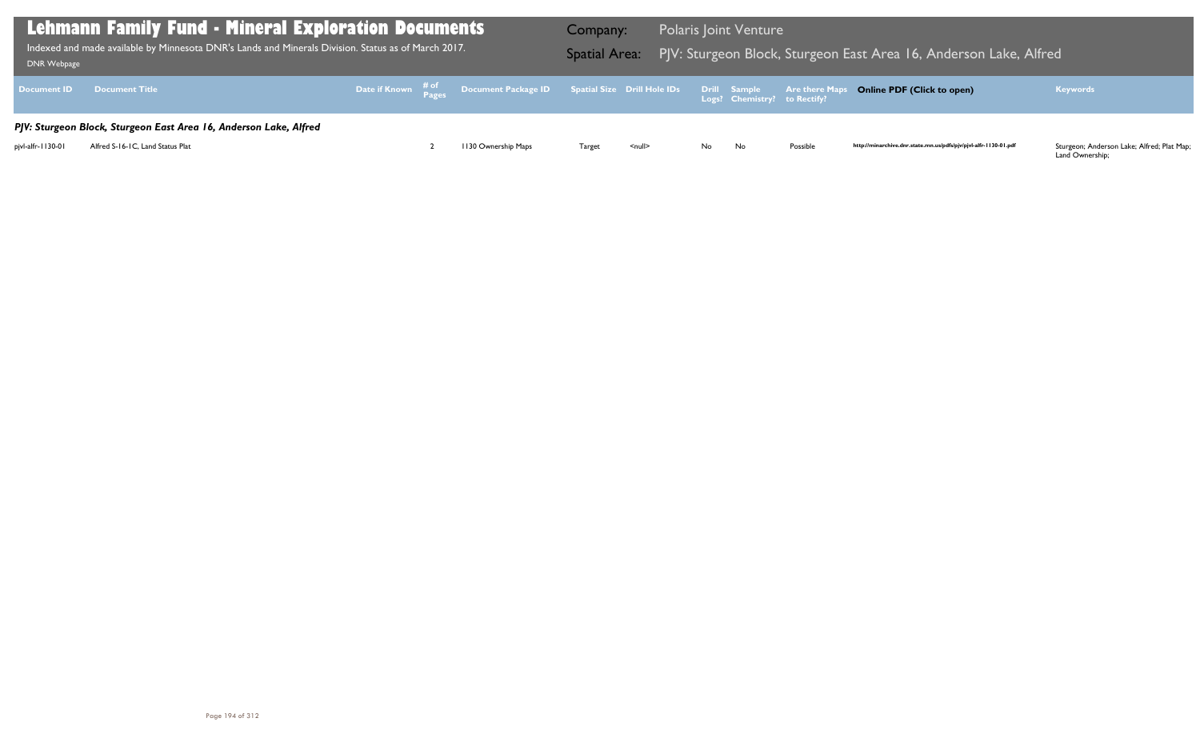# Lehmann Family Fund - Mineral Exploration Documents

Indexed and made available by Minnesota DNR's Lands and Minerals Division. Status as of March 2017.

DNR Webpage

**Company:** Polaris Joint Venture

**Spatial Area:** PJV: Sturgeon Block, Sturgeon East Area 16, Anderson Lake, Alfred

| Document ID | Document Title | Date if Known | # of Pages | Document Package ID | Spatial Size | Drill Hole IDs | Drill Logs? | Sample Chemistry? | Are there Maps to Rectify? | Online PDF (Click to open) | Keywords |
|---|---|---|---|---|---|---|---|---|---|---|---|
| ***PJV: Sturgeon Block, Sturgeon East Area 16, Anderson Lake, Alfred*** | | | | | | | | | | | |
| pjvl-alfr-1130-01 | Alfred S-16-1C, Land Status Plat | | 2 | 1130 Ownership Maps | Target | <null> | No | No | Possible | http://minarchive.dnr.state.mn.us/pdfs/pjv/pjvl-alfr-1130-01.pdf | Sturgeon; Anderson Lake; Alfred; Plat Map; Land Ownership; |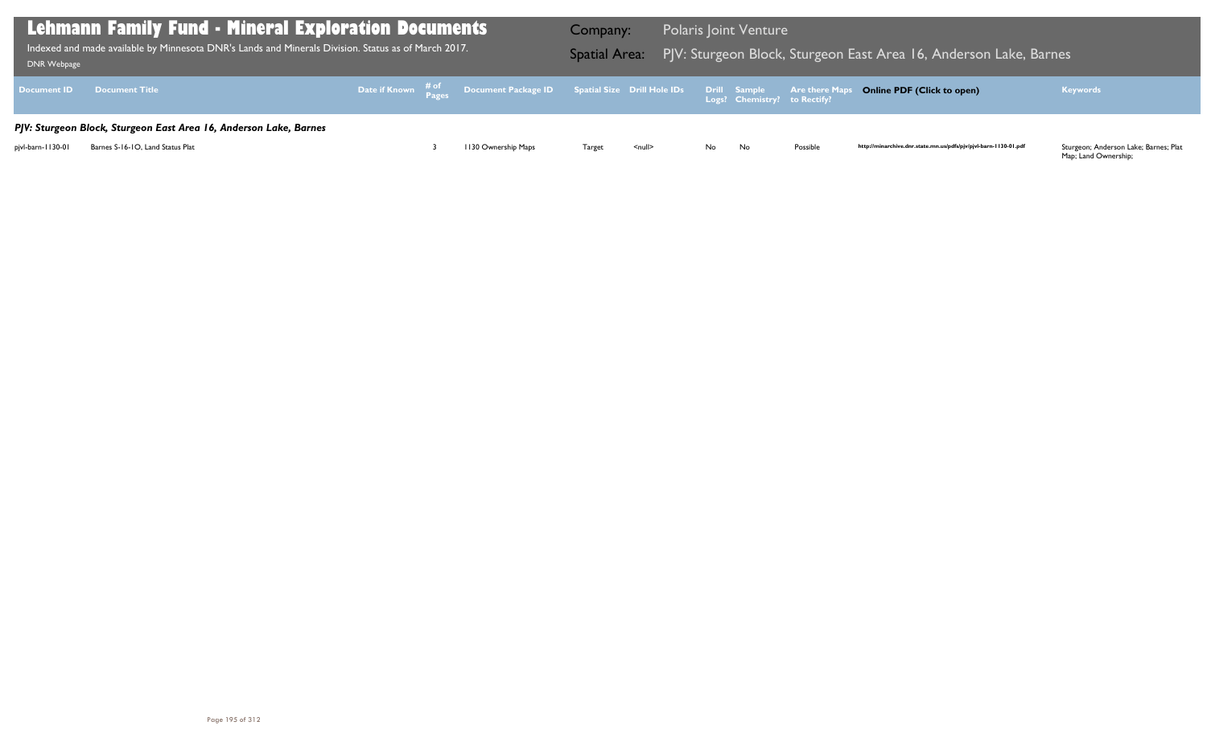# Lehmann Family Fund - Mineral Exploration Documents

Indexed and made available by Minnesota DNR's Lands and Minerals Division. Status as of March 2017.

DNR Webpage

**Company:** Polaris Joint Venture

**Spatial Area:** PJV: Sturgeon Block, Sturgeon East Area 16, Anderson Lake, Barnes

| Document ID | Document Title | Date if Known | # of Pages | Document Package ID | Spatial Size | Drill Hole IDs | Drill Logs? | Sample Chemistry? | Are there Maps to Rectify? | Online PDF (Click to open) | Keywords |
|---|---|---|---|---|---|---|---|---|---|---|---|
| ***PJV: Sturgeon Block, Sturgeon East Area 16, Anderson Lake, Barnes*** | | | | | | | | | | | |
| pjvl-barn-1130-01 | Barnes S-16-1O, Land Status Plat | | 3 | 1130 Ownership Maps | Target | <null> | No | No | Possible | http://minarchive.dnr.state.mn.us/pdfs/pjv/pjvl-barn-1130-01.pdf | Sturgeon; Anderson Lake; Barnes; Plat Map; Land Ownership; |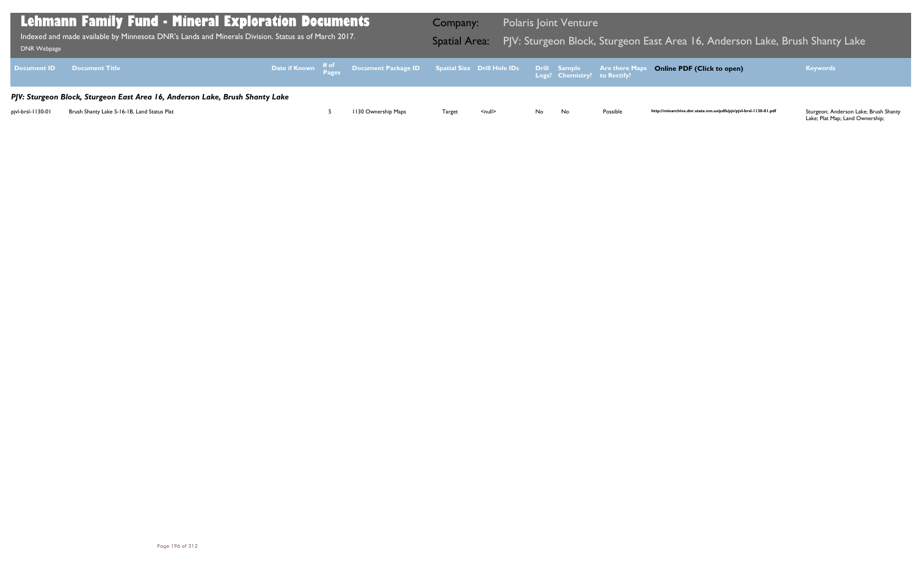# Lehmann Family Fund - Mineral Exploration Documents

Indexed and made available by Minnesota DNR's Lands and Minerals Division. Status as of March 2017.

DNR Webpage

**Company:** Polaris Joint Venture

**Spatial Area:** PJV: Sturgeon Block, Sturgeon East Area 16, Anderson Lake, Brush Shanty Lake

| Document ID | Document Title | Date if Known | # of Pages | Document Package ID | Spatial Size | Drill Hole IDs | Drill Logs? | Sample Chemistry? | Are there Maps to Rectify? | Online PDF (Click to open) | Keywords |
|---|---|---|---|---|---|---|---|---|---|---|---|
| ***PJV: Sturgeon Block, Sturgeon East Area 16, Anderson Lake, Brush Shanty Lake*** | | | | | | | | | | | |
| pjvl-brsl-1130-01 | Brush Shanty Lake S-16-1B, Land Status Plat | | 5 | 1130 Ownership Maps | Target | <null> | No | No | Possible | http://minarchive.dnr.state.mn.us/pdfs/pjv/pjvl-brsl-1130-01.pdf | Sturgeon; Anderson Lake; Brush Shanty Lake; Plat Map; Land Ownership; |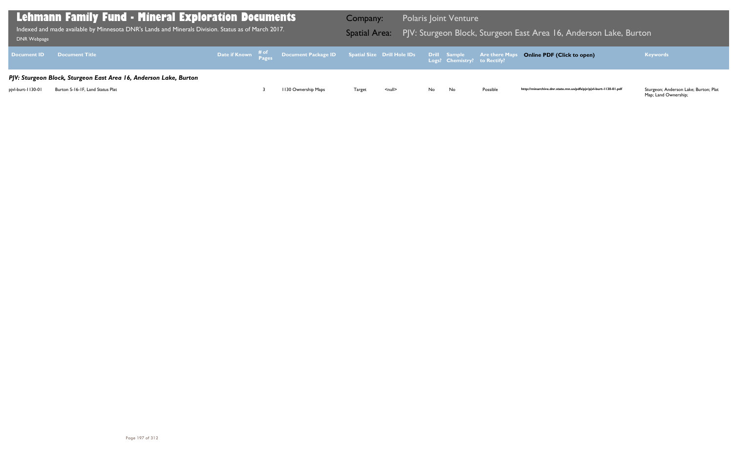# Lehmann Family Fund - Mineral Exploration Documents

Indexed and made available by Minnesota DNR's Lands and Minerals Division. Status as of March 2017.

DNR Webpage

**Company:** Polaris Joint Venture

**Spatial Area:** PJV: Sturgeon Block, Sturgeon East Area 16, Anderson Lake, Burton

| Document ID | Document Title | Date if Known | # of Pages | Document Package ID | Spatial Size | Drill Hole IDs | Drill Logs? | Sample Chemistry? | Are there Maps to Rectify? | Online PDF (Click to open) | Keywords |
|---|---|---|---|---|---|---|---|---|---|---|---|
| ***PJV: Sturgeon Block, Sturgeon East Area 16, Anderson Lake, Burton*** | | | | | | | | | | | |
| pjvl-burt-1130-01 | Burton S-16-1F, Land Status Plat | | 3 | 1130 Ownership Maps | Target | <null> | No | No | Possible | http://minarchive.dnr.state.mn.us/pdfs/pjv/pjvl-burt-1130-01.pdf | Sturgeon; Anderson Lake; Burton; Plat Map; Land Ownership; |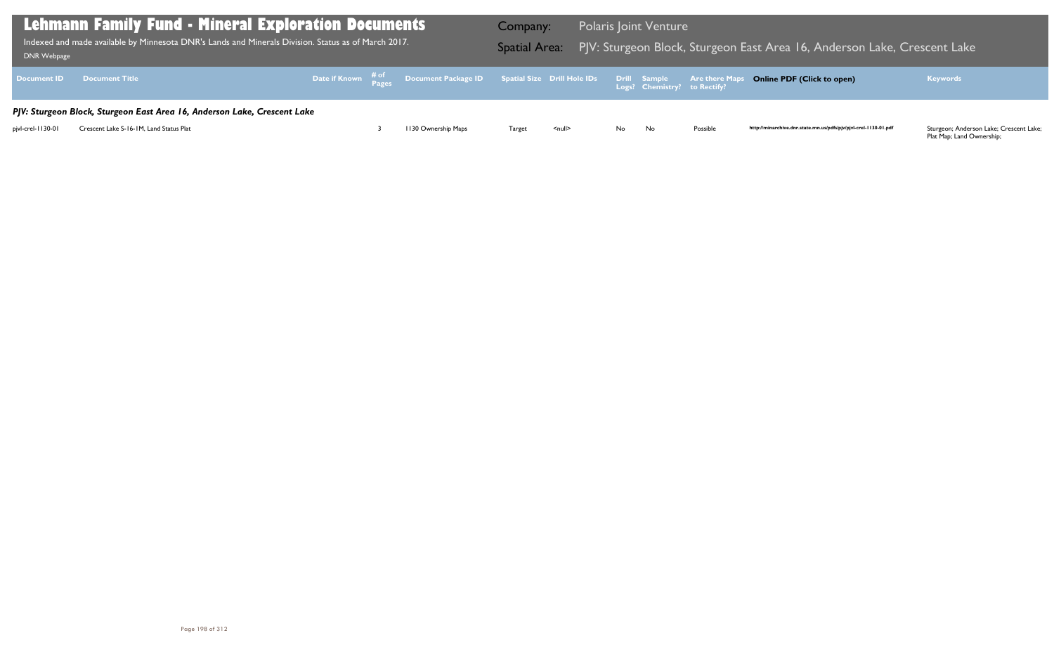# Lehmann Family Fund - Mineral Exploration Documents

Indexed and made available by Minnesota DNR's Lands and Minerals Division. Status as of March 2017.

DNR Webpage

**Company:** Polaris Joint Venture

**Spatial Area:** PJV: Sturgeon Block, Sturgeon East Area 16, Anderson Lake, Crescent Lake

| Document ID | Document Title | Date if Known | # of Pages | Document Package ID | Spatial Size | Drill Hole IDs | Drill Logs? | Sample Chemistry? | Are there Maps to Rectify? | Online PDF (Click to open) | Keywords |
|---|---|---|---|---|---|---|---|---|---|---|---|
| ***PJV: Sturgeon Block, Sturgeon East Area 16, Anderson Lake, Crescent Lake*** | | | | | | | | | | | |
| pjvl-crel-1130-01 | Crescent Lake S-16-1M, Land Status Plat | | 3 | 1130 Ownership Maps | Target | <null> | No | No | Possible | http://minarchive.dnr.state.mn.us/pdfs/pjv/pjvl-crel-1130-01.pdf | Sturgeon; Anderson Lake; Crescent Lake; Plat Map; Land Ownership; |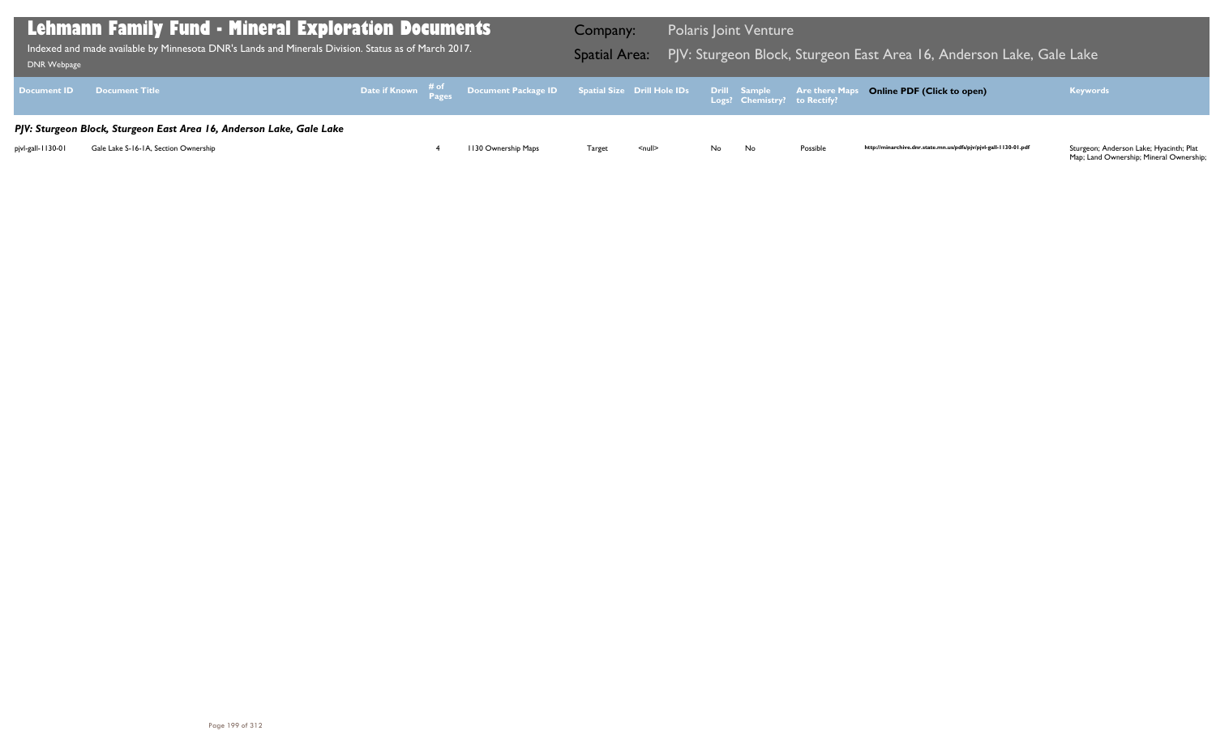# Lehmann Family Fund - Mineral Exploration Documents

Indexed and made available by Minnesota DNR's Lands and Minerals Division. Status as of March 2017.

DNR Webpage

**Company:** Polaris Joint Venture

**Spatial Area:** PJV: Sturgeon Block, Sturgeon East Area 16, Anderson Lake, Gale Lake

| Document ID | Document Title | Date if Known | # of Pages | Document Package ID | Spatial Size | Drill Hole IDs | Drill Logs? | Sample Chemistry? | Are there Maps to Rectify? | Online PDF (Click to open) | Keywords |
|---|---|---|---|---|---|---|---|---|---|---|---|
| ***PJV: Sturgeon Block, Sturgeon East Area 16, Anderson Lake, Gale Lake*** | | | | | | | | | | | |
| pjvl-gall-1130-01 | Gale Lake S-16-1A, Section Ownership | | 4 | 1130 Ownership Maps | Target | <null> | No | No | Possible | http://minarchive.dnr.state.mn.us/pdfs/pjv/pjvl-gall-1130-01.pdf | Sturgeon; Anderson Lake; Hyacinth; Plat Map; Land Ownership; Mineral Ownership; |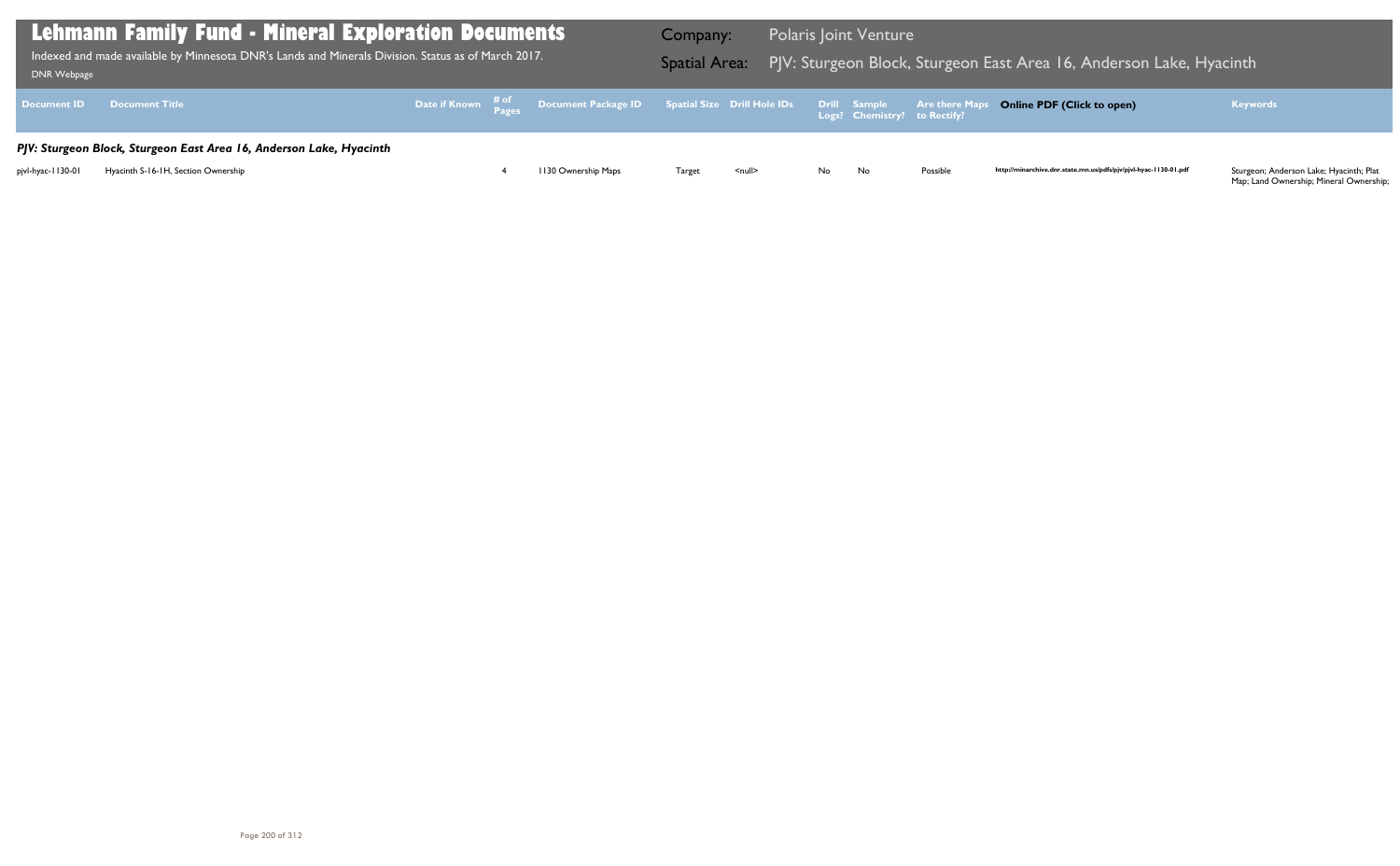# Lehmann Family Fund - Mineral Exploration Documents

Indexed and made available by Minnesota DNR's Lands and Minerals Division. Status as of March 2017.

DNR Webpage

**Company:** Polaris Joint Venture

**Spatial Area:** PJV: Sturgeon Block, Sturgeon East Area 16, Anderson Lake, Hyacinth

| Document ID | Document Title | Date if Known | # of Pages | Document Package ID | Spatial Size | Drill Hole IDs | Drill Logs? | Sample Chemistry? | Are there Maps to Rectify? | Online PDF (Click to open) | Keywords |
|---|---|---|---|---|---|---|---|---|---|---|---|
| ***PJV: Sturgeon Block, Sturgeon East Area 16, Anderson Lake, Hyacinth*** | | | | | | | | | | | |
| pjvl-hyac-1130-01 | Hyacinth S-16-1H, Section Ownership | | 4 | 1130 Ownership Maps | Target | <null> | No | No | Possible | http://minarchive.dnr.state.mn.us/pdfs/pjv/pjvl-hyac-1130-01.pdf | Sturgeon; Anderson Lake; Hyacinth; Plat Map; Land Ownership; Mineral Ownership; |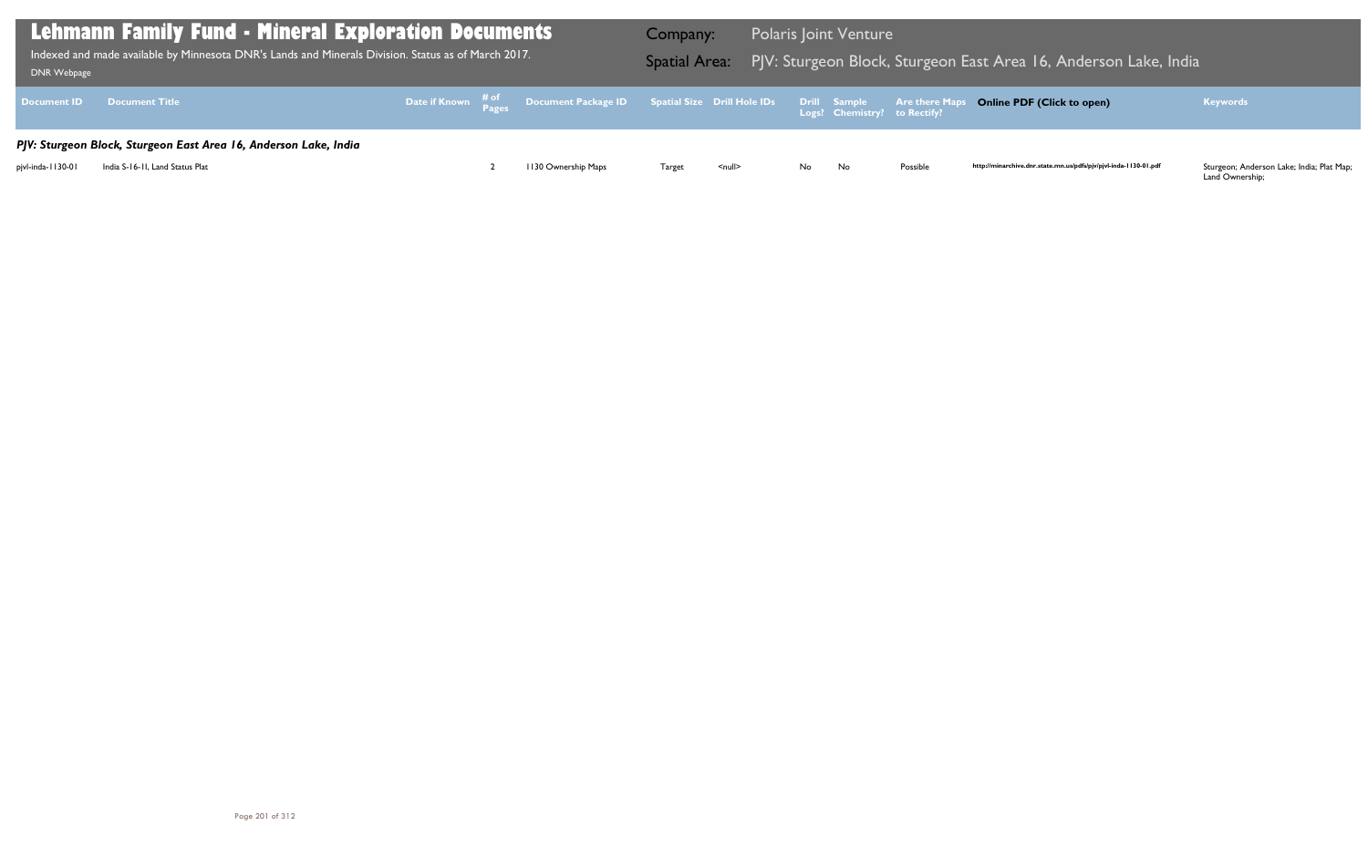# Lehmann Family Fund - Mineral Exploration Documents

Indexed and made available by Minnesota DNR's Lands and Minerals Division. Status as of March 2017.

DNR Webpage

**Company:** Polaris Joint Venture

**Spatial Area:** PJV: Sturgeon Block, Sturgeon East Area 16, Anderson Lake, India

| Document ID | Document Title | Date if Known | # of Pages | Document Package ID | Spatial Size | Drill Hole IDs | Drill Logs? | Sample Chemistry? | Are there Maps to Rectify? | Online PDF (Click to open) | Keywords |
|---|---|---|---|---|---|---|---|---|---|---|---|
| ***PJV: Sturgeon Block, Sturgeon East Area 16, Anderson Lake, India*** | | | | | | | | | | | |
| pjvl-inda-1130-01 | India S-16-11, Land Status Plat | | 2 | 1130 Ownership Maps | Target | <null> | No | No | Possible | http://minarchive.dnr.state.mn.us/pdfs/pjv/pjvl-inda-1130-01.pdf | Sturgeon; Anderson Lake; India; Plat Map; Land Ownership; |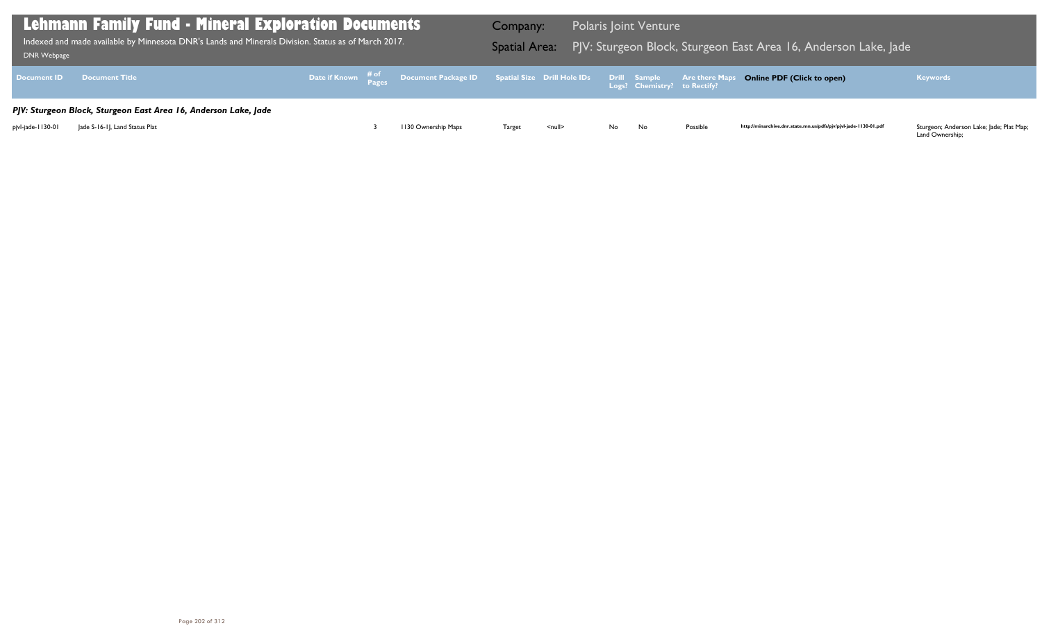# Lehmann Family Fund - Mineral Exploration Documents

Indexed and made available by Minnesota DNR's Lands and Minerals Division. Status as of March 2017.

DNR Webpage

**Company:** Polaris Joint Venture

**Spatial Area:** PJV: Sturgeon Block, Sturgeon East Area 16, Anderson Lake, Jade

| Document ID | Document Title | Date if Known | # of Pages | Document Package ID | Spatial Size | Drill Hole IDs | Drill Logs? | Sample Chemistry? | Are there Maps to Rectify? | Online PDF (Click to open) | Keywords |
|---|---|---|---|---|---|---|---|---|---|---|---|
| ***PJV: Sturgeon Block, Sturgeon East Area 16, Anderson Lake, Jade*** | | | | | | | | | | | |
| pjvl-jade-1130-01 | Jade S-16-1J, Land Status Plat | | 3 | 1130 Ownership Maps | Target | <null> | No | No | Possible | http://minarchive.dnr.state.mn.us/pdfs/pjv/pjvl-jade-1130-01.pdf | Sturgeon; Anderson Lake; Jade; Plat Map; Land Ownership; |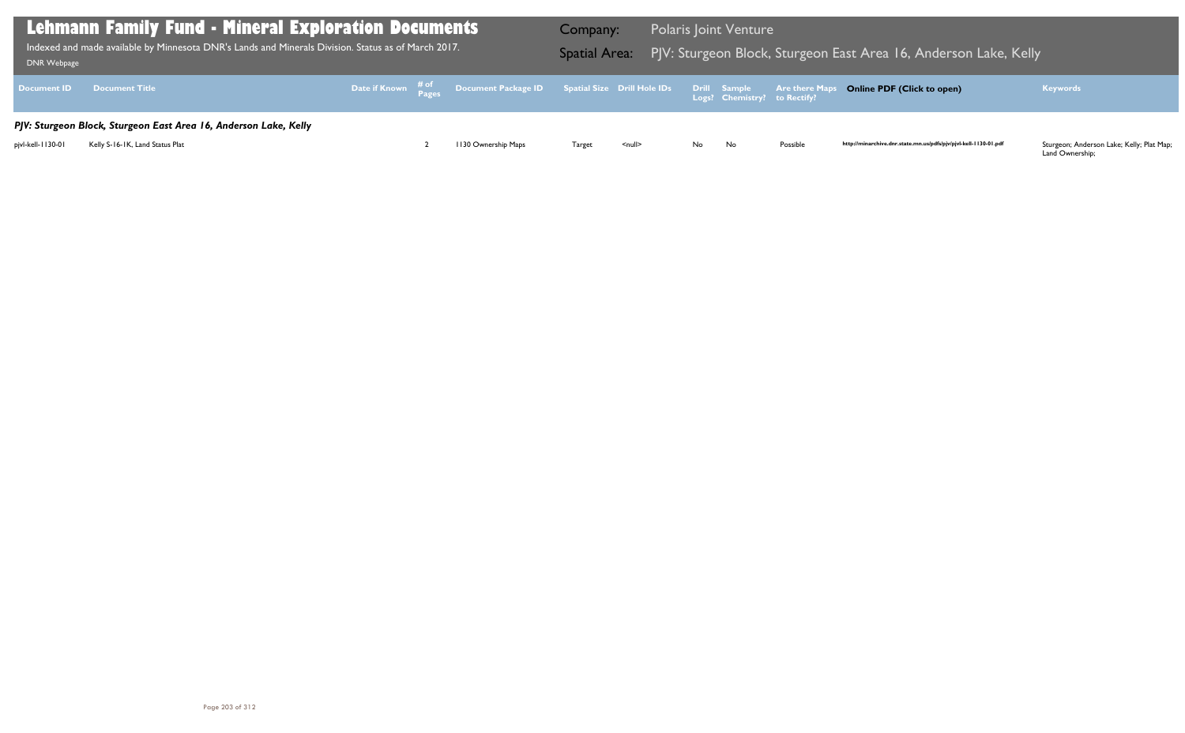# Lehmann Family Fund - Mineral Exploration Documents

Indexed and made available by Minnesota DNR's Lands and Minerals Division. Status as of March 2017.

DNR Webpage

**Company:** Polaris Joint Venture

**Spatial Area:** PJV: Sturgeon Block, Sturgeon East Area 16, Anderson Lake, Kelly

| Document ID | Document Title | Date if Known | # of Pages | Document Package ID | Spatial Size | Drill Hole IDs | Drill Logs? | Sample Chemistry? | Are there Maps to Rectify? | Online PDF (Click to open) | Keywords |
|---|---|---|---|---|---|---|---|---|---|---|---|
| ***PJV: Sturgeon Block, Sturgeon East Area 16, Anderson Lake, Kelly*** | | | | | | | | | | | |
| pjvl-kell-1130-01 | Kelly S-16-1K, Land Status Plat | | 2 | 1130 Ownership Maps | Target | <null> | No | No | Possible | http://minarchive.dnr.state.mn.us/pdfs/pjv/pjvl-kell-1130-01.pdf | Sturgeon; Anderson Lake; Kelly; Plat Map; Land Ownership; |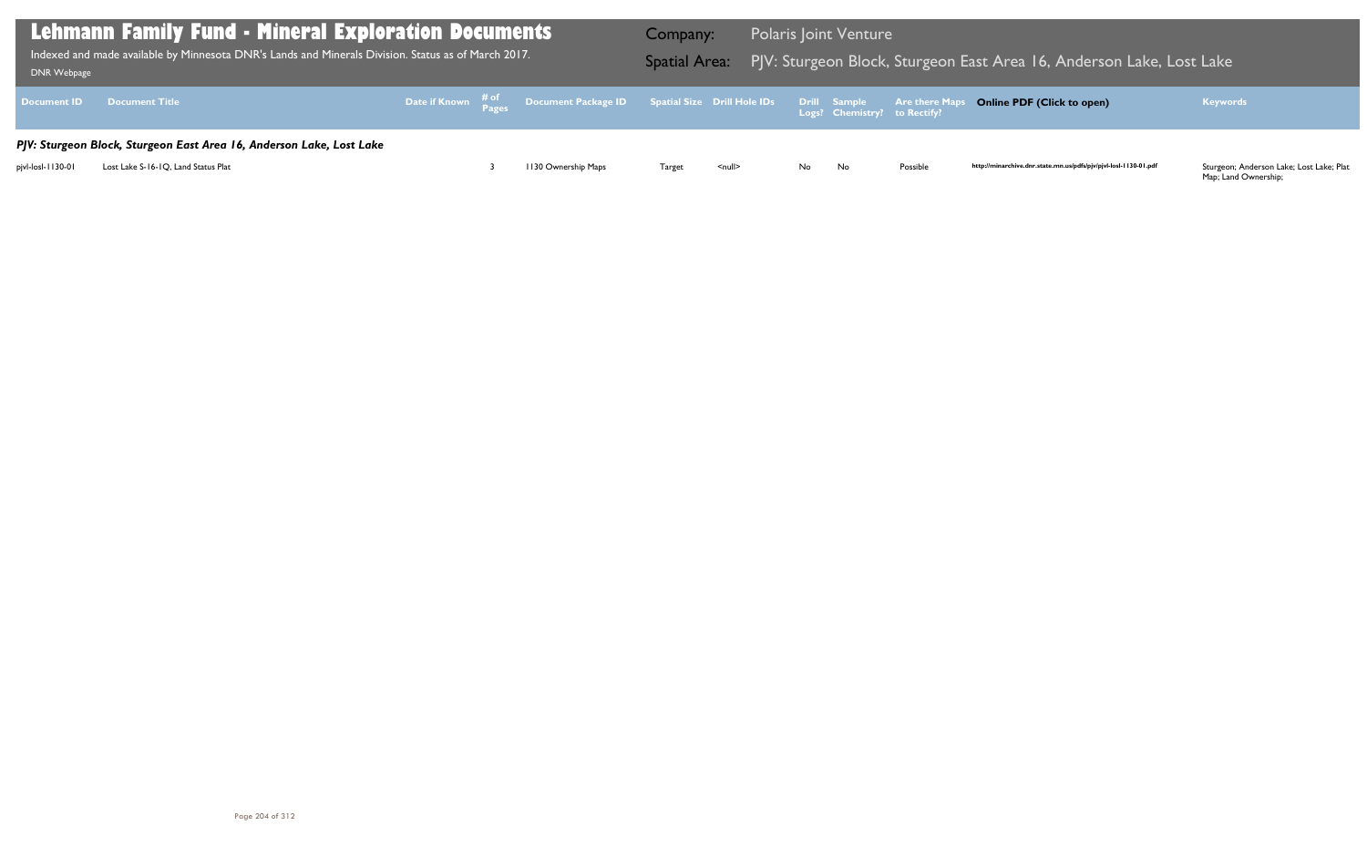# Lehmann Family Fund - Mineral Exploration Documents

Indexed and made available by Minnesota DNR's Lands and Minerals Division. Status as of March 2017.

DNR Webpage

**Company:** Polaris Joint Venture

**Spatial Area:** PJV: Sturgeon Block, Sturgeon East Area 16, Anderson Lake, Lost Lake

| Document ID | Document Title | Date if Known | # of Pages | Document Package ID | Spatial Size | Drill Hole IDs | Drill Logs? | Sample Chemistry? | Are there Maps to Rectify? | Online PDF (Click to open) | Keywords |
|---|---|---|---|---|---|---|---|---|---|---|---|
| ***PJV: Sturgeon Block, Sturgeon East Area 16, Anderson Lake, Lost Lake*** | | | | | | | | | | | |
| pjvl-losl-1130-01 | Lost Lake S-16-1Q, Land Status Plat | | 3 | 1130 Ownership Maps | Target | <null> | No | No | Possible | http://minarchive.dnr.state.mn.us/pdfs/pjv/pjvl-losl-1130-01.pdf | Sturgeon; Anderson Lake; Lost Lake; Plat Map; Land Ownership; |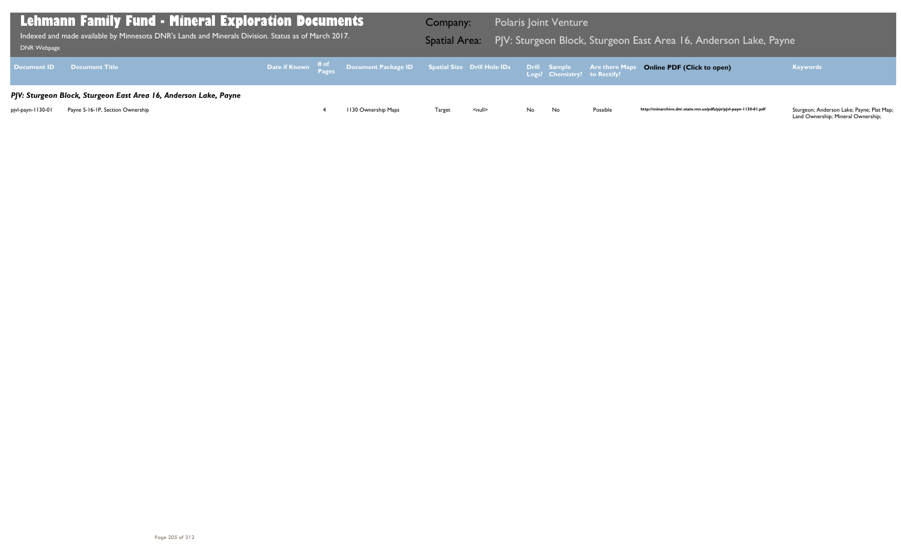# Lehmann Family Fund - Mineral Exploration Documents

Indexed and made available by Minnesota DNR's Lands and Minerals Division. Status as of March 2017.

DNR Webpage

**Company:** Polaris Joint Venture

**Spatial Area:** PJV: Sturgeon Block, Sturgeon East Area 16, Anderson Lake, Payne

| Document ID | Document Title | Date if Known | # of Pages | Document Package ID | Spatial Size | Drill Hole IDs | Drill Logs? | Sample Chemistry? | Are there Maps to Rectify? | Online PDF (Click to open) | Keywords |
|---|---|---|---|---|---|---|---|---|---|---|---|
| ***PJV: Sturgeon Block, Sturgeon East Area 16, Anderson Lake, Payne*** | | | | | | | | | | | |
| pjvl-payn-1130-01 | Payne S-16-1P, Section Ownership | | 4 | 1130 Ownership Maps | Target | <null> | No | No | Possible | http://minarchive.dnr.state.mn.us/pdfs/pjv/pjvl-payn-1130-01.pdf | Sturgeon; Anderson Lake; Payne; Plat Map; Land Ownership; Mineral Ownership; |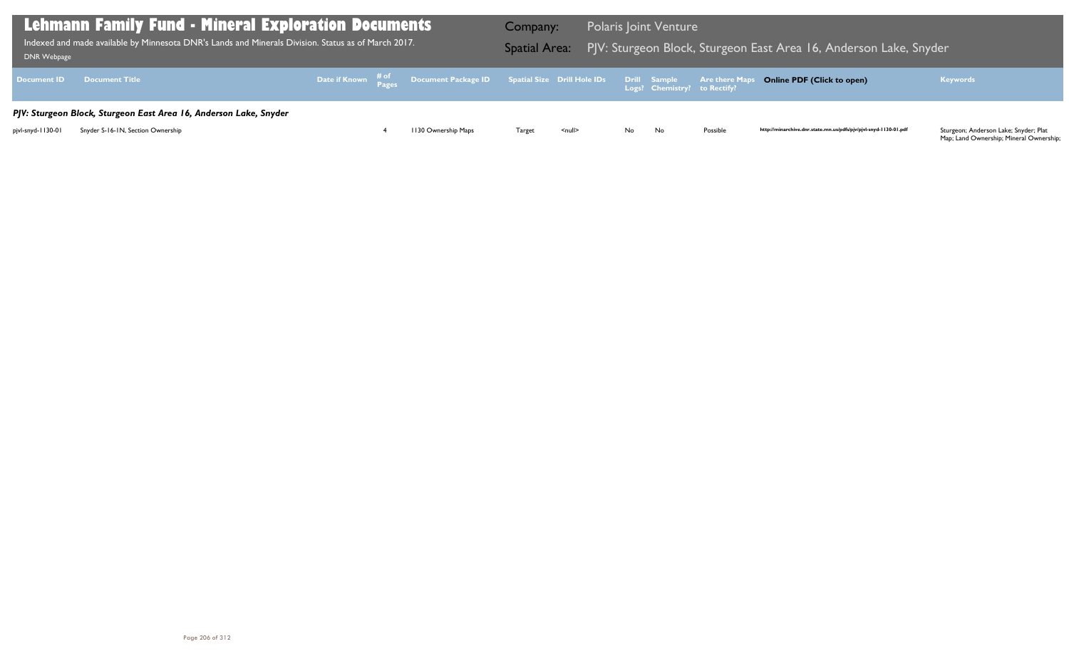# Lehmann Family Fund - Mineral Exploration Documents

Indexed and made available by Minnesota DNR's Lands and Minerals Division. Status as of March 2017.

DNR Webpage

**Company:** Polaris Joint Venture

**Spatial Area:** PJV: Sturgeon Block, Sturgeon East Area 16, Anderson Lake, Snyder

| Document ID | Document Title | Date if Known | # of Pages | Document Package ID | Spatial Size | Drill Hole IDs | Drill Logs? | Sample Chemistry? | Are there Maps to Rectify? | Online PDF (Click to open) | Keywords |
|---|---|---|---|---|---|---|---|---|---|---|---|
| ***PJV: Sturgeon Block, Sturgeon East Area 16, Anderson Lake, Snyder*** | | | | | | | | | | | |
| pjvl-snyd-1130-01 | Snyder S-16-1N, Section Ownership | | 4 | 1130 Ownership Maps | Target | <null> | No | No | Possible | http://minarchive.dnr.state.mn.us/pdfs/pjv/pjvl-snyd-1130-01.pdf | Sturgeon; Anderson Lake; Snyder; Plat Map; Land Ownership; Mineral Ownership; |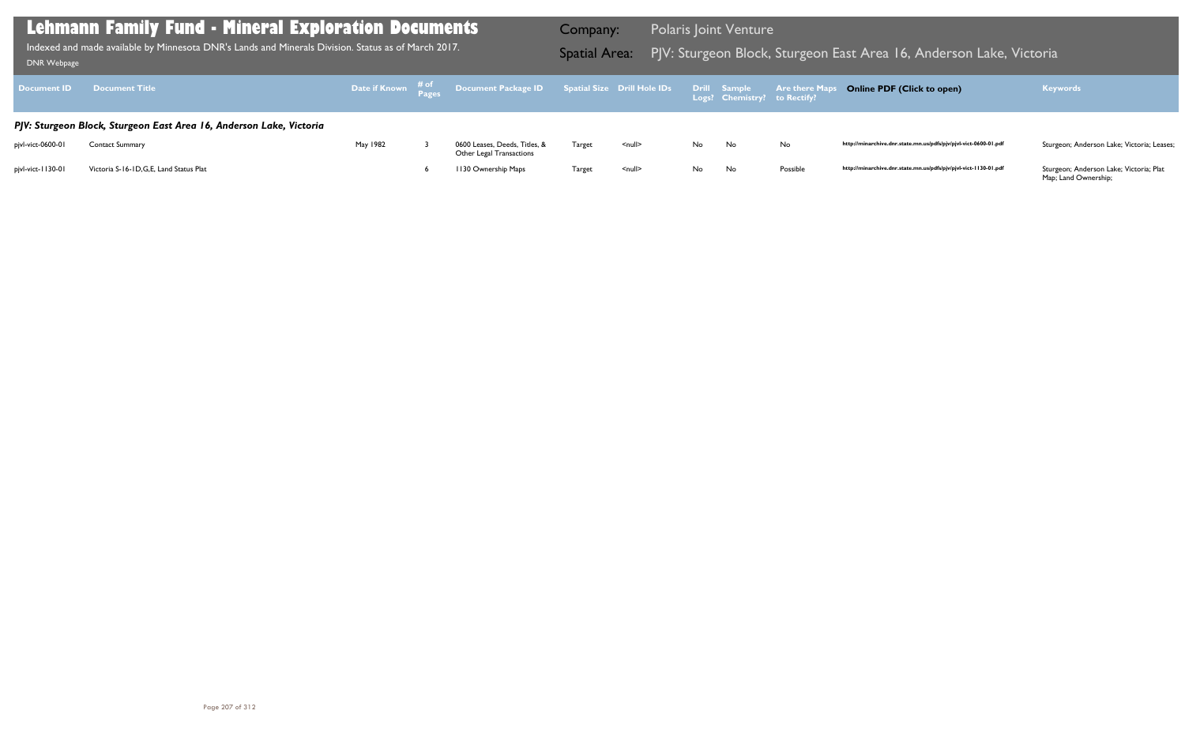# Lehmann Family Fund - Mineral Exploration Documents

Indexed and made available by Minnesota DNR's Lands and Minerals Division. Status as of March 2017.

DNR Webpage

Company: Polaris Joint Venture

Spatial Area: PJV: Sturgeon Block, Sturgeon East Area 16, Anderson Lake, Victoria

| Document ID | Document Title | Date if Known | # of Pages | Document Package ID | Spatial Size | Drill Hole IDs | Drill Logs? | Sample Chemistry? | Are there Maps to Rectify? | Online PDF (Click to open) | Keywords |
|---|---|---|---|---|---|---|---|---|---|---|---|
| ***PJV: Sturgeon Block, Sturgeon East Area 16, Anderson Lake, Victoria*** | | | | | | | | | | | |
| pjvl-vict-0600-01 | Contact Summary | May 1982 | 3 | 0600 Leases, Deeds, Titles, & Other Legal Transactions | Target | <null> | No | No | No | http://minarchive.dnr.state.mn.us/pdfs/pjv/pjvl-vict-0600-01.pdf | Sturgeon; Anderson Lake; Victoria; Leases; |
| pjvl-vict-1130-01 | Victoria S-16-1D,G,E, Land Status Plat | | 6 | 1130 Ownership Maps | Target | <null> | No | No | Possible | http://minarchive.dnr.state.mn.us/pdfs/pjv/pjvl-vict-1130-01.pdf | Sturgeon; Anderson Lake; Victoria; Plat Map; Land Ownership; |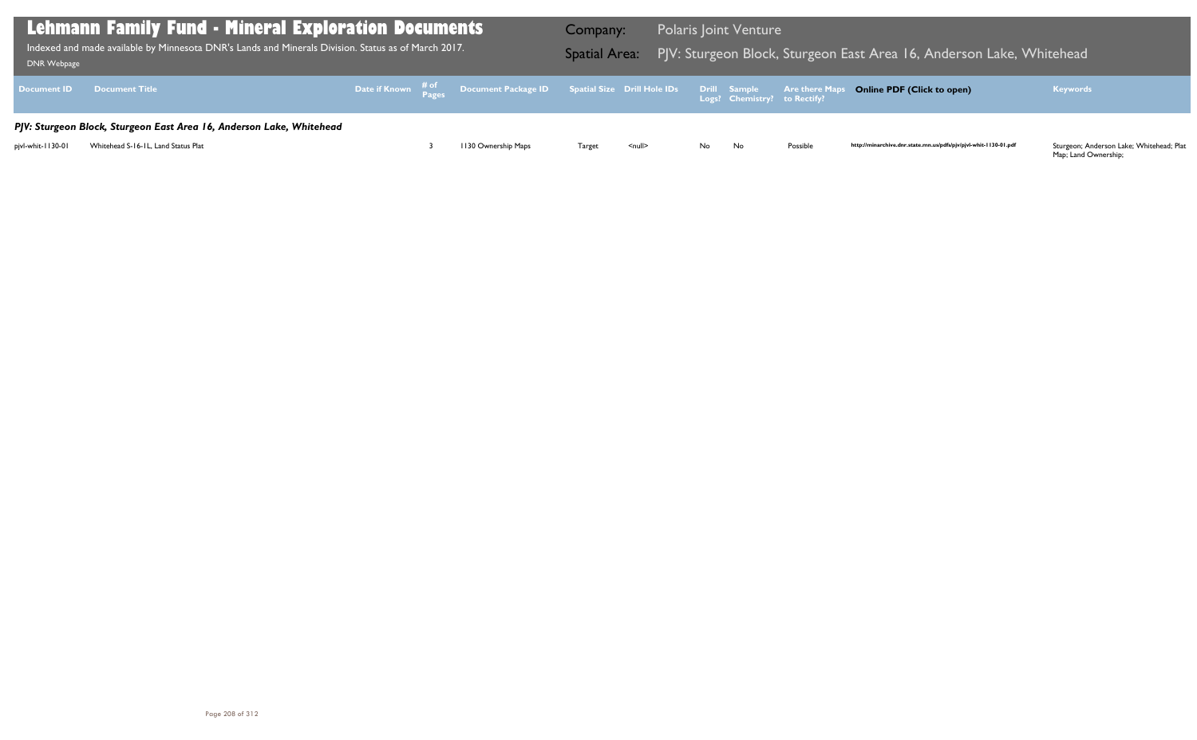# Lehmann Family Fund - Mineral Exploration Documents

Indexed and made available by Minnesota DNR's Lands and Minerals Division. Status as of March 2017.

DNR Webpage

**Company:** Polaris Joint Venture

**Spatial Area:** PJV: Sturgeon Block, Sturgeon East Area 16, Anderson Lake, Whitehead

| Document ID | Document Title | Date if Known | # of Pages | Document Package ID | Spatial Size | Drill Hole IDs | Drill Logs? | Sample Chemistry? | Are there Maps to Rectify? | Online PDF (Click to open) | Keywords |
|---|---|---|---|---|---|---|---|---|---|---|---|
| ***PJV: Sturgeon Block, Sturgeon East Area 16, Anderson Lake, Whitehead*** | | | | | | | | | | | |
| pjvl-whit-1130-01 | Whitehead S-16-1L, Land Status Plat | | 3 | 1130 Ownership Maps | Target | <null> | No | No | Possible | http://minarchive.dnr.state.mn.us/pdfs/pjv/pjvl-whit-1130-01.pdf | Sturgeon; Anderson Lake; Whitehead; Plat Map; Land Ownership; |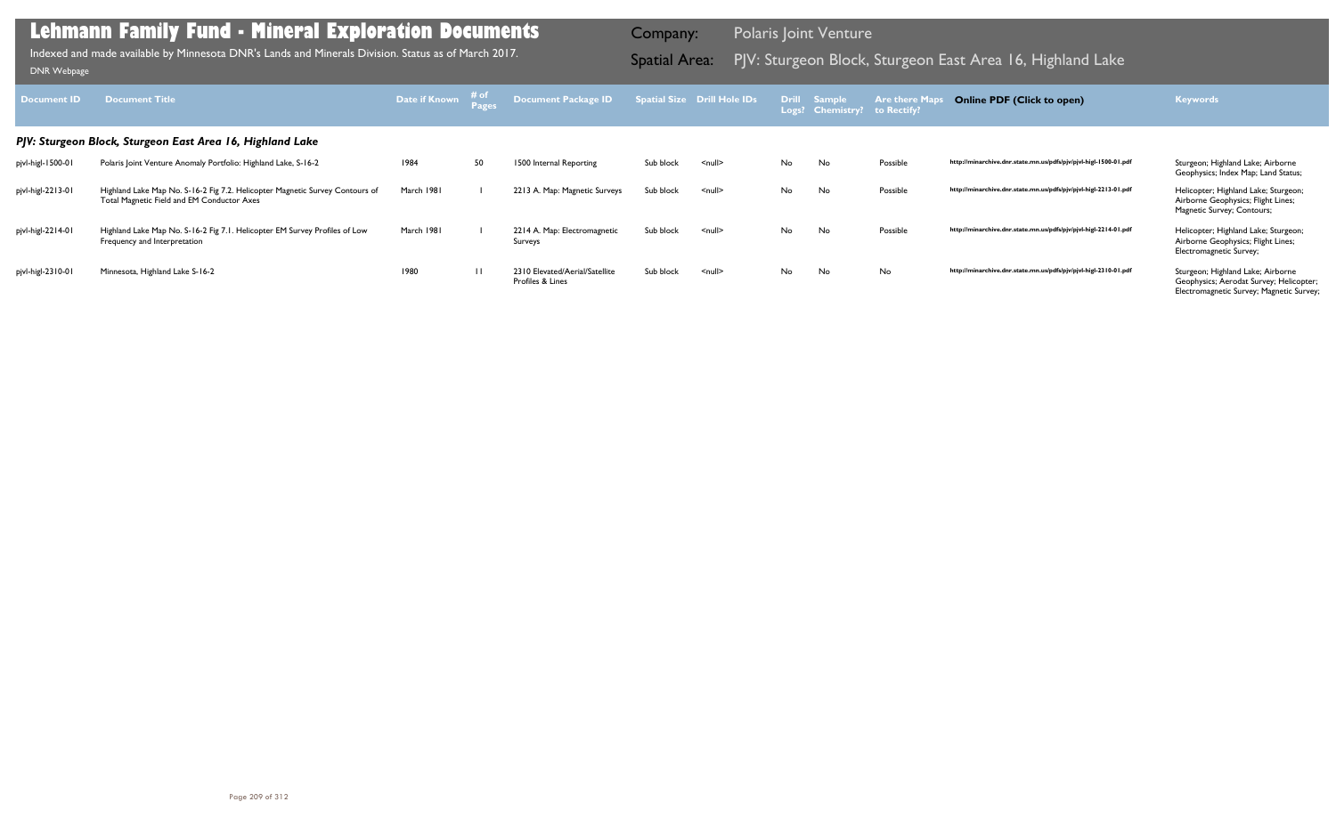# Lehmann Family Fund - Mineral Exploration Documents

Indexed and made available by Minnesota DNR's Lands and Minerals Division. Status as of March 2017.

DNR Webpage

Company: Polaris Joint Venture

Spatial Area: PJV: Sturgeon Block, Sturgeon East Area 16, Highland Lake

| Document ID | Document Title | Date if Known | # of Pages | Document Package ID | Spatial Size | Drill Hole IDs | Drill Logs? | Sample Chemistry? | Are there Maps to Rectify? | Online PDF (Click to open) | Keywords |
|---|---|---|---|---|---|---|---|---|---|---|---|
| ***PJV: Sturgeon Block, Sturgeon East Area 16, Highland Lake*** | | | | | | | | | | | |
| pjvl-higl-1500-01 | Polaris Joint Venture Anomaly Portfolio: Highland Lake, S-16-2 | 1984 | 50 | 1500 Internal Reporting | Sub block | <null> | No | No | Possible | http://minarchive.dnr.state.mn.us/pdfs/pjv/pjvl-higl-1500-01.pdf | Sturgeon; Highland Lake; Airborne Geophysics; Index Map; Land Status; |
| pjvl-higl-2213-01 | Highland Lake Map No. S-16-2 Fig 7.2. Helicopter Magnetic Survey Contours of Total Magnetic Field and EM Conductor Axes | March 1981 | 1 | 2213 A. Map: Magnetic Surveys | Sub block | <null> | No | No | Possible | http://minarchive.dnr.state.mn.us/pdfs/pjv/pjvl-higl-2213-01.pdf | Helicopter; Highland Lake; Sturgeon; Airborne Geophysics; Flight Lines; Magnetic Survey; Contours; |
| pjvl-higl-2214-01 | Highland Lake Map No. S-16-2 Fig 7.1. Helicopter EM Survey Profiles of Low Frequency and Interpretation | March 1981 | 1 | 2214 A. Map: Electromagnetic Surveys | Sub block | <null> | No | No | Possible | http://minarchive.dnr.state.mn.us/pdfs/pjv/pjvl-higl-2214-01.pdf | Helicopter; Highland Lake; Sturgeon; Airborne Geophysics; Flight Lines; Electromagnetic Survey; |
| pjvl-higl-2310-01 | Minnesota, Highland Lake S-16-2 | 1980 | 11 | 2310 Elevated/Aerial/Satellite Profiles & Lines | Sub block | <null> | No | No | No | http://minarchive.dnr.state.mn.us/pdfs/pjv/pjvl-higl-2310-01.pdf | Sturgeon; Highland Lake; Airborne Geophysics; Aerodat Survey; Helicopter; Electromagnetic Survey; Magnetic Survey; |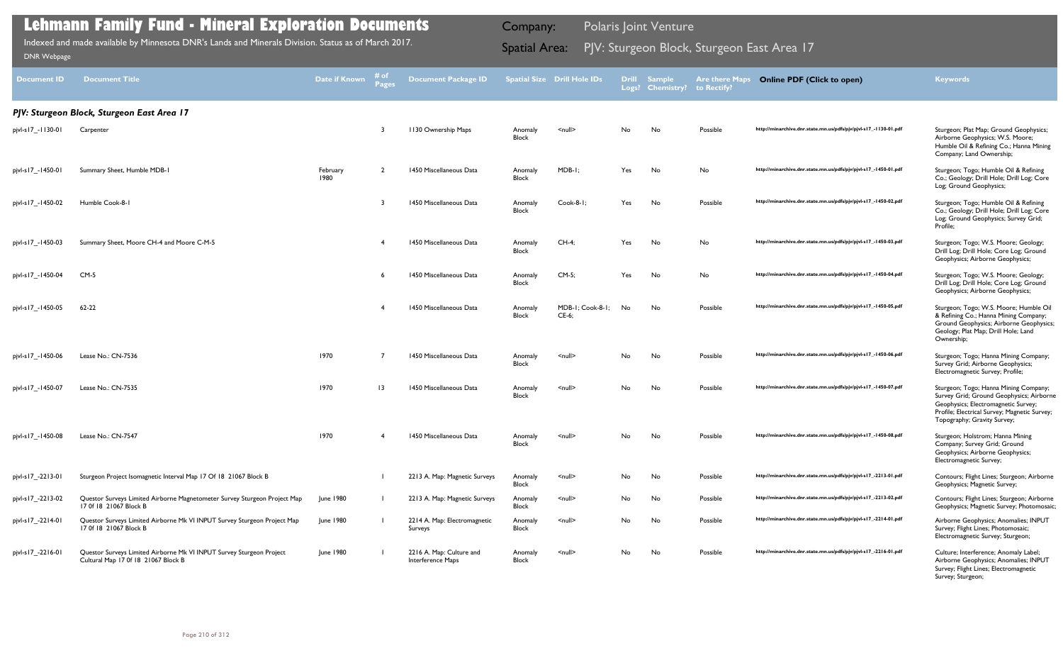# Lehmann Family Fund - Mineral Exploration Documents

Indexed and made available by Minnesota DNR's Lands and Minerals Division. Status as of March 2017.

DNR Webpage

Company: Polaris Joint Venture

Spatial Area: PJV: Sturgeon Block, Sturgeon East Area 17

| Document ID | Document Title | Date if Known | # of Pages | Document Package ID | Spatial Size | Drill Hole IDs | Drill Logs? | Sample Chemistry? | Are there Maps to Rectify? | Online PDF (Click to open) | Keywords |
|---|---|---|---|---|---|---|---|---|---|---|---|
| *PJV: Sturgeon Block, Sturgeon East Area 17* | | | | | | | | | | | |
| pjvl-s17_-1130-01 | Carpenter | | 3 | 1130 Ownership Maps | Anomaly Block | <null> | No | No | Possible | http://minarchive.dnr.state.mn.us/pdfs/pjv/pjvl-s17_-1130-01.pdf | Sturgeon; Plat Map; Ground Geophysics; Airborne Geophysics; W.S. Moore; Humble Oil & Refining Co.; Hanna Mining Company; Land Ownership; |
| pjvl-s17_-1450-01 | Summary Sheet, Humble MDB-1 | February 1980 | 2 | 1450 Miscellaneous Data | Anomaly Block | MDB-1; | Yes | No | No | http://minarchive.dnr.state.mn.us/pdfs/pjv/pjvl-s17_-1450-01.pdf | Sturgeon; Togo; Humble Oil & Refining Co.; Geology; Drill Hole; Drill Log; Core Log; Ground Geophysics; |
| pjvl-s17_-1450-02 | Humble Cook-8-1 | | 3 | 1450 Miscellaneous Data | Anomaly Block | Cook-8-1; | Yes | No | Possible | http://minarchive.dnr.state.mn.us/pdfs/pjv/pjvl-s17_-1450-02.pdf | Sturgeon; Togo; Humble Oil & Refining Co.; Geology; Drill Hole; Drill Log; Core Log; Ground Geophysics; Survey Grid; Profile; |
| pjvl-s17_-1450-03 | Summary Sheet, Moore CH-4 and Moore C-M-5 | | 4 | 1450 Miscellaneous Data | Anomaly Block | CH-4; | Yes | No | No | http://minarchive.dnr.state.mn.us/pdfs/pjv/pjvl-s17_-1450-03.pdf | Sturgeon; Togo; W.S. Moore; Geology; Drill Log; Drill Hole; Core Log; Ground Geophysics; Airborne Geophysics; |
| pjvl-s17_-1450-04 | CM-5 | | 6 | 1450 Miscellaneous Data | Anomaly Block | CM-5; | Yes | No | No | http://minarchive.dnr.state.mn.us/pdfs/pjv/pjvl-s17_-1450-04.pdf | Sturgeon; Togo; W.S. Moore; Geology; Drill Log; Drill Hole; Core Log; Ground Geophysics; Airborne Geophysics; |
| pjvl-s17_-1450-05 | 62-22 | | 4 | 1450 Miscellaneous Data | Anomaly Block | MDB-1; Cook-8-1; CE-6; | No | No | Possible | http://minarchive.dnr.state.mn.us/pdfs/pjv/pjvl-s17_-1450-05.pdf | Sturgeon; Togo; W.S. Moore; Humble Oil & Refining Co.; Hanna Mining Company; Ground Geophysics; Airborne Geophysics; Geology; Plat Map; Drill Hole; Land Ownership; |
| pjvl-s17_-1450-06 | Lease No.: CN-7536 | 1970 | 7 | 1450 Miscellaneous Data | Anomaly Block | <null> | No | No | Possible | http://minarchive.dnr.state.mn.us/pdfs/pjv/pjvl-s17_-1450-06.pdf | Sturgeon; Togo; Hanna Mining Company; Survey Grid; Airborne Geophysics; Electromagnetic Survey; Profile; |
| pjvl-s17_-1450-07 | Lease No.: CN-7535 | 1970 | 13 | 1450 Miscellaneous Data | Anomaly Block | <null> | No | No | Possible | http://minarchive.dnr.state.mn.us/pdfs/pjv/pjvl-s17_-1450-07.pdf | Sturgeon; Togo; Hanna Mining Company; Survey Grid; Ground Geophysics; Airborne Geophysics; Electromagnetic Survey; Profile; Electrical Survey; Magnetic Survey; Topography; Gravity Survey; |
| pjvl-s17_-1450-08 | Lease No.: CN-7547 | 1970 | 4 | 1450 Miscellaneous Data | Anomaly Block | <null> | No | No | Possible | http://minarchive.dnr.state.mn.us/pdfs/pjv/pjvl-s17_-1450-08.pdf | Sturgeon; Holstrom; Hanna Mining Company; Survey Grid; Ground Geophysics; Airborne Geophysics; Electromagnetic Survey; |
| pjvl-s17_-2213-01 | Sturgeon Project Isomagnetic Interval Map 17 Of 18 21067 Block B | | 1 | 2213 A. Map: Magnetic Surveys | Anomaly Block | <null> | No | No | Possible | http://minarchive.dnr.state.mn.us/pdfs/pjv/pjvl-s17_-2213-01.pdf | Contours; Flight Lines; Sturgeon; Airborne Geophysics; Magnetic Survey; |
| pjvl-s17_-2213-02 | Questor Surveys Limited Airborne Magnetometer Survey Sturgeon Project Map 17 0f 18 21067 Block B | June 1980 | 1 | 2213 A. Map: Magnetic Surveys | Anomaly Block | <null> | No | No | Possible | http://minarchive.dnr.state.mn.us/pdfs/pjv/pjvl-s17_-2213-02.pdf | Contours; Flight Lines; Sturgeon; Airborne Geophysics; Magnetic Survey; Photomosaic; |
| pjvl-s17_-2214-01 | Questor Surveys Limited Airborne Mk VI INPUT Survey Sturgeon Project Map 17 0f 18 21067 Block B | June 1980 | 1 | 2214 A. Map: Electromagnetic Surveys | Anomaly Block | <null> | No | No | Possible | http://minarchive.dnr.state.mn.us/pdfs/pjv/pjvl-s17_-2214-01.pdf | Airborne Geophysics; Anomalies; INPUT Survey; Flight Lines; Photomosaic; Electromagnetic Survey; Sturgeon; |
| pjvl-s17_-2216-01 | Questor Surveys Limited Airborne Mk VI INPUT Survey Sturgeon Project Cultural Map 17 0f 18 21067 Block B | June 1980 | 1 | 2216 A. Map: Culture and Interference Maps | Anomaly Block | <null> | No | No | Possible | http://minarchive.dnr.state.mn.us/pdfs/pjv/pjvl-s17_-2216-01.pdf | Culture; Interference; Anomaly Label; Airborne Geophysics; Anomalies; INPUT Survey; Flight Lines; Electromagnetic Survey; Sturgeon; |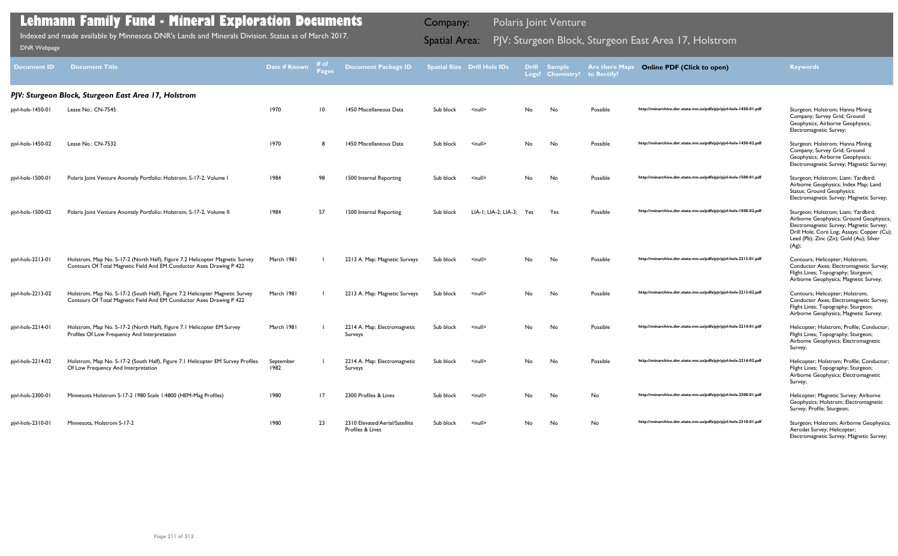# Lehmann Family Fund - Mineral Exploration Documents

Indexed and made available by Minnesota DNR's Lands and Minerals Division. Status as of March 2017.

DNR Webpage

Company: Polaris Joint Venture

Spatial Area: PJV: Sturgeon Block, Sturgeon East Area 17, Holstrom

| Document ID | Document Title | Date if Known | # of Pages | Document Package ID | Spatial Size | Drill Hole IDs | Drill Logs? | Sample Chemistry? | Are there Maps to Rectify? | Online PDF (Click to open) | Keywords |
|---|---|---|---|---|---|---|---|---|---|---|---|
| ***PJV: Sturgeon Block, Sturgeon East Area 17, Holstrom*** | | | | | | | | | | | |
| pjvl-hols-1450-01 | Lease No.: CN-7545 | 1970 | 10 | 1450 Miscellaneous Data | Sub block | <null> | No | No | Possible | http://minarchive.dnr.state.mn.us/pdfs/pjv/pjvl-hols-1450-01.pdf | Sturgeon; Holstrom; Hanna Mining Company; Survey Grid; Ground Geophysics; Airborne Geophysics; Electromagnetic Survey; |
| pjvl-hols-1450-02 | Lease No.: CN-7532 | 1970 | 8 | 1450 Miscellaneous Data | Sub block | <null> | No | No | Possible | http://minarchive.dnr.state.mn.us/pdfs/pjv/pjvl-hols-1450-02.pdf | Sturgeon; Holstrom; Hanna Mining Company; Survey Grid; Ground Geophysics; Airborne Geophysics; Electromagnetic Survey; Magnetic Survey; |
| pjvl-hols-1500-01 | Polaris Joint Venture Anomaly Portfolio: Holstrom, S-17-2, Volume I | 1984 | 98 | 1500 Internal Reporting | Sub block | <null> | No | No | Possible | http://minarchive.dnr.state.mn.us/pdfs/pjv/pjvl-hols-1500-01.pdf | Sturgeon; Holstrom; Liam; Yardbird; Airborne Geophysics; Index Map; Land Status; Ground Geophysics; Electromagnetic Survey; Magnetic Survey; |
| pjvl-hols-1500-02 | Polaris Joint Venture Anomaly Portfolio: Holstrom, S-17-2, Volume II | 1984 | 57 | 1500 Internal Reporting | Sub block | LIA-1; LIA-2; LIA-3; | Yes | Yes | Possible | http://minarchive.dnr.state.mn.us/pdfs/pjv/pjvl-hols-1500-02.pdf | Sturgeon; Holstrom; Liam; Yardbird; Airborne Geophysics; Ground Geophysics; Electromagnetic Survey; Magnetic Survey; Drill Hole; Core Log; Assays; Copper (Cu); Lead (Pb); Zinc (Zn); Gold (Au); Silver (Ag); |
| pjvl-hols-2213-01 | Holstrom, Map No. S-17-2 (North Half), Figure 7.2 Helicopter Magnetic Survey Contours Of Total Magnetic Field And EM Conductor Axes Drawing P 422 | March 1981 | 1 | 2213 A. Map: Magnetic Surveys | Sub block | <null> | No | No | Possible | http://minarchive.dnr.state.mn.us/pdfs/pjv/pjvl-hols-2213-01.pdf | Contours; Helicopter; Holstrom; Conductor Axes; Electromagnetic Survey; Flight Lines; Topography; Sturgeon; Airborne Geophysics; Magnetic Survey; |
| pjvl-hols-2213-02 | Holstrom, Map No. S-17-2 (South Half), Figure 7.2 Helicopter Magnetic Survey Contours Of Total Magnetic Field And EM Conductor Axes Drawing P 422 | March 1981 | 1 | 2213 A. Map: Magnetic Surveys | Sub block | <null> | No | No | Possible | http://minarchive.dnr.state.mn.us/pdfs/pjv/pjvl-hols-2213-02.pdf | Contours; Helicopter; Holstrom; Conductor Axes; Electromagnetic Survey; Flight Lines; Topography; Sturgeon; Airborne Geophysics; Magnetic Survey; |
| pjvl-hols-2214-01 | Holstrom, Map No. S-17-2 (North Half), Figure 7.1 Helicopter EM Survey Profiles Of Low Frequency And Interpretation | March 1981 | 1 | 2214 A. Map: Electromagnetic Surveys | Sub block | <null> | No | No | Possible | http://minarchive.dnr.state.mn.us/pdfs/pjv/pjvl-hols-2214-01.pdf | Helicopter; Holstrom; Profile; Conductor; Flight Lines; Topography; Sturgeon; Airborne Geophysics; Electromagnetic Survey; |
| pjvl-hols-2214-02 | Holstrom, Map No. S-17-2 (South Half), Figure 7.1 Helicopter EM Survey Profiles Of Low Frequency And Interpretation | September 1982 | 1 | 2214 A. Map: Electromagnetic Surveys | Sub block | <null> | No | No | Possible | http://minarchive.dnr.state.mn.us/pdfs/pjv/pjvl-hols-2214-02.pdf | Helicopter; Holstrom; Profile; Conductor; Flight Lines; Topography; Sturgeon; Airborne Geophysics; Electromagnetic Survey; |
| pjvl-hols-2300-01 | Minnesota Holstrom S-17-2 1980 Scale 1:4800 (HEM-Mag Profiles) | 1980 | 17 | 2300 Profiles & Lines | Sub block | <null> | No | No | No | http://minarchive.dnr.state.mn.us/pdfs/pjv/pjvl-hols-2300-01.pdf | Helicopter; Magnetic Survey; Airborne Geophysics; Holstrom; Electromagnetic Survey; Profile; Sturgeon; |
| pjvl-hols-2310-01 | Minnesota, Holstrom S-17-2 | 1980 | 23 | 2310 Elevated/Aerial/Satellite Profiles & Lines | Sub block | <null> | No | No | No | http://minarchive.dnr.state.mn.us/pdfs/pjv/pjvl-hols-2310-01.pdf | Sturgeon; Holstrom; Airborne Geophysics; Aerodat Survey; Helicopter; Electromagnetic Survey; Magnetic Survey; |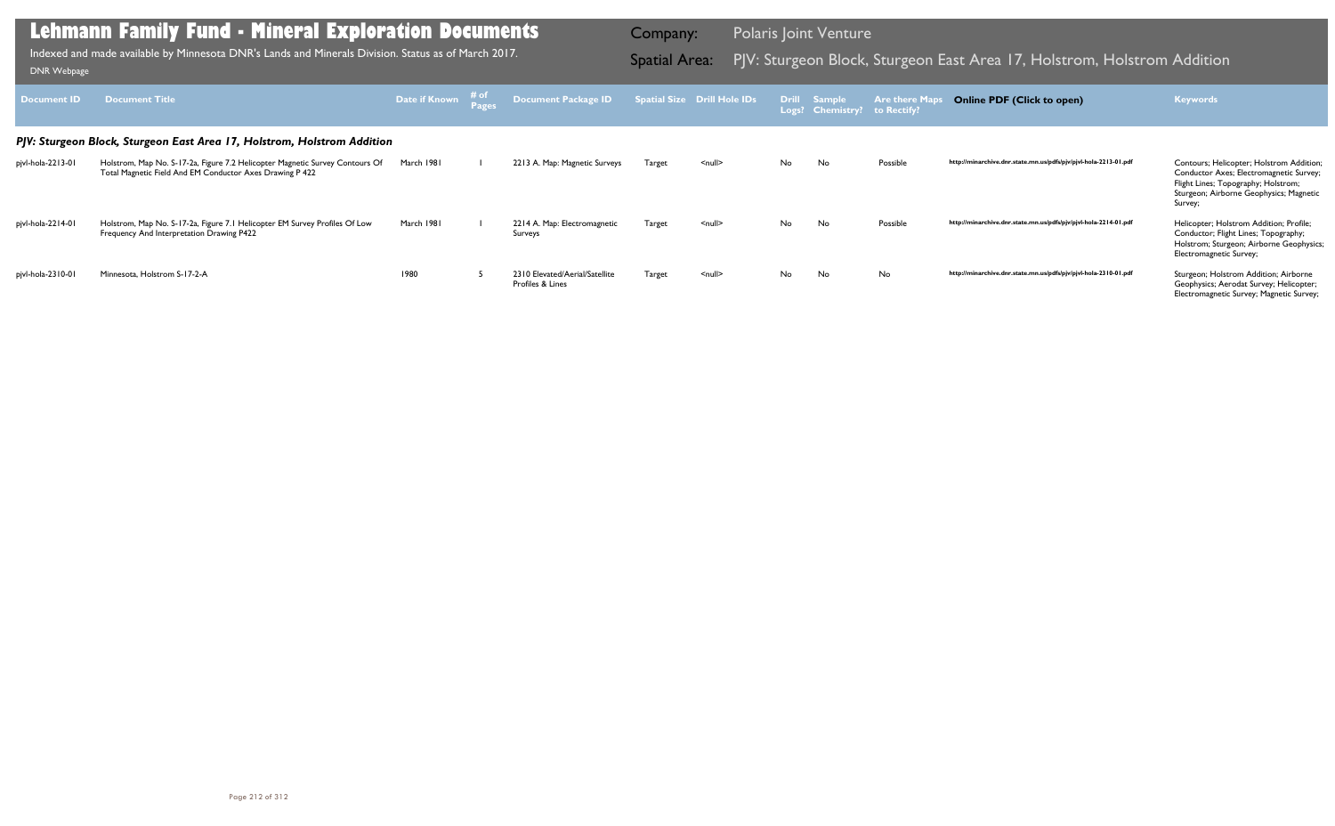# Lehmann Family Fund - Mineral Exploration Documents

Indexed and made available by Minnesota DNR's Lands and Minerals Division. Status as of March 2017.

DNR Webpage

**Company:** Polaris Joint Venture

**Spatial Area:** PJV: Sturgeon Block, Sturgeon East Area 17, Holstrom, Holstrom Addition

### *PJV: Sturgeon Block, Sturgeon East Area 17, Holstrom, Holstrom Addition*

| Document ID | Document Title | Date if Known | # of Pages | Document Package ID | Spatial Size | Drill Hole IDs | Drill Logs? | Sample Chemistry? | Are there Maps to Rectify? | Online PDF (Click to open) | Keywords |
|---|---|---|---|---|---|---|---|---|---|---|---|
| pjvl-hola-2213-01 | Holstrom, Map No. S-17-2a, Figure 7.2 Helicopter Magnetic Survey Contours Of Total Magnetic Field And EM Conductor Axes Drawing P 422 | March 1981 | 1 | 2213 A. Map: Magnetic Surveys | Target | <null> | No | No | Possible | http://minarchive.dnr.state.mn.us/pdfs/pjv/pjvl-hola-2213-01.pdf | Contours; Helicopter; Holstrom Addition; Conductor Axes; Electromagnetic Survey; Flight Lines; Topography; Holstrom; Sturgeon; Airborne Geophysics; Magnetic Survey; |
| pjvl-hola-2214-01 | Holstrom, Map No. S-17-2a, Figure 7.1 Helicopter EM Survey Profiles Of Low Frequency And Interpretation Drawing P422 | March 1981 | 1 | 2214 A. Map: Electromagnetic Surveys | Target | <null> | No | No | Possible | http://minarchive.dnr.state.mn.us/pdfs/pjv/pjvl-hola-2214-01.pdf | Helicopter; Holstrom Addition; Profile; Conductor; Flight Lines; Topography; Holstrom; Sturgeon; Airborne Geophysics; Electromagnetic Survey; |
| pjvl-hola-2310-01 | Minnesota, Holstrom S-17-2-A | 1980 | 5 | 2310 Elevated/Aerial/Satellite Profiles & Lines | Target | <null> | No | No | No | http://minarchive.dnr.state.mn.us/pdfs/pjv/pjvl-hola-2310-01.pdf | Sturgeon; Holstrom Addition; Airborne Geophysics; Aerodat Survey; Helicopter; Electromagnetic Survey; Magnetic Survey; |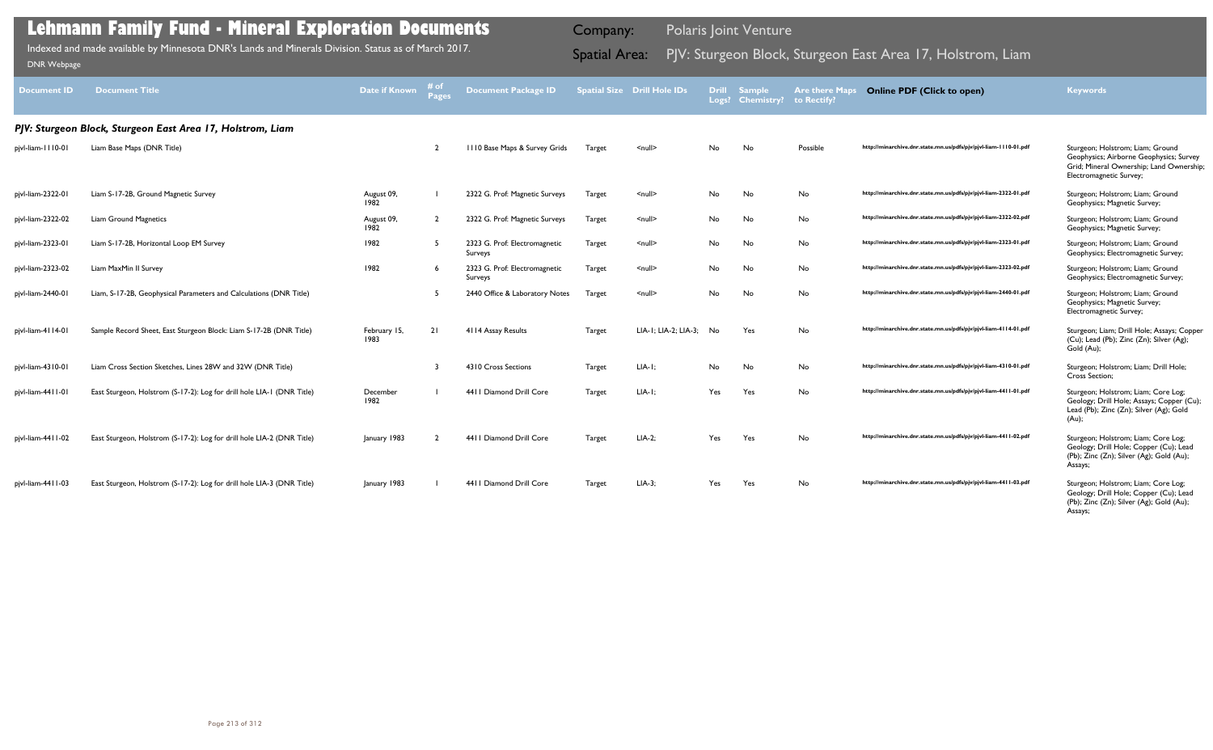# Lehmann Family Fund - Mineral Exploration Documents

Indexed and made available by Minnesota DNR's Lands and Minerals Division. Status as of March 2017.

DNR Webpage

Company: Polaris Joint Venture

Spatial Area: PJV: Sturgeon Block, Sturgeon East Area 17, Holstrom, Liam

| Document ID | Document Title | Date if Known | # of Pages | Document Package ID | Spatial Size | Drill Hole IDs | Drill Logs? | Sample Chemistry? | Are there Maps to Rectify? | Online PDF (Click to open) | Keywords |
|---|---|---|---|---|---|---|---|---|---|---|---|
| ***PJV: Sturgeon Block, Sturgeon East Area 17, Holstrom, Liam*** | | | | | | | | | | | |
| pjvl-liam-1110-01 | Liam Base Maps (DNR Title) | | 2 | 1110 Base Maps & Survey Grids | Target | <null> | No | No | Possible | http://minarchive.dnr.state.mn.us/pdfs/pjv/pjvl-liam-1110-01.pdf | Sturgeon; Holstrom; Liam; Ground Geophysics; Airborne Geophysics; Survey Grid; Mineral Ownership; Land Ownership; Electromagnetic Survey; |
| pjvl-liam-2322-01 | Liam S-17-2B, Ground Magnetic Survey | August 09, 1982 | 1 | 2322 G. Prof: Magnetic Surveys | Target | <null> | No | No | No | http://minarchive.dnr.state.mn.us/pdfs/pjv/pjvl-liam-2322-01.pdf | Sturgeon; Holstrom; Liam; Ground Geophysics; Magnetic Survey; |
| pjvl-liam-2322-02 | Liam Ground Magnetics | August 09, 1982 | 2 | 2322 G. Prof: Magnetic Surveys | Target | <null> | No | No | No | http://minarchive.dnr.state.mn.us/pdfs/pjv/pjvl-liam-2322-02.pdf | Sturgeon; Holstrom; Liam; Ground Geophysics; Magnetic Survey; |
| pjvl-liam-2323-01 | Liam S-17-2B, Horizontal Loop EM Survey | 1982 | 5 | 2323 G. Prof: Electromagnetic Surveys | Target | <null> | No | No | No | http://minarchive.dnr.state.mn.us/pdfs/pjv/pjvl-liam-2323-01.pdf | Sturgeon; Holstrom; Liam; Ground Geophysics; Electromagnetic Survey; |
| pjvl-liam-2323-02 | Liam MaxMin II Survey | 1982 | 6 | 2323 G. Prof: Electromagnetic Surveys | Target | <null> | No | No | No | http://minarchive.dnr.state.mn.us/pdfs/pjv/pjvl-liam-2323-02.pdf | Sturgeon; Holstrom; Liam; Ground Geophysics; Electromagnetic Survey; |
| pjvl-liam-2440-01 | Liam, S-17-2B, Geophysical Parameters and Calculations (DNR Title) | | 5 | 2440 Office & Laboratory Notes | Target | <null> | No | No | No | http://minarchive.dnr.state.mn.us/pdfs/pjv/pjvl-liam-2440-01.pdf | Sturgeon; Holstrom; Liam; Ground Geophysics; Magnetic Survey; Electromagnetic Survey; |
| pjvl-liam-4114-01 | Sample Record Sheet, East Sturgeon Block: Liam S-17-2B (DNR Title) | February 15, 1983 | 21 | 4114 Assay Results | Target | LIA-1; LIA-2; LIA-3; | No | Yes | No | http://minarchive.dnr.state.mn.us/pdfs/pjv/pjvl-liam-4114-01.pdf | Sturgeon; Liam; Drill Hole; Assays; Copper (Cu); Lead (Pb); Zinc (Zn); Silver (Ag); Gold (Au); |
| pjvl-liam-4310-01 | Liam Cross Section Sketches, Lines 28W and 32W (DNR Title) | | 3 | 4310 Cross Sections | Target | LIA-1; | No | No | No | http://minarchive.dnr.state.mn.us/pdfs/pjv/pjvl-liam-4310-01.pdf | Sturgeon; Holstrom; Liam; Drill Hole; Cross Section; |
| pjvl-liam-4411-01 | East Sturgeon, Holstrom (S-17-2): Log for drill hole LIA-1 (DNR Title) | December 1982 | 1 | 4411 Diamond Drill Core | Target | LIA-1; | Yes | Yes | No | http://minarchive.dnr.state.mn.us/pdfs/pjv/pjvl-liam-4411-01.pdf | Sturgeon; Holstrom; Liam; Core Log; Geology; Drill Hole; Assays; Copper (Cu); Lead (Pb); Zinc (Zn); Silver (Ag); Gold (Au); |
| pjvl-liam-4411-02 | East Sturgeon, Holstrom (S-17-2): Log for drill hole LIA-2 (DNR Title) | January 1983 | 2 | 4411 Diamond Drill Core | Target | LIA-2; | Yes | Yes | No | http://minarchive.dnr.state.mn.us/pdfs/pjv/pjvl-liam-4411-02.pdf | Sturgeon; Holstrom; Liam; Core Log; Geology; Drill Hole; Copper (Cu); Lead (Pb); Zinc (Zn); Silver (Ag); Gold (Au); Assays; |
| pjvl-liam-4411-03 | East Sturgeon, Holstrom (S-17-2): Log for drill hole LIA-3 (DNR Title) | January 1983 | 1 | 4411 Diamond Drill Core | Target | LIA-3; | Yes | Yes | No | http://minarchive.dnr.state.mn.us/pdfs/pjv/pjvl-liam-4411-03.pdf | Sturgeon; Holstrom; Liam; Core Log; Geology; Drill Hole; Copper (Cu); Lead (Pb); Zinc (Zn); Silver (Ag); Gold (Au); Assays; |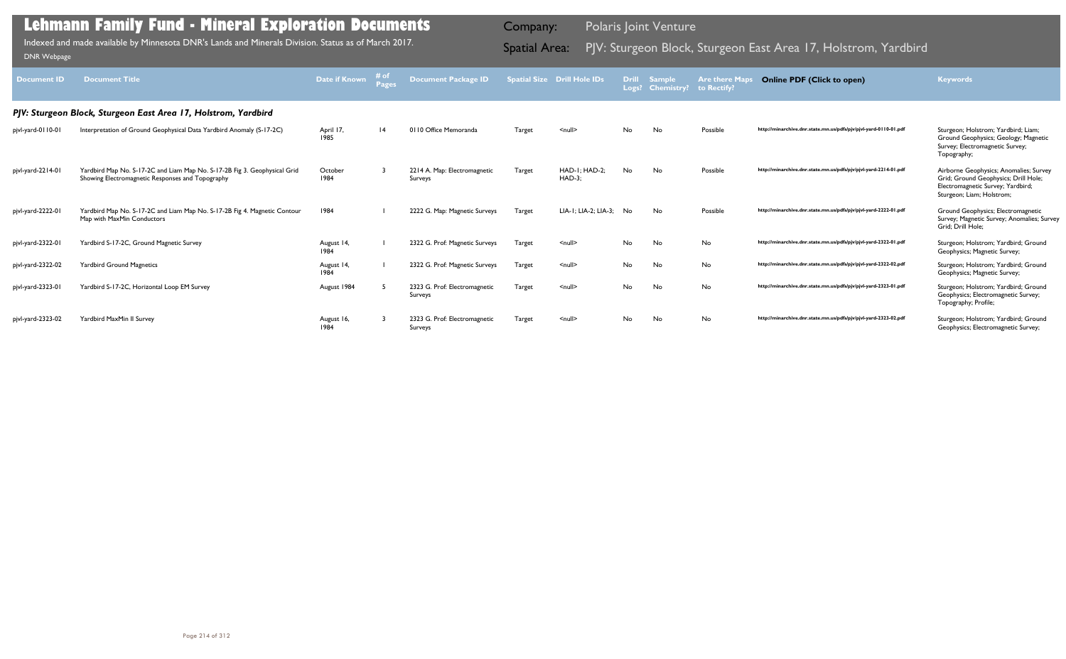# Lehmann Family Fund - Mineral Exploration Documents

Indexed and made available by Minnesota DNR's Lands and Minerals Division. Status as of March 2017.

DNR Webpage

Company: Polaris Joint Venture

Spatial Area: PJV: Sturgeon Block, Sturgeon East Area 17, Holstrom, Yardbird

| Document ID | Document Title | Date if Known | # of Pages | Document Package ID | Spatial Size | Drill Hole IDs | Drill Logs? | Sample Chemistry? | Are there Maps to Rectify? | Online PDF (Click to open) | Keywords |
|---|---|---|---|---|---|---|---|---|---|---|---|
| ***PJV: Sturgeon Block, Sturgeon East Area 17, Holstrom, Yardbird*** | | | | | | | | | | | |
| pjvl-yard-0110-01 | Interpretation of Ground Geophysical Data Yardbird Anomaly (S-17-2C) | April 17, 1985 | 14 | 0110 Office Memoranda | Target | <null> | No | No | Possible | http://minarchive.dnr.state.mn.us/pdfs/pjv/pjvl-yard-0110-01.pdf | Sturgeon; Holstrom; Yardbird; Liam; Ground Geophysics; Geology; Magnetic Survey; Electromagnetic Survey; Topography; |
| pjvl-yard-2214-01 | Yardbird Map No. S-17-2C and Liam Map No. S-17-2B Fig 3. Geophysical Grid Showing Electromagnetic Responses and Topography | October 1984 | 3 | 2214 A. Map: Electromagnetic Surveys | Target | HAD-1; HAD-2; HAD-3; | No | No | Possible | http://minarchive.dnr.state.mn.us/pdfs/pjv/pjvl-yard-2214-01.pdf | Airborne Geophysics; Anomalies; Survey Grid; Ground Geophysics; Drill Hole; Electromagnetic Survey; Yardbird; Sturgeon; Liam; Holstrom; |
| pjvl-yard-2222-01 | Yardbird Map No. S-17-2C and Liam Map No. S-17-2B Fig 4. Magnetic Contour Map with MaxMin Conductors | 1984 | 1 | 2222 G. Map: Magnetic Surveys | Target | LIA-1; LIA-2; LIA-3; | No | No | Possible | http://minarchive.dnr.state.mn.us/pdfs/pjv/pjvl-yard-2222-01.pdf | Ground Geophysics; Electromagnetic Survey; Magnetic Survey; Anomalies; Survey Grid; Drill Hole; |
| pjvl-yard-2322-01 | Yardbird S-17-2C, Ground Magnetic Survey | August 14, 1984 | 1 | 2322 G. Prof: Magnetic Surveys | Target | <null> | No | No | No | http://minarchive.dnr.state.mn.us/pdfs/pjv/pjvl-yard-2322-01.pdf | Sturgeon; Holstrom; Yardbird; Ground Geophysics; Magnetic Survey; |
| pjvl-yard-2322-02 | Yardbird Ground Magnetics | August 14, 1984 | 1 | 2322 G. Prof: Magnetic Surveys | Target | <null> | No | No | No | http://minarchive.dnr.state.mn.us/pdfs/pjv/pjvl-yard-2322-02.pdf | Sturgeon; Holstrom; Yardbird; Ground Geophysics; Magnetic Survey; |
| pjvl-yard-2323-01 | Yardbird S-17-2C, Horizontal Loop EM Survey | August 1984 | 5 | 2323 G. Prof: Electromagnetic Surveys | Target | <null> | No | No | No | http://minarchive.dnr.state.mn.us/pdfs/pjv/pjvl-yard-2323-01.pdf | Sturgeon; Holstrom; Yardbird; Ground Geophysics; Electromagnetic Survey; Topography; Profile; |
| pjvl-yard-2323-02 | Yardbird MaxMin II Survey | August 16, 1984 | 3 | 2323 G. Prof: Electromagnetic Surveys | Target | <null> | No | No | No | http://minarchive.dnr.state.mn.us/pdfs/pjv/pjvl-yard-2323-02.pdf | Sturgeon; Holstrom; Yardbird; Ground Geophysics; Electromagnetic Survey; |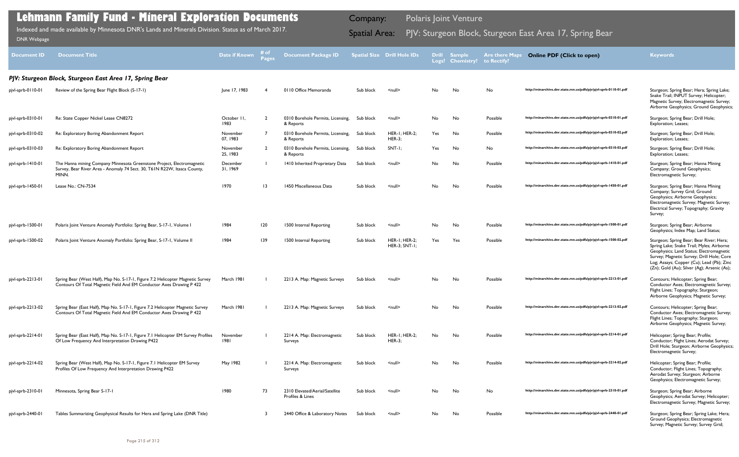# Lehmann Family Fund - Mineral Exploration Documents

Indexed and made available by Minnesota DNR's Lands and Minerals Division. Status as of March 2017.

DNR Webpage

Company: Polaris Joint Venture

Spatial Area: PJV: Sturgeon Block, Sturgeon East Area 17, Spring Bear

| Document ID | Document Title | Date if Known | # of Pages | Document Package ID | Spatial Size | Drill Hole IDs | Drill Logs? | Sample Chemistry? | Are there Maps to Rectify? | Online PDF (Click to open) | Keywords |
|---|---|---|---|---|---|---|---|---|---|---|---|
| ***PJV: Sturgeon Block, Sturgeon East Area 17, Spring Bear*** | | | | | | | | | | | |
| pjvl-sprb-0110-01 | Review of the Spring Bear Flight Block (S-17-1) | June 17, 1983 | 4 | 0110 Office Memoranda | Sub block | <null> | No | No | No | http://minarchive.dnr.state.mn.us/pdfs/pjv/pjvl-sprb-0110-01.pdf | Sturgeon; Spring Bear; Hera; Spring Lake; Snake Trail; INPUT Survey; Helicopter; Magnetic Survey; Electromagnetic Survey; Airborne Geophysics; Ground Geophysics; |
| pjvl-sprb-0310-01 | Re: State Copper Nickel Lease CN8272 | October 11, 1983 | 2 | 0310 Borehole Permits, Licensing, & Reports | Sub block | <null> | No | No | Possible | http://minarchive.dnr.state.mn.us/pdfs/pjv/pjvl-sprb-0310-01.pdf | Sturgeon; Spring Bear; Drill Hole; Exploration; Leases; |
| pjvl-sprb-0310-02 | Re: Exploratory Boring Abandonment Report | November 07, 1983 | 7 | 0310 Borehole Permits, Licensing, & Reports | Sub block | HER-1; HER-2; HER-3; | Yes | No | Possible | http://minarchive.dnr.state.mn.us/pdfs/pjv/pjvl-sprb-0310-02.pdf | Sturgeon; Spring Bear; Drill Hole; Exploration; Leases; |
| pjvl-sprb-0310-03 | Re: Exploratory Boring Abandonment Report | November 25, 1983 | 2 | 0310 Borehole Permits, Licensing, & Reports | Sub block | SNT-1; | Yes | No | No | http://minarchive.dnr.state.mn.us/pdfs/pjv/pjvl-sprb-0310-03.pdf | Sturgeon; Spring Bear; Drill Hole; Exploration; Leases; |
| pjvl-sprb-1410-01 | The Hanna mining Company Minnesota Greenstone Project, Electromagnetic Survey, Bear River Area - Anomaly 74 Sect. 30, T61N R22W, Itasca County, MINN. | December 31, 1969 | 1 | 1410 Inherited Proprietary Data | Sub block | <null> | No | No | Possible | http://minarchive.dnr.state.mn.us/pdfs/pjv/pjvl-sprb-1410-01.pdf | Sturgeon; Spring Bear; Hanna Mining Company; Ground Geophysics; Electromagnetic Survey; |
| pjvl-sprb-1450-01 | Lease No.: CN-7534 | 1970 | 13 | 1450 Miscellaneous Data | Sub block | <null> | No | No | Possible | http://minarchive.dnr.state.mn.us/pdfs/pjv/pjvl-sprb-1450-01.pdf | Sturgeon; Spring Bear; Hanna Mining Company; Survey Grid; Ground Geophysics; Airborne Geophysics; Electromagnetic Survey; Magnetic Survey; Electrical Survey; Topography; Gravity Survey; |
| pjvl-sprb-1500-01 | Polaris Joint Venture Anomaly Portfolio: Spring Bear, S-17-1, Volume I | 1984 | 120 | 1500 Internal Reporting | Sub block | <null> | No | No | Possible | http://minarchive.dnr.state.mn.us/pdfs/pjv/pjvl-sprb-1500-01.pdf | Sturgeon; Spring Bear; Airborne Geophysics; Index Map; Land Status; |
| pjvl-sprb-1500-02 | Polaris Joint Venture Anomaly Portfolio: Spring Bear, S-17-1, Volume II | 1984 | 139 | 1500 Internal Reporting | Sub block | HER-1; HER-2; HER-3; SNT-1; | Yes | Yes | Possible | http://minarchive.dnr.state.mn.us/pdfs/pjv/pjvl-sprb-1500-02.pdf | Sturgeon; Spring Bear; Bear River; Hera; Spring Lake; Snake Trail; Myles; Airborne Geophysics; Land Status; Electromagnetic Survey; Magnetic Survey; Drill Hole; Core Log; Assays; Copper (Cu); Lead (Pb); Zinc (Zn); Gold (Au); Silver (Ag); Arsenic (As); |
| pjvl-sprb-2213-01 | Spring Bear (West Half), Map No. S-17-1, Figure 7.2 Helicopter Magnetic Survey Contours Of Total Magnetic Field And EM Conductor Axes Drawing P 422 | March 1981 | 1 | 2213 A. Map: Magnetic Surveys | Sub block | <null> | No | No | Possible | http://minarchive.dnr.state.mn.us/pdfs/pjv/pjvl-sprb-2213-01.pdf | Contours; Helicopter; Spring Bear; Conductor Axes; Electromagnetic Survey; Flight Lines; Topography; Sturgeon; Airborne Geophysics; Magnetic Survey; |
| pjvl-sprb-2213-02 | Spring Bear (East Half), Map No. S-17-1, Figure 7.2 Helicopter Magnetic Survey Contours Of Total Magnetic Field And EM Conductor Axes Drawing P 422 | March 1981 | 1 | 2213 A. Map: Magnetic Surveys | Sub block | <null> | No | No | Possible | http://minarchive.dnr.state.mn.us/pdfs/pjv/pjvl-sprb-2213-02.pdf | Contours; Helicopter; Spring Bear; Conductor Axes; Electromagnetic Survey; Flight Lines; Topography; Sturgeon; Airborne Geophysics; Magnetic Survey; |
| pjvl-sprb-2214-01 | Spring Bear (East Half), Map No. S-17-1, Figure 7.1 Helicopter EM Survey Profiles Of Low Frequency And Interpretation Drawing P422 | November 1981 | 1 | 2214 A. Map: Electromagnetic Surveys | Sub block | HER-1; HER-2; HER-3; | No | No | Possible | http://minarchive.dnr.state.mn.us/pdfs/pjv/pjvl-sprb-2214-01.pdf | Helicopter; Spring Bear; Profile; Conductor; Flight Lines; Aerodat Survey; Drill Hole; Sturgeon; Airborne Geophysics; Electromagnetic Survey; |
| pjvl-sprb-2214-02 | Spring Bear (West Half), Map No. S-17-1, Figure 7.1 Helicopter EM Survey Profiles Of Low Frequency And Interpretation Drawing P422 | May 1982 | 1 | 2214 A. Map: Electromagnetic Surveys | Sub block | <null> | No | No | Possible | http://minarchive.dnr.state.mn.us/pdfs/pjv/pjvl-sprb-2214-02.pdf | Helicopter; Spring Bear; Profile; Conductor; Flight Lines; Topography; Aerodat Survey; Sturgeon; Airborne Geophysics; Electromagnetic Survey; |
| pjvl-sprb-2310-01 | Minnesota, Spring Bear S-17-1 | 1980 | 73 | 2310 Elevated/Aerial/Satellite Profiles & Lines | Sub block | <null> | No | No | No | http://minarchive.dnr.state.mn.us/pdfs/pjv/pjvl-sprb-2310-01.pdf | Sturgeon; Spring Bear; Airborne Geophysics; Aerodat Survey; Helicopter; Electromagnetic Survey; Magnetic Survey; |
| pjvl-sprb-2440-01 | Tables Summarizing Geophysical Results for Hera and Spring Lake (DNR Title) | | 3 | 2440 Office & Laboratory Notes | Sub block | <null> | No | No | Possible | http://minarchive.dnr.state.mn.us/pdfs/pjv/pjvl-sprb-2440-01.pdf | Sturgeon; Spring Bear; Spring Lake; Hera; Ground Geophysics; Electromagnetic Survey; Magnetic Survey; Survey Grid; |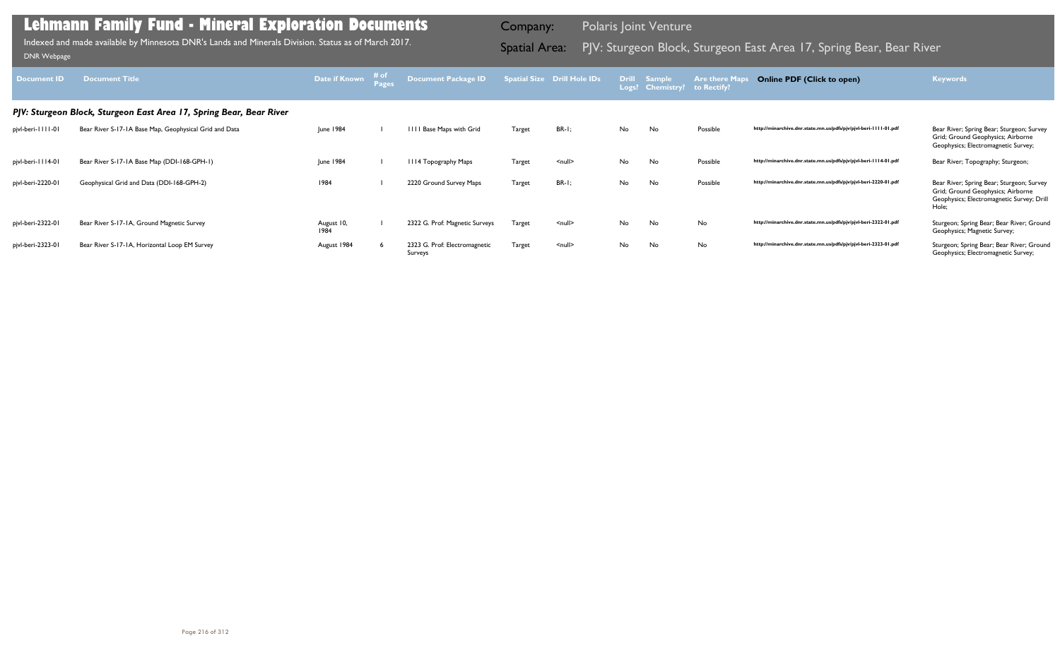# Lehmann Family Fund - Mineral Exploration Documents

Indexed and made available by Minnesota DNR's Lands and Minerals Division. Status as of March 2017.

DNR Webpage

**Company:** Polaris Joint Venture

**Spatial Area:** PJV: Sturgeon Block, Sturgeon East Area 17, Spring Bear, Bear River

| Document ID | Document Title | Date if Known | # of Pages | Document Package ID | Spatial Size | Drill Hole IDs | Drill Logs? | Sample Chemistry? | Are there Maps to Rectify? | Online PDF (Click to open) | Keywords |
|---|---|---|---|---|---|---|---|---|---|---|---|
| ***PJV: Sturgeon Block, Sturgeon East Area 17, Spring Bear, Bear River*** | | | | | | | | | | | |
| pjvl-beri-1111-01 | Bear River S-17-1A Base Map, Geophysical Grid and Data | June 1984 | 1 | 1111 Base Maps with Grid | Target | BR-1; | No | No | Possible | http://minarchive.dnr.state.mn.us/pdfs/pjv/pjvl-beri-1111-01.pdf | Bear River; Spring Bear; Sturgeon; Survey Grid; Ground Geophysics; Airborne Geophysics; Electromagnetic Survey; |
| pjvl-beri-1114-01 | Bear River S-17-1A Base Map (DDI-168-GPH-1) | June 1984 | 1 | 1114 Topography Maps | Target | <null> | No | No | Possible | http://minarchive.dnr.state.mn.us/pdfs/pjv/pjvl-beri-1114-01.pdf | Bear River; Topography; Sturgeon; |
| pjvl-beri-2220-01 | Geophysical Grid and Data (DDI-168-GPH-2) | 1984 | 1 | 2220 Ground Survey Maps | Target | BR-1; | No | No | Possible | http://minarchive.dnr.state.mn.us/pdfs/pjv/pjvl-beri-2220-01.pdf | Bear River; Spring Bear; Sturgeon; Survey Grid; Ground Geophysics; Airborne Geophysics; Electromagnetic Survey; Drill Hole; |
| pjvl-beri-2322-01 | Bear River S-17-1A, Ground Magnetic Survey | August 10, 1984 | 1 | 2322 G. Prof: Magnetic Surveys | Target | <null> | No | No | No | http://minarchive.dnr.state.mn.us/pdfs/pjv/pjvl-beri-2322-01.pdf | Sturgeon; Spring Bear; Bear River; Ground Geophysics; Magnetic Survey; |
| pjvl-beri-2323-01 | Bear River S-17-1A, Horizontal Loop EM Survey | August 1984 | 6 | 2323 G. Prof: Electromagnetic Surveys | Target | <null> | No | No | No | http://minarchive.dnr.state.mn.us/pdfs/pjv/pjvl-beri-2323-01.pdf | Sturgeon; Spring Bear; Bear River; Ground Geophysics; Electromagnetic Survey; |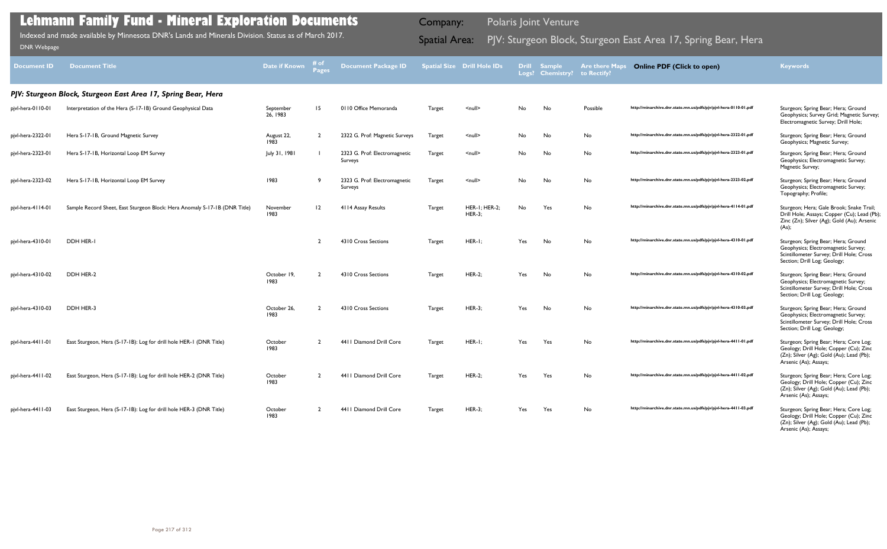# Lehmann Family Fund - Mineral Exploration Documents

Indexed and made available by Minnesota DNR's Lands and Minerals Division. Status as of March 2017.

DNR Webpage

Company: Polaris Joint Venture

Spatial Area: PJV: Sturgeon Block, Sturgeon East Area 17, Spring Bear, Hera

| Document ID | Document Title | Date if Known | # of Pages | Document Package ID | Spatial Size | Drill Hole IDs | Drill Logs? | Sample Chemistry? | Are there Maps to Rectify? | Online PDF (Click to open) | Keywords |
|---|---|---|---|---|---|---|---|---|---|---|---|

### *PJV: Sturgeon Block, Sturgeon East Area 17, Spring Bear, Hera*

| Document ID | Document Title | Date if Known | # of Pages | Document Package ID | Spatial Size | Drill Hole IDs | Drill Logs? | Sample Chemistry? | Are there Maps to Rectify? | Online PDF (Click to open) | Keywords |
|---|---|---|---|---|---|---|---|---|---|---|---|
| pjvl-hera-0110-01 | Interpretation of the Hera (S-17-1B) Ground Geophysical Data | September 26, 1983 | 15 | 0110 Office Memoranda | Target | <null> | No | No | Possible | http://minarchive.dnr.state.mn.us/pdfs/pjv/pjvl-hera-0110-01.pdf | Sturgeon; Spring Bear; Hera; Ground Geophysics; Survey Grid; Magnetic Survey; Electromagnetic Survey; Drill Hole; |
| pjvl-hera-2322-01 | Hera S-17-1B, Ground Magnetic Survey | August 22, 1983 | 2 | 2322 G. Prof: Magnetic Surveys | Target | <null> | No | No | No | http://minarchive.dnr.state.mn.us/pdfs/pjv/pjvl-hera-2322-01.pdf | Sturgeon; Spring Bear; Hera; Ground Geophysics; Magnetic Survey; |
| pjvl-hera-2323-01 | Hera S-17-1B, Horizontal Loop EM Survey | July 31, 1981 | 1 | 2323 G. Prof: Electromagnetic Surveys | Target | <null> | No | No | No | http://minarchive.dnr.state.mn.us/pdfs/pjv/pjvl-hera-2323-01.pdf | Sturgeon; Spring Bear; Hera; Ground Geophysics; Electromagnetic Survey; Magnetic Survey; |
| pjvl-hera-2323-02 | Hera S-17-1B, Horizontal Loop EM Survey | 1983 | 9 | 2323 G. Prof: Electromagnetic Surveys | Target | <null> | No | No | No | http://minarchive.dnr.state.mn.us/pdfs/pjv/pjvl-hera-2323-02.pdf | Sturgeon; Spring Bear; Hera; Ground Geophysics; Electromagnetic Survey; Topography; Profile; |
| pjvl-hera-4114-01 | Sample Record Sheet, East Sturgeon Block: Hera Anomaly S-17-1B (DNR Title) | November 1983 | 12 | 4114 Assay Results | Target | HER-1; HER-2; HER-3; | No | Yes | No | http://minarchive.dnr.state.mn.us/pdfs/pjv/pjvl-hera-4114-01.pdf | Sturgeon; Hera; Gale Brook; Snake Trail; Drill Hole; Assays; Copper (Cu); Lead (Pb); Zinc (Zn); Silver (Ag); Gold (Au); Arsenic (As); |
| pjvl-hera-4310-01 | DDH HER-1 | | 2 | 4310 Cross Sections | Target | HER-1; | Yes | No | No | http://minarchive.dnr.state.mn.us/pdfs/pjv/pjvl-hera-4310-01.pdf | Sturgeon; Spring Bear; Hera; Ground Geophysics; Electromagnetic Survey; Scintillometer Survey; Drill Hole; Cross Section; Drill Log; Geology; |
| pjvl-hera-4310-02 | DDH HER-2 | October 19, 1983 | 2 | 4310 Cross Sections | Target | HER-2; | Yes | No | No | http://minarchive.dnr.state.mn.us/pdfs/pjv/pjvl-hera-4310-02.pdf | Sturgeon; Spring Bear; Hera; Ground Geophysics; Electromagnetic Survey; Scintillometer Survey; Drill Hole; Cross Section; Drill Log; Geology; |
| pjvl-hera-4310-03 | DDH HER-3 | October 26, 1983 | 2 | 4310 Cross Sections | Target | HER-3; | Yes | No | No | http://minarchive.dnr.state.mn.us/pdfs/pjv/pjvl-hera-4310-03.pdf | Sturgeon; Spring Bear; Hera; Ground Geophysics; Electromagnetic Survey; Scintillometer Survey; Drill Hole; Cross Section; Drill Log; Geology; |
| pjvl-hera-4411-01 | East Sturgeon, Hera (S-17-1B): Log for drill hole HER-1 (DNR Title) | October 1983 | 2 | 4411 Diamond Drill Core | Target | HER-1; | Yes | Yes | No | http://minarchive.dnr.state.mn.us/pdfs/pjv/pjvl-hera-4411-01.pdf | Sturgeon; Spring Bear; Hera; Core Log; Geology; Drill Hole; Copper (Cu); Zinc (Zn); Silver (Ag); Gold (Au); Lead (Pb); Arsenic (As); Assays; |
| pjvl-hera-4411-02 | East Sturgeon, Hera (S-17-1B): Log for drill hole HER-2 (DNR Title) | October 1983 | 2 | 4411 Diamond Drill Core | Target | HER-2; | Yes | Yes | No | http://minarchive.dnr.state.mn.us/pdfs/pjv/pjvl-hera-4411-02.pdf | Sturgeon; Spring Bear; Hera; Core Log; Geology; Drill Hole; Copper (Cu); Zinc (Zn); Silver (Ag); Gold (Au); Lead (Pb); Arsenic (As); Assays; |
| pjvl-hera-4411-03 | East Sturgeon, Hera (S-17-1B): Log for drill hole HER-3 (DNR Title) | October 1983 | 2 | 4411 Diamond Drill Core | Target | HER-3; | Yes | Yes | No | http://minarchive.dnr.state.mn.us/pdfs/pjv/pjvl-hera-4411-03.pdf | Sturgeon; Spring Bear; Hera; Core Log; Geology; Drill Hole; Copper (Cu); Zinc (Zn); Silver (Ag); Gold (Au); Lead (Pb); Arsenic (As); Assays; |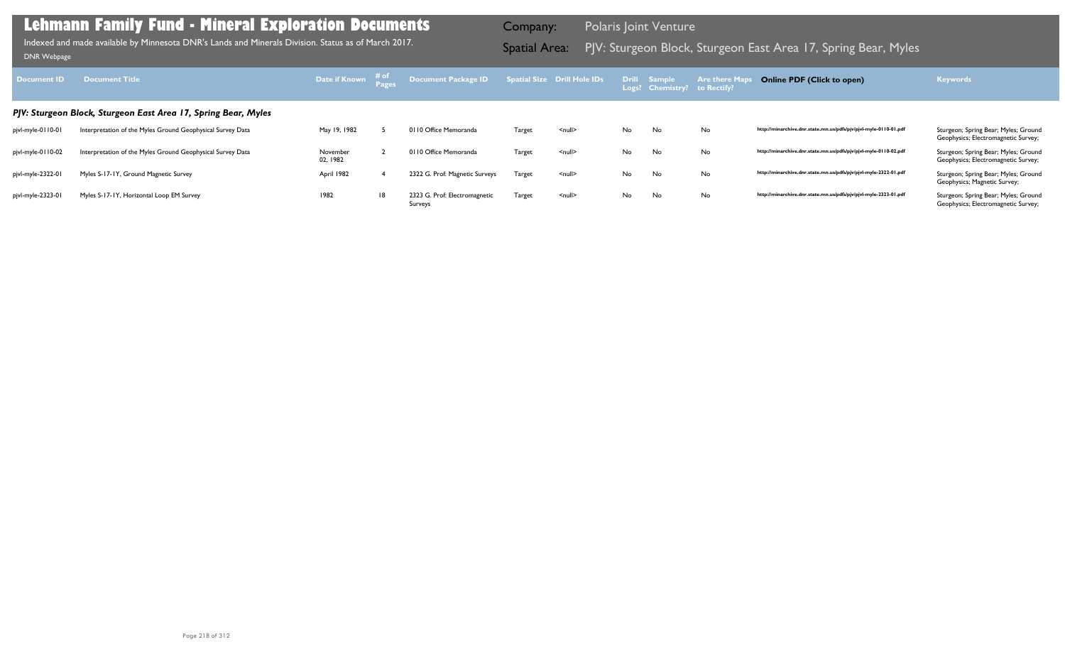# Lehmann Family Fund - Mineral Exploration Documents

Indexed and made available by Minnesota DNR's Lands and Minerals Division. Status as of March 2017.

DNR Webpage

**Company:** Polaris Joint Venture

**Spatial Area:** PJV: Sturgeon Block, Sturgeon East Area 17, Spring Bear, Myles

| Document ID | Document Title | Date if Known | # of Pages | Document Package ID | Spatial Size | Drill Hole IDs | Drill Logs? | Sample Chemistry? | Are there Maps to Rectify? | Online PDF (Click to open) | Keywords |
|---|---|---|---|---|---|---|---|---|---|---|---|
| ***PJV: Sturgeon Block, Sturgeon East Area 17, Spring Bear, Myles*** | | | | | | | | | | | |
| pjvl-myle-0110-01 | Interpretation of the Myles Ground Geophysical Survey Data | May 19, 1982 | 5 | 0110 Office Memoranda | Target | <null> | No | No | No | http://minarchive.dnr.state.mn.us/pdfs/pjv/pjvl-myle-0110-01.pdf | Sturgeon; Spring Bear; Myles; Ground Geophysics; Electromagnetic Survey; |
| pjvl-myle-0110-02 | Interpretation of the Myles Ground Geophysical Survey Data | November 02, 1982 | 2 | 0110 Office Memoranda | Target | <null> | No | No | No | http://minarchive.dnr.state.mn.us/pdfs/pjv/pjvl-myle-0110-02.pdf | Sturgeon; Spring Bear; Myles; Ground Geophysics; Electromagnetic Survey; |
| pjvl-myle-2322-01 | Myles S-17-1Y, Ground Magnetic Survey | April 1982 | 4 | 2322 G. Prof: Magnetic Surveys | Target | <null> | No | No | No | http://minarchive.dnr.state.mn.us/pdfs/pjv/pjvl-myle-2322-01.pdf | Sturgeon; Spring Bear; Myles; Ground Geophysics; Magnetic Survey; |
| pjvl-myle-2323-01 | Myles S-17-1Y, Horizontal Loop EM Survey | 1982 | 18 | 2323 G. Prof: Electromagnetic Surveys | Target | <null> | No | No | No | http://minarchive.dnr.state.mn.us/pdfs/pjv/pjvl-myle-2323-01.pdf | Sturgeon; Spring Bear; Myles; Ground Geophysics; Electromagnetic Survey; |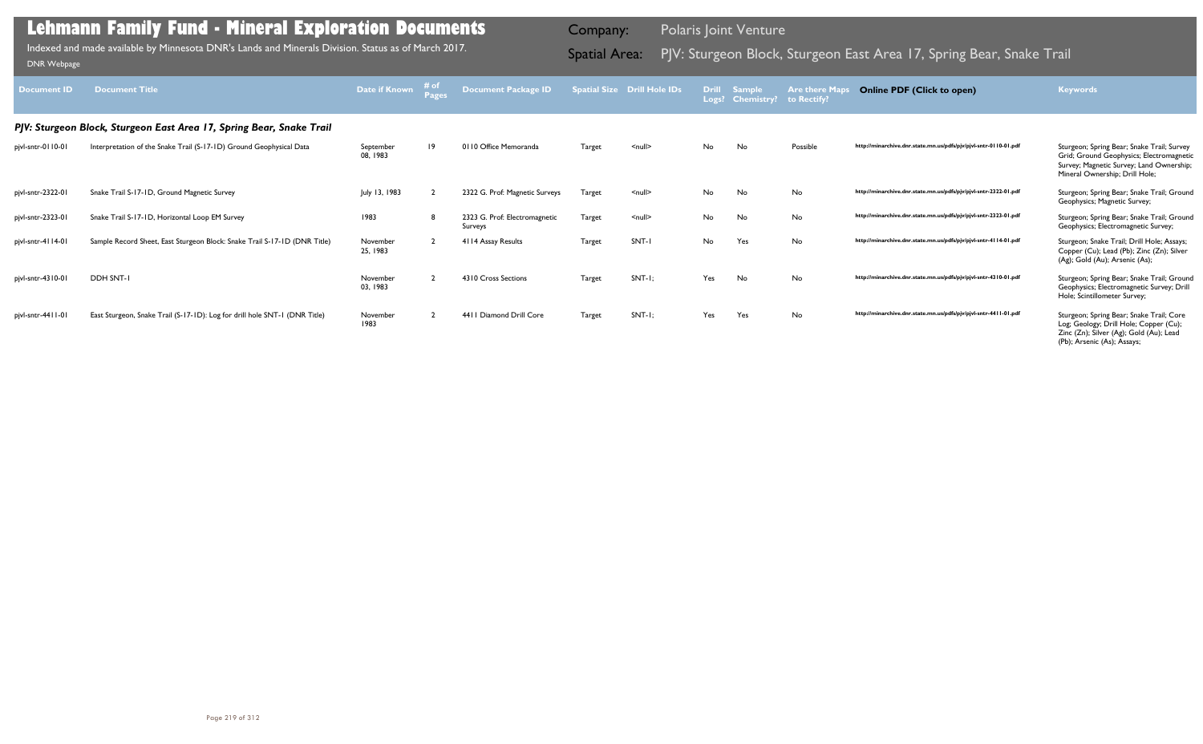# Lehmann Family Fund - Mineral Exploration Documents

Indexed and made available by Minnesota DNR's Lands and Minerals Division. Status as of March 2017.

DNR Webpage

**Company:** Polaris Joint Venture

**Spatial Area:** PJV: Sturgeon Block, Sturgeon East Area 17, Spring Bear, Snake Trail

| Document ID | Document Title | Date if Known | # of Pages | Document Package ID | Spatial Size | Drill Hole IDs | Drill Logs? | Sample Chemistry? | Are there Maps to Rectify? | Online PDF (Click to open) | Keywords |
|---|---|---|---|---|---|---|---|---|---|---|---|
| ***PJV: Sturgeon Block, Sturgeon East Area 17, Spring Bear, Snake Trail*** | | | | | | | | | | | |
| pjvl-sntr-0110-01 | Interpretation of the Snake Trail (S-17-1D) Ground Geophysical Data | September 08, 1983 | 19 | 0110 Office Memoranda | Target | <null> | No | No | Possible | http://minarchive.dnr.state.mn.us/pdfs/pjv/pjvl-sntr-0110-01.pdf | Sturgeon; Spring Bear; Snake Trail; Survey Grid; Ground Geophysics; Electromagnetic Survey; Magnetic Survey; Land Ownership; Mineral Ownership; Drill Hole; |
| pjvl-sntr-2322-01 | Snake Trail S-17-1D, Ground Magnetic Survey | July 13, 1983 | 2 | 2322 G. Prof: Magnetic Surveys | Target | <null> | No | No | No | http://minarchive.dnr.state.mn.us/pdfs/pjv/pjvl-sntr-2322-01.pdf | Sturgeon; Spring Bear; Snake Trail; Ground Geophysics; Magnetic Survey; |
| pjvl-sntr-2323-01 | Snake Trail S-17-1D, Horizontal Loop EM Survey | 1983 | 8 | 2323 G. Prof: Electromagnetic Surveys | Target | <null> | No | No | No | http://minarchive.dnr.state.mn.us/pdfs/pjv/pjvl-sntr-2323-01.pdf | Sturgeon; Spring Bear; Snake Trail; Ground Geophysics; Electromagnetic Survey; |
| pjvl-sntr-4114-01 | Sample Record Sheet, East Sturgeon Block: Snake Trail S-17-1D (DNR Title) | November 25, 1983 | 2 | 4114 Assay Results | Target | SNT-1 | No | Yes | No | http://minarchive.dnr.state.mn.us/pdfs/pjv/pjvl-sntr-4114-01.pdf | Sturgeon; Snake Trail; Drill Hole; Assays; Copper (Cu); Lead (Pb); Zinc (Zn); Silver (Ag); Gold (Au); Arsenic (As); |
| pjvl-sntr-4310-01 | DDH SNT-1 | November 03, 1983 | 2 | 4310 Cross Sections | Target | SNT-1; | Yes | No | No | http://minarchive.dnr.state.mn.us/pdfs/pjv/pjvl-sntr-4310-01.pdf | Sturgeon; Spring Bear; Snake Trail; Ground Geophysics; Electromagnetic Survey; Drill Hole; Scintillometer Survey; |
| pjvl-sntr-4411-01 | East Sturgeon, Snake Trail (S-17-1D): Log for drill hole SNT-1 (DNR Title) | November 1983 | 2 | 4411 Diamond Drill Core | Target | SNT-1; | Yes | Yes | No | http://minarchive.dnr.state.mn.us/pdfs/pjv/pjvl-sntr-4411-01.pdf | Sturgeon; Spring Bear; Snake Trail; Core Log; Geology; Drill Hole; Copper (Cu); Zinc (Zn); Silver (Ag); Gold (Au); Lead (Pb); Arsenic (As); Assays; |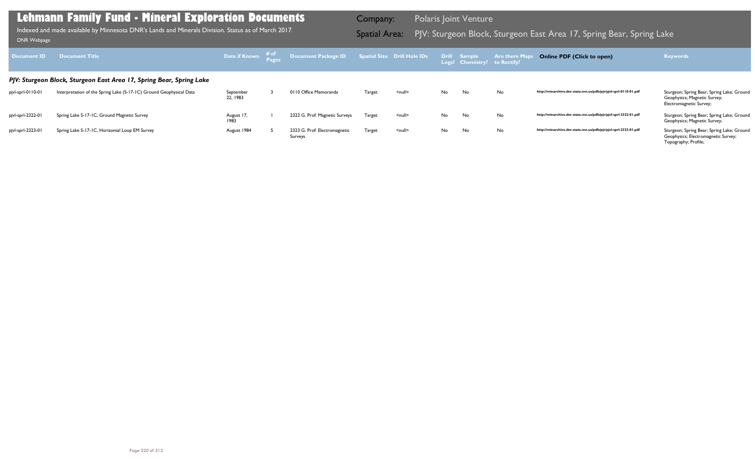# Lehmann Family Fund - Mineral Exploration Documents

Indexed and made available by Minnesota DNR's Lands and Minerals Division. Status as of March 2017.

DNR Webpage

**Company:** Polaris Joint Venture

**Spatial Area:** PJV: Sturgeon Block, Sturgeon East Area 17, Spring Bear, Spring Lake

| Document ID | Document Title | Date if Known | # of Pages | Document Package ID | Spatial Size | Drill Hole IDs | Drill Logs? | Sample Chemistry? | Are there Maps to Rectify? | Online PDF (Click to open) | Keywords |
|---|---|---|---|---|---|---|---|---|---|---|---|
| ***PJV: Sturgeon Block, Sturgeon East Area 17, Spring Bear, Spring Lake*** | | | | | | | | | | | |
| pjvl-sprl-0110-01 | Interpretation of the Spring Lake (S-17-1C) Ground Geophysical Data | September 22, 1983 | 3 | 0110 Office Memoranda | Target | <null> | No | No | No | http://minarchive.dnr.state.mn.us/pdfs/pjv/pjvl-sprl-0110-01.pdf | Sturgeon; Spring Bear; Spring Lake; Ground Geophysics; Magnetic Survey; Electromagnetic Survey; |
| pjvl-sprl-2322-01 | Spring Lake S-17-1C, Ground Magnetic Survey | August 17, 1983 | 1 | 2322 G. Prof: Magnetic Surveys | Target | <null> | No | No | No | http://minarchive.dnr.state.mn.us/pdfs/pjv/pjvl-sprl-2322-01.pdf | Sturgeon; Spring Bear; Spring Lake; Ground Geophysics; Magnetic Survey; |
| pjvl-sprl-2323-01 | Spring Lake S-17-1C, Horizontal Loop EM Survey | August 1984 | 5 | 2323 G. Prof: Electromagnetic Surveys | Target | <null> | No | No | No | http://minarchive.dnr.state.mn.us/pdfs/pjv/pjvl-sprl-2323-01.pdf | Sturgeon; Spring Bear; Spring Lake; Ground Geophysics; Electromagnetic Survey; Topography; Profile; |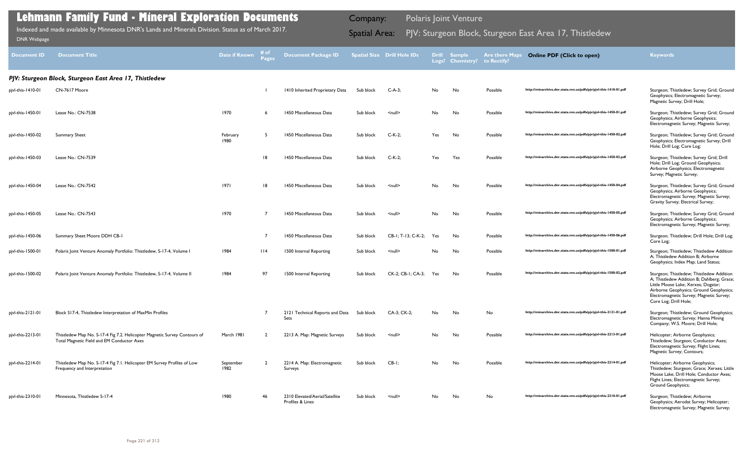# Lehmann Family Fund - Mineral Exploration Documents

Indexed and made available by Minnesota DNR's Lands and Minerals Division. Status as of March 2017.

DNR Webpage

Company: Polaris Joint Venture

Spatial Area: PJV: Sturgeon Block, Sturgeon East Area 17, Thistledew

| Document ID | Document Title | Date if Known | # of Pages | Document Package ID | Spatial Size | Drill Hole IDs | Drill Logs? | Sample Chemistry? | Are there Maps to Rectify? | Online PDF (Click to open) | Keywords |
|---|---|---|---|---|---|---|---|---|---|---|---|
| ***PJV: Sturgeon Block, Sturgeon East Area 17, Thistledew*** | | | | | | | | | | | |
| pjvl-this-1410-01 | CN-7617 Moore | | 1 | 1410 Inherited Proprietary Data | Sub block | C-A-3; | No | No | Possible | http://minarchive.dnr.state.mn.us/pdfs/pjv/pjvl-this-1410-01.pdf | Sturgeon; Thistledew; Survey Grid; Ground Geophysics; Electromagnetic Survey; Magnetic Survey; Drill Hole; |
| pjvl-this-1450-01 | Lease No.: CN-7538 | 1970 | 6 | 1450 Miscellaneous Data | Sub block | <null> | No | No | Possible | http://minarchive.dnr.state.mn.us/pdfs/pjv/pjvl-this-1450-01.pdf | Sturgeon; Thistledew; Survey Grid; Ground Geophysics; Airborne Geophysics; Electromagnetic Survey; Magnetic Survey; |
| pjvl-this-1450-02 | Summary Sheet | February 1980 | 5 | 1450 Miscellaneous Data | Sub block | C-K-2; | Yes | No | Possible | http://minarchive.dnr.state.mn.us/pdfs/pjv/pjvl-this-1450-02.pdf | Sturgeon; Thistledew; Survey Grid; Ground Geophysics; Electromagnetic Survey; Drill Hole; Drill Log; Core Log; |
| pjvl-this-1450-03 | Lease No.: CN-7539 | | 18 | 1450 Miscellaneous Data | Sub block | C-K-2; | Yes | Yes | Possible | http://minarchive.dnr.state.mn.us/pdfs/pjv/pjvl-this-1450-03.pdf | Sturgeon; Thistledew; Survey Grid; Drill Hole; Drill Log; Ground Geophysics; Airborne Geophysics; Electromagnetic Survey; Magnetic Survey; |
| pjvl-this-1450-04 | Lease No.: CN-7542 | 1971 | 18 | 1450 Miscellaneous Data | Sub block | <null> | No | No | Possible | http://minarchive.dnr.state.mn.us/pdfs/pjv/pjvl-this-1450-04.pdf | Sturgeon; Thistledew; Survey Grid; Ground Geophysics; Airborne Geophysics; Electromagnetic Survey; Magnetic Survey; Gravity Survey; Electrical Survey; |
| pjvl-this-1450-05 | Lease No.: CN-7543 | 1970 | 7 | 1450 Miscellaneous Data | Sub block | <null> | No | No | Possible | http://minarchive.dnr.state.mn.us/pdfs/pjv/pjvl-this-1450-05.pdf | Sturgeon; Thistledew; Survey Grid; Ground Geophysics; Airborne Geophysics; Electromagnetic Survey; Magnetic Survey; |
| pjvl-this-1450-06 | Summary Sheet Moore DDH CB-1 | | 7 | 1450 Miscellaneous Data | Sub block | CB-1; T-13; C-K-2; | Yes | No | Possible | http://minarchive.dnr.state.mn.us/pdfs/pjv/pjvl-this-1450-06.pdf | Sturgeon; Thistledew; Drill Hole; Drill Log; Core Log; |
| pjvl-this-1500-01 | Polaris Joint Venture Anomaly Portfolio: Thistledew, S-17-4, Volume I | 1984 | 114 | 1500 Internal Reporting | Sub block | <null> | No | No | Possible | http://minarchive.dnr.state.mn.us/pdfs/pjv/pjvl-this-1500-01.pdf | Sturgeon; Thistledew; Thistledew Addition A; Thistledew Addition B; Airborne Geophysics; Index Map; Land Status; |
| pjvl-this-1500-02 | Polaris Joint Venture Anomaly Portfolio: Thistledew, S-17-4, Volume II | 1984 | 97 | 1500 Internal Reporting | Sub block | CK-2; CB-1; CA-3; | Yes | No | Possible | http://minarchive.dnr.state.mn.us/pdfs/pjv/pjvl-this-1500-02.pdf | Sturgeon; Thistledew; Thistledew Addition A; Thistledew Addition B; Dahlberg; Grace; Little Moose Lake; Xerxes; Dogstar; Airborne Geophysics; Ground Geophysics; Electromagnetic Survey; Magnetic Survey; Core Log; Drill Hole; |
| pjvl-this-2121-01 | Block S17-4, Thistledew Interpretation of MaxMin Profiles | | 7 | 2121 Technical Reports and Data Sets | Sub block | CA-3; CK-2; | No | No | No | http://minarchive.dnr.state.mn.us/pdfs/pjv/pjvl-this-2121-01.pdf | Sturgeon; Thistledew; Ground Geophysics; Electromagnetic Survey; Hanna Mining Company; W.S. Moore; Drill Hole; |
| pjvl-this-2213-01 | Thistledew Map No. S-17-4 Fig 7.2. Helicopter Magnetic Survey Contours of Total Magnetic Field and EM Conductor Axes | March 1981 | 2 | 2213 A. Map: Magnetic Surveys | Sub block | <null> | No | No | Possible | http://minarchive.dnr.state.mn.us/pdfs/pjv/pjvl-this-2213-01.pdf | Helicopter; Airborne Geophysics; Thistledew; Sturgeon; Conductor Axes; Electromagnetic Survey; Flight Lines; Magnetic Survey; Contours; |
| pjvl-this-2214-01 | Thistledew Map No. S-17-4 Fig 7.1. Helicopter EM Survey Profiles of Low Frequency and Interpretation | September 1982 | 2 | 2214 A. Map: Electromagnetic Surveys | Sub block | CB-1; | No | No | Possible | http://minarchive.dnr.state.mn.us/pdfs/pjv/pjvl-this-2214-01.pdf | Helicopter; Airborne Geophysics; Thistledew; Sturgeon; Grace; Xerxes; Little Moose Lake; Drill Hole; Conductor Axes; Flight Lines; Electromagnetic Survey; Ground Geophysics; |
| pjvl-this-2310-01 | Minnesota, Thistledew S-17-4 | 1980 | 46 | 2310 Elevated/Aerial/Satellite Profiles & Lines | Sub block | <null> | No | No | No | http://minarchive.dnr.state.mn.us/pdfs/pjv/pjvl-this-2310-01.pdf | Sturgeon; Thistledew; Airborne Geophysics; Aerodat Survey; Helicopter; Electromagnetic Survey; Magnetic Survey; |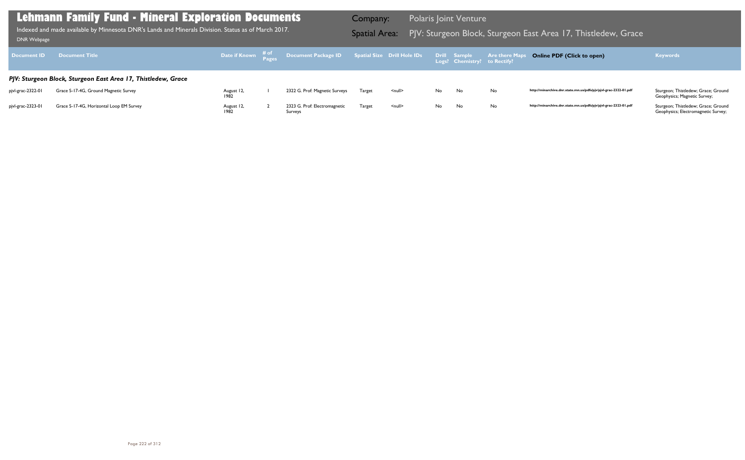# Lehmann Family Fund - Mineral Exploration Documents

Indexed and made available by Minnesota DNR's Lands and Minerals Division. Status as of March 2017.

DNR Webpage

**Company:** Polaris Joint Venture

**Spatial Area:** PJV: Sturgeon Block, Sturgeon East Area 17, Thistledew, Grace

| Document ID | Document Title | Date if Known | # of Pages | Document Package ID | Spatial Size | Drill Hole IDs | Drill Logs? | Sample Chemistry? | Are there Maps to Rectify? | Online PDF (Click to open) | Keywords |
|---|---|---|---|---|---|---|---|---|---|---|---|
| ***PJV: Sturgeon Block, Sturgeon East Area 17, Thistledew, Grace*** | | | | | | | | | | | |
| pjvl-grac-2322-01 | Grace S-17-4G, Ground Magnetic Survey | August 12, 1982 | 1 | 2322 G. Prof: Magnetic Surveys | Target | <null> | No | No | No | http://minarchive.dnr.state.mn.us/pdfs/pjv/pjvl-grac-2322-01.pdf | Sturgeon; Thistledew; Grace; Ground Geophysics; Magnetic Survey; |
| pjvl-grac-2323-01 | Grace S-17-4G, Horizontal Loop EM Survey | August 12, 1982 | 2 | 2323 G. Prof: Electromagnetic Surveys | Target | <null> | No | No | No | http://minarchive.dnr.state.mn.us/pdfs/pjv/pjvl-grac-2323-01.pdf | Sturgeon; Thistledew; Grace; Ground Geophysics; Electromagnetic Survey; |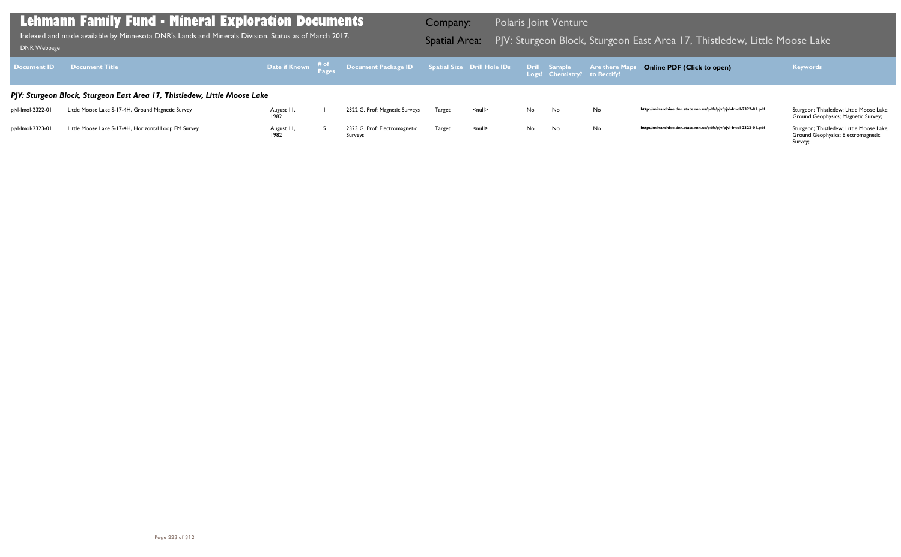# Lehmann Family Fund - Mineral Exploration Documents

Indexed and made available by Minnesota DNR's Lands and Minerals Division. Status as of March 2017.

DNR Webpage

**Company:** Polaris Joint Venture

**Spatial Area:** PJV: Sturgeon Block, Sturgeon East Area 17, Thistledew, Little Moose Lake

| Document ID | Document Title | Date if Known | # of Pages | Document Package ID | Spatial Size | Drill Hole IDs | Drill Logs? | Sample Chemistry? | Are there Maps to Rectify? | Online PDF (Click to open) | Keywords |
|---|---|---|---|---|---|---|---|---|---|---|---|
| ***PJV: Sturgeon Block, Sturgeon East Area 17, Thistledew, Little Moose Lake*** | | | | | | | | | | | |
| pjvl-lmol-2322-01 | Little Moose Lake S-17-4H, Ground Magnetic Survey | August 11, 1982 | 1 | 2322 G. Prof: Magnetic Surveys | Target | <null> | No | No | No | http://minarchive.dnr.state.mn.us/pdfs/pjv/pjvl-lmol-2322-01.pdf | Sturgeon; Thistledew; Little Moose Lake; Ground Geophysics; Magnetic Survey; |
| pjvl-lmol-2323-01 | Little Moose Lake S-17-4H, Horizontal Loop EM Survey | August 11, 1982 | 5 | 2323 G. Prof: Electromagnetic Surveys | Target | <null> | No | No | No | http://minarchive.dnr.state.mn.us/pdfs/pjv/pjvl-lmol-2323-01.pdf | Sturgeon; Thistledew; Little Moose Lake; Ground Geophysics; Electromagnetic Survey; |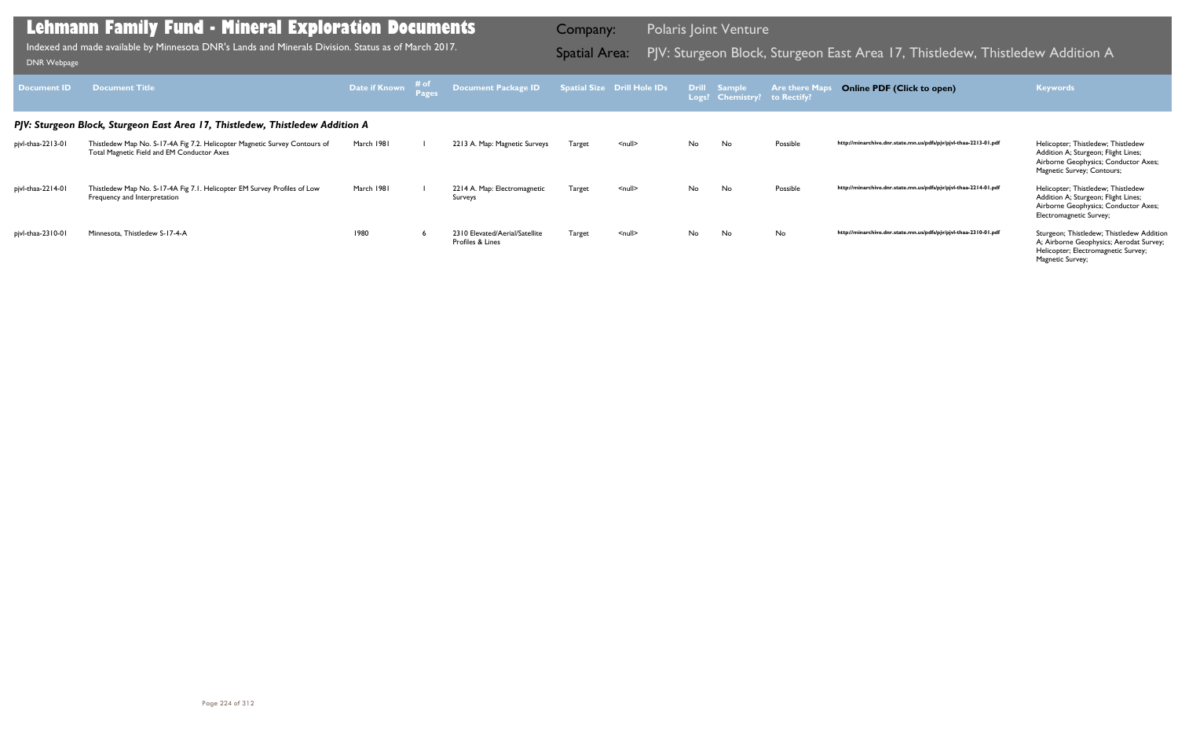# Lehmann Family Fund - Mineral Exploration Documents

Indexed and made available by Minnesota DNR's Lands and Minerals Division. Status as of March 2017.

DNR Webpage

**Company:** Polaris Joint Venture

**Spatial Area:** PJV: Sturgeon Block, Sturgeon East Area 17, Thistledew, Thistledew Addition A

| Document ID | Document Title | Date if Known | # of Pages | Document Package ID | Spatial Size | Drill Hole IDs | Drill Logs? | Sample Chemistry? | Are there Maps to Rectify? | Online PDF (Click to open) | Keywords |
|---|---|---|---|---|---|---|---|---|---|---|---|

### PJV: Sturgeon Block, Sturgeon East Area 17, Thistledew, Thistledew Addition A

| Document ID | Document Title | Date if Known | # of Pages | Document Package ID | Spatial Size | Drill Hole IDs | Drill Logs? | Sample Chemistry? | Are there Maps to Rectify? | Online PDF (Click to open) | Keywords |
|---|---|---|---|---|---|---|---|---|---|---|---|
| pjvl-thaa-2213-01 | Thistledew Map No. S-17-4A Fig 7.2. Helicopter Magnetic Survey Contours of Total Magnetic Field and EM Conductor Axes | March 1981 | 1 | 2213 A. Map: Magnetic Surveys | Target | <null> | No | No | Possible | http://minarchive.dnr.state.mn.us/pdfs/pjv/pjvl-thaa-2213-01.pdf | Helicopter; Thistledew; Thistledew Addition A; Sturgeon; Flight Lines; Airborne Geophysics; Conductor Axes; Magnetic Survey; Contours; |
| pjvl-thaa-2214-01 | Thistledew Map No. S-17-4A Fig 7.1. Helicopter EM Survey Profiles of Low Frequency and Interpretation | March 1981 | 1 | 2214 A. Map: Electromagnetic Surveys | Target | <null> | No | No | Possible | http://minarchive.dnr.state.mn.us/pdfs/pjv/pjvl-thaa-2214-01.pdf | Helicopter; Thistledew; Thistledew Addition A; Sturgeon; Flight Lines; Airborne Geophysics; Conductor Axes; Electromagnetic Survey; |
| pjvl-thaa-2310-01 | Minnesota, Thistledew S-17-4-A | 1980 | 6 | 2310 Elevated/Aerial/Satellite Profiles & Lines | Target | <null> | No | No | No | http://minarchive.dnr.state.mn.us/pdfs/pjv/pjvl-thaa-2310-01.pdf | Sturgeon; Thistledew; Thistledew Addition A; Airborne Geophysics; Aerodat Survey; Helicopter; Electromagnetic Survey; Magnetic Survey; |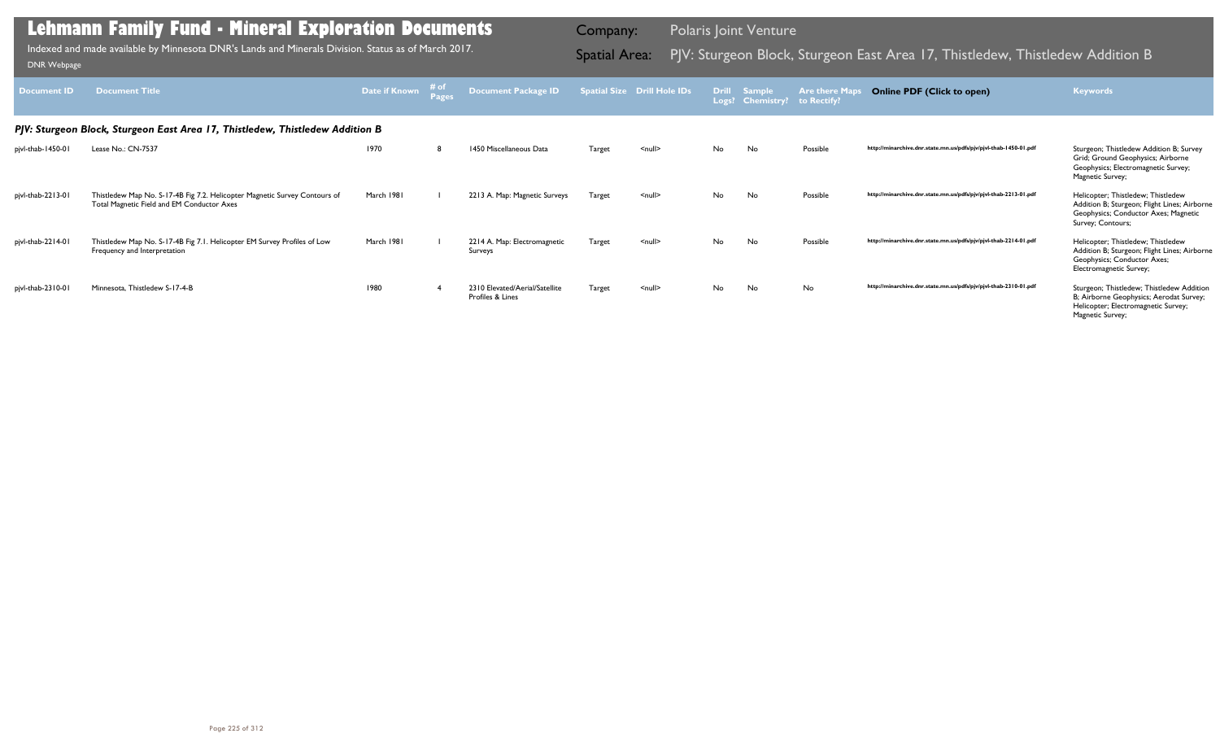# Lehmann Family Fund - Mineral Exploration Documents

Indexed and made available by Minnesota DNR's Lands and Minerals Division. Status as of March 2017.

DNR Webpage

Company: Polaris Joint Venture

Spatial Area: PJV: Sturgeon Block, Sturgeon East Area 17, Thistledew, Thistledew Addition B

| Document ID | Document Title | Date if Known | # of Pages | Document Package ID | Spatial Size | Drill Hole IDs | Drill Logs? | Sample Chemistry? | Are there Maps to Rectify? | Online PDF (Click to open) | Keywords |
|---|---|---|---|---|---|---|---|---|---|---|---|

### PJV: Sturgeon Block, Sturgeon East Area 17, Thistledew, Thistledew Addition B

| Document ID | Document Title | Date if Known | # of Pages | Document Package ID | Spatial Size | Drill Hole IDs | Drill Logs? | Sample Chemistry? | Are there Maps to Rectify? | Online PDF (Click to open) | Keywords |
|---|---|---|---|---|---|---|---|---|---|---|---|
| pjvl-thab-1450-01 | Lease No.: CN-7537 | 1970 | 8 | 1450 Miscellaneous Data | Target | <null> | No | No | Possible | http://minarchive.dnr.state.mn.us/pdfs/pjv/pjvl-thab-1450-01.pdf | Sturgeon; Thistledew Addition B; Survey Grid; Ground Geophysics; Airborne Geophysics; Electromagnetic Survey; Magnetic Survey; |
| pjvl-thab-2213-01 | Thistledew Map No. S-17-4B Fig 7.2. Helicopter Magnetic Survey Contours of Total Magnetic Field and EM Conductor Axes | March 1981 | 1 | 2213 A. Map: Magnetic Surveys | Target | <null> | No | No | Possible | http://minarchive.dnr.state.mn.us/pdfs/pjv/pjvl-thab-2213-01.pdf | Helicopter; Thistledew; Thistledew Addition B; Sturgeon; Flight Lines; Airborne Geophysics; Conductor Axes; Magnetic Survey; Contours; |
| pjvl-thab-2214-01 | Thistledew Map No. S-17-4B Fig 7.1. Helicopter EM Survey Profiles of Low Frequency and Interpretation | March 1981 | 1 | 2214 A. Map: Electromagnetic Surveys | Target | <null> | No | No | Possible | http://minarchive.dnr.state.mn.us/pdfs/pjv/pjvl-thab-2214-01.pdf | Helicopter; Thistledew; Thistledew Addition B; Sturgeon; Flight Lines; Airborne Geophysics; Conductor Axes; Electromagnetic Survey; |
| pjvl-thab-2310-01 | Minnesota, Thistledew S-17-4-B | 1980 | 4 | 2310 Elevated/Aerial/Satellite Profiles & Lines | Target | <null> | No | No | No | http://minarchive.dnr.state.mn.us/pdfs/pjv/pjvl-thab-2310-01.pdf | Sturgeon; Thistledew; Thistledew Addition B; Airborne Geophysics; Aerodat Survey; Helicopter; Electromagnetic Survey; Magnetic Survey; |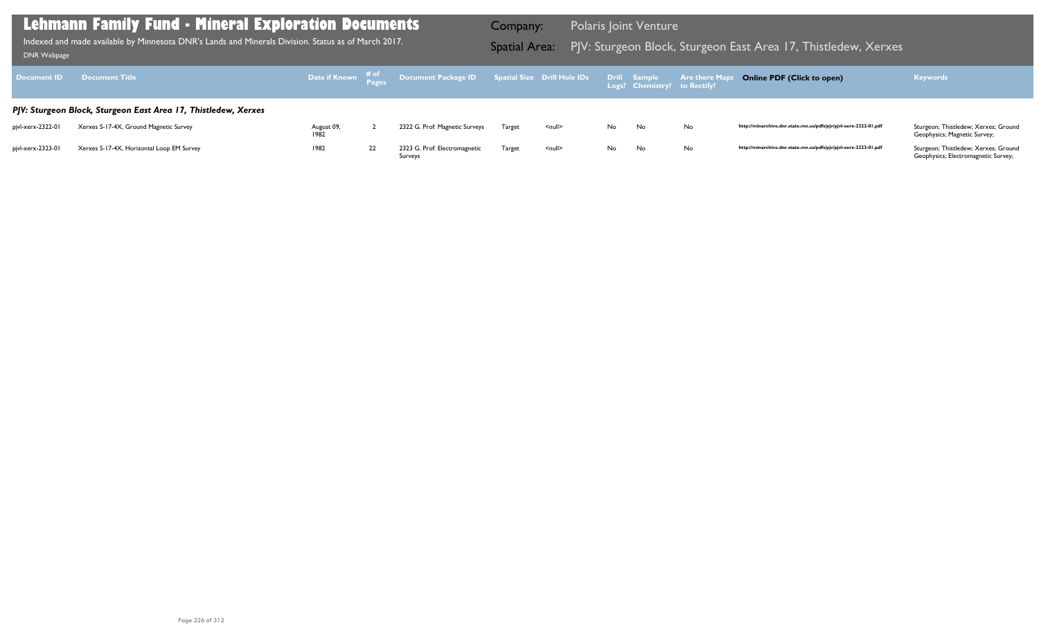# Lehmann Family Fund - Mineral Exploration Documents

Indexed and made available by Minnesota DNR's Lands and Minerals Division. Status as of March 2017.

DNR Webpage

**Company:** Polaris Joint Venture

**Spatial Area:** PJV: Sturgeon Block, Sturgeon East Area 17, Thistledew, Xerxes

| Document ID | Document Title | Date if Known | # of Pages | Document Package ID | Spatial Size | Drill Hole IDs | Drill Logs? | Sample Chemistry? | Are there Maps to Rectify? | Online PDF (Click to open) | Keywords |
|---|---|---|---|---|---|---|---|---|---|---|---|
| ***PJV: Sturgeon Block, Sturgeon East Area 17, Thistledew, Xerxes*** | | | | | | | | | | | |
| pjvl-xerx-2322-01 | Xerxes S-17-4X, Ground Magnetic Survey | August 09, 1982 | 2 | 2322 G. Prof: Magnetic Surveys | Target | <null> | No | No | No | http://minarchive.dnr.state.mn.us/pdfs/pjv/pjvl-xerx-2322-01.pdf | Sturgeon; Thistledew; Xerxes; Ground Geophysics; Magnetic Survey; |
| pjvl-xerx-2323-01 | Xerxes S-17-4X, Horizontal Loop EM Survey | 1982 | 22 | 2323 G. Prof: Electromagnetic Surveys | Target | <null> | No | No | No | http://minarchive.dnr.state.mn.us/pdfs/pjv/pjvl-xerx-2323-01.pdf | Sturgeon; Thistledew; Xerxes; Ground Geophysics; Electromagnetic Survey; |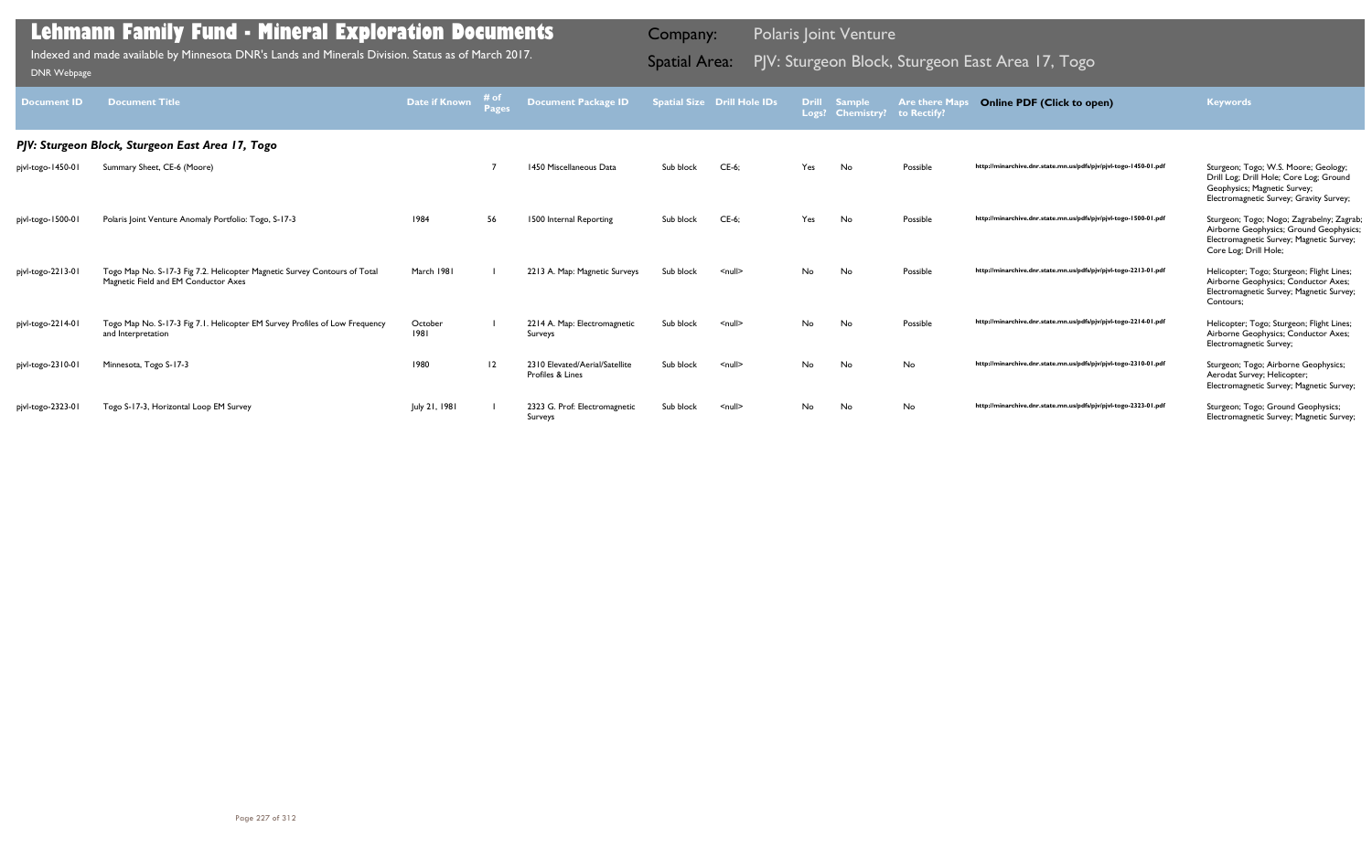# Lehmann Family Fund - Mineral Exploration Documents

Indexed and made available by Minnesota DNR's Lands and Minerals Division. Status as of March 2017.

DNR Webpage

Company: Polaris Joint Venture

Spatial Area: PJV: Sturgeon Block, Sturgeon East Area 17, Togo

| Document ID | Document Title | Date if Known | # of Pages | Document Package ID | Spatial Size | Drill Hole IDs | Drill Logs? | Sample Chemistry? | Are there Maps to Rectify? | Online PDF (Click to open) | Keywords |
|---|---|---|---|---|---|---|---|---|---|---|---|
| ***PJV: Sturgeon Block, Sturgeon East Area 17, Togo*** | | | | | | | | | | | |
| pjvl-togo-1450-01 | Summary Sheet, CE-6 (Moore) | | 7 | 1450 Miscellaneous Data | Sub block | CE-6; | Yes | No | Possible | http://minarchive.dnr.state.mn.us/pdfs/pjv/pjvl-togo-1450-01.pdf | Sturgeon; Togo; W.S. Moore; Geology; Drill Log; Drill Hole; Core Log; Ground Geophysics; Magnetic Survey; Electromagnetic Survey; Gravity Survey; |
| pjvl-togo-1500-01 | Polaris Joint Venture Anomaly Portfolio: Togo, S-17-3 | 1984 | 56 | 1500 Internal Reporting | Sub block | CE-6; | Yes | No | Possible | http://minarchive.dnr.state.mn.us/pdfs/pjv/pjvl-togo-1500-01.pdf | Sturgeon; Togo; Nogo; Zagrabelny; Zagrab; Airborne Geophysics; Ground Geophysics; Electromagnetic Survey; Magnetic Survey; Core Log; Drill Hole; |
| pjvl-togo-2213-01 | Togo Map No. S-17-3 Fig 7.2. Helicopter Magnetic Survey Contours of Total Magnetic Field and EM Conductor Axes | March 1981 | 1 | 2213 A. Map: Magnetic Surveys | Sub block | <null> | No | No | Possible | http://minarchive.dnr.state.mn.us/pdfs/pjv/pjvl-togo-2213-01.pdf | Helicopter; Togo; Sturgeon; Flight Lines; Airborne Geophysics; Conductor Axes; Electromagnetic Survey; Magnetic Survey; Contours; |
| pjvl-togo-2214-01 | Togo Map No. S-17-3 Fig 7.1. Helicopter EM Survey Profiles of Low Frequency and Interpretation | October 1981 | 1 | 2214 A. Map: Electromagnetic Surveys | Sub block | <null> | No | No | Possible | http://minarchive.dnr.state.mn.us/pdfs/pjv/pjvl-togo-2214-01.pdf | Helicopter; Togo; Sturgeon; Flight Lines; Airborne Geophysics; Conductor Axes; Electromagnetic Survey; |
| pjvl-togo-2310-01 | Minnesota, Togo S-17-3 | 1980 | 12 | 2310 Elevated/Aerial/Satellite Profiles & Lines | Sub block | <null> | No | No | No | http://minarchive.dnr.state.mn.us/pdfs/pjv/pjvl-togo-2310-01.pdf | Sturgeon; Togo; Airborne Geophysics; Aerodat Survey; Helicopter; Electromagnetic Survey; Magnetic Survey; |
| pjvl-togo-2323-01 | Togo S-17-3, Horizontal Loop EM Survey | July 21, 1981 | 1 | 2323 G. Prof: Electromagnetic Surveys | Sub block | <null> | No | No | No | http://minarchive.dnr.state.mn.us/pdfs/pjv/pjvl-togo-2323-01.pdf | Sturgeon; Togo; Ground Geophysics; Electromagnetic Survey; Magnetic Survey; |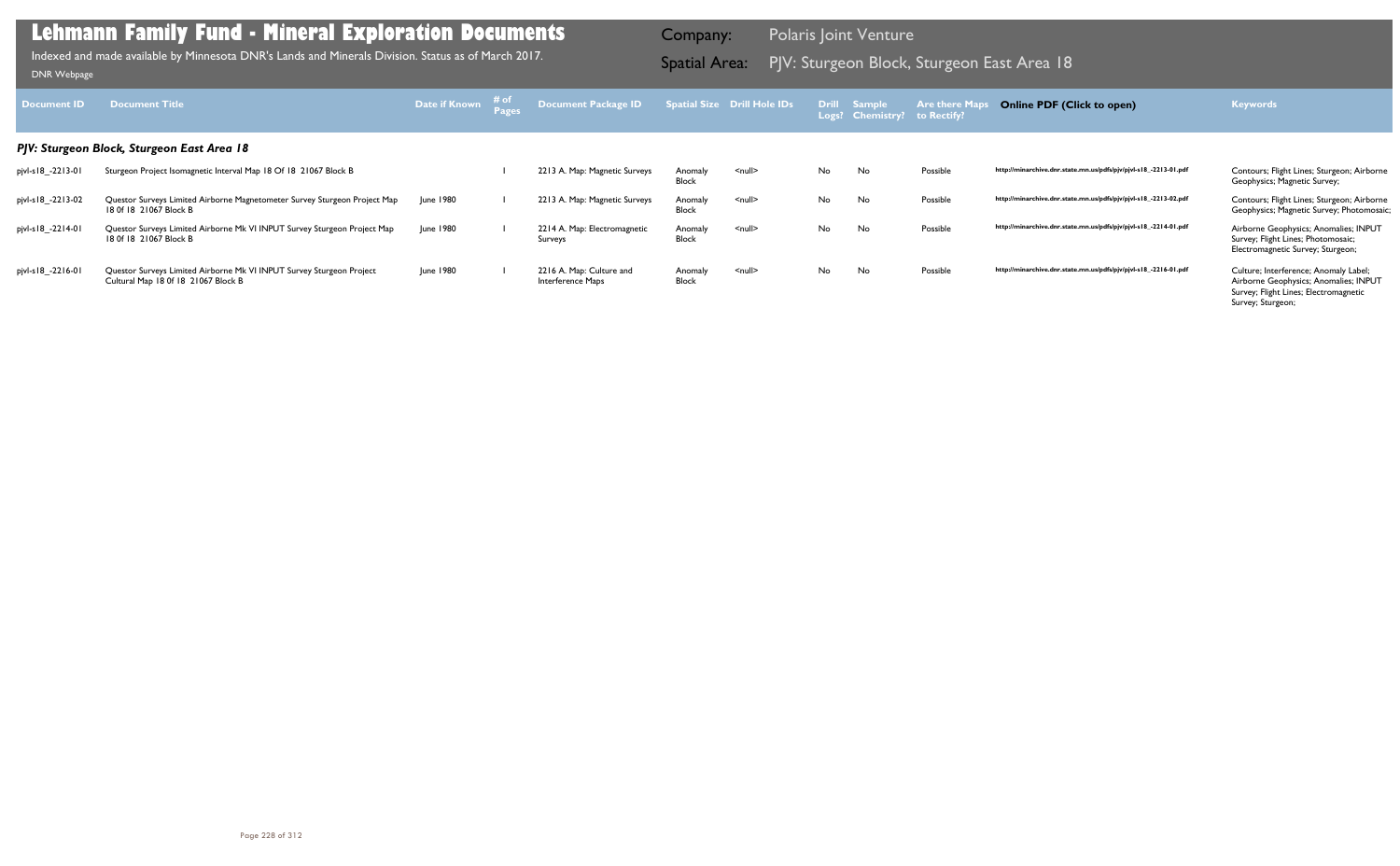# Lehmann Family Fund - Mineral Exploration Documents

Indexed and made available by Minnesota DNR's Lands and Minerals Division. Status as of March 2017.

DNR Webpage

Company: Polaris Joint Venture

Spatial Area: PJV: Sturgeon Block, Sturgeon East Area 18

| Document ID | Document Title | Date if Known | # of Pages | Document Package ID | Spatial Size | Drill Hole IDs | Drill Logs? | Sample Chemistry? | Are there Maps to Rectify? | Online PDF (Click to open) | Keywords |
|---|---|---|---|---|---|---|---|---|---|---|---|
| ***PJV: Sturgeon Block, Sturgeon East Area 18*** | | | | | | | | | | | |
| pjvl-s18_-2213-01 | Sturgeon Project Isomagnetic Interval Map 18 Of 18 21067 Block B | | 1 | 2213 A. Map: Magnetic Surveys | Anomaly Block | <null> | No | No | Possible | http://minarchive.dnr.state.mn.us/pdfs/pjv/pjvl-s18_-2213-01.pdf | Contours; Flight Lines; Sturgeon; Airborne Geophysics; Magnetic Survey; |
| pjvl-s18_-2213-02 | Questor Surveys Limited Airborne Magnetometer Survey Sturgeon Project Map 18 0f 18 21067 Block B | June 1980 | 1 | 2213 A. Map: Magnetic Surveys | Anomaly Block | <null> | No | No | Possible | http://minarchive.dnr.state.mn.us/pdfs/pjv/pjvl-s18_-2213-02.pdf | Contours; Flight Lines; Sturgeon; Airborne Geophysics; Magnetic Survey; Photomosaic; |
| pjvl-s18_-2214-01 | Questor Surveys Limited Airborne Mk VI INPUT Survey Sturgeon Project Map 18 0f 18 21067 Block B | June 1980 | 1 | 2214 A. Map: Electromagnetic Surveys | Anomaly Block | <null> | No | No | Possible | http://minarchive.dnr.state.mn.us/pdfs/pjv/pjvl-s18_-2214-01.pdf | Airborne Geophysics; Anomalies; INPUT Survey; Flight Lines; Photomosaic; Electromagnetic Survey; Sturgeon; |
| pjvl-s18_-2216-01 | Questor Surveys Limited Airborne Mk VI INPUT Survey Sturgeon Project Cultural Map 18 0f 18 21067 Block B | June 1980 | 1 | 2216 A. Map: Culture and Interference Maps | Anomaly Block | <null> | No | No | Possible | http://minarchive.dnr.state.mn.us/pdfs/pjv/pjvl-s18_-2216-01.pdf | Culture; Interference; Anomaly Label; Airborne Geophysics; Anomalies; INPUT Survey; Flight Lines; Electromagnetic Survey; Sturgeon; |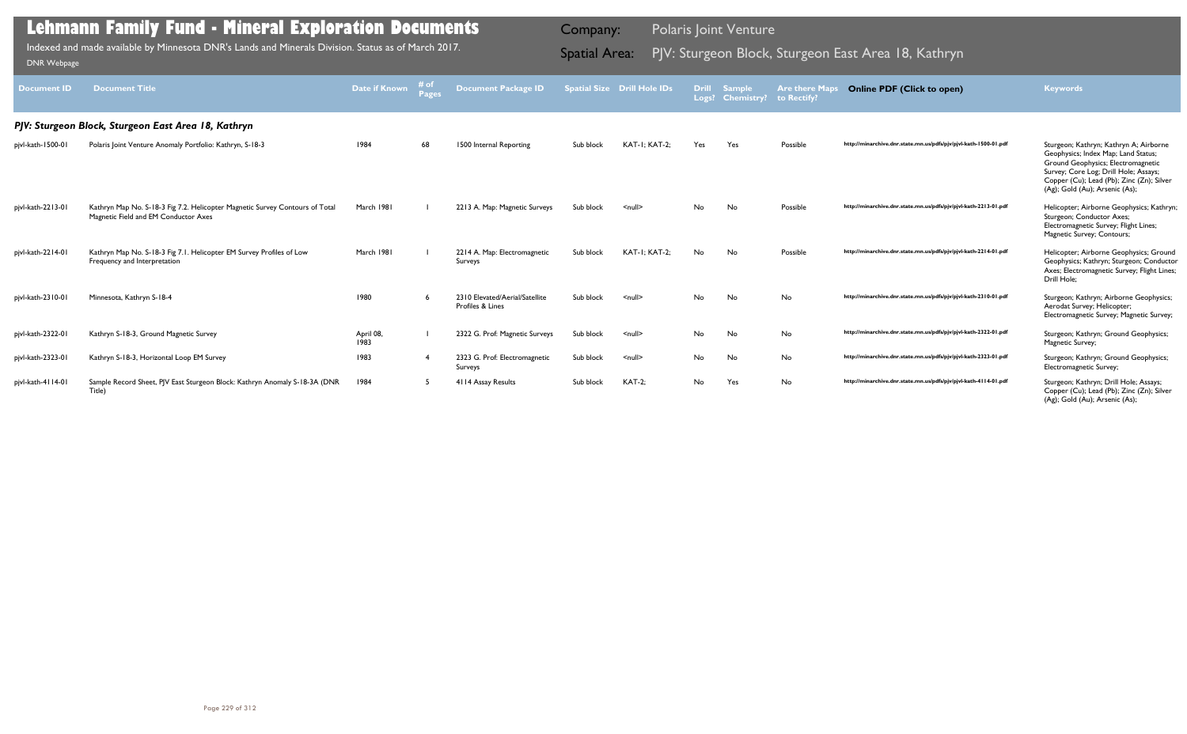# Lehmann Family Fund - Mineral Exploration Documents

Indexed and made available by Minnesota DNR's Lands and Minerals Division. Status as of March 2017.

DNR Webpage

Company: Polaris Joint Venture

Spatial Area: PJV: Sturgeon Block, Sturgeon East Area 18, Kathryn

| Document ID | Document Title | Date if Known | # of Pages | Document Package ID | Spatial Size | Drill Hole IDs | Drill Logs? | Sample Chemistry? | Are there Maps to Rectify? | Online PDF (Click to open) | Keywords |
|---|---|---|---|---|---|---|---|---|---|---|---|
| ***PJV: Sturgeon Block, Sturgeon East Area 18, Kathryn*** | | | | | | | | | | | |
| pjvl-kath-1500-01 | Polaris Joint Venture Anomaly Portfolio: Kathryn, S-18-3 | 1984 | 68 | 1500 Internal Reporting | Sub block | KAT-1; KAT-2; | Yes | Yes | Possible | http://minarchive.dnr.state.mn.us/pdfs/pjv/pjvl-kath-1500-01.pdf | Sturgeon; Kathryn; Kathryn A; Airborne Geophysics; Index Map; Land Status; Ground Geophysics; Electromagnetic Survey; Core Log; Drill Hole; Assays; Copper (Cu); Lead (Pb); Zinc (Zn); Silver (Ag); Gold (Au); Arsenic (As); |
| pjvl-kath-2213-01 | Kathryn Map No. S-18-3 Fig 7.2. Helicopter Magnetic Survey Contours of Total Magnetic Field and EM Conductor Axes | March 1981 | 1 | 2213 A. Map: Magnetic Surveys | Sub block | <null> | No | No | Possible | http://minarchive.dnr.state.mn.us/pdfs/pjv/pjvl-kath-2213-01.pdf | Helicopter; Airborne Geophysics; Kathryn; Sturgeon; Conductor Axes; Electromagnetic Survey; Flight Lines; Magnetic Survey; Contours; |
| pjvl-kath-2214-01 | Kathryn Map No. S-18-3 Fig 7.1. Helicopter EM Survey Profiles of Low Frequency and Interpretation | March 1981 | 1 | 2214 A. Map: Electromagnetic Surveys | Sub block | KAT-1; KAT-2; | No | No | Possible | http://minarchive.dnr.state.mn.us/pdfs/pjv/pjvl-kath-2214-01.pdf | Helicopter; Airborne Geophysics; Ground Geophysics; Kathryn; Sturgeon; Conductor Axes; Electromagnetic Survey; Flight Lines; Drill Hole; |
| pjvl-kath-2310-01 | Minnesota, Kathryn S-18-4 | 1980 | 6 | 2310 Elevated/Aerial/Satellite Profiles & Lines | Sub block | <null> | No | No | No | http://minarchive.dnr.state.mn.us/pdfs/pjv/pjvl-kath-2310-01.pdf | Sturgeon; Kathryn; Airborne Geophysics; Aerodat Survey; Helicopter; Electromagnetic Survey; Magnetic Survey; |
| pjvl-kath-2322-01 | Kathryn S-18-3, Ground Magnetic Survey | April 08, 1983 | 1 | 2322 G. Prof: Magnetic Surveys | Sub block | <null> | No | No | No | http://minarchive.dnr.state.mn.us/pdfs/pjv/pjvl-kath-2322-01.pdf | Sturgeon; Kathryn; Ground Geophysics; Magnetic Survey; |
| pjvl-kath-2323-01 | Kathryn S-18-3, Horizontal Loop EM Survey | 1983 | 4 | 2323 G. Prof: Electromagnetic Surveys | Sub block | <null> | No | No | No | http://minarchive.dnr.state.mn.us/pdfs/pjv/pjvl-kath-2323-01.pdf | Sturgeon; Kathryn; Ground Geophysics; Electromagnetic Survey; |
| pjvl-kath-4114-01 | Sample Record Sheet, PJV East Sturgeon Block: Kathryn Anomaly S-18-3A (DNR Title) | 1984 | 5 | 4114 Assay Results | Sub block | KAT-2; | No | Yes | No | http://minarchive.dnr.state.mn.us/pdfs/pjv/pjvl-kath-4114-01.pdf | Sturgeon; Kathryn; Drill Hole; Assays; Copper (Cu); Lead (Pb); Zinc (Zn); Silver (Ag); Gold (Au); Arsenic (As); |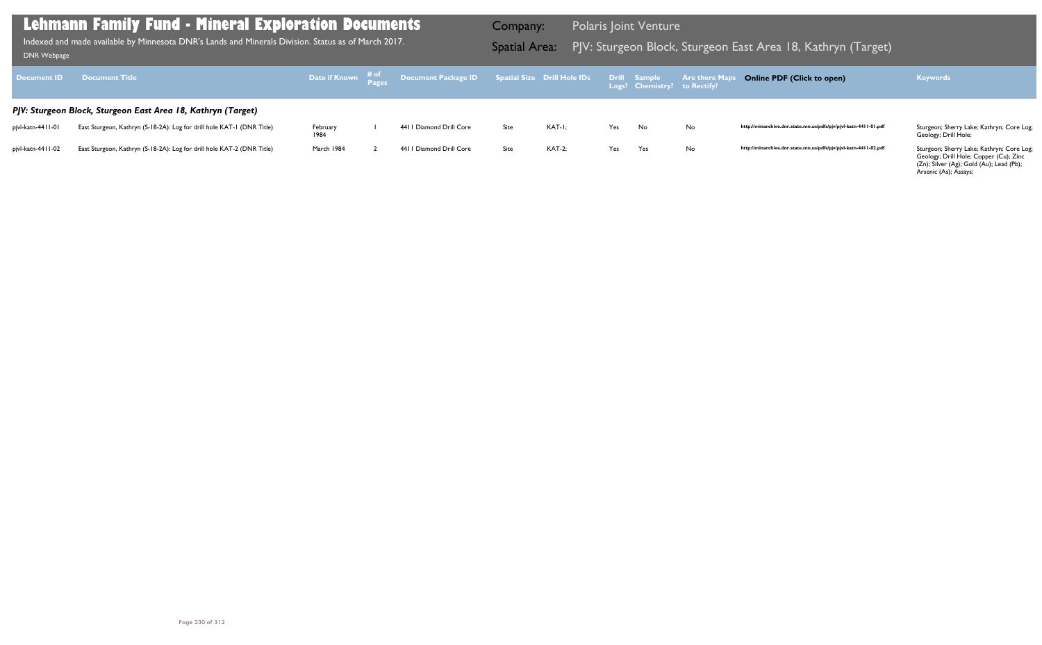# Lehmann Family Fund - Mineral Exploration Documents

Indexed and made available by Minnesota DNR's Lands and Minerals Division. Status as of March 2017.

DNR Webpage

**Company:** Polaris Joint Venture

**Spatial Area:** PJV: Sturgeon Block, Sturgeon East Area 18, Kathryn (Target)

| Document ID | Document Title | Date if Known | # of Pages | Document Package ID | Spatial Size | Drill Hole IDs | Drill Logs? | Sample Chemistry? | Are there Maps to Rectify? | Online PDF (Click to open) | Keywords |
|---|---|---|---|---|---|---|---|---|---|---|---|
| ***PJV: Sturgeon Block, Sturgeon East Area 18, Kathryn (Target)*** | | | | | | | | | | | |
| pjvl-katn-4411-01 | East Sturgeon, Kathryn (S-18-2A): Log for drill hole KAT-1 (DNR Title) | February 1984 | 1 | 4411 Diamond Drill Core | Site | KAT-1; | Yes | No | No | http://minarchive.dnr.state.mn.us/pdfs/pjv/pjvl-katn-4411-01.pdf | Sturgeon; Sherry Lake; Kathryn; Core Log; Geology; Drill Hole; |
| pjvl-katn-4411-02 | East Sturgeon, Kathryn (S-18-2A): Log for drill hole KAT-2 (DNR Title) | March 1984 | 2 | 4411 Diamond Drill Core | Site | KAT-2; | Yes | Yes | No | http://minarchive.dnr.state.mn.us/pdfs/pjv/pjvl-katn-4411-02.pdf | Sturgeon; Sherry Lake; Kathryn; Core Log; Geology; Drill Hole; Copper (Cu); Zinc (Zn); Silver (Ag); Gold (Au); Lead (Pb); Arsenic (As); Assays; |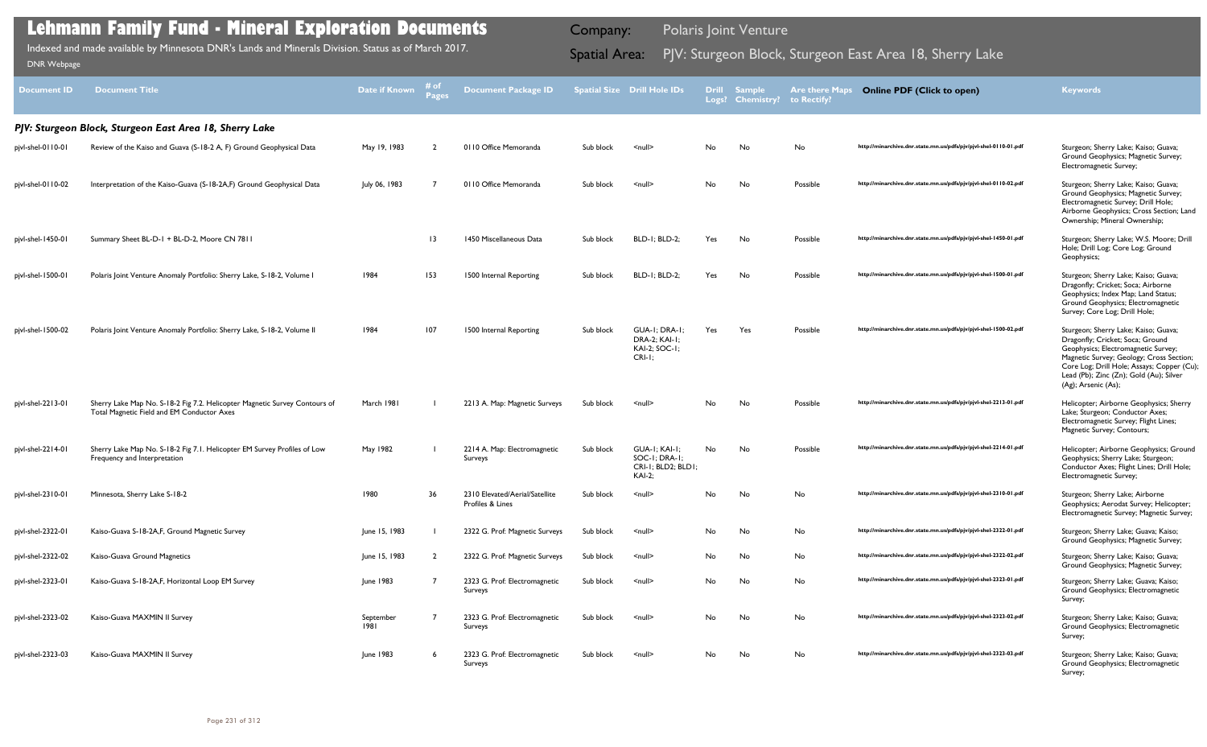# Lehmann Family Fund - Mineral Exploration Documents

Indexed and made available by Minnesota DNR's Lands and Minerals Division. Status as of March 2017.

DNR Webpage

Company: Polaris Joint Venture

Spatial Area: PJV: Sturgeon Block, Sturgeon East Area 18, Sherry Lake

| Document ID | Document Title | Date if Known | # of Pages | Document Package ID | Spatial Size | Drill Hole IDs | Drill Logs? | Sample Chemistry? | Are there Maps to Rectify? | Online PDF (Click to open) | Keywords |
|---|---|---|---|---|---|---|---|---|---|---|---|
| ***PJV: Sturgeon Block, Sturgeon East Area 18, Sherry Lake*** | | | | | | | | | | | |
| pjvl-shel-0110-01 | Review of the Kaiso and Guava (S-18-2 A, F) Ground Geophysical Data | May 19, 1983 | 2 | 0110 Office Memoranda | Sub block | <null> | No | No | No | http://minarchive.dnr.state.mn.us/pdfs/pjv/pjvl-shel-0110-01.pdf | Sturgeon; Sherry Lake; Kaiso; Guava; Ground Geophysics; Magnetic Survey; Electromagnetic Survey; |
| pjvl-shel-0110-02 | Interpretation of the Kaiso-Guava (S-18-2A,F) Ground Geophysical Data | July 06, 1983 | 7 | 0110 Office Memoranda | Sub block | <null> | No | No | Possible | http://minarchive.dnr.state.mn.us/pdfs/pjv/pjvl-shel-0110-02.pdf | Sturgeon; Sherry Lake; Kaiso; Guava; Ground Geophysics; Magnetic Survey; Electromagnetic Survey; Drill Hole; Airborne Geophysics; Cross Section; Land Ownership; Mineral Ownership; |
| pjvl-shel-1450-01 | Summary Sheet BL-D-1 + BL-D-2, Moore CN 7811 | | 13 | 1450 Miscellaneous Data | Sub block | BLD-1; BLD-2; | Yes | No | Possible | http://minarchive.dnr.state.mn.us/pdfs/pjv/pjvl-shel-1450-01.pdf | Sturgeon; Sherry Lake; W.S. Moore; Drill Hole; Drill Log; Core Log; Ground Geophysics; |
| pjvl-shel-1500-01 | Polaris Joint Venture Anomaly Portfolio: Sherry Lake, S-18-2, Volume I | 1984 | 153 | 1500 Internal Reporting | Sub block | BLD-1; BLD-2; | Yes | No | Possible | http://minarchive.dnr.state.mn.us/pdfs/pjv/pjvl-shel-1500-01.pdf | Sturgeon; Sherry Lake; Kaiso; Guava; Dragonfly; Cricket; Soca; Airborne Geophysics; Index Map; Land Status; Ground Geophysics; Electromagnetic Survey; Core Log; Drill Hole; |
| pjvl-shel-1500-02 | Polaris Joint Venture Anomaly Portfolio: Sherry Lake, S-18-2, Volume II | 1984 | 107 | 1500 Internal Reporting | Sub block | GUA-1; DRA-1; DRA-2; KAI-1; KAI-2; SOC-1; CRI-1; | Yes | Yes | Possible | http://minarchive.dnr.state.mn.us/pdfs/pjv/pjvl-shel-1500-02.pdf | Sturgeon; Sherry Lake; Kaiso; Guava; Dragonfly; Cricket; Soca; Ground Geophysics; Electromagnetic Survey; Magnetic Survey; Geology; Cross Section; Core Log; Drill Hole; Assays; Copper (Cu); Lead (Pb); Zinc (Zn); Gold (Au); Silver (Ag); Arsenic (As); |
| pjvl-shel-2213-01 | Sherry Lake Map No. S-18-2 Fig 7.2. Helicopter Magnetic Survey Contours of Total Magnetic Field and EM Conductor Axes | March 1981 | 1 | 2213 A. Map: Magnetic Surveys | Sub block | <null> | No | No | Possible | http://minarchive.dnr.state.mn.us/pdfs/pjv/pjvl-shel-2213-01.pdf | Helicopter; Airborne Geophysics; Sherry Lake; Sturgeon; Conductor Axes; Electromagnetic Survey; Flight Lines; Magnetic Survey; Contours; |
| pjvl-shel-2214-01 | Sherry Lake Map No. S-18-2 Fig 7.1. Helicopter EM Survey Profiles of Low Frequency and Interpretation | May 1982 | 1 | 2214 A. Map: Electromagnetic Surveys | Sub block | GUA-1; KAI-1; SOC-1; DRA-1; CRI-1; BLD2; BLD1; KAI-2; | No | No | Possible | http://minarchive.dnr.state.mn.us/pdfs/pjv/pjvl-shel-2214-01.pdf | Helicopter; Airborne Geophysics; Ground Geophysics; Sherry Lake; Sturgeon; Conductor Axes; Flight Lines; Drill Hole; Electromagnetic Survey; |
| pjvl-shel-2310-01 | Minnesota, Sherry Lake S-18-2 | 1980 | 36 | 2310 Elevated/Aerial/Satellite Profiles & Lines | Sub block | <null> | No | No | No | http://minarchive.dnr.state.mn.us/pdfs/pjv/pjvl-shel-2310-01.pdf | Sturgeon; Sherry Lake; Airborne Geophysics; Aerodat Survey; Helicopter; Electromagnetic Survey; Magnetic Survey; |
| pjvl-shel-2322-01 | Kaiso-Guava S-18-2A,F, Ground Magnetic Survey | June 15, 1983 | 1 | 2322 G. Prof: Magnetic Surveys | Sub block | <null> | No | No | No | http://minarchive.dnr.state.mn.us/pdfs/pjv/pjvl-shel-2322-01.pdf | Sturgeon; Sherry Lake; Guava; Kaiso; Ground Geophysics; Magnetic Survey; |
| pjvl-shel-2322-02 | Kaiso-Guava Ground Magnetics | June 15, 1983 | 2 | 2322 G. Prof: Magnetic Surveys | Sub block | <null> | No | No | No | http://minarchive.dnr.state.mn.us/pdfs/pjv/pjvl-shel-2322-02.pdf | Sturgeon; Sherry Lake; Kaiso; Guava; Ground Geophysics; Magnetic Survey; |
| pjvl-shel-2323-01 | Kaiso-Guava S-18-2A,F, Horizontal Loop EM Survey | June 1983 | 7 | 2323 G. Prof: Electromagnetic Surveys | Sub block | <null> | No | No | No | http://minarchive.dnr.state.mn.us/pdfs/pjv/pjvl-shel-2323-01.pdf | Sturgeon; Sherry Lake; Guava; Kaiso; Ground Geophysics; Electromagnetic Survey; |
| pjvl-shel-2323-02 | Kaiso-Guava MAXMIN II Survey | September 1981 | 7 | 2323 G. Prof: Electromagnetic Surveys | Sub block | <null> | No | No | No | http://minarchive.dnr.state.mn.us/pdfs/pjv/pjvl-shel-2323-02.pdf | Sturgeon; Sherry Lake; Kaiso; Guava; Ground Geophysics; Electromagnetic Survey; |
| pjvl-shel-2323-03 | Kaiso-Guava MAXMIN II Survey | June 1983 | 6 | 2323 G. Prof: Electromagnetic Surveys | Sub block | <null> | No | No | No | http://minarchive.dnr.state.mn.us/pdfs/pjv/pjvl-shel-2323-03.pdf | Sturgeon; Sherry Lake; Kaiso; Guava; Ground Geophysics; Electromagnetic Survey; |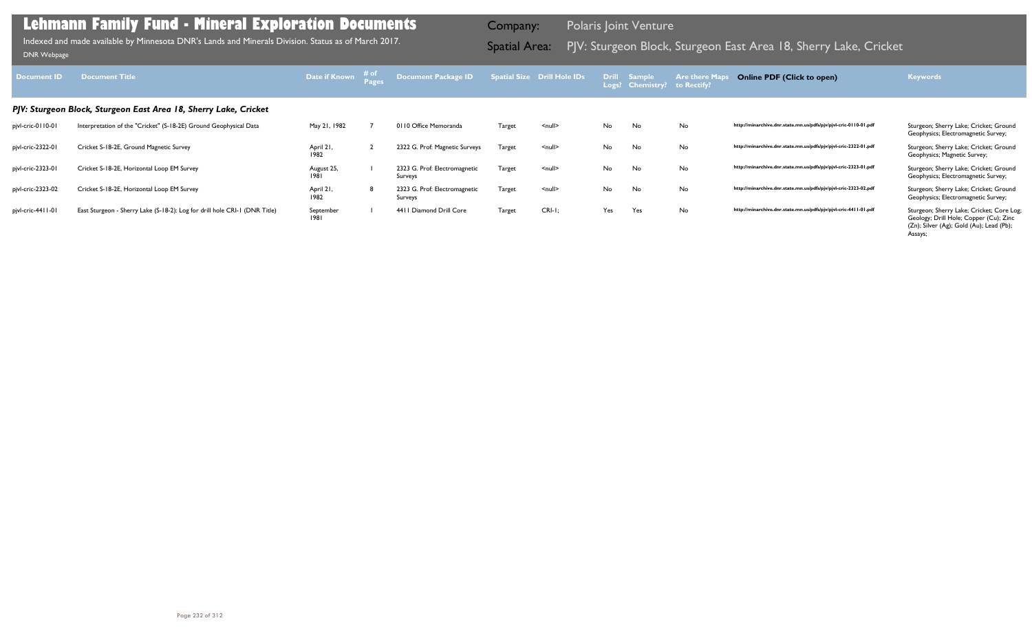# Lehmann Family Fund - Mineral Exploration Documents

Indexed and made available by Minnesota DNR's Lands and Minerals Division. Status as of March 2017.

DNR Webpage

Company: Polaris Joint Venture

Spatial Area: PJV: Sturgeon Block, Sturgeon East Area 18, Sherry Lake, Cricket

| Document ID | Document Title | Date if Known | # of Pages | Document Package ID | Spatial Size | Drill Hole IDs | Drill Logs? | Sample Chemistry? | Are there Maps to Rectify? | Online PDF (Click to open) | Keywords |
|---|---|---|---|---|---|---|---|---|---|---|---|
| ***PJV: Sturgeon Block, Sturgeon East Area 18, Sherry Lake, Cricket*** | | | | | | | | | | | |
| pjvl-cric-0110-01 | Interpretation of the "Cricket" (S-18-2E) Ground Geophysical Data | May 21, 1982 | 7 | 0110 Office Memoranda | Target | <null> | No | No | No | http://minarchive.dnr.state.mn.us/pdfs/pjv/pjvl-cric-0110-01.pdf | Sturgeon; Sherry Lake; Cricket; Ground Geophysics; Electromagnetic Survey; |
| pjvl-cric-2322-01 | Cricket S-18-2E, Ground Magnetic Survey | April 21, 1982 | 2 | 2322 G. Prof: Magnetic Surveys | Target | <null> | No | No | No | http://minarchive.dnr.state.mn.us/pdfs/pjv/pjvl-cric-2322-01.pdf | Sturgeon; Sherry Lake; Cricket; Ground Geophysics; Magnetic Survey; |
| pjvl-cric-2323-01 | Cricket S-18-2E, Horizontal Loop EM Survey | August 25, 1981 | 1 | 2323 G. Prof: Electromagnetic Surveys | Target | <null> | No | No | No | http://minarchive.dnr.state.mn.us/pdfs/pjv/pjvl-cric-2323-01.pdf | Sturgeon; Sherry Lake; Cricket; Ground Geophysics; Electromagnetic Survey; |
| pjvl-cric-2323-02 | Cricket S-18-2E, Horizontal Loop EM Survey | April 21, 1982 | 8 | 2323 G. Prof: Electromagnetic Surveys | Target | <null> | No | No | No | http://minarchive.dnr.state.mn.us/pdfs/pjv/pjvl-cric-2323-02.pdf | Sturgeon; Sherry Lake; Cricket; Ground Geophysics; Electromagnetic Survey; |
| pjvl-cric-4411-01 | East Sturgeon - Sherry Lake (S-18-2): Log for drill hole CRI-1 (DNR Title) | September 1981 | 1 | 4411 Diamond Drill Core | Target | CRI-1; | Yes | Yes | No | http://minarchive.dnr.state.mn.us/pdfs/pjv/pjvl-cric-4411-01.pdf | Sturgeon; Sherry Lake; Cricket; Core Log; Geology; Drill Hole; Copper (Cu); Zinc (Zn); Silver (Ag); Gold (Au); Lead (Pb); Assays; |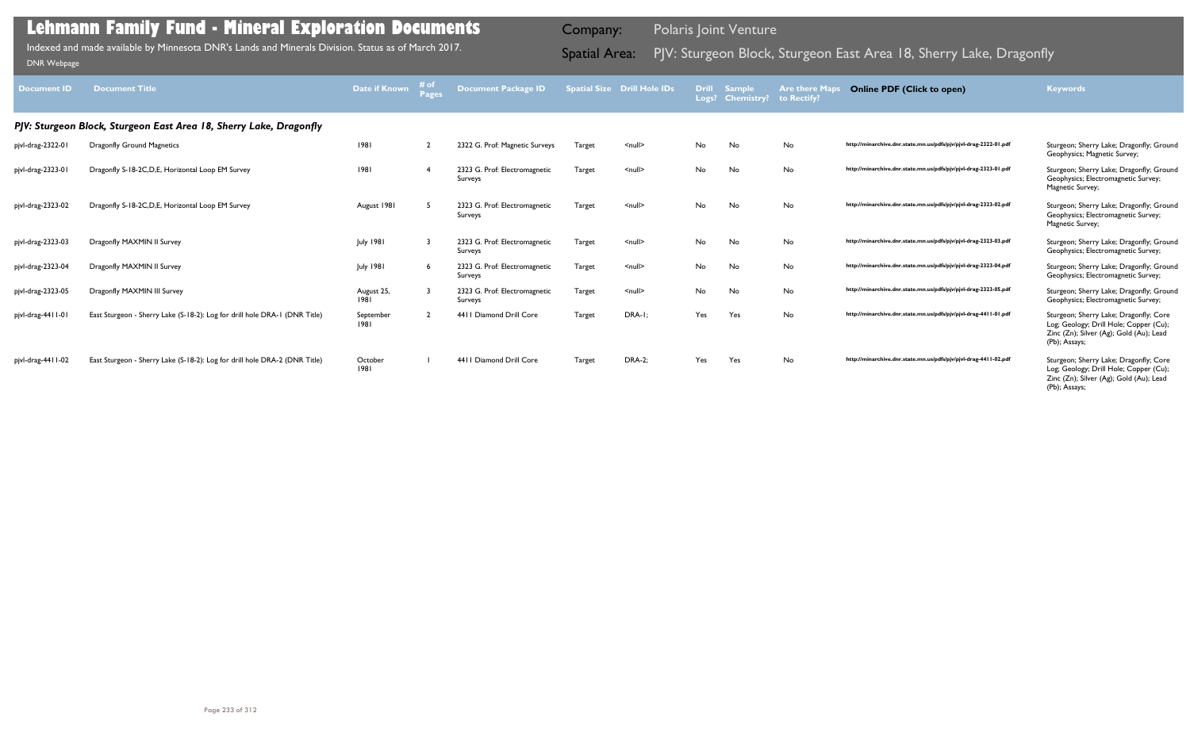# Lehmann Family Fund - Mineral Exploration Documents

Indexed and made available by Minnesota DNR's Lands and Minerals Division. Status as of March 2017.

DNR Webpage

Company: Polaris Joint Venture

Spatial Area: PJV: Sturgeon Block, Sturgeon East Area 18, Sherry Lake, Dragonfly

| Document ID | Document Title | Date if Known | # of Pages | Document Package ID | Spatial Size | Drill Hole IDs | Drill Logs? | Sample Chemistry? | Are there Maps to Rectify? | Online PDF (Click to open) | Keywords |
|---|---|---|---|---|---|---|---|---|---|---|---|
| ***PJV: Sturgeon Block, Sturgeon East Area 18, Sherry Lake, Dragonfly*** | | | | | | | | | | | |
| pjvl-drag-2322-01 | Dragonfly Ground Magnetics | 1981 | 2 | 2322 G. Prof: Magnetic Surveys | Target | <null> | No | No | No | http://minarchive.dnr.state.mn.us/pdfs/pjv/pjvl-drag-2322-01.pdf | Sturgeon; Sherry Lake; Dragonfly; Ground Geophysics; Magnetic Survey; |
| pjvl-drag-2323-01 | Dragonfly S-18-2C,D,E, Horizontal Loop EM Survey | 1981 | 4 | 2323 G. Prof: Electromagnetic Surveys | Target | <null> | No | No | No | http://minarchive.dnr.state.mn.us/pdfs/pjv/pjvl-drag-2323-01.pdf | Sturgeon; Sherry Lake; Dragonfly; Ground Geophysics; Electromagnetic Survey; Magnetic Survey; |
| pjvl-drag-2323-02 | Dragonfly S-18-2C,D,E, Horizontal Loop EM Survey | August 1981 | 5 | 2323 G. Prof: Electromagnetic Surveys | Target | <null> | No | No | No | http://minarchive.dnr.state.mn.us/pdfs/pjv/pjvl-drag-2323-02.pdf | Sturgeon; Sherry Lake; Dragonfly; Ground Geophysics; Electromagnetic Survey; Magnetic Survey; |
| pjvl-drag-2323-03 | Dragonfly MAXMIN II Survey | July 1981 | 3 | 2323 G. Prof: Electromagnetic Surveys | Target | <null> | No | No | No | http://minarchive.dnr.state.mn.us/pdfs/pjv/pjvl-drag-2323-03.pdf | Sturgeon; Sherry Lake; Dragonfly; Ground Geophysics; Electromagnetic Survey; |
| pjvl-drag-2323-04 | Dragonfly MAXMIN II Survey | July 1981 | 6 | 2323 G. Prof: Electromagnetic Surveys | Target | <null> | No | No | No | http://minarchive.dnr.state.mn.us/pdfs/pjv/pjvl-drag-2323-04.pdf | Sturgeon; Sherry Lake; Dragonfly; Ground Geophysics; Electromagnetic Survey; |
| pjvl-drag-2323-05 | Dragonfly MAXMIN III Survey | August 25, 1981 | 3 | 2323 G. Prof: Electromagnetic Surveys | Target | <null> | No | No | No | http://minarchive.dnr.state.mn.us/pdfs/pjv/pjvl-drag-2323-05.pdf | Sturgeon; Sherry Lake; Dragonfly; Ground Geophysics; Electromagnetic Survey; |
| pjvl-drag-4411-01 | East Sturgeon - Sherry Lake (S-18-2): Log for drill hole DRA-1 (DNR Title) | September 1981 | 2 | 4411 Diamond Drill Core | Target | DRA-1; | Yes | Yes | No | http://minarchive.dnr.state.mn.us/pdfs/pjv/pjvl-drag-4411-01.pdf | Sturgeon; Sherry Lake; Dragonfly; Core Log; Geology; Drill Hole; Copper (Cu); Zinc (Zn); Silver (Ag); Gold (Au); Lead (Pb); Assays; |
| pjvl-drag-4411-02 | East Sturgeon - Sherry Lake (S-18-2): Log for drill hole DRA-2 (DNR Title) | October 1981 | 1 | 4411 Diamond Drill Core | Target | DRA-2; | Yes | Yes | No | http://minarchive.dnr.state.mn.us/pdfs/pjv/pjvl-drag-4411-02.pdf | Sturgeon; Sherry Lake; Dragonfly; Core Log; Geology; Drill Hole; Copper (Cu); Zinc (Zn); Silver (Ag); Gold (Au); Lead (Pb); Assays; |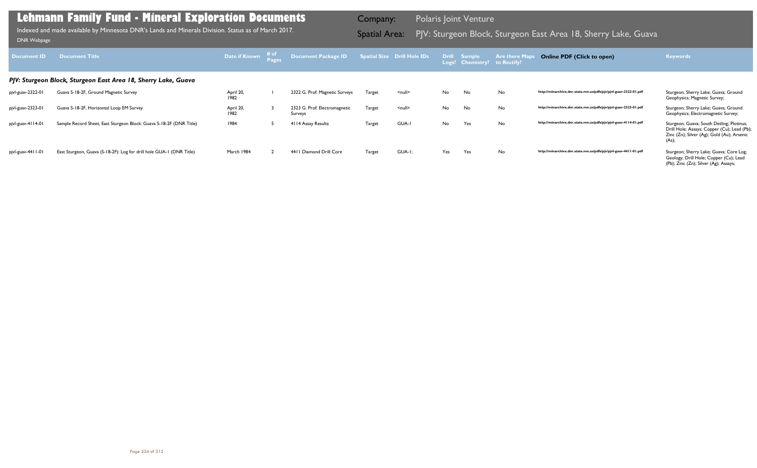# Lehmann Family Fund - Mineral Exploration Documents

Indexed and made available by Minnesota DNR's Lands and Minerals Division. Status as of March 2017.

DNR Webpage

**Company:** Polaris Joint Venture

**Spatial Area:** PJV: Sturgeon Block, Sturgeon East Area 18, Sherry Lake, Guava

| Document ID | Document Title | Date if Known | # of Pages | Document Package ID | Spatial Size | Drill Hole IDs | Drill Logs? | Sample Chemistry? | Are there Maps to Rectify? | Online PDF (Click to open) | Keywords |
|---|---|---|---|---|---|---|---|---|---|---|---|
| ***PJV: Sturgeon Block, Sturgeon East Area 18, Sherry Lake, Guava*** | | | | | | | | | | | |
| pjvl-guav-2322-01 | Guava S-18-2F, Ground Magnetic Survey | April 20, 1982 | 1 | 2322 G. Prof: Magnetic Surveys | Target | <null> | No | No | No | http://minarchive.dnr.state.mn.us/pdfs/pjv/pjvl-guav-2322-01.pdf | Sturgeon; Sherry Lake; Guava; Ground Geophysics; Magnetic Survey; |
| pjvl-guav-2323-01 | Guava S-18-2F, Horizontal Loop EM Survey | April 20, 1982 | 3 | 2323 G. Prof: Electromagnetic Surveys | Target | <null> | No | No | No | http://minarchive.dnr.state.mn.us/pdfs/pjv/pjvl-guav-2323-01.pdf | Sturgeon; Sherry Lake; Guava; Ground Geophysics; Electromagnetic Survey; |
| pjvl-guav-4114-01 | Sample Record Sheet, East Sturgeon Block: Guava S-18-2F (DNR Title) | 1984 | 5 | 4114 Assay Results | Target | GUA-1 | No | Yes | No | http://minarchive.dnr.state.mn.us/pdfs/pjv/pjvl-guav-4114-01.pdf | Sturgeon; Guava; South Detling; Plotinus; Drill Hole; Assays; Copper (Cu); Lead (Pb); Zinc (Zn); Silver (Ag); Gold (Au); Arsenic (As); |
| pjvl-guav-4411-01 | East Sturgeon, Guava (S-18-2F): Log for drill hole GUA-1 (DNR Title) | March 1984 | 2 | 4411 Diamond Drill Core | Target | GUA-1; | Yes | Yes | No | http://minarchive.dnr.state.mn.us/pdfs/pjv/pjvl-guav-4411-01.pdf | Sturgeon; Sherry Lake; Guava; Core Log; Geology; Drill Hole; Copper (Cu); Lead (Pb); Zinc (Zn); Silver (Ag); Assays; |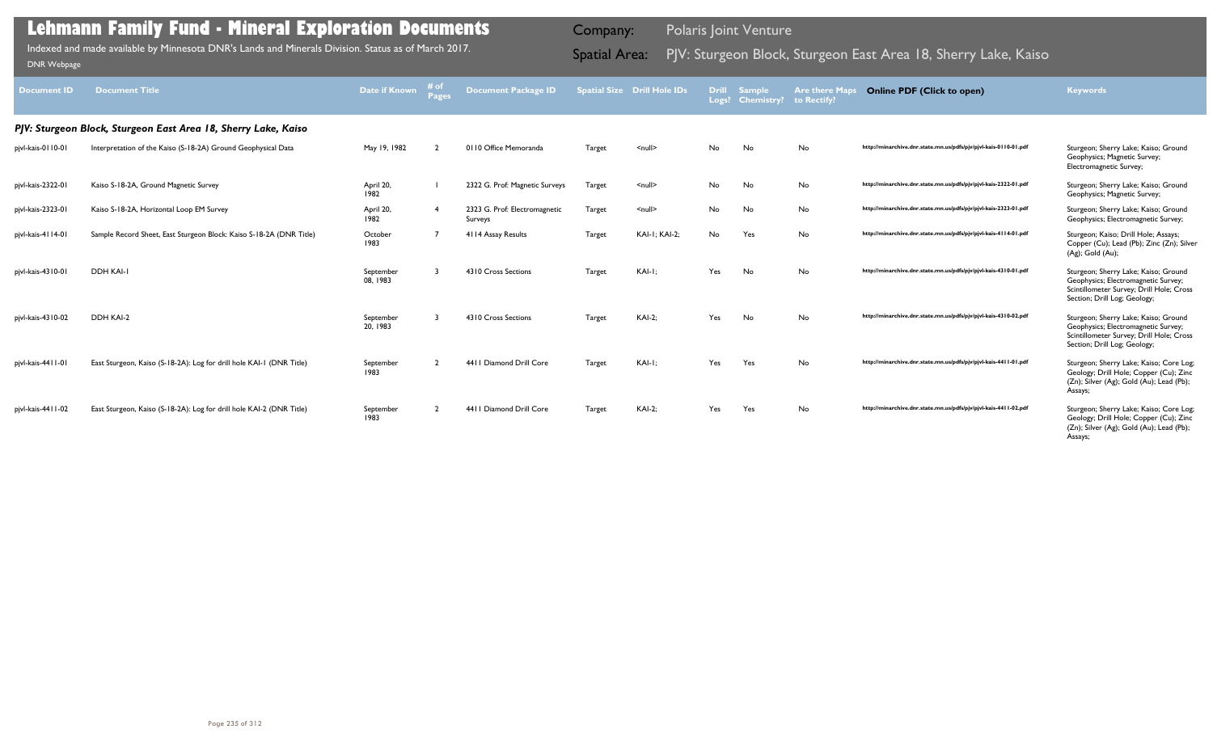# Lehmann Family Fund - Mineral Exploration Documents

Indexed and made available by Minnesota DNR's Lands and Minerals Division. Status as of March 2017.

DNR Webpage

Company: Polaris Joint Venture

Spatial Area: PJV: Sturgeon Block, Sturgeon East Area 18, Sherry Lake, Kaiso

| Document ID | Document Title | Date if Known | # of Pages | Document Package ID | Spatial Size | Drill Hole IDs | Drill Logs? | Sample Chemistry? | Are there Maps to Rectify? | Online PDF (Click to open) | Keywords |
|---|---|---|---|---|---|---|---|---|---|---|---|
| ***PJV: Sturgeon Block, Sturgeon East Area 18, Sherry Lake, Kaiso*** | | | | | | | | | | | |
| pjvl-kais-0110-01 | Interpretation of the Kaiso (S-18-2A) Ground Geophysical Data | May 19, 1982 | 2 | 0110 Office Memoranda | Target | <null> | No | No | No | http://minarchive.dnr.state.mn.us/pdfs/pjv/pjvl-kais-0110-01.pdf | Sturgeon; Sherry Lake; Kaiso; Ground Geophysics; Magnetic Survey; Electromagnetic Survey; |
| pjvl-kais-2322-01 | Kaiso S-18-2A, Ground Magnetic Survey | April 20, 1982 | 1 | 2322 G. Prof: Magnetic Surveys | Target | <null> | No | No | No | http://minarchive.dnr.state.mn.us/pdfs/pjv/pjvl-kais-2322-01.pdf | Sturgeon; Sherry Lake; Kaiso; Ground Geophysics; Magnetic Survey; |
| pjvl-kais-2323-01 | Kaiso S-18-2A, Horizontal Loop EM Survey | April 20, 1982 | 4 | 2323 G. Prof: Electromagnetic Surveys | Target | <null> | No | No | No | http://minarchive.dnr.state.mn.us/pdfs/pjv/pjvl-kais-2323-01.pdf | Sturgeon; Sherry Lake; Kaiso; Ground Geophysics; Electromagnetic Survey; |
| pjvl-kais-4114-01 | Sample Record Sheet, East Sturgeon Block: Kaiso S-18-2A (DNR Title) | October 1983 | 7 | 4114 Assay Results | Target | KAI-1; KAI-2; | No | Yes | No | http://minarchive.dnr.state.mn.us/pdfs/pjv/pjvl-kais-4114-01.pdf | Sturgeon; Kaiso; Drill Hole; Assays; Copper (Cu); Lead (Pb); Zinc (Zn); Silver (Ag); Gold (Au); |
| pjvl-kais-4310-01 | DDH KAI-1 | September 08, 1983 | 3 | 4310 Cross Sections | Target | KAI-1; | Yes | No | No | http://minarchive.dnr.state.mn.us/pdfs/pjv/pjvl-kais-4310-01.pdf | Sturgeon; Sherry Lake; Kaiso; Ground Geophysics; Electromagnetic Survey; Scintillometer Survey; Drill Hole; Cross Section; Drill Log; Geology; |
| pjvl-kais-4310-02 | DDH KAI-2 | September 20, 1983 | 3 | 4310 Cross Sections | Target | KAI-2; | Yes | No | No | http://minarchive.dnr.state.mn.us/pdfs/pjv/pjvl-kais-4310-02.pdf | Sturgeon; Sherry Lake; Kaiso; Ground Geophysics; Electromagnetic Survey; Scintillometer Survey; Drill Hole; Cross Section; Drill Log; Geology; |
| pjvl-kais-4411-01 | East Sturgeon, Kaiso (S-18-2A): Log for drill hole KAI-1 (DNR Title) | September 1983 | 2 | 4411 Diamond Drill Core | Target | KAI-1; | Yes | Yes | No | http://minarchive.dnr.state.mn.us/pdfs/pjv/pjvl-kais-4411-01.pdf | Sturgeon; Sherry Lake; Kaiso; Core Log; Geology; Drill Hole; Copper (Cu); Zinc (Zn); Silver (Ag); Gold (Au); Lead (Pb); Assays; |
| pjvl-kais-4411-02 | East Sturgeon, Kaiso (S-18-2A): Log for drill hole KAI-2 (DNR Title) | September 1983 | 2 | 4411 Diamond Drill Core | Target | KAI-2; | Yes | Yes | No | http://minarchive.dnr.state.mn.us/pdfs/pjv/pjvl-kais-4411-02.pdf | Sturgeon; Sherry Lake; Kaiso; Core Log; Geology; Drill Hole; Copper (Cu); Zinc (Zn); Silver (Ag); Gold (Au); Lead (Pb); Assays; |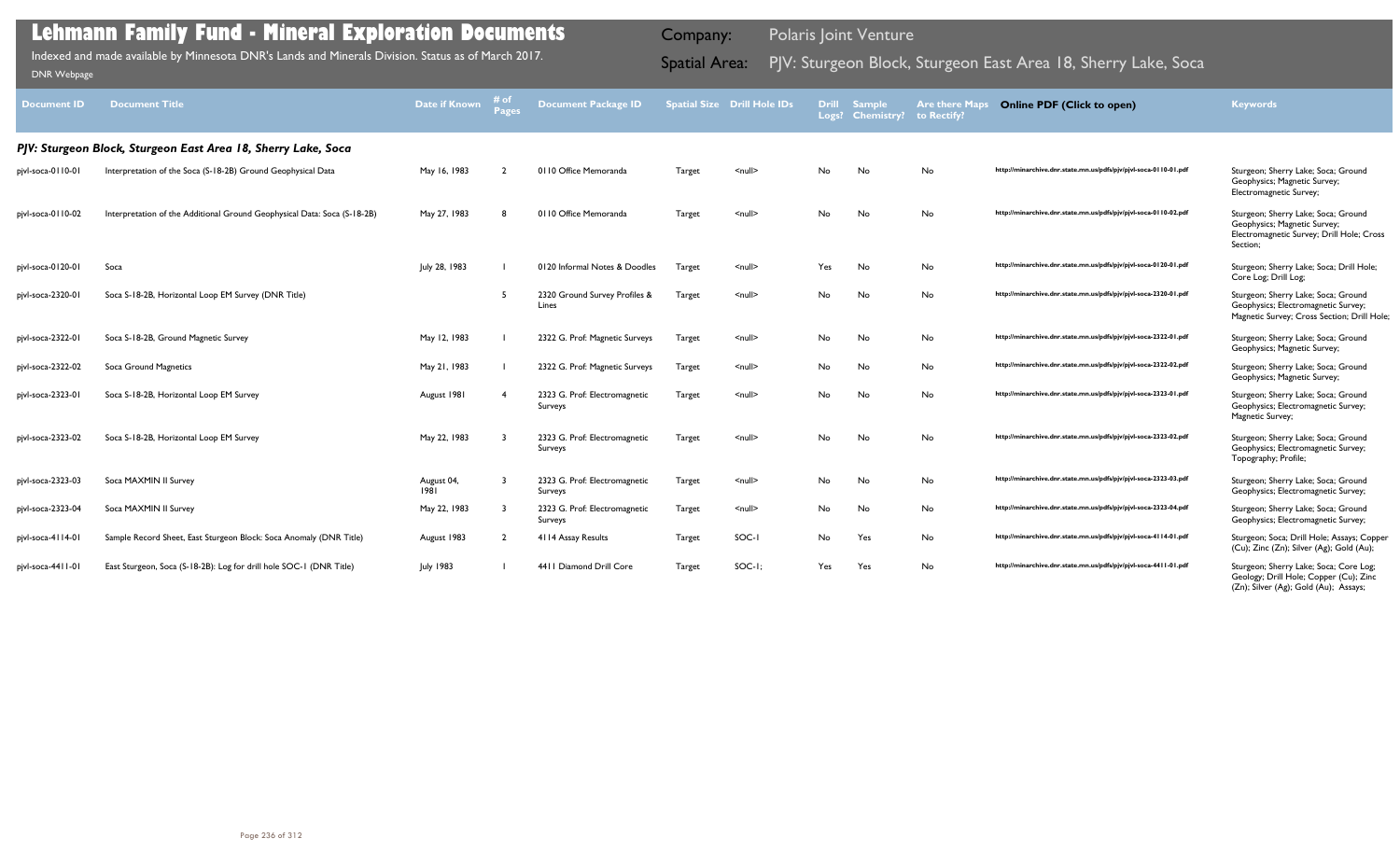# Lehmann Family Fund - Mineral Exploration Documents

Indexed and made available by Minnesota DNR's Lands and Minerals Division. Status as of March 2017.

DNR Webpage

**Company:** Polaris Joint Venture

**Spatial Area:** PJV: Sturgeon Block, Sturgeon East Area 18, Sherry Lake, Soca

| Document ID | Document Title | Date if Known | # of Pages | Document Package ID | Spatial Size | Drill Hole IDs | Drill Logs? | Sample Chemistry? | Are there Maps to Rectify? | Online PDF (Click to open) | Keywords |
|---|---|---|---|---|---|---|---|---|---|---|---|
| ***PJV: Sturgeon Block, Sturgeon East Area 18, Sherry Lake, Soca*** | | | | | | | | | | | |
| pjvl-soca-0110-01 | Interpretation of the Soca (S-18-2B) Ground Geophysical Data | May 16, 1983 | 2 | 0110 Office Memoranda | Target | <null> | No | No | No | http://minarchive.dnr.state.mn.us/pdfs/pjv/pjvl-soca-0110-01.pdf | Sturgeon; Sherry Lake; Soca; Ground Geophysics; Magnetic Survey; Electromagnetic Survey; |
| pjvl-soca-0110-02 | Interpretation of the Additional Ground Geophysical Data: Soca (S-18-2B) | May 27, 1983 | 8 | 0110 Office Memoranda | Target | <null> | No | No | No | http://minarchive.dnr.state.mn.us/pdfs/pjv/pjvl-soca-0110-02.pdf | Sturgeon; Sherry Lake; Soca; Ground Geophysics; Magnetic Survey; Electromagnetic Survey; Drill Hole; Cross Section; |
| pjvl-soca-0120-01 | Soca | July 28, 1983 | 1 | 0120 Informal Notes & Doodles | Target | <null> | Yes | No | No | http://minarchive.dnr.state.mn.us/pdfs/pjv/pjvl-soca-0120-01.pdf | Sturgeon; Sherry Lake; Soca; Drill Hole; Core Log; Drill Log; |
| pjvl-soca-2320-01 | Soca S-18-2B, Horizontal Loop EM Survey (DNR Title) | | 5 | 2320 Ground Survey Profiles & Lines | Target | <null> | No | No | No | http://minarchive.dnr.state.mn.us/pdfs/pjv/pjvl-soca-2320-01.pdf | Sturgeon; Sherry Lake; Soca; Ground Geophysics; Electromagnetic Survey; Magnetic Survey; Cross Section; Drill Hole; |
| pjvl-soca-2322-01 | Soca S-18-2B, Ground Magnetic Survey | May 12, 1983 | 1 | 2322 G. Prof: Magnetic Surveys | Target | <null> | No | No | No | http://minarchive.dnr.state.mn.us/pdfs/pjv/pjvl-soca-2322-01.pdf | Sturgeon; Sherry Lake; Soca; Ground Geophysics; Magnetic Survey; |
| pjvl-soca-2322-02 | Soca Ground Magnetics | May 21, 1983 | 1 | 2322 G. Prof: Magnetic Surveys | Target | <null> | No | No | No | http://minarchive.dnr.state.mn.us/pdfs/pjv/pjvl-soca-2322-02.pdf | Sturgeon; Sherry Lake; Soca; Ground Geophysics; Magnetic Survey; |
| pjvl-soca-2323-01 | Soca S-18-2B, Horizontal Loop EM Survey | August 1981 | 4 | 2323 G. Prof: Electromagnetic Surveys | Target | <null> | No | No | No | http://minarchive.dnr.state.mn.us/pdfs/pjv/pjvl-soca-2323-01.pdf | Sturgeon; Sherry Lake; Soca; Ground Geophysics; Electromagnetic Survey; Magnetic Survey; |
| pjvl-soca-2323-02 | Soca S-18-2B, Horizontal Loop EM Survey | May 22, 1983 | 3 | 2323 G. Prof: Electromagnetic Surveys | Target | <null> | No | No | No | http://minarchive.dnr.state.mn.us/pdfs/pjv/pjvl-soca-2323-02.pdf | Sturgeon; Sherry Lake; Soca; Ground Geophysics; Electromagnetic Survey; Topography; Profile; |
| pjvl-soca-2323-03 | Soca MAXMIN II Survey | August 04, 1981 | 3 | 2323 G. Prof: Electromagnetic Surveys | Target | <null> | No | No | No | http://minarchive.dnr.state.mn.us/pdfs/pjv/pjvl-soca-2323-03.pdf | Sturgeon; Sherry Lake; Soca; Ground Geophysics; Electromagnetic Survey; |
| pjvl-soca-2323-04 | Soca MAXMIN II Survey | May 22, 1983 | 3 | 2323 G. Prof: Electromagnetic Surveys | Target | <null> | No | No | No | http://minarchive.dnr.state.mn.us/pdfs/pjv/pjvl-soca-2323-04.pdf | Sturgeon; Sherry Lake; Soca; Ground Geophysics; Electromagnetic Survey; |
| pjvl-soca-4114-01 | Sample Record Sheet, East Sturgeon Block: Soca Anomaly (DNR Title) | August 1983 | 2 | 4114 Assay Results | Target | SOC-1 | No | Yes | No | http://minarchive.dnr.state.mn.us/pdfs/pjv/pjvl-soca-4114-01.pdf | Sturgeon; Soca; Drill Hole; Assays; Copper (Cu); Zinc (Zn); Silver (Ag); Gold (Au); |
| pjvl-soca-4411-01 | East Sturgeon, Soca (S-18-2B): Log for drill hole SOC-1 (DNR Title) | July 1983 | 1 | 4411 Diamond Drill Core | Target | SOC-1; | Yes | Yes | No | http://minarchive.dnr.state.mn.us/pdfs/pjv/pjvl-soca-4411-01.pdf | Sturgeon; Sherry Lake; Soca; Core Log; Geology; Drill Hole; Copper (Cu); Zinc (Zn); Silver (Ag); Gold (Au); Assays; |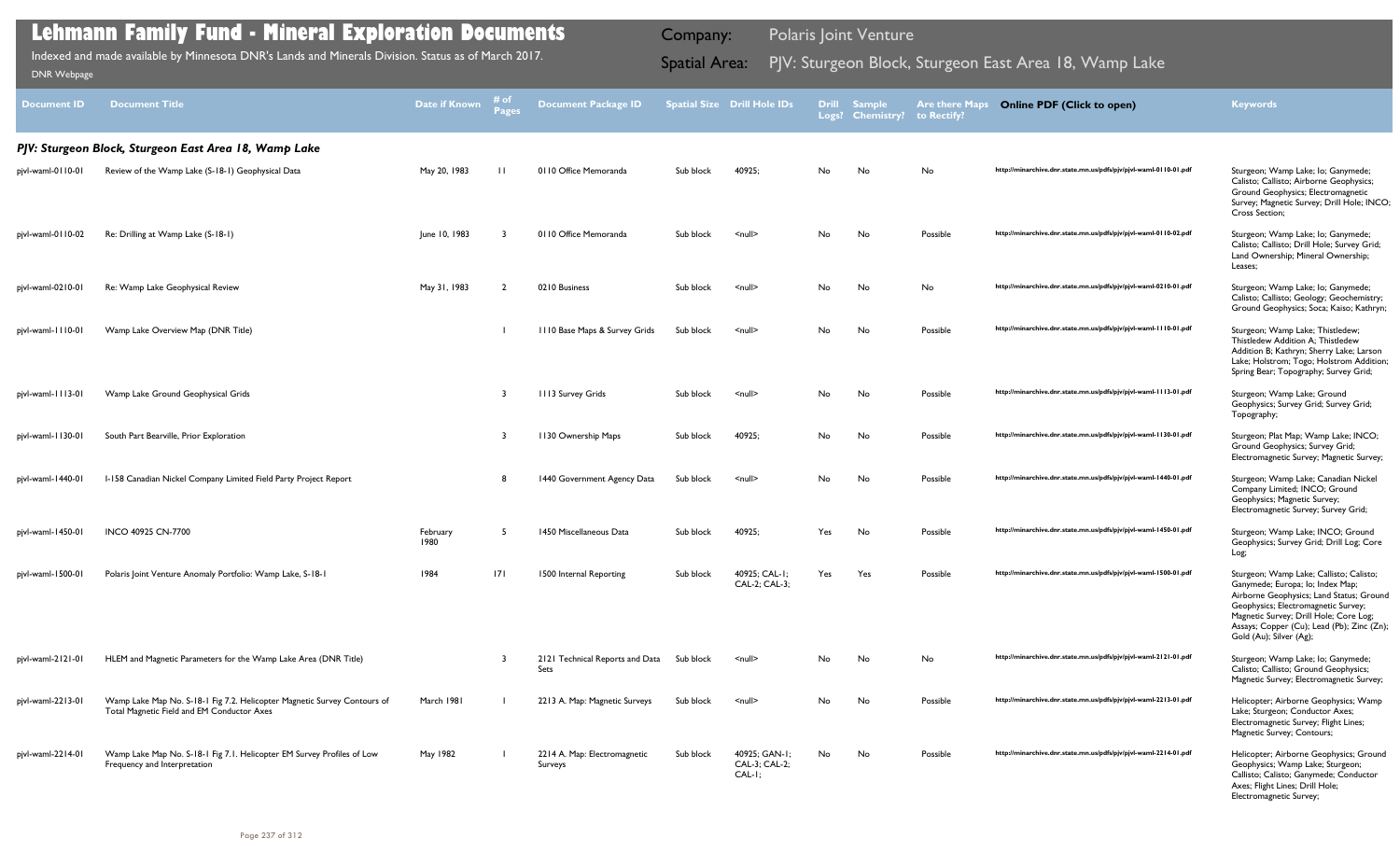# Lehmann Family Fund - Mineral Exploration Documents

Indexed and made available by Minnesota DNR's Lands and Minerals Division. Status as of March 2017.

DNR Webpage

**Company:** Polaris Joint Venture

**Spatial Area:** PJV: Sturgeon Block, Sturgeon East Area 18, Wamp Lake

| Document ID | Document Title | Date if Known | # of Pages | Document Package ID | Spatial Size | Drill Hole IDs | Drill Logs? | Sample Chemistry? | Are there Maps to Rectify? | Online PDF (Click to open) | Keywords |
|---|---|---|---|---|---|---|---|---|---|---|---|
| ***PJV: Sturgeon Block, Sturgeon East Area 18, Wamp Lake*** | | | | | | | | | | | |
| pjvl-waml-0110-01 | Review of the Wamp Lake (S-18-1) Geophysical Data | May 20, 1983 | 11 | 0110 Office Memoranda | Sub block | 40925; | No | No | No | http://minarchive.dnr.state.mn.us/pdfs/pjv/pjvl-waml-0110-01.pdf | Sturgeon; Wamp Lake; Io; Ganymede; Calisto; Callisto; Airborne Geophysics; Ground Geophysics; Electromagnetic Survey; Magnetic Survey; Drill Hole; INCO; Cross Section; |
| pjvl-waml-0110-02 | Re: Drilling at Wamp Lake (S-18-1) | June 10, 1983 | 3 | 0110 Office Memoranda | Sub block | <null> | No | No | Possible | http://minarchive.dnr.state.mn.us/pdfs/pjv/pjvl-waml-0110-02.pdf | Sturgeon; Wamp Lake; Io; Ganymede; Calisto; Callisto; Drill Hole; Survey Grid; Land Ownership; Mineral Ownership; Leases; |
| pjvl-waml-0210-01 | Re: Wamp Lake Geophysical Review | May 31, 1983 | 2 | 0210 Business | Sub block | <null> | No | No | No | http://minarchive.dnr.state.mn.us/pdfs/pjv/pjvl-waml-0210-01.pdf | Sturgeon; Wamp Lake; Io; Ganymede; Calisto; Callisto; Geology; Geochemistry; Ground Geophysics; Soca; Kaiso; Kathryn; |
| pjvl-waml-1110-01 | Wamp Lake Overview Map (DNR Title) | | 1 | 1110 Base Maps & Survey Grids | Sub block | <null> | No | No | Possible | http://minarchive.dnr.state.mn.us/pdfs/pjv/pjvl-waml-1110-01.pdf | Sturgeon; Wamp Lake; Thistledew; Thistledew Addition A; Thistledew Addition B; Kathryn; Sherry Lake; Larson Lake; Holstrom; Togo; Holstrom Addition; Spring Bear; Topography; Survey Grid; |
| pjvl-waml-1113-01 | Wamp Lake Ground Geophysical Grids | | 3 | 1113 Survey Grids | Sub block | <null> | No | No | Possible | http://minarchive.dnr.state.mn.us/pdfs/pjv/pjvl-waml-1113-01.pdf | Sturgeon; Wamp Lake; Ground Geophysics; Survey Grid; Survey Grid; Topography; |
| pjvl-waml-1130-01 | South Part Bearville, Prior Exploration | | 3 | 1130 Ownership Maps | Sub block | 40925; | No | No | Possible | http://minarchive.dnr.state.mn.us/pdfs/pjv/pjvl-waml-1130-01.pdf | Sturgeon; Plat Map; Wamp Lake; INCO; Ground Geophysics; Survey Grid; Electromagnetic Survey; Magnetic Survey; |
| pjvl-waml-1440-01 | I-158 Canadian Nickel Company Limited Field Party Project Report | | 8 | 1440 Government Agency Data | Sub block | <null> | No | No | Possible | http://minarchive.dnr.state.mn.us/pdfs/pjv/pjvl-waml-1440-01.pdf | Sturgeon; Wamp Lake; Canadian Nickel Company Limited; INCO; Ground Geophysics; Magnetic Survey; Electromagnetic Survey; Survey Grid; |
| pjvl-waml-1450-01 | INCO 40925 CN-7700 | February 1980 | 5 | 1450 Miscellaneous Data | Sub block | 40925; | Yes | No | Possible | http://minarchive.dnr.state.mn.us/pdfs/pjv/pjvl-waml-1450-01.pdf | Sturgeon; Wamp Lake; INCO; Ground Geophysics; Survey Grid; Drill Log; Core Log; |
| pjvl-waml-1500-01 | Polaris Joint Venture Anomaly Portfolio: Wamp Lake, S-18-1 | 1984 | 171 | 1500 Internal Reporting | Sub block | 40925; CAL-1; CAL-2; CAL-3; | Yes | Yes | Possible | http://minarchive.dnr.state.mn.us/pdfs/pjv/pjvl-waml-1500-01.pdf | Sturgeon; Wamp Lake; Callisto; Calisto; Ganymede; Europa; Io; Index Map; Airborne Geophysics; Land Status; Ground Geophysics; Electromagnetic Survey; Magnetic Survey; Drill Hole; Core Log; Assays; Copper (Cu); Lead (Pb); Zinc (Zn); Gold (Au); Silver (Ag); |
| pjvl-waml-2121-01 | HLEM and Magnetic Parameters for the Wamp Lake Area (DNR Title) | | 3 | 2121 Technical Reports and Data Sets | Sub block | <null> | No | No | No | http://minarchive.dnr.state.mn.us/pdfs/pjv/pjvl-waml-2121-01.pdf | Sturgeon; Wamp Lake; Io; Ganymede; Calisto; Callisto; Ground Geophysics; Magnetic Survey; Electromagnetic Survey; |
| pjvl-waml-2213-01 | Wamp Lake Map No. S-18-1 Fig 7.2. Helicopter Magnetic Survey Contours of Total Magnetic Field and EM Conductor Axes | March 1981 | 1 | 2213 A. Map: Magnetic Surveys | Sub block | <null> | No | No | Possible | http://minarchive.dnr.state.mn.us/pdfs/pjv/pjvl-waml-2213-01.pdf | Helicopter; Airborne Geophysics; Wamp Lake; Sturgeon; Conductor Axes; Electromagnetic Survey; Flight Lines; Magnetic Survey; Contours; |
| pjvl-waml-2214-01 | Wamp Lake Map No. S-18-1 Fig 7.1. Helicopter EM Survey Profiles of Low Frequency and Interpretation | May 1982 | 1 | 2214 A. Map: Electromagnetic Surveys | Sub block | 40925; GAN-1; CAL-3; CAL-2; CAL-1; | No | No | Possible | http://minarchive.dnr.state.mn.us/pdfs/pjv/pjvl-waml-2214-01.pdf | Helicopter; Airborne Geophysics; Ground Geophysics; Wamp Lake; Sturgeon; Callisto; Calisto; Ganymede; Conductor Axes; Flight Lines; Drill Hole; Electromagnetic Survey; |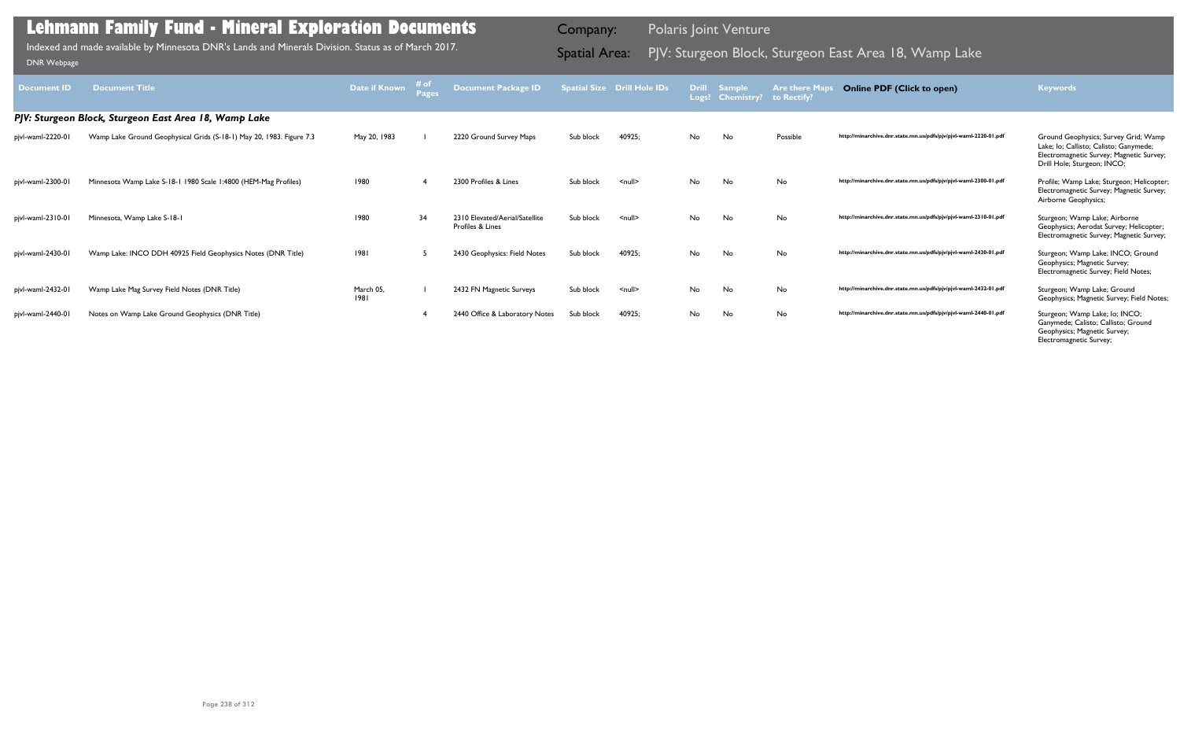# Lehmann Family Fund - Mineral Exploration Documents

Indexed and made available by Minnesota DNR's Lands and Minerals Division. Status as of March 2017.

DNR Webpage

**Company:** Polaris Joint Venture

**Spatial Area:** PJV: Sturgeon Block, Sturgeon East Area 18, Wamp Lake

| Document ID | Document Title | Date if Known | # of Pages | Document Package ID | Spatial Size | Drill Hole IDs | Drill Logs? | Sample Chemistry? | Are there Maps to Rectify? | Online PDF (Click to open) | Keywords |
|---|---|---|---|---|---|---|---|---|---|---|---|
| ***PJV: Sturgeon Block, Sturgeon East Area 18, Wamp Lake*** | | | | | | | | | | | |
| pjvl-waml-2220-01 | Wamp Lake Ground Geophysical Grids (S-18-1) May 20, 1983. Figure 7.3 | May 20, 1983 | 1 | 2220 Ground Survey Maps | Sub block | 40925; | No | No | Possible | http://minarchive.dnr.state.mn.us/pdfs/pjv/pjvl-waml-2220-01.pdf | Ground Geophysics; Survey Grid; Wamp Lake; Io; Callisto; Calisto; Ganymede; Electromagnetic Survey; Magnetic Survey; Drill Hole; Sturgeon; INCO; |
| pjvl-waml-2300-01 | Minnesota Wamp Lake S-18-1 1980 Scale 1:4800 (HEM-Mag Profiles) | 1980 | 4 | 2300 Profiles & Lines | Sub block | <null> | No | No | No | http://minarchive.dnr.state.mn.us/pdfs/pjv/pjvl-waml-2300-01.pdf | Profile; Wamp Lake; Sturgeon; Helicopter; Electromagnetic Survey; Magnetic Survey; Airborne Geophysics; |
| pjvl-waml-2310-01 | Minnesota, Wamp Lake S-18-1 | 1980 | 34 | 2310 Elevated/Aerial/Satellite Profiles & Lines | Sub block | <null> | No | No | No | http://minarchive.dnr.state.mn.us/pdfs/pjv/pjvl-waml-2310-01.pdf | Sturgeon; Wamp Lake; Airborne Geophysics; Aerodat Survey; Helicopter; Electromagnetic Survey; Magnetic Survey; |
| pjvl-waml-2430-01 | Wamp Lake: INCO DDH 40925 Field Geophysics Notes (DNR Title) | 1981 | 5 | 2430 Geophysics: Field Notes | Sub block | 40925; | No | No | No | http://minarchive.dnr.state.mn.us/pdfs/pjv/pjvl-waml-2430-01.pdf | Sturgeon; Wamp Lake; INCO; Ground Geophysics; Magnetic Survey; Electromagnetic Survey; Field Notes; |
| pjvl-waml-2432-01 | Wamp Lake Mag Survey Field Notes (DNR Title) | March 05, 1981 | 1 | 2432 FN Magnetic Surveys | Sub block | <null> | No | No | No | http://minarchive.dnr.state.mn.us/pdfs/pjv/pjvl-waml-2432-01.pdf | Sturgeon; Wamp Lake; Ground Geophysics; Magnetic Survey; Field Notes; |
| pjvl-waml-2440-01 | Notes on Wamp Lake Ground Geophysics (DNR Title) | | 4 | 2440 Office & Laboratory Notes | Sub block | 40925; | No | No | No | http://minarchive.dnr.state.mn.us/pdfs/pjv/pjvl-waml-2440-01.pdf | Sturgeon; Wamp Lake; Io; INCO; Ganymede; Calisto; Callisto; Ground Geophysics; Magnetic Survey; Electromagnetic Survey; |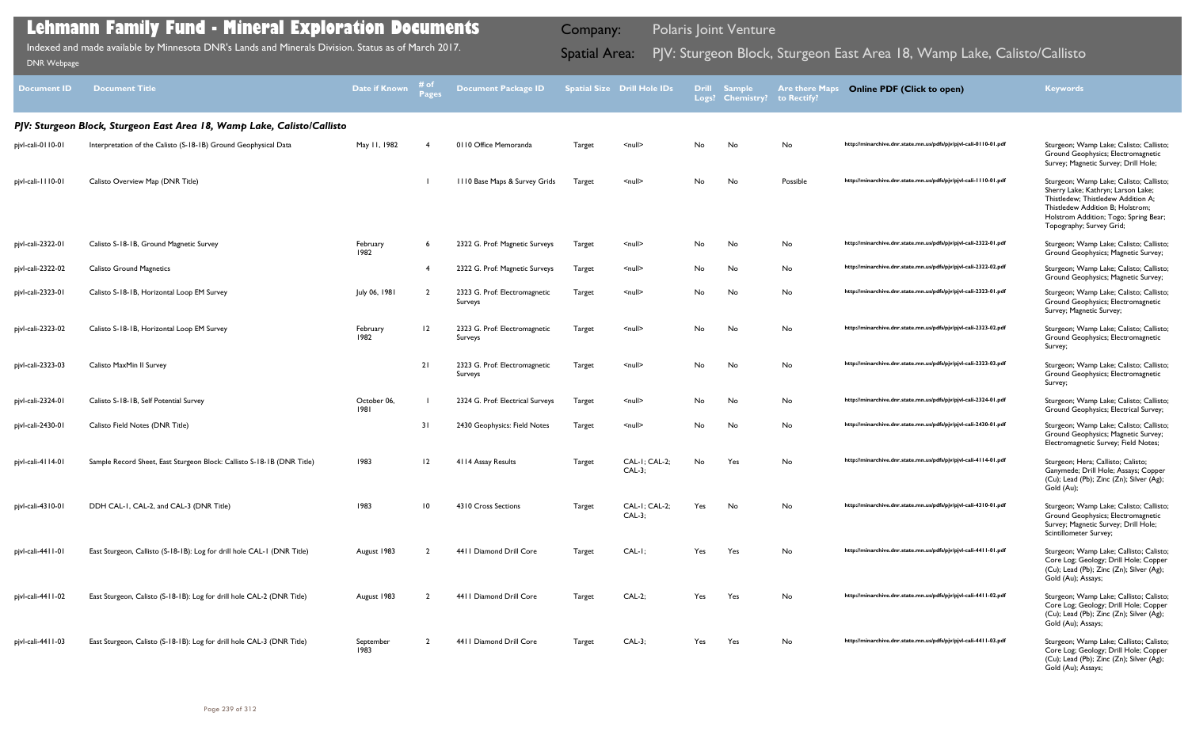# Lehmann Family Fund - Mineral Exploration Documents

Indexed and made available by Minnesota DNR's Lands and Minerals Division. Status as of March 2017.

DNR Webpage

**Company:** Polaris Joint Venture

**Spatial Area:** PJV: Sturgeon Block, Sturgeon East Area 18, Wamp Lake, Calisto/Callisto

| Document ID | Document Title | Date if Known | # of Pages | Document Package ID | Spatial Size | Drill Hole IDs | Drill Logs? | Sample Chemistry? | Are there Maps to Rectify? | Online PDF (Click to open) | Keywords |
|---|---|---|---|---|---|---|---|---|---|---|---|
| ***PJV: Sturgeon Block, Sturgeon East Area 18, Wamp Lake, Calisto/Callisto*** | | | | | | | | | | | |
| pjvl-cali-0110-01 | Interpretation of the Calisto (S-18-1B) Ground Geophysical Data | May 11, 1982 | 4 | 0110 Office Memoranda | Target | <null> | No | No | No | http://minarchive.dnr.state.mn.us/pdfs/pjv/pjvl-cali-0110-01.pdf | Sturgeon; Wamp Lake; Calisto; Callisto; Ground Geophysics; Electromagnetic Survey; Magnetic Survey; Drill Hole; |
| pjvl-cali-1110-01 | Calisto Overview Map (DNR Title) | | 1 | 1110 Base Maps & Survey Grids | Target | <null> | No | No | Possible | http://minarchive.dnr.state.mn.us/pdfs/pjv/pjvl-cali-1110-01.pdf | Sturgeon; Wamp Lake; Calisto; Callisto; Sherry Lake; Kathryn; Larson Lake; Thistledew; Thistledew Addition A; Thistledew Addition B; Holstrom; Holstrom Addition; Togo; Spring Bear; Topography; Survey Grid; |
| pjvl-cali-2322-01 | Calisto S-18-1B, Ground Magnetic Survey | February 1982 | 6 | 2322 G. Prof: Magnetic Surveys | Target | <null> | No | No | No | http://minarchive.dnr.state.mn.us/pdfs/pjv/pjvl-cali-2322-01.pdf | Sturgeon; Wamp Lake; Calisto; Callisto; Ground Geophysics; Magnetic Survey; |
| pjvl-cali-2322-02 | Calisto Ground Magnetics | | 4 | 2322 G. Prof: Magnetic Surveys | Target | <null> | No | No | No | http://minarchive.dnr.state.mn.us/pdfs/pjv/pjvl-cali-2322-02.pdf | Sturgeon; Wamp Lake; Calisto; Callisto; Ground Geophysics; Magnetic Survey; |
| pjvl-cali-2323-01 | Calisto S-18-1B, Horizontal Loop EM Survey | July 06, 1981 | 2 | 2323 G. Prof: Electromagnetic Surveys | Target | <null> | No | No | No | http://minarchive.dnr.state.mn.us/pdfs/pjv/pjvl-cali-2323-01.pdf | Sturgeon; Wamp Lake; Calisto; Callisto; Ground Geophysics; Electromagnetic Survey; Magnetic Survey; |
| pjvl-cali-2323-02 | Calisto S-18-1B, Horizontal Loop EM Survey | February 1982 | 12 | 2323 G. Prof: Electromagnetic Surveys | Target | <null> | No | No | No | http://minarchive.dnr.state.mn.us/pdfs/pjv/pjvl-cali-2323-02.pdf | Sturgeon; Wamp Lake; Calisto; Callisto; Ground Geophysics; Electromagnetic Survey; |
| pjvl-cali-2323-03 | Calisto MaxMin II Survey | | 21 | 2323 G. Prof: Electromagnetic Surveys | Target | <null> | No | No | No | http://minarchive.dnr.state.mn.us/pdfs/pjv/pjvl-cali-2323-03.pdf | Sturgeon; Wamp Lake; Calisto; Callisto; Ground Geophysics; Electromagnetic Survey; |
| pjvl-cali-2324-01 | Calisto S-18-1B, Self Potential Survey | October 06, 1981 | 1 | 2324 G. Prof: Electrical Surveys | Target | <null> | No | No | No | http://minarchive.dnr.state.mn.us/pdfs/pjv/pjvl-cali-2324-01.pdf | Sturgeon; Wamp Lake; Calisto; Callisto; Ground Geophysics; Electrical Survey; |
| pjvl-cali-2430-01 | Calisto Field Notes (DNR Title) | | 31 | 2430 Geophysics: Field Notes | Target | <null> | No | No | No | http://minarchive.dnr.state.mn.us/pdfs/pjv/pjvl-cali-2430-01.pdf | Sturgeon; Wamp Lake; Calisto; Callisto; Ground Geophysics; Magnetic Survey; Electromagnetic Survey; Field Notes; |
| pjvl-cali-4114-01 | Sample Record Sheet, East Sturgeon Block: Callisto S-18-1B (DNR Title) | 1983 | 12 | 4114 Assay Results | Target | CAL-1; CAL-2; CAL-3; | No | Yes | No | http://minarchive.dnr.state.mn.us/pdfs/pjv/pjvl-cali-4114-01.pdf | Sturgeon; Hera; Callisto; Calisto; Ganymede; Drill Hole; Assays; Copper (Cu); Lead (Pb); Zinc (Zn); Silver (Ag); Gold (Au); |
| pjvl-cali-4310-01 | DDH CAL-1, CAL-2, and CAL-3 (DNR Title) | 1983 | 10 | 4310 Cross Sections | Target | CAL-1; CAL-2; CAL-3; | Yes | No | No | http://minarchive.dnr.state.mn.us/pdfs/pjv/pjvl-cali-4310-01.pdf | Sturgeon; Wamp Lake; Calisto; Callisto; Ground Geophysics; Electromagnetic Survey; Magnetic Survey; Drill Hole; Scintillometer Survey; |
| pjvl-cali-4411-01 | East Sturgeon, Callisto (S-18-1B): Log for drill hole CAL-1 (DNR Title) | August 1983 | 2 | 4411 Diamond Drill Core | Target | CAL-1; | Yes | Yes | No | http://minarchive.dnr.state.mn.us/pdfs/pjv/pjvl-cali-4411-01.pdf | Sturgeon; Wamp Lake; Callisto; Calisto; Core Log; Geology; Drill Hole; Copper (Cu); Lead (Pb); Zinc (Zn); Silver (Ag); Gold (Au); Assays; |
| pjvl-cali-4411-02 | East Sturgeon, Calisto (S-18-1B): Log for drill hole CAL-2 (DNR Title) | August 1983 | 2 | 4411 Diamond Drill Core | Target | CAL-2; | Yes | Yes | No | http://minarchive.dnr.state.mn.us/pdfs/pjv/pjvl-cali-4411-02.pdf | Sturgeon; Wamp Lake; Callisto; Calisto; Core Log; Geology; Drill Hole; Copper (Cu); Lead (Pb); Zinc (Zn); Silver (Ag); Gold (Au); Assays; |
| pjvl-cali-4411-03 | East Sturgeon, Calisto (S-18-1B): Log for drill hole CAL-3 (DNR Title) | September 1983 | 2 | 4411 Diamond Drill Core | Target | CAL-3; | Yes | Yes | No | http://minarchive.dnr.state.mn.us/pdfs/pjv/pjvl-cali-4411-03.pdf | Sturgeon; Wamp Lake; Callisto; Calisto; Core Log; Geology; Drill Hole; Copper (Cu); Lead (Pb); Zinc (Zn); Silver (Ag); Gold (Au); Assays; |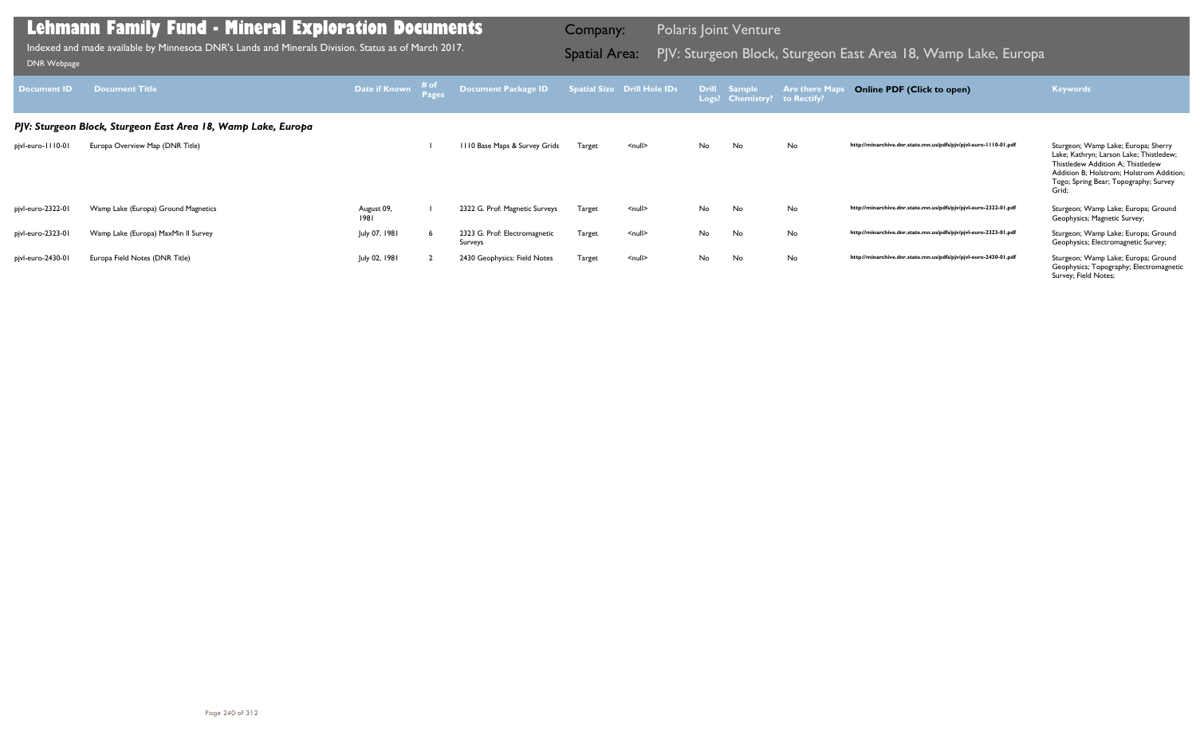# Lehmann Family Fund - Mineral Exploration Documents

Indexed and made available by Minnesota DNR's Lands and Minerals Division. Status as of March 2017.

DNR Webpage

Company: Polaris Joint Venture

Spatial Area: PJV: Sturgeon Block, Sturgeon East Area 18, Wamp Lake, Europa

| Document ID | Document Title | Date if Known | # of Pages | Document Package ID | Spatial Size | Drill Hole IDs | Drill Logs? | Sample Chemistry? | Are there Maps to Rectify? | Online PDF (Click to open) | Keywords |
|---|---|---|---|---|---|---|---|---|---|---|---|
| ***PJV: Sturgeon Block, Sturgeon East Area 18, Wamp Lake, Europa*** | | | | | | | | | | | |
| pjvl-euro-1110-01 | Europa Overview Map (DNR Title) | | 1 | 1110 Base Maps & Survey Grids | Target | <null> | No | No | No | http://minarchive.dnr.state.mn.us/pdfs/pjv/pjvl-euro-1110-01.pdf | Sturgeon; Wamp Lake; Europa; Sherry Lake; Kathryn; Larson Lake; Thistledew; Thistledew Addition A; Thistledew Addition B; Holstrom; Holstrom Addition; Togo; Spring Bear; Topography; Survey Grid; |
| pjvl-euro-2322-01 | Wamp Lake (Europa) Ground Magnetics | August 09, 1981 | 1 | 2322 G. Prof: Magnetic Surveys | Target | <null> | No | No | No | http://minarchive.dnr.state.mn.us/pdfs/pjv/pjvl-euro-2322-01.pdf | Sturgeon; Wamp Lake; Europa; Ground Geophysics; Magnetic Survey; |
| pjvl-euro-2323-01 | Wamp Lake (Europa) MaxMin II Survey | July 07, 1981 | 6 | 2323 G. Prof: Electromagnetic Surveys | Target | <null> | No | No | No | http://minarchive.dnr.state.mn.us/pdfs/pjv/pjvl-euro-2323-01.pdf | Sturgeon; Wamp Lake; Europa; Ground Geophysics; Electromagnetic Survey; |
| pjvl-euro-2430-01 | Europa Field Notes (DNR Title) | July 02, 1981 | 2 | 2430 Geophysics: Field Notes | Target | <null> | No | No | No | http://minarchive.dnr.state.mn.us/pdfs/pjv/pjvl-euro-2430-01.pdf | Sturgeon; Wamp Lake; Europa; Ground Geophysics; Topography; Electromagnetic Survey; Field Notes; |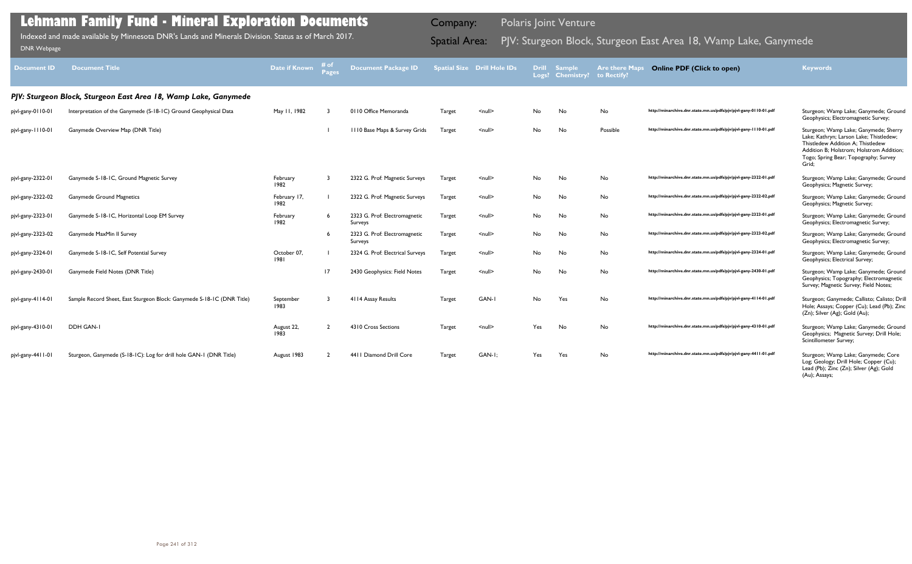# Lehmann Family Fund - Mineral Exploration Documents

Indexed and made available by Minnesota DNR's Lands and Minerals Division. Status as of March 2017.

DNR Webpage

Company: Polaris Joint Venture

Spatial Area: PJV: Sturgeon Block, Sturgeon East Area 18, Wamp Lake, Ganymede

| Document ID | Document Title | Date if Known | # of Pages | Document Package ID | Spatial Size | Drill Hole IDs | Drill Logs? | Sample Chemistry? | Are there Maps to Rectify? | Online PDF (Click to open) | Keywords |
|---|---|---|---|---|---|---|---|---|---|---|---|
| ***PJV: Sturgeon Block, Sturgeon East Area 18, Wamp Lake, Ganymede*** | | | | | | | | | | | |
| pjvl-gany-0110-01 | Interpretation of the Ganymede (S-18-1C) Ground Geophysical Data | May 11, 1982 | 3 | 0110 Office Memoranda | Target | <null> | No | No | No | http://minarchive.dnr.state.mn.us/pdfs/pjv/pjvl-gany-0110-01.pdf | Sturgeon; Wamp Lake; Ganymede; Ground Geophysics; Electromagnetic Survey; |
| pjvl-gany-1110-01 | Ganymede Overview Map (DNR Title) | | 1 | 1110 Base Maps & Survey Grids | Target | <null> | No | No | Possible | http://minarchive.dnr.state.mn.us/pdfs/pjv/pjvl-gany-1110-01.pdf | Sturgeon; Wamp Lake; Ganymede; Sherry Lake; Kathryn; Larson Lake; Thistledew; Thistledew Addition A; Thistledew Addition B; Holstrom; Holstrom Addition; Togo; Spring Bear; Topography; Survey Grid; |
| pjvl-gany-2322-01 | Ganymede S-18-1C, Ground Magnetic Survey | February 1982 | 3 | 2322 G. Prof: Magnetic Surveys | Target | <null> | No | No | No | http://minarchive.dnr.state.mn.us/pdfs/pjv/pjvl-gany-2322-01.pdf | Sturgeon; Wamp Lake; Ganymede; Ground Geophysics; Magnetic Survey; |
| pjvl-gany-2322-02 | Ganymede Ground Magnetics | February 17, 1982 | 1 | 2322 G. Prof: Magnetic Surveys | Target | <null> | No | No | No | http://minarchive.dnr.state.mn.us/pdfs/pjv/pjvl-gany-2322-02.pdf | Sturgeon; Wamp Lake; Ganymede; Ground Geophysics; Magnetic Survey; |
| pjvl-gany-2323-01 | Ganymede S-18-1C, Horizontal Loop EM Survey | February 1982 | 6 | 2323 G. Prof: Electromagnetic Surveys | Target | <null> | No | No | No | http://minarchive.dnr.state.mn.us/pdfs/pjv/pjvl-gany-2323-01.pdf | Sturgeon; Wamp Lake; Ganymede; Ground Geophysics; Electromagnetic Survey; |
| pjvl-gany-2323-02 | Ganymede MaxMin II Survey | | 6 | 2323 G. Prof: Electromagnetic Surveys | Target | <null> | No | No | No | http://minarchive.dnr.state.mn.us/pdfs/pjv/pjvl-gany-2323-02.pdf | Sturgeon; Wamp Lake; Ganymede; Ground Geophysics; Electromagnetic Survey; |
| pjvl-gany-2324-01 | Ganymede S-18-1C, Self Potential Survey | October 07, 1981 | 1 | 2324 G. Prof: Electrical Surveys | Target | <null> | No | No | No | http://minarchive.dnr.state.mn.us/pdfs/pjv/pjvl-gany-2324-01.pdf | Sturgeon; Wamp Lake; Ganymede; Ground Geophysics; Electrical Survey; |
| pjvl-gany-2430-01 | Ganymede Field Notes (DNR Title) | | 17 | 2430 Geophysics: Field Notes | Target | <null> | No | No | No | http://minarchive.dnr.state.mn.us/pdfs/pjv/pjvl-gany-2430-01.pdf | Sturgeon; Wamp Lake; Ganymede; Ground Geophysics; Topography; Electromagnetic Survey; Magnetic Survey; Field Notes; |
| pjvl-gany-4114-01 | Sample Record Sheet, East Sturgeon Block: Ganymede S-18-1C (DNR Title) | September 1983 | 3 | 4114 Assay Results | Target | GAN-1 | No | Yes | No | http://minarchive.dnr.state.mn.us/pdfs/pjv/pjvl-gany-4114-01.pdf | Sturgeon; Ganymede; Callisto; Calisto; Drill Hole; Assays; Copper (Cu); Lead (Pb); Zinc (Zn); Silver (Ag); Gold (Au); |
| pjvl-gany-4310-01 | DDH GAN-1 | August 22, 1983 | 2 | 4310 Cross Sections | Target | <null> | Yes | No | No | http://minarchive.dnr.state.mn.us/pdfs/pjv/pjvl-gany-4310-01.pdf | Sturgeon; Wamp Lake; Ganymede; Ground Geophysics; Magnetic Survey; Drill Hole; Scintillometer Survey; |
| pjvl-gany-4411-01 | Sturgeon, Ganymede (S-18-1C): Log for drill hole GAN-1 (DNR Title) | August 1983 | 2 | 4411 Diamond Drill Core | Target | GAN-1; | Yes | Yes | No | http://minarchive.dnr.state.mn.us/pdfs/pjv/pjvl-gany-4411-01.pdf | Sturgeon; Wamp Lake; Ganymede; Core Log; Geology; Drill Hole; Copper (Cu); Lead (Pb); Zinc (Zn); Silver (Ag); Gold (Au); Assays; |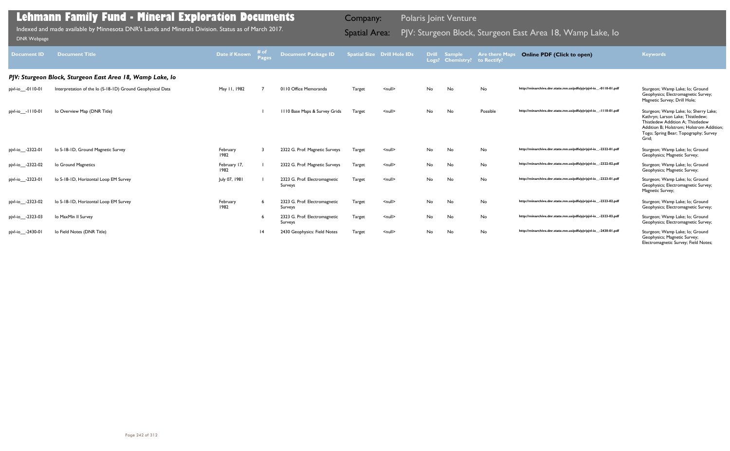# Lehmann Family Fund - Mineral Exploration Documents

Indexed and made available by Minnesota DNR's Lands and Minerals Division. Status as of March 2017.

DNR Webpage

Company: Polaris Joint Venture

Spatial Area: PJV: Sturgeon Block, Sturgeon East Area 18, Wamp Lake, Io

| Document ID | Document Title | Date if Known | # of Pages | Document Package ID | Spatial Size | Drill Hole IDs | Drill Logs? | Sample Chemistry? | Are there Maps to Rectify? | Online PDF (Click to open) | Keywords |
|---|---|---|---|---|---|---|---|---|---|---|---|
| ***PJV: Sturgeon Block, Sturgeon East Area 18, Wamp Lake, Io*** | | | | | | | | | | | |
| pjvl-io__-0110-01 | Interpretation of the Io (S-18-1D) Ground Geophysical Data | May 11, 1982 | 7 | 0110 Office Memoranda | Target | <null> | No | No | No | http://minarchive.dnr.state.mn.us/pdfs/pjv/pjvl-io__-0110-01.pdf | Sturgeon; Wamp Lake; Io; Ground Geophysics; Electromagnetic Survey; Magnetic Survey; Drill Hole; |
| pjvl-io__-1110-01 | Io Overview Map (DNR Title) | | 1 | 1110 Base Maps & Survey Grids | Target | <null> | No | No | Possible | http://minarchive.dnr.state.mn.us/pdfs/pjv/pjvl-io__-1110-01.pdf | Sturgeon; Wamp Lake; Io; Sherry Lake; Kathryn; Larson Lake; Thistledew; Thistledew Addition A; Thistledew Addition B; Holstrom; Holstrom Addition; Togo; Spring Bear; Topography; Survey Grid; |
| pjvl-io__-2322-01 | Io S-18-1D, Ground Magnetic Survey | February 1982 | 3 | 2322 G. Prof: Magnetic Surveys | Target | <null> | No | No | No | http://minarchive.dnr.state.mn.us/pdfs/pjv/pjvl-io__-2322-01.pdf | Sturgeon; Wamp Lake; Io; Ground Geophysics; Magnetic Survey; |
| pjvl-io__-2322-02 | Io Ground Magnetics | February 17, 1982 | 1 | 2322 G. Prof: Magnetic Surveys | Target | <null> | No | No | No | http://minarchive.dnr.state.mn.us/pdfs/pjv/pjvl-io__-2322-02.pdf | Sturgeon; Wamp Lake; Io; Ground Geophysics; Magnetic Survey; |
| pjvl-io__-2323-01 | Io S-18-1D, Horizontal Loop EM Survey | July 07, 1981 | 1 | 2323 G. Prof: Electromagnetic Surveys | Target | <null> | No | No | No | http://minarchive.dnr.state.mn.us/pdfs/pjv/pjvl-io__-2323-01.pdf | Sturgeon; Wamp Lake; Io; Ground Geophysics; Electromagnetic Survey; Magnetic Survey; |
| pjvl-io__-2323-02 | Io S-18-1D, Horizontal Loop EM Survey | February 1982 | 6 | 2323 G. Prof: Electromagnetic Surveys | Target | <null> | No | No | No | http://minarchive.dnr.state.mn.us/pdfs/pjv/pjvl-io__-2323-02.pdf | Sturgeon; Wamp Lake; Io; Ground Geophysics; Electromagnetic Survey; |
| pjvl-io__-2323-03 | Io MaxMin II Survey | | 6 | 2323 G. Prof: Electromagnetic Surveys | Target | <null> | No | No | No | http://minarchive.dnr.state.mn.us/pdfs/pjv/pjvl-io__-2323-03.pdf | Sturgeon; Wamp Lake; Io; Ground Geophysics; Electromagnetic Survey; |
| pjvl-io__-2430-01 | Io Field Notes (DNR Title) | | 14 | 2430 Geophysics: Field Notes | Target | <null> | No | No | No | http://minarchive.dnr.state.mn.us/pdfs/pjv/pjvl-io__-2430-01.pdf | Sturgeon; Wamp Lake; Io; Ground Geophysics; Magnetic Survey; Electromagnetic Survey; Field Notes; |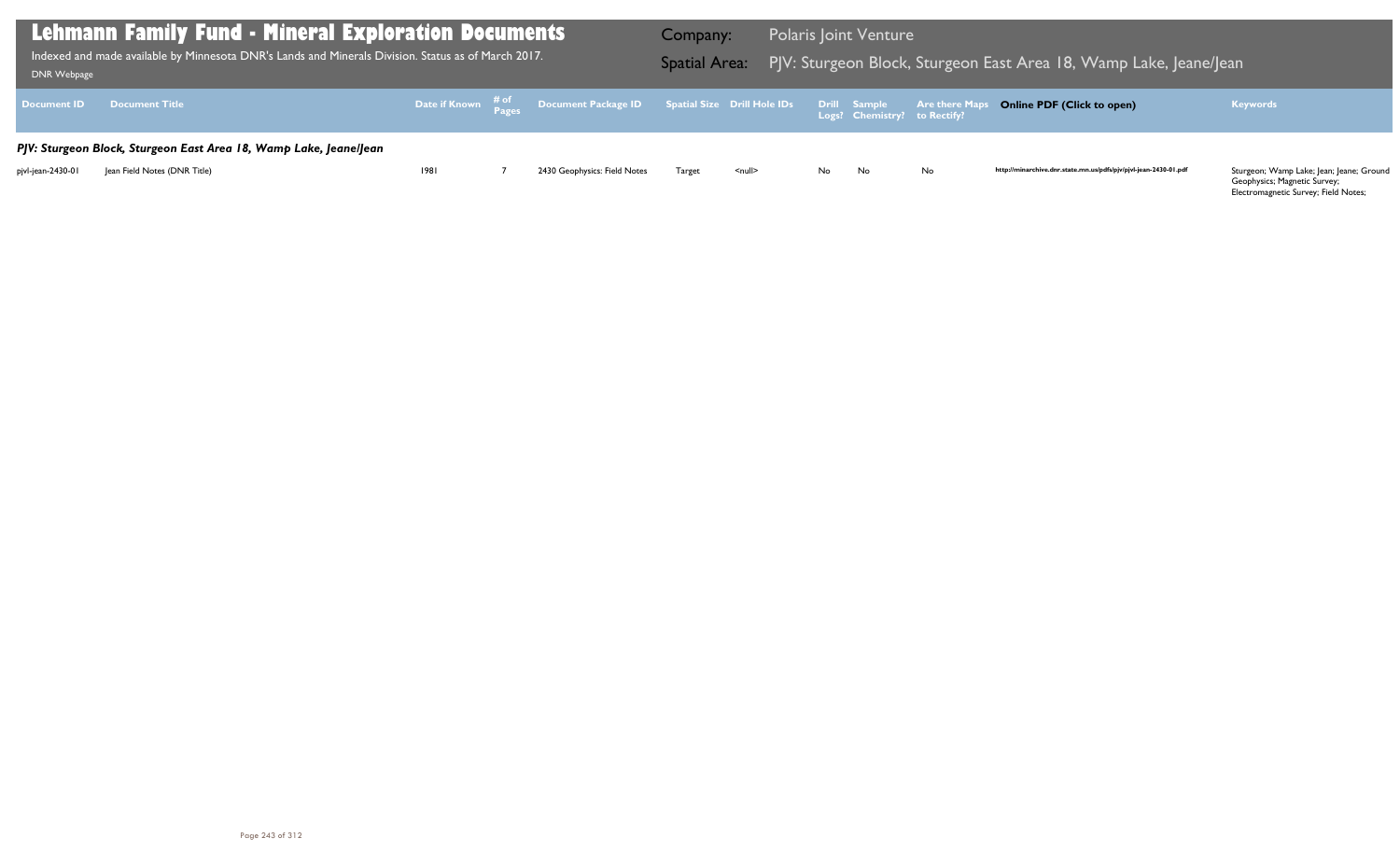# Lehmann Family Fund - Mineral Exploration Documents

Indexed and made available by Minnesota DNR's Lands and Minerals Division. Status as of March 2017.

DNR Webpage

Company: Polaris Joint Venture

Spatial Area: PJV: Sturgeon Block, Sturgeon East Area 18, Wamp Lake, Jeane/Jean

| Document ID | Document Title | Date if Known | # of Pages | Document Package ID | Spatial Size | Drill Hole IDs | Drill Logs? | Sample Chemistry? | Are there Maps to Rectify? | Online PDF (Click to open) | Keywords |
|---|---|---|---|---|---|---|---|---|---|---|---|
| ***PJV: Sturgeon Block, Sturgeon East Area 18, Wamp Lake, Jeane/Jean*** | | | | | | | | | | | |
| pjvl-jean-2430-01 | Jean Field Notes (DNR Title) | 1981 | 7 | 2430 Geophysics: Field Notes | Target | <null> | No | No | No | http://minarchive.dnr.state.mn.us/pdfs/pjv/pjvl-jean-2430-01.pdf | Sturgeon; Wamp Lake; Jean; Jeane; Ground Geophysics; Magnetic Survey; Electromagnetic Survey; Field Notes; |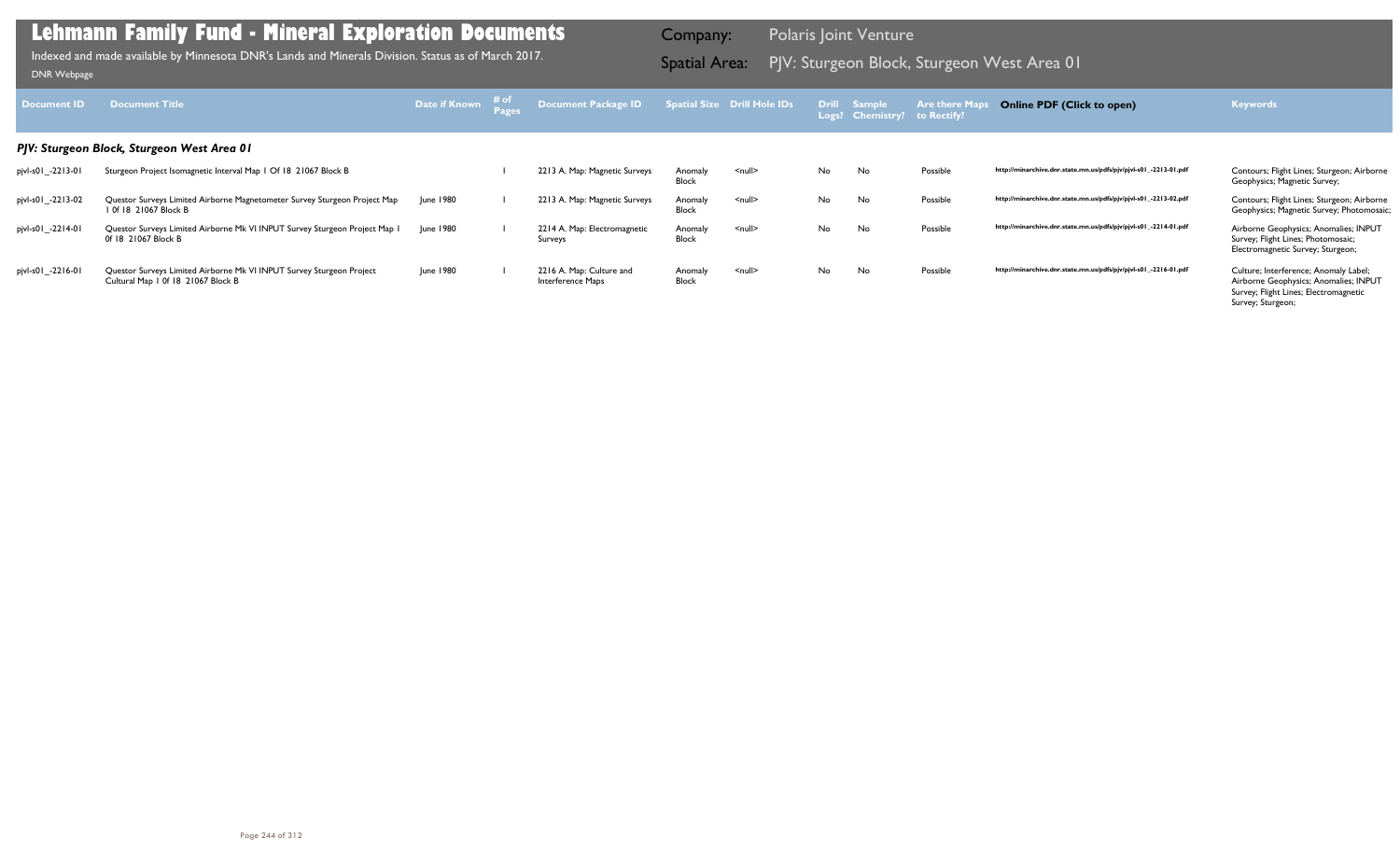# Lehmann Family Fund - Mineral Exploration Documents

Indexed and made available by Minnesota DNR's Lands and Minerals Division. Status as of March 2017.

DNR Webpage

Company: Polaris Joint Venture

Spatial Area: PJV: Sturgeon Block, Sturgeon West Area 01

| Document ID | Document Title | Date if Known | # of Pages | Document Package ID | Spatial Size | Drill Hole IDs | Drill Logs? | Sample Chemistry? | Are there Maps to Rectify? | Online PDF (Click to open) | Keywords |
|---|---|---|---|---|---|---|---|---|---|---|---|
| ***PJV: Sturgeon Block, Sturgeon West Area 01*** | | | | | | | | | | | |
| pjvl-s01_-2213-01 | Sturgeon Project Isomagnetic Interval Map 1 Of 18 21067 Block B | | 1 | 2213 A. Map: Magnetic Surveys | Anomaly Block | <null> | No | No | Possible | http://minarchive.dnr.state.mn.us/pdfs/pjv/pjvl-s01_-2213-01.pdf | Contours; Flight Lines; Sturgeon; Airborne Geophysics; Magnetic Survey; |
| pjvl-s01_-2213-02 | Questor Surveys Limited Airborne Magnetometer Survey Sturgeon Project Map 1 0f 18 21067 Block B | June 1980 | 1 | 2213 A. Map: Magnetic Surveys | Anomaly Block | <null> | No | No | Possible | http://minarchive.dnr.state.mn.us/pdfs/pjv/pjvl-s01_-2213-02.pdf | Contours; Flight Lines; Sturgeon; Airborne Geophysics; Magnetic Survey; Photomosaic; |
| pjvl-s01_-2214-01 | Questor Surveys Limited Airborne Mk VI INPUT Survey Sturgeon Project Map 1 0f 18 21067 Block B | June 1980 | 1 | 2214 A. Map: Electromagnetic Surveys | Anomaly Block | <null> | No | No | Possible | http://minarchive.dnr.state.mn.us/pdfs/pjv/pjvl-s01_-2214-01.pdf | Airborne Geophysics; Anomalies; INPUT Survey; Flight Lines; Photomosaic; Electromagnetic Survey; Sturgeon; |
| pjvl-s01_-2216-01 | Questor Surveys Limited Airborne Mk VI INPUT Survey Sturgeon Project Cultural Map 1 0f 18 21067 Block B | June 1980 | 1 | 2216 A. Map: Culture and Interference Maps | Anomaly Block | <null> | No | No | Possible | http://minarchive.dnr.state.mn.us/pdfs/pjv/pjvl-s01_-2216-01.pdf | Culture; Interference; Anomaly Label; Airborne Geophysics; Anomalies; INPUT Survey; Flight Lines; Electromagnetic Survey; Sturgeon; |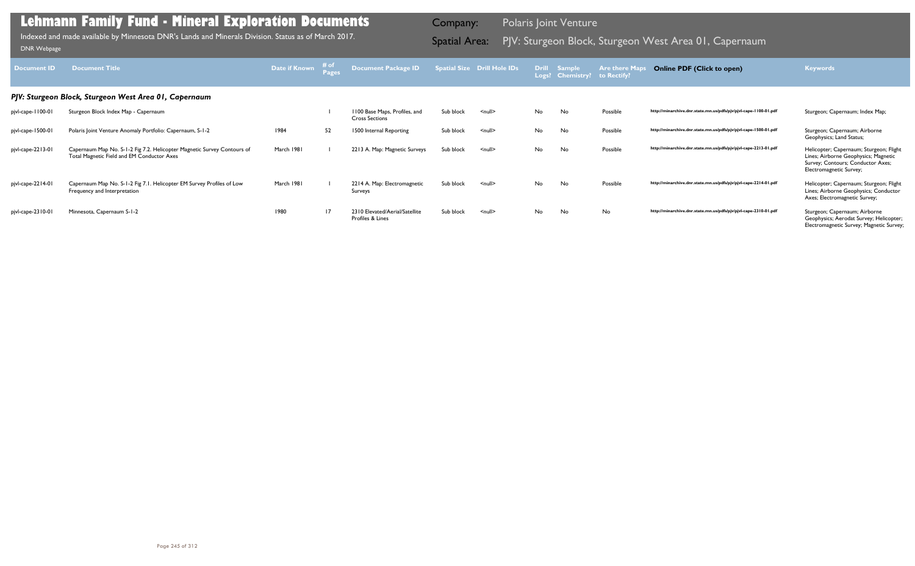# Lehmann Family Fund - Mineral Exploration Documents

Indexed and made available by Minnesota DNR's Lands and Minerals Division. Status as of March 2017.

DNR Webpage

**Company:** Polaris Joint Venture

**Spatial Area:** PJV: Sturgeon Block, Sturgeon West Area 01, Capernaum

| Document ID | Document Title | Date if Known | # of Pages | Document Package ID | Spatial Size | Drill Hole IDs | Drill Logs? | Sample Chemistry? | Are there Maps to Rectify? | Online PDF (Click to open) | Keywords |
|---|---|---|---|---|---|---|---|---|---|---|---|

### PJV: Sturgeon Block, Sturgeon West Area 01, Capernaum

| Document ID | Document Title | Date if Known | # of Pages | Document Package ID | Spatial Size | Drill Hole IDs | Drill Logs? | Sample Chemistry? | Are there Maps to Rectify? | Online PDF (Click to open) | Keywords |
|---|---|---|---|---|---|---|---|---|---|---|---|
| pjvl-cape-1100-01 | Sturgeon Block Index Map - Capernaum | | 1 | 1100 Base Maps, Profiles, and Cross Sections | Sub block | <null> | No | No | Possible | http://minarchive.dnr.state.mn.us/pdfs/pjv/pjvl-cape-1100-01.pdf | Sturgeon; Capernaum; Index Map; |
| pjvl-cape-1500-01 | Polaris Joint Venture Anomaly Portfolio: Capernaum, S-1-2 | 1984 | 52 | 1500 Internal Reporting | Sub block | <null> | No | No | Possible | http://minarchive.dnr.state.mn.us/pdfs/pjv/pjvl-cape-1500-01.pdf | Sturgeon; Capernaum; Airborne Geophysics; Land Status; |
| pjvl-cape-2213-01 | Capernaum Map No. S-1-2 Fig 7.2. Helicopter Magnetic Survey Contours of Total Magnetic Field and EM Conductor Axes | March 1981 | 1 | 2213 A. Map: Magnetic Surveys | Sub block | <null> | No | No | Possible | http://minarchive.dnr.state.mn.us/pdfs/pjv/pjvl-cape-2213-01.pdf | Helicopter; Capernaum; Sturgeon; Flight Lines; Airborne Geophysics; Magnetic Survey; Contours; Conductor Axes; Electromagnetic Survey; |
| pjvl-cape-2214-01 | Capernaum Map No. S-1-2 Fig 7.1. Helicopter EM Survey Profiles of Low Frequency and Interpretation | March 1981 | 1 | 2214 A. Map: Electromagnetic Surveys | Sub block | <null> | No | No | Possible | http://minarchive.dnr.state.mn.us/pdfs/pjv/pjvl-cape-2214-01.pdf | Helicopter; Capernaum; Sturgeon; Flight Lines; Airborne Geophysics; Conductor Axes; Electromagnetic Survey; |
| pjvl-cape-2310-01 | Minnesota, Capernaum S-1-2 | 1980 | 17 | 2310 Elevated/Aerial/Satellite Profiles & Lines | Sub block | <null> | No | No | No | http://minarchive.dnr.state.mn.us/pdfs/pjv/pjvl-cape-2310-01.pdf | Sturgeon; Capernaum; Airborne Geophysics; Aerodat Survey; Helicopter; Electromagnetic Survey; Magnetic Survey; |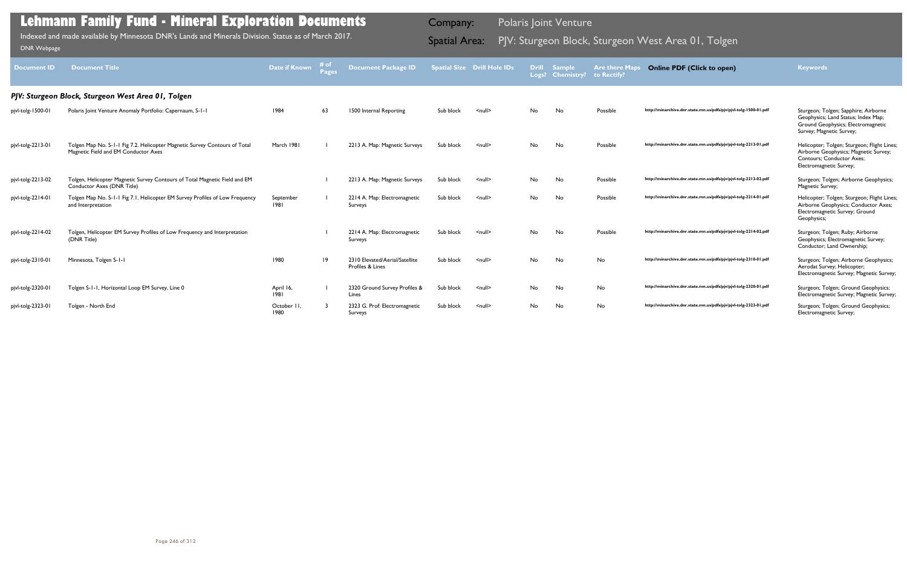# Lehmann Family Fund - Mineral Exploration Documents

Indexed and made available by Minnesota DNR's Lands and Minerals Division. Status as of March 2017.

DNR Webpage

Company: Polaris Joint Venture

Spatial Area: PJV: Sturgeon Block, Sturgeon West Area 01, Tolgen

| Document ID | Document Title | Date if Known | # of Pages | Document Package ID | Spatial Size | Drill Hole IDs | Drill Logs? | Sample Chemistry? | Are there Maps to Rectify? | Online PDF (Click to open) | Keywords |
|---|---|---|---|---|---|---|---|---|---|---|---|
| ***PJV: Sturgeon Block, Sturgeon West Area 01, Tolgen*** | | | | | | | | | | | |
| pjvl-tolg-1500-01 | Polaris Joint Venture Anomaly Portfolio: Capernaum, S-1-1 | 1984 | 63 | 1500 Internal Reporting | Sub block | <null> | No | No | Possible | http://minarchive.dnr.state.mn.us/pdfs/pjv/pjvl-tolg-1500-01.pdf | Sturgeon; Tolgen; Sapphire; Airborne Geophysics; Land Status; Index Map; Ground Geophysics; Electromagnetic Survey; Magnetic Survey; |
| pjvl-tolg-2213-01 | Tolgen Map No. S-1-1 Fig 7.2. Helicopter Magnetic Survey Contours of Total Magnetic Field and EM Conductor Axes | March 1981 | 1 | 2213 A. Map: Magnetic Surveys | Sub block | <null> | No | No | Possible | http://minarchive.dnr.state.mn.us/pdfs/pjv/pjvl-tolg-2213-01.pdf | Helicopter; Tolgen; Sturgeon; Flight Lines; Airborne Geophysics; Magnetic Survey; Contours; Conductor Axes; Electromagnetic Survey; |
| pjvl-tolg-2213-02 | Tolgen, Helicopter Magnetic Survey Contours of Total Magnetic Field and EM Conductor Axes (DNR Title) | | 1 | 2213 A. Map: Magnetic Surveys | Sub block | <null> | No | No | Possible | http://minarchive.dnr.state.mn.us/pdfs/pjv/pjvl-tolg-2213-02.pdf | Sturgeon; Tolgen; Airborne Geophysics; Magnetic Survey; |
| pjvl-tolg-2214-01 | Tolgen Map No. S-1-1 Fig 7.1. Helicopter EM Survey Profiles of Low Frequency and Interpretation | September 1981 | 1 | 2214 A. Map: Electromagnetic Surveys | Sub block | <null> | No | No | Possible | http://minarchive.dnr.state.mn.us/pdfs/pjv/pjvl-tolg-2214-01.pdf | Helicopter; Tolgen; Sturgeon; Flight Lines; Airborne Geophysics; Conductor Axes; Electromagnetic Survey; Ground Geophysics; |
| pjvl-tolg-2214-02 | Tolgen, Helicopter EM Survey Profiles of Low Frequency and Interpretation (DNR Title) | | 1 | 2214 A. Map: Electromagnetic Surveys | Sub block | <null> | No | No | Possible | http://minarchive.dnr.state.mn.us/pdfs/pjv/pjvl-tolg-2214-02.pdf | Sturgeon; Tolgen; Ruby; Airborne Geophysics; Electromagnetic Survey; Conductor; Land Ownership; |
| pjvl-tolg-2310-01 | Minnesota, Tolgen S-1-1 | 1980 | 19 | 2310 Elevated/Aerial/Satellite Profiles & Lines | Sub block | <null> | No | No | No | http://minarchive.dnr.state.mn.us/pdfs/pjv/pjvl-tolg-2310-01.pdf | Sturgeon; Tolgen; Airborne Geophysics; Aerodat Survey; Helicopter; Electromagnetic Survey; Magnetic Survey; |
| pjvl-tolg-2320-01 | Tolgen S-1-1, Horizontal Loop EM Survey, Line 0 | April 16, 1981 | 1 | 2320 Ground Survey Profiles & Lines | Sub block | <null> | No | No | No | http://minarchive.dnr.state.mn.us/pdfs/pjv/pjvl-tolg-2320-01.pdf | Sturgeon; Tolgen; Ground Geophysics; Electromagnetic Survey; Magnetic Survey; |
| pjvl-tolg-2323-01 | Tolgen - North End | October 11, 1980 | 3 | 2323 G. Prof: Electromagnetic Surveys | Sub block | <null> | No | No | No | http://minarchive.dnr.state.mn.us/pdfs/pjv/pjvl-tolg-2323-01.pdf | Sturgeon; Tolgen; Ground Geophysics; Electromagnetic Survey; |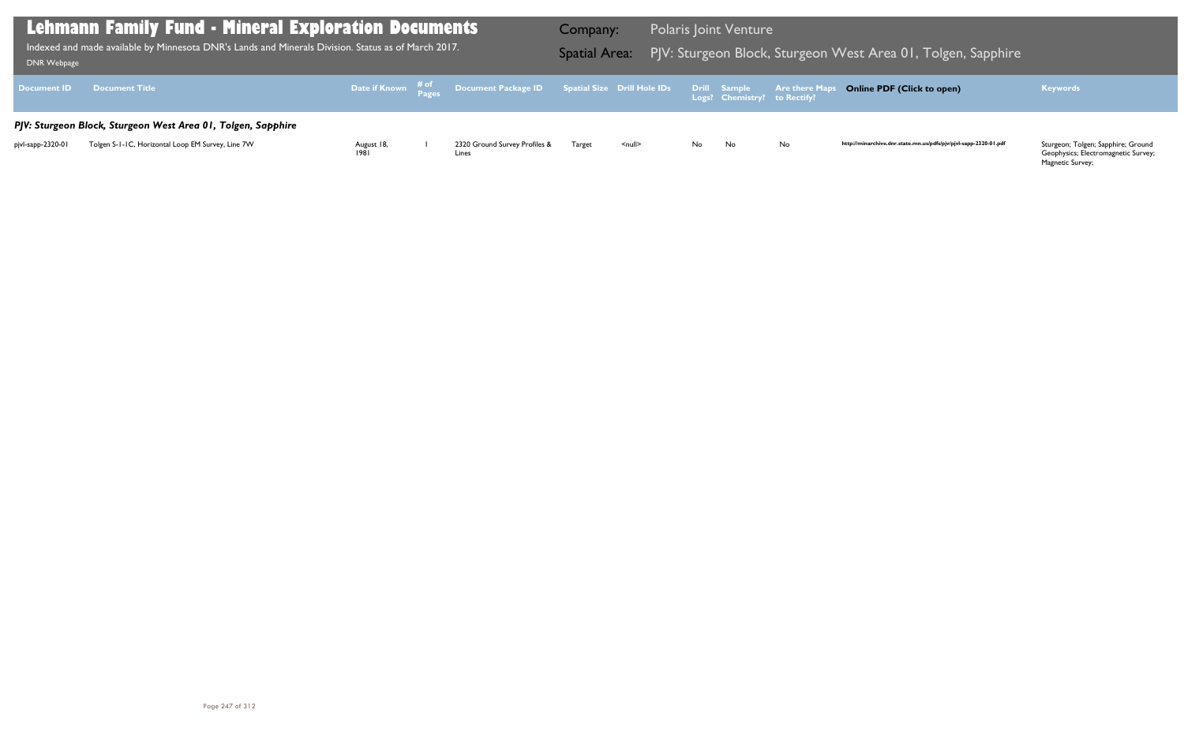# Lehmann Family Fund - Mineral Exploration Documents

Indexed and made available by Minnesota DNR's Lands and Minerals Division. Status as of March 2017.

DNR Webpage

Company: Polaris Joint Venture

Spatial Area: PJV: Sturgeon Block, Sturgeon West Area 01, Tolgen, Sapphire

| Document ID | Document Title | Date if Known | # of Pages | Document Package ID | Spatial Size | Drill Hole IDs | Drill Logs? | Sample Chemistry? | Are there Maps to Rectify? | Online PDF (Click to open) | Keywords |
|---|---|---|---|---|---|---|---|---|---|---|---|
| ***PJV: Sturgeon Block, Sturgeon West Area 01, Tolgen, Sapphire*** | | | | | | | | | | | |
| pjvl-sapp-2320-01 | Tolgen S-1-1C, Horizontal Loop EM Survey, Line 7W | August 18, 1981 | 1 | 2320 Ground Survey Profiles & Lines | Target | <null> | No | No | No | http://minarchive.dnr.state.mn.us/pdfs/pjv/pjvl-sapp-2320-01.pdf | Sturgeon; Tolgen; Sapphire; Ground Geophysics; Electromagnetic Survey; Magnetic Survey; |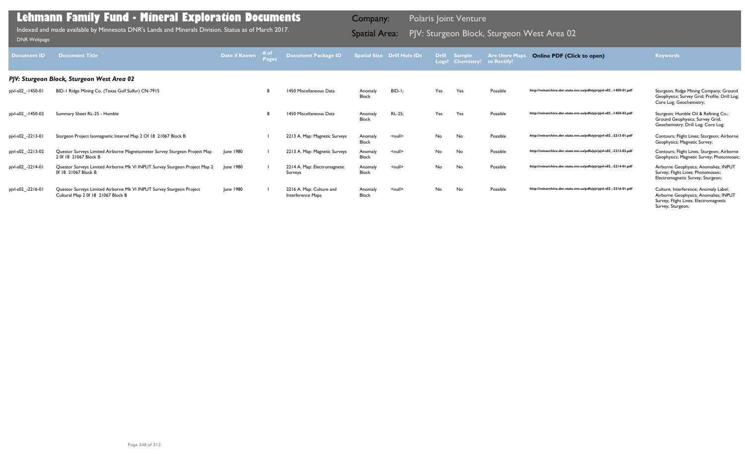# Lehmann Family Fund - Mineral Exploration Documents

Indexed and made available by Minnesota DNR's Lands and Minerals Division. Status as of March 2017.

DNR Webpage

**Company:** Polaris Joint Venture

**Spatial Area:** PJV: Sturgeon Block, Sturgeon West Area 02

| Document ID | Document Title | Date if Known | # of Pages | Document Package ID | Spatial Size | Drill Hole IDs | Drill Logs? | Sample Chemistry? | Are there Maps to Rectify? | Online PDF (Click to open) | Keywords |
|---|---|---|---|---|---|---|---|---|---|---|---|
| ***PJV: Sturgeon Block, Sturgeon West Area 02*** | | | | | | | | | | | |
| pjvl-s02_-1450-01 | BID-1 Ridge Mining Co. (Texas Gulf Sulfur) CN-7915 | | 8 | 1450 Miscellaneous Data | Anomaly Block | BID-1; | Yes | Yes | Possible | http://minarchive.dnr.state.mn.us/pdfs/pjv/pjvl-s02_-1450-01.pdf | Sturgeon; Ridge Mining Company; Ground Geophysics; Survey Grid; Profile; Drill Log; Core Log; Geochemistry; |
| pjvl-s02_-1450-02 | Summary Sheet RL-25 - Humble | | 8 | 1450 Miscellaneous Data | Anomaly Block | RL-25; | Yes | Yes | Possible | http://minarchive.dnr.state.mn.us/pdfs/pjv/pjvl-s02_-1450-02.pdf | Sturgeon; Humble Oil & Refining Co.; Ground Geophysics; Survey Grid; Geochemistry; Drill Log; Core Log; |
| pjvl-s02_-2213-01 | Sturgeon Project Isomagnetic Interval Map 2 Of 18 21067 Block B | | 1 | 2213 A. Map: Magnetic Surveys | Anomaly Block | <null> | No | No | Possible | http://minarchive.dnr.state.mn.us/pdfs/pjv/pjvl-s02_-2213-01.pdf | Contours; Flight Lines; Sturgeon; Airborne Geophysics; Magnetic Survey; |
| pjvl-s02_-2213-02 | Questor Surveys Limited Airborne Magnetometer Survey Sturgeon Project Map 2 0f 18 21067 Block B | June 1980 | 1 | 2213 A. Map: Magnetic Surveys | Anomaly Block | <null> | No | No | Possible | http://minarchive.dnr.state.mn.us/pdfs/pjv/pjvl-s02_-2213-02.pdf | Contours; Flight Lines; Sturgeon; Airborne Geophysics; Magnetic Survey; Photomosaic; |
| pjvl-s02_-2214-01 | Questor Surveys Limited Airborne Mk VI INPUT Survey Sturgeon Project Map 2 0f 18 21067 Block B | June 1980 | 1 | 2214 A. Map: Electromagnetic Surveys | Anomaly Block | <null> | No | No | Possible | http://minarchive.dnr.state.mn.us/pdfs/pjv/pjvl-s02_-2214-01.pdf | Airborne Geophysics; Anomalies; INPUT Survey; Flight Lines; Photomosaic; Electromagnetic Survey; Sturgeon; |
| pjvl-s02_-2216-01 | Questor Surveys Limited Airborne Mk VI INPUT Survey Sturgeon Project Cultural Map 2 0f 18 21067 Block B | June 1980 | 1 | 2216 A. Map: Culture and Interference Maps | Anomaly Block | <null> | No | No | Possible | http://minarchive.dnr.state.mn.us/pdfs/pjv/pjvl-s02_-2216-01.pdf | Culture; Interference; Anomaly Label; Airborne Geophysics; Anomalies; INPUT Survey; Flight Lines; Electromagnetic Survey; Sturgeon; |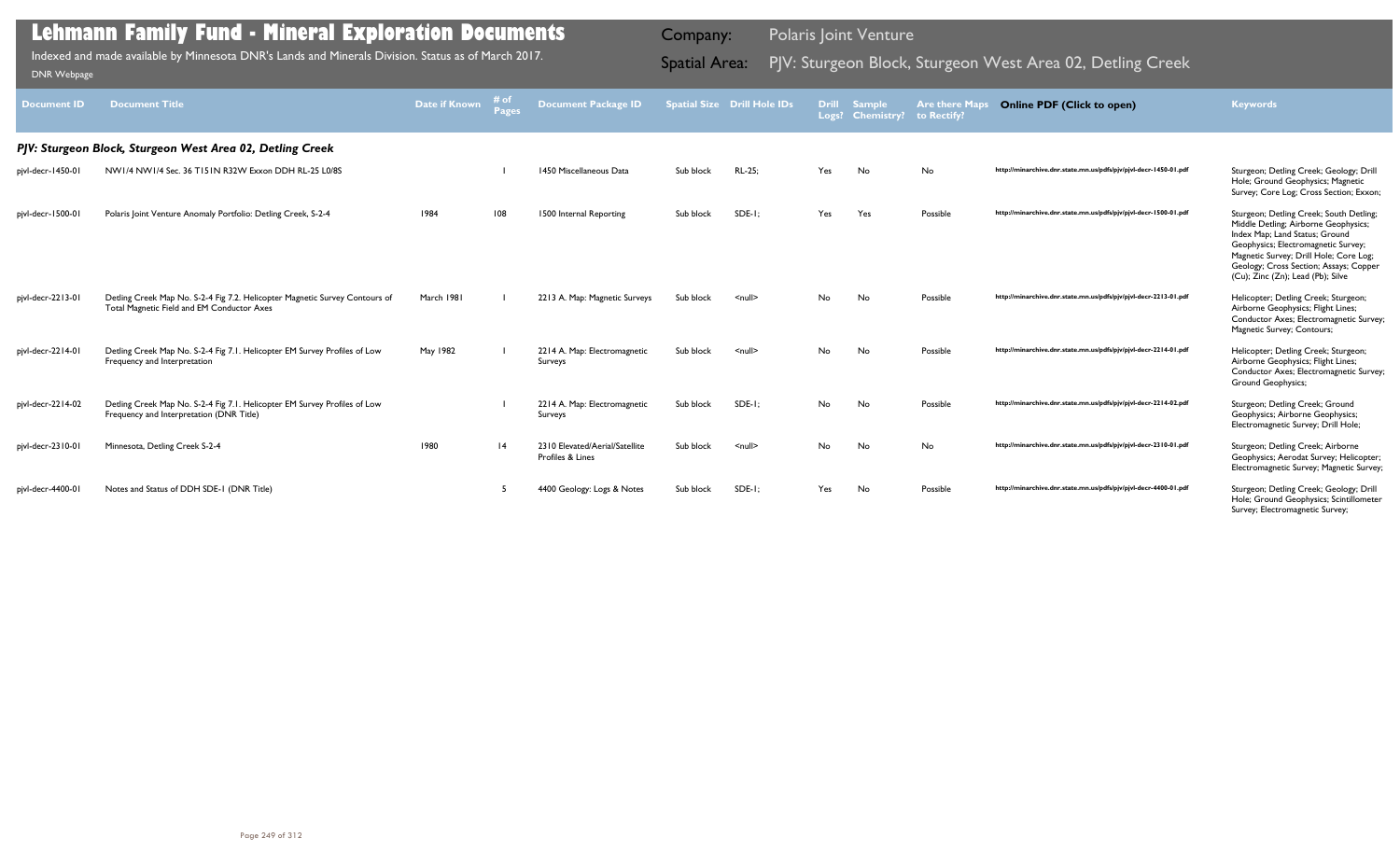# Lehmann Family Fund - Mineral Exploration Documents

Indexed and made available by Minnesota DNR's Lands and Minerals Division. Status as of March 2017.

DNR Webpage

Company: Polaris Joint Venture

Spatial Area: PJV: Sturgeon Block, Sturgeon West Area 02, Detling Creek

| Document ID | Document Title | Date if Known | # of Pages | Document Package ID | Spatial Size | Drill Hole IDs | Drill Logs? | Sample Chemistry? | Are there Maps to Rectify? | Online PDF (Click to open) | Keywords |
|---|---|---|---|---|---|---|---|---|---|---|---|
| ***PJV: Sturgeon Block, Sturgeon West Area 02, Detling Creek*** | | | | | | | | | | | |
| pjvl-decr-1450-01 | NW1/4 NW1/4 Sec. 36 T151N R32W Exxon DDH RL-25 L0/8S | | 1 | 1450 Miscellaneous Data | Sub block | RL-25; | Yes | No | No | http://minarchive.dnr.state.mn.us/pdfs/pjv/pjvl-decr-1450-01.pdf | Sturgeon; Detling Creek; Geology; Drill Hole; Ground Geophysics; Magnetic Survey; Core Log; Cross Section; Exxon; |
| pjvl-decr-1500-01 | Polaris Joint Venture Anomaly Portfolio: Detling Creek, S-2-4 | 1984 | 108 | 1500 Internal Reporting | Sub block | SDE-1; | Yes | Yes | Possible | http://minarchive.dnr.state.mn.us/pdfs/pjv/pjvl-decr-1500-01.pdf | Sturgeon; Detling Creek; South Detling; Middle Detling; Airborne Geophysics; Index Map; Land Status; Ground Geophysics; Electromagnetic Survey; Magnetic Survey; Drill Hole; Core Log; Geology; Cross Section; Assays; Copper (Cu); Zinc (Zn); Lead (Pb); Silve |
| pjvl-decr-2213-01 | Detling Creek Map No. S-2-4 Fig 7.2. Helicopter Magnetic Survey Contours of Total Magnetic Field and EM Conductor Axes | March 1981 | 1 | 2213 A. Map: Magnetic Surveys | Sub block | <null> | No | No | Possible | http://minarchive.dnr.state.mn.us/pdfs/pjv/pjvl-decr-2213-01.pdf | Helicopter; Detling Creek; Sturgeon; Airborne Geophysics; Flight Lines; Conductor Axes; Electromagnetic Survey; Magnetic Survey; Contours; |
| pjvl-decr-2214-01 | Detling Creek Map No. S-2-4 Fig 7.1. Helicopter EM Survey Profiles of Low Frequency and Interpretation | May 1982 | 1 | 2214 A. Map: Electromagnetic Surveys | Sub block | <null> | No | No | Possible | http://minarchive.dnr.state.mn.us/pdfs/pjv/pjvl-decr-2214-01.pdf | Helicopter; Detling Creek; Sturgeon; Airborne Geophysics; Flight Lines; Conductor Axes; Electromagnetic Survey; Ground Geophysics; |
| pjvl-decr-2214-02 | Detling Creek Map No. S-2-4 Fig 7.1. Helicopter EM Survey Profiles of Low Frequency and Interpretation (DNR Title) | | 1 | 2214 A. Map: Electromagnetic Surveys | Sub block | SDE-1; | No | No | Possible | http://minarchive.dnr.state.mn.us/pdfs/pjv/pjvl-decr-2214-02.pdf | Sturgeon; Detling Creek; Ground Geophysics; Airborne Geophysics; Electromagnetic Survey; Drill Hole; |
| pjvl-decr-2310-01 | Minnesota, Detling Creek S-2-4 | 1980 | 14 | 2310 Elevated/Aerial/Satellite Profiles & Lines | Sub block | <null> | No | No | No | http://minarchive.dnr.state.mn.us/pdfs/pjv/pjvl-decr-2310-01.pdf | Sturgeon; Detling Creek; Airborne Geophysics; Aerodat Survey; Helicopter; Electromagnetic Survey; Magnetic Survey; |
| pjvl-decr-4400-01 | Notes and Status of DDH SDE-1 (DNR Title) | | 5 | 4400 Geology: Logs & Notes | Sub block | SDE-1; | Yes | No | Possible | http://minarchive.dnr.state.mn.us/pdfs/pjv/pjvl-decr-4400-01.pdf | Sturgeon; Detling Creek; Geology; Drill Hole; Ground Geophysics; Scintillometer Survey; Electromagnetic Survey; |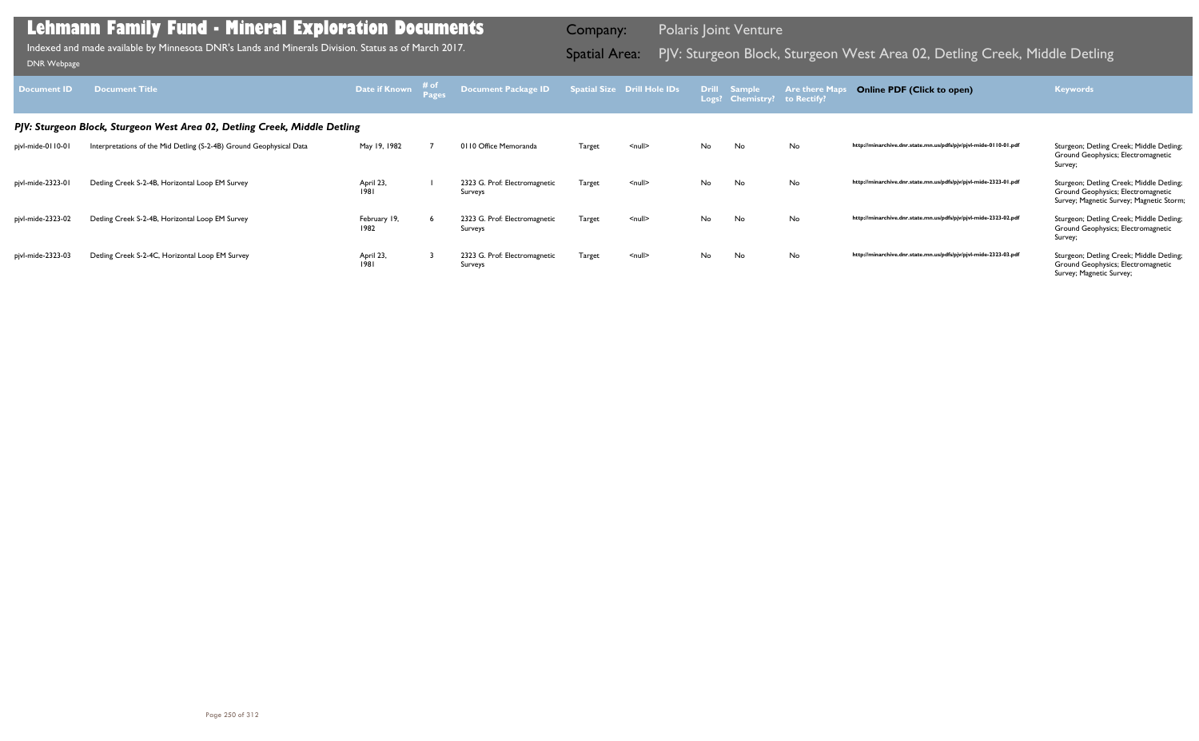# Lehmann Family Fund - Mineral Exploration Documents

Indexed and made available by Minnesota DNR's Lands and Minerals Division. Status as of March 2017.

DNR Webpage

**Company:** Polaris Joint Venture

**Spatial Area:** PJV: Sturgeon Block, Sturgeon West Area 02, Detling Creek, Middle Detling

| Document ID | Document Title | Date if Known | # of Pages | Document Package ID | Spatial Size | Drill Hole IDs | Drill Logs? | Sample Chemistry? | Are there Maps to Rectify? | Online PDF (Click to open) | Keywords |
|---|---|---|---|---|---|---|---|---|---|---|---|
| ***PJV: Sturgeon Block, Sturgeon West Area 02, Detling Creek, Middle Detling*** | | | | | | | | | | | |
| pjvl-mide-0110-01 | Interpretations of the Mid Detling (S-2-4B) Ground Geophysical Data | May 19, 1982 | 7 | 0110 Office Memoranda | Target | <null> | No | No | No | http://minarchive.dnr.state.mn.us/pdfs/pjv/pjvl-mide-0110-01.pdf | Sturgeon; Detling Creek; Middle Detling; Ground Geophysics; Electromagnetic Survey; |
| pjvl-mide-2323-01 | Detling Creek S-2-4B, Horizontal Loop EM Survey | April 23, 1981 | 1 | 2323 G. Prof: Electromagnetic Surveys | Target | <null> | No | No | No | http://minarchive.dnr.state.mn.us/pdfs/pjv/pjvl-mide-2323-01.pdf | Sturgeon; Detling Creek; Middle Detling; Ground Geophysics; Electromagnetic Survey; Magnetic Survey; Magnetic Storm; |
| pjvl-mide-2323-02 | Detling Creek S-2-4B, Horizontal Loop EM Survey | February 19, 1982 | 6 | 2323 G. Prof: Electromagnetic Surveys | Target | <null> | No | No | No | http://minarchive.dnr.state.mn.us/pdfs/pjv/pjvl-mide-2323-02.pdf | Sturgeon; Detling Creek; Middle Detling; Ground Geophysics; Electromagnetic Survey; |
| pjvl-mide-2323-03 | Detling Creek S-2-4C, Horizontal Loop EM Survey | April 23, 1981 | 3 | 2323 G. Prof: Electromagnetic Surveys | Target | <null> | No | No | No | http://minarchive.dnr.state.mn.us/pdfs/pjv/pjvl-mide-2323-03.pdf | Sturgeon; Detling Creek; Middle Detling; Ground Geophysics; Electromagnetic Survey; Magnetic Survey; |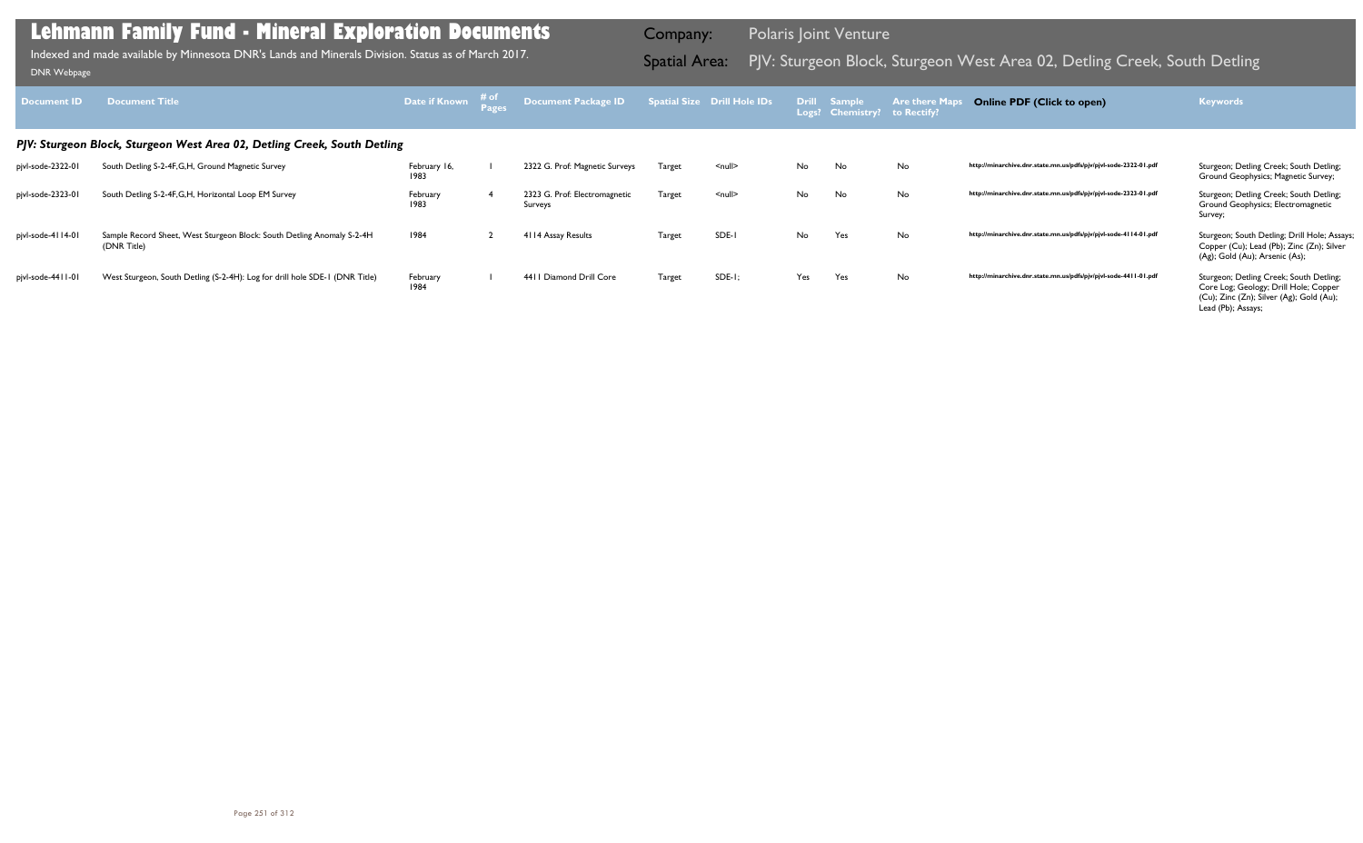# Lehmann Family Fund - Mineral Exploration Documents

Indexed and made available by Minnesota DNR's Lands and Minerals Division. Status as of March 2017.

DNR Webpage

Company: Polaris Joint Venture

Spatial Area: PJV: Sturgeon Block, Sturgeon West Area 02, Detling Creek, South Detling

| Document ID | Document Title | Date if Known | # of Pages | Document Package ID | Spatial Size | Drill Hole IDs | Drill Logs? | Sample Chemistry? | Are there Maps to Rectify? | Online PDF (Click to open) | Keywords |
|---|---|---|---|---|---|---|---|---|---|---|---|
| ***PJV: Sturgeon Block, Sturgeon West Area 02, Detling Creek, South Detling*** | | | | | | | | | | | |
| pjvl-sode-2322-01 | South Detling S-2-4F,G,H, Ground Magnetic Survey | February 16, 1983 | 1 | 2322 G. Prof: Magnetic Surveys | Target | <null> | No | No | No | http://minarchive.dnr.state.mn.us/pdfs/pjv/pjvl-sode-2322-01.pdf | Sturgeon; Detling Creek; South Detling; Ground Geophysics; Magnetic Survey; |
| pjvl-sode-2323-01 | South Detling S-2-4F,G,H, Horizontal Loop EM Survey | February 1983 | 4 | 2323 G. Prof: Electromagnetic Surveys | Target | <null> | No | No | No | http://minarchive.dnr.state.mn.us/pdfs/pjv/pjvl-sode-2323-01.pdf | Sturgeon; Detling Creek; South Detling; Ground Geophysics; Electromagnetic Survey; |
| pjvl-sode-4114-01 | Sample Record Sheet, West Sturgeon Block: South Detling Anomaly S-2-4H (DNR Title) | 1984 | 2 | 4114 Assay Results | Target | SDE-1 | No | Yes | No | http://minarchive.dnr.state.mn.us/pdfs/pjv/pjvl-sode-4114-01.pdf | Sturgeon; South Detling; Drill Hole; Assays; Copper (Cu); Lead (Pb); Zinc (Zn); Silver (Ag); Gold (Au); Arsenic (As); |
| pjvl-sode-4411-01 | West Sturgeon, South Detling (S-2-4H): Log for drill hole SDE-1 (DNR Title) | February 1984 | 1 | 4411 Diamond Drill Core | Target | SDE-1; | Yes | Yes | No | http://minarchive.dnr.state.mn.us/pdfs/pjv/pjvl-sode-4411-01.pdf | Sturgeon; Detling Creek; South Detling; Core Log; Geology; Drill Hole; Copper (Cu); Zinc (Zn); Silver (Ag); Gold (Au); Lead (Pb); Assays; |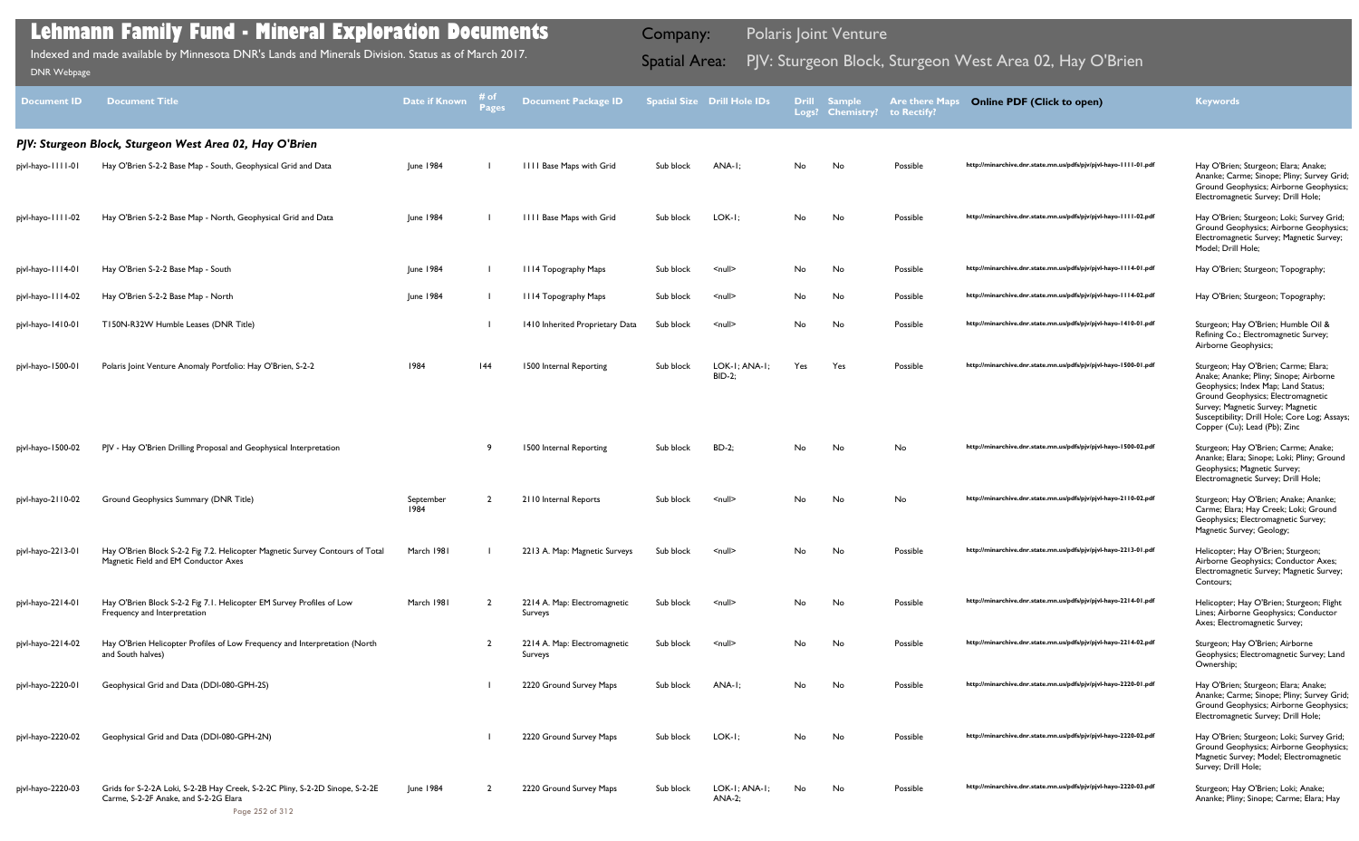# Lehmann Family Fund - Mineral Exploration Documents

Indexed and made available by Minnesota DNR's Lands and Minerals Division. Status as of March 2017.

DNR Webpage

Company: Polaris Joint Venture

Spatial Area: PJV: Sturgeon Block, Sturgeon West Area 02, Hay O'Brien

| Document ID | Document Title | Date if Known | # of Pages | Document Package ID | Spatial Size | Drill Hole IDs | Drill Logs? | Sample Chemistry? | Are there Maps to Rectify? | Online PDF (Click to open) | Keywords |
|---|---|---|---|---|---|---|---|---|---|---|---|
| ***PJV: Sturgeon Block, Sturgeon West Area 02, Hay O'Brien*** | | | | | | | | | | | |
| pjvl-hayo-1111-01 | Hay O'Brien S-2-2 Base Map - South, Geophysical Grid and Data | June 1984 | 1 | 1111 Base Maps with Grid | Sub block | ANA-1; | No | No | Possible | http://minarchive.dnr.state.mn.us/pdfs/pjv/pjvl-hayo-1111-01.pdf | Hay O'Brien; Sturgeon; Elara; Anake; Ananke; Carme; Sinope; Pliny; Survey Grid; Ground Geophysics; Airborne Geophysics; Electromagnetic Survey; Drill Hole; |
| pjvl-hayo-1111-02 | Hay O'Brien S-2-2 Base Map - North, Geophysical Grid and Data | June 1984 | 1 | 1111 Base Maps with Grid | Sub block | LOK-1; | No | No | Possible | http://minarchive.dnr.state.mn.us/pdfs/pjv/pjvl-hayo-1111-02.pdf | Hay O'Brien; Sturgeon; Loki; Survey Grid; Ground Geophysics; Airborne Geophysics; Electromagnetic Survey; Magnetic Survey; Model; Drill Hole; |
| pjvl-hayo-1114-01 | Hay O'Brien S-2-2 Base Map - South | June 1984 | 1 | 1114 Topography Maps | Sub block | <null> | No | No | Possible | http://minarchive.dnr.state.mn.us/pdfs/pjv/pjvl-hayo-1114-01.pdf | Hay O'Brien; Sturgeon; Topography; |
| pjvl-hayo-1114-02 | Hay O'Brien S-2-2 Base Map - North | June 1984 | 1 | 1114 Topography Maps | Sub block | <null> | No | No | Possible | http://minarchive.dnr.state.mn.us/pdfs/pjv/pjvl-hayo-1114-02.pdf | Hay O'Brien; Sturgeon; Topography; |
| pjvl-hayo-1410-01 | T150N-R32W Humble Leases (DNR Title) | | 1 | 1410 Inherited Proprietary Data | Sub block | <null> | No | No | Possible | http://minarchive.dnr.state.mn.us/pdfs/pjv/pjvl-hayo-1410-01.pdf | Sturgeon; Hay O'Brien; Humble Oil & Refining Co.; Electromagnetic Survey; Airborne Geophysics; |
| pjvl-hayo-1500-01 | Polaris Joint Venture Anomaly Portfolio: Hay O'Brien, S-2-2 | 1984 | 144 | 1500 Internal Reporting | Sub block | LOK-1; ANA-1; BID-2; | Yes | Yes | Possible | http://minarchive.dnr.state.mn.us/pdfs/pjv/pjvl-hayo-1500-01.pdf | Sturgeon; Hay O'Brien; Carme; Elara; Anake; Ananke; Pliny; Sinope; Airborne Geophysics; Index Map; Land Status; Ground Geophysics; Electromagnetic Survey; Magnetic Survey; Magnetic Susceptibility; Drill Hole; Core Log; Assays; Copper (Cu); Lead (Pb); Zinc |
| pjvl-hayo-1500-02 | PJV - Hay O'Brien Drilling Proposal and Geophysical Interpretation | | 9 | 1500 Internal Reporting | Sub block | BD-2; | No | No | No | http://minarchive.dnr.state.mn.us/pdfs/pjv/pjvl-hayo-1500-02.pdf | Sturgeon; Hay O'Brien; Carme; Anake; Ananke; Elara; Sinope; Loki; Pliny; Ground Geophysics; Magnetic Survey; Electromagnetic Survey; Drill Hole; |
| pjvl-hayo-2110-02 | Ground Geophysics Summary (DNR Title) | September 1984 | 2 | 2110 Internal Reports | Sub block | <null> | No | No | No | http://minarchive.dnr.state.mn.us/pdfs/pjv/pjvl-hayo-2110-02.pdf | Sturgeon; Hay O'Brien; Anake; Ananke; Carme; Elara; Hay Creek; Loki; Ground Geophysics; Electromagnetic Survey; Magnetic Survey; Geology; |
| pjvl-hayo-2213-01 | Hay O'Brien Block S-2-2 Fig 7.2. Helicopter Magnetic Survey Contours of Total Magnetic Field and EM Conductor Axes | March 1981 | 1 | 2213 A. Map: Magnetic Surveys | Sub block | <null> | No | No | Possible | http://minarchive.dnr.state.mn.us/pdfs/pjv/pjvl-hayo-2213-01.pdf | Helicopter; Hay O'Brien; Sturgeon; Airborne Geophysics; Conductor Axes; Electromagnetic Survey; Magnetic Survey; Contours; |
| pjvl-hayo-2214-01 | Hay O'Brien Block S-2-2 Fig 7.1. Helicopter EM Survey Profiles of Low Frequency and Interpretation | March 1981 | 2 | 2214 A. Map: Electromagnetic Surveys | Sub block | <null> | No | No | Possible | http://minarchive.dnr.state.mn.us/pdfs/pjv/pjvl-hayo-2214-01.pdf | Helicopter; Hay O'Brien; Sturgeon; Flight Lines; Airborne Geophysics; Conductor Axes; Electromagnetic Survey; |
| pjvl-hayo-2214-02 | Hay O'Brien Helicopter Profiles of Low Frequency and Interpretation (North and South halves) | | 2 | 2214 A. Map: Electromagnetic Surveys | Sub block | <null> | No | No | Possible | http://minarchive.dnr.state.mn.us/pdfs/pjv/pjvl-hayo-2214-02.pdf | Sturgeon; Hay O'Brien; Airborne Geophysics; Electromagnetic Survey; Land Ownership; |
| pjvl-hayo-2220-01 | Geophysical Grid and Data (DDI-080-GPH-2S) | | 1 | 2220 Ground Survey Maps | Sub block | ANA-1; | No | No | Possible | http://minarchive.dnr.state.mn.us/pdfs/pjv/pjvl-hayo-2220-01.pdf | Hay O'Brien; Sturgeon; Elara; Anake; Ananke; Carme; Sinope; Pliny; Survey Grid; Ground Geophysics; Airborne Geophysics; Electromagnetic Survey; Drill Hole; |
| pjvl-hayo-2220-02 | Geophysical Grid and Data (DDI-080-GPH-2N) | | 1 | 2220 Ground Survey Maps | Sub block | LOK-1; | No | No | Possible | http://minarchive.dnr.state.mn.us/pdfs/pjv/pjvl-hayo-2220-02.pdf | Hay O'Brien; Sturgeon; Loki; Survey Grid; Ground Geophysics; Airborne Geophysics; Magnetic Survey; Model; Electromagnetic Survey; Drill Hole; |
| pjvl-hayo-2220-03 | Grids for S-2-2A Loki, S-2-2B Hay Creek, S-2-2C Pliny, S-2-2D Sinope, S-2-2E Carme, S-2-2F Anake, and S-2-2G Elara | June 1984 | 2 | 2220 Ground Survey Maps | Sub block | LOK-1; ANA-1; ANA-2; | No | No | Possible | http://minarchive.dnr.state.mn.us/pdfs/pjv/pjvl-hayo-2220-03.pdf | Sturgeon; Hay O'Brien; Loki; Anake; Ananke; Pliny; Sinope; Carme; Elara; Hay |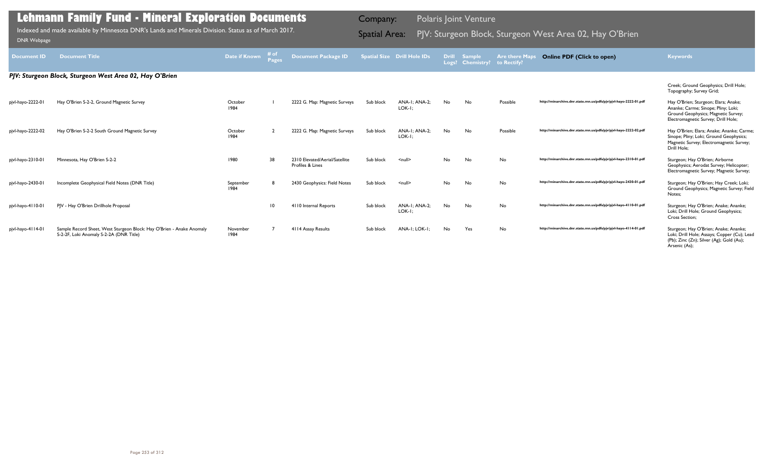# Lehmann Family Fund - Mineral Exploration Documents

Indexed and made available by Minnesota DNR's Lands and Minerals Division. Status as of March 2017.

DNR Webpage

Company: Polaris Joint Venture

Spatial Area: PJV: Sturgeon Block, Sturgeon West Area 02, Hay O'Brien

| Document ID | Document Title | Date if Known | # of Pages | Document Package ID | Spatial Size | Drill Hole IDs | Drill Logs? | Sample Chemistry? | Are there Maps to Rectify? | Online PDF (Click to open) | Keywords |
|---|---|---|---|---|---|---|---|---|---|---|---|

***PJV: Sturgeon Block, Sturgeon West Area 02, Hay O'Brien***

| Document ID | Document Title | Date if Known | # of Pages | Document Package ID | Spatial Size | Drill Hole IDs | Drill Logs? | Sample Chemistry? | Are there Maps to Rectify? | Online PDF (Click to open) | Keywords |
|---|---|---|---|---|---|---|---|---|---|---|---|
| | | | | | | | | | | | Creek; Ground Geophysics; Drill Hole; Topography; Survey Grid; |
| pjvl-hayo-2222-01 | Hay O'Brien S-2-2, Ground Magnetic Survey | October 1984 | 1 | 2222 G. Map: Magnetic Surveys | Sub block | ANA-1; ANA-2; LOK-1; | No | No | Possible | http://minarchive.dnr.state.mn.us/pdfs/pjv/pjvl-hayo-2222-01.pdf | Hay O'Brien; Sturgeon; Elara; Anake; Ananke; Carme; Sinope; Pliny; Loki; Ground Geophysics; Magnetic Survey; Electromagnetic Survey; Drill Hole; |
| pjvl-hayo-2222-02 | Hay O'Brien S-2-2 South Ground Magnetic Survey | October 1984 | 2 | 2222 G. Map: Magnetic Surveys | Sub block | ANA-1; ANA-2; LOK-1; | No | No | Possible | http://minarchive.dnr.state.mn.us/pdfs/pjv/pjvl-hayo-2222-02.pdf | Hay O'Brien; Elara; Anake; Ananke; Carme; Sinope; Pliny; Loki; Ground Geophysics; Magnetic Survey; Electromagnetic Survey; Drill Hole; |
| pjvl-hayo-2310-01 | Minnesota, Hay O'Brien S-2-2 | 1980 | 38 | 2310 Elevated/Aerial/Satellite Profiles & Lines | Sub block | <null> | No | No | No | http://minarchive.dnr.state.mn.us/pdfs/pjv/pjvl-hayo-2310-01.pdf | Sturgeon; Hay O'Brien; Airborne Geophysics; Aerodat Survey; Helicopter; Electromagnetic Survey; Magnetic Survey; |
| pjvl-hayo-2430-01 | Incomplete Geophysical Field Notes (DNR Title) | September 1984 | 8 | 2430 Geophysics: Field Notes | Sub block | <null> | No | No | No | http://minarchive.dnr.state.mn.us/pdfs/pjv/pjvl-hayo-2430-01.pdf | Sturgeon; Hay O'Brien; Hay Creek; Loki; Ground Geophysics; Magnetic Survey; Field Notes; |
| pjvl-hayo-4110-01 | PJV - Hay O'Brien Drillhole Proposal | | 10 | 4110 Internal Reports | Sub block | ANA-1; ANA-2; LOK-1; | No | No | No | http://minarchive.dnr.state.mn.us/pdfs/pjv/pjvl-hayo-4110-01.pdf | Sturgeon; Hay O'Brien; Anake; Ananke; Loki; Drill Hole; Ground Geophysics; Cross Section; |
| pjvl-hayo-4114-01 | Sample Record Sheet, West Sturgeon Block: Hay O'Brien - Anake Anomaly S-2-2F, Loki Anomaly S-2-2A (DNR Title) | November 1984 | 7 | 4114 Assay Results | Sub block | ANA-1; LOK-1; | No | Yes | No | http://minarchive.dnr.state.mn.us/pdfs/pjv/pjvl-hayo-4114-01.pdf | Sturgeon; Hay O'Brien; Anake; Ananke; Loki; Drill Hole; Assays; Copper (Cu); Lead (Pb); Zinc (Zn); Silver (Ag); Gold (Au); Arsenic (As); |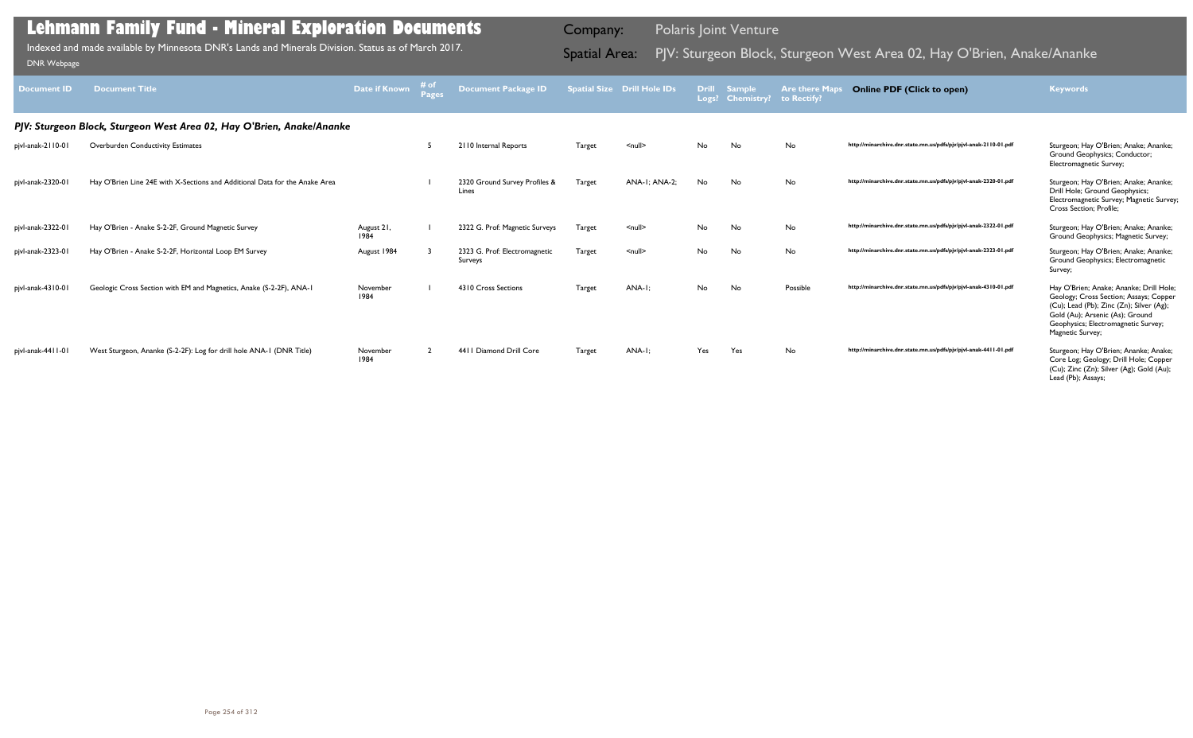# Lehmann Family Fund - Mineral Exploration Documents

Indexed and made available by Minnesota DNR's Lands and Minerals Division. Status as of March 2017.

DNR Webpage

Company: Polaris Joint Venture

Spatial Area: PJV: Sturgeon Block, Sturgeon West Area 02, Hay O'Brien, Anake/Ananke

| Document ID | Document Title | Date if Known | # of Pages | Document Package ID | Spatial Size | Drill Hole IDs | Drill Logs? | Sample Chemistry? | Are there Maps to Rectify? | Online PDF (Click to open) | Keywords |
|---|---|---|---|---|---|---|---|---|---|---|---|
| ***PJV: Sturgeon Block, Sturgeon West Area 02, Hay O'Brien, Anake/Ananke*** | | | | | | | | | | | |
| pjvl-anak-2110-01 | Overburden Conductivity Estimates | | 5 | 2110 Internal Reports | Target | <null> | No | No | No | http://minarchive.dnr.state.mn.us/pdfs/pjv/pjvl-anak-2110-01.pdf | Sturgeon; Hay O'Brien; Anake; Ananke; Ground Geophysics; Conductor; Electromagnetic Survey; |
| pjvl-anak-2320-01 | Hay O'Brien Line 24E with X-Sections and Additional Data for the Anake Area | | 1 | 2320 Ground Survey Profiles & Lines | Target | ANA-1; ANA-2; | No | No | No | http://minarchive.dnr.state.mn.us/pdfs/pjv/pjvl-anak-2320-01.pdf | Sturgeon; Hay O'Brien; Anake; Ananke; Drill Hole; Ground Geophysics; Electromagnetic Survey; Magnetic Survey; Cross Section; Profile; |
| pjvl-anak-2322-01 | Hay O'Brien - Anake S-2-2F, Ground Magnetic Survey | August 21, 1984 | 1 | 2322 G. Prof: Magnetic Surveys | Target | <null> | No | No | No | http://minarchive.dnr.state.mn.us/pdfs/pjv/pjvl-anak-2322-01.pdf | Sturgeon; Hay O'Brien; Anake; Ananke; Ground Geophysics; Magnetic Survey; |
| pjvl-anak-2323-01 | Hay O'Brien - Anake S-2-2F, Horizontal Loop EM Survey | August 1984 | 3 | 2323 G. Prof: Electromagnetic Surveys | Target | <null> | No | No | No | http://minarchive.dnr.state.mn.us/pdfs/pjv/pjvl-anak-2323-01.pdf | Sturgeon; Hay O'Brien; Anake; Ananke; Ground Geophysics; Electromagnetic Survey; |
| pjvl-anak-4310-01 | Geologic Cross Section with EM and Magnetics, Anake (S-2-2F), ANA-1 | November 1984 | 1 | 4310 Cross Sections | Target | ANA-1; | No | No | Possible | http://minarchive.dnr.state.mn.us/pdfs/pjv/pjvl-anak-4310-01.pdf | Hay O'Brien; Anake; Ananke; Drill Hole; Geology; Cross Section; Assays; Copper (Cu); Lead (Pb); Zinc (Zn); Silver (Ag); Gold (Au); Arsenic (As); Ground Geophysics; Electromagnetic Survey; Magnetic Survey; |
| pjvl-anak-4411-01 | West Sturgeon, Ananke (S-2-2F): Log for drill hole ANA-1 (DNR Title) | November 1984 | 2 | 4411 Diamond Drill Core | Target | ANA-1; | Yes | Yes | No | http://minarchive.dnr.state.mn.us/pdfs/pjv/pjvl-anak-4411-01.pdf | Sturgeon; Hay O'Brien; Ananke; Anake; Core Log; Geology; Drill Hole; Copper (Cu); Zinc (Zn); Silver (Ag); Gold (Au); Lead (Pb); Assays; |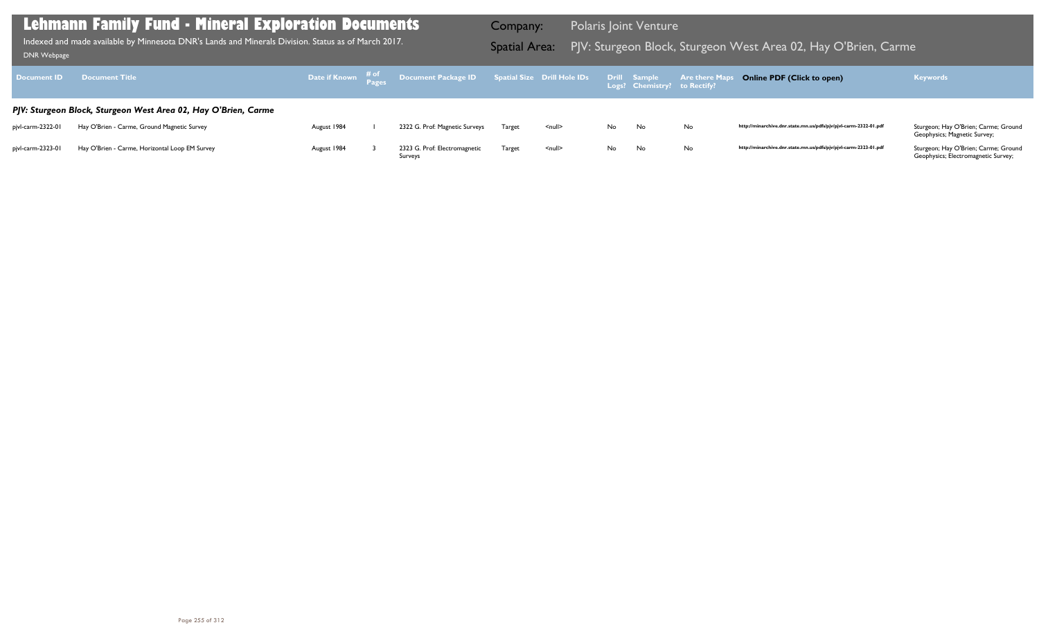# Lehmann Family Fund - Mineral Exploration Documents

Indexed and made available by Minnesota DNR's Lands and Minerals Division. Status as of March 2017.

DNR Webpage

**Company:** Polaris Joint Venture

**Spatial Area:** PJV: Sturgeon Block, Sturgeon West Area 02, Hay O'Brien, Carme

| Document ID | Document Title | Date if Known | # of Pages | Document Package ID | Spatial Size | Drill Hole IDs | Drill Logs? | Sample Chemistry? | Are there Maps to Rectify? | Online PDF (Click to open) | Keywords |
|---|---|---|---|---|---|---|---|---|---|---|---|
| ***PJV: Sturgeon Block, Sturgeon West Area 02, Hay O'Brien, Carme*** | | | | | | | | | | | |
| pjvl-carm-2322-01 | Hay O'Brien - Carme, Ground Magnetic Survey | August 1984 | 1 | 2322 G. Prof: Magnetic Surveys | Target | <null> | No | No | No | http://minarchive.dnr.state.mn.us/pdfs/pjv/pjvl-carm-2322-01.pdf | Sturgeon; Hay O'Brien; Carme; Ground Geophysics; Magnetic Survey; |
| pjvl-carm-2323-01 | Hay O'Brien - Carme, Horizontal Loop EM Survey | August 1984 | 3 | 2323 G. Prof: Electromagnetic Surveys | Target | <null> | No | No | No | http://minarchive.dnr.state.mn.us/pdfs/pjv/pjvl-carm-2323-01.pdf | Sturgeon; Hay O'Brien; Carme; Ground Geophysics; Electromagnetic Survey; |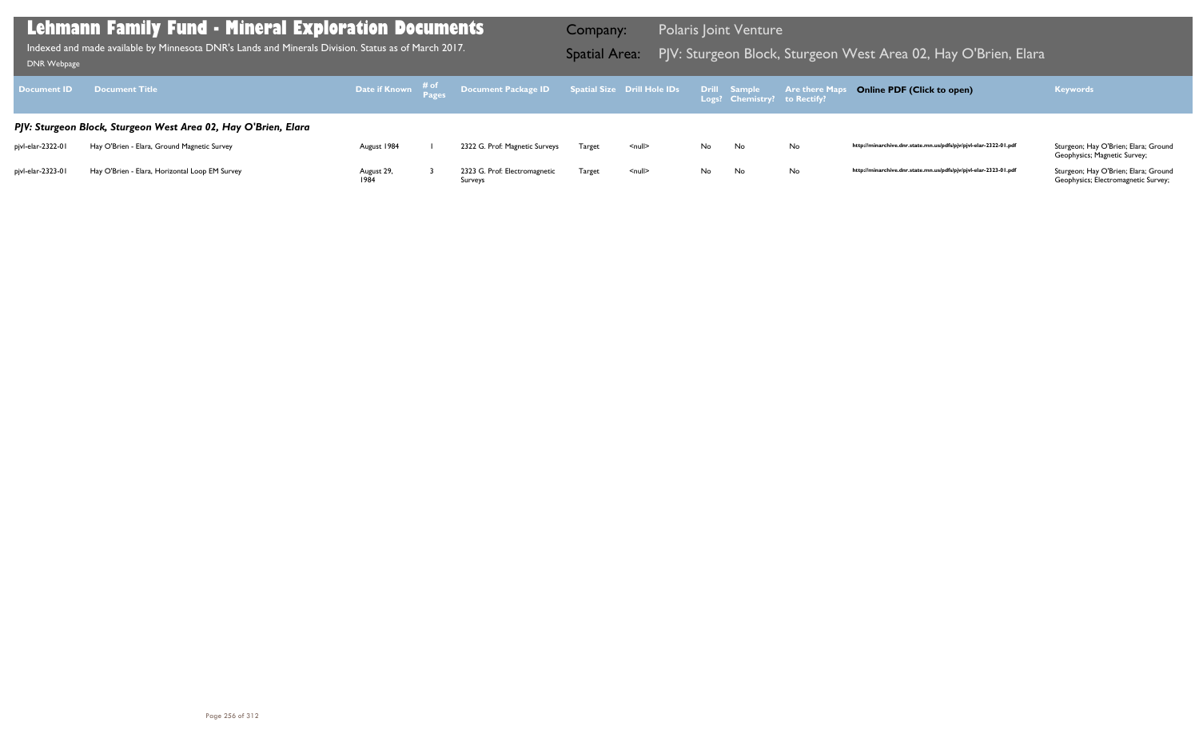# Lehmann Family Fund - Mineral Exploration Documents

Indexed and made available by Minnesota DNR's Lands and Minerals Division. Status as of March 2017.

DNR Webpage

**Company:** Polaris Joint Venture

**Spatial Area:** PJV: Sturgeon Block, Sturgeon West Area 02, Hay O'Brien, Elara

| Document ID | Document Title | Date if Known | # of Pages | Document Package ID | Spatial Size | Drill Hole IDs | Drill Logs? | Sample Chemistry? | Are there Maps to Rectify? | Online PDF (Click to open) | Keywords |
|---|---|---|---|---|---|---|---|---|---|---|---|
| ***PJV: Sturgeon Block, Sturgeon West Area 02, Hay O'Brien, Elara*** | | | | | | | | | | | |
| pjvl-elar-2322-01 | Hay O'Brien - Elara, Ground Magnetic Survey | August 1984 | 1 | 2322 G. Prof: Magnetic Surveys | Target | <null> | No | No | No | http://minarchive.dnr.state.mn.us/pdfs/pjv/pjvl-elar-2322-01.pdf | Sturgeon; Hay O'Brien; Elara; Ground Geophysics; Magnetic Survey; |
| pjvl-elar-2323-01 | Hay O'Brien - Elara, Horizontal Loop EM Survey | August 29, 1984 | 3 | 2323 G. Prof: Electromagnetic Surveys | Target | <null> | No | No | No | http://minarchive.dnr.state.mn.us/pdfs/pjv/pjvl-elar-2323-01.pdf | Sturgeon; Hay O'Brien; Elara; Ground Geophysics; Electromagnetic Survey; |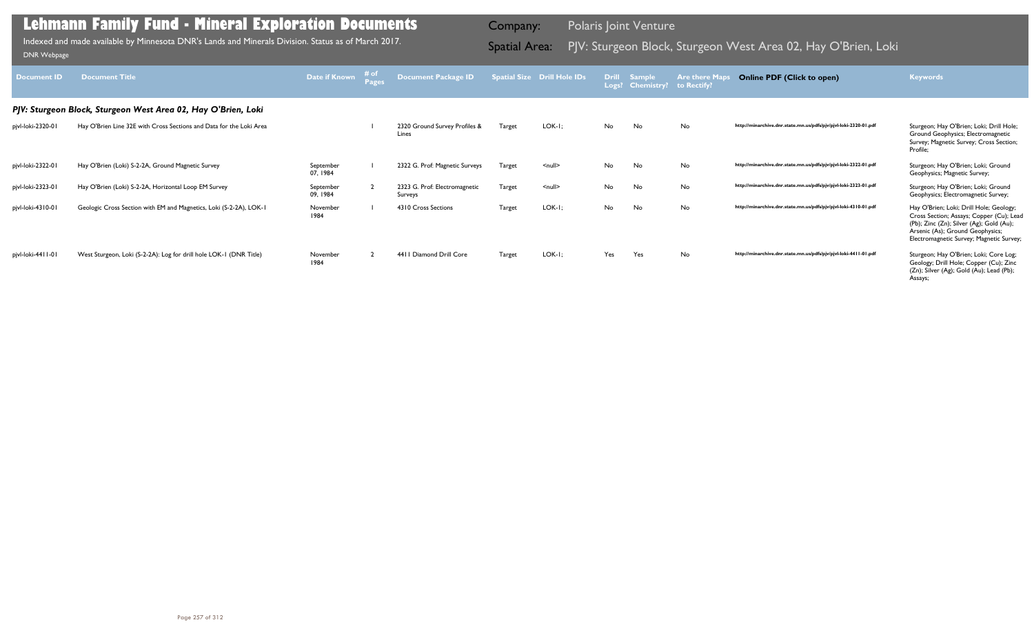# Lehmann Family Fund - Mineral Exploration Documents

Indexed and made available by Minnesota DNR's Lands and Minerals Division. Status as of March 2017.

DNR Webpage

**Company:** Polaris Joint Venture

**Spatial Area:** PJV: Sturgeon Block, Sturgeon West Area 02, Hay O'Brien, Loki

| Document ID | Document Title | Date if Known | # of Pages | Document Package ID | Spatial Size | Drill Hole IDs | Drill Logs? | Sample Chemistry? | Are there Maps to Rectify? | Online PDF (Click to open) | Keywords |
|---|---|---|---|---|---|---|---|---|---|---|---|
| ***PJV: Sturgeon Block, Sturgeon West Area 02, Hay O'Brien, Loki*** | | | | | | | | | | | |
| pjvl-loki-2320-01 | Hay O'Brien Line 32E with Cross Sections and Data for the Loki Area | | 1 | 2320 Ground Survey Profiles & Lines | Target | LOK-1; | No | No | No | http://minarchive.dnr.state.mn.us/pdfs/pjv/pjvl-loki-2320-01.pdf | Sturgeon; Hay O'Brien; Loki; Drill Hole; Ground Geophysics; Electromagnetic Survey; Magnetic Survey; Cross Section; Profile; |
| pjvl-loki-2322-01 | Hay O'Brien (Loki) S-2-2A, Ground Magnetic Survey | September 07, 1984 | 1 | 2322 G. Prof: Magnetic Surveys | Target | <null> | No | No | No | http://minarchive.dnr.state.mn.us/pdfs/pjv/pjvl-loki-2322-01.pdf | Sturgeon; Hay O'Brien; Loki; Ground Geophysics; Magnetic Survey; |
| pjvl-loki-2323-01 | Hay O'Brien (Loki) S-2-2A, Horizontal Loop EM Survey | September 09, 1984 | 2 | 2323 G. Prof: Electromagnetic Surveys | Target | <null> | No | No | No | http://minarchive.dnr.state.mn.us/pdfs/pjv/pjvl-loki-2323-01.pdf | Sturgeon; Hay O'Brien; Loki; Ground Geophysics; Electromagnetic Survey; |
| pjvl-loki-4310-01 | Geologic Cross Section with EM and Magnetics, Loki (S-2-2A), LOK-1 | November 1984 | 1 | 4310 Cross Sections | Target | LOK-1; | No | No | No | http://minarchive.dnr.state.mn.us/pdfs/pjv/pjvl-loki-4310-01.pdf | Hay O'Brien; Loki; Drill Hole; Geology; Cross Section; Assays; Copper (Cu); Lead (Pb); Zinc (Zn); Silver (Ag); Gold (Au); Arsenic (As); Ground Geophysics; Electromagnetic Survey; Magnetic Survey; |
| pjvl-loki-4411-01 | West Sturgeon, Loki (S-2-2A): Log for drill hole LOK-1 (DNR Title) | November 1984 | 2 | 4411 Diamond Drill Core | Target | LOK-1; | Yes | Yes | No | http://minarchive.dnr.state.mn.us/pdfs/pjv/pjvl-loki-4411-01.pdf | Sturgeon; Hay O'Brien; Loki; Core Log; Geology; Drill Hole; Copper (Cu); Zinc (Zn); Silver (Ag); Gold (Au); Lead (Pb); Assays; |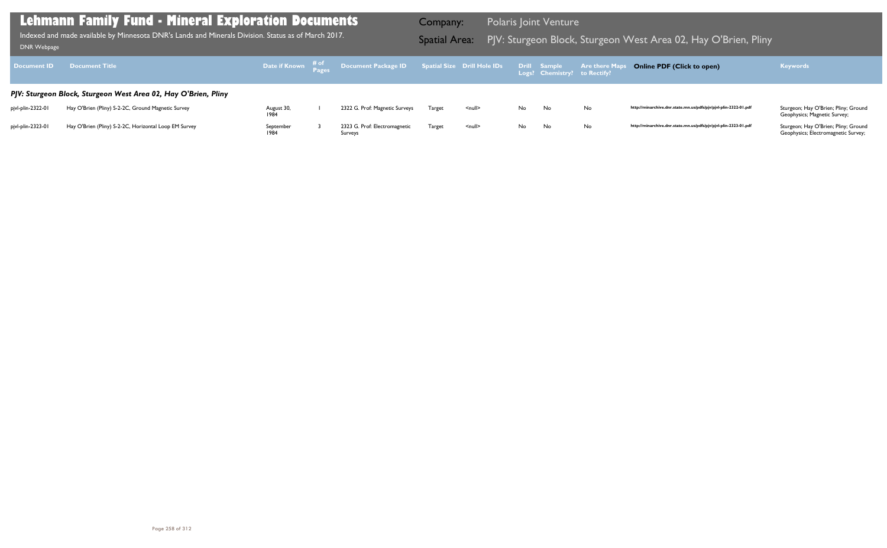# Lehmann Family Fund - Mineral Exploration Documents

Indexed and made available by Minnesota DNR's Lands and Minerals Division. Status as of March 2017.

DNR Webpage

**Company:** Polaris Joint Venture

**Spatial Area:** PJV: Sturgeon Block, Sturgeon West Area 02, Hay O'Brien, Pliny

| Document ID | Document Title | Date if Known | # of Pages | Document Package ID | Spatial Size | Drill Hole IDs | Drill Logs? | Sample Chemistry? | Are there Maps to Rectify? | Online PDF (Click to open) | Keywords |
|---|---|---|---|---|---|---|---|---|---|---|---|
| ***PJV: Sturgeon Block, Sturgeon West Area 02, Hay O'Brien, Pliny*** | | | | | | | | | | | |
| pjvl-plin-2322-01 | Hay O'Brien (Pliny) S-2-2C, Ground Magnetic Survey | August 30, 1984 | 1 | 2322 G. Prof: Magnetic Surveys | Target | <null> | No | No | No | http://minarchive.dnr.state.mn.us/pdfs/pjv/pjvl-plin-2322-01.pdf | Sturgeon; Hay O'Brien; Pliny; Ground Geophysics; Magnetic Survey; |
| pjvl-plin-2323-01 | Hay O'Brien (Pliny) S-2-2C, Horizontal Loop EM Survey | September 1984 | 3 | 2323 G. Prof: Electromagnetic Surveys | Target | <null> | No | No | No | http://minarchive.dnr.state.mn.us/pdfs/pjv/pjvl-plin-2323-01.pdf | Sturgeon; Hay O'Brien; Pliny; Ground Geophysics; Electromagnetic Survey; |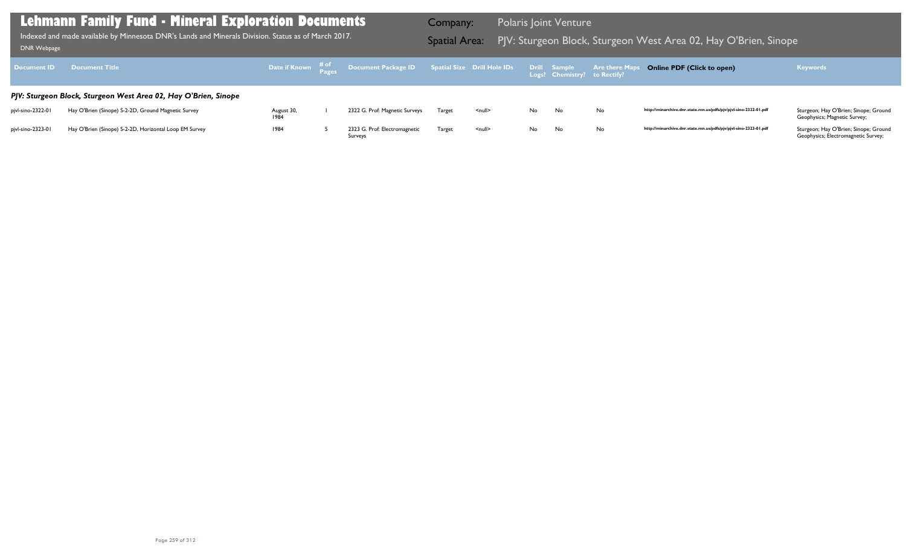# Lehmann Family Fund - Mineral Exploration Documents

Indexed and made available by Minnesota DNR's Lands and Minerals Division. Status as of March 2017.

DNR Webpage

**Company:** Polaris Joint Venture

**Spatial Area:** PJV: Sturgeon Block, Sturgeon West Area 02, Hay O'Brien, Sinope

| Document ID | Document Title | Date if Known | # of Pages | Document Package ID | Spatial Size | Drill Hole IDs | Drill Logs? | Sample Chemistry? | Are there Maps to Rectify? | Online PDF (Click to open) | Keywords |
|---|---|---|---|---|---|---|---|---|---|---|---|
| ***PJV: Sturgeon Block, Sturgeon West Area 02, Hay O'Brien, Sinope*** | | | | | | | | | | | |
| pjvl-sino-2322-01 | Hay O'Brien (Sinope) S-2-2D, Ground Magnetic Survey | August 30, 1984 | 1 | 2322 G. Prof: Magnetic Surveys | Target | <null> | No | No | No | http://minarchive.dnr.state.mn.us/pdfs/pjv/pjvl-sino-2322-01.pdf | Sturgeon; Hay O'Brien; Sinope; Ground Geophysics; Magnetic Survey; |
| pjvl-sino-2323-01 | Hay O'Brien (Sinope) S-2-2D, Horizontal Loop EM Survey | 1984 | 5 | 2323 G. Prof: Electromagnetic Surveys | Target | <null> | No | No | No | http://minarchive.dnr.state.mn.us/pdfs/pjv/pjvl-sino-2323-01.pdf | Sturgeon; Hay O'Brien; Sinope; Ground Geophysics; Electromagnetic Survey; |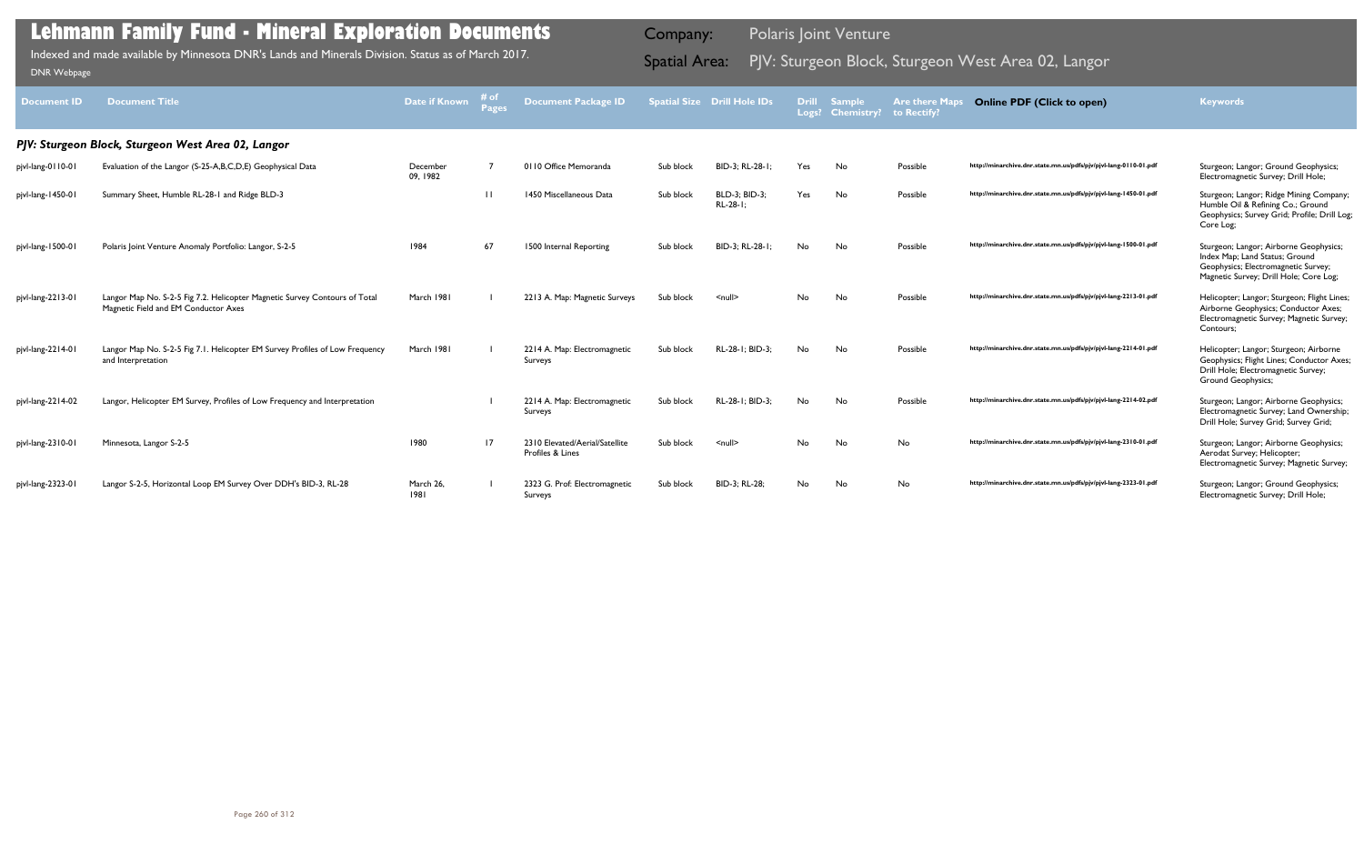# Lehmann Family Fund - Mineral Exploration Documents

Indexed and made available by Minnesota DNR's Lands and Minerals Division. Status as of March 2017.

DNR Webpage

**Company:** Polaris Joint Venture

**Spatial Area:** PJV: Sturgeon Block, Sturgeon West Area 02, Langor

| Document ID | Document Title | Date if Known | # of Pages | Document Package ID | Spatial Size | Drill Hole IDs | Drill Logs? | Sample Chemistry? | Are there Maps to Rectify? | Online PDF (Click to open) | Keywords |
|---|---|---|---|---|---|---|---|---|---|---|---|
| ***PJV: Sturgeon Block, Sturgeon West Area 02, Langor*** | | | | | | | | | | | |
| pjvl-lang-0110-01 | Evaluation of the Langor (S-25-A,B,C,D,E) Geophysical Data | December 09, 1982 | 7 | 0110 Office Memoranda | Sub block | BID-3; RL-28-1; | Yes | No | Possible | http://minarchive.dnr.state.mn.us/pdfs/pjv/pjvl-lang-0110-01.pdf | Sturgeon; Langor; Ground Geophysics; Electromagnetic Survey; Drill Hole; |
| pjvl-lang-1450-01 | Summary Sheet, Humble RL-28-1 and Ridge BLD-3 | | 11 | 1450 Miscellaneous Data | Sub block | BLD-3; BID-3; RL-28-1; | Yes | No | Possible | http://minarchive.dnr.state.mn.us/pdfs/pjv/pjvl-lang-1450-01.pdf | Sturgeon; Langor; Ridge Mining Company; Humble Oil & Refining Co.; Ground Geophysics; Survey Grid; Profile; Drill Log; Core Log; |
| pjvl-lang-1500-01 | Polaris Joint Venture Anomaly Portfolio: Langor, S-2-5 | 1984 | 67 | 1500 Internal Reporting | Sub block | BID-3; RL-28-1; | No | No | Possible | http://minarchive.dnr.state.mn.us/pdfs/pjv/pjvl-lang-1500-01.pdf | Sturgeon; Langor; Airborne Geophysics; Index Map; Land Status; Ground Geophysics; Electromagnetic Survey; Magnetic Survey; Drill Hole; Core Log; |
| pjvl-lang-2213-01 | Langor Map No. S-2-5 Fig 7.2. Helicopter Magnetic Survey Contours of Total Magnetic Field and EM Conductor Axes | March 1981 | 1 | 2213 A. Map: Magnetic Surveys | Sub block | <null> | No | No | Possible | http://minarchive.dnr.state.mn.us/pdfs/pjv/pjvl-lang-2213-01.pdf | Helicopter; Langor; Sturgeon; Flight Lines; Airborne Geophysics; Conductor Axes; Electromagnetic Survey; Magnetic Survey; Contours; |
| pjvl-lang-2214-01 | Langor Map No. S-2-5 Fig 7.1. Helicopter EM Survey Profiles of Low Frequency and Interpretation | March 1981 | 1 | 2214 A. Map: Electromagnetic Surveys | Sub block | RL-28-1; BID-3; | No | No | Possible | http://minarchive.dnr.state.mn.us/pdfs/pjv/pjvl-lang-2214-01.pdf | Helicopter; Langor; Sturgeon; Airborne Geophysics; Flight Lines; Conductor Axes; Drill Hole; Electromagnetic Survey; Ground Geophysics; |
| pjvl-lang-2214-02 | Langor, Helicopter EM Survey, Profiles of Low Frequency and Interpretation | | 1 | 2214 A. Map: Electromagnetic Surveys | Sub block | RL-28-1; BID-3; | No | No | Possible | http://minarchive.dnr.state.mn.us/pdfs/pjv/pjvl-lang-2214-02.pdf | Sturgeon; Langor; Airborne Geophysics; Electromagnetic Survey; Land Ownership; Drill Hole; Survey Grid; Survey Grid; |
| pjvl-lang-2310-01 | Minnesota, Langor S-2-5 | 1980 | 17 | 2310 Elevated/Aerial/Satellite Profiles & Lines | Sub block | <null> | No | No | No | http://minarchive.dnr.state.mn.us/pdfs/pjv/pjvl-lang-2310-01.pdf | Sturgeon; Langor; Airborne Geophysics; Aerodat Survey; Helicopter; Electromagnetic Survey; Magnetic Survey; |
| pjvl-lang-2323-01 | Langor S-2-5, Horizontal Loop EM Survey Over DDH's BID-3, RL-28 | March 26, 1981 | 1 | 2323 G. Prof: Electromagnetic Surveys | Sub block | BID-3; RL-28; | No | No | No | http://minarchive.dnr.state.mn.us/pdfs/pjv/pjvl-lang-2323-01.pdf | Sturgeon; Langor; Ground Geophysics; Electromagnetic Survey; Drill Hole; |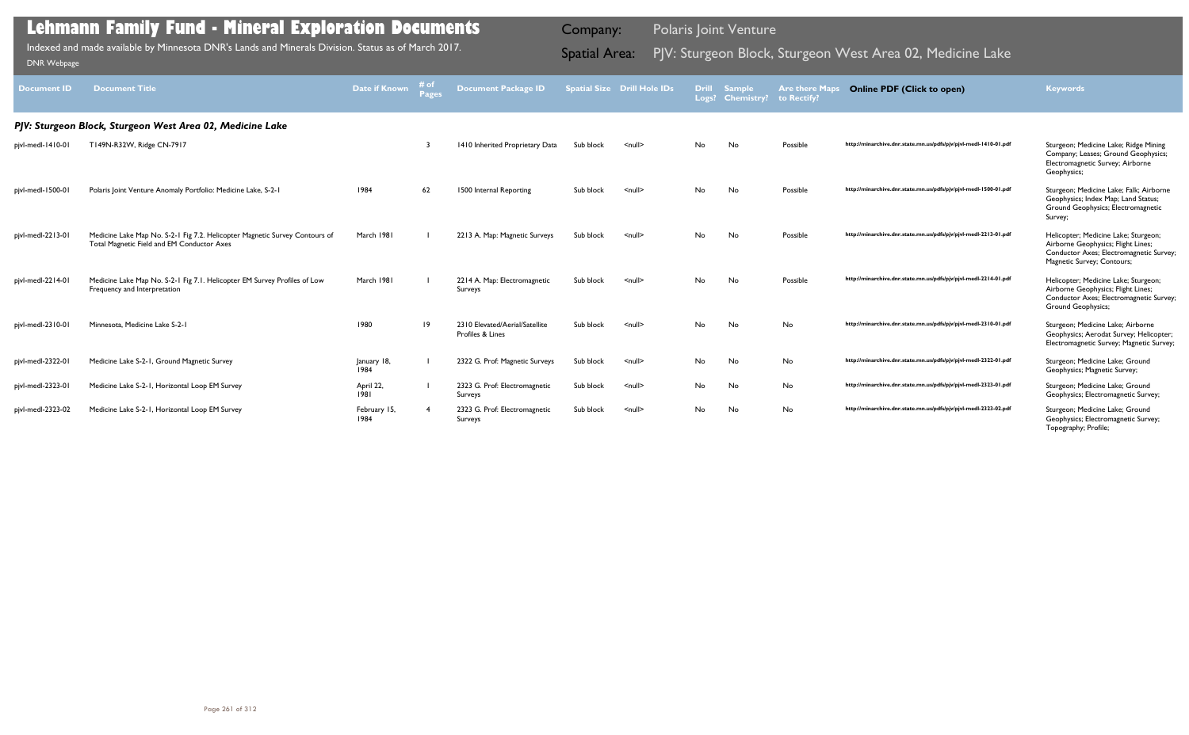# Lehmann Family Fund - Mineral Exploration Documents

Indexed and made available by Minnesota DNR's Lands and Minerals Division. Status as of March 2017.

DNR Webpage

Company: Polaris Joint Venture

Spatial Area: PJV: Sturgeon Block, Sturgeon West Area 02, Medicine Lake

| Document ID | Document Title | Date if Known | # of Pages | Document Package ID | Spatial Size | Drill Hole IDs | Drill Logs? | Sample Chemistry? | Are there Maps to Rectify? | Online PDF (Click to open) | Keywords |
|---|---|---|---|---|---|---|---|---|---|---|---|
| ***PJV: Sturgeon Block, Sturgeon West Area 02, Medicine Lake*** | | | | | | | | | | | |
| pjvl-medl-1410-01 | T149N-R32W, Ridge CN-7917 | | 3 | 1410 Inherited Proprietary Data | Sub block | <null> | No | No | Possible | http://minarchive.dnr.state.mn.us/pdfs/pjv/pjvl-medl-1410-01.pdf | Sturgeon; Medicine Lake; Ridge Mining Company; Leases; Ground Geophysics; Electromagnetic Survey; Airborne Geophysics; |
| pjvl-medl-1500-01 | Polaris Joint Venture Anomaly Portfolio: Medicine Lake, S-2-1 | 1984 | 62 | 1500 Internal Reporting | Sub block | <null> | No | No | Possible | http://minarchive.dnr.state.mn.us/pdfs/pjv/pjvl-medl-1500-01.pdf | Sturgeon; Medicine Lake; Falk; Airborne Geophysics; Index Map; Land Status; Ground Geophysics; Electromagnetic Survey; |
| pjvl-medl-2213-01 | Medicine Lake Map No. S-2-1 Fig 7.2. Helicopter Magnetic Survey Contours of Total Magnetic Field and EM Conductor Axes | March 1981 | 1 | 2213 A. Map: Magnetic Surveys | Sub block | <null> | No | No | Possible | http://minarchive.dnr.state.mn.us/pdfs/pjv/pjvl-medl-2213-01.pdf | Helicopter; Medicine Lake; Sturgeon; Airborne Geophysics; Flight Lines; Conductor Axes; Electromagnetic Survey; Magnetic Survey; Contours; |
| pjvl-medl-2214-01 | Medicine Lake Map No. S-2-1 Fig 7.1. Helicopter EM Survey Profiles of Low Frequency and Interpretation | March 1981 | 1 | 2214 A. Map: Electromagnetic Surveys | Sub block | <null> | No | No | Possible | http://minarchive.dnr.state.mn.us/pdfs/pjv/pjvl-medl-2214-01.pdf | Helicopter; Medicine Lake; Sturgeon; Airborne Geophysics; Flight Lines; Conductor Axes; Electromagnetic Survey; Ground Geophysics; |
| pjvl-medl-2310-01 | Minnesota, Medicine Lake S-2-1 | 1980 | 19 | 2310 Elevated/Aerial/Satellite Profiles & Lines | Sub block | <null> | No | No | No | http://minarchive.dnr.state.mn.us/pdfs/pjv/pjvl-medl-2310-01.pdf | Sturgeon; Medicine Lake; Airborne Geophysics; Aerodat Survey; Helicopter; Electromagnetic Survey; Magnetic Survey; |
| pjvl-medl-2322-01 | Medicine Lake S-2-1, Ground Magnetic Survey | January 18, 1984 | 1 | 2322 G. Prof: Magnetic Surveys | Sub block | <null> | No | No | No | http://minarchive.dnr.state.mn.us/pdfs/pjv/pjvl-medl-2322-01.pdf | Sturgeon; Medicine Lake; Ground Geophysics; Magnetic Survey; |
| pjvl-medl-2323-01 | Medicine Lake S-2-1, Horizontal Loop EM Survey | April 22, 1981 | 1 | 2323 G. Prof: Electromagnetic Surveys | Sub block | <null> | No | No | No | http://minarchive.dnr.state.mn.us/pdfs/pjv/pjvl-medl-2323-01.pdf | Sturgeon; Medicine Lake; Ground Geophysics; Electromagnetic Survey; |
| pjvl-medl-2323-02 | Medicine Lake S-2-1, Horizontal Loop EM Survey | February 15, 1984 | 4 | 2323 G. Prof: Electromagnetic Surveys | Sub block | <null> | No | No | No | http://minarchive.dnr.state.mn.us/pdfs/pjv/pjvl-medl-2323-02.pdf | Sturgeon; Medicine Lake; Ground Geophysics; Electromagnetic Survey; Topography; Profile; |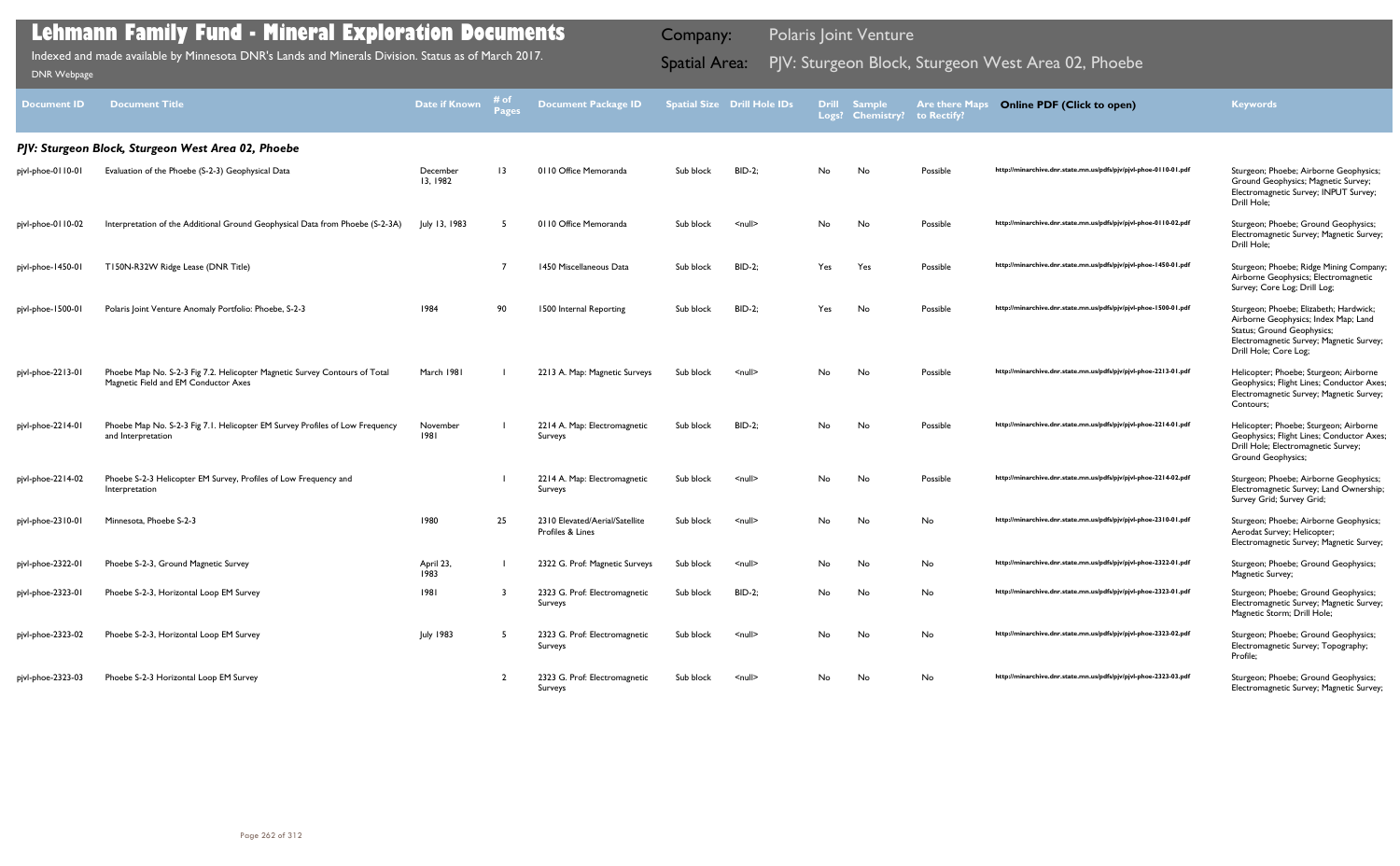# Lehmann Family Fund - Mineral Exploration Documents

Indexed and made available by Minnesota DNR's Lands and Minerals Division. Status as of March 2017.

DNR Webpage

Company: Polaris Joint Venture

Spatial Area: PJV: Sturgeon Block, Sturgeon West Area 02, Phoebe

| Document ID | Document Title | Date if Known | # of Pages | Document Package ID | Spatial Size | Drill Hole IDs | Drill Logs? | Sample Chemistry? | Are there Maps to Rectify? | Online PDF (Click to open) | Keywords |
|---|---|---|---|---|---|---|---|---|---|---|---|
| ***PJV: Sturgeon Block, Sturgeon West Area 02, Phoebe*** | | | | | | | | | | | |
| pjvl-phoe-0110-01 | Evaluation of the Phoebe (S-2-3) Geophysical Data | December 13, 1982 | 13 | 0110 Office Memoranda | Sub block | BID-2; | No | No | Possible | http://minarchive.dnr.state.mn.us/pdfs/pjv/pjvl-phoe-0110-01.pdf | Sturgeon; Phoebe; Airborne Geophysics; Ground Geophysics; Magnetic Survey; Electromagnetic Survey; INPUT Survey; Drill Hole; |
| pjvl-phoe-0110-02 | Interpretation of the Additional Ground Geophysical Data from Phoebe (S-2-3A) | July 13, 1983 | 5 | 0110 Office Memoranda | Sub block | <null> | No | No | Possible | http://minarchive.dnr.state.mn.us/pdfs/pjv/pjvl-phoe-0110-02.pdf | Sturgeon; Phoebe; Ground Geophysics; Electromagnetic Survey; Magnetic Survey; Drill Hole; |
| pjvl-phoe-1450-01 | T150N-R32W Ridge Lease (DNR Title) | | 7 | 1450 Miscellaneous Data | Sub block | BID-2; | Yes | Yes | Possible | http://minarchive.dnr.state.mn.us/pdfs/pjv/pjvl-phoe-1450-01.pdf | Sturgeon; Phoebe; Ridge Mining Company; Airborne Geophysics; Electromagnetic Survey; Core Log; Drill Log; |
| pjvl-phoe-1500-01 | Polaris Joint Venture Anomaly Portfolio: Phoebe, S-2-3 | 1984 | 90 | 1500 Internal Reporting | Sub block | BID-2; | Yes | No | Possible | http://minarchive.dnr.state.mn.us/pdfs/pjv/pjvl-phoe-1500-01.pdf | Sturgeon; Phoebe; Elizabeth; Hardwick; Airborne Geophysics; Index Map; Land Status; Ground Geophysics; Electromagnetic Survey; Magnetic Survey; Drill Hole; Core Log; |
| pjvl-phoe-2213-01 | Phoebe Map No. S-2-3 Fig 7.2. Helicopter Magnetic Survey Contours of Total Magnetic Field and EM Conductor Axes | March 1981 | 1 | 2213 A. Map: Magnetic Surveys | Sub block | <null> | No | No | Possible | http://minarchive.dnr.state.mn.us/pdfs/pjv/pjvl-phoe-2213-01.pdf | Helicopter; Phoebe; Sturgeon; Airborne Geophysics; Flight Lines; Conductor Axes; Electromagnetic Survey; Magnetic Survey; Contours; |
| pjvl-phoe-2214-01 | Phoebe Map No. S-2-3 Fig 7.1. Helicopter EM Survey Profiles of Low Frequency and Interpretation | November 1981 | 1 | 2214 A. Map: Electromagnetic Surveys | Sub block | BID-2; | No | No | Possible | http://minarchive.dnr.state.mn.us/pdfs/pjv/pjvl-phoe-2214-01.pdf | Helicopter; Phoebe; Sturgeon; Airborne Geophysics; Flight Lines; Conductor Axes; Drill Hole; Electromagnetic Survey; Ground Geophysics; |
| pjvl-phoe-2214-02 | Phoebe S-2-3 Helicopter EM Survey, Profiles of Low Frequency and Interpretation | | 1 | 2214 A. Map: Electromagnetic Surveys | Sub block | <null> | No | No | Possible | http://minarchive.dnr.state.mn.us/pdfs/pjv/pjvl-phoe-2214-02.pdf | Sturgeon; Phoebe; Airborne Geophysics; Electromagnetic Survey; Land Ownership; Survey Grid; Survey Grid; |
| pjvl-phoe-2310-01 | Minnesota, Phoebe S-2-3 | 1980 | 25 | 2310 Elevated/Aerial/Satellite Profiles & Lines | Sub block | <null> | No | No | No | http://minarchive.dnr.state.mn.us/pdfs/pjv/pjvl-phoe-2310-01.pdf | Sturgeon; Phoebe; Airborne Geophysics; Aerodat Survey; Helicopter; Electromagnetic Survey; Magnetic Survey; |
| pjvl-phoe-2322-01 | Phoebe S-2-3, Ground Magnetic Survey | April 23, 1983 | 1 | 2322 G. Prof: Magnetic Surveys | Sub block | <null> | No | No | No | http://minarchive.dnr.state.mn.us/pdfs/pjv/pjvl-phoe-2322-01.pdf | Sturgeon; Phoebe; Ground Geophysics; Magnetic Survey; |
| pjvl-phoe-2323-01 | Phoebe S-2-3, Horizontal Loop EM Survey | 1981 | 3 | 2323 G. Prof: Electromagnetic Surveys | Sub block | BID-2; | No | No | No | http://minarchive.dnr.state.mn.us/pdfs/pjv/pjvl-phoe-2323-01.pdf | Sturgeon; Phoebe; Ground Geophysics; Electromagnetic Survey; Magnetic Survey; Magnetic Storm; Drill Hole; |
| pjvl-phoe-2323-02 | Phoebe S-2-3, Horizontal Loop EM Survey | July 1983 | 5 | 2323 G. Prof: Electromagnetic Surveys | Sub block | <null> | No | No | No | http://minarchive.dnr.state.mn.us/pdfs/pjv/pjvl-phoe-2323-02.pdf | Sturgeon; Phoebe; Ground Geophysics; Electromagnetic Survey; Topography; Profile; |
| pjvl-phoe-2323-03 | Phoebe S-2-3 Horizontal Loop EM Survey | | 2 | 2323 G. Prof: Electromagnetic Surveys | Sub block | <null> | No | No | No | http://minarchive.dnr.state.mn.us/pdfs/pjv/pjvl-phoe-2323-03.pdf | Sturgeon; Phoebe; Ground Geophysics; Electromagnetic Survey; Magnetic Survey; |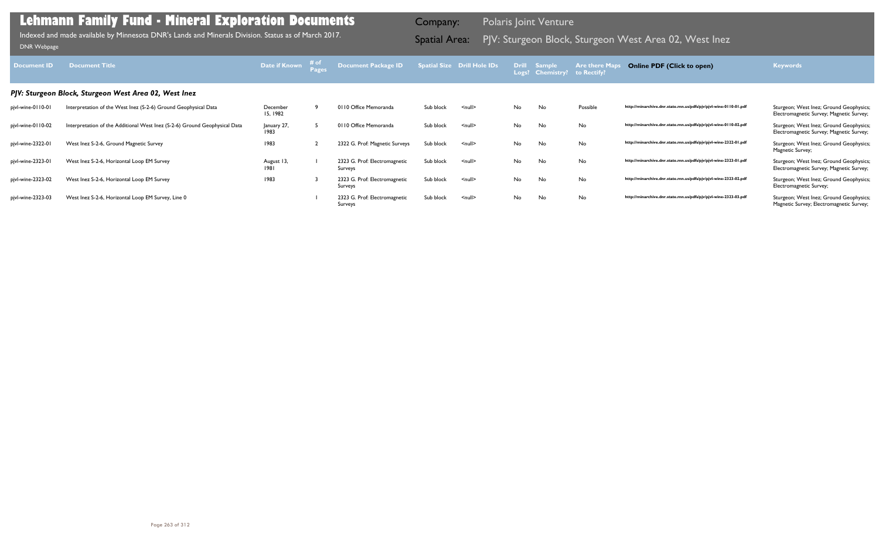# Lehmann Family Fund - Mineral Exploration Documents

Indexed and made available by Minnesota DNR's Lands and Minerals Division. Status as of March 2017.

DNR Webpage

Company: Polaris Joint Venture

Spatial Area: PJV: Sturgeon Block, Sturgeon West Area 02, West Inez

| Document ID | Document Title | Date if Known | # of Pages | Document Package ID | Spatial Size | Drill Hole IDs | Drill Logs? | Sample Chemistry? | Are there Maps to Rectify? | Online PDF (Click to open) | Keywords |
|---|---|---|---|---|---|---|---|---|---|---|---|
| ***PJV: Sturgeon Block, Sturgeon West Area 02, West Inez*** | | | | | | | | | | | |
| pjvl-wine-0110-01 | Interpretation of the West Inez (S-2-6) Ground Geophysical Data | December 15, 1982 | 9 | 0110 Office Memoranda | Sub block | <null> | No | No | Possible | http://minarchive.dnr.state.mn.us/pdfs/pjv/pjvl-wine-0110-01.pdf | Sturgeon; West Inez; Ground Geophysics; Electromagnetic Survey; Magnetic Survey; |
| pjvl-wine-0110-02 | Interpretation of the Additional West Inez (S-2-6) Ground Geophysical Data | January 27, 1983 | 5 | 0110 Office Memoranda | Sub block | <null> | No | No | No | http://minarchive.dnr.state.mn.us/pdfs/pjv/pjvl-wine-0110-02.pdf | Sturgeon; West Inez; Ground Geophysics; Electromagnetic Survey; Magnetic Survey; |
| pjvl-wine-2322-01 | West Inez S-2-6, Ground Magnetic Survey | 1983 | 2 | 2322 G. Prof: Magnetic Surveys | Sub block | <null> | No | No | No | http://minarchive.dnr.state.mn.us/pdfs/pjv/pjvl-wine-2322-01.pdf | Sturgeon; West Inez; Ground Geophysics; Magnetic Survey; |
| pjvl-wine-2323-01 | West Inez S-2-6, Horizontal Loop EM Survey | August 13, 1981 | 1 | 2323 G. Prof: Electromagnetic Surveys | Sub block | <null> | No | No | No | http://minarchive.dnr.state.mn.us/pdfs/pjv/pjvl-wine-2323-01.pdf | Sturgeon; West Inez; Ground Geophysics; Electromagnetic Survey; Magnetic Survey; |
| pjvl-wine-2323-02 | West Inez S-2-6, Horizontal Loop EM Survey | 1983 | 3 | 2323 G. Prof: Electromagnetic Surveys | Sub block | <null> | No | No | No | http://minarchive.dnr.state.mn.us/pdfs/pjv/pjvl-wine-2323-02.pdf | Sturgeon; West Inez; Ground Geophysics; Electromagnetic Survey; |
| pjvl-wine-2323-03 | West Inez S-2-6, Horizontal Loop EM Survey, Line 0 | | 1 | 2323 G. Prof: Electromagnetic Surveys | Sub block | <null> | No | No | No | http://minarchive.dnr.state.mn.us/pdfs/pjv/pjvl-wine-2323-03.pdf | Sturgeon; West Inez; Ground Geophysics; Magnetic Survey; Electromagnetic Survey; |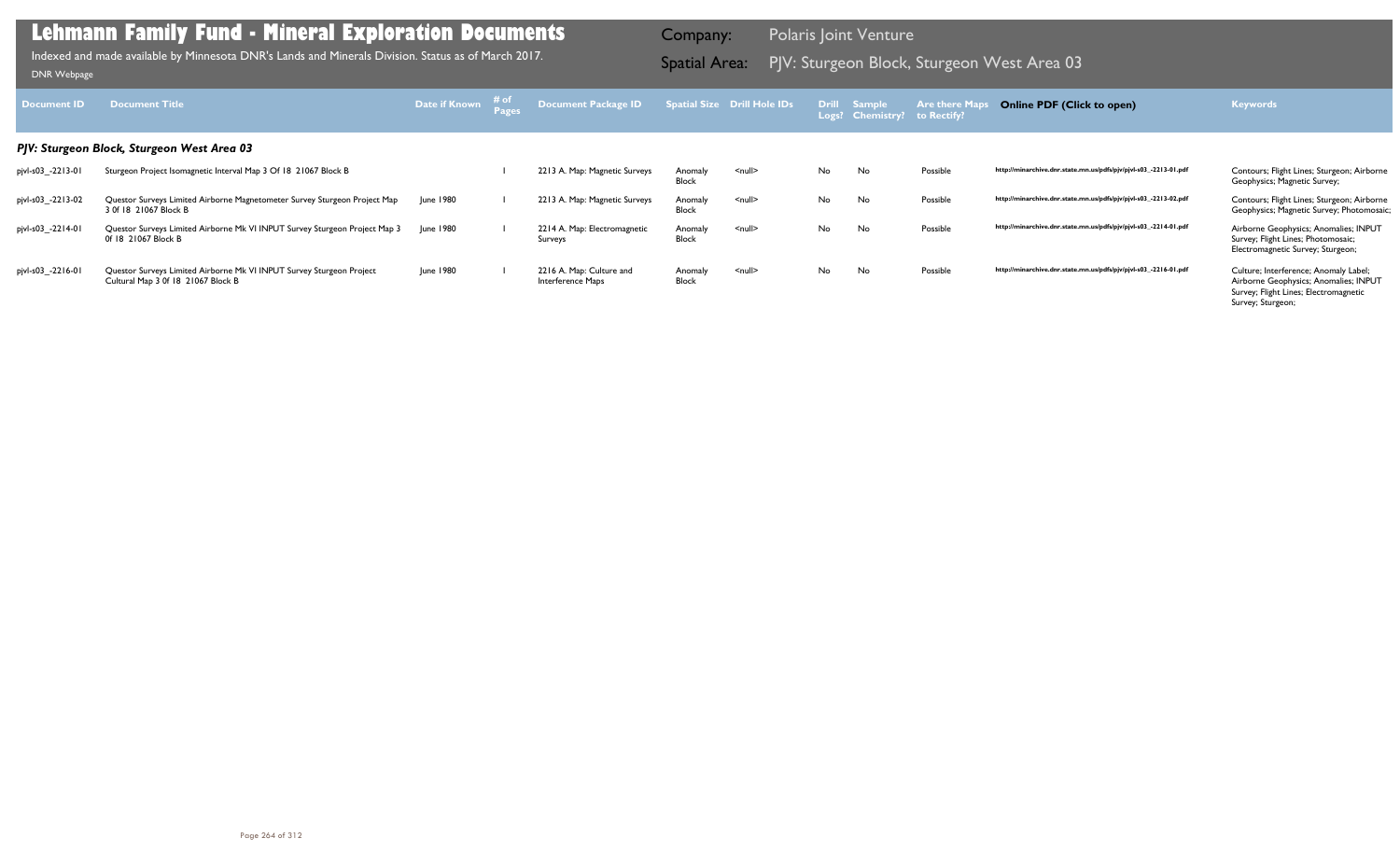# Lehmann Family Fund - Mineral Exploration Documents

Indexed and made available by Minnesota DNR's Lands and Minerals Division. Status as of March 2017.

DNR Webpage

Company: Polaris Joint Venture

Spatial Area: PJV: Sturgeon Block, Sturgeon West Area 03

| Document ID | Document Title | Date if Known | # of Pages | Document Package ID | Spatial Size | Drill Hole IDs | Drill Logs? | Sample Chemistry? | Are there Maps to Rectify? | Online PDF (Click to open) | Keywords |
|---|---|---|---|---|---|---|---|---|---|---|---|
| ***PJV: Sturgeon Block, Sturgeon West Area 03*** | | | | | | | | | | | |
| pjvl-s03_-2213-01 | Sturgeon Project Isomagnetic Interval Map 3 Of 18 21067 Block B | | 1 | 2213 A. Map: Magnetic Surveys | Anomaly Block | <null> | No | No | Possible | http://minarchive.dnr.state.mn.us/pdfs/pjv/pjvl-s03_-2213-01.pdf | Contours; Flight Lines; Sturgeon; Airborne Geophysics; Magnetic Survey; |
| pjvl-s03_-2213-02 | Questor Surveys Limited Airborne Magnetometer Survey Sturgeon Project Map 3 0f 18 21067 Block B | June 1980 | 1 | 2213 A. Map: Magnetic Surveys | Anomaly Block | <null> | No | No | Possible | http://minarchive.dnr.state.mn.us/pdfs/pjv/pjvl-s03_-2213-02.pdf | Contours; Flight Lines; Sturgeon; Airborne Geophysics; Magnetic Survey; Photomosaic; |
| pjvl-s03_-2214-01 | Questor Surveys Limited Airborne Mk VI INPUT Survey Sturgeon Project Map 3 0f 18 21067 Block B | June 1980 | 1 | 2214 A. Map: Electromagnetic Surveys | Anomaly Block | <null> | No | No | Possible | http://minarchive.dnr.state.mn.us/pdfs/pjv/pjvl-s03_-2214-01.pdf | Airborne Geophysics; Anomalies; INPUT Survey; Flight Lines; Photomosaic; Electromagnetic Survey; Sturgeon; |
| pjvl-s03_-2216-01 | Questor Surveys Limited Airborne Mk VI INPUT Survey Sturgeon Project Cultural Map 3 0f 18 21067 Block B | June 1980 | 1 | 2216 A. Map: Culture and Interference Maps | Anomaly Block | <null> | No | No | Possible | http://minarchive.dnr.state.mn.us/pdfs/pjv/pjvl-s03_-2216-01.pdf | Culture; Interference; Anomaly Label; Airborne Geophysics; Anomalies; INPUT Survey; Flight Lines; Electromagnetic Survey; Sturgeon; |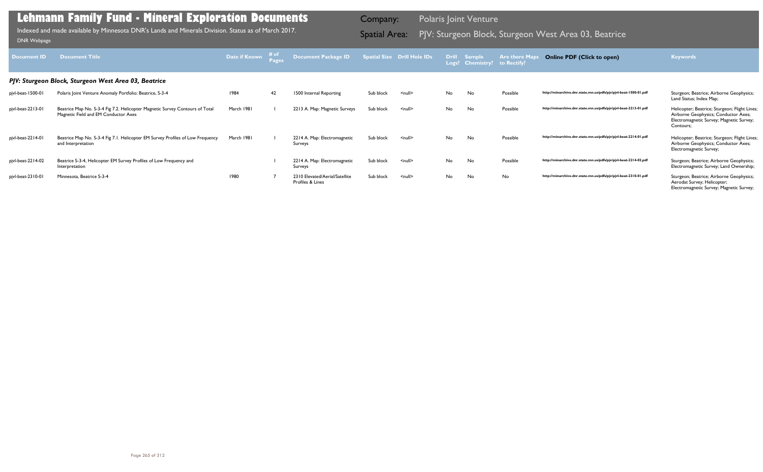# Lehmann Family Fund - Mineral Exploration Documents

Indexed and made available by Minnesota DNR's Lands and Minerals Division. Status as of March 2017.

DNR Webpage

Company: Polaris Joint Venture

Spatial Area: PJV: Sturgeon Block, Sturgeon West Area 03, Beatrice

| Document ID | Document Title | Date if Known | # of Pages | Document Package ID | Spatial Size | Drill Hole IDs | Drill Logs? | Sample Chemistry? | Are there Maps to Rectify? | Online PDF (Click to open) | Keywords |
|---|---|---|---|---|---|---|---|---|---|---|---|
| ***PJV: Sturgeon Block, Sturgeon West Area 03, Beatrice*** | | | | | | | | | | | |
| pjvl-beat-1500-01 | Polaris Joint Venture Anomaly Portfolio: Beatrice, S-3-4 | 1984 | 42 | 1500 Internal Reporting | Sub block | <null> | No | No | Possible | http://minarchive.dnr.state.mn.us/pdfs/pjv/pjvl-beat-1500-01.pdf | Sturgeon; Beatrice; Airborne Geophysics; Land Status; Index Map; |
| pjvl-beat-2213-01 | Beatrice Map No. S-3-4 Fig 7.2. Helicopter Magnetic Survey Contours of Total Magnetic Field and EM Conductor Axes | March 1981 | 1 | 2213 A. Map: Magnetic Surveys | Sub block | <null> | No | No | Possible | http://minarchive.dnr.state.mn.us/pdfs/pjv/pjvl-beat-2213-01.pdf | Helicopter; Beatrice; Sturgeon; Flight Lines; Airborne Geophysics; Conductor Axes; Electromagnetic Survey; Magnetic Survey; Contours; |
| pjvl-beat-2214-01 | Beatrice Map No. S-3-4 Fig 7.1. Helicopter EM Survey Profiles of Low Frequency and Interpretation | March 1981 | 1 | 2214 A. Map: Electromagnetic Surveys | Sub block | <null> | No | No | Possible | http://minarchive.dnr.state.mn.us/pdfs/pjv/pjvl-beat-2214-01.pdf | Helicopter; Beatrice; Sturgeon; Flight Lines; Airborne Geophysics; Conductor Axes; Electromagnetic Survey; |
| pjvl-beat-2214-02 | Beatrice S-3-4, Helicopter EM Survey Profiles of Low Frequency and Interpretation | | 1 | 2214 A. Map: Electromagnetic Surveys | Sub block | <null> | No | No | Possible | http://minarchive.dnr.state.mn.us/pdfs/pjv/pjvl-beat-2214-02.pdf | Sturgeon; Beatrice; Airborne Geophysics; Electromagnetic Survey; Land Ownership; |
| pjvl-beat-2310-01 | Minnesota, Beatrice S-3-4 | 1980 | 7 | 2310 Elevated/Aerial/Satellite Profiles & Lines | Sub block | <null> | No | No | No | http://minarchive.dnr.state.mn.us/pdfs/pjv/pjvl-beat-2310-01.pdf | Sturgeon; Beatrice; Airborne Geophysics; Aerodat Survey; Helicopter; Electromagnetic Survey; Magnetic Survey; |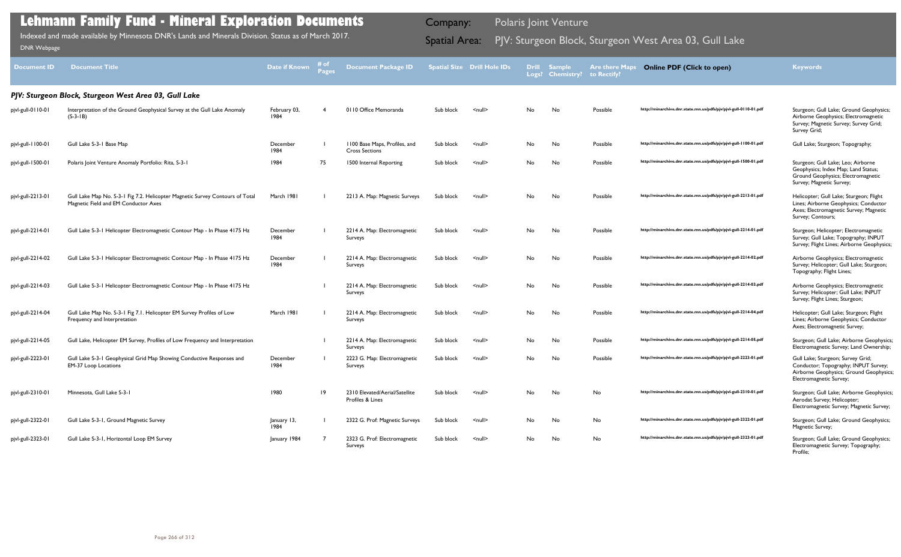# Lehmann Family Fund - Mineral Exploration Documents

Indexed and made available by Minnesota DNR's Lands and Minerals Division. Status as of March 2017.

DNR Webpage

Company: Polaris Joint Venture

Spatial Area: PJV: Sturgeon Block, Sturgeon West Area 03, Gull Lake

| Document ID | Document Title | Date if Known | # of Pages | Document Package ID | Spatial Size | Drill Hole IDs | Drill Logs? | Sample Chemistry? | Are there Maps to Rectify? | Online PDF (Click to open) | Keywords |
|---|---|---|---|---|---|---|---|---|---|---|---|
| ***PJV: Sturgeon Block, Sturgeon West Area 03, Gull Lake*** | | | | | | | | | | | |
| pjvl-gull-0110-01 | Interpretation of the Ground Geophysical Survey at the Gull Lake Anomaly (S-3-1B) | February 03, 1984 | 4 | 0110 Office Memoranda | Sub block | <null> | No | No | Possible | http://minarchive.dnr.state.mn.us/pdfs/pjv/pjvl-gull-0110-01.pdf | Sturgeon; Gull Lake; Ground Geophysics; Airborne Geophysics; Electromagnetic Survey; Magnetic Survey; Survey Grid; Survey Grid; |
| pjvl-gull-1100-01 | Gull Lake S-3-1 Base Map | December 1984 | 1 | 1100 Base Maps, Profiles, and Cross Sections | Sub block | <null> | No | No | Possible | http://minarchive.dnr.state.mn.us/pdfs/pjv/pjvl-gull-1100-01.pdf | Gull Lake; Sturgeon; Topography; |
| pjvl-gull-1500-01 | Polaris Joint Venture Anomaly Portfolio: Rita, S-3-1 | 1984 | 75 | 1500 Internal Reporting | Sub block | <null> | No | No | Possible | http://minarchive.dnr.state.mn.us/pdfs/pjv/pjvl-gull-1500-01.pdf | Sturgeon; Gull Lake; Leo; Airborne Geophysics; Index Map; Land Status; Ground Geophysics; Electromagnetic Survey; Magnetic Survey; |
| pjvl-gull-2213-01 | Gull Lake Map No. S-3-1 Fig 7.2. Helicopter Magnetic Survey Contours of Total Magnetic Field and EM Conductor Axes | March 1981 | 1 | 2213 A. Map: Magnetic Surveys | Sub block | <null> | No | No | Possible | http://minarchive.dnr.state.mn.us/pdfs/pjv/pjvl-gull-2213-01.pdf | Helicopter; Gull Lake; Sturgeon; Flight Lines; Airborne Geophysics; Conductor Axes; Electromagnetic Survey; Magnetic Survey; Contours; |
| pjvl-gull-2214-01 | Gull Lake S-3-1 Helicopter Electromagnetic Contour Map - In Phase 4175 Hz | December 1984 | 1 | 2214 A. Map: Electromagnetic Surveys | Sub block | <null> | No | No | Possible | http://minarchive.dnr.state.mn.us/pdfs/pjv/pjvl-gull-2214-01.pdf | Sturgeon; Helicopter; Electromagnetic Survey; Gull Lake; Topography; INPUT Survey; Flight Lines; Airborne Geophysics; |
| pjvl-gull-2214-02 | Gull Lake S-3-1 Helicopter Electromagnetic Contour Map - In Phase 4175 Hz | December 1984 | 1 | 2214 A. Map: Electromagnetic Surveys | Sub block | <null> | No | No | Possible | http://minarchive.dnr.state.mn.us/pdfs/pjv/pjvl-gull-2214-02.pdf | Airborne Geophysics; Electromagnetic Survey; Helicopter; Gull Lake; Sturgeon; Topography; Flight Lines; |
| pjvl-gull-2214-03 | Gull Lake S-3-1 Helicopter Electromagnetic Contour Map - In Phase 4175 Hz | | 1 | 2214 A. Map: Electromagnetic Surveys | Sub block | <null> | No | No | Possible | http://minarchive.dnr.state.mn.us/pdfs/pjv/pjvl-gull-2214-03.pdf | Airborne Geophysics; Electromagnetic Survey; Helicopter; Gull Lake; INPUT Survey; Flight Lines; Sturgeon; |
| pjvl-gull-2214-04 | Gull Lake Map No. S-3-1 Fig 7.1. Helicopter EM Survey Profiles of Low Frequency and Interpretation | March 1981 | 1 | 2214 A. Map: Electromagnetic Surveys | Sub block | <null> | No | No | Possible | http://minarchive.dnr.state.mn.us/pdfs/pjv/pjvl-gull-2214-04.pdf | Helicopter; Gull Lake; Sturgeon; Flight Lines; Airborne Geophysics; Conductor Axes; Electromagnetic Survey; |
| pjvl-gull-2214-05 | Gull Lake, Helicopter EM Survey, Profiles of Low Frequency and Interpretation | | 1 | 2214 A. Map: Electromagnetic Surveys | Sub block | <null> | No | No | Possible | http://minarchive.dnr.state.mn.us/pdfs/pjv/pjvl-gull-2214-05.pdf | Sturgeon; Gull Lake; Airborne Geophysics; Electromagnetic Survey; Land Ownership; |
| pjvl-gull-2223-01 | Gull Lake S-3-1 Geophysical Grid Map Showing Conductive Responses and EM-37 Loop Locations | December 1984 | 1 | 2223 G. Map: Electromagnetic Surveys | Sub block | <null> | No | No | Possible | http://minarchive.dnr.state.mn.us/pdfs/pjv/pjvl-gull-2223-01.pdf | Gull Lake; Sturgeon; Survey Grid; Conductor; Topography; INPUT Survey; Airborne Geophysics; Ground Geophysics; Electromagnetic Survey; |
| pjvl-gull-2310-01 | Minnesota, Gull Lake S-3-1 | 1980 | 19 | 2310 Elevated/Aerial/Satellite Profiles & Lines | Sub block | <null> | No | No | No | http://minarchive.dnr.state.mn.us/pdfs/pjv/pjvl-gull-2310-01.pdf | Sturgeon; Gull Lake; Airborne Geophysics; Aerodat Survey; Helicopter; Electromagnetic Survey; Magnetic Survey; |
| pjvl-gull-2322-01 | Gull Lake S-3-1, Ground Magnetic Survey | January 13, 1984 | 1 | 2322 G. Prof: Magnetic Surveys | Sub block | <null> | No | No | No | http://minarchive.dnr.state.mn.us/pdfs/pjv/pjvl-gull-2322-01.pdf | Sturgeon; Gull Lake; Ground Geophysics; Magnetic Survey; |
| pjvl-gull-2323-01 | Gull Lake S-3-1, Horizontal Loop EM Survey | January 1984 | 7 | 2323 G. Prof: Electromagnetic Surveys | Sub block | <null> | No | No | No | http://minarchive.dnr.state.mn.us/pdfs/pjv/pjvl-gull-2323-01.pdf | Sturgeon; Gull Lake; Ground Geophysics; Electromagnetic Survey; Topography; Profile; |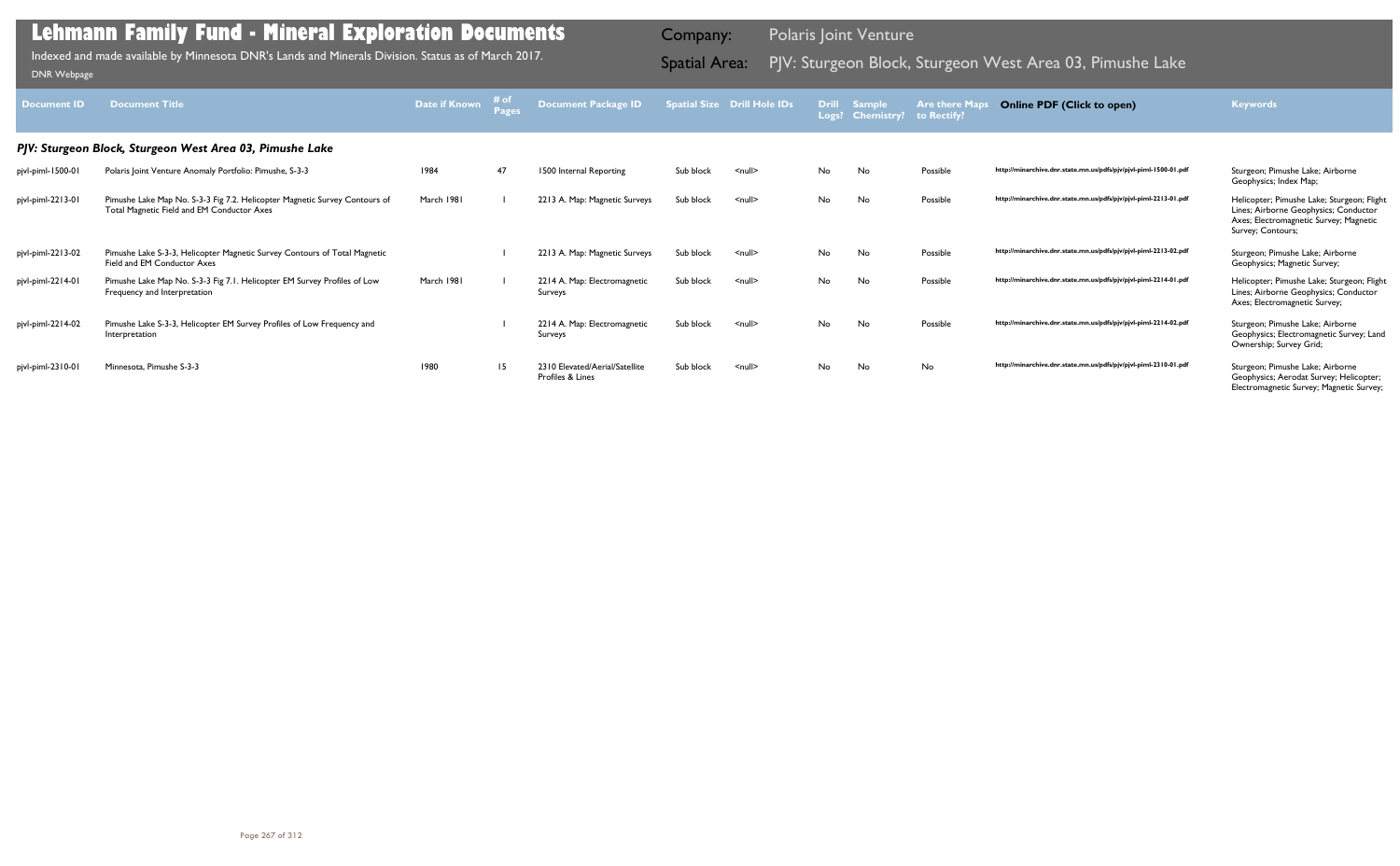# Lehmann Family Fund - Mineral Exploration Documents

Indexed and made available by Minnesota DNR's Lands and Minerals Division. Status as of March 2017.

DNR Webpage

Company: Polaris Joint Venture

Spatial Area: PJV: Sturgeon Block, Sturgeon West Area 03, Pimushe Lake

| Document ID | Document Title | Date if Known | # of Pages | Document Package ID | Spatial Size | Drill Hole IDs | Drill Logs? | Sample Chemistry? | Are there Maps to Rectify? | Online PDF (Click to open) | Keywords |
|---|---|---|---|---|---|---|---|---|---|---|---|
| ***PJV: Sturgeon Block, Sturgeon West Area 03, Pimushe Lake*** | | | | | | | | | | | |
| pjvl-piml-1500-01 | Polaris Joint Venture Anomaly Portfolio: Pimushe, S-3-3 | 1984 | 47 | 1500 Internal Reporting | Sub block | <null> | No | No | Possible | http://minarchive.dnr.state.mn.us/pdfs/pjv/pjvl-piml-1500-01.pdf | Sturgeon; Pimushe Lake; Airborne Geophysics; Index Map; |
| pjvl-piml-2213-01 | Pimushe Lake Map No. S-3-3 Fig 7.2. Helicopter Magnetic Survey Contours of Total Magnetic Field and EM Conductor Axes | March 1981 | 1 | 2213 A. Map: Magnetic Surveys | Sub block | <null> | No | No | Possible | http://minarchive.dnr.state.mn.us/pdfs/pjv/pjvl-piml-2213-01.pdf | Helicopter; Pimushe Lake; Sturgeon; Flight Lines; Airborne Geophysics; Conductor Axes; Electromagnetic Survey; Magnetic Survey; Contours; |
| pjvl-piml-2213-02 | Pimushe Lake S-3-3, Helicopter Magnetic Survey Contours of Total Magnetic Field and EM Conductor Axes | | 1 | 2213 A. Map: Magnetic Surveys | Sub block | <null> | No | No | Possible | http://minarchive.dnr.state.mn.us/pdfs/pjv/pjvl-piml-2213-02.pdf | Sturgeon; Pimushe Lake; Airborne Geophysics; Magnetic Survey; |
| pjvl-piml-2214-01 | Pimushe Lake Map No. S-3-3 Fig 7.1. Helicopter EM Survey Profiles of Low Frequency and Interpretation | March 1981 | 1 | 2214 A. Map: Electromagnetic Surveys | Sub block | <null> | No | No | Possible | http://minarchive.dnr.state.mn.us/pdfs/pjv/pjvl-piml-2214-01.pdf | Helicopter; Pimushe Lake; Sturgeon; Flight Lines; Airborne Geophysics; Conductor Axes; Electromagnetic Survey; |
| pjvl-piml-2214-02 | Pimushe Lake S-3-3, Helicopter EM Survey Profiles of Low Frequency and Interpretation | | 1 | 2214 A. Map: Electromagnetic Surveys | Sub block | <null> | No | No | Possible | http://minarchive.dnr.state.mn.us/pdfs/pjv/pjvl-piml-2214-02.pdf | Sturgeon; Pimushe Lake; Airborne Geophysics; Electromagnetic Survey; Land Ownership; Survey Grid; |
| pjvl-piml-2310-01 | Minnesota, Pimushe S-3-3 | 1980 | 15 | 2310 Elevated/Aerial/Satellite Profiles & Lines | Sub block | <null> | No | No | No | http://minarchive.dnr.state.mn.us/pdfs/pjv/pjvl-piml-2310-01.pdf | Sturgeon; Pimushe Lake; Airborne Geophysics; Aerodat Survey; Helicopter; Electromagnetic Survey; Magnetic Survey; |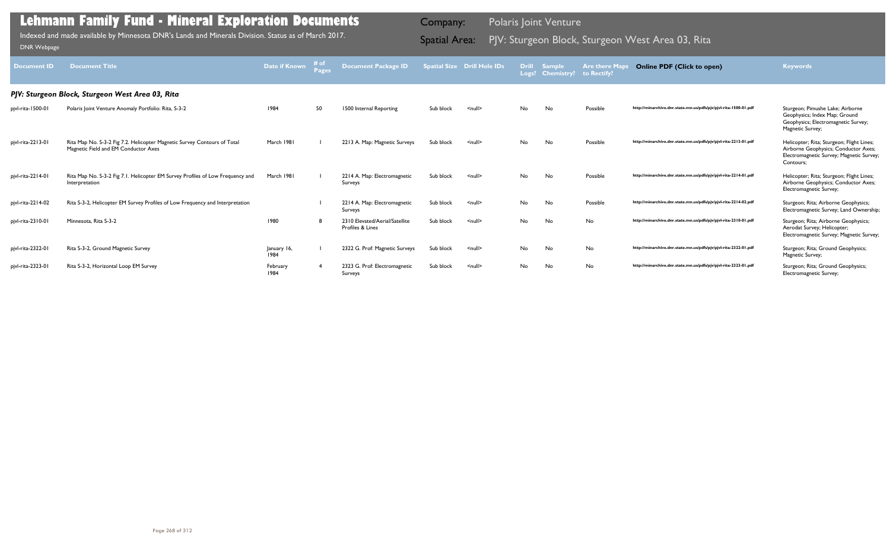# Lehmann Family Fund - Mineral Exploration Documents

Indexed and made available by Minnesota DNR's Lands and Minerals Division. Status as of March 2017.

DNR Webpage

Company: Polaris Joint Venture

Spatial Area: PJV: Sturgeon Block, Sturgeon West Area 03, Rita

| Document ID | Document Title | Date if Known | # of Pages | Document Package ID | Spatial Size | Drill Hole IDs | Drill Logs? | Sample Chemistry? | Are there Maps to Rectify? | Online PDF (Click to open) | Keywords |
|---|---|---|---|---|---|---|---|---|---|---|---|
| ***PJV: Sturgeon Block, Sturgeon West Area 03, Rita*** | | | | | | | | | | | |
| pjvl-rita-1500-01 | Polaris Joint Venture Anomaly Portfolio: Rita, S-3-2 | 1984 | 50 | 1500 Internal Reporting | Sub block | <null> | No | No | Possible | http://minarchive.dnr.state.mn.us/pdfs/pjv/pjvl-rita-1500-01.pdf | Sturgeon; Pimushe Lake; Airborne Geophysics; Index Map; Ground Geophysics; Electromagnetic Survey; Magnetic Survey; |
| pjvl-rita-2213-01 | Rita Map No. S-3-2 Fig 7.2. Helicopter Magnetic Survey Contours of Total Magnetic Field and EM Conductor Axes | March 1981 | 1 | 2213 A. Map: Magnetic Surveys | Sub block | <null> | No | No | Possible | http://minarchive.dnr.state.mn.us/pdfs/pjv/pjvl-rita-2213-01.pdf | Helicopter; Rita; Sturgeon; Flight Lines; Airborne Geophysics; Conductor Axes; Electromagnetic Survey; Magnetic Survey; Contours; |
| pjvl-rita-2214-01 | Rita Map No. S-3-2 Fig 7.1. Helicopter EM Survey Profiles of Low Frequency and Interpretation | March 1981 | 1 | 2214 A. Map: Electromagnetic Surveys | Sub block | <null> | No | No | Possible | http://minarchive.dnr.state.mn.us/pdfs/pjv/pjvl-rita-2214-01.pdf | Helicopter; Rita; Sturgeon; Flight Lines; Airborne Geophysics; Conductor Axes; Electromagnetic Survey; |
| pjvl-rita-2214-02 | Rita S-3-2, Helicopter EM Survey Profiles of Low Frequency and Interpretation | | 1 | 2214 A. Map: Electromagnetic Surveys | Sub block | <null> | No | No | Possible | http://minarchive.dnr.state.mn.us/pdfs/pjv/pjvl-rita-2214-02.pdf | Sturgeon; Rita; Airborne Geophysics; Electromagnetic Survey; Land Ownership; |
| pjvl-rita-2310-01 | Minnesota, Rita S-3-2 | 1980 | 8 | 2310 Elevated/Aerial/Satellite Profiles & Lines | Sub block | <null> | No | No | No | http://minarchive.dnr.state.mn.us/pdfs/pjv/pjvl-rita-2310-01.pdf | Sturgeon; Rita; Airborne Geophysics; Aerodat Survey; Helicopter; Electromagnetic Survey; Magnetic Survey; |
| pjvl-rita-2322-01 | Rita S-3-2, Ground Magnetic Survey | January 16, 1984 | 1 | 2322 G. Prof: Magnetic Surveys | Sub block | <null> | No | No | No | http://minarchive.dnr.state.mn.us/pdfs/pjv/pjvl-rita-2322-01.pdf | Sturgeon; Rita; Ground Geophysics; Magnetic Survey; |
| pjvl-rita-2323-01 | Rita S-3-2, Horizontal Loop EM Survey | February 1984 | 4 | 2323 G. Prof: Electromagnetic Surveys | Sub block | <null> | No | No | No | http://minarchive.dnr.state.mn.us/pdfs/pjv/pjvl-rita-2323-01.pdf | Sturgeon; Rita; Ground Geophysics; Electromagnetic Survey; |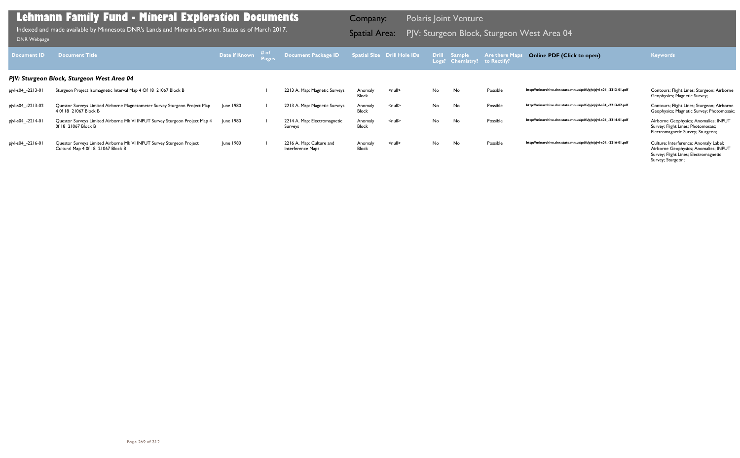# Lehmann Family Fund - Mineral Exploration Documents

Indexed and made available by Minnesota DNR's Lands and Minerals Division. Status as of March 2017.

DNR Webpage

Company: Polaris Joint Venture

Spatial Area: PJV: Sturgeon Block, Sturgeon West Area 04

| Document ID | Document Title | Date if Known | # of Pages | Document Package ID | Spatial Size | Drill Hole IDs | Drill Logs? | Sample Chemistry? | Are there Maps to Rectify? | Online PDF (Click to open) | Keywords |
|---|---|---|---|---|---|---|---|---|---|---|---|
| ***PJV: Sturgeon Block, Sturgeon West Area 04*** | | | | | | | | | | | |
| pjvl-s04_-2213-01 | Sturgeon Project Isomagnetic Interval Map 4 Of 18 21067 Block B | | 1 | 2213 A. Map: Magnetic Surveys | Anomaly Block | <null> | No | No | Possible | http://minarchive.dnr.state.mn.us/pdfs/pjv/pjvl-s04_-2213-01.pdf | Contours; Flight Lines; Sturgeon; Airborne Geophysics; Magnetic Survey; |
| pjvl-s04_-2213-02 | Questor Surveys Limited Airborne Magnetometer Survey Sturgeon Project Map 4 0f 18 21067 Block B | June 1980 | 1 | 2213 A. Map: Magnetic Surveys | Anomaly Block | <null> | No | No | Possible | http://minarchive.dnr.state.mn.us/pdfs/pjv/pjvl-s04_-2213-02.pdf | Contours; Flight Lines; Sturgeon; Airborne Geophysics; Magnetic Survey; Photomosaic; |
| pjvl-s04_-2214-01 | Questor Surveys Limited Airborne Mk VI INPUT Survey Sturgeon Project Map 4 0f 18 21067 Block B | June 1980 | 1 | 2214 A. Map: Electromagnetic Surveys | Anomaly Block | <null> | No | No | Possible | http://minarchive.dnr.state.mn.us/pdfs/pjv/pjvl-s04_-2214-01.pdf | Airborne Geophysics; Anomalies; INPUT Survey; Flight Lines; Photomosaic; Electromagnetic Survey; Sturgeon; |
| pjvl-s04_-2216-01 | Questor Surveys Limited Airborne Mk VI INPUT Survey Sturgeon Project Cultural Map 4 0f 18 21067 Block B | June 1980 | 1 | 2216 A. Map: Culture and Interference Maps | Anomaly Block | <null> | No | No | Possible | http://minarchive.dnr.state.mn.us/pdfs/pjv/pjvl-s04_-2216-01.pdf | Culture; Interference; Anomaly Label; Airborne Geophysics; Anomalies; INPUT Survey; Flight Lines; Electromagnetic Survey; Sturgeon; |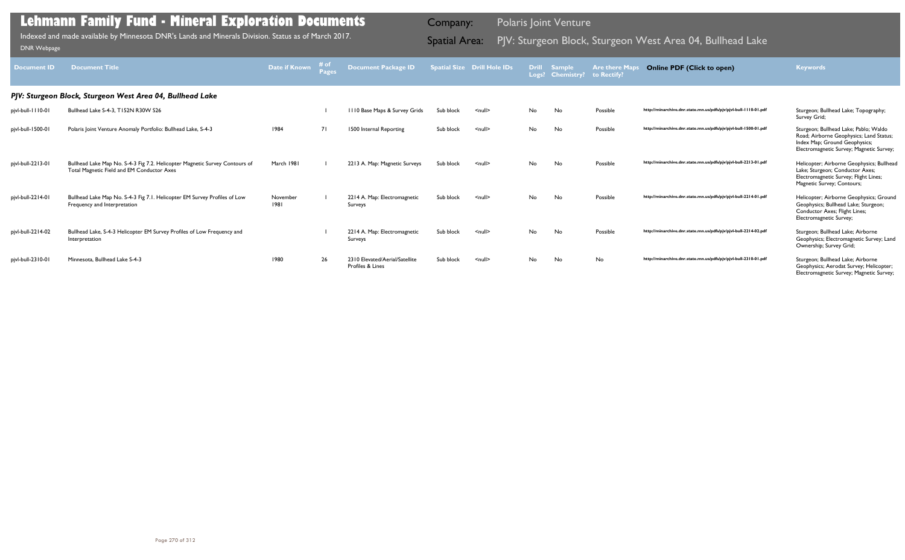# Lehmann Family Fund - Mineral Exploration Documents

Indexed and made available by Minnesota DNR's Lands and Minerals Division. Status as of March 2017.

DNR Webpage

Company: Polaris Joint Venture

Spatial Area: PJV: Sturgeon Block, Sturgeon West Area 04, Bullhead Lake

| Document ID | Document Title | Date if Known | # of Pages | Document Package ID | Spatial Size | Drill Hole IDs | Drill Logs? | Sample Chemistry? | Are there Maps to Rectify? | Online PDF (Click to open) | Keywords |
|---|---|---|---|---|---|---|---|---|---|---|---|
| ***PJV: Sturgeon Block, Sturgeon West Area 04, Bullhead Lake*** | | | | | | | | | | | |
| pjvl-bull-1110-01 | Bullhead Lake S-4-3, T152N R30W S26 | | 1 | 1110 Base Maps & Survey Grids | Sub block | <null> | No | No | Possible | http://minarchive.dnr.state.mn.us/pdfs/pjv/pjvl-bull-1110-01.pdf | Sturgeon; Bullhead Lake; Topography; Survey Grid; |
| pjvl-bull-1500-01 | Polaris Joint Venture Anomaly Portfolio: Bullhead Lake, S-4-3 | 1984 | 71 | 1500 Internal Reporting | Sub block | <null> | No | No | Possible | http://minarchive.dnr.state.mn.us/pdfs/pjv/pjvl-bull-1500-01.pdf | Sturgeon; Bullhead Lake; Pablo; Waldo Road; Airborne Geophysics; Land Status; Index Map; Ground Geophysics; Electromagnetic Survey; Magnetic Survey; |
| pjvl-bull-2213-01 | Bullhead Lake Map No. S-4-3 Fig 7.2. Helicopter Magnetic Survey Contours of Total Magnetic Field and EM Conductor Axes | March 1981 | 1 | 2213 A. Map: Magnetic Surveys | Sub block | <null> | No | No | Possible | http://minarchive.dnr.state.mn.us/pdfs/pjv/pjvl-bull-2213-01.pdf | Helicopter; Airborne Geophysics; Bullhead Lake; Sturgeon; Conductor Axes; Electromagnetic Survey; Flight Lines; Magnetic Survey; Contours; |
| pjvl-bull-2214-01 | Bullhead Lake Map No. S-4-3 Fig 7.1. Helicopter EM Survey Profiles of Low Frequency and Interpretation | November 1981 | 1 | 2214 A. Map: Electromagnetic Surveys | Sub block | <null> | No | No | Possible | http://minarchive.dnr.state.mn.us/pdfs/pjv/pjvl-bull-2214-01.pdf | Helicopter; Airborne Geophysics; Ground Geophysics; Bullhead Lake; Sturgeon; Conductor Axes; Flight Lines; Electromagnetic Survey; |
| pjvl-bull-2214-02 | Bullhead Lake, S-4-3 Helicopter EM Survey Profiles of Low Frequency and Interpretation | | 1 | 2214 A. Map: Electromagnetic Surveys | Sub block | <null> | No | No | Possible | http://minarchive.dnr.state.mn.us/pdfs/pjv/pjvl-bull-2214-02.pdf | Sturgeon; Bullhead Lake; Airborne Geophysics; Electromagnetic Survey; Land Ownership; Survey Grid; |
| pjvl-bull-2310-01 | Minnesota, Bullhead Lake S-4-3 | 1980 | 26 | 2310 Elevated/Aerial/Satellite Profiles & Lines | Sub block | <null> | No | No | No | http://minarchive.dnr.state.mn.us/pdfs/pjv/pjvl-bull-2310-01.pdf | Sturgeon; Bullhead Lake; Airborne Geophysics; Aerodat Survey; Helicopter; Electromagnetic Survey; Magnetic Survey; |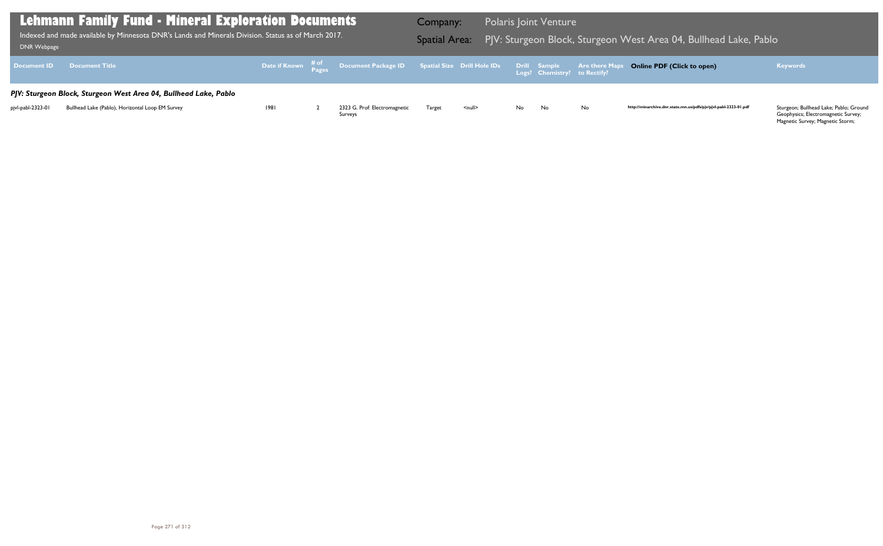# Lehmann Family Fund - Mineral Exploration Documents

Indexed and made available by Minnesota DNR's Lands and Minerals Division. Status as of March 2017.

DNR Webpage

**Company:** Polaris Joint Venture

**Spatial Area:** PJV: Sturgeon Block, Sturgeon West Area 04, Bullhead Lake, Pablo

| Document ID | Document Title | Date if Known | # of Pages | Document Package ID | Spatial Size | Drill Hole IDs | Drill Logs? | Sample Chemistry? | Are there Maps to Rectify? | Online PDF (Click to open) | Keywords |
|---|---|---|---|---|---|---|---|---|---|---|---|
| ***PJV: Sturgeon Block, Sturgeon West Area 04, Bullhead Lake, Pablo*** | | | | | | | | | | | |
| pjvl-pabl-2323-01 | Bullhead Lake (Pablo), Horizontal Loop EM Survey | 1981 | 2 | 2323 G. Prof: Electromagnetic Surveys | Target | <null> | No | No | No | http://minarchive.dnr.state.mn.us/pdfs/pjv/pjvl-pabl-2323-01.pdf | Sturgeon; Bullhead Lake; Pablo; Ground Geophysics; Electromagnetic Survey; Magnetic Survey; Magnetic Storm; |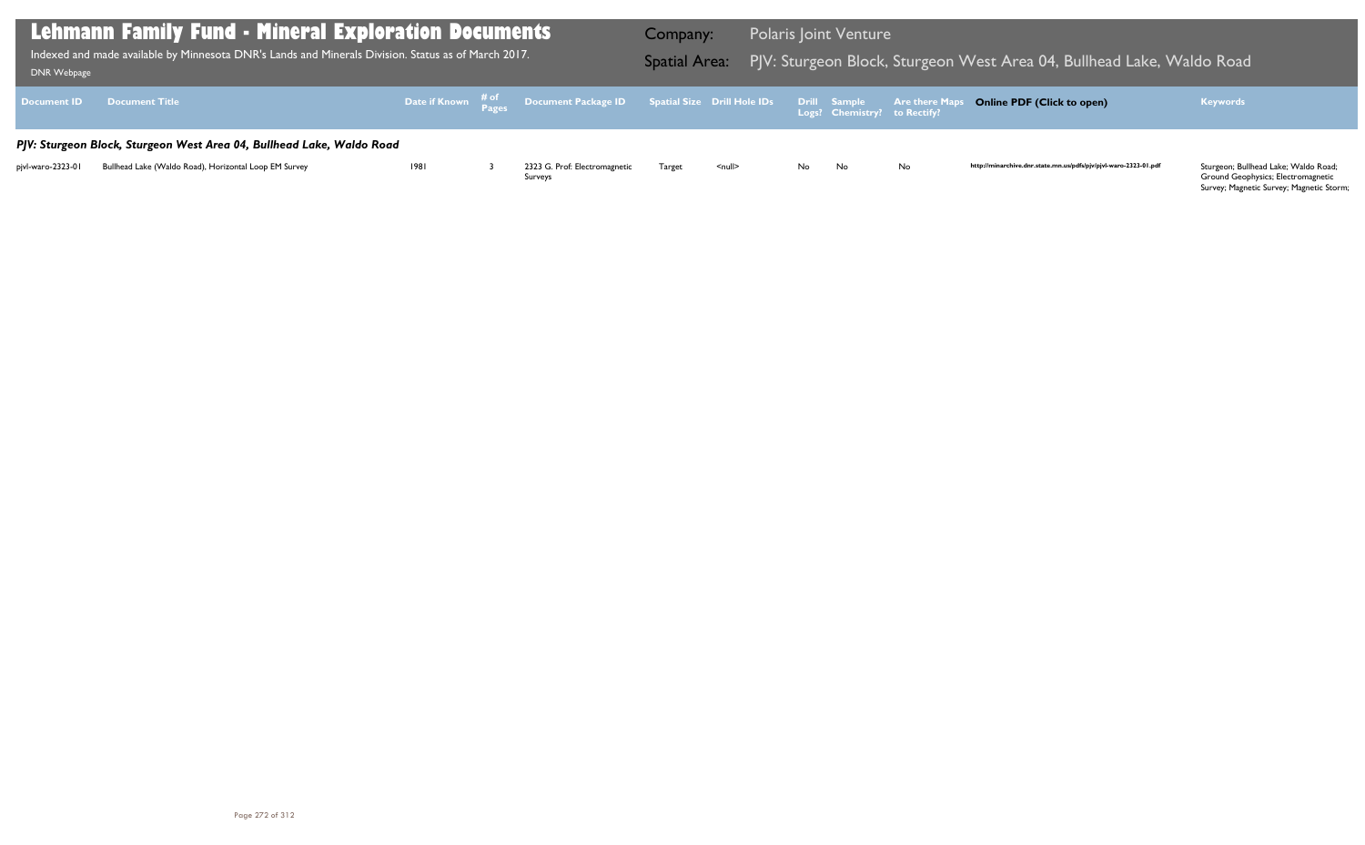# Lehmann Family Fund - Mineral Exploration Documents

Indexed and made available by Minnesota DNR's Lands and Minerals Division. Status as of March 2017.

DNR Webpage

Company: Polaris Joint Venture

Spatial Area: PJV: Sturgeon Block, Sturgeon West Area 04, Bullhead Lake, Waldo Road

| Document ID | Document Title | Date if Known | # of Pages | Document Package ID | Spatial Size | Drill Hole IDs | Drill Logs? | Sample Chemistry? | Are there Maps to Rectify? | Online PDF (Click to open) | Keywords |
|---|---|---|---|---|---|---|---|---|---|---|---|
| ***PJV: Sturgeon Block, Sturgeon West Area 04, Bullhead Lake, Waldo Road*** | | | | | | | | | | | |
| pjvl-waro-2323-01 | Bullhead Lake (Waldo Road), Horizontal Loop EM Survey | 1981 | 3 | 2323 G. Prof: Electromagnetic Surveys | Target | <null> | No | No | No | http://minarchive.dnr.state.mn.us/pdfs/pjv/pjvl-waro-2323-01.pdf | Sturgeon; Bullhead Lake; Waldo Road; Ground Geophysics; Electromagnetic Survey; Magnetic Survey; Magnetic Storm; |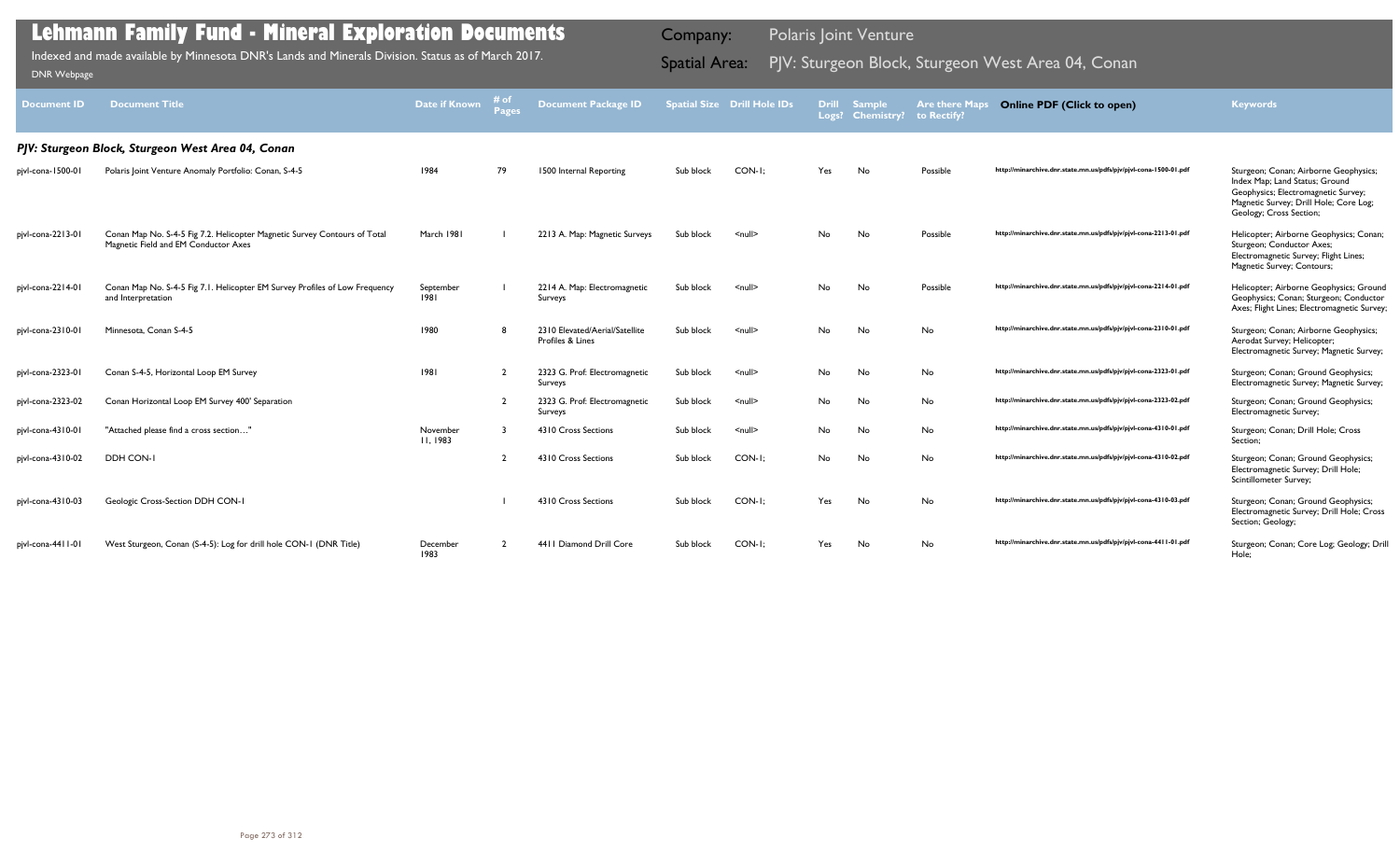# Lehmann Family Fund - Mineral Exploration Documents

Indexed and made available by Minnesota DNR's Lands and Minerals Division. Status as of March 2017.

DNR Webpage

Company: Polaris Joint Venture

Spatial Area: PJV: Sturgeon Block, Sturgeon West Area 04, Conan

| Document ID | Document Title | Date if Known | # of Pages | Document Package ID | Spatial Size | Drill Hole IDs | Drill Logs? | Sample Chemistry? | Are there Maps to Rectify? | Online PDF (Click to open) | Keywords |
|---|---|---|---|---|---|---|---|---|---|---|---|
| ***PJV: Sturgeon Block, Sturgeon West Area 04, Conan*** | | | | | | | | | | | |
| pjvl-cona-1500-01 | Polaris Joint Venture Anomaly Portfolio: Conan, S-4-5 | 1984 | 79 | 1500 Internal Reporting | Sub block | CON-1; | Yes | No | Possible | http://minarchive.dnr.state.mn.us/pdfs/pjv/pjvl-cona-1500-01.pdf | Sturgeon; Conan; Airborne Geophysics; Index Map; Land Status; Ground Geophysics; Electromagnetic Survey; Magnetic Survey; Drill Hole; Core Log; Geology; Cross Section; |
| pjvl-cona-2213-01 | Conan Map No. S-4-5 Fig 7.2. Helicopter Magnetic Survey Contours of Total Magnetic Field and EM Conductor Axes | March 1981 | 1 | 2213 A. Map: Magnetic Surveys | Sub block | <null> | No | No | Possible | http://minarchive.dnr.state.mn.us/pdfs/pjv/pjvl-cona-2213-01.pdf | Helicopter; Airborne Geophysics; Conan; Sturgeon; Conductor Axes; Electromagnetic Survey; Flight Lines; Magnetic Survey; Contours; |
| pjvl-cona-2214-01 | Conan Map No. S-4-5 Fig 7.1. Helicopter EM Survey Profiles of Low Frequency and Interpretation | September 1981 | 1 | 2214 A. Map: Electromagnetic Surveys | Sub block | <null> | No | No | Possible | http://minarchive.dnr.state.mn.us/pdfs/pjv/pjvl-cona-2214-01.pdf | Helicopter; Airborne Geophysics; Ground Geophysics; Conan; Sturgeon; Conductor Axes; Flight Lines; Electromagnetic Survey; |
| pjvl-cona-2310-01 | Minnesota, Conan S-4-5 | 1980 | 8 | 2310 Elevated/Aerial/Satellite Profiles & Lines | Sub block | <null> | No | No | No | http://minarchive.dnr.state.mn.us/pdfs/pjv/pjvl-cona-2310-01.pdf | Sturgeon; Conan; Airborne Geophysics; Aerodat Survey; Helicopter; Electromagnetic Survey; Magnetic Survey; |
| pjvl-cona-2323-01 | Conan S-4-5, Horizontal Loop EM Survey | 1981 | 2 | 2323 G. Prof: Electromagnetic Surveys | Sub block | <null> | No | No | No | http://minarchive.dnr.state.mn.us/pdfs/pjv/pjvl-cona-2323-01.pdf | Sturgeon; Conan; Ground Geophysics; Electromagnetic Survey; Magnetic Survey; |
| pjvl-cona-2323-02 | Conan Horizontal Loop EM Survey 400' Separation | | 2 | 2323 G. Prof: Electromagnetic Surveys | Sub block | <null> | No | No | No | http://minarchive.dnr.state.mn.us/pdfs/pjv/pjvl-cona-2323-02.pdf | Sturgeon; Conan; Ground Geophysics; Electromagnetic Survey; |
| pjvl-cona-4310-01 | "Attached please find a cross section…" | November 11, 1983 | 3 | 4310 Cross Sections | Sub block | <null> | No | No | No | http://minarchive.dnr.state.mn.us/pdfs/pjv/pjvl-cona-4310-01.pdf | Sturgeon; Conan; Drill Hole; Cross Section; |
| pjvl-cona-4310-02 | DDH CON-1 | | 2 | 4310 Cross Sections | Sub block | CON-1; | No | No | No | http://minarchive.dnr.state.mn.us/pdfs/pjv/pjvl-cona-4310-02.pdf | Sturgeon; Conan; Ground Geophysics; Electromagnetic Survey; Drill Hole; Scintillometer Survey; |
| pjvl-cona-4310-03 | Geologic Cross-Section DDH CON-1 | | 1 | 4310 Cross Sections | Sub block | CON-1; | Yes | No | No | http://minarchive.dnr.state.mn.us/pdfs/pjv/pjvl-cona-4310-03.pdf | Sturgeon; Conan; Ground Geophysics; Electromagnetic Survey; Drill Hole; Cross Section; Geology; |
| pjvl-cona-4411-01 | West Sturgeon, Conan (S-4-5): Log for drill hole CON-1 (DNR Title) | December 1983 | 2 | 4411 Diamond Drill Core | Sub block | CON-1; | Yes | No | No | http://minarchive.dnr.state.mn.us/pdfs/pjv/pjvl-cona-4411-01.pdf | Sturgeon; Conan; Core Log; Geology; Drill Hole; |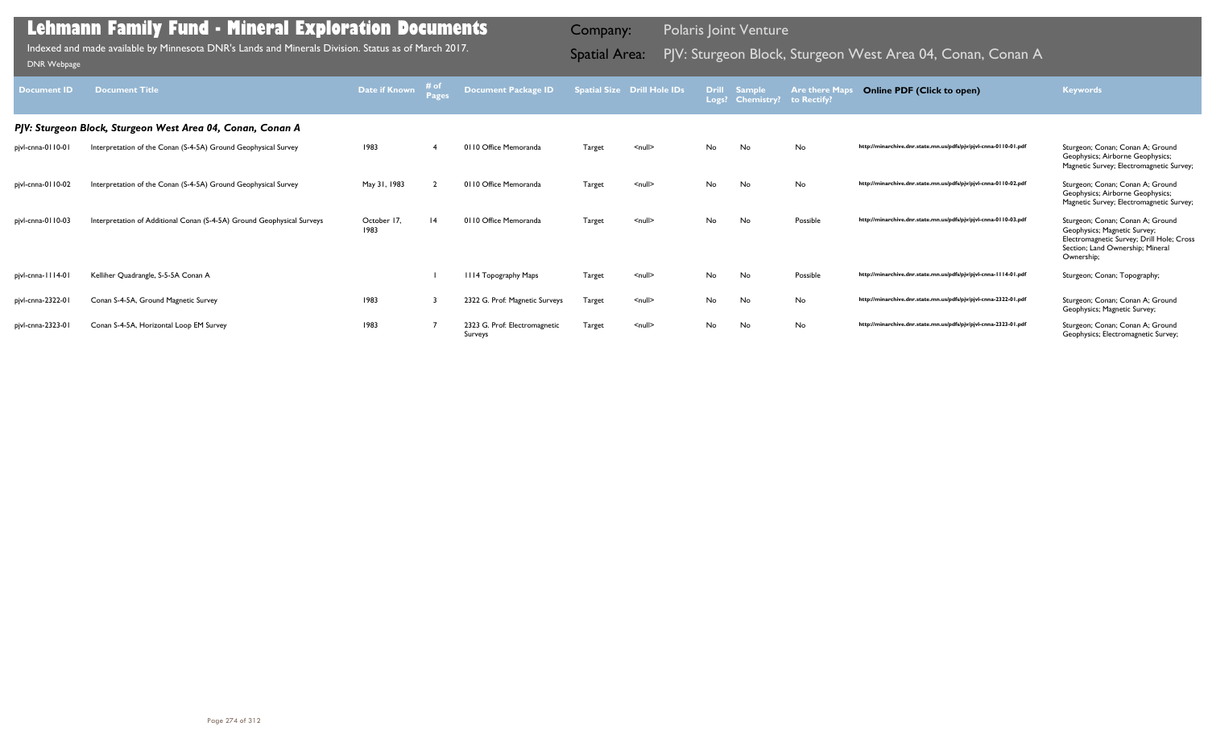# Lehmann Family Fund - Mineral Exploration Documents

Indexed and made available by Minnesota DNR's Lands and Minerals Division. Status as of March 2017.

DNR Webpage

Company: Polaris Joint Venture

Spatial Area: PJV: Sturgeon Block, Sturgeon West Area 04, Conan, Conan A

| Document ID | Document Title | Date if Known | # of Pages | Document Package ID | Spatial Size | Drill Hole IDs | Drill Logs? | Sample Chemistry? | Are there Maps to Rectify? | Online PDF (Click to open) | Keywords |
|---|---|---|---|---|---|---|---|---|---|---|---|
| ***PJV: Sturgeon Block, Sturgeon West Area 04, Conan, Conan A*** | | | | | | | | | | | |
| pjvl-cnna-0110-01 | Interpretation of the Conan (S-4-5A) Ground Geophysical Survey | 1983 | 4 | 0110 Office Memoranda | Target | <null> | No | No | No | http://minarchive.dnr.state.mn.us/pdfs/pjv/pjvl-cnna-0110-01.pdf | Sturgeon; Conan; Conan A; Ground Geophysics; Airborne Geophysics; Magnetic Survey; Electromagnetic Survey; |
| pjvl-cnna-0110-02 | Interpretation of the Conan (S-4-5A) Ground Geophysical Survey | May 31, 1983 | 2 | 0110 Office Memoranda | Target | <null> | No | No | No | http://minarchive.dnr.state.mn.us/pdfs/pjv/pjvl-cnna-0110-02.pdf | Sturgeon; Conan; Conan A; Ground Geophysics; Airborne Geophysics; Magnetic Survey; Electromagnetic Survey; |
| pjvl-cnna-0110-03 | Interpretation of Additional Conan (S-4-5A) Ground Geophysical Surveys | October 17, 1983 | 14 | 0110 Office Memoranda | Target | <null> | No | No | Possible | http://minarchive.dnr.state.mn.us/pdfs/pjv/pjvl-cnna-0110-03.pdf | Sturgeon; Conan; Conan A; Ground Geophysics; Magnetic Survey; Electromagnetic Survey; Drill Hole; Cross Section; Land Ownership; Mineral Ownership; |
| pjvl-cnna-1114-01 | Kelliher Quadrangle, S-5-5A Conan A | | 1 | 1114 Topography Maps | Target | <null> | No | No | Possible | http://minarchive.dnr.state.mn.us/pdfs/pjv/pjvl-cnna-1114-01.pdf | Sturgeon; Conan; Topography; |
| pjvl-cnna-2322-01 | Conan S-4-5A, Ground Magnetic Survey | 1983 | 3 | 2322 G. Prof: Magnetic Surveys | Target | <null> | No | No | No | http://minarchive.dnr.state.mn.us/pdfs/pjv/pjvl-cnna-2322-01.pdf | Sturgeon; Conan; Conan A; Ground Geophysics; Magnetic Survey; |
| pjvl-cnna-2323-01 | Conan S-4-5A, Horizontal Loop EM Survey | 1983 | 7 | 2323 G. Prof: Electromagnetic Surveys | Target | <null> | No | No | No | http://minarchive.dnr.state.mn.us/pdfs/pjv/pjvl-cnna-2323-01.pdf | Sturgeon; Conan; Conan A; Ground Geophysics; Electromagnetic Survey; |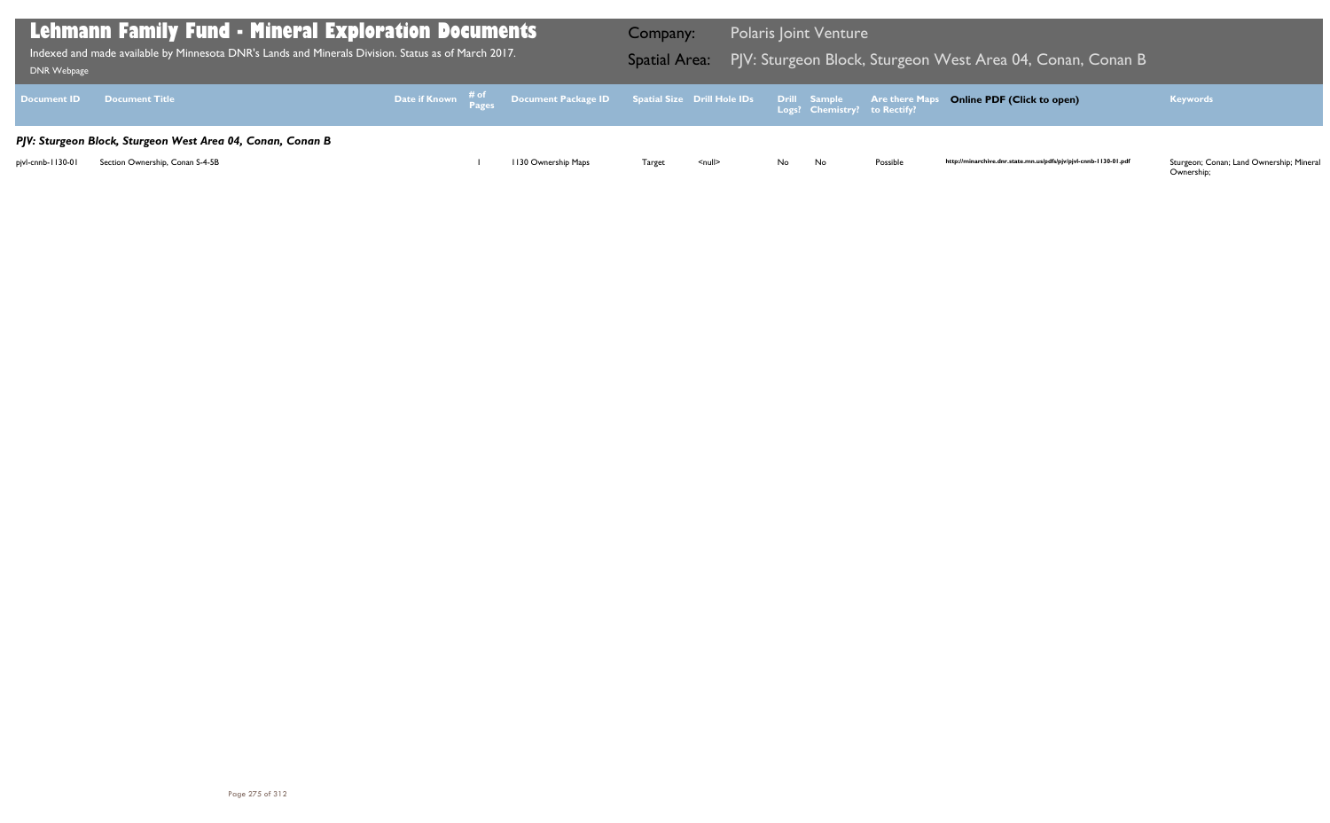# Lehmann Family Fund - Mineral Exploration Documents

Indexed and made available by Minnesota DNR's Lands and Minerals Division. Status as of March 2017.

DNR Webpage

**Company:** Polaris Joint Venture

**Spatial Area:** PJV: Sturgeon Block, Sturgeon West Area 04, Conan, Conan B

| Document ID | Document Title | Date if Known | # of Pages | Document Package ID | Spatial Size | Drill Hole IDs | Drill Logs? | Sample Chemistry? | Are there Maps to Rectify? | Online PDF (Click to open) | Keywords |
|---|---|---|---|---|---|---|---|---|---|---|---|
| ***PJV: Sturgeon Block, Sturgeon West Area 04, Conan, Conan B*** | | | | | | | | | | | |
| pjvl-cnnb-1130-01 | Section Ownership, Conan S-4-5B | | 1 | 1130 Ownership Maps | Target | <null> | No | No | Possible | http://minarchive.dnr.state.mn.us/pdfs/pjv/pjvl-cnnb-1130-01.pdf | Sturgeon; Conan; Land Ownership; Mineral Ownership; |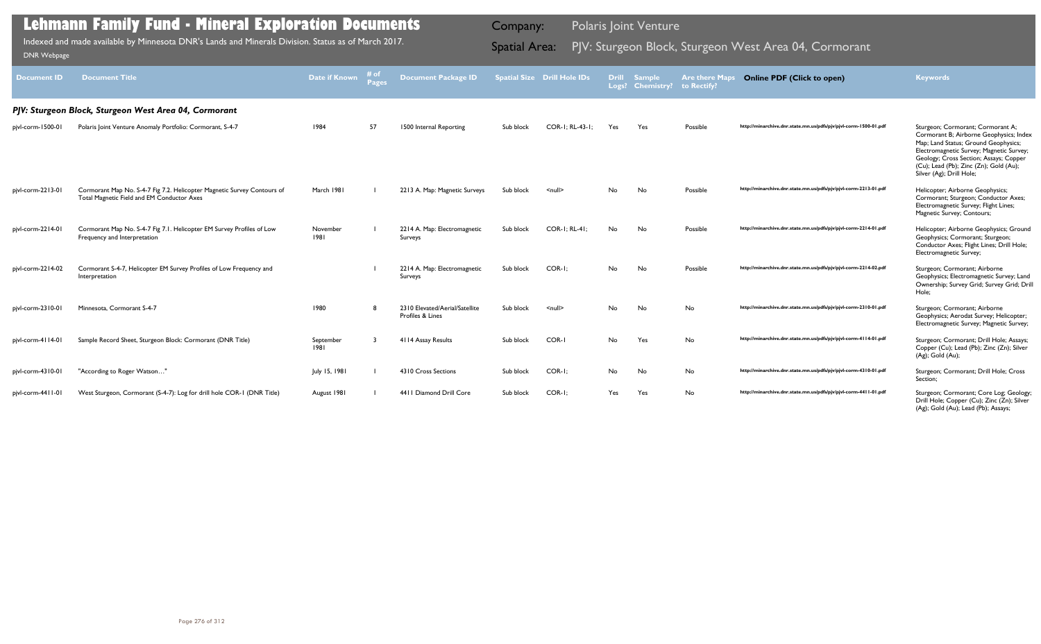# Lehmann Family Fund - Mineral Exploration Documents

Indexed and made available by Minnesota DNR's Lands and Minerals Division. Status as of March 2017.

DNR Webpage

**Company:** Polaris Joint Venture

**Spatial Area:** PJV: Sturgeon Block, Sturgeon West Area 04, Cormorant

| Document ID | Document Title | Date if Known | # of Pages | Document Package ID | Spatial Size | Drill Hole IDs | Drill Logs? | Sample Chemistry? | Are there Maps to Rectify? | Online PDF (Click to open) | Keywords |
|---|---|---|---|---|---|---|---|---|---|---|---|
| ***PJV: Sturgeon Block, Sturgeon West Area 04, Cormorant*** | | | | | | | | | | | |
| pjvl-corm-1500-01 | Polaris Joint Venture Anomaly Portfolio: Cormorant, S-4-7 | 1984 | 57 | 1500 Internal Reporting | Sub block | COR-1; RL-43-1; | Yes | Yes | Possible | http://minarchive.dnr.state.mn.us/pdfs/pjv/pjvl-corm-1500-01.pdf | Sturgeon; Cormorant; Cormorant A; Cormorant B; Airborne Geophysics; Index Map; Land Status; Ground Geophysics; Electromagnetic Survey; Magnetic Survey; Geology; Cross Section; Assays; Copper (Cu); Lead (Pb); Zinc (Zn); Gold (Au); Silver (Ag); Drill Hole; |
| pjvl-corm-2213-01 | Cormorant Map No. S-4-7 Fig 7.2. Helicopter Magnetic Survey Contours of Total Magnetic Field and EM Conductor Axes | March 1981 | 1 | 2213 A. Map: Magnetic Surveys | Sub block | <null> | No | No | Possible | http://minarchive.dnr.state.mn.us/pdfs/pjv/pjvl-corm-2213-01.pdf | Helicopter; Airborne Geophysics; Cormorant; Sturgeon; Conductor Axes; Electromagnetic Survey; Flight Lines; Magnetic Survey; Contours; |
| pjvl-corm-2214-01 | Cormorant Map No. S-4-7 Fig 7.1. Helicopter EM Survey Profiles of Low Frequency and Interpretation | November 1981 | 1 | 2214 A. Map: Electromagnetic Surveys | Sub block | COR-1; RL-41; | No | No | Possible | http://minarchive.dnr.state.mn.us/pdfs/pjv/pjvl-corm-2214-01.pdf | Helicopter; Airborne Geophysics; Ground Geophysics; Cormorant; Sturgeon; Conductor Axes; Flight Lines; Drill Hole; Electromagnetic Survey; |
| pjvl-corm-2214-02 | Cormorant S-4-7, Helicopter EM Survey Profiles of Low Frequency and Interpretation | | 1 | 2214 A. Map: Electromagnetic Surveys | Sub block | COR-1; | No | No | Possible | http://minarchive.dnr.state.mn.us/pdfs/pjv/pjvl-corm-2214-02.pdf | Sturgeon; Cormorant; Airborne Geophysics; Electromagnetic Survey; Land Ownership; Survey Grid; Survey Grid; Drill Hole; |
| pjvl-corm-2310-01 | Minnesota, Cormorant S-4-7 | 1980 | 8 | 2310 Elevated/Aerial/Satellite Profiles & Lines | Sub block | <null> | No | No | No | http://minarchive.dnr.state.mn.us/pdfs/pjv/pjvl-corm-2310-01.pdf | Sturgeon; Cormorant; Airborne Geophysics; Aerodat Survey; Helicopter; Electromagnetic Survey; Magnetic Survey; |
| pjvl-corm-4114-01 | Sample Record Sheet, Sturgeon Block: Cormorant (DNR Title) | September 1981 | 3 | 4114 Assay Results | Sub block | COR-1 | No | Yes | No | http://minarchive.dnr.state.mn.us/pdfs/pjv/pjvl-corm-4114-01.pdf | Sturgeon; Cormorant; Drill Hole; Assays; Copper (Cu); Lead (Pb); Zinc (Zn); Silver (Ag); Gold (Au); |
| pjvl-corm-4310-01 | "According to Roger Watson…" | July 15, 1981 | 1 | 4310 Cross Sections | Sub block | COR-1; | No | No | No | http://minarchive.dnr.state.mn.us/pdfs/pjv/pjvl-corm-4310-01.pdf | Sturgeon; Cormorant; Drill Hole; Cross Section; |
| pjvl-corm-4411-01 | West Sturgeon, Cormorant (S-4-7): Log for drill hole COR-1 (DNR Title) | August 1981 | 1 | 4411 Diamond Drill Core | Sub block | COR-1; | Yes | Yes | No | http://minarchive.dnr.state.mn.us/pdfs/pjv/pjvl-corm-4411-01.pdf | Sturgeon; Cormorant; Core Log; Geology; Drill Hole; Copper (Cu); Zinc (Zn); Silver (Ag); Gold (Au); Lead (Pb); Assays; |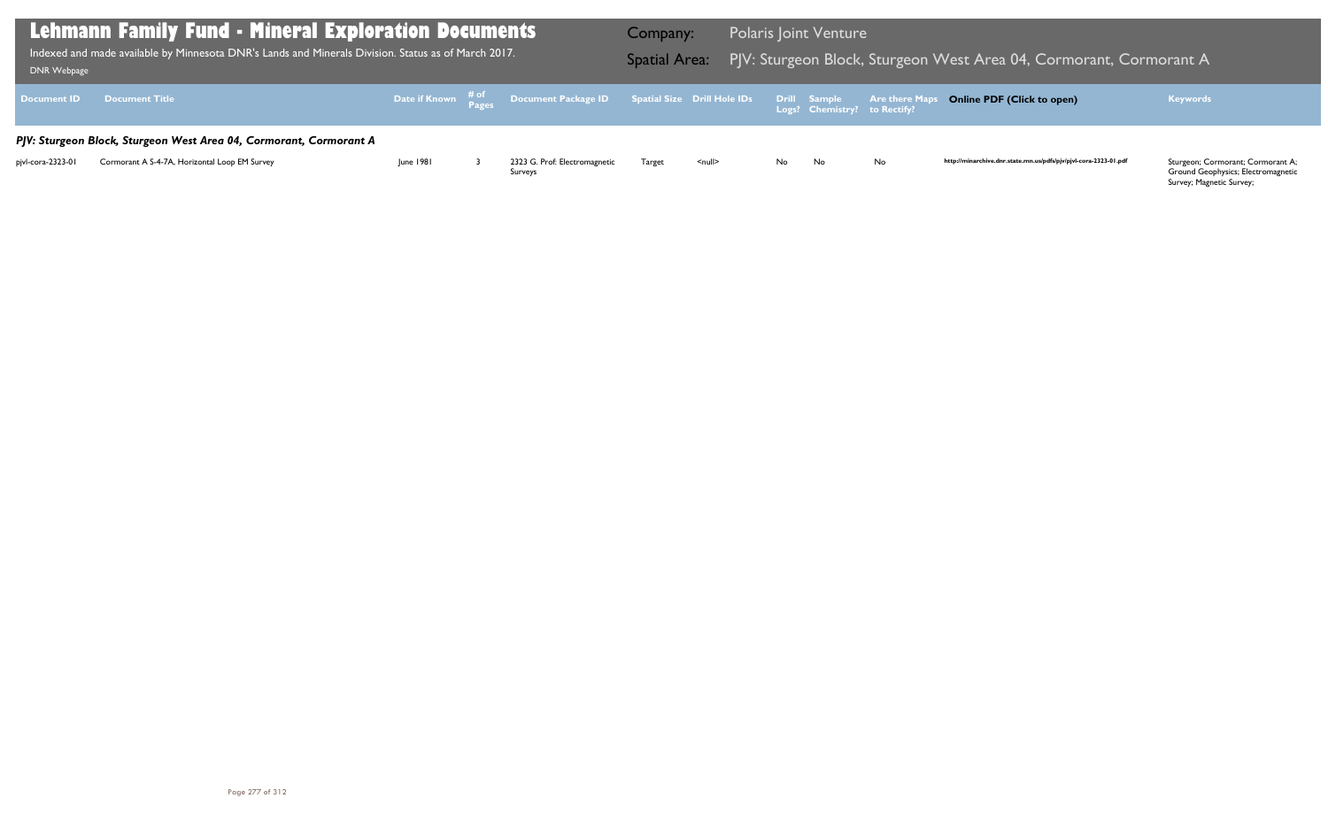# Lehmann Family Fund - Mineral Exploration Documents

Indexed and made available by Minnesota DNR's Lands and Minerals Division. Status as of March 2017.

DNR Webpage

**Company:** Polaris Joint Venture

**Spatial Area:** PJV: Sturgeon Block, Sturgeon West Area 04, Cormorant, Cormorant A

| Document ID | Document Title | Date if Known | # of Pages | Document Package ID | Spatial Size | Drill Hole IDs | Drill Logs? | Sample Chemistry? | Are there Maps to Rectify? | Online PDF (Click to open) | Keywords |
|---|---|---|---|---|---|---|---|---|---|---|---|
| ***PJV: Sturgeon Block, Sturgeon West Area 04, Cormorant, Cormorant A*** | | | | | | | | | | | |
| pjvl-cora-2323-01 | Cormorant A S-4-7A, Horizontal Loop EM Survey | June 1981 | 3 | 2323 G. Prof: Electromagnetic Surveys | Target | <null> | No | No | No | http://minarchive.dnr.state.mn.us/pdfs/pjv/pjvl-cora-2323-01.pdf | Sturgeon; Cormorant; Cormorant A; Ground Geophysics; Electromagnetic Survey; Magnetic Survey; |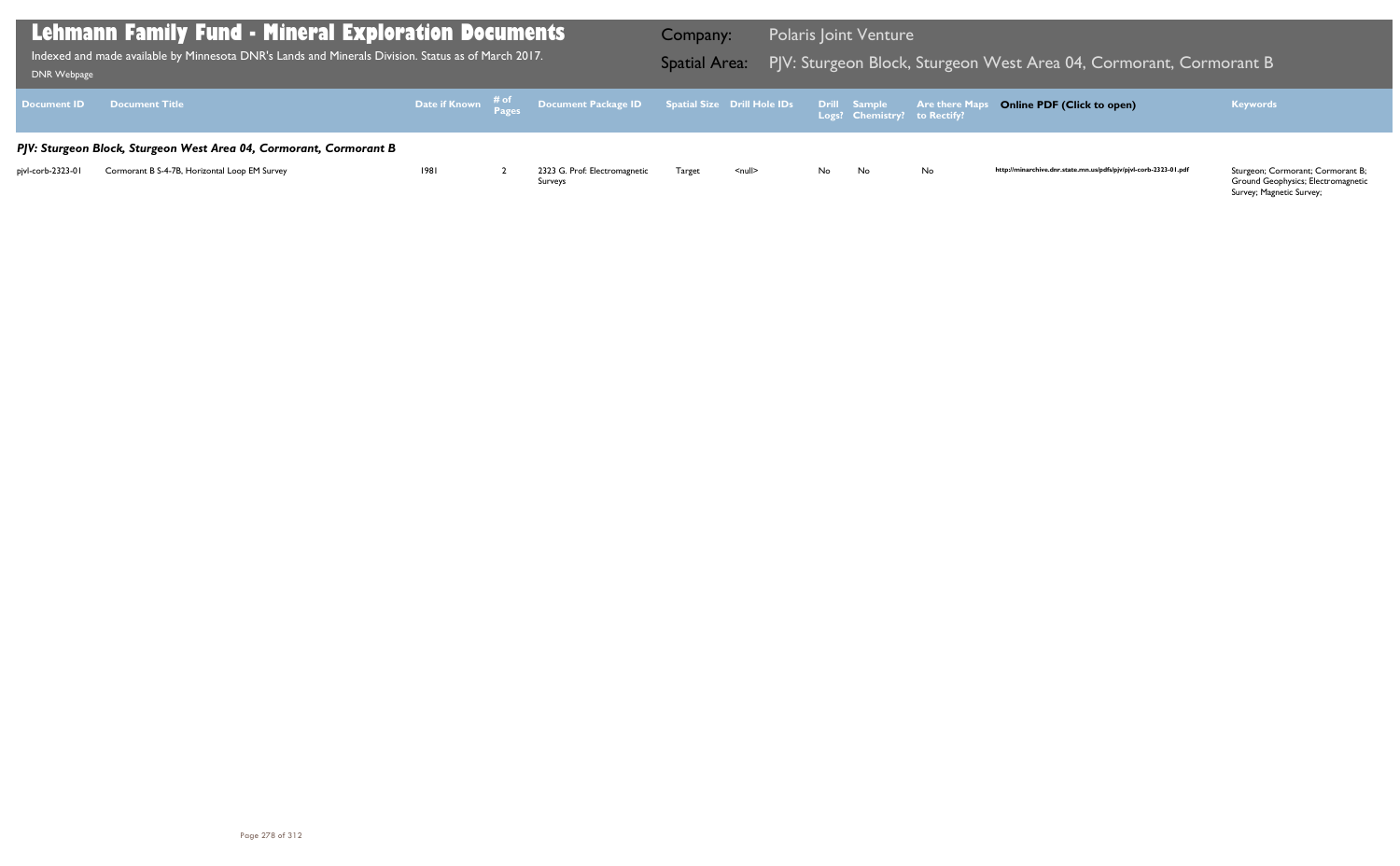# Lehmann Family Fund - Mineral Exploration Documents

Indexed and made available by Minnesota DNR's Lands and Minerals Division. Status as of March 2017.

DNR Webpage

**Company:** Polaris Joint Venture

**Spatial Area:** PJV: Sturgeon Block, Sturgeon West Area 04, Cormorant, Cormorant B

### *PJV: Sturgeon Block, Sturgeon West Area 04, Cormorant, Cormorant B*

| Document ID | Document Title | Date if Known | # of Pages | Document Package ID | Spatial Size | Drill Hole IDs | Drill Logs? | Sample Chemistry? | Are there Maps to Rectify? | Online PDF (Click to open) | Keywords |
|---|---|---|---|---|---|---|---|---|---|---|---|
| pjvl-corb-2323-01 | Cormorant B S-4-7B, Horizontal Loop EM Survey | 1981 | 2 | 2323 G. Prof: Electromagnetic Surveys | Target | <null> | No | No | No | http://minarchive.dnr.state.mn.us/pdfs/pjv/pjvl-corb-2323-01.pdf | Sturgeon; Cormorant; Cormorant B; Ground Geophysics; Electromagnetic Survey; Magnetic Survey; |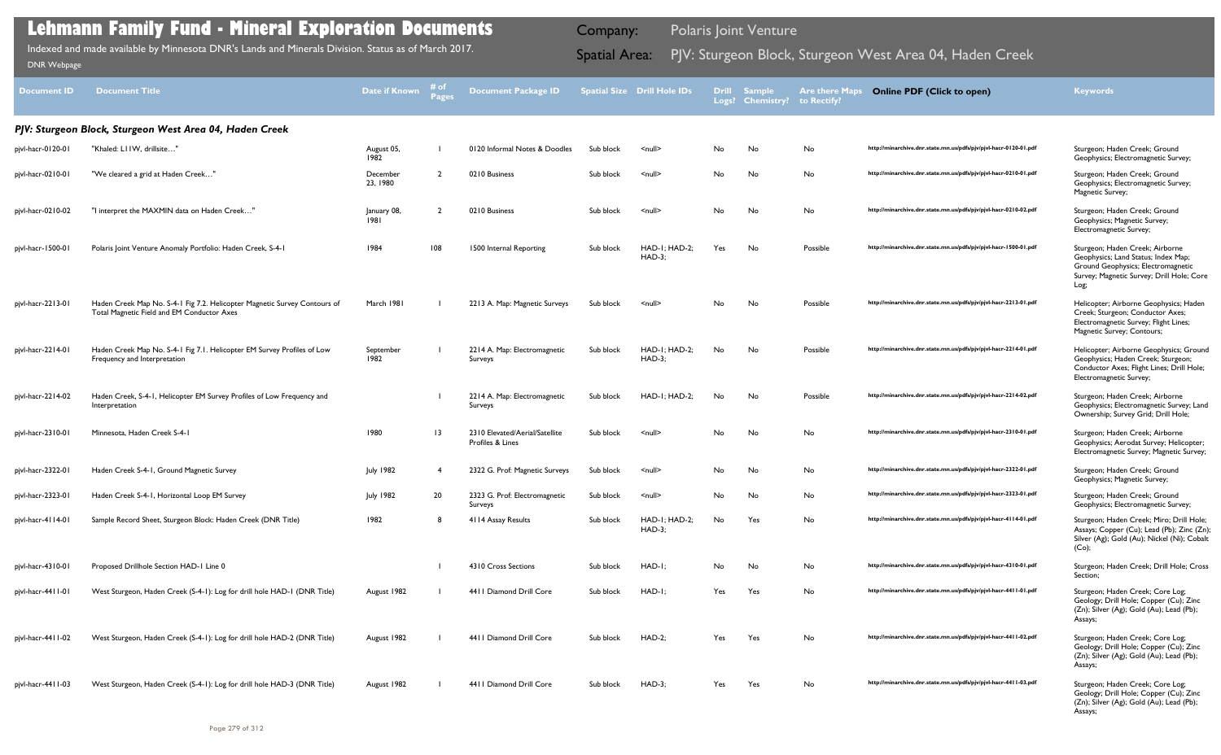# Lehmann Family Fund - Mineral Exploration Documents

Indexed and made available by Minnesota DNR's Lands and Minerals Division. Status as of March 2017.

DNR Webpage

Company: Polaris Joint Venture

Spatial Area: PJV: Sturgeon Block, Sturgeon West Area 04, Haden Creek

| Document ID | Document Title | Date if Known | # of Pages | Document Package ID | Spatial Size | Drill Hole IDs | Drill Logs? | Sample Chemistry? | Are there Maps to Rectify? | Online PDF (Click to open) | Keywords |
|---|---|---|---|---|---|---|---|---|---|---|---|
| ***PJV: Sturgeon Block, Sturgeon West Area 04, Haden Creek*** | | | | | | | | | | | |
| pjvl-hacr-0120-01 | "Khaled: L11W, drillsite…" | August 05, 1982 | 1 | 0120 Informal Notes & Doodles | Sub block | <null> | No | No | No | http://minarchive.dnr.state.mn.us/pdfs/pjv/pjvl-hacr-0120-01.pdf | Sturgeon; Haden Creek; Ground Geophysics; Electromagnetic Survey; |
| pjvl-hacr-0210-01 | "We cleared a grid at Haden Creek…" | December 23, 1980 | 2 | 0210 Business | Sub block | <null> | No | No | No | http://minarchive.dnr.state.mn.us/pdfs/pjv/pjvl-hacr-0210-01.pdf | Sturgeon; Haden Creek; Ground Geophysics; Electromagnetic Survey; Magnetic Survey; |
| pjvl-hacr-0210-02 | "I interpret the MAXMIN data on Haden Creek…" | January 08, 1981 | 2 | 0210 Business | Sub block | <null> | No | No | No | http://minarchive.dnr.state.mn.us/pdfs/pjv/pjvl-hacr-0210-02.pdf | Sturgeon; Haden Creek; Ground Geophysics; Magnetic Survey; Electromagnetic Survey; |
| pjvl-hacr-1500-01 | Polaris Joint Venture Anomaly Portfolio: Haden Creek, S-4-1 | 1984 | 108 | 1500 Internal Reporting | Sub block | HAD-1; HAD-2; HAD-3; | Yes | No | Possible | http://minarchive.dnr.state.mn.us/pdfs/pjv/pjvl-hacr-1500-01.pdf | Sturgeon; Haden Creek; Airborne Geophysics; Land Status; Index Map; Ground Geophysics; Electromagnetic Survey; Magnetic Survey; Drill Hole; Core Log; |
| pjvl-hacr-2213-01 | Haden Creek Map No. S-4-1 Fig 7.2. Helicopter Magnetic Survey Contours of Total Magnetic Field and EM Conductor Axes | March 1981 | 1 | 2213 A. Map: Magnetic Surveys | Sub block | <null> | No | No | Possible | http://minarchive.dnr.state.mn.us/pdfs/pjv/pjvl-hacr-2213-01.pdf | Helicopter; Airborne Geophysics; Haden Creek; Sturgeon; Conductor Axes; Electromagnetic Survey; Flight Lines; Magnetic Survey; Contours; |
| pjvl-hacr-2214-01 | Haden Creek Map No. S-4-1 Fig 7.1. Helicopter EM Survey Profiles of Low Frequency and Interpretation | September 1982 | 1 | 2214 A. Map: Electromagnetic Surveys | Sub block | HAD-1; HAD-2; HAD-3; | No | No | Possible | http://minarchive.dnr.state.mn.us/pdfs/pjv/pjvl-hacr-2214-01.pdf | Helicopter; Airborne Geophysics; Ground Geophysics; Haden Creek; Sturgeon; Conductor Axes; Flight Lines; Drill Hole; Electromagnetic Survey; |
| pjvl-hacr-2214-02 | Haden Creek, S-4-1, Helicopter EM Survey Profiles of Low Frequency and Interpretation | | 1 | 2214 A. Map: Electromagnetic Surveys | Sub block | HAD-1; HAD-2; | No | No | Possible | http://minarchive.dnr.state.mn.us/pdfs/pjv/pjvl-hacr-2214-02.pdf | Sturgeon; Haden Creek; Airborne Geophysics; Electromagnetic Survey; Land Ownership; Survey Grid; Drill Hole; |
| pjvl-hacr-2310-01 | Minnesota, Haden Creek S-4-1 | 1980 | 13 | 2310 Elevated/Aerial/Satellite Profiles & Lines | Sub block | <null> | No | No | No | http://minarchive.dnr.state.mn.us/pdfs/pjv/pjvl-hacr-2310-01.pdf | Sturgeon; Haden Creek; Airborne Geophysics; Aerodat Survey; Helicopter; Electromagnetic Survey; Magnetic Survey; |
| pjvl-hacr-2322-01 | Haden Creek S-4-1, Ground Magnetic Survey | July 1982 | 4 | 2322 G. Prof: Magnetic Surveys | Sub block | <null> | No | No | No | http://minarchive.dnr.state.mn.us/pdfs/pjv/pjvl-hacr-2322-01.pdf | Sturgeon; Haden Creek; Ground Geophysics; Magnetic Survey; |
| pjvl-hacr-2323-01 | Haden Creek S-4-1, Horizontal Loop EM Survey | July 1982 | 20 | 2323 G. Prof: Electromagnetic Surveys | Sub block | <null> | No | No | No | http://minarchive.dnr.state.mn.us/pdfs/pjv/pjvl-hacr-2323-01.pdf | Sturgeon; Haden Creek; Ground Geophysics; Electromagnetic Survey; |
| pjvl-hacr-4114-01 | Sample Record Sheet, Sturgeon Block: Haden Creek (DNR Title) | 1982 | 8 | 4114 Assay Results | Sub block | HAD-1; HAD-2; HAD-3; | No | Yes | No | http://minarchive.dnr.state.mn.us/pdfs/pjv/pjvl-hacr-4114-01.pdf | Sturgeon; Haden Creek; Miro; Drill Hole; Assays; Copper (Cu); Lead (Pb); Zinc (Zn); Silver (Ag); Gold (Au); Nickel (Ni); Cobalt (Co); |
| pjvl-hacr-4310-01 | Proposed Drillhole Section HAD-1 Line 0 | | 1 | 4310 Cross Sections | Sub block | HAD-1; | No | No | No | http://minarchive.dnr.state.mn.us/pdfs/pjv/pjvl-hacr-4310-01.pdf | Sturgeon; Haden Creek; Drill Hole; Cross Section; |
| pjvl-hacr-4411-01 | West Sturgeon, Haden Creek (S-4-1): Log for drill hole HAD-1 (DNR Title) | August 1982 | 1 | 4411 Diamond Drill Core | Sub block | HAD-1; | Yes | Yes | No | http://minarchive.dnr.state.mn.us/pdfs/pjv/pjvl-hacr-4411-01.pdf | Sturgeon; Haden Creek; Core Log; Geology; Drill Hole; Copper (Cu); Zinc (Zn); Silver (Ag); Gold (Au); Lead (Pb); Assays; |
| pjvl-hacr-4411-02 | West Sturgeon, Haden Creek (S-4-1): Log for drill hole HAD-2 (DNR Title) | August 1982 | 1 | 4411 Diamond Drill Core | Sub block | HAD-2; | Yes | Yes | No | http://minarchive.dnr.state.mn.us/pdfs/pjv/pjvl-hacr-4411-02.pdf | Sturgeon; Haden Creek; Core Log; Geology; Drill Hole; Copper (Cu); Zinc (Zn); Silver (Ag); Gold (Au); Lead (Pb); Assays; |
| pjvl-hacr-4411-03 | West Sturgeon, Haden Creek (S-4-1): Log for drill hole HAD-3 (DNR Title) | August 1982 | 1 | 4411 Diamond Drill Core | Sub block | HAD-3; | Yes | Yes | No | http://minarchive.dnr.state.mn.us/pdfs/pjv/pjvl-hacr-4411-03.pdf | Sturgeon; Haden Creek; Core Log; Geology; Drill Hole; Copper (Cu); Zinc (Zn); Silver (Ag); Gold (Au); Lead (Pb); Assays; |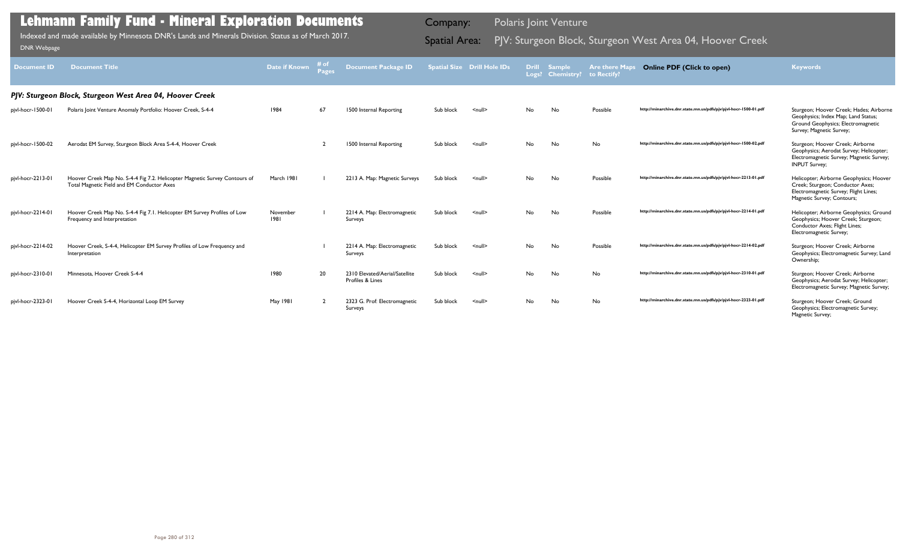# Lehmann Family Fund - Mineral Exploration Documents

Indexed and made available by Minnesota DNR's Lands and Minerals Division. Status as of March 2017.

DNR Webpage

Company: Polaris Joint Venture

Spatial Area: PJV: Sturgeon Block, Sturgeon West Area 04, Hoover Creek

| Document ID | Document Title | Date if Known | # of Pages | Document Package ID | Spatial Size | Drill Hole IDs | Drill Logs? | Sample Chemistry? | Are there Maps to Rectify? | Online PDF (Click to open) | Keywords |
|---|---|---|---|---|---|---|---|---|---|---|---|
| ***PJV: Sturgeon Block, Sturgeon West Area 04, Hoover Creek*** | | | | | | | | | | | |
| pjvl-hocr-1500-01 | Polaris Joint Venture Anomaly Portfolio: Hoover Creek, S-4-4 | 1984 | 67 | 1500 Internal Reporting | Sub block | <null> | No | No | Possible | http://minarchive.dnr.state.mn.us/pdfs/pjv/pjvl-hocr-1500-01.pdf | Sturgeon; Hoover Creek; Hades; Airborne Geophysics; Index Map; Land Status; Ground Geophysics; Electromagnetic Survey; Magnetic Survey; |
| pjvl-hocr-1500-02 | Aerodat EM Survey, Sturgeon Block Area S-4-4, Hoover Creek | | 2 | 1500 Internal Reporting | Sub block | <null> | No | No | No | http://minarchive.dnr.state.mn.us/pdfs/pjv/pjvl-hocr-1500-02.pdf | Sturgeon; Hoover Creek; Airborne Geophysics; Aerodat Survey; Helicopter; Electromagnetic Survey; Magnetic Survey; INPUT Survey; |
| pjvl-hocr-2213-01 | Hoover Creek Map No. S-4-4 Fig 7.2. Helicopter Magnetic Survey Contours of Total Magnetic Field and EM Conductor Axes | March 1981 | 1 | 2213 A. Map: Magnetic Surveys | Sub block | <null> | No | No | Possible | http://minarchive.dnr.state.mn.us/pdfs/pjv/pjvl-hocr-2213-01.pdf | Helicopter; Airborne Geophysics; Hoover Creek; Sturgeon; Conductor Axes; Electromagnetic Survey; Flight Lines; Magnetic Survey; Contours; |
| pjvl-hocr-2214-01 | Hoover Creek Map No. S-4-4 Fig 7.1. Helicopter EM Survey Profiles of Low Frequency and Interpretation | November 1981 | 1 | 2214 A. Map: Electromagnetic Surveys | Sub block | <null> | No | No | Possible | http://minarchive.dnr.state.mn.us/pdfs/pjv/pjvl-hocr-2214-01.pdf | Helicopter; Airborne Geophysics; Ground Geophysics; Hoover Creek; Sturgeon; Conductor Axes; Flight Lines; Electromagnetic Survey; |
| pjvl-hocr-2214-02 | Hoover Creek, S-4-4, Helicopter EM Survey Profiles of Low Frequency and Interpretation | | 1 | 2214 A. Map: Electromagnetic Surveys | Sub block | <null> | No | No | Possible | http://minarchive.dnr.state.mn.us/pdfs/pjv/pjvl-hocr-2214-02.pdf | Sturgeon; Hoover Creek; Airborne Geophysics; Electromagnetic Survey; Land Ownership; |
| pjvl-hocr-2310-01 | Minnesota, Hoover Creek S-4-4 | 1980 | 20 | 2310 Elevated/Aerial/Satellite Profiles & Lines | Sub block | <null> | No | No | No | http://minarchive.dnr.state.mn.us/pdfs/pjv/pjvl-hocr-2310-01.pdf | Sturgeon; Hoover Creek; Airborne Geophysics; Aerodat Survey; Helicopter; Electromagnetic Survey; Magnetic Survey; |
| pjvl-hocr-2323-01 | Hoover Creek S-4-4, Horizontal Loop EM Survey | May 1981 | 2 | 2323 G. Prof: Electromagnetic Surveys | Sub block | <null> | No | No | No | http://minarchive.dnr.state.mn.us/pdfs/pjv/pjvl-hocr-2323-01.pdf | Sturgeon; Hoover Creek; Ground Geophysics; Electromagnetic Survey; Magnetic Survey; |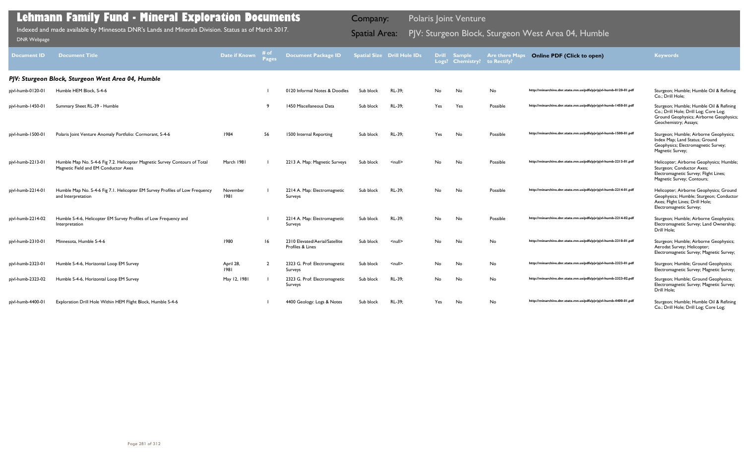# Lehmann Family Fund - Mineral Exploration Documents

Indexed and made available by Minnesota DNR's Lands and Minerals Division. Status as of March 2017.

DNR Webpage

**Company:** Polaris Joint Venture

**Spatial Area:** PJV: Sturgeon Block, Sturgeon West Area 04, Humble

| Document ID | Document Title | Date if Known | # of Pages | Document Package ID | Spatial Size | Drill Hole IDs | Drill Logs? | Sample Chemistry? | Are there Maps to Rectify? | Online PDF (Click to open) | Keywords |
|---|---|---|---|---|---|---|---|---|---|---|---|
| ***PJV: Sturgeon Block, Sturgeon West Area 04, Humble*** | | | | | | | | | | | |
| pjvl-humb-0120-01 | Humble HEM Block, S-4-6 | | 1 | 0120 Informal Notes & Doodles | Sub block | RL-39; | No | No | No | http://minarchive.dnr.state.mn.us/pdfs/pjv/pjvl-humb-0120-01.pdf | Sturgeon; Humble; Humble Oil & Refining Co.; Drill Hole; |
| pjvl-humb-1450-01 | Summary Sheet RL-39 - Humble | | 9 | 1450 Miscellaneous Data | Sub block | RL-39; | Yes | Yes | Possible | http://minarchive.dnr.state.mn.us/pdfs/pjv/pjvl-humb-1450-01.pdf | Sturgeon; Humble; Humble Oil & Refining Co.; Drill Hole; Drill Log; Core Log; Ground Geophysics; Airborne Geophysics; Geochemistry; Assays; |
| pjvl-humb-1500-01 | Polaris Joint Venture Anomaly Portfolio: Cormorant, S-4-6 | 1984 | 56 | 1500 Internal Reporting | Sub block | RL-39; | Yes | No | Possible | http://minarchive.dnr.state.mn.us/pdfs/pjv/pjvl-humb-1500-01.pdf | Sturgeon; Humble; Airborne Geophysics; Index Map; Land Status; Ground Geophysics; Electromagnetic Survey; Magnetic Survey; |
| pjvl-humb-2213-01 | Humble Map No. S-4-6 Fig 7.2. Helicopter Magnetic Survey Contours of Total Magnetic Field and EM Conductor Axes | March 1981 | 1 | 2213 A. Map: Magnetic Surveys | Sub block | <null> | No | No | Possible | http://minarchive.dnr.state.mn.us/pdfs/pjv/pjvl-humb-2213-01.pdf | Helicopter; Airborne Geophysics; Humble; Sturgeon; Conductor Axes; Electromagnetic Survey; Flight Lines; Magnetic Survey; Contours; |
| pjvl-humb-2214-01 | Humble Map No. S-4-6 Fig 7.1. Helicopter EM Survey Profiles of Low Frequency and Interpretation | November 1981 | 1 | 2214 A. Map: Electromagnetic Surveys | Sub block | RL-39; | No | No | Possible | http://minarchive.dnr.state.mn.us/pdfs/pjv/pjvl-humb-2214-01.pdf | Helicopter; Airborne Geophysics; Ground Geophysics; Humble; Sturgeon; Conductor Axes; Flight Lines; Drill Hole; Electromagnetic Survey; |
| pjvl-humb-2214-02 | Humble S-4-6, Helicopter EM Survey Profiles of Low Frequency and Interpretation | | 1 | 2214 A. Map: Electromagnetic Surveys | Sub block | RL-39; | No | No | Possible | http://minarchive.dnr.state.mn.us/pdfs/pjv/pjvl-humb-2214-02.pdf | Sturgeon; Humble; Airborne Geophysics; Electromagnetic Survey; Land Ownership; Drill Hole; |
| pjvl-humb-2310-01 | Minnesota, Humble S-4-6 | 1980 | 16 | 2310 Elevated/Aerial/Satellite Profiles & Lines | Sub block | <null> | No | No | No | http://minarchive.dnr.state.mn.us/pdfs/pjv/pjvl-humb-2310-01.pdf | Sturgeon; Humble; Airborne Geophysics; Aerodat Survey; Helicopter; Electromagnetic Survey; Magnetic Survey; |
| pjvl-humb-2323-01 | Humble S-4-6, Horizontal Loop EM Survey | April 28, 1981 | 2 | 2323 G. Prof: Electromagnetic Surveys | Sub block | <null> | No | No | No | http://minarchive.dnr.state.mn.us/pdfs/pjv/pjvl-humb-2323-01.pdf | Sturgeon; Humble; Ground Geophysics; Electromagnetic Survey; Magnetic Survey; |
| pjvl-humb-2323-02 | Humble S-4-6, Horizontal Loop EM Survey | May 12, 1981 | 1 | 2323 G. Prof: Electromagnetic Surveys | Sub block | RL-39; | No | No | No | http://minarchive.dnr.state.mn.us/pdfs/pjv/pjvl-humb-2323-02.pdf | Sturgeon; Humble; Ground Geophysics; Electromagnetic Survey; Magnetic Survey; Drill Hole; |
| pjvl-humb-4400-01 | Exploration Drill Hole Within HEM Flight Block, Humble S-4-6 | | 1 | 4400 Geology: Logs & Notes | Sub block | RL-39; | Yes | No | No | http://minarchive.dnr.state.mn.us/pdfs/pjv/pjvl-humb-4400-01.pdf | Sturgeon; Humble; Humble Oil & Refining Co.; Drill Hole; Drill Log; Core Log; |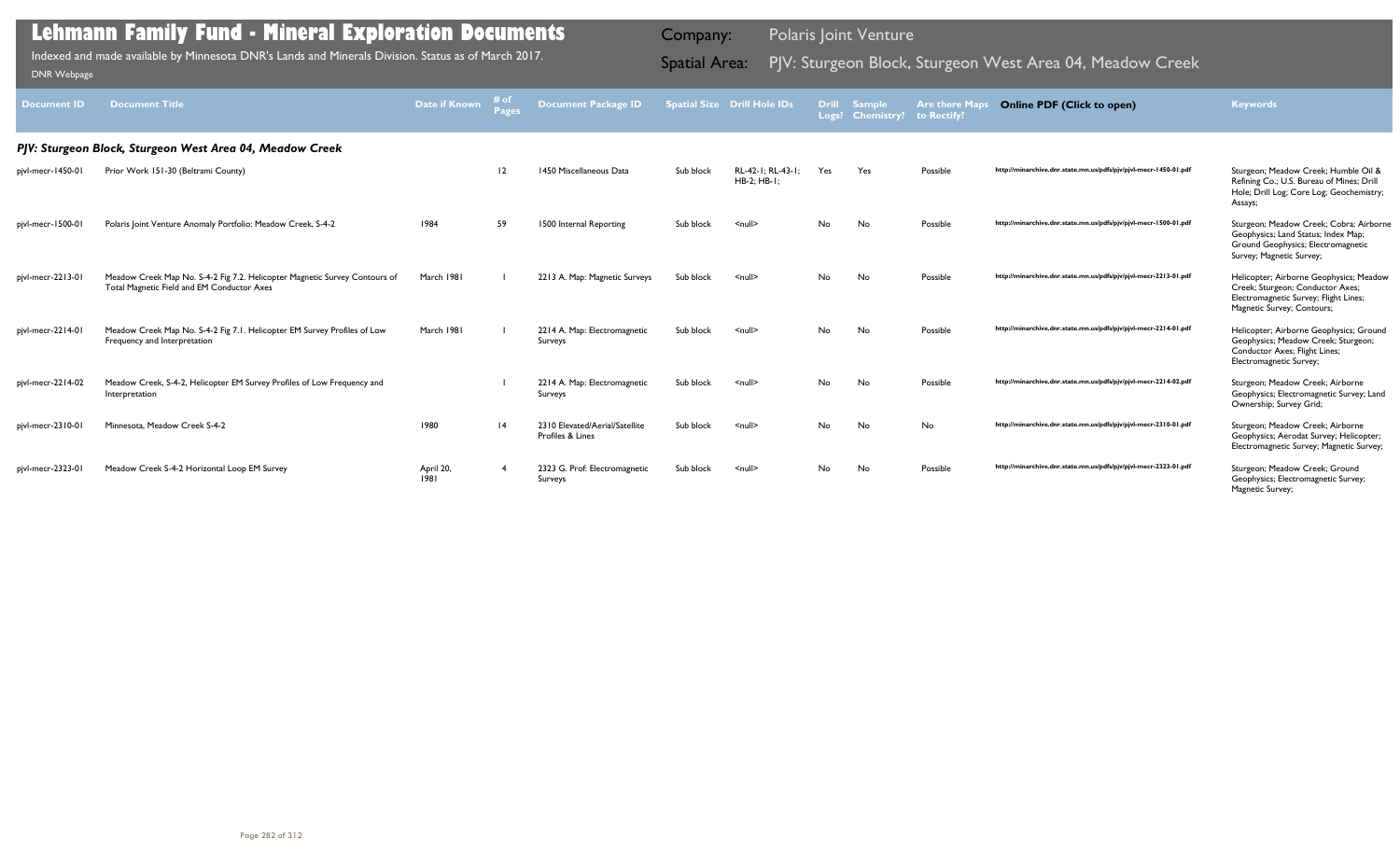# Lehmann Family Fund - Mineral Exploration Documents

Indexed and made available by Minnesota DNR's Lands and Minerals Division. Status as of March 2017.

DNR Webpage

Company: Polaris Joint Venture

Spatial Area: PJV: Sturgeon Block, Sturgeon West Area 04, Meadow Creek

| Document ID | Document Title | Date if Known | # of Pages | Document Package ID | Spatial Size | Drill Hole IDs | Drill Logs? | Sample Chemistry? | Are there Maps to Rectify? | Online PDF (Click to open) | Keywords |
|---|---|---|---|---|---|---|---|---|---|---|---|
| ***PJV: Sturgeon Block, Sturgeon West Area 04, Meadow Creek*** | | | | | | | | | | | |
| pjvl-mecr-1450-01 | Prior Work 151-30 (Beltrami County) | | 12 | 1450 Miscellaneous Data | Sub block | RL-42-1; RL-43-1; HB-2; HB-1; | Yes | Yes | Possible | http://minarchive.dnr.state.mn.us/pdfs/pjv/pjvl-mecr-1450-01.pdf | Sturgeon; Meadow Creek; Humble Oil & Refining Co.; U.S. Bureau of Mines; Drill Hole; Drill Log; Core Log; Geochemistry; Assays; |
| pjvl-mecr-1500-01 | Polaris Joint Venture Anomaly Portfolio: Meadow Creek, S-4-2 | 1984 | 59 | 1500 Internal Reporting | Sub block | <null> | No | No | Possible | http://minarchive.dnr.state.mn.us/pdfs/pjv/pjvl-mecr-1500-01.pdf | Sturgeon; Meadow Creek; Cobra; Airborne Geophysics; Land Status; Index Map; Ground Geophysics; Electromagnetic Survey; Magnetic Survey; |
| pjvl-mecr-2213-01 | Meadow Creek Map No. S-4-2 Fig 7.2. Helicopter Magnetic Survey Contours of Total Magnetic Field and EM Conductor Axes | March 1981 | 1 | 2213 A. Map: Magnetic Surveys | Sub block | <null> | No | No | Possible | http://minarchive.dnr.state.mn.us/pdfs/pjv/pjvl-mecr-2213-01.pdf | Helicopter; Airborne Geophysics; Meadow Creek; Sturgeon; Conductor Axes; Electromagnetic Survey; Flight Lines; Magnetic Survey; Contours; |
| pjvl-mecr-2214-01 | Meadow Creek Map No. S-4-2 Fig 7.1. Helicopter EM Survey Profiles of Low Frequency and Interpretation | March 1981 | 1 | 2214 A. Map: Electromagnetic Surveys | Sub block | <null> | No | No | Possible | http://minarchive.dnr.state.mn.us/pdfs/pjv/pjvl-mecr-2214-01.pdf | Helicopter; Airborne Geophysics; Ground Geophysics; Meadow Creek; Sturgeon; Conductor Axes; Flight Lines; Electromagnetic Survey; |
| pjvl-mecr-2214-02 | Meadow Creek, S-4-2, Helicopter EM Survey Profiles of Low Frequency and Interpretation | | 1 | 2214 A. Map: Electromagnetic Surveys | Sub block | <null> | No | No | Possible | http://minarchive.dnr.state.mn.us/pdfs/pjv/pjvl-mecr-2214-02.pdf | Sturgeon; Meadow Creek; Airborne Geophysics; Electromagnetic Survey; Land Ownership; Survey Grid; |
| pjvl-mecr-2310-01 | Minnesota, Meadow Creek S-4-2 | 1980 | 14 | 2310 Elevated/Aerial/Satellite Profiles & Lines | Sub block | <null> | No | No | No | http://minarchive.dnr.state.mn.us/pdfs/pjv/pjvl-mecr-2310-01.pdf | Sturgeon; Meadow Creek; Airborne Geophysics; Aerodat Survey; Helicopter; Electromagnetic Survey; Magnetic Survey; |
| pjvl-mecr-2323-01 | Meadow Creek S-4-2 Horizontal Loop EM Survey | April 20, 1981 | 4 | 2323 G. Prof: Electromagnetic Surveys | Sub block | <null> | No | No | Possible | http://minarchive.dnr.state.mn.us/pdfs/pjv/pjvl-mecr-2323-01.pdf | Sturgeon; Meadow Creek; Ground Geophysics; Electromagnetic Survey; Magnetic Survey; |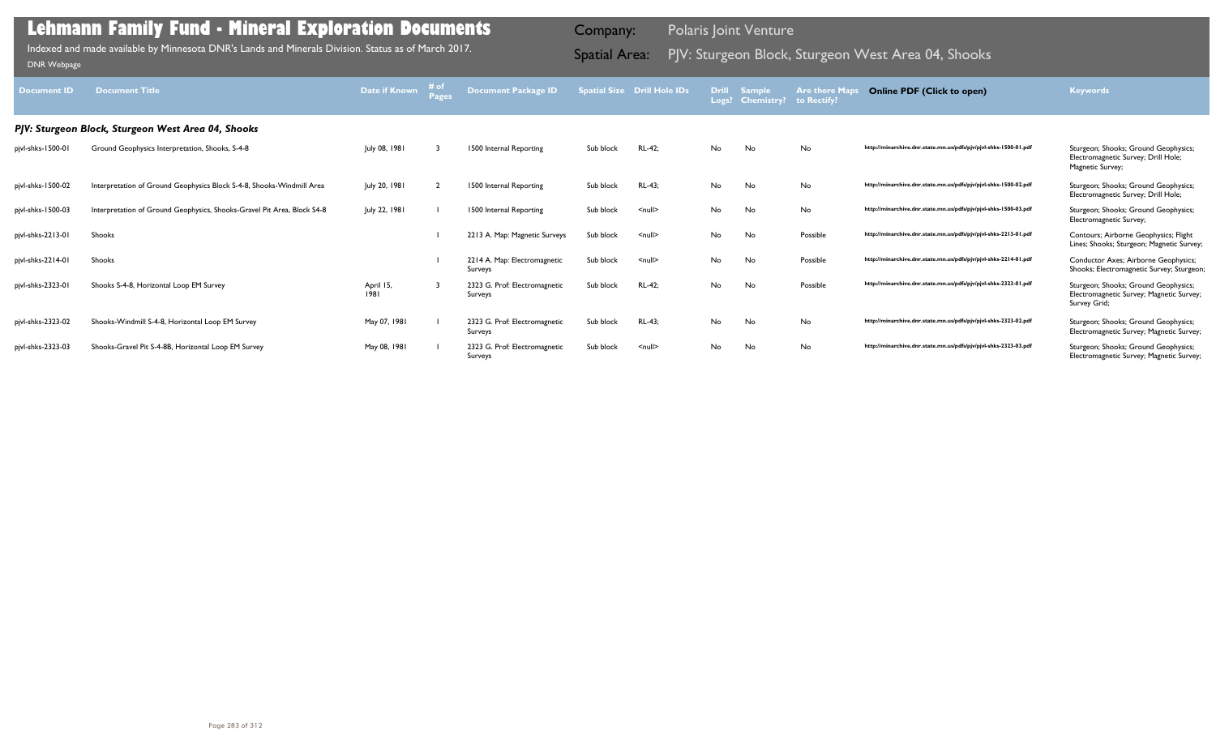# Lehmann Family Fund - Mineral Exploration Documents

Indexed and made available by Minnesota DNR's Lands and Minerals Division. Status as of March 2017.

DNR Webpage

Company: Polaris Joint Venture

Spatial Area: PJV: Sturgeon Block, Sturgeon West Area 04, Shooks

| Document ID | Document Title | Date if Known | # of Pages | Document Package ID | Spatial Size | Drill Hole IDs | Drill Logs? | Sample Chemistry? | Are there Maps to Rectify? | Online PDF (Click to open) | Keywords |
|---|---|---|---|---|---|---|---|---|---|---|---|
| ***PJV: Sturgeon Block, Sturgeon West Area 04, Shooks*** | | | | | | | | | | | |
| pjvl-shks-1500-01 | Ground Geophysics Interpretation, Shooks, S-4-8 | July 08, 1981 | 3 | 1500 Internal Reporting | Sub block | RL-42; | No | No | No | http://minarchive.dnr.state.mn.us/pdfs/pjv/pjvl-shks-1500-01.pdf | Sturgeon; Shooks; Ground Geophysics; Electromagnetic Survey; Drill Hole; Magnetic Survey; |
| pjvl-shks-1500-02 | Interpretation of Ground Geophysics Block S-4-8, Shooks-Windmill Area | July 20, 1981 | 2 | 1500 Internal Reporting | Sub block | RL-43; | No | No | No | http://minarchive.dnr.state.mn.us/pdfs/pjv/pjvl-shks-1500-02.pdf | Sturgeon; Shooks; Ground Geophysics; Electromagnetic Survey; Drill Hole; |
| pjvl-shks-1500-03 | Interpretation of Ground Geophysics, Shooks-Gravel Pit Area, Block S4-8 | July 22, 1981 | 1 | 1500 Internal Reporting | Sub block | <null> | No | No | No | http://minarchive.dnr.state.mn.us/pdfs/pjv/pjvl-shks-1500-03.pdf | Sturgeon; Shooks; Ground Geophysics; Electromagnetic Survey; |
| pjvl-shks-2213-01 | Shooks | | 1 | 2213 A. Map: Magnetic Surveys | Sub block | <null> | No | No | Possible | http://minarchive.dnr.state.mn.us/pdfs/pjv/pjvl-shks-2213-01.pdf | Contours; Airborne Geophysics; Flight Lines; Shooks; Sturgeon; Magnetic Survey; |
| pjvl-shks-2214-01 | Shooks | | 1 | 2214 A. Map: Electromagnetic Surveys | Sub block | <null> | No | No | Possible | http://minarchive.dnr.state.mn.us/pdfs/pjv/pjvl-shks-2214-01.pdf | Conductor Axes; Airborne Geophysics; Shooks; Electromagnetic Survey; Sturgeon; |
| pjvl-shks-2323-01 | Shooks S-4-8, Horizontal Loop EM Survey | April 15, 1981 | 3 | 2323 G. Prof: Electromagnetic Surveys | Sub block | RL-42; | No | No | Possible | http://minarchive.dnr.state.mn.us/pdfs/pjv/pjvl-shks-2323-01.pdf | Sturgeon; Shooks; Ground Geophysics; Electromagnetic Survey; Magnetic Survey; Survey Grid; |
| pjvl-shks-2323-02 | Shooks-Windmill S-4-8, Horizontal Loop EM Survey | May 07, 1981 | 1 | 2323 G. Prof: Electromagnetic Surveys | Sub block | RL-43; | No | No | No | http://minarchive.dnr.state.mn.us/pdfs/pjv/pjvl-shks-2323-02.pdf | Sturgeon; Shooks; Ground Geophysics; Electromagnetic Survey; Magnetic Survey; |
| pjvl-shks-2323-03 | Shooks-Gravel Pit S-4-8B, Horizontal Loop EM Survey | May 08, 1981 | 1 | 2323 G. Prof: Electromagnetic Surveys | Sub block | <null> | No | No | No | http://minarchive.dnr.state.mn.us/pdfs/pjv/pjvl-shks-2323-03.pdf | Sturgeon; Shooks; Ground Geophysics; Electromagnetic Survey; Magnetic Survey; |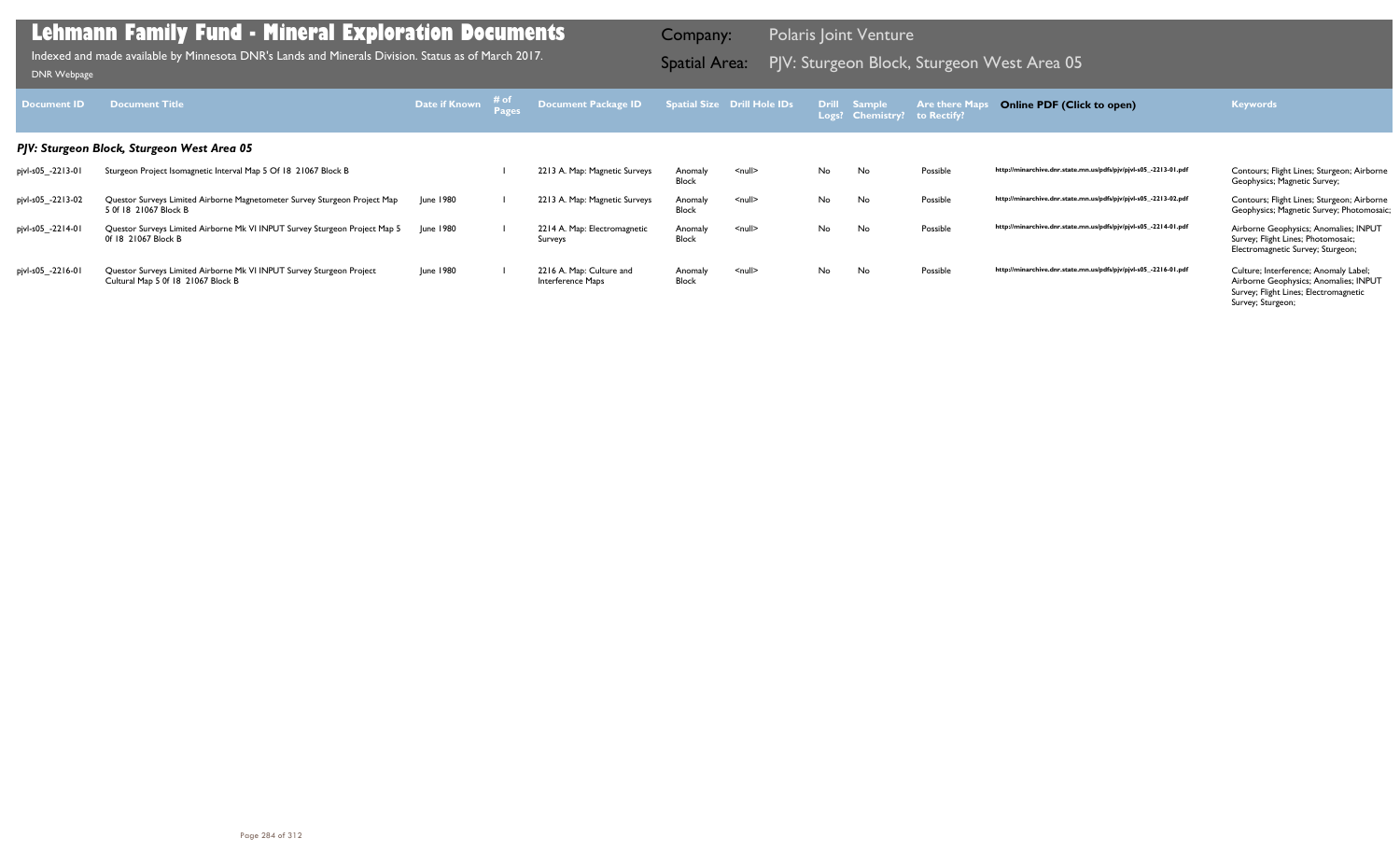# Lehmann Family Fund - Mineral Exploration Documents

Indexed and made available by Minnesota DNR's Lands and Minerals Division. Status as of March 2017.

DNR Webpage

Company: Polaris Joint Venture

Spatial Area: PJV: Sturgeon Block, Sturgeon West Area 05

### PJV: Sturgeon Block, Sturgeon West Area 05

| Document ID | Document Title | Date if Known | # of Pages | Document Package ID | Spatial Size | Drill Hole IDs | Drill Logs? | Sample Chemistry? | Are there Maps to Rectify? | Online PDF (Click to open) | Keywords |
|---|---|---|---|---|---|---|---|---|---|---|---|
| pjvl-s05_-2213-01 | Sturgeon Project Isomagnetic Interval Map 5 Of 18 21067 Block B | | 1 | 2213 A. Map: Magnetic Surveys | Anomaly Block | <null> | No | No | Possible | http://minarchive.dnr.state.mn.us/pdfs/pjv/pjvl-s05_-2213-01.pdf | Contours; Flight Lines; Sturgeon; Airborne Geophysics; Magnetic Survey; |
| pjvl-s05_-2213-02 | Questor Surveys Limited Airborne Magnetometer Survey Sturgeon Project Map 5 0f 18 21067 Block B | June 1980 | 1 | 2213 A. Map: Magnetic Surveys | Anomaly Block | <null> | No | No | Possible | http://minarchive.dnr.state.mn.us/pdfs/pjv/pjvl-s05_-2213-02.pdf | Contours; Flight Lines; Sturgeon; Airborne Geophysics; Magnetic Survey; Photomosaic; |
| pjvl-s05_-2214-01 | Questor Surveys Limited Airborne Mk VI INPUT Survey Sturgeon Project Map 5 0f 18 21067 Block B | June 1980 | 1 | 2214 A. Map: Electromagnetic Surveys | Anomaly Block | <null> | No | No | Possible | http://minarchive.dnr.state.mn.us/pdfs/pjv/pjvl-s05_-2214-01.pdf | Airborne Geophysics; Anomalies; INPUT Survey; Flight Lines; Photomosaic; Electromagnetic Survey; Sturgeon; |
| pjvl-s05_-2216-01 | Questor Surveys Limited Airborne Mk VI INPUT Survey Sturgeon Project Cultural Map 5 0f 18 21067 Block B | June 1980 | 1 | 2216 A. Map: Culture and Interference Maps | Anomaly Block | <null> | No | No | Possible | http://minarchive.dnr.state.mn.us/pdfs/pjv/pjvl-s05_-2216-01.pdf | Culture; Interference; Anomaly Label; Airborne Geophysics; Anomalies; INPUT Survey; Flight Lines; Electromagnetic Survey; Sturgeon; |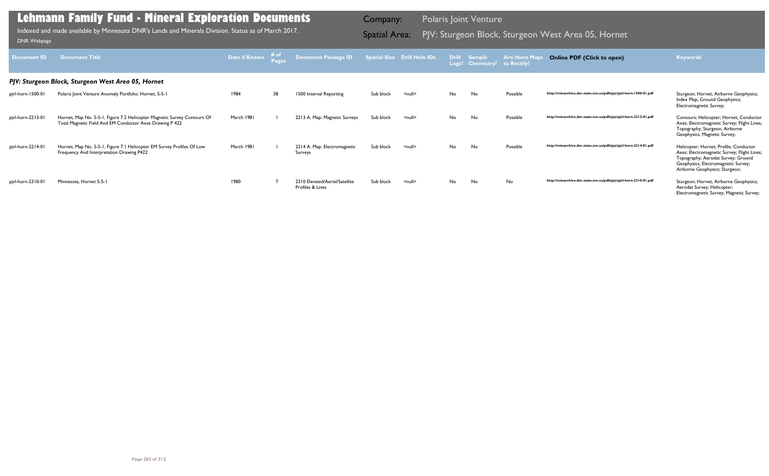# Lehmann Family Fund - Mineral Exploration Documents

Indexed and made available by Minnesota DNR's Lands and Minerals Division. Status as of March 2017.

DNR Webpage

Company: Polaris Joint Venture

Spatial Area: PJV: Sturgeon Block, Sturgeon West Area 05, Hornet

| Document ID | Document Title | Date if Known | # of Pages | Document Package ID | Spatial Size | Drill Hole IDs | Drill Logs? | Sample Chemistry? | Are there Maps to Rectify? | Online PDF (Click to open) | Keywords |
|---|---|---|---|---|---|---|---|---|---|---|---|
| ***PJV: Sturgeon Block, Sturgeon West Area 05, Hornet*** | | | | | | | | | | | |
| pjvl-horn-1500-01 | Polaris Joint Venture Anomaly Portfolio: Hornet, S-5-1 | 1984 | 38 | 1500 Internal Reporting | Sub block | <null> | No | No | Possible | http://minarchive.dnr.state.mn.us/pdfs/pjv/pjvl-horn-1500-01.pdf | Sturgeon; Hornet; Airborne Geophysics; Index Map; Ground Geophysics; Electromagnetic Survey; |
| pjvl-horn-2213-01 | Hornet, Map No. S-5-1, Figure 7.2 Helicopter Magnetic Survey Contours Of Total Magnetic Field And EM Conductor Axes Drawing P 422 | March 1981 | 1 | 2213 A. Map: Magnetic Surveys | Sub block | <null> | No | No | Possible | http://minarchive.dnr.state.mn.us/pdfs/pjv/pjvl-horn-2213-01.pdf | Contours; Helicopter; Hornet; Conductor Axes; Electromagnetic Survey; Flight Lines; Topography; Sturgeon; Airborne Geophysics; Magnetic Survey; |
| pjvl-horn-2214-01 | Hornet, Map No. S-5-1, Figure 7.1 Helicopter EM Survey Profiles Of Low Frequency And Interpretation Drawing P422 | March 1981 | 1 | 2214 A. Map: Electromagnetic Surveys | Sub block | <null> | No | No | Possible | http://minarchive.dnr.state.mn.us/pdfs/pjv/pjvl-horn-2214-01.pdf | Helicopter; Hornet; Profile; Conductor Axes; Electromagnetic Survey; Flight Lines; Topography; Aerodat Survey; Ground Geophysics; Electromagnetic Survey; Airborne Geophysics; Sturgeon; |
| pjvl-horn-2310-01 | Minnesota, Hornet S-5-1 | 1980 | 7 | 2310 Elevated/Aerial/Satellite Profiles & Lines | Sub block | <null> | No | No | No | http://minarchive.dnr.state.mn.us/pdfs/pjv/pjvl-horn-2310-01.pdf | Sturgeon; Hornet; Airborne Geophysics; Aerodat Survey; Helicopter; Electromagnetic Survey; Magnetic Survey; |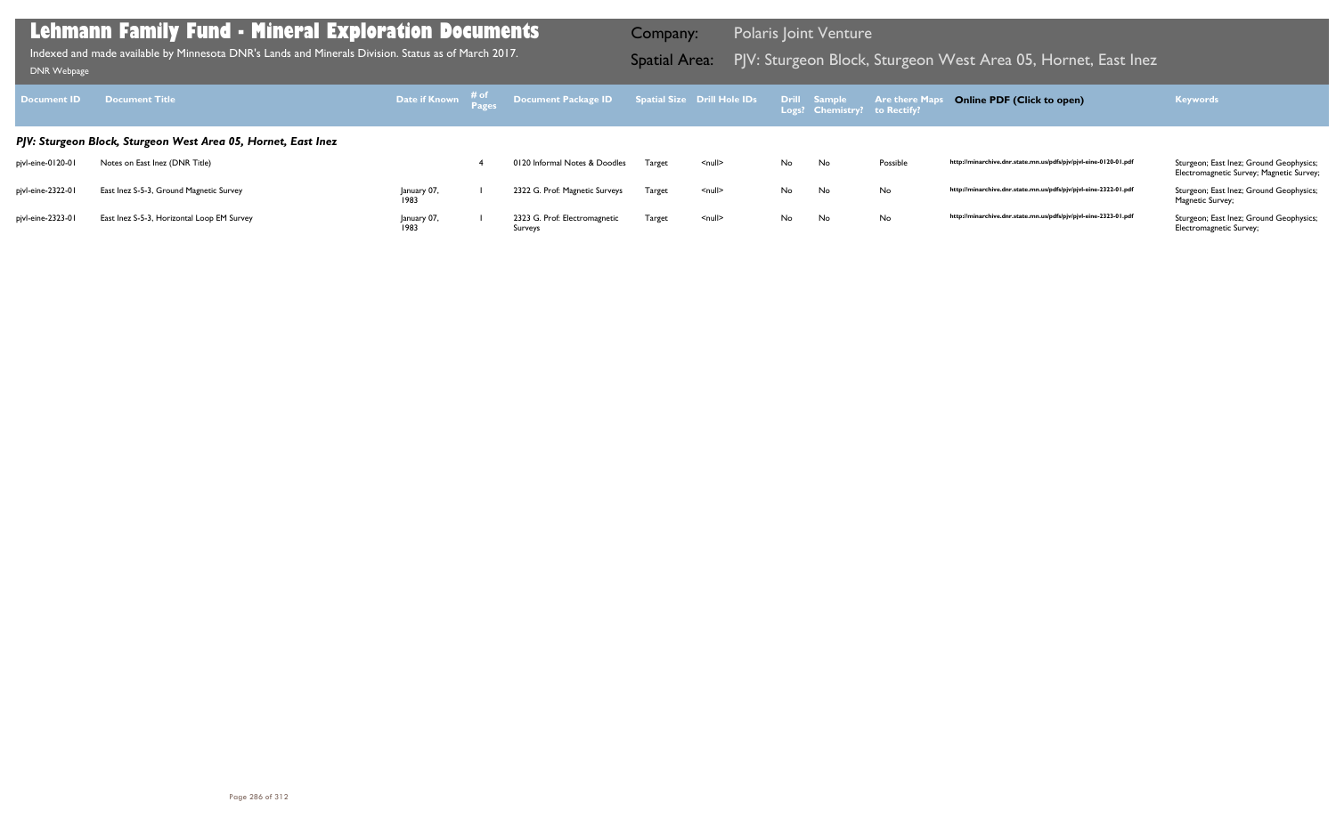# Lehmann Family Fund - Mineral Exploration Documents

Indexed and made available by Minnesota DNR's Lands and Minerals Division. Status as of March 2017.

DNR Webpage

**Company:** Polaris Joint Venture

**Spatial Area:** PJV: Sturgeon Block, Sturgeon West Area 05, Hornet, East Inez

| Document ID | Document Title | Date if Known | # of Pages | Document Package ID | Spatial Size | Drill Hole IDs | Drill Logs? | Sample Chemistry? | Are there Maps to Rectify? | Online PDF (Click to open) | Keywords |
|---|---|---|---|---|---|---|---|---|---|---|---|

### *PJV: Sturgeon Block, Sturgeon West Area 05, Hornet, East Inez*

| Document ID | Document Title | Date if Known | # of Pages | Document Package ID | Spatial Size | Drill Hole IDs | Drill Logs? | Sample Chemistry? | Are there Maps to Rectify? | Online PDF (Click to open) | Keywords |
|---|---|---|---|---|---|---|---|---|---|---|---|
| pjvl-eine-0120-01 | Notes on East Inez (DNR Title) | | 4 | 0120 Informal Notes & Doodles | Target | <null> | No | No | Possible | http://minarchive.dnr.state.mn.us/pdfs/pjv/pjvl-eine-0120-01.pdf | Sturgeon; East Inez; Ground Geophysics; Electromagnetic Survey; Magnetic Survey; |
| pjvl-eine-2322-01 | East Inez S-5-3, Ground Magnetic Survey | January 07, 1983 | 1 | 2322 G. Prof: Magnetic Surveys | Target | <null> | No | No | No | http://minarchive.dnr.state.mn.us/pdfs/pjv/pjvl-eine-2322-01.pdf | Sturgeon; East Inez; Ground Geophysics; Magnetic Survey; |
| pjvl-eine-2323-01 | East Inez S-5-3, Horizontal Loop EM Survey | January 07, 1983 | 1 | 2323 G. Prof: Electromagnetic Surveys | Target | <null> | No | No | No | http://minarchive.dnr.state.mn.us/pdfs/pjv/pjvl-eine-2323-01.pdf | Sturgeon; East Inez; Ground Geophysics; Electromagnetic Survey; |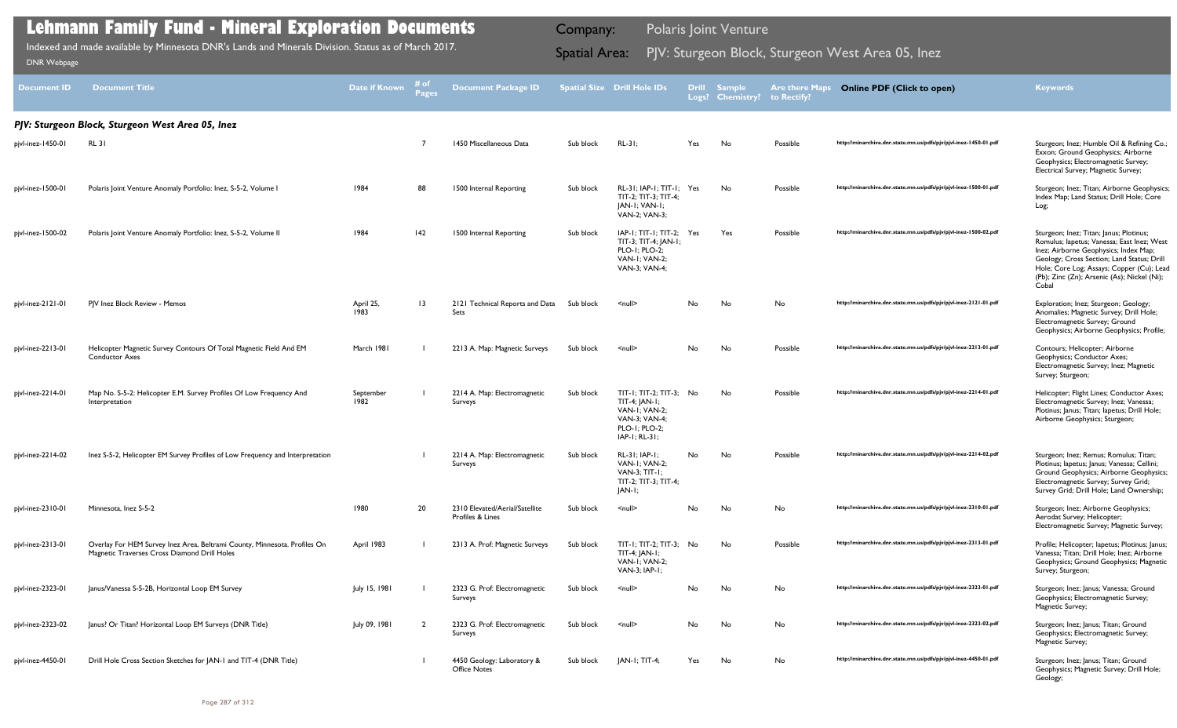# Lehmann Family Fund - Mineral Exploration Documents

Indexed and made available by Minnesota DNR's Lands and Minerals Division. Status as of March 2017.

DNR Webpage

Company: Polaris Joint Venture

Spatial Area: PJV: Sturgeon Block, Sturgeon West Area 05, Inez

| Document ID | Document Title | Date if Known | # of Pages | Document Package ID | Spatial Size | Drill Hole IDs | Drill Logs? | Sample Chemistry? | Are there Maps to Rectify? | Online PDF (Click to open) | Keywords |
|---|---|---|---|---|---|---|---|---|---|---|---|
| ***PJV: Sturgeon Block, Sturgeon West Area 05, Inez*** | | | | | | | | | | | |
| pjvl-inez-1450-01 | RL 31 | | 7 | 1450 Miscellaneous Data | Sub block | RL-31; | Yes | No | Possible | http://minarchive.dnr.state.mn.us/pdfs/pjv/pjvl-inez-1450-01.pdf | Sturgeon; Inez; Humble Oil & Refining Co.; Exxon; Ground Geophysics; Airborne Geophysics; Electromagnetic Survey; Electrical Survey; Magnetic Survey; |
| pjvl-inez-1500-01 | Polaris Joint Venture Anomaly Portfolio: Inez, S-5-2, Volume I | 1984 | 88 | 1500 Internal Reporting | Sub block | RL-31; IAP-1; TIT-1; TIT-2; TIT-3; TIT-4; JAN-1; VAN-1; VAN-2; VAN-3; | Yes | No | Possible | http://minarchive.dnr.state.mn.us/pdfs/pjv/pjvl-inez-1500-01.pdf | Sturgeon; Inez; Titan; Airborne Geophysics; Index Map; Land Status; Drill Hole; Core Log; |
| pjvl-inez-1500-02 | Polaris Joint Venture Anomaly Portfolio: Inez, S-5-2, Volume II | 1984 | 142 | 1500 Internal Reporting | Sub block | IAP-1; TIT-1; TIT-2; TIT-3; TIT-4; JAN-1; PLO-1; PLO-2; VAN-1; VAN-2; VAN-3; VAN-4; | Yes | Yes | Possible | http://minarchive.dnr.state.mn.us/pdfs/pjv/pjvl-inez-1500-02.pdf | Sturgeon; Inez; Titan; Janus; Plotinus; Romulus; Iapetus; Vanessa; East Inez; West Inez; Airborne Geophysics; Index Map; Geology; Cross Section; Land Status; Drill Hole; Core Log; Assays; Copper (Cu); Lead (Pb); Zinc (Zn); Arsenic (As); Nickel (Ni); Cobal |
| pjvl-inez-2121-01 | PJV Inez Block Review - Memos | April 25, 1983 | 13 | 2121 Technical Reports and Data Sets | Sub block | <null> | No | No | No | http://minarchive.dnr.state.mn.us/pdfs/pjv/pjvl-inez-2121-01.pdf | Exploration; Inez; Sturgeon; Geology; Anomalies; Magnetic Survey; Drill Hole; Electromagnetic Survey; Ground Geophysics; Airborne Geophysics; Profile; |
| pjvl-inez-2213-01 | Helicopter Magnetic Survey Contours Of Total Magnetic Field And EM Conductor Axes | March 1981 | 1 | 2213 A. Map: Magnetic Surveys | Sub block | <null> | No | No | Possible | http://minarchive.dnr.state.mn.us/pdfs/pjv/pjvl-inez-2213-01.pdf | Contours; Helicopter; Airborne Geophysics; Conductor Axes; Electromagnetic Survey; Inez; Magnetic Survey; Sturgeon; |
| pjvl-inez-2214-01 | Map No. S-5-2: Helicopter E.M. Survey Profiles Of Low Frequency And Interpretation | September 1982 | 1 | 2214 A. Map: Electromagnetic Surveys | Sub block | TIT-1; TIT-2; TIT-3; TIT-4; JAN-1; VAN-1; VAN-2; VAN-3; VAN-4; PLO-1; PLO-2; IAP-1; RL-31; | No | No | Possible | http://minarchive.dnr.state.mn.us/pdfs/pjv/pjvl-inez-2214-01.pdf | Helicopter; Flight Lines; Conductor Axes; Electromagnetic Survey; Inez; Vanessa; Plotinus; Janus; Titan; Iapetus; Drill Hole; Airborne Geophysics; Sturgeon; |
| pjvl-inez-2214-02 | Inez S-5-2, Helicopter EM Survey Profiles of Low Frequency and Interpretation | | 1 | 2214 A. Map: Electromagnetic Surveys | Sub block | RL-31; IAP-1; VAN-1; VAN-2; VAN-3; TIT-1; TIT-2; TIT-3; TIT-4; JAN-1; | No | No | Possible | http://minarchive.dnr.state.mn.us/pdfs/pjv/pjvl-inez-2214-02.pdf | Sturgeon; Inez; Remus; Romulus; Titan; Plotinus; Iapetus; Janus; Vanessa; Cellini; Ground Geophysics; Airborne Geophysics; Electromagnetic Survey; Survey Grid; Survey Grid; Drill Hole; Land Ownership; |
| pjvl-inez-2310-01 | Minnesota, Inez S-5-2 | 1980 | 20 | 2310 Elevated/Aerial/Satellite Profiles & Lines | Sub block | <null> | No | No | No | http://minarchive.dnr.state.mn.us/pdfs/pjv/pjvl-inez-2310-01.pdf | Sturgeon; Inez; Airborne Geophysics; Aerodat Survey; Helicopter; Electromagnetic Survey; Magnetic Survey; |
| pjvl-inez-2313-01 | Overlay For HEM Survey Inez Area, Beltrami County, Minnesota. Profiles On Magnetic Traverses Cross Diamond Drill Holes | April 1983 | 1 | 2313 A. Prof: Magnetic Surveys | Sub block | TIT-1; TIT-2; TIT-3; TIT-4; JAN-1; VAN-1; VAN-2; VAN-3; IAP-1; | No | No | Possible | http://minarchive.dnr.state.mn.us/pdfs/pjv/pjvl-inez-2313-01.pdf | Profile; Helicopter; Iapetus; Plotinus; Janus; Vanessa; Titan; Drill Hole; Inez; Airborne Geophysics; Ground Geophysics; Magnetic Survey; Sturgeon; |
| pjvl-inez-2323-01 | Janus/Vanessa S-5-2B, Horizontal Loop EM Survey | July 15, 1981 | 1 | 2323 G. Prof: Electromagnetic Surveys | Sub block | <null> | No | No | No | http://minarchive.dnr.state.mn.us/pdfs/pjv/pjvl-inez-2323-01.pdf | Sturgeon; Inez; Janus; Vanessa; Ground Geophysics; Electromagnetic Survey; Magnetic Survey; |
| pjvl-inez-2323-02 | Janus? Or Titan? Horizontal Loop EM Surveys (DNR Title) | July 09, 1981 | 2 | 2323 G. Prof: Electromagnetic Surveys | Sub block | <null> | No | No | No | http://minarchive.dnr.state.mn.us/pdfs/pjv/pjvl-inez-2323-02.pdf | Sturgeon; Inez; Janus; Titan; Ground Geophysics; Electromagnetic Survey; Magnetic Survey; |
| pjvl-inez-4450-01 | Drill Hole Cross Section Sketches for JAN-1 and TIT-4 (DNR Title) | | 1 | 4450 Geology: Laboratory & Office Notes | Sub block | JAN-1; TIT-4; | Yes | No | No | http://minarchive.dnr.state.mn.us/pdfs/pjv/pjvl-inez-4450-01.pdf | Sturgeon; Inez; Janus; Titan; Ground Geophysics; Magnetic Survey; Drill Hole; Geology; |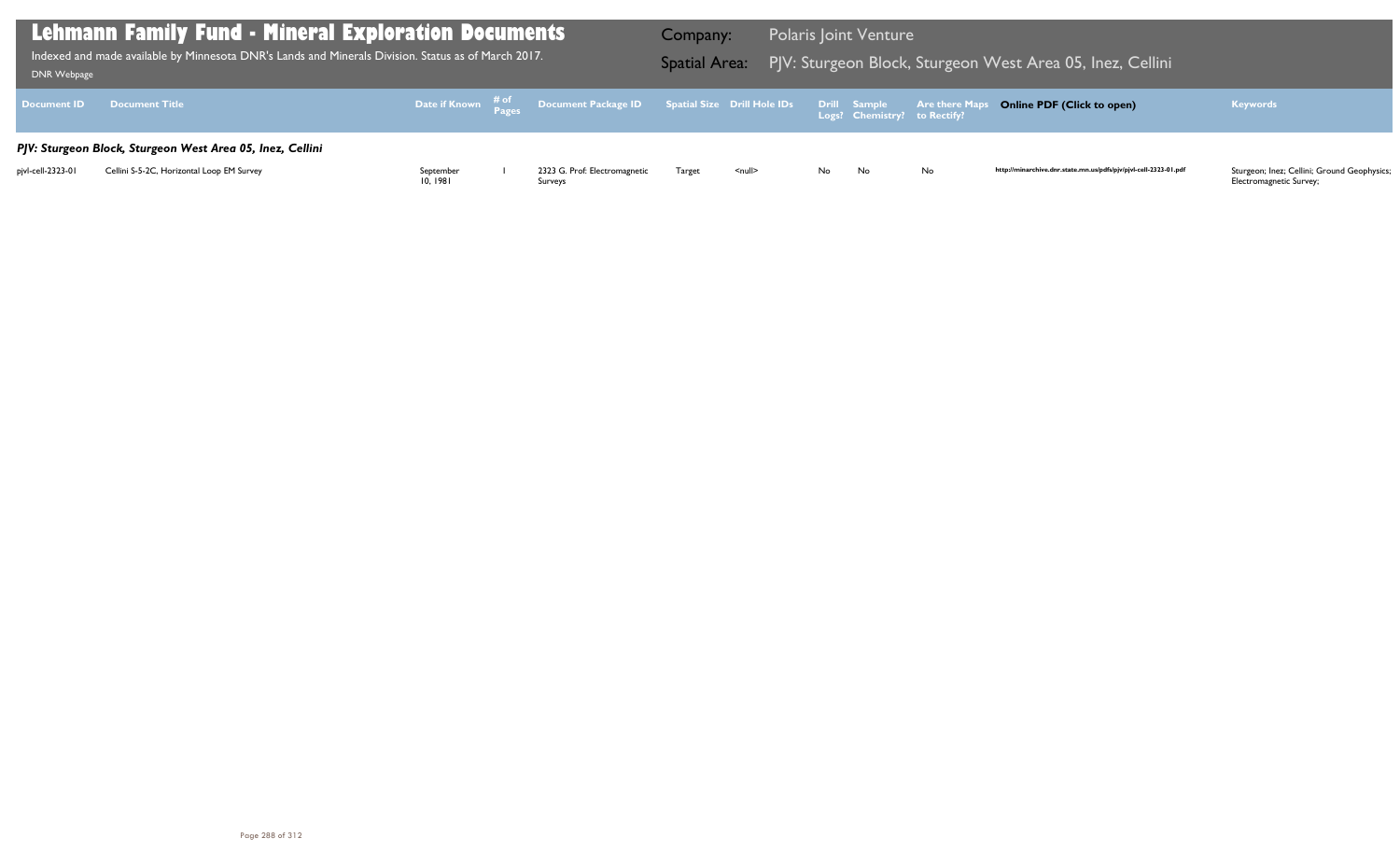# Lehmann Family Fund - Mineral Exploration Documents

Indexed and made available by Minnesota DNR's Lands and Minerals Division. Status as of March 2017.

DNR Webpage

Company: Polaris Joint Venture

Spatial Area: PJV: Sturgeon Block, Sturgeon West Area 05, Inez, Cellini

| Document ID | Document Title | Date if Known | # of Pages | Document Package ID | Spatial Size | Drill Hole IDs | Drill Logs? | Sample Chemistry? | Are there Maps to Rectify? | Online PDF (Click to open) | Keywords |
|---|---|---|---|---|---|---|---|---|---|---|---|
| ***PJV: Sturgeon Block, Sturgeon West Area 05, Inez, Cellini*** | | | | | | | | | | | |
| pjvl-cell-2323-01 | Cellini S-5-2C, Horizontal Loop EM Survey | September 10, 1981 | 1 | 2323 G. Prof: Electromagnetic Surveys | Target | <null> | No | No | No | http://minarchive.dnr.state.mn.us/pdfs/pjv/pjvl-cell-2323-01.pdf | Sturgeon; Inez; Cellini; Ground Geophysics; Electromagnetic Survey; |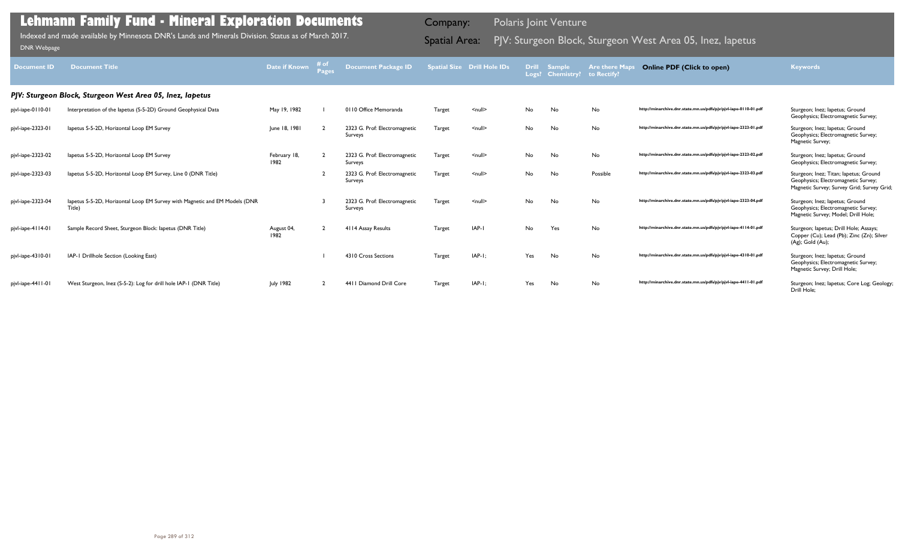# Lehmann Family Fund - Mineral Exploration Documents

Indexed and made available by Minnesota DNR's Lands and Minerals Division. Status as of March 2017.

DNR Webpage

Company: Polaris Joint Venture

Spatial Area: PJV: Sturgeon Block, Sturgeon West Area 05, Inez, Iapetus

| Document ID | Document Title | Date if Known | # of Pages | Document Package ID | Spatial Size | Drill Hole IDs | Drill Logs? | Sample Chemistry? | Are there Maps to Rectify? | Online PDF (Click to open) | Keywords |
|---|---|---|---|---|---|---|---|---|---|---|---|
| ***PJV: Sturgeon Block, Sturgeon West Area 05, Inez, Iapetus*** | | | | | | | | | | | |
| pjvl-iape-0110-01 | Interpretation of the Iapetus (S-5-2D) Ground Geophysical Data | May 19, 1982 | 1 | 0110 Office Memoranda | Target | <null> | No | No | No | http://minarchive.dnr.state.mn.us/pdfs/pjv/pjvl-iape-0110-01.pdf | Sturgeon; Inez; Iapetus; Ground Geophysics; Electromagnetic Survey; |
| pjvl-iape-2323-01 | Iapetus S-5-2D, Horizontal Loop EM Survey | June 18, 1981 | 2 | 2323 G. Prof: Electromagnetic Surveys | Target | <null> | No | No | No | http://minarchive.dnr.state.mn.us/pdfs/pjv/pjvl-iape-2323-01.pdf | Sturgeon; Inez; Iapetus; Ground Geophysics; Electromagnetic Survey; Magnetic Survey; |
| pjvl-iape-2323-02 | Iapetus S-5-2D, Horizontal Loop EM Survey | February 18, 1982 | 2 | 2323 G. Prof: Electromagnetic Surveys | Target | <null> | No | No | No | http://minarchive.dnr.state.mn.us/pdfs/pjv/pjvl-iape-2323-02.pdf | Sturgeon; Inez; Iapetus; Ground Geophysics; Electromagnetic Survey; |
| pjvl-iape-2323-03 | Iapetus S-5-2D, Horizontal Loop EM Survey, Line 0 (DNR Title) | | 2 | 2323 G. Prof: Electromagnetic Surveys | Target | <null> | No | No | Possible | http://minarchive.dnr.state.mn.us/pdfs/pjv/pjvl-iape-2323-03.pdf | Sturgeon; Inez; Titan; Iapetus; Ground Geophysics; Electromagnetic Survey; Magnetic Survey; Survey Grid; Survey Grid; |
| pjvl-iape-2323-04 | Iapetus S-5-2D, Horizontal Loop EM Survey with Magnetic and EM Models (DNR Title) | | 3 | 2323 G. Prof: Electromagnetic Surveys | Target | <null> | No | No | No | http://minarchive.dnr.state.mn.us/pdfs/pjv/pjvl-iape-2323-04.pdf | Sturgeon; Inez; Iapetus; Ground Geophysics; Electromagnetic Survey; Magnetic Survey; Model; Drill Hole; |
| pjvl-iape-4114-01 | Sample Record Sheet, Sturgeon Block: Iapetus (DNR Title) | August 04, 1982 | 2 | 4114 Assay Results | Target | IAP-1 | No | Yes | No | http://minarchive.dnr.state.mn.us/pdfs/pjv/pjvl-iape-4114-01.pdf | Sturgeon; Iapetus; Drill Hole; Assays; Copper (Cu); Lead (Pb); Zinc (Zn); Silver (Ag); Gold (Au); |
| pjvl-iape-4310-01 | IAP-1 Drillhole Section (Looking East) | | 1 | 4310 Cross Sections | Target | IAP-1; | Yes | No | No | http://minarchive.dnr.state.mn.us/pdfs/pjv/pjvl-iape-4310-01.pdf | Sturgeon; Inez; Iapetus; Ground Geophysics; Electromagnetic Survey; Magnetic Survey; Drill Hole; |
| pjvl-iape-4411-01 | West Sturgeon, Inez (S-5-2): Log for drill hole IAP-1 (DNR Title) | July 1982 | 2 | 4411 Diamond Drill Core | Target | IAP-1; | Yes | No | No | http://minarchive.dnr.state.mn.us/pdfs/pjv/pjvl-iape-4411-01.pdf | Sturgeon; Inez; Iapetus; Core Log; Geology; Drill Hole; |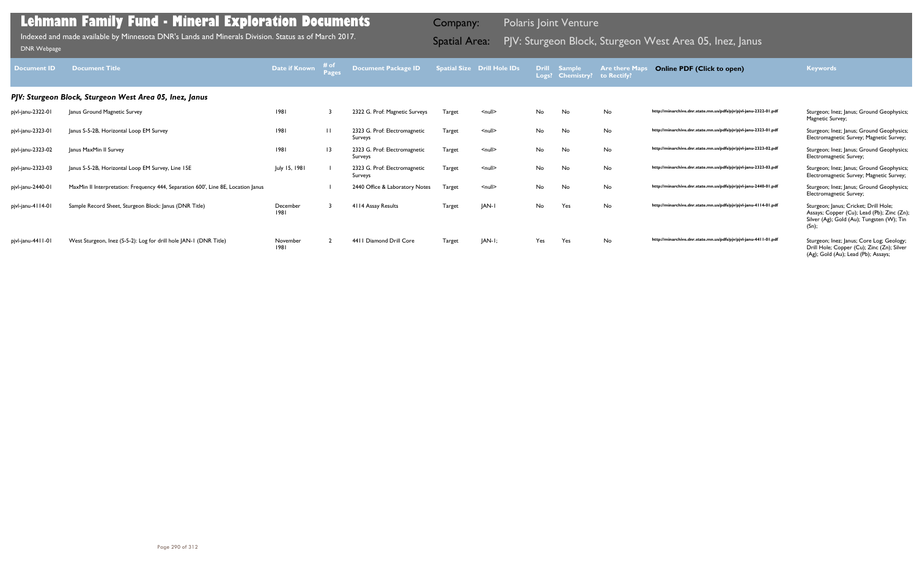# Lehmann Family Fund - Mineral Exploration Documents

Indexed and made available by Minnesota DNR's Lands and Minerals Division. Status as of March 2017.

DNR Webpage

**Company:** Polaris Joint Venture

**Spatial Area:** PJV: Sturgeon Block, Sturgeon West Area 05, Inez, Janus

| Document ID | Document Title | Date if Known | # of Pages | Document Package ID | Spatial Size | Drill Hole IDs | Drill Logs? | Sample Chemistry? | Are there Maps to Rectify? | Online PDF (Click to open) | Keywords |
|---|---|---|---|---|---|---|---|---|---|---|---|
| ***PJV: Sturgeon Block, Sturgeon West Area 05, Inez, Janus*** | | | | | | | | | | | |
| pjvl-janu-2322-01 | Janus Ground Magnetic Survey | 1981 | 3 | 2322 G. Prof: Magnetic Surveys | Target | <null> | No | No | No | http://minarchive.dnr.state.mn.us/pdfs/pjv/pjvl-janu-2322-01.pdf | Sturgeon; Inez; Janus; Ground Geophysics; Magnetic Survey; |
| pjvl-janu-2323-01 | Janus S-5-2B, Horizontal Loop EM Survey | 1981 | 11 | 2323 G. Prof: Electromagnetic Surveys | Target | <null> | No | No | No | http://minarchive.dnr.state.mn.us/pdfs/pjv/pjvl-janu-2323-01.pdf | Sturgeon; Inez; Janus; Ground Geophysics; Electromagnetic Survey; Magnetic Survey; |
| pjvl-janu-2323-02 | Janus MaxMin II Survey | 1981 | 13 | 2323 G. Prof: Electromagnetic Surveys | Target | <null> | No | No | No | http://minarchive.dnr.state.mn.us/pdfs/pjv/pjvl-janu-2323-02.pdf | Sturgeon; Inez; Janus; Ground Geophysics; Electromagnetic Survey; |
| pjvl-janu-2323-03 | Janus S-5-2B, Horizontal Loop EM Survey, Line 15E | July 15, 1981 | 1 | 2323 G. Prof: Electromagnetic Surveys | Target | <null> | No | No | No | http://minarchive.dnr.state.mn.us/pdfs/pjv/pjvl-janu-2323-03.pdf | Sturgeon; Inez; Janus; Ground Geophysics; Electromagnetic Survey; Magnetic Survey; |
| pjvl-janu-2440-01 | MaxMin II Interpretation: Frequency 444, Separation 600', Line 8E, Location Janus | | 1 | 2440 Office & Laboratory Notes | Target | <null> | No | No | No | http://minarchive.dnr.state.mn.us/pdfs/pjv/pjvl-janu-2440-01.pdf | Sturgeon; Inez; Janus; Ground Geophysics; Electromagnetic Survey; |
| pjvl-janu-4114-01 | Sample Record Sheet, Sturgeon Block: Janus (DNR Title) | December 1981 | 3 | 4114 Assay Results | Target | JAN-1 | No | Yes | No | http://minarchive.dnr.state.mn.us/pdfs/pjv/pjvl-janu-4114-01.pdf | Sturgeon; Janus; Cricket; Drill Hole; Assays; Copper (Cu); Lead (Pb); Zinc (Zn); Silver (Ag); Gold (Au); Tungsten (W); Tin (Sn); |
| pjvl-janu-4411-01 | West Sturgeon, Inez (S-5-2): Log for drill hole JAN-1 (DNR Title) | November 1981 | 2 | 4411 Diamond Drill Core | Target | JAN-1; | Yes | Yes | No | http://minarchive.dnr.state.mn.us/pdfs/pjv/pjvl-janu-4411-01.pdf | Sturgeon; Inez; Janus; Core Log; Geology; Drill Hole; Copper (Cu); Zinc (Zn); Silver (Ag); Gold (Au); Lead (Pb); Assays; |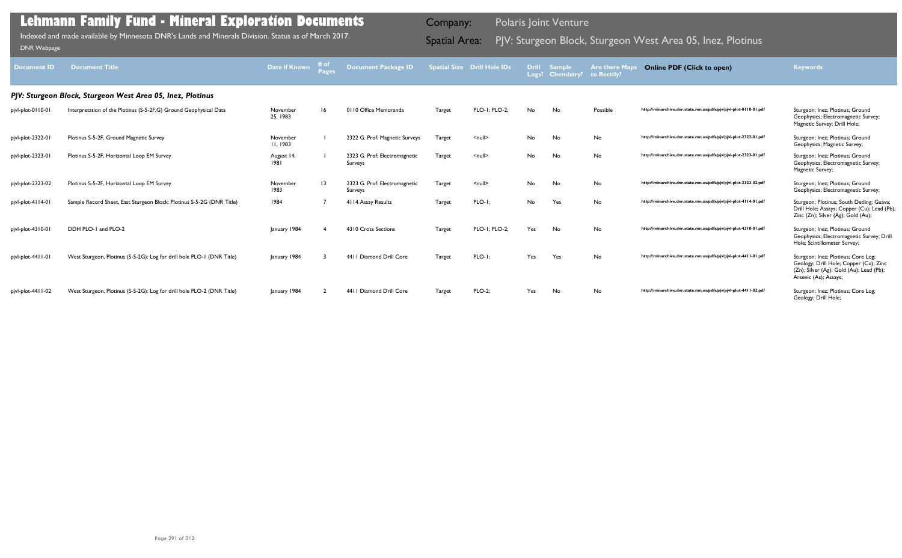# Lehmann Family Fund - Mineral Exploration Documents

Indexed and made available by Minnesota DNR's Lands and Minerals Division. Status as of March 2017.

DNR Webpage

**Company:** Polaris Joint Venture

**Spatial Area:** PJV: Sturgeon Block, Sturgeon West Area 05, Inez, Plotinus

| Document ID | Document Title | Date if Known | # of Pages | Document Package ID | Spatial Size | Drill Hole IDs | Drill Logs? | Sample Chemistry? | Are there Maps to Rectify? | Online PDF (Click to open) | Keywords |
|---|---|---|---|---|---|---|---|---|---|---|---|
| ***PJV: Sturgeon Block, Sturgeon West Area 05, Inez, Plotinus*** | | | | | | | | | | | |
| pjvl-plot-0110-01 | Interpretation of the Plotinus (S-5-2F,G) Ground Geophysical Data | November 25, 1983 | 16 | 0110 Office Memoranda | Target | PLO-1; PLO-2; | No | No | Possible | http://minarchive.dnr.state.mn.us/pdfs/pjv/pjvl-plot-0110-01.pdf | Sturgeon; Inez; Plotinus; Ground Geophysics; Electromagnetic Survey; Magnetic Survey; Drill Hole; |
| pjvl-plot-2322-01 | Plotinus S-5-2F, Ground Magnetic Survey | November 11, 1983 | 1 | 2322 G. Prof: Magnetic Surveys | Target | <null> | No | No | No | http://minarchive.dnr.state.mn.us/pdfs/pjv/pjvl-plot-2322-01.pdf | Sturgeon; Inez; Plotinus; Ground Geophysics; Magnetic Survey; |
| pjvl-plot-2323-01 | Plotinus S-5-2F, Horizontal Loop EM Survey | August 14, 1981 | 1 | 2323 G. Prof: Electromagnetic Surveys | Target | <null> | No | No | No | http://minarchive.dnr.state.mn.us/pdfs/pjv/pjvl-plot-2323-01.pdf | Sturgeon; Inez; Plotinus; Ground Geophysics; Electromagnetic Survey; Magnetic Survey; |
| pjvl-plot-2323-02 | Plotinus S-5-2F, Horizontal Loop EM Survey | November 1983 | 13 | 2323 G. Prof: Electromagnetic Surveys | Target | <null> | No | No | No | http://minarchive.dnr.state.mn.us/pdfs/pjv/pjvl-plot-2323-02.pdf | Sturgeon; Inez; Plotinus; Ground Geophysics; Electromagnetic Survey; |
| pjvl-plot-4114-01 | Sample Record Sheet, East Sturgeon Block: Plotinus S-5-2G (DNR Title) | 1984 | 7 | 4114 Assay Results | Target | PLO-1; | No | Yes | No | http://minarchive.dnr.state.mn.us/pdfs/pjv/pjvl-plot-4114-01.pdf | Sturgeon; Plotinus; South Detling; Guava; Drill Hole; Assays; Copper (Cu); Lead (Pb); Zinc (Zn); Silver (Ag); Gold (Au); |
| pjvl-plot-4310-01 | DDH PLO-1 and PLO-2 | January 1984 | 4 | 4310 Cross Sections | Target | PLO-1; PLO-2; | Yes | No | No | http://minarchive.dnr.state.mn.us/pdfs/pjv/pjvl-plot-4310-01.pdf | Sturgeon; Inez; Plotinus; Ground Geophysics; Electromagnetic Survey; Drill Hole; Scintillometer Survey; |
| pjvl-plot-4411-01 | West Sturgeon, Plotinus (S-5-2G): Log for drill hole PLO-1 (DNR Title) | January 1984 | 3 | 4411 Diamond Drill Core | Target | PLO-1; | Yes | Yes | No | http://minarchive.dnr.state.mn.us/pdfs/pjv/pjvl-plot-4411-01.pdf | Sturgeon; Inez; Plotinus; Core Log; Geology; Drill Hole; Copper (Cu); Zinc (Zn); Silver (Ag); Gold (Au); Lead (Pb); Arsenic (As); Assays; |
| pjvl-plot-4411-02 | West Sturgeon, Plotinus (S-5-2G): Log for drill hole PLO-2 (DNR Title) | January 1984 | 2 | 4411 Diamond Drill Core | Target | PLO-2; | Yes | No | No | http://minarchive.dnr.state.mn.us/pdfs/pjv/pjvl-plot-4411-02.pdf | Sturgeon; Inez; Plotinus; Core Log; Geology; Drill Hole; |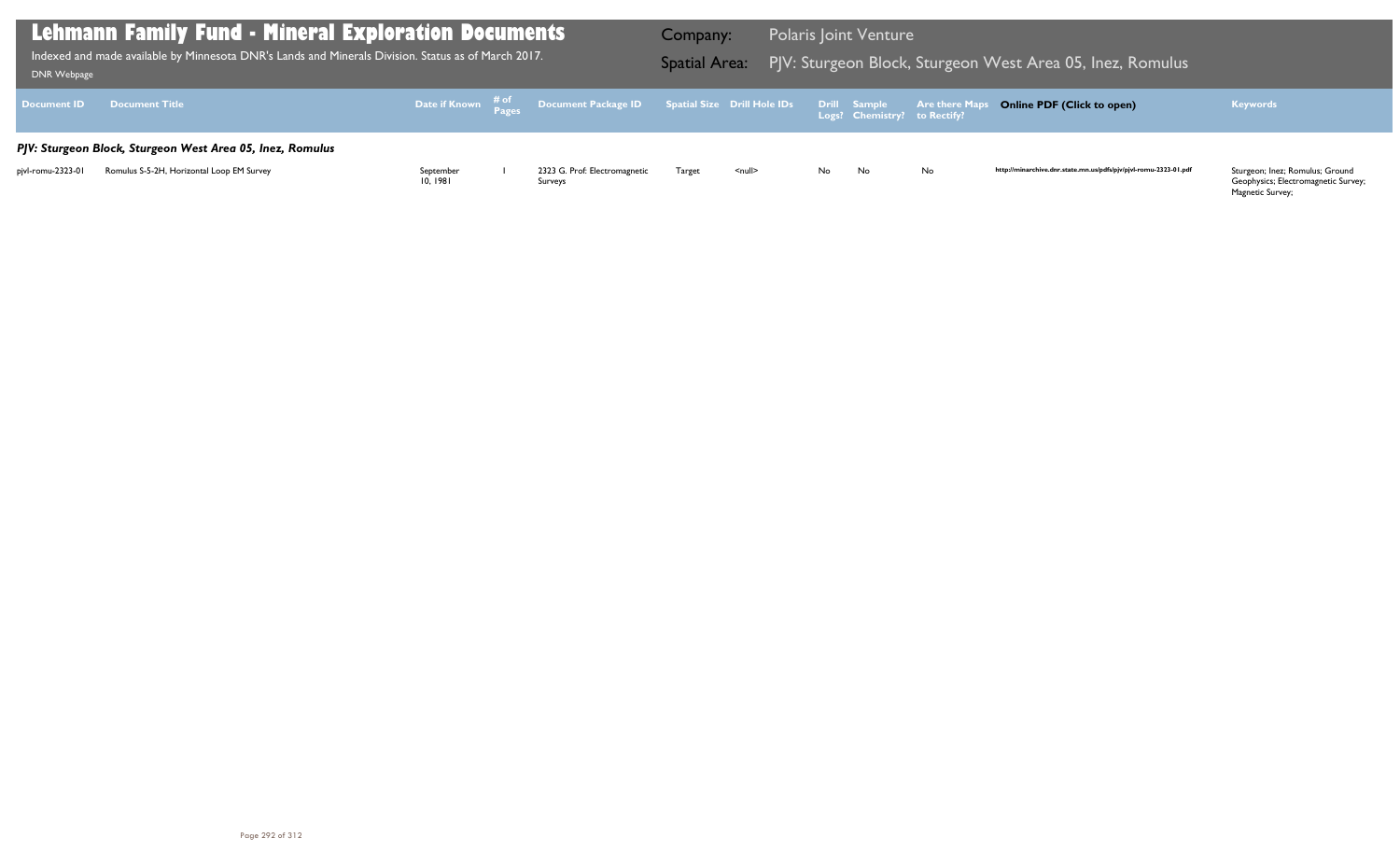# Lehmann Family Fund - Mineral Exploration Documents

Indexed and made available by Minnesota DNR's Lands and Minerals Division. Status as of March 2017.

DNR Webpage

**Company:** Polaris Joint Venture

**Spatial Area:** PJV: Sturgeon Block, Sturgeon West Area 05, Inez, Romulus

| Document ID | Document Title | Date if Known | # of Pages | Document Package ID | Spatial Size | Drill Hole IDs | Drill Logs? | Sample Chemistry? | Are there Maps to Rectify? | Online PDF (Click to open) | Keywords |
|---|---|---|---|---|---|---|---|---|---|---|---|
| ***PJV: Sturgeon Block, Sturgeon West Area 05, Inez, Romulus*** | | | | | | | | | | | |
| pjvl-romu-2323-01 | Romulus S-5-2H, Horizontal Loop EM Survey | September 10, 1981 | 1 | 2323 G. Prof: Electromagnetic Surveys | Target | <null> | No | No | No | http://minarchive.dnr.state.mn.us/pdfs/pjv/pjvl-romu-2323-01.pdf | Sturgeon; Inez; Romulus; Ground Geophysics; Electromagnetic Survey; Magnetic Survey; |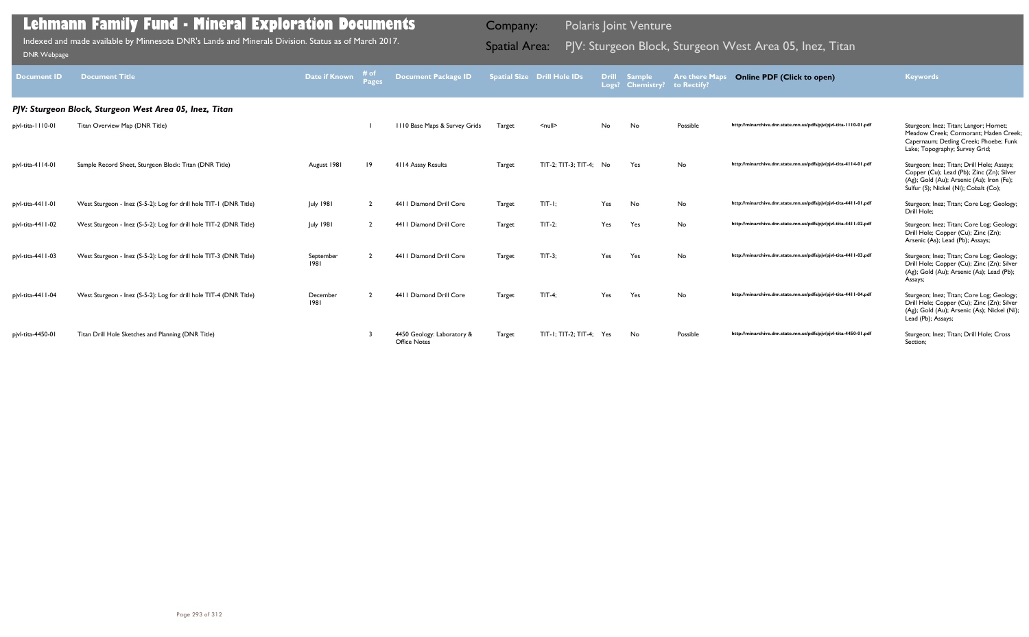# Lehmann Family Fund - Mineral Exploration Documents

Indexed and made available by Minnesota DNR's Lands and Minerals Division. Status as of March 2017.

DNR Webpage

**Company:** Polaris Joint Venture

**Spatial Area:** PJV: Sturgeon Block, Sturgeon West Area 05, Inez, Titan

| Document ID | Document Title | Date if Known | # of Pages | Document Package ID | Spatial Size | Drill Hole IDs | Drill Logs? | Sample Chemistry? | Are there Maps to Rectify? | Online PDF (Click to open) | Keywords |
|---|---|---|---|---|---|---|---|---|---|---|---|
| ***PJV: Sturgeon Block, Sturgeon West Area 05, Inez, Titan*** | | | | | | | | | | | |
| pjvl-tita-1110-01 | Titan Overview Map (DNR Title) | | 1 | 1110 Base Maps & Survey Grids | Target | <null> | No | No | Possible | http://minarchive.dnr.state.mn.us/pdfs/pjv/pjvl-tita-1110-01.pdf | Sturgeon; Inez; Titan; Langor; Hornet; Meadow Creek; Cormorant; Haden Creek; Capernaum; Detling Creek; Phoebe; Funk Lake; Topography; Survey Grid; |
| pjvl-tita-4114-01 | Sample Record Sheet, Sturgeon Block: Titan (DNR Title) | August 1981 | 19 | 4114 Assay Results | Target | TIT-2; TIT-3; TIT-4; | No | Yes | No | http://minarchive.dnr.state.mn.us/pdfs/pjv/pjvl-tita-4114-01.pdf | Sturgeon; Inez; Titan; Drill Hole; Assays; Copper (Cu); Lead (Pb); Zinc (Zn); Silver (Ag); Gold (Au); Arsenic (As); Iron (Fe); Sulfur (S); Nickel (Ni); Cobalt (Co); |
| pjvl-tita-4411-01 | West Sturgeon - Inez (S-5-2): Log for drill hole TIT-1 (DNR Title) | July 1981 | 2 | 4411 Diamond Drill Core | Target | TIT-1; | Yes | No | No | http://minarchive.dnr.state.mn.us/pdfs/pjv/pjvl-tita-4411-01.pdf | Sturgeon; Inez; Titan; Core Log; Geology; Drill Hole; |
| pjvl-tita-4411-02 | West Sturgeon - Inez (S-5-2): Log for drill hole TIT-2 (DNR Title) | July 1981 | 2 | 4411 Diamond Drill Core | Target | TIT-2; | Yes | Yes | No | http://minarchive.dnr.state.mn.us/pdfs/pjv/pjvl-tita-4411-02.pdf | Sturgeon; Inez; Titan; Core Log; Geology; Drill Hole; Copper (Cu); Zinc (Zn); Arsenic (As); Lead (Pb); Assays; |
| pjvl-tita-4411-03 | West Sturgeon - Inez (S-5-2): Log for drill hole TIT-3 (DNR Title) | September 1981 | 2 | 4411 Diamond Drill Core | Target | TIT-3; | Yes | Yes | No | http://minarchive.dnr.state.mn.us/pdfs/pjv/pjvl-tita-4411-03.pdf | Sturgeon; Inez; Titan; Core Log; Geology; Drill Hole; Copper (Cu); Zinc (Zn); Silver (Ag); Gold (Au); Arsenic (As); Lead (Pb); Assays; |
| pjvl-tita-4411-04 | West Sturgeon - Inez (S-5-2): Log for drill hole TIT-4 (DNR Title) | December 1981 | 2 | 4411 Diamond Drill Core | Target | TIT-4; | Yes | Yes | No | http://minarchive.dnr.state.mn.us/pdfs/pjv/pjvl-tita-4411-04.pdf | Sturgeon; Inez; Titan; Core Log; Geology; Drill Hole; Copper (Cu); Zinc (Zn); Silver (Ag); Gold (Au); Arsenic (As); Nickel (Ni); Lead (Pb); Assays; |
| pjvl-tita-4450-01 | Titan Drill Hole Sketches and Planning (DNR Title) | | 3 | 4450 Geology: Laboratory & Office Notes | Target | TIT-1; TIT-2; TIT-4; | Yes | No | Possible | http://minarchive.dnr.state.mn.us/pdfs/pjv/pjvl-tita-4450-01.pdf | Sturgeon; Inez; Titan; Drill Hole; Cross Section; |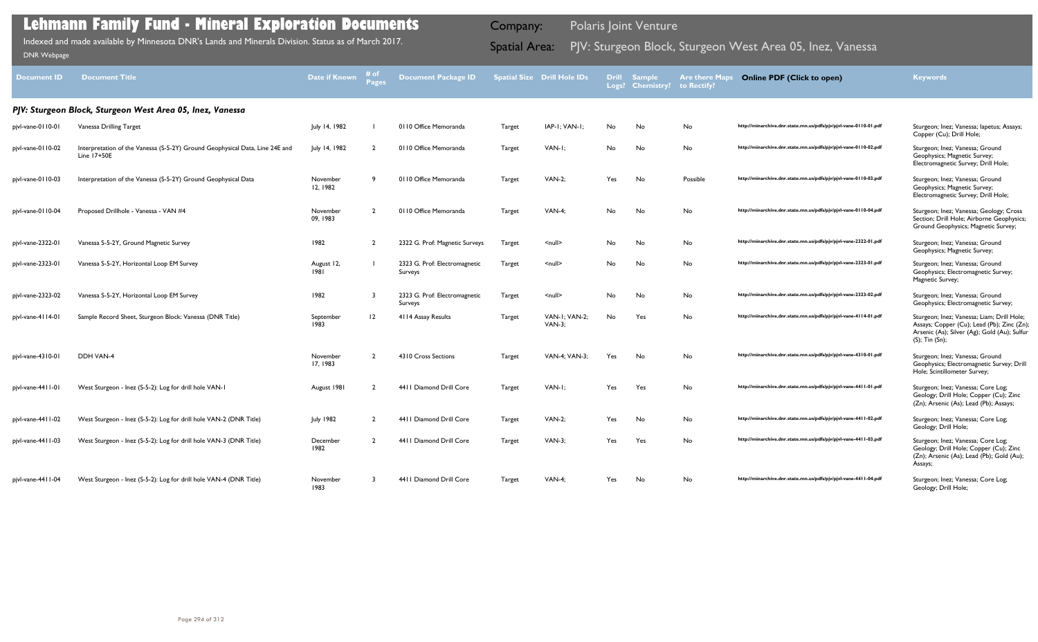# Lehmann Family Fund - Mineral Exploration Documents

Indexed and made available by Minnesota DNR's Lands and Minerals Division. Status as of March 2017.

DNR Webpage

Company: Polaris Joint Venture

Spatial Area: PJV: Sturgeon Block, Sturgeon West Area 05, Inez, Vanessa

| Document ID | Document Title | Date if Known | # of Pages | Document Package ID | Spatial Size | Drill Hole IDs | Drill Logs? | Sample Chemistry? | Are there Maps to Rectify? | Online PDF (Click to open) | Keywords |
|---|---|---|---|---|---|---|---|---|---|---|---|
| ***PJV: Sturgeon Block, Sturgeon West Area 05, Inez, Vanessa*** | | | | | | | | | | | |
| pjvl-vane-0110-01 | Vanessa Drilling Target | July 14, 1982 | 1 | 0110 Office Memoranda | Target | IAP-1; VAN-1; | No | No | No | http://minarchive.dnr.state.mn.us/pdfs/pjv/pjvl-vane-0110-01.pdf | Sturgeon; Inez; Vanessa; Iapetus; Assays; Copper (Cu); Drill Hole; |
| pjvl-vane-0110-02 | Interpretation of the Vanessa (S-5-2Y) Ground Geophysical Data, Line 24E and Line 17+50E | July 14, 1982 | 2 | 0110 Office Memoranda | Target | VAN-1; | No | No | No | http://minarchive.dnr.state.mn.us/pdfs/pjv/pjvl-vane-0110-02.pdf | Sturgeon; Inez; Vanessa; Ground Geophysics; Magnetic Survey; Electromagnetic Survey; Drill Hole; |
| pjvl-vane-0110-03 | Interpretation of the Vanessa (S-5-2Y) Ground Geophysical Data | November 12, 1982 | 9 | 0110 Office Memoranda | Target | VAN-2; | Yes | No | Possible | http://minarchive.dnr.state.mn.us/pdfs/pjv/pjvl-vane-0110-03.pdf | Sturgeon; Inez; Vanessa; Ground Geophysics; Magnetic Survey; Electromagnetic Survey; Drill Hole; |
| pjvl-vane-0110-04 | Proposed Drillhole - Vanessa - VAN #4 | November 09, 1983 | 2 | 0110 Office Memoranda | Target | VAN-4; | No | No | No | http://minarchive.dnr.state.mn.us/pdfs/pjv/pjvl-vane-0110-04.pdf | Sturgeon; Inez; Vanessa; Geology; Cross Section; Drill Hole; Airborne Geophysics; Ground Geophysics; Magnetic Survey; |
| pjvl-vane-2322-01 | Vanessa S-5-2Y, Ground Magnetic Survey | 1982 | 2 | 2322 G. Prof: Magnetic Surveys | Target | <null> | No | No | No | http://minarchive.dnr.state.mn.us/pdfs/pjv/pjvl-vane-2322-01.pdf | Sturgeon; Inez; Vanessa; Ground Geophysics; Magnetic Survey; |
| pjvl-vane-2323-01 | Vanessa S-5-2Y, Horizontal Loop EM Survey | August 12, 1981 | 1 | 2323 G. Prof: Electromagnetic Surveys | Target | <null> | No | No | No | http://minarchive.dnr.state.mn.us/pdfs/pjv/pjvl-vane-2323-01.pdf | Sturgeon; Inez; Vanessa; Ground Geophysics; Electromagnetic Survey; Magnetic Survey; |
| pjvl-vane-2323-02 | Vanessa S-5-2Y, Horizontal Loop EM Survey | 1982 | 3 | 2323 G. Prof: Electromagnetic Surveys | Target | <null> | No | No | No | http://minarchive.dnr.state.mn.us/pdfs/pjv/pjvl-vane-2323-02.pdf | Sturgeon; Inez; Vanessa; Ground Geophysics; Electromagnetic Survey; |
| pjvl-vane-4114-01 | Sample Record Sheet, Sturgeon Block: Vanessa (DNR Title) | September 1983 | 12 | 4114 Assay Results | Target | VAN-1; VAN-2; VAN-3; | No | Yes | No | http://minarchive.dnr.state.mn.us/pdfs/pjv/pjvl-vane-4114-01.pdf | Sturgeon; Inez; Vanessa; Liam; Drill Hole; Assays; Copper (Cu); Lead (Pb); Zinc (Zn); Arsenic (As); Silver (Ag); Gold (Au); Sulfur (S); Tin (Sn); |
| pjvl-vane-4310-01 | DDH VAN-4 | November 17, 1983 | 2 | 4310 Cross Sections | Target | VAN-4; VAN-3; | Yes | No | No | http://minarchive.dnr.state.mn.us/pdfs/pjv/pjvl-vane-4310-01.pdf | Sturgeon; Inez; Vanessa; Ground Geophysics; Electromagnetic Survey; Drill Hole; Scintillometer Survey; |
| pjvl-vane-4411-01 | West Sturgeon - Inez (S-5-2): Log for drill hole VAN-1 | August 1981 | 2 | 4411 Diamond Drill Core | Target | VAN-1; | Yes | Yes | No | http://minarchive.dnr.state.mn.us/pdfs/pjv/pjvl-vane-4411-01.pdf | Sturgeon; Inez; Vanessa; Core Log; Geology; Drill Hole; Copper (Cu); Zinc (Zn); Arsenic (As); Lead (Pb); Assays; |
| pjvl-vane-4411-02 | West Sturgeon - Inez (S-5-2): Log for drill hole VAN-2 (DNR Title) | July 1982 | 2 | 4411 Diamond Drill Core | Target | VAN-2; | Yes | No | No | http://minarchive.dnr.state.mn.us/pdfs/pjv/pjvl-vane-4411-02.pdf | Sturgeon; Inez; Vanessa; Core Log; Geology; Drill Hole; |
| pjvl-vane-4411-03 | West Sturgeon - Inez (S-5-2): Log for drill hole VAN-3 (DNR Title) | December 1982 | 2 | 4411 Diamond Drill Core | Target | VAN-3; | Yes | Yes | No | http://minarchive.dnr.state.mn.us/pdfs/pjv/pjvl-vane-4411-03.pdf | Sturgeon; Inez; Vanessa; Core Log; Geology; Drill Hole; Copper (Cu); Zinc (Zn); Arsenic (As); Lead (Pb); Gold (Au); Assays; |
| pjvl-vane-4411-04 | West Sturgeon - Inez (S-5-2): Log for drill hole VAN-4 (DNR Title) | November 1983 | 3 | 4411 Diamond Drill Core | Target | VAN-4; | Yes | No | No | http://minarchive.dnr.state.mn.us/pdfs/pjv/pjvl-vane-4411-04.pdf | Sturgeon; Inez; Vanessa; Core Log; Geology; Drill Hole; |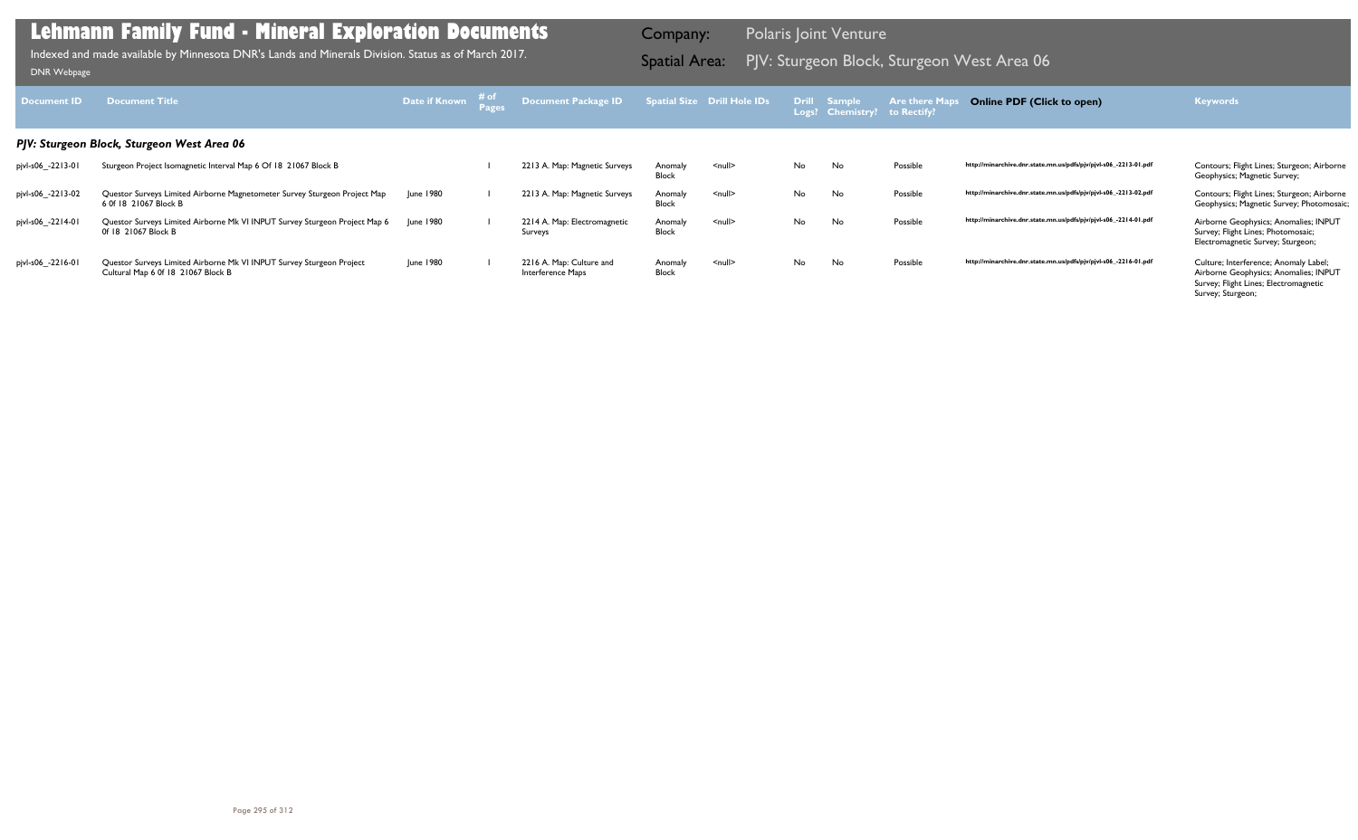# Lehmann Family Fund - Mineral Exploration Documents

Indexed and made available by Minnesota DNR's Lands and Minerals Division. Status as of March 2017.

DNR Webpage

Company: Polaris Joint Venture

Spatial Area: PJV: Sturgeon Block, Sturgeon West Area 06

| Document ID | Document Title | Date if Known | # of Pages | Document Package ID | Spatial Size | Drill Hole IDs | Drill Logs? | Sample Chemistry? | Are there Maps to Rectify? | Online PDF (Click to open) | Keywords |
|---|---|---|---|---|---|---|---|---|---|---|---|
| ***PJV: Sturgeon Block, Sturgeon West Area 06*** | | | | | | | | | | | |
| pjvl-s06_-2213-01 | Sturgeon Project Isomagnetic Interval Map 6 Of 18 21067 Block B | | 1 | 2213 A. Map: Magnetic Surveys | Anomaly Block | <null> | No | No | Possible | http://minarchive.dnr.state.mn.us/pdfs/pjv/pjvl-s06_-2213-01.pdf | Contours; Flight Lines; Sturgeon; Airborne Geophysics; Magnetic Survey; |
| pjvl-s06_-2213-02 | Questor Surveys Limited Airborne Magnetometer Survey Sturgeon Project Map 6 0f 18 21067 Block B | June 1980 | 1 | 2213 A. Map: Magnetic Surveys | Anomaly Block | <null> | No | No | Possible | http://minarchive.dnr.state.mn.us/pdfs/pjv/pjvl-s06_-2213-02.pdf | Contours; Flight Lines; Sturgeon; Airborne Geophysics; Magnetic Survey; Photomosaic; |
| pjvl-s06_-2214-01 | Questor Surveys Limited Airborne Mk VI INPUT Survey Sturgeon Project Map 6 0f 18 21067 Block B | June 1980 | 1 | 2214 A. Map: Electromagnetic Surveys | Anomaly Block | <null> | No | No | Possible | http://minarchive.dnr.state.mn.us/pdfs/pjv/pjvl-s06_-2214-01.pdf | Airborne Geophysics; Anomalies; INPUT Survey; Flight Lines; Photomosaic; Electromagnetic Survey; Sturgeon; |
| pjvl-s06_-2216-01 | Questor Surveys Limited Airborne Mk VI INPUT Survey Sturgeon Project Cultural Map 6 0f 18 21067 Block B | June 1980 | 1 | 2216 A. Map: Culture and Interference Maps | Anomaly Block | <null> | No | No | Possible | http://minarchive.dnr.state.mn.us/pdfs/pjv/pjvl-s06_-2216-01.pdf | Culture; Interference; Anomaly Label; Airborne Geophysics; Anomalies; INPUT Survey; Flight Lines; Electromagnetic Survey; Sturgeon; |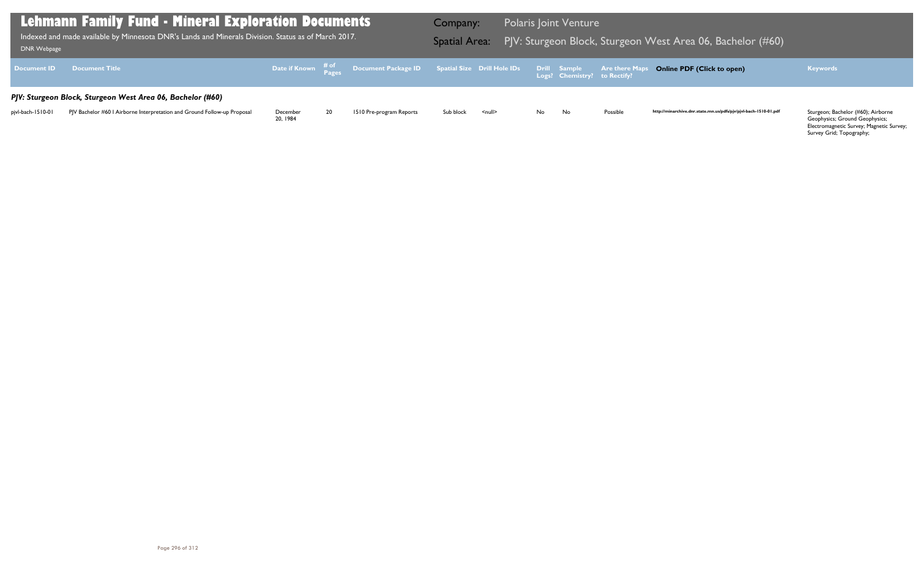# Lehmann Family Fund - Mineral Exploration Documents

Indexed and made available by Minnesota DNR's Lands and Minerals Division. Status as of March 2017.

DNR Webpage

**Company:** Polaris Joint Venture

**Spatial Area:** PJV: Sturgeon Block, Sturgeon West Area 06, Bachelor (#60)

### *PJV: Sturgeon Block, Sturgeon West Area 06, Bachelor (#60)*

| Document ID | Document Title | Date if Known | # of Pages | Document Package ID | Spatial Size | Drill Hole IDs | Drill Logs? | Sample Chemistry? | Are there Maps to Rectify? | Online PDF (Click to open) | Keywords |
|---|---|---|---|---|---|---|---|---|---|---|---|
| pjvl-bach-1510-01 | PJV Bachelor #60 I Airborne Interpretation and Ground Follow-up Proposal | December 20, 1984 | 20 | 1510 Pre-program Reports | Sub block | <null> | No | No | Possible | http://minarchive.dnr.state.mn.us/pdfs/pjv/pjvl-bach-1510-01.pdf | Sturgeon; Bachelor (#60); Airborne Geophysics; Ground Geophysics; Electromagnetic Survey; Magnetic Survey; Survey Grid; Topography; |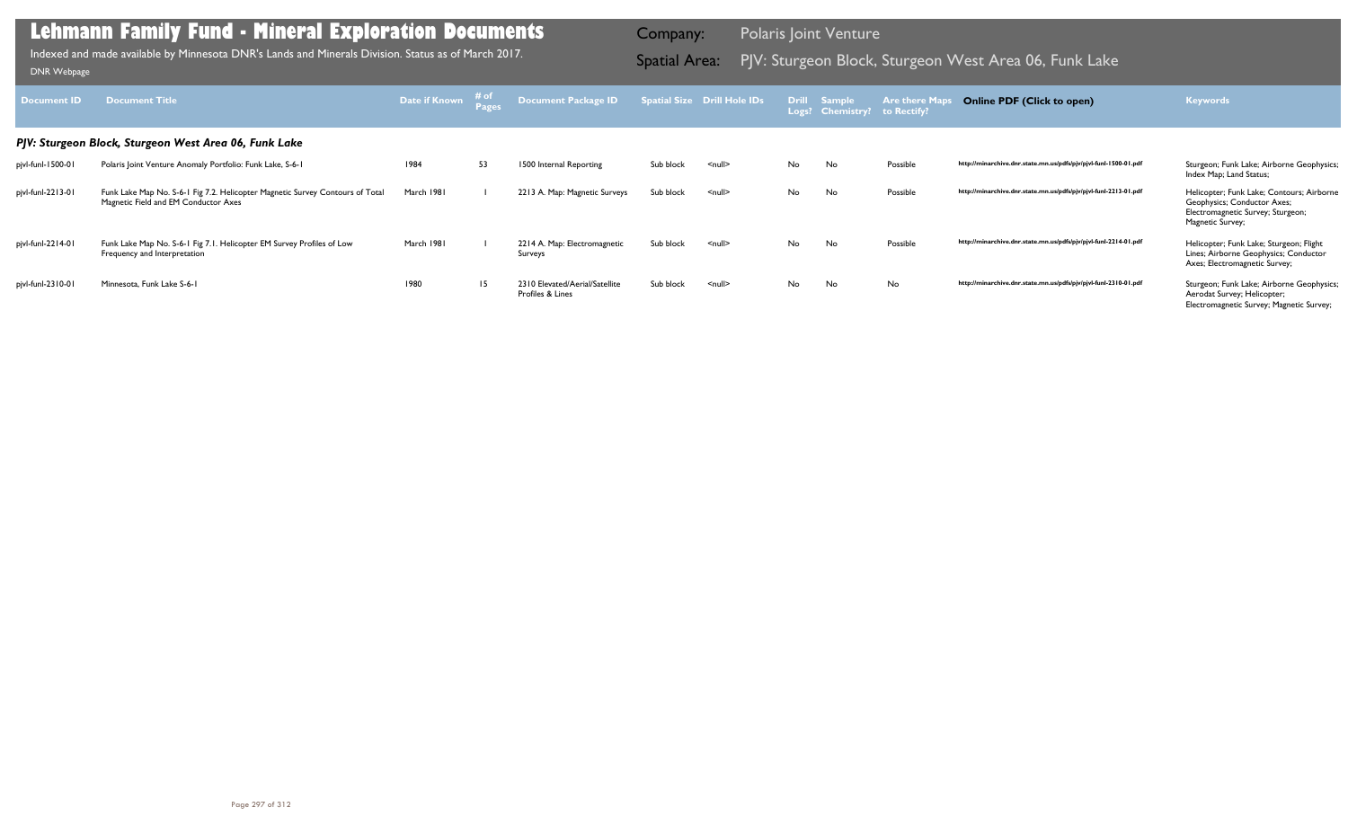# Lehmann Family Fund - Mineral Exploration Documents

Indexed and made available by Minnesota DNR's Lands and Minerals Division. Status as of March 2017.

DNR Webpage

Company: Polaris Joint Venture

Spatial Area: PJV: Sturgeon Block, Sturgeon West Area 06, Funk Lake

| Document ID | Document Title | Date if Known | # of Pages | Document Package ID | Spatial Size | Drill Hole IDs | Drill Logs? | Sample Chemistry? | Are there Maps to Rectify? | Online PDF (Click to open) | Keywords |
|---|---|---|---|---|---|---|---|---|---|---|---|
| ***PJV: Sturgeon Block, Sturgeon West Area 06, Funk Lake*** | | | | | | | | | | | |
| pjvl-funl-1500-01 | Polaris Joint Venture Anomaly Portfolio: Funk Lake, S-6-1 | 1984 | 53 | 1500 Internal Reporting | Sub block | <null> | No | No | Possible | http://minarchive.dnr.state.mn.us/pdfs/pjv/pjvl-funl-1500-01.pdf | Sturgeon; Funk Lake; Airborne Geophysics; Index Map; Land Status; |
| pjvl-funl-2213-01 | Funk Lake Map No. S-6-1 Fig 7.2. Helicopter Magnetic Survey Contours of Total Magnetic Field and EM Conductor Axes | March 1981 | 1 | 2213 A. Map: Magnetic Surveys | Sub block | <null> | No | No | Possible | http://minarchive.dnr.state.mn.us/pdfs/pjv/pjvl-funl-2213-01.pdf | Helicopter; Funk Lake; Contours; Airborne Geophysics; Conductor Axes; Electromagnetic Survey; Sturgeon; Magnetic Survey; |
| pjvl-funl-2214-01 | Funk Lake Map No. S-6-1 Fig 7.1. Helicopter EM Survey Profiles of Low Frequency and Interpretation | March 1981 | 1 | 2214 A. Map: Electromagnetic Surveys | Sub block | <null> | No | No | Possible | http://minarchive.dnr.state.mn.us/pdfs/pjv/pjvl-funl-2214-01.pdf | Helicopter; Funk Lake; Sturgeon; Flight Lines; Airborne Geophysics; Conductor Axes; Electromagnetic Survey; |
| pjvl-funl-2310-01 | Minnesota, Funk Lake S-6-1 | 1980 | 15 | 2310 Elevated/Aerial/Satellite Profiles & Lines | Sub block | <null> | No | No | No | http://minarchive.dnr.state.mn.us/pdfs/pjv/pjvl-funl-2310-01.pdf | Sturgeon; Funk Lake; Airborne Geophysics; Aerodat Survey; Helicopter; Electromagnetic Survey; Magnetic Survey; |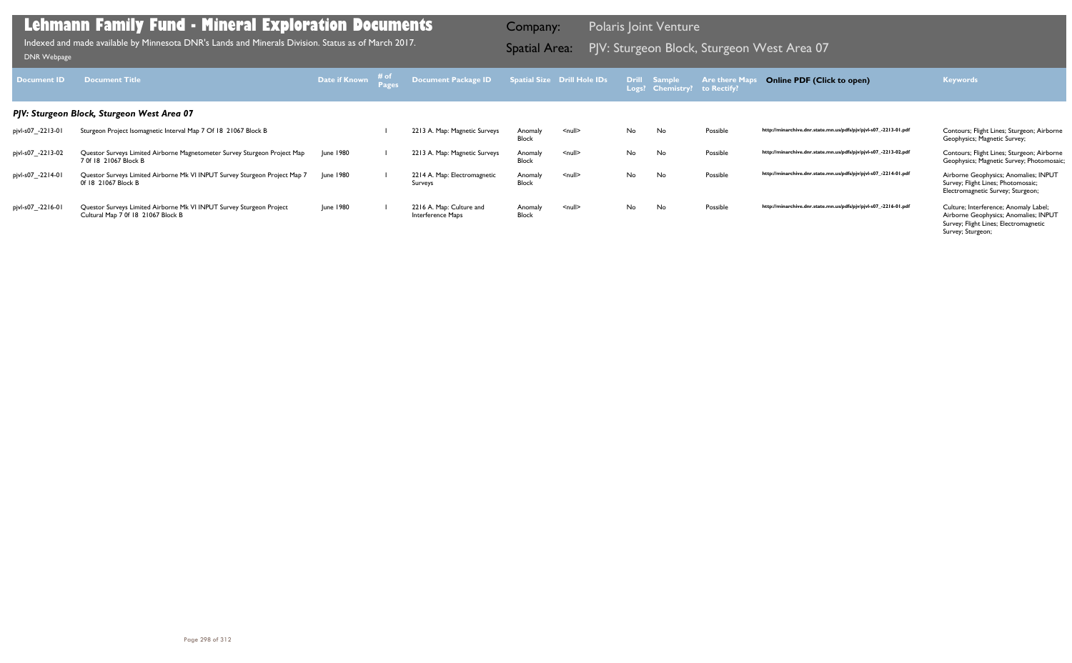# Lehmann Family Fund - Mineral Exploration Documents

Indexed and made available by Minnesota DNR's Lands and Minerals Division. Status as of March 2017.

DNR Webpage

Company: Polaris Joint Venture

Spatial Area: PJV: Sturgeon Block, Sturgeon West Area 07

| Document ID | Document Title | Date if Known | # of Pages | Document Package ID | Spatial Size | Drill Hole IDs | Drill Logs? | Sample Chemistry? | Are there Maps to Rectify? | Online PDF (Click to open) | Keywords |
|---|---|---|---|---|---|---|---|---|---|---|---|
| ***PJV: Sturgeon Block, Sturgeon West Area 07*** | | | | | | | | | | | |
| pjvl-s07_-2213-01 | Sturgeon Project Isomagnetic Interval Map 7 Of 18 21067 Block B | | 1 | 2213 A. Map: Magnetic Surveys | Anomaly Block | <null> | No | No | Possible | http://minarchive.dnr.state.mn.us/pdfs/pjv/pjvl-s07_-2213-01.pdf | Contours; Flight Lines; Sturgeon; Airborne Geophysics; Magnetic Survey; |
| pjvl-s07_-2213-02 | Questor Surveys Limited Airborne Magnetometer Survey Sturgeon Project Map 7 0f 18 21067 Block B | June 1980 | 1 | 2213 A. Map: Magnetic Surveys | Anomaly Block | <null> | No | No | Possible | http://minarchive.dnr.state.mn.us/pdfs/pjv/pjvl-s07_-2213-02.pdf | Contours; Flight Lines; Sturgeon; Airborne Geophysics; Magnetic Survey; Photomosaic; |
| pjvl-s07_-2214-01 | Questor Surveys Limited Airborne Mk VI INPUT Survey Sturgeon Project Map 7 0f 18 21067 Block B | June 1980 | 1 | 2214 A. Map: Electromagnetic Surveys | Anomaly Block | <null> | No | No | Possible | http://minarchive.dnr.state.mn.us/pdfs/pjv/pjvl-s07_-2214-01.pdf | Airborne Geophysics; Anomalies; INPUT Survey; Flight Lines; Photomosaic; Electromagnetic Survey; Sturgeon; |
| pjvl-s07_-2216-01 | Questor Surveys Limited Airborne Mk VI INPUT Survey Sturgeon Project Cultural Map 7 0f 18 21067 Block B | June 1980 | 1 | 2216 A. Map: Culture and Interference Maps | Anomaly Block | <null> | No | No | Possible | http://minarchive.dnr.state.mn.us/pdfs/pjv/pjvl-s07_-2216-01.pdf | Culture; Interference; Anomaly Label; Airborne Geophysics; Anomalies; INPUT Survey; Flight Lines; Electromagnetic Survey; Sturgeon; |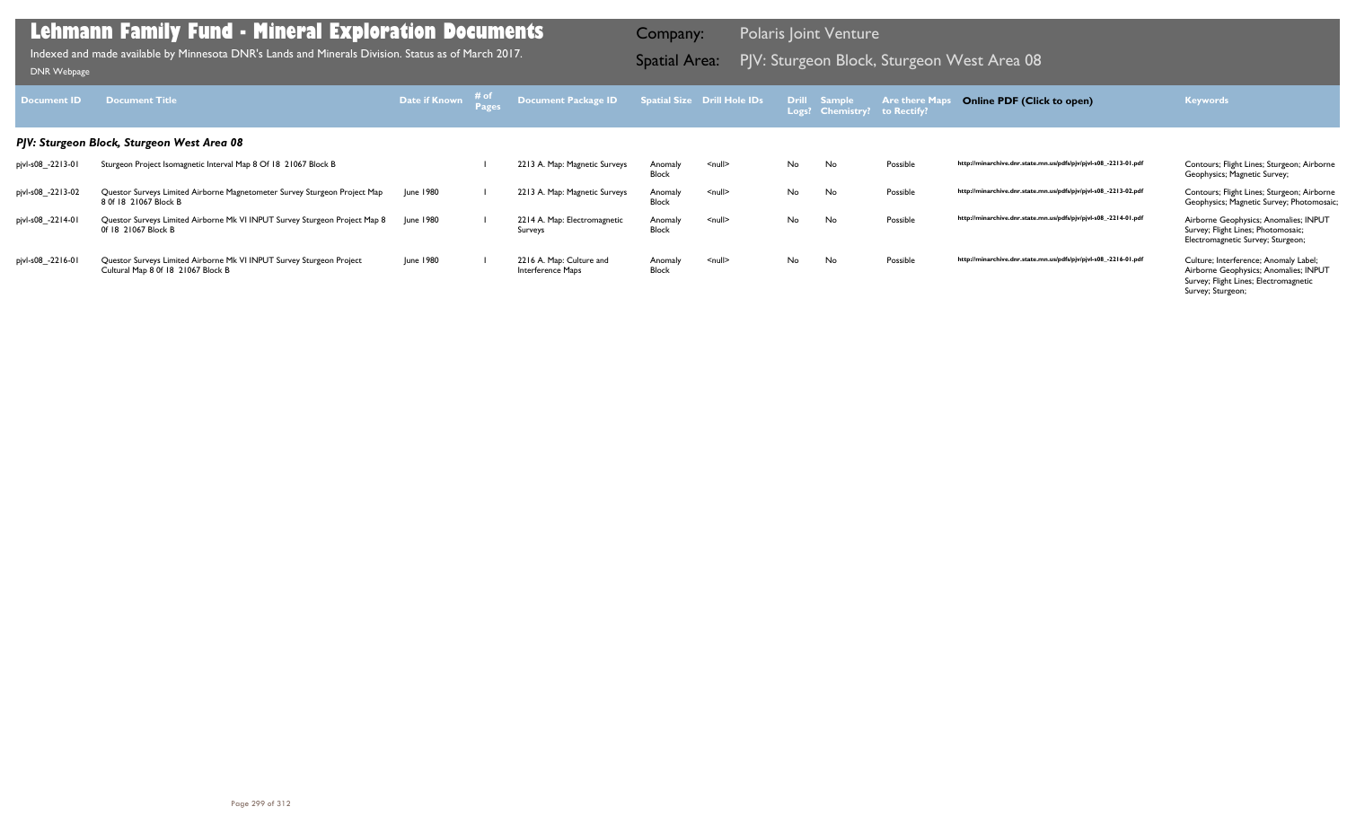# Lehmann Family Fund - Mineral Exploration Documents

Indexed and made available by Minnesota DNR's Lands and Minerals Division. Status as of March 2017.

DNR Webpage

Company: Polaris Joint Venture

Spatial Area: PJV: Sturgeon Block, Sturgeon West Area 08

| Document ID | Document Title | Date if Known | # of Pages | Document Package ID | Spatial Size | Drill Hole IDs | Drill Logs? | Sample Chemistry? | Are there Maps to Rectify? | Online PDF (Click to open) | Keywords |
|---|---|---|---|---|---|---|---|---|---|---|---|
| ***PJV: Sturgeon Block, Sturgeon West Area 08*** | | | | | | | | | | | |
| pjvl-s08_-2213-01 | Sturgeon Project Isomagnetic Interval Map 8 Of 18 21067 Block B | | 1 | 2213 A. Map: Magnetic Surveys | Anomaly Block | <null> | No | No | Possible | http://minarchive.dnr.state.mn.us/pdfs/pjv/pjvl-s08_-2213-01.pdf | Contours; Flight Lines; Sturgeon; Airborne Geophysics; Magnetic Survey; |
| pjvl-s08_-2213-02 | Questor Surveys Limited Airborne Magnetometer Survey Sturgeon Project Map 8 0f 18 21067 Block B | June 1980 | 1 | 2213 A. Map: Magnetic Surveys | Anomaly Block | <null> | No | No | Possible | http://minarchive.dnr.state.mn.us/pdfs/pjv/pjvl-s08_-2213-02.pdf | Contours; Flight Lines; Sturgeon; Airborne Geophysics; Magnetic Survey; Photomosaic; |
| pjvl-s08_-2214-01 | Questor Surveys Limited Airborne Mk VI INPUT Survey Sturgeon Project Map 8 0f 18 21067 Block B | June 1980 | 1 | 2214 A. Map: Electromagnetic Surveys | Anomaly Block | <null> | No | No | Possible | http://minarchive.dnr.state.mn.us/pdfs/pjv/pjvl-s08_-2214-01.pdf | Airborne Geophysics; Anomalies; INPUT Survey; Flight Lines; Photomosaic; Electromagnetic Survey; Sturgeon; |
| pjvl-s08_-2216-01 | Questor Surveys Limited Airborne Mk VI INPUT Survey Sturgeon Project Cultural Map 8 0f 18 21067 Block B | June 1980 | 1 | 2216 A. Map: Culture and Interference Maps | Anomaly Block | <null> | No | No | Possible | http://minarchive.dnr.state.mn.us/pdfs/pjv/pjvl-s08_-2216-01.pdf | Culture; Interference; Anomaly Label; Airborne Geophysics; Anomalies; INPUT Survey; Flight Lines; Electromagnetic Survey; Sturgeon; |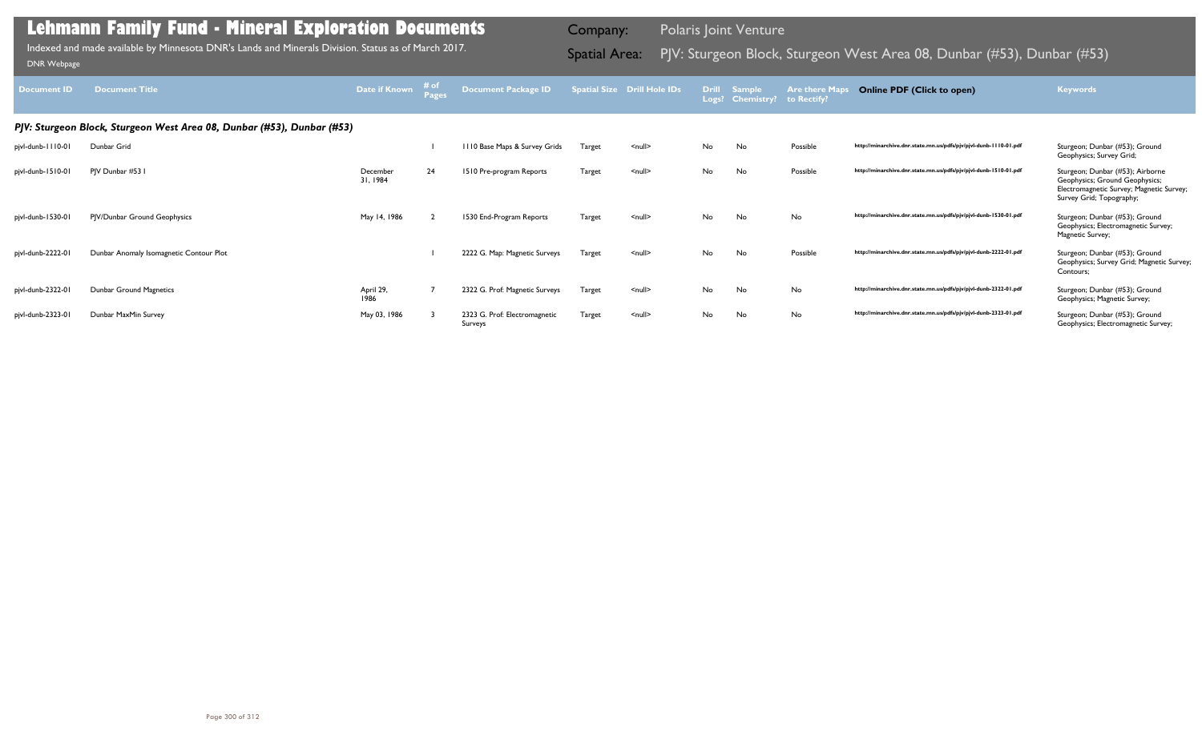# Lehmann Family Fund - Mineral Exploration Documents

Indexed and made available by Minnesota DNR's Lands and Minerals Division. Status as of March 2017.

DNR Webpage

Company: Polaris Joint Venture

Spatial Area: PJV: Sturgeon Block, Sturgeon West Area 08, Dunbar (#53), Dunbar (#53)

| Document ID | Document Title | Date if Known | # of Pages | Document Package ID | Spatial Size | Drill Hole IDs | Drill Logs? | Sample Chemistry? | Are there Maps to Rectify? | Online PDF (Click to open) | Keywords |
|---|---|---|---|---|---|---|---|---|---|---|---|
| ***PJV: Sturgeon Block, Sturgeon West Area 08, Dunbar (#53), Dunbar (#53)*** | | | | | | | | | | | |
| pjvl-dunb-1110-01 | Dunbar Grid | | 1 | 1110 Base Maps & Survey Grids | Target | <null> | No | No | Possible | http://minarchive.dnr.state.mn.us/pdfs/pjv/pjvl-dunb-1110-01.pdf | Sturgeon; Dunbar (#53); Ground Geophysics; Survey Grid; |
| pjvl-dunb-1510-01 | PJV Dunbar #53 1 | December 31, 1984 | 24 | 1510 Pre-program Reports | Target | <null> | No | No | Possible | http://minarchive.dnr.state.mn.us/pdfs/pjv/pjvl-dunb-1510-01.pdf | Sturgeon; Dunbar (#53); Airborne Geophysics; Ground Geophysics; Electromagnetic Survey; Magnetic Survey; Survey Grid; Topography; |
| pjvl-dunb-1530-01 | PJV/Dunbar Ground Geophysics | May 14, 1986 | 2 | 1530 End-Program Reports | Target | <null> | No | No | No | http://minarchive.dnr.state.mn.us/pdfs/pjv/pjvl-dunb-1530-01.pdf | Sturgeon; Dunbar (#53); Ground Geophysics; Electromagnetic Survey; Magnetic Survey; |
| pjvl-dunb-2222-01 | Dunbar Anomaly Isomagnetic Contour Plot | | 1 | 2222 G. Map: Magnetic Surveys | Target | <null> | No | No | Possible | http://minarchive.dnr.state.mn.us/pdfs/pjv/pjvl-dunb-2222-01.pdf | Sturgeon; Dunbar (#53); Ground Geophysics; Survey Grid; Magnetic Survey; Contours; |
| pjvl-dunb-2322-01 | Dunbar Ground Magnetics | April 29, 1986 | 7 | 2322 G. Prof: Magnetic Surveys | Target | <null> | No | No | No | http://minarchive.dnr.state.mn.us/pdfs/pjv/pjvl-dunb-2322-01.pdf | Sturgeon; Dunbar (#53); Ground Geophysics; Magnetic Survey; |
| pjvl-dunb-2323-01 | Dunbar MaxMin Survey | May 03, 1986 | 3 | 2323 G. Prof: Electromagnetic Surveys | Target | <null> | No | No | No | http://minarchive.dnr.state.mn.us/pdfs/pjv/pjvl-dunb-2323-01.pdf | Sturgeon; Dunbar (#53); Ground Geophysics; Electromagnetic Survey; |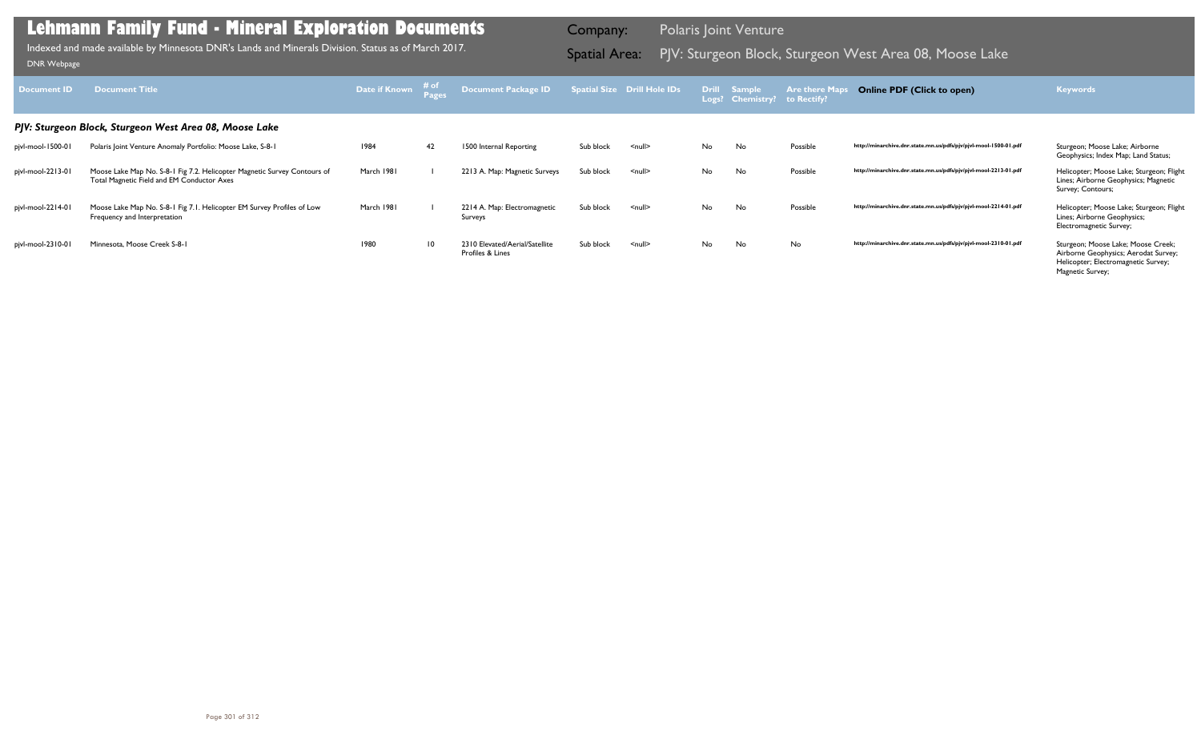# Lehmann Family Fund - Mineral Exploration Documents

Indexed and made available by Minnesota DNR's Lands and Minerals Division. Status as of March 2017.

DNR Webpage

Company: Polaris Joint Venture

Spatial Area: PJV: Sturgeon Block, Sturgeon West Area 08, Moose Lake

| Document ID | Document Title | Date if Known | # of Pages | Document Package ID | Spatial Size | Drill Hole IDs | Drill Logs? | Sample Chemistry? | Are there Maps to Rectify? | Online PDF (Click to open) | Keywords |
|---|---|---|---|---|---|---|---|---|---|---|---|
| ***PJV: Sturgeon Block, Sturgeon West Area 08, Moose Lake*** | | | | | | | | | | | |
| pjvl-mool-1500-01 | Polaris Joint Venture Anomaly Portfolio: Moose Lake, S-8-1 | 1984 | 42 | 1500 Internal Reporting | Sub block | <null> | No | No | Possible | http://minarchive.dnr.state.mn.us/pdfs/pjv/pjvl-mool-1500-01.pdf | Sturgeon; Moose Lake; Airborne Geophysics; Index Map; Land Status; |
| pjvl-mool-2213-01 | Moose Lake Map No. S-8-1 Fig 7.2. Helicopter Magnetic Survey Contours of Total Magnetic Field and EM Conductor Axes | March 1981 | 1 | 2213 A. Map: Magnetic Surveys | Sub block | <null> | No | No | Possible | http://minarchive.dnr.state.mn.us/pdfs/pjv/pjvl-mool-2213-01.pdf | Helicopter; Moose Lake; Sturgeon; Flight Lines; Airborne Geophysics; Magnetic Survey; Contours; |
| pjvl-mool-2214-01 | Moose Lake Map No. S-8-1 Fig 7.1. Helicopter EM Survey Profiles of Low Frequency and Interpretation | March 1981 | 1 | 2214 A. Map: Electromagnetic Surveys | Sub block | <null> | No | No | Possible | http://minarchive.dnr.state.mn.us/pdfs/pjv/pjvl-mool-2214-01.pdf | Helicopter; Moose Lake; Sturgeon; Flight Lines; Airborne Geophysics; Electromagnetic Survey; |
| pjvl-mool-2310-01 | Minnesota, Moose Creek S-8-1 | 1980 | 10 | 2310 Elevated/Aerial/Satellite Profiles & Lines | Sub block | <null> | No | No | No | http://minarchive.dnr.state.mn.us/pdfs/pjv/pjvl-mool-2310-01.pdf | Sturgeon; Moose Lake; Moose Creek; Airborne Geophysics; Aerodat Survey; Helicopter; Electromagnetic Survey; Magnetic Survey; |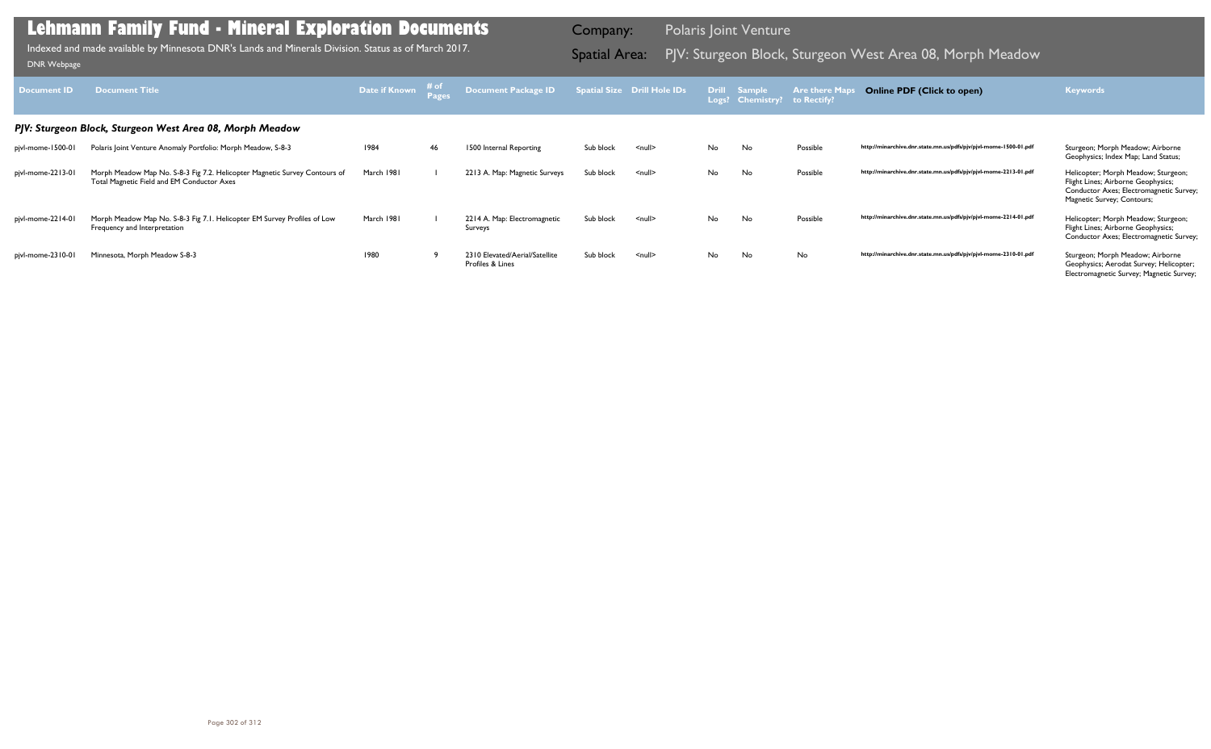# Lehmann Family Fund - Mineral Exploration Documents

Indexed and made available by Minnesota DNR's Lands and Minerals Division. Status as of March 2017.

DNR Webpage

**Company:** Polaris Joint Venture

**Spatial Area:** PJV: Sturgeon Block, Sturgeon West Area 08, Morph Meadow

### PJV: Sturgeon Block, Sturgeon West Area 08, Morph Meadow

| Document ID | Document Title | Date if Known | # of Pages | Document Package ID | Spatial Size | Drill Hole IDs | Drill Logs? | Sample Chemistry? | Are there Maps to Rectify? | Online PDF (Click to open) | Keywords |
|---|---|---|---|---|---|---|---|---|---|---|---|
| pjvl-mome-1500-01 | Polaris Joint Venture Anomaly Portfolio: Morph Meadow, S-8-3 | 1984 | 46 | 1500 Internal Reporting | Sub block | <null> | No | No | Possible | http://minarchive.dnr.state.mn.us/pdfs/pjv/pjvl-mome-1500-01.pdf | Sturgeon; Morph Meadow; Airborne Geophysics; Index Map; Land Status; |
| pjvl-mome-2213-01 | Morph Meadow Map No. S-8-3 Fig 7.2. Helicopter Magnetic Survey Contours of Total Magnetic Field and EM Conductor Axes | March 1981 | 1 | 2213 A. Map: Magnetic Surveys | Sub block | <null> | No | No | Possible | http://minarchive.dnr.state.mn.us/pdfs/pjv/pjvl-mome-2213-01.pdf | Helicopter; Morph Meadow; Sturgeon; Flight Lines; Airborne Geophysics; Conductor Axes; Electromagnetic Survey; Magnetic Survey; Contours; |
| pjvl-mome-2214-01 | Morph Meadow Map No. S-8-3 Fig 7.1. Helicopter EM Survey Profiles of Low Frequency and Interpretation | March 1981 | 1 | 2214 A. Map: Electromagnetic Surveys | Sub block | <null> | No | No | Possible | http://minarchive.dnr.state.mn.us/pdfs/pjv/pjvl-mome-2214-01.pdf | Helicopter; Morph Meadow; Sturgeon; Flight Lines; Airborne Geophysics; Conductor Axes; Electromagnetic Survey; |
| pjvl-mome-2310-01 | Minnesota, Morph Meadow S-8-3 | 1980 | 9 | 2310 Elevated/Aerial/Satellite Profiles & Lines | Sub block | <null> | No | No | No | http://minarchive.dnr.state.mn.us/pdfs/pjv/pjvl-mome-2310-01.pdf | Sturgeon; Morph Meadow; Airborne Geophysics; Aerodat Survey; Helicopter; Electromagnetic Survey; Magnetic Survey; |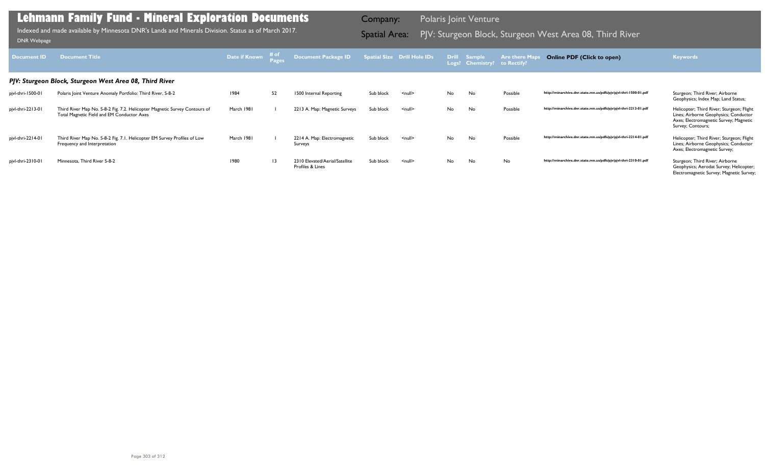# Lehmann Family Fund - Mineral Exploration Documents

Indexed and made available by Minnesota DNR's Lands and Minerals Division. Status as of March 2017.

DNR Webpage

Company: Polaris Joint Venture

Spatial Area: PJV: Sturgeon Block, Sturgeon West Area 08, Third River

| Document ID | Document Title | Date if Known | # of Pages | Document Package ID | Spatial Size | Drill Hole IDs | Drill Logs? | Sample Chemistry? | Are there Maps to Rectify? | Online PDF (Click to open) | Keywords |
|---|---|---|---|---|---|---|---|---|---|---|---|
| ***PJV: Sturgeon Block, Sturgeon West Area 08, Third River*** | | | | | | | | | | | |
| pjvl-thri-1500-01 | Polaris Joint Venture Anomaly Portfolio: Third River, S-8-2 | 1984 | 52 | 1500 Internal Reporting | Sub block | <null> | No | No | Possible | http://minarchive.dnr.state.mn.us/pdfs/pjv/pjvl-thri-1500-01.pdf | Sturgeon; Third River; Airborne Geophysics; Index Map; Land Status; |
| pjvl-thri-2213-01 | Third River Map No. S-8-2 Fig. 7.2. Helicopter Magnetic Survey Contours of Total Magnetic Field and EM Conductor Axes | March 1981 | 1 | 2213 A. Map: Magnetic Surveys | Sub block | <null> | No | No | Possible | http://minarchive.dnr.state.mn.us/pdfs/pjv/pjvl-thri-2213-01.pdf | Helicopter; Third River; Sturgeon; Flight Lines; Airborne Geophysics; Conductor Axes; Electromagnetic Survey; Magnetic Survey; Contours; |
| pjvl-thri-2214-01 | Third River Map No. S-8-2 Fig. 7.1. Helicopter EM Survey Profiles of Low Frequency and Interpretation | March 1981 | 1 | 2214 A. Map: Electromagnetic Surveys | Sub block | <null> | No | No | Possible | http://minarchive.dnr.state.mn.us/pdfs/pjv/pjvl-thri-2214-01.pdf | Helicopter; Third River; Sturgeon; Flight Lines; Airborne Geophysics; Conductor Axes; Electromagnetic Survey; |
| pjvl-thri-2310-01 | Minnesota, Third River S-8-2 | 1980 | 13 | 2310 Elevated/Aerial/Satellite Profiles & Lines | Sub block | <null> | No | No | No | http://minarchive.dnr.state.mn.us/pdfs/pjv/pjvl-thri-2310-01.pdf | Sturgeon; Third River; Airborne Geophysics; Aerodat Survey; Helicopter; Electromagnetic Survey; Magnetic Survey; |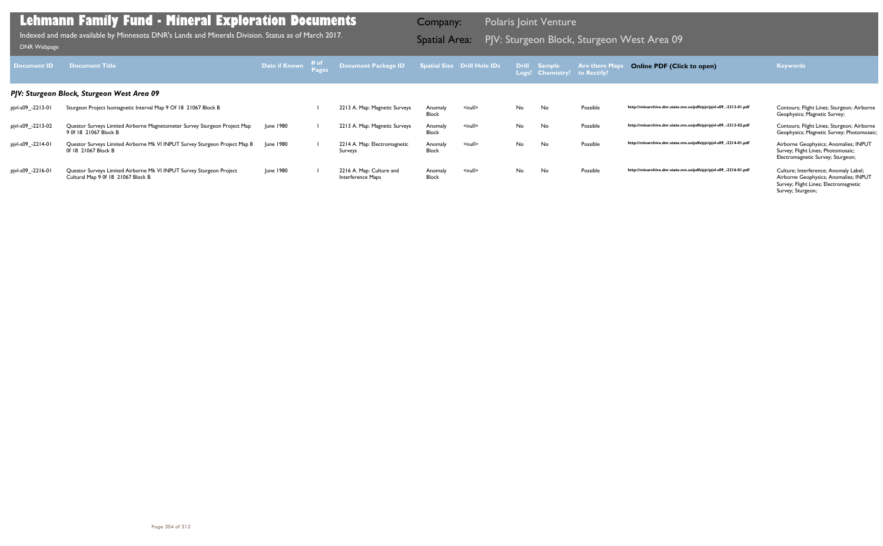# Lehmann Family Fund - Mineral Exploration Documents

Indexed and made available by Minnesota DNR's Lands and Minerals Division. Status as of March 2017.

DNR Webpage

Company: Polaris Joint Venture

Spatial Area: PJV: Sturgeon Block, Sturgeon West Area 09

| Document ID | Document Title | Date if Known | # of Pages | Document Package ID | Spatial Size | Drill Hole IDs | Drill Logs? | Sample Chemistry? | Are there Maps to Rectify? | Online PDF (Click to open) | Keywords |
|---|---|---|---|---|---|---|---|---|---|---|---|
| ***PJV: Sturgeon Block, Sturgeon West Area 09*** | | | | | | | | | | | |
| pjvl-s09_-2213-01 | Sturgeon Project Isomagnetic Interval Map 9 Of 18 21067 Block B | | 1 | 2213 A. Map: Magnetic Surveys | Anomaly Block | <null> | No | No | Possible | http://minarchive.dnr.state.mn.us/pdfs/pjv/pjvl-s09_-2213-01.pdf | Contours; Flight Lines; Sturgeon; Airborne Geophysics; Magnetic Survey; |
| pjvl-s09_-2213-02 | Questor Surveys Limited Airborne Magnetometer Survey Sturgeon Project Map 9 0f 18 21067 Block B | June 1980 | 1 | 2213 A. Map: Magnetic Surveys | Anomaly Block | <null> | No | No | Possible | http://minarchive.dnr.state.mn.us/pdfs/pjv/pjvl-s09_-2213-02.pdf | Contours; Flight Lines; Sturgeon; Airborne Geophysics; Magnetic Survey; Photomosaic; |
| pjvl-s09_-2214-01 | Questor Surveys Limited Airborne Mk VI INPUT Survey Sturgeon Project Map 8 0f 18 21067 Block B | June 1980 | 1 | 2214 A. Map: Electromagnetic Surveys | Anomaly Block | <null> | No | No | Possible | http://minarchive.dnr.state.mn.us/pdfs/pjv/pjvl-s09_-2214-01.pdf | Airborne Geophysics; Anomalies; INPUT Survey; Flight Lines; Photomosaic; Electromagnetic Survey; Sturgeon; |
| pjvl-s09_-2216-01 | Questor Surveys Limited Airborne Mk VI INPUT Survey Sturgeon Project Cultural Map 9 0f 18 21067 Block B | June 1980 | 1 | 2216 A. Map: Culture and Interference Maps | Anomaly Block | <null> | No | No | Possible | http://minarchive.dnr.state.mn.us/pdfs/pjv/pjvl-s09_-2216-01.pdf | Culture; Interference; Anomaly Label; Airborne Geophysics; Anomalies; INPUT Survey; Flight Lines; Electromagnetic Survey; Sturgeon; |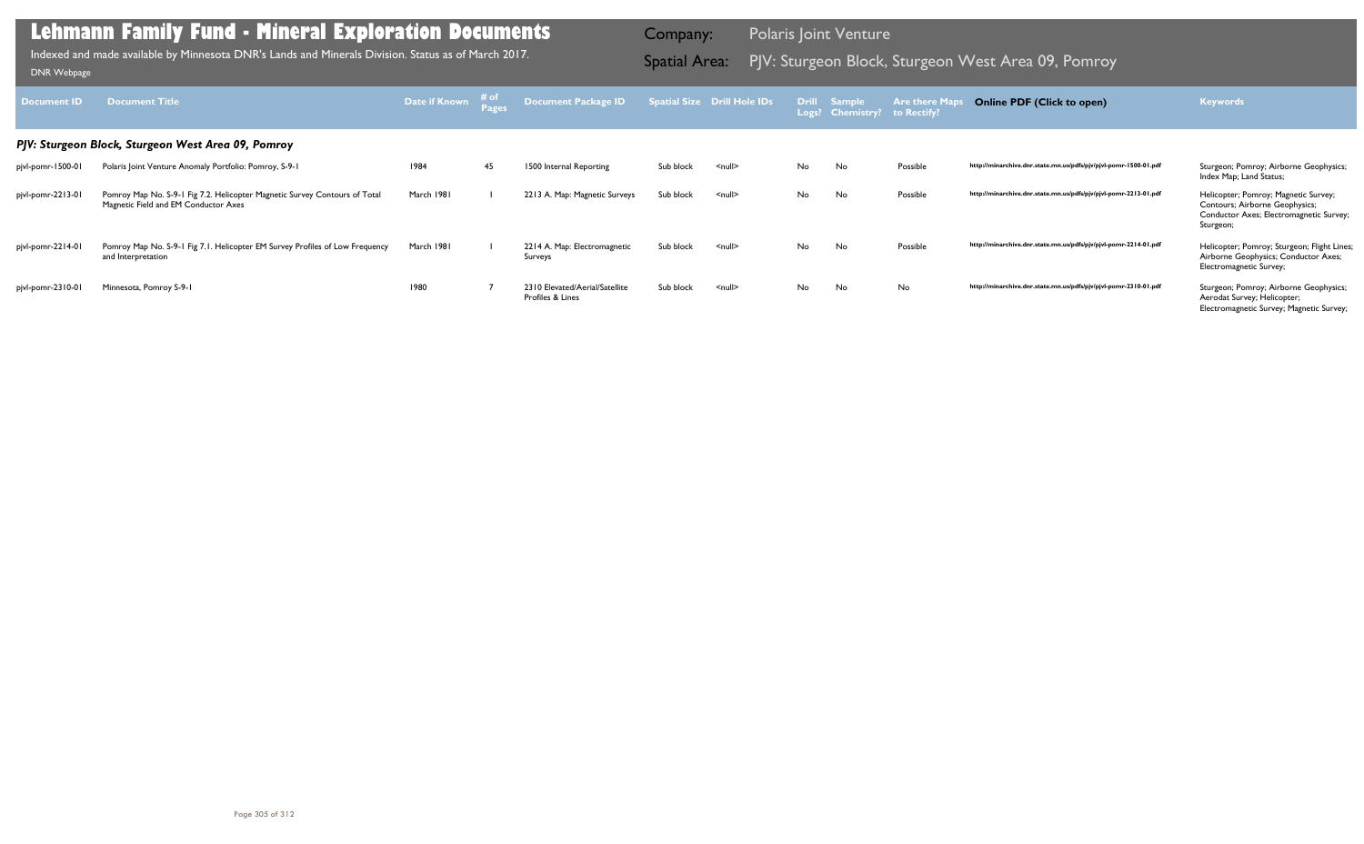# Lehmann Family Fund - Mineral Exploration Documents

Indexed and made available by Minnesota DNR's Lands and Minerals Division. Status as of March 2017.

DNR Webpage

Company: Polaris Joint Venture

Spatial Area: PJV: Sturgeon Block, Sturgeon West Area 09, Pomroy

| Document ID | Document Title | Date if Known | # of Pages | Document Package ID | Spatial Size | Drill Hole IDs | Drill Logs? | Sample Chemistry? | Are there Maps to Rectify? | Online PDF (Click to open) | Keywords |
|---|---|---|---|---|---|---|---|---|---|---|---|
| ***PJV: Sturgeon Block, Sturgeon West Area 09, Pomroy*** | | | | | | | | | | | |
| pjvl-pomr-1500-01 | Polaris Joint Venture Anomaly Portfolio: Pomroy, S-9-1 | 1984 | 45 | 1500 Internal Reporting | Sub block | <null> | No | No | Possible | http://minarchive.dnr.state.mn.us/pdfs/pjv/pjvl-pomr-1500-01.pdf | Sturgeon; Pomroy; Airborne Geophysics; Index Map; Land Status; |
| pjvl-pomr-2213-01 | Pomroy Map No. S-9-1 Fig 7.2. Helicopter Magnetic Survey Contours of Total Magnetic Field and EM Conductor Axes | March 1981 | 1 | 2213 A. Map: Magnetic Surveys | Sub block | <null> | No | No | Possible | http://minarchive.dnr.state.mn.us/pdfs/pjv/pjvl-pomr-2213-01.pdf | Helicopter; Pomroy; Magnetic Survey; Contours; Airborne Geophysics; Conductor Axes; Electromagnetic Survey; Sturgeon; |
| pjvl-pomr-2214-01 | Pomroy Map No. S-9-1 Fig 7.1. Helicopter EM Survey Profiles of Low Frequency and Interpretation | March 1981 | 1 | 2214 A. Map: Electromagnetic Surveys | Sub block | <null> | No | No | Possible | http://minarchive.dnr.state.mn.us/pdfs/pjv/pjvl-pomr-2214-01.pdf | Helicopter; Pomroy; Sturgeon; Flight Lines; Airborne Geophysics; Conductor Axes; Electromagnetic Survey; |
| pjvl-pomr-2310-01 | Minnesota, Pomroy S-9-1 | 1980 | 7 | 2310 Elevated/Aerial/Satellite Profiles & Lines | Sub block | <null> | No | No | No | http://minarchive.dnr.state.mn.us/pdfs/pjv/pjvl-pomr-2310-01.pdf | Sturgeon; Pomroy; Airborne Geophysics; Aerodat Survey; Helicopter; Electromagnetic Survey; Magnetic Survey; |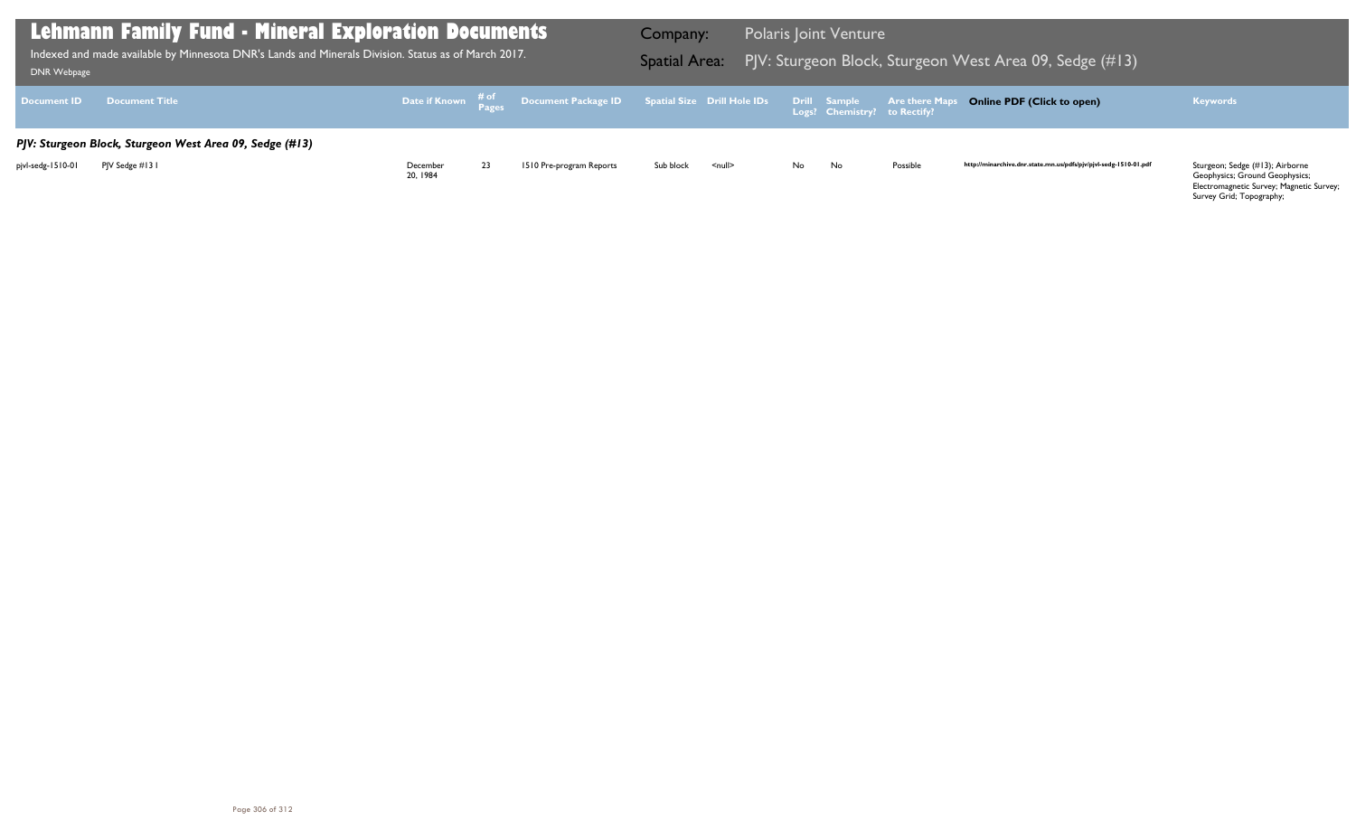# Lehmann Family Fund - Mineral Exploration Documents

Indexed and made available by Minnesota DNR's Lands and Minerals Division. Status as of March 2017.

DNR Webpage

Company: Polaris Joint Venture

Spatial Area: PJV: Sturgeon Block, Sturgeon West Area 09, Sedge (#13)

| Document ID | Document Title | Date if Known | # of Pages | Document Package ID | Spatial Size | Drill Hole IDs | Drill Logs? | Sample Chemistry? | Are there Maps to Rectify? | Online PDF (Click to open) | Keywords |
|---|---|---|---|---|---|---|---|---|---|---|---|
| ***PJV: Sturgeon Block, Sturgeon West Area 09, Sedge (#13)*** | | | | | | | | | | | |
| pjvl-sedg-1510-01 | PJV Sedge #13 1 | December 20, 1984 | 23 | 1510 Pre-program Reports | Sub block | <null> | No | No | Possible | http://minarchive.dnr.state.mn.us/pdfs/pjv/pjvl-sedg-1510-01.pdf | Sturgeon; Sedge (#13); Airborne Geophysics; Ground Geophysics; Electromagnetic Survey; Magnetic Survey; Survey Grid; Topography; |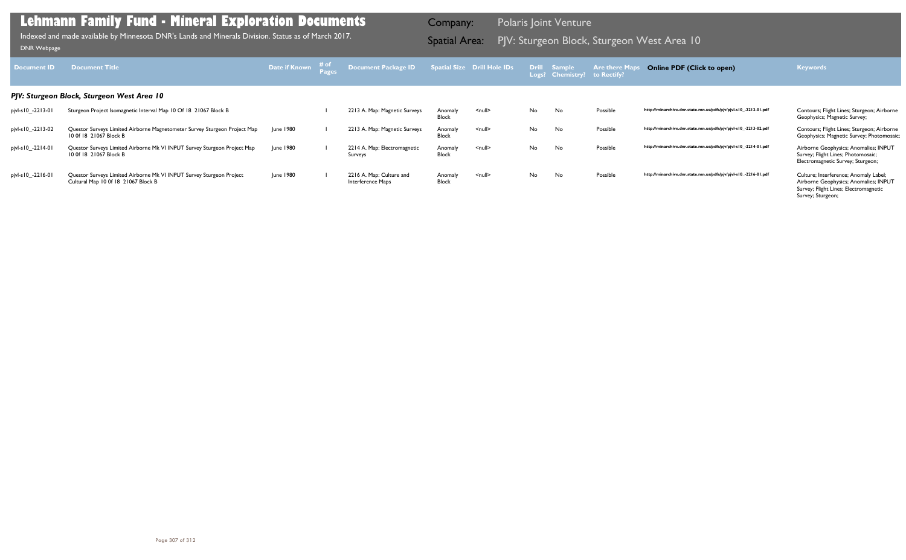# Lehmann Family Fund - Mineral Exploration Documents

Indexed and made available by Minnesota DNR's Lands and Minerals Division. Status as of March 2017.

DNR Webpage

Company: Polaris Joint Venture

Spatial Area: PJV: Sturgeon Block, Sturgeon West Area 10

| Document ID | Document Title | Date if Known | # of Pages | Document Package ID | Spatial Size | Drill Hole IDs | Drill Logs? | Sample Chemistry? | Are there Maps to Rectify? | Online PDF (Click to open) | Keywords |
|---|---|---|---|---|---|---|---|---|---|---|---|
| ***PJV: Sturgeon Block, Sturgeon West Area 10*** | | | | | | | | | | | |
| pjvl-s10_-2213-01 | Sturgeon Project Isomagnetic Interval Map 10 Of 18 21067 Block B | | 1 | 2213 A. Map: Magnetic Surveys | Anomaly Block | <null> | No | No | Possible | http://minarchive.dnr.state.mn.us/pdfs/pjv/pjvl-s10_-2213-01.pdf | Contours; Flight Lines; Sturgeon; Airborne Geophysics; Magnetic Survey; |
| pjvl-s10_-2213-02 | Questor Surveys Limited Airborne Magnetometer Survey Sturgeon Project Map 10 0f 18 21067 Block B | June 1980 | 1 | 2213 A. Map: Magnetic Surveys | Anomaly Block | <null> | No | No | Possible | http://minarchive.dnr.state.mn.us/pdfs/pjv/pjvl-s10_-2213-02.pdf | Contours; Flight Lines; Sturgeon; Airborne Geophysics; Magnetic Survey; Photomosaic; |
| pjvl-s10_-2214-01 | Questor Surveys Limited Airborne Mk VI INPUT Survey Sturgeon Project Map 10 0f 18 21067 Block B | June 1980 | 1 | 2214 A. Map: Electromagnetic Surveys | Anomaly Block | <null> | No | No | Possible | http://minarchive.dnr.state.mn.us/pdfs/pjv/pjvl-s10_-2214-01.pdf | Airborne Geophysics; Anomalies; INPUT Survey; Flight Lines; Photomosaic; Electromagnetic Survey; Sturgeon; |
| pjvl-s10_-2216-01 | Questor Surveys Limited Airborne Mk VI INPUT Survey Sturgeon Project Cultural Map 10 0f 18 21067 Block B | June 1980 | 1 | 2216 A. Map: Culture and Interference Maps | Anomaly Block | <null> | No | No | Possible | http://minarchive.dnr.state.mn.us/pdfs/pjv/pjvl-s10_-2216-01.pdf | Culture; Interference; Anomaly Label; Airborne Geophysics; Anomalies; INPUT Survey; Flight Lines; Electromagnetic Survey; Sturgeon; |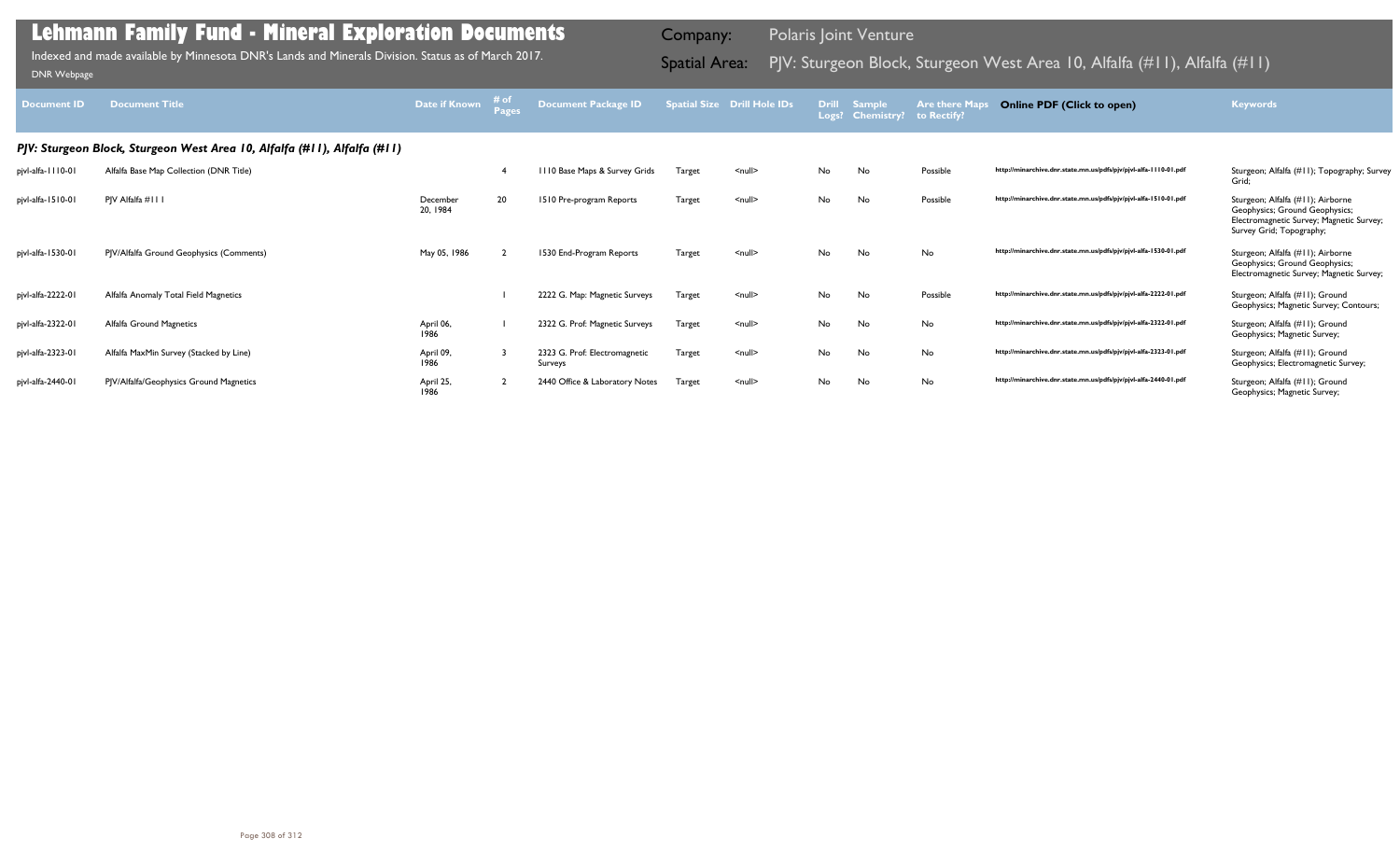# Lehmann Family Fund - Mineral Exploration Documents

Indexed and made available by Minnesota DNR's Lands and Minerals Division. Status as of March 2017.

DNR Webpage

**Company:** Polaris Joint Venture

**Spatial Area:** PJV: Sturgeon Block, Sturgeon West Area 10, Alfalfa (#11), Alfalfa (#11)

| Document ID | Document Title | Date if Known | # of Pages | Document Package ID | Spatial Size | Drill Hole IDs | Drill Logs? | Sample Chemistry? | Are there Maps to Rectify? | Online PDF (Click to open) | Keywords |
|---|---|---|---|---|---|---|---|---|---|---|---|
| ***PJV: Sturgeon Block, Sturgeon West Area 10, Alfalfa (#11), Alfalfa (#11)*** | | | | | | | | | | | |
| pjvl-alfa-1110-01 | Alfalfa Base Map Collection (DNR Title) | | 4 | 1110 Base Maps & Survey Grids | Target | <null> | No | No | Possible | http://minarchive.dnr.state.mn.us/pdfs/pjv/pjvl-alfa-1110-01.pdf | Sturgeon; Alfalfa (#11); Topography; Survey Grid; |
| pjvl-alfa-1510-01 | PJV Alfalfa #111 | December 20, 1984 | 20 | 1510 Pre-program Reports | Target | <null> | No | No | Possible | http://minarchive.dnr.state.mn.us/pdfs/pjv/pjvl-alfa-1510-01.pdf | Sturgeon; Alfalfa (#11); Airborne Geophysics; Ground Geophysics; Electromagnetic Survey; Magnetic Survey; Survey Grid; Topography; |
| pjvl-alfa-1530-01 | PJV/Alfalfa Ground Geophysics (Comments) | May 05, 1986 | 2 | 1530 End-Program Reports | Target | <null> | No | No | No | http://minarchive.dnr.state.mn.us/pdfs/pjv/pjvl-alfa-1530-01.pdf | Sturgeon; Alfalfa (#11); Airborne Geophysics; Ground Geophysics; Electromagnetic Survey; Magnetic Survey; |
| pjvl-alfa-2222-01 | Alfalfa Anomaly Total Field Magnetics | | 1 | 2222 G. Map: Magnetic Surveys | Target | <null> | No | No | Possible | http://minarchive.dnr.state.mn.us/pdfs/pjv/pjvl-alfa-2222-01.pdf | Sturgeon; Alfalfa (#11); Ground Geophysics; Magnetic Survey; Contours; |
| pjvl-alfa-2322-01 | Alfalfa Ground Magnetics | April 06, 1986 | 1 | 2322 G. Prof: Magnetic Surveys | Target | <null> | No | No | No | http://minarchive.dnr.state.mn.us/pdfs/pjv/pjvl-alfa-2322-01.pdf | Sturgeon; Alfalfa (#11); Ground Geophysics; Magnetic Survey; |
| pjvl-alfa-2323-01 | Alfalfa MaxMin Survey (Stacked by Line) | April 09, 1986 | 3 | 2323 G. Prof: Electromagnetic Surveys | Target | <null> | No | No | No | http://minarchive.dnr.state.mn.us/pdfs/pjv/pjvl-alfa-2323-01.pdf | Sturgeon; Alfalfa (#11); Ground Geophysics; Electromagnetic Survey; |
| pjvl-alfa-2440-01 | PJV/Alfalfa/Geophysics Ground Magnetics | April 25, 1986 | 2 | 2440 Office & Laboratory Notes | Target | <null> | No | No | No | http://minarchive.dnr.state.mn.us/pdfs/pjv/pjvl-alfa-2440-01.pdf | Sturgeon; Alfalfa (#11); Ground Geophysics; Magnetic Survey; |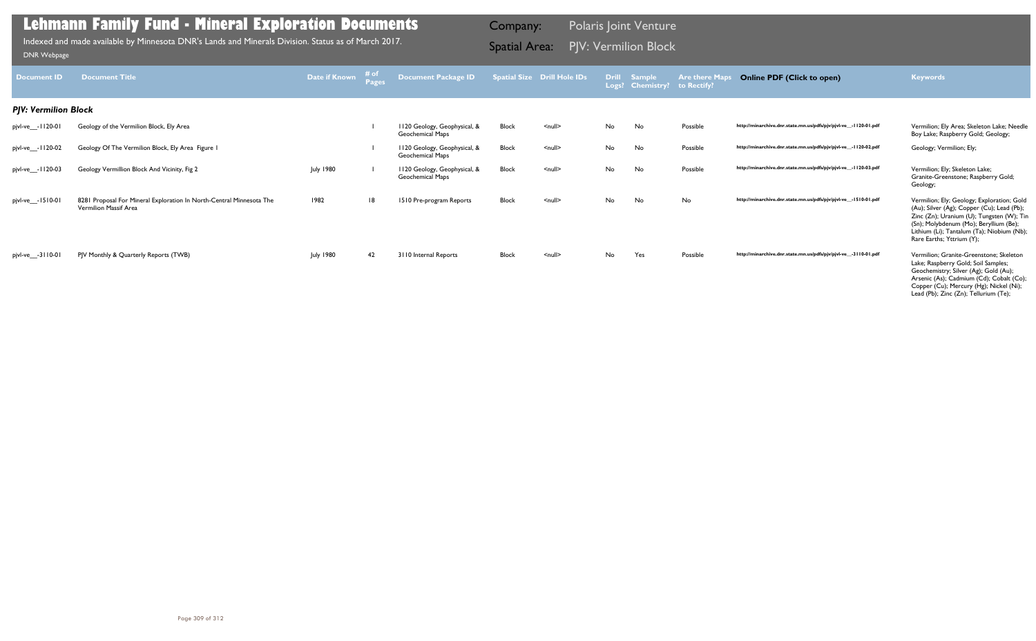# Lehmann Family Fund - Mineral Exploration Documents

Indexed and made available by Minnesota DNR's Lands and Minerals Division. Status as of March 2017.

DNR Webpage

Company: Polaris Joint Venture

Spatial Area: PJV: Vermilion Block

| Document ID | Document Title | Date if Known | # of Pages | Document Package ID | Spatial Size | Drill Hole IDs | Drill Logs? | Sample Chemistry? | Are there Maps to Rectify? | Online PDF (Click to open) | Keywords |
|---|---|---|---|---|---|---|---|---|---|---|---|
| ***PJV: Vermilion Block*** | | | | | | | | | | | |
| pjvl-ve__-1120-01 | Geology of the Vermilion Block, Ely Area | | 1 | 1120 Geology, Geophysical, & Geochemical Maps | Block | <null> | No | No | Possible | http://minarchive.dnr.state.mn.us/pdfs/pjv/pjvl-ve__-1120-01.pdf | Vermilion; Ely Area; Skeleton Lake; Needle Boy Lake; Raspberry Gold; Geology; |
| pjvl-ve__-1120-02 | Geology Of The Vermilion Block, Ely Area Figure 1 | | 1 | 1120 Geology, Geophysical, & Geochemical Maps | Block | <null> | No | No | Possible | http://minarchive.dnr.state.mn.us/pdfs/pjv/pjvl-ve__-1120-02.pdf | Geology; Vermilion; Ely; |
| pjvl-ve__-1120-03 | Geology Vermillion Block And Vicinity, Fig 2 | July 1980 | 1 | 1120 Geology, Geophysical, & Geochemical Maps | Block | <null> | No | No | Possible | http://minarchive.dnr.state.mn.us/pdfs/pjv/pjvl-ve__-1120-03.pdf | Vermilion; Ely; Skeleton Lake; Granite-Greenstone; Raspberry Gold; Geology; |
| pjvl-ve__-1510-01 | 8281 Proposal For Mineral Exploration In North-Central Minnesota The Vermilion Massif Area | 1982 | 18 | 1510 Pre-program Reports | Block | <null> | No | No | No | http://minarchive.dnr.state.mn.us/pdfs/pjv/pjvl-ve__-1510-01.pdf | Vermilion; Ely; Geology; Exploration; Gold (Au); Silver (Ag); Copper (Cu); Lead (Pb); Zinc (Zn); Uranium (U); Tungsten (W); Tin (Sn); Molybdenum (Mo); Beryllium (Be); Lithium (Li); Tantalum (Ta); Niobium (Nb); Rare Earths; Yttrium (Y); |
| pjvl-ve__-3110-01 | PJV Monthly & Quarterly Reports (TWB) | July 1980 | 42 | 3110 Internal Reports | Block | <null> | No | Yes | Possible | http://minarchive.dnr.state.mn.us/pdfs/pjv/pjvl-ve__-3110-01.pdf | Vermilion; Granite-Greenstone; Skeleton Lake; Raspberry Gold; Soil Samples; Geochemistry; Silver (Ag); Gold (Au); Arsenic (As); Cadmium (Cd); Cobalt (Co); Copper (Cu); Mercury (Hg); Nickel (Ni); Lead (Pb); Zinc (Zn); Tellurium (Te); |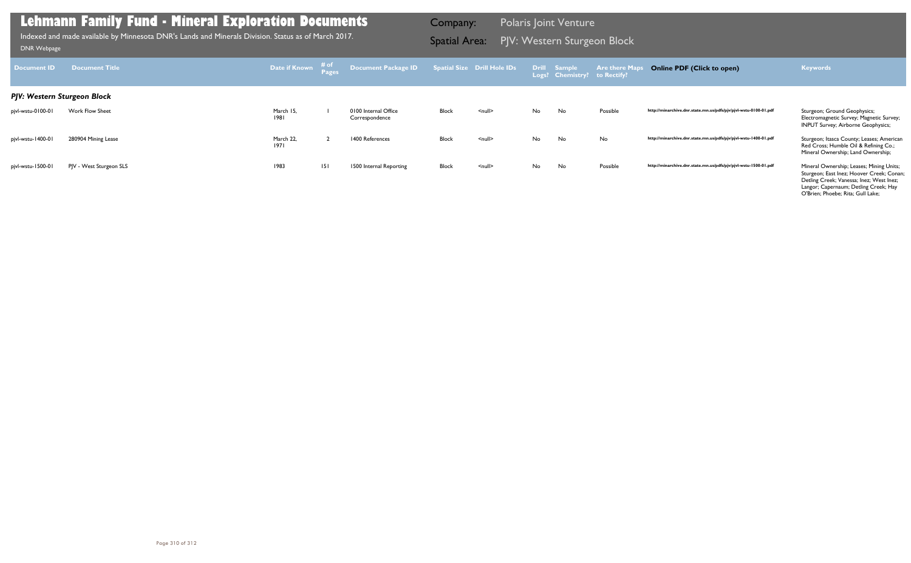# Lehmann Family Fund - Mineral Exploration Documents

Indexed and made available by Minnesota DNR's Lands and Minerals Division. Status as of March 2017.

DNR Webpage

Company: Polaris Joint Venture

Spatial Area: PJV: Western Sturgeon Block

| Document ID | Document Title | Date if Known | # of Pages | Document Package ID | Spatial Size | Drill Hole IDs | Drill Logs? | Sample Chemistry? | Are there Maps to Rectify? | Online PDF (Click to open) | Keywords |
|---|---|---|---|---|---|---|---|---|---|---|---|
| ***PJV: Western Sturgeon Block*** | | | | | | | | | | | |
| pjvl-wstu-0100-01 | Work Flow Sheet | March 15, 1981 | 1 | 0100 Internal Office Correspondence | Block | <null> | No | No | Possible | http://minarchive.dnr.state.mn.us/pdfs/pjv/pjvl-wstu-0100-01.pdf | Sturgeon; Ground Geophysics; Electromagnetic Survey; Magnetic Survey; INPUT Survey; Airborne Geophysics; |
| pjvl-wstu-1400-01 | 280904 Mining Lease | March 22, 1971 | 2 | 1400 References | Block | <null> | No | No | No | http://minarchive.dnr.state.mn.us/pdfs/pjv/pjvl-wstu-1400-01.pdf | Sturgeon; Itasca County; Leases; American Red Cross; Humble Oil & Refining Co.; Mineral Ownership; Land Ownership; |
| pjvl-wstu-1500-01 | PJV - West Sturgeon SLS | 1983 | 151 | 1500 Internal Reporting | Block | <null> | No | No | Possible | http://minarchive.dnr.state.mn.us/pdfs/pjv/pjvl-wstu-1500-01.pdf | Mineral Ownership; Leases; Mining Units; Sturgeon; East Inez; Hoover Creek; Conan; Detling Creek; Vanessa; Inez; West Inez; Langor; Capernaum; Detling Creek; Hay O'Brien; Phoebe; Rita; Gull Lake; |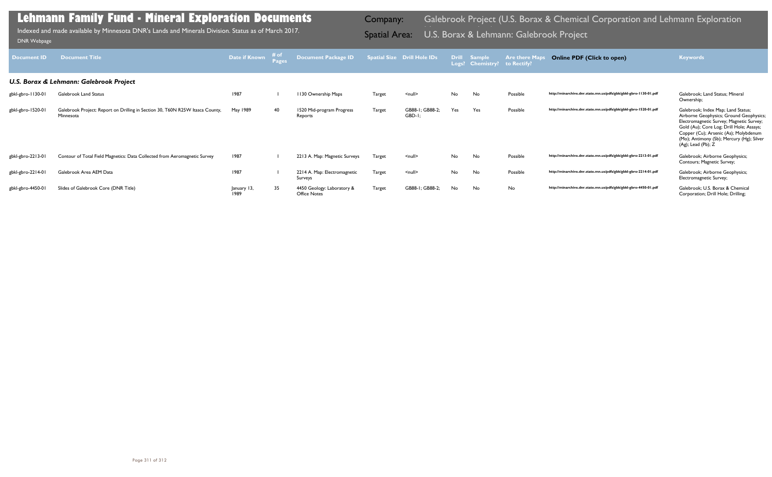# Lehmann Family Fund - Mineral Exploration Documents

Indexed and made available by Minnesota DNR's Lands and Minerals Division. Status as of March 2017.

DNR Webpage

Company: Galebrook Project (U.S. Borax & Chemical Corporation and Lehmann Exploration

Spatial Area: U.S. Borax & Lehmann: Galebrook Project

| Document ID | Document Title | Date if Known | # of Pages | Document Package ID | Spatial Size | Drill Hole IDs | Drill Logs? | Sample Chemistry? | Are there Maps to Rectify? | Online PDF (Click to open) | Keywords |
|---|---|---|---|---|---|---|---|---|---|---|---|
| ***U.S. Borax & Lehmann: Galebrook Project*** | | | | | | | | | | | |
| gbkl-gbro-1130-01 | Galebrook Land Status | 1987 | 1 | 1130 Ownership Maps | Target | <null> | No | No | Possible | http://minarchive.dnr.state.mn.us/pdfs/gbk/gbkl-gbro-1130-01.pdf | Galebrook; Land Status; Mineral Ownership; |
| gbkl-gbro-1520-01 | Galebrook Project: Report on Drilling in Section 30, T60N R25W Itasca County, Minnesota | May 1989 | 40 | 1520 Mid-program Progress Reports | Target | GB88-1; GB88-2; GBD-1; | Yes | Yes | Possible | http://minarchive.dnr.state.mn.us/pdfs/gbk/gbkl-gbro-1520-01.pdf | Galebrook; Index Map; Land Status; Airborne Geophysics; Ground Geophysics; Electromagnetic Survey; Magnetic Survey; Gold (Au); Core Log; Drill Hole; Assays; Copper (Cu); Arsenic (As); Molybdenum (Mo); Antimony (Sb); Mercury (Hg); Silver (Ag); Lead (Pb); Z |
| gbkl-gbro-2213-01 | Contour of Total Field Magnetics: Data Collected from Aeromagnetic Survey | 1987 | 1 | 2213 A. Map: Magnetic Surveys | Target | <null> | No | No | Possible | http://minarchive.dnr.state.mn.us/pdfs/gbk/gbkl-gbro-2213-01.pdf | Galebrook; Airborne Geophysics; Contours; Magnetic Survey; |
| gbkl-gbro-2214-01 | Galebrook Area AEM Data | 1987 | 1 | 2214 A. Map: Electromagnetic Surveys | Target | <null> | No | No | Possible | http://minarchive.dnr.state.mn.us/pdfs/gbk/gbkl-gbro-2214-01.pdf | Galebrook; Airborne Geophysics; Electromagnetic Survey; |
| gbkl-gbro-4450-01 | Slides of Galebrook Core (DNR Title) | January 13, 1989 | 35 | 4450 Geology: Laboratory & Office Notes | Target | GB88-1; GB88-2; | No | No | No | http://minarchive.dnr.state.mn.us/pdfs/gbk/gbkl-gbro-4450-01.pdf | Galebrook; U.S. Borax & Chemical Corporation; Drill Hole; Drilling; |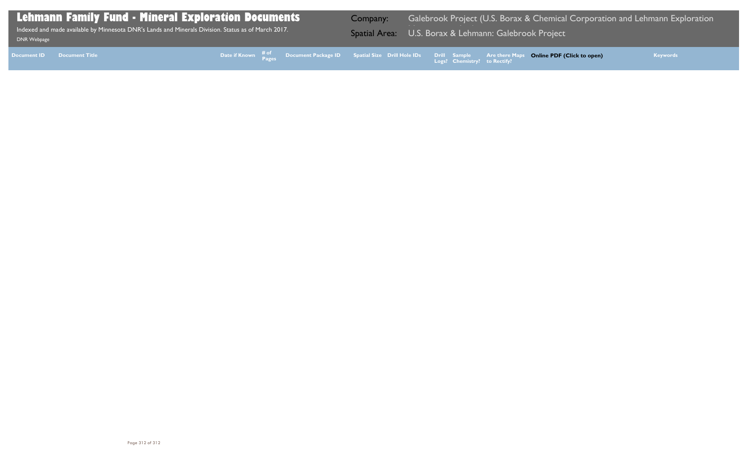# Lehmann Family Fund - Mineral Exploration Documents

Indexed and made available by Minnesota DNR's Lands and Minerals Division. Status as of March 2017.

DNR Webpage

Company: Galebrook Project (U.S. Borax & Chemical Corporation and Lehmann Exploration

Spatial Area: U.S. Borax & Lehmann: Galebrook Project

| Document ID | Document Title | Date if Known | # of Pages | Document Package ID | Spatial Size | Drill Hole IDs | Drill Logs? | Sample Chemistry? | Are there Maps to Rectify? | Online PDF (Click to open) | Keywords |
|---|---|---|---|---|---|---|---|---|---|---|---|